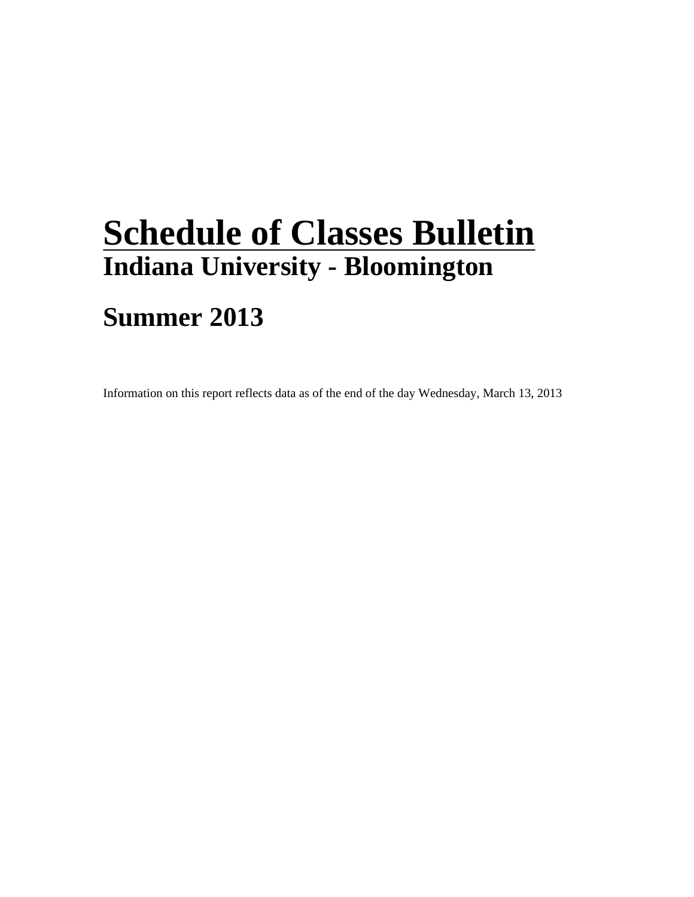# Schedule of Classes Bulletin

## Indiana University - Bloomington

## Summer 2013

Information on this report reflects data as of the end of the day Wednesday, March 13, 2013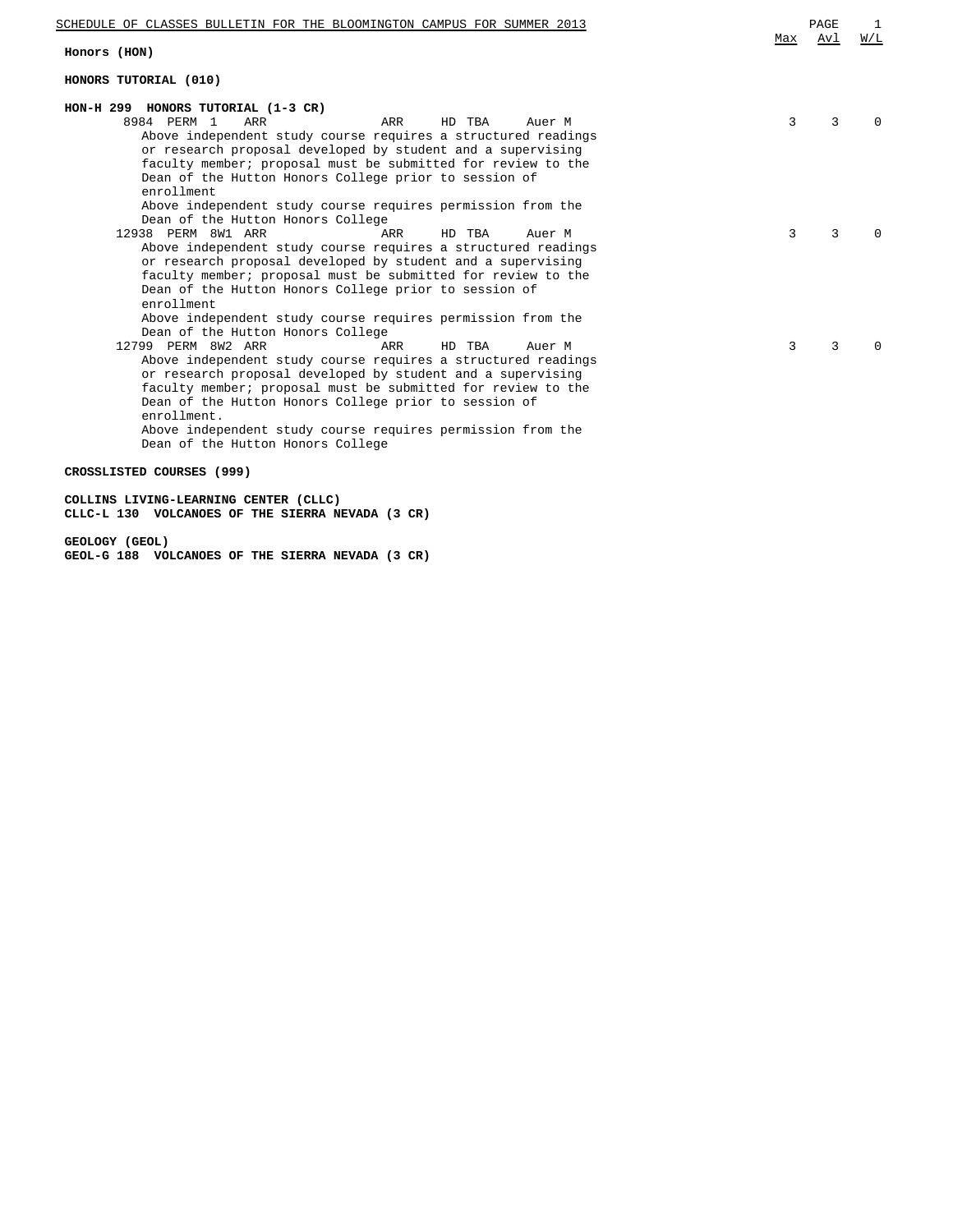**Honors (HON)**

**HONORS TUTORIAL (010)**

**HON-H 299 HONORS TUTORIAL (1-3 CR)**

| Class | Type | Session | Time | Days | Room | Instructor | Max | Avl | W/L |
|---|---|---|---|---|---|---|---|---|---|
| 8984 | PERM | 1 | ARR | ARR | HD TBA | Auer M | 3 | 3 | 0 |

Above independent study course requires a structured readings or research proposal developed by student and a supervising faculty member; proposal must be submitted for review to the Dean of the Hutton Honors College prior to session of enrollment

Above independent study course requires permission from the Dean of the Hutton Honors College

| Class | Type | Session | Time | Days | Room | Instructor | Max | Avl | W/L |
|---|---|---|---|---|---|---|---|---|---|
| 12938 | PERM | 8W1 | ARR | ARR | HD TBA | Auer M | 3 | 3 | 0 |

Above independent study course requires a structured readings or research proposal developed by student and a supervising faculty member; proposal must be submitted for review to the Dean of the Hutton Honors College prior to session of enrollment

Above independent study course requires permission from the Dean of the Hutton Honors College

| Class | Type | Session | Time | Days | Room | Instructor | Max | Avl | W/L |
|---|---|---|---|---|---|---|---|---|---|
| 12799 | PERM | 8W2 | ARR | ARR | HD TBA | Auer M | 3 | 3 | 0 |

Above independent study course requires a structured readings or research proposal developed by student and a supervising faculty member; proposal must be submitted for review to the Dean of the Hutton Honors College prior to session of enrollment.

Above independent study course requires permission from the Dean of the Hutton Honors College

**CROSSLISTED COURSES (999)**

**COLLINS LIVING-LEARNING CENTER (CLLC)**
**CLLC-L 130 VOLCANOES OF THE SIERRA NEVADA (3 CR)**

**GEOLOGY (GEOL)**
**GEOL-G 188 VOLCANOES OF THE SIERRA NEVADA (3 CR)**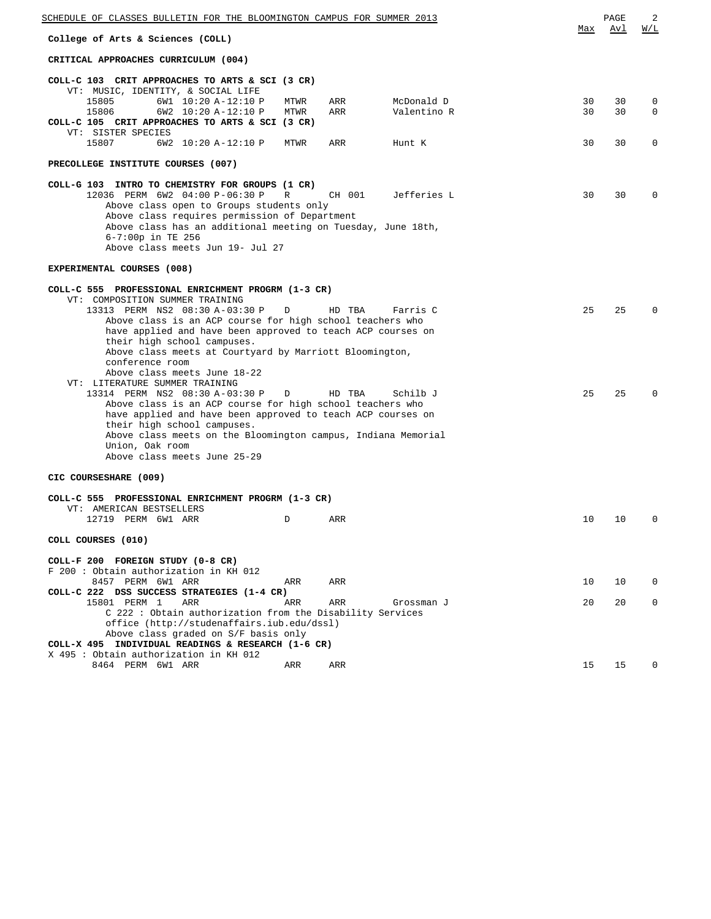## College of Arts & Sciences (COLL)

### CRITICAL APPROACHES CURRICULUM (004)

**COLL-C 103 CRIT APPROACHES TO ARTS & SCI (3 CR)**

VT: MUSIC, IDENTITY, & SOCIAL LIFE

| Class | Session | Time | Days | Room | Instructor | Max | Avl | W/L |
|---|---|---|---|---|---|---|---|---|
| 15805 | 6W1 | 10:20 A-12:10 P | MTWR | ARR | McDonald D | 30 | 30 | 0 |
| 15806 | 6W2 | 10:20 A-12:10 P | MTWR | ARR | Valentino R | 30 | 30 | 0 |

**COLL-C 105 CRIT APPROACHES TO ARTS & SCI (3 CR)**

VT: SISTER SPECIES

| Class | Session | Time | Days | Room | Instructor | Max | Avl | W/L |
|---|---|---|---|---|---|---|---|---|
| 15807 | 6W2 | 10:20 A-12:10 P | MTWR | ARR | Hunt K | 30 | 30 | 0 |

### PRECOLLEGE INSTITUTE COURSES (007)

**COLL-G 103 INTRO TO CHEMISTRY FOR GROUPS (1 CR)**

| Class | Session | Time | Days | Room | Instructor | Max | Avl | W/L |
|---|---|---|---|---|---|---|---|---|
| 12036 PERM | 6W2 | 04:00 P-06:30 P | R | CH 001 | Jefferies L | 30 | 30 | 0 |

Above class open to Groups students only
Above class requires permission of Department
Above class has an additional meeting on Tuesday, June 18th, 6-7:00p in TE 256
Above class meets Jun 19- Jul 27

### EXPERIMENTAL COURSES (008)

**COLL-C 555 PROFESSIONAL ENRICHMENT PROGRM (1-3 CR)**

VT: COMPOSITION SUMMER TRAINING

| Class | Session | Time | Days | Room | Instructor | Max | Avl | W/L |
|---|---|---|---|---|---|---|---|---|
| 13313 PERM | NS2 | 08:30 A-03:30 P | D | HD TBA | Farris C | 25 | 25 | 0 |

Above class is an ACP course for high school teachers who have applied and have been approved to teach ACP courses on their high school campuses.
Above class meets at Courtyard by Marriott Bloomington, conference room
Above class meets June 18-22

VT: LITERATURE SUMMER TRAINING

| Class | Session | Time | Days | Room | Instructor | Max | Avl | W/L |
|---|---|---|---|---|---|---|---|---|
| 13314 PERM | NS2 | 08:30 A-03:30 P | D | HD TBA | Schilb J | 25 | 25 | 0 |

Above class is an ACP course for high school teachers who have applied and have been approved to teach ACP courses on their high school campuses.
Above class meets on the Bloomington campus, Indiana Memorial Union, Oak room
Above class meets June 25-29

### CIC COURSESHARE (009)

**COLL-C 555 PROFESSIONAL ENRICHMENT PROGRM (1-3 CR)**

VT: AMERICAN BESTSELLERS

| Class | Session | Time | Days | Room | Instructor | Max | Avl | W/L |
|---|---|---|---|---|---|---|---|---|
| 12719 PERM | 6W1 | ARR | D | ARR | | 10 | 10 | 0 |

### COLL COURSES (010)

**COLL-F 200 FOREIGN STUDY (0-8 CR)**

F 200 : Obtain authorization in KH 012

| Class | Session | Time | Days | Room | Instructor | Max | Avl | W/L |
|---|---|---|---|---|---|---|---|---|
| 8457 PERM | 6W1 | ARR | ARR | ARR | | 10 | 10 | 0 |

**COLL-C 222 DSS SUCCESS STRATEGIES (1-4 CR)**

| Class | Session | Time | Days | Room | Instructor | Max | Avl | W/L |
|---|---|---|---|---|---|---|---|---|
| 15801 PERM | 1 | ARR | ARR | ARR | Grossman J | 20 | 20 | 0 |

C 222 : Obtain authorization from the Disability Services office (http://studenaffairs.iub.edu/dssl)
Above class graded on S/F basis only

**COLL-X 495 INDIVIDUAL READINGS & RESEARCH (1-6 CR)**

X 495 : Obtain authorization in KH 012

| Class | Session | Time | Days | Room | Instructor | Max | Avl | W/L |
|---|---|---|---|---|---|---|---|---|
| 8464 PERM | 6W1 | ARR | ARR | ARR | | 15 | 15 | 0 |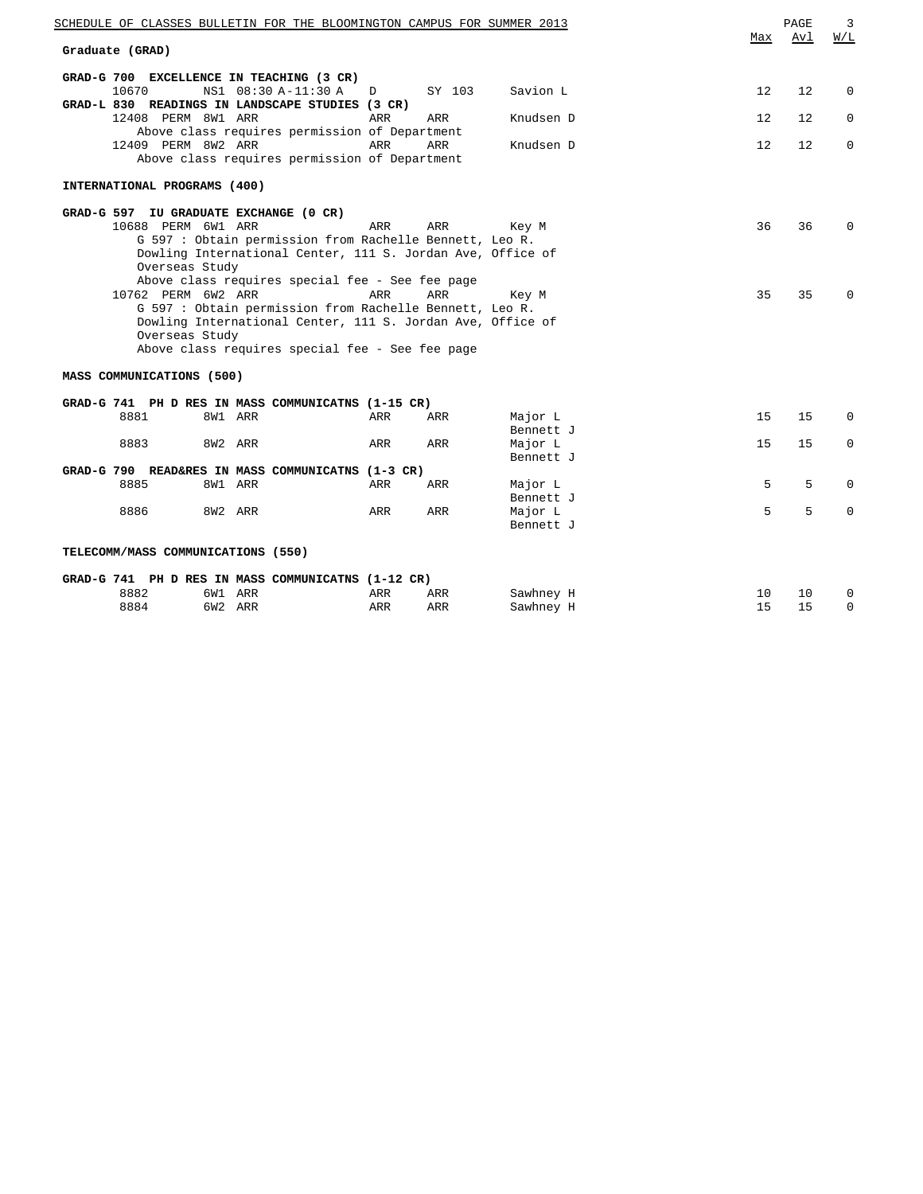## Graduate (GRAD)

### GRAD-G 700 EXCELLENCE IN TEACHING (3 CR)

| Class | Perm | Session | Time | Days | Room | Instructor | Max | Avl | W/L |
|---|---|---|---|---|---|---|---|---|---|
| 10670 | | NS1 | 08:30 A-11:30 A | D | SY 103 | Savion L | 12 | 12 | 0 |

### GRAD-L 830 READINGS IN LANDSCAPE STUDIES (3 CR)

| Class | Perm | Session | Time | Days | Room | Instructor | Max | Avl | W/L |
|---|---|---|---|---|---|---|---|---|---|
| 12408 | PERM | 8W1 | ARR | ARR | ARR | Knudsen D | 12 | 12 | 0 |
| | | | Above class requires permission of Department | | | | | | |
| 12409 | PERM | 8W2 | ARR | ARR | ARR | Knudsen D | 12 | 12 | 0 |
| | | | Above class requires permission of Department | | | | | | |

## INTERNATIONAL PROGRAMS (400)

### GRAD-G 597 IU GRADUATE EXCHANGE (0 CR)

| Class | Perm | Session | Time | Days | Room | Instructor | Max | Avl | W/L |
|---|---|---|---|---|---|---|---|---|---|
| 10688 | PERM | 6W1 | ARR | ARR | ARR | Key M | 36 | 36 | 0 |
| | | | G 597 : Obtain permission from Rachelle Bennett, Leo R. Dowling International Center, 111 S. Jordan Ave, Office of Overseas Study | | | | | | |
| | | | Above class requires special fee - See fee page | | | | | | |
| 10762 | PERM | 6W2 | ARR | ARR | ARR | Key M | 35 | 35 | 0 |
| | | | G 597 : Obtain permission from Rachelle Bennett, Leo R. Dowling International Center, 111 S. Jordan Ave, Office of Overseas Study | | | | | | |
| | | | Above class requires special fee - See fee page | | | | | | |

## MASS COMMUNICATIONS (500)

### GRAD-G 741 PH D RES IN MASS COMMUNICATNS (1-15 CR)

| Class | Perm | Session | Time | Days | Room | Instructor | Max | Avl | W/L |
|---|---|---|---|---|---|---|---|---|---|
| 8881 | | 8W1 | ARR | ARR | ARR | Major L<br>Bennett J | 15 | 15 | 0 |
| 8883 | | 8W2 | ARR | ARR | ARR | Major L<br>Bennett J | 15 | 15 | 0 |

### GRAD-G 790 READ&RES IN MASS COMMUNICATNS (1-3 CR)

| Class | Perm | Session | Time | Days | Room | Instructor | Max | Avl | W/L |
|---|---|---|---|---|---|---|---|---|---|
| 8885 | | 8W1 | ARR | ARR | ARR | Major L<br>Bennett J | 5 | 5 | 0 |
| 8886 | | 8W2 | ARR | ARR | ARR | Major L<br>Bennett J | 5 | 5 | 0 |

## TELECOMM/MASS COMMUNICATIONS (550)

### GRAD-G 741 PH D RES IN MASS COMMUNICATNS (1-12 CR)

| Class | Perm | Session | Time | Days | Room | Instructor | Max | Avl | W/L |
|---|---|---|---|---|---|---|---|---|---|
| 8882 | | 6W1 | ARR | ARR | ARR | Sawhney H | 10 | 10 | 0 |
| 8884 | | 6W2 | ARR | ARR | ARR | Sawhney H | 15 | 15 | 0 |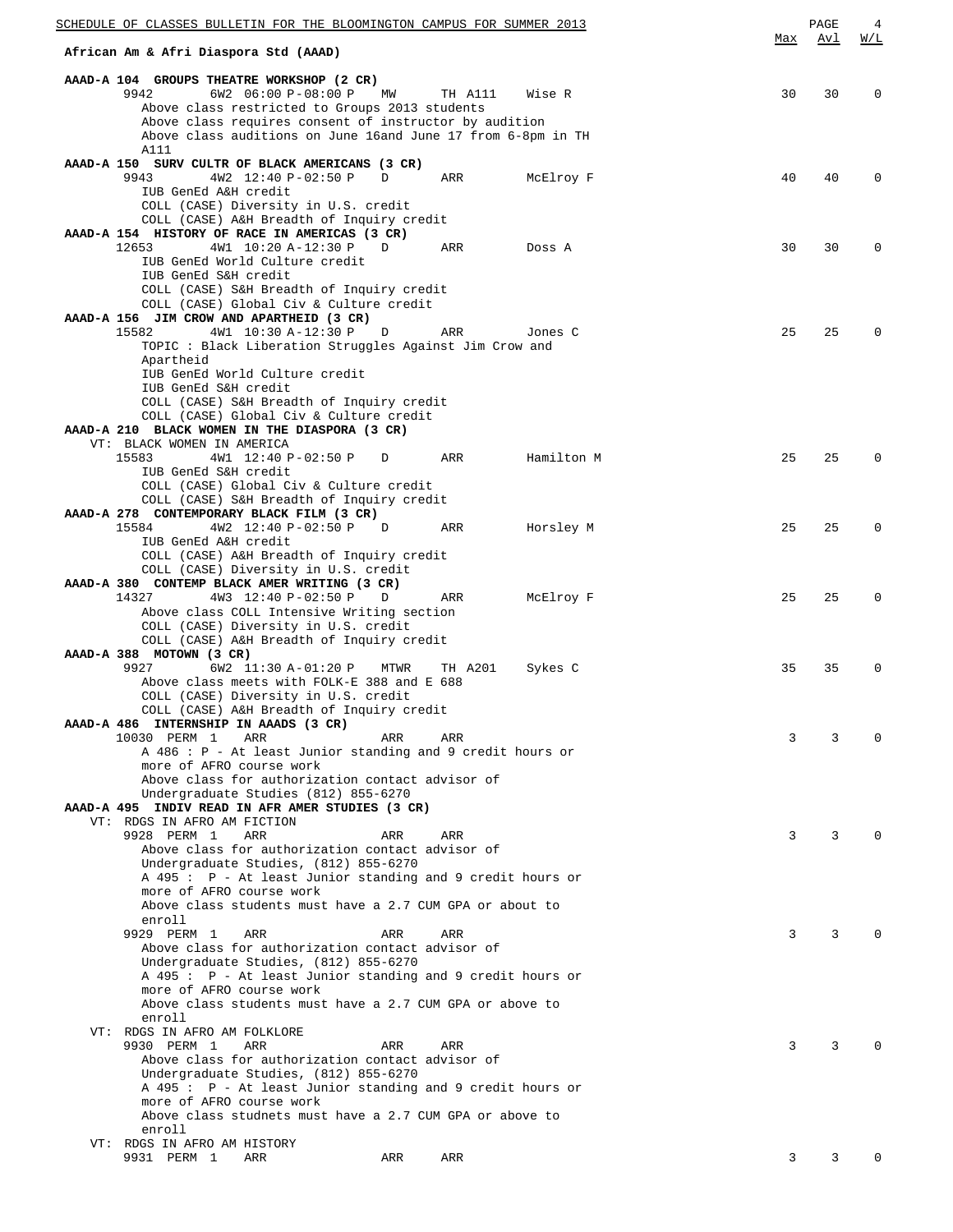## African Am & Afri Diaspora Std (AAAD)

| | Max | Avl | W/L |
|---|---|---|---|
| **AAAD-A 104 GROUPS THEATRE WORKSHOP (2 CR)** | | | |
| 9942 6W2 06:00 P-08:00 P MW TH A111 Wise R | 30 | 30 | 0 |
| Above class restricted to Groups 2013 students<br>Above class requires consent of instructor by audition<br>Above class auditions on June 16and June 17 from 6-8pm in TH A111 | | | |
| **AAAD-A 150 SURV CULTR OF BLACK AMERICANS (3 CR)** | | | |
| 9943 4W2 12:40 P-02:50 P D ARR McElroy F | 40 | 40 | 0 |
| IUB GenEd A&H credit<br>COLL (CASE) Diversity in U.S. credit<br>COLL (CASE) A&H Breadth of Inquiry credit | | | |
| **AAAD-A 154 HISTORY OF RACE IN AMERICAS (3 CR)** | | | |
| 12653 4W1 10:20 A-12:30 P D ARR Doss A | 30 | 30 | 0 |
| IUB GenEd World Culture credit<br>IUB GenEd S&H credit<br>COLL (CASE) S&H Breadth of Inquiry credit<br>COLL (CASE) Global Civ & Culture credit | | | |
| **AAAD-A 156 JIM CROW AND APARTHEID (3 CR)** | | | |
| 15582 4W1 10:30 A-12:30 P D ARR Jones C | 25 | 25 | 0 |
| TOPIC : Black Liberation Struggles Against Jim Crow and Apartheid<br>IUB GenEd World Culture credit<br>IUB GenEd S&H credit<br>COLL (CASE) S&H Breadth of Inquiry credit<br>COLL (CASE) Global Civ & Culture credit | | | |
| **AAAD-A 210 BLACK WOMEN IN THE DIASPORA (3 CR)** | | | |
| VT: BLACK WOMEN IN AMERICA | | | |
| 15583 4W1 12:40 P-02:50 P D ARR Hamilton M | 25 | 25 | 0 |
| IUB GenEd S&H credit<br>COLL (CASE) Global Civ & Culture credit<br>COLL (CASE) S&H Breadth of Inquiry credit | | | |
| **AAAD-A 278 CONTEMPORARY BLACK FILM (3 CR)** | | | |
| 15584 4W2 12:40 P-02:50 P D ARR Horsley M | 25 | 25 | 0 |
| IUB GenEd A&H credit<br>COLL (CASE) A&H Breadth of Inquiry credit<br>COLL (CASE) Diversity in U.S. credit | | | |
| **AAAD-A 380 CONTEMP BLACK AMER WRITING (3 CR)** | | | |
| 14327 4W3 12:40 P-02:50 P D ARR McElroy F | 25 | 25 | 0 |
| Above class COLL Intensive Writing section<br>COLL (CASE) Diversity in U.S. credit<br>COLL (CASE) A&H Breadth of Inquiry credit | | | |
| **AAAD-A 388 MOTOWN (3 CR)** | | | |
| 9927 6W2 11:30 A-01:20 P MTWR TH A201 Sykes C | 35 | 35 | 0 |
| Above class meets with FOLK-E 388 and E 688<br>COLL (CASE) Diversity in U.S. credit<br>COLL (CASE) A&H Breadth of Inquiry credit | | | |
| **AAAD-A 486 INTERNSHIP IN AAADS (3 CR)** | | | |
| 10030 PERM 1 ARR ARR ARR | 3 | 3 | 0 |
| A 486 : P - At least Junior standing and 9 credit hours or more of AFRO course work<br>Above class for authorization contact advisor of Undergraduate Studies (812) 855-6270 | | | |
| **AAAD-A 495 INDIV READ IN AFR AMER STUDIES (3 CR)** | | | |
| VT: RDGS IN AFRO AM FICTION | | | |
| 9928 PERM 1 ARR ARR ARR | 3 | 3 | 0 |
| Above class for authorization contact advisor of Undergraduate Studies, (812) 855-6270<br>A 495 : P - At least Junior standing and 9 credit hours or more of AFRO course work<br>Above class students must have a 2.7 CUM GPA or about to enroll | | | |
| 9929 PERM 1 ARR ARR ARR | 3 | 3 | 0 |
| Above class for authorization contact advisor of Undergraduate Studies, (812) 855-6270<br>A 495 : P - At least Junior standing and 9 credit hours or more of AFRO course work<br>Above class students must have a 2.7 CUM GPA or above to enroll | | | |
| VT: RDGS IN AFRO AM FOLKLORE | | | |
| 9930 PERM 1 ARR ARR ARR | 3 | 3 | 0 |
| Above class for authorization contact advisor of Undergraduate Studies, (812) 855-6270<br>A 495 : P - At least Junior standing and 9 credit hours or more of AFRO course work<br>Above class studnets must have a 2.7 CUM GPA or above to enroll | | | |
| VT: RDGS IN AFRO AM HISTORY | | | |
| 9931 PERM 1 ARR ARR ARR | 3 | 3 | 0 |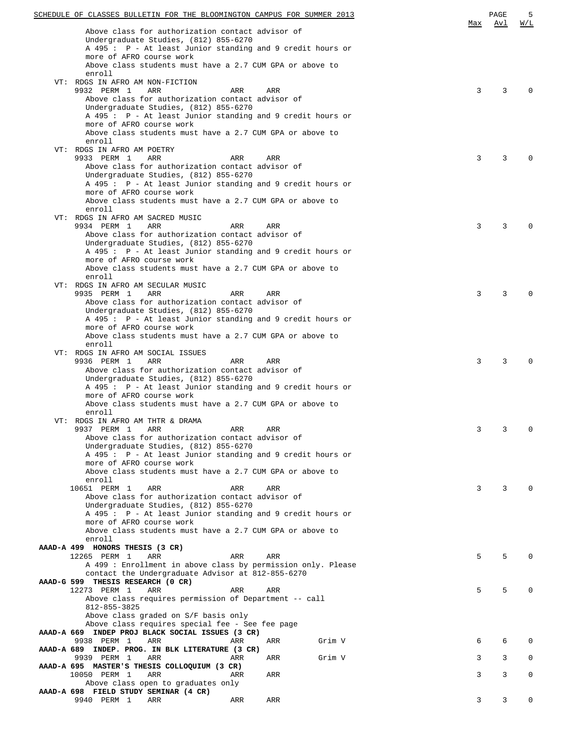| | | | | | Max | Avl | W/L |
|---|---|---|---|---|---|---|---|
| Above class for authorization contact advisor of Undergraduate Studies, (812) 855-6270 | | | | | | | |
| A 495 : P - At least Junior standing and 9 credit hours or more of AFRO course work | | | | | | | |
| Above class students must have a 2.7 CUM GPA or above to enroll | | | | | | | |
| VT: RDGS IN AFRO AM NON-FICTION | | | | | | | |
| 9932 PERM 1 | ARR | ARR | ARR | | 3 | 3 | 0 |
| Above class for authorization contact advisor of Undergraduate Studies, (812) 855-6270 | | | | | | | |
| A 495 : P - At least Junior standing and 9 credit hours or more of AFRO course work | | | | | | | |
| Above class students must have a 2.7 CUM GPA or above to enroll | | | | | | | |
| VT: RDGS IN AFRO AM POETRY | | | | | | | |
| 9933 PERM 1 | ARR | ARR | ARR | | 3 | 3 | 0 |
| Above class for authorization contact advisor of Undergraduate Studies, (812) 855-6270 | | | | | | | |
| A 495 : P - At least Junior standing and 9 credit hours or more of AFRO course work | | | | | | | |
| Above class students must have a 2.7 CUM GPA or above to enroll | | | | | | | |
| VT: RDGS IN AFRO AM SACRED MUSIC | | | | | | | |
| 9934 PERM 1 | ARR | ARR | ARR | | 3 | 3 | 0 |
| Above class for authorization contact advisor of Undergraduate Studies, (812) 855-6270 | | | | | | | |
| A 495 : P - At least Junior standing and 9 credit hours or more of AFRO course work | | | | | | | |
| Above class students must have a 2.7 CUM GPA or above to enroll | | | | | | | |
| VT: RDGS IN AFRO AM SECULAR MUSIC | | | | | | | |
| 9935 PERM 1 | ARR | ARR | ARR | | 3 | 3 | 0 |
| Above class for authorization contact advisor of Undergraduate Studies, (812) 855-6270 | | | | | | | |
| A 495 : P - At least Junior standing and 9 credit hours or more of AFRO course work | | | | | | | |
| Above class students must have a 2.7 CUM GPA or above to enroll | | | | | | | |
| VT: RDGS IN AFRO AM SOCIAL ISSUES | | | | | | | |
| 9936 PERM 1 | ARR | ARR | ARR | | 3 | 3 | 0 |
| Above class for authorization contact advisor of Undergraduate Studies, (812) 855-6270 | | | | | | | |
| A 495 : P - At least Junior standing and 9 credit hours or more of AFRO course work | | | | | | | |
| Above class students must have a 2.7 CUM GPA or above to enroll | | | | | | | |
| VT: RDGS IN AFRO AM THTR & DRAMA | | | | | | | |
| 9937 PERM 1 | ARR | ARR | ARR | | 3 | 3 | 0 |
| Above class for authorization contact advisor of Undergraduate Studies, (812) 855-6270 | | | | | | | |
| A 495 : P - At least Junior standing and 9 credit hours or more of AFRO course work | | | | | | | |
| Above class students must have a 2.7 CUM GPA or above to enroll | | | | | | | |
| 10651 PERM 1 | ARR | ARR | ARR | | 3 | 3 | 0 |
| Above class for authorization contact advisor of Undergraduate Studies, (812) 855-6270 | | | | | | | |
| A 495 : P - At least Junior standing and 9 credit hours or more of AFRO course work | | | | | | | |
| Above class students must have a 2.7 CUM GPA or above to enroll | | | | | | | |
| **AAAD-A 499 HONORS THESIS (3 CR)** | | | | | | | |
| 12265 PERM 1 | ARR | ARR | ARR | | 5 | 5 | 0 |
| A 499 : Enrollment in above class by permission only. Please contact the Undergraduate Advisor at 812-855-6270 | | | | | | | |
| **AAAD-G 599 THESIS RESEARCH (0 CR)** | | | | | | | |
| 12273 PERM 1 | ARR | ARR | ARR | | 5 | 5 | 0 |
| Above class requires permission of Department -- call 812-855-3825 | | | | | | | |
| Above class graded on S/F basis only | | | | | | | |
| Above class requires special fee - See fee page | | | | | | | |
| **AAAD-A 669 INDEP PROJ BLACK SOCIAL ISSUES (3 CR)** | | | | | | | |
| 9938 PERM 1 | ARR | ARR | ARR | Grim V | 6 | 6 | 0 |
| **AAAD-A 689 INDEP. PROG. IN BLK LITERATURE (3 CR)** | | | | | | | |
| 9939 PERM 1 | ARR | ARR | ARR | Grim V | 3 | 3 | 0 |
| **AAAD-A 695 MASTER'S THESIS COLLOQUIUM (3 CR)** | | | | | | | |
| 10050 PERM 1 | ARR | ARR | ARR | | 3 | 3 | 0 |
| Above class open to graduates only | | | | | | | |
| **AAAD-A 698 FIELD STUDY SEMINAR (4 CR)** | | | | | | | |
| 9940 PERM 1 | ARR | ARR | ARR | | 3 | 3 | 0 |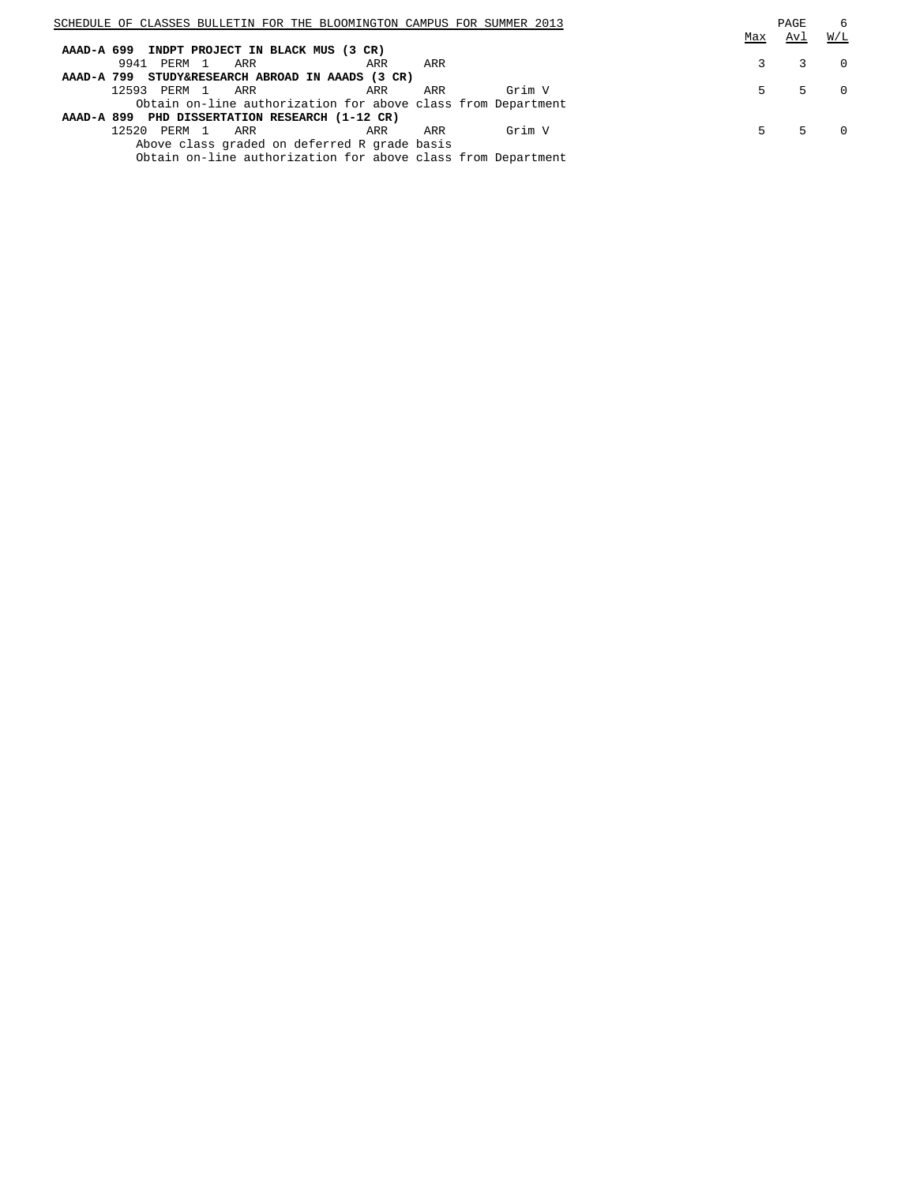| | | | | | | | Max | Avl | W/L |
|---|---|---|---|---|---|---|---|---|---|
| **AAAD-A 699 INDPT PROJECT IN BLACK MUS (3 CR)** | | | | | | | | | |
| 9941 | PERM | 1 | ARR | ARR | ARR | | 3 | 3 | 0 |
| **AAAD-A 799 STUDY&RESEARCH ABROAD IN AAADS (3 CR)** | | | | | | | | | |
| 12593 | PERM | 1 | ARR | ARR | ARR | Grim V | 5 | 5 | 0 |
| Obtain on-line authorization for above class from Department | | | | | | | | | |
| **AAAD-A 899 PHD DISSERTATION RESEARCH (1-12 CR)** | | | | | | | | | |
| 12520 | PERM | 1 | ARR | ARR | ARR | Grim V | 5 | 5 | 0 |
| Above class graded on deferred R grade basis | | | | | | | | | |
| Obtain on-line authorization for above class from Department | | | | | | | | | |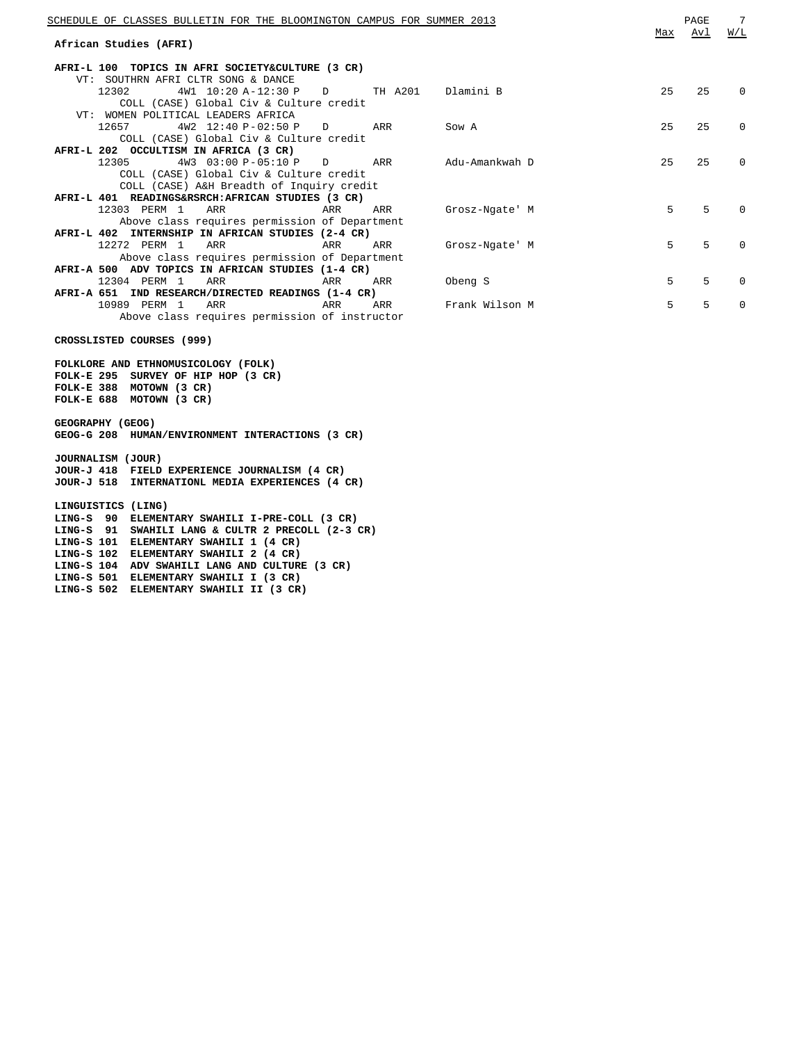## African Studies (AFRI)

| Course / Class | Time | Days | Room | Instructor | Max | Avl | W/L |
|---|---|---|---|---|---|---|---|
| **AFRI-L 100 TOPICS IN AFRI SOCIETY&CULTURE (3 CR)** | | | | | | | |
| VT: SOUTHRN AFRI CLTR SONG & DANCE | | | | | | | |
| 12302 | 4W1 10:20 A-12:30 P | D | TH A201 | Dlamini B | 25 | 25 | 0 |
| COLL (CASE) Global Civ & Culture credit | | | | | | | |
| VT: WOMEN POLITICAL LEADERS AFRICA | | | | | | | |
| 12657 | 4W2 12:40 P-02:50 P | D | ARR | Sow A | 25 | 25 | 0 |
| COLL (CASE) Global Civ & Culture credit | | | | | | | |
| **AFRI-L 202 OCCULTISM IN AFRICA (3 CR)** | | | | | | | |
| 12305 | 4W3 03:00 P-05:10 P | D | ARR | Adu-Amankwah D | 25 | 25 | 0 |
| COLL (CASE) Global Civ & Culture credit | | | | | | | |
| COLL (CASE) A&H Breadth of Inquiry credit | | | | | | | |
| **AFRI-L 401 READINGS&RSRCH:AFRICAN STUDIES (3 CR)** | | | | | | | |
| 12303 PERM 1 | ARR | ARR | ARR | Grosz-Ngate' M | 5 | 5 | 0 |
| Above class requires permission of Department | | | | | | | |
| **AFRI-L 402 INTERNSHIP IN AFRICAN STUDIES (2-4 CR)** | | | | | | | |
| 12272 PERM 1 | ARR | ARR | ARR | Grosz-Ngate' M | 5 | 5 | 0 |
| Above class requires permission of Department | | | | | | | |
| **AFRI-A 500 ADV TOPICS IN AFRICAN STUDIES (1-4 CR)** | | | | | | | |
| 12304 PERM 1 | ARR | ARR | ARR | Obeng S | 5 | 5 | 0 |
| **AFRI-A 651 IND RESEARCH/DIRECTED READINGS (1-4 CR)** | | | | | | | |
| 10989 PERM 1 | ARR | ARR | ARR | Frank Wilson M | 5 | 5 | 0 |
| Above class requires permission of instructor | | | | | | | |

**CROSSLISTED COURSES (999)**

**FOLKLORE AND ETHNOMUSICOLOGY (FOLK)**
**FOLK-E 295 SURVEY OF HIP HOP (3 CR)**
**FOLK-E 388 MOTOWN (3 CR)**
**FOLK-E 688 MOTOWN (3 CR)**

**GEOGRAPHY (GEOG)**
**GEOG-G 208 HUMAN/ENVIRONMENT INTERACTIONS (3 CR)**

**JOURNALISM (JOUR)**
**JOUR-J 418 FIELD EXPERIENCE JOURNALISM (4 CR)**
**JOUR-J 518 INTERNATIONL MEDIA EXPERIENCES (4 CR)**

**LINGUISTICS (LING)**
**LING-S 90 ELEMENTARY SWAHILI I-PRE-COLL (3 CR)**
**LING-S 91 SWAHILI LANG & CULTR 2 PRECOLL (2-3 CR)**
**LING-S 101 ELEMENTARY SWAHILI 1 (4 CR)**
**LING-S 102 ELEMENTARY SWAHILI 2 (4 CR)**
**LING-S 104 ADV SWAHILI LANG AND CULTURE (3 CR)**
**LING-S 501 ELEMENTARY SWAHILI I (3 CR)**
**LING-S 502 ELEMENTARY SWAHILI II (3 CR)**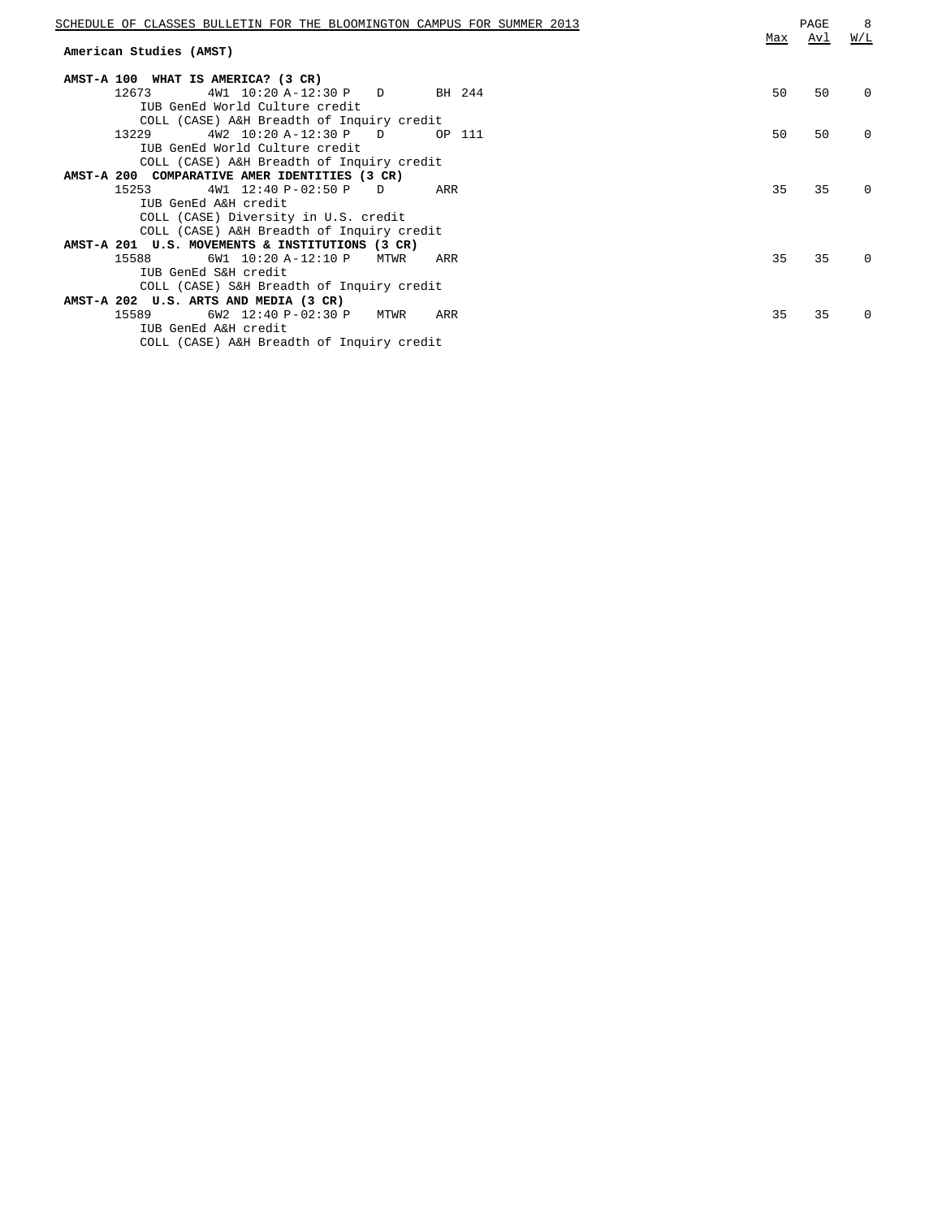## American Studies (AMST)

| | Max | Avl | W/L |
|---|---|---|---|
| **AMST-A 100 WHAT IS AMERICA? (3 CR)** | | | |
| 12673 4W1 10:20 A-12:30 P D BH 244 | 50 | 50 | 0 |
| IUB GenEd World Culture credit | | | |
| COLL (CASE) A&H Breadth of Inquiry credit | | | |
| 13229 4W2 10:20 A-12:30 P D OP 111 | 50 | 50 | 0 |
| IUB GenEd World Culture credit | | | |
| COLL (CASE) A&H Breadth of Inquiry credit | | | |
| **AMST-A 200 COMPARATIVE AMER IDENTITIES (3 CR)** | | | |
| 15253 4W1 12:40 P-02:50 P D ARR | 35 | 35 | 0 |
| IUB GenEd A&H credit | | | |
| COLL (CASE) Diversity in U.S. credit | | | |
| COLL (CASE) A&H Breadth of Inquiry credit | | | |
| **AMST-A 201 U.S. MOVEMENTS & INSTITUTIONS (3 CR)** | | | |
| 15588 6W1 10:20 A-12:10 P MTWR ARR | 35 | 35 | 0 |
| IUB GenEd S&H credit | | | |
| COLL (CASE) S&H Breadth of Inquiry credit | | | |
| **AMST-A 202 U.S. ARTS AND MEDIA (3 CR)** | | | |
| 15589 6W2 12:40 P-02:30 P MTWR ARR | 35 | 35 | 0 |
| IUB GenEd A&H credit | | | |
| COLL (CASE) A&H Breadth of Inquiry credit | | | |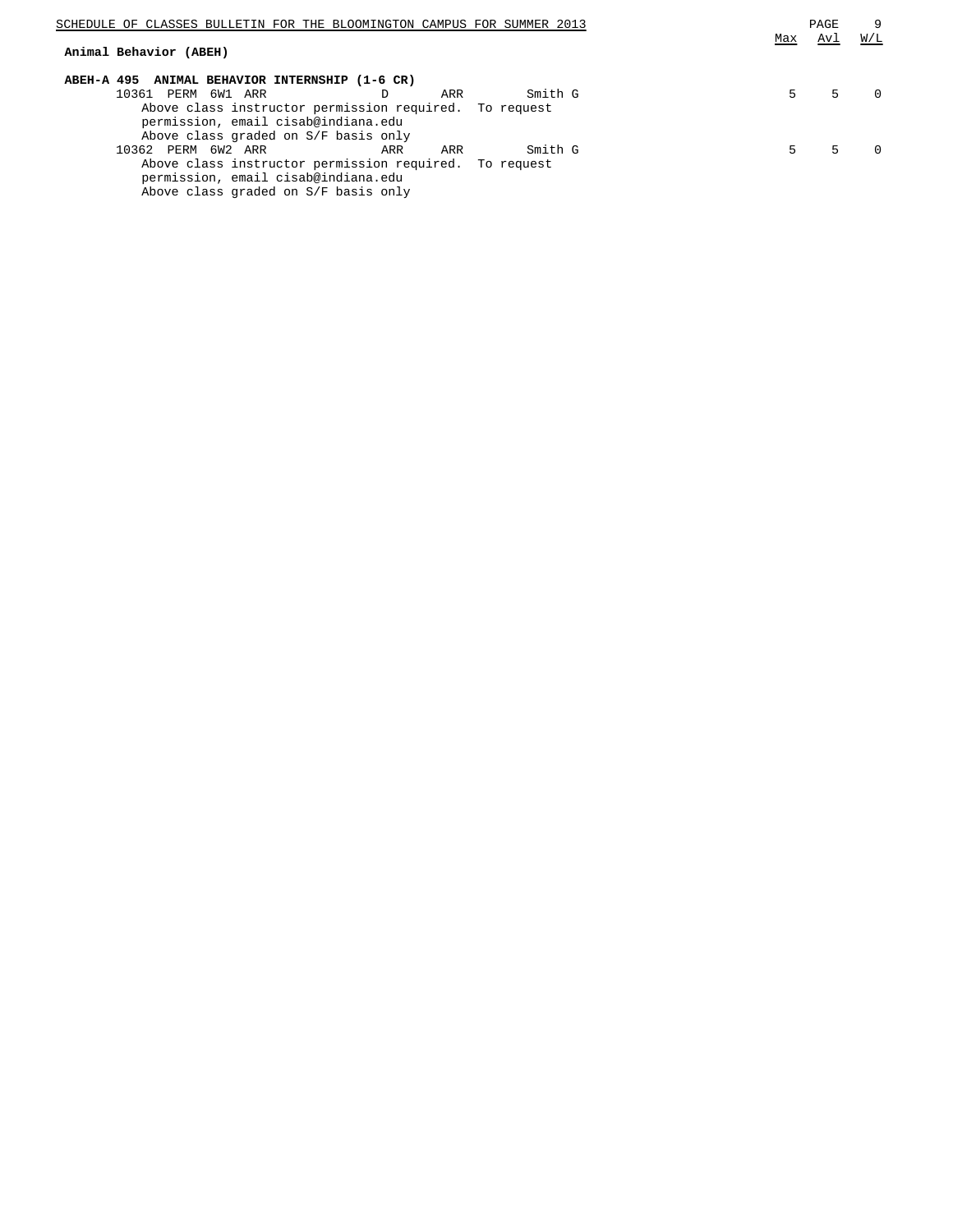## Animal Behavior (ABEH)

| | Max | Avl | W/L |
|---|---|---|---|

**ABEH-A 495 ANIMAL BEHAVIOR INTERNSHIP (1-6 CR)**

| Class | Details | Days | Time | Instructor | Max | Avl | W/L |
|---|---|---|---|---|---|---|---|
| 10361 | PERM 6W1 ARR | D | ARR | Smith G | 5 | 5 | 0 |

Above class instructor permission required. To request permission, email cisab@indiana.edu
Above class graded on S/F basis only

| Class | Details | Days | Time | Instructor | Max | Avl | W/L |
|---|---|---|---|---|---|---|---|
| 10362 | PERM 6W2 ARR | ARR | ARR | Smith G | 5 | 5 | 0 |

Above class instructor permission required. To request permission, email cisab@indiana.edu
Above class graded on S/F basis only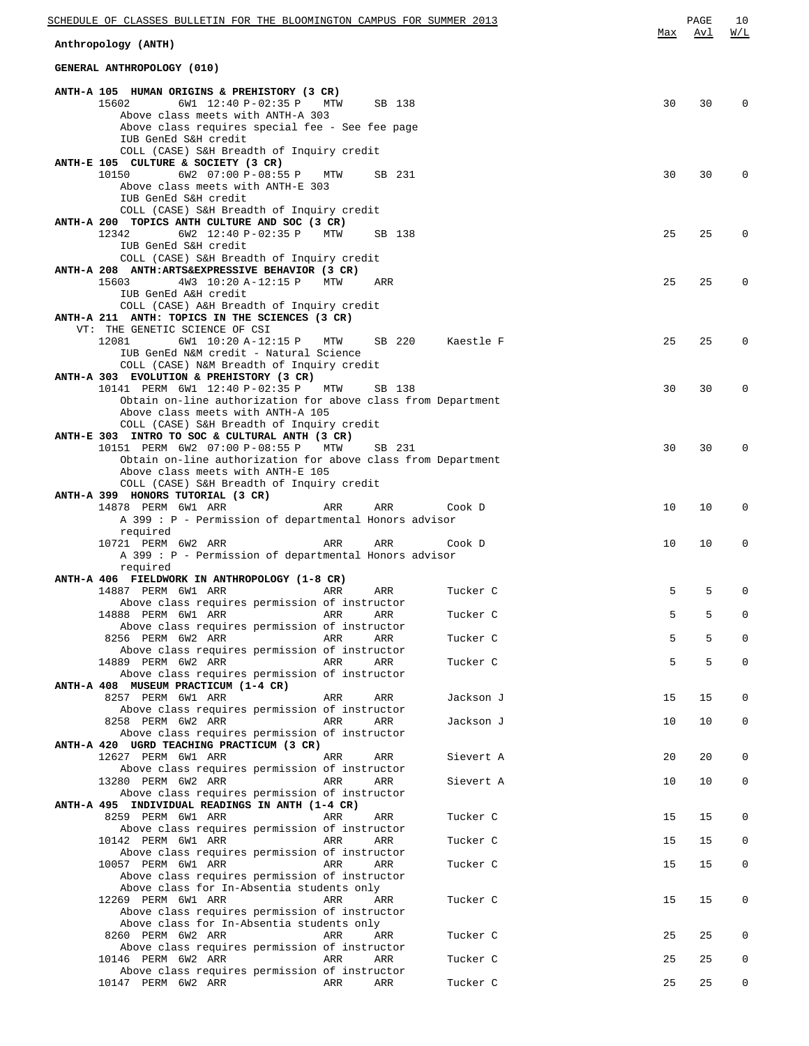Anthropology (ANTH)

## GENERAL ANTHROPOLOGY (010)

| Course / Class | Session / Time | Days | Room | Instructor | Max | Avl | W/L |
|---|---|---|---|---|---|---|---|
| **ANTH-A 105 HUMAN ORIGINS & PREHISTORY (3 CR)** | | | | | | | |
| 15602 | 6W1 12:40 P-02:35 P | MTW | SB 138 | | 30 | 30 | 0 |
| Above class meets with ANTH-A 303<br>Above class requires special fee - See fee page<br>IUB GenEd S&H credit<br>COLL (CASE) S&H Breadth of Inquiry credit | | | | | | | |
| **ANTH-E 105 CULTURE & SOCIETY (3 CR)** | | | | | | | |
| 10150 | 6W2 07:00 P-08:55 P | MTW | SB 231 | | 30 | 30 | 0 |
| Above class meets with ANTH-E 303<br>IUB GenEd S&H credit<br>COLL (CASE) S&H Breadth of Inquiry credit | | | | | | | |
| **ANTH-A 200 TOPICS ANTH CULTURE AND SOC (3 CR)** | | | | | | | |
| 12342 | 6W2 12:40 P-02:35 P | MTW | SB 138 | | 25 | 25 | 0 |
| IUB GenEd S&H credit<br>COLL (CASE) S&H Breadth of Inquiry credit | | | | | | | |
| **ANTH-A 208 ANTH:ARTS&EXPRESSIVE BEHAVIOR (3 CR)** | | | | | | | |
| 15603 | 4W3 10:20 A-12:15 P | MTW | ARR | | 25 | 25 | 0 |
| IUB GenEd A&H credit<br>COLL (CASE) A&H Breadth of Inquiry credit | | | | | | | |
| **ANTH-A 211 ANTH: TOPICS IN THE SCIENCES (3 CR)** | | | | | | | |
| VT: THE GENETIC SCIENCE OF CSI | | | | | | | |
| 12081 | 6W1 10:20 A-12:15 P | MTW | SB 220 | Kaestle F | 25 | 25 | 0 |
| IUB GenEd N&M credit - Natural Science<br>COLL (CASE) N&M Breadth of Inquiry credit | | | | | | | |
| **ANTH-A 303 EVOLUTION & PREHISTORY (3 CR)** | | | | | | | |
| 10141 PERM | 6W1 12:40 P-02:35 P | MTW | SB 138 | | 30 | 30 | 0 |
| Obtain on-line authorization for above class from Department<br>Above class meets with ANTH-A 105<br>COLL (CASE) S&H Breadth of Inquiry credit | | | | | | | |
| **ANTH-E 303 INTRO TO SOC & CULTURAL ANTH (3 CR)** | | | | | | | |
| 10151 PERM | 6W2 07:00 P-08:55 P | MTW | SB 231 | | 30 | 30 | 0 |
| Obtain on-line authorization for above class from Department<br>Above class meets with ANTH-E 105<br>COLL (CASE) S&H Breadth of Inquiry credit | | | | | | | |
| **ANTH-A 399 HONORS TUTORIAL (3 CR)** | | | | | | | |
| 14878 PERM | 6W1 ARR | ARR | ARR | Cook D | 10 | 10 | 0 |
| A 399 : P - Permission of departmental Honors advisor required | | | | | | | |
| 10721 PERM | 6W2 ARR | ARR | ARR | Cook D | 10 | 10 | 0 |
| A 399 : P - Permission of departmental Honors advisor required | | | | | | | |
| **ANTH-A 406 FIELDWORK IN ANTHROPOLOGY (1-8 CR)** | | | | | | | |
| 14887 PERM | 6W1 ARR | ARR | ARR | Tucker C | 5 | 5 | 0 |
| Above class requires permission of instructor | | | | | | | |
| 14888 PERM | 6W1 ARR | ARR | ARR | Tucker C | 5 | 5 | 0 |
| Above class requires permission of instructor | | | | | | | |
| 8256 PERM | 6W2 ARR | ARR | ARR | Tucker C | 5 | 5 | 0 |
| Above class requires permission of instructor | | | | | | | |
| 14889 PERM | 6W2 ARR | ARR | ARR | Tucker C | 5 | 5 | 0 |
| Above class requires permission of instructor | | | | | | | |
| **ANTH-A 408 MUSEUM PRACTICUM (1-4 CR)** | | | | | | | |
| 8257 PERM | 6W1 ARR | ARR | ARR | Jackson J | 15 | 15 | 0 |
| Above class requires permission of instructor | | | | | | | |
| 8258 PERM | 6W2 ARR | ARR | ARR | Jackson J | 10 | 10 | 0 |
| Above class requires permission of instructor | | | | | | | |
| **ANTH-A 420 UGRD TEACHING PRACTICUM (3 CR)** | | | | | | | |
| 12627 PERM | 6W1 ARR | ARR | ARR | Sievert A | 20 | 20 | 0 |
| Above class requires permission of instructor | | | | | | | |
| 13280 PERM | 6W2 ARR | ARR | ARR | Sievert A | 10 | 10 | 0 |
| Above class requires permission of instructor | | | | | | | |
| **ANTH-A 495 INDIVIDUAL READINGS IN ANTH (1-4 CR)** | | | | | | | |
| 8259 PERM | 6W1 ARR | ARR | ARR | Tucker C | 15 | 15 | 0 |
| Above class requires permission of instructor | | | | | | | |
| 10142 PERM | 6W1 ARR | ARR | ARR | Tucker C | 15 | 15 | 0 |
| Above class requires permission of instructor | | | | | | | |
| 10057 PERM | 6W1 ARR | ARR | ARR | Tucker C | 15 | 15 | 0 |
| Above class requires permission of instructor<br>Above class for In-Absentia students only | | | | | | | |
| 12269 PERM | 6W1 ARR | ARR | ARR | Tucker C | 15 | 15 | 0 |
| Above class requires permission of instructor<br>Above class for In-Absentia students only | | | | | | | |
| 8260 PERM | 6W2 ARR | ARR | ARR | Tucker C | 25 | 25 | 0 |
| Above class requires permission of instructor | | | | | | | |
| 10146 PERM | 6W2 ARR | ARR | ARR | Tucker C | 25 | 25 | 0 |
| Above class requires permission of instructor | | | | | | | |
| 10147 PERM | 6W2 ARR | ARR | ARR | Tucker C | 25 | 25 | 0 |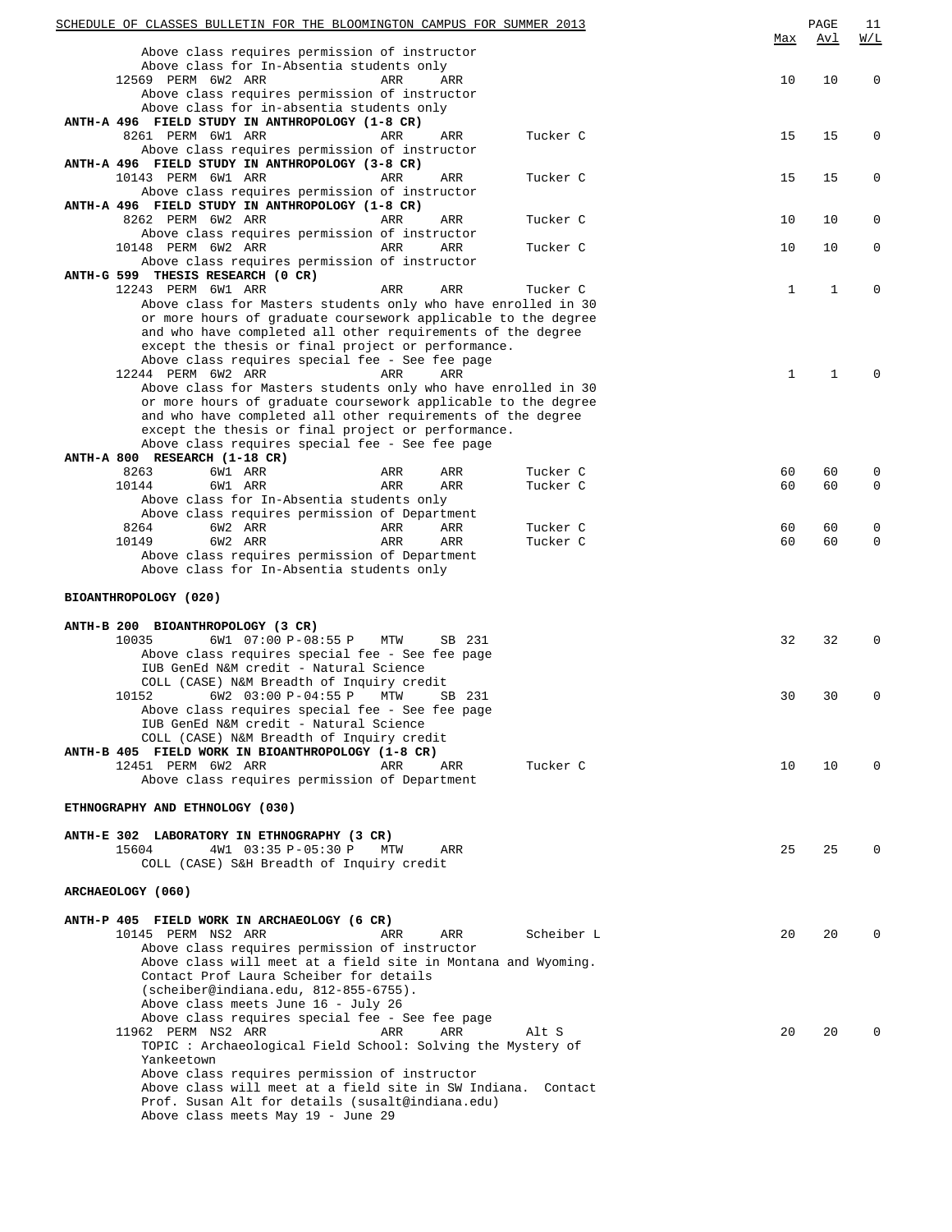| | Max | Avl | W/L |
|---|---|---|---|
| Above class requires permission of instructor | | | |
| Above class for In-Absentia students only | | | |
| 12569 PERM 6W2 ARR ARR ARR | 10 | 10 | 0 |
| Above class requires permission of instructor | | | |
| Above class for in-absentia students only | | | |

**ANTH-A 496 FIELD STUDY IN ANTHROPOLOGY (1-8 CR)**

| | Max | Avl | W/L |
|---|---|---|---|
| 8261 PERM 6W1 ARR ARR ARR Tucker C | 15 | 15 | 0 |
| Above class requires permission of instructor | | | |

**ANTH-A 496 FIELD STUDY IN ANTHROPOLOGY (3-8 CR)**

| | Max | Avl | W/L |
|---|---|---|---|
| 10143 PERM 6W1 ARR ARR ARR Tucker C | 15 | 15 | 0 |
| Above class requires permission of instructor | | | |

**ANTH-A 496 FIELD STUDY IN ANTHROPOLOGY (1-8 CR)**

| | Max | Avl | W/L |
|---|---|---|---|
| 8262 PERM 6W2 ARR ARR ARR Tucker C | 10 | 10 | 0 |
| Above class requires permission of instructor | | | |
| 10148 PERM 6W2 ARR ARR ARR Tucker C | 10 | 10 | 0 |
| Above class requires permission of instructor | | | |

**ANTH-G 599 THESIS RESEARCH (0 CR)**

| | Max | Avl | W/L |
|---|---|---|---|
| 12243 PERM 6W1 ARR ARR ARR Tucker C | 1 | 1 | 0 |
| Above class for Masters students only who have enrolled in 30 or more hours of graduate coursework applicable to the degree and who have completed all other requirements of the degree except the thesis or final project or performance. | | | |
| Above class requires special fee - See fee page | | | |
| 12244 PERM 6W2 ARR ARR ARR | 1 | 1 | 0 |
| Above class for Masters students only who have enrolled in 30 or more hours of graduate coursework applicable to the degree and who have completed all other requirements of the degree except the thesis or final project or performance. | | | |
| Above class requires special fee - See fee page | | | |

**ANTH-A 800 RESEARCH (1-18 CR)**

| | Max | Avl | W/L |
|---|---|---|---|
| 8263 6W1 ARR ARR ARR Tucker C | 60 | 60 | 0 |
| 10144 6W1 ARR ARR ARR Tucker C | 60 | 60 | 0 |
| Above class for In-Absentia students only | | | |
| Above class requires permission of Department | | | |
| 8264 6W2 ARR ARR ARR Tucker C | 60 | 60 | 0 |
| 10149 6W2 ARR ARR ARR Tucker C | 60 | 60 | 0 |
| Above class requires permission of Department | | | |
| Above class for In-Absentia students only | | | |

## BIOANTHROPOLOGY (020)

**ANTH-B 200 BIOANTHROPOLOGY (3 CR)**

| | Max | Avl | W/L |
|---|---|---|---|
| 10035 6W1 07:00 P-08:55 P MTW SB 231 | 32 | 32 | 0 |
| Above class requires special fee - See fee page | | | |
| IUB GenEd N&M credit - Natural Science | | | |
| COLL (CASE) N&M Breadth of Inquiry credit | | | |
| 10152 6W2 03:00 P-04:55 P MTW SB 231 | 30 | 30 | 0 |
| Above class requires special fee - See fee page | | | |
| IUB GenEd N&M credit - Natural Science | | | |
| COLL (CASE) N&M Breadth of Inquiry credit | | | |

**ANTH-B 405 FIELD WORK IN BIOANTHROPOLOGY (1-8 CR)**

| | Max | Avl | W/L |
|---|---|---|---|
| 12451 PERM 6W2 ARR ARR ARR Tucker C | 10 | 10 | 0 |
| Above class requires permission of Department | | | |

## ETHNOGRAPHY AND ETHNOLOGY (030)

**ANTH-E 302 LABORATORY IN ETHNOGRAPHY (3 CR)**

| | Max | Avl | W/L |
|---|---|---|---|
| 15604 4W1 03:35 P-05:30 P MTW ARR | 25 | 25 | 0 |
| COLL (CASE) S&H Breadth of Inquiry credit | | | |

## ARCHAEOLOGY (060)

**ANTH-P 405 FIELD WORK IN ARCHAEOLOGY (6 CR)**

| | Max | Avl | W/L |
|---|---|---|---|
| 10145 PERM NS2 ARR ARR ARR Scheiber L | 20 | 20 | 0 |
| Above class requires permission of instructor | | | |
| Above class will meet at a field site in Montana and Wyoming. Contact Prof Laura Scheiber for details (scheiber@indiana.edu, 812-855-6755). | | | |
| Above class meets June 16 - July 26 | | | |
| Above class requires special fee - See fee page | | | |
| 11962 PERM NS2 ARR ARR ARR Alt S | 20 | 20 | 0 |
| TOPIC : Archaeological Field School: Solving the Mystery of Yankeetown | | | |
| Above class requires permission of instructor | | | |
| Above class will meet at a field site in SW Indiana. Contact Prof. Susan Alt for details (susalt@indiana.edu) | | | |
| Above class meets May 19 - June 29 | | | |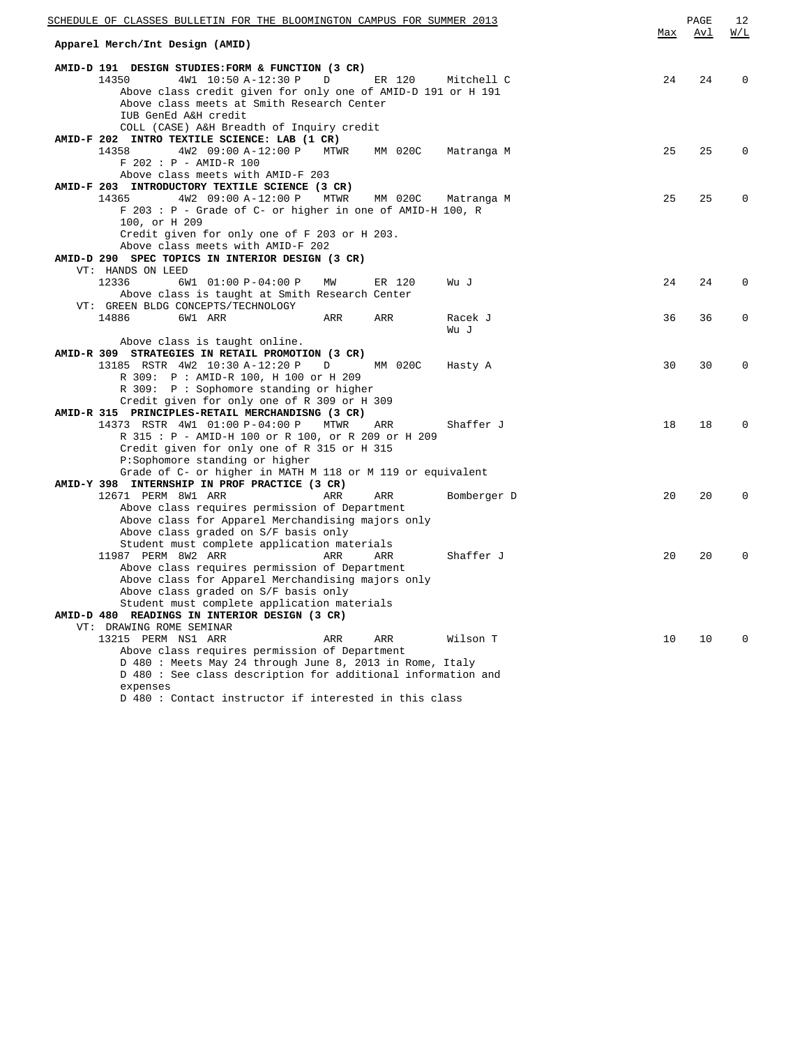## Apparel Merch/Int Design (AMID)

| | | | | | | Max | Avl | W/L |
|---|---|---|---|---|---|---|---|---|

**AMID-D 191 DESIGN STUDIES:FORM & FUNCTION (3 CR)**

```
14350          4W1 10:50 A-12:30 P   D      ER 120     Mitchell C       24   24   0
     Above class credit given for only one of AMID-D 191 or H 191
     Above class meets at Smith Research Center
     IUB GenEd A&H credit
     COLL (CASE) A&H Breadth of Inquiry credit
```

**AMID-F 202 INTRO TEXTILE SCIENCE: LAB (1 CR)**

```
14358          4W2 09:00 A-12:00 P   MTWR   MM 020C    Matranga M       25   25   0
     F 202 : P - AMID-R 100
     Above class meets with AMID-F 203
```

**AMID-F 203 INTRODUCTORY TEXTILE SCIENCE (3 CR)**

```
14365          4W2 09:00 A-12:00 P   MTWR   MM 020C    Matranga M       25   25   0
     F 203 : P - Grade of C- or higher in one of AMID-H 100, R
     100, or H 209
     Credit given for only one of F 203 or H 203.
     Above class meets with AMID-F 202
```

**AMID-D 290 SPEC TOPICS IN INTERIOR DESIGN (3 CR)**

```
 VT: HANDS ON LEED
12336          6W1 01:00 P-04:00 P   MW     ER 120     Wu J             24   24   0
     Above class is taught at Smith Research Center
 VT: GREEN BLDG CONCEPTS/TECHNOLOGY
14886          6W1 ARR               ARR    ARR        Racek J          36   36   0
                                                       Wu J
     Above class is taught online.
```

**AMID-R 309 STRATEGIES IN RETAIL PROMOTION (3 CR)**

```
13185  RSTR  4W2 10:30 A-12:20 P   D      MM 020C    Hasty A          30   30   0
     R 309:  P : AMID-R 100, H 100 or H 209
     R 309:  P : Sophomore standing or higher
     Credit given for only one of R 309 or H 309
```

**AMID-R 315 PRINCIPLES-RETAIL MERCHANDISNG (3 CR)**

```
14373  RSTR  4W1 01:00 P-04:00 P   MTWR   ARR        Shaffer J        18   18   0
     R 315 : P - AMID-H 100 or R 100, or R 209 or H 209
     Credit given for only one of R 315 or H 315
     P:Sophomore standing or higher
     Grade of C- or higher in MATH M 118 or M 119 or equivalent
```

**AMID-Y 398 INTERNSHIP IN PROF PRACTICE (3 CR)**

```
12671  PERM  8W1 ARR               ARR    ARR        Bomberger D      20   20   0
     Above class requires permission of Department
     Above class for Apparel Merchandising majors only
     Above class graded on S/F basis only
     Student must complete application materials
11987  PERM  8W2 ARR               ARR    ARR        Shaffer J        20   20   0
     Above class requires permission of Department
     Above class for Apparel Merchandising majors only
     Above class graded on S/F basis only
     Student must complete application materials
```

**AMID-D 480 READINGS IN INTERIOR DESIGN (3 CR)**

```
 VT: DRAWING ROME SEMINAR
13215  PERM  NS1 ARR               ARR    ARR        Wilson T         10   10   0
     Above class requires permission of Department
     D 480 : Meets May 24 through June 8, 2013 in Rome, Italy
     D 480 : See class description for additional information and
     expenses
     D 480 : Contact instructor if interested in this class
```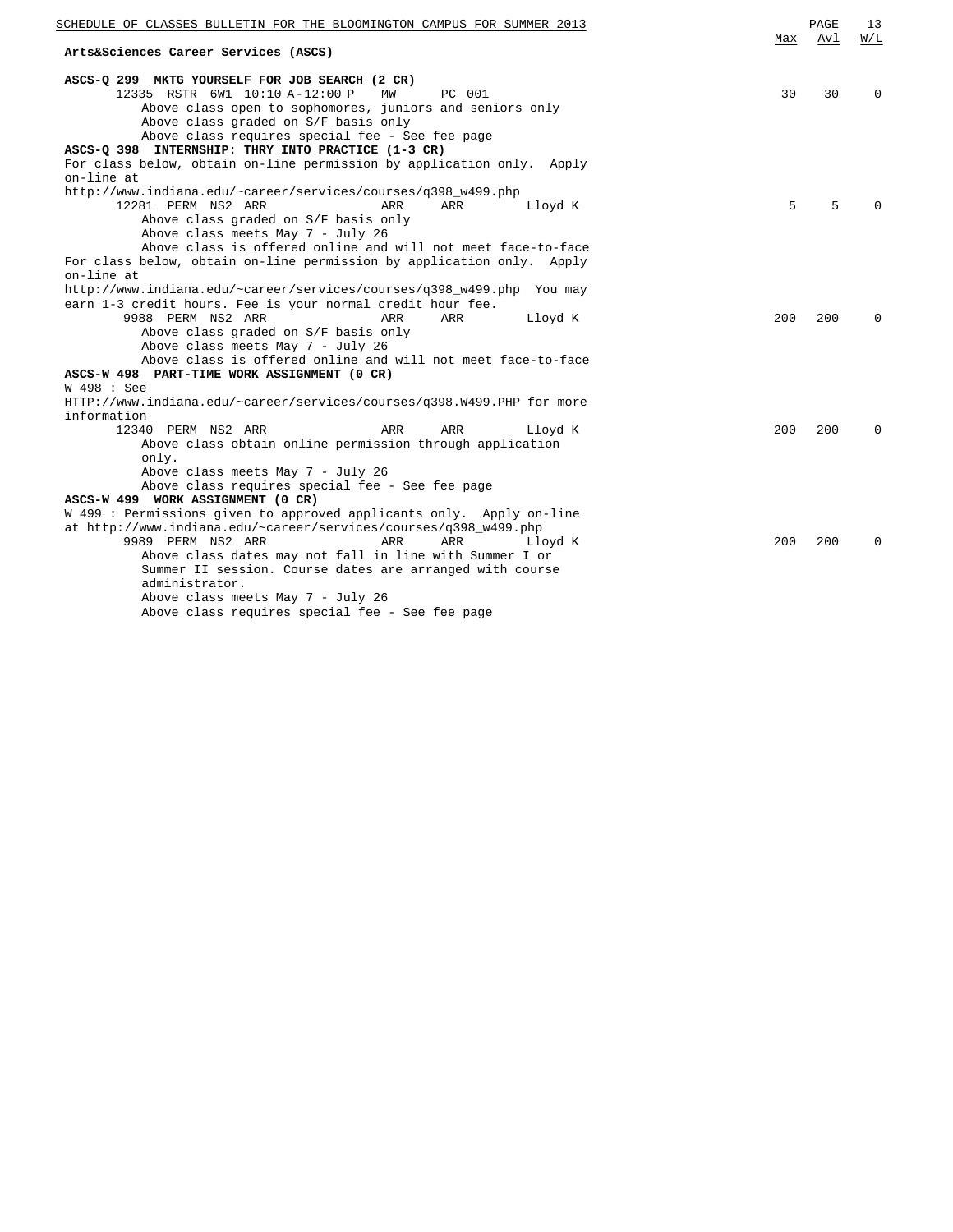## Arts&Sciences Career Services (ASCS)

**ASCS-Q 299 MKTG YOURSELF FOR JOB SEARCH (2 CR)**

| Class | Details | Days | Location | Instructor | Max | Avl | W/L |
|---|---|---|---|---|---|---|---|
| 12335 | RSTR 6W1 10:10 A-12:00 P | MW | PC 001 | | 30 | 30 | 0 |

Above class open to sophomores, juniors and seniors only
Above class graded on S/F basis only
Above class requires special fee - See fee page

**ASCS-Q 398 INTERNSHIP: THRY INTO PRACTICE (1-3 CR)**

For class below, obtain on-line permission by application only. Apply on-line at
http://www.indiana.edu/~career/services/courses/q398_w499.php

| Class | Details | Days | Location | Instructor | Max | Avl | W/L |
|---|---|---|---|---|---|---|---|
| 12281 | PERM NS2 ARR | ARR | ARR | Lloyd K | 5 | 5 | 0 |

Above class graded on S/F basis only
Above class meets May 7 - July 26
Above class is offered online and will not meet face-to-face

For class below, obtain on-line permission by application only. Apply on-line at
http://www.indiana.edu/~career/services/courses/q398_w499.php You may earn 1-3 credit hours. Fee is your normal credit hour fee.

| Class | Details | Days | Location | Instructor | Max | Avl | W/L |
|---|---|---|---|---|---|---|---|
| 9988 | PERM NS2 ARR | ARR | ARR | Lloyd K | 200 | 200 | 0 |

Above class graded on S/F basis only
Above class meets May 7 - July 26
Above class is offered online and will not meet face-to-face

**ASCS-W 498 PART-TIME WORK ASSIGNMENT (0 CR)**

W 498 : See
HTTP://www.indiana.edu/~career/services/courses/q398.W499.PHP for more information

| Class | Details | Days | Location | Instructor | Max | Avl | W/L |
|---|---|---|---|---|---|---|---|
| 12340 | PERM NS2 ARR | ARR | ARR | Lloyd K | 200 | 200 | 0 |

Above class obtain online permission through application only.
Above class meets May 7 - July 26
Above class requires special fee - See fee page

**ASCS-W 499 WORK ASSIGNMENT (0 CR)**

W 499 : Permissions given to approved applicants only. Apply on-line at http://www.indiana.edu/~career/services/courses/q398_w499.php

| Class | Details | Days | Location | Instructor | Max | Avl | W/L |
|---|---|---|---|---|---|---|---|
| 9989 | PERM NS2 ARR | ARR | ARR | Lloyd K | 200 | 200 | 0 |

Above class dates may not fall in line with Summer I or Summer II session. Course dates are arranged with course administrator.
Above class meets May 7 - July 26
Above class requires special fee - See fee page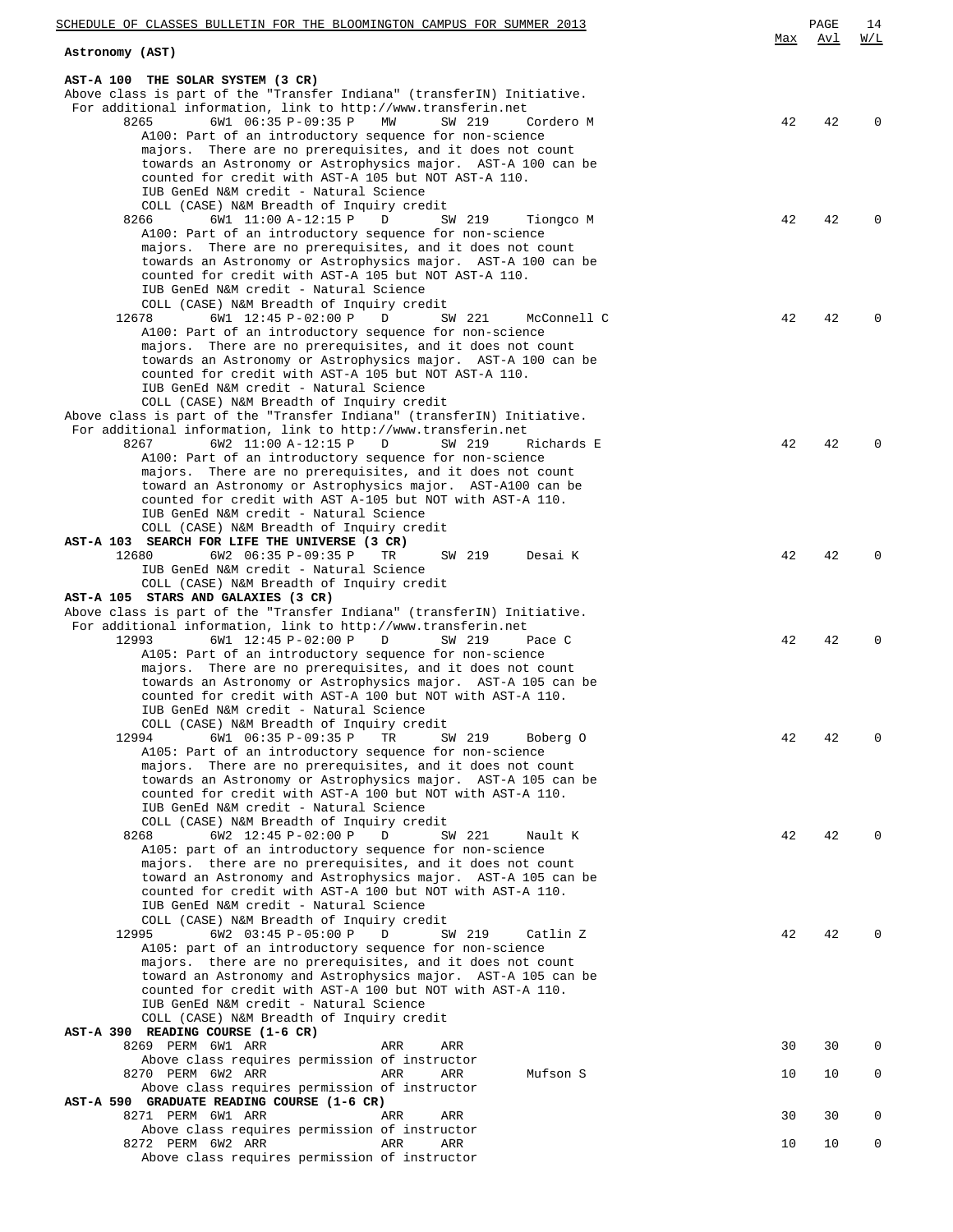## Astronomy (AST)

### AST-A 100 THE SOLAR SYSTEM (3 CR)

Above class is part of the "Transfer Indiana" (transferIN) Initiative.
For additional information, link to http://www.transferin.net

| Class | Session | Time | Days | Room | Instructor | Max | Avl | W/L |
|---|---|---|---|---|---|---|---|---|
| 8265 | 6W1 | 06:35 P-09:35 P | MW | SW 219 | Cordero M | 42 | 42 | 0 |

A100: Part of an introductory sequence for non-science majors. There are no prerequisites, and it does not count towards an Astronomy or Astrophysics major. AST-A 100 can be counted for credit with AST-A 105 but NOT AST-A 110.
IUB GenEd N&M credit - Natural Science
COLL (CASE) N&M Breadth of Inquiry credit

| Class | Session | Time | Days | Room | Instructor | Max | Avl | W/L |
|---|---|---|---|---|---|---|---|---|
| 8266 | 6W1 | 11:00 A-12:15 P | D | SW 219 | Tiongco M | 42 | 42 | 0 |

A100: Part of an introductory sequence for non-science majors. There are no prerequisites, and it does not count towards an Astronomy or Astrophysics major. AST-A 100 can be counted for credit with AST-A 105 but NOT AST-A 110.
IUB GenEd N&M credit - Natural Science
COLL (CASE) N&M Breadth of Inquiry credit

| Class | Session | Time | Days | Room | Instructor | Max | Avl | W/L |
|---|---|---|---|---|---|---|---|---|
| 12678 | 6W1 | 12:45 P-02:00 P | D | SW 221 | McConnell C | 42 | 42 | 0 |

A100: Part of an introductory sequence for non-science majors. There are no prerequisites, and it does not count towards an Astronomy or Astrophysics major. AST-A 100 can be counted for credit with AST-A 105 but NOT AST-A 110.
IUB GenEd N&M credit - Natural Science
COLL (CASE) N&M Breadth of Inquiry credit

Above class is part of the "Transfer Indiana" (transferIN) Initiative.
For additional information, link to http://www.transferin.net

| Class | Session | Time | Days | Room | Instructor | Max | Avl | W/L |
|---|---|---|---|---|---|---|---|---|
| 8267 | 6W2 | 11:00 A-12:15 P | D | SW 219 | Richards E | 42 | 42 | 0 |

A100: Part of an introductory sequence for non-science majors. There are no prerequisites, and it does not count toward an Astronomy or Astrophysics major. AST-A100 can be counted for credit with AST A-105 but NOT with AST-A 110.
IUB GenEd N&M credit - Natural Science
COLL (CASE) N&M Breadth of Inquiry credit

### AST-A 103 SEARCH FOR LIFE THE UNIVERSE (3 CR)

| Class | Session | Time | Days | Room | Instructor | Max | Avl | W/L |
|---|---|---|---|---|---|---|---|---|
| 12680 | 6W2 | 06:35 P-09:35 P | TR | SW 219 | Desai K | 42 | 42 | 0 |

IUB GenEd N&M credit - Natural Science
COLL (CASE) N&M Breadth of Inquiry credit

### AST-A 105 STARS AND GALAXIES (3 CR)

Above class is part of the "Transfer Indiana" (transferIN) Initiative.
For additional information, link to http://www.transferin.net

| Class | Session | Time | Days | Room | Instructor | Max | Avl | W/L |
|---|---|---|---|---|---|---|---|---|
| 12993 | 6W1 | 12:45 P-02:00 P | D | SW 219 | Pace C | 42 | 42 | 0 |

A105: Part of an introductory sequence for non-science majors. There are no prerequisites, and it does not count towards an Astronomy or Astrophysics major. AST-A 105 can be counted for credit with AST-A 100 but NOT with AST-A 110.
IUB GenEd N&M credit - Natural Science
COLL (CASE) N&M Breadth of Inquiry credit

| Class | Session | Time | Days | Room | Instructor | Max | Avl | W/L |
|---|---|---|---|---|---|---|---|---|
| 12994 | 6W1 | 06:35 P-09:35 P | TR | SW 219 | Boberg O | 42 | 42 | 0 |

A105: Part of an introductory sequence for non-science majors. There are no prerequisites, and it does not count towards an Astronomy or Astrophysics major. AST-A 105 can be counted for credit with AST-A 100 but NOT with AST-A 110.
IUB GenEd N&M credit - Natural Science
COLL (CASE) N&M Breadth of Inquiry credit

| Class | Session | Time | Days | Room | Instructor | Max | Avl | W/L |
|---|---|---|---|---|---|---|---|---|
| 8268 | 6W2 | 12:45 P-02:00 P | D | SW 221 | Nault K | 42 | 42 | 0 |

A105: part of an introductory sequence for non-science majors. there are no prerequisites, and it does not count toward an Astronomy and Astrophysics major. AST-A 105 can be counted for credit with AST-A 100 but NOT with AST-A 110.
IUB GenEd N&M credit - Natural Science
COLL (CASE) N&M Breadth of Inquiry credit

| Class | Session | Time | Days | Room | Instructor | Max | Avl | W/L |
|---|---|---|---|---|---|---|---|---|
| 12995 | 6W2 | 03:45 P-05:00 P | D | SW 219 | Catlin Z | 42 | 42 | 0 |

A105: part of an introductory sequence for non-science majors. there are no prerequisites, and it does not count toward an Astronomy and Astrophysics major. AST-A 105 can be counted for credit with AST-A 100 but NOT with AST-A 110.
IUB GenEd N&M credit - Natural Science
COLL (CASE) N&M Breadth of Inquiry credit

### AST-A 390 READING COURSE (1-6 CR)

| Class | Session | Time | Days | Room | Instructor | Max | Avl | W/L |
|---|---|---|---|---|---|---|---|---|
| 8269 PERM | 6W1 | ARR | ARR | ARR | | 30 | 30 | 0 |

Above class requires permission of instructor

| Class | Session | Time | Days | Room | Instructor | Max | Avl | W/L |
|---|---|---|---|---|---|---|---|---|
| 8270 PERM | 6W2 | ARR | ARR | ARR | Mufson S | 10 | 10 | 0 |

Above class requires permission of instructor

### AST-A 590 GRADUATE READING COURSE (1-6 CR)

| Class | Session | Time | Days | Room | Instructor | Max | Avl | W/L |
|---|---|---|---|---|---|---|---|---|
| 8271 PERM | 6W1 | ARR | ARR | ARR | | 30 | 30 | 0 |

Above class requires permission of instructor

| Class | Session | Time | Days | Room | Instructor | Max | Avl | W/L |
|---|---|---|---|---|---|---|---|---|
| 8272 PERM | 6W2 | ARR | ARR | ARR | | 10 | 10 | 0 |

Above class requires permission of instructor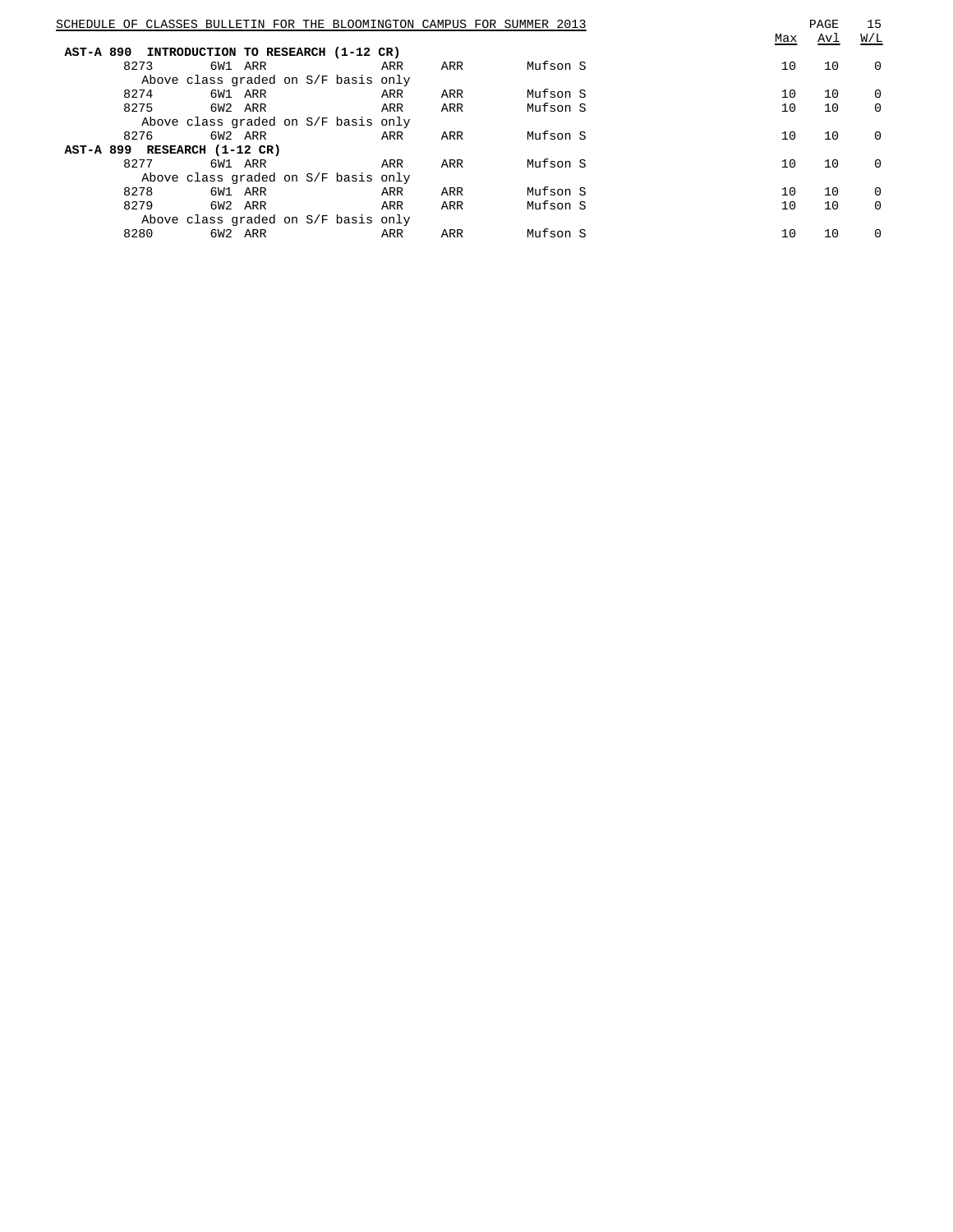**AST-A 890 INTRODUCTION TO RESEARCH (1-12 CR)**

| Class | Session | Time | Days | Room | Instructor | Max | Avl | W/L |
|---|---|---|---|---|---|---|---|---|
| 8273 | 6W1 | ARR | ARR | ARR | Mufson S | 10 | 10 | 0 |
| | Above class graded on S/F basis only | | | | | | | |
| 8274 | 6W1 | ARR | ARR | ARR | Mufson S | 10 | 10 | 0 |
| 8275 | 6W2 | ARR | ARR | ARR | Mufson S | 10 | 10 | 0 |
| | Above class graded on S/F basis only | | | | | | | |
| 8276 | 6W2 | ARR | ARR | ARR | Mufson S | 10 | 10 | 0 |

**AST-A 899 RESEARCH (1-12 CR)**

| Class | Session | Time | Days | Room | Instructor | Max | Avl | W/L |
|---|---|---|---|---|---|---|---|---|
| 8277 | 6W1 | ARR | ARR | ARR | Mufson S | 10 | 10 | 0 |
| | Above class graded on S/F basis only | | | | | | | |
| 8278 | 6W1 | ARR | ARR | ARR | Mufson S | 10 | 10 | 0 |
| 8279 | 6W2 | ARR | ARR | ARR | Mufson S | 10 | 10 | 0 |
| | Above class graded on S/F basis only | | | | | | | |
| 8280 | 6W2 | ARR | ARR | ARR | Mufson S | 10 | 10 | 0 |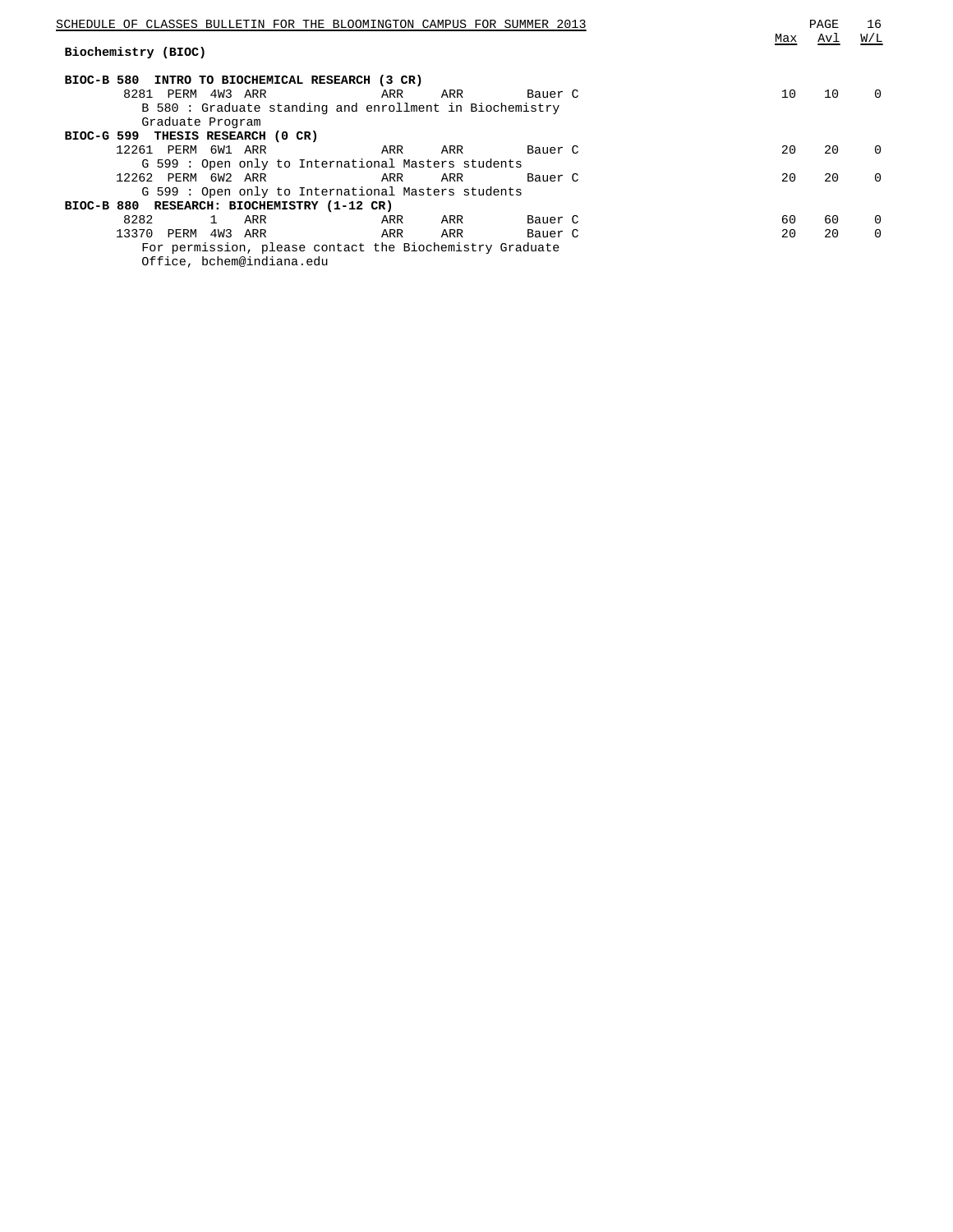## Biochemistry (BIOC)

| | Max | Avl | W/L |
|---|---|---|---|
| **BIOC-B 580 INTRO TO BIOCHEMICAL RESEARCH (3 CR)** | | | |
| 8281 PERM 4W3 ARR ARR ARR Bauer C | 10 | 10 | 0 |
| B 580 : Graduate standing and enrollment in Biochemistry Graduate Program | | | |
| **BIOC-G 599 THESIS RESEARCH (0 CR)** | | | |
| 12261 PERM 6W1 ARR ARR ARR Bauer C | 20 | 20 | 0 |
| G 599 : Open only to International Masters students | | | |
| 12262 PERM 6W2 ARR ARR ARR Bauer C | 20 | 20 | 0 |
| G 599 : Open only to International Masters students | | | |
| **BIOC-B 880 RESEARCH: BIOCHEMISTRY (1-12 CR)** | | | |
| 8282 1 ARR ARR ARR Bauer C | 60 | 60 | 0 |
| 13370 PERM 4W3 ARR ARR ARR Bauer C | 20 | 20 | 0 |
| For permission, please contact the Biochemistry Graduate Office, bchem@indiana.edu | | | |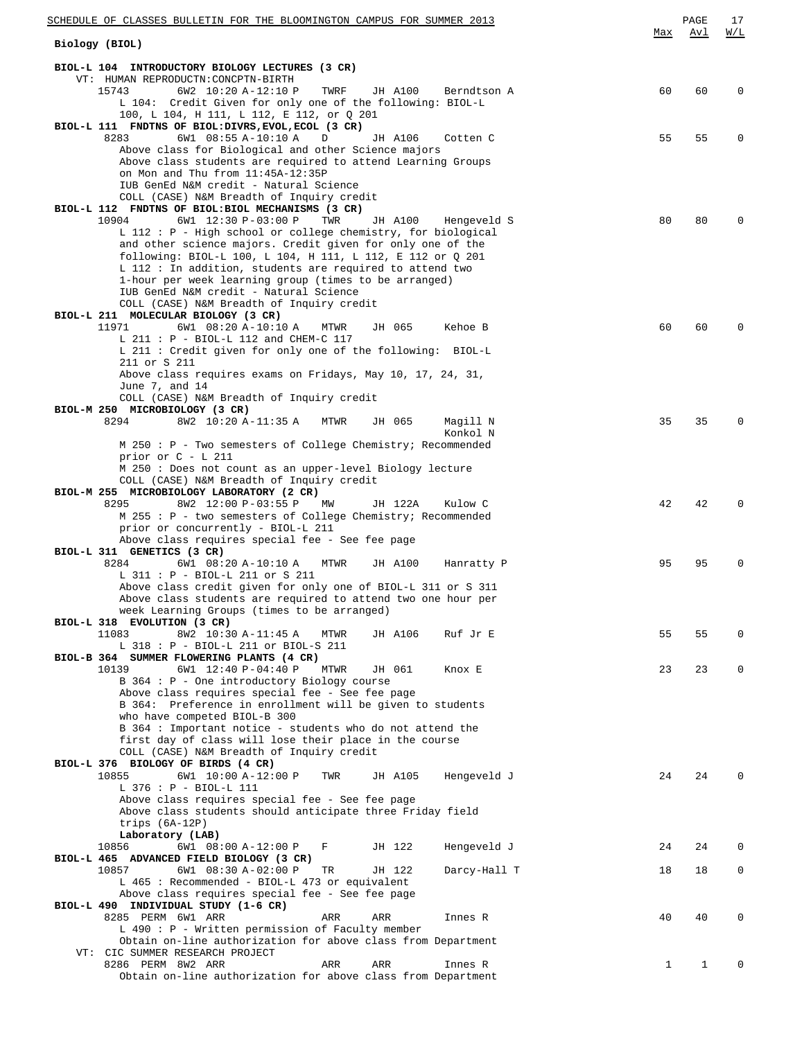## Biology (BIOL)

### BIOL-L 104 INTRODUCTORY BIOLOGY LECTURES (3 CR)

VT: HUMAN REPRODUCTN:CONCPTN-BIRTH

| Class | Session | Time | Days | Room | Instructor | Max | Avl | W/L |
|---|---|---|---|---|---|---|---|---|
| 15743 | 6W2 | 10:20 A-12:10 P | TWRF | JH A100 | Berndtson A | 60 | 60 | 0 |

L 104: Credit Given for only one of the following: BIOL-L 100, L 104, H 111, L 112, E 112, or Q 201

### BIOL-L 111 FNDTNS OF BIOL:DIVRS,EVOL,ECOL (3 CR)

| Class | Session | Time | Days | Room | Instructor | Max | Avl | W/L |
|---|---|---|---|---|---|---|---|---|
| 8283 | 6W1 | 08:55 A-10:10 A | D | JH A106 | Cotten C | 55 | 55 | 0 |

Above class for Biological and other Science majors
Above class students are required to attend Learning Groups on Mon and Thu from 11:45A-12:35P
IUB GenEd N&M credit - Natural Science
COLL (CASE) N&M Breadth of Inquiry credit

### BIOL-L 112 FNDTNS OF BIOL:BIOL MECHANISMS (3 CR)

| Class | Session | Time | Days | Room | Instructor | Max | Avl | W/L |
|---|---|---|---|---|---|---|---|---|
| 10904 | 6W1 | 12:30 P-03:00 P | TWR | JH A100 | Hengeveld S | 80 | 80 | 0 |

L 112 : P - High school or college chemistry, for biological and other science majors. Credit given for only one of the following: BIOL-L 100, L 104, H 111, L 112, E 112 or Q 201
L 112 : In addition, students are required to attend two 1-hour per week learning group (times to be arranged)
IUB GenEd N&M credit - Natural Science
COLL (CASE) N&M Breadth of Inquiry credit

### BIOL-L 211 MOLECULAR BIOLOGY (3 CR)

| Class | Session | Time | Days | Room | Instructor | Max | Avl | W/L |
|---|---|---|---|---|---|---|---|---|
| 11971 | 6W1 | 08:20 A-10:10 A | MTWR | JH 065 | Kehoe B | 60 | 60 | 0 |

L 211 : P - BIOL-L 112 and CHEM-C 117
L 211 : Credit given for only one of the following: BIOL-L 211 or S 211
Above class requires exams on Fridays, May 10, 17, 24, 31, June 7, and 14
COLL (CASE) N&M Breadth of Inquiry credit

### BIOL-M 250 MICROBIOLOGY (3 CR)

| Class | Session | Time | Days | Room | Instructor | Max | Avl | W/L |
|---|---|---|---|---|---|---|---|---|
| 8294 | 8W2 | 10:20 A-11:35 A | MTWR | JH 065 | Magill N, Konkol N | 35 | 35 | 0 |

M 250 : P - Two semesters of College Chemistry; Recommended prior or C - L 211
M 250 : Does not count as an upper-level Biology lecture
COLL (CASE) N&M Breadth of Inquiry credit

### BIOL-M 255 MICROBIOLOGY LABORATORY (2 CR)

| Class | Session | Time | Days | Room | Instructor | Max | Avl | W/L |
|---|---|---|---|---|---|---|---|---|
| 8295 | 8W2 | 12:00 P-03:55 P | MW | JH 122A | Kulow C | 42 | 42 | 0 |

M 255 : P - two semesters of College Chemistry; Recommended prior or concurrently - BIOL-L 211
Above class requires special fee - See fee page

### BIOL-L 311 GENETICS (3 CR)

| Class | Session | Time | Days | Room | Instructor | Max | Avl | W/L |
|---|---|---|---|---|---|---|---|---|
| 8284 | 6W1 | 08:20 A-10:10 A | MTWR | JH A100 | Hanratty P | 95 | 95 | 0 |

L 311 : P - BIOL-L 211 or S 211
Above class credit given for only one of BIOL-L 311 or S 311
Above class students are required to attend two one hour per week Learning Groups (times to be arranged)

### BIOL-L 318 EVOLUTION (3 CR)

| Class | Session | Time | Days | Room | Instructor | Max | Avl | W/L |
|---|---|---|---|---|---|---|---|---|
| 11083 | 8W2 | 10:30 A-11:45 A | MTWR | JH A106 | Ruf Jr E | 55 | 55 | 0 |

L 318 : P - BIOL-L 211 or BIOL-S 211

### BIOL-B 364 SUMMER FLOWERING PLANTS (4 CR)

| Class | Session | Time | Days | Room | Instructor | Max | Avl | W/L |
|---|---|---|---|---|---|---|---|---|
| 10139 | 6W1 | 12:40 P-04:40 P | MTWR | JH 061 | Knox E | 23 | 23 | 0 |

B 364 : P - One introductory Biology course
Above class requires special fee - See fee page
B 364: Preference in enrollment will be given to students who have competed BIOL-B 300
B 364 : Important notice - students who do not attend the first day of class will lose their place in the course
COLL (CASE) N&M Breadth of Inquiry credit

### BIOL-L 376 BIOLOGY OF BIRDS (4 CR)

| Class | Session | Time | Days | Room | Instructor | Max | Avl | W/L |
|---|---|---|---|---|---|---|---|---|
| 10855 | 6W1 | 10:00 A-12:00 P | TWR | JH A105 | Hengeveld J | 24 | 24 | 0 |

L 376 : P - BIOL-L 111
Above class requires special fee - See fee page
Above class students should anticipate three Friday field trips (6A-12P)

**Laboratory (LAB)**

| Class | Session | Time | Days | Room | Instructor | Max | Avl | W/L |
|---|---|---|---|---|---|---|---|---|
| 10856 | 6W1 | 08:00 A-12:00 P | F | JH 122 | Hengeveld J | 24 | 24 | 0 |

### BIOL-L 465 ADVANCED FIELD BIOLOGY (3 CR)

| Class | Session | Time | Days | Room | Instructor | Max | Avl | W/L |
|---|---|---|---|---|---|---|---|---|
| 10857 | 6W1 | 08:30 A-02:00 P | TR | JH 122 | Darcy-Hall T | 18 | 18 | 0 |

L 465 : Recommended - BIOL-L 473 or equivalent
Above class requires special fee - See fee page

### BIOL-L 490 INDIVIDUAL STUDY (1-6 CR)

| Class | Session | Time | Days | Room | Instructor | Max | Avl | W/L |
|---|---|---|---|---|---|---|---|---|
| 8285 PERM | 6W1 | ARR | ARR | ARR | Innes R | 40 | 40 | 0 |

L 490 : P - Written permission of Faculty member
Obtain on-line authorization for above class from Department

VT: CIC SUMMER RESEARCH PROJECT

| Class | Session | Time | Days | Room | Instructor | Max | Avl | W/L |
|---|---|---|---|---|---|---|---|---|
| 8286 PERM | 8W2 | ARR | ARR | ARR | Innes R | 1 | 1 | 0 |

Obtain on-line authorization for above class from Department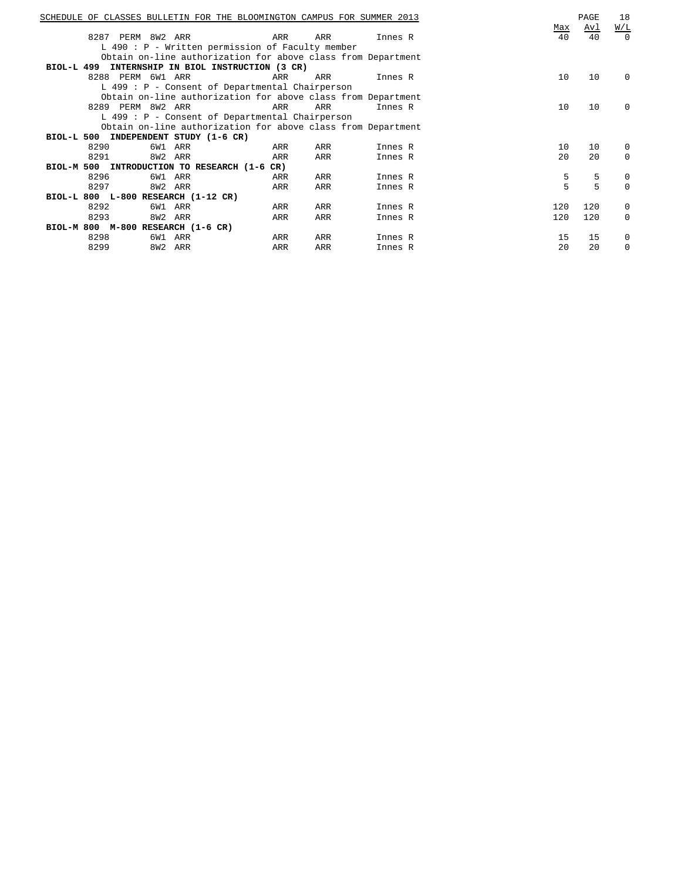| | | | | | | | | Max | Avl | W/L |
|---|---|---|---|---|---|---|---|---|---|---|
| 8287 | PERM | 8W2 | ARR | ARR | ARR | Innes R | | 40 | 40 | 0 |

L 490 : P - Written permission of Faculty member
Obtain on-line authorization for above class from Department

**BIOL-L 499 INTERNSHIP IN BIOL INSTRUCTION (3 CR)**

| | | | | | | | | Max | Avl | W/L |
|---|---|---|---|---|---|---|---|---|---|---|
| 8288 | PERM | 6W1 | ARR | ARR | ARR | Innes R | | 10 | 10 | 0 |

L 499 : P - Consent of Departmental Chairperson
Obtain on-line authorization for above class from Department

| | | | | | | | | Max | Avl | W/L |
|---|---|---|---|---|---|---|---|---|---|---|
| 8289 | PERM | 8W2 | ARR | ARR | ARR | Innes R | | 10 | 10 | 0 |

L 499 : P - Consent of Departmental Chairperson
Obtain on-line authorization for above class from Department

**BIOL-L 500 INDEPENDENT STUDY (1-6 CR)**

| | | | | | | | Max | Avl | W/L |
|---|---|---|---|---|---|---|---|---|---|
| 8290 | 6W1 | ARR | ARR | ARR | Innes R | | 10 | 10 | 0 |
| 8291 | 8W2 | ARR | ARR | ARR | Innes R | | 20 | 20 | 0 |

**BIOL-M 500 INTRODUCTION TO RESEARCH (1-6 CR)**

| | | | | | | | Max | Avl | W/L |
|---|---|---|---|---|---|---|---|---|---|
| 8296 | 6W1 | ARR | ARR | ARR | Innes R | | 5 | 5 | 0 |
| 8297 | 8W2 | ARR | ARR | ARR | Innes R | | 5 | 5 | 0 |

**BIOL-L 800 L-800 RESEARCH (1-12 CR)**

| | | | | | | | Max | Avl | W/L |
|---|---|---|---|---|---|---|---|---|---|
| 8292 | 6W1 | ARR | ARR | ARR | Innes R | | 120 | 120 | 0 |
| 8293 | 8W2 | ARR | ARR | ARR | Innes R | | 120 | 120 | 0 |

**BIOL-M 800 M-800 RESEARCH (1-6 CR)**

| | | | | | | | Max | Avl | W/L |
|---|---|---|---|---|---|---|---|---|---|
| 8298 | 6W1 | ARR | ARR | ARR | Innes R | | 15 | 15 | 0 |
| 8299 | 8W2 | ARR | ARR | ARR | Innes R | | 20 | 20 | 0 |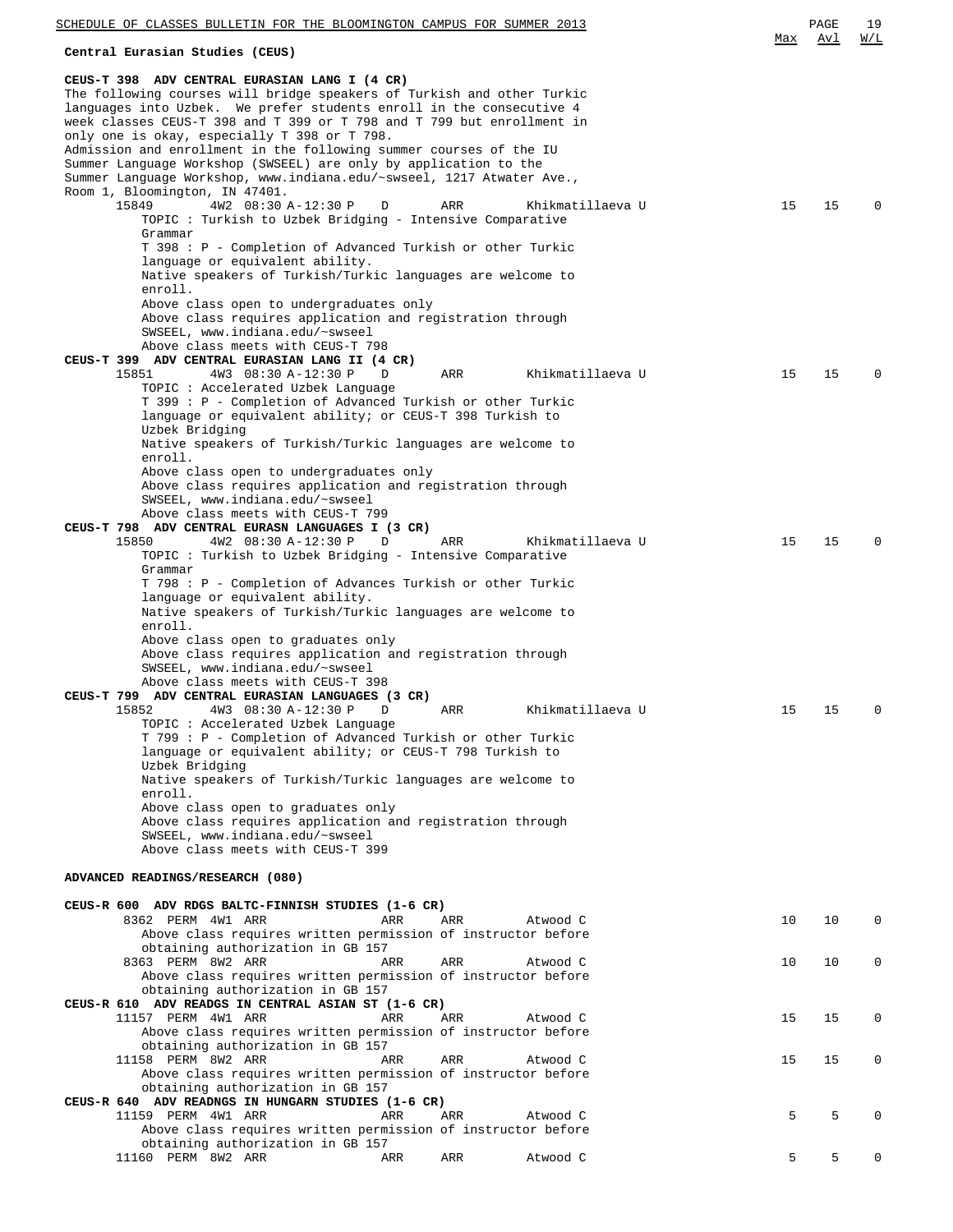**Central Eurasian Studies (CEUS)**

**CEUS-T 398 ADV CENTRAL EURASIAN LANG I (4 CR)**

The following courses will bridge speakers of Turkish and other Turkic languages into Uzbek. We prefer students enroll in the consecutive 4 week classes CEUS-T 398 and T 399 or T 798 and T 799 but enrollment in only one is okay, especially T 398 or T 798.
Admission and enrollment in the following summer courses of the IU Summer Language Workshop (SWSEEL) are only by application to the Summer Language Workshop, www.indiana.edu/~swseel, 1217 Atwater Ave., Room 1, Bloomington, IN 47401.

| Class | Session | Time | Days | Room | Instructor | Max | Avl | W/L |
|---|---|---|---|---|---|---|---|---|
| 15849 | 4W2 | 08:30 A-12:30 P | D | ARR | Khikmatillaeva U | 15 | 15 | 0 |

TOPIC : Turkish to Uzbek Bridging - Intensive Comparative Grammar
T 398 : P - Completion of Advanced Turkish or other Turkic language or equivalent ability.
Native speakers of Turkish/Turkic languages are welcome to enroll.
Above class open to undergraduates only
Above class requires application and registration through SWSEEL, www.indiana.edu/~swseel
Above class meets with CEUS-T 798

**CEUS-T 399 ADV CENTRAL EURASIAN LANG II (4 CR)**

| Class | Session | Time | Days | Room | Instructor | Max | Avl | W/L |
|---|---|---|---|---|---|---|---|---|
| 15851 | 4W3 | 08:30 A-12:30 P | D | ARR | Khikmatillaeva U | 15 | 15 | 0 |

TOPIC : Accelerated Uzbek Language
T 399 : P - Completion of Advanced Turkish or other Turkic language or equivalent ability; or CEUS-T 398 Turkish to Uzbek Bridging
Native speakers of Turkish/Turkic languages are welcome to enroll.
Above class open to undergraduates only
Above class requires application and registration through SWSEEL, www.indiana.edu/~swseel
Above class meets with CEUS-T 799

**CEUS-T 798 ADV CENTRAL EURASN LANGUAGES I (3 CR)**

| Class | Session | Time | Days | Room | Instructor | Max | Avl | W/L |
|---|---|---|---|---|---|---|---|---|
| 15850 | 4W2 | 08:30 A-12:30 P | D | ARR | Khikmatillaeva U | 15 | 15 | 0 |

TOPIC : Turkish to Uzbek Bridging - Intensive Comparative Grammar
T 798 : P - Completion of Advances Turkish or other Turkic language or equivalent ability.
Native speakers of Turkish/Turkic languages are welcome to enroll.
Above class open to graduates only
Above class requires application and registration through SWSEEL, www.indiana.edu/~swseel
Above class meets with CEUS-T 398

**CEUS-T 799 ADV CENTRAL EURASIAN LANGUAGES (3 CR)**

| Class | Session | Time | Days | Room | Instructor | Max | Avl | W/L |
|---|---|---|---|---|---|---|---|---|
| 15852 | 4W3 | 08:30 A-12:30 P | D | ARR | Khikmatillaeva U | 15 | 15 | 0 |

TOPIC : Accelerated Uzbek Language
T 799 : P - Completion of Advanced Turkish or other Turkic language or equivalent ability; or CEUS-T 798 Turkish to Uzbek Bridging
Native speakers of Turkish/Turkic languages are welcome to enroll.
Above class open to graduates only
Above class requires application and registration through SWSEEL, www.indiana.edu/~swseel
Above class meets with CEUS-T 399

**ADVANCED READINGS/RESEARCH (080)**

**CEUS-R 600 ADV RDGS BALTC-FINNISH STUDIES (1-6 CR)**

| Class | Session | Time | Days | Room | Instructor | Max | Avl | W/L |
|---|---|---|---|---|---|---|---|---|
| 8362 PERM | 4W1 | ARR | ARR | ARR | Atwood C | 10 | 10 | 0 |

Above class requires written permission of instructor before obtaining authorization in GB 157

| Class | Session | Time | Days | Room | Instructor | Max | Avl | W/L |
|---|---|---|---|---|---|---|---|---|
| 8363 PERM | 8W2 | ARR | ARR | ARR | Atwood C | 10 | 10 | 0 |

Above class requires written permission of instructor before obtaining authorization in GB 157

**CEUS-R 610 ADV READGS IN CENTRAL ASIAN ST (1-6 CR)**

| Class | Session | Time | Days | Room | Instructor | Max | Avl | W/L |
|---|---|---|---|---|---|---|---|---|
| 11157 PERM | 4W1 | ARR | ARR | ARR | Atwood C | 15 | 15 | 0 |

Above class requires written permission of instructor before obtaining authorization in GB 157

| Class | Session | Time | Days | Room | Instructor | Max | Avl | W/L |
|---|---|---|---|---|---|---|---|---|
| 11158 PERM | 8W2 | ARR | ARR | ARR | Atwood C | 15 | 15 | 0 |

Above class requires written permission of instructor before obtaining authorization in GB 157

**CEUS-R 640 ADV READNGS IN HUNGARN STUDIES (1-6 CR)**

| Class | Session | Time | Days | Room | Instructor | Max | Avl | W/L |
|---|---|---|---|---|---|---|---|---|
| 11159 PERM | 4W1 | ARR | ARR | ARR | Atwood C | 5 | 5 | 0 |

Above class requires written permission of instructor before obtaining authorization in GB 157

| Class | Session | Time | Days | Room | Instructor | Max | Avl | W/L |
|---|---|---|---|---|---|---|---|---|
| 11160 PERM | 8W2 | ARR | ARR | ARR | Atwood C | 5 | 5 | 0 |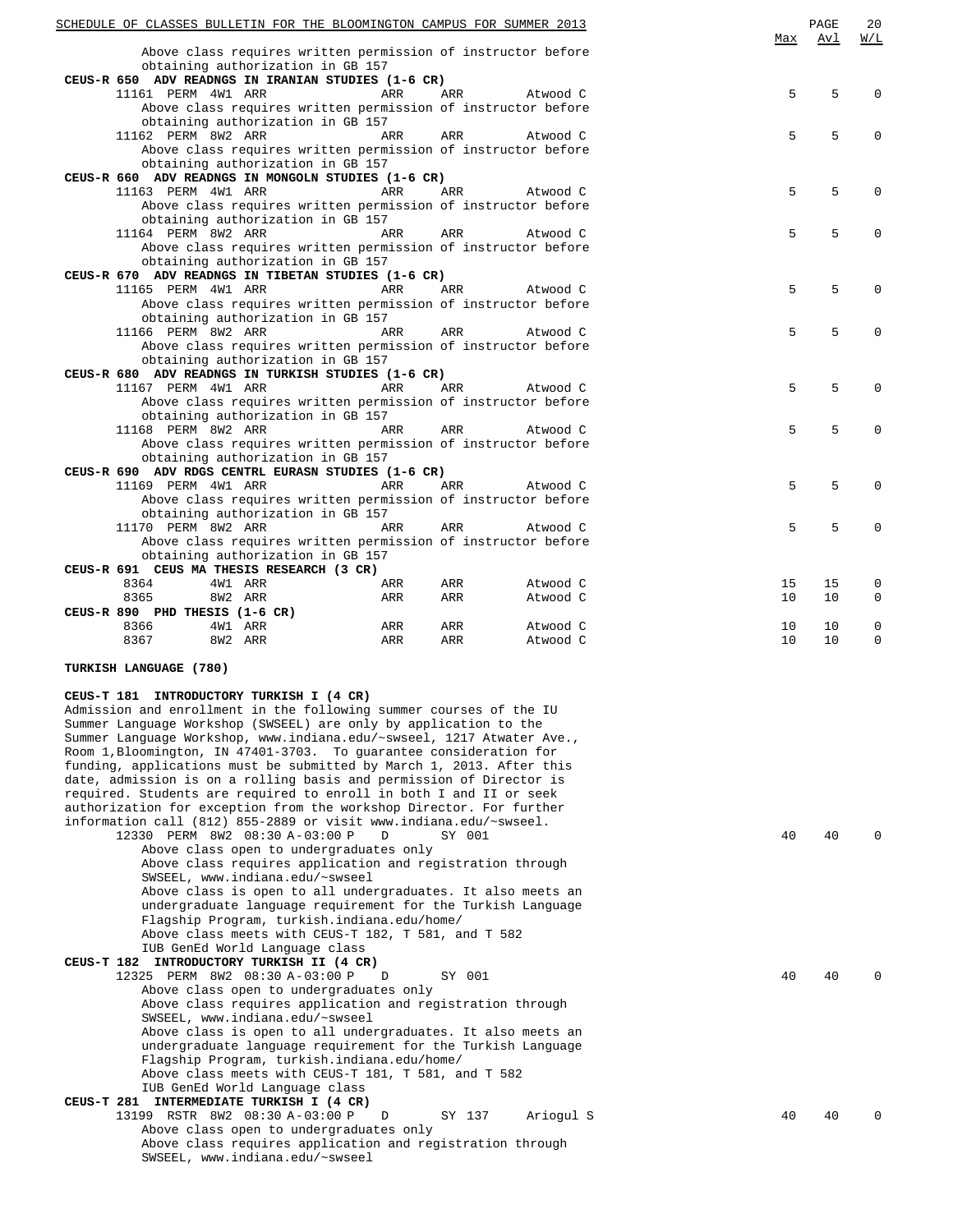| | Max | Avl | W/L |
|---|---|---|---|
| Above class requires written permission of instructor before obtaining authorization in GB 157 | | | |
| **CEUS-R 650 ADV READNGS IN IRANIAN STUDIES (1-6 CR)** | | | |
| 11161 PERM 4W1 ARR ARR ARR Atwood C | 5 | 5 | 0 |
| Above class requires written permission of instructor before obtaining authorization in GB 157 | | | |
| 11162 PERM 8W2 ARR ARR ARR Atwood C | 5 | 5 | 0 |
| Above class requires written permission of instructor before obtaining authorization in GB 157 | | | |
| **CEUS-R 660 ADV READNGS IN MONGOLN STUDIES (1-6 CR)** | | | |
| 11163 PERM 4W1 ARR ARR ARR Atwood C | 5 | 5 | 0 |
| Above class requires written permission of instructor before obtaining authorization in GB 157 | | | |
| 11164 PERM 8W2 ARR ARR ARR Atwood C | 5 | 5 | 0 |
| Above class requires written permission of instructor before obtaining authorization in GB 157 | | | |
| **CEUS-R 670 ADV READNGS IN TIBETAN STUDIES (1-6 CR)** | | | |
| 11165 PERM 4W1 ARR ARR ARR Atwood C | 5 | 5 | 0 |
| Above class requires written permission of instructor before obtaining authorization in GB 157 | | | |
| 11166 PERM 8W2 ARR ARR ARR Atwood C | 5 | 5 | 0 |
| Above class requires written permission of instructor before obtaining authorization in GB 157 | | | |
| **CEUS-R 680 ADV READNGS IN TURKISH STUDIES (1-6 CR)** | | | |
| 11167 PERM 4W1 ARR ARR ARR Atwood C | 5 | 5 | 0 |
| Above class requires written permission of instructor before obtaining authorization in GB 157 | | | |
| 11168 PERM 8W2 ARR ARR ARR Atwood C | 5 | 5 | 0 |
| Above class requires written permission of instructor before obtaining authorization in GB 157 | | | |
| **CEUS-R 690 ADV RDGS CENTRL EURASN STUDIES (1-6 CR)** | | | |
| 11169 PERM 4W1 ARR ARR ARR Atwood C | 5 | 5 | 0 |
| Above class requires written permission of instructor before obtaining authorization in GB 157 | | | |
| 11170 PERM 8W2 ARR ARR ARR Atwood C | 5 | 5 | 0 |
| Above class requires written permission of instructor before obtaining authorization in GB 157 | | | |
| **CEUS-R 691 CEUS MA THESIS RESEARCH (3 CR)** | | | |
| 8364 4W1 ARR ARR ARR Atwood C | 15 | 15 | 0 |
| 8365 8W2 ARR ARR ARR Atwood C | 10 | 10 | 0 |
| **CEUS-R 890 PHD THESIS (1-6 CR)** | | | |
| 8366 4W1 ARR ARR ARR Atwood C | 10 | 10 | 0 |
| 8367 8W2 ARR ARR ARR Atwood C | 10 | 10 | 0 |

**TURKISH LANGUAGE (780)**

**CEUS-T 181 INTRODUCTORY TURKISH I (4 CR)**

Admission and enrollment in the following summer courses of the IU Summer Language Workshop (SWSEEL) are only by application to the Summer Language Workshop, www.indiana.edu/~swseel, 1217 Atwater Ave., Room 1,Bloomington, IN 47401-3703. To guarantee consideration for funding, applications must be submitted by March 1, 2013. After this date, admission is on a rolling basis and permission of Director is required. Students are required to enroll in both I and II or seek authorization for exception from the workshop Director. For further information call (812) 855-2889 or visit www.indiana.edu/~swseel.

| | Max | Avl | W/L |
|---|---|---|---|
| 12330 PERM 8W2 08:30 A-03:00 P D SY 001 | 40 | 40 | 0 |
| Above class open to undergraduates only<br>Above class requires application and registration through SWSEEL, www.indiana.edu/~swseel<br>Above class is open to all undergraduates. It also meets an undergraduate language requirement for the Turkish Language Flagship Program, turkish.indiana.edu/home/<br>Above class meets with CEUS-T 182, T 581, and T 582<br>IUB GenEd World Language class | | | |
| **CEUS-T 182 INTRODUCTORY TURKISH II (4 CR)** | | | |
| 12325 PERM 8W2 08:30 A-03:00 P D SY 001 | 40 | 40 | 0 |
| Above class open to undergraduates only<br>Above class requires application and registration through SWSEEL, www.indiana.edu/~swseel<br>Above class is open to all undergraduates. It also meets an undergraduate language requirement for the Turkish Language Flagship Program, turkish.indiana.edu/home/<br>Above class meets with CEUS-T 181, T 581, and T 582<br>IUB GenEd World Language class | | | |
| **CEUS-T 281 INTERMEDIATE TURKISH I (4 CR)** | | | |
| 13199 RSTR 8W2 08:30 A-03:00 P D SY 137 Ariogul S | 40 | 40 | 0 |
| Above class open to undergraduates only<br>Above class requires application and registration through SWSEEL, www.indiana.edu/~swseel | | | |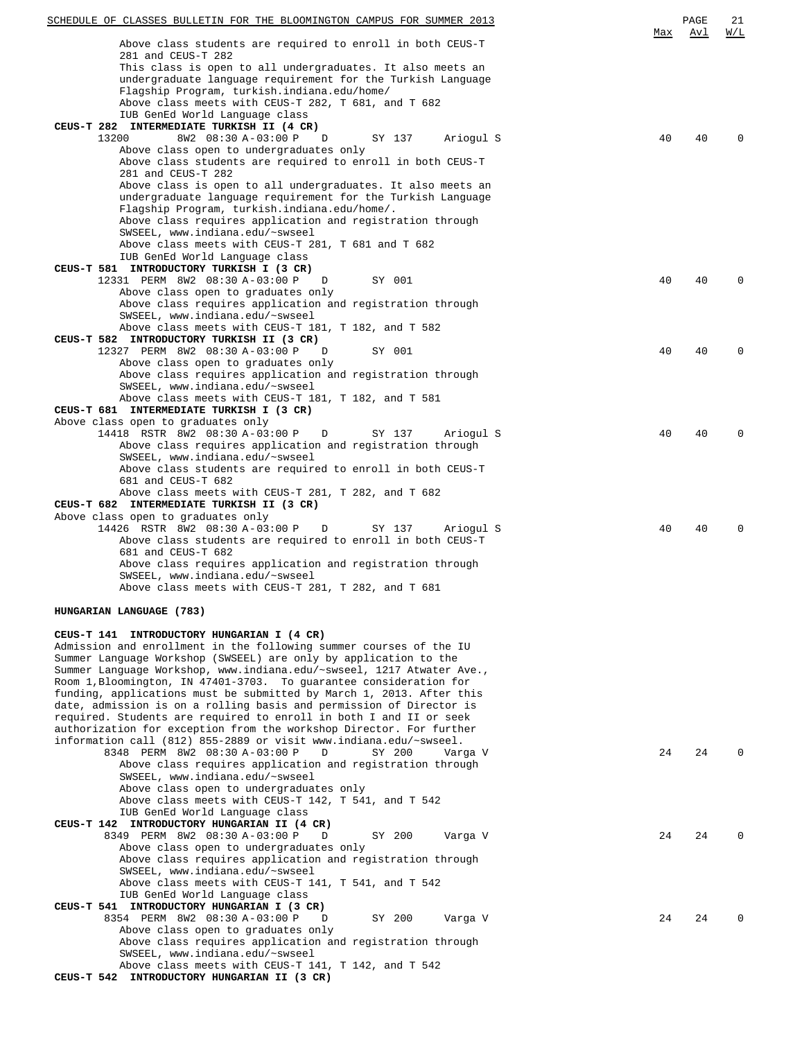| | Max | Avl | W/L |
|---|---|---|---|
| Above class students are required to enroll in both CEUS-T 281 and CEUS-T 282 | | | |
| This class is open to all undergraduates. It also meets an undergraduate language requirement for the Turkish Language Flagship Program, turkish.indiana.edu/home/ | | | |
| Above class meets with CEUS-T 282, T 681, and T 682 | | | |
| IUB GenEd World Language class | | | |
| **CEUS-T 282 INTERMEDIATE TURKISH II (4 CR)** | | | |
| 13200 8W2 08:30 A-03:00 P D SY 137 Ariogul S | 40 | 40 | 0 |
| Above class open to undergraduates only | | | |
| Above class students are required to enroll in both CEUS-T 281 and CEUS-T 282 | | | |
| Above class is open to all undergraduates. It also meets an undergraduate language requirement for the Turkish Language Flagship Program, turkish.indiana.edu/home/. | | | |
| Above class requires application and registration through SWSEEL, www.indiana.edu/~swseel | | | |
| Above class meets with CEUS-T 281, T 681 and T 682 | | | |
| IUB GenEd World Language class | | | |
| **CEUS-T 581 INTRODUCTORY TURKISH I (3 CR)** | | | |
| 12331 PERM 8W2 08:30 A-03:00 P D SY 001 | 40 | 40 | 0 |
| Above class open to graduates only | | | |
| Above class requires application and registration through SWSEEL, www.indiana.edu/~swseel | | | |
| Above class meets with CEUS-T 181, T 182, and T 582 | | | |
| **CEUS-T 582 INTRODUCTORY TURKISH II (3 CR)** | | | |
| 12327 PERM 8W2 08:30 A-03:00 P D SY 001 | 40 | 40 | 0 |
| Above class open to graduates only | | | |
| Above class requires application and registration through SWSEEL, www.indiana.edu/~swseel | | | |
| Above class meets with CEUS-T 181, T 182, and T 581 | | | |
| **CEUS-T 681 INTERMEDIATE TURKISH I (3 CR)** | | | |
| Above class open to graduates only | | | |
| 14418 RSTR 8W2 08:30 A-03:00 P D SY 137 Ariogul S | 40 | 40 | 0 |
| Above class requires application and registration through SWSEEL, www.indiana.edu/~swseel | | | |
| Above class students are required to enroll in both CEUS-T 681 and CEUS-T 682 | | | |
| Above class meets with CEUS-T 281, T 282, and T 682 | | | |
| **CEUS-T 682 INTERMEDIATE TURKISH II (3 CR)** | | | |
| Above class open to graduates only | | | |
| 14426 RSTR 8W2 08:30 A-03:00 P D SY 137 Ariogul S | 40 | 40 | 0 |
| Above class students are required to enroll in both CEUS-T 681 and CEUS-T 682 | | | |
| Above class requires application and registration through SWSEEL, www.indiana.edu/~swseel | | | |
| Above class meets with CEUS-T 281, T 282, and T 681 | | | |

**HUNGARIAN LANGUAGE (783)**

**CEUS-T 141 INTRODUCTORY HUNGARIAN I (4 CR)**

Admission and enrollment in the following summer courses of the IU Summer Language Workshop (SWSEEL) are only by application to the Summer Language Workshop, www.indiana.edu/~swseel, 1217 Atwater Ave., Room 1,Bloomington, IN 47401-3703. To guarantee consideration for funding, applications must be submitted by March 1, 2013. After this date, admission is on a rolling basis and permission of Director is required. Students are required to enroll in both I and II or seek authorization for exception from the workshop Director. For further information call (812) 855-2889 or visit www.indiana.edu/~swseel.

| | Max | Avl | W/L |
|---|---|---|---|
| 8348 PERM 8W2 08:30 A-03:00 P D SY 200 Varga V | 24 | 24 | 0 |
| Above class requires application and registration through SWSEEL, www.indiana.edu/~swseel | | | |
| Above class open to undergraduates only | | | |
| Above class meets with CEUS-T 142, T 541, and T 542 | | | |
| IUB GenEd World Language class | | | |
| **CEUS-T 142 INTRODUCTORY HUNGARIAN II (4 CR)** | | | |
| 8349 PERM 8W2 08:30 A-03:00 P D SY 200 Varga V | 24 | 24 | 0 |
| Above class open to undergraduates only | | | |
| Above class requires application and registration through SWSEEL, www.indiana.edu/~swseel | | | |
| Above class meets with CEUS-T 141, T 541, and T 542 | | | |
| IUB GenEd World Language class | | | |
| **CEUS-T 541 INTRODUCTORY HUNGARIAN I (3 CR)** | | | |
| 8354 PERM 8W2 08:30 A-03:00 P D SY 200 Varga V | 24 | 24 | 0 |
| Above class open to graduates only | | | |
| Above class requires application and registration through SWSEEL, www.indiana.edu/~swseel | | | |
| Above class meets with CEUS-T 141, T 142, and T 542 | | | |

**CEUS-T 542 INTRODUCTORY HUNGARIAN II (3 CR)**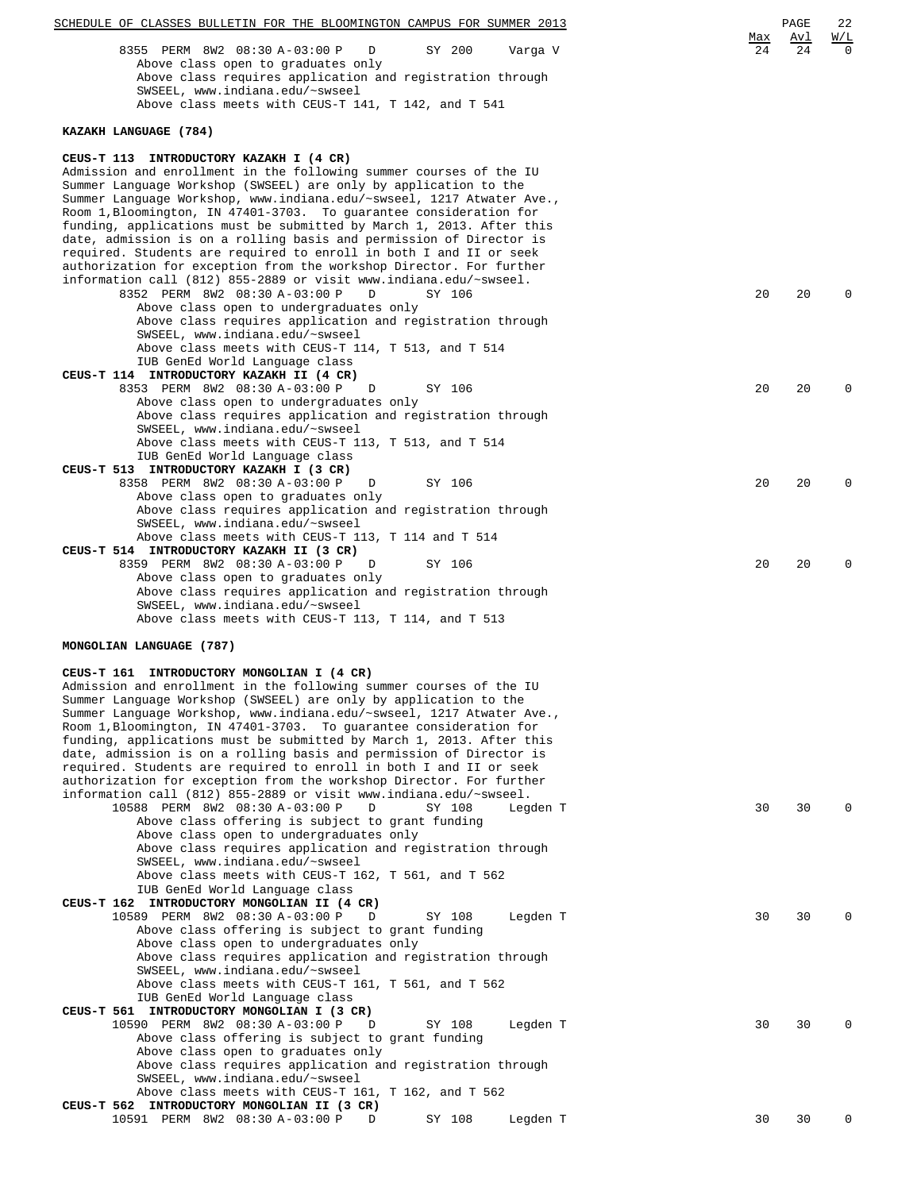| | Max | Avl | W/L |
|---|---|---|---|
| 8355 PERM 8W2 08:30 A-03:00 P D SY 200 Varga V | 24 | 24 | 0 |

Above class open to graduates only
Above class requires application and registration through SWSEEL, www.indiana.edu/~swseel
Above class meets with CEUS-T 141, T 142, and T 541

## KAZAKH LANGUAGE (784)

**CEUS-T 113 INTRODUCTORY KAZAKH I (4 CR)**

Admission and enrollment in the following summer courses of the IU Summer Language Workshop (SWSEEL) are only by application to the Summer Language Workshop, www.indiana.edu/~swseel, 1217 Atwater Ave., Room 1,Bloomington, IN 47401-3703. To guarantee consideration for funding, applications must be submitted by March 1, 2013. After this date, admission is on a rolling basis and permission of Director is required. Students are required to enroll in both I and II or seek authorization for exception from the workshop Director. For further information call (812) 855-2889 or visit www.indiana.edu/~swseel.

| | Max | Avl | W/L |
|---|---|---|---|
| 8352 PERM 8W2 08:30 A-03:00 P D SY 106 | 20 | 20 | 0 |

Above class open to undergraduates only
Above class requires application and registration through SWSEEL, www.indiana.edu/~swseel
Above class meets with CEUS-T 114, T 513, and T 514
IUB GenEd World Language class

**CEUS-T 114 INTRODUCTORY KAZAKH II (4 CR)**

| | Max | Avl | W/L |
|---|---|---|---|
| 8353 PERM 8W2 08:30 A-03:00 P D SY 106 | 20 | 20 | 0 |

Above class open to undergraduates only
Above class requires application and registration through SWSEEL, www.indiana.edu/~swseel
Above class meets with CEUS-T 113, T 513, and T 514
IUB GenEd World Language class

**CEUS-T 513 INTRODUCTORY KAZAKH I (3 CR)**

| | Max | Avl | W/L |
|---|---|---|---|
| 8358 PERM 8W2 08:30 A-03:00 P D SY 106 | 20 | 20 | 0 |

Above class open to graduates only
Above class requires application and registration through SWSEEL, www.indiana.edu/~swseel
Above class meets with CEUS-T 113, T 114 and T 514

**CEUS-T 514 INTRODUCTORY KAZAKH II (3 CR)**

| | Max | Avl | W/L |
|---|---|---|---|
| 8359 PERM 8W2 08:30 A-03:00 P D SY 106 | 20 | 20 | 0 |

Above class open to graduates only
Above class requires application and registration through SWSEEL, www.indiana.edu/~swseel
Above class meets with CEUS-T 113, T 114, and T 513

## MONGOLIAN LANGUAGE (787)

**CEUS-T 161 INTRODUCTORY MONGOLIAN I (4 CR)**

Admission and enrollment in the following summer courses of the IU Summer Language Workshop (SWSEEL) are only by application to the Summer Language Workshop, www.indiana.edu/~swseel, 1217 Atwater Ave., Room 1,Bloomington, IN 47401-3703. To guarantee consideration for funding, applications must be submitted by March 1, 2013. After this date, admission is on a rolling basis and permission of Director is required. Students are required to enroll in both I and II or seek authorization for exception from the workshop Director. For further information call (812) 855-2889 or visit www.indiana.edu/~swseel.

| | Max | Avl | W/L |
|---|---|---|---|
| 10588 PERM 8W2 08:30 A-03:00 P D SY 108 Legden T | 30 | 30 | 0 |

Above class offering is subject to grant funding
Above class open to undergraduates only
Above class requires application and registration through SWSEEL, www.indiana.edu/~swseel
Above class meets with CEUS-T 162, T 561, and T 562
IUB GenEd World Language class

**CEUS-T 162 INTRODUCTORY MONGOLIAN II (4 CR)**

| | Max | Avl | W/L |
|---|---|---|---|
| 10589 PERM 8W2 08:30 A-03:00 P D SY 108 Legden T | 30 | 30 | 0 |

Above class offering is subject to grant funding
Above class open to undergraduates only
Above class requires application and registration through SWSEEL, www.indiana.edu/~swseel
Above class meets with CEUS-T 161, T 561, and T 562
IUB GenEd World Language class

**CEUS-T 561 INTRODUCTORY MONGOLIAN I (3 CR)**

| | Max | Avl | W/L |
|---|---|---|---|
| 10590 PERM 8W2 08:30 A-03:00 P D SY 108 Legden T | 30 | 30 | 0 |

Above class offering is subject to grant funding
Above class open to graduates only
Above class requires application and registration through SWSEEL, www.indiana.edu/~swseel
Above class meets with CEUS-T 161, T 162, and T 562

**CEUS-T 562 INTRODUCTORY MONGOLIAN II (3 CR)**

| | Max | Avl | W/L |
|---|---|---|---|
| 10591 PERM 8W2 08:30 A-03:00 P D SY 108 Legden T | 30 | 30 | 0 |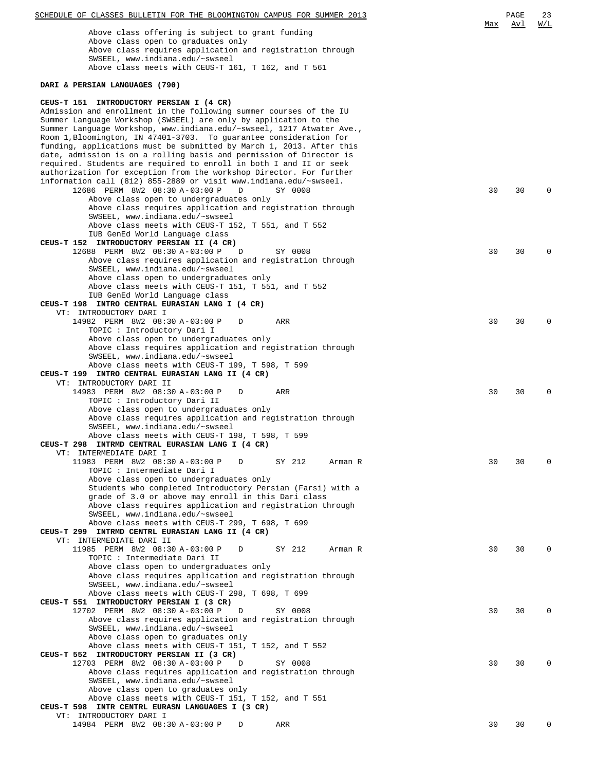Above class offering is subject to grant funding
Above class open to graduates only
Above class requires application and registration through SWSEEL, www.indiana.edu/~swseel
Above class meets with CEUS-T 161, T 162, and T 561

## DARI & PERSIAN LANGUAGES (790)

**CEUS-T 151 INTRODUCTORY PERSIAN I (4 CR)**

Admission and enrollment in the following summer courses of the IU Summer Language Workshop (SWSEEL) are only by application to the Summer Language Workshop, www.indiana.edu/~swseel, 1217 Atwater Ave., Room 1,Bloomington, IN 47401-3703. To guarantee consideration for funding, applications must be submitted by March 1, 2013. After this date, admission is on a rolling basis and permission of Director is required. Students are required to enroll in both I and II or seek authorization for exception from the workshop Director. For further information call (812) 855-2889 or visit www.indiana.edu/~swseel.

| Class | Type | Session | Time | Days | Room | Instructor | Max | Avl | W/L |
|---|---|---|---|---|---|---|---|---|---|
| 12686 | PERM | 8W2 | 08:30 A-03:00 P | D | SY 0008 | | 30 | 30 | 0 |

Above class open to undergraduates only
Above class requires application and registration through SWSEEL, www.indiana.edu/~swseel
Above class meets with CEUS-T 152, T 551, and T 552
IUB GenEd World Language class

**CEUS-T 152 INTRODUCTORY PERSIAN II (4 CR)**

| Class | Type | Session | Time | Days | Room | Instructor | Max | Avl | W/L |
|---|---|---|---|---|---|---|---|---|---|
| 12688 | PERM | 8W2 | 08:30 A-03:00 P | D | SY 0008 | | 30 | 30 | 0 |

Above class requires application and registration through SWSEEL, www.indiana.edu/~swseel
Above class open to undergraduates only
Above class meets with CEUS-T 151, T 551, and T 552
IUB GenEd World Language class

**CEUS-T 198 INTRO CENTRAL EURASIAN LANG I (4 CR)**

VT: INTRODUCTORY DARI I

| Class | Type | Session | Time | Days | Room | Instructor | Max | Avl | W/L |
|---|---|---|---|---|---|---|---|---|---|
| 14982 | PERM | 8W2 | 08:30 A-03:00 P | D | ARR | | 30 | 30 | 0 |

TOPIC : Introductory Dari I
Above class open to undergraduates only
Above class requires application and registration through SWSEEL, www.indiana.edu/~swseel
Above class meets with CEUS-T 199, T 598, T 599

**CEUS-T 199 INTRO CENTRAL EURASIAN LANG II (4 CR)**

VT: INTRODUCTORY DARI II

| Class | Type | Session | Time | Days | Room | Instructor | Max | Avl | W/L |
|---|---|---|---|---|---|---|---|---|---|
| 14983 | PERM | 8W2 | 08:30 A-03:00 P | D | ARR | | 30 | 30 | 0 |

TOPIC : Introductory Dari II
Above class open to undergraduates only
Above class requires application and registration through SWSEEL, www.indiana.edu/~swseel
Above class meets with CEUS-T 198, T 598, T 599

**CEUS-T 298 INTRMD CENTRAL EURASIAN LANG I (4 CR)**

VT: INTERMEDIATE DARI I

| Class | Type | Session | Time | Days | Room | Instructor | Max | Avl | W/L |
|---|---|---|---|---|---|---|---|---|---|
| 11983 | PERM | 8W2 | 08:30 A-03:00 P | D | SY 212 | Arman R | 30 | 30 | 0 |

TOPIC : Intermediate Dari I
Above class open to undergraduates only
Students who completed Introductory Persian (Farsi) with a grade of 3.0 or above may enroll in this Dari class
Above class requires application and registration through SWSEEL, www.indiana.edu/~swseel
Above class meets with CEUS-T 299, T 698, T 699

**CEUS-T 299 INTRMD CENTRL EURASIAN LANG II (4 CR)**

VT: INTERMEDIATE DARI II

| Class | Type | Session | Time | Days | Room | Instructor | Max | Avl | W/L |
|---|---|---|---|---|---|---|---|---|---|
| 11985 | PERM | 8W2 | 08:30 A-03:00 P | D | SY 212 | Arman R | 30 | 30 | 0 |

TOPIC : Intermediate Dari II
Above class open to undergraduates only
Above class requires application and registration through SWSEEL, www.indiana.edu/~swseel
Above class meets with CEUS-T 298, T 698, T 699

**CEUS-T 551 INTRODUCTORY PERSIAN I (3 CR)**

| Class | Type | Session | Time | Days | Room | Instructor | Max | Avl | W/L |
|---|---|---|---|---|---|---|---|---|---|
| 12702 | PERM | 8W2 | 08:30 A-03:00 P | D | SY 0008 | | 30 | 30 | 0 |

Above class requires application and registration through SWSEEL, www.indiana.edu/~swseel
Above class open to graduates only
Above class meets with CEUS-T 151, T 152, and T 552

**CEUS-T 552 INTRODUCTORY PERSIAN II (3 CR)**

| Class | Type | Session | Time | Days | Room | Instructor | Max | Avl | W/L |
|---|---|---|---|---|---|---|---|---|---|
| 12703 | PERM | 8W2 | 08:30 A-03:00 P | D | SY 0008 | | 30 | 30 | 0 |

Above class requires application and registration through SWSEEL, www.indiana.edu/~swseel
Above class open to graduates only
Above class meets with CEUS-T 151, T 152, and T 551

**CEUS-T 598 INTR CENTRL EURASN LANGUAGES I (3 CR)**

VT: INTRODUCTORY DARI I

| Class | Type | Session | Time | Days | Room | Instructor | Max | Avl | W/L |
|---|---|---|---|---|---|---|---|---|---|
| 14984 | PERM | 8W2 | 08:30 A-03:00 P | D | ARR | | 30 | 30 | 0 |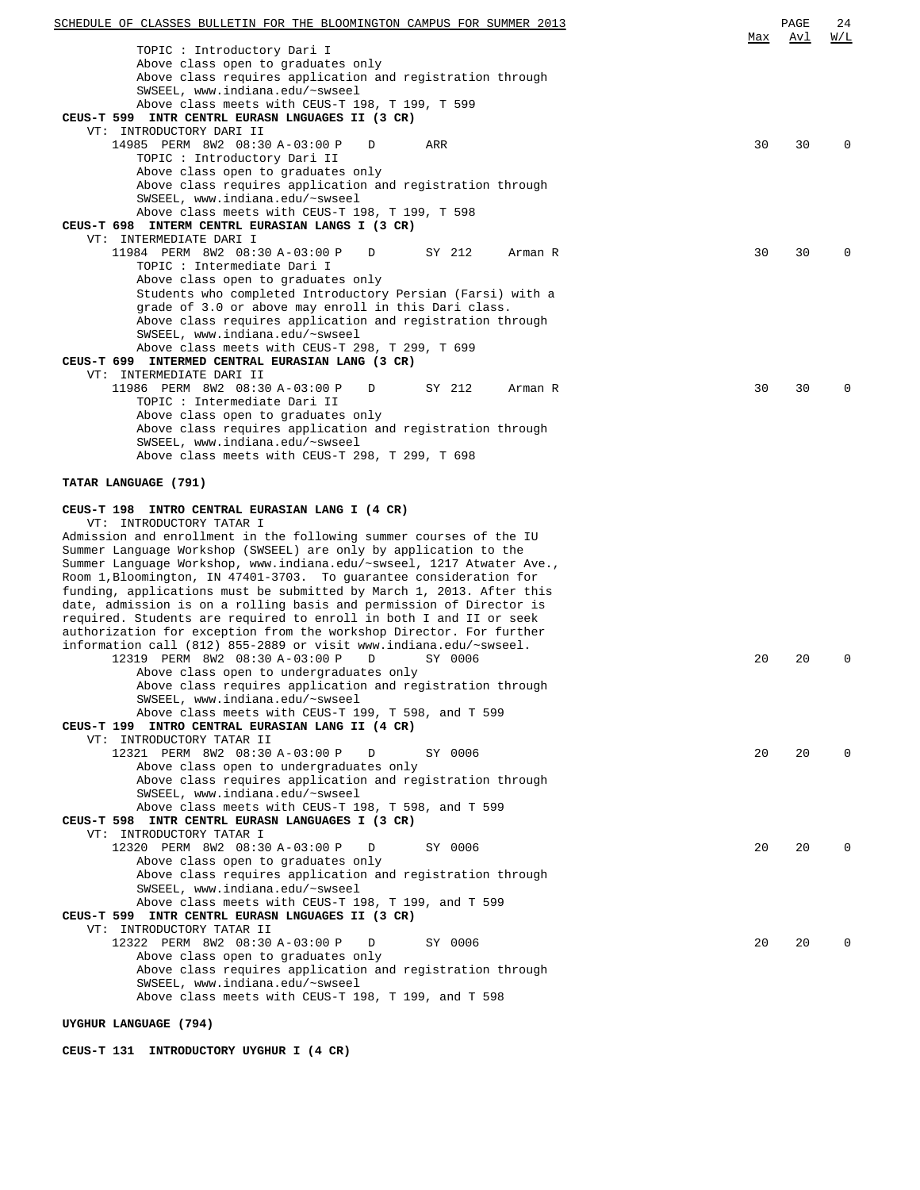| | Max | Avl | W/L |
|---|---|---|---|
| TOPIC : Introductory Dari I<br>Above class open to graduates only<br>Above class requires application and registration through SWSEEL, www.indiana.edu/~swseel<br>Above class meets with CEUS-T 198, T 199, T 599 | | | |

**CEUS-T 599 INTR CENTRL EURASN LNGUAGES II (3 CR)**

VT: INTRODUCTORY DARI II

| | Max | Avl | W/L |
|---|---|---|---|
| 14985 PERM 8W2 08:30 A-03:00 P D ARR | 30 | 30 | 0 |

TOPIC : Introductory Dari II
Above class open to graduates only
Above class requires application and registration through SWSEEL, www.indiana.edu/~swseel
Above class meets with CEUS-T 198, T 199, T 598

**CEUS-T 698 INTERM CENTRL EURASIAN LANGS I (3 CR)**

VT: INTERMEDIATE DARI I

| | Max | Avl | W/L |
|---|---|---|---|
| 11984 PERM 8W2 08:30 A-03:00 P D SY 212 Arman R | 30 | 30 | 0 |

TOPIC : Intermediate Dari I
Above class open to graduates only
Students who completed Introductory Persian (Farsi) with a grade of 3.0 or above may enroll in this Dari class.
Above class requires application and registration through SWSEEL, www.indiana.edu/~swseel
Above class meets with CEUS-T 298, T 299, T 699

**CEUS-T 699 INTERMED CENTRAL EURASIAN LANG (3 CR)**

VT: INTERMEDIATE DARI II

| | Max | Avl | W/L |
|---|---|---|---|
| 11986 PERM 8W2 08:30 A-03:00 P D SY 212 Arman R | 30 | 30 | 0 |

TOPIC : Intermediate Dari II
Above class open to graduates only
Above class requires application and registration through SWSEEL, www.indiana.edu/~swseel
Above class meets with CEUS-T 298, T 299, T 698

**TATAR LANGUAGE (791)**

**CEUS-T 198 INTRO CENTRAL EURASIAN LANG I (4 CR)**

VT: INTRODUCTORY TATAR I

Admission and enrollment in the following summer courses of the IU Summer Language Workshop (SWSEEL) are only by application to the Summer Language Workshop, www.indiana.edu/~swseel, 1217 Atwater Ave., Room 1,Bloomington, IN 47401-3703. To guarantee consideration for funding, applications must be submitted by March 1, 2013. After this date, admission is on a rolling basis and permission of Director is required. Students are required to enroll in both I and II or seek authorization for exception from the workshop Director. For further information call (812) 855-2889 or visit www.indiana.edu/~swseel.

| | Max | Avl | W/L |
|---|---|---|---|
| 12319 PERM 8W2 08:30 A-03:00 P D SY 0006 | 20 | 20 | 0 |

Above class open to undergraduates only
Above class requires application and registration through SWSEEL, www.indiana.edu/~swseel
Above class meets with CEUS-T 199, T 598, and T 599

**CEUS-T 199 INTRO CENTRAL EURASIAN LANG II (4 CR)**

VT: INTRODUCTORY TATAR II

| | Max | Avl | W/L |
|---|---|---|---|
| 12321 PERM 8W2 08:30 A-03:00 P D SY 0006 | 20 | 20 | 0 |

Above class open to undergraduates only
Above class requires application and registration through SWSEEL, www.indiana.edu/~swseel
Above class meets with CEUS-T 198, T 598, and T 599

**CEUS-T 598 INTR CENTRL EURASN LANGUAGES I (3 CR)**

VT: INTRODUCTORY TATAR I

| | Max | Avl | W/L |
|---|---|---|---|
| 12320 PERM 8W2 08:30 A-03:00 P D SY 0006 | 20 | 20 | 0 |

Above class open to graduates only
Above class requires application and registration through SWSEEL, www.indiana.edu/~swseel
Above class meets with CEUS-T 198, T 199, and T 599

**CEUS-T 599 INTR CENTRL EURASN LNGUAGES II (3 CR)**

VT: INTRODUCTORY TATAR II

| | Max | Avl | W/L |
|---|---|---|---|
| 12322 PERM 8W2 08:30 A-03:00 P D SY 0006 | 20 | 20 | 0 |

Above class open to graduates only
Above class requires application and registration through SWSEEL, www.indiana.edu/~swseel
Above class meets with CEUS-T 198, T 199, and T 598

**UYGHUR LANGUAGE (794)**

**CEUS-T 131 INTRODUCTORY UYGHUR I (4 CR)**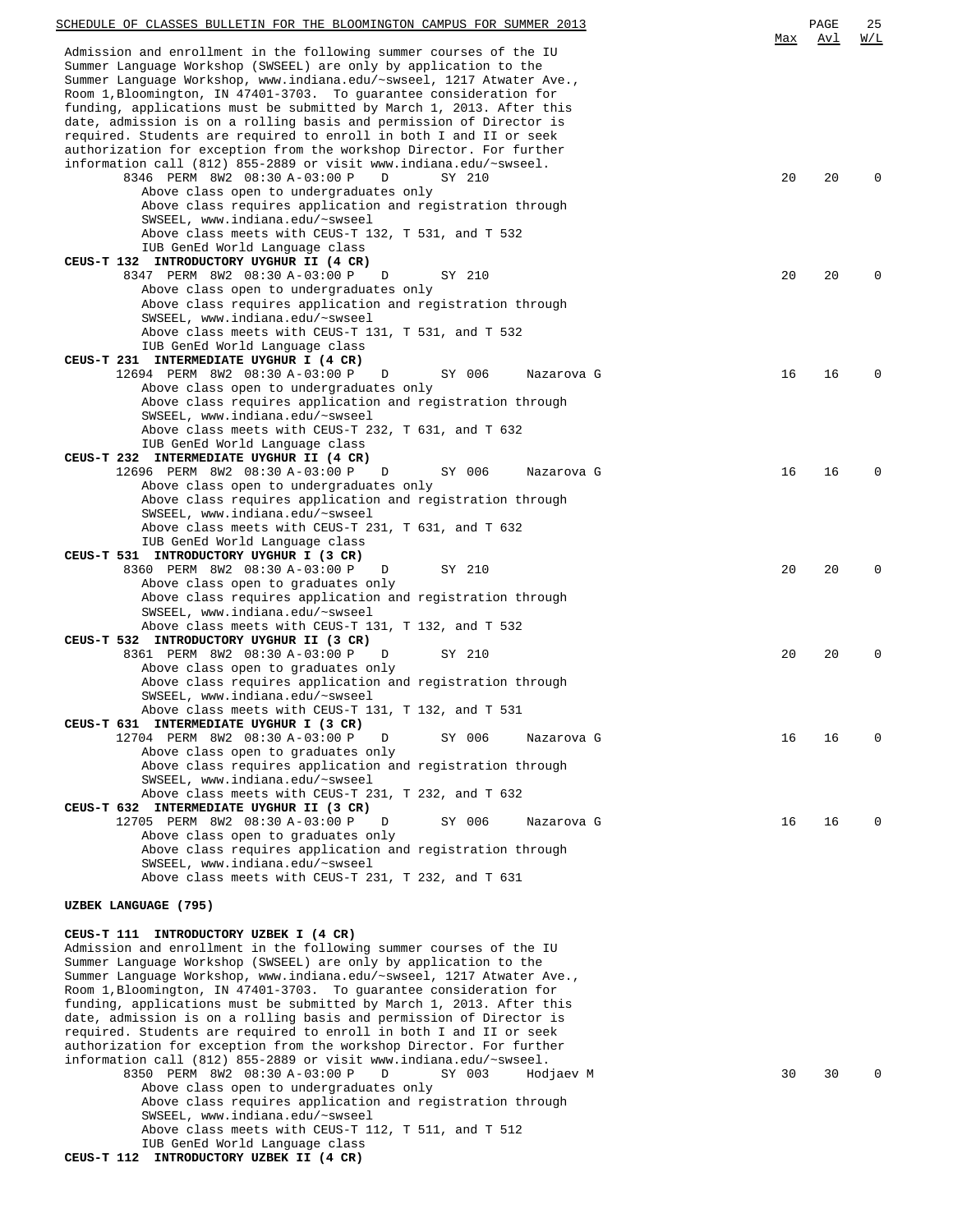| | Max | Avl | W/L |
|---|---|---|---|
| Admission and enrollment in the following summer courses of the IU Summer Language Workshop (SWSEEL) are only by application to the Summer Language Workshop, www.indiana.edu/~swseel, 1217 Atwater Ave., Room 1,Bloomington, IN 47401-3703. To guarantee consideration for funding, applications must be submitted by March 1, 2013. After this date, admission is on a rolling basis and permission of Director is required. Students are required to enroll in both I and II or seek authorization for exception from the workshop Director. For further information call (812) 855-2889 or visit www.indiana.edu/~swseel. | | | |
| 8346 PERM 8W2 08:30 A-03:00 P D SY 210 | 20 | 20 | 0 |
| Above class open to undergraduates only<br>Above class requires application and registration through SWSEEL, www.indiana.edu/~swseel<br>Above class meets with CEUS-T 132, T 531, and T 532<br>IUB GenEd World Language class | | | |
| **CEUS-T 132 INTRODUCTORY UYGHUR II (4 CR)** | | | |
| 8347 PERM 8W2 08:30 A-03:00 P D SY 210 | 20 | 20 | 0 |
| Above class open to undergraduates only<br>Above class requires application and registration through SWSEEL, www.indiana.edu/~swseel<br>Above class meets with CEUS-T 131, T 531, and T 532<br>IUB GenEd World Language class | | | |
| **CEUS-T 231 INTERMEDIATE UYGHUR I (4 CR)** | | | |
| 12694 PERM 8W2 08:30 A-03:00 P D SY 006 Nazarova G | 16 | 16 | 0 |
| Above class open to undergraduates only<br>Above class requires application and registration through SWSEEL, www.indiana.edu/~swseel<br>Above class meets with CEUS-T 232, T 631, and T 632<br>IUB GenEd World Language class | | | |
| **CEUS-T 232 INTERMEDIATE UYGHUR II (4 CR)** | | | |
| 12696 PERM 8W2 08:30 A-03:00 P D SY 006 Nazarova G | 16 | 16 | 0 |
| Above class open to undergraduates only<br>Above class requires application and registration through SWSEEL, www.indiana.edu/~swseel<br>Above class meets with CEUS-T 231, T 631, and T 632<br>IUB GenEd World Language class | | | |
| **CEUS-T 531 INTRODUCTORY UYGHUR I (3 CR)** | | | |
| 8360 PERM 8W2 08:30 A-03:00 P D SY 210 | 20 | 20 | 0 |
| Above class open to graduates only<br>Above class requires application and registration through SWSEEL, www.indiana.edu/~swseel<br>Above class meets with CEUS-T 131, T 132, and T 532 | | | |
| **CEUS-T 532 INTRODUCTORY UYGHUR II (3 CR)** | | | |
| 8361 PERM 8W2 08:30 A-03:00 P D SY 210 | 20 | 20 | 0 |
| Above class open to graduates only<br>Above class requires application and registration through SWSEEL, www.indiana.edu/~swseel<br>Above class meets with CEUS-T 131, T 132, and T 531 | | | |
| **CEUS-T 631 INTERMEDIATE UYGHUR I (3 CR)** | | | |
| 12704 PERM 8W2 08:30 A-03:00 P D SY 006 Nazarova G | 16 | 16 | 0 |
| Above class open to graduates only<br>Above class requires application and registration through SWSEEL, www.indiana.edu/~swseel<br>Above class meets with CEUS-T 231, T 232, and T 632 | | | |
| **CEUS-T 632 INTERMEDIATE UYGHUR II (3 CR)** | | | |
| 12705 PERM 8W2 08:30 A-03:00 P D SY 006 Nazarova G | 16 | 16 | 0 |
| Above class open to graduates only<br>Above class requires application and registration through SWSEEL, www.indiana.edu/~swseel<br>Above class meets with CEUS-T 231, T 232, and T 631 | | | |

**UZBEK LANGUAGE (795)**

| | Max | Avl | W/L |
|---|---|---|---|
| **CEUS-T 111 INTRODUCTORY UZBEK I (4 CR)** | | | |
| Admission and enrollment in the following summer courses of the IU Summer Language Workshop (SWSEEL) are only by application to the Summer Language Workshop, www.indiana.edu/~swseel, 1217 Atwater Ave., Room 1,Bloomington, IN 47401-3703. To guarantee consideration for funding, applications must be submitted by March 1, 2013. After this date, admission is on a rolling basis and permission of Director is required. Students are required to enroll in both I and II or seek authorization for exception from the workshop Director. For further information call (812) 855-2889 or visit www.indiana.edu/~swseel. | | | |
| 8350 PERM 8W2 08:30 A-03:00 P D SY 003 Hodjaev M | 30 | 30 | 0 |
| Above class open to undergraduates only<br>Above class requires application and registration through SWSEEL, www.indiana.edu/~swseel<br>Above class meets with CEUS-T 112, T 511, and T 512<br>IUB GenEd World Language class | | | |
| **CEUS-T 112 INTRODUCTORY UZBEK II (4 CR)** | | | |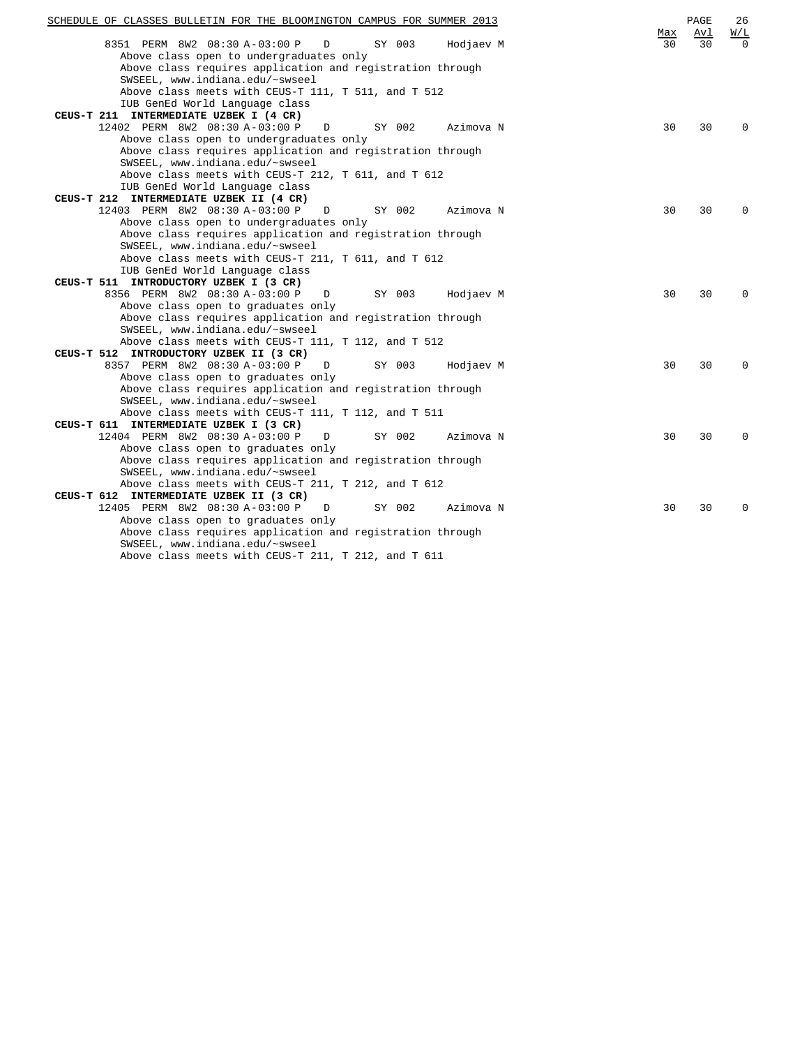| | Max | Avl | W/L |
|---|---|---|---|
| 8351 PERM 8W2 08:30 A-03:00 P D SY 003 Hodjaev M | 30 | 30 | 0 |

Above class open to undergraduates only
Above class requires application and registration through SWSEEL, www.indiana.edu/~swseel
Above class meets with CEUS-T 111, T 511, and T 512
IUB GenEd World Language class

**CEUS-T 211 INTERMEDIATE UZBEK I (4 CR)**

| | Max | Avl | W/L |
|---|---|---|---|
| 12402 PERM 8W2 08:30 A-03:00 P D SY 002 Azimova N | 30 | 30 | 0 |

Above class open to undergraduates only
Above class requires application and registration through SWSEEL, www.indiana.edu/~swseel
Above class meets with CEUS-T 212, T 611, and T 612
IUB GenEd World Language class

**CEUS-T 212 INTERMEDIATE UZBEK II (4 CR)**

| | Max | Avl | W/L |
|---|---|---|---|
| 12403 PERM 8W2 08:30 A-03:00 P D SY 002 Azimova N | 30 | 30 | 0 |

Above class open to undergraduates only
Above class requires application and registration through SWSEEL, www.indiana.edu/~swseel
Above class meets with CEUS-T 211, T 611, and T 612
IUB GenEd World Language class

**CEUS-T 511 INTRODUCTORY UZBEK I (3 CR)**

| | Max | Avl | W/L |
|---|---|---|---|
| 8356 PERM 8W2 08:30 A-03:00 P D SY 003 Hodjaev M | 30 | 30 | 0 |

Above class open to graduates only
Above class requires application and registration through SWSEEL, www.indiana.edu/~swseel
Above class meets with CEUS-T 111, T 112, and T 512

**CEUS-T 512 INTRODUCTORY UZBEK II (3 CR)**

| | Max | Avl | W/L |
|---|---|---|---|
| 8357 PERM 8W2 08:30 A-03:00 P D SY 003 Hodjaev M | 30 | 30 | 0 |

Above class open to graduates only
Above class requires application and registration through SWSEEL, www.indiana.edu/~swseel
Above class meets with CEUS-T 111, T 112, and T 511

**CEUS-T 611 INTERMEDIATE UZBEK I (3 CR)**

| | Max | Avl | W/L |
|---|---|---|---|
| 12404 PERM 8W2 08:30 A-03:00 P D SY 002 Azimova N | 30 | 30 | 0 |

Above class open to graduates only
Above class requires application and registration through SWSEEL, www.indiana.edu/~swseel
Above class meets with CEUS-T 211, T 212, and T 612

**CEUS-T 612 INTERMEDIATE UZBEK II (3 CR)**

| | Max | Avl | W/L |
|---|---|---|---|
| 12405 PERM 8W2 08:30 A-03:00 P D SY 002 Azimova N | 30 | 30 | 0 |

Above class open to graduates only
Above class requires application and registration through SWSEEL, www.indiana.edu/~swseel
Above class meets with CEUS-T 211, T 212, and T 611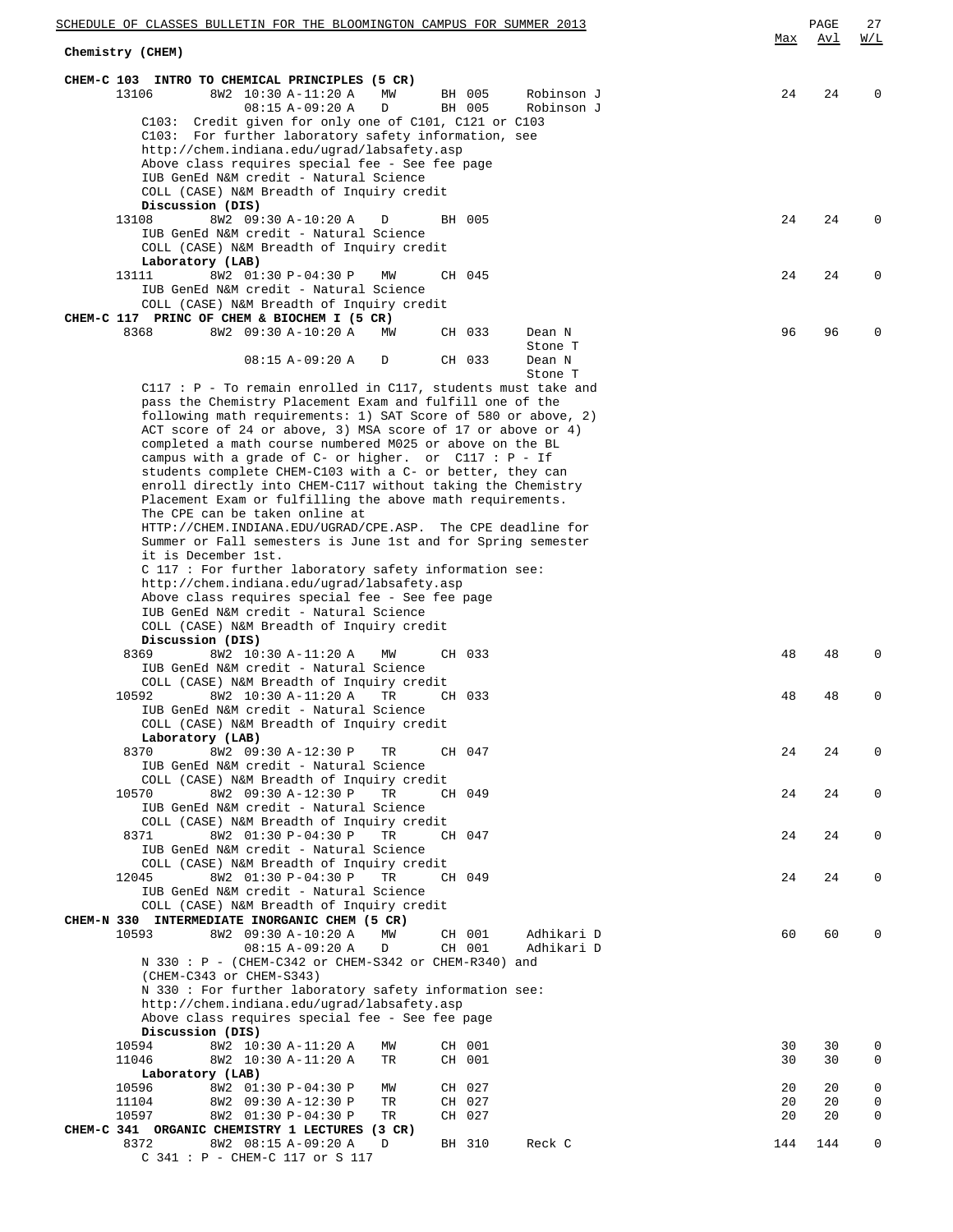## Chemistry (CHEM)

| | | | | | | Max | Avl | W/L |
|---|---|---|---|---|---|---|---|---|

### CHEM-C 103 INTRO TO CHEMICAL PRINCIPLES (5 CR)

| Class | Session | Time | Days | Room | Instructor | Max | Avl | W/L |
|---|---|---|---|---|---|---|---|---|
| 13106 | 8W2 | 10:30 A-11:20 A | MW | BH 005 | Robinson J | 24 | 24 | 0 |
| | | 08:15 A-09:20 A | D | BH 005 | Robinson J | | | |

C103: Credit given for only one of C101, C121 or C103
C103: For further laboratory safety information, see
http://chem.indiana.edu/ugrad/labsafety.asp
Above class requires special fee - See fee page
IUB GenEd N&M credit - Natural Science
COLL (CASE) N&M Breadth of Inquiry credit

**Discussion (DIS)**

| Class | Session | Time | Days | Room | Instructor | Max | Avl | W/L |
|---|---|---|---|---|---|---|---|---|
| 13108 | 8W2 | 09:30 A-10:20 A | D | BH 005 | | 24 | 24 | 0 |

IUB GenEd N&M credit - Natural Science
COLL (CASE) N&M Breadth of Inquiry credit

**Laboratory (LAB)**

| Class | Session | Time | Days | Room | Instructor | Max | Avl | W/L |
|---|---|---|---|---|---|---|---|---|
| 13111 | 8W2 | 01:30 P-04:30 P | MW | CH 045 | | 24 | 24 | 0 |

IUB GenEd N&M credit - Natural Science
COLL (CASE) N&M Breadth of Inquiry credit

### CHEM-C 117 PRINC OF CHEM & BIOCHEM I (5 CR)

| Class | Session | Time | Days | Room | Instructor | Max | Avl | W/L |
|---|---|---|---|---|---|---|---|---|
| 8368 | 8W2 | 09:30 A-10:20 A | MW | CH 033 | Dean N, Stone T | 96 | 96 | 0 |
| | | 08:15 A-09:20 A | D | CH 033 | Dean N, Stone T | | | |

C117 : P - To remain enrolled in C117, students must take and pass the Chemistry Placement Exam and fulfill one of the following math requirements: 1) SAT Score of 580 or above, 2) ACT score of 24 or above, 3) MSA score of 17 or above or 4) completed a math course numbered M025 or above on the BL campus with a grade of C- or higher. or C117 : P - If students complete CHEM-C103 with a C- or better, they can enroll directly into CHEM-C117 without taking the Chemistry Placement Exam or fulfilling the above math requirements.
The CPE can be taken online at
HTTP://CHEM.INDIANA.EDU/UGRAD/CPE.ASP. The CPE deadline for Summer or Fall semesters is June 1st and for Spring semester it is December 1st.
C 117 : For further laboratory safety information see:
http://chem.indiana.edu/ugrad/labsafety.asp
Above class requires special fee - See fee page
IUB GenEd N&M credit - Natural Science
COLL (CASE) N&M Breadth of Inquiry credit

**Discussion (DIS)**

| Class | Session | Time | Days | Room | Instructor | Max | Avl | W/L |
|---|---|---|---|---|---|---|---|---|
| 8369 | 8W2 | 10:30 A-11:20 A | MW | CH 033 | | 48 | 48 | 0 |
| 10592 | 8W2 | 10:30 A-11:20 A | TR | CH 033 | | 48 | 48 | 0 |

Each section: IUB GenEd N&M credit - Natural Science; COLL (CASE) N&M Breadth of Inquiry credit

**Laboratory (LAB)**

| Class | Session | Time | Days | Room | Instructor | Max | Avl | W/L |
|---|---|---|---|---|---|---|---|---|
| 8370 | 8W2 | 09:30 A-12:30 P | TR | CH 047 | | 24 | 24 | 0 |
| 10570 | 8W2 | 09:30 A-12:30 P | TR | CH 049 | | 24 | 24 | 0 |
| 8371 | 8W2 | 01:30 P-04:30 P | TR | CH 047 | | 24 | 24 | 0 |
| 12045 | 8W2 | 01:30 P-04:30 P | TR | CH 049 | | 24 | 24 | 0 |

Each section: IUB GenEd N&M credit - Natural Science; COLL (CASE) N&M Breadth of Inquiry credit

### CHEM-N 330 INTERMEDIATE INORGANIC CHEM (5 CR)

| Class | Session | Time | Days | Room | Instructor | Max | Avl | W/L |
|---|---|---|---|---|---|---|---|---|
| 10593 | 8W2 | 09:30 A-10:20 A | MW | CH 001 | Adhikari D | 60 | 60 | 0 |
| | | 08:15 A-09:20 A | D | CH 001 | Adhikari D | | | |

N 330 : P - (CHEM-C342 or CHEM-S342 or CHEM-R340) and (CHEM-C343 or CHEM-S343)
N 330 : For further laboratory safety information see:
http://chem.indiana.edu/ugrad/labsafety.asp
Above class requires special fee - See fee page

**Discussion (DIS)**

| Class | Session | Time | Days | Room | Instructor | Max | Avl | W/L |
|---|---|---|---|---|---|---|---|---|
| 10594 | 8W2 | 10:30 A-11:20 A | MW | CH 001 | | 30 | 30 | 0 |
| 11046 | 8W2 | 10:30 A-11:20 A | TR | CH 001 | | 30 | 30 | 0 |

**Laboratory (LAB)**

| Class | Session | Time | Days | Room | Instructor | Max | Avl | W/L |
|---|---|---|---|---|---|---|---|---|
| 10596 | 8W2 | 01:30 P-04:30 P | MW | CH 027 | | 20 | 20 | 0 |
| 11104 | 8W2 | 09:30 A-12:30 P | TR | CH 027 | | 20 | 20 | 0 |
| 10597 | 8W2 | 01:30 P-04:30 P | TR | CH 027 | | 20 | 20 | 0 |

### CHEM-C 341 ORGANIC CHEMISTRY 1 LECTURES (3 CR)

| Class | Session | Time | Days | Room | Instructor | Max | Avl | W/L |
|---|---|---|---|---|---|---|---|---|
| 8372 | 8W2 | 08:15 A-09:20 A | D | BH 310 | Reck C | 144 | 144 | 0 |

C 341 : P - CHEM-C 117 or S 117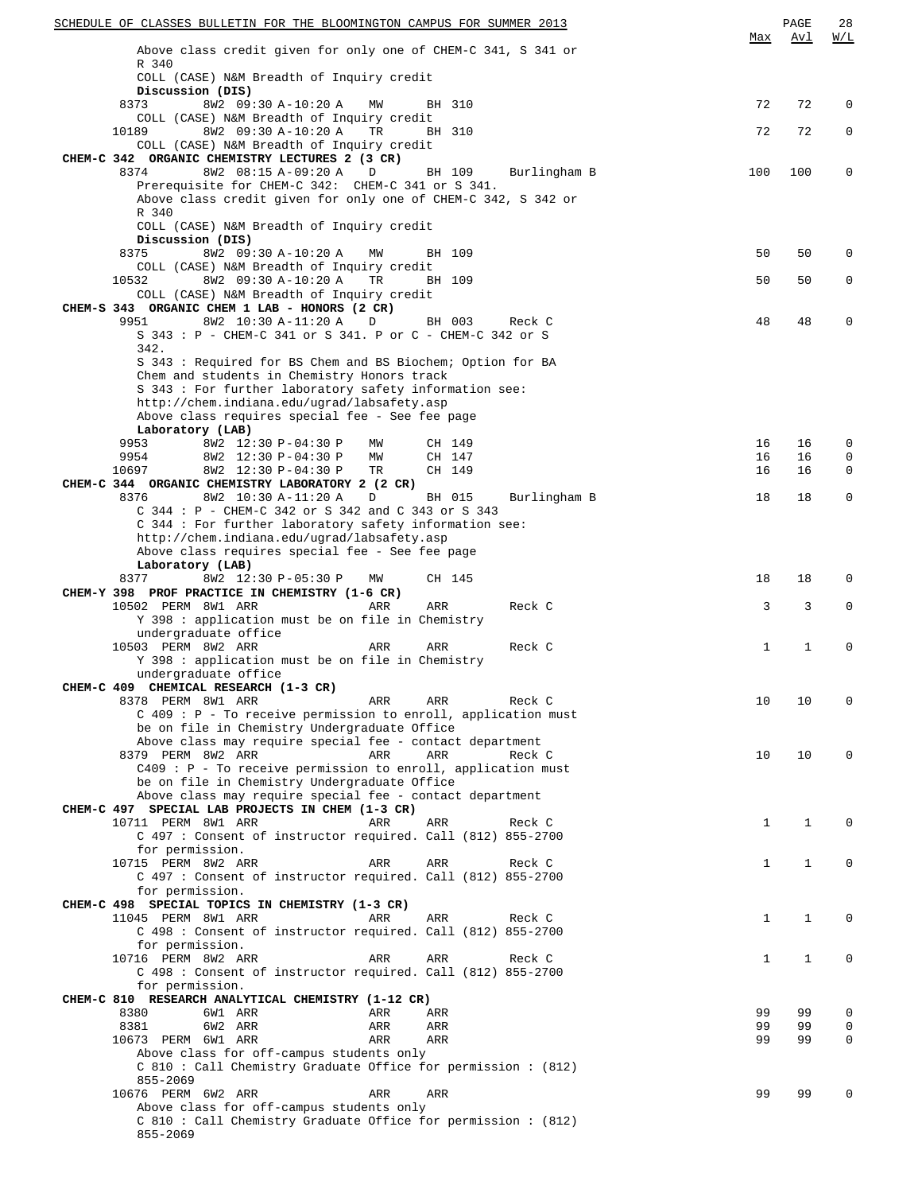Above class credit given for only one of CHEM-C 341, S 341 or R 340
COLL (CASE) N&M Breadth of Inquiry credit

**Discussion (DIS)**

| Class | Session | Time | Days | Room | Instructor | Max | Avl | W/L |
|---|---|---|---|---|---|---|---|---|
| 8373 | 8W2 | 09:30 A-10:20 A | MW | BH 310 | | 72 | 72 | 0 |

COLL (CASE) N&M Breadth of Inquiry credit

| Class | Session | Time | Days | Room | Instructor | Max | Avl | W/L |
|---|---|---|---|---|---|---|---|---|
| 10189 | 8W2 | 09:30 A-10:20 A | TR | BH 310 | | 72 | 72 | 0 |

COLL (CASE) N&M Breadth of Inquiry credit

**CHEM-C 342 ORGANIC CHEMISTRY LECTURES 2 (3 CR)**

| Class | Session | Time | Days | Room | Instructor | Max | Avl | W/L |
|---|---|---|---|---|---|---|---|---|
| 8374 | 8W2 | 08:15 A-09:20 A | D | BH 109 | Burlingham B | 100 | 100 | 0 |

Prerequisite for CHEM-C 342: CHEM-C 341 or S 341.
Above class credit given for only one of CHEM-C 342, S 342 or R 340
COLL (CASE) N&M Breadth of Inquiry credit

**Discussion (DIS)**

| Class | Session | Time | Days | Room | Instructor | Max | Avl | W/L |
|---|---|---|---|---|---|---|---|---|
| 8375 | 8W2 | 09:30 A-10:20 A | MW | BH 109 | | 50 | 50 | 0 |

COLL (CASE) N&M Breadth of Inquiry credit

| Class | Session | Time | Days | Room | Instructor | Max | Avl | W/L |
|---|---|---|---|---|---|---|---|---|
| 10532 | 8W2 | 09:30 A-10:20 A | TR | BH 109 | | 50 | 50 | 0 |

COLL (CASE) N&M Breadth of Inquiry credit

**CHEM-S 343 ORGANIC CHEM 1 LAB - HONORS (2 CR)**

| Class | Session | Time | Days | Room | Instructor | Max | Avl | W/L |
|---|---|---|---|---|---|---|---|---|
| 9951 | 8W2 | 10:30 A-11:20 A | D | BH 003 | Reck C | 48 | 48 | 0 |

S 343 : P - CHEM-C 341 or S 341. P or C - CHEM-C 342 or S 342.
S 343 : Required for BS Chem and BS Biochem; Option for BA Chem and students in Chemistry Honors track
S 343 : For further laboratory safety information see: http://chem.indiana.edu/ugrad/labsafety.asp
Above class requires special fee - See fee page

**Laboratory (LAB)**

| Class | Session | Time | Days | Room | Instructor | Max | Avl | W/L |
|---|---|---|---|---|---|---|---|---|
| 9953 | 8W2 | 12:30 P-04:30 P | MW | CH 149 | | 16 | 16 | 0 |
| 9954 | 8W2 | 12:30 P-04:30 P | MW | CH 147 | | 16 | 16 | 0 |
| 10697 | 8W2 | 12:30 P-04:30 P | TR | CH 149 | | 16 | 16 | 0 |

**CHEM-C 344 ORGANIC CHEMISTRY LABORATORY 2 (2 CR)**

| Class | Session | Time | Days | Room | Instructor | Max | Avl | W/L |
|---|---|---|---|---|---|---|---|---|
| 8376 | 8W2 | 10:30 A-11:20 A | D | BH 015 | Burlingham B | 18 | 18 | 0 |

C 344 : P - CHEM-C 342 or S 342 and C 343 or S 343
C 344 : For further laboratory safety information see: http://chem.indiana.edu/ugrad/labsafety.asp
Above class requires special fee - See fee page

**Laboratory (LAB)**

| Class | Session | Time | Days | Room | Instructor | Max | Avl | W/L |
|---|---|---|---|---|---|---|---|---|
| 8377 | 8W2 | 12:30 P-05:30 P | MW | CH 145 | | 18 | 18 | 0 |

**CHEM-Y 398 PROF PRACTICE IN CHEMISTRY (1-6 CR)**

| Class | Session | Time | Days | Room | Instructor | Max | Avl | W/L |
|---|---|---|---|---|---|---|---|---|
| 10502 PERM | 8W1 | ARR | ARR | ARR | Reck C | 3 | 3 | 0 |

Y 398 : application must be on file in Chemistry undergraduate office

| Class | Session | Time | Days | Room | Instructor | Max | Avl | W/L |
|---|---|---|---|---|---|---|---|---|
| 10503 PERM | 8W2 | ARR | ARR | ARR | Reck C | 1 | 1 | 0 |

Y 398 : application must be on file in Chemistry undergraduate office

**CHEM-C 409 CHEMICAL RESEARCH (1-3 CR)**

| Class | Session | Time | Days | Room | Instructor | Max | Avl | W/L |
|---|---|---|---|---|---|---|---|---|
| 8378 PERM | 8W1 | ARR | ARR | ARR | Reck C | 10 | 10 | 0 |

C 409 : P - To receive permission to enroll, application must be on file in Chemistry Undergraduate Office
Above class may require special fee - contact department

| Class | Session | Time | Days | Room | Instructor | Max | Avl | W/L |
|---|---|---|---|---|---|---|---|---|
| 8379 PERM | 8W2 | ARR | ARR | ARR | Reck C | 10 | 10 | 0 |

C409 : P - To receive permission to enroll, application must be on file in Chemistry Undergraduate Office
Above class may require special fee - contact department

**CHEM-C 497 SPECIAL LAB PROJECTS IN CHEM (1-3 CR)**

| Class | Session | Time | Days | Room | Instructor | Max | Avl | W/L |
|---|---|---|---|---|---|---|---|---|
| 10711 PERM | 8W1 | ARR | ARR | ARR | Reck C | 1 | 1 | 0 |

C 497 : Consent of instructor required. Call (812) 855-2700 for permission.

| Class | Session | Time | Days | Room | Instructor | Max | Avl | W/L |
|---|---|---|---|---|---|---|---|---|
| 10715 PERM | 8W2 | ARR | ARR | ARR | Reck C | 1 | 1 | 0 |

C 497 : Consent of instructor required. Call (812) 855-2700 for permission.

**CHEM-C 498 SPECIAL TOPICS IN CHEMISTRY (1-3 CR)**

| Class | Session | Time | Days | Room | Instructor | Max | Avl | W/L |
|---|---|---|---|---|---|---|---|---|
| 11045 PERM | 8W1 | ARR | ARR | ARR | Reck C | 1 | 1 | 0 |

C 498 : Consent of instructor required. Call (812) 855-2700 for permission.

| Class | Session | Time | Days | Room | Instructor | Max | Avl | W/L |
|---|---|---|---|---|---|---|---|---|
| 10716 PERM | 8W2 | ARR | ARR | ARR | Reck C | 1 | 1 | 0 |

C 498 : Consent of instructor required. Call (812) 855-2700 for permission.

**CHEM-C 810 RESEARCH ANALYTICAL CHEMISTRY (1-12 CR)**

| Class | Session | Time | Days | Room | Instructor | Max | Avl | W/L |
|---|---|---|---|---|---|---|---|---|
| 8380 | 6W1 | ARR | ARR | ARR | | 99 | 99 | 0 |
| 8381 | 6W2 | ARR | ARR | ARR | | 99 | 99 | 0 |
| 10673 PERM | 6W1 | ARR | ARR | ARR | | 99 | 99 | 0 |

Above class for off-campus students only
C 810 : Call Chemistry Graduate Office for permission : (812) 855-2069

| Class | Session | Time | Days | Room | Instructor | Max | Avl | W/L |
|---|---|---|---|---|---|---|---|---|
| 10676 PERM | 6W2 | ARR | ARR | ARR | | 99 | 99 | 0 |

Above class for off-campus students only
C 810 : Call Chemistry Graduate Office for permission : (812) 855-2069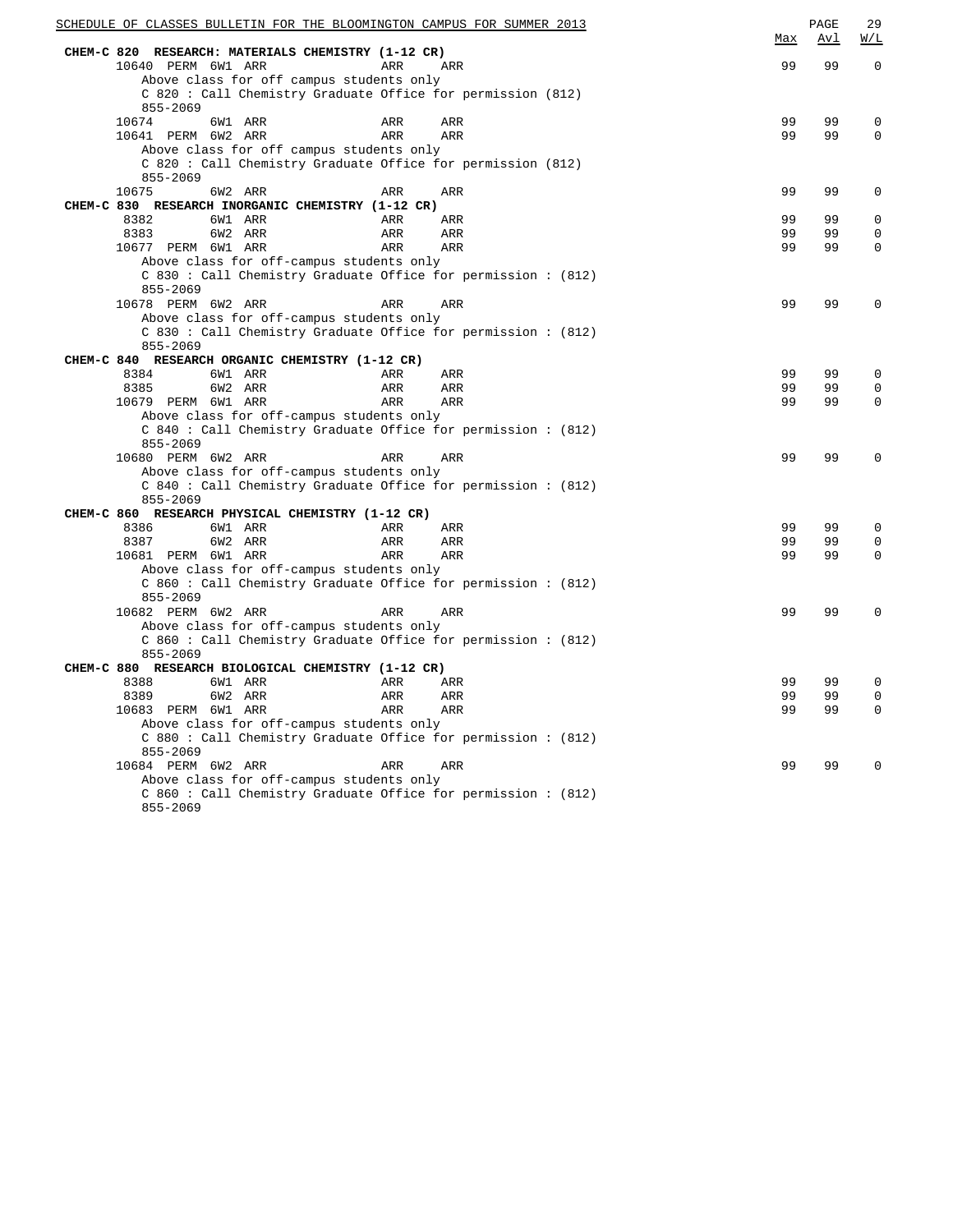### CHEM-C 820 RESEARCH: MATERIALS CHEMISTRY (1-12 CR)

| Class | Perm | Session | Time | Days | Room | Max | Avl | W/L |
|---|---|---|---|---|---|---|---|---|
| 10640 | PERM | 6W1 | ARR | ARR | ARR | 99 | 99 | 0 |

Above class for off campus students only
C 820 : Call Chemistry Graduate Office for permission (812) 855-2069

| Class | Perm | Session | Time | Days | Room | Max | Avl | W/L |
|---|---|---|---|---|---|---|---|---|
| 10674 | | 6W1 | ARR | ARR | ARR | 99 | 99 | 0 |
| 10641 | PERM | 6W2 | ARR | ARR | ARR | 99 | 99 | 0 |

Above class for off campus students only
C 820 : Call Chemistry Graduate Office for permission (812) 855-2069

| Class | Perm | Session | Time | Days | Room | Max | Avl | W/L |
|---|---|---|---|---|---|---|---|---|
| 10675 | | 6W2 | ARR | ARR | ARR | 99 | 99 | 0 |

### CHEM-C 830 RESEARCH INORGANIC CHEMISTRY (1-12 CR)

| Class | Perm | Session | Time | Days | Room | Max | Avl | W/L |
|---|---|---|---|---|---|---|---|---|
| 8382 | | 6W1 | ARR | ARR | ARR | 99 | 99 | 0 |
| 8383 | | 6W2 | ARR | ARR | ARR | 99 | 99 | 0 |
| 10677 | PERM | 6W1 | ARR | ARR | ARR | 99 | 99 | 0 |

Above class for off-campus students only
C 830 : Call Chemistry Graduate Office for permission : (812) 855-2069

| Class | Perm | Session | Time | Days | Room | Max | Avl | W/L |
|---|---|---|---|---|---|---|---|---|
| 10678 | PERM | 6W2 | ARR | ARR | ARR | 99 | 99 | 0 |

Above class for off-campus students only
C 830 : Call Chemistry Graduate Office for permission : (812) 855-2069

### CHEM-C 840 RESEARCH ORGANIC CHEMISTRY (1-12 CR)

| Class | Perm | Session | Time | Days | Room | Max | Avl | W/L |
|---|---|---|---|---|---|---|---|---|
| 8384 | | 6W1 | ARR | ARR | ARR | 99 | 99 | 0 |
| 8385 | | 6W2 | ARR | ARR | ARR | 99 | 99 | 0 |
| 10679 | PERM | 6W1 | ARR | ARR | ARR | 99 | 99 | 0 |

Above class for off-campus students only
C 840 : Call Chemistry Graduate Office for permission : (812) 855-2069

| Class | Perm | Session | Time | Days | Room | Max | Avl | W/L |
|---|---|---|---|---|---|---|---|---|
| 10680 | PERM | 6W2 | ARR | ARR | ARR | 99 | 99 | 0 |

Above class for off-campus students only
C 840 : Call Chemistry Graduate Office for permission : (812) 855-2069

### CHEM-C 860 RESEARCH PHYSICAL CHEMISTRY (1-12 CR)

| Class | Perm | Session | Time | Days | Room | Max | Avl | W/L |
|---|---|---|---|---|---|---|---|---|
| 8386 | | 6W1 | ARR | ARR | ARR | 99 | 99 | 0 |
| 8387 | | 6W2 | ARR | ARR | ARR | 99 | 99 | 0 |
| 10681 | PERM | 6W1 | ARR | ARR | ARR | 99 | 99 | 0 |

Above class for off-campus students only
C 860 : Call Chemistry Graduate Office for permission : (812) 855-2069

| Class | Perm | Session | Time | Days | Room | Max | Avl | W/L |
|---|---|---|---|---|---|---|---|---|
| 10682 | PERM | 6W2 | ARR | ARR | ARR | 99 | 99 | 0 |

Above class for off-campus students only
C 860 : Call Chemistry Graduate Office for permission : (812) 855-2069

### CHEM-C 880 RESEARCH BIOLOGICAL CHEMISTRY (1-12 CR)

| Class | Perm | Session | Time | Days | Room | Max | Avl | W/L |
|---|---|---|---|---|---|---|---|---|
| 8388 | | 6W1 | ARR | ARR | ARR | 99 | 99 | 0 |
| 8389 | | 6W2 | ARR | ARR | ARR | 99 | 99 | 0 |
| 10683 | PERM | 6W1 | ARR | ARR | ARR | 99 | 99 | 0 |

Above class for off-campus students only
C 880 : Call Chemistry Graduate Office for permission : (812) 855-2069

| Class | Perm | Session | Time | Days | Room | Max | Avl | W/L |
|---|---|---|---|---|---|---|---|---|
| 10684 | PERM | 6W2 | ARR | ARR | ARR | 99 | 99 | 0 |

Above class for off-campus students only
C 860 : Call Chemistry Graduate Office for permission : (812) 855-2069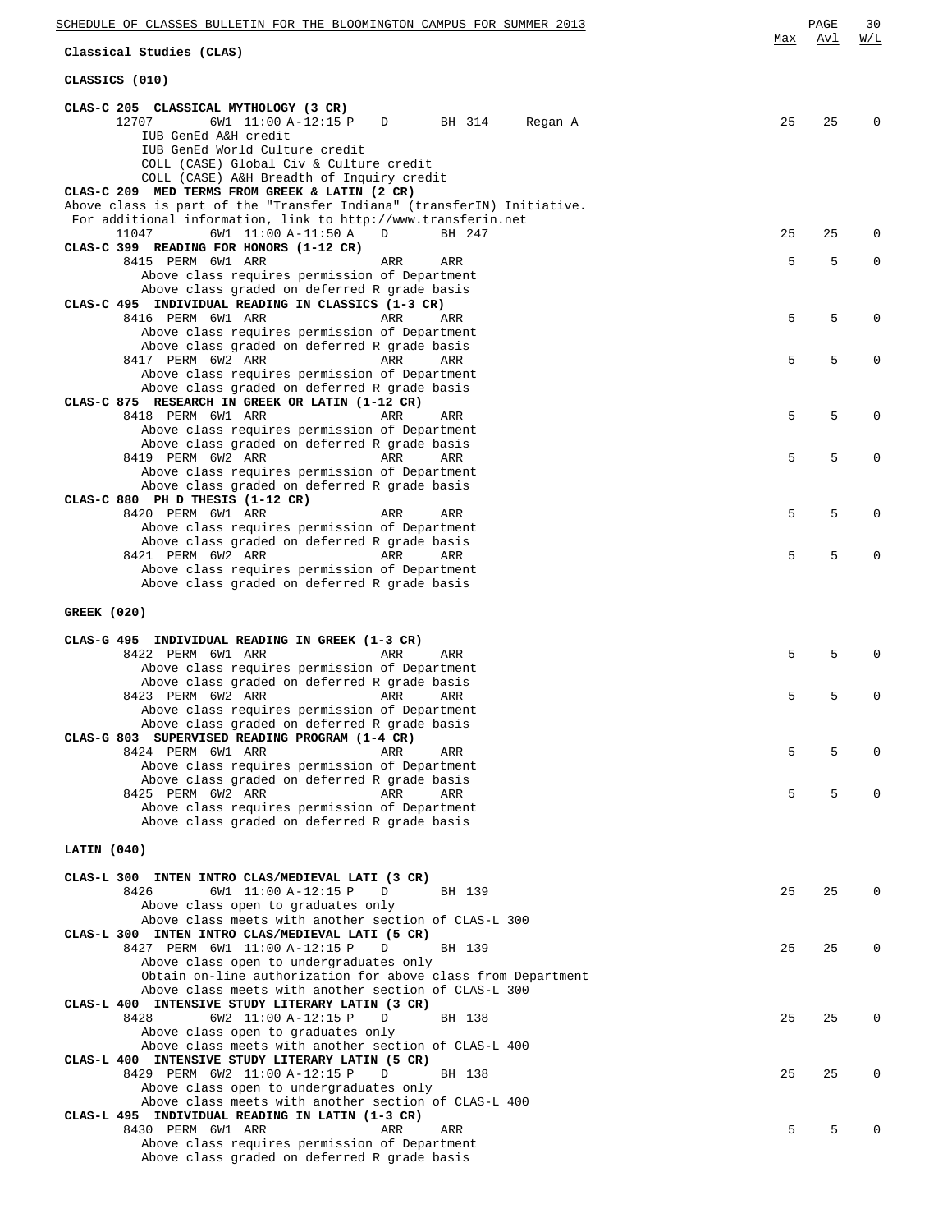## Classical Studies (CLAS)

### CLASSICS (010)

| Course / Class | Max | Avl | W/L |
|---|---|---|---|
| **CLAS-C 205 CLASSICAL MYTHOLOGY (3 CR)** | | | |
| 12707 6W1 11:00 A-12:15 P D BH 314 Regan A | 25 | 25 | 0 |
| IUB GenEd A&H credit<br>IUB GenEd World Culture credit<br>COLL (CASE) Global Civ & Culture credit<br>COLL (CASE) A&H Breadth of Inquiry credit | | | |
| **CLAS-C 209 MED TERMS FROM GREEK & LATIN (2 CR)** | | | |
| Above class is part of the "Transfer Indiana" (transferIN) Initiative.<br>For additional information, link to http://www.transferin.net | | | |
| 11047 6W1 11:00 A-11:50 A D BH 247 | 25 | 25 | 0 |
| **CLAS-C 399 READING FOR HONORS (1-12 CR)** | | | |
| 8415 PERM 6W1 ARR ARR ARR | 5 | 5 | 0 |
| Above class requires permission of Department<br>Above class graded on deferred R grade basis | | | |
| **CLAS-C 495 INDIVIDUAL READING IN CLASSICS (1-3 CR)** | | | |
| 8416 PERM 6W1 ARR ARR ARR | 5 | 5 | 0 |
| Above class requires permission of Department<br>Above class graded on deferred R grade basis | | | |
| 8417 PERM 6W2 ARR ARR ARR | 5 | 5 | 0 |
| Above class requires permission of Department<br>Above class graded on deferred R grade basis | | | |
| **CLAS-C 875 RESEARCH IN GREEK OR LATIN (1-12 CR)** | | | |
| 8418 PERM 6W1 ARR ARR ARR | 5 | 5 | 0 |
| Above class requires permission of Department<br>Above class graded on deferred R grade basis | | | |
| 8419 PERM 6W2 ARR ARR ARR | 5 | 5 | 0 |
| Above class requires permission of Department<br>Above class graded on deferred R grade basis | | | |
| **CLAS-C 880 PH D THESIS (1-12 CR)** | | | |
| 8420 PERM 6W1 ARR ARR ARR | 5 | 5 | 0 |
| Above class requires permission of Department<br>Above class graded on deferred R grade basis | | | |
| 8421 PERM 6W2 ARR ARR ARR | 5 | 5 | 0 |
| Above class requires permission of Department<br>Above class graded on deferred R grade basis | | | |

### GREEK (020)

| Course / Class | Max | Avl | W/L |
|---|---|---|---|
| **CLAS-G 495 INDIVIDUAL READING IN GREEK (1-3 CR)** | | | |
| 8422 PERM 6W1 ARR ARR ARR | 5 | 5 | 0 |
| Above class requires permission of Department<br>Above class graded on deferred R grade basis | | | |
| 8423 PERM 6W2 ARR ARR ARR | 5 | 5 | 0 |
| Above class requires permission of Department<br>Above class graded on deferred R grade basis | | | |
| **CLAS-G 803 SUPERVISED READING PROGRAM (1-4 CR)** | | | |
| 8424 PERM 6W1 ARR ARR ARR | 5 | 5 | 0 |
| Above class requires permission of Department<br>Above class graded on deferred R grade basis | | | |
| 8425 PERM 6W2 ARR ARR ARR | 5 | 5 | 0 |
| Above class requires permission of Department<br>Above class graded on deferred R grade basis | | | |

### LATIN (040)

| Course / Class | Max | Avl | W/L |
|---|---|---|---|
| **CLAS-L 300 INTEN INTRO CLAS/MEDIEVAL LATI (3 CR)** | | | |
| 8426 6W1 11:00 A-12:15 P D BH 139 | 25 | 25 | 0 |
| Above class open to graduates only<br>Above class meets with another section of CLAS-L 300 | | | |
| **CLAS-L 300 INTEN INTRO CLAS/MEDIEVAL LATI (5 CR)** | | | |
| 8427 PERM 6W1 11:00 A-12:15 P D BH 139 | 25 | 25 | 0 |
| Above class open to undergraduates only<br>Obtain on-line authorization for above class from Department<br>Above class meets with another section of CLAS-L 300 | | | |
| **CLAS-L 400 INTENSIVE STUDY LITERARY LATIN (3 CR)** | | | |
| 8428 6W2 11:00 A-12:15 P D BH 138 | 25 | 25 | 0 |
| Above class open to graduates only<br>Above class meets with another section of CLAS-L 400 | | | |
| **CLAS-L 400 INTENSIVE STUDY LITERARY LATIN (5 CR)** | | | |
| 8429 PERM 6W2 11:00 A-12:15 P D BH 138 | 25 | 25 | 0 |
| Above class open to undergraduates only<br>Above class meets with another section of CLAS-L 400 | | | |
| **CLAS-L 495 INDIVIDUAL READING IN LATIN (1-3 CR)** | | | |
| 8430 PERM 6W1 ARR ARR ARR | 5 | 5 | 0 |
| Above class requires permission of Department<br>Above class graded on deferred R grade basis | | | |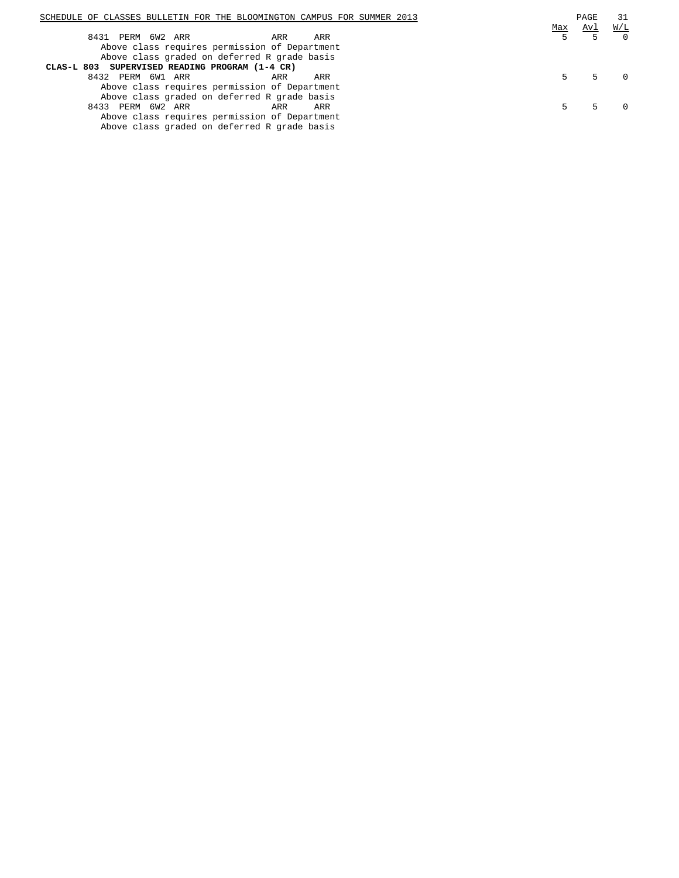| Class | Perm | Session | Time | Days | Room | Max | Avl | W/L |
|---|---|---|---|---|---|---|---|---|
| 8431 | PERM | 6W2 | ARR | ARR | ARR | 5 | 5 | 0 |

Above class requires permission of Department
Above class graded on deferred R grade basis

**CLAS-L 803 SUPERVISED READING PROGRAM (1-4 CR)**

| Class | Perm | Session | Time | Days | Room | Max | Avl | W/L |
|---|---|---|---|---|---|---|---|---|
| 8432 | PERM | 6W1 | ARR | ARR | ARR | 5 | 5 | 0 |

Above class requires permission of Department
Above class graded on deferred R grade basis

| Class | Perm | Session | Time | Days | Room | Max | Avl | W/L |
|---|---|---|---|---|---|---|---|---|
| 8433 | PERM | 6W2 | ARR | ARR | ARR | 5 | 5 | 0 |

Above class requires permission of Department
Above class graded on deferred R grade basis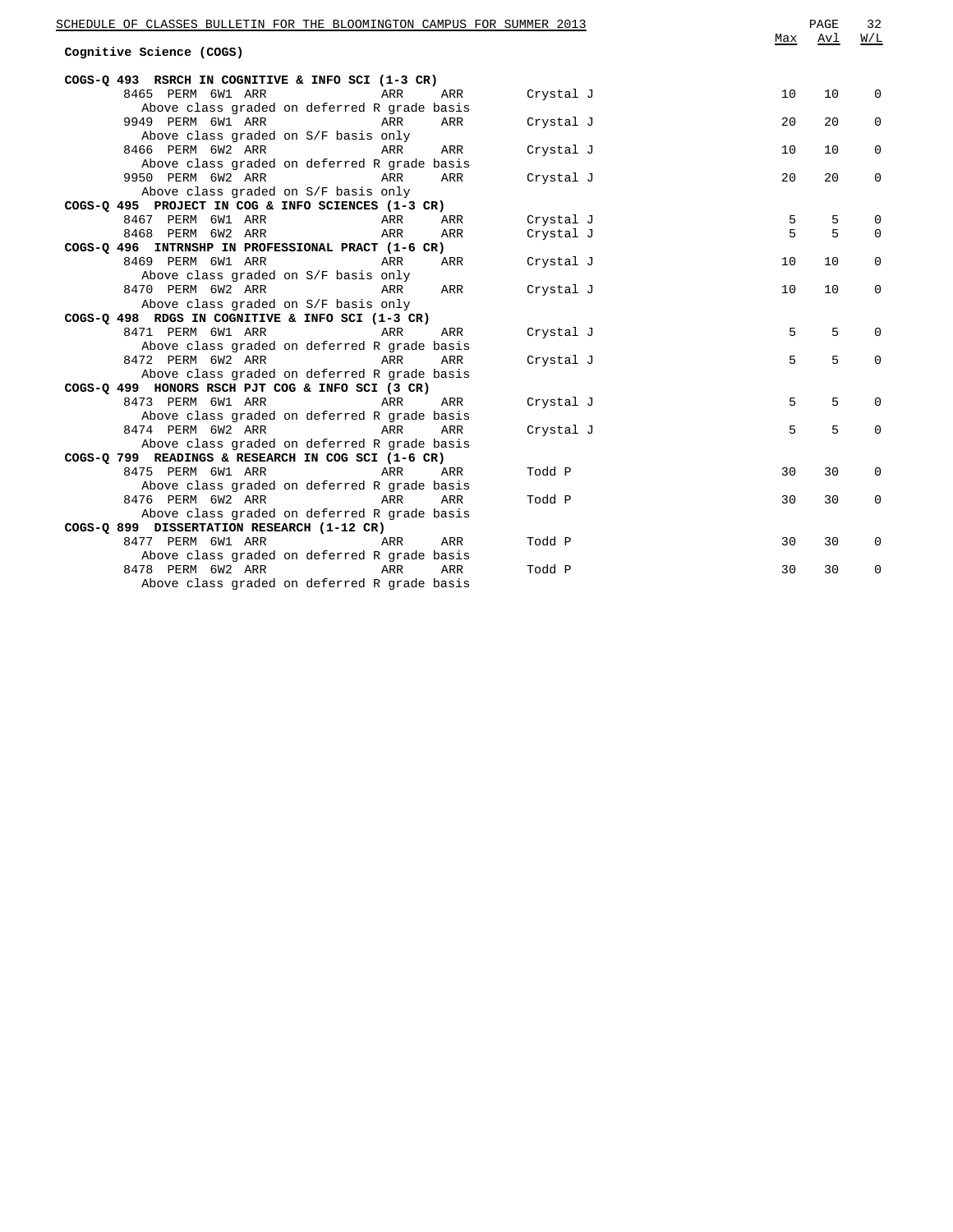## Cognitive Science (COGS)

| | | | | | | Max | Avl | W/L |
|---|---|---|---|---|---|---|---|---|
| **COGS-Q 493 RSRCH IN COGNITIVE & INFO SCI (1-3 CR)** | | | | | | | | |
| 8465 | PERM 6W1 | ARR | ARR | ARR | Crystal J | 10 | 10 | 0 |
| Above class graded on deferred R grade basis | | | | | | | | |
| 9949 | PERM 6W1 | ARR | ARR | ARR | Crystal J | 20 | 20 | 0 |
| Above class graded on S/F basis only | | | | | | | | |
| 8466 | PERM 6W2 | ARR | ARR | ARR | Crystal J | 10 | 10 | 0 |
| Above class graded on deferred R grade basis | | | | | | | | |
| 9950 | PERM 6W2 | ARR | ARR | ARR | Crystal J | 20 | 20 | 0 |
| Above class graded on S/F basis only | | | | | | | | |
| **COGS-Q 495 PROJECT IN COG & INFO SCIENCES (1-3 CR)** | | | | | | | | |
| 8467 | PERM 6W1 | ARR | ARR | ARR | Crystal J | 5 | 5 | 0 |
| 8468 | PERM 6W2 | ARR | ARR | ARR | Crystal J | 5 | 5 | 0 |
| **COGS-Q 496 INTRNSHP IN PROFESSIONAL PRACT (1-6 CR)** | | | | | | | | |
| 8469 | PERM 6W1 | ARR | ARR | ARR | Crystal J | 10 | 10 | 0 |
| Above class graded on S/F basis only | | | | | | | | |
| 8470 | PERM 6W2 | ARR | ARR | ARR | Crystal J | 10 | 10 | 0 |
| Above class graded on S/F basis only | | | | | | | | |
| **COGS-Q 498 RDGS IN COGNITIVE & INFO SCI (1-3 CR)** | | | | | | | | |
| 8471 | PERM 6W1 | ARR | ARR | ARR | Crystal J | 5 | 5 | 0 |
| Above class graded on deferred R grade basis | | | | | | | | |
| 8472 | PERM 6W2 | ARR | ARR | ARR | Crystal J | 5 | 5 | 0 |
| Above class graded on deferred R grade basis | | | | | | | | |
| **COGS-Q 499 HONORS RSCH PJT COG & INFO SCI (3 CR)** | | | | | | | | |
| 8473 | PERM 6W1 | ARR | ARR | ARR | Crystal J | 5 | 5 | 0 |
| Above class graded on deferred R grade basis | | | | | | | | |
| 8474 | PERM 6W2 | ARR | ARR | ARR | Crystal J | 5 | 5 | 0 |
| Above class graded on deferred R grade basis | | | | | | | | |
| **COGS-Q 799 READINGS & RESEARCH IN COG SCI (1-6 CR)** | | | | | | | | |
| 8475 | PERM 6W1 | ARR | ARR | ARR | Todd P | 30 | 30 | 0 |
| Above class graded on deferred R grade basis | | | | | | | | |
| 8476 | PERM 6W2 | ARR | ARR | ARR | Todd P | 30 | 30 | 0 |
| Above class graded on deferred R grade basis | | | | | | | | |
| **COGS-Q 899 DISSERTATION RESEARCH (1-12 CR)** | | | | | | | | |
| 8477 | PERM 6W1 | ARR | ARR | ARR | Todd P | 30 | 30 | 0 |
| Above class graded on deferred R grade basis | | | | | | | | |
| 8478 | PERM 6W2 | ARR | ARR | ARR | Todd P | 30 | 30 | 0 |
| Above class graded on deferred R grade basis | | | | | | | | |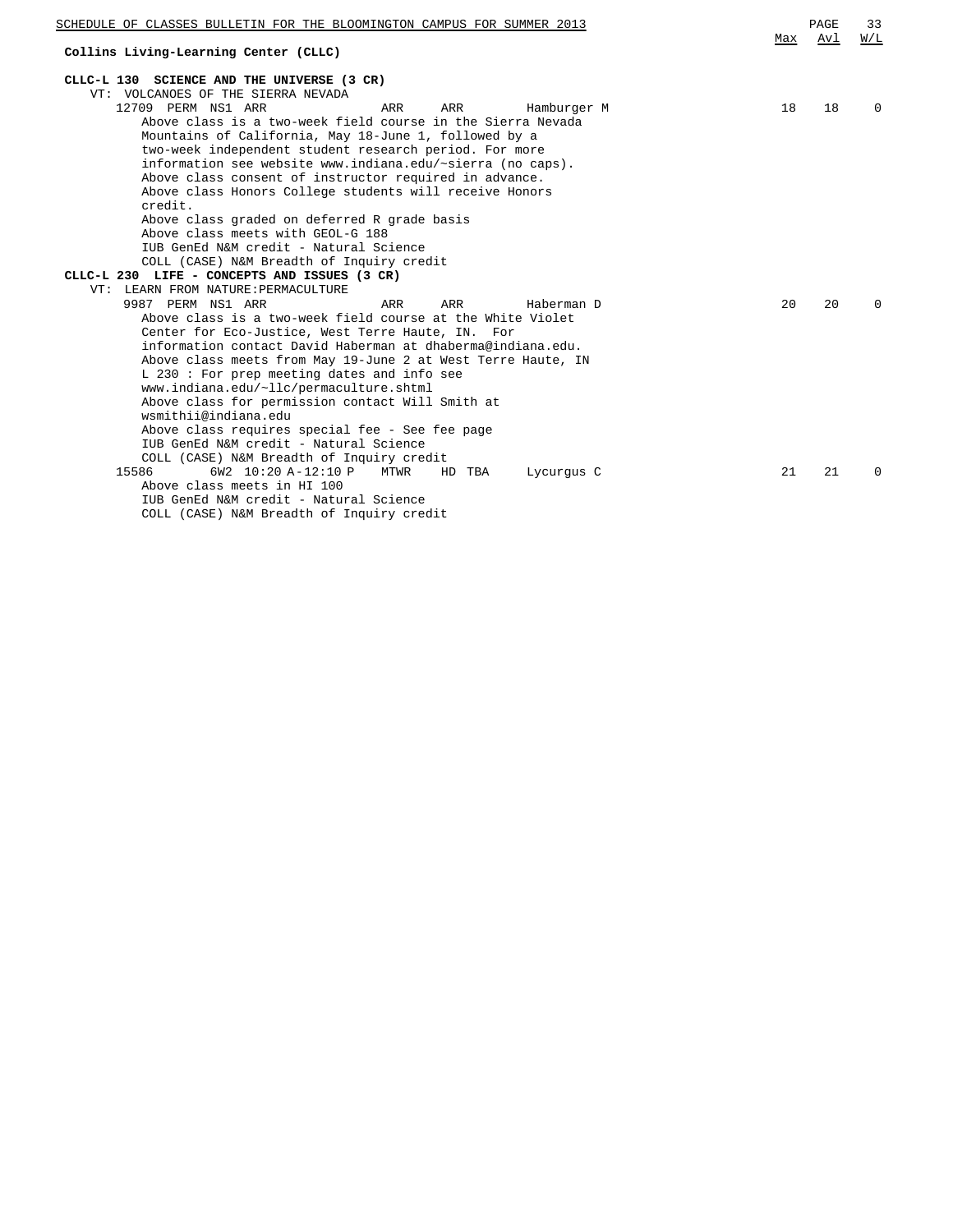## Collins Living-Learning Center (CLLC)

### CLLC-L 130 SCIENCE AND THE UNIVERSE (3 CR)

VT: VOLCANOES OF THE SIERRA NEVADA

| Class | | | Days | Room | Instructor | Max | Avl | W/L |
|---|---|---|---|---|---|---|---|---|
| 12709 PERM NS1 | ARR | | ARR | ARR | Hamburger M | 18 | 18 | 0 |

Above class is a two-week field course in the Sierra Nevada Mountains of California, May 18-June 1, followed by a two-week independent student research period. For more information see website www.indiana.edu/~sierra (no caps).
Above class consent of instructor required in advance.
Above class Honors College students will receive Honors credit.
Above class graded on deferred R grade basis
Above class meets with GEOL-G 188
IUB GenEd N&M credit - Natural Science
COLL (CASE) N&M Breadth of Inquiry credit

### CLLC-L 230 LIFE - CONCEPTS AND ISSUES (3 CR)

VT: LEARN FROM NATURE:PERMACULTURE

| Class | | | Days | Room | Instructor | Max | Avl | W/L |
|---|---|---|---|---|---|---|---|---|
| 9987 PERM NS1 | ARR | | ARR | ARR | Haberman D | 20 | 20 | 0 |

Above class is a two-week field course at the White Violet Center for Eco-Justice, West Terre Haute, IN. For information contact David Haberman at dhaberma@indiana.edu.
Above class meets from May 19-June 2 at West Terre Haute, IN
L 230 : For prep meeting dates and info see www.indiana.edu/~llc/permaculture.shtml
Above class for permission contact Will Smith at wsmithii@indiana.edu
Above class requires special fee - See fee page
IUB GenEd N&M credit - Natural Science
COLL (CASE) N&M Breadth of Inquiry credit

| Class | | | Days | Room | Instructor | Max | Avl | W/L |
|---|---|---|---|---|---|---|---|---|
| 15586 | 6W2 | 10:20 A-12:10 P | MTWR | HD TBA | Lycurgus C | 21 | 21 | 0 |

Above class meets in HI 100
IUB GenEd N&M credit - Natural Science
COLL (CASE) N&M Breadth of Inquiry credit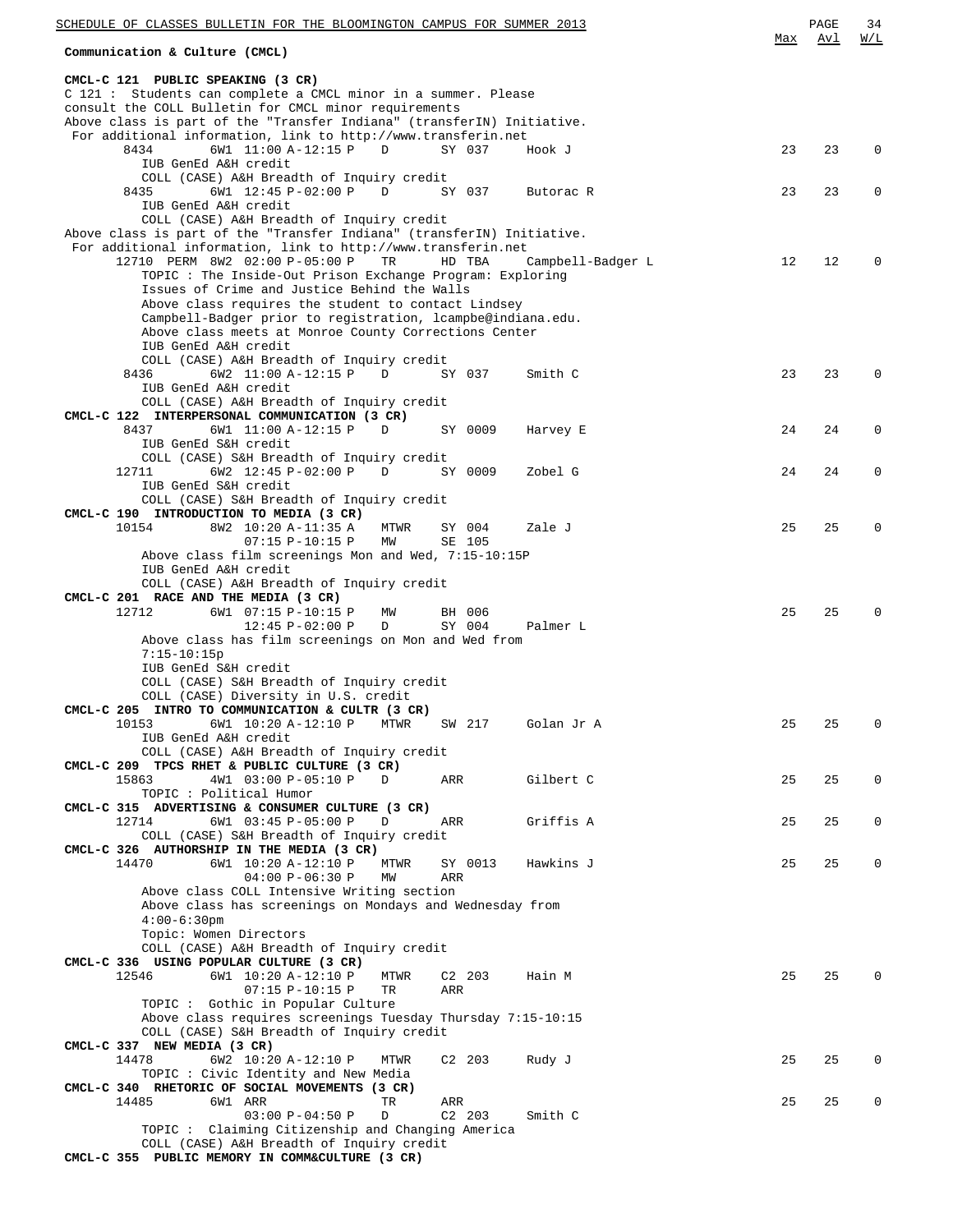## Communication & Culture (CMCL)

**CMCL-C 121 PUBLIC SPEAKING (3 CR)**

C 121 : Students can complete a CMCL minor in a summer. Please consult the COLL Bulletin for CMCL minor requirements

Above class is part of the "Transfer Indiana" (transferIN) Initiative. For additional information, link to http://www.transferin.net

```
                                                                          Max  Avl  W/L
   8434        6W1 11:00 A-12:15 P   D      SY 037     Hook J              23   23    0
      IUB GenEd A&H credit
      COLL (CASE) A&H Breadth of Inquiry credit
   8435        6W1 12:45 P-02:00 P   D      SY 037     Butorac R           23   23    0
      IUB GenEd A&H credit
      COLL (CASE) A&H Breadth of Inquiry credit
```

Above class is part of the "Transfer Indiana" (transferIN) Initiative. For additional information, link to http://www.transferin.net

```
  12710 PERM  8W2 02:00 P-05:00 P   TR     HD TBA     Campbell-Badger L   12   12    0
      TOPIC : The Inside-Out Prison Exchange Program: Exploring
      Issues of Crime and Justice Behind the Walls
      Above class requires the student to contact Lindsey
      Campbell-Badger prior to registration, lcampbe@indiana.edu.
      Above class meets at Monroe County Corrections Center
      IUB GenEd A&H credit
      COLL (CASE) A&H Breadth of Inquiry credit
   8436        6W2 11:00 A-12:15 P   D      SY 037     Smith C             23   23    0
      IUB GenEd A&H credit
      COLL (CASE) A&H Breadth of Inquiry credit
```

**CMCL-C 122 INTERPERSONAL COMMUNICATION (3 CR)**

```
   8437        6W1 11:00 A-12:15 P   D      SY 0009    Harvey E            24   24    0
      IUB GenEd S&H credit
      COLL (CASE) S&H Breadth of Inquiry credit
  12711        6W2 12:45 P-02:00 P   D      SY 0009    Zobel G             24   24    0
      IUB GenEd S&H credit
      COLL (CASE) S&H Breadth of Inquiry credit
```

**CMCL-C 190 INTRODUCTION TO MEDIA (3 CR)**

```
  10154        8W2 10:20 A-11:35 A   MTWR   SY 004     Zale J              25   25    0
                   07:15 P-10:15 P   MW     SE 105
      Above class film screenings Mon and Wed, 7:15-10:15P
      IUB GenEd A&H credit
      COLL (CASE) A&H Breadth of Inquiry credit
```

**CMCL-C 201 RACE AND THE MEDIA (3 CR)**

```
  12712        6W1 07:15 P-10:15 P   MW     BH 006                         25   25    0
                   12:45 P-02:00 P   D      SY 004     Palmer L
      Above class has film screenings on Mon and Wed from
      7:15-10:15p
      IUB GenEd S&H credit
      COLL (CASE) S&H Breadth of Inquiry credit
      COLL (CASE) Diversity in U.S. credit
```

**CMCL-C 205 INTRO TO COMMUNICATION & CULTR (3 CR)**

```
  10153        6W1 10:20 A-12:10 P   MTWR   SW 217     Golan Jr A          25   25    0
      IUB GenEd A&H credit
      COLL (CASE) A&H Breadth of Inquiry credit
```

**CMCL-C 209 TPCS RHET & PUBLIC CULTURE (3 CR)**

```
  15863        4W1 03:00 P-05:10 P   D      ARR        Gilbert C           25   25    0
      TOPIC : Political Humor
```

**CMCL-C 315 ADVERTISING & CONSUMER CULTURE (3 CR)**

```
  12714        6W1 03:45 P-05:00 P   D      ARR        Griffis A           25   25    0
      COLL (CASE) S&H Breadth of Inquiry credit
```

**CMCL-C 326 AUTHORSHIP IN THE MEDIA (3 CR)**

```
  14470        6W1 10:20 A-12:10 P   MTWR   SY 0013    Hawkins J           25   25    0
                   04:00 P-06:30 P   MW     ARR
      Above class COLL Intensive Writing section
      Above class has screenings on Mondays and Wednesday from
      4:00-6:30pm
      Topic: Women Directors
      COLL (CASE) A&H Breadth of Inquiry credit
```

**CMCL-C 336 USING POPULAR CULTURE (3 CR)**

```
  12546        6W1 10:20 A-12:10 P   MTWR   C2 203     Hain M              25   25    0
                   07:15 P-10:15 P   TR     ARR
      TOPIC : Gothic in Popular Culture
      Above class requires screenings Tuesday Thursday 7:15-10:15
      COLL (CASE) S&H Breadth of Inquiry credit
```

**CMCL-C 337 NEW MEDIA (3 CR)**

```
  14478        6W2 10:20 A-12:10 P   MTWR   C2 203     Rudy J              25   25    0
      TOPIC : Civic Identity and New Media
```

**CMCL-C 340 RHETORIC OF SOCIAL MOVEMENTS (3 CR)**

```
  14485        6W1 ARR               TR     ARR                            25   25    0
                   03:00 P-04:50 P   D      C2 203     Smith C
      TOPIC : Claiming Citizenship and Changing America
      COLL (CASE) A&H Breadth of Inquiry credit
```

**CMCL-C 355 PUBLIC MEMORY IN COMM&CULTURE (3 CR)**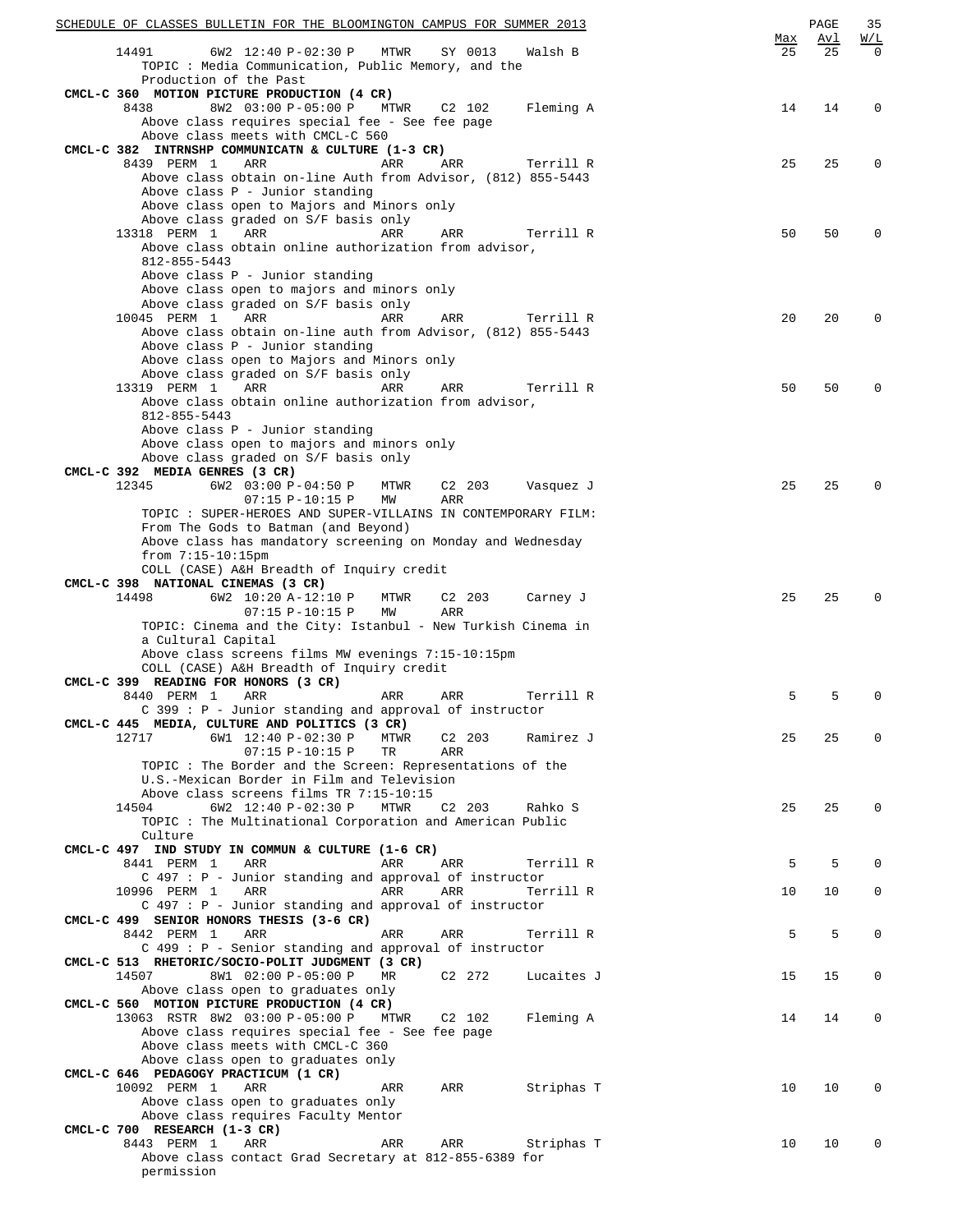| | | | | | Max | Avl | W/L |
|---|---|---|---|---|---|---|---|
| 14491 | 6W2 12:40 P-02:30 P | MTWR | SY 0013 | Walsh B | 25 | 25 | 0 |

TOPIC : Media Communication, Public Memory, and the Production of the Past

**CMCL-C 360 MOTION PICTURE PRODUCTION (4 CR)**

| | | | | | Max | Avl | W/L |
|---|---|---|---|---|---|---|---|
| 8438 | 8W2 03:00 P-05:00 P | MTWR | C2 102 | Fleming A | 14 | 14 | 0 |

Above class requires special fee - See fee page
Above class meets with CMCL-C 560

**CMCL-C 382 INTRNSHP COMMUNICATN & CULTURE (1-3 CR)**

| | | | | | Max | Avl | W/L |
|---|---|---|---|---|---|---|---|
| 8439 PERM 1 | ARR | ARR | ARR | Terrill R | 25 | 25 | 0 |

Above class obtain on-line Auth from Advisor, (812) 855-5443
Above class P - Junior standing
Above class open to Majors and Minors only
Above class graded on S/F basis only

| | | | | | Max | Avl | W/L |
|---|---|---|---|---|---|---|---|
| 13318 PERM 1 | ARR | ARR | ARR | Terrill R | 50 | 50 | 0 |

Above class obtain online authorization from advisor, 812-855-5443
Above class P - Junior standing
Above class open to majors and minors only
Above class graded on S/F basis only

| | | | | | Max | Avl | W/L |
|---|---|---|---|---|---|---|---|
| 10045 PERM 1 | ARR | ARR | ARR | Terrill R | 20 | 20 | 0 |

Above class obtain on-line auth from Advisor, (812) 855-5443
Above class P - Junior standing
Above class open to Majors and Minors only
Above class graded on S/F basis only

| | | | | | Max | Avl | W/L |
|---|---|---|---|---|---|---|---|
| 13319 PERM 1 | ARR | ARR | ARR | Terrill R | 50 | 50 | 0 |

Above class obtain online authorization from advisor, 812-855-5443
Above class P - Junior standing
Above class open to majors and minors only
Above class graded on S/F basis only

**CMCL-C 392 MEDIA GENRES (3 CR)**

| | | | | | Max | Avl | W/L |
|---|---|---|---|---|---|---|---|
| 12345 | 6W2 03:00 P-04:50 P | MTWR | C2 203 | Vasquez J | 25 | 25 | 0 |
| | 07:15 P-10:15 P | MW | ARR | | | | |

TOPIC : SUPER-HEROES AND SUPER-VILLAINS IN CONTEMPORARY FILM: From The Gods to Batman (and Beyond)
Above class has mandatory screening on Monday and Wednesday from 7:15-10:15pm
COLL (CASE) A&H Breadth of Inquiry credit

**CMCL-C 398 NATIONAL CINEMAS (3 CR)**

| | | | | | Max | Avl | W/L |
|---|---|---|---|---|---|---|---|
| 14498 | 6W2 10:20 A-12:10 P | MTWR | C2 203 | Carney J | 25 | 25 | 0 |
| | 07:15 P-10:15 P | MW | ARR | | | | |

TOPIC: Cinema and the City: Istanbul - New Turkish Cinema in a Cultural Capital
Above class screens films MW evenings 7:15-10:15pm
COLL (CASE) A&H Breadth of Inquiry credit

**CMCL-C 399 READING FOR HONORS (3 CR)**

| | | | | | Max | Avl | W/L |
|---|---|---|---|---|---|---|---|
| 8440 PERM 1 | ARR | ARR | ARR | Terrill R | 5 | 5 | 0 |

C 399 : P - Junior standing and approval of instructor

**CMCL-C 445 MEDIA, CULTURE AND POLITICS (3 CR)**

| | | | | | Max | Avl | W/L |
|---|---|---|---|---|---|---|---|
| 12717 | 6W1 12:40 P-02:30 P | MTWR | C2 203 | Ramirez J | 25 | 25 | 0 |
| | 07:15 P-10:15 P | TR | ARR | | | | |

TOPIC : The Border and the Screen: Representations of the U.S.-Mexican Border in Film and Television
Above class screens films TR 7:15-10:15

| | | | | | Max | Avl | W/L |
|---|---|---|---|---|---|---|---|
| 14504 | 6W2 12:40 P-02:30 P | MTWR | C2 203 | Rahko S | 25 | 25 | 0 |

TOPIC : The Multinational Corporation and American Public Culture

**CMCL-C 497 IND STUDY IN COMMUN & CULTURE (1-6 CR)**

| | | | | | Max | Avl | W/L |
|---|---|---|---|---|---|---|---|
| 8441 PERM 1 | ARR | ARR | ARR | Terrill R | 5 | 5 | 0 |

C 497 : P - Junior standing and approval of instructor

| | | | | | Max | Avl | W/L |
|---|---|---|---|---|---|---|---|
| 10996 PERM 1 | ARR | ARR | ARR | Terrill R | 10 | 10 | 0 |

C 497 : P - Junior standing and approval of instructor

**CMCL-C 499 SENIOR HONORS THESIS (3-6 CR)**

| | | | | | Max | Avl | W/L |
|---|---|---|---|---|---|---|---|
| 8442 PERM 1 | ARR | ARR | ARR | Terrill R | 5 | 5 | 0 |

C 499 : P - Senior standing and approval of instructor

**CMCL-C 513 RHETORIC/SOCIO-POLIT JUDGMENT (3 CR)**

| | | | | | Max | Avl | W/L |
|---|---|---|---|---|---|---|---|
| 14507 | 8W1 02:00 P-05:00 P | MR | C2 272 | Lucaites J | 15 | 15 | 0 |

Above class open to graduates only

**CMCL-C 560 MOTION PICTURE PRODUCTION (4 CR)**

| | | | | | Max | Avl | W/L |
|---|---|---|---|---|---|---|---|
| 13063 RSTR | 8W2 03:00 P-05:00 P | MTWR | C2 102 | Fleming A | 14 | 14 | 0 |

Above class requires special fee - See fee page
Above class meets with CMCL-C 360
Above class open to graduates only

**CMCL-C 646 PEDAGOGY PRACTICUM (1 CR)**

| | | | | | Max | Avl | W/L |
|---|---|---|---|---|---|---|---|
| 10092 PERM 1 | ARR | ARR | ARR | Striphas T | 10 | 10 | 0 |

Above class open to graduates only
Above class requires Faculty Mentor

**CMCL-C 700 RESEARCH (1-3 CR)**

| | | | | | Max | Avl | W/L |
|---|---|---|---|---|---|---|---|
| 8443 PERM 1 | ARR | ARR | ARR | Striphas T | 10 | 10 | 0 |

Above class contact Grad Secretary at 812-855-6389 for permission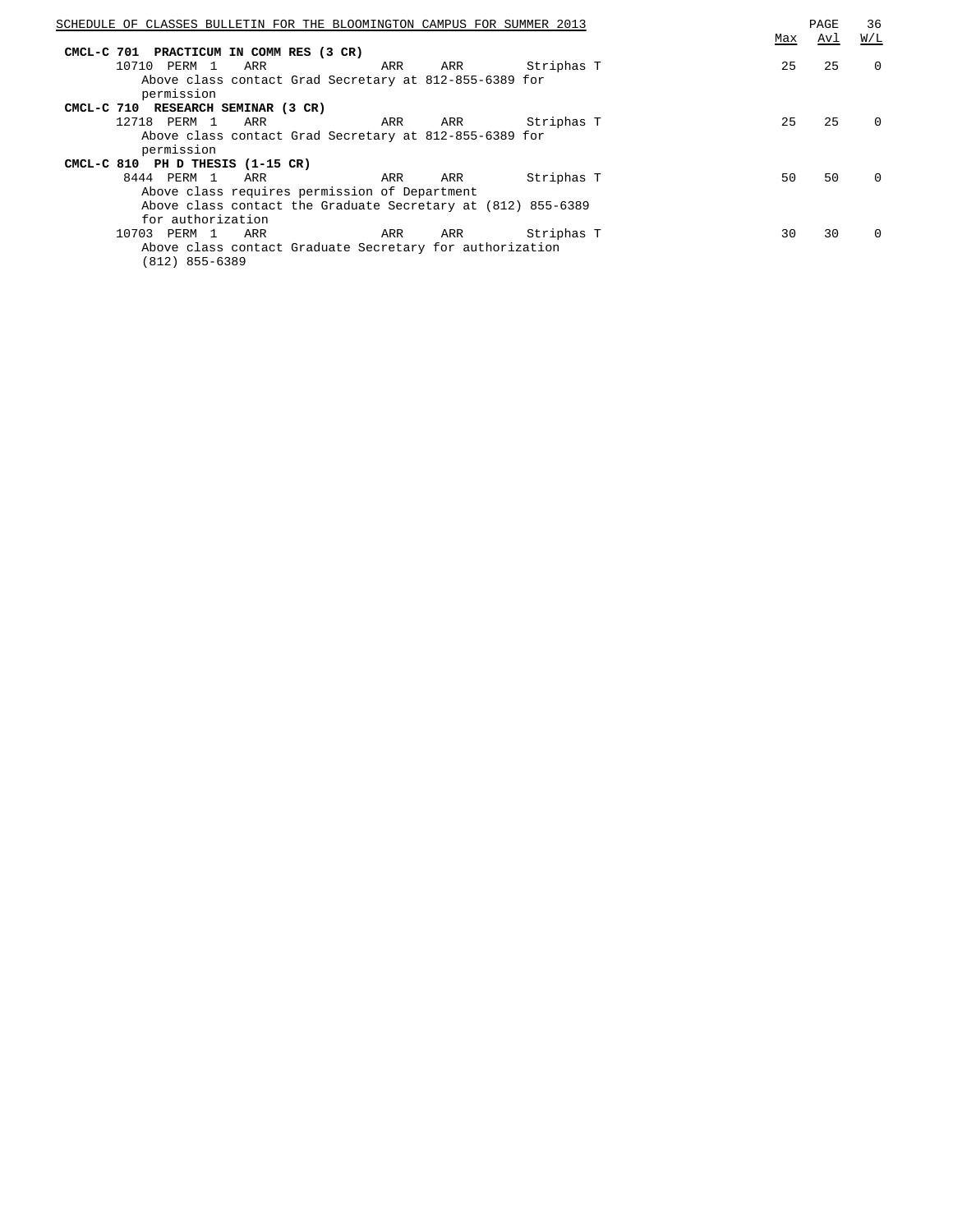| | | | | | | Max | Avl | W/L |
|---|---|---|---|---|---|---|---|---|
| **CMCL-C 701 PRACTICUM IN COMM RES (3 CR)** | | | | | | | | |
| 10710 | PERM 1 | ARR | ARR | ARR | Striphas T | 25 | 25 | 0 |
| | Above class contact Grad Secretary at 812-855-6389 for permission | | | | | | | |
| **CMCL-C 710 RESEARCH SEMINAR (3 CR)** | | | | | | | | |
| 12718 | PERM 1 | ARR | ARR | ARR | Striphas T | 25 | 25 | 0 |
| | Above class contact Grad Secretary at 812-855-6389 for permission | | | | | | | |
| **CMCL-C 810 PH D THESIS (1-15 CR)** | | | | | | | | |
| 8444 | PERM 1 | ARR | ARR | ARR | Striphas T | 50 | 50 | 0 |
| | Above class requires permission of Department | | | | | | | |
| | Above class contact the Graduate Secretary at (812) 855-6389 for authorization | | | | | | | |
| 10703 | PERM 1 | ARR | ARR | ARR | Striphas T | 30 | 30 | 0 |
| | Above class contact Graduate Secretary for authorization (812) 855-6389 | | | | | | | |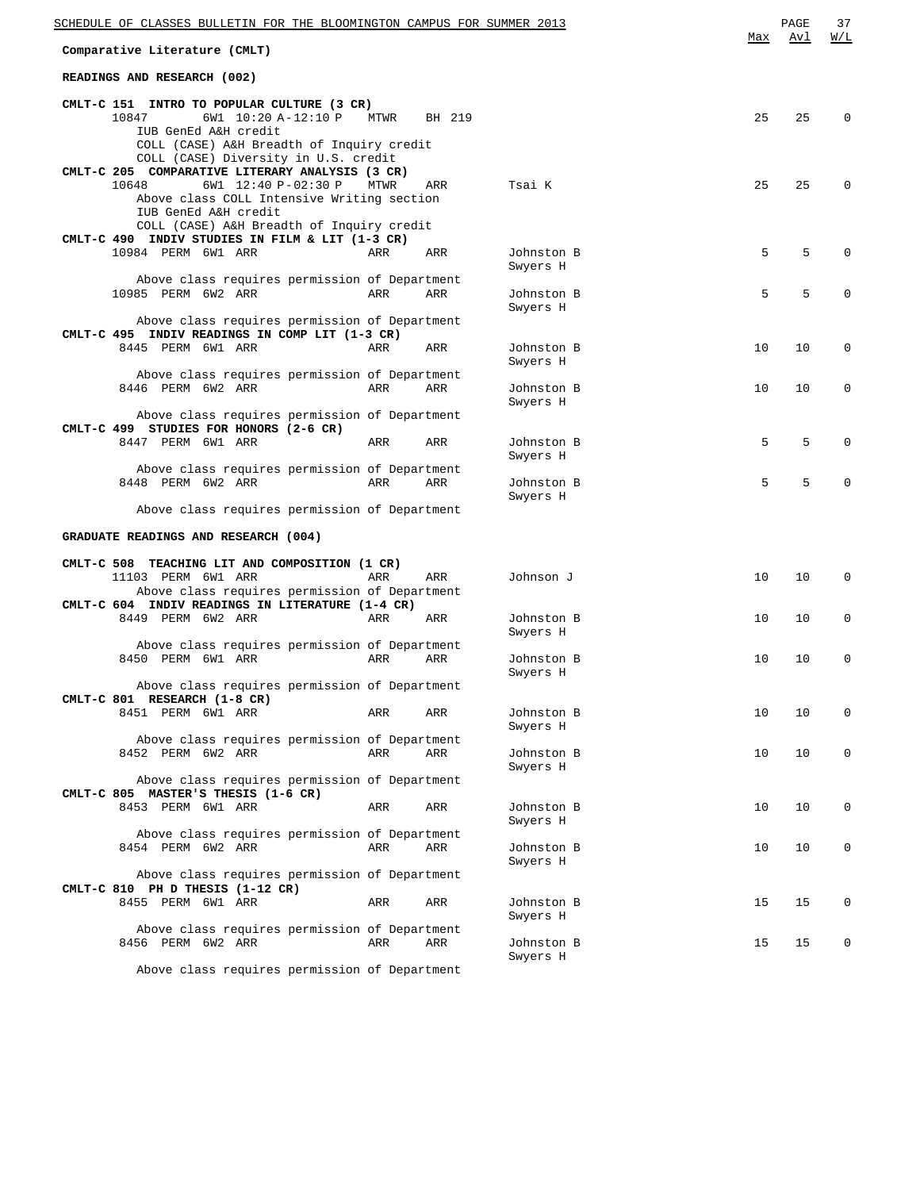## Comparative Literature (CMLT)

### READINGS AND RESEARCH (002)

| Course / Class | Session | Time | Days | Room | Instructor | Max | Avl | W/L |
|---|---|---|---|---|---|---|---|---|
| **CMLT-C 151 INTRO TO POPULAR CULTURE (3 CR)** | | | | | | | | |
| 10847 | 6W1 | 10:20 A-12:10 P | MTWR | BH 219 | | 25 | 25 | 0 |
| IUB GenEd A&H credit<br>COLL (CASE) A&H Breadth of Inquiry credit<br>COLL (CASE) Diversity in U.S. credit | | | | | | | | |
| **CMLT-C 205 COMPARATIVE LITERARY ANALYSIS (3 CR)** | | | | | | | | |
| 10648 | 6W1 | 12:40 P-02:30 P | MTWR | ARR | Tsai K | 25 | 25 | 0 |
| Above class COLL Intensive Writing section<br>IUB GenEd A&H credit<br>COLL (CASE) A&H Breadth of Inquiry credit | | | | | | | | |
| **CMLT-C 490 INDIV STUDIES IN FILM & LIT (1-3 CR)** | | | | | | | | |
| 10984 PERM | 6W1 | ARR | ARR | ARR | Johnston B<br>Swyers H | 5 | 5 | 0 |
| Above class requires permission of Department | | | | | | | | |
| 10985 PERM | 6W2 | ARR | ARR | ARR | Johnston B<br>Swyers H | 5 | 5 | 0 |
| Above class requires permission of Department | | | | | | | | |
| **CMLT-C 495 INDIV READINGS IN COMP LIT (1-3 CR)** | | | | | | | | |
| 8445 PERM | 6W1 | ARR | ARR | ARR | Johnston B<br>Swyers H | 10 | 10 | 0 |
| Above class requires permission of Department | | | | | | | | |
| 8446 PERM | 6W2 | ARR | ARR | ARR | Johnston B<br>Swyers H | 10 | 10 | 0 |
| Above class requires permission of Department | | | | | | | | |
| **CMLT-C 499 STUDIES FOR HONORS (2-6 CR)** | | | | | | | | |
| 8447 PERM | 6W1 | ARR | ARR | ARR | Johnston B<br>Swyers H | 5 | 5 | 0 |
| Above class requires permission of Department | | | | | | | | |
| 8448 PERM | 6W2 | ARR | ARR | ARR | Johnston B<br>Swyers H | 5 | 5 | 0 |
| Above class requires permission of Department | | | | | | | | |

### GRADUATE READINGS AND RESEARCH (004)

| Course / Class | Session | Time | Days | Room | Instructor | Max | Avl | W/L |
|---|---|---|---|---|---|---|---|---|
| **CMLT-C 508 TEACHING LIT AND COMPOSITION (1 CR)** | | | | | | | | |
| 11103 PERM | 6W1 | ARR | ARR | ARR | Johnson J | 10 | 10 | 0 |
| Above class requires permission of Department | | | | | | | | |
| **CMLT-C 604 INDIV READINGS IN LITERATURE (1-4 CR)** | | | | | | | | |
| 8449 PERM | 6W2 | ARR | ARR | ARR | Johnston B<br>Swyers H | 10 | 10 | 0 |
| Above class requires permission of Department | | | | | | | | |
| 8450 PERM | 6W1 | ARR | ARR | ARR | Johnston B<br>Swyers H | 10 | 10 | 0 |
| Above class requires permission of Department | | | | | | | | |
| **CMLT-C 801 RESEARCH (1-8 CR)** | | | | | | | | |
| 8451 PERM | 6W1 | ARR | ARR | ARR | Johnston B<br>Swyers H | 10 | 10 | 0 |
| Above class requires permission of Department | | | | | | | | |
| 8452 PERM | 6W2 | ARR | ARR | ARR | Johnston B<br>Swyers H | 10 | 10 | 0 |
| Above class requires permission of Department | | | | | | | | |
| **CMLT-C 805 MASTER'S THESIS (1-6 CR)** | | | | | | | | |
| 8453 PERM | 6W1 | ARR | ARR | ARR | Johnston B<br>Swyers H | 10 | 10 | 0 |
| Above class requires permission of Department | | | | | | | | |
| 8454 PERM | 6W2 | ARR | ARR | ARR | Johnston B<br>Swyers H | 10 | 10 | 0 |
| Above class requires permission of Department | | | | | | | | |
| **CMLT-C 810 PH D THESIS (1-12 CR)** | | | | | | | | |
| 8455 PERM | 6W1 | ARR | ARR | ARR | Johnston B<br>Swyers H | 15 | 15 | 0 |
| Above class requires permission of Department | | | | | | | | |
| 8456 PERM | 6W2 | ARR | ARR | ARR | Johnston B<br>Swyers H | 15 | 15 | 0 |
| Above class requires permission of Department | | | | | | | | |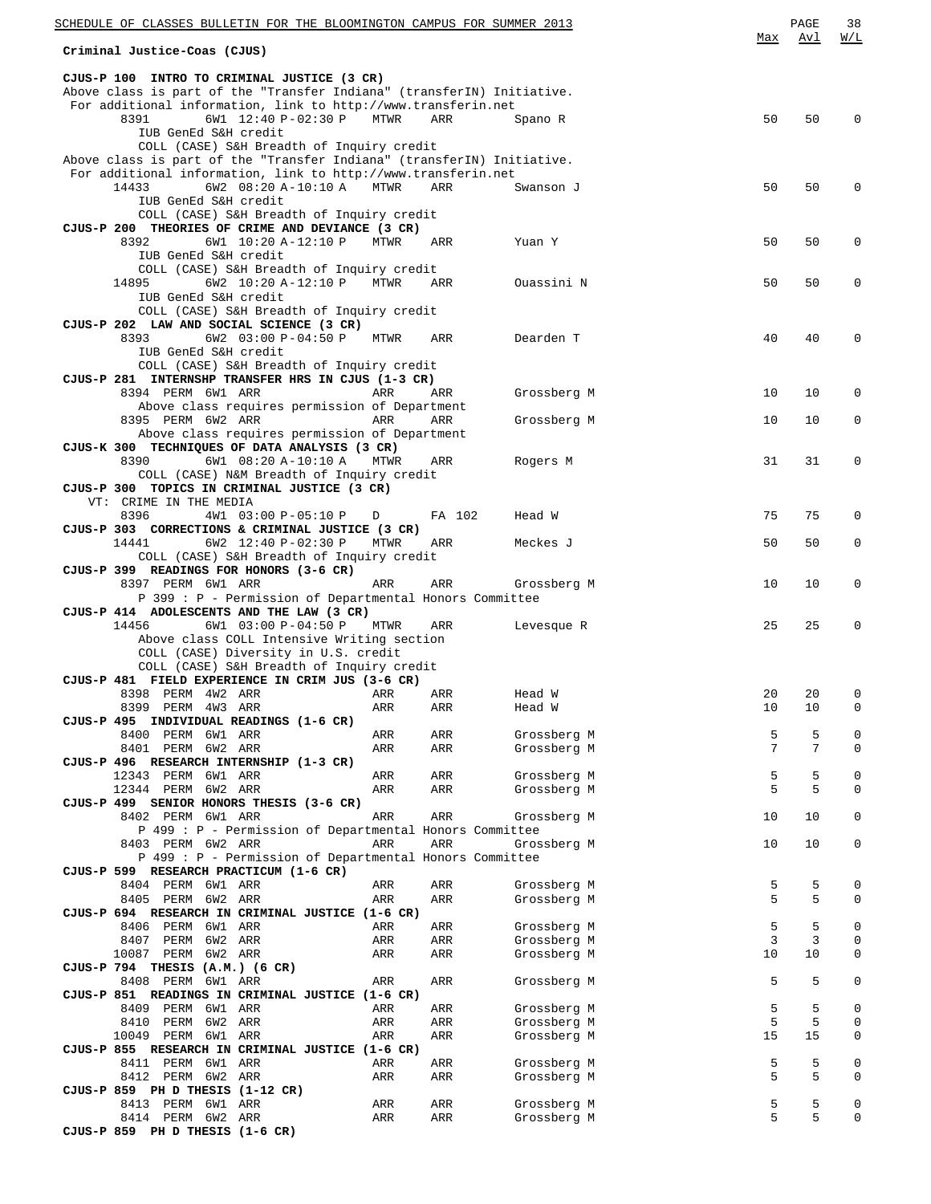**Criminal Justice-Coas (CJUS)**

| Class | Session/Time | Days | Room | Instructor | Max | Avl | W/L |
|---|---|---|---|---|---|---|---|
| **CJUS-P 100 INTRO TO CRIMINAL JUSTICE (3 CR)** | | | | | | | |
| Above class is part of the "Transfer Indiana" (transferIN) Initiative. For additional information, link to http://www.transferin.net | | | | | | | |
| 8391 | 6W1 12:40 P-02:30 P | MTWR | ARR | Spano R | 50 | 50 | 0 |
| IUB GenEd S&H credit | | | | | | | |
| COLL (CASE) S&H Breadth of Inquiry credit | | | | | | | |
| Above class is part of the "Transfer Indiana" (transferIN) Initiative. For additional information, link to http://www.transferin.net | | | | | | | |
| 14433 | 6W2 08:20 A-10:10 A | MTWR | ARR | Swanson J | 50 | 50 | 0 |
| IUB GenEd S&H credit | | | | | | | |
| COLL (CASE) S&H Breadth of Inquiry credit | | | | | | | |
| **CJUS-P 200 THEORIES OF CRIME AND DEVIANCE (3 CR)** | | | | | | | |
| 8392 | 6W1 10:20 A-12:10 P | MTWR | ARR | Yuan Y | 50 | 50 | 0 |
| IUB GenEd S&H credit | | | | | | | |
| COLL (CASE) S&H Breadth of Inquiry credit | | | | | | | |
| 14895 | 6W2 10:20 A-12:10 P | MTWR | ARR | Ouassini N | 50 | 50 | 0 |
| IUB GenEd S&H credit | | | | | | | |
| COLL (CASE) S&H Breadth of Inquiry credit | | | | | | | |
| **CJUS-P 202 LAW AND SOCIAL SCIENCE (3 CR)** | | | | | | | |
| 8393 | 6W2 03:00 P-04:50 P | MTWR | ARR | Dearden T | 40 | 40 | 0 |
| IUB GenEd S&H credit | | | | | | | |
| COLL (CASE) S&H Breadth of Inquiry credit | | | | | | | |
| **CJUS-P 281 INTERNSHP TRANSFER HRS IN CJUS (1-3 CR)** | | | | | | | |
| 8394 PERM | 6W1 ARR | ARR | ARR | Grossberg M | 10 | 10 | 0 |
| Above class requires permission of Department | | | | | | | |
| 8395 PERM | 6W2 ARR | ARR | ARR | Grossberg M | 10 | 10 | 0 |
| Above class requires permission of Department | | | | | | | |
| **CJUS-K 300 TECHNIQUES OF DATA ANALYSIS (3 CR)** | | | | | | | |
| 8390 | 6W1 08:20 A-10:10 A | MTWR | ARR | Rogers M | 31 | 31 | 0 |
| COLL (CASE) N&M Breadth of Inquiry credit | | | | | | | |
| **CJUS-P 300 TOPICS IN CRIMINAL JUSTICE (3 CR)** | | | | | | | |
| VT: CRIME IN THE MEDIA | | | | | | | |
| 8396 | 4W1 03:00 P-05:10 P | D | FA 102 | Head W | 75 | 75 | 0 |
| **CJUS-P 303 CORRECTIONS & CRIMINAL JUSTICE (3 CR)** | | | | | | | |
| 14441 | 6W2 12:40 P-02:30 P | MTWR | ARR | Meckes J | 50 | 50 | 0 |
| COLL (CASE) S&H Breadth of Inquiry credit | | | | | | | |
| **CJUS-P 399 READINGS FOR HONORS (3-6 CR)** | | | | | | | |
| 8397 PERM | 6W1 ARR | ARR | ARR | Grossberg M | 10 | 10 | 0 |
| P 399 : P - Permission of Departmental Honors Committee | | | | | | | |
| **CJUS-P 414 ADOLESCENTS AND THE LAW (3 CR)** | | | | | | | |
| 14456 | 6W1 03:00 P-04:50 P | MTWR | ARR | Levesque R | 25 | 25 | 0 |
| Above class COLL Intensive Writing section | | | | | | | |
| COLL (CASE) Diversity in U.S. credit | | | | | | | |
| COLL (CASE) S&H Breadth of Inquiry credit | | | | | | | |
| **CJUS-P 481 FIELD EXPERIENCE IN CRIM JUS (3-6 CR)** | | | | | | | |
| 8398 PERM | 4W2 ARR | ARR | ARR | Head W | 20 | 20 | 0 |
| 8399 PERM | 4W3 ARR | ARR | ARR | Head W | 10 | 10 | 0 |
| **CJUS-P 495 INDIVIDUAL READINGS (1-6 CR)** | | | | | | | |
| 8400 PERM | 6W1 ARR | ARR | ARR | Grossberg M | 5 | 5 | 0 |
| 8401 PERM | 6W2 ARR | ARR | ARR | Grossberg M | 7 | 7 | 0 |
| **CJUS-P 496 RESEARCH INTERNSHIP (1-3 CR)** | | | | | | | |
| 12343 PERM | 6W1 ARR | ARR | ARR | Grossberg M | 5 | 5 | 0 |
| 12344 PERM | 6W2 ARR | ARR | ARR | Grossberg M | 5 | 5 | 0 |
| **CJUS-P 499 SENIOR HONORS THESIS (3-6 CR)** | | | | | | | |
| 8402 PERM | 6W1 ARR | ARR | ARR | Grossberg M | 10 | 10 | 0 |
| P 499 : P - Permission of Departmental Honors Committee | | | | | | | |
| 8403 PERM | 6W2 ARR | ARR | ARR | Grossberg M | 10 | 10 | 0 |
| P 499 : P - Permission of Departmental Honors Committee | | | | | | | |
| **CJUS-P 599 RESEARCH PRACTICUM (1-6 CR)** | | | | | | | |
| 8404 PERM | 6W1 ARR | ARR | ARR | Grossberg M | 5 | 5 | 0 |
| 8405 PERM | 6W2 ARR | ARR | ARR | Grossberg M | 5 | 5 | 0 |
| **CJUS-P 694 RESEARCH IN CRIMINAL JUSTICE (1-6 CR)** | | | | | | | |
| 8406 PERM | 6W1 ARR | ARR | ARR | Grossberg M | 5 | 5 | 0 |
| 8407 PERM | 6W2 ARR | ARR | ARR | Grossberg M | 3 | 3 | 0 |
| 10087 PERM | 6W2 ARR | ARR | ARR | Grossberg M | 10 | 10 | 0 |
| **CJUS-P 794 THESIS (A.M.) (6 CR)** | | | | | | | |
| 8408 PERM | 6W1 ARR | ARR | ARR | Grossberg M | 5 | 5 | 0 |
| **CJUS-P 851 READINGS IN CRIMINAL JUSTICE (1-6 CR)** | | | | | | | |
| 8409 PERM | 6W1 ARR | ARR | ARR | Grossberg M | 5 | 5 | 0 |
| 8410 PERM | 6W2 ARR | ARR | ARR | Grossberg M | 5 | 5 | 0 |
| 10049 PERM | 6W1 ARR | ARR | ARR | Grossberg M | 15 | 15 | 0 |
| **CJUS-P 855 RESEARCH IN CRIMINAL JUSTICE (1-6 CR)** | | | | | | | |
| 8411 PERM | 6W1 ARR | ARR | ARR | Grossberg M | 5 | 5 | 0 |
| 8412 PERM | 6W2 ARR | ARR | ARR | Grossberg M | 5 | 5 | 0 |
| **CJUS-P 859 PH D THESIS (1-12 CR)** | | | | | | | |
| 8413 PERM | 6W1 ARR | ARR | ARR | Grossberg M | 5 | 5 | 0 |
| 8414 PERM | 6W2 ARR | ARR | ARR | Grossberg M | 5 | 5 | 0 |
| **CJUS-P 859 PH D THESIS (1-6 CR)** | | | | | | | |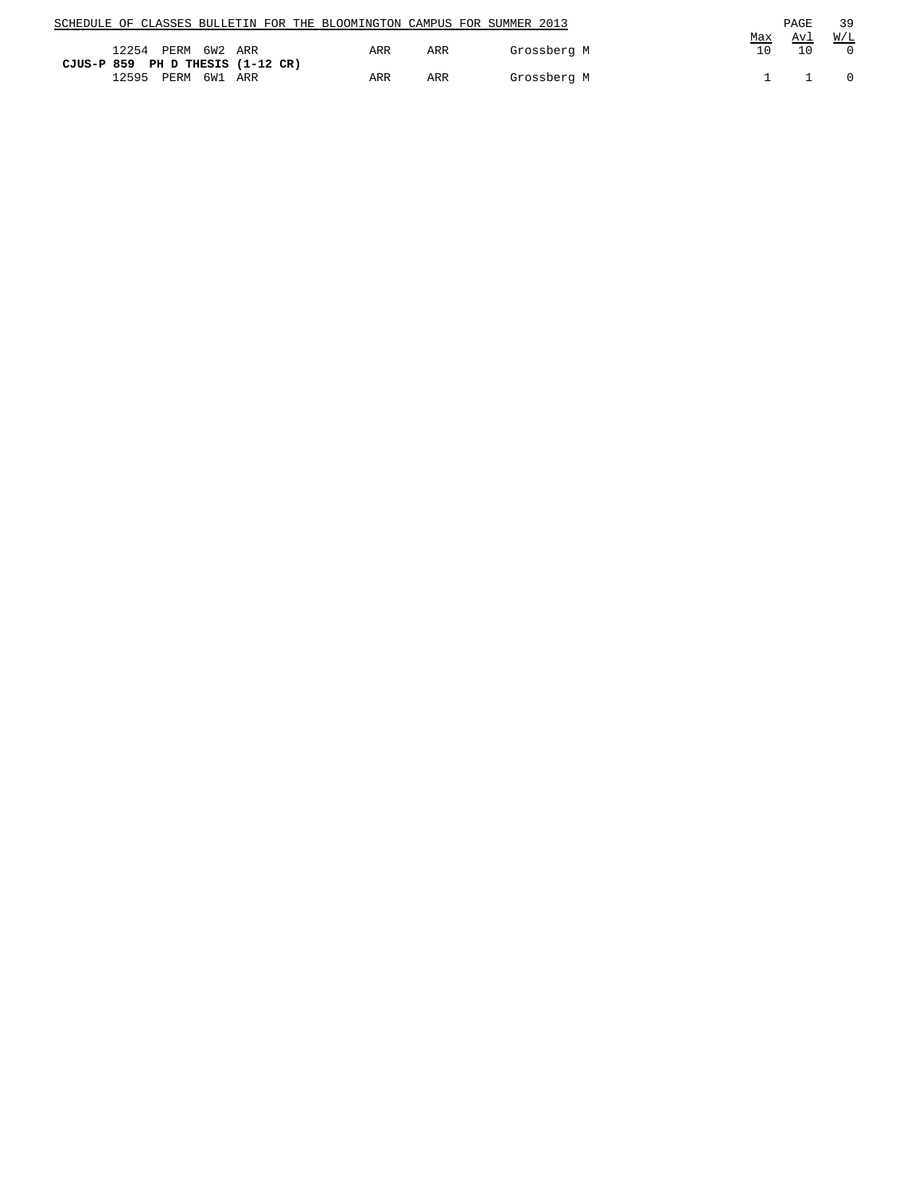| | | | | | | | Max | Avl | W/L |
|---|---|---|---|---|---|---|---|---|---|
| 12254 | PERM | 6W2 | ARR | ARR | ARR | Grossberg M | 10 | 10 | 0 |

**CJUS-P 859 PH D THESIS (1-12 CR)**

| | | | | | | | Max | Avl | W/L |
|---|---|---|---|---|---|---|---|---|---|
| 12595 | PERM | 6W1 | ARR | ARR | ARR | Grossberg M | 1 | 1 | 0 |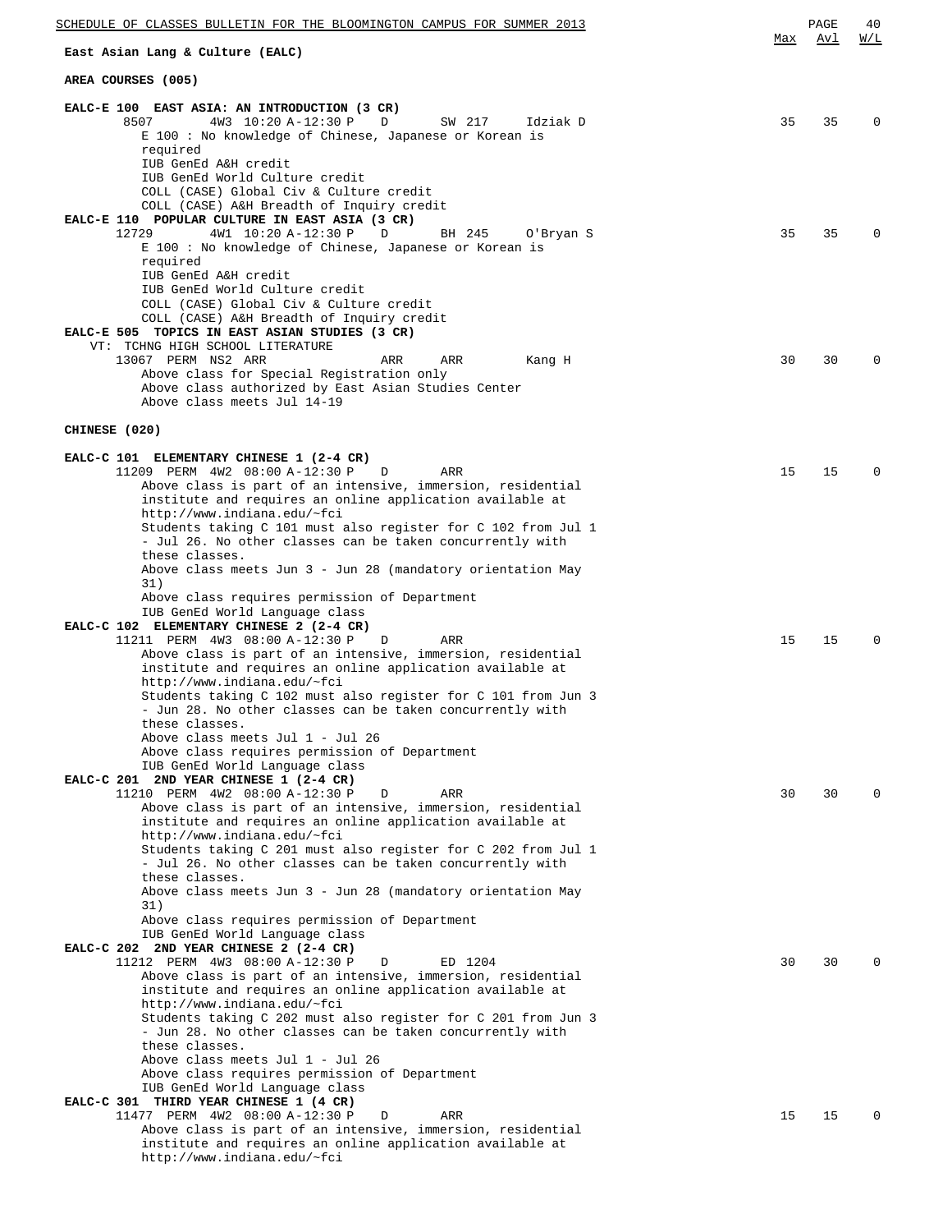## East Asian Lang & Culture (EALC)

### AREA COURSES (005)

**EALC-E 100 EAST ASIA: AN INTRODUCTION (3 CR)**

| Class | Details | Max | Avl | W/L |
|---|---|---|---|---|
| 8507 | 4W3 10:20 A-12:30 P D SW 217 Idziak D | 35 | 35 | 0 |

E 100 : No knowledge of Chinese, Japanese or Korean is required
IUB GenEd A&H credit
IUB GenEd World Culture credit
COLL (CASE) Global Civ & Culture credit
COLL (CASE) A&H Breadth of Inquiry credit

**EALC-E 110 POPULAR CULTURE IN EAST ASIA (3 CR)**

| Class | Details | Max | Avl | W/L |
|---|---|---|---|---|
| 12729 | 4W1 10:20 A-12:30 P D BH 245 O'Bryan S | 35 | 35 | 0 |

E 100 : No knowledge of Chinese, Japanese or Korean is required
IUB GenEd A&H credit
IUB GenEd World Culture credit
COLL (CASE) Global Civ & Culture credit
COLL (CASE) A&H Breadth of Inquiry credit

**EALC-E 505 TOPICS IN EAST ASIAN STUDIES (3 CR)**

VT: TCHNG HIGH SCHOOL LITERATURE

| Class | Details | Max | Avl | W/L |
|---|---|---|---|---|
| 13067 | PERM NS2 ARR ARR ARR Kang H | 30 | 30 | 0 |

Above class for Special Registration only
Above class authorized by East Asian Studies Center
Above class meets Jul 14-19

### CHINESE (020)

**EALC-C 101 ELEMENTARY CHINESE 1 (2-4 CR)**

| Class | Details | Max | Avl | W/L |
|---|---|---|---|---|
| 11209 | PERM 4W2 08:00 A-12:30 P D ARR | 15 | 15 | 0 |

Above class is part of an intensive, immersion, residential institute and requires an online application available at http://www.indiana.edu/~fci
Students taking C 101 must also register for C 102 from Jul 1 - Jul 26. No other classes can be taken concurrently with these classes.
Above class meets Jun 3 - Jun 28 (mandatory orientation May 31)
Above class requires permission of Department
IUB GenEd World Language class

**EALC-C 102 ELEMENTARY CHINESE 2 (2-4 CR)**

| Class | Details | Max | Avl | W/L |
|---|---|---|---|---|
| 11211 | PERM 4W3 08:00 A-12:30 P D ARR | 15 | 15 | 0 |

Above class is part of an intensive, immersion, residential institute and requires an online application available at http://www.indiana.edu/~fci
Students taking C 102 must also register for C 101 from Jun 3 - Jun 28. No other classes can be taken concurrently with these classes.
Above class meets Jul 1 - Jul 26
Above class requires permission of Department
IUB GenEd World Language class

**EALC-C 201 2ND YEAR CHINESE 1 (2-4 CR)**

| Class | Details | Max | Avl | W/L |
|---|---|---|---|---|
| 11210 | PERM 4W2 08:00 A-12:30 P D ARR | 30 | 30 | 0 |

Above class is part of an intensive, immersion, residential institute and requires an online application available at http://www.indiana.edu/~fci
Students taking C 201 must also register for C 202 from Jul 1 - Jul 26. No other classes can be taken concurrently with these classes.
Above class meets Jun 3 - Jun 28 (mandatory orientation May 31)
Above class requires permission of Department
IUB GenEd World Language class

**EALC-C 202 2ND YEAR CHINESE 2 (2-4 CR)**

| Class | Details | Max | Avl | W/L |
|---|---|---|---|---|
| 11212 | PERM 4W3 08:00 A-12:30 P D ED 1204 | 30 | 30 | 0 |

Above class is part of an intensive, immersion, residential institute and requires an online application available at http://www.indiana.edu/~fci
Students taking C 202 must also register for C 201 from Jun 3 - Jun 28. No other classes can be taken concurrently with these classes.
Above class meets Jul 1 - Jul 26
Above class requires permission of Department
IUB GenEd World Language class

**EALC-C 301 THIRD YEAR CHINESE 1 (4 CR)**

| Class | Details | Max | Avl | W/L |
|---|---|---|---|---|
| 11477 | PERM 4W2 08:00 A-12:30 P D ARR | 15 | 15 | 0 |

Above class is part of an intensive, immersion, residential institute and requires an online application available at http://www.indiana.edu/~fci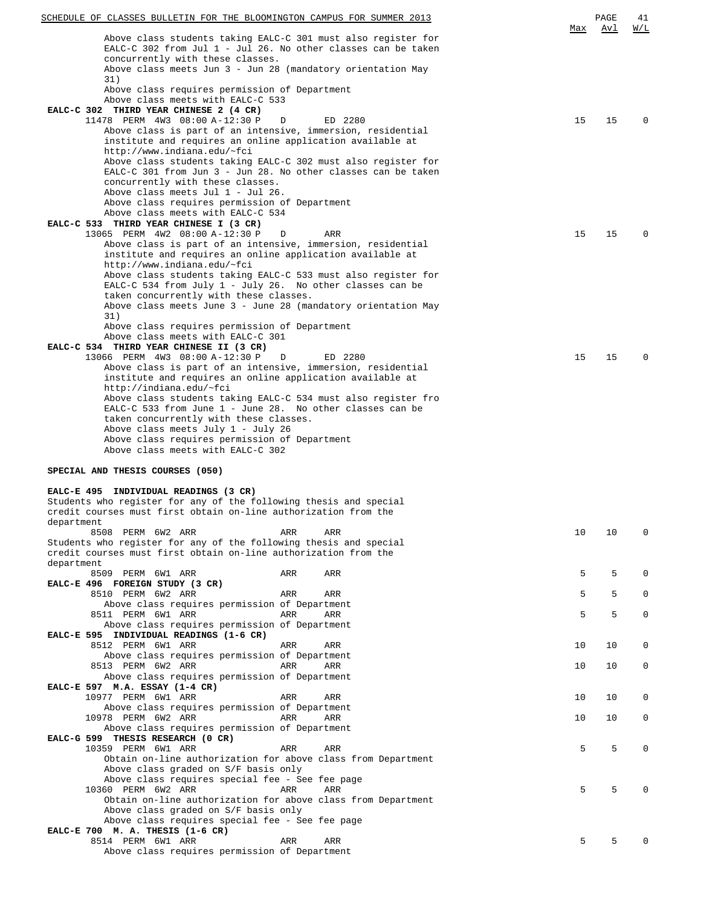Above class students taking EALC-C 301 must also register for EALC-C 302 from Jul 1 - Jul 26. No other classes can be taken concurrently with these classes.
Above class meets Jun 3 - Jun 28 (mandatory orientation May 31)
Above class requires permission of Department
Above class meets with EALC-C 533

**EALC-C 302 THIRD YEAR CHINESE 2 (4 CR)**

| Class | | | Time | | Bldg/Room | Max | Avl | W/L |
|---|---|---|---|---|---|---|---|---|
| 11478 | PERM | 4W3 | 08:00 A-12:30 P | D | ED 2280 | 15 | 15 | 0 |

Above class is part of an intensive, immersion, residential institute and requires an online application available at http://www.indiana.edu/~fci
Above class students taking EALC-C 302 must also register for EALC-C 301 from Jun 3 - Jun 28. No other classes can be taken concurrently with these classes.
Above class meets Jul 1 - Jul 26.
Above class requires permission of Department
Above class meets with EALC-C 534

**EALC-C 533 THIRD YEAR CHINESE I (3 CR)**

| Class | | | Time | | Bldg/Room | Max | Avl | W/L |
|---|---|---|---|---|---|---|---|---|
| 13065 | PERM | 4W2 | 08:00 A-12:30 P | D | ARR | 15 | 15 | 0 |

Above class is part of an intensive, immersion, residential institute and requires an online application available at http://www.indiana.edu/~fci
Above class students taking EALC-C 533 must also register for EALC-C 534 from July 1 - July 26. No other classes can be taken concurrently with these classes.
Above class meets June 3 - June 28 (mandatory orientation May 31)
Above class requires permission of Department
Above class meets with EALC-C 301

**EALC-C 534 THIRD YEAR CHINESE II (3 CR)**

| Class | | | Time | | Bldg/Room | Max | Avl | W/L |
|---|---|---|---|---|---|---|---|---|
| 13066 | PERM | 4W3 | 08:00 A-12:30 P | D | ED 2280 | 15 | 15 | 0 |

Above class is part of an intensive, immersion, residential institute and requires an online application available at http://indiana.edu/~fci
Above class students taking EALC-C 534 must also register fro EALC-C 533 from June 1 - June 28. No other classes can be taken concurrently with these classes.
Above class meets July 1 - July 26
Above class requires permission of Department
Above class meets with EALC-C 302

## SPECIAL AND THESIS COURSES (050)

**EALC-E 495 INDIVIDUAL READINGS (3 CR)**

Students who register for any of the following thesis and special credit courses must first obtain on-line authorization from the department

| Class | | | Time | Days | Bldg/Room | Max | Avl | W/L |
|---|---|---|---|---|---|---|---|---|
| 8508 | PERM | 6W2 | ARR | ARR | ARR | 10 | 10 | 0 |

Students who register for any of the following thesis and special credit courses must first obtain on-line authorization from the department

| Class | | | Time | Days | Bldg/Room | Max | Avl | W/L |
|---|---|---|---|---|---|---|---|---|
| 8509 | PERM | 6W1 | ARR | ARR | ARR | 5 | 5 | 0 |

**EALC-E 496 FOREIGN STUDY (3 CR)**

| Class | | | Time | Days | Bldg/Room | Max | Avl | W/L |
|---|---|---|---|---|---|---|---|---|
| 8510 | PERM | 6W2 | ARR | ARR | ARR | 5 | 5 | 0 |

Above class requires permission of Department

| Class | | | Time | Days | Bldg/Room | Max | Avl | W/L |
|---|---|---|---|---|---|---|---|---|
| 8511 | PERM | 6W1 | ARR | ARR | ARR | 5 | 5 | 0 |

Above class requires permission of Department

**EALC-E 595 INDIVIDUAL READINGS (1-6 CR)**

| Class | | | Time | Days | Bldg/Room | Max | Avl | W/L |
|---|---|---|---|---|---|---|---|---|
| 8512 | PERM | 6W1 | ARR | ARR | ARR | 10 | 10 | 0 |

Above class requires permission of Department

| Class | | | Time | Days | Bldg/Room | Max | Avl | W/L |
|---|---|---|---|---|---|---|---|---|
| 8513 | PERM | 6W2 | ARR | ARR | ARR | 10 | 10 | 0 |

Above class requires permission of Department

**EALC-E 597 M.A. ESSAY (1-4 CR)**

| Class | | | Time | Days | Bldg/Room | Max | Avl | W/L |
|---|---|---|---|---|---|---|---|---|
| 10977 | PERM | 6W1 | ARR | ARR | ARR | 10 | 10 | 0 |

Above class requires permission of Department

| Class | | | Time | Days | Bldg/Room | Max | Avl | W/L |
|---|---|---|---|---|---|---|---|---|
| 10978 | PERM | 6W2 | ARR | ARR | ARR | 10 | 10 | 0 |

Above class requires permission of Department

**EALC-G 599 THESIS RESEARCH (0 CR)**

| Class | | | Time | Days | Bldg/Room | Max | Avl | W/L |
|---|---|---|---|---|---|---|---|---|
| 10359 | PERM | 6W1 | ARR | ARR | ARR | 5 | 5 | 0 |

Obtain on-line authorization for above class from Department
Above class graded on S/F basis only
Above class requires special fee - See fee page

| Class | | | Time | Days | Bldg/Room | Max | Avl | W/L |
|---|---|---|---|---|---|---|---|---|
| 10360 | PERM | 6W2 | ARR | ARR | ARR | 5 | 5 | 0 |

Obtain on-line authorization for above class from Department
Above class graded on S/F basis only
Above class requires special fee - See fee page

**EALC-E 700 M. A. THESIS (1-6 CR)**

| Class | | | Time | Days | Bldg/Room | Max | Avl | W/L |
|---|---|---|---|---|---|---|---|---|
| 8514 | PERM | 6W1 | ARR | ARR | ARR | 5 | 5 | 0 |

Above class requires permission of Department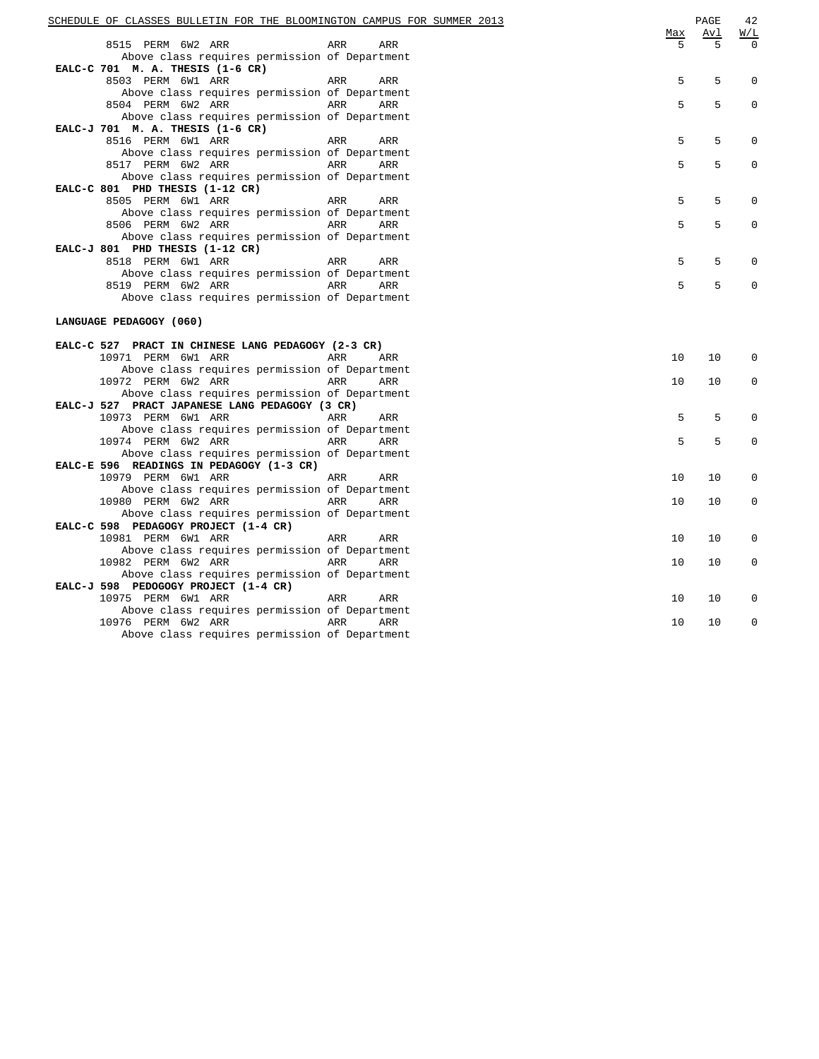| | Max | Avl | W/L |
|---|---|---|---|
| 8515 PERM 6W2 ARR ARR ARR | 5 | 5 | 0 |
| Above class requires permission of Department | | | |
| **EALC-C 701 M. A. THESIS (1-6 CR)** | | | |
| 8503 PERM 6W1 ARR ARR ARR | 5 | 5 | 0 |
| Above class requires permission of Department | | | |
| 8504 PERM 6W2 ARR ARR ARR | 5 | 5 | 0 |
| Above class requires permission of Department | | | |
| **EALC-J 701 M. A. THESIS (1-6 CR)** | | | |
| 8516 PERM 6W1 ARR ARR ARR | 5 | 5 | 0 |
| Above class requires permission of Department | | | |
| 8517 PERM 6W2 ARR ARR ARR | 5 | 5 | 0 |
| Above class requires permission of Department | | | |
| **EALC-C 801 PHD THESIS (1-12 CR)** | | | |
| 8505 PERM 6W1 ARR ARR ARR | 5 | 5 | 0 |
| Above class requires permission of Department | | | |
| 8506 PERM 6W2 ARR ARR ARR | 5 | 5 | 0 |
| Above class requires permission of Department | | | |
| **EALC-J 801 PHD THESIS (1-12 CR)** | | | |
| 8518 PERM 6W1 ARR ARR ARR | 5 | 5 | 0 |
| Above class requires permission of Department | | | |
| 8519 PERM 6W2 ARR ARR ARR | 5 | 5 | 0 |
| Above class requires permission of Department | | | |

**LANGUAGE PEDAGOGY (060)**

| | Max | Avl | W/L |
|---|---|---|---|
| **EALC-C 527 PRACT IN CHINESE LANG PEDAGOGY (2-3 CR)** | | | |
| 10971 PERM 6W1 ARR ARR ARR | 10 | 10 | 0 |
| Above class requires permission of Department | | | |
| 10972 PERM 6W2 ARR ARR ARR | 10 | 10 | 0 |
| Above class requires permission of Department | | | |
| **EALC-J 527 PRACT JAPANESE LANG PEDAGOGY (3 CR)** | | | |
| 10973 PERM 6W1 ARR ARR ARR | 5 | 5 | 0 |
| Above class requires permission of Department | | | |
| 10974 PERM 6W2 ARR ARR ARR | 5 | 5 | 0 |
| Above class requires permission of Department | | | |
| **EALC-E 596 READINGS IN PEDAGOGY (1-3 CR)** | | | |
| 10979 PERM 6W1 ARR ARR ARR | 10 | 10 | 0 |
| Above class requires permission of Department | | | |
| 10980 PERM 6W2 ARR ARR ARR | 10 | 10 | 0 |
| Above class requires permission of Department | | | |
| **EALC-C 598 PEDAGOGY PROJECT (1-4 CR)** | | | |
| 10981 PERM 6W1 ARR ARR ARR | 10 | 10 | 0 |
| Above class requires permission of Department | | | |
| 10982 PERM 6W2 ARR ARR ARR | 10 | 10 | 0 |
| Above class requires permission of Department | | | |
| **EALC-J 598 PEDOGOGY PROJECT (1-4 CR)** | | | |
| 10975 PERM 6W1 ARR ARR ARR | 10 | 10 | 0 |
| Above class requires permission of Department | | | |
| 10976 PERM 6W2 ARR ARR ARR | 10 | 10 | 0 |
| Above class requires permission of Department | | | |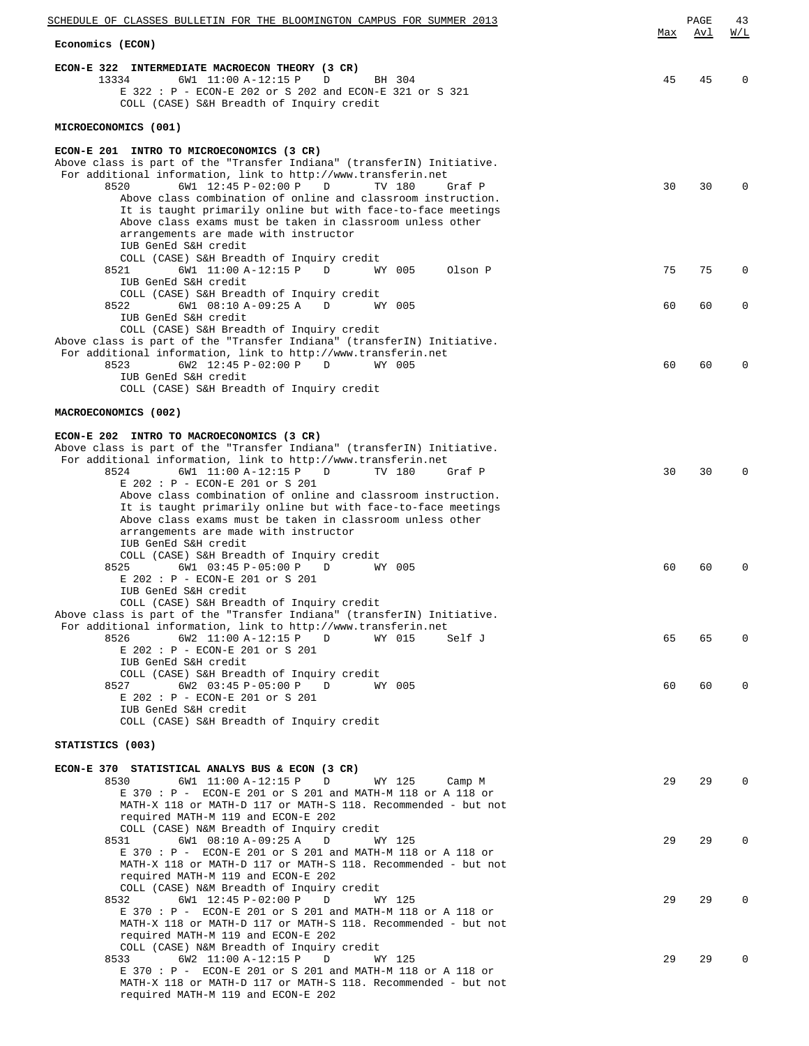Max Avl W/L

**Economics (ECON)**

**ECON-E 322 INTERMEDIATE MACROECON THEORY (3 CR)**

| Class | Session | Time | Type | Room | Instructor | Max | Avl | W/L |
|---|---|---|---|---|---|---|---|---|
| 13334 | 6W1 | 11:00 A-12:15 P | D | BH 304 | | 45 | 45 | 0 |

E 322 : P - ECON-E 202 or S 202 and ECON-E 321 or S 321
COLL (CASE) S&H Breadth of Inquiry credit

**MICROECONOMICS (001)**

**ECON-E 201 INTRO TO MICROECONOMICS (3 CR)**

Above class is part of the "Transfer Indiana" (transferIN) Initiative.
For additional information, link to http://www.transferin.net

| Class | Session | Time | Type | Room | Instructor | Max | Avl | W/L |
|---|---|---|---|---|---|---|---|---|
| 8520 | 6W1 | 12:45 P-02:00 P | D | TV 180 | Graf P | 30 | 30 | 0 |

Above class combination of online and classroom instruction.
It is taught primarily online but with face-to-face meetings
Above class exams must be taken in classroom unless other arrangements are made with instructor
IUB GenEd S&H credit
COLL (CASE) S&H Breadth of Inquiry credit

| Class | Session | Time | Type | Room | Instructor | Max | Avl | W/L |
|---|---|---|---|---|---|---|---|---|
| 8521 | 6W1 | 11:00 A-12:15 P | D | WY 005 | Olson P | 75 | 75 | 0 |

IUB GenEd S&H credit
COLL (CASE) S&H Breadth of Inquiry credit

| Class | Session | Time | Type | Room | Instructor | Max | Avl | W/L |
|---|---|---|---|---|---|---|---|---|
| 8522 | 6W1 | 08:10 A-09:25 A | D | WY 005 | | 60 | 60 | 0 |

IUB GenEd S&H credit
COLL (CASE) S&H Breadth of Inquiry credit

Above class is part of the "Transfer Indiana" (transferIN) Initiative.
For additional information, link to http://www.transferin.net

| Class | Session | Time | Type | Room | Instructor | Max | Avl | W/L |
|---|---|---|---|---|---|---|---|---|
| 8523 | 6W2 | 12:45 P-02:00 P | D | WY 005 | | 60 | 60 | 0 |

IUB GenEd S&H credit
COLL (CASE) S&H Breadth of Inquiry credit

**MACROECONOMICS (002)**

**ECON-E 202 INTRO TO MACROECONOMICS (3 CR)**

Above class is part of the "Transfer Indiana" (transferIN) Initiative.
For additional information, link to http://www.transferin.net

| Class | Session | Time | Type | Room | Instructor | Max | Avl | W/L |
|---|---|---|---|---|---|---|---|---|
| 8524 | 6W1 | 11:00 A-12:15 P | D | TV 180 | Graf P | 30 | 30 | 0 |

E 202 : P - ECON-E 201 or S 201
Above class combination of online and classroom instruction.
It is taught primarily online but with face-to-face meetings
Above class exams must be taken in classroom unless other arrangements are made with instructor
IUB GenEd S&H credit
COLL (CASE) S&H Breadth of Inquiry credit

| Class | Session | Time | Type | Room | Instructor | Max | Avl | W/L |
|---|---|---|---|---|---|---|---|---|
| 8525 | 6W1 | 03:45 P-05:00 P | D | WY 005 | | 60 | 60 | 0 |

E 202 : P - ECON-E 201 or S 201
IUB GenEd S&H credit
COLL (CASE) S&H Breadth of Inquiry credit

Above class is part of the "Transfer Indiana" (transferIN) Initiative.
For additional information, link to http://www.transferin.net

| Class | Session | Time | Type | Room | Instructor | Max | Avl | W/L |
|---|---|---|---|---|---|---|---|---|
| 8526 | 6W2 | 11:00 A-12:15 P | D | WY 015 | Self J | 65 | 65 | 0 |

E 202 : P - ECON-E 201 or S 201
IUB GenEd S&H credit
COLL (CASE) S&H Breadth of Inquiry credit

| Class | Session | Time | Type | Room | Instructor | Max | Avl | W/L |
|---|---|---|---|---|---|---|---|---|
| 8527 | 6W2 | 03:45 P-05:00 P | D | WY 005 | | 60 | 60 | 0 |

E 202 : P - ECON-E 201 or S 201
IUB GenEd S&H credit
COLL (CASE) S&H Breadth of Inquiry credit

**STATISTICS (003)**

**ECON-E 370 STATISTICAL ANALYS BUS & ECON (3 CR)**

| Class | Session | Time | Type | Room | Instructor | Max | Avl | W/L |
|---|---|---|---|---|---|---|---|---|
| 8530 | 6W1 | 11:00 A-12:15 P | D | WY 125 | Camp M | 29 | 29 | 0 |

E 370 : P - ECON-E 201 or S 201 and MATH-M 118 or A 118 or MATH-X 118 or MATH-D 117 or MATH-S 118. Recommended - but not required MATH-M 119 and ECON-E 202
COLL (CASE) N&M Breadth of Inquiry credit

| Class | Session | Time | Type | Room | Instructor | Max | Avl | W/L |
|---|---|---|---|---|---|---|---|---|
| 8531 | 6W1 | 08:10 A-09:25 A | D | WY 125 | | 29 | 29 | 0 |

E 370 : P - ECON-E 201 or S 201 and MATH-M 118 or A 118 or MATH-X 118 or MATH-D 117 or MATH-S 118. Recommended - but not required MATH-M 119 and ECON-E 202
COLL (CASE) N&M Breadth of Inquiry credit

| Class | Session | Time | Type | Room | Instructor | Max | Avl | W/L |
|---|---|---|---|---|---|---|---|---|
| 8532 | 6W1 | 12:45 P-02:00 P | D | WY 125 | | 29 | 29 | 0 |

E 370 : P - ECON-E 201 or S 201 and MATH-M 118 or A 118 or MATH-X 118 or MATH-D 117 or MATH-S 118. Recommended - but not required MATH-M 119 and ECON-E 202
COLL (CASE) N&M Breadth of Inquiry credit

| Class | Session | Time | Type | Room | Instructor | Max | Avl | W/L |
|---|---|---|---|---|---|---|---|---|
| 8533 | 6W2 | 11:00 A-12:15 P | D | WY 125 | | 29 | 29 | 0 |

E 370 : P - ECON-E 201 or S 201 and MATH-M 118 or A 118 or MATH-X 118 or MATH-D 117 or MATH-S 118. Recommended - but not required MATH-M 119 and ECON-E 202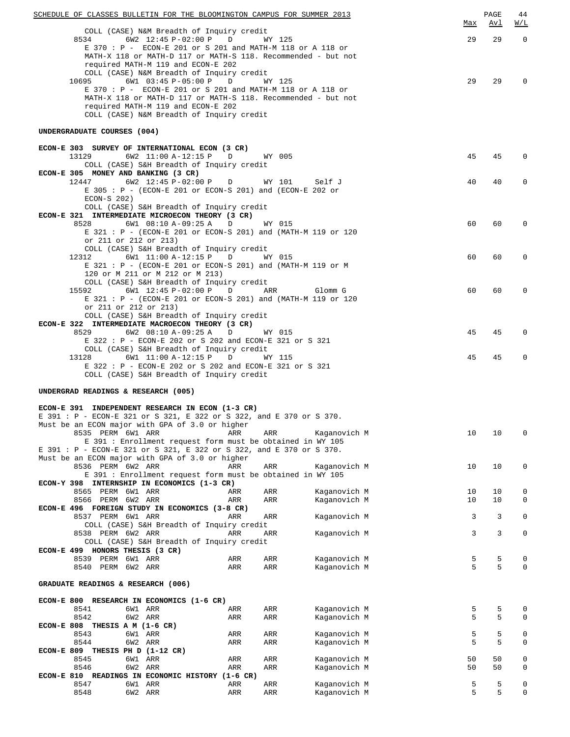| | | | | | Max | Avl | W/L |
|---|---|---|---|---|---|---|---|
| COLL (CASE) N&M Breadth of Inquiry credit | | | | | | | |
| 8534 | 6W2 12:45 P-02:00 P | D | WY 125 | | 29 | 29 | 0 |
| E 370 : P - ECON-E 201 or S 201 and MATH-M 118 or A 118 or MATH-X 118 or MATH-D 117 or MATH-S 118. Recommended - but not required MATH-M 119 and ECON-E 202 | | | | | | | |
| COLL (CASE) N&M Breadth of Inquiry credit | | | | | | | |
| 10695 | 6W1 03:45 P-05:00 P | D | WY 125 | | 29 | 29 | 0 |
| E 370 : P - ECON-E 201 or S 201 and MATH-M 118 or A 118 or MATH-X 118 or MATH-D 117 or MATH-S 118. Recommended - but not required MATH-M 119 and ECON-E 202 | | | | | | | |
| COLL (CASE) N&M Breadth of Inquiry credit | | | | | | | |

**UNDERGRADUATE COURSES (004)**

| | | | | | Max | Avl | W/L |
|---|---|---|---|---|---|---|---|
| **ECON-E 303 SURVEY OF INTERNATIONAL ECON (3 CR)** | | | | | | | |
| 13129 | 6W2 11:00 A-12:15 P | D | WY 005 | | 45 | 45 | 0 |
| COLL (CASE) S&H Breadth of Inquiry credit | | | | | | | |
| **ECON-E 305 MONEY AND BANKING (3 CR)** | | | | | | | |
| 12447 | 6W2 12:45 P-02:00 P | D | WY 101 | Self J | 40 | 40 | 0 |
| E 305 : P - (ECON-E 201 or ECON-S 201) and (ECON-E 202 or ECON-S 202) | | | | | | | |
| COLL (CASE) S&H Breadth of Inquiry credit | | | | | | | |
| **ECON-E 321 INTERMEDIATE MICROECON THEORY (3 CR)** | | | | | | | |
| 8528 | 6W1 08:10 A-09:25 A | D | WY 015 | | 60 | 60 | 0 |
| E 321 : P - (ECON-E 201 or ECON-S 201) and (MATH-M 119 or 120 or 211 or 212 or 213) | | | | | | | |
| COLL (CASE) S&H Breadth of Inquiry credit | | | | | | | |
| 12312 | 6W1 11:00 A-12:15 P | D | WY 015 | | 60 | 60 | 0 |
| E 321 : P - (ECON-E 201 or ECON-S 201) and (MATH-M 119 or M 120 or M 211 or M 212 or M 213) | | | | | | | |
| COLL (CASE) S&H Breadth of Inquiry credit | | | | | | | |
| 15592 | 6W1 12:45 P-02:00 P | D | ARR | Glomm G | 60 | 60 | 0 |
| E 321 : P - (ECON-E 201 or ECON-S 201) and (MATH-M 119 or 120 or 211 or 212 or 213) | | | | | | | |
| COLL (CASE) S&H Breadth of Inquiry credit | | | | | | | |
| **ECON-E 322 INTERMEDIATE MACROECON THEORY (3 CR)** | | | | | | | |
| 8529 | 6W2 08:10 A-09:25 A | D | WY 015 | | 45 | 45 | 0 |
| E 322 : P - ECON-E 202 or S 202 and ECON-E 321 or S 321 | | | | | | | |
| COLL (CASE) S&H Breadth of Inquiry credit | | | | | | | |
| 13128 | 6W1 11:00 A-12:15 P | D | WY 115 | | 45 | 45 | 0 |
| E 322 : P - ECON-E 202 or S 202 and ECON-E 321 or S 321 | | | | | | | |
| COLL (CASE) S&H Breadth of Inquiry credit | | | | | | | |

**UNDERGRAD READINGS & RESEARCH (005)**

| | | | | | Max | Avl | W/L |
|---|---|---|---|---|---|---|---|
| **ECON-E 391 INDEPENDENT RESEARCH IN ECON (1-3 CR)** | | | | | | | |
| E 391 : P - ECON-E 321 or S 321, E 322 or S 322, and E 370 or S 370. Must be an ECON major with GPA of 3.0 or higher | | | | | | | |
| 8535 PERM | 6W1 ARR | ARR | ARR | Kaganovich M | 10 | 10 | 0 |
| E 391 : Enrollment request form must be obtained in WY 105 | | | | | | | |
| E 391 : P - ECON-E 321 or S 321, E 322 or S 322, and E 370 or S 370. Must be an ECON major with GPA of 3.0 or higher | | | | | | | |
| 8536 PERM | 6W2 ARR | ARR | ARR | Kaganovich M | 10 | 10 | 0 |
| E 391 : Enrollment request form must be obtained in WY 105 | | | | | | | |
| **ECON-Y 398 INTERNSHIP IN ECONOMICS (1-3 CR)** | | | | | | | |
| 8565 PERM | 6W1 ARR | ARR | ARR | Kaganovich M | 10 | 10 | 0 |
| 8566 PERM | 6W2 ARR | ARR | ARR | Kaganovich M | 10 | 10 | 0 |
| **ECON-E 496 FOREIGN STUDY IN ECONOMICS (3-8 CR)** | | | | | | | |
| 8537 PERM | 6W1 ARR | ARR | ARR | Kaganovich M | 3 | 3 | 0 |
| COLL (CASE) S&H Breadth of Inquiry credit | | | | | | | |
| 8538 PERM | 6W2 ARR | ARR | ARR | Kaganovich M | 3 | 3 | 0 |
| COLL (CASE) S&H Breadth of Inquiry credit | | | | | | | |
| **ECON-E 499 HONORS THESIS (3 CR)** | | | | | | | |
| 8539 PERM | 6W1 ARR | ARR | ARR | Kaganovich M | 5 | 5 | 0 |
| 8540 PERM | 6W2 ARR | ARR | ARR | Kaganovich M | 5 | 5 | 0 |

**GRADUATE READINGS & RESEARCH (006)**

| | | | | | Max | Avl | W/L |
|---|---|---|---|---|---|---|---|
| **ECON-E 800 RESEARCH IN ECONOMICS (1-6 CR)** | | | | | | | |
| 8541 | 6W1 ARR | ARR | ARR | Kaganovich M | 5 | 5 | 0 |
| 8542 | 6W2 ARR | ARR | ARR | Kaganovich M | 5 | 5 | 0 |
| **ECON-E 808 THESIS A M (1-6 CR)** | | | | | | | |
| 8543 | 6W1 ARR | ARR | ARR | Kaganovich M | 5 | 5 | 0 |
| 8544 | 6W2 ARR | ARR | ARR | Kaganovich M | 5 | 5 | 0 |
| **ECON-E 809 THESIS PH D (1-12 CR)** | | | | | | | |
| 8545 | 6W1 ARR | ARR | ARR | Kaganovich M | 50 | 50 | 0 |
| 8546 | 6W2 ARR | ARR | ARR | Kaganovich M | 50 | 50 | 0 |
| **ECON-E 810 READINGS IN ECONOMIC HISTORY (1-6 CR)** | | | | | | | |
| 8547 | 6W1 ARR | ARR | ARR | Kaganovich M | 5 | 5 | 0 |
| 8548 | 6W2 ARR | ARR | ARR | Kaganovich M | 5 | 5 | 0 |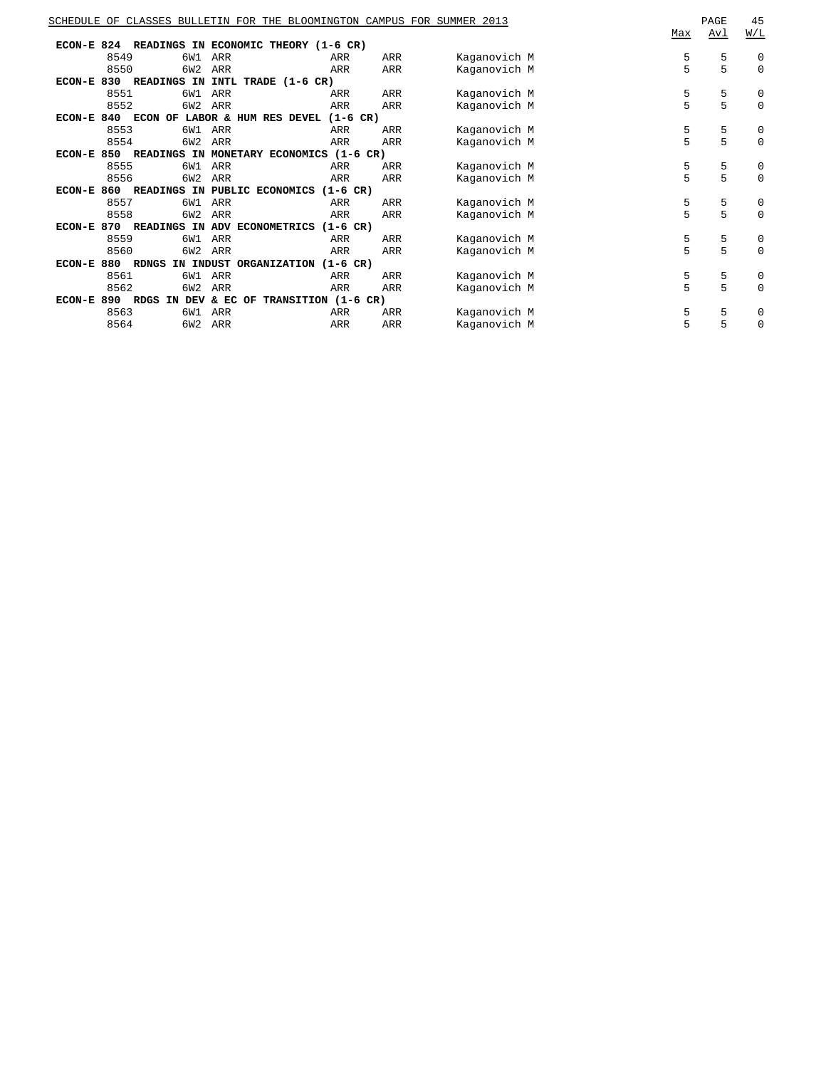| | | | | | | Max | Avl | W/L |
|---|---|---|---|---|---|---|---|---|
| **ECON-E 824 READINGS IN ECONOMIC THEORY (1-6 CR)** | | | | | | | | |
| 8549 | 6W1 | ARR | ARR | ARR | Kaganovich M | 5 | 5 | 0 |
| 8550 | 6W2 | ARR | ARR | ARR | Kaganovich M | 5 | 5 | 0 |
| **ECON-E 830 READINGS IN INTL TRADE (1-6 CR)** | | | | | | | | |
| 8551 | 6W1 | ARR | ARR | ARR | Kaganovich M | 5 | 5 | 0 |
| 8552 | 6W2 | ARR | ARR | ARR | Kaganovich M | 5 | 5 | 0 |
| **ECON-E 840 ECON OF LABOR & HUM RES DEVEL (1-6 CR)** | | | | | | | | |
| 8553 | 6W1 | ARR | ARR | ARR | Kaganovich M | 5 | 5 | 0 |
| 8554 | 6W2 | ARR | ARR | ARR | Kaganovich M | 5 | 5 | 0 |
| **ECON-E 850 READINGS IN MONETARY ECONOMICS (1-6 CR)** | | | | | | | | |
| 8555 | 6W1 | ARR | ARR | ARR | Kaganovich M | 5 | 5 | 0 |
| 8556 | 6W2 | ARR | ARR | ARR | Kaganovich M | 5 | 5 | 0 |
| **ECON-E 860 READINGS IN PUBLIC ECONOMICS (1-6 CR)** | | | | | | | | |
| 8557 | 6W1 | ARR | ARR | ARR | Kaganovich M | 5 | 5 | 0 |
| 8558 | 6W2 | ARR | ARR | ARR | Kaganovich M | 5 | 5 | 0 |
| **ECON-E 870 READINGS IN ADV ECONOMETRICS (1-6 CR)** | | | | | | | | |
| 8559 | 6W1 | ARR | ARR | ARR | Kaganovich M | 5 | 5 | 0 |
| 8560 | 6W2 | ARR | ARR | ARR | Kaganovich M | 5 | 5 | 0 |
| **ECON-E 880 RDNGS IN INDUST ORGANIZATION (1-6 CR)** | | | | | | | | |
| 8561 | 6W1 | ARR | ARR | ARR | Kaganovich M | 5 | 5 | 0 |
| 8562 | 6W2 | ARR | ARR | ARR | Kaganovich M | 5 | 5 | 0 |
| **ECON-E 890 RDGS IN DEV & EC OF TRANSITION (1-6 CR)** | | | | | | | | |
| 8563 | 6W1 | ARR | ARR | ARR | Kaganovich M | 5 | 5 | 0 |
| 8564 | 6W2 | ARR | ARR | ARR | Kaganovich M | 5 | 5 | 0 |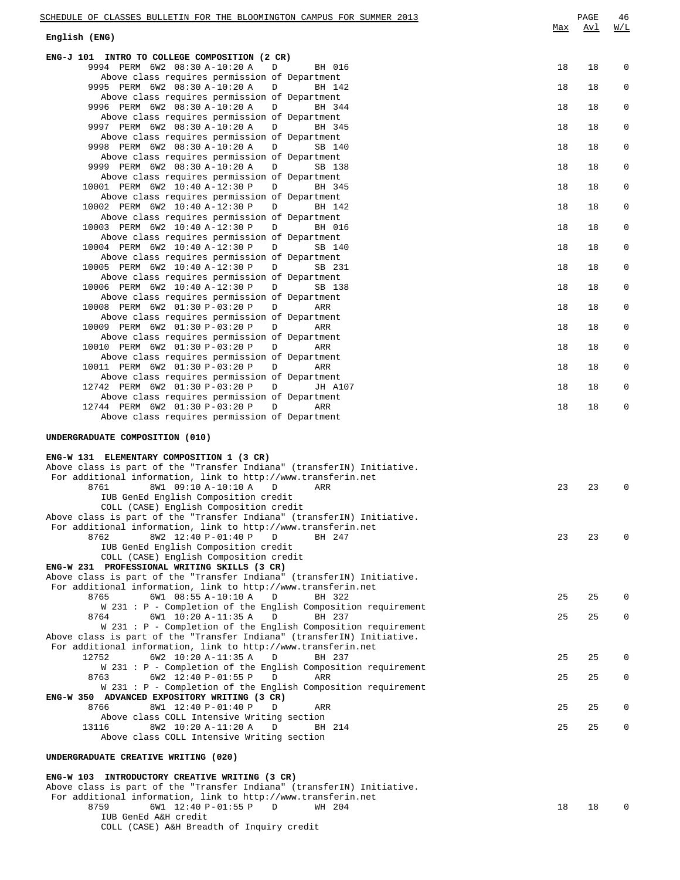## English (ENG)

| | Max | Avl | W/L |
|---|---|---|---|
| **ENG-J 101 INTRO TO COLLEGE COMPOSITION (2 CR)** | | | |
| 9994 PERM 6W2 08:30 A-10:20 A D BH 016 | 18 | 18 | 0 |
| Above class requires permission of Department | | | |
| 9995 PERM 6W2 08:30 A-10:20 A D BH 142 | 18 | 18 | 0 |
| Above class requires permission of Department | | | |
| 9996 PERM 6W2 08:30 A-10:20 A D BH 344 | 18 | 18 | 0 |
| Above class requires permission of Department | | | |
| 9997 PERM 6W2 08:30 A-10:20 A D BH 345 | 18 | 18 | 0 |
| Above class requires permission of Department | | | |
| 9998 PERM 6W2 08:30 A-10:20 A D SB 140 | 18 | 18 | 0 |
| Above class requires permission of Department | | | |
| 9999 PERM 6W2 08:30 A-10:20 A D SB 138 | 18 | 18 | 0 |
| Above class requires permission of Department | | | |
| 10001 PERM 6W2 10:40 A-12:30 P D BH 345 | 18 | 18 | 0 |
| Above class requires permission of Department | | | |
| 10002 PERM 6W2 10:40 A-12:30 P D BH 142 | 18 | 18 | 0 |
| Above class requires permission of Department | | | |
| 10003 PERM 6W2 10:40 A-12:30 P D BH 016 | 18 | 18 | 0 |
| Above class requires permission of Department | | | |
| 10004 PERM 6W2 10:40 A-12:30 P D SB 140 | 18 | 18 | 0 |
| Above class requires permission of Department | | | |
| 10005 PERM 6W2 10:40 A-12:30 P D SB 231 | 18 | 18 | 0 |
| Above class requires permission of Department | | | |
| 10006 PERM 6W2 10:40 A-12:30 P D SB 138 | 18 | 18 | 0 |
| Above class requires permission of Department | | | |
| 10008 PERM 6W2 01:30 P-03:20 P D ARR | 18 | 18 | 0 |
| Above class requires permission of Department | | | |
| 10009 PERM 6W2 01:30 P-03:20 P D ARR | 18 | 18 | 0 |
| Above class requires permission of Department | | | |
| 10010 PERM 6W2 01:30 P-03:20 P D ARR | 18 | 18 | 0 |
| Above class requires permission of Department | | | |
| 10011 PERM 6W2 01:30 P-03:20 P D ARR | 18 | 18 | 0 |
| Above class requires permission of Department | | | |
| 12742 PERM 6W2 01:30 P-03:20 P D JH A107 | 18 | 18 | 0 |
| Above class requires permission of Department | | | |
| 12744 PERM 6W2 01:30 P-03:20 P D ARR | 18 | 18 | 0 |
| Above class requires permission of Department | | | |

### UNDERGRADUATE COMPOSITION (010)

| | Max | Avl | W/L |
|---|---|---|---|
| **ENG-W 131 ELEMENTARY COMPOSITION 1 (3 CR)** | | | |
| Above class is part of the "Transfer Indiana" (transferIN) Initiative. For additional information, link to http://www.transferin.net | | | |
| 8761 8W1 09:10 A-10:10 A D ARR | 23 | 23 | 0 |
| IUB GenEd English Composition credit | | | |
| COLL (CASE) English Composition credit | | | |
| Above class is part of the "Transfer Indiana" (transferIN) Initiative. For additional information, link to http://www.transferin.net | | | |
| 8762 8W2 12:40 P-01:40 P D BH 247 | 23 | 23 | 0 |
| IUB GenEd English Composition credit | | | |
| COLL (CASE) English Composition credit | | | |
| **ENG-W 231 PROFESSIONAL WRITING SKILLS (3 CR)** | | | |
| Above class is part of the "Transfer Indiana" (transferIN) Initiative. For additional information, link to http://www.transferin.net | | | |
| 8765 6W1 08:55 A-10:10 A D BH 322 | 25 | 25 | 0 |
| W 231 : P - Completion of the English Composition requirement | | | |
| 8764 6W1 10:20 A-11:35 A D BH 237 | 25 | 25 | 0 |
| W 231 : P - Completion of the English Composition requirement | | | |
| Above class is part of the "Transfer Indiana" (transferIN) Initiative. For additional information, link to http://www.transferin.net | | | |
| 12752 6W2 10:20 A-11:35 A D BH 237 | 25 | 25 | 0 |
| W 231 : P - Completion of the English Composition requirement | | | |
| 8763 6W2 12:40 P-01:55 P D ARR | 25 | 25 | 0 |
| W 231 : P - Completion of the English Composition requirement | | | |
| **ENG-W 350 ADVANCED EXPOSITORY WRITING (3 CR)** | | | |
| 8766 8W1 12:40 P-01:40 P D ARR | 25 | 25 | 0 |
| Above class COLL Intensive Writing section | | | |
| 13116 8W2 10:20 A-11:20 A D BH 214 | 25 | 25 | 0 |
| Above class COLL Intensive Writing section | | | |

### UNDERGRADUATE CREATIVE WRITING (020)

| | Max | Avl | W/L |
|---|---|---|---|
| **ENG-W 103 INTRODUCTORY CREATIVE WRITING (3 CR)** | | | |
| Above class is part of the "Transfer Indiana" (transferIN) Initiative. For additional information, link to http://www.transferin.net | | | |
| 8759 6W1 12:40 P-01:55 P D WH 204 | 18 | 18 | 0 |
| IUB GenEd A&H credit | | | |
| COLL (CASE) A&H Breadth of Inquiry credit | | | |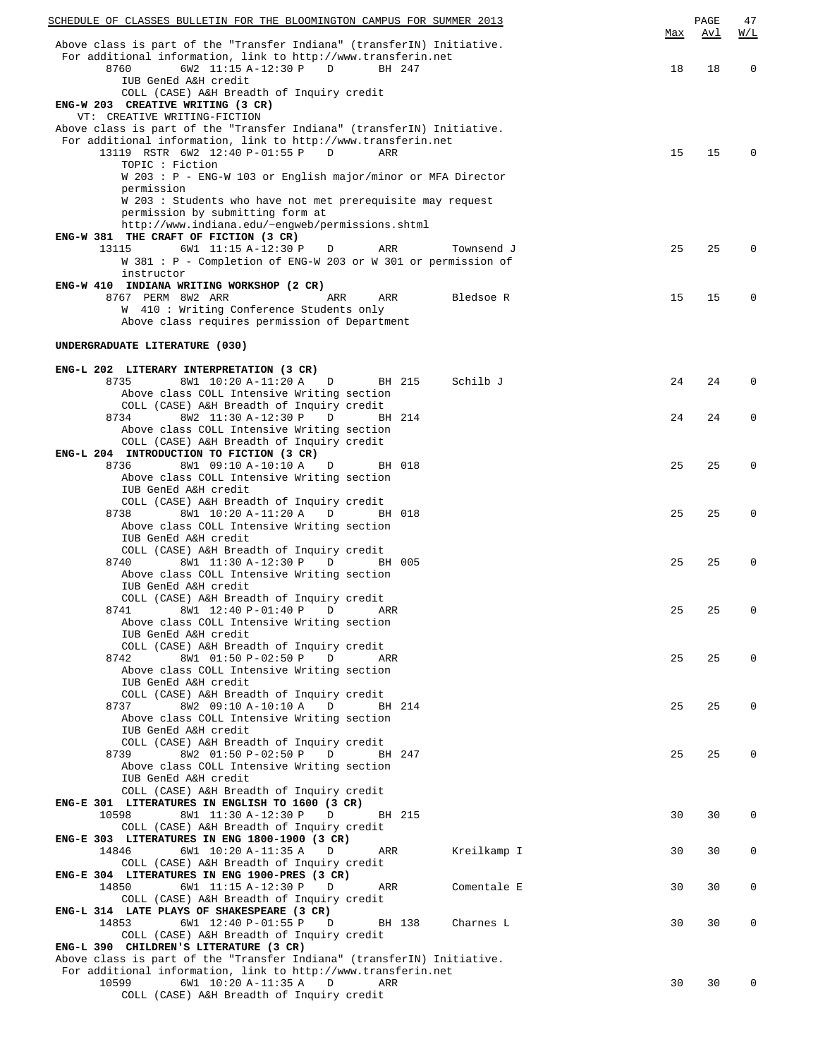Above class is part of the "Transfer Indiana" (transferIN) Initiative.
For additional information, link to http://www.transferin.net

| Class | Sess | Time | Days | Room | Instructor | Max | Avl | W/L |
|---|---|---|---|---|---|---|---|---|
| 8760 | 6W2 | 11:15 A-12:30 P | D | BH 247 | | 18 | 18 | 0 |

IUB GenEd A&H credit
COLL (CASE) A&H Breadth of Inquiry credit

**ENG-W 203 CREATIVE WRITING (3 CR)**
VT: CREATIVE WRITING-FICTION
Above class is part of the "Transfer Indiana" (transferIN) Initiative.
For additional information, link to http://www.transferin.net

| Class | Sess | Time | Days | Room | Instructor | Max | Avl | W/L |
|---|---|---|---|---|---|---|---|---|
| 13119 RSTR | 6W2 | 12:40 P-01:55 P | D | ARR | | 15 | 15 | 0 |

TOPIC : Fiction
W 203 : P - ENG-W 103 or English major/minor or MFA Director permission
W 203 : Students who have not met prerequisite may request permission by submitting form at http://www.indiana.edu/~engweb/permissions.shtml

**ENG-W 381 THE CRAFT OF FICTION (3 CR)**

| Class | Sess | Time | Days | Room | Instructor | Max | Avl | W/L |
|---|---|---|---|---|---|---|---|---|
| 13115 | 6W1 | 11:15 A-12:30 P | D | ARR | Townsend J | 25 | 25 | 0 |

W 381 : P - Completion of ENG-W 203 or W 301 or permission of instructor

**ENG-W 410 INDIANA WRITING WORKSHOP (2 CR)**

| Class | Sess | Time | Days | Room | Instructor | Max | Avl | W/L |
|---|---|---|---|---|---|---|---|---|
| 8767 PERM | 8W2 | ARR | ARR | ARR | Bledsoe R | 15 | 15 | 0 |

W 410 : Writing Conference Students only
Above class requires permission of Department

## UNDERGRADUATE LITERATURE (030)

**ENG-L 202 LITERARY INTERPRETATION (3 CR)**

| Class | Sess | Time | Days | Room | Instructor | Max | Avl | W/L |
|---|---|---|---|---|---|---|---|---|
| 8735 | 8W1 | 10:20 A-11:20 A | D | BH 215 | Schilb J | 24 | 24 | 0 |

Above class COLL Intensive Writing section
COLL (CASE) A&H Breadth of Inquiry credit

| Class | Sess | Time | Days | Room | Instructor | Max | Avl | W/L |
|---|---|---|---|---|---|---|---|---|
| 8734 | 8W2 | 11:30 A-12:30 P | D | BH 214 | | 24 | 24 | 0 |

Above class COLL Intensive Writing section
COLL (CASE) A&H Breadth of Inquiry credit

**ENG-L 204 INTRODUCTION TO FICTION (3 CR)**

| Class | Sess | Time | Days | Room | Instructor | Max | Avl | W/L |
|---|---|---|---|---|---|---|---|---|
| 8736 | 8W1 | 09:10 A-10:10 A | D | BH 018 | | 25 | 25 | 0 |
| 8738 | 8W1 | 10:20 A-11:20 A | D | BH 018 | | 25 | 25 | 0 |
| 8740 | 8W1 | 11:30 A-12:30 P | D | BH 005 | | 25 | 25 | 0 |
| 8741 | 8W1 | 12:40 P-01:40 P | D | ARR | | 25 | 25 | 0 |
| 8742 | 8W1 | 01:50 P-02:50 P | D | ARR | | 25 | 25 | 0 |
| 8737 | 8W2 | 09:10 A-10:10 A | D | BH 214 | | 25 | 25 | 0 |
| 8739 | 8W2 | 01:50 P-02:50 P | D | BH 247 | | 25 | 25 | 0 |

Each of the above sections:
Above class COLL Intensive Writing section
IUB GenEd A&H credit
COLL (CASE) A&H Breadth of Inquiry credit

**ENG-E 301 LITERATURES IN ENGLISH TO 1600 (3 CR)**

| Class | Sess | Time | Days | Room | Instructor | Max | Avl | W/L |
|---|---|---|---|---|---|---|---|---|
| 10598 | 8W1 | 11:30 A-12:30 P | D | BH 215 | | 30 | 30 | 0 |

COLL (CASE) A&H Breadth of Inquiry credit

**ENG-E 303 LITERATURES IN ENG 1800-1900 (3 CR)**

| Class | Sess | Time | Days | Room | Instructor | Max | Avl | W/L |
|---|---|---|---|---|---|---|---|---|
| 14846 | 6W1 | 10:20 A-11:35 A | D | ARR | Kreilkamp I | 30 | 30 | 0 |

COLL (CASE) A&H Breadth of Inquiry credit

**ENG-E 304 LITERATURES IN ENG 1900-PRES (3 CR)**

| Class | Sess | Time | Days | Room | Instructor | Max | Avl | W/L |
|---|---|---|---|---|---|---|---|---|
| 14850 | 6W1 | 11:15 A-12:30 P | D | ARR | Comentale E | 30 | 30 | 0 |

COLL (CASE) A&H Breadth of Inquiry credit

**ENG-L 314 LATE PLAYS OF SHAKESPEARE (3 CR)**

| Class | Sess | Time | Days | Room | Instructor | Max | Avl | W/L |
|---|---|---|---|---|---|---|---|---|
| 14853 | 6W1 | 12:40 P-01:55 P | D | BH 138 | Charnes L | 30 | 30 | 0 |

COLL (CASE) A&H Breadth of Inquiry credit

**ENG-L 390 CHILDREN'S LITERATURE (3 CR)**
Above class is part of the "Transfer Indiana" (transferIN) Initiative.
For additional information, link to http://www.transferin.net

| Class | Sess | Time | Days | Room | Instructor | Max | Avl | W/L |
|---|---|---|---|---|---|---|---|---|
| 10599 | 6W1 | 10:20 A-11:35 A | D | ARR | | 30 | 30 | 0 |

COLL (CASE) A&H Breadth of Inquiry credit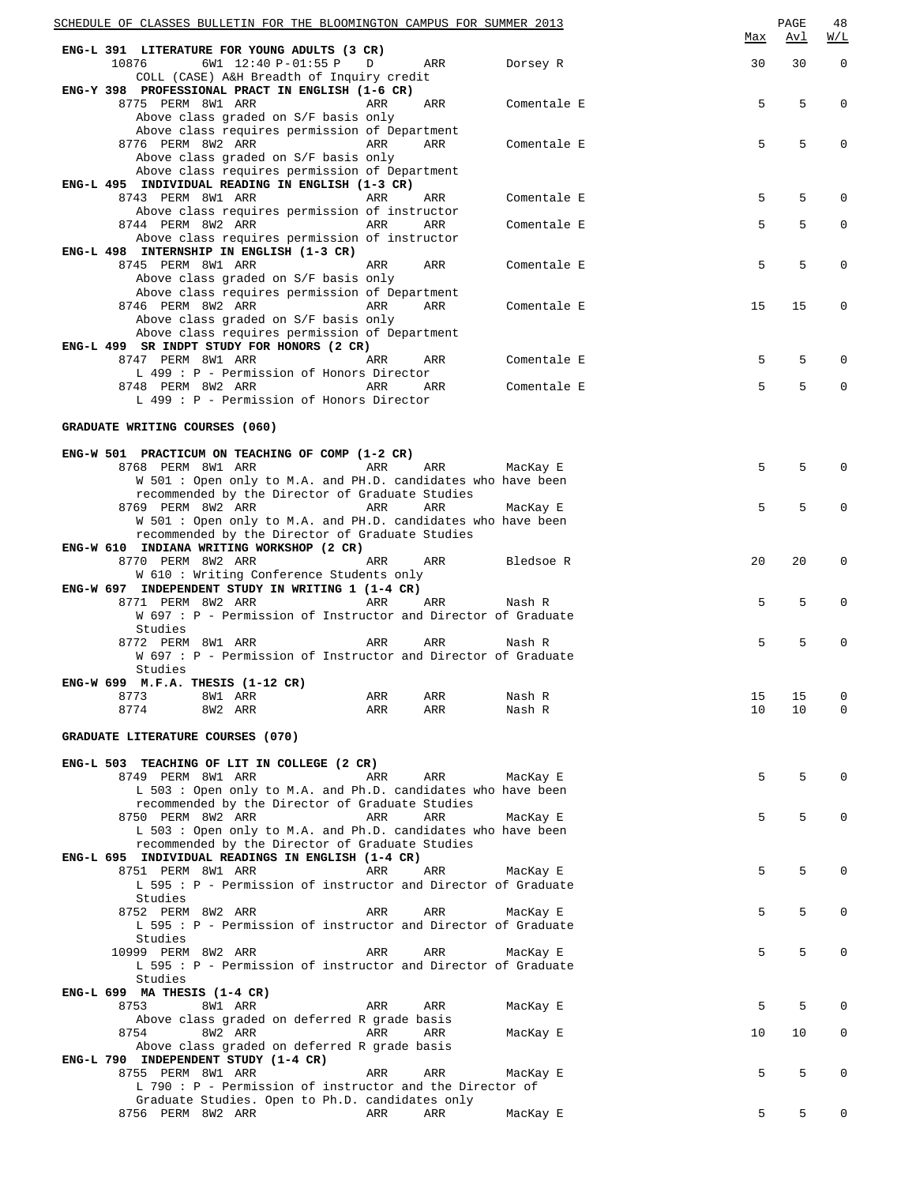| | | | | | Max | Avl | W/L |
|---|---|---|---|---|---|---|---|
| **ENG-L 391 LITERATURE FOR YOUNG ADULTS (3 CR)** | | | | | | | |
| 10876 | 6W1 12:40 P-01:55 P | D | ARR | Dorsey R | 30 | 30 | 0 |
| COLL (CASE) A&H Breadth of Inquiry credit | | | | | | | |
| **ENG-Y 398 PROFESSIONAL PRACT IN ENGLISH (1-6 CR)** | | | | | | | |
| 8775 PERM | 8W1 ARR | ARR | ARR | Comentale E | 5 | 5 | 0 |
| Above class graded on S/F basis only | | | | | | | |
| Above class requires permission of Department | | | | | | | |
| 8776 PERM | 8W2 ARR | ARR | ARR | Comentale E | 5 | 5 | 0 |
| Above class graded on S/F basis only | | | | | | | |
| Above class requires permission of Department | | | | | | | |
| **ENG-L 495 INDIVIDUAL READING IN ENGLISH (1-3 CR)** | | | | | | | |
| 8743 PERM | 8W1 ARR | ARR | ARR | Comentale E | 5 | 5 | 0 |
| Above class requires permission of instructor | | | | | | | |
| 8744 PERM | 8W2 ARR | ARR | ARR | Comentale E | 5 | 5 | 0 |
| Above class requires permission of instructor | | | | | | | |
| **ENG-L 498 INTERNSHIP IN ENGLISH (1-3 CR)** | | | | | | | |
| 8745 PERM | 8W1 ARR | ARR | ARR | Comentale E | 5 | 5 | 0 |
| Above class graded on S/F basis only | | | | | | | |
| Above class requires permission of Department | | | | | | | |
| 8746 PERM | 8W2 ARR | ARR | ARR | Comentale E | 15 | 15 | 0 |
| Above class graded on S/F basis only | | | | | | | |
| Above class requires permission of Department | | | | | | | |
| **ENG-L 499 SR INDPT STUDY FOR HONORS (2 CR)** | | | | | | | |
| 8747 PERM | 8W1 ARR | ARR | ARR | Comentale E | 5 | 5 | 0 |
| L 499 : P - Permission of Honors Director | | | | | | | |
| 8748 PERM | 8W2 ARR | ARR | ARR | Comentale E | 5 | 5 | 0 |
| L 499 : P - Permission of Honors Director | | | | | | | |

**GRADUATE WRITING COURSES (060)**

| | | | | | Max | Avl | W/L |
|---|---|---|---|---|---|---|---|
| **ENG-W 501 PRACTICUM ON TEACHING OF COMP (1-2 CR)** | | | | | | | |
| 8768 PERM | 8W1 ARR | ARR | ARR | MacKay E | 5 | 5 | 0 |
| W 501 : Open only to M.A. and PH.D. candidates who have been recommended by the Director of Graduate Studies | | | | | | | |
| 8769 PERM | 8W2 ARR | ARR | ARR | MacKay E | 5 | 5 | 0 |
| W 501 : Open only to M.A. and PH.D. candidates who have been recommended by the Director of Graduate Studies | | | | | | | |
| **ENG-W 610 INDIANA WRITING WORKSHOP (2 CR)** | | | | | | | |
| 8770 PERM | 8W2 ARR | ARR | ARR | Bledsoe R | 20 | 20 | 0 |
| W 610 : Writing Conference Students only | | | | | | | |
| **ENG-W 697 INDEPENDENT STUDY IN WRITING 1 (1-4 CR)** | | | | | | | |
| 8771 PERM | 8W2 ARR | ARR | ARR | Nash R | 5 | 5 | 0 |
| W 697 : P - Permission of Instructor and Director of Graduate Studies | | | | | | | |
| 8772 PERM | 8W1 ARR | ARR | ARR | Nash R | 5 | 5 | 0 |
| W 697 : P - Permission of Instructor and Director of Graduate Studies | | | | | | | |
| **ENG-W 699 M.F.A. THESIS (1-12 CR)** | | | | | | | |
| 8773 | 8W1 ARR | ARR | ARR | Nash R | 15 | 15 | 0 |
| 8774 | 8W2 ARR | ARR | ARR | Nash R | 10 | 10 | 0 |

**GRADUATE LITERATURE COURSES (070)**

| | | | | | Max | Avl | W/L |
|---|---|---|---|---|---|---|---|
| **ENG-L 503 TEACHING OF LIT IN COLLEGE (2 CR)** | | | | | | | |
| 8749 PERM | 8W1 ARR | ARR | ARR | MacKay E | 5 | 5 | 0 |
| L 503 : Open only to M.A. and Ph.D. candidates who have been recommended by the Director of Graduate Studies | | | | | | | |
| 8750 PERM | 8W2 ARR | ARR | ARR | MacKay E | 5 | 5 | 0 |
| L 503 : Open only to M.A. and Ph.D. candidates who have been recommended by the Director of Graduate Studies | | | | | | | |
| **ENG-L 695 INDIVIDUAL READINGS IN ENGLISH (1-4 CR)** | | | | | | | |
| 8751 PERM | 8W1 ARR | ARR | ARR | MacKay E | 5 | 5 | 0 |
| L 595 : P - Permission of instructor and Director of Graduate Studies | | | | | | | |
| 8752 PERM | 8W2 ARR | ARR | ARR | MacKay E | 5 | 5 | 0 |
| L 595 : P - Permission of instructor and Director of Graduate Studies | | | | | | | |
| 10999 PERM | 8W2 ARR | ARR | ARR | MacKay E | 5 | 5 | 0 |
| L 595 : P - Permission of instructor and Director of Graduate Studies | | | | | | | |
| **ENG-L 699 MA THESIS (1-4 CR)** | | | | | | | |
| 8753 | 8W1 ARR | ARR | ARR | MacKay E | 5 | 5 | 0 |
| Above class graded on deferred R grade basis | | | | | | | |
| 8754 | 8W2 ARR | ARR | ARR | MacKay E | 10 | 10 | 0 |
| Above class graded on deferred R grade basis | | | | | | | |
| **ENG-L 790 INDEPENDENT STUDY (1-4 CR)** | | | | | | | |
| 8755 PERM | 8W1 ARR | ARR | ARR | MacKay E | 5 | 5 | 0 |
| L 790 : P - Permission of instructor and the Director of Graduate Studies. Open to Ph.D. candidates only | | | | | | | |
| 8756 PERM | 8W2 ARR | ARR | ARR | MacKay E | 5 | 5 | 0 |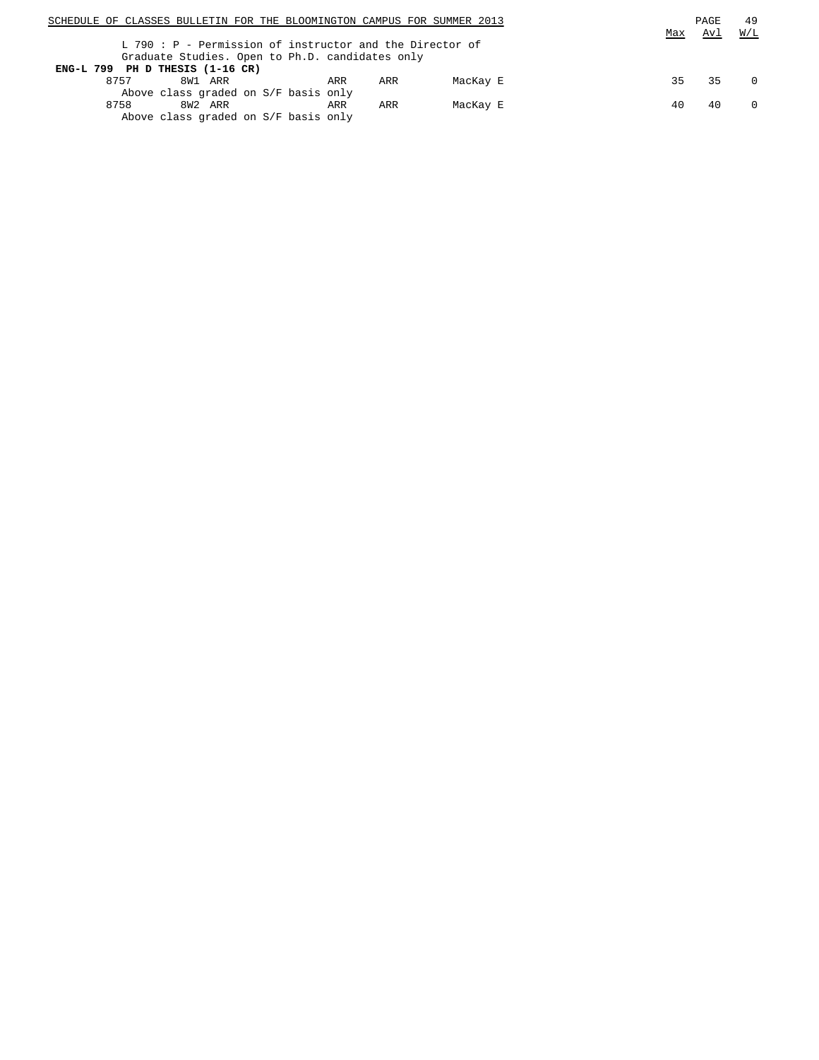L 790 : P - Permission of instructor and the Director of Graduate Studies. Open to Ph.D. candidates only

**ENG-L 799 PH D THESIS (1-16 CR)**

| | | | | | | Max | Avl | W/L |
|---|---|---|---|---|---|---|---|---|
| 8757 | 8W1 ARR | ARR | ARR | MacKay E | | 35 | 35 | 0 |
| | Above class graded on S/F basis only | | | | | | | |
| 8758 | 8W2 ARR | ARR | ARR | MacKay E | | 40 | 40 | 0 |
| | Above class graded on S/F basis only | | | | | | | |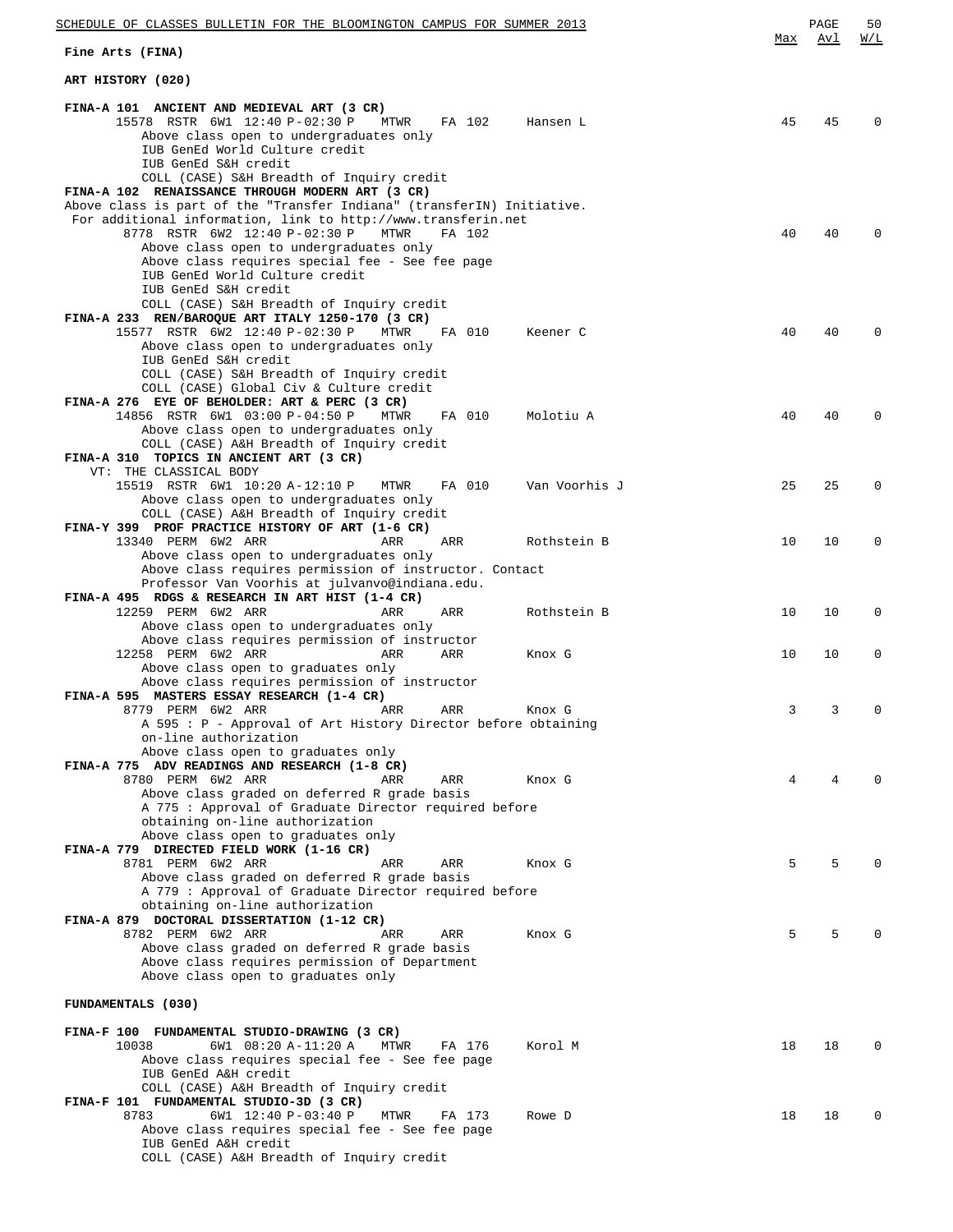## Fine Arts (FINA)

### ART HISTORY (020)

| | Max | Avl | W/L |
|---|---|---|---|
| **FINA-A 101 ANCIENT AND MEDIEVAL ART (3 CR)** | | | |
| 15578 RSTR 6W1 12:40 P-02:30 P MTWR FA 102 Hansen L | 45 | 45 | 0 |
| Above class open to undergraduates only<br>IUB GenEd World Culture credit<br>IUB GenEd S&H credit<br>COLL (CASE) S&H Breadth of Inquiry credit | | | |
| **FINA-A 102 RENAISSANCE THROUGH MODERN ART (3 CR)** | | | |
| Above class is part of the "Transfer Indiana" (transferIN) Initiative. For additional information, link to http://www.transferin.net | | | |
| 8778 RSTR 6W2 12:40 P-02:30 P MTWR FA 102 | 40 | 40 | 0 |
| Above class open to undergraduates only<br>Above class requires special fee - See fee page<br>IUB GenEd World Culture credit<br>IUB GenEd S&H credit<br>COLL (CASE) S&H Breadth of Inquiry credit | | | |
| **FINA-A 233 REN/BAROQUE ART ITALY 1250-170 (3 CR)** | | | |
| 15577 RSTR 6W2 12:40 P-02:30 P MTWR FA 010 Keener C | 40 | 40 | 0 |
| Above class open to undergraduates only<br>IUB GenEd S&H credit<br>COLL (CASE) S&H Breadth of Inquiry credit<br>COLL (CASE) Global Civ & Culture credit | | | |
| **FINA-A 276 EYE OF BEHOLDER: ART & PERC (3 CR)** | | | |
| 14856 RSTR 6W1 03:00 P-04:50 P MTWR FA 010 Molotiu A | 40 | 40 | 0 |
| Above class open to undergraduates only<br>COLL (CASE) A&H Breadth of Inquiry credit | | | |
| **FINA-A 310 TOPICS IN ANCIENT ART (3 CR)** | | | |
| VT: THE CLASSICAL BODY | | | |
| 15519 RSTR 6W1 10:20 A-12:10 P MTWR FA 010 Van Voorhis J | 25 | 25 | 0 |
| Above class open to undergraduates only<br>COLL (CASE) A&H Breadth of Inquiry credit | | | |
| **FINA-Y 399 PROF PRACTICE HISTORY OF ART (1-6 CR)** | | | |
| 13340 PERM 6W2 ARR ARR ARR Rothstein B | 10 | 10 | 0 |
| Above class open to undergraduates only<br>Above class requires permission of instructor. Contact Professor Van Voorhis at julvanvo@indiana.edu. | | | |
| **FINA-A 495 RDGS & RESEARCH IN ART HIST (1-4 CR)** | | | |
| 12259 PERM 6W2 ARR ARR ARR Rothstein B | 10 | 10 | 0 |
| Above class open to undergraduates only<br>Above class requires permission of instructor | | | |
| 12258 PERM 6W2 ARR ARR ARR Knox G | 10 | 10 | 0 |
| Above class open to graduates only<br>Above class requires permission of instructor | | | |
| **FINA-A 595 MASTERS ESSAY RESEARCH (1-4 CR)** | | | |
| 8779 PERM 6W2 ARR ARR ARR Knox G | 3 | 3 | 0 |
| A 595 : P - Approval of Art History Director before obtaining on-line authorization<br>Above class open to graduates only | | | |
| **FINA-A 775 ADV READINGS AND RESEARCH (1-8 CR)** | | | |
| 8780 PERM 6W2 ARR ARR ARR Knox G | 4 | 4 | 0 |
| Above class graded on deferred R grade basis<br>A 775 : Approval of Graduate Director required before obtaining on-line authorization<br>Above class open to graduates only | | | |
| **FINA-A 779 DIRECTED FIELD WORK (1-16 CR)** | | | |
| 8781 PERM 6W2 ARR ARR ARR Knox G | 5 | 5 | 0 |
| Above class graded on deferred R grade basis<br>A 779 : Approval of Graduate Director required before obtaining on-line authorization | | | |
| **FINA-A 879 DOCTORAL DISSERTATION (1-12 CR)** | | | |
| 8782 PERM 6W2 ARR ARR ARR Knox G | 5 | 5 | 0 |
| Above class graded on deferred R grade basis<br>Above class requires permission of Department<br>Above class open to graduates only | | | |

### FUNDAMENTALS (030)

| | Max | Avl | W/L |
|---|---|---|---|
| **FINA-F 100 FUNDAMENTAL STUDIO-DRAWING (3 CR)** | | | |
| 10038 6W1 08:20 A-11:20 A MTWR FA 176 Korol M | 18 | 18 | 0 |
| Above class requires special fee - See fee page<br>IUB GenEd A&H credit<br>COLL (CASE) A&H Breadth of Inquiry credit | | | |
| **FINA-F 101 FUNDAMENTAL STUDIO-3D (3 CR)** | | | |
| 8783 6W1 12:40 P-03:40 P MTWR FA 173 Rowe D | 18 | 18 | 0 |
| Above class requires special fee - See fee page<br>IUB GenEd A&H credit<br>COLL (CASE) A&H Breadth of Inquiry credit | | | |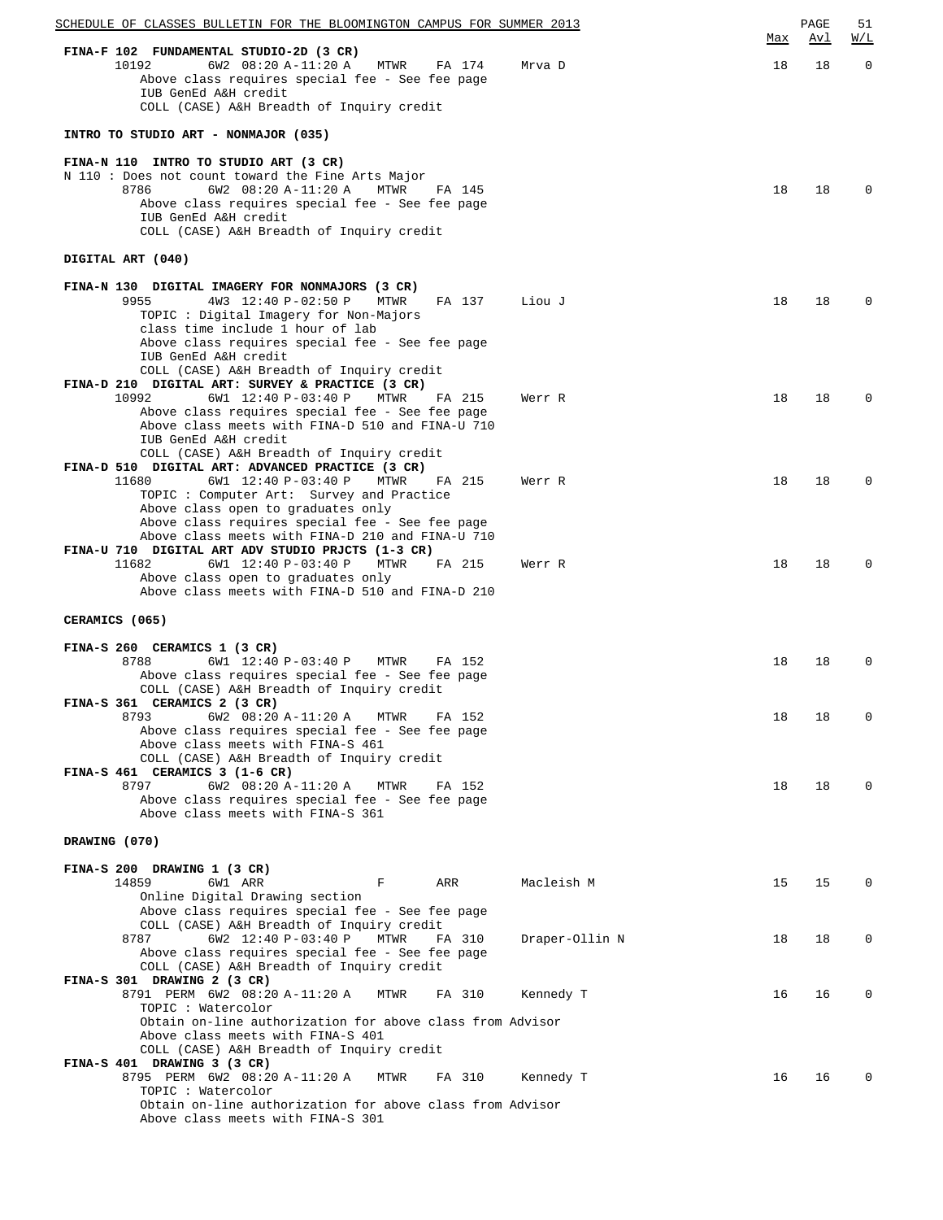| | Max | Avl | W/L |
|---|---|---|---|
| **FINA-F 102 FUNDAMENTAL STUDIO-2D (3 CR)** | | | |
| 10192 6W2 08:20 A-11:20 A MTWR FA 174 Mrva D | 18 | 18 | 0 |
| Above class requires special fee - See fee page | | | |
| IUB GenEd A&H credit | | | |
| COLL (CASE) A&H Breadth of Inquiry credit | | | |

**INTRO TO STUDIO ART - NONMAJOR (035)**

| | Max | Avl | W/L |
|---|---|---|---|
| **FINA-N 110 INTRO TO STUDIO ART (3 CR)** | | | |
| N 110 : Does not count toward the Fine Arts Major | | | |
| 8786 6W2 08:20 A-11:20 A MTWR FA 145 | 18 | 18 | 0 |
| Above class requires special fee - See fee page | | | |
| IUB GenEd A&H credit | | | |
| COLL (CASE) A&H Breadth of Inquiry credit | | | |

**DIGITAL ART (040)**

| | Max | Avl | W/L |
|---|---|---|---|
| **FINA-N 130 DIGITAL IMAGERY FOR NONMAJORS (3 CR)** | | | |
| 9955 4W3 12:40 P-02:50 P MTWR FA 137 Liou J | 18 | 18 | 0 |
| TOPIC : Digital Imagery for Non-Majors | | | |
| class time include 1 hour of lab | | | |
| Above class requires special fee - See fee page | | | |
| IUB GenEd A&H credit | | | |
| COLL (CASE) A&H Breadth of Inquiry credit | | | |
| **FINA-D 210 DIGITAL ART: SURVEY & PRACTICE (3 CR)** | | | |
| 10992 6W1 12:40 P-03:40 P MTWR FA 215 Werr R | 18 | 18 | 0 |
| Above class requires special fee - See fee page | | | |
| Above class meets with FINA-D 510 and FINA-U 710 | | | |
| IUB GenEd A&H credit | | | |
| COLL (CASE) A&H Breadth of Inquiry credit | | | |
| **FINA-D 510 DIGITAL ART: ADVANCED PRACTICE (3 CR)** | | | |
| 11680 6W1 12:40 P-03:40 P MTWR FA 215 Werr R | 18 | 18 | 0 |
| TOPIC : Computer Art: Survey and Practice | | | |
| Above class open to graduates only | | | |
| Above class requires special fee - See fee page | | | |
| Above class meets with FINA-D 210 and FINA-U 710 | | | |
| **FINA-U 710 DIGITAL ART ADV STUDIO PRJCTS (1-3 CR)** | | | |
| 11682 6W1 12:40 P-03:40 P MTWR FA 215 Werr R | 18 | 18 | 0 |
| Above class open to graduates only | | | |
| Above class meets with FINA-D 510 and FINA-D 210 | | | |

**CERAMICS (065)**

| | Max | Avl | W/L |
|---|---|---|---|
| **FINA-S 260 CERAMICS 1 (3 CR)** | | | |
| 8788 6W1 12:40 P-03:40 P MTWR FA 152 | 18 | 18 | 0 |
| Above class requires special fee - See fee page | | | |
| COLL (CASE) A&H Breadth of Inquiry credit | | | |
| **FINA-S 361 CERAMICS 2 (3 CR)** | | | |
| 8793 6W2 08:20 A-11:20 A MTWR FA 152 | 18 | 18 | 0 |
| Above class requires special fee - See fee page | | | |
| Above class meets with FINA-S 461 | | | |
| COLL (CASE) A&H Breadth of Inquiry credit | | | |
| **FINA-S 461 CERAMICS 3 (1-6 CR)** | | | |
| 8797 6W2 08:20 A-11:20 A MTWR FA 152 | 18 | 18 | 0 |
| Above class requires special fee - See fee page | | | |
| Above class meets with FINA-S 361 | | | |

**DRAWING (070)**

| | Max | Avl | W/L |
|---|---|---|---|
| **FINA-S 200 DRAWING 1 (3 CR)** | | | |
| 14859 6W1 ARR F ARR Macleish M | 15 | 15 | 0 |
| Online Digital Drawing section | | | |
| Above class requires special fee - See fee page | | | |
| COLL (CASE) A&H Breadth of Inquiry credit | | | |
| 8787 6W2 12:40 P-03:40 P MTWR FA 310 Draper-Ollin N | 18 | 18 | 0 |
| Above class requires special fee - See fee page | | | |
| COLL (CASE) A&H Breadth of Inquiry credit | | | |
| **FINA-S 301 DRAWING 2 (3 CR)** | | | |
| 8791 PERM 6W2 08:20 A-11:20 A MTWR FA 310 Kennedy T | 16 | 16 | 0 |
| TOPIC : Watercolor | | | |
| Obtain on-line authorization for above class from Advisor | | | |
| Above class meets with FINA-S 401 | | | |
| COLL (CASE) A&H Breadth of Inquiry credit | | | |
| **FINA-S 401 DRAWING 3 (3 CR)** | | | |
| 8795 PERM 6W2 08:20 A-11:20 A MTWR FA 310 Kennedy T | 16 | 16 | 0 |
| TOPIC : Watercolor | | | |
| Obtain on-line authorization for above class from Advisor | | | |
| Above class meets with FINA-S 301 | | | |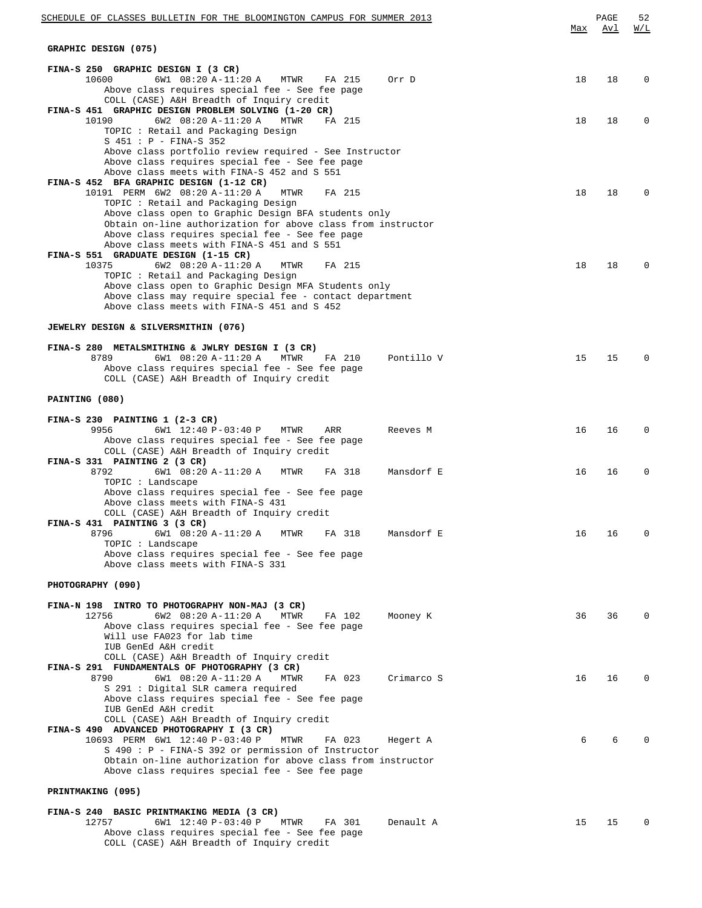## GRAPHIC DESIGN (075)

**FINA-S 250 GRAPHIC DESIGN I (3 CR)**

| Class | | Session | Time | Days | Room | Instructor | Max | Avl | W/L |
|---|---|---|---|---|---|---|---|---|---|
| 10600 | | 6W1 | 08:20 A-11:20 A | MTWR | FA 215 | Orr D | 18 | 18 | 0 |

Above class requires special fee - See fee page
COLL (CASE) A&H Breadth of Inquiry credit

**FINA-S 451 GRAPHIC DESIGN PROBLEM SOLVING (1-20 CR)**

| Class | | Session | Time | Days | Room | Instructor | Max | Avl | W/L |
|---|---|---|---|---|---|---|---|---|---|
| 10190 | | 6W2 | 08:20 A-11:20 A | MTWR | FA 215 | | 18 | 18 | 0 |

TOPIC : Retail and Packaging Design
S 451 : P - FINA-S 352
Above class portfolio review required - See Instructor
Above class requires special fee - See fee page
Above class meets with FINA-S 452 and S 551

**FINA-S 452 BFA GRAPHIC DESIGN (1-12 CR)**

| Class | | Session | Time | Days | Room | Instructor | Max | Avl | W/L |
|---|---|---|---|---|---|---|---|---|---|
| 10191 | PERM | 6W2 | 08:20 A-11:20 A | MTWR | FA 215 | | 18 | 18 | 0 |

TOPIC : Retail and Packaging Design
Above class open to Graphic Design BFA students only
Obtain on-line authorization for above class from instructor
Above class requires special fee - See fee page
Above class meets with FINA-S 451 and S 551

**FINA-S 551 GRADUATE DESIGN (1-15 CR)**

| Class | | Session | Time | Days | Room | Instructor | Max | Avl | W/L |
|---|---|---|---|---|---|---|---|---|---|
| 10375 | | 6W2 | 08:20 A-11:20 A | MTWR | FA 215 | | 18 | 18 | 0 |

TOPIC : Retail and Packaging Design
Above class open to Graphic Design MFA Students only
Above class may require special fee - contact department
Above class meets with FINA-S 451 and S 452

## JEWELRY DESIGN & SILVERSMITHIN (076)

**FINA-S 280 METALSMITHING & JWLRY DESIGN I (3 CR)**

| Class | | Session | Time | Days | Room | Instructor | Max | Avl | W/L |
|---|---|---|---|---|---|---|---|---|---|
| 8789 | | 6W1 | 08:20 A-11:20 A | MTWR | FA 210 | Pontillo V | 15 | 15 | 0 |

Above class requires special fee - See fee page
COLL (CASE) A&H Breadth of Inquiry credit

## PAINTING (080)

**FINA-S 230 PAINTING 1 (2-3 CR)**

| Class | | Session | Time | Days | Room | Instructor | Max | Avl | W/L |
|---|---|---|---|---|---|---|---|---|---|
| 9956 | | 6W1 | 12:40 P-03:40 P | MTWR | ARR | Reeves M | 16 | 16 | 0 |

Above class requires special fee - See fee page
COLL (CASE) A&H Breadth of Inquiry credit

**FINA-S 331 PAINTING 2 (3 CR)**

| Class | | Session | Time | Days | Room | Instructor | Max | Avl | W/L |
|---|---|---|---|---|---|---|---|---|---|
| 8792 | | 6W1 | 08:20 A-11:20 A | MTWR | FA 318 | Mansdorf E | 16 | 16 | 0 |

TOPIC : Landscape
Above class requires special fee - See fee page
Above class meets with FINA-S 431
COLL (CASE) A&H Breadth of Inquiry credit

**FINA-S 431 PAINTING 3 (3 CR)**

| Class | | Session | Time | Days | Room | Instructor | Max | Avl | W/L |
|---|---|---|---|---|---|---|---|---|---|
| 8796 | | 6W1 | 08:20 A-11:20 A | MTWR | FA 318 | Mansdorf E | 16 | 16 | 0 |

TOPIC : Landscape
Above class requires special fee - See fee page
Above class meets with FINA-S 331

## PHOTOGRAPHY (090)

**FINA-N 198 INTRO TO PHOTOGRAPHY NON-MAJ (3 CR)**

| Class | | Session | Time | Days | Room | Instructor | Max | Avl | W/L |
|---|---|---|---|---|---|---|---|---|---|
| 12756 | | 6W2 | 08:20 A-11:20 A | MTWR | FA 102 | Mooney K | 36 | 36 | 0 |

Above class requires special fee - See fee page
Will use FA023 for lab time
IUB GenEd A&H credit
COLL (CASE) A&H Breadth of Inquiry credit

**FINA-S 291 FUNDAMENTALS OF PHOTOGRAPHY (3 CR)**

| Class | | Session | Time | Days | Room | Instructor | Max | Avl | W/L |
|---|---|---|---|---|---|---|---|---|---|
| 8790 | | 6W1 | 08:20 A-11:20 A | MTWR | FA 023 | Crimarco S | 16 | 16 | 0 |

S 291 : Digital SLR camera required
Above class requires special fee - See fee page
IUB GenEd A&H credit
COLL (CASE) A&H Breadth of Inquiry credit

**FINA-S 490 ADVANCED PHOTOGRAPHY I (3 CR)**

| Class | | Session | Time | Days | Room | Instructor | Max | Avl | W/L |
|---|---|---|---|---|---|---|---|---|---|
| 10693 | PERM | 6W1 | 12:40 P-03:40 P | MTWR | FA 023 | Hegert A | 6 | 6 | 0 |

S 490 : P - FINA-S 392 or permission of Instructor
Obtain on-line authorization for above class from instructor
Above class requires special fee - See fee page

## PRINTMAKING (095)

**FINA-S 240 BASIC PRINTMAKING MEDIA (3 CR)**

| Class | | Session | Time | Days | Room | Instructor | Max | Avl | W/L |
|---|---|---|---|---|---|---|---|---|---|
| 12757 | | 6W1 | 12:40 P-03:40 P | MTWR | FA 301 | Denault A | 15 | 15 | 0 |

Above class requires special fee - See fee page
COLL (CASE) A&H Breadth of Inquiry credit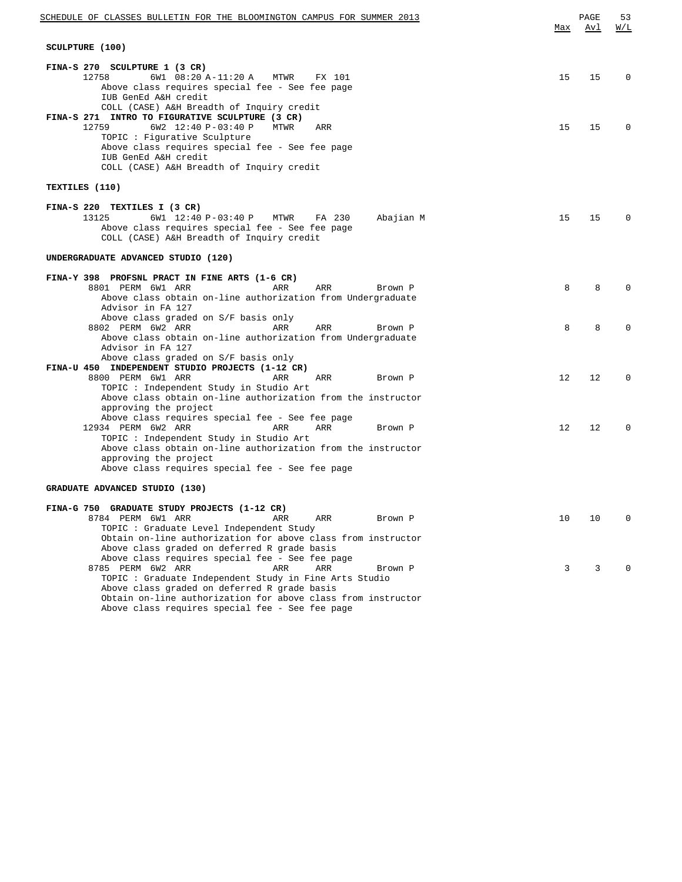## SCULPTURE (100)

| Course / Section | Session | Time | Days | Room | Instructor | Max | Avl | W/L |
|---|---|---|---|---|---|---|---|---|
| **FINA-S 270 SCULPTURE 1 (3 CR)** | | | | | | | | |
| 12758 | 6W1 | 08:20 A-11:20 A | MTWR | FX 101 | | 15 | 15 | 0 |

Above class requires special fee - See fee page
IUB GenEd A&H credit
COLL (CASE) A&H Breadth of Inquiry credit

| Course / Section | Session | Time | Days | Room | Instructor | Max | Avl | W/L |
|---|---|---|---|---|---|---|---|---|
| **FINA-S 271 INTRO TO FIGURATIVE SCULPTURE (3 CR)** | | | | | | | | |
| 12759 | 6W2 | 12:40 P-03:40 P | MTWR | ARR | | 15 | 15 | 0 |

TOPIC : Figurative Sculpture
Above class requires special fee - See fee page
IUB GenEd A&H credit
COLL (CASE) A&H Breadth of Inquiry credit

## TEXTILES (110)

| Course / Section | Session | Time | Days | Room | Instructor | Max | Avl | W/L |
|---|---|---|---|---|---|---|---|---|
| **FINA-S 220 TEXTILES I (3 CR)** | | | | | | | | |
| 13125 | 6W1 | 12:40 P-03:40 P | MTWR | FA 230 | Abajian M | 15 | 15 | 0 |

Above class requires special fee - See fee page
COLL (CASE) A&H Breadth of Inquiry credit

## UNDERGRADUATE ADVANCED STUDIO (120)

| Course / Section | Session | Time | Days | Room | Instructor | Max | Avl | W/L |
|---|---|---|---|---|---|---|---|---|
| **FINA-Y 398 PROFSNL PRACT IN FINE ARTS (1-6 CR)** | | | | | | | | |
| 8801 PERM | 6W1 | ARR | ARR | ARR | Brown P | 8 | 8 | 0 |

Above class obtain on-line authorization from Undergraduate Advisor in FA 127
Above class graded on S/F basis only

| Course / Section | Session | Time | Days | Room | Instructor | Max | Avl | W/L |
|---|---|---|---|---|---|---|---|---|
| 8802 PERM | 6W2 | ARR | ARR | ARR | Brown P | 8 | 8 | 0 |

Above class obtain on-line authorization from Undergraduate Advisor in FA 127
Above class graded on S/F basis only

| Course / Section | Session | Time | Days | Room | Instructor | Max | Avl | W/L |
|---|---|---|---|---|---|---|---|---|
| **FINA-U 450 INDEPENDENT STUDIO PROJECTS (1-12 CR)** | | | | | | | | |
| 8800 PERM | 6W1 | ARR | ARR | ARR | Brown P | 12 | 12 | 0 |

TOPIC : Independent Study in Studio Art
Above class obtain on-line authorization from the instructor approving the project
Above class requires special fee - See fee page

| Course / Section | Session | Time | Days | Room | Instructor | Max | Avl | W/L |
|---|---|---|---|---|---|---|---|---|
| 12934 PERM | 6W2 | ARR | ARR | ARR | Brown P | 12 | 12 | 0 |

TOPIC : Independent Study in Studio Art
Above class obtain on-line authorization from the instructor approving the project
Above class requires special fee - See fee page

## GRADUATE ADVANCED STUDIO (130)

| Course / Section | Session | Time | Days | Room | Instructor | Max | Avl | W/L |
|---|---|---|---|---|---|---|---|---|
| **FINA-G 750 GRADUATE STUDY PROJECTS (1-12 CR)** | | | | | | | | |
| 8784 PERM | 6W1 | ARR | ARR | ARR | Brown P | 10 | 10 | 0 |

TOPIC : Graduate Level Independent Study
Obtain on-line authorization for above class from instructor
Above class graded on deferred R grade basis
Above class requires special fee - See fee page

| Course / Section | Session | Time | Days | Room | Instructor | Max | Avl | W/L |
|---|---|---|---|---|---|---|---|---|
| 8785 PERM | 6W2 | ARR | ARR | ARR | Brown P | 3 | 3 | 0 |

TOPIC : Graduate Independent Study in Fine Arts Studio
Above class graded on deferred R grade basis
Obtain on-line authorization for above class from instructor
Above class requires special fee - See fee page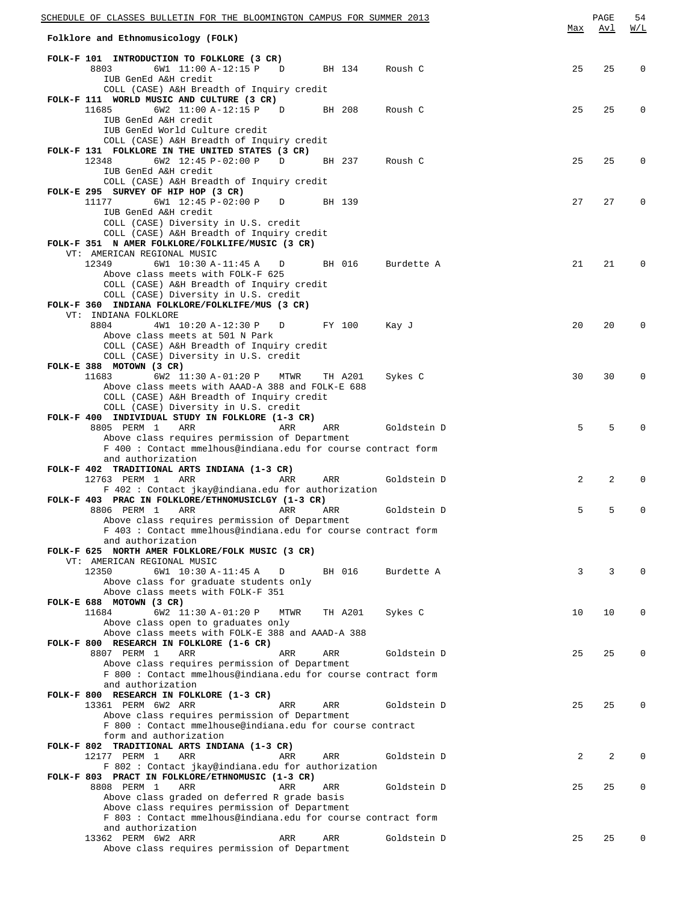## Folklore and Ethnomusicology (FOLK)

| Class | Section | Time | Days | Room | Instructor | Max | Avl | W/L |
|---|---|---|---|---|---|---|---|---|

**FOLK-F 101 INTRODUCTION TO FOLKLORE (3 CR)**

| 8803 | 6W1 | 11:00 A-12:15 P | D | BH 134 | Roush C | 25 | 25 | 0 |
|---|---|---|---|---|---|---|---|---|

- IUB GenEd A&H credit
- COLL (CASE) A&H Breadth of Inquiry credit

**FOLK-F 111 WORLD MUSIC AND CULTURE (3 CR)**

| 11685 | 6W2 | 11:00 A-12:15 P | D | BH 208 | Roush C | 25 | 25 | 0 |
|---|---|---|---|---|---|---|---|---|

- IUB GenEd A&H credit
- IUB GenEd World Culture credit
- COLL (CASE) A&H Breadth of Inquiry credit

**FOLK-F 131 FOLKLORE IN THE UNITED STATES (3 CR)**

| 12348 | 6W2 | 12:45 P-02:00 P | D | BH 237 | Roush C | 25 | 25 | 0 |
|---|---|---|---|---|---|---|---|---|

- IUB GenEd A&H credit
- COLL (CASE) A&H Breadth of Inquiry credit

**FOLK-E 295 SURVEY OF HIP HOP (3 CR)**

| 11177 | 6W1 | 12:45 P-02:00 P | D | BH 139 | | 27 | 27 | 0 |
|---|---|---|---|---|---|---|---|---|

- IUB GenEd A&H credit
- COLL (CASE) Diversity in U.S. credit
- COLL (CASE) A&H Breadth of Inquiry credit

**FOLK-F 351 N AMER FOLKLORE/FOLKLIFE/MUSIC (3 CR)**

VT: AMERICAN REGIONAL MUSIC

| 12349 | 6W1 | 10:30 A-11:45 A | D | BH 016 | Burdette A | 21 | 21 | 0 |
|---|---|---|---|---|---|---|---|---|

- Above class meets with FOLK-F 625
- COLL (CASE) A&H Breadth of Inquiry credit
- COLL (CASE) Diversity in U.S. credit

**FOLK-F 360 INDIANA FOLKLORE/FOLKLIFE/MUS (3 CR)**

VT: INDIANA FOLKLORE

| 8804 | 4W1 | 10:20 A-12:30 P | D | FY 100 | Kay J | 20 | 20 | 0 |
|---|---|---|---|---|---|---|---|---|

- Above class meets at 501 N Park
- COLL (CASE) A&H Breadth of Inquiry credit
- COLL (CASE) Diversity in U.S. credit

**FOLK-E 388 MOTOWN (3 CR)**

| 11683 | 6W2 | 11:30 A-01:20 P | MTWR | TH A201 | Sykes C | 30 | 30 | 0 |
|---|---|---|---|---|---|---|---|---|

- Above class meets with AAAD-A 388 and FOLK-E 688
- COLL (CASE) A&H Breadth of Inquiry credit
- COLL (CASE) Diversity in U.S. credit

**FOLK-F 400 INDIVIDUAL STUDY IN FOLKLORE (1-3 CR)**

| 8805 | PERM 1 | ARR | ARR | ARR | Goldstein D | 5 | 5 | 0 |
|---|---|---|---|---|---|---|---|---|

- Above class requires permission of Department
- F 400 : Contact mmelhous@indiana.edu for course contract form and authorization

**FOLK-F 402 TRADITIONAL ARTS INDIANA (1-3 CR)**

| 12763 | PERM 1 | ARR | ARR | ARR | Goldstein D | 2 | 2 | 0 |
|---|---|---|---|---|---|---|---|---|

- F 402 : Contact jkay@indiana.edu for authorization

**FOLK-F 403 PRAC IN FOLKLORE/ETHNOMUSICLGY (1-3 CR)**

| 8806 | PERM 1 | ARR | ARR | ARR | Goldstein D | 5 | 5 | 0 |
|---|---|---|---|---|---|---|---|---|

- Above class requires permission of Department
- F 403 : Contact mmelhous@indiana.edu for course contract form and authorization

**FOLK-F 625 NORTH AMER FOLKLORE/FOLK MUSIC (3 CR)**

VT: AMERICAN REGIONAL MUSIC

| 12350 | 6W1 | 10:30 A-11:45 A | D | BH 016 | Burdette A | 3 | 3 | 0 |
|---|---|---|---|---|---|---|---|---|

- Above class for graduate students only
- Above class meets with FOLK-F 351

**FOLK-E 688 MOTOWN (3 CR)**

| 11684 | 6W2 | 11:30 A-01:20 P | MTWR | TH A201 | Sykes C | 10 | 10 | 0 |
|---|---|---|---|---|---|---|---|---|

- Above class open to graduates only
- Above class meets with FOLK-E 388 and AAAD-A 388

**FOLK-F 800 RESEARCH IN FOLKLORE (1-6 CR)**

| 8807 | PERM 1 | ARR | ARR | ARR | Goldstein D | 25 | 25 | 0 |
|---|---|---|---|---|---|---|---|---|

- Above class requires permission of Department
- F 800 : Contact mmelhous@indiana.edu for course contract form and authorization

**FOLK-F 800 RESEARCH IN FOLKLORE (1-3 CR)**

| 13361 | PERM 6W2 | ARR | ARR | ARR | Goldstein D | 25 | 25 | 0 |
|---|---|---|---|---|---|---|---|---|

- Above class requires permission of Department
- F 800 : Contact mmelhouse@indiana.edu for course contract form and authorization

**FOLK-F 802 TRADITIONAL ARTS INDIANA (1-3 CR)**

| 12177 | PERM 1 | ARR | ARR | ARR | Goldstein D | 2 | 2 | 0 |
|---|---|---|---|---|---|---|---|---|

- F 802 : Contact jkay@indiana.edu for authorization

**FOLK-F 803 PRACT IN FOLKLORE/ETHNOMUSIC (1-3 CR)**

| 8808 | PERM 1 | ARR | ARR | ARR | Goldstein D | 25 | 25 | 0 |
|---|---|---|---|---|---|---|---|---|

- Above class graded on deferred R grade basis
- Above class requires permission of Department
- F 803 : Contact mmelhous@indiana.edu for course contract form and authorization

| 13362 | PERM 6W2 | ARR | ARR | ARR | Goldstein D | 25 | 25 | 0 |
|---|---|---|---|---|---|---|---|---|

- Above class requires permission of Department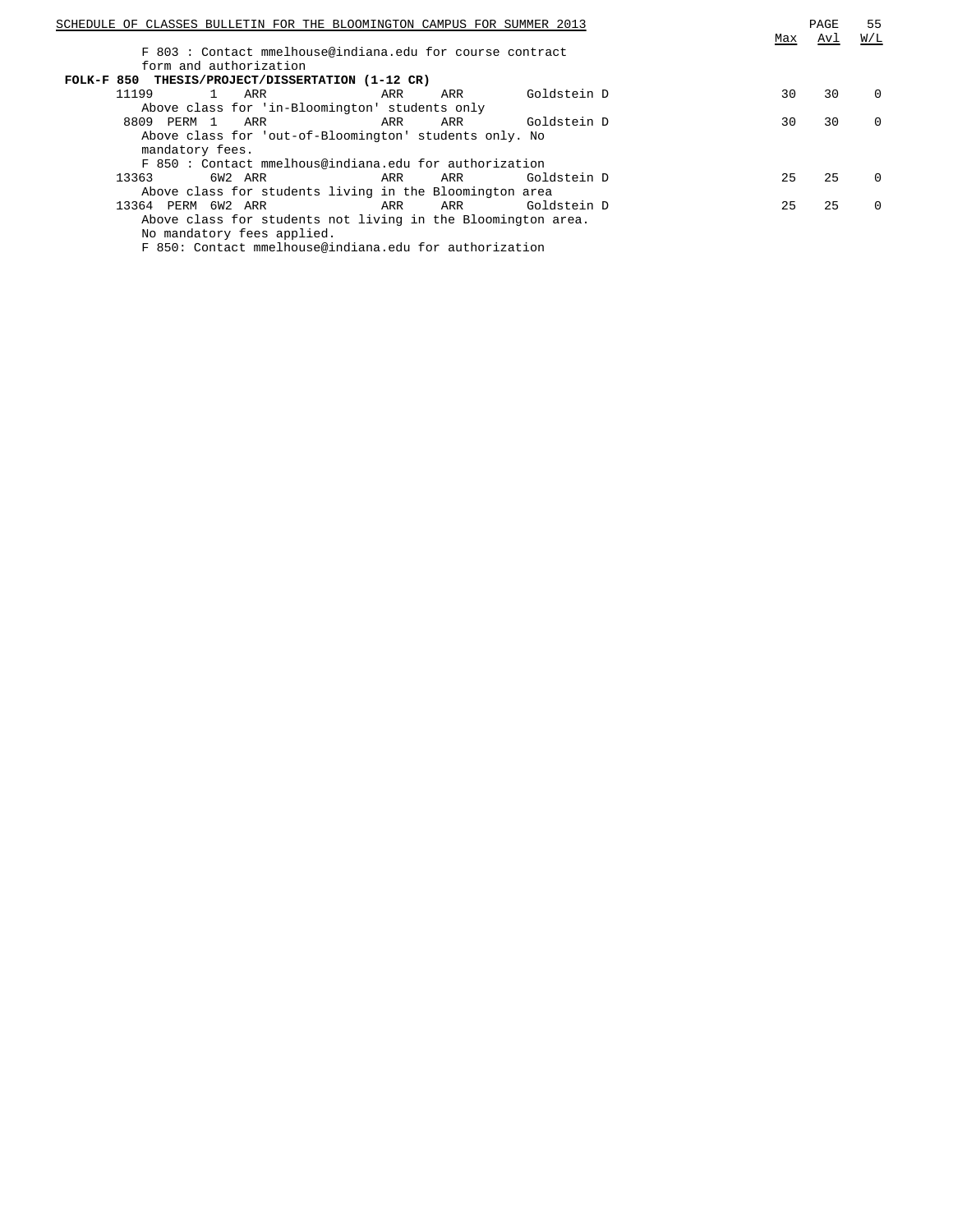F 803 : Contact mmelhouse@indiana.edu for course contract form and authorization

**FOLK-F 850 THESIS/PROJECT/DISSERTATION (1-12 CR)**

| Class | | | | | | | Instructor | Max | Avl | W/L |
|---|---|---|---|---|---|---|---|---|---|---|
| 11199 | | 1 | ARR | ARR | ARR | | Goldstein D | 30 | 30 | 0 |

Above class for 'in-Bloomington' students only

| Class | | | | | | | Instructor | Max | Avl | W/L |
|---|---|---|---|---|---|---|---|---|---|---|
| 8809 | PERM | 1 | ARR | ARR | ARR | | Goldstein D | 30 | 30 | 0 |

Above class for 'out-of-Bloomington' students only. No mandatory fees.
F 850 : Contact mmelhous@indiana.edu for authorization

| Class | | | | | | | Instructor | Max | Avl | W/L |
|---|---|---|---|---|---|---|---|---|---|---|
| 13363 | | 6W2 | ARR | ARR | ARR | | Goldstein D | 25 | 25 | 0 |

Above class for students living in the Bloomington area

| Class | | | | | | | Instructor | Max | Avl | W/L |
|---|---|---|---|---|---|---|---|---|---|---|
| 13364 | PERM | 6W2 | ARR | ARR | ARR | | Goldstein D | 25 | 25 | 0 |

Above class for students not living in the Bloomington area.
No mandatory fees applied.
F 850: Contact mmelhouse@indiana.edu for authorization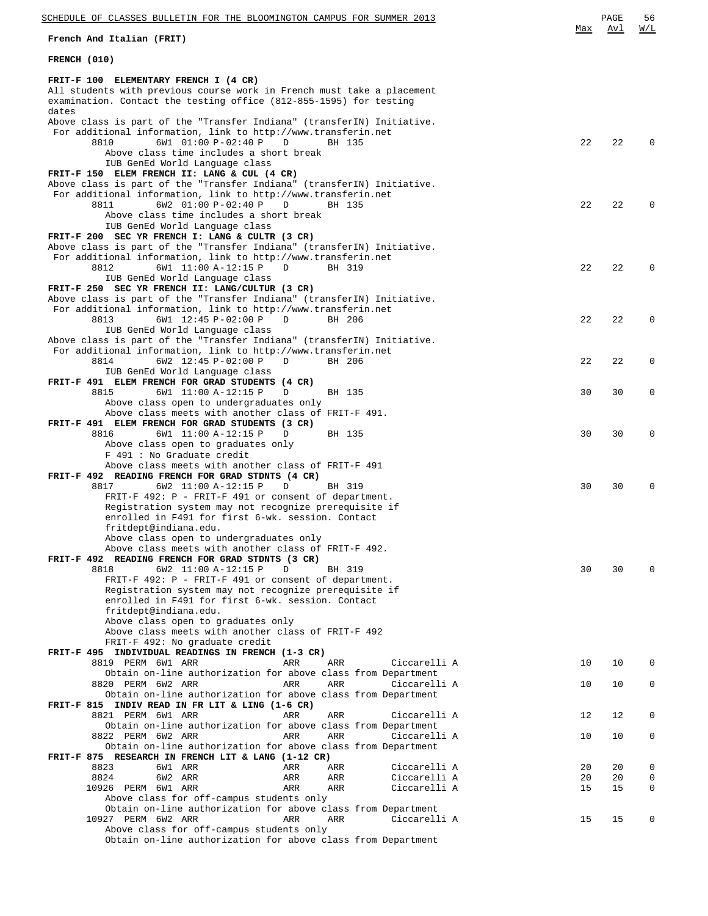## French And Italian (FRIT)

### FRENCH (010)

**FRIT-F 100 ELEMENTARY FRENCH I (4 CR)**

All students with previous course work in French must take a placement examination. Contact the testing office (812-855-1595) for testing dates

Above class is part of the "Transfer Indiana" (transferIN) Initiative. For additional information, link to http://www.transferin.net

| Class | Session | Time | Days | Room | Instructor | Max | Avl | W/L |
|---|---|---|---|---|---|---|---|---|
| 8810 | 6W1 | 01:00 P-02:40 P | D | BH 135 | | 22 | 22 | 0 |

Above class time includes a short break
IUB GenEd World Language class

**FRIT-F 150 ELEM FRENCH II: LANG & CUL (4 CR)**

Above class is part of the "Transfer Indiana" (transferIN) Initiative. For additional information, link to http://www.transferin.net

| Class | Session | Time | Days | Room | Instructor | Max | Avl | W/L |
|---|---|---|---|---|---|---|---|---|
| 8811 | 6W2 | 01:00 P-02:40 P | D | BH 135 | | 22 | 22 | 0 |

Above class time includes a short break
IUB GenEd World Language class

**FRIT-F 200 SEC YR FRENCH I: LANG & CULTR (3 CR)**

Above class is part of the "Transfer Indiana" (transferIN) Initiative. For additional information, link to http://www.transferin.net

| Class | Session | Time | Days | Room | Instructor | Max | Avl | W/L |
|---|---|---|---|---|---|---|---|---|
| 8812 | 6W1 | 11:00 A-12:15 P | D | BH 319 | | 22 | 22 | 0 |

IUB GenEd World Language class

**FRIT-F 250 SEC YR FRENCH II: LANG/CULTUR (3 CR)**

Above class is part of the "Transfer Indiana" (transferIN) Initiative. For additional information, link to http://www.transferin.net

| Class | Session | Time | Days | Room | Instructor | Max | Avl | W/L |
|---|---|---|---|---|---|---|---|---|
| 8813 | 6W1 | 12:45 P-02:00 P | D | BH 206 | | 22 | 22 | 0 |

IUB GenEd World Language class

Above class is part of the "Transfer Indiana" (transferIN) Initiative. For additional information, link to http://www.transferin.net

| Class | Session | Time | Days | Room | Instructor | Max | Avl | W/L |
|---|---|---|---|---|---|---|---|---|
| 8814 | 6W2 | 12:45 P-02:00 P | D | BH 206 | | 22 | 22 | 0 |

IUB GenEd World Language class

**FRIT-F 491 ELEM FRENCH FOR GRAD STUDENTS (4 CR)**

| Class | Session | Time | Days | Room | Instructor | Max | Avl | W/L |
|---|---|---|---|---|---|---|---|---|
| 8815 | 6W1 | 11:00 A-12:15 P | D | BH 135 | | 30 | 30 | 0 |

Above class open to undergraduates only
Above class meets with another class of FRIT-F 491.

**FRIT-F 491 ELEM FRENCH FOR GRAD STUDENTS (3 CR)**

| Class | Session | Time | Days | Room | Instructor | Max | Avl | W/L |
|---|---|---|---|---|---|---|---|---|
| 8816 | 6W1 | 11:00 A-12:15 P | D | BH 135 | | 30 | 30 | 0 |

Above class open to graduates only
F 491 : No Graduate credit
Above class meets with another class of FRIT-F 491

**FRIT-F 492 READING FRENCH FOR GRAD STDNTS (4 CR)**

| Class | Session | Time | Days | Room | Instructor | Max | Avl | W/L |
|---|---|---|---|---|---|---|---|---|
| 8817 | 6W2 | 11:00 A-12:15 P | D | BH 319 | | 30 | 30 | 0 |

FRIT-F 492: P - FRIT-F 491 or consent of department. Registration system may not recognize prerequisite if enrolled in F491 for first 6-wk. session. Contact fritdept@indiana.edu.
Above class open to undergraduates only
Above class meets with another class of FRIT-F 492.

**FRIT-F 492 READING FRENCH FOR GRAD STDNTS (3 CR)**

| Class | Session | Time | Days | Room | Instructor | Max | Avl | W/L |
|---|---|---|---|---|---|---|---|---|
| 8818 | 6W2 | 11:00 A-12:15 P | D | BH 319 | | 30 | 30 | 0 |

FRIT-F 492: P - FRIT-F 491 or consent of department. Registration system may not recognize prerequisite if enrolled in F491 for first 6-wk. session. Contact fritdept@indiana.edu.
Above class open to graduates only
Above class meets with another class of FRIT-F 492
FRIT-F 492: No graduate credit

**FRIT-F 495 INDIVIDUAL READINGS IN FRENCH (1-3 CR)**

| Class | Session | Time | Days | Room | Instructor | Max | Avl | W/L |
|---|---|---|---|---|---|---|---|---|
| 8819 PERM | 6W1 | ARR | ARR | ARR | Ciccarelli A | 10 | 10 | 0 |

Obtain on-line authorization for above class from Department

| Class | Session | Time | Days | Room | Instructor | Max | Avl | W/L |
|---|---|---|---|---|---|---|---|---|
| 8820 PERM | 6W2 | ARR | ARR | ARR | Ciccarelli A | 10 | 10 | 0 |

Obtain on-line authorization for above class from Department

**FRIT-F 815 INDIV READ IN FR LIT & LING (1-6 CR)**

| Class | Session | Time | Days | Room | Instructor | Max | Avl | W/L |
|---|---|---|---|---|---|---|---|---|
| 8821 PERM | 6W1 | ARR | ARR | ARR | Ciccarelli A | 12 | 12 | 0 |

Obtain on-line authorization for above class from Department

| Class | Session | Time | Days | Room | Instructor | Max | Avl | W/L |
|---|---|---|---|---|---|---|---|---|
| 8822 PERM | 6W2 | ARR | ARR | ARR | Ciccarelli A | 10 | 10 | 0 |

Obtain on-line authorization for above class from Department

**FRIT-F 875 RESEARCH IN FRENCH LIT & LANG (1-12 CR)**

| Class | Session | Time | Days | Room | Instructor | Max | Avl | W/L |
|---|---|---|---|---|---|---|---|---|
| 8823 | 6W1 | ARR | ARR | ARR | Ciccarelli A | 20 | 20 | 0 |
| 8824 | 6W2 | ARR | ARR | ARR | Ciccarelli A | 20 | 20 | 0 |
| 10926 PERM | 6W1 | ARR | ARR | ARR | Ciccarelli A | 15 | 15 | 0 |

Above class for off-campus students only
Obtain on-line authorization for above class from Department

| Class | Session | Time | Days | Room | Instructor | Max | Avl | W/L |
|---|---|---|---|---|---|---|---|---|
| 10927 PERM | 6W2 | ARR | ARR | ARR | Ciccarelli A | 15 | 15 | 0 |

Above class for off-campus students only
Obtain on-line authorization for above class from Department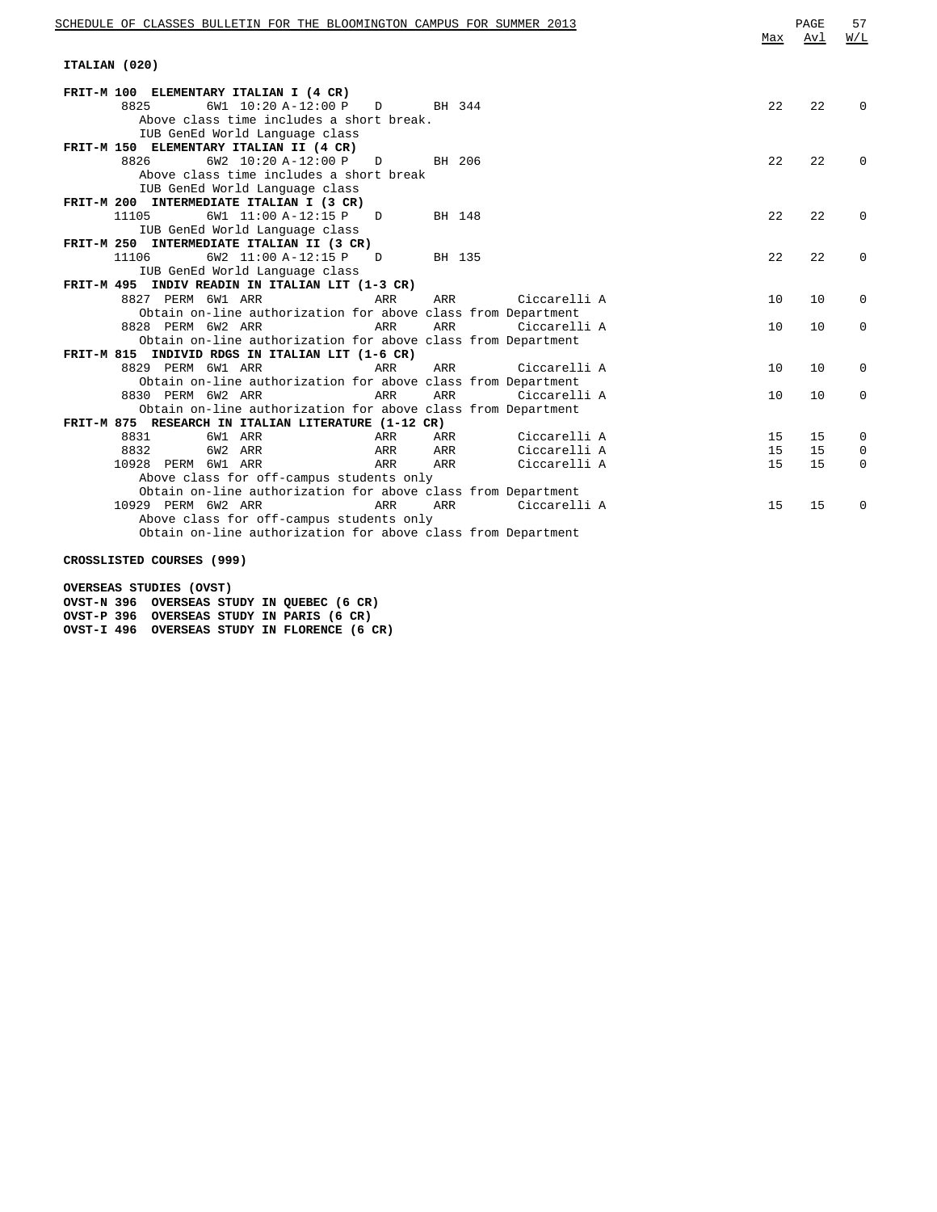## ITALIAN (020)

| Course / Class | Details | Max | Avl | W/L |
|---|---|---|---|---|
| **FRIT-M 100 ELEMENTARY ITALIAN I (4 CR)** | | | | |
| 8825 | 6W1 10:20 A-12:00 P D BH 344 | 22 | 22 | 0 |
| | Above class time includes a short break. | | | |
| | IUB GenEd World Language class | | | |
| **FRIT-M 150 ELEMENTARY ITALIAN II (4 CR)** | | | | |
| 8826 | 6W2 10:20 A-12:00 P D BH 206 | 22 | 22 | 0 |
| | Above class time includes a short break | | | |
| | IUB GenEd World Language class | | | |
| **FRIT-M 200 INTERMEDIATE ITALIAN I (3 CR)** | | | | |
| 11105 | 6W1 11:00 A-12:15 P D BH 148 | 22 | 22 | 0 |
| | IUB GenEd World Language class | | | |
| **FRIT-M 250 INTERMEDIATE ITALIAN II (3 CR)** | | | | |
| 11106 | 6W2 11:00 A-12:15 P D BH 135 | 22 | 22 | 0 |
| | IUB GenEd World Language class | | | |
| **FRIT-M 495 INDIV READIN IN ITALIAN LIT (1-3 CR)** | | | | |
| 8827 PERM | 6W1 ARR ARR ARR Ciccarelli A | 10 | 10 | 0 |
| | Obtain on-line authorization for above class from Department | | | |
| 8828 PERM | 6W2 ARR ARR ARR Ciccarelli A | 10 | 10 | 0 |
| | Obtain on-line authorization for above class from Department | | | |
| **FRIT-M 815 INDIVID RDGS IN ITALIAN LIT (1-6 CR)** | | | | |
| 8829 PERM | 6W1 ARR ARR ARR Ciccarelli A | 10 | 10 | 0 |
| | Obtain on-line authorization for above class from Department | | | |
| 8830 PERM | 6W2 ARR ARR ARR Ciccarelli A | 10 | 10 | 0 |
| | Obtain on-line authorization for above class from Department | | | |
| **FRIT-M 875 RESEARCH IN ITALIAN LITERATURE (1-12 CR)** | | | | |
| 8831 | 6W1 ARR ARR ARR Ciccarelli A | 15 | 15 | 0 |
| 8832 | 6W2 ARR ARR ARR Ciccarelli A | 15 | 15 | 0 |
| 10928 PERM | 6W1 ARR ARR ARR Ciccarelli A | 15 | 15 | 0 |
| | Above class for off-campus students only | | | |
| | Obtain on-line authorization for above class from Department | | | |
| 10929 PERM | 6W2 ARR ARR ARR Ciccarelli A | 15 | 15 | 0 |
| | Above class for off-campus students only | | | |
| | Obtain on-line authorization for above class from Department | | | |

## CROSSLISTED COURSES (999)

**OVERSEAS STUDIES (OVST)**

**OVST-N 396 OVERSEAS STUDY IN QUEBEC (6 CR)**
**OVST-P 396 OVERSEAS STUDY IN PARIS (6 CR)**
**OVST-I 496 OVERSEAS STUDY IN FLORENCE (6 CR)**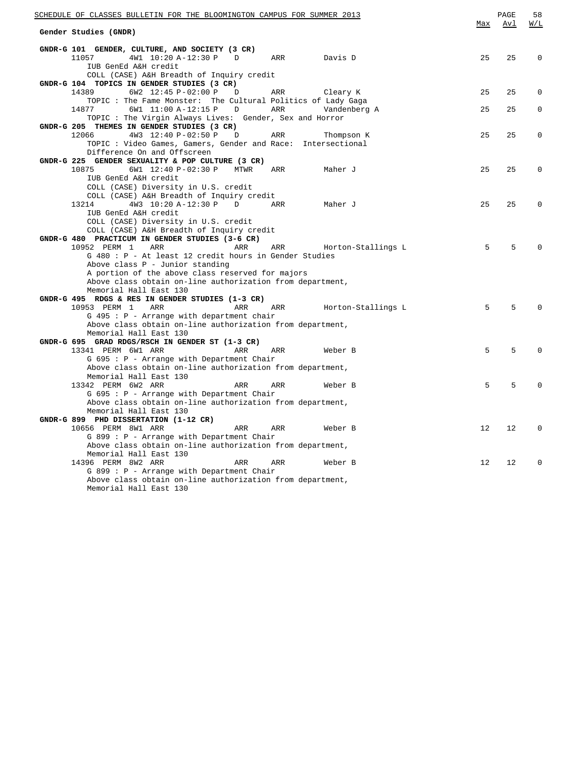## Gender Studies (GNDR)

| Course / Class | Time | Days | Room | Instructor | Max | Avl | W/L |
|---|---|---|---|---|---|---|---|
| **GNDR-G 101 GENDER, CULTURE, AND SOCIETY (3 CR)** | | | | | | | |
| 11057 4W1 | 10:20 A-12:30 P | D | ARR | Davis D | 25 | 25 | 0 |
| IUB GenEd A&H credit | | | | | | | |
| COLL (CASE) A&H Breadth of Inquiry credit | | | | | | | |
| **GNDR-G 104 TOPICS IN GENDER STUDIES (3 CR)** | | | | | | | |
| 14389 6W2 | 12:45 P-02:00 P | D | ARR | Cleary K | 25 | 25 | 0 |
| TOPIC : The Fame Monster: The Cultural Politics of Lady Gaga | | | | | | | |
| 14877 6W1 | 11:00 A-12:15 P | D | ARR | Vandenberg A | 25 | 25 | 0 |
| TOPIC : The Virgin Always Lives: Gender, Sex and Horror | | | | | | | |
| **GNDR-G 205 THEMES IN GENDER STUDIES (3 CR)** | | | | | | | |
| 12066 4W3 | 12:40 P-02:50 P | D | ARR | Thompson K | 25 | 25 | 0 |
| TOPIC : Video Games, Gamers, Gender and Race: Intersectional Difference On and Offscreen | | | | | | | |
| **GNDR-G 225 GENDER SEXUALITY & POP CULTURE (3 CR)** | | | | | | | |
| 10875 6W1 | 12:40 P-02:30 P | MTWR | ARR | Maher J | 25 | 25 | 0 |
| IUB GenEd A&H credit | | | | | | | |
| COLL (CASE) Diversity in U.S. credit | | | | | | | |
| COLL (CASE) A&H Breadth of Inquiry credit | | | | | | | |
| 13214 4W3 | 10:20 A-12:30 P | D | ARR | Maher J | 25 | 25 | 0 |
| IUB GenEd A&H credit | | | | | | | |
| COLL (CASE) Diversity in U.S. credit | | | | | | | |
| COLL (CASE) A&H Breadth of Inquiry credit | | | | | | | |
| **GNDR-G 480 PRACTICUM IN GENDER STUDIES (3-6 CR)** | | | | | | | |
| 10952 PERM 1 | ARR | ARR | ARR | Horton-Stallings L | 5 | 5 | 0 |
| G 480 : P - At least 12 credit hours in Gender Studies | | | | | | | |
| Above class P - Junior standing | | | | | | | |
| A portion of the above class reserved for majors | | | | | | | |
| Above class obtain on-line authorization from department, Memorial Hall East 130 | | | | | | | |
| **GNDR-G 495 RDGS & RES IN GENDER STUDIES (1-3 CR)** | | | | | | | |
| 10953 PERM 1 | ARR | ARR | ARR | Horton-Stallings L | 5 | 5 | 0 |
| G 495 : P - Arrange with department chair | | | | | | | |
| Above class obtain on-line authorization from department, Memorial Hall East 130 | | | | | | | |
| **GNDR-G 695 GRAD RDGS/RSCH IN GENDER ST (1-3 CR)** | | | | | | | |
| 13341 PERM 6W1 | ARR | ARR | ARR | Weber B | 5 | 5 | 0 |
| G 695 : P - Arrange with Department Chair | | | | | | | |
| Above class obtain on-line authorization from department, Memorial Hall East 130 | | | | | | | |
| 13342 PERM 6W2 | ARR | ARR | ARR | Weber B | 5 | 5 | 0 |
| G 695 : P - Arrange with Department Chair | | | | | | | |
| Above class obtain on-line authorization from department, Memorial Hall East 130 | | | | | | | |
| **GNDR-G 899 PHD DISSERTATION (1-12 CR)** | | | | | | | |
| 10656 PERM 8W1 | ARR | ARR | ARR | Weber B | 12 | 12 | 0 |
| G 899 : P - Arrange with Department Chair | | | | | | | |
| Above class obtain on-line authorization from department, Memorial Hall East 130 | | | | | | | |
| 14396 PERM 8W2 | ARR | ARR | ARR | Weber B | 12 | 12 | 0 |
| G 899 : P - Arrange with Department Chair | | | | | | | |
| Above class obtain on-line authorization from department, Memorial Hall East 130 | | | | | | | |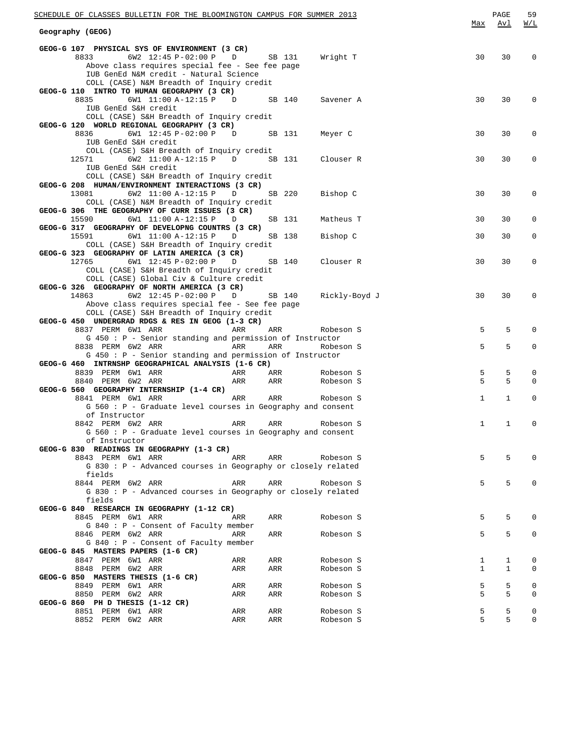## Geography (GEOG)

| | | | | | | Max | Avl | W/L |
|---|---|---|---|---|---|---|---|---|
| **GEOG-G 107 PHYSICAL SYS OF ENVIRONMENT (3 CR)** | | | | | | | | |
| 8833 | 6W2 12:45 P-02:00 P | D | SB 131 | Wright T | | 30 | 30 | 0 |
| Above class requires special fee - See fee page | | | | | | | | |
| IUB GenEd N&M credit - Natural Science | | | | | | | | |
| COLL (CASE) N&M Breadth of Inquiry credit | | | | | | | | |
| **GEOG-G 110 INTRO TO HUMAN GEOGRAPHY (3 CR)** | | | | | | | | |
| 8835 | 6W1 11:00 A-12:15 P | D | SB 140 | Savener A | | 30 | 30 | 0 |
| IUB GenEd S&H credit | | | | | | | | |
| COLL (CASE) S&H Breadth of Inquiry credit | | | | | | | | |
| **GEOG-G 120 WORLD REGIONAL GEOGRAPHY (3 CR)** | | | | | | | | |
| 8836 | 6W1 12:45 P-02:00 P | D | SB 131 | Meyer C | | 30 | 30 | 0 |
| IUB GenEd S&H credit | | | | | | | | |
| COLL (CASE) S&H Breadth of Inquiry credit | | | | | | | | |
| 12571 | 6W2 11:00 A-12:15 P | D | SB 131 | Clouser R | | 30 | 30 | 0 |
| IUB GenEd S&H credit | | | | | | | | |
| COLL (CASE) S&H Breadth of Inquiry credit | | | | | | | | |
| **GEOG-G 208 HUMAN/ENVIRONMENT INTERACTIONS (3 CR)** | | | | | | | | |
| 13081 | 6W2 11:00 A-12:15 P | D | SB 220 | Bishop C | | 30 | 30 | 0 |
| COLL (CASE) N&M Breadth of Inquiry credit | | | | | | | | |
| **GEOG-G 306 THE GEOGRAPHY OF CURR ISSUES (3 CR)** | | | | | | | | |
| 15590 | 6W1 11:00 A-12:15 P | D | SB 131 | Matheus T | | 30 | 30 | 0 |
| **GEOG-G 317 GEOGRAPHY OF DEVELOPNG COUNTRS (3 CR)** | | | | | | | | |
| 15591 | 6W1 11:00 A-12:15 P | D | SB 138 | Bishop C | | 30 | 30 | 0 |
| COLL (CASE) S&H Breadth of Inquiry credit | | | | | | | | |
| **GEOG-G 323 GEOGRAPHY OF LATIN AMERICA (3 CR)** | | | | | | | | |
| 12765 | 6W1 12:45 P-02:00 P | D | SB 140 | Clouser R | | 30 | 30 | 0 |
| COLL (CASE) S&H Breadth of Inquiry credit | | | | | | | | |
| COLL (CASE) Global Civ & Culture credit | | | | | | | | |
| **GEOG-G 326 GEOGRAPHY OF NORTH AMERICA (3 CR)** | | | | | | | | |
| 14863 | 6W2 12:45 P-02:00 P | D | SB 140 | Rickly-Boyd J | | 30 | 30 | 0 |
| Above class requires special fee - See fee page | | | | | | | | |
| COLL (CASE) S&H Breadth of Inquiry credit | | | | | | | | |
| **GEOG-G 450 UNDERGRAD RDGS & RES IN GEOG (1-3 CR)** | | | | | | | | |
| 8837 PERM | 6W1 ARR | ARR | ARR | Robeson S | | 5 | 5 | 0 |
| G 450 : P - Senior standing and permission of Instructor | | | | | | | | |
| 8838 PERM | 6W2 ARR | ARR | ARR | Robeson S | | 5 | 5 | 0 |
| G 450 : P - Senior standing and permission of Instructor | | | | | | | | |
| **GEOG-G 460 INTRNSHP GEOGRAPHICAL ANALYSIS (1-6 CR)** | | | | | | | | |
| 8839 PERM | 6W1 ARR | ARR | ARR | Robeson S | | 5 | 5 | 0 |
| 8840 PERM | 6W2 ARR | ARR | ARR | Robeson S | | 5 | 5 | 0 |
| **GEOG-G 560 GEOGRAPHY INTERNSHIP (1-4 CR)** | | | | | | | | |
| 8841 PERM | 6W1 ARR | ARR | ARR | Robeson S | | 1 | 1 | 0 |
| G 560 : P - Graduate level courses in Geography and consent of Instructor | | | | | | | | |
| 8842 PERM | 6W2 ARR | ARR | ARR | Robeson S | | 1 | 1 | 0 |
| G 560 : P - Graduate level courses in Geography and consent of Instructor | | | | | | | | |
| **GEOG-G 830 READINGS IN GEOGRAPHY (1-3 CR)** | | | | | | | | |
| 8843 PERM | 6W1 ARR | ARR | ARR | Robeson S | | 5 | 5 | 0 |
| G 830 : P - Advanced courses in Geography or closely related fields | | | | | | | | |
| 8844 PERM | 6W2 ARR | ARR | ARR | Robeson S | | 5 | 5 | 0 |
| G 830 : P - Advanced courses in Geography or closely related fields | | | | | | | | |
| **GEOG-G 840 RESEARCH IN GEOGRAPHY (1-12 CR)** | | | | | | | | |
| 8845 PERM | 6W1 ARR | ARR | ARR | Robeson S | | 5 | 5 | 0 |
| G 840 : P - Consent of Faculty member | | | | | | | | |
| 8846 PERM | 6W2 ARR | ARR | ARR | Robeson S | | 5 | 5 | 0 |
| G 840 : P - Consent of Faculty member | | | | | | | | |
| **GEOG-G 845 MASTERS PAPERS (1-6 CR)** | | | | | | | | |
| 8847 PERM | 6W1 ARR | ARR | ARR | Robeson S | | 1 | 1 | 0 |
| 8848 PERM | 6W2 ARR | ARR | ARR | Robeson S | | 1 | 1 | 0 |
| **GEOG-G 850 MASTERS THESIS (1-6 CR)** | | | | | | | | |
| 8849 PERM | 6W1 ARR | ARR | ARR | Robeson S | | 5 | 5 | 0 |
| 8850 PERM | 6W2 ARR | ARR | ARR | Robeson S | | 5 | 5 | 0 |
| **GEOG-G 860 PH D THESIS (1-12 CR)** | | | | | | | | |
| 8851 PERM | 6W1 ARR | ARR | ARR | Robeson S | | 5 | 5 | 0 |
| 8852 PERM | 6W2 ARR | ARR | ARR | Robeson S | | 5 | 5 | 0 |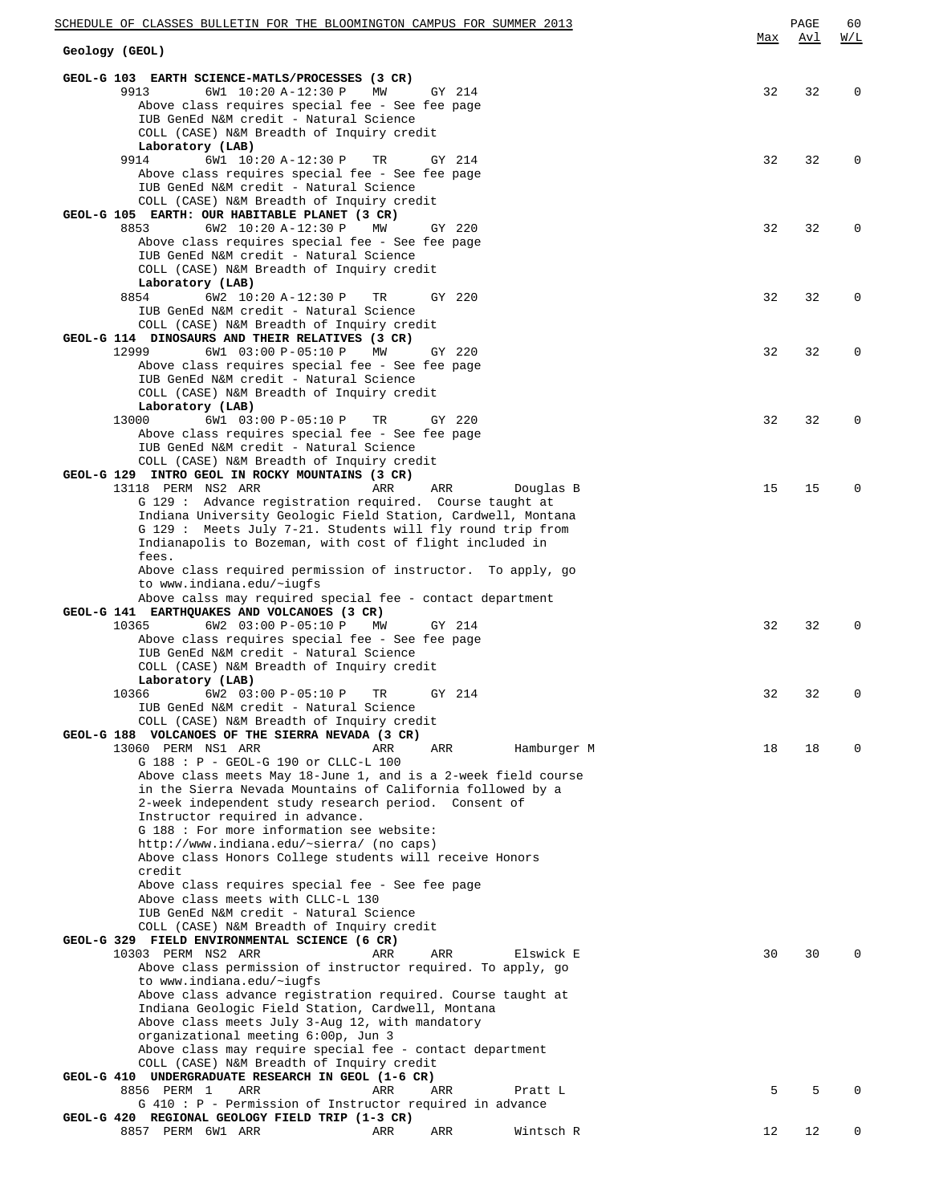## Geology (GEOL)

| | Max | Avl | W/L |
|---|---|---|---|
| **GEOL-G 103 EARTH SCIENCE-MATLS/PROCESSES (3 CR)** | | | |
| 9913 6W1 10:20 A-12:30 P MW GY 214 | 32 | 32 | 0 |
| Above class requires special fee - See fee page<br>IUB GenEd N&M credit - Natural Science<br>COLL (CASE) N&M Breadth of Inquiry credit | | | |
| **Laboratory (LAB)** | | | |
| 9914 6W1 10:20 A-12:30 P TR GY 214 | 32 | 32 | 0 |
| Above class requires special fee - See fee page<br>IUB GenEd N&M credit - Natural Science<br>COLL (CASE) N&M Breadth of Inquiry credit | | | |
| **GEOL-G 105 EARTH: OUR HABITABLE PLANET (3 CR)** | | | |
| 8853 6W2 10:20 A-12:30 P MW GY 220 | 32 | 32 | 0 |
| Above class requires special fee - See fee page<br>IUB GenEd N&M credit - Natural Science<br>COLL (CASE) N&M Breadth of Inquiry credit | | | |
| **Laboratory (LAB)** | | | |
| 8854 6W2 10:20 A-12:30 P TR GY 220 | 32 | 32 | 0 |
| IUB GenEd N&M credit - Natural Science<br>COLL (CASE) N&M Breadth of Inquiry credit | | | |
| **GEOL-G 114 DINOSAURS AND THEIR RELATIVES (3 CR)** | | | |
| 12999 6W1 03:00 P-05:10 P MW GY 220 | 32 | 32 | 0 |
| Above class requires special fee - See fee page<br>IUB GenEd N&M credit - Natural Science<br>COLL (CASE) N&M Breadth of Inquiry credit | | | |
| **Laboratory (LAB)** | | | |
| 13000 6W1 03:00 P-05:10 P TR GY 220 | 32 | 32 | 0 |
| Above class requires special fee - See fee page<br>IUB GenEd N&M credit - Natural Science<br>COLL (CASE) N&M Breadth of Inquiry credit | | | |
| **GEOL-G 129 INTRO GEOL IN ROCKY MOUNTAINS (3 CR)** | | | |
| 13118 PERM NS2 ARR ARR ARR Douglas B | 15 | 15 | 0 |
| G 129 : Advance registration required. Course taught at Indiana University Geologic Field Station, Cardwell, Montana<br>G 129 : Meets July 7-21. Students will fly round trip from Indianapolis to Bozeman, with cost of flight included in fees.<br>Above class required permission of instructor. To apply, go to www.indiana.edu/~iugfs<br>Above calss may required special fee - contact department | | | |
| **GEOL-G 141 EARTHQUAKES AND VOLCANOES (3 CR)** | | | |
| 10365 6W2 03:00 P-05:10 P MW GY 214 | 32 | 32 | 0 |
| Above class requires special fee - See fee page<br>IUB GenEd N&M credit - Natural Science<br>COLL (CASE) N&M Breadth of Inquiry credit | | | |
| **Laboratory (LAB)** | | | |
| 10366 6W2 03:00 P-05:10 P TR GY 214 | 32 | 32 | 0 |
| IUB GenEd N&M credit - Natural Science<br>COLL (CASE) N&M Breadth of Inquiry credit | | | |
| **GEOL-G 188 VOLCANOES OF THE SIERRA NEVADA (3 CR)** | | | |
| 13060 PERM NS1 ARR ARR ARR Hamburger M | 18 | 18 | 0 |
| G 188 : P - GEOL-G 190 or CLLC-L 100<br>Above class meets May 18-June 1, and is a 2-week field course in the Sierra Nevada Mountains of California followed by a 2-week independent study research period. Consent of Instructor required in advance.<br>G 188 : For more information see website: http://www.indiana.edu/~sierra/ (no caps)<br>Above class Honors College students will receive Honors credit<br>Above class requires special fee - See fee page<br>Above class meets with CLLC-L 130<br>IUB GenEd N&M credit - Natural Science<br>COLL (CASE) N&M Breadth of Inquiry credit | | | |
| **GEOL-G 329 FIELD ENVIRONMENTAL SCIENCE (6 CR)** | | | |
| 10303 PERM NS2 ARR ARR ARR Elswick E | 30 | 30 | 0 |
| Above class permission of instructor required. To apply, go to www.indiana.edu/~iugfs<br>Above class advance registration required. Course taught at Indiana Geologic Field Station, Cardwell, Montana<br>Above class meets July 3-Aug 12, with mandatory organizational meeting 6:00p, Jun 3<br>Above class may require special fee - contact department<br>COLL (CASE) N&M Breadth of Inquiry credit | | | |
| **GEOL-G 410 UNDERGRADUATE RESEARCH IN GEOL (1-6 CR)** | | | |
| 8856 PERM 1 ARR ARR ARR Pratt L | 5 | 5 | 0 |
| G 410 : P - Permission of Instructor required in advance | | | |
| **GEOL-G 420 REGIONAL GEOLOGY FIELD TRIP (1-3 CR)** | | | |
| 8857 PERM 6W1 ARR ARR ARR Wintsch R | 12 | 12 | 0 |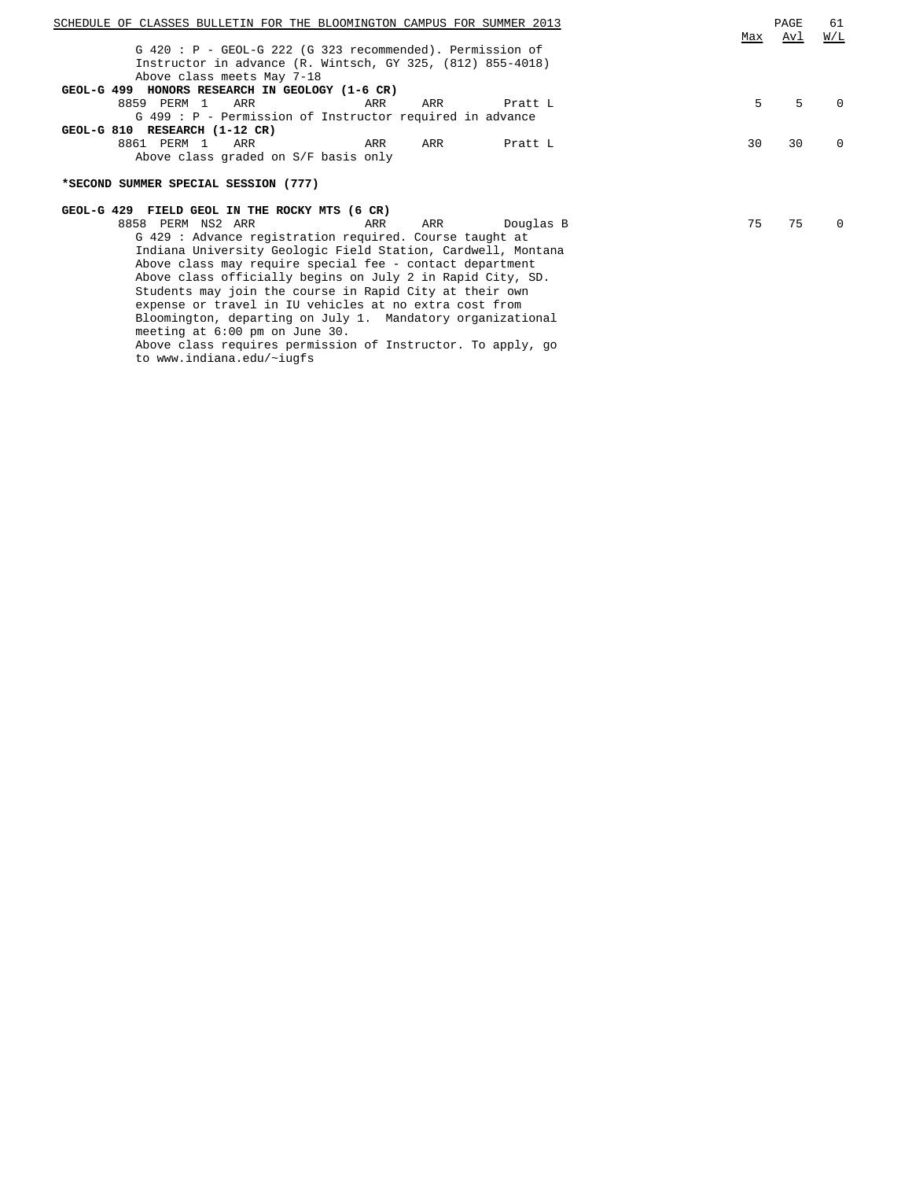G 420 : P - GEOL-G 222 (G 323 recommended). Permission of Instructor in advance (R. Wintsch, GY 325, (812) 855-4018)
Above class meets May 7-18

**GEOL-G 499 HONORS RESEARCH IN GEOLOGY (1-6 CR)**

| Class | Type | Sec | Time | Days | Room | Instructor | Max | Avl | W/L |
|---|---|---|---|---|---|---|---|---|---|
| 8859 | PERM | 1 | ARR | ARR | ARR | Pratt L | 5 | 5 | 0 |

G 499 : P - Permission of Instructor required in advance

**GEOL-G 810 RESEARCH (1-12 CR)**

| Class | Type | Sec | Time | Days | Room | Instructor | Max | Avl | W/L |
|---|---|---|---|---|---|---|---|---|---|
| 8861 | PERM | 1 | ARR | ARR | ARR | Pratt L | 30 | 30 | 0 |

Above class graded on S/F basis only

**\*SECOND SUMMER SPECIAL SESSION (777)**

**GEOL-G 429 FIELD GEOL IN THE ROCKY MTS (6 CR)**

| Class | Type | Sec | Time | Days | Room | Instructor | Max | Avl | W/L |
|---|---|---|---|---|---|---|---|---|---|
| 8858 | PERM | NS2 | ARR | ARR | ARR | Douglas B | 75 | 75 | 0 |

G 429 : Advance registration required. Course taught at Indiana University Geologic Field Station, Cardwell, Montana
Above class may require special fee - contact department
Above class officially begins on July 2 in Rapid City, SD. Students may join the course in Rapid City at their own expense or travel in IU vehicles at no extra cost from Bloomington, departing on July 1. Mandatory organizational meeting at 6:00 pm on June 30.
Above class requires permission of Instructor. To apply, go to www.indiana.edu/~iugfs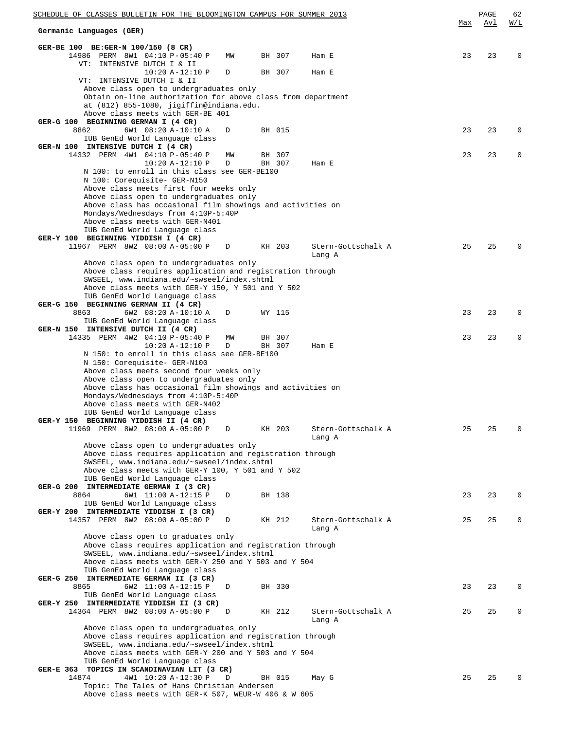## Germanic Languages (GER)

| Course / Class | Time | Days | Room | Instructor | Max | Avl | W/L |
|---|---|---|---|---|---|---|---|
| **GER-BE 100 BE:GER-N 100/150 (8 CR)** | | | | | | | |
| 14986 PERM 8W1 | 04:10 P-05:40 P | MW | BH 307 | Ham E | 23 | 23 | 0 |
| VT: INTENSIVE DUTCH I & II | | | | | | | |
| | 10:20 A-12:10 P | D | BH 307 | Ham E | | | |
| VT: INTENSIVE DUTCH I & II | | | | | | | |

Above class open to undergraduates only
Obtain on-line authorization for above class from department at (812) 855-1080, jigiffin@indiana.edu.
Above class meets with GER-BE 401

| Course / Class | Time | Days | Room | Instructor | Max | Avl | W/L |
|---|---|---|---|---|---|---|---|
| **GER-G 100 BEGINNING GERMAN I (4 CR)** | | | | | | | |
| 8862 6W1 | 08:20 A-10:10 A | D | BH 015 | | 23 | 23 | 0 |

IUB GenEd World Language class

| Course / Class | Time | Days | Room | Instructor | Max | Avl | W/L |
|---|---|---|---|---|---|---|---|
| **GER-N 100 INTENSIVE DUTCH I (4 CR)** | | | | | | | |
| 14332 PERM 4W1 | 04:10 P-05:40 P | MW | BH 307 | | 23 | 23 | 0 |
| | 10:20 A-12:10 P | D | BH 307 | Ham E | | | |

N 100: to enroll in this class see GER-BE100
N 100: Corequisite- GER-N150
Above class meets first four weeks only
Above class open to undergraduates only
Above class has occasional film showings and activities on Mondays/Wednesdays from 4:10P-5:40P
Above class meets with GER-N401
IUB GenEd World Language class

| Course / Class | Time | Days | Room | Instructor | Max | Avl | W/L |
|---|---|---|---|---|---|---|---|
| **GER-Y 100 BEGINNING YIDDISH I (4 CR)** | | | | | | | |
| 11967 PERM 8W2 | 08:00 A-05:00 P | D | KH 203 | Stern-Gottschalk A, Lang A | 25 | 25 | 0 |

Above class open to undergraduates only
Above class requires application and registration through SWSEEL, www.indiana.edu/~swseel/index.shtml
Above class meets with GER-Y 150, Y 501 and Y 502
IUB GenEd World Language class

| Course / Class | Time | Days | Room | Instructor | Max | Avl | W/L |
|---|---|---|---|---|---|---|---|
| **GER-G 150 BEGINNING GERMAN II (4 CR)** | | | | | | | |
| 8863 6W2 | 08:20 A-10:10 A | D | WY 115 | | 23 | 23 | 0 |

IUB GenEd World Language class

| Course / Class | Time | Days | Room | Instructor | Max | Avl | W/L |
|---|---|---|---|---|---|---|---|
| **GER-N 150 INTENSIVE DUTCH II (4 CR)** | | | | | | | |
| 14335 PERM 4W2 | 04:10 P-05:40 P | MW | BH 307 | | 23 | 23 | 0 |
| | 10:20 A-12:10 P | D | BH 307 | Ham E | | | |

N 150: to enroll in this class see GER-BE100
N 150: Corequisite- GER-N100
Above class meets second four weeks only
Above class open to undergraduates only
Above class has occasional film showings and activities on Mondays/Wednesdays from 4:10P-5:40P
Above class meets with GER-N402
IUB GenEd World Language class

| Course / Class | Time | Days | Room | Instructor | Max | Avl | W/L |
|---|---|---|---|---|---|---|---|
| **GER-Y 150 BEGINNING YIDDISH II (4 CR)** | | | | | | | |
| 11969 PERM 8W2 | 08:00 A-05:00 P | D | KH 203 | Stern-Gottschalk A, Lang A | 25 | 25 | 0 |

Above class open to undergraduates only
Above class requires application and registration through SWSEEL, www.indiana.edu/~swseel/index.shtml
Above class meets with GER-Y 100, Y 501 and Y 502
IUB GenEd World Language class

| Course / Class | Time | Days | Room | Instructor | Max | Avl | W/L |
|---|---|---|---|---|---|---|---|
| **GER-G 200 INTERMEDIATE GERMAN I (3 CR)** | | | | | | | |
| 8864 6W1 | 11:00 A-12:15 P | D | BH 138 | | 23 | 23 | 0 |

IUB GenEd World Language class

| Course / Class | Time | Days | Room | Instructor | Max | Avl | W/L |
|---|---|---|---|---|---|---|---|
| **GER-Y 200 INTERMEDIATE YIDDISH I (3 CR)** | | | | | | | |
| 14357 PERM 8W2 | 08:00 A-05:00 P | D | KH 212 | Stern-Gottschalk A, Lang A | 25 | 25 | 0 |

Above class open to graduates only
Above class requires application and registration through SWSEEL, www.indiana.edu/~swseel/index.shtml
Above class meets with GER-Y 250 and Y 503 and Y 504
IUB GenEd World Language class

| Course / Class | Time | Days | Room | Instructor | Max | Avl | W/L |
|---|---|---|---|---|---|---|---|
| **GER-G 250 INTERMEDIATE GERMAN II (3 CR)** | | | | | | | |
| 8865 6W2 | 11:00 A-12:15 P | D | BH 330 | | 23 | 23 | 0 |

IUB GenEd World Language class

| Course / Class | Time | Days | Room | Instructor | Max | Avl | W/L |
|---|---|---|---|---|---|---|---|
| **GER-Y 250 INTERMEDIATE YIDDISH II (3 CR)** | | | | | | | |
| 14364 PERM 8W2 | 08:00 A-05:00 P | D | KH 212 | Stern-Gottschalk A, Lang A | 25 | 25 | 0 |

Above class open to undergraduates only
Above class requires application and registration through SWSEEL, www.indiana.edu/~swseel/index.shtml
Above class meets with GER-Y 200 and Y 503 and Y 504
IUB GenEd World Language class

| Course / Class | Time | Days | Room | Instructor | Max | Avl | W/L |
|---|---|---|---|---|---|---|---|
| **GER-E 363 TOPICS IN SCANDINAVIAN LIT (3 CR)** | | | | | | | |
| 14874 4W1 | 10:20 A-12:30 P | D | BH 015 | May G | 25 | 25 | 0 |

Topic: The Tales of Hans Christian Andersen
Above class meets with GER-K 507, WEUR-W 406 & W 605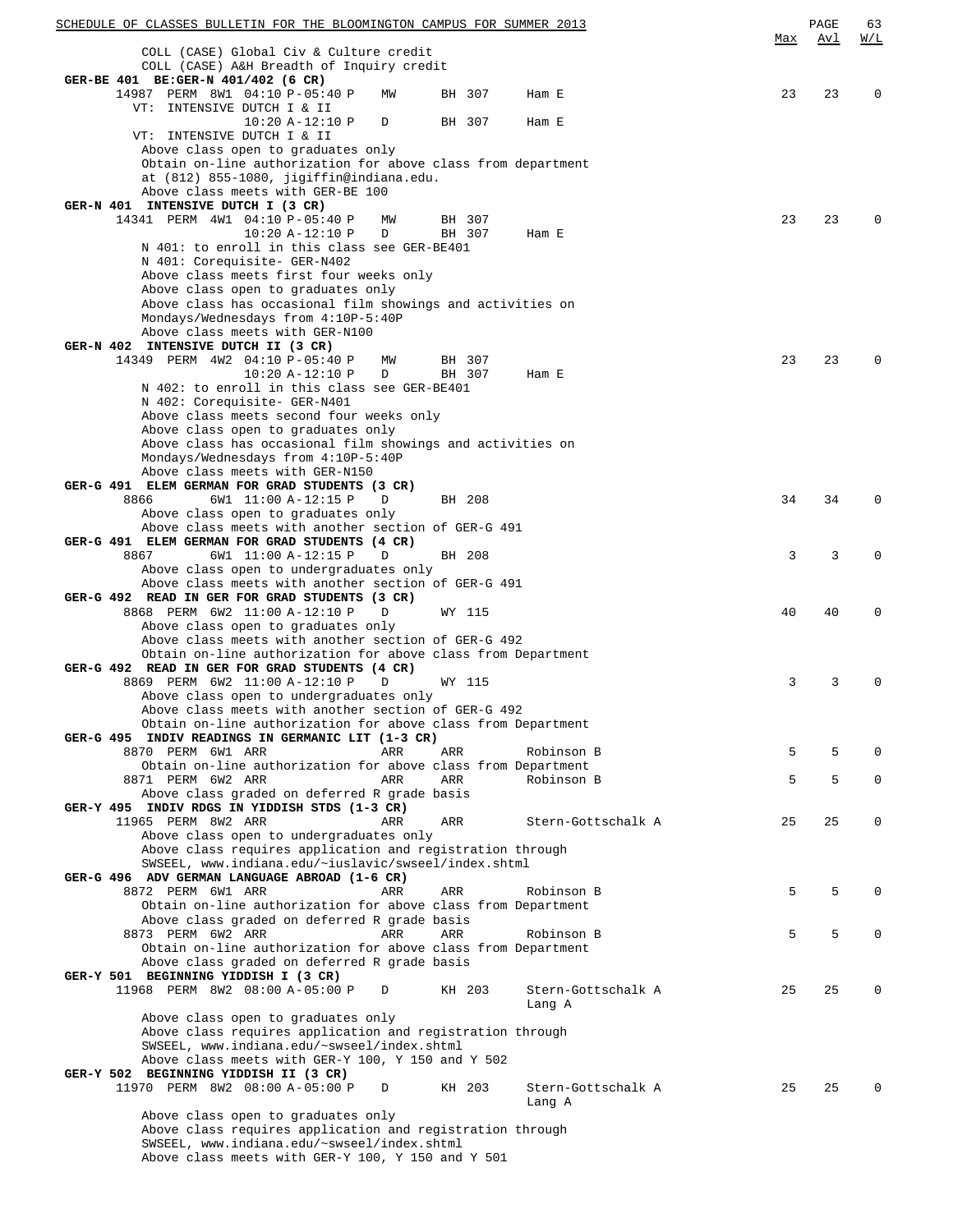COLL (CASE) Global Civ & Culture credit
COLL (CASE) A&H Breadth of Inquiry credit

**GER-BE 401 BE:GER-N 401/402 (6 CR)**

| Class | Perm | Session | Time | Days | Room | Instructor | Max | Avl | W/L |
|---|---|---|---|---|---|---|---|---|---|
| 14987 | PERM | 8W1 | 04:10 P-05:40 P | MW | BH 307 | Ham E | 23 | 23 | 0 |

VT: INTENSIVE DUTCH I & II

| | | | Time | Days | Room | Instructor |
|---|---|---|---|---|---|---|
| | | | 10:20 A-12:10 P | D | BH 307 | Ham E |

VT: INTENSIVE DUTCH I & II
Above class open to graduates only
Obtain on-line authorization for above class from department at (812) 855-1080, jigiffin@indiana.edu.
Above class meets with GER-BE 100

**GER-N 401 INTENSIVE DUTCH I (3 CR)**

| Class | Perm | Session | Time | Days | Room | Instructor | Max | Avl | W/L |
|---|---|---|---|---|---|---|---|---|---|
| 14341 | PERM | 4W1 | 04:10 P-05:40 P | MW | BH 307 | | 23 | 23 | 0 |
| | | | 10:20 A-12:10 P | D | BH 307 | Ham E | | | |

N 401: to enroll in this class see GER-BE401
N 401: Corequisite- GER-N402
Above class meets first four weeks only
Above class open to graduates only
Above class has occasional film showings and activities on Mondays/Wednesdays from 4:10P-5:40P
Above class meets with GER-N100

**GER-N 402 INTENSIVE DUTCH II (3 CR)**

| Class | Perm | Session | Time | Days | Room | Instructor | Max | Avl | W/L |
|---|---|---|---|---|---|---|---|---|---|
| 14349 | PERM | 4W2 | 04:10 P-05:40 P | MW | BH 307 | | 23 | 23 | 0 |
| | | | 10:20 A-12:10 P | D | BH 307 | Ham E | | | |

N 402: to enroll in this class see GER-BE401
N 402: Corequisite- GER-N401
Above class meets second four weeks only
Above class open to graduates only
Above class has occasional film showings and activities on Mondays/Wednesdays from 4:10P-5:40P
Above class meets with GER-N150

**GER-G 491 ELEM GERMAN FOR GRAD STUDENTS (3 CR)**

| Class | Perm | Session | Time | Days | Room | Instructor | Max | Avl | W/L |
|---|---|---|---|---|---|---|---|---|---|
| 8866 | | 6W1 | 11:00 A-12:15 P | D | BH 208 | | 34 | 34 | 0 |

Above class open to graduates only
Above class meets with another section of GER-G 491

**GER-G 491 ELEM GERMAN FOR GRAD STUDENTS (4 CR)**

| Class | Perm | Session | Time | Days | Room | Instructor | Max | Avl | W/L |
|---|---|---|---|---|---|---|---|---|---|
| 8867 | | 6W1 | 11:00 A-12:15 P | D | BH 208 | | 3 | 3 | 0 |

Above class open to undergraduates only
Above class meets with another section of GER-G 491

**GER-G 492 READ IN GER FOR GRAD STUDENTS (3 CR)**

| Class | Perm | Session | Time | Days | Room | Instructor | Max | Avl | W/L |
|---|---|---|---|---|---|---|---|---|---|
| 8868 | PERM | 6W2 | 11:00 A-12:10 P | D | WY 115 | | 40 | 40 | 0 |

Above class open to graduates only
Above class meets with another section of GER-G 492
Obtain on-line authorization for above class from Department

**GER-G 492 READ IN GER FOR GRAD STUDENTS (4 CR)**

| Class | Perm | Session | Time | Days | Room | Instructor | Max | Avl | W/L |
|---|---|---|---|---|---|---|---|---|---|
| 8869 | PERM | 6W2 | 11:00 A-12:10 P | D | WY 115 | | 3 | 3 | 0 |

Above class open to undergraduates only
Above class meets with another section of GER-G 492
Obtain on-line authorization for above class from Department

**GER-G 495 INDIV READINGS IN GERMANIC LIT (1-3 CR)**

| Class | Perm | Session | Time | Days | Room | Instructor | Max | Avl | W/L |
|---|---|---|---|---|---|---|---|---|---|
| 8870 | PERM | 6W1 | ARR | ARR | ARR | Robinson B | 5 | 5 | 0 |

Obtain on-line authorization for above class from Department

| Class | Perm | Session | Time | Days | Room | Instructor | Max | Avl | W/L |
|---|---|---|---|---|---|---|---|---|---|
| 8871 | PERM | 6W2 | ARR | ARR | ARR | Robinson B | 5 | 5 | 0 |

Above class graded on deferred R grade basis

**GER-Y 495 INDIV RDGS IN YIDDISH STDS (1-3 CR)**

| Class | Perm | Session | Time | Days | Room | Instructor | Max | Avl | W/L |
|---|---|---|---|---|---|---|---|---|---|
| 11965 | PERM | 8W2 | ARR | ARR | ARR | Stern-Gottschalk A | 25 | 25 | 0 |

Above class open to undergraduates only
Above class requires application and registration through SWSEEL, www.indiana.edu/~iuslavic/swseel/index.shtml

**GER-G 496 ADV GERMAN LANGUAGE ABROAD (1-6 CR)**

| Class | Perm | Session | Time | Days | Room | Instructor | Max | Avl | W/L |
|---|---|---|---|---|---|---|---|---|---|
| 8872 | PERM | 6W1 | ARR | ARR | ARR | Robinson B | 5 | 5 | 0 |

Obtain on-line authorization for above class from Department
Above class graded on deferred R grade basis

| Class | Perm | Session | Time | Days | Room | Instructor | Max | Avl | W/L |
|---|---|---|---|---|---|---|---|---|---|
| 8873 | PERM | 6W2 | ARR | ARR | ARR | Robinson B | 5 | 5 | 0 |

Obtain on-line authorization for above class from Department
Above class graded on deferred R grade basis

**GER-Y 501 BEGINNING YIDDISH I (3 CR)**

| Class | Perm | Session | Time | Days | Room | Instructor | Max | Avl | W/L |
|---|---|---|---|---|---|---|---|---|---|
| 11968 | PERM | 8W2 | 08:00 A-05:00 P | D | KH 203 | Stern-Gottschalk A, Lang A | 25 | 25 | 0 |

Above class open to graduates only
Above class requires application and registration through SWSEEL, www.indiana.edu/~swseel/index.shtml
Above class meets with GER-Y 100, Y 150 and Y 502

**GER-Y 502 BEGINNING YIDDISH II (3 CR)**

| Class | Perm | Session | Time | Days | Room | Instructor | Max | Avl | W/L |
|---|---|---|---|---|---|---|---|---|---|
| 11970 | PERM | 8W2 | 08:00 A-05:00 P | D | KH 203 | Stern-Gottschalk A, Lang A | 25 | 25 | 0 |

Above class open to graduates only
Above class requires application and registration through SWSEEL, www.indiana.edu/~swseel/index.shtml
Above class meets with GER-Y 100, Y 150 and Y 501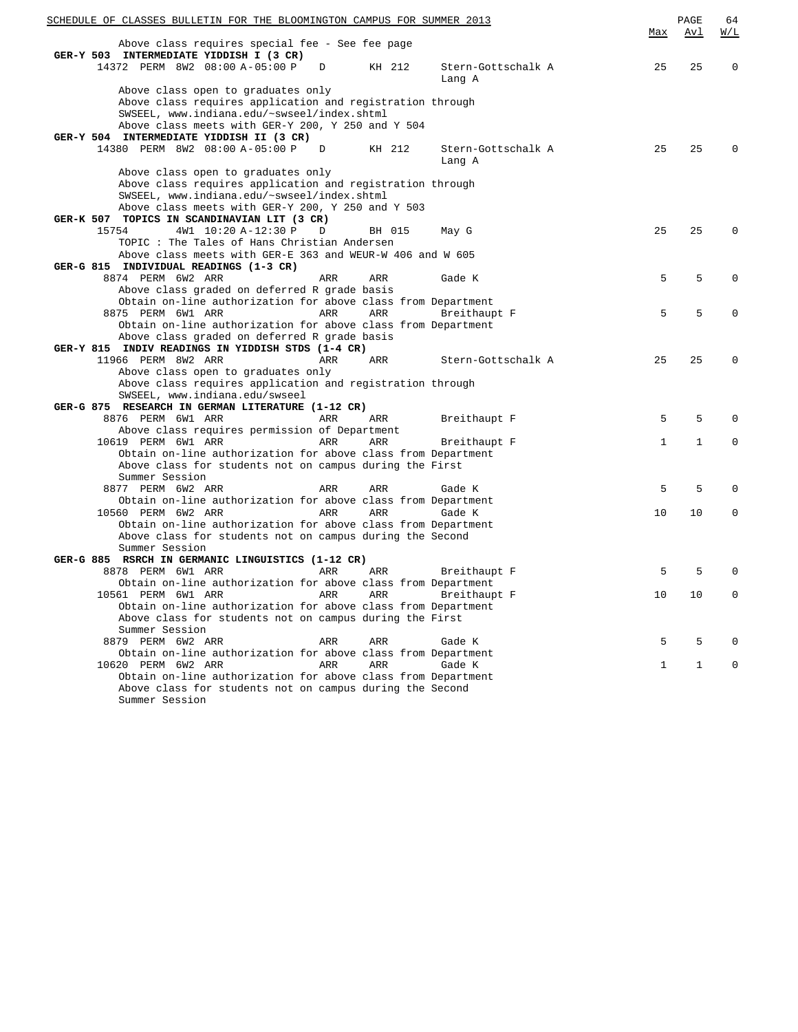Above class requires special fee - See fee page

**GER-Y 503 INTERMEDIATE YIDDISH I (3 CR)**

| Class | Type | Session | Time | Days | Location | Instructor | Max | Avl | W/L |
|---|---|---|---|---|---|---|---|---|---|
| 14372 | PERM | 8W2 | 08:00 A-05:00 P | D | KH 212 | Stern-Gottschalk A, Lang A | 25 | 25 | 0 |

Above class open to graduates only
Above class requires application and registration through SWSEEL, www.indiana.edu/~swseel/index.shtml
Above class meets with GER-Y 200, Y 250 and Y 504

**GER-Y 504 INTERMEDIATE YIDDISH II (3 CR)**

| Class | Type | Session | Time | Days | Location | Instructor | Max | Avl | W/L |
|---|---|---|---|---|---|---|---|---|---|
| 14380 | PERM | 8W2 | 08:00 A-05:00 P | D | KH 212 | Stern-Gottschalk A, Lang A | 25 | 25 | 0 |

Above class open to graduates only
Above class requires application and registration through SWSEEL, www.indiana.edu/~swseel/index.shtml
Above class meets with GER-Y 200, Y 250 and Y 503

**GER-K 507 TOPICS IN SCANDINAVIAN LIT (3 CR)**

| Class | Type | Session | Time | Days | Location | Instructor | Max | Avl | W/L |
|---|---|---|---|---|---|---|---|---|---|
| 15754 | | 4W1 | 10:20 A-12:30 P | D | BH 015 | May G | 25 | 25 | 0 |

TOPIC : The Tales of Hans Christian Andersen
Above class meets with GER-E 363 and WEUR-W 406 and W 605

**GER-G 815 INDIVIDUAL READINGS (1-3 CR)**

| Class | Type | Session | Time | Days | Location | Instructor | Max | Avl | W/L |
|---|---|---|---|---|---|---|---|---|---|
| 8874 | PERM | 6W2 | ARR | ARR | ARR | Gade K | 5 | 5 | 0 |

Above class graded on deferred R grade basis
Obtain on-line authorization for above class from Department

| Class | Type | Session | Time | Days | Location | Instructor | Max | Avl | W/L |
|---|---|---|---|---|---|---|---|---|---|
| 8875 | PERM | 6W1 | ARR | ARR | ARR | Breithaupt F | 5 | 5 | 0 |

Obtain on-line authorization for above class from Department
Above class graded on deferred R grade basis

**GER-Y 815 INDIV READINGS IN YIDDISH STDS (1-4 CR)**

| Class | Type | Session | Time | Days | Location | Instructor | Max | Avl | W/L |
|---|---|---|---|---|---|---|---|---|---|
| 11966 | PERM | 8W2 | ARR | ARR | ARR | Stern-Gottschalk A | 25 | 25 | 0 |

Above class open to graduates only
Above class requires application and registration through SWSEEL, www.indiana.edu/swseel

**GER-G 875 RESEARCH IN GERMAN LITERATURE (1-12 CR)**

| Class | Type | Session | Time | Days | Location | Instructor | Max | Avl | W/L |
|---|---|---|---|---|---|---|---|---|---|
| 8876 | PERM | 6W1 | ARR | ARR | ARR | Breithaupt F | 5 | 5 | 0 |

Above class requires permission of Department

| Class | Type | Session | Time | Days | Location | Instructor | Max | Avl | W/L |
|---|---|---|---|---|---|---|---|---|---|
| 10619 | PERM | 6W1 | ARR | ARR | ARR | Breithaupt F | 1 | 1 | 0 |

Obtain on-line authorization for above class from Department
Above class for students not on campus during the First Summer Session

| Class | Type | Session | Time | Days | Location | Instructor | Max | Avl | W/L |
|---|---|---|---|---|---|---|---|---|---|
| 8877 | PERM | 6W2 | ARR | ARR | ARR | Gade K | 5 | 5 | 0 |

Obtain on-line authorization for above class from Department

| Class | Type | Session | Time | Days | Location | Instructor | Max | Avl | W/L |
|---|---|---|---|---|---|---|---|---|---|
| 10560 | PERM | 6W2 | ARR | ARR | ARR | Gade K | 10 | 10 | 0 |

Obtain on-line authorization for above class from Department
Above class for students not on campus during the Second Summer Session

**GER-G 885 RSRCH IN GERMANIC LINGUISTICS (1-12 CR)**

| Class | Type | Session | Time | Days | Location | Instructor | Max | Avl | W/L |
|---|---|---|---|---|---|---|---|---|---|
| 8878 | PERM | 6W1 | ARR | ARR | ARR | Breithaupt F | 5 | 5 | 0 |

Obtain on-line authorization for above class from Department

| Class | Type | Session | Time | Days | Location | Instructor | Max | Avl | W/L |
|---|---|---|---|---|---|---|---|---|---|
| 10561 | PERM | 6W1 | ARR | ARR | ARR | Breithaupt F | 10 | 10 | 0 |

Obtain on-line authorization for above class from Department
Above class for students not on campus during the First Summer Session

| Class | Type | Session | Time | Days | Location | Instructor | Max | Avl | W/L |
|---|---|---|---|---|---|---|---|---|---|
| 8879 | PERM | 6W2 | ARR | ARR | ARR | Gade K | 5 | 5 | 0 |

Obtain on-line authorization for above class from Department

| Class | Type | Session | Time | Days | Location | Instructor | Max | Avl | W/L |
|---|---|---|---|---|---|---|---|---|---|
| 10620 | PERM | 6W2 | ARR | ARR | ARR | Gade K | 1 | 1 | 0 |

Obtain on-line authorization for above class from Department
Above class for students not on campus during the Second Summer Session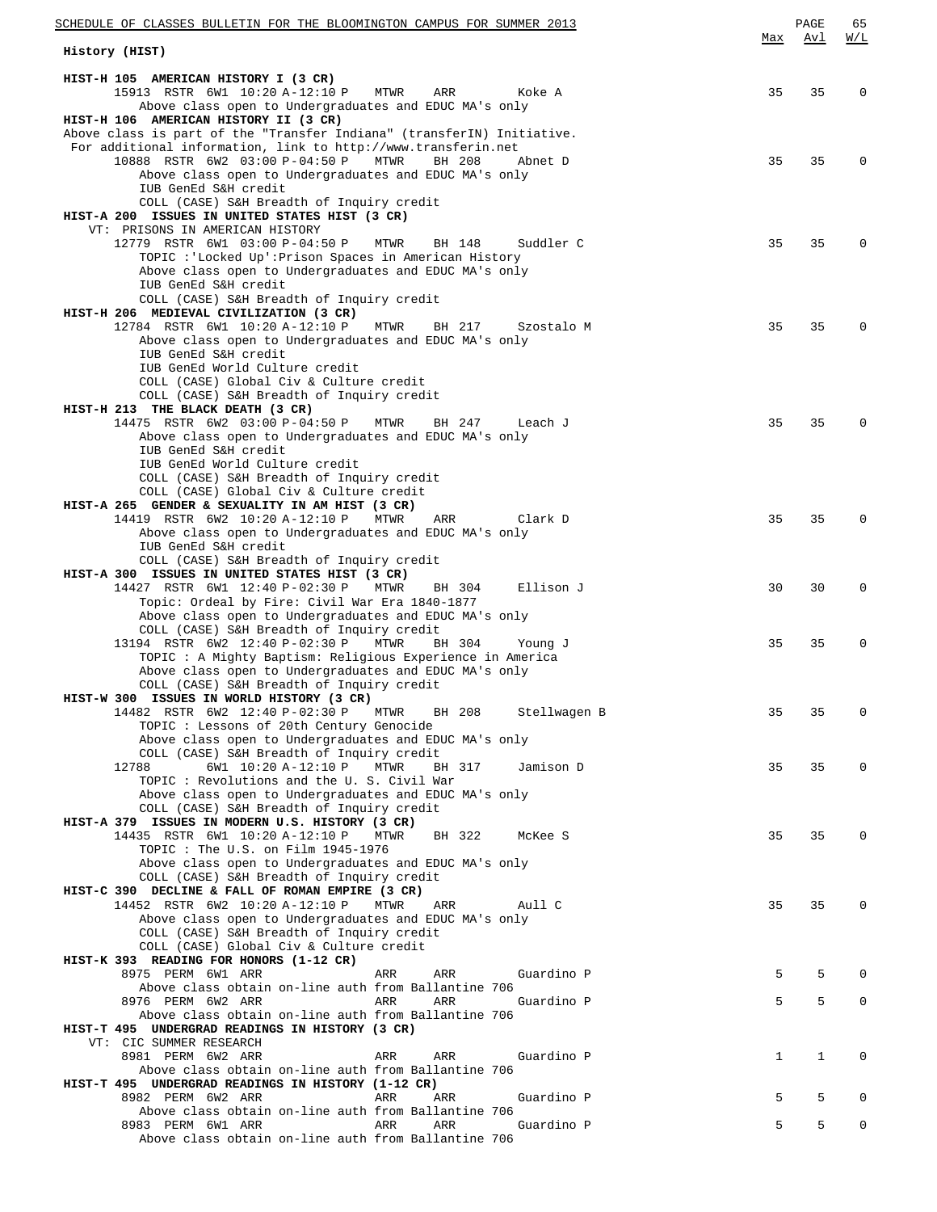## History (HIST)

| | Max | Avl | W/L |
|---|---|---|---|
| **HIST-H 105 AMERICAN HISTORY I (3 CR)** | | | |
| 15913 RSTR 6W1 10:20 A-12:10 P MTWR ARR Koke A | 35 | 35 | 0 |
| Above class open to Undergraduates and EDUC MA's only | | | |
| **HIST-H 106 AMERICAN HISTORY II (3 CR)** | | | |
| Above class is part of the "Transfer Indiana" (transferIN) Initiative. For additional information, link to http://www.transferin.net | | | |
| 10888 RSTR 6W2 03:00 P-04:50 P MTWR BH 208 Abnet D | 35 | 35 | 0 |
| Above class open to Undergraduates and EDUC MA's only<br>IUB GenEd S&H credit<br>COLL (CASE) S&H Breadth of Inquiry credit | | | |
| **HIST-A 200 ISSUES IN UNITED STATES HIST (3 CR)** | | | |
| VT: PRISONS IN AMERICAN HISTORY | | | |
| 12779 RSTR 6W1 03:00 P-04:50 P MTWR BH 148 Suddler C | 35 | 35 | 0 |
| TOPIC :'Locked Up':Prison Spaces in American History<br>Above class open to Undergraduates and EDUC MA's only<br>IUB GenEd S&H credit<br>COLL (CASE) S&H Breadth of Inquiry credit | | | |
| **HIST-H 206 MEDIEVAL CIVILIZATION (3 CR)** | | | |
| 12784 RSTR 6W1 10:20 A-12:10 P MTWR BH 217 Szostalo M | 35 | 35 | 0 |
| Above class open to Undergraduates and EDUC MA's only<br>IUB GenEd S&H credit<br>IUB GenEd World Culture credit<br>COLL (CASE) Global Civ & Culture credit<br>COLL (CASE) S&H Breadth of Inquiry credit | | | |
| **HIST-H 213 THE BLACK DEATH (3 CR)** | | | |
| 14475 RSTR 6W2 03:00 P-04:50 P MTWR BH 247 Leach J | 35 | 35 | 0 |
| Above class open to Undergraduates and EDUC MA's only<br>IUB GenEd S&H credit<br>IUB GenEd World Culture credit<br>COLL (CASE) S&H Breadth of Inquiry credit<br>COLL (CASE) Global Civ & Culture credit | | | |
| **HIST-A 265 GENDER & SEXUALITY IN AM HIST (3 CR)** | | | |
| 14419 RSTR 6W2 10:20 A-12:10 P MTWR ARR Clark D | 35 | 35 | 0 |
| Above class open to Undergraduates and EDUC MA's only<br>IUB GenEd S&H credit<br>COLL (CASE) S&H Breadth of Inquiry credit | | | |
| **HIST-A 300 ISSUES IN UNITED STATES HIST (3 CR)** | | | |
| 14427 RSTR 6W1 12:40 P-02:30 P MTWR BH 304 Ellison J | 30 | 30 | 0 |
| Topic: Ordeal by Fire: Civil War Era 1840-1877<br>Above class open to Undergraduates and EDUC MA's only<br>COLL (CASE) S&H Breadth of Inquiry credit | | | |
| 13194 RSTR 6W2 12:40 P-02:30 P MTWR BH 304 Young J | 35 | 35 | 0 |
| TOPIC : A Mighty Baptism: Religious Experience in America<br>Above class open to Undergraduates and EDUC MA's only<br>COLL (CASE) S&H Breadth of Inquiry credit | | | |
| **HIST-W 300 ISSUES IN WORLD HISTORY (3 CR)** | | | |
| 14482 RSTR 6W2 12:40 P-02:30 P MTWR BH 208 Stellwagen B | 35 | 35 | 0 |
| TOPIC : Lessons of 20th Century Genocide<br>Above class open to Undergraduates and EDUC MA's only<br>COLL (CASE) S&H Breadth of Inquiry credit | | | |
| 12788 6W1 10:20 A-12:10 P MTWR BH 317 Jamison D | 35 | 35 | 0 |
| TOPIC : Revolutions and the U. S. Civil War<br>Above class open to Undergraduates and EDUC MA's only<br>COLL (CASE) S&H Breadth of Inquiry credit | | | |
| **HIST-A 379 ISSUES IN MODERN U.S. HISTORY (3 CR)** | | | |
| 14435 RSTR 6W1 10:20 A-12:10 P MTWR BH 322 McKee S | 35 | 35 | 0 |
| TOPIC : The U.S. on Film 1945-1976<br>Above class open to Undergraduates and EDUC MA's only<br>COLL (CASE) S&H Breadth of Inquiry credit | | | |
| **HIST-C 390 DECLINE & FALL OF ROMAN EMPIRE (3 CR)** | | | |
| 14452 RSTR 6W2 10:20 A-12:10 P MTWR ARR Aull C | 35 | 35 | 0 |
| Above class open to Undergraduates and EDUC MA's only<br>COLL (CASE) S&H Breadth of Inquiry credit<br>COLL (CASE) Global Civ & Culture credit | | | |
| **HIST-K 393 READING FOR HONORS (1-12 CR)** | | | |
| 8975 PERM 6W1 ARR ARR ARR Guardino P | 5 | 5 | 0 |
| Above class obtain on-line auth from Ballantine 706 | | | |
| 8976 PERM 6W2 ARR ARR ARR Guardino P | 5 | 5 | 0 |
| Above class obtain on-line auth from Ballantine 706 | | | |
| **HIST-T 495 UNDERGRAD READINGS IN HISTORY (3 CR)** | | | |
| VT: CIC SUMMER RESEARCH | | | |
| 8981 PERM 6W2 ARR ARR ARR Guardino P | 1 | 1 | 0 |
| Above class obtain on-line auth from Ballantine 706 | | | |
| **HIST-T 495 UNDERGRAD READINGS IN HISTORY (1-12 CR)** | | | |
| 8982 PERM 6W2 ARR ARR ARR Guardino P | 5 | 5 | 0 |
| Above class obtain on-line auth from Ballantine 706 | | | |
| 8983 PERM 6W1 ARR ARR ARR Guardino P | 5 | 5 | 0 |
| Above class obtain on-line auth from Ballantine 706 | | | |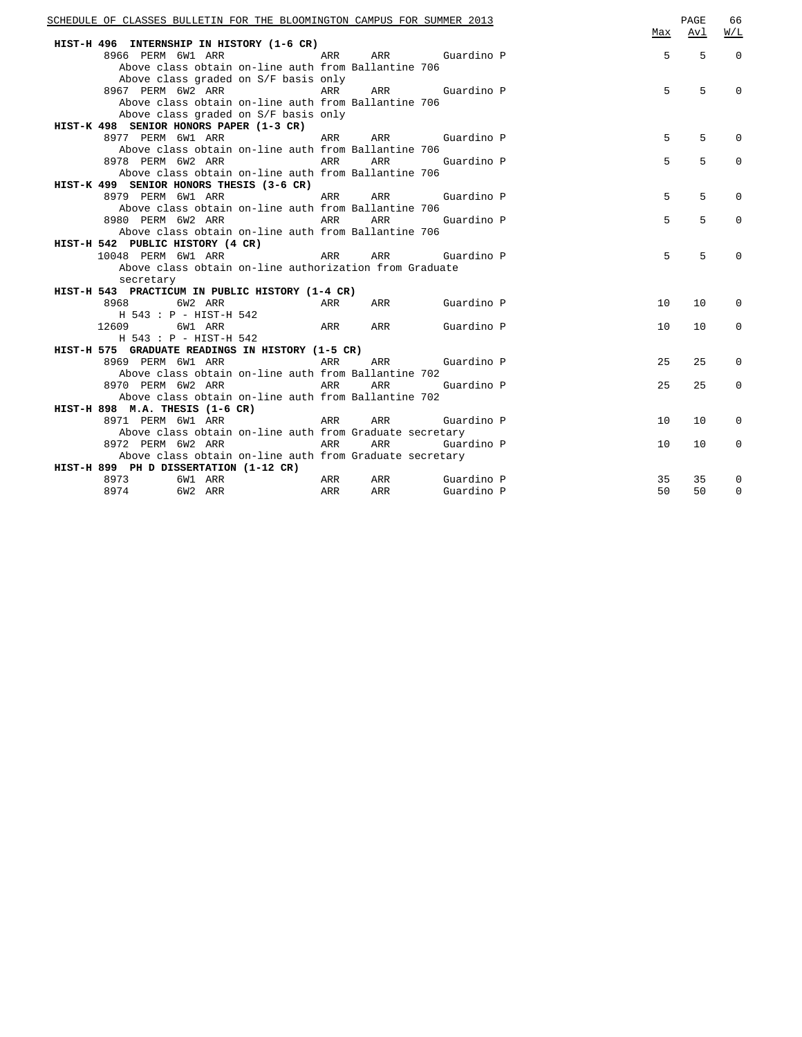| | | | | | Max | Avl | W/L |
|---|---|---|---|---|---|---|---|
| **HIST-H 496 INTERNSHIP IN HISTORY (1-6 CR)** | | | | | | | |
| 8966 PERM 6W1 ARR | ARR | ARR | Guardino P | | 5 | 5 | 0 |
| Above class obtain on-line auth from Ballantine 706 | | | | | | | |
| Above class graded on S/F basis only | | | | | | | |
| 8967 PERM 6W2 ARR | ARR | ARR | Guardino P | | 5 | 5 | 0 |
| Above class obtain on-line auth from Ballantine 706 | | | | | | | |
| Above class graded on S/F basis only | | | | | | | |
| **HIST-K 498 SENIOR HONORS PAPER (1-3 CR)** | | | | | | | |
| 8977 PERM 6W1 ARR | ARR | ARR | Guardino P | | 5 | 5 | 0 |
| Above class obtain on-line auth from Ballantine 706 | | | | | | | |
| 8978 PERM 6W2 ARR | ARR | ARR | Guardino P | | 5 | 5 | 0 |
| Above class obtain on-line auth from Ballantine 706 | | | | | | | |
| **HIST-K 499 SENIOR HONORS THESIS (3-6 CR)** | | | | | | | |
| 8979 PERM 6W1 ARR | ARR | ARR | Guardino P | | 5 | 5 | 0 |
| Above class obtain on-line auth from Ballantine 706 | | | | | | | |
| 8980 PERM 6W2 ARR | ARR | ARR | Guardino P | | 5 | 5 | 0 |
| Above class obtain on-line auth from Ballantine 706 | | | | | | | |
| **HIST-H 542 PUBLIC HISTORY (4 CR)** | | | | | | | |
| 10048 PERM 6W1 ARR | ARR | ARR | Guardino P | | 5 | 5 | 0 |
| Above class obtain on-line authorization from Graduate secretary | | | | | | | |
| **HIST-H 543 PRACTICUM IN PUBLIC HISTORY (1-4 CR)** | | | | | | | |
| 8968 6W2 ARR | ARR | ARR | Guardino P | | 10 | 10 | 0 |
| H 543 : P - HIST-H 542 | | | | | | | |
| 12609 6W1 ARR | ARR | ARR | Guardino P | | 10 | 10 | 0 |
| H 543 : P - HIST-H 542 | | | | | | | |
| **HIST-H 575 GRADUATE READINGS IN HISTORY (1-5 CR)** | | | | | | | |
| 8969 PERM 6W1 ARR | ARR | ARR | Guardino P | | 25 | 25 | 0 |
| Above class obtain on-line auth from Ballantine 702 | | | | | | | |
| 8970 PERM 6W2 ARR | ARR | ARR | Guardino P | | 25 | 25 | 0 |
| Above class obtain on-line auth from Ballantine 702 | | | | | | | |
| **HIST-H 898 M.A. THESIS (1-6 CR)** | | | | | | | |
| 8971 PERM 6W1 ARR | ARR | ARR | Guardino P | | 10 | 10 | 0 |
| Above class obtain on-line auth from Graduate secretary | | | | | | | |
| 8972 PERM 6W2 ARR | ARR | ARR | Guardino P | | 10 | 10 | 0 |
| Above class obtain on-line auth from Graduate secretary | | | | | | | |
| **HIST-H 899 PH D DISSERTATION (1-12 CR)** | | | | | | | |
| 8973 6W1 ARR | ARR | ARR | Guardino P | | 35 | 35 | 0 |
| 8974 6W2 ARR | ARR | ARR | Guardino P | | 50 | 50 | 0 |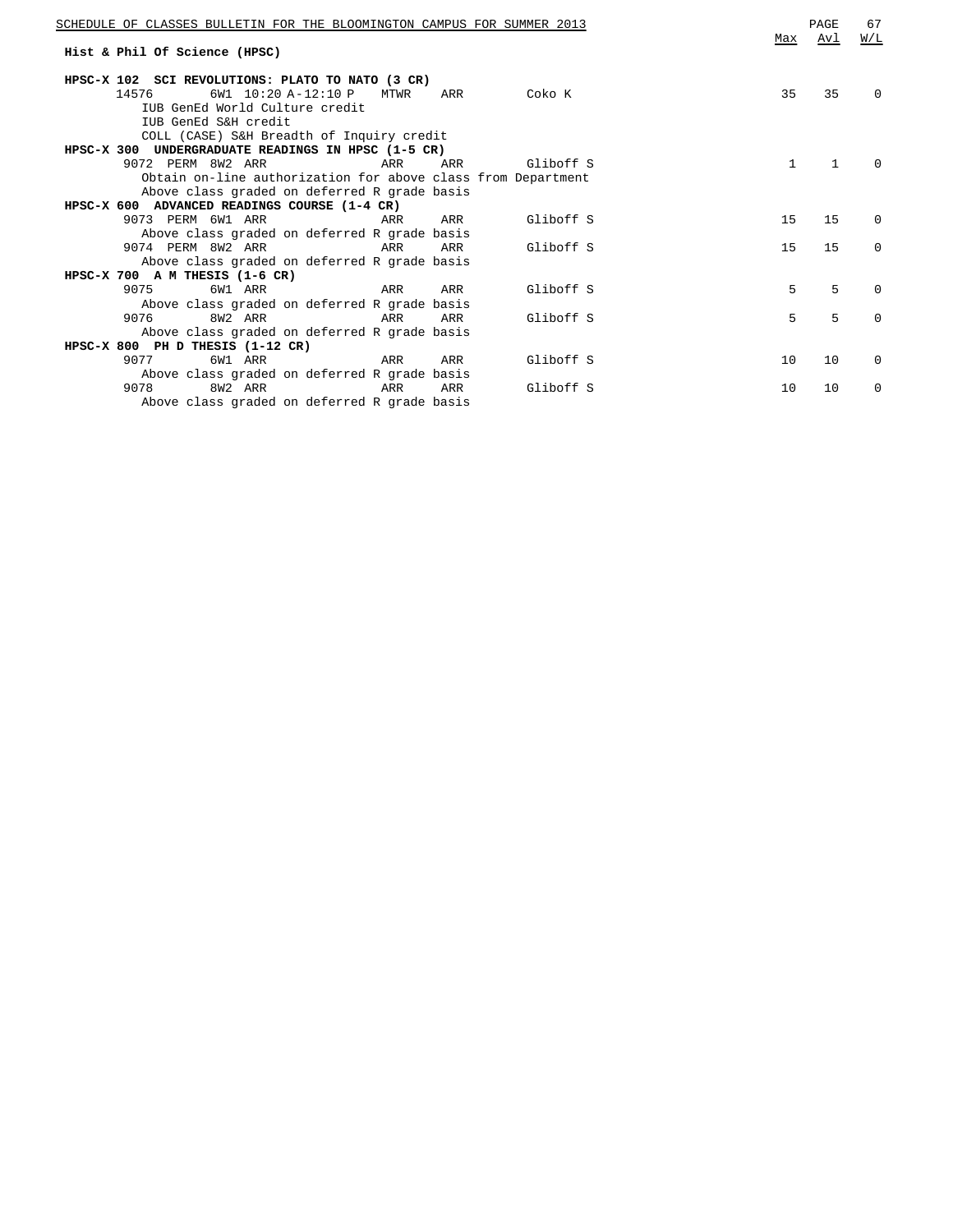## Hist & Phil Of Science (HPSC)

### HPSC-X 102 SCI REVOLUTIONS: PLATO TO NATO (3 CR)

| Class | | Session | Time | Days | Room | Instructor | Max | Avl | W/L |
|---|---|---|---|---|---|---|---|---|---|
| 14576 | | 6W1 | 10:20 A-12:10 P | MTWR | ARR | Coko K | 35 | 35 | 0 |

IUB GenEd World Culture credit
IUB GenEd S&H credit
COLL (CASE) S&H Breadth of Inquiry credit

### HPSC-X 300 UNDERGRADUATE READINGS IN HPSC (1-5 CR)

| Class | | Session | Time | Days | Room | Instructor | Max | Avl | W/L |
|---|---|---|---|---|---|---|---|---|---|
| 9072 | PERM | 8W2 | ARR | ARR | ARR | Gliboff S | 1 | 1 | 0 |

Obtain on-line authorization for above class from Department
Above class graded on deferred R grade basis

### HPSC-X 600 ADVANCED READINGS COURSE (1-4 CR)

| Class | | Session | Time | Days | Room | Instructor | Max | Avl | W/L |
|---|---|---|---|---|---|---|---|---|---|
| 9073 | PERM | 6W1 | ARR | ARR | ARR | Gliboff S | 15 | 15 | 0 |

Above class graded on deferred R grade basis

| Class | | Session | Time | Days | Room | Instructor | Max | Avl | W/L |
|---|---|---|---|---|---|---|---|---|---|
| 9074 | PERM | 8W2 | ARR | ARR | ARR | Gliboff S | 15 | 15 | 0 |

Above class graded on deferred R grade basis

### HPSC-X 700 A M THESIS (1-6 CR)

| Class | | Session | Time | Days | Room | Instructor | Max | Avl | W/L |
|---|---|---|---|---|---|---|---|---|---|
| 9075 | | 6W1 | ARR | ARR | ARR | Gliboff S | 5 | 5 | 0 |

Above class graded on deferred R grade basis

| Class | | Session | Time | Days | Room | Instructor | Max | Avl | W/L |
|---|---|---|---|---|---|---|---|---|---|
| 9076 | | 8W2 | ARR | ARR | ARR | Gliboff S | 5 | 5 | 0 |

Above class graded on deferred R grade basis

### HPSC-X 800 PH D THESIS (1-12 CR)

| Class | | Session | Time | Days | Room | Instructor | Max | Avl | W/L |
|---|---|---|---|---|---|---|---|---|---|
| 9077 | | 6W1 | ARR | ARR | ARR | Gliboff S | 10 | 10 | 0 |

Above class graded on deferred R grade basis

| Class | | Session | Time | Days | Room | Instructor | Max | Avl | W/L |
|---|---|---|---|---|---|---|---|---|---|
| 9078 | | 8W2 | ARR | ARR | ARR | Gliboff S | 10 | 10 | 0 |

Above class graded on deferred R grade basis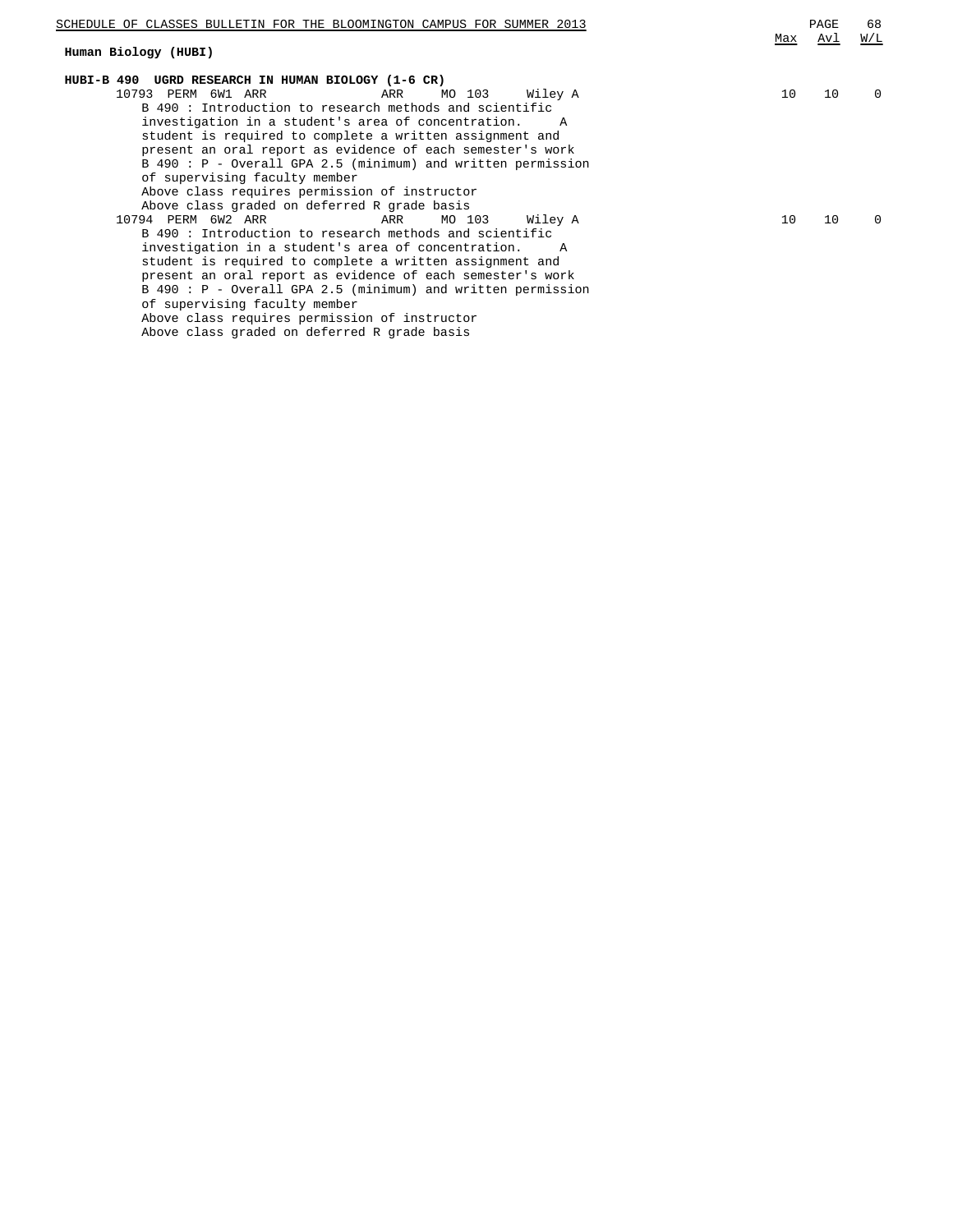## Human Biology (HUBI)

### HUBI-B 490 UGRD RESEARCH IN HUMAN BIOLOGY (1-6 CR)

| Class | Notes | Time | Days | Room | Instructor | Max | Avl | W/L |
|---|---|---|---|---|---|---|---|---|
| 10793 | PERM 6W1 | ARR | ARR | MO 103 | Wiley A | 10 | 10 | 0 |

B 490 : Introduction to research methods and scientific investigation in a student's area of concentration. A student is required to complete a written assignment and present an oral report as evidence of each semester's work

B 490 : P - Overall GPA 2.5 (minimum) and written permission of supervising faculty member

Above class requires permission of instructor

Above class graded on deferred R grade basis

| Class | Notes | Time | Days | Room | Instructor | Max | Avl | W/L |
|---|---|---|---|---|---|---|---|---|
| 10794 | PERM 6W2 | ARR | ARR | MO 103 | Wiley A | 10 | 10 | 0 |

B 490 : Introduction to research methods and scientific investigation in a student's area of concentration. A student is required to complete a written assignment and present an oral report as evidence of each semester's work

B 490 : P - Overall GPA 2.5 (minimum) and written permission of supervising faculty member

Above class requires permission of instructor

Above class graded on deferred R grade basis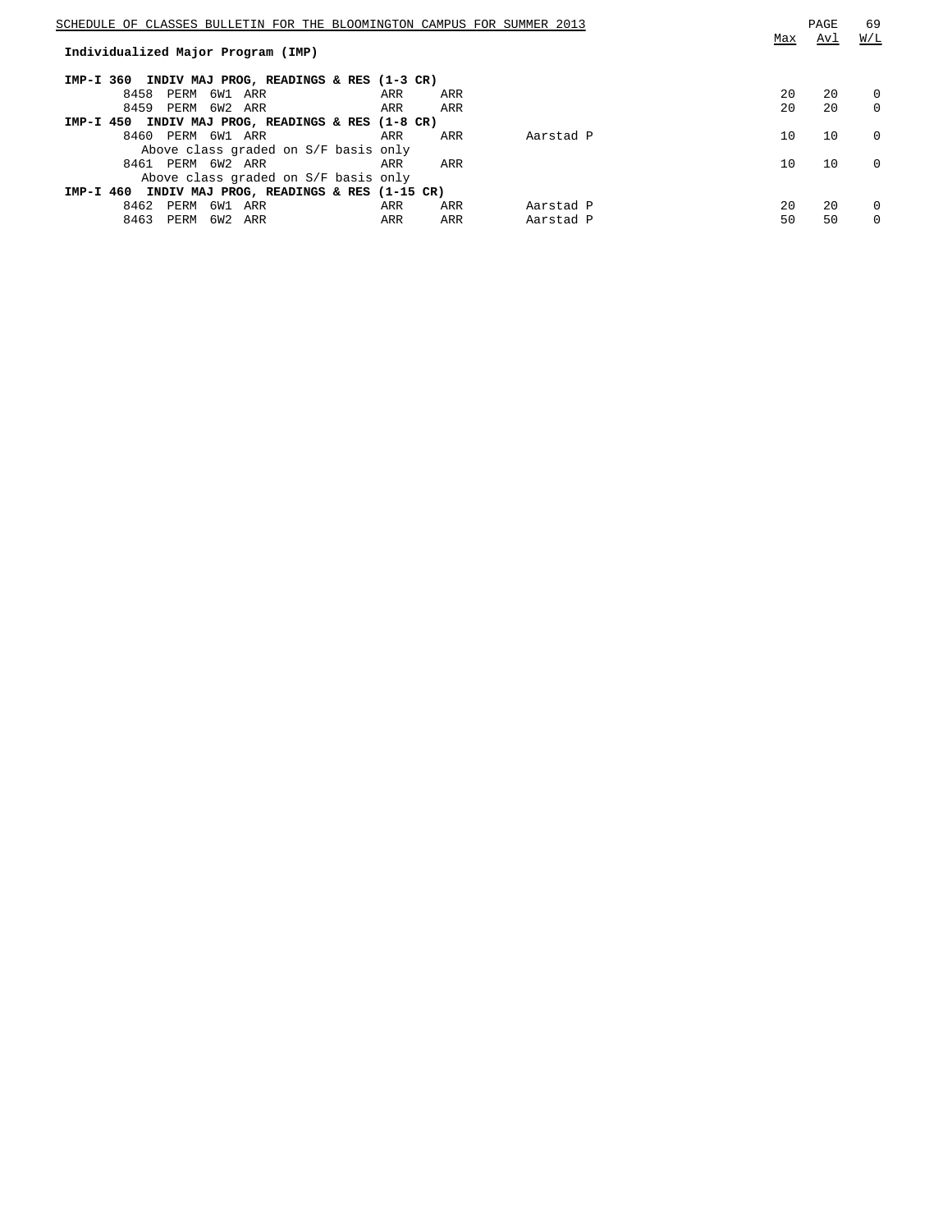## Individualized Major Program (IMP)

| | | | | | | | Max | Avl | W/L |
|---|---|---|---|---|---|---|---|---|---|
| **IMP-I 360 INDIV MAJ PROG, READINGS & RES (1-3 CR)** | | | | | | | | | |
| 8458 | PERM | 6W1 | ARR | ARR | ARR | | 20 | 20 | 0 |
| 8459 | PERM | 6W2 | ARR | ARR | ARR | | 20 | 20 | 0 |
| **IMP-I 450 INDIV MAJ PROG, READINGS & RES (1-8 CR)** | | | | | | | | | |
| 8460 | PERM | 6W1 | ARR | ARR | ARR | Aarstad P | 10 | 10 | 0 |
| | Above class graded on S/F basis only | | | | | | | | |
| 8461 | PERM | 6W2 | ARR | ARR | ARR | | 10 | 10 | 0 |
| | Above class graded on S/F basis only | | | | | | | | |
| **IMP-I 460 INDIV MAJ PROG, READINGS & RES (1-15 CR)** | | | | | | | | | |
| 8462 | PERM | 6W1 | ARR | ARR | ARR | Aarstad P | 20 | 20 | 0 |
| 8463 | PERM | 6W2 | ARR | ARR | ARR | Aarstad P | 50 | 50 | 0 |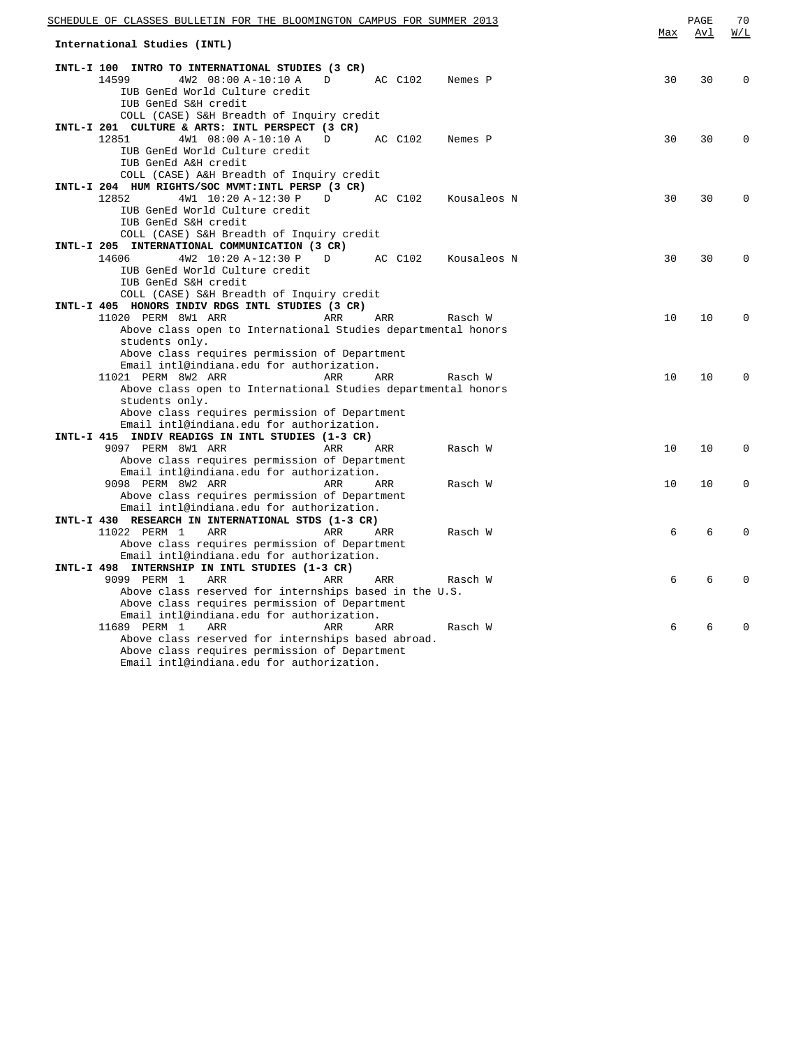## International Studies (INTL)

| Course / Class | Time | Days | Room | Instructor | Max | Avl | W/L |
|---|---|---|---|---|---|---|---|
| **INTL-I 100 INTRO TO INTERNATIONAL STUDIES (3 CR)** | | | | | | | |
| 14599 4W2 | 08:00 A-10:10 A | D | AC C102 | Nemes P | 30 | 30 | 0 |
| IUB GenEd World Culture credit | | | | | | | |
| IUB GenEd S&H credit | | | | | | | |
| COLL (CASE) S&H Breadth of Inquiry credit | | | | | | | |
| **INTL-I 201 CULTURE & ARTS: INTL PERSPECT (3 CR)** | | | | | | | |
| 12851 4W1 | 08:00 A-10:10 A | D | AC C102 | Nemes P | 30 | 30 | 0 |
| IUB GenEd World Culture credit | | | | | | | |
| IUB GenEd A&H credit | | | | | | | |
| COLL (CASE) A&H Breadth of Inquiry credit | | | | | | | |
| **INTL-I 204 HUM RIGHTS/SOC MVMT:INTL PERSP (3 CR)** | | | | | | | |
| 12852 4W1 | 10:20 A-12:30 P | D | AC C102 | Kousaleos N | 30 | 30 | 0 |
| IUB GenEd World Culture credit | | | | | | | |
| IUB GenEd S&H credit | | | | | | | |
| COLL (CASE) S&H Breadth of Inquiry credit | | | | | | | |
| **INTL-I 205 INTERNATIONAL COMMUNICATION (3 CR)** | | | | | | | |
| 14606 4W2 | 10:20 A-12:30 P | D | AC C102 | Kousaleos N | 30 | 30 | 0 |
| IUB GenEd World Culture credit | | | | | | | |
| IUB GenEd S&H credit | | | | | | | |
| COLL (CASE) S&H Breadth of Inquiry credit | | | | | | | |
| **INTL-I 405 HONORS INDIV RDGS INTL STUDIES (3 CR)** | | | | | | | |
| 11020 PERM 8W1 | ARR | ARR | ARR | Rasch W | 10 | 10 | 0 |
| Above class open to International Studies departmental honors students only. | | | | | | | |
| Above class requires permission of Department | | | | | | | |
| Email intl@indiana.edu for authorization. | | | | | | | |
| 11021 PERM 8W2 | ARR | ARR | ARR | Rasch W | 10 | 10 | 0 |
| Above class open to International Studies departmental honors students only. | | | | | | | |
| Above class requires permission of Department | | | | | | | |
| Email intl@indiana.edu for authorization. | | | | | | | |
| **INTL-I 415 INDIV READIGS IN INTL STUDIES (1-3 CR)** | | | | | | | |
| 9097 PERM 8W1 | ARR | ARR | ARR | Rasch W | 10 | 10 | 0 |
| Above class requires permission of Department | | | | | | | |
| Email intl@indiana.edu for authorization. | | | | | | | |
| 9098 PERM 8W2 | ARR | ARR | ARR | Rasch W | 10 | 10 | 0 |
| Above class requires permission of Department | | | | | | | |
| Email intl@indiana.edu for authorization. | | | | | | | |
| **INTL-I 430 RESEARCH IN INTERNATIONAL STDS (1-3 CR)** | | | | | | | |
| 11022 PERM 1 | ARR | ARR | ARR | Rasch W | 6 | 6 | 0 |
| Above class requires permission of Department | | | | | | | |
| Email intl@indiana.edu for authorization. | | | | | | | |
| **INTL-I 498 INTERNSHIP IN INTL STUDIES (1-3 CR)** | | | | | | | |
| 9099 PERM 1 | ARR | ARR | ARR | Rasch W | 6 | 6 | 0 |
| Above class reserved for internships based in the U.S. | | | | | | | |
| Above class requires permission of Department | | | | | | | |
| Email intl@indiana.edu for authorization. | | | | | | | |
| 11689 PERM 1 | ARR | ARR | ARR | Rasch W | 6 | 6 | 0 |
| Above class reserved for internships based abroad. | | | | | | | |
| Above class requires permission of Department | | | | | | | |
| Email intl@indiana.edu for authorization. | | | | | | | |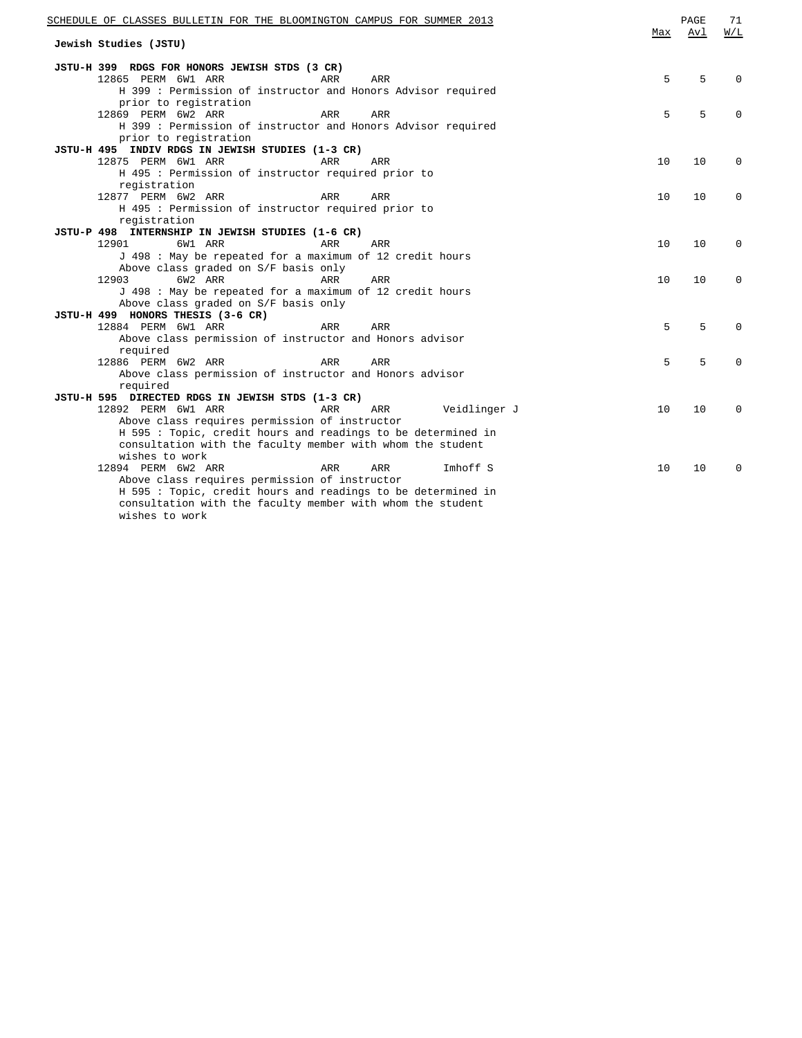## Jewish Studies (JSTU)

| Course / Class | Max | Avl | W/L |
|---|---|---|---|
| **JSTU-H 399 RDGS FOR HONORS JEWISH STDS (3 CR)** | | | |
| 12865 PERM 6W1 ARR ARR ARR | 5 | 5 | 0 |
| H 399 : Permission of instructor and Honors Advisor required prior to registration | | | |
| 12869 PERM 6W2 ARR ARR ARR | 5 | 5 | 0 |
| H 399 : Permission of instructor and Honors Advisor required prior to registration | | | |
| **JSTU-H 495 INDIV RDGS IN JEWISH STUDIES (1-3 CR)** | | | |
| 12875 PERM 6W1 ARR ARR ARR | 10 | 10 | 0 |
| H 495 : Permission of instructor required prior to registration | | | |
| 12877 PERM 6W2 ARR ARR ARR | 10 | 10 | 0 |
| H 495 : Permission of instructor required prior to registration | | | |
| **JSTU-P 498 INTERNSHIP IN JEWISH STUDIES (1-6 CR)** | | | |
| 12901 6W1 ARR ARR ARR | 10 | 10 | 0 |
| J 498 : May be repeated for a maximum of 12 credit hours. Above class graded on S/F basis only | | | |
| 12903 6W2 ARR ARR ARR | 10 | 10 | 0 |
| J 498 : May be repeated for a maximum of 12 credit hours. Above class graded on S/F basis only | | | |
| **JSTU-H 499 HONORS THESIS (3-6 CR)** | | | |
| 12884 PERM 6W1 ARR ARR ARR | 5 | 5 | 0 |
| Above class permission of instructor and Honors advisor required | | | |
| 12886 PERM 6W2 ARR ARR ARR | 5 | 5 | 0 |
| Above class permission of instructor and Honors advisor required | | | |
| **JSTU-H 595 DIRECTED RDGS IN JEWISH STDS (1-3 CR)** | | | |
| 12892 PERM 6W1 ARR ARR ARR Veidlinger J | 10 | 10 | 0 |
| Above class requires permission of instructor. H 595 : Topic, credit hours and readings to be determined in consultation with the faculty member with whom the student wishes to work | | | |
| 12894 PERM 6W2 ARR ARR ARR Imhoff S | 10 | 10 | 0 |
| Above class requires permission of instructor. H 595 : Topic, credit hours and readings to be determined in consultation with the faculty member with whom the student wishes to work | | | |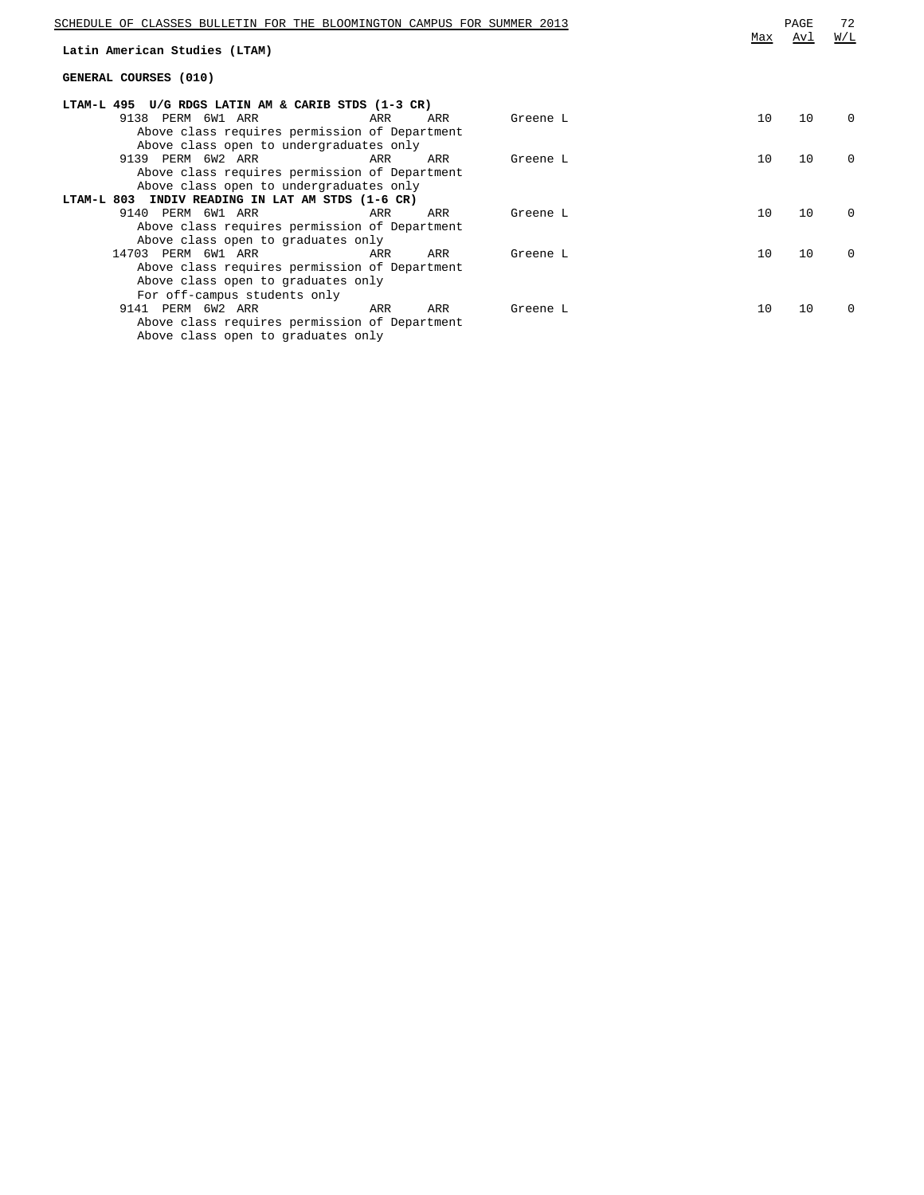## Latin American Studies (LTAM)

### GENERAL COURSES (010)

**LTAM-L 495 U/G RDGS LATIN AM & CARIB STDS (1-3 CR)**

| Class | | | | | | Instructor | Max | Avl | W/L |
|---|---|---|---|---|---|---|---|---|---|
| 9138 | PERM | 6W1 | ARR | ARR | ARR | Greene L | 10 | 10 | 0 |
| | Above class requires permission of Department | | | | | | | | |
| | Above class open to undergraduates only | | | | | | | | |
| 9139 | PERM | 6W2 | ARR | ARR | ARR | Greene L | 10 | 10 | 0 |
| | Above class requires permission of Department | | | | | | | | |
| | Above class open to undergraduates only | | | | | | | | |

**LTAM-L 803 INDIV READING IN LAT AM STDS (1-6 CR)**

| Class | | | | | | Instructor | Max | Avl | W/L |
|---|---|---|---|---|---|---|---|---|---|
| 9140 | PERM | 6W1 | ARR | ARR | ARR | Greene L | 10 | 10 | 0 |
| | Above class requires permission of Department | | | | | | | | |
| | Above class open to graduates only | | | | | | | | |
| 14703 | PERM | 6W1 | ARR | ARR | ARR | Greene L | 10 | 10 | 0 |
| | Above class requires permission of Department | | | | | | | | |
| | Above class open to graduates only | | | | | | | | |
| | For off-campus students only | | | | | | | | |
| 9141 | PERM | 6W2 | ARR | ARR | ARR | Greene L | 10 | 10 | 0 |
| | Above class requires permission of Department | | | | | | | | |
| | Above class open to graduates only | | | | | | | | |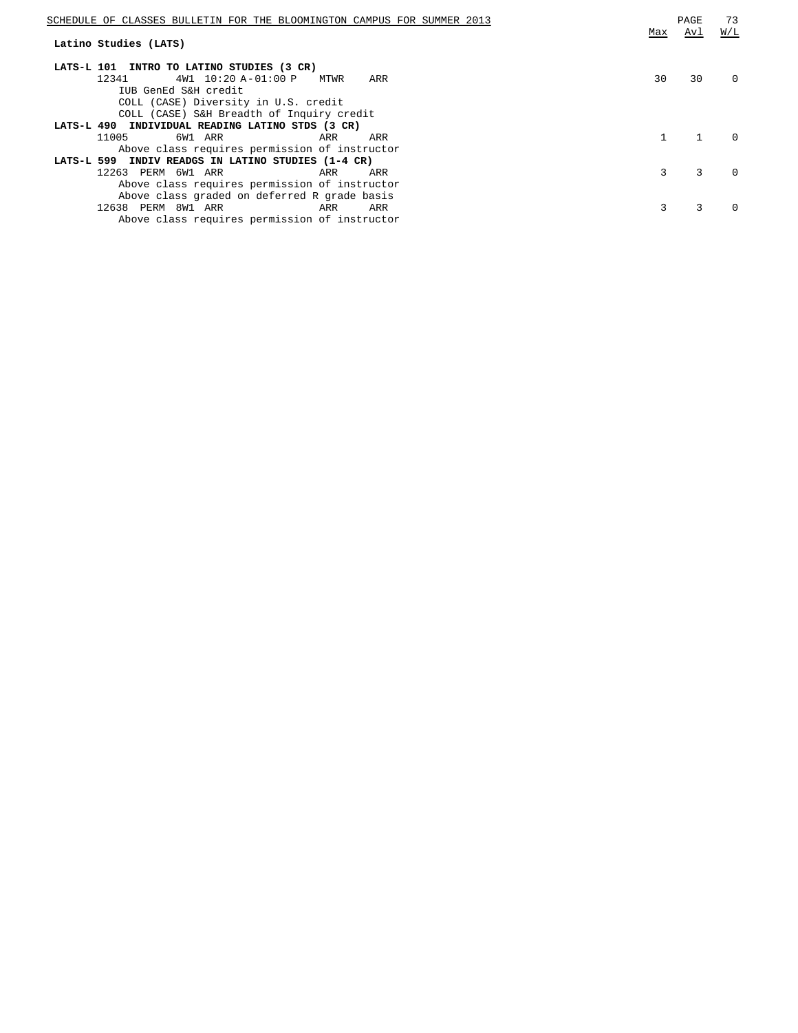## Latino Studies (LATS)

| | Max | Avl | W/L |
|---|---|---|---|
| **LATS-L 101 INTRO TO LATINO STUDIES (3 CR)** | | | |
| 12341 4W1 10:20 A-01:00 P MTWR ARR | 30 | 30 | 0 |
| IUB GenEd S&H credit | | | |
| COLL (CASE) Diversity in U.S. credit | | | |
| COLL (CASE) S&H Breadth of Inquiry credit | | | |
| **LATS-L 490 INDIVIDUAL READING LATINO STDS (3 CR)** | | | |
| 11005 6W1 ARR ARR ARR | 1 | 1 | 0 |
| Above class requires permission of instructor | | | |
| **LATS-L 599 INDIV READGS IN LATINO STUDIES (1-4 CR)** | | | |
| 12263 PERM 6W1 ARR ARR ARR | 3 | 3 | 0 |
| Above class requires permission of instructor | | | |
| Above class graded on deferred R grade basis | | | |
| 12638 PERM 8W1 ARR ARR ARR | 3 | 3 | 0 |
| Above class requires permission of instructor | | | |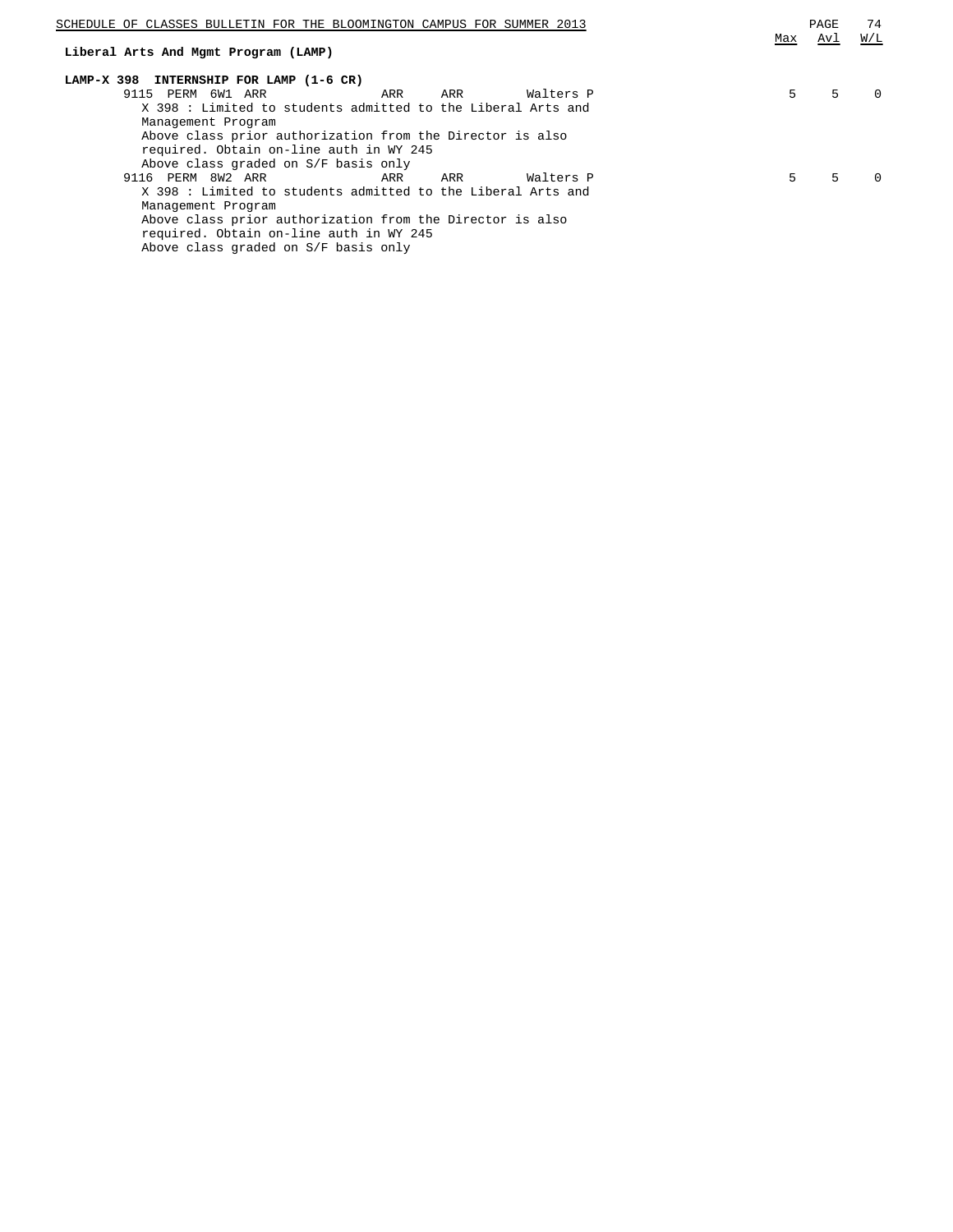## Liberal Arts And Mgmt Program (LAMP)

### LAMP-X 398 INTERNSHIP FOR LAMP (1-6 CR)

| Class | Type | Session | Time | Days | Room | Instructor | Max | Avl | W/L |
|---|---|---|---|---|---|---|---|---|---|
| 9115 | PERM | 6W1 | ARR | ARR | ARR | Walters P | 5 | 5 | 0 |

X 398 : Limited to students admitted to the Liberal Arts and Management Program
Above class prior authorization from the Director is also required. Obtain on-line auth in WY 245
Above class graded on S/F basis only

| Class | Type | Session | Time | Days | Room | Instructor | Max | Avl | W/L |
|---|---|---|---|---|---|---|---|---|---|
| 9116 | PERM | 8W2 | ARR | ARR | ARR | Walters P | 5 | 5 | 0 |

X 398 : Limited to students admitted to the Liberal Arts and Management Program
Above class prior authorization from the Director is also required. Obtain on-line auth in WY 245
Above class graded on S/F basis only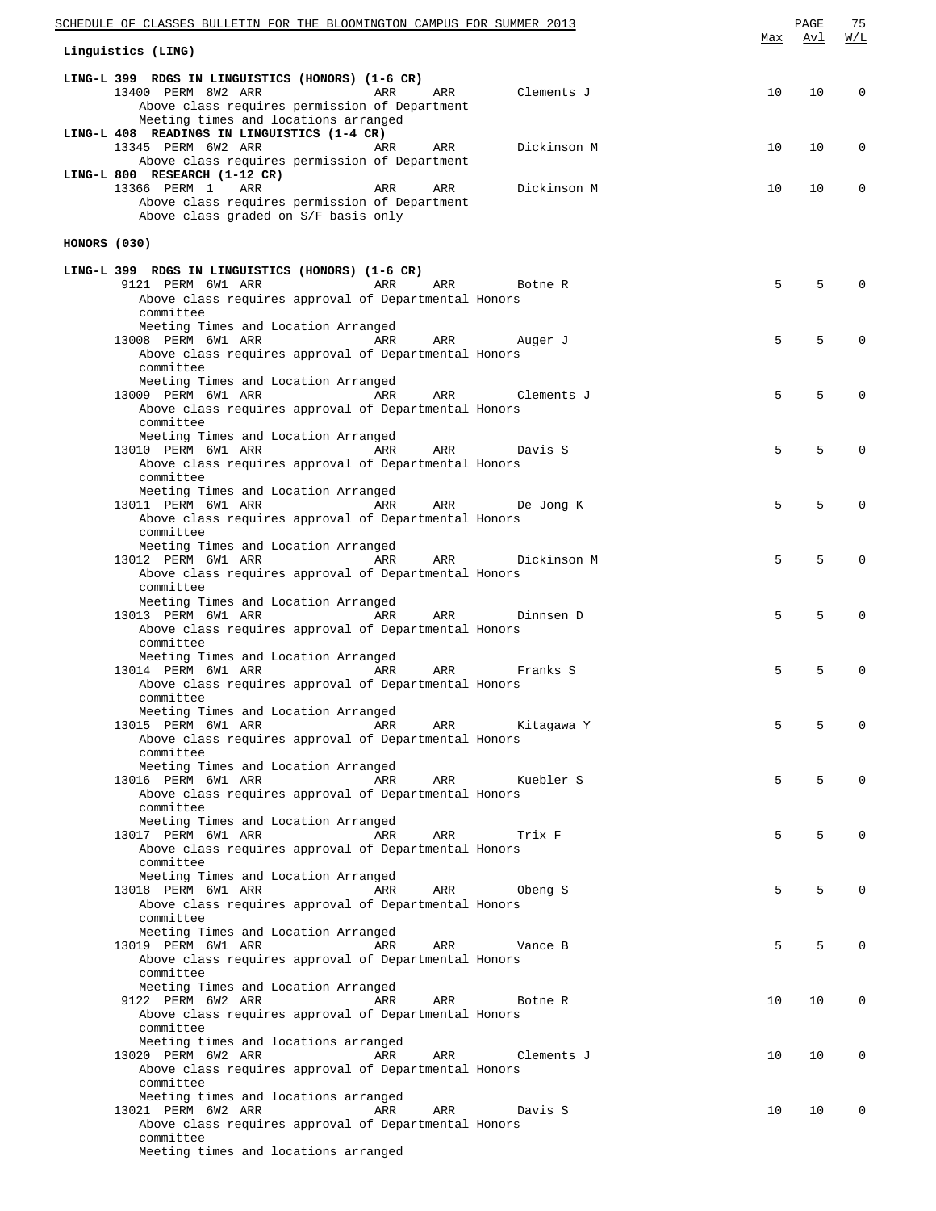## Linguistics (LING)

### LING-L 399 RDGS IN LINGUISTICS (HONORS) (1-6 CR)

| Class | Type | Session | Days | Time | Room | Instructor | Max | Avl | W/L |
|---|---|---|---|---|---|---|---|---|---|
| 13400 | PERM | 8W2 | ARR | ARR | ARR | Clements J | 10 | 10 | 0 |

Above class requires permission of Department
Meeting times and locations arranged

### LING-L 408 READINGS IN LINGUISTICS (1-4 CR)

| Class | Type | Session | Days | Time | Room | Instructor | Max | Avl | W/L |
|---|---|---|---|---|---|---|---|---|---|
| 13345 | PERM | 6W2 | ARR | ARR | ARR | Dickinson M | 10 | 10 | 0 |

Above class requires permission of Department

### LING-L 800 RESEARCH (1-12 CR)

| Class | Type | Session | Days | Time | Room | Instructor | Max | Avl | W/L |
|---|---|---|---|---|---|---|---|---|---|
| 13366 | PERM | 1 | ARR | ARR | ARR | Dickinson M | 10 | 10 | 0 |

Above class requires permission of Department
Above class graded on S/F basis only

## HONORS (030)

### LING-L 399 RDGS IN LINGUISTICS (HONORS) (1-6 CR)

| Class | Type | Session | Days | Time | Room | Instructor | Max | Avl | W/L |
|---|---|---|---|---|---|---|---|---|---|
| 9121 | PERM | 6W1 | ARR | ARR | ARR | Botne R | 5 | 5 | 0 |
| 13008 | PERM | 6W1 | ARR | ARR | ARR | Auger J | 5 | 5 | 0 |
| 13009 | PERM | 6W1 | ARR | ARR | ARR | Clements J | 5 | 5 | 0 |
| 13010 | PERM | 6W1 | ARR | ARR | ARR | Davis S | 5 | 5 | 0 |
| 13011 | PERM | 6W1 | ARR | ARR | ARR | De Jong K | 5 | 5 | 0 |
| 13012 | PERM | 6W1 | ARR | ARR | ARR | Dickinson M | 5 | 5 | 0 |
| 13013 | PERM | 6W1 | ARR | ARR | ARR | Dinnsen D | 5 | 5 | 0 |
| 13014 | PERM | 6W1 | ARR | ARR | ARR | Franks S | 5 | 5 | 0 |
| 13015 | PERM | 6W1 | ARR | ARR | ARR | Kitagawa Y | 5 | 5 | 0 |
| 13016 | PERM | 6W1 | ARR | ARR | ARR | Kuebler S | 5 | 5 | 0 |
| 13017 | PERM | 6W1 | ARR | ARR | ARR | Trix F | 5 | 5 | 0 |
| 13018 | PERM | 6W1 | ARR | ARR | ARR | Obeng S | 5 | 5 | 0 |
| 13019 | PERM | 6W1 | ARR | ARR | ARR | Vance B | 5 | 5 | 0 |

Each of the above classes requires approval of Departmental Honors committee
Meeting Times and Location Arranged

| Class | Type | Session | Days | Time | Room | Instructor | Max | Avl | W/L |
|---|---|---|---|---|---|---|---|---|---|
| 9122 | PERM | 6W2 | ARR | ARR | ARR | Botne R | 10 | 10 | 0 |
| 13020 | PERM | 6W2 | ARR | ARR | ARR | Clements J | 10 | 10 | 0 |
| 13021 | PERM | 6W2 | ARR | ARR | ARR | Davis S | 10 | 10 | 0 |

Each of the above classes requires approval of Departmental Honors committee
Meeting times and locations arranged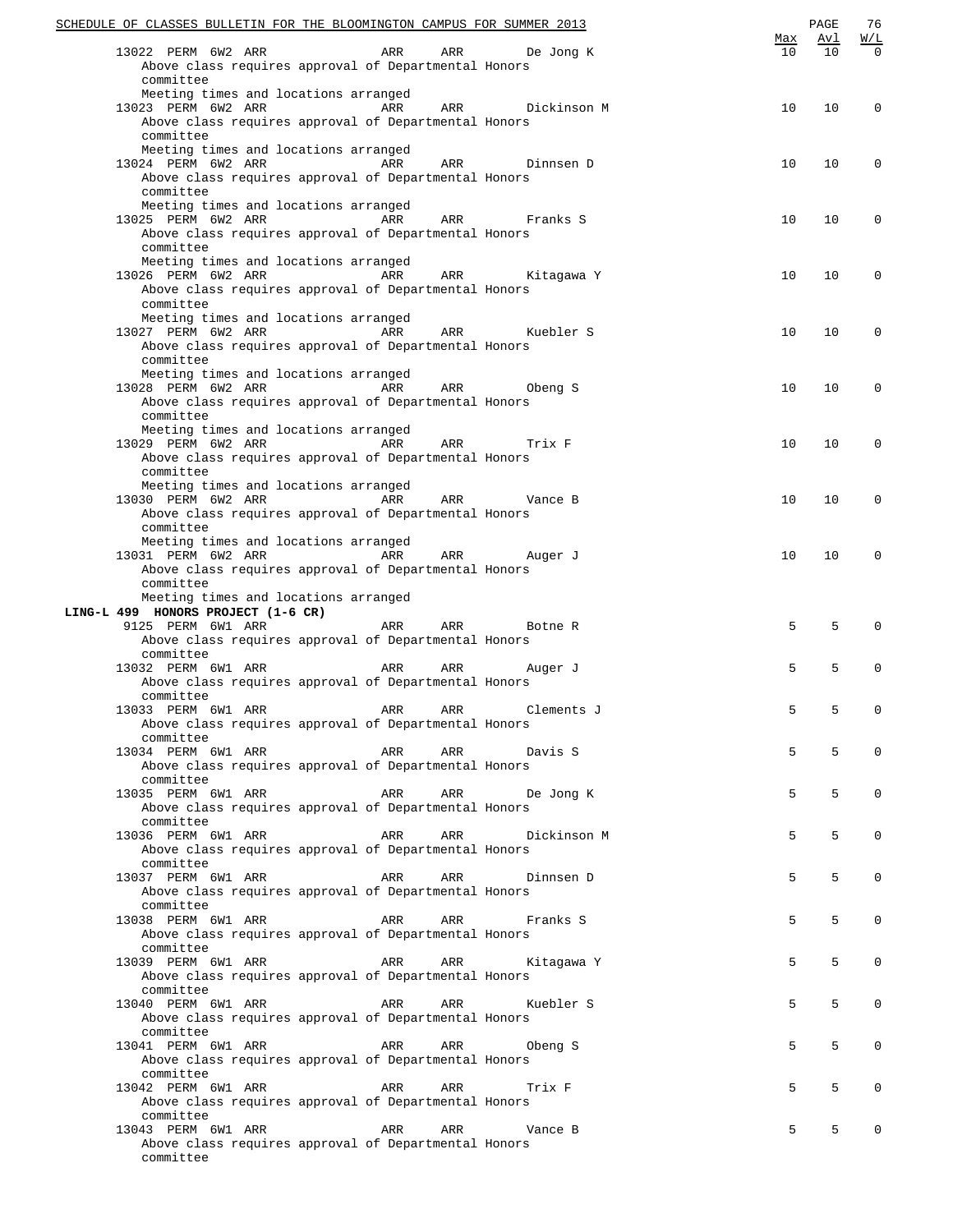| | | | | | Max | Avl | W/L |
|---|---|---|---|---|---|---|---|
| 13022 PERM 6W2 ARR | ARR | ARR | De Jong K | | 10 | 10 | 0 |
| Above class requires approval of Departmental Honors committee | | | | | | | |
| Meeting times and locations arranged | | | | | | | |
| 13023 PERM 6W2 ARR | ARR | ARR | Dickinson M | | 10 | 10 | 0 |
| Above class requires approval of Departmental Honors committee | | | | | | | |
| Meeting times and locations arranged | | | | | | | |
| 13024 PERM 6W2 ARR | ARR | ARR | Dinnsen D | | 10 | 10 | 0 |
| Above class requires approval of Departmental Honors committee | | | | | | | |
| Meeting times and locations arranged | | | | | | | |
| 13025 PERM 6W2 ARR | ARR | ARR | Franks S | | 10 | 10 | 0 |
| Above class requires approval of Departmental Honors committee | | | | | | | |
| Meeting times and locations arranged | | | | | | | |
| 13026 PERM 6W2 ARR | ARR | ARR | Kitagawa Y | | 10 | 10 | 0 |
| Above class requires approval of Departmental Honors committee | | | | | | | |
| Meeting times and locations arranged | | | | | | | |
| 13027 PERM 6W2 ARR | ARR | ARR | Kuebler S | | 10 | 10 | 0 |
| Above class requires approval of Departmental Honors committee | | | | | | | |
| Meeting times and locations arranged | | | | | | | |
| 13028 PERM 6W2 ARR | ARR | ARR | Obeng S | | 10 | 10 | 0 |
| Above class requires approval of Departmental Honors committee | | | | | | | |
| Meeting times and locations arranged | | | | | | | |
| 13029 PERM 6W2 ARR | ARR | ARR | Trix F | | 10 | 10 | 0 |
| Above class requires approval of Departmental Honors committee | | | | | | | |
| Meeting times and locations arranged | | | | | | | |
| 13030 PERM 6W2 ARR | ARR | ARR | Vance B | | 10 | 10 | 0 |
| Above class requires approval of Departmental Honors committee | | | | | | | |
| Meeting times and locations arranged | | | | | | | |
| 13031 PERM 6W2 ARR | ARR | ARR | Auger J | | 10 | 10 | 0 |
| Above class requires approval of Departmental Honors committee | | | | | | | |
| Meeting times and locations arranged | | | | | | | |

**LING-L 499 HONORS PROJECT (1-6 CR)**

| | | | | | Max | Avl | W/L |
|---|---|---|---|---|---|---|---|
| 9125 PERM 6W1 ARR | ARR | ARR | Botne R | | 5 | 5 | 0 |
| Above class requires approval of Departmental Honors committee | | | | | | | |
| 13032 PERM 6W1 ARR | ARR | ARR | Auger J | | 5 | 5 | 0 |
| Above class requires approval of Departmental Honors committee | | | | | | | |
| 13033 PERM 6W1 ARR | ARR | ARR | Clements J | | 5 | 5 | 0 |
| Above class requires approval of Departmental Honors committee | | | | | | | |
| 13034 PERM 6W1 ARR | ARR | ARR | Davis S | | 5 | 5 | 0 |
| Above class requires approval of Departmental Honors committee | | | | | | | |
| 13035 PERM 6W1 ARR | ARR | ARR | De Jong K | | 5 | 5 | 0 |
| Above class requires approval of Departmental Honors committee | | | | | | | |
| 13036 PERM 6W1 ARR | ARR | ARR | Dickinson M | | 5 | 5 | 0 |
| Above class requires approval of Departmental Honors committee | | | | | | | |
| 13037 PERM 6W1 ARR | ARR | ARR | Dinnsen D | | 5 | 5 | 0 |
| Above class requires approval of Departmental Honors committee | | | | | | | |
| 13038 PERM 6W1 ARR | ARR | ARR | Franks S | | 5 | 5 | 0 |
| Above class requires approval of Departmental Honors committee | | | | | | | |
| 13039 PERM 6W1 ARR | ARR | ARR | Kitagawa Y | | 5 | 5 | 0 |
| Above class requires approval of Departmental Honors committee | | | | | | | |
| 13040 PERM 6W1 ARR | ARR | ARR | Kuebler S | | 5 | 5 | 0 |
| Above class requires approval of Departmental Honors committee | | | | | | | |
| 13041 PERM 6W1 ARR | ARR | ARR | Obeng S | | 5 | 5 | 0 |
| Above class requires approval of Departmental Honors committee | | | | | | | |
| 13042 PERM 6W1 ARR | ARR | ARR | Trix F | | 5 | 5 | 0 |
| Above class requires approval of Departmental Honors committee | | | | | | | |
| 13043 PERM 6W1 ARR | ARR | ARR | Vance B | | 5 | 5 | 0 |
| Above class requires approval of Departmental Honors committee | | | | | | | |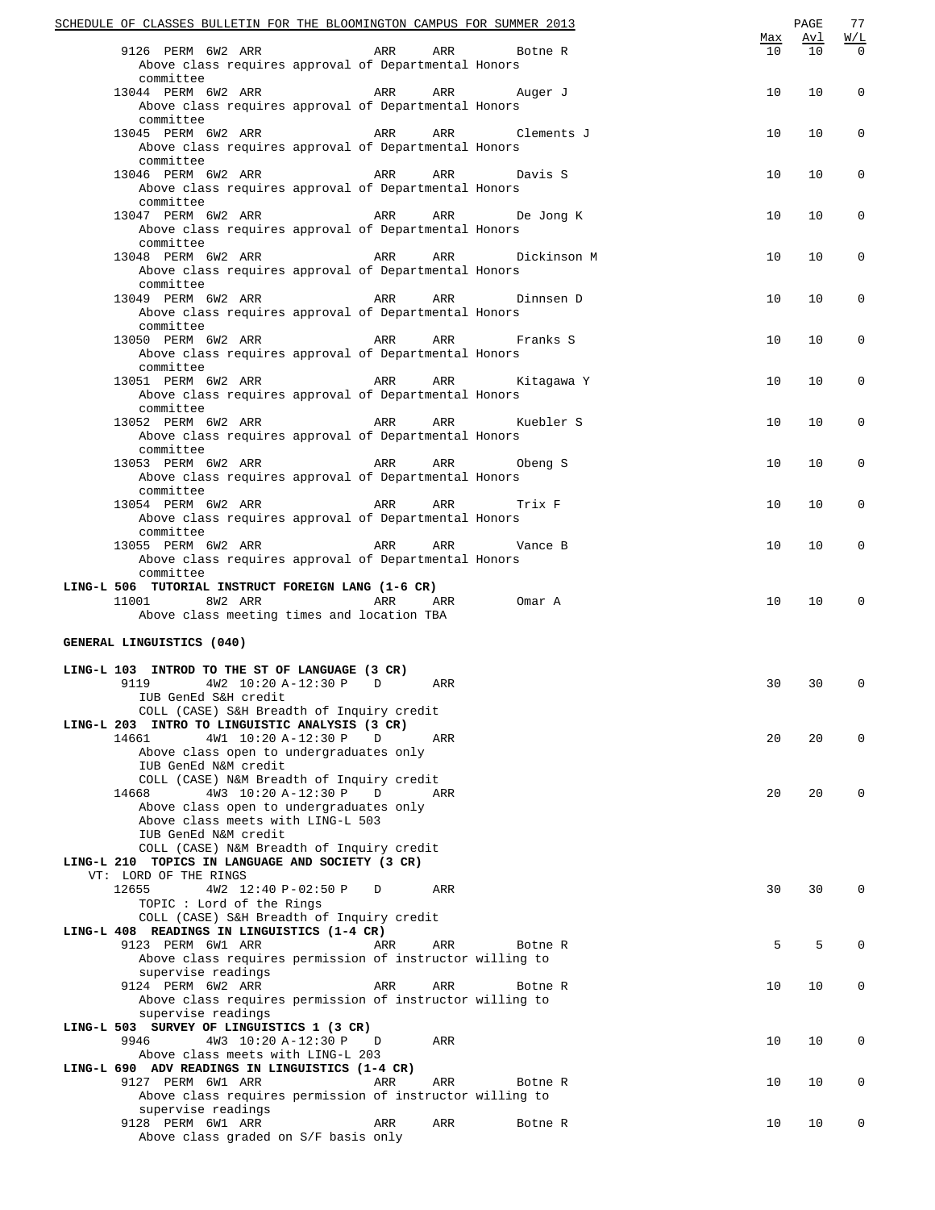| | | | | Max | Avl | W/L |
|---|---|---|---|---|---|---|
| 9126 PERM 6W2 ARR | ARR | ARR | Botne R | 10 | 10 | 0 |
| Above class requires approval of Departmental Honors committee | | | | | | |
| 13044 PERM 6W2 ARR | ARR | ARR | Auger J | 10 | 10 | 0 |
| Above class requires approval of Departmental Honors committee | | | | | | |
| 13045 PERM 6W2 ARR | ARR | ARR | Clements J | 10 | 10 | 0 |
| Above class requires approval of Departmental Honors committee | | | | | | |
| 13046 PERM 6W2 ARR | ARR | ARR | Davis S | 10 | 10 | 0 |
| Above class requires approval of Departmental Honors committee | | | | | | |
| 13047 PERM 6W2 ARR | ARR | ARR | De Jong K | 10 | 10 | 0 |
| Above class requires approval of Departmental Honors committee | | | | | | |
| 13048 PERM 6W2 ARR | ARR | ARR | Dickinson M | 10 | 10 | 0 |
| Above class requires approval of Departmental Honors committee | | | | | | |
| 13049 PERM 6W2 ARR | ARR | ARR | Dinnsen D | 10 | 10 | 0 |
| Above class requires approval of Departmental Honors committee | | | | | | |
| 13050 PERM 6W2 ARR | ARR | ARR | Franks S | 10 | 10 | 0 |
| Above class requires approval of Departmental Honors committee | | | | | | |
| 13051 PERM 6W2 ARR | ARR | ARR | Kitagawa Y | 10 | 10 | 0 |
| Above class requires approval of Departmental Honors committee | | | | | | |
| 13052 PERM 6W2 ARR | ARR | ARR | Kuebler S | 10 | 10 | 0 |
| Above class requires approval of Departmental Honors committee | | | | | | |
| 13053 PERM 6W2 ARR | ARR | ARR | Obeng S | 10 | 10 | 0 |
| Above class requires approval of Departmental Honors committee | | | | | | |
| 13054 PERM 6W2 ARR | ARR | ARR | Trix F | 10 | 10 | 0 |
| Above class requires approval of Departmental Honors committee | | | | | | |
| 13055 PERM 6W2 ARR | ARR | ARR | Vance B | 10 | 10 | 0 |
| Above class requires approval of Departmental Honors committee | | | | | | |

**LING-L 506 TUTORIAL INSTRUCT FOREIGN LANG (1-6 CR)**

| | | | | Max | Avl | W/L |
|---|---|---|---|---|---|---|
| 11001 8W2 ARR | ARR | ARR | Omar A | 10 | 10 | 0 |
| Above class meeting times and location TBA | | | | | | |

**GENERAL LINGUISTICS (040)**

**LING-L 103 INTROD TO THE ST OF LANGUAGE (3 CR)**

| | | | | Max | Avl | W/L |
|---|---|---|---|---|---|---|
| 9119 4W2 10:20 A-12:30 P | D | ARR | | 30 | 30 | 0 |
| IUB GenEd S&H credit<br>COLL (CASE) S&H Breadth of Inquiry credit | | | | | | |

**LING-L 203 INTRO TO LINGUISTIC ANALYSIS (3 CR)**

| | | | | Max | Avl | W/L |
|---|---|---|---|---|---|---|
| 14661 4W1 10:20 A-12:30 P | D | ARR | | 20 | 20 | 0 |
| Above class open to undergraduates only<br>IUB GenEd N&M credit<br>COLL (CASE) N&M Breadth of Inquiry credit | | | | | | |
| 14668 4W3 10:20 A-12:30 P | D | ARR | | 20 | 20 | 0 |
| Above class open to undergraduates only<br>Above class meets with LING-L 503<br>IUB GenEd N&M credit<br>COLL (CASE) N&M Breadth of Inquiry credit | | | | | | |

**LING-L 210 TOPICS IN LANGUAGE AND SOCIETY (3 CR)**

VT: LORD OF THE RINGS

| | | | | Max | Avl | W/L |
|---|---|---|---|---|---|---|
| 12655 4W2 12:40 P-02:50 P | D | ARR | | 30 | 30 | 0 |
| TOPIC : Lord of the Rings<br>COLL (CASE) S&H Breadth of Inquiry credit | | | | | | |

**LING-L 408 READINGS IN LINGUISTICS (1-4 CR)**

| | | | | Max | Avl | W/L |
|---|---|---|---|---|---|---|
| 9123 PERM 6W1 ARR | ARR | ARR | Botne R | 5 | 5 | 0 |
| Above class requires permission of instructor willing to supervise readings | | | | | | |
| 9124 PERM 6W2 ARR | ARR | ARR | Botne R | 10 | 10 | 0 |
| Above class requires permission of instructor willing to supervise readings | | | | | | |

**LING-L 503 SURVEY OF LINGUISTICS 1 (3 CR)**

| | | | | Max | Avl | W/L |
|---|---|---|---|---|---|---|
| 9946 4W3 10:20 A-12:30 P | D | ARR | | 10 | 10 | 0 |
| Above class meets with LING-L 203 | | | | | | |

**LING-L 690 ADV READINGS IN LINGUISTICS (1-4 CR)**

| | | | | Max | Avl | W/L |
|---|---|---|---|---|---|---|
| 9127 PERM 6W1 ARR | ARR | ARR | Botne R | 10 | 10 | 0 |
| Above class requires permission of instructor willing to supervise readings | | | | | | |
| 9128 PERM 6W1 ARR | ARR | ARR | Botne R | 10 | 10 | 0 |
| Above class graded on S/F basis only | | | | | | |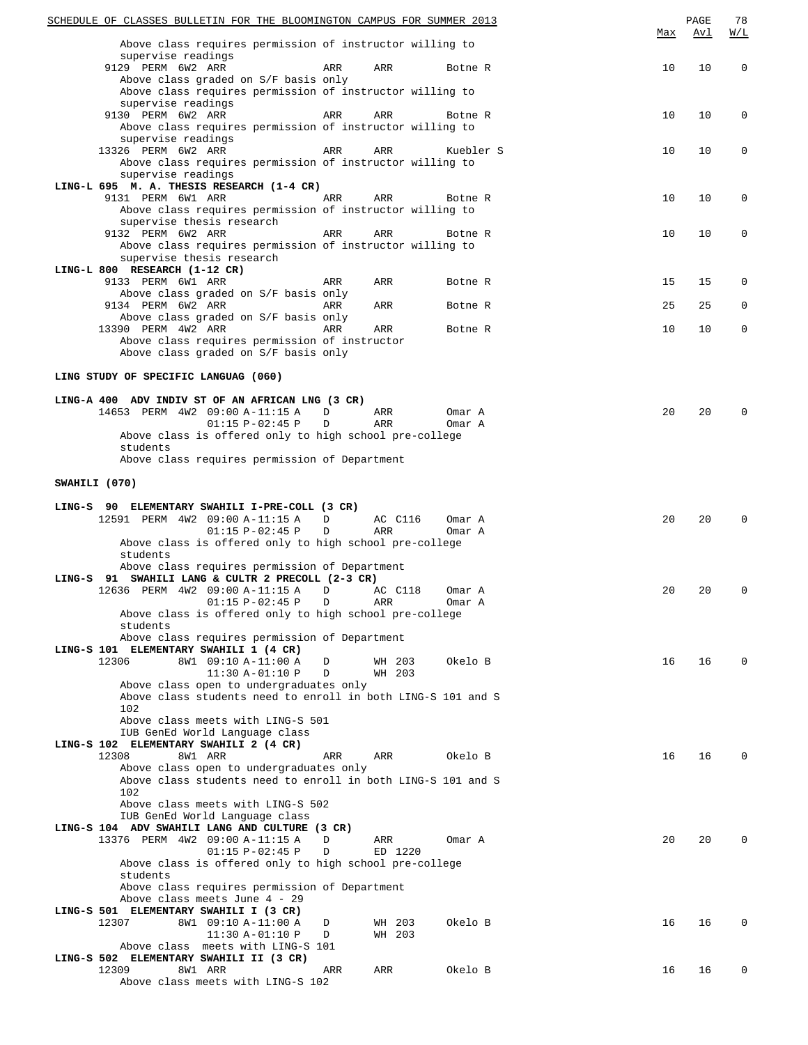| | | | | | Max | Avl | W/L |
|---|---|---|---|---|---|---|---|
| Above class requires permission of instructor willing to supervise readings | | | | | | | |
| 9129 PERM 6W2 ARR | ARR | ARR | Botne R | | 10 | 10 | 0 |
| Above class graded on S/F basis only | | | | | | | |
| Above class requires permission of instructor willing to supervise readings | | | | | | | |
| 9130 PERM 6W2 ARR | ARR | ARR | Botne R | | 10 | 10 | 0 |
| Above class requires permission of instructor willing to supervise readings | | | | | | | |
| 13326 PERM 6W2 ARR | ARR | ARR | Kuebler S | | 10 | 10 | 0 |
| Above class requires permission of instructor willing to supervise readings | | | | | | | |

**LING-L 695 M. A. THESIS RESEARCH (1-4 CR)**

| | | | | Max | Avl | W/L |
|---|---|---|---|---|---|---|
| 9131 PERM 6W1 ARR | ARR | ARR | Botne R | 10 | 10 | 0 |
| Above class requires permission of instructor willing to supervise thesis research | | | | | | |
| 9132 PERM 6W2 ARR | ARR | ARR | Botne R | 10 | 10 | 0 |
| Above class requires permission of instructor willing to supervise thesis research | | | | | | |

**LING-L 800 RESEARCH (1-12 CR)**

| | | | | Max | Avl | W/L |
|---|---|---|---|---|---|---|
| 9133 PERM 6W1 ARR | ARR | ARR | Botne R | 15 | 15 | 0 |
| Above class graded on S/F basis only | | | | | | |
| 9134 PERM 6W2 ARR | ARR | ARR | Botne R | 25 | 25 | 0 |
| Above class graded on S/F basis only | | | | | | |
| 13390 PERM 4W2 ARR | ARR | ARR | Botne R | 10 | 10 | 0 |
| Above class requires permission of instructor | | | | | | |
| Above class graded on S/F basis only | | | | | | |

## LING STUDY OF SPECIFIC LANGUAG (060)

**LING-A 400 ADV INDIV ST OF AN AFRICAN LNG (3 CR)**

| | | | | Max | Avl | W/L |
|---|---|---|---|---|---|---|
| 14653 PERM 4W2 09:00 A-11:15 A | D | ARR | Omar A | 20 | 20 | 0 |
| 01:15 P-02:45 P | D | ARR | Omar A | | | |
| Above class is offered only to high school pre-college students | | | | | | |
| Above class requires permission of Department | | | | | | |

## SWAHILI (070)

**LING-S 90 ELEMENTARY SWAHILI I-PRE-COLL (3 CR)**

| | | | | Max | Avl | W/L |
|---|---|---|---|---|---|---|
| 12591 PERM 4W2 09:00 A-11:15 A | D | AC C116 | Omar A | 20 | 20 | 0 |
| 01:15 P-02:45 P | D | ARR | Omar A | | | |
| Above class is offered only to high school pre-college students | | | | | | |
| Above class requires permission of Department | | | | | | |

**LING-S 91 SWAHILI LANG & CULTR 2 PRECOLL (2-3 CR)**

| | | | | Max | Avl | W/L |
|---|---|---|---|---|---|---|
| 12636 PERM 4W2 09:00 A-11:15 A | D | AC C118 | Omar A | 20 | 20 | 0 |
| 01:15 P-02:45 P | D | ARR | Omar A | | | |
| Above class is offered only to high school pre-college students | | | | | | |
| Above class requires permission of Department | | | | | | |

**LING-S 101 ELEMENTARY SWAHILI 1 (4 CR)**

| | | | | Max | Avl | W/L |
|---|---|---|---|---|---|---|
| 12306 8W1 09:10 A-11:00 A | D | WH 203 | Okelo B | 16 | 16 | 0 |
| 11:30 A-01:10 P | D | WH 203 | | | | |
| Above class open to undergraduates only | | | | | | |
| Above class students need to enroll in both LING-S 101 and S 102 | | | | | | |
| Above class meets with LING-S 501 | | | | | | |
| IUB GenEd World Language class | | | | | | |

**LING-S 102 ELEMENTARY SWAHILI 2 (4 CR)**

| | | | | Max | Avl | W/L |
|---|---|---|---|---|---|---|
| 12308 8W1 ARR | ARR | ARR | Okelo B | 16 | 16 | 0 |
| Above class open to undergraduates only | | | | | | |
| Above class students need to enroll in both LING-S 101 and S 102 | | | | | | |
| Above class meets with LING-S 502 | | | | | | |
| IUB GenEd World Language class | | | | | | |

**LING-S 104 ADV SWAHILI LANG AND CULTURE (3 CR)**

| | | | | Max | Avl | W/L |
|---|---|---|---|---|---|---|
| 13376 PERM 4W2 09:00 A-11:15 A | D | ARR | Omar A | 20 | 20 | 0 |
| 01:15 P-02:45 P | D | ED 1220 | | | | |
| Above class is offered only to high school pre-college students | | | | | | |
| Above class requires permission of Department | | | | | | |
| Above class meets June 4 - 29 | | | | | | |

**LING-S 501 ELEMENTARY SWAHILI I (3 CR)**

| | | | | Max | Avl | W/L |
|---|---|---|---|---|---|---|
| 12307 8W1 09:10 A-11:00 A | D | WH 203 | Okelo B | 16 | 16 | 0 |
| 11:30 A-01:10 P | D | WH 203 | | | | |
| Above class meets with LING-S 101 | | | | | | |

**LING-S 502 ELEMENTARY SWAHILI II (3 CR)**

| | | | | Max | Avl | W/L |
|---|---|---|---|---|---|---|
| 12309 8W1 ARR | ARR | ARR | Okelo B | 16 | 16 | 0 |
| Above class meets with LING-S 102 | | | | | | |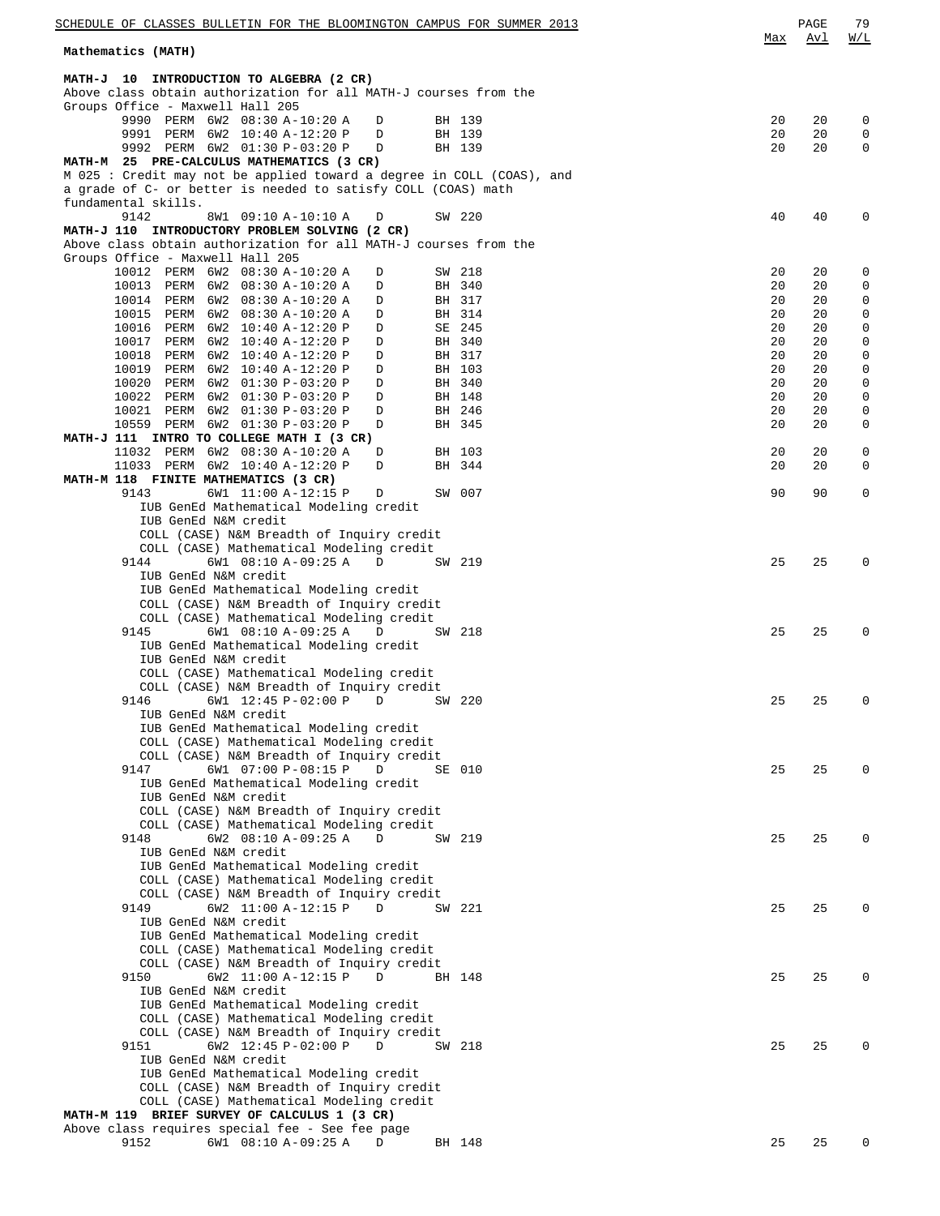## Mathematics (MATH)

### MATH-J 10 INTRODUCTION TO ALGEBRA (2 CR)

Above class obtain authorization for all MATH-J courses from the Groups Office - Maxwell Hall 205

| Class | Perm | Session | Time | Type | Room | Max | Avl | W/L |
|---|---|---|---|---|---|---|---|---|
| 9990 | PERM | 6W2 | 08:30 A-10:20 A | D | BH 139 | 20 | 20 | 0 |
| 9991 | PERM | 6W2 | 10:40 A-12:20 P | D | BH 139 | 20 | 20 | 0 |
| 9992 | PERM | 6W2 | 01:30 P-03:20 P | D | BH 139 | 20 | 20 | 0 |

### MATH-M 25 PRE-CALCULUS MATHEMATICS (3 CR)

M 025 : Credit may not be applied toward a degree in COLL (COAS), and a grade of C- or better is needed to satisfy COLL (COAS) math fundamental skills.

| Class | Perm | Session | Time | Type | Room | Max | Avl | W/L |
|---|---|---|---|---|---|---|---|---|
| 9142 | | 8W1 | 09:10 A-10:10 A | D | SW 220 | 40 | 40 | 0 |

### MATH-J 110 INTRODUCTORY PROBLEM SOLVING (2 CR)

Above class obtain authorization for all MATH-J courses from the Groups Office - Maxwell Hall 205

| Class | Perm | Session | Time | Type | Room | Max | Avl | W/L |
|---|---|---|---|---|---|---|---|---|
| 10012 | PERM | 6W2 | 08:30 A-10:20 A | D | SW 218 | 20 | 20 | 0 |
| 10013 | PERM | 6W2 | 08:30 A-10:20 A | D | BH 340 | 20 | 20 | 0 |
| 10014 | PERM | 6W2 | 08:30 A-10:20 A | D | BH 317 | 20 | 20 | 0 |
| 10015 | PERM | 6W2 | 08:30 A-10:20 A | D | BH 314 | 20 | 20 | 0 |
| 10016 | PERM | 6W2 | 10:40 A-12:20 P | D | SE 245 | 20 | 20 | 0 |
| 10017 | PERM | 6W2 | 10:40 A-12:20 P | D | BH 340 | 20 | 20 | 0 |
| 10018 | PERM | 6W2 | 10:40 A-12:20 P | D | BH 317 | 20 | 20 | 0 |
| 10019 | PERM | 6W2 | 10:40 A-12:20 P | D | BH 103 | 20 | 20 | 0 |
| 10020 | PERM | 6W2 | 01:30 P-03:20 P | D | BH 340 | 20 | 20 | 0 |
| 10022 | PERM | 6W2 | 01:30 P-03:20 P | D | BH 148 | 20 | 20 | 0 |
| 10021 | PERM | 6W2 | 01:30 P-03:20 P | D | BH 246 | 20 | 20 | 0 |
| 10559 | PERM | 6W2 | 01:30 P-03:20 P | D | BH 345 | 20 | 20 | 0 |

### MATH-J 111 INTRO TO COLLEGE MATH I (3 CR)

| Class | Perm | Session | Time | Type | Room | Max | Avl | W/L |
|---|---|---|---|---|---|---|---|---|
| 11032 | PERM | 6W2 | 08:30 A-10:20 A | D | BH 103 | 20 | 20 | 0 |
| 11033 | PERM | 6W2 | 10:40 A-12:20 P | D | BH 344 | 20 | 20 | 0 |

### MATH-M 118 FINITE MATHEMATICS (3 CR)

| Class | Perm | Session | Time | Type | Room | Max | Avl | W/L |
|---|---|---|---|---|---|---|---|---|
| 9143 | | 6W1 | 11:00 A-12:15 P | D | SW 007 | 90 | 90 | 0 |

IUB GenEd Mathematical Modeling credit
IUB GenEd N&M credit
COLL (CASE) N&M Breadth of Inquiry credit
COLL (CASE) Mathematical Modeling credit

| Class | Perm | Session | Time | Type | Room | Max | Avl | W/L |
|---|---|---|---|---|---|---|---|---|
| 9144 | | 6W1 | 08:10 A-09:25 A | D | SW 219 | 25 | 25 | 0 |

IUB GenEd N&M credit
IUB GenEd Mathematical Modeling credit
COLL (CASE) N&M Breadth of Inquiry credit
COLL (CASE) Mathematical Modeling credit

| Class | Perm | Session | Time | Type | Room | Max | Avl | W/L |
|---|---|---|---|---|---|---|---|---|
| 9145 | | 6W1 | 08:10 A-09:25 A | D | SW 218 | 25 | 25 | 0 |

IUB GenEd Mathematical Modeling credit
IUB GenEd N&M credit
COLL (CASE) Mathematical Modeling credit
COLL (CASE) N&M Breadth of Inquiry credit

| Class | Perm | Session | Time | Type | Room | Max | Avl | W/L |
|---|---|---|---|---|---|---|---|---|
| 9146 | | 6W1 | 12:45 P-02:00 P | D | SW 220 | 25 | 25 | 0 |

IUB GenEd N&M credit
IUB GenEd Mathematical Modeling credit
COLL (CASE) Mathematical Modeling credit
COLL (CASE) N&M Breadth of Inquiry credit

| Class | Perm | Session | Time | Type | Room | Max | Avl | W/L |
|---|---|---|---|---|---|---|---|---|
| 9147 | | 6W1 | 07:00 P-08:15 P | D | SE 010 | 25 | 25 | 0 |

IUB GenEd Mathematical Modeling credit
IUB GenEd N&M credit
COLL (CASE) N&M Breadth of Inquiry credit
COLL (CASE) Mathematical Modeling credit

| Class | Perm | Session | Time | Type | Room | Max | Avl | W/L |
|---|---|---|---|---|---|---|---|---|
| 9148 | | 6W2 | 08:10 A-09:25 A | D | SW 219 | 25 | 25 | 0 |

IUB GenEd N&M credit
IUB GenEd Mathematical Modeling credit
COLL (CASE) Mathematical Modeling credit
COLL (CASE) N&M Breadth of Inquiry credit

| Class | Perm | Session | Time | Type | Room | Max | Avl | W/L |
|---|---|---|---|---|---|---|---|---|
| 9149 | | 6W2 | 11:00 A-12:15 P | D | SW 221 | 25 | 25 | 0 |

IUB GenEd N&M credit
IUB GenEd Mathematical Modeling credit
COLL (CASE) Mathematical Modeling credit
COLL (CASE) N&M Breadth of Inquiry credit

| Class | Perm | Session | Time | Type | Room | Max | Avl | W/L |
|---|---|---|---|---|---|---|---|---|
| 9150 | | 6W2 | 11:00 A-12:15 P | D | BH 148 | 25 | 25 | 0 |

IUB GenEd N&M credit
IUB GenEd Mathematical Modeling credit
COLL (CASE) Mathematical Modeling credit
COLL (CASE) N&M Breadth of Inquiry credit

| Class | Perm | Session | Time | Type | Room | Max | Avl | W/L |
|---|---|---|---|---|---|---|---|---|
| 9151 | | 6W2 | 12:45 P-02:00 P | D | SW 218 | 25 | 25 | 0 |

IUB GenEd N&M credit
IUB GenEd Mathematical Modeling credit
COLL (CASE) N&M Breadth of Inquiry credit
COLL (CASE) Mathematical Modeling credit

### MATH-M 119 BRIEF SURVEY OF CALCULUS 1 (3 CR)

Above class requires special fee - See fee page

| Class | Perm | Session | Time | Type | Room | Max | Avl | W/L |
|---|---|---|---|---|---|---|---|---|
| 9152 | | 6W1 | 08:10 A-09:25 A | D | BH 148 | 25 | 25 | 0 |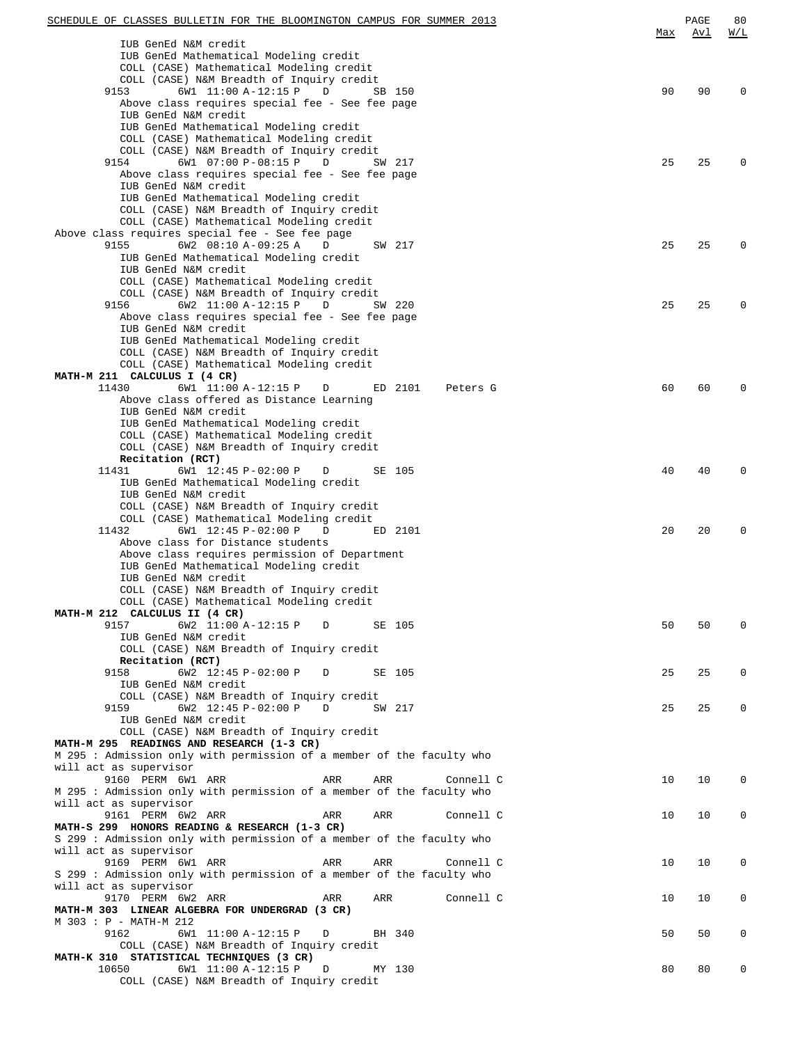| | Max | Avl | W/L |
|---|---|---|---|
| IUB GenEd N&M credit | | | |
| IUB GenEd Mathematical Modeling credit | | | |
| COLL (CASE) Mathematical Modeling credit | | | |
| COLL (CASE) N&M Breadth of Inquiry credit | | | |
| 9153 6W1 11:00 A-12:15 P D SB 150 | 90 | 90 | 0 |
| Above class requires special fee - See fee page | | | |
| IUB GenEd N&M credit | | | |
| IUB GenEd Mathematical Modeling credit | | | |
| COLL (CASE) Mathematical Modeling credit | | | |
| COLL (CASE) N&M Breadth of Inquiry credit | | | |
| 9154 6W1 07:00 P-08:15 P D SW 217 | 25 | 25 | 0 |
| Above class requires special fee - See fee page | | | |
| IUB GenEd N&M credit | | | |
| IUB GenEd Mathematical Modeling credit | | | |
| COLL (CASE) N&M Breadth of Inquiry credit | | | |
| COLL (CASE) Mathematical Modeling credit | | | |
| Above class requires special fee - See fee page | | | |
| 9155 6W2 08:10 A-09:25 A D SW 217 | 25 | 25 | 0 |
| IUB GenEd Mathematical Modeling credit | | | |
| IUB GenEd N&M credit | | | |
| COLL (CASE) Mathematical Modeling credit | | | |
| COLL (CASE) N&M Breadth of Inquiry credit | | | |
| 9156 6W2 11:00 A-12:15 P D SW 220 | 25 | 25 | 0 |
| Above class requires special fee - See fee page | | | |
| IUB GenEd N&M credit | | | |
| IUB GenEd Mathematical Modeling credit | | | |
| COLL (CASE) N&M Breadth of Inquiry credit | | | |
| COLL (CASE) Mathematical Modeling credit | | | |
| **MATH-M 211 CALCULUS I (4 CR)** | | | |
| 11430 6W1 11:00 A-12:15 P D ED 2101 Peters G | 60 | 60 | 0 |
| Above class offered as Distance Learning | | | |
| IUB GenEd N&M credit | | | |
| IUB GenEd Mathematical Modeling credit | | | |
| COLL (CASE) Mathematical Modeling credit | | | |
| COLL (CASE) N&M Breadth of Inquiry credit | | | |
| **Recitation (RCT)** | | | |
| 11431 6W1 12:45 P-02:00 P D SE 105 | 40 | 40 | 0 |
| IUB GenEd Mathematical Modeling credit | | | |
| IUB GenEd N&M credit | | | |
| COLL (CASE) N&M Breadth of Inquiry credit | | | |
| COLL (CASE) Mathematical Modeling credit | | | |
| 11432 6W1 12:45 P-02:00 P D ED 2101 | 20 | 20 | 0 |
| Above class for Distance students | | | |
| Above class requires permission of Department | | | |
| IUB GenEd Mathematical Modeling credit | | | |
| IUB GenEd N&M credit | | | |
| COLL (CASE) N&M Breadth of Inquiry credit | | | |
| COLL (CASE) Mathematical Modeling credit | | | |
| **MATH-M 212 CALCULUS II (4 CR)** | | | |
| 9157 6W2 11:00 A-12:15 P D SE 105 | 50 | 50 | 0 |
| IUB GenEd N&M credit | | | |
| COLL (CASE) N&M Breadth of Inquiry credit | | | |
| **Recitation (RCT)** | | | |
| 9158 6W2 12:45 P-02:00 P D SE 105 | 25 | 25 | 0 |
| IUB GenEd N&M credit | | | |
| COLL (CASE) N&M Breadth of Inquiry credit | | | |
| 9159 6W2 12:45 P-02:00 P D SW 217 | 25 | 25 | 0 |
| IUB GenEd N&M credit | | | |
| COLL (CASE) N&M Breadth of Inquiry credit | | | |
| **MATH-M 295 READINGS AND RESEARCH (1-3 CR)** | | | |
| M 295 : Admission only with permission of a member of the faculty who will act as supervisor | | | |
| 9160 PERM 6W1 ARR ARR ARR Connell C | 10 | 10 | 0 |
| M 295 : Admission only with permission of a member of the faculty who will act as supervisor | | | |
| 9161 PERM 6W2 ARR ARR ARR Connell C | 10 | 10 | 0 |
| **MATH-S 299 HONORS READING & RESEARCH (1-3 CR)** | | | |
| S 299 : Admission only with permission of a member of the faculty who will act as supervisor | | | |
| 9169 PERM 6W1 ARR ARR ARR Connell C | 10 | 10 | 0 |
| S 299 : Admission only with permission of a member of the faculty who will act as supervisor | | | |
| 9170 PERM 6W2 ARR ARR ARR Connell C | 10 | 10 | 0 |
| **MATH-M 303 LINEAR ALGEBRA FOR UNDERGRAD (3 CR)** | | | |
| M 303 : P - MATH-M 212 | | | |
| 9162 6W1 11:00 A-12:15 P D BH 340 | 50 | 50 | 0 |
| COLL (CASE) N&M Breadth of Inquiry credit | | | |
| **MATH-K 310 STATISTICAL TECHNIQUES (3 CR)** | | | |
| 10650 6W1 11:00 A-12:15 P D MY 130 | 80 | 80 | 0 |
| COLL (CASE) N&M Breadth of Inquiry credit | | | |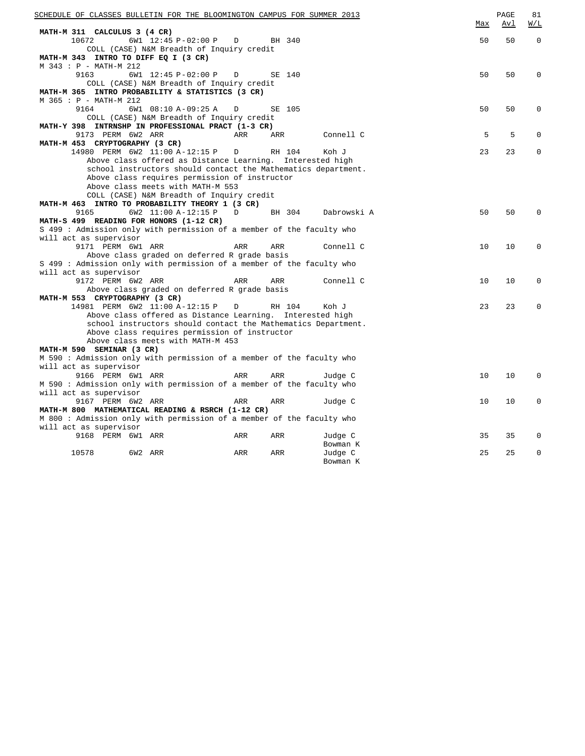| | Max | Avl | W/L |
|---|---|---|---|
| **MATH-M 311 CALCULUS 3 (4 CR)** | | | |
| 10672 6W1 12:45 P-02:00 P D BH 340 | 50 | 50 | 0 |
| COLL (CASE) N&M Breadth of Inquiry credit | | | |
| **MATH-M 343 INTRO TO DIFF EQ I (3 CR)** | | | |
| M 343 : P - MATH-M 212 | | | |
| 9163 6W1 12:45 P-02:00 P D SE 140 | 50 | 50 | 0 |
| COLL (CASE) N&M Breadth of Inquiry credit | | | |
| **MATH-M 365 INTRO PROBABILITY & STATISTICS (3 CR)** | | | |
| M 365 : P - MATH-M 212 | | | |
| 9164 6W1 08:10 A-09:25 A D SE 105 | 50 | 50 | 0 |
| COLL (CASE) N&M Breadth of Inquiry credit | | | |
| **MATH-Y 398 INTRNSHP IN PROFESSIONAL PRACT (1-3 CR)** | | | |
| 9173 PERM 6W2 ARR ARR ARR Connell C | 5 | 5 | 0 |
| **MATH-M 453 CRYPTOGRAPHY (3 CR)** | | | |
| 14980 PERM 6W2 11:00 A-12:15 P D RH 104 Koh J | 23 | 23 | 0 |
| Above class offered as Distance Learning. Interested high school instructors should contact the Mathematics department. | | | |
| Above class requires permission of instructor | | | |
| Above class meets with MATH-M 553 | | | |
| COLL (CASE) N&M Breadth of Inquiry credit | | | |
| **MATH-M 463 INTRO TO PROBABILITY THEORY 1 (3 CR)** | | | |
| 9165 6W2 11:00 A-12:15 P D BH 304 Dabrowski A | 50 | 50 | 0 |
| **MATH-S 499 READING FOR HONORS (1-12 CR)** | | | |
| S 499 : Admission only with permission of a member of the faculty who will act as supervisor | | | |
| 9171 PERM 6W1 ARR ARR ARR Connell C | 10 | 10 | 0 |
| Above class graded on deferred R grade basis | | | |
| S 499 : Admission only with permission of a member of the faculty who will act as supervisor | | | |
| 9172 PERM 6W2 ARR ARR ARR Connell C | 10 | 10 | 0 |
| Above class graded on deferred R grade basis | | | |
| **MATH-M 553 CRYPTOGRAPHY (3 CR)** | | | |
| 14981 PERM 6W2 11:00 A-12:15 P D RH 104 Koh J | 23 | 23 | 0 |
| Above class offered as Distance Learning. Interested high school instructors should contact the Mathematics Department. | | | |
| Above class requires permission of instructor | | | |
| Above class meets with MATH-M 453 | | | |
| **MATH-M 590 SEMINAR (3 CR)** | | | |
| M 590 : Admission only with permission of a member of the faculty who will act as supervisor | | | |
| 9166 PERM 6W1 ARR ARR ARR Judge C | 10 | 10 | 0 |
| M 590 : Admission only with permission of a member of the faculty who will act as supervisor | | | |
| 9167 PERM 6W2 ARR ARR ARR Judge C | 10 | 10 | 0 |
| **MATH-M 800 MATHEMATICAL READING & RSRCH (1-12 CR)** | | | |
| M 800 : Admission only with permission of a member of the faculty who will act as supervisor | | | |
| 9168 PERM 6W1 ARR ARR ARR Judge C, Bowman K | 35 | 35 | 0 |
| 10578 6W2 ARR ARR ARR Judge C, Bowman K | 25 | 25 | 0 |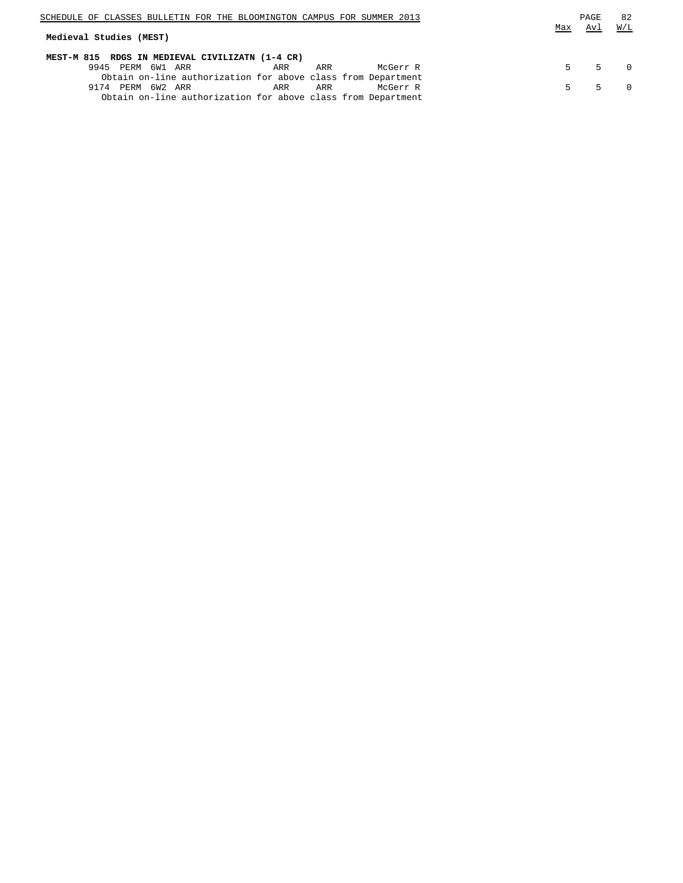**Medieval Studies (MEST)**

**MEST-M 815 RDGS IN MEDIEVAL CIVILIZATN (1-4 CR)**

| Class | Type | Session | Time | Days | Location | Instructor | Max | Avl | W/L |
|---|---|---|---|---|---|---|---|---|---|
| 9945 | PERM | 6W1 | ARR | ARR | ARR | McGerr R | 5 | 5 | 0 |

Obtain on-line authorization for above class from Department

| Class | Type | Session | Time | Days | Location | Instructor | Max | Avl | W/L |
|---|---|---|---|---|---|---|---|---|---|
| 9174 | PERM | 6W2 | ARR | ARR | ARR | McGerr R | 5 | 5 | 0 |

Obtain on-line authorization for above class from Department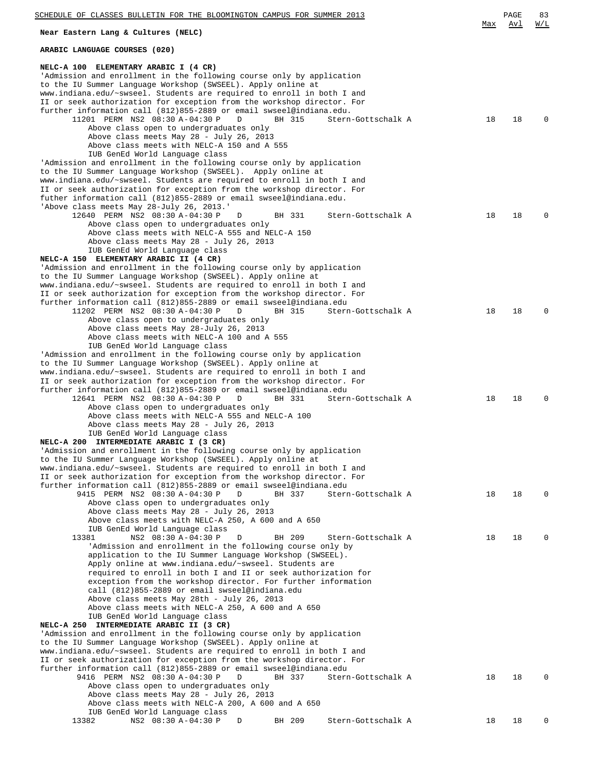**Near Eastern Lang & Cultures (NELC)**

**ARABIC LANGUAGE COURSES (020)**

**NELC-A 100 ELEMENTARY ARABIC I (4 CR)**

'Admission and enrollment in the following course only by application to the IU Summer Language Workshop (SWSEEL). Apply online at www.indiana.edu/~swseel. Students are required to enroll in both I and II or seek authorization for exception from the workshop director. For further information call (812)855-2889 or email swseel@indiana.edu.

| Class | Perm | Session | Time | Days | Room | Instructor | Max | Avl | W/L |
|---|---|---|---|---|---|---|---|---|---|
| 11201 | PERM | NS2 | 08:30 A-04:30 P | D | BH 315 | Stern-Gottschalk A | 18 | 18 | 0 |

Above class open to undergraduates only
Above class meets May 28 - July 26, 2013
Above class meets with NELC-A 150 and A 555
IUB GenEd World Language class

'Admission and enrollment in the following course only by application to the IU Summer Language Workshop (SWSEEL). Apply online at www.indiana.edu/~swseel. Students are required to enroll in both I and II or seek authorization for exception from the workshop director. For futher information call (812)855-2889 or email swseel@indiana.edu. 'Above class meets May 28-July 26, 2013.'

| Class | Perm | Session | Time | Days | Room | Instructor | Max | Avl | W/L |
|---|---|---|---|---|---|---|---|---|---|
| 12640 | PERM | NS2 | 08:30 A-04:30 P | D | BH 331 | Stern-Gottschalk A | 18 | 18 | 0 |

Above class open to undergraduates only
Above class meets with NELC-A 555 and NELC-A 150
Above class meets May 28 - July 26, 2013
IUB GenEd World Language class

**NELC-A 150 ELEMENTARY ARABIC II (4 CR)**

'Admission and enrollment in the following course only by application to the IU Summer Language Workshop (SWSEEL). Apply online at www.indiana.edu/~swseel. Students are required to enroll in both I and II or seek authorization for exception from the workshop director. For further information call (812)855-2889 or email swseel@indiana.edu

| Class | Perm | Session | Time | Days | Room | Instructor | Max | Avl | W/L |
|---|---|---|---|---|---|---|---|---|---|
| 11202 | PERM | NS2 | 08:30 A-04:30 P | D | BH 315 | Stern-Gottschalk A | 18 | 18 | 0 |

Above class open to undergraduates only
Above class meets May 28-July 26, 2013
Above class meets with NELC-A 100 and A 555
IUB GenEd World Language class

'Admission and enrollment in the following course only by application to the IU Summer Language Workshop (SWSEEL). Apply online at www.indiana.edu/~swseel. Students are required to enroll in both I and II or seek authorization for exception from the workshop director. For further information call (812)855-2889 or email swseel@indiana.edu

| Class | Perm | Session | Time | Days | Room | Instructor | Max | Avl | W/L |
|---|---|---|---|---|---|---|---|---|---|
| 12641 | PERM | NS2 | 08:30 A-04:30 P | D | BH 331 | Stern-Gottschalk A | 18 | 18 | 0 |

Above class open to undergraduates only
Above class meets with NELC-A 555 and NELC-A 100
Above class meets May 28 - July 26, 2013
IUB GenEd World Language class

**NELC-A 200 INTERMEDIATE ARABIC I (3 CR)**

'Admission and enrollment in the following course only by application to the IU Summer Language Workshop (SWSEEL). Apply online at www.indiana.edu/~swseel. Students are required to enroll in both I and II or seek authorization for exception from the workshop director. For further information call (812)855-2889 or email swseel@indiana.edu

| Class | Perm | Session | Time | Days | Room | Instructor | Max | Avl | W/L |
|---|---|---|---|---|---|---|---|---|---|
| 9415 | PERM | NS2 | 08:30 A-04:30 P | D | BH 337 | Stern-Gottschalk A | 18 | 18 | 0 |

Above class open to undergraduates only
Above class meets May 28 - July 26, 2013
Above class meets with NELC-A 250, A 600 and A 650
IUB GenEd World Language class

| Class | Perm | Session | Time | Days | Room | Instructor | Max | Avl | W/L |
|---|---|---|---|---|---|---|---|---|---|
| 13381 | | NS2 | 08:30 A-04:30 P | D | BH 209 | Stern-Gottschalk A | 18 | 18 | 0 |

'Admission and enrollment in the following course only by application to the IU Summer Language Workshop (SWSEEL). Apply online at www.indiana.edu/~swseel. Students are required to enroll in both I and II or seek authorization for exception from the workshop director. For further information call (812)855-2889 or email swseel@indiana.edu
Above class meets May 28th - July 26, 2013
Above class meets with NELC-A 250, A 600 and A 650
IUB GenEd World Language class

**NELC-A 250 INTERMEDIATE ARABIC II (3 CR)**

'Admission and enrollment in the following course only by application to the IU Summer Language Workshop (SWSEEL). Apply online at www.indiana.edu/~swseel. Students are required to enroll in both I and II or seek authorization for exception from the workshop director. For further information call (812)855-2889 or email swseel@indiana.edu

| Class | Perm | Session | Time | Days | Room | Instructor | Max | Avl | W/L |
|---|---|---|---|---|---|---|---|---|---|
| 9416 | PERM | NS2 | 08:30 A-04:30 P | D | BH 337 | Stern-Gottschalk A | 18 | 18 | 0 |

Above class open to undergraduates only
Above class meets May 28 - July 26, 2013
Above class meets with NELC-A 200, A 600 and A 650
IUB GenEd World Language class

| Class | Perm | Session | Time | Days | Room | Instructor | Max | Avl | W/L |
|---|---|---|---|---|---|---|---|---|---|
| 13382 | | NS2 | 08:30 A-04:30 P | D | BH 209 | Stern-Gottschalk A | 18 | 18 | 0 |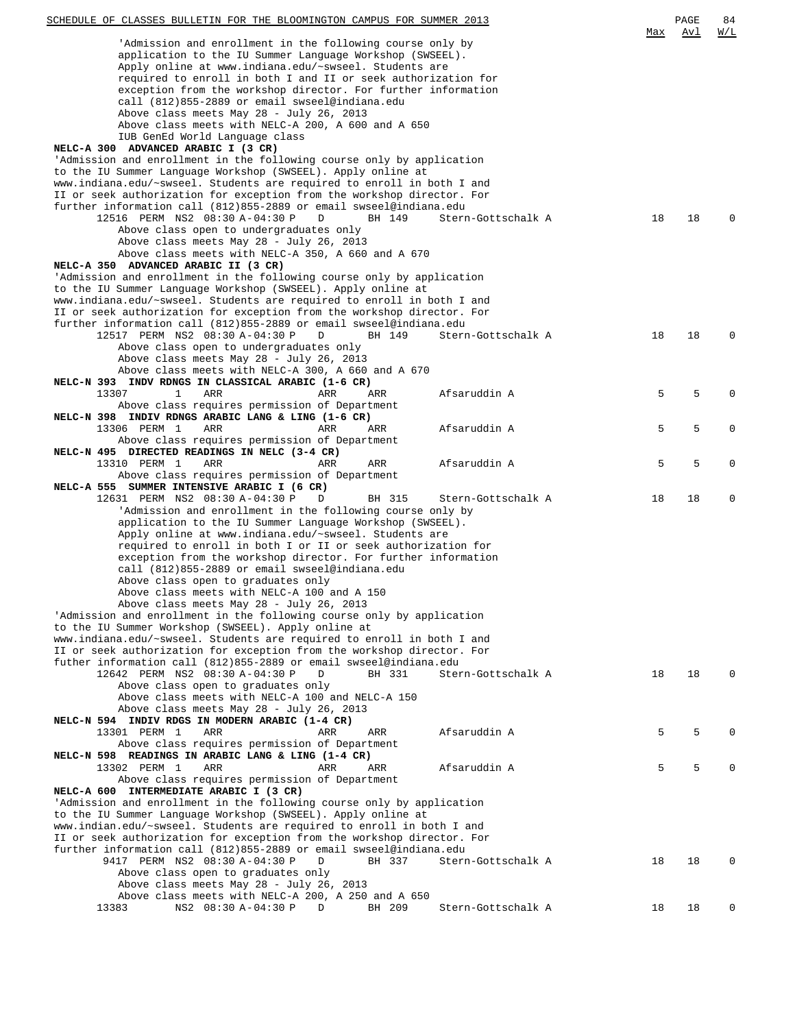| | Max | Avl | W/L |
|---|---|---|---|
| 'Admission and enrollment in the following course only by application to the IU Summer Language Workshop (SWSEEL). Apply online at www.indiana.edu/~swseel. Students are required to enroll in both I and II or seek authorization for exception from the workshop director. For further information call (812)855-2889 or email swseel@indiana.edu | | | |
| Above class meets May 28 - July 26, 2013 | | | |
| Above class meets with NELC-A 200, A 600 and A 650 | | | |
| IUB GenEd World Language class | | | |
| **NELC-A 300 ADVANCED ARABIC I (3 CR)** | | | |
| 'Admission and enrollment in the following course only by application to the IU Summer Language Workshop (SWSEEL). Apply online at www.indiana.edu/~swseel. Students are required to enroll in both I and II or seek authorization for exception from the workshop director. For further information call (812)855-2889 or email swseel@indiana.edu | | | |
| 12516 PERM NS2 08:30 A-04:30 P D BH 149 Stern-Gottschalk A | 18 | 18 | 0 |
| Above class open to undergraduates only | | | |
| Above class meets May 28 - July 26, 2013 | | | |
| Above class meets with NELC-A 350, A 660 and A 670 | | | |
| **NELC-A 350 ADVANCED ARABIC II (3 CR)** | | | |
| 'Admission and enrollment in the following course only by application to the IU Summer Language Workshop (SWSEEL). Apply online at www.indiana.edu/~swseel. Students are required to enroll in both I and II or seek authorization for exception from the workshop director. For further information call (812)855-2889 or email swseel@indiana.edu | | | |
| 12517 PERM NS2 08:30 A-04:30 P D BH 149 Stern-Gottschalk A | 18 | 18 | 0 |
| Above class open to undergraduates only | | | |
| Above class meets May 28 - July 26, 2013 | | | |
| Above class meets with NELC-A 300, A 660 and A 670 | | | |
| **NELC-N 393 INDV RDNGS IN CLASSICAL ARABIC (1-6 CR)** | | | |
| 13307 1 ARR ARR ARR Afsaruddin A | 5 | 5 | 0 |
| Above class requires permission of Department | | | |
| **NELC-N 398 INDIV RDNGS ARABIC LANG & LING (1-6 CR)** | | | |
| 13306 PERM 1 ARR ARR ARR Afsaruddin A | 5 | 5 | 0 |
| Above class requires permission of Department | | | |
| **NELC-N 495 DIRECTED READINGS IN NELC (3-4 CR)** | | | |
| 13310 PERM 1 ARR ARR ARR Afsaruddin A | 5 | 5 | 0 |
| Above class requires permission of Department | | | |
| **NELC-A 555 SUMMER INTENSIVE ARABIC I (6 CR)** | | | |
| 12631 PERM NS2 08:30 A-04:30 P D BH 315 Stern-Gottschalk A | 18 | 18 | 0 |
| 'Admission and enrollment in the following course only by application to the IU Summer Language Workshop (SWSEEL). Apply online at www.indiana.edu/~swseel. Students are required to enroll in both I or II or seek authorization for exception from the workshop director. For further information call (812)855-2889 or email swseel@indiana.edu | | | |
| Above class open to graduates only | | | |
| Above class meets with NELC-A 100 and A 150 | | | |
| Above class meets May 28 - July 26, 2013 | | | |
| 'Admission and enrollment in the following course only by application to the IU Summer Workshop (SWSEEL). Apply online at www.indiana.edu/~swseel. Students are required to enroll in both I and II or seek authorization for exception from the workshop director. For futher information call (812)855-2889 or email swseel@indiana.edu | | | |
| 12642 PERM NS2 08:30 A-04:30 P D BH 331 Stern-Gottschalk A | 18 | 18 | 0 |
| Above class open to graduates only | | | |
| Above class meets with NELC-A 100 and NELC-A 150 | | | |
| Above class meets May 28 - July 26, 2013 | | | |
| **NELC-N 594 INDIV RDGS IN MODERN ARABIC (1-4 CR)** | | | |
| 13301 PERM 1 ARR ARR ARR Afsaruddin A | 5 | 5 | 0 |
| Above class requires permission of Department | | | |
| **NELC-N 598 READINGS IN ARABIC LANG & LING (1-4 CR)** | | | |
| 13302 PERM 1 ARR ARR ARR Afsaruddin A | 5 | 5 | 0 |
| Above class requires permission of Department | | | |
| **NELC-A 600 INTERMEDIATE ARABIC I (3 CR)** | | | |
| 'Admission and enrollment in the following course only by application to the IU Summer Language Workshop (SWSEEL). Apply online at www.indian.edu/~swseel. Students are required to enroll in both I and II or seek authorization for exception from the workshop director. For further information call (812)855-2889 or email swseel@indiana.edu | | | |
| 9417 PERM NS2 08:30 A-04:30 P D BH 337 Stern-Gottschalk A | 18 | 18 | 0 |
| Above class open to graduates only | | | |
| Above class meets May 28 - July 26, 2013 | | | |
| Above class meets with NELC-A 200, A 250 and A 650 | | | |
| 13383 NS2 08:30 A-04:30 P D BH 209 Stern-Gottschalk A | 18 | 18 | 0 |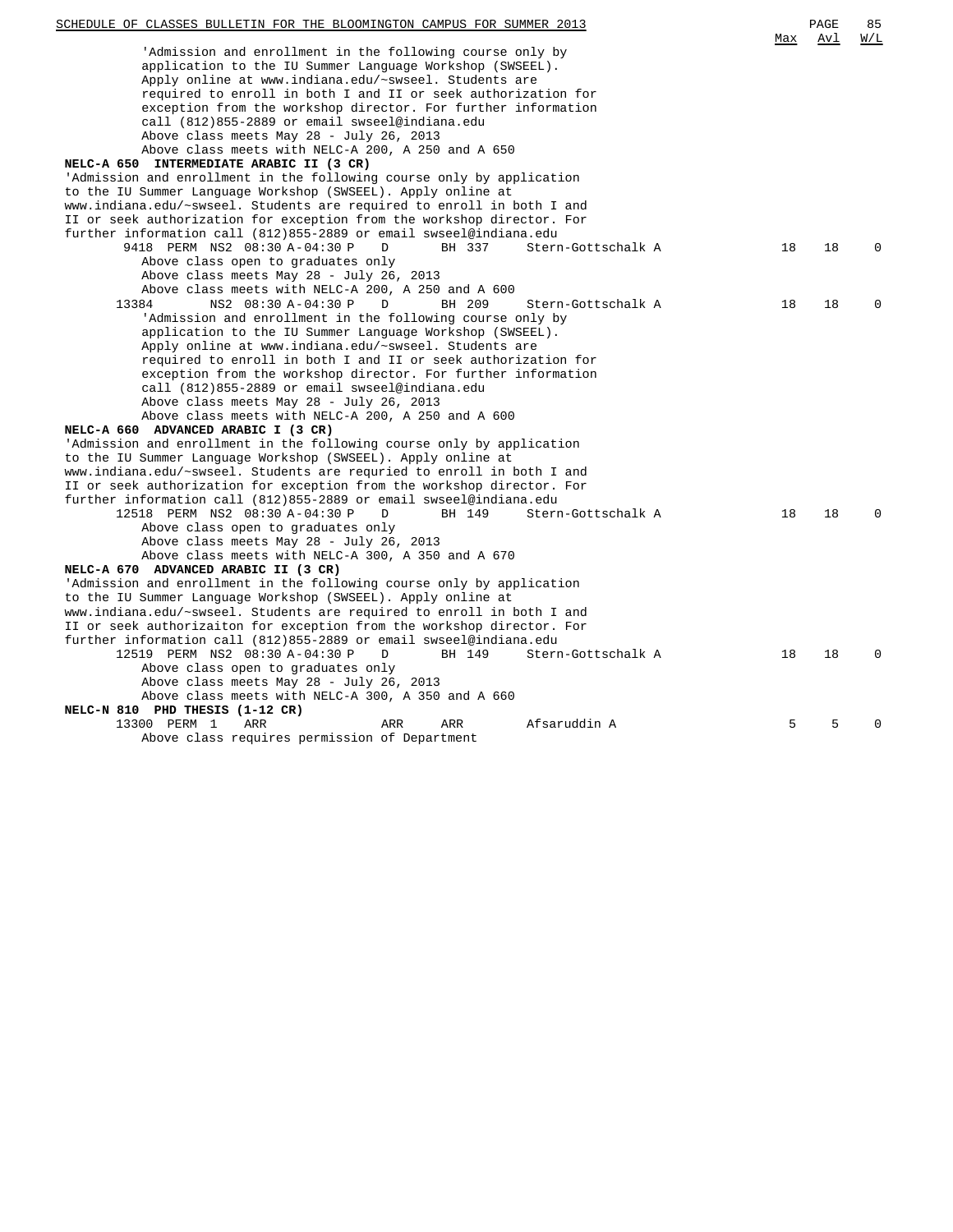Max Avl W/L

'Admission and enrollment in the following course only by application to the IU Summer Language Workshop (SWSEEL). Apply online at www.indiana.edu/~swseel. Students are required to enroll in both I and II or seek authorization for exception from the workshop director. For further information call (812)855-2889 or email swseel@indiana.edu
Above class meets May 28 - July 26, 2013
Above class meets with NELC-A 200, A 250 and A 650

**NELC-A 650 INTERMEDIATE ARABIC II (3 CR)**

'Admission and enrollment in the following course only by application to the IU Summer Language Workshop (SWSEEL). Apply online at www.indiana.edu/~swseel. Students are required to enroll in both I and II or seek authorization for exception from the workshop director. For further information call (812)855-2889 or email swseel@indiana.edu

```
9418  PERM NS2 08:30 A-04:30 P   D      BH 337     Stern-Gottschalk A        18   18    0
```
Above class open to graduates only
Above class meets May 28 - July 26, 2013
Above class meets with NELC-A 200, A 250 and A 600

```
13384      NS2 08:30 A-04:30 P   D      BH 209     Stern-Gottschalk A        18   18    0
```
'Admission and enrollment in the following course only by application to the IU Summer Language Workshop (SWSEEL). Apply online at www.indiana.edu/~swseel. Students are required to enroll in both I and II or seek authorization for exception from the workshop director. For further information call (812)855-2889 or email swseel@indiana.edu
Above class meets May 28 - July 26, 2013
Above class meets with NELC-A 200, A 250 and A 600

**NELC-A 660 ADVANCED ARABIC I (3 CR)**

'Admission and enrollment in the following course only by application to the IU Summer Language Workshop (SWSEEL). Apply online at www.indiana.edu/~swseel. Students are requried to enroll in both I and II or seek authorization for exception from the workshop director. For further information call (812)855-2889 or email swseel@indiana.edu

```
12518 PERM NS2 08:30 A-04:30 P   D      BH 149     Stern-Gottschalk A        18   18    0
```
Above class open to graduates only
Above class meets May 28 - July 26, 2013
Above class meets with NELC-A 300, A 350 and A 670

**NELC-A 670 ADVANCED ARABIC II (3 CR)**

'Admission and enrollment in the following course only by application to the IU Summer Language Workshop (SWSEEL). Apply online at www.indiana.edu/~swseel. Students are required to enroll in both I and II or seek authorizaiton for exception from the workshop director. For further information call (812)855-2889 or email swseel@indiana.edu

```
12519 PERM NS2 08:30 A-04:30 P   D      BH 149     Stern-Gottschalk A        18   18    0
```
Above class open to graduates only
Above class meets May 28 - July 26, 2013
Above class meets with NELC-A 300, A 350 and A 660

**NELC-N 810 PHD THESIS (1-12 CR)**

```
13300 PERM 1   ARR              ARR    ARR        Afsaruddin A               5    5    0
```
Above class requires permission of Department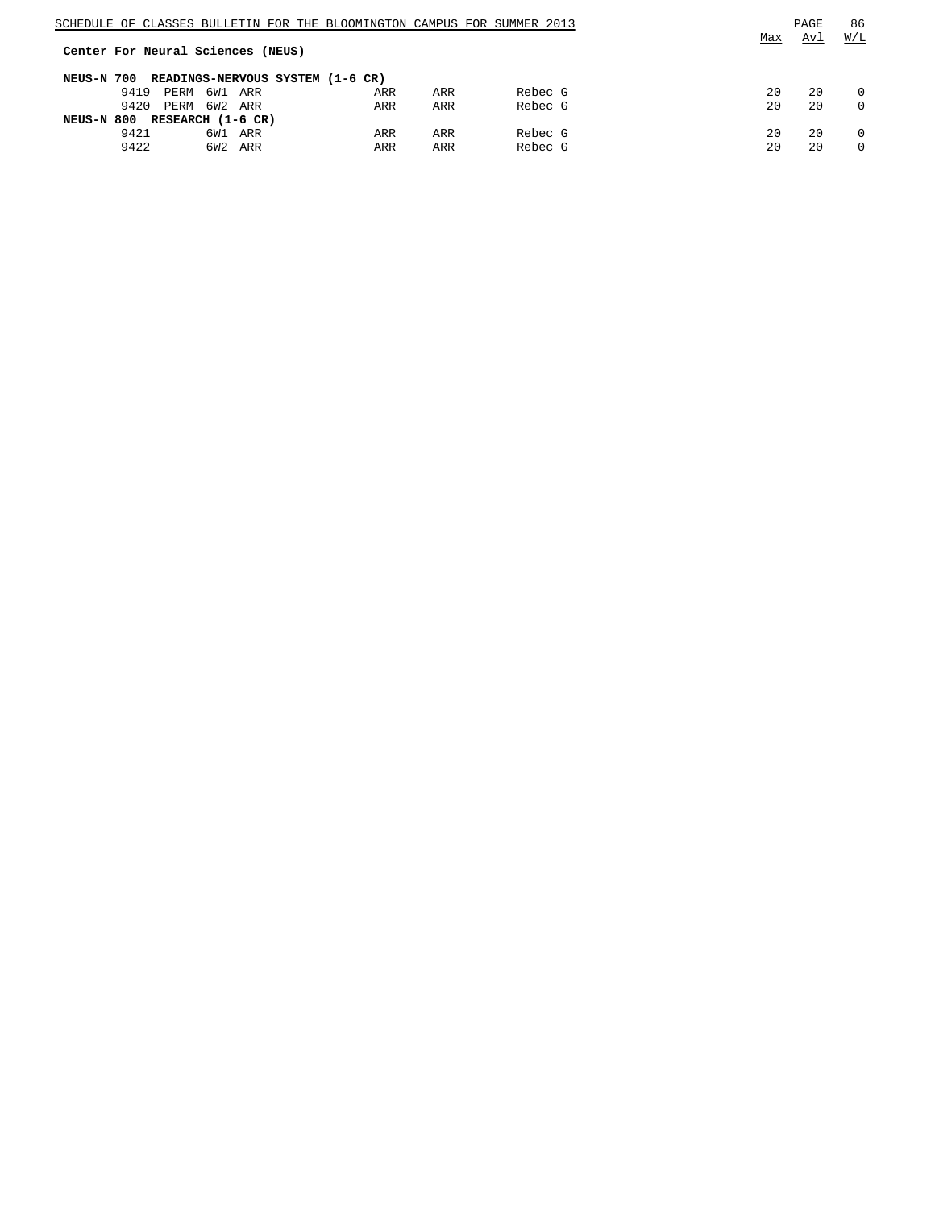## Center For Neural Sciences (NEUS)

| | | | | | | | Max | Avl | W/L |
|---|---|---|---|---|---|---|---|---|---|
| **NEUS-N 700 READINGS-NERVOUS SYSTEM (1-6 CR)** | | | | | | | | | |
| 9419 | PERM | 6W1 | ARR | ARR | ARR | Rebec G | 20 | 20 | 0 |
| 9420 | PERM | 6W2 | ARR | ARR | ARR | Rebec G | 20 | 20 | 0 |
| **NEUS-N 800 RESEARCH (1-6 CR)** | | | | | | | | | |
| 9421 | | 6W1 | ARR | ARR | ARR | Rebec G | 20 | 20 | 0 |
| 9422 | | 6W2 | ARR | ARR | ARR | Rebec G | 20 | 20 | 0 |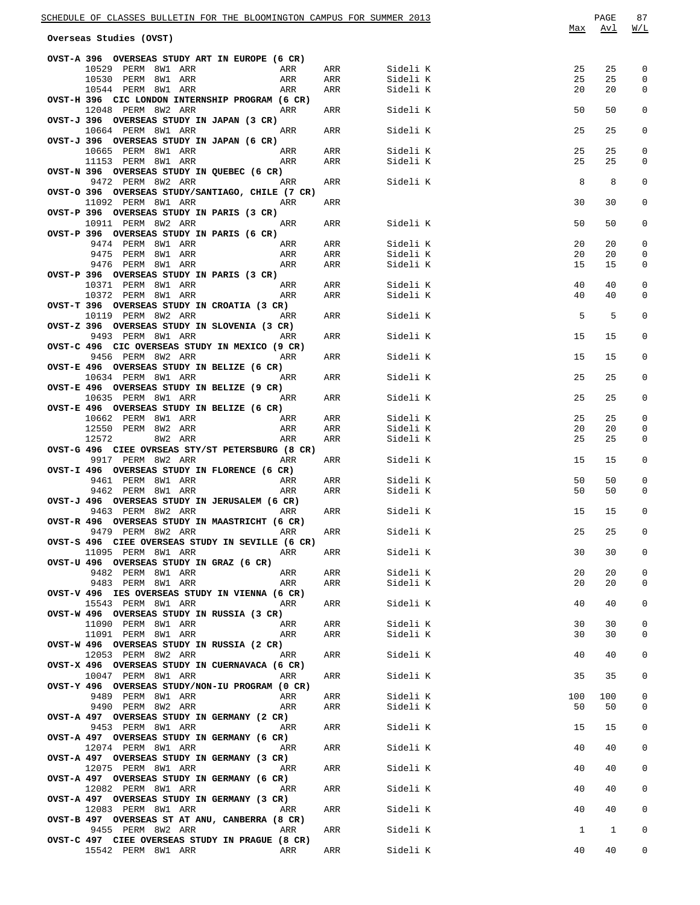## Overseas Studies (OVST)

| | | | | | | | Max | Avl | W/L |
|---|---|---|---|---|---|---|---|---|---|
| **OVST-A 396 OVERSEAS STUDY ART IN EUROPE (6 CR)** | | | | | | | | | |
| 10529 | PERM | 8W1 | ARR | ARR | ARR | Sideli K | 25 | 25 | 0 |
| 10530 | PERM | 8W1 | ARR | ARR | ARR | Sideli K | 25 | 25 | 0 |
| 10544 | PERM | 8W1 | ARR | ARR | ARR | Sideli K | 20 | 20 | 0 |
| **OVST-H 396 CIC LONDON INTERNSHIP PROGRAM (6 CR)** | | | | | | | | | |
| 12048 | PERM | 8W2 | ARR | ARR | ARR | Sideli K | 50 | 50 | 0 |
| **OVST-J 396 OVERSEAS STUDY IN JAPAN (3 CR)** | | | | | | | | | |
| 10664 | PERM | 8W1 | ARR | ARR | ARR | Sideli K | 25 | 25 | 0 |
| **OVST-J 396 OVERSEAS STUDY IN JAPAN (6 CR)** | | | | | | | | | |
| 10665 | PERM | 8W1 | ARR | ARR | ARR | Sideli K | 25 | 25 | 0 |
| 11153 | PERM | 8W1 | ARR | ARR | ARR | Sideli K | 25 | 25 | 0 |
| **OVST-N 396 OVERSEAS STUDY IN QUEBEC (6 CR)** | | | | | | | | | |
| 9472 | PERM | 8W2 | ARR | ARR | ARR | Sideli K | 8 | 8 | 0 |
| **OVST-O 396 OVERSEAS STUDY/SANTIAGO, CHILE (7 CR)** | | | | | | | | | |
| 11092 | PERM | 8W1 | ARR | ARR | ARR | | 30 | 30 | 0 |
| **OVST-P 396 OVERSEAS STUDY IN PARIS (3 CR)** | | | | | | | | | |
| 10911 | PERM | 8W2 | ARR | ARR | ARR | Sideli K | 50 | 50 | 0 |
| **OVST-P 396 OVERSEAS STUDY IN PARIS (6 CR)** | | | | | | | | | |
| 9474 | PERM | 8W1 | ARR | ARR | ARR | Sideli K | 20 | 20 | 0 |
| 9475 | PERM | 8W1 | ARR | ARR | ARR | Sideli K | 20 | 20 | 0 |
| 9476 | PERM | 8W1 | ARR | ARR | ARR | Sideli K | 15 | 15 | 0 |
| **OVST-P 396 OVERSEAS STUDY IN PARIS (3 CR)** | | | | | | | | | |
| 10371 | PERM | 8W1 | ARR | ARR | ARR | Sideli K | 40 | 40 | 0 |
| 10372 | PERM | 8W1 | ARR | ARR | ARR | Sideli K | 40 | 40 | 0 |
| **OVST-T 396 OVERSEAS STUDY IN CROATIA (3 CR)** | | | | | | | | | |
| 10119 | PERM | 8W2 | ARR | ARR | ARR | Sideli K | 5 | 5 | 0 |
| **OVST-Z 396 OVERSEAS STUDY IN SLOVENIA (3 CR)** | | | | | | | | | |
| 9493 | PERM | 8W1 | ARR | ARR | ARR | Sideli K | 15 | 15 | 0 |
| **OVST-C 496 CIC OVERSEAS STUDY IN MEXICO (9 CR)** | | | | | | | | | |
| 9456 | PERM | 8W2 | ARR | ARR | ARR | Sideli K | 15 | 15 | 0 |
| **OVST-E 496 OVERSEAS STUDY IN BELIZE (6 CR)** | | | | | | | | | |
| 10634 | PERM | 8W1 | ARR | ARR | ARR | Sideli K | 25 | 25 | 0 |
| **OVST-E 496 OVERSEAS STUDY IN BELIZE (9 CR)** | | | | | | | | | |
| 10635 | PERM | 8W1 | ARR | ARR | ARR | Sideli K | 25 | 25 | 0 |
| **OVST-E 496 OVERSEAS STUDY IN BELIZE (6 CR)** | | | | | | | | | |
| 10662 | PERM | 8W1 | ARR | ARR | ARR | Sideli K | 25 | 25 | 0 |
| 12550 | PERM | 8W2 | ARR | ARR | ARR | Sideli K | 20 | 20 | 0 |
| 12572 | | 8W2 | ARR | ARR | ARR | Sideli K | 25 | 25 | 0 |
| **OVST-G 496 CIEE OVRSEAS STY/ST PETERSBURG (8 CR)** | | | | | | | | | |
| 9917 | PERM | 8W2 | ARR | ARR | ARR | Sideli K | 15 | 15 | 0 |
| **OVST-I 496 OVERSEAS STUDY IN FLORENCE (6 CR)** | | | | | | | | | |
| 9461 | PERM | 8W1 | ARR | ARR | ARR | Sideli K | 50 | 50 | 0 |
| 9462 | PERM | 8W1 | ARR | ARR | ARR | Sideli K | 50 | 50 | 0 |
| **OVST-J 496 OVERSEAS STUDY IN JERUSALEM (6 CR)** | | | | | | | | | |
| 9463 | PERM | 8W2 | ARR | ARR | ARR | Sideli K | 15 | 15 | 0 |
| **OVST-R 496 OVERSEAS STUDY IN MAASTRICHT (6 CR)** | | | | | | | | | |
| 9479 | PERM | 8W2 | ARR | ARR | ARR | Sideli K | 25 | 25 | 0 |
| **OVST-S 496 CIEE OVERSEAS STUDY IN SEVILLE (6 CR)** | | | | | | | | | |
| 11095 | PERM | 8W1 | ARR | ARR | ARR | Sideli K | 30 | 30 | 0 |
| **OVST-U 496 OVERSEAS STUDY IN GRAZ (6 CR)** | | | | | | | | | |
| 9482 | PERM | 8W1 | ARR | ARR | ARR | Sideli K | 20 | 20 | 0 |
| 9483 | PERM | 8W1 | ARR | ARR | ARR | Sideli K | 20 | 20 | 0 |
| **OVST-V 496 IES OVERSEAS STUDY IN VIENNA (6 CR)** | | | | | | | | | |
| 15543 | PERM | 8W1 | ARR | ARR | ARR | Sideli K | 40 | 40 | 0 |
| **OVST-W 496 OVERSEAS STUDY IN RUSSIA (3 CR)** | | | | | | | | | |
| 11090 | PERM | 8W1 | ARR | ARR | ARR | Sideli K | 30 | 30 | 0 |
| 11091 | PERM | 8W1 | ARR | ARR | ARR | Sideli K | 30 | 30 | 0 |
| **OVST-W 496 OVERSEAS STUDY IN RUSSIA (2 CR)** | | | | | | | | | |
| 12053 | PERM | 8W2 | ARR | ARR | ARR | Sideli K | 40 | 40 | 0 |
| **OVST-X 496 OVERSEAS STUDY IN CUERNAVACA (6 CR)** | | | | | | | | | |
| 10047 | PERM | 8W1 | ARR | ARR | ARR | Sideli K | 35 | 35 | 0 |
| **OVST-Y 496 OVERSEAS STUDY/NON-IU PROGRAM (0 CR)** | | | | | | | | | |
| 9489 | PERM | 8W1 | ARR | ARR | ARR | Sideli K | 100 | 100 | 0 |
| 9490 | PERM | 8W2 | ARR | ARR | ARR | Sideli K | 50 | 50 | 0 |
| **OVST-A 497 OVERSEAS STUDY IN GERMANY (2 CR)** | | | | | | | | | |
| 9453 | PERM | 8W1 | ARR | ARR | ARR | Sideli K | 15 | 15 | 0 |
| **OVST-A 497 OVERSEAS STUDY IN GERMANY (6 CR)** | | | | | | | | | |
| 12074 | PERM | 8W1 | ARR | ARR | ARR | Sideli K | 40 | 40 | 0 |
| **OVST-A 497 OVERSEAS STUDY IN GERMANY (3 CR)** | | | | | | | | | |
| 12075 | PERM | 8W1 | ARR | ARR | ARR | Sideli K | 40 | 40 | 0 |
| **OVST-A 497 OVERSEAS STUDY IN GERMANY (6 CR)** | | | | | | | | | |
| 12082 | PERM | 8W1 | ARR | ARR | ARR | Sideli K | 40 | 40 | 0 |
| **OVST-A 497 OVERSEAS STUDY IN GERMANY (3 CR)** | | | | | | | | | |
| 12083 | PERM | 8W1 | ARR | ARR | ARR | Sideli K | 40 | 40 | 0 |
| **OVST-B 497 OVERSEAS ST AT ANU, CANBERRA (8 CR)** | | | | | | | | | |
| 9455 | PERM | 8W2 | ARR | ARR | ARR | Sideli K | 1 | 1 | 0 |
| **OVST-C 497 CIEE OVERSEAS STUDY IN PRAGUE (8 CR)** | | | | | | | | | |
| 15542 | PERM | 8W1 | ARR | ARR | ARR | Sideli K | 40 | 40 | 0 |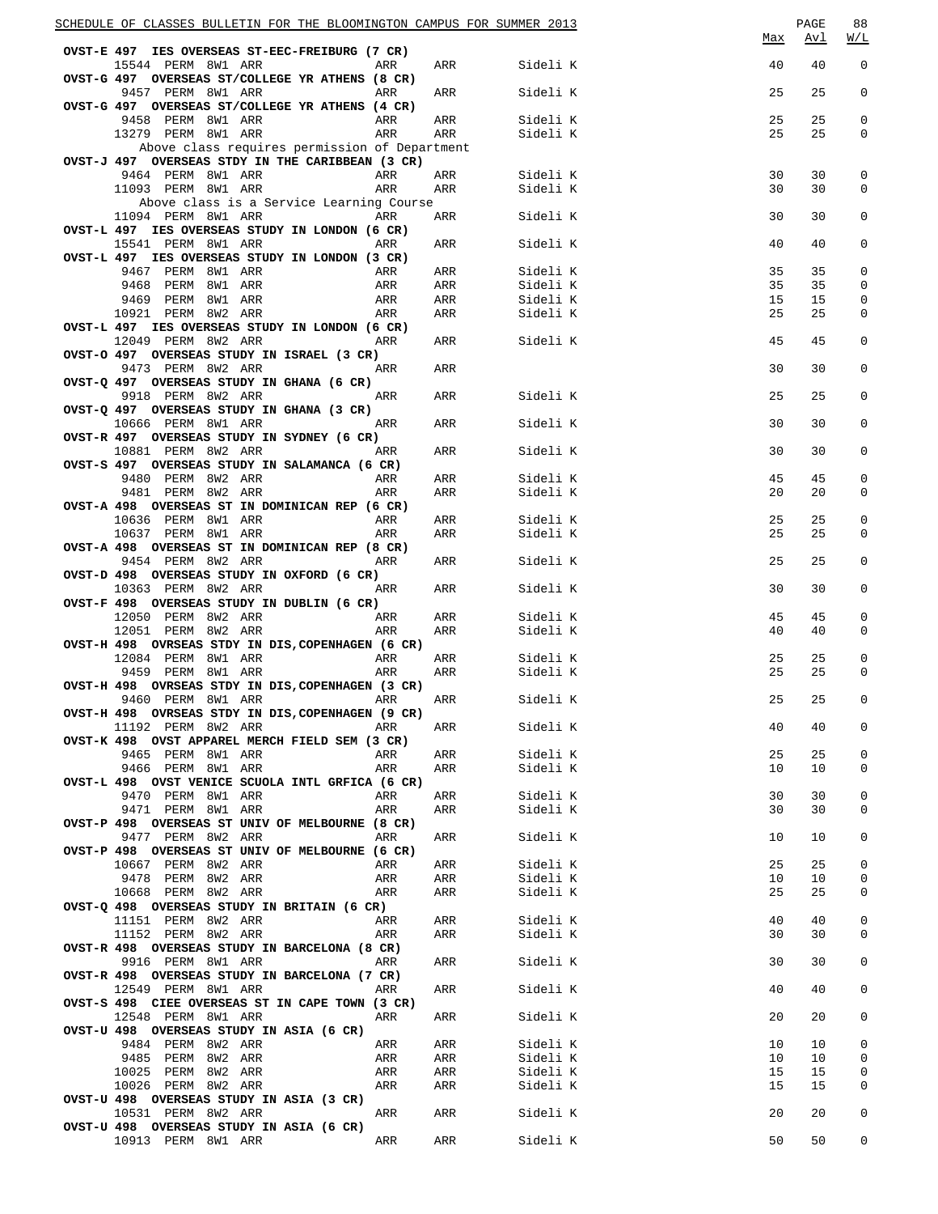| Course / Class | Type | Session | Days | Time | Room | Instructor | Max | Avl | W/L |
|---|---|---|---|---|---|---|---|---|---|
| **OVST-E 497 IES OVERSEAS ST-EEC-FREIBURG (7 CR)** | | | | | | | | | |
| 15544 | PERM | 8W1 | ARR | ARR | ARR | Sideli K | 40 | 40 | 0 |
| **OVST-G 497 OVERSEAS ST/COLLEGE YR ATHENS (8 CR)** | | | | | | | | | |
| 9457 | PERM | 8W1 | ARR | ARR | ARR | Sideli K | 25 | 25 | 0 |
| **OVST-G 497 OVERSEAS ST/COLLEGE YR ATHENS (4 CR)** | | | | | | | | | |
| 9458 | PERM | 8W1 | ARR | ARR | ARR | Sideli K | 25 | 25 | 0 |
| 13279 | PERM | 8W1 | ARR | ARR | ARR | Sideli K | 25 | 25 | 0 |
| Above class requires permission of Department | | | | | | | | | |
| **OVST-J 497 OVERSEAS STDY IN THE CARIBBEAN (3 CR)** | | | | | | | | | |
| 9464 | PERM | 8W1 | ARR | ARR | ARR | Sideli K | 30 | 30 | 0 |
| 11093 | PERM | 8W1 | ARR | ARR | ARR | Sideli K | 30 | 30 | 0 |
| Above class is a Service Learning Course | | | | | | | | | |
| 11094 | PERM | 8W1 | ARR | ARR | ARR | Sideli K | 30 | 30 | 0 |
| **OVST-L 497 IES OVERSEAS STUDY IN LONDON (6 CR)** | | | | | | | | | |
| 15541 | PERM | 8W1 | ARR | ARR | ARR | Sideli K | 40 | 40 | 0 |
| **OVST-L 497 IES OVERSEAS STUDY IN LONDON (3 CR)** | | | | | | | | | |
| 9467 | PERM | 8W1 | ARR | ARR | ARR | Sideli K | 35 | 35 | 0 |
| 9468 | PERM | 8W1 | ARR | ARR | ARR | Sideli K | 35 | 35 | 0 |
| 9469 | PERM | 8W1 | ARR | ARR | ARR | Sideli K | 15 | 15 | 0 |
| 10921 | PERM | 8W2 | ARR | ARR | ARR | Sideli K | 25 | 25 | 0 |
| **OVST-L 497 IES OVERSEAS STUDY IN LONDON (6 CR)** | | | | | | | | | |
| 12049 | PERM | 8W2 | ARR | ARR | ARR | Sideli K | 45 | 45 | 0 |
| **OVST-O 497 OVERSEAS STUDY IN ISRAEL (3 CR)** | | | | | | | | | |
| 9473 | PERM | 8W2 | ARR | ARR | ARR | | 30 | 30 | 0 |
| **OVST-Q 497 OVERSEAS STUDY IN GHANA (6 CR)** | | | | | | | | | |
| 9918 | PERM | 8W2 | ARR | ARR | ARR | Sideli K | 25 | 25 | 0 |
| **OVST-Q 497 OVERSEAS STUDY IN GHANA (3 CR)** | | | | | | | | | |
| 10666 | PERM | 8W1 | ARR | ARR | ARR | Sideli K | 30 | 30 | 0 |
| **OVST-R 497 OVERSEAS STUDY IN SYDNEY (6 CR)** | | | | | | | | | |
| 10881 | PERM | 8W2 | ARR | ARR | ARR | Sideli K | 30 | 30 | 0 |
| **OVST-S 497 OVERSEAS STUDY IN SALAMANCA (6 CR)** | | | | | | | | | |
| 9480 | PERM | 8W2 | ARR | ARR | ARR | Sideli K | 45 | 45 | 0 |
| 9481 | PERM | 8W2 | ARR | ARR | ARR | Sideli K | 20 | 20 | 0 |
| **OVST-A 498 OVERSEAS ST IN DOMINICAN REP (6 CR)** | | | | | | | | | |
| 10636 | PERM | 8W1 | ARR | ARR | ARR | Sideli K | 25 | 25 | 0 |
| 10637 | PERM | 8W1 | ARR | ARR | ARR | Sideli K | 25 | 25 | 0 |
| **OVST-A 498 OVERSEAS ST IN DOMINICAN REP (8 CR)** | | | | | | | | | |
| 9454 | PERM | 8W2 | ARR | ARR | ARR | Sideli K | 25 | 25 | 0 |
| **OVST-D 498 OVERSEAS STUDY IN OXFORD (6 CR)** | | | | | | | | | |
| 10363 | PERM | 8W2 | ARR | ARR | ARR | Sideli K | 30 | 30 | 0 |
| **OVST-F 498 OVERSEAS STUDY IN DUBLIN (6 CR)** | | | | | | | | | |
| 12050 | PERM | 8W2 | ARR | ARR | ARR | Sideli K | 45 | 45 | 0 |
| 12051 | PERM | 8W2 | ARR | ARR | ARR | Sideli K | 40 | 40 | 0 |
| **OVST-H 498 OVRSEAS STDY IN DIS,COPENHAGEN (6 CR)** | | | | | | | | | |
| 12084 | PERM | 8W1 | ARR | ARR | ARR | Sideli K | 25 | 25 | 0 |
| 9459 | PERM | 8W1 | ARR | ARR | ARR | Sideli K | 25 | 25 | 0 |
| **OVST-H 498 OVRSEAS STDY IN DIS,COPENHAGEN (3 CR)** | | | | | | | | | |
| 9460 | PERM | 8W1 | ARR | ARR | ARR | Sideli K | 25 | 25 | 0 |
| **OVST-H 498 OVRSEAS STDY IN DIS,COPENHAGEN (9 CR)** | | | | | | | | | |
| 11192 | PERM | 8W2 | ARR | ARR | ARR | Sideli K | 40 | 40 | 0 |
| **OVST-K 498 OVST APPAREL MERCH FIELD SEM (3 CR)** | | | | | | | | | |
| 9465 | PERM | 8W1 | ARR | ARR | ARR | Sideli K | 25 | 25 | 0 |
| 9466 | PERM | 8W1 | ARR | ARR | ARR | Sideli K | 10 | 10 | 0 |
| **OVST-L 498 OVST VENICE SCUOLA INTL GRFICA (6 CR)** | | | | | | | | | |
| 9470 | PERM | 8W1 | ARR | ARR | ARR | Sideli K | 30 | 30 | 0 |
| 9471 | PERM | 8W1 | ARR | ARR | ARR | Sideli K | 30 | 30 | 0 |
| **OVST-P 498 OVERSEAS ST UNIV OF MELBOURNE (8 CR)** | | | | | | | | | |
| 9477 | PERM | 8W2 | ARR | ARR | ARR | Sideli K | 10 | 10 | 0 |
| **OVST-P 498 OVERSEAS ST UNIV OF MELBOURNE (6 CR)** | | | | | | | | | |
| 10667 | PERM | 8W2 | ARR | ARR | ARR | Sideli K | 25 | 25 | 0 |
| 9478 | PERM | 8W2 | ARR | ARR | ARR | Sideli K | 10 | 10 | 0 |
| 10668 | PERM | 8W2 | ARR | ARR | ARR | Sideli K | 25 | 25 | 0 |
| **OVST-Q 498 OVERSEAS STUDY IN BRITAIN (6 CR)** | | | | | | | | | |
| 11151 | PERM | 8W2 | ARR | ARR | ARR | Sideli K | 40 | 40 | 0 |
| 11152 | PERM | 8W2 | ARR | ARR | ARR | Sideli K | 30 | 30 | 0 |
| **OVST-R 498 OVERSEAS STUDY IN BARCELONA (8 CR)** | | | | | | | | | |
| 9916 | PERM | 8W1 | ARR | ARR | ARR | Sideli K | 30 | 30 | 0 |
| **OVST-R 498 OVERSEAS STUDY IN BARCELONA (7 CR)** | | | | | | | | | |
| 12549 | PERM | 8W1 | ARR | ARR | ARR | Sideli K | 40 | 40 | 0 |
| **OVST-S 498 CIEE OVERSEAS ST IN CAPE TOWN (3 CR)** | | | | | | | | | |
| 12548 | PERM | 8W1 | ARR | ARR | ARR | Sideli K | 20 | 20 | 0 |
| **OVST-U 498 OVERSEAS STUDY IN ASIA (6 CR)** | | | | | | | | | |
| 9484 | PERM | 8W2 | ARR | ARR | ARR | Sideli K | 10 | 10 | 0 |
| 9485 | PERM | 8W2 | ARR | ARR | ARR | Sideli K | 10 | 10 | 0 |
| 10025 | PERM | 8W2 | ARR | ARR | ARR | Sideli K | 15 | 15 | 0 |
| 10026 | PERM | 8W2 | ARR | ARR | ARR | Sideli K | 15 | 15 | 0 |
| **OVST-U 498 OVERSEAS STUDY IN ASIA (3 CR)** | | | | | | | | | |
| 10531 | PERM | 8W2 | ARR | ARR | ARR | Sideli K | 20 | 20 | 0 |
| **OVST-U 498 OVERSEAS STUDY IN ASIA (6 CR)** | | | | | | | | | |
| 10913 | PERM | 8W1 | ARR | ARR | ARR | Sideli K | 50 | 50 | 0 |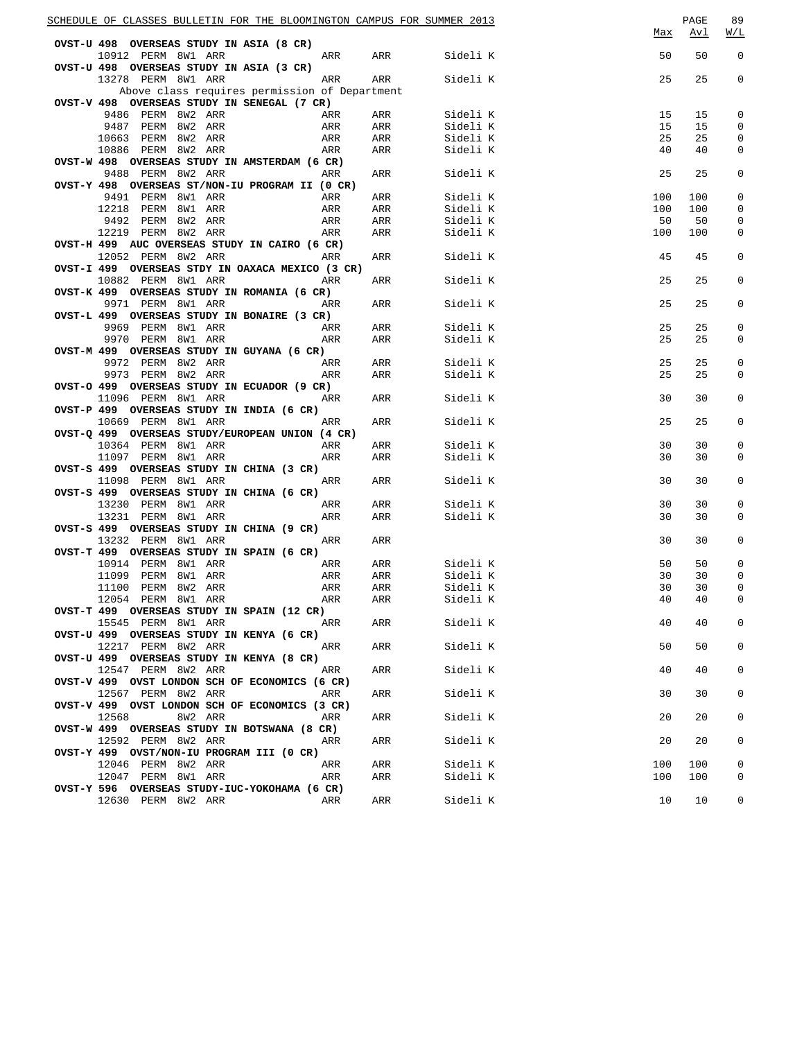| Course / Class | Perm | Session | Time | Days | Room | Instructor | Max | Avl | W/L |
|---|---|---|---|---|---|---|---|---|---|
| **OVST-U 498 OVERSEAS STUDY IN ASIA (8 CR)** | | | | | | | | | |
| 10912 | PERM | 8W1 | ARR | ARR | ARR | Sideli K | 50 | 50 | 0 |
| **OVST-U 498 OVERSEAS STUDY IN ASIA (3 CR)** | | | | | | | | | |
| 13278 | PERM | 8W1 | ARR | ARR | ARR | Sideli K | 25 | 25 | 0 |
| Above class requires permission of Department | | | | | | | | | |
| **OVST-V 498 OVERSEAS STUDY IN SENEGAL (7 CR)** | | | | | | | | | |
| 9486 | PERM | 8W2 | ARR | ARR | ARR | Sideli K | 15 | 15 | 0 |
| 9487 | PERM | 8W2 | ARR | ARR | ARR | Sideli K | 15 | 15 | 0 |
| 10663 | PERM | 8W2 | ARR | ARR | ARR | Sideli K | 25 | 25 | 0 |
| 10886 | PERM | 8W2 | ARR | ARR | ARR | Sideli K | 40 | 40 | 0 |
| **OVST-W 498 OVERSEAS STUDY IN AMSTERDAM (6 CR)** | | | | | | | | | |
| 9488 | PERM | 8W2 | ARR | ARR | ARR | Sideli K | 25 | 25 | 0 |
| **OVST-Y 498 OVERSEAS ST/NON-IU PROGRAM II (0 CR)** | | | | | | | | | |
| 9491 | PERM | 8W1 | ARR | ARR | ARR | Sideli K | 100 | 100 | 0 |
| 12218 | PERM | 8W1 | ARR | ARR | ARR | Sideli K | 100 | 100 | 0 |
| 9492 | PERM | 8W2 | ARR | ARR | ARR | Sideli K | 50 | 50 | 0 |
| 12219 | PERM | 8W2 | ARR | ARR | ARR | Sideli K | 100 | 100 | 0 |
| **OVST-H 499 AUC OVERSEAS STUDY IN CAIRO (6 CR)** | | | | | | | | | |
| 12052 | PERM | 8W2 | ARR | ARR | ARR | Sideli K | 45 | 45 | 0 |
| **OVST-I 499 OVERSEAS STDY IN OAXACA MEXICO (3 CR)** | | | | | | | | | |
| 10882 | PERM | 8W1 | ARR | ARR | ARR | Sideli K | 25 | 25 | 0 |
| **OVST-K 499 OVERSEAS STUDY IN ROMANIA (6 CR)** | | | | | | | | | |
| 9971 | PERM | 8W1 | ARR | ARR | ARR | Sideli K | 25 | 25 | 0 |
| **OVST-L 499 OVERSEAS STUDY IN BONAIRE (3 CR)** | | | | | | | | | |
| 9969 | PERM | 8W1 | ARR | ARR | ARR | Sideli K | 25 | 25 | 0 |
| 9970 | PERM | 8W1 | ARR | ARR | ARR | Sideli K | 25 | 25 | 0 |
| **OVST-M 499 OVERSEAS STUDY IN GUYANA (6 CR)** | | | | | | | | | |
| 9972 | PERM | 8W2 | ARR | ARR | ARR | Sideli K | 25 | 25 | 0 |
| 9973 | PERM | 8W2 | ARR | ARR | ARR | Sideli K | 25 | 25 | 0 |
| **OVST-O 499 OVERSEAS STUDY IN ECUADOR (9 CR)** | | | | | | | | | |
| 11096 | PERM | 8W1 | ARR | ARR | ARR | Sideli K | 30 | 30 | 0 |
| **OVST-P 499 OVERSEAS STUDY IN INDIA (6 CR)** | | | | | | | | | |
| 10669 | PERM | 8W1 | ARR | ARR | ARR | Sideli K | 25 | 25 | 0 |
| **OVST-Q 499 OVERSEAS STUDY/EUROPEAN UNION (4 CR)** | | | | | | | | | |
| 10364 | PERM | 8W1 | ARR | ARR | ARR | Sideli K | 30 | 30 | 0 |
| 11097 | PERM | 8W1 | ARR | ARR | ARR | Sideli K | 30 | 30 | 0 |
| **OVST-S 499 OVERSEAS STUDY IN CHINA (3 CR)** | | | | | | | | | |
| 11098 | PERM | 8W1 | ARR | ARR | ARR | Sideli K | 30 | 30 | 0 |
| **OVST-S 499 OVERSEAS STUDY IN CHINA (6 CR)** | | | | | | | | | |
| 13230 | PERM | 8W1 | ARR | ARR | ARR | Sideli K | 30 | 30 | 0 |
| 13231 | PERM | 8W1 | ARR | ARR | ARR | Sideli K | 30 | 30 | 0 |
| **OVST-S 499 OVERSEAS STUDY IN CHINA (9 CR)** | | | | | | | | | |
| 13232 | PERM | 8W1 | ARR | ARR | ARR | | 30 | 30 | 0 |
| **OVST-T 499 OVERSEAS STUDY IN SPAIN (6 CR)** | | | | | | | | | |
| 10914 | PERM | 8W1 | ARR | ARR | ARR | Sideli K | 50 | 50 | 0 |
| 11099 | PERM | 8W1 | ARR | ARR | ARR | Sideli K | 30 | 30 | 0 |
| 11100 | PERM | 8W2 | ARR | ARR | ARR | Sideli K | 30 | 30 | 0 |
| 12054 | PERM | 8W1 | ARR | ARR | ARR | Sideli K | 40 | 40 | 0 |
| **OVST-T 499 OVERSEAS STUDY IN SPAIN (12 CR)** | | | | | | | | | |
| 15545 | PERM | 8W1 | ARR | ARR | ARR | Sideli K | 40 | 40 | 0 |
| **OVST-U 499 OVERSEAS STUDY IN KENYA (6 CR)** | | | | | | | | | |
| 12217 | PERM | 8W2 | ARR | ARR | ARR | Sideli K | 50 | 50 | 0 |
| **OVST-U 499 OVERSEAS STUDY IN KENYA (8 CR)** | | | | | | | | | |
| 12547 | PERM | 8W2 | ARR | ARR | ARR | Sideli K | 40 | 40 | 0 |
| **OVST-V 499 OVST LONDON SCH OF ECONOMICS (6 CR)** | | | | | | | | | |
| 12567 | PERM | 8W2 | ARR | ARR | ARR | Sideli K | 30 | 30 | 0 |
| **OVST-V 499 OVST LONDON SCH OF ECONOMICS (3 CR)** | | | | | | | | | |
| 12568 | | 8W2 | ARR | ARR | ARR | Sideli K | 20 | 20 | 0 |
| **OVST-W 499 OVERSEAS STUDY IN BOTSWANA (8 CR)** | | | | | | | | | |
| 12592 | PERM | 8W2 | ARR | ARR | ARR | Sideli K | 20 | 20 | 0 |
| **OVST-Y 499 OVST/NON-IU PROGRAM III (0 CR)** | | | | | | | | | |
| 12046 | PERM | 8W2 | ARR | ARR | ARR | Sideli K | 100 | 100 | 0 |
| 12047 | PERM | 8W1 | ARR | ARR | ARR | Sideli K | 100 | 100 | 0 |
| **OVST-Y 596 OVERSEAS STUDY-IUC-YOKOHAMA (6 CR)** | | | | | | | | | |
| 12630 | PERM | 8W2 | ARR | ARR | ARR | Sideli K | 10 | 10 | 0 |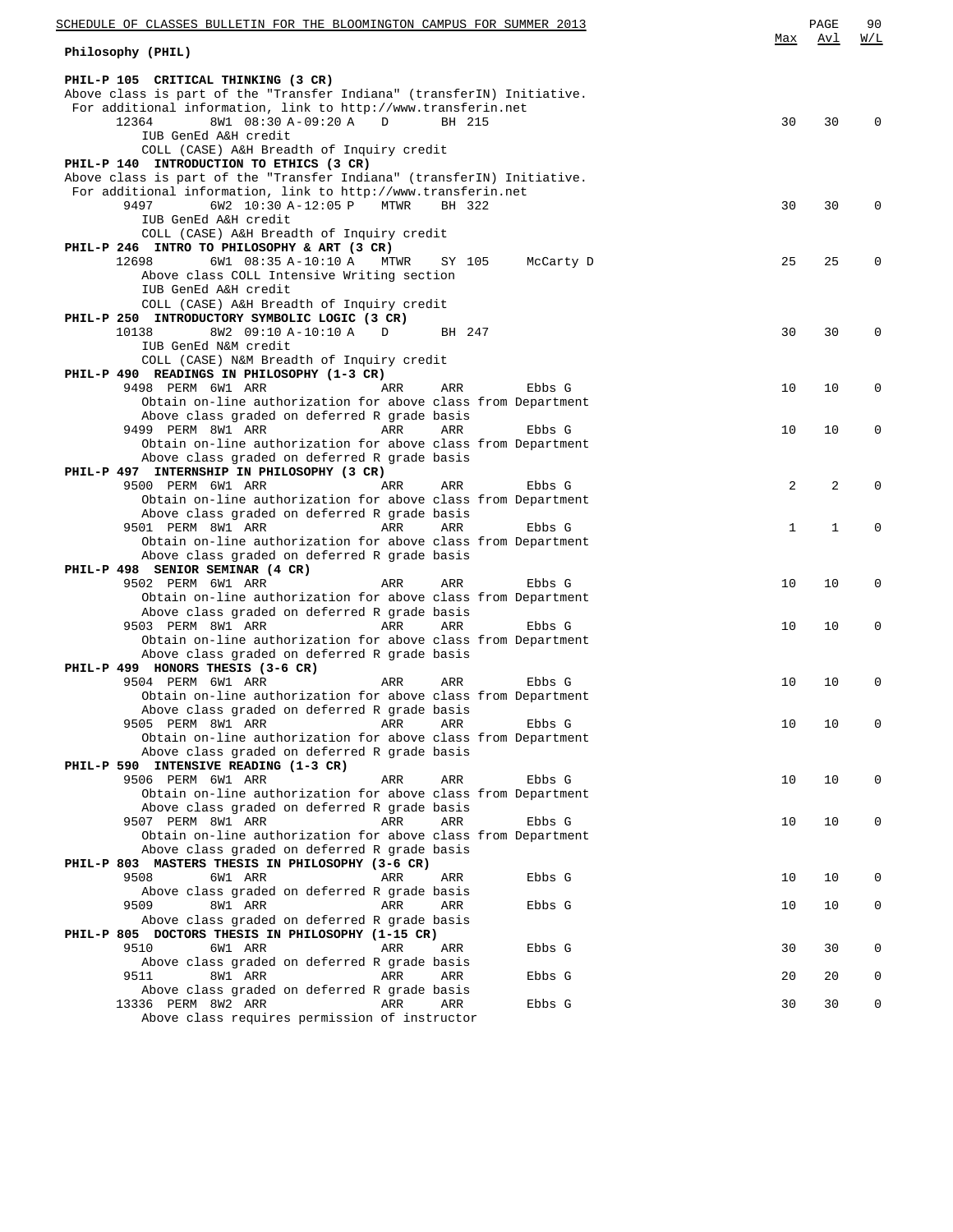## Philosophy (PHIL)

| | Max | Avl | W/L |
|---|---|---|---|
| **PHIL-P 105 CRITICAL THINKING (3 CR)** | | | |
| Above class is part of the "Transfer Indiana" (transferIN) Initiative. For additional information, link to http://www.transferin.net | | | |
| 12364 8W1 08:30 A-09:20 A D BH 215 | 30 | 30 | 0 |
| IUB GenEd A&H credit | | | |
| COLL (CASE) A&H Breadth of Inquiry credit | | | |
| **PHIL-P 140 INTRODUCTION TO ETHICS (3 CR)** | | | |
| Above class is part of the "Transfer Indiana" (transferIN) Initiative. For additional information, link to http://www.transferin.net | | | |
| 9497 6W2 10:30 A-12:05 P MTWR BH 322 | 30 | 30 | 0 |
| IUB GenEd A&H credit | | | |
| COLL (CASE) A&H Breadth of Inquiry credit | | | |
| **PHIL-P 246 INTRO TO PHILOSOPHY & ART (3 CR)** | | | |
| 12698 6W1 08:35 A-10:10 A MTWR SY 105 McCarty D | 25 | 25 | 0 |
| Above class COLL Intensive Writing section | | | |
| IUB GenEd A&H credit | | | |
| COLL (CASE) A&H Breadth of Inquiry credit | | | |
| **PHIL-P 250 INTRODUCTORY SYMBOLIC LOGIC (3 CR)** | | | |
| 10138 8W2 09:10 A-10:10 A D BH 247 | 30 | 30 | 0 |
| IUB GenEd N&M credit | | | |
| COLL (CASE) N&M Breadth of Inquiry credit | | | |
| **PHIL-P 490 READINGS IN PHILOSOPHY (1-3 CR)** | | | |
| 9498 PERM 6W1 ARR ARR ARR Ebbs G | 10 | 10 | 0 |
| Obtain on-line authorization for above class from Department | | | |
| Above class graded on deferred R grade basis | | | |
| 9499 PERM 8W1 ARR ARR ARR Ebbs G | 10 | 10 | 0 |
| Obtain on-line authorization for above class from Department | | | |
| Above class graded on deferred R grade basis | | | |
| **PHIL-P 497 INTERNSHIP IN PHILOSOPHY (3 CR)** | | | |
| 9500 PERM 6W1 ARR ARR ARR Ebbs G | 2 | 2 | 0 |
| Obtain on-line authorization for above class from Department | | | |
| Above class graded on deferred R grade basis | | | |
| 9501 PERM 8W1 ARR ARR ARR Ebbs G | 1 | 1 | 0 |
| Obtain on-line authorization for above class from Department | | | |
| Above class graded on deferred R grade basis | | | |
| **PHIL-P 498 SENIOR SEMINAR (4 CR)** | | | |
| 9502 PERM 6W1 ARR ARR ARR Ebbs G | 10 | 10 | 0 |
| Obtain on-line authorization for above class from Department | | | |
| Above class graded on deferred R grade basis | | | |
| 9503 PERM 8W1 ARR ARR ARR Ebbs G | 10 | 10 | 0 |
| Obtain on-line authorization for above class from Department | | | |
| Above class graded on deferred R grade basis | | | |
| **PHIL-P 499 HONORS THESIS (3-6 CR)** | | | |
| 9504 PERM 6W1 ARR ARR ARR Ebbs G | 10 | 10 | 0 |
| Obtain on-line authorization for above class from Department | | | |
| Above class graded on deferred R grade basis | | | |
| 9505 PERM 8W1 ARR ARR ARR Ebbs G | 10 | 10 | 0 |
| Obtain on-line authorization for above class from Department | | | |
| Above class graded on deferred R grade basis | | | |
| **PHIL-P 590 INTENSIVE READING (1-3 CR)** | | | |
| 9506 PERM 6W1 ARR ARR ARR Ebbs G | 10 | 10 | 0 |
| Obtain on-line authorization for above class from Department | | | |
| Above class graded on deferred R grade basis | | | |
| 9507 PERM 8W1 ARR ARR ARR Ebbs G | 10 | 10 | 0 |
| Obtain on-line authorization for above class from Department | | | |
| Above class graded on deferred R grade basis | | | |
| **PHIL-P 803 MASTERS THESIS IN PHILOSOPHY (3-6 CR)** | | | |
| 9508 6W1 ARR ARR ARR Ebbs G | 10 | 10 | 0 |
| Above class graded on deferred R grade basis | | | |
| 9509 8W1 ARR ARR ARR Ebbs G | 10 | 10 | 0 |
| Above class graded on deferred R grade basis | | | |
| **PHIL-P 805 DOCTORS THESIS IN PHILOSOPHY (1-15 CR)** | | | |
| 9510 6W1 ARR ARR ARR Ebbs G | 30 | 30 | 0 |
| Above class graded on deferred R grade basis | | | |
| 9511 8W1 ARR ARR ARR Ebbs G | 20 | 20 | 0 |
| Above class graded on deferred R grade basis | | | |
| 13336 PERM 8W2 ARR ARR ARR Ebbs G | 30 | 30 | 0 |
| Above class requires permission of instructor | | | |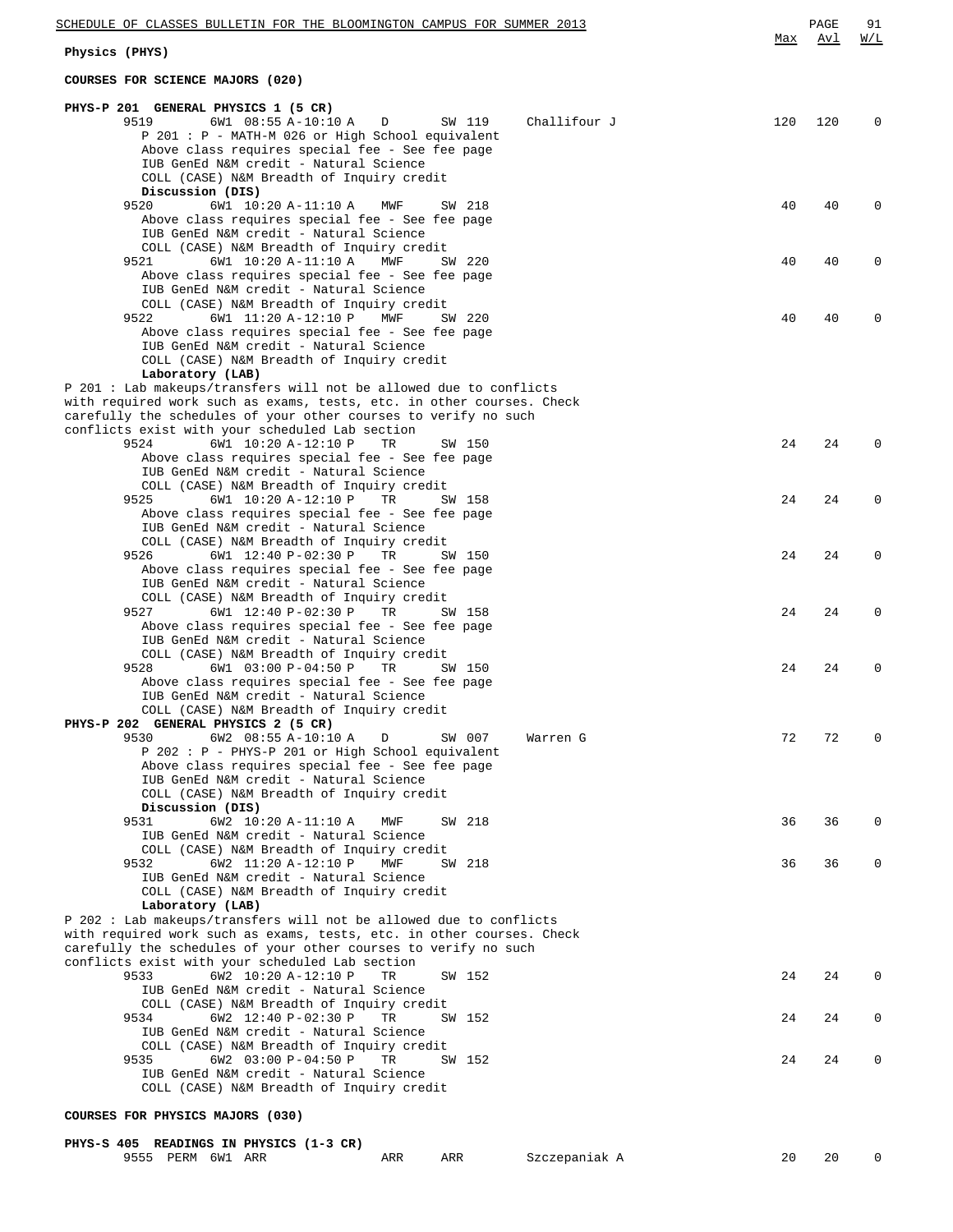## Physics (PHYS)

### COURSES FOR SCIENCE MAJORS (020)

**PHYS-P 201 GENERAL PHYSICS 1 (5 CR)**

| Class | Session | Time | Days | Room | Instructor | Max | Avl | W/L |
|---|---|---|---|---|---|---|---|---|
| 9519 | 6W1 | 08:55 A-10:10 A | D | SW 119 | Challifour J | 120 | 120 | 0 |

P 201 : P - MATH-M 026 or High School equivalent
Above class requires special fee - See fee page
IUB GenEd N&M credit - Natural Science
COLL (CASE) N&M Breadth of Inquiry credit

**Discussion (DIS)**

| Class | Session | Time | Days | Room | Instructor | Max | Avl | W/L |
|---|---|---|---|---|---|---|---|---|
| 9520 | 6W1 | 10:20 A-11:10 A | MWF | SW 218 | | 40 | 40 | 0 |
| 9521 | 6W1 | 10:20 A-11:10 A | MWF | SW 220 | | 40 | 40 | 0 |
| 9522 | 6W1 | 11:20 A-12:10 P | MWF | SW 220 | | 40 | 40 | 0 |

Each section above: Above class requires special fee - See fee page; IUB GenEd N&M credit - Natural Science; COLL (CASE) N&M Breadth of Inquiry credit

**Laboratory (LAB)**

P 201 : Lab makeups/transfers will not be allowed due to conflicts with required work such as exams, tests, etc. in other courses. Check carefully the schedules of your other courses to verify no such conflicts exist with your scheduled Lab section

| Class | Session | Time | Days | Room | Instructor | Max | Avl | W/L |
|---|---|---|---|---|---|---|---|---|
| 9524 | 6W1 | 10:20 A-12:10 P | TR | SW 150 | | 24 | 24 | 0 |
| 9525 | 6W1 | 10:20 A-12:10 P | TR | SW 158 | | 24 | 24 | 0 |
| 9526 | 6W1 | 12:40 P-02:30 P | TR | SW 150 | | 24 | 24 | 0 |
| 9527 | 6W1 | 12:40 P-02:30 P | TR | SW 158 | | 24 | 24 | 0 |
| 9528 | 6W1 | 03:00 P-04:50 P | TR | SW 150 | | 24 | 24 | 0 |

Each section above: Above class requires special fee - See fee page; IUB GenEd N&M credit - Natural Science; COLL (CASE) N&M Breadth of Inquiry credit

**PHYS-P 202 GENERAL PHYSICS 2 (5 CR)**

| Class | Session | Time | Days | Room | Instructor | Max | Avl | W/L |
|---|---|---|---|---|---|---|---|---|
| 9530 | 6W2 | 08:55 A-10:10 A | D | SW 007 | Warren G | 72 | 72 | 0 |

P 202 : P - PHYS-P 201 or High School equivalent
Above class requires special fee - See fee page
IUB GenEd N&M credit - Natural Science
COLL (CASE) N&M Breadth of Inquiry credit

**Discussion (DIS)**

| Class | Session | Time | Days | Room | Instructor | Max | Avl | W/L |
|---|---|---|---|---|---|---|---|---|
| 9531 | 6W2 | 10:20 A-11:10 A | MWF | SW 218 | | 36 | 36 | 0 |
| 9532 | 6W2 | 11:20 A-12:10 P | MWF | SW 218 | | 36 | 36 | 0 |

Each section above: IUB GenEd N&M credit - Natural Science; COLL (CASE) N&M Breadth of Inquiry credit

**Laboratory (LAB)**

P 202 : Lab makeups/transfers will not be allowed due to conflicts with required work such as exams, tests, etc. in other courses. Check carefully the schedules of your other courses to verify no such conflicts exist with your scheduled Lab section

| Class | Session | Time | Days | Room | Instructor | Max | Avl | W/L |
|---|---|---|---|---|---|---|---|---|
| 9533 | 6W2 | 10:20 A-12:10 P | TR | SW 152 | | 24 | 24 | 0 |
| 9534 | 6W2 | 12:40 P-02:30 P | TR | SW 152 | | 24 | 24 | 0 |
| 9535 | 6W2 | 03:00 P-04:50 P | TR | SW 152 | | 24 | 24 | 0 |

Each section above: IUB GenEd N&M credit - Natural Science; COLL (CASE) N&M Breadth of Inquiry credit

### COURSES FOR PHYSICS MAJORS (030)

**PHYS-S 405 READINGS IN PHYSICS (1-3 CR)**

| Class | Session | Time | Days | Room | Instructor | Max | Avl | W/L |
|---|---|---|---|---|---|---|---|---|
| 9555 PERM | 6W1 | ARR | ARR | ARR | Szczepaniak A | 20 | 20 | 0 |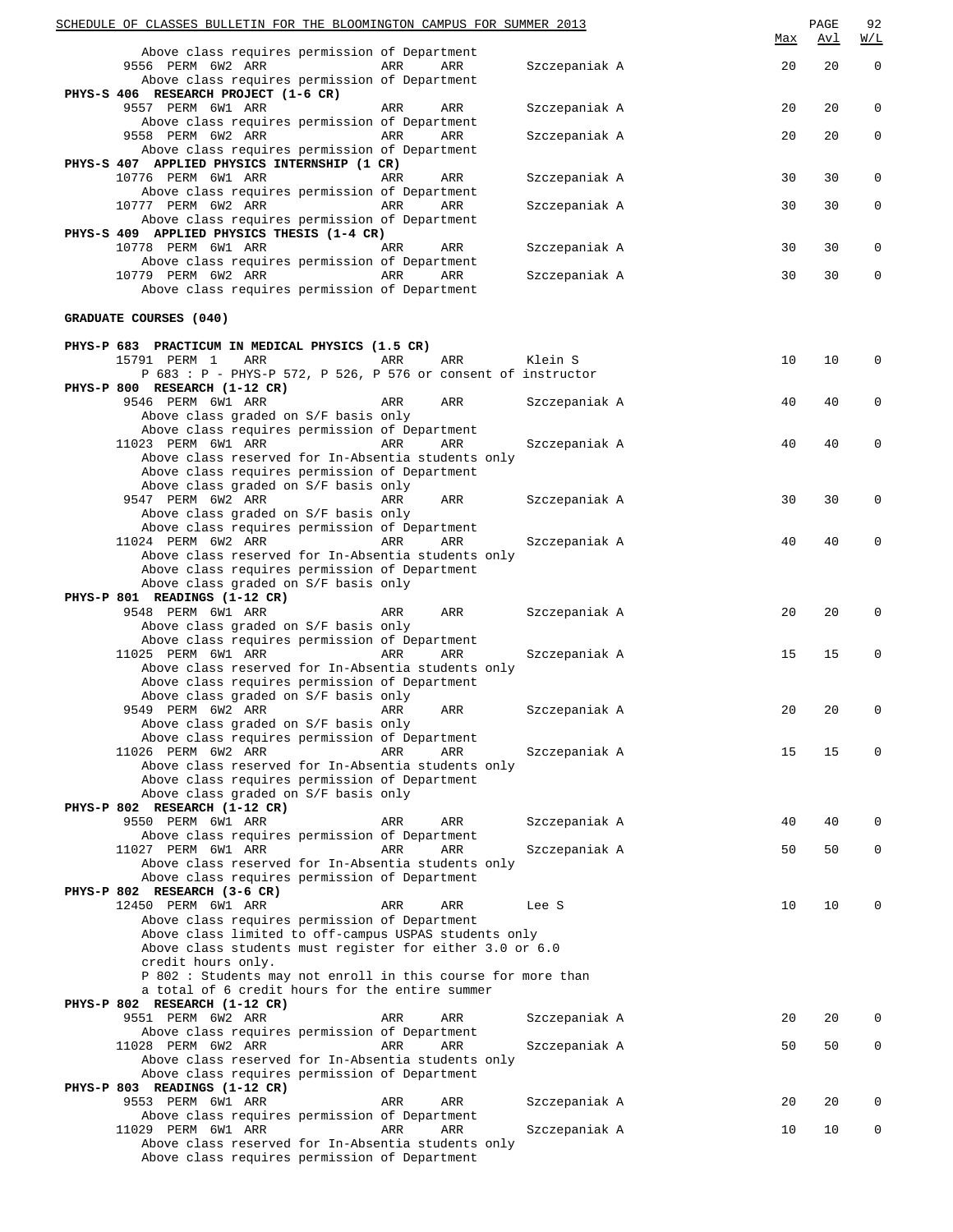Above class requires permission of Department

| Class | Type | Session | Time | Days | Room | Instructor | Max | Avl | W/L |
|---|---|---|---|---|---|---|---|---|---|
| 9556 | PERM | 6W2 | ARR | ARR | ARR | Szczepaniak A | 20 | 20 | 0 |

Above class requires permission of Department

**PHYS-S 406 RESEARCH PROJECT (1-6 CR)**

| Class | Type | Session | Time | Days | Room | Instructor | Max | Avl | W/L |
|---|---|---|---|---|---|---|---|---|---|
| 9557 | PERM | 6W1 | ARR | ARR | ARR | Szczepaniak A | 20 | 20 | 0 |

Above class requires permission of Department

| Class | Type | Session | Time | Days | Room | Instructor | Max | Avl | W/L |
|---|---|---|---|---|---|---|---|---|---|
| 9558 | PERM | 6W2 | ARR | ARR | ARR | Szczepaniak A | 20 | 20 | 0 |

Above class requires permission of Department

**PHYS-S 407 APPLIED PHYSICS INTERNSHIP (1 CR)**

| Class | Type | Session | Time | Days | Room | Instructor | Max | Avl | W/L |
|---|---|---|---|---|---|---|---|---|---|
| 10776 | PERM | 6W1 | ARR | ARR | ARR | Szczepaniak A | 30 | 30 | 0 |

Above class requires permission of Department

| Class | Type | Session | Time | Days | Room | Instructor | Max | Avl | W/L |
|---|---|---|---|---|---|---|---|---|---|
| 10777 | PERM | 6W2 | ARR | ARR | ARR | Szczepaniak A | 30 | 30 | 0 |

Above class requires permission of Department

**PHYS-S 409 APPLIED PHYSICS THESIS (1-4 CR)**

| Class | Type | Session | Time | Days | Room | Instructor | Max | Avl | W/L |
|---|---|---|---|---|---|---|---|---|---|
| 10778 | PERM | 6W1 | ARR | ARR | ARR | Szczepaniak A | 30 | 30 | 0 |

Above class requires permission of Department

| Class | Type | Session | Time | Days | Room | Instructor | Max | Avl | W/L |
|---|---|---|---|---|---|---|---|---|---|
| 10779 | PERM | 6W2 | ARR | ARR | ARR | Szczepaniak A | 30 | 30 | 0 |

Above class requires permission of Department

## GRADUATE COURSES (040)

**PHYS-P 683 PRACTICUM IN MEDICAL PHYSICS (1.5 CR)**

| Class | Type | Session | Time | Days | Room | Instructor | Max | Avl | W/L |
|---|---|---|---|---|---|---|---|---|---|
| 15791 | PERM | 1 | ARR | ARR | ARR | Klein S | 10 | 10 | 0 |

P 683 : P - PHYS-P 572, P 526, P 576 or consent of instructor

**PHYS-P 800 RESEARCH (1-12 CR)**

| Class | Type | Session | Time | Days | Room | Instructor | Max | Avl | W/L |
|---|---|---|---|---|---|---|---|---|---|
| 9546 | PERM | 6W1 | ARR | ARR | ARR | Szczepaniak A | 40 | 40 | 0 |

Above class graded on S/F basis only
Above class requires permission of Department

| Class | Type | Session | Time | Days | Room | Instructor | Max | Avl | W/L |
|---|---|---|---|---|---|---|---|---|---|
| 11023 | PERM | 6W1 | ARR | ARR | ARR | Szczepaniak A | 40 | 40 | 0 |

Above class reserved for In-Absentia students only
Above class requires permission of Department
Above class graded on S/F basis only

| Class | Type | Session | Time | Days | Room | Instructor | Max | Avl | W/L |
|---|---|---|---|---|---|---|---|---|---|
| 9547 | PERM | 6W2 | ARR | ARR | ARR | Szczepaniak A | 30 | 30 | 0 |

Above class graded on S/F basis only
Above class requires permission of Department

| Class | Type | Session | Time | Days | Room | Instructor | Max | Avl | W/L |
|---|---|---|---|---|---|---|---|---|---|
| 11024 | PERM | 6W2 | ARR | ARR | ARR | Szczepaniak A | 40 | 40 | 0 |

Above class reserved for In-Absentia students only
Above class requires permission of Department
Above class graded on S/F basis only

**PHYS-P 801 READINGS (1-12 CR)**

| Class | Type | Session | Time | Days | Room | Instructor | Max | Avl | W/L |
|---|---|---|---|---|---|---|---|---|---|
| 9548 | PERM | 6W1 | ARR | ARR | ARR | Szczepaniak A | 20 | 20 | 0 |

Above class graded on S/F basis only
Above class requires permission of Department

| Class | Type | Session | Time | Days | Room | Instructor | Max | Avl | W/L |
|---|---|---|---|---|---|---|---|---|---|
| 11025 | PERM | 6W1 | ARR | ARR | ARR | Szczepaniak A | 15 | 15 | 0 |

Above class reserved for In-Absentia students only
Above class requires permission of Department
Above class graded on S/F basis only

| Class | Type | Session | Time | Days | Room | Instructor | Max | Avl | W/L |
|---|---|---|---|---|---|---|---|---|---|
| 9549 | PERM | 6W2 | ARR | ARR | ARR | Szczepaniak A | 20 | 20 | 0 |

Above class graded on S/F basis only
Above class requires permission of Department

| Class | Type | Session | Time | Days | Room | Instructor | Max | Avl | W/L |
|---|---|---|---|---|---|---|---|---|---|
| 11026 | PERM | 6W2 | ARR | ARR | ARR | Szczepaniak A | 15 | 15 | 0 |

Above class reserved for In-Absentia students only
Above class requires permission of Department
Above class graded on S/F basis only

**PHYS-P 802 RESEARCH (1-12 CR)**

| Class | Type | Session | Time | Days | Room | Instructor | Max | Avl | W/L |
|---|---|---|---|---|---|---|---|---|---|
| 9550 | PERM | 6W1 | ARR | ARR | ARR | Szczepaniak A | 40 | 40 | 0 |

Above class requires permission of Department

| Class | Type | Session | Time | Days | Room | Instructor | Max | Avl | W/L |
|---|---|---|---|---|---|---|---|---|---|
| 11027 | PERM | 6W1 | ARR | ARR | ARR | Szczepaniak A | 50 | 50 | 0 |

Above class reserved for In-Absentia students only
Above class requires permission of Department

**PHYS-P 802 RESEARCH (3-6 CR)**

| Class | Type | Session | Time | Days | Room | Instructor | Max | Avl | W/L |
|---|---|---|---|---|---|---|---|---|---|
| 12450 | PERM | 6W1 | ARR | ARR | ARR | Lee S | 10 | 10 | 0 |

Above class requires permission of Department
Above class limited to off-campus USPAS students only
Above class students must register for either 3.0 or 6.0 credit hours only.
P 802 : Students may not enroll in this course for more than a total of 6 credit hours for the entire summer

**PHYS-P 802 RESEARCH (1-12 CR)**

| Class | Type | Session | Time | Days | Room | Instructor | Max | Avl | W/L |
|---|---|---|---|---|---|---|---|---|---|
| 9551 | PERM | 6W2 | ARR | ARR | ARR | Szczepaniak A | 20 | 20 | 0 |

Above class requires permission of Department

| Class | Type | Session | Time | Days | Room | Instructor | Max | Avl | W/L |
|---|---|---|---|---|---|---|---|---|---|
| 11028 | PERM | 6W2 | ARR | ARR | ARR | Szczepaniak A | 50 | 50 | 0 |

Above class reserved for In-Absentia students only
Above class requires permission of Department

**PHYS-P 803 READINGS (1-12 CR)**

| Class | Type | Session | Time | Days | Room | Instructor | Max | Avl | W/L |
|---|---|---|---|---|---|---|---|---|---|
| 9553 | PERM | 6W1 | ARR | ARR | ARR | Szczepaniak A | 20 | 20 | 0 |

Above class requires permission of Department

| Class | Type | Session | Time | Days | Room | Instructor | Max | Avl | W/L |
|---|---|---|---|---|---|---|---|---|---|
| 11029 | PERM | 6W1 | ARR | ARR | ARR | Szczepaniak A | 10 | 10 | 0 |

Above class reserved for In-Absentia students only
Above class requires permission of Department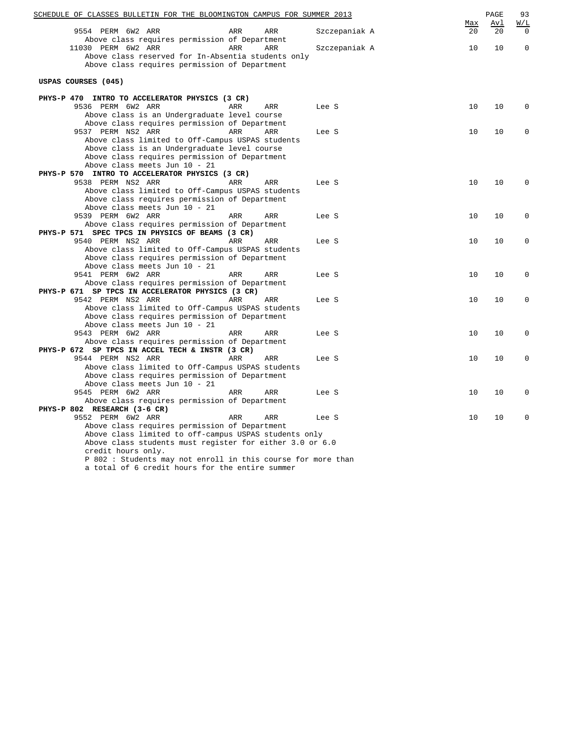| | | | | | | | Max | Avl | W/L |
|---|---|---|---|---|---|---|---|---|---|
| 9554 | PERM | 6W2 | ARR | ARR | ARR | Szczepaniak A | 20 | 20 | 0 |

Above class requires permission of Department

| | | | | | | | | | |
|---|---|---|---|---|---|---|---|---|---|
| 11030 | PERM | 6W2 | ARR | ARR | ARR | Szczepaniak A | 10 | 10 | 0 |

Above class reserved for In-Absentia students only
Above class requires permission of Department

**USPAS COURSES (045)**

**PHYS-P 470 INTRO TO ACCELERATOR PHYSICS (3 CR)**

9536 PERM 6W2 ARR ARR ARR Lee S — Max 10, Avl 10, W/L 0
Above class is an Undergraduate level course
Above class requires permission of Department

9537 PERM NS2 ARR ARR ARR Lee S — Max 10, Avl 10, W/L 0
Above class limited to Off-Campus USPAS students
Above class is an Undergraduate level course
Above class requires permission of Department
Above class meets Jun 10 - 21

**PHYS-P 570 INTRO TO ACCELERATOR PHYSICS (3 CR)**

9538 PERM NS2 ARR ARR ARR Lee S — Max 10, Avl 10, W/L 0
Above class limited to Off-Campus USPAS students
Above class requires permission of Department
Above class meets Jun 10 - 21

9539 PERM 6W2 ARR ARR ARR Lee S — Max 10, Avl 10, W/L 0
Above class requires permission of Department

**PHYS-P 571 SPEC TPCS IN PHYSICS OF BEAMS (3 CR)**

9540 PERM NS2 ARR ARR ARR Lee S — Max 10, Avl 10, W/L 0
Above class limited to Off-Campus USPAS students
Above class requires permission of Department
Above class meets Jun 10 - 21

9541 PERM 6W2 ARR ARR ARR Lee S — Max 10, Avl 10, W/L 0
Above class requires permission of Department

**PHYS-P 671 SP TPCS IN ACCELERATOR PHYSICS (3 CR)**

9542 PERM NS2 ARR ARR ARR Lee S — Max 10, Avl 10, W/L 0
Above class limited to Off-Campus USPAS students
Above class requires permission of Department
Above class meets Jun 10 - 21

9543 PERM 6W2 ARR ARR ARR Lee S — Max 10, Avl 10, W/L 0
Above class requires permission of Department

**PHYS-P 672 SP TPCS IN ACCEL TECH & INSTR (3 CR)**

9544 PERM NS2 ARR ARR ARR Lee S — Max 10, Avl 10, W/L 0
Above class limited to Off-Campus USPAS students
Above class requires permission of Department
Above class meets Jun 10 - 21

9545 PERM 6W2 ARR ARR ARR Lee S — Max 10, Avl 10, W/L 0
Above class requires permission of Department

**PHYS-P 802 RESEARCH (3-6 CR)**

9552 PERM 6W2 ARR ARR ARR Lee S — Max 10, Avl 10, W/L 0
Above class requires permission of Department
Above class limited to off-campus USPAS students only
Above class students must register for either 3.0 or 6.0 credit hours only.
P 802 : Students may not enroll in this course for more than a total of 6 credit hours for the entire summer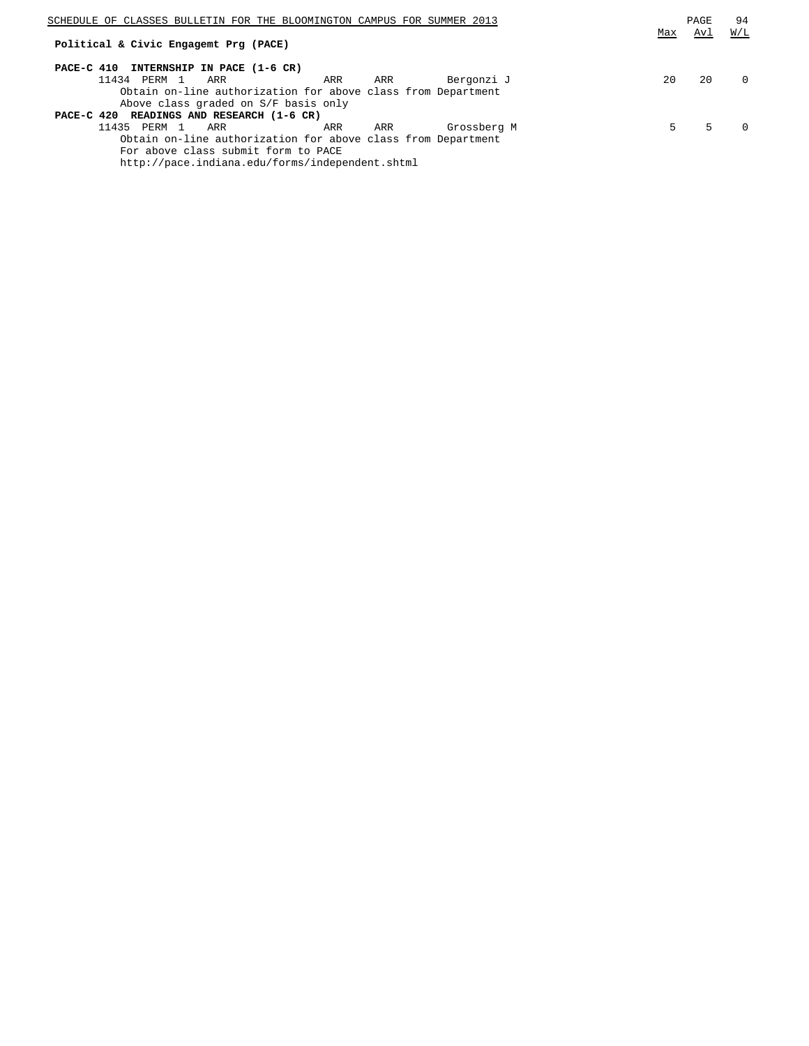**Political & Civic Engagemt Prg (PACE)**

| | | | | | | | Max | Avl | W/L |
|---|---|---|---|---|---|---|---|---|---|
| **PACE-C 410 INTERNSHIP IN PACE (1-6 CR)** | | | | | | | | | |
| 11434 | PERM | 1 | ARR | ARR | ARR | Bergonzi J | 20 | 20 | 0 |

Obtain on-line authorization for above class from Department
Above class graded on S/F basis only

| | | | | | | | Max | Avl | W/L |
|---|---|---|---|---|---|---|---|---|---|
| **PACE-C 420 READINGS AND RESEARCH (1-6 CR)** | | | | | | | | | |
| 11435 | PERM | 1 | ARR | ARR | ARR | Grossberg M | 5 | 5 | 0 |

Obtain on-line authorization for above class from Department
For above class submit form to PACE
http://pace.indiana.edu/forms/independent.shtml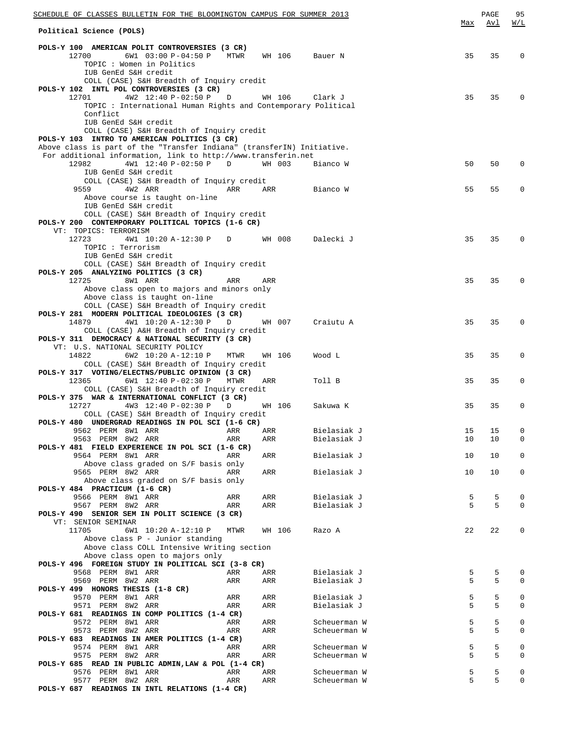## Political Science (POLS)

| | | | | | | Max | Avl | W/L |
|---|---|---|---|---|---|---|---|---|
| **POLS-Y 100 AMERICAN POLIT CONTROVERSIES (3 CR)** | | | | | | | | |
| 12700 | 6W1 03:00 P-04:50 P | MTWR | WH 106 | Bauer N | | 35 | 35 | 0 |
| TOPIC : Women in Politics<br>IUB GenEd S&H credit<br>COLL (CASE) S&H Breadth of Inquiry credit | | | | | | | | |
| **POLS-Y 102 INTL POL CONTROVERSIES (3 CR)** | | | | | | | | |
| 12701 | 4W2 12:40 P-02:50 P | D | WH 106 | Clark J | | 35 | 35 | 0 |
| TOPIC : International Human Rights and Contemporary Political Conflict<br>IUB GenEd S&H credit<br>COLL (CASE) S&H Breadth of Inquiry credit | | | | | | | | |
| **POLS-Y 103 INTRO TO AMERICAN POLITICS (3 CR)** | | | | | | | | |
| Above class is part of the "Transfer Indiana" (transferIN) Initiative. For additional information, link to http://www.transferin.net | | | | | | | | |
| 12982 | 4W1 12:40 P-02:50 P | D | WH 003 | Bianco W | | 50 | 50 | 0 |
| IUB GenEd S&H credit<br>COLL (CASE) S&H Breadth of Inquiry credit | | | | | | | | |
| 9559 | 4W2 ARR | ARR | ARR | Bianco W | | 55 | 55 | 0 |
| Above course is taught on-line<br>IUB GenEd S&H credit<br>COLL (CASE) S&H Breadth of Inquiry credit | | | | | | | | |
| **POLS-Y 200 CONTEMPORARY POLITICAL TOPICS (1-6 CR)** | | | | | | | | |
| VT: TOPICS: TERRORISM | | | | | | | | |
| 12723 | 4W1 10:20 A-12:30 P | D | WH 008 | Dalecki J | | 35 | 35 | 0 |
| TOPIC : Terrorism<br>IUB GenEd S&H credit<br>COLL (CASE) S&H Breadth of Inquiry credit | | | | | | | | |
| **POLS-Y 205 ANALYZING POLITICS (3 CR)** | | | | | | | | |
| 12725 | 8W1 ARR | ARR | ARR | | | 35 | 35 | 0 |
| Above class open to majors and minors only<br>Above class is taught on-line<br>COLL (CASE) S&H Breadth of Inquiry credit | | | | | | | | |
| **POLS-Y 281 MODERN POLITICAL IDEOLOGIES (3 CR)** | | | | | | | | |
| 14879 | 4W1 10:20 A-12:30 P | D | WH 007 | Craiutu A | | 35 | 35 | 0 |
| COLL (CASE) A&H Breadth of Inquiry credit | | | | | | | | |
| **POLS-Y 311 DEMOCRACY & NATIONAL SECURITY (3 CR)** | | | | | | | | |
| VT: U.S. NATIONAL SECURITY POLICY | | | | | | | | |
| 14822 | 6W2 10:20 A-12:10 P | MTWR | WH 106 | Wood L | | 35 | 35 | 0 |
| COLL (CASE) S&H Breadth of Inquiry credit | | | | | | | | |
| **POLS-Y 317 VOTING/ELECTNS/PUBLIC OPINION (3 CR)** | | | | | | | | |
| 12365 | 6W1 12:40 P-02:30 P | MTWR | ARR | Toll B | | 35 | 35 | 0 |
| COLL (CASE) S&H Breadth of Inquiry credit | | | | | | | | |
| **POLS-Y 375 WAR & INTERNATIONAL CONFLICT (3 CR)** | | | | | | | | |
| 12727 | 4W3 12:40 P-02:30 P | D | WH 106 | Sakuwa K | | 35 | 35 | 0 |
| COLL (CASE) S&H Breadth of Inquiry credit | | | | | | | | |
| **POLS-Y 480 UNDERGRAD READINGS IN POL SCI (1-6 CR)** | | | | | | | | |
| 9562 PERM | 8W1 ARR | ARR | ARR | Bielasiak J | | 15 | 15 | 0 |
| 9563 PERM | 8W2 ARR | ARR | ARR | Bielasiak J | | 10 | 10 | 0 |
| **POLS-Y 481 FIELD EXPERIENCE IN POL SCI (1-6 CR)** | | | | | | | | |
| 9564 PERM | 8W1 ARR | ARR | ARR | Bielasiak J | | 10 | 10 | 0 |
| Above class graded on S/F basis only | | | | | | | | |
| 9565 PERM | 8W2 ARR | ARR | ARR | Bielasiak J | | 10 | 10 | 0 |
| Above class graded on S/F basis only | | | | | | | | |
| **POLS-Y 484 PRACTICUM (1-6 CR)** | | | | | | | | |
| 9566 PERM | 8W1 ARR | ARR | ARR | Bielasiak J | | 5 | 5 | 0 |
| 9567 PERM | 8W2 ARR | ARR | ARR | Bielasiak J | | 5 | 5 | 0 |
| **POLS-Y 490 SENIOR SEM IN POLIT SCIENCE (3 CR)** | | | | | | | | |
| VT: SENIOR SEMINAR | | | | | | | | |
| 11705 | 6W1 10:20 A-12:10 P | MTWR | WH 106 | Razo A | | 22 | 22 | 0 |
| Above class P - Junior standing<br>Above class COLL Intensive Writing section<br>Above class open to majors only | | | | | | | | |
| **POLS-Y 496 FOREIGN STUDY IN POLITICAL SCI (3-8 CR)** | | | | | | | | |
| 9568 PERM | 8W1 ARR | ARR | ARR | Bielasiak J | | 5 | 5 | 0 |
| 9569 PERM | 8W2 ARR | ARR | ARR | Bielasiak J | | 5 | 5 | 0 |
| **POLS-Y 499 HONORS THESIS (1-8 CR)** | | | | | | | | |
| 9570 PERM | 8W1 ARR | ARR | ARR | Bielasiak J | | 5 | 5 | 0 |
| 9571 PERM | 8W2 ARR | ARR | ARR | Bielasiak J | | 5 | 5 | 0 |
| **POLS-Y 681 READINGS IN COMP POLITICS (1-4 CR)** | | | | | | | | |
| 9572 PERM | 8W1 ARR | ARR | ARR | Scheuerman W | | 5 | 5 | 0 |
| 9573 PERM | 8W2 ARR | ARR | ARR | Scheuerman W | | 5 | 5 | 0 |
| **POLS-Y 683 READINGS IN AMER POLITICS (1-4 CR)** | | | | | | | | |
| 9574 PERM | 8W1 ARR | ARR | ARR | Scheuerman W | | 5 | 5 | 0 |
| 9575 PERM | 8W2 ARR | ARR | ARR | Scheuerman W | | 5 | 5 | 0 |
| **POLS-Y 685 READ IN PUBLIC ADMIN,LAW & POL (1-4 CR)** | | | | | | | | |
| 9576 PERM | 8W1 ARR | ARR | ARR | Scheuerman W | | 5 | 5 | 0 |
| 9577 PERM | 8W2 ARR | ARR | ARR | Scheuerman W | | 5 | 5 | 0 |
| **POLS-Y 687 READINGS IN INTL RELATIONS (1-4 CR)** | | | | | | | | |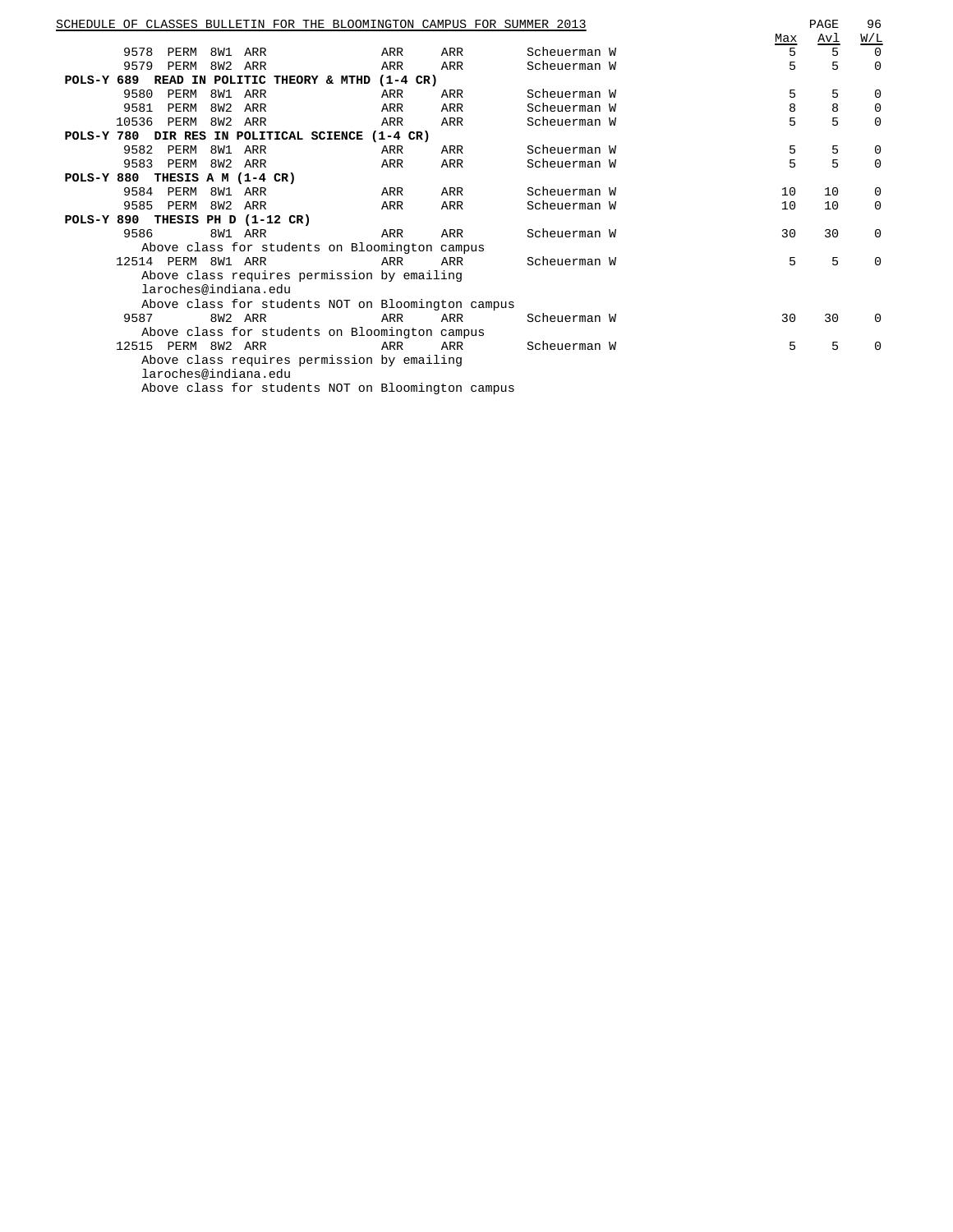| Class | Perm | Session | Days | Time | Room | Instructor | Max | Avl | W/L |
|---|---|---|---|---|---|---|---|---|---|
| 9578 | PERM | 8W1 | ARR | ARR | ARR | Scheuerman W | 5 | 5 | 0 |
| 9579 | PERM | 8W2 | ARR | ARR | ARR | Scheuerman W | 5 | 5 | 0 |

**POLS-Y 689 READ IN POLITIC THEORY & MTHD (1-4 CR)**

| Class | Perm | Session | Days | Time | Room | Instructor | Max | Avl | W/L |
|---|---|---|---|---|---|---|---|---|---|
| 9580 | PERM | 8W1 | ARR | ARR | ARR | Scheuerman W | 5 | 5 | 0 |
| 9581 | PERM | 8W2 | ARR | ARR | ARR | Scheuerman W | 8 | 8 | 0 |
| 10536 | PERM | 8W2 | ARR | ARR | ARR | Scheuerman W | 5 | 5 | 0 |

**POLS-Y 780 DIR RES IN POLITICAL SCIENCE (1-4 CR)**

| Class | Perm | Session | Days | Time | Room | Instructor | Max | Avl | W/L |
|---|---|---|---|---|---|---|---|---|---|
| 9582 | PERM | 8W1 | ARR | ARR | ARR | Scheuerman W | 5 | 5 | 0 |
| 9583 | PERM | 8W2 | ARR | ARR | ARR | Scheuerman W | 5 | 5 | 0 |

**POLS-Y 880 THESIS A M (1-4 CR)**

| Class | Perm | Session | Days | Time | Room | Instructor | Max | Avl | W/L |
|---|---|---|---|---|---|---|---|---|---|
| 9584 | PERM | 8W1 | ARR | ARR | ARR | Scheuerman W | 10 | 10 | 0 |
| 9585 | PERM | 8W2 | ARR | ARR | ARR | Scheuerman W | 10 | 10 | 0 |

**POLS-Y 890 THESIS PH D (1-12 CR)**

| Class | Perm | Session | Days | Time | Room | Instructor | Max | Avl | W/L |
|---|---|---|---|---|---|---|---|---|---|
| 9586 | | 8W1 | ARR | ARR | ARR | Scheuerman W | 30 | 30 | 0 |

Above class for students on Bloomington campus

| Class | Perm | Session | Days | Time | Room | Instructor | Max | Avl | W/L |
|---|---|---|---|---|---|---|---|---|---|
| 12514 | PERM | 8W1 | ARR | ARR | ARR | Scheuerman W | 5 | 5 | 0 |

Above class requires permission by emailing laroches@indiana.edu

Above class for students NOT on Bloomington campus

| Class | Perm | Session | Days | Time | Room | Instructor | Max | Avl | W/L |
|---|---|---|---|---|---|---|---|---|---|
| 9587 | | 8W2 | ARR | ARR | ARR | Scheuerman W | 30 | 30 | 0 |

Above class for students on Bloomington campus

| Class | Perm | Session | Days | Time | Room | Instructor | Max | Avl | W/L |
|---|---|---|---|---|---|---|---|---|---|
| 12515 | PERM | 8W2 | ARR | ARR | ARR | Scheuerman W | 5 | 5 | 0 |

Above class requires permission by emailing laroches@indiana.edu

Above class for students NOT on Bloomington campus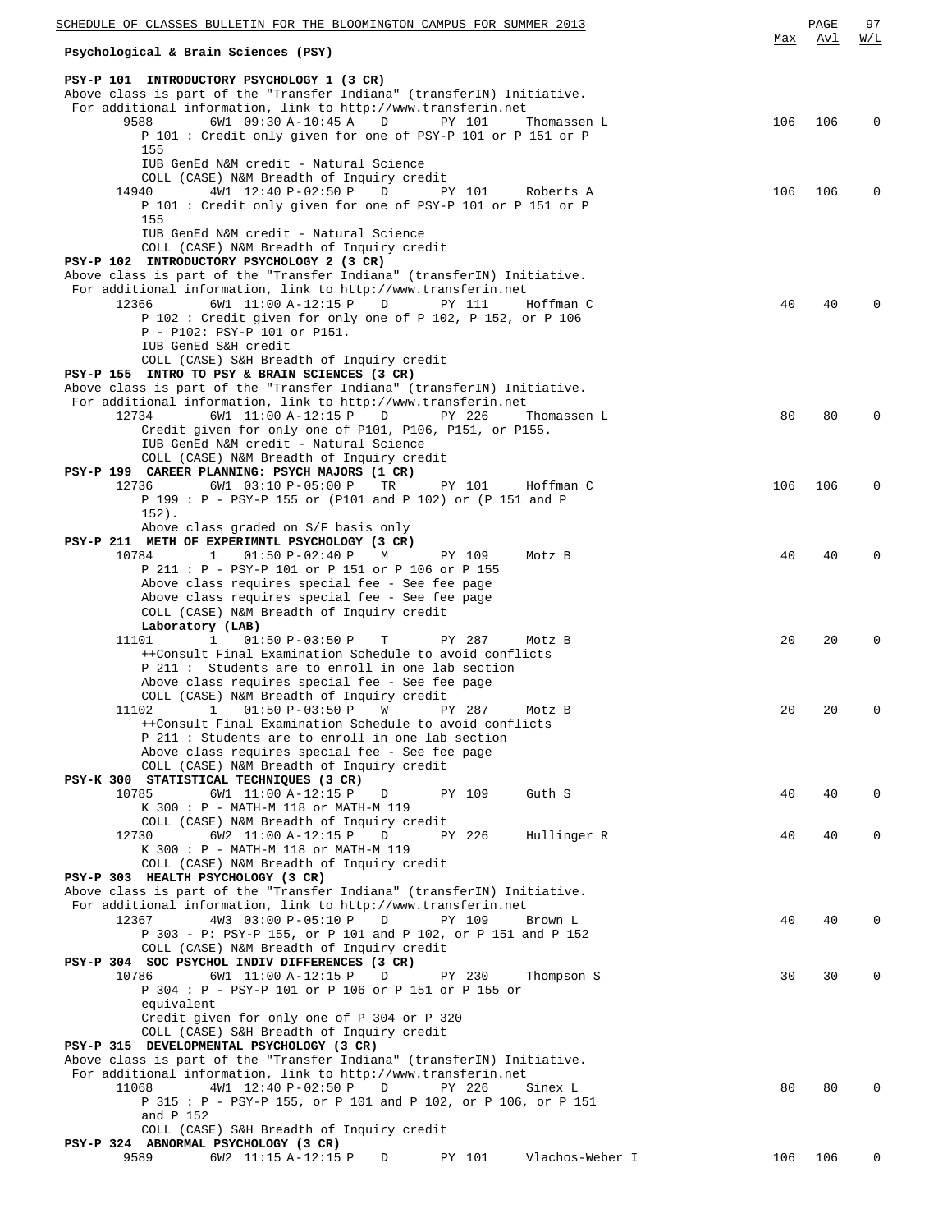## Psychological & Brain Sciences (PSY)

| | | | | | | Max | Avl | W/L |
|---|---|---|---|---|---|---|---|---|

**PSY-P 101 INTRODUCTORY PSYCHOLOGY 1 (3 CR)**

Above class is part of the "Transfer Indiana" (transferIN) Initiative.
For additional information, link to http://www.transferin.net

| Class | Session | Time | Days | Room | Instructor | Max | Avl | W/L |
|---|---|---|---|---|---|---|---|---|
| 9588 | 6W1 | 09:30 A-10:45 A | D | PY 101 | Thomassen L | 106 | 106 | 0 |

P 101 : Credit only given for one of PSY-P 101 or P 151 or P 155
IUB GenEd N&M credit - Natural Science
COLL (CASE) N&M Breadth of Inquiry credit

| Class | Session | Time | Days | Room | Instructor | Max | Avl | W/L |
|---|---|---|---|---|---|---|---|---|
| 14940 | 4W1 | 12:40 P-02:50 P | D | PY 101 | Roberts A | 106 | 106 | 0 |

P 101 : Credit only given for one of PSY-P 101 or P 151 or P 155
IUB GenEd N&M credit - Natural Science
COLL (CASE) N&M Breadth of Inquiry credit

**PSY-P 102 INTRODUCTORY PSYCHOLOGY 2 (3 CR)**

Above class is part of the "Transfer Indiana" (transferIN) Initiative.
For additional information, link to http://www.transferin.net

| Class | Session | Time | Days | Room | Instructor | Max | Avl | W/L |
|---|---|---|---|---|---|---|---|---|
| 12366 | 6W1 | 11:00 A-12:15 P | D | PY 111 | Hoffman C | 40 | 40 | 0 |

P 102 : Credit given for only one of P 102, P 152, or P 106
P - P102: PSY-P 101 or P151.
IUB GenEd S&H credit
COLL (CASE) S&H Breadth of Inquiry credit

**PSY-P 155 INTRO TO PSY & BRAIN SCIENCES (3 CR)**

Above class is part of the "Transfer Indiana" (transferIN) Initiative.
For additional information, link to http://www.transferin.net

| Class | Session | Time | Days | Room | Instructor | Max | Avl | W/L |
|---|---|---|---|---|---|---|---|---|
| 12734 | 6W1 | 11:00 A-12:15 P | D | PY 226 | Thomassen L | 80 | 80 | 0 |

Credit given for only one of P101, P106, P151, or P155.
IUB GenEd N&M credit - Natural Science
COLL (CASE) N&M Breadth of Inquiry credit

**PSY-P 199 CAREER PLANNING: PSYCH MAJORS (1 CR)**

| Class | Session | Time | Days | Room | Instructor | Max | Avl | W/L |
|---|---|---|---|---|---|---|---|---|
| 12736 | 6W1 | 03:10 P-05:00 P | TR | PY 101 | Hoffman C | 106 | 106 | 0 |

P 199 : P - PSY-P 155 or (P101 and P 102) or (P 151 and P 152).
Above class graded on S/F basis only

**PSY-P 211 METH OF EXPERIMNTL PSYCHOLOGY (3 CR)**

| Class | Session | Time | Days | Room | Instructor | Max | Avl | W/L |
|---|---|---|---|---|---|---|---|---|
| 10784 | 1 | 01:50 P-02:40 P | M | PY 109 | Motz B | 40 | 40 | 0 |

P 211 : P - PSY-P 101 or P 151 or P 106 or P 155
Above class requires special fee - See fee page
Above class requires special fee - See fee page
COLL (CASE) N&M Breadth of Inquiry credit

**Laboratory (LAB)**

| Class | Session | Time | Days | Room | Instructor | Max | Avl | W/L |
|---|---|---|---|---|---|---|---|---|
| 11101 | 1 | 01:50 P-03:50 P | T | PY 287 | Motz B | 20 | 20 | 0 |

++Consult Final Examination Schedule to avoid conflicts
P 211 : Students are to enroll in one lab section
Above class requires special fee - See fee page
COLL (CASE) N&M Breadth of Inquiry credit

| Class | Session | Time | Days | Room | Instructor | Max | Avl | W/L |
|---|---|---|---|---|---|---|---|---|
| 11102 | 1 | 01:50 P-03:50 P | W | PY 287 | Motz B | 20 | 20 | 0 |

++Consult Final Examination Schedule to avoid conflicts
P 211 : Students are to enroll in one lab section
Above class requires special fee - See fee page
COLL (CASE) N&M Breadth of Inquiry credit

**PSY-K 300 STATISTICAL TECHNIQUES (3 CR)**

| Class | Session | Time | Days | Room | Instructor | Max | Avl | W/L |
|---|---|---|---|---|---|---|---|---|
| 10785 | 6W1 | 11:00 A-12:15 P | D | PY 109 | Guth S | 40 | 40 | 0 |

K 300 : P - MATH-M 118 or MATH-M 119
COLL (CASE) N&M Breadth of Inquiry credit

| Class | Session | Time | Days | Room | Instructor | Max | Avl | W/L |
|---|---|---|---|---|---|---|---|---|
| 12730 | 6W2 | 11:00 A-12:15 P | D | PY 226 | Hullinger R | 40 | 40 | 0 |

K 300 : P - MATH-M 118 or MATH-M 119
COLL (CASE) N&M Breadth of Inquiry credit

**PSY-P 303 HEALTH PSYCHOLOGY (3 CR)**

Above class is part of the "Transfer Indiana" (transferIN) Initiative.
For additional information, link to http://www.transferin.net

| Class | Session | Time | Days | Room | Instructor | Max | Avl | W/L |
|---|---|---|---|---|---|---|---|---|
| 12367 | 4W3 | 03:00 P-05:10 P | D | PY 109 | Brown L | 40 | 40 | 0 |

P 303 - P: PSY-P 155, or P 101 and P 102, or P 151 and P 152
COLL (CASE) N&M Breadth of Inquiry credit

**PSY-P 304 SOC PSYCHOL INDIV DIFFERENCES (3 CR)**

| Class | Session | Time | Days | Room | Instructor | Max | Avl | W/L |
|---|---|---|---|---|---|---|---|---|
| 10786 | 6W1 | 11:00 A-12:15 P | D | PY 230 | Thompson S | 30 | 30 | 0 |

P 304 : P - PSY-P 101 or P 106 or P 151 or P 155 or equivalent
Credit given for only one of P 304 or P 320
COLL (CASE) S&H Breadth of Inquiry credit

**PSY-P 315 DEVELOPMENTAL PSYCHOLOGY (3 CR)**

Above class is part of the "Transfer Indiana" (transferIN) Initiative.
For additional information, link to http://www.transferin.net

| Class | Session | Time | Days | Room | Instructor | Max | Avl | W/L |
|---|---|---|---|---|---|---|---|---|
| 11068 | 4W1 | 12:40 P-02:50 P | D | PY 226 | Sinex L | 80 | 80 | 0 |

P 315 : P - PSY-P 155, or P 101 and P 102, or P 106, or P 151 and P 152
COLL (CASE) S&H Breadth of Inquiry credit

**PSY-P 324 ABNORMAL PSYCHOLOGY (3 CR)**

| Class | Session | Time | Days | Room | Instructor | Max | Avl | W/L |
|---|---|---|---|---|---|---|---|---|
| 9589 | 6W2 | 11:15 A-12:15 P | D | PY 101 | Vlachos-Weber I | 106 | 106 | 0 |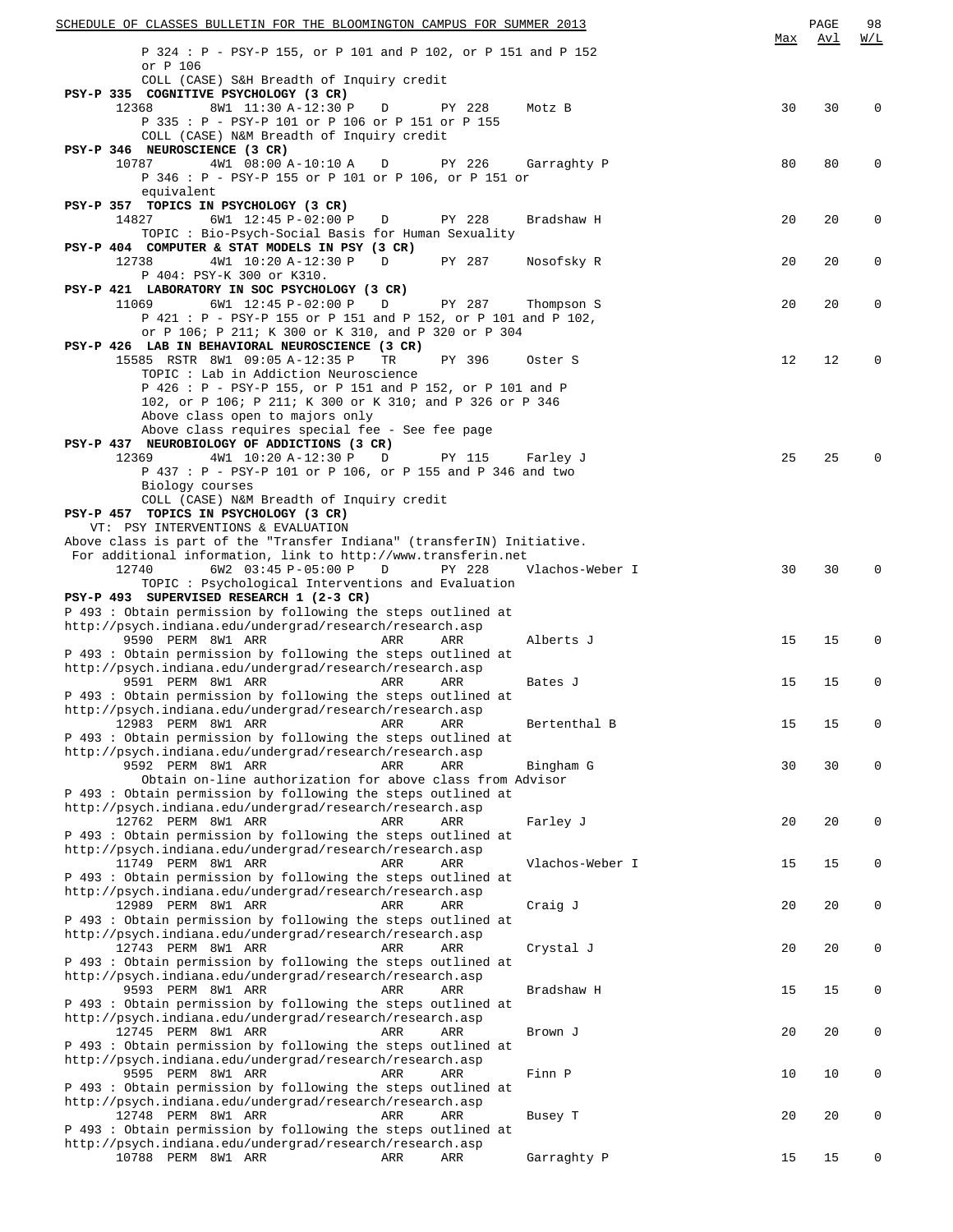| | Max | Avl | W/L |
|---|---|---|---|
| P 324 : P - PSY-P 155, or P 101 and P 102, or P 151 and P 152 or P 106 | | | |
| COLL (CASE) S&H Breadth of Inquiry credit | | | |
| **PSY-P 335 COGNITIVE PSYCHOLOGY (3 CR)** | | | |
| 12368 8W1 11:30 A-12:30 P D PY 228 Motz B | 30 | 30 | 0 |
| P 335 : P - PSY-P 101 or P 106 or P 151 or P 155 | | | |
| COLL (CASE) N&M Breadth of Inquiry credit | | | |
| **PSY-P 346 NEUROSCIENCE (3 CR)** | | | |
| 10787 4W1 08:00 A-10:10 A D PY 226 Garraghty P | 80 | 80 | 0 |
| P 346 : P - PSY-P 155 or P 101 or P 106, or P 151 or equivalent | | | |
| **PSY-P 357 TOPICS IN PSYCHOLOGY (3 CR)** | | | |
| 14827 6W1 12:45 P-02:00 P D PY 228 Bradshaw H | 20 | 20 | 0 |
| TOPIC : Bio-Psych-Social Basis for Human Sexuality | | | |
| **PSY-P 404 COMPUTER & STAT MODELS IN PSY (3 CR)** | | | |
| 12738 4W1 10:20 A-12:30 P D PY 287 Nosofsky R | 20 | 20 | 0 |
| P 404: PSY-K 300 or K310. | | | |
| **PSY-P 421 LABORATORY IN SOC PSYCHOLOGY (3 CR)** | | | |
| 11069 6W1 12:45 P-02:00 P D PY 287 Thompson S | 20 | 20 | 0 |
| P 421 : P - PSY-P 155 or P 151 and P 152, or P 101 and P 102, or P 106; P 211; K 300 or K 310, and P 320 or P 304 | | | |
| **PSY-P 426 LAB IN BEHAVIORAL NEUROSCIENCE (3 CR)** | | | |
| 15585 RSTR 8W1 09:05 A-12:35 P TR PY 396 Oster S | 12 | 12 | 0 |
| TOPIC : Lab in Addiction Neuroscience | | | |
| P 426 : P - PSY-P 155, or P 151 and P 152, or P 101 and P 102, or P 106; P 211; K 300 or K 310; and P 326 or P 346 | | | |
| Above class open to majors only | | | |
| Above class requires special fee - See fee page | | | |
| **PSY-P 437 NEUROBIOLOGY OF ADDICTIONS (3 CR)** | | | |
| 12369 4W1 10:20 A-12:30 P D PY 115 Farley J | 25 | 25 | 0 |
| P 437 : P - PSY-P 101 or P 106, or P 155 and P 346 and two Biology courses | | | |
| COLL (CASE) N&M Breadth of Inquiry credit | | | |
| **PSY-P 457 TOPICS IN PSYCHOLOGY (3 CR)** | | | |
| VT: PSY INTERVENTIONS & EVALUATION | | | |
| Above class is part of the "Transfer Indiana" (transferIN) Initiative. For additional information, link to http://www.transferin.net | | | |
| 12740 6W2 03:45 P-05:00 P D PY 228 Vlachos-Weber I | 30 | 30 | 0 |
| TOPIC : Psychological Interventions and Evaluation | | | |
| **PSY-P 493 SUPERVISED RESEARCH 1 (2-3 CR)** | | | |
| P 493 : Obtain permission by following the steps outlined at http://psych.indiana.edu/undergrad/research/research.asp | | | |
| 9590 PERM 8W1 ARR ARR ARR Alberts J | 15 | 15 | 0 |
| P 493 : Obtain permission by following the steps outlined at http://psych.indiana.edu/undergrad/research/research.asp | | | |
| 9591 PERM 8W1 ARR ARR ARR Bates J | 15 | 15 | 0 |
| P 493 : Obtain permission by following the steps outlined at http://psych.indiana.edu/undergrad/research/research.asp | | | |
| 12983 PERM 8W1 ARR ARR ARR Bertenthal B | 15 | 15 | 0 |
| P 493 : Obtain permission by following the steps outlined at http://psych.indiana.edu/undergrad/research/research.asp | | | |
| 9592 PERM 8W1 ARR ARR ARR Bingham G | 30 | 30 | 0 |
| Obtain on-line authorization for above class from Advisor | | | |
| P 493 : Obtain permission by following the steps outlined at http://psych.indiana.edu/undergrad/research/research.asp | | | |
| 12762 PERM 8W1 ARR ARR ARR Farley J | 20 | 20 | 0 |
| P 493 : Obtain permission by following the steps outlined at http://psych.indiana.edu/undergrad/research/research.asp | | | |
| 11749 PERM 8W1 ARR ARR ARR Vlachos-Weber I | 15 | 15 | 0 |
| P 493 : Obtain permission by following the steps outlined at http://psych.indiana.edu/undergrad/research/research.asp | | | |
| 12989 PERM 8W1 ARR ARR ARR Craig J | 20 | 20 | 0 |
| P 493 : Obtain permission by following the steps outlined at http://psych.indiana.edu/undergrad/research/research.asp | | | |
| 12743 PERM 8W1 ARR ARR ARR Crystal J | 20 | 20 | 0 |
| P 493 : Obtain permission by following the steps outlined at http://psych.indiana.edu/undergrad/research/research.asp | | | |
| 9593 PERM 8W1 ARR ARR ARR Bradshaw H | 15 | 15 | 0 |
| P 493 : Obtain permission by following the steps outlined at http://psych.indiana.edu/undergrad/research/research.asp | | | |
| 12745 PERM 8W1 ARR ARR ARR Brown J | 20 | 20 | 0 |
| P 493 : Obtain permission by following the steps outlined at http://psych.indiana.edu/undergrad/research/research.asp | | | |
| 9595 PERM 8W1 ARR ARR ARR Finn P | 10 | 10 | 0 |
| P 493 : Obtain permission by following the steps outlined at http://psych.indiana.edu/undergrad/research/research.asp | | | |
| 12748 PERM 8W1 ARR ARR ARR Busey T | 20 | 20 | 0 |
| P 493 : Obtain permission by following the steps outlined at http://psych.indiana.edu/undergrad/research/research.asp | | | |
| 10788 PERM 8W1 ARR ARR ARR Garraghty P | 15 | 15 | 0 |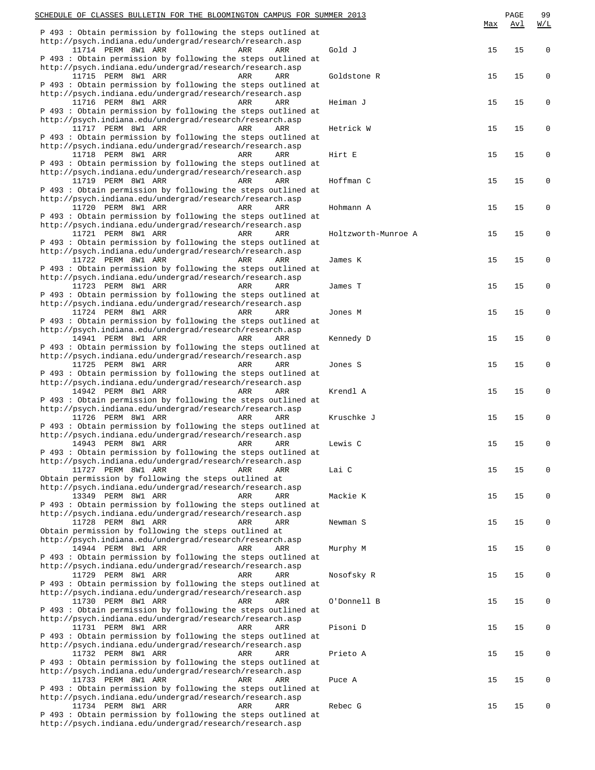| | | | | | | Max | Avl | W/L |
|---|---|---|---|---|---|---|---|---|
| P 493 : Obtain permission by following the steps outlined at http://psych.indiana.edu/undergrad/research/research.asp | | | | | | | | |
| 11714 | PERM | 8W1 | ARR | ARR | ARR | Gold J | 15 | 15 | 0 |
| P 493 : Obtain permission by following the steps outlined at http://psych.indiana.edu/undergrad/research/research.asp | | | | | | | | |
| 11715 | PERM | 8W1 | ARR | ARR | ARR | Goldstone R | 15 | 15 | 0 |
| P 493 : Obtain permission by following the steps outlined at http://psych.indiana.edu/undergrad/research/research.asp | | | | | | | | |
| 11716 | PERM | 8W1 | ARR | ARR | ARR | Heiman J | 15 | 15 | 0 |
| P 493 : Obtain permission by following the steps outlined at http://psych.indiana.edu/undergrad/research/research.asp | | | | | | | | |
| 11717 | PERM | 8W1 | ARR | ARR | ARR | Hetrick W | 15 | 15 | 0 |
| P 493 : Obtain permission by following the steps outlined at http://psych.indiana.edu/undergrad/research/research.asp | | | | | | | | |
| 11718 | PERM | 8W1 | ARR | ARR | ARR | Hirt E | 15 | 15 | 0 |
| P 493 : Obtain permission by following the steps outlined at http://psych.indiana.edu/undergrad/research/research.asp | | | | | | | | |
| 11719 | PERM | 8W1 | ARR | ARR | ARR | Hoffman C | 15 | 15 | 0 |
| P 493 : Obtain permission by following the steps outlined at http://psych.indiana.edu/undergrad/research/research.asp | | | | | | | | |
| 11720 | PERM | 8W1 | ARR | ARR | ARR | Hohmann A | 15 | 15 | 0 |
| P 493 : Obtain permission by following the steps outlined at http://psych.indiana.edu/undergrad/research/research.asp | | | | | | | | |
| 11721 | PERM | 8W1 | ARR | ARR | ARR | Holtzworth-Munroe A | 15 | 15 | 0 |
| P 493 : Obtain permission by following the steps outlined at http://psych.indiana.edu/undergrad/research/research.asp | | | | | | | | |
| 11722 | PERM | 8W1 | ARR | ARR | ARR | James K | 15 | 15 | 0 |
| P 493 : Obtain permission by following the steps outlined at http://psych.indiana.edu/undergrad/research/research.asp | | | | | | | | |
| 11723 | PERM | 8W1 | ARR | ARR | ARR | James T | 15 | 15 | 0 |
| P 493 : Obtain permission by following the steps outlined at http://psych.indiana.edu/undergrad/research/research.asp | | | | | | | | |
| 11724 | PERM | 8W1 | ARR | ARR | ARR | Jones M | 15 | 15 | 0 |
| P 493 : Obtain permission by following the steps outlined at http://psych.indiana.edu/undergrad/research/research.asp | | | | | | | | |
| 14941 | PERM | 8W1 | ARR | ARR | ARR | Kennedy D | 15 | 15 | 0 |
| P 493 : Obtain permission by following the steps outlined at http://psych.indiana.edu/undergrad/research/research.asp | | | | | | | | |
| 11725 | PERM | 8W1 | ARR | ARR | ARR | Jones S | 15 | 15 | 0 |
| P 493 : Obtain permission by following the steps outlined at http://psych.indiana.edu/undergrad/research/research.asp | | | | | | | | |
| 14942 | PERM | 8W1 | ARR | ARR | ARR | Krendl A | 15 | 15 | 0 |
| P 493 : Obtain permission by following the steps outlined at http://psych.indiana.edu/undergrad/research/research.asp | | | | | | | | |
| 11726 | PERM | 8W1 | ARR | ARR | ARR | Kruschke J | 15 | 15 | 0 |
| P 493 : Obtain permission by following the steps outlined at http://psych.indiana.edu/undergrad/research/research.asp | | | | | | | | |
| 14943 | PERM | 8W1 | ARR | ARR | ARR | Lewis C | 15 | 15 | 0 |
| P 493 : Obtain permission by following the steps outlined at http://psych.indiana.edu/undergrad/research/research.asp | | | | | | | | |
| 11727 | PERM | 8W1 | ARR | ARR | ARR | Lai C | 15 | 15 | 0 |
| Obtain permission by following the steps outlined at http://psych.indiana.edu/undergrad/research/research.asp | | | | | | | | |
| 13349 | PERM | 8W1 | ARR | ARR | ARR | Mackie K | 15 | 15 | 0 |
| P 493 : Obtain permission by following the steps outlined at http://psych.indiana.edu/undergrad/research/research.asp | | | | | | | | |
| 11728 | PERM | 8W1 | ARR | ARR | ARR | Newman S | 15 | 15 | 0 |
| Obtain permission by following the steps outlined at http://psych.indiana.edu/undergrad/research/research.asp | | | | | | | | |
| 14944 | PERM | 8W1 | ARR | ARR | ARR | Murphy M | 15 | 15 | 0 |
| P 493 : Obtain permission by following the steps outlined at http://psych.indiana.edu/undergrad/research/research.asp | | | | | | | | |
| 11729 | PERM | 8W1 | ARR | ARR | ARR | Nosofsky R | 15 | 15 | 0 |
| P 493 : Obtain permission by following the steps outlined at http://psych.indiana.edu/undergrad/research/research.asp | | | | | | | | |
| 11730 | PERM | 8W1 | ARR | ARR | ARR | O'Donnell B | 15 | 15 | 0 |
| P 493 : Obtain permission by following the steps outlined at http://psych.indiana.edu/undergrad/research/research.asp | | | | | | | | |
| 11731 | PERM | 8W1 | ARR | ARR | ARR | Pisoni D | 15 | 15 | 0 |
| P 493 : Obtain permission by following the steps outlined at http://psych.indiana.edu/undergrad/research/research.asp | | | | | | | | |
| 11732 | PERM | 8W1 | ARR | ARR | ARR | Prieto A | 15 | 15 | 0 |
| P 493 : Obtain permission by following the steps outlined at http://psych.indiana.edu/undergrad/research/research.asp | | | | | | | | |
| 11733 | PERM | 8W1 | ARR | ARR | ARR | Puce A | 15 | 15 | 0 |
| P 493 : Obtain permission by following the steps outlined at http://psych.indiana.edu/undergrad/research/research.asp | | | | | | | | |
| 11734 | PERM | 8W1 | ARR | ARR | ARR | Rebec G | 15 | 15 | 0 |
| P 493 : Obtain permission by following the steps outlined at http://psych.indiana.edu/undergrad/research/research.asp | | | | | | | | |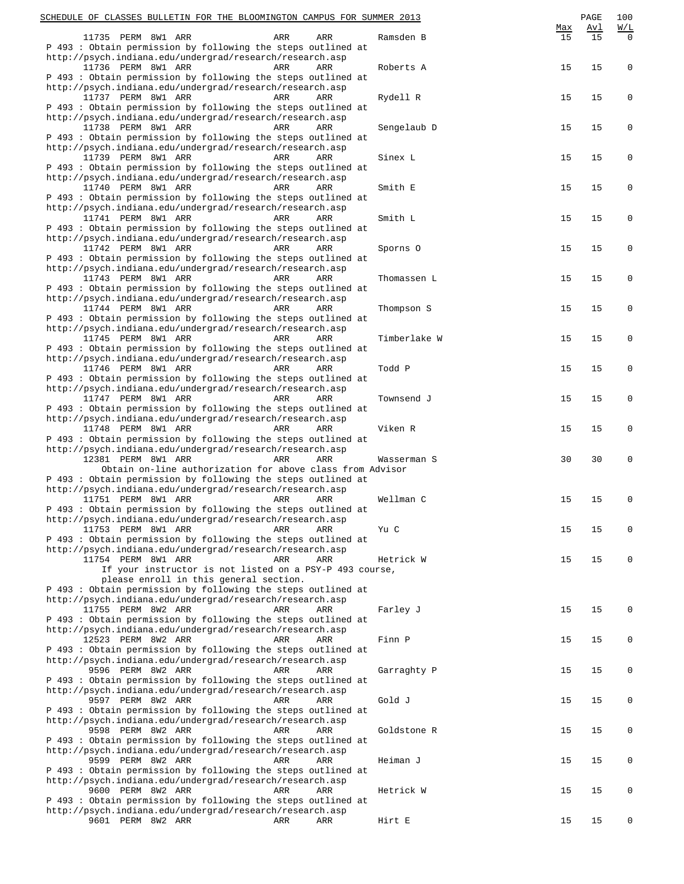| | | | | | | Max | Avl | W/L |
|---|---|---|---|---|---|---|---|---|
| 11735 | PERM | 8W1 | ARR | ARR | ARR | Ramsden B | 15 | 15 | 0 |

P 493 : Obtain permission by following the steps outlined at http://psych.indiana.edu/undergrad/research/research.asp

| | | | | | | | Max | Avl | W/L |
|---|---|---|---|---|---|---|---|---|---|
| 11736 | PERM | 8W1 | ARR | ARR | ARR | Roberts A | 15 | 15 | 0 |

P 493 : Obtain permission by following the steps outlined at http://psych.indiana.edu/undergrad/research/research.asp

11737 PERM 8W1 ARR ARR ARR Rydell R 15 15 0
P 493 : Obtain permission by following the steps outlined at http://psych.indiana.edu/undergrad/research/research.asp

11738 PERM 8W1 ARR ARR ARR Sengelaub D 15 15 0
P 493 : Obtain permission by following the steps outlined at http://psych.indiana.edu/undergrad/research/research.asp

11739 PERM 8W1 ARR ARR ARR Sinex L 15 15 0
P 493 : Obtain permission by following the steps outlined at http://psych.indiana.edu/undergrad/research/research.asp

11740 PERM 8W1 ARR ARR ARR Smith E 15 15 0
P 493 : Obtain permission by following the steps outlined at http://psych.indiana.edu/undergrad/research/research.asp

11741 PERM 8W1 ARR ARR ARR Smith L 15 15 0
P 493 : Obtain permission by following the steps outlined at http://psych.indiana.edu/undergrad/research/research.asp

11742 PERM 8W1 ARR ARR ARR Sporns O 15 15 0
P 493 : Obtain permission by following the steps outlined at http://psych.indiana.edu/undergrad/research/research.asp

11743 PERM 8W1 ARR ARR ARR Thomassen L 15 15 0
P 493 : Obtain permission by following the steps outlined at http://psych.indiana.edu/undergrad/research/research.asp

11744 PERM 8W1 ARR ARR ARR Thompson S 15 15 0
P 493 : Obtain permission by following the steps outlined at http://psych.indiana.edu/undergrad/research/research.asp

11745 PERM 8W1 ARR ARR ARR Timberlake W 15 15 0
P 493 : Obtain permission by following the steps outlined at http://psych.indiana.edu/undergrad/research/research.asp

11746 PERM 8W1 ARR ARR ARR Todd P 15 15 0
P 493 : Obtain permission by following the steps outlined at http://psych.indiana.edu/undergrad/research/research.asp

11747 PERM 8W1 ARR ARR ARR Townsend J 15 15 0
P 493 : Obtain permission by following the steps outlined at http://psych.indiana.edu/undergrad/research/research.asp

11748 PERM 8W1 ARR ARR ARR Viken R 15 15 0
P 493 : Obtain permission by following the steps outlined at http://psych.indiana.edu/undergrad/research/research.asp

12381 PERM 8W1 ARR ARR ARR Wasserman S 30 30 0
Obtain on-line authorization for above class from Advisor
P 493 : Obtain permission by following the steps outlined at http://psych.indiana.edu/undergrad/research/research.asp

11751 PERM 8W1 ARR ARR ARR Wellman C 15 15 0
P 493 : Obtain permission by following the steps outlined at http://psych.indiana.edu/undergrad/research/research.asp

11753 PERM 8W1 ARR ARR ARR Yu C 15 15 0
P 493 : Obtain permission by following the steps outlined at http://psych.indiana.edu/undergrad/research/research.asp

11754 PERM 8W1 ARR ARR ARR Hetrick W 15 15 0
If your instructor is not listed on a PSY-P 493 course, please enroll in this general section.
P 493 : Obtain permission by following the steps outlined at http://psych.indiana.edu/undergrad/research/research.asp

11755 PERM 8W2 ARR ARR ARR Farley J 15 15 0
P 493 : Obtain permission by following the steps outlined at http://psych.indiana.edu/undergrad/research/research.asp

12523 PERM 8W2 ARR ARR ARR Finn P 15 15 0
P 493 : Obtain permission by following the steps outlined at http://psych.indiana.edu/undergrad/research/research.asp

9596 PERM 8W2 ARR ARR ARR Garraghty P 15 15 0
P 493 : Obtain permission by following the steps outlined at http://psych.indiana.edu/undergrad/research/research.asp

9597 PERM 8W2 ARR ARR ARR Gold J 15 15 0
P 493 : Obtain permission by following the steps outlined at http://psych.indiana.edu/undergrad/research/research.asp

9598 PERM 8W2 ARR ARR ARR Goldstone R 15 15 0
P 493 : Obtain permission by following the steps outlined at http://psych.indiana.edu/undergrad/research/research.asp

9599 PERM 8W2 ARR ARR ARR Heiman J 15 15 0
P 493 : Obtain permission by following the steps outlined at http://psych.indiana.edu/undergrad/research/research.asp

9600 PERM 8W2 ARR ARR ARR Hetrick W 15 15 0
P 493 : Obtain permission by following the steps outlined at http://psych.indiana.edu/undergrad/research/research.asp

9601 PERM 8W2 ARR ARR ARR Hirt E 15 15 0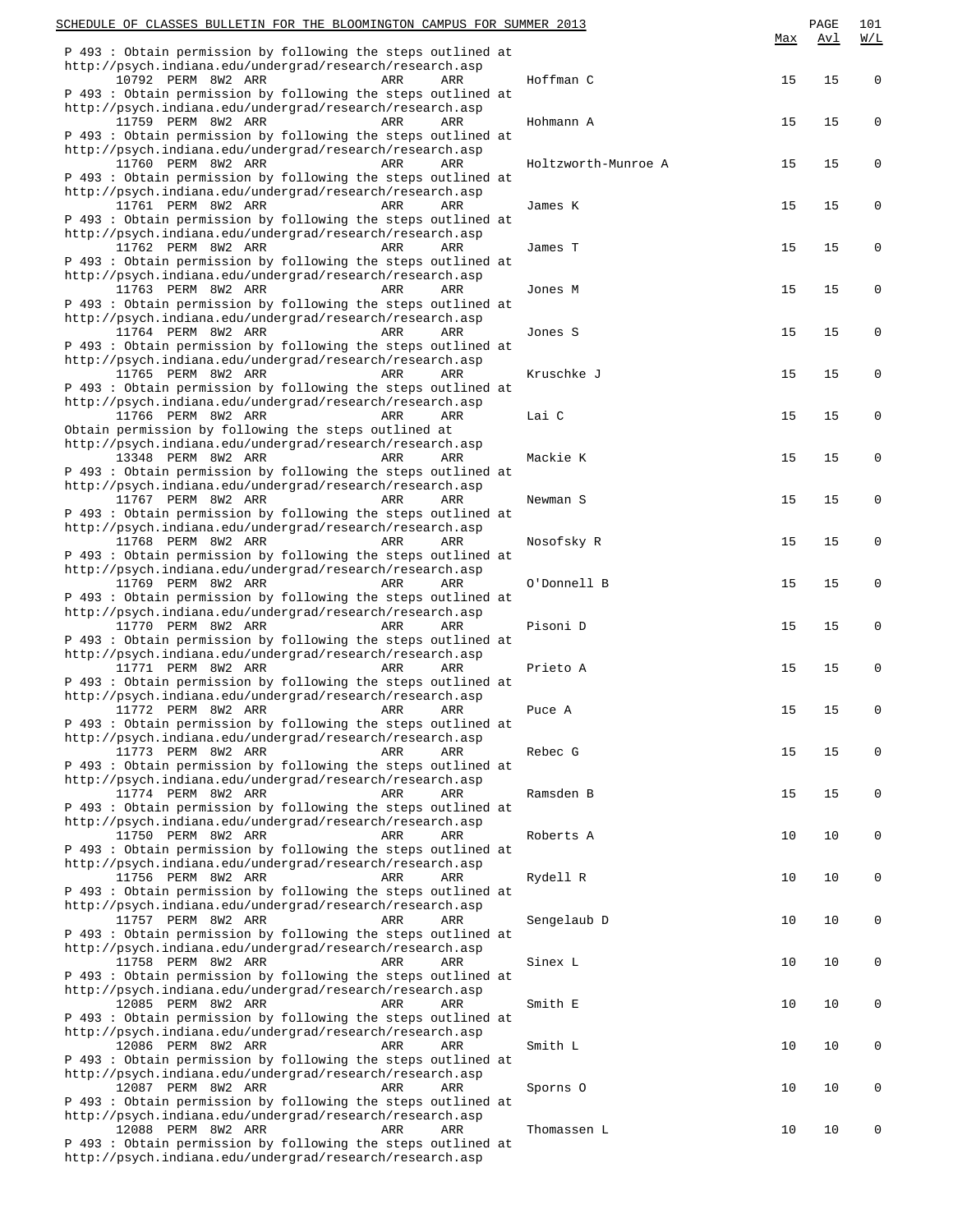| | | | | Max | Avl | W/L |
|---|---|---|---|---|---|---|
| P 493 : Obtain permission by following the steps outlined at http://psych.indiana.edu/undergrad/research/research.asp | | | | | | |
| 10792 PERM 8W2 ARR | ARR | ARR | Hoffman C | 15 | 15 | 0 |
| P 493 : Obtain permission by following the steps outlined at http://psych.indiana.edu/undergrad/research/research.asp | | | | | | |
| 11759 PERM 8W2 ARR | ARR | ARR | Hohmann A | 15 | 15 | 0 |
| P 493 : Obtain permission by following the steps outlined at http://psych.indiana.edu/undergrad/research/research.asp | | | | | | |
| 11760 PERM 8W2 ARR | ARR | ARR | Holtzworth-Munroe A | 15 | 15 | 0 |
| P 493 : Obtain permission by following the steps outlined at http://psych.indiana.edu/undergrad/research/research.asp | | | | | | |
| 11761 PERM 8W2 ARR | ARR | ARR | James K | 15 | 15 | 0 |
| P 493 : Obtain permission by following the steps outlined at http://psych.indiana.edu/undergrad/research/research.asp | | | | | | |
| 11762 PERM 8W2 ARR | ARR | ARR | James T | 15 | 15 | 0 |
| P 493 : Obtain permission by following the steps outlined at http://psych.indiana.edu/undergrad/research/research.asp | | | | | | |
| 11763 PERM 8W2 ARR | ARR | ARR | Jones M | 15 | 15 | 0 |
| P 493 : Obtain permission by following the steps outlined at http://psych.indiana.edu/undergrad/research/research.asp | | | | | | |
| 11764 PERM 8W2 ARR | ARR | ARR | Jones S | 15 | 15 | 0 |
| P 493 : Obtain permission by following the steps outlined at http://psych.indiana.edu/undergrad/research/research.asp | | | | | | |
| 11765 PERM 8W2 ARR | ARR | ARR | Kruschke J | 15 | 15 | 0 |
| P 493 : Obtain permission by following the steps outlined at http://psych.indiana.edu/undergrad/research/research.asp | | | | | | |
| 11766 PERM 8W2 ARR | ARR | ARR | Lai C | 15 | 15 | 0 |
| Obtain permission by following the steps outlined at http://psych.indiana.edu/undergrad/research/research.asp | | | | | | |
| 13348 PERM 8W2 ARR | ARR | ARR | Mackie K | 15 | 15 | 0 |
| P 493 : Obtain permission by following the steps outlined at http://psych.indiana.edu/undergrad/research/research.asp | | | | | | |
| 11767 PERM 8W2 ARR | ARR | ARR | Newman S | 15 | 15 | 0 |
| P 493 : Obtain permission by following the steps outlined at http://psych.indiana.edu/undergrad/research/research.asp | | | | | | |
| 11768 PERM 8W2 ARR | ARR | ARR | Nosofsky R | 15 | 15 | 0 |
| P 493 : Obtain permission by following the steps outlined at http://psych.indiana.edu/undergrad/research/research.asp | | | | | | |
| 11769 PERM 8W2 ARR | ARR | ARR | O'Donnell B | 15 | 15 | 0 |
| P 493 : Obtain permission by following the steps outlined at http://psych.indiana.edu/undergrad/research/research.asp | | | | | | |
| 11770 PERM 8W2 ARR | ARR | ARR | Pisoni D | 15 | 15 | 0 |
| P 493 : Obtain permission by following the steps outlined at http://psych.indiana.edu/undergrad/research/research.asp | | | | | | |
| 11771 PERM 8W2 ARR | ARR | ARR | Prieto A | 15 | 15 | 0 |
| P 493 : Obtain permission by following the steps outlined at http://psych.indiana.edu/undergrad/research/research.asp | | | | | | |
| 11772 PERM 8W2 ARR | ARR | ARR | Puce A | 15 | 15 | 0 |
| P 493 : Obtain permission by following the steps outlined at http://psych.indiana.edu/undergrad/research/research.asp | | | | | | |
| 11773 PERM 8W2 ARR | ARR | ARR | Rebec G | 15 | 15 | 0 |
| P 493 : Obtain permission by following the steps outlined at http://psych.indiana.edu/undergrad/research/research.asp | | | | | | |
| 11774 PERM 8W2 ARR | ARR | ARR | Ramsden B | 15 | 15 | 0 |
| P 493 : Obtain permission by following the steps outlined at http://psych.indiana.edu/undergrad/research/research.asp | | | | | | |
| 11750 PERM 8W2 ARR | ARR | ARR | Roberts A | 10 | 10 | 0 |
| P 493 : Obtain permission by following the steps outlined at http://psych.indiana.edu/undergrad/research/research.asp | | | | | | |
| 11756 PERM 8W2 ARR | ARR | ARR | Rydell R | 10 | 10 | 0 |
| P 493 : Obtain permission by following the steps outlined at http://psych.indiana.edu/undergrad/research/research.asp | | | | | | |
| 11757 PERM 8W2 ARR | ARR | ARR | Sengelaub D | 10 | 10 | 0 |
| P 493 : Obtain permission by following the steps outlined at http://psych.indiana.edu/undergrad/research/research.asp | | | | | | |
| 11758 PERM 8W2 ARR | ARR | ARR | Sinex L | 10 | 10 | 0 |
| P 493 : Obtain permission by following the steps outlined at http://psych.indiana.edu/undergrad/research/research.asp | | | | | | |
| 12085 PERM 8W2 ARR | ARR | ARR | Smith E | 10 | 10 | 0 |
| P 493 : Obtain permission by following the steps outlined at http://psych.indiana.edu/undergrad/research/research.asp | | | | | | |
| 12086 PERM 8W2 ARR | ARR | ARR | Smith L | 10 | 10 | 0 |
| P 493 : Obtain permission by following the steps outlined at http://psych.indiana.edu/undergrad/research/research.asp | | | | | | |
| 12087 PERM 8W2 ARR | ARR | ARR | Sporns O | 10 | 10 | 0 |
| P 493 : Obtain permission by following the steps outlined at http://psych.indiana.edu/undergrad/research/research.asp | | | | | | |
| 12088 PERM 8W2 ARR | ARR | ARR | Thomassen L | 10 | 10 | 0 |
| P 493 : Obtain permission by following the steps outlined at http://psych.indiana.edu/undergrad/research/research.asp | | | | | | |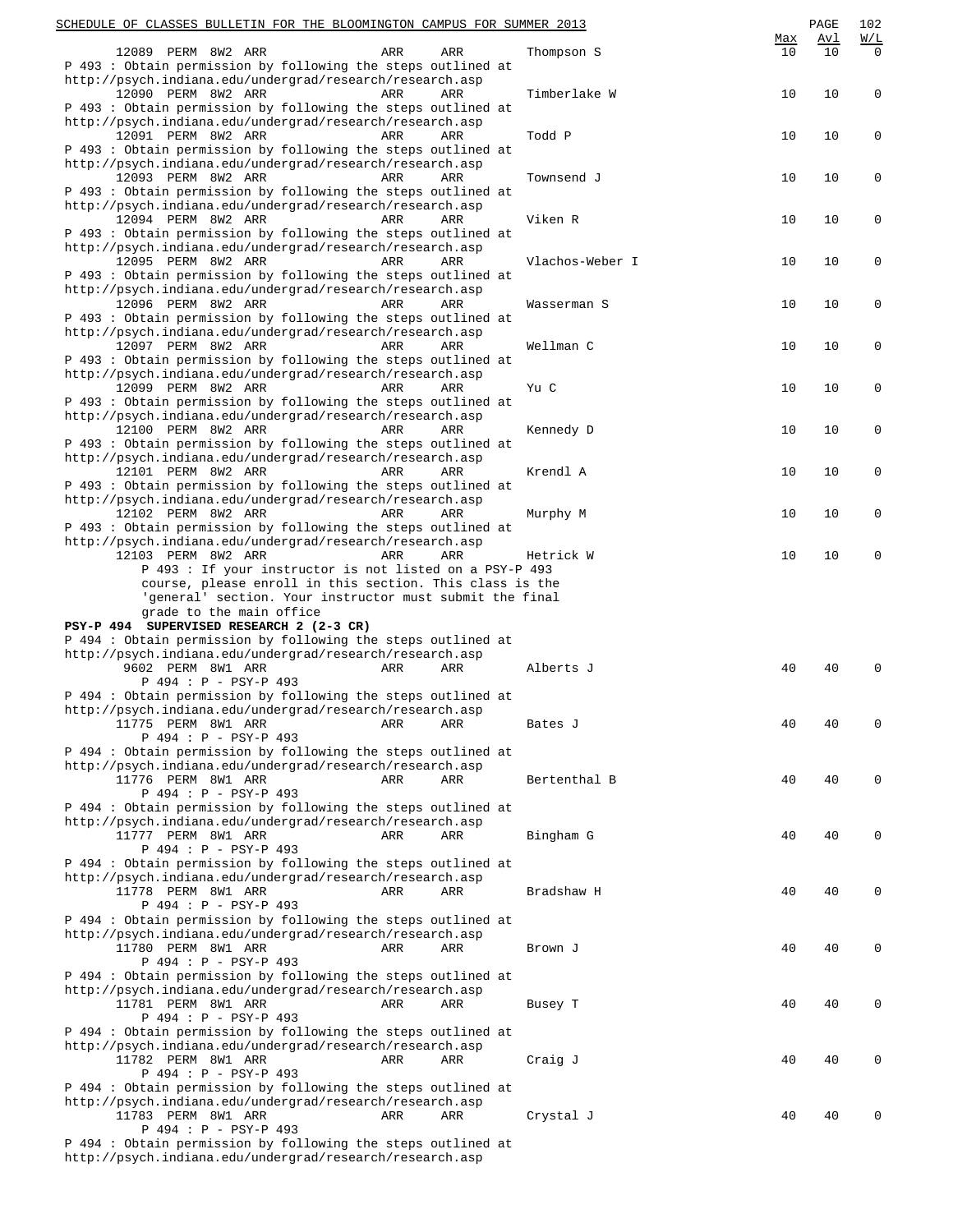| | | | | | | Max | Avl | W/L |
|---|---|---|---|---|---|---|---|---|
| 12089 | PERM | 8W2 | ARR | ARR | ARR | Thompson S | 10 | 10 | 0 |

P 493 : Obtain permission by following the steps outlined at http://psych.indiana.edu/undergrad/research/research.asp

| 12090 | PERM | 8W2 | ARR | ARR | ARR | Timberlake W | 10 | 10 | 0 |
|---|---|---|---|---|---|---|---|---|---|

P 493 : Obtain permission by following the steps outlined at http://psych.indiana.edu/undergrad/research/research.asp

| 12091 | PERM | 8W2 | ARR | ARR | ARR | Todd P | 10 | 10 | 0 |
|---|---|---|---|---|---|---|---|---|---|

P 493 : Obtain permission by following the steps outlined at http://psych.indiana.edu/undergrad/research/research.asp

| 12093 | PERM | 8W2 | ARR | ARR | ARR | Townsend J | 10 | 10 | 0 |
|---|---|---|---|---|---|---|---|---|---|

P 493 : Obtain permission by following the steps outlined at http://psych.indiana.edu/undergrad/research/research.asp

| 12094 | PERM | 8W2 | ARR | ARR | ARR | Viken R | 10 | 10 | 0 |
|---|---|---|---|---|---|---|---|---|---|

P 493 : Obtain permission by following the steps outlined at http://psych.indiana.edu/undergrad/research/research.asp

| 12095 | PERM | 8W2 | ARR | ARR | ARR | Vlachos-Weber I | 10 | 10 | 0 |
|---|---|---|---|---|---|---|---|---|---|

P 493 : Obtain permission by following the steps outlined at http://psych.indiana.edu/undergrad/research/research.asp

| 12096 | PERM | 8W2 | ARR | ARR | ARR | Wasserman S | 10 | 10 | 0 |
|---|---|---|---|---|---|---|---|---|---|

P 493 : Obtain permission by following the steps outlined at http://psych.indiana.edu/undergrad/research/research.asp

| 12097 | PERM | 8W2 | ARR | ARR | ARR | Wellman C | 10 | 10 | 0 |
|---|---|---|---|---|---|---|---|---|---|

P 493 : Obtain permission by following the steps outlined at http://psych.indiana.edu/undergrad/research/research.asp

| 12099 | PERM | 8W2 | ARR | ARR | ARR | Yu C | 10 | 10 | 0 |
|---|---|---|---|---|---|---|---|---|---|

P 493 : Obtain permission by following the steps outlined at http://psych.indiana.edu/undergrad/research/research.asp

| 12100 | PERM | 8W2 | ARR | ARR | ARR | Kennedy D | 10 | 10 | 0 |
|---|---|---|---|---|---|---|---|---|---|

P 493 : Obtain permission by following the steps outlined at http://psych.indiana.edu/undergrad/research/research.asp

| 12101 | PERM | 8W2 | ARR | ARR | ARR | Krendl A | 10 | 10 | 0 |
|---|---|---|---|---|---|---|---|---|---|

P 493 : Obtain permission by following the steps outlined at http://psych.indiana.edu/undergrad/research/research.asp

| 12102 | PERM | 8W2 | ARR | ARR | ARR | Murphy M | 10 | 10 | 0 |
|---|---|---|---|---|---|---|---|---|---|

P 493 : Obtain permission by following the steps outlined at http://psych.indiana.edu/undergrad/research/research.asp

| 12103 | PERM | 8W2 | ARR | ARR | ARR | Hetrick W | 10 | 10 | 0 |
|---|---|---|---|---|---|---|---|---|---|

P 493 : If your instructor is not listed on a PSY-P 493 course, please enroll in this section. This class is the 'general' section. Your instructor must submit the final grade to the main office

**PSY-P 494 SUPERVISED RESEARCH 2 (2-3 CR)**

P 494 : Obtain permission by following the steps outlined at http://psych.indiana.edu/undergrad/research/research.asp

| 9602 | PERM | 8W1 | ARR | ARR | ARR | Alberts J | 40 | 40 | 0 |
|---|---|---|---|---|---|---|---|---|---|

P 494 : P - PSY-P 493

P 494 : Obtain permission by following the steps outlined at http://psych.indiana.edu/undergrad/research/research.asp

| 11775 | PERM | 8W1 | ARR | ARR | ARR | Bates J | 40 | 40 | 0 |
|---|---|---|---|---|---|---|---|---|---|

P 494 : P - PSY-P 493

P 494 : Obtain permission by following the steps outlined at http://psych.indiana.edu/undergrad/research/research.asp

| 11776 | PERM | 8W1 | ARR | ARR | ARR | Bertenthal B | 40 | 40 | 0 |
|---|---|---|---|---|---|---|---|---|---|

P 494 : P - PSY-P 493

P 494 : Obtain permission by following the steps outlined at http://psych.indiana.edu/undergrad/research/research.asp

| 11777 | PERM | 8W1 | ARR | ARR | ARR | Bingham G | 40 | 40 | 0 |
|---|---|---|---|---|---|---|---|---|---|

P 494 : P - PSY-P 493

P 494 : Obtain permission by following the steps outlined at http://psych.indiana.edu/undergrad/research/research.asp

| 11778 | PERM | 8W1 | ARR | ARR | ARR | Bradshaw H | 40 | 40 | 0 |
|---|---|---|---|---|---|---|---|---|---|

P 494 : P - PSY-P 493

P 494 : Obtain permission by following the steps outlined at http://psych.indiana.edu/undergrad/research/research.asp

| 11780 | PERM | 8W1 | ARR | ARR | ARR | Brown J | 40 | 40 | 0 |
|---|---|---|---|---|---|---|---|---|---|

P 494 : P - PSY-P 493

P 494 : Obtain permission by following the steps outlined at http://psych.indiana.edu/undergrad/research/research.asp

| 11781 | PERM | 8W1 | ARR | ARR | ARR | Busey T | 40 | 40 | 0 |
|---|---|---|---|---|---|---|---|---|---|

P 494 : P - PSY-P 493

P 494 : Obtain permission by following the steps outlined at http://psych.indiana.edu/undergrad/research/research.asp

| 11782 | PERM | 8W1 | ARR | ARR | ARR | Craig J | 40 | 40 | 0 |
|---|---|---|---|---|---|---|---|---|---|

P 494 : P - PSY-P 493

P 494 : Obtain permission by following the steps outlined at http://psych.indiana.edu/undergrad/research/research.asp

| 11783 | PERM | 8W1 | ARR | ARR | ARR | Crystal J | 40 | 40 | 0 |
|---|---|---|---|---|---|---|---|---|---|

P 494 : P - PSY-P 493

P 494 : Obtain permission by following the steps outlined at http://psych.indiana.edu/undergrad/research/research.asp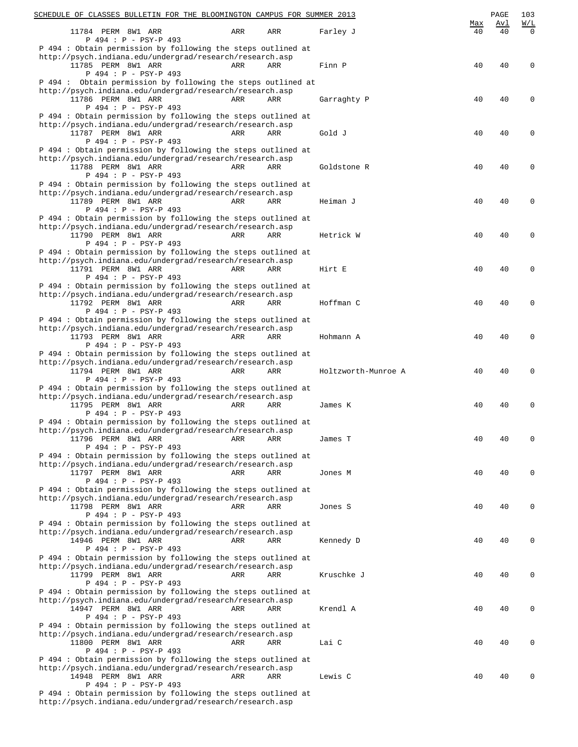| | | | | Max | Avl | W/L |
|---|---|---|---|---|---|---|
| 11784 PERM 8W1 ARR | ARR | ARR | Farley J | 40 | 40 | 0 |

P 494 : P - PSY-P 493
P 494 : Obtain permission by following the steps outlined at
http://psych.indiana.edu/undergrad/research/research.asp

| | | | | | | |
|---|---|---|---|---|---|---|
| 11785 PERM 8W1 ARR | ARR | ARR | Finn P | 40 | 40 | 0 |

P 494 : P - PSY-P 493
P 494 :  Obtain permission by following the steps outlined at
http://psych.indiana.edu/undergrad/research/research.asp

| | | | | | | |
|---|---|---|---|---|---|---|
| 11786 PERM 8W1 ARR | ARR | ARR | Garraghty P | 40 | 40 | 0 |

P 494 : P - PSY-P 493
P 494 : Obtain permission by following the steps outlined at
http://psych.indiana.edu/undergrad/research/research.asp

| | | | | | | |
|---|---|---|---|---|---|---|
| 11787 PERM 8W1 ARR | ARR | ARR | Gold J | 40 | 40 | 0 |

P 494 : P - PSY-P 493
P 494 : Obtain permission by following the steps outlined at
http://psych.indiana.edu/undergrad/research/research.asp

| | | | | | | |
|---|---|---|---|---|---|---|
| 11788 PERM 8W1 ARR | ARR | ARR | Goldstone R | 40 | 40 | 0 |

P 494 : P - PSY-P 493
P 494 : Obtain permission by following the steps outlined at
http://psych.indiana.edu/undergrad/research/research.asp

| | | | | | | |
|---|---|---|---|---|---|---|
| 11789 PERM 8W1 ARR | ARR | ARR | Heiman J | 40 | 40 | 0 |

P 494 : P - PSY-P 493
P 494 : Obtain permission by following the steps outlined at
http://psych.indiana.edu/undergrad/research/research.asp

| | | | | | | |
|---|---|---|---|---|---|---|
| 11790 PERM 8W1 ARR | ARR | ARR | Hetrick W | 40 | 40 | 0 |

P 494 : P - PSY-P 493
P 494 : Obtain permission by following the steps outlined at
http://psych.indiana.edu/undergrad/research/research.asp

| | | | | | | |
|---|---|---|---|---|---|---|
| 11791 PERM 8W1 ARR | ARR | ARR | Hirt E | 40 | 40 | 0 |

P 494 : P - PSY-P 493
P 494 : Obtain permission by following the steps outlined at
http://psych.indiana.edu/undergrad/research/research.asp

| | | | | | | |
|---|---|---|---|---|---|---|
| 11792 PERM 8W1 ARR | ARR | ARR | Hoffman C | 40 | 40 | 0 |

P 494 : P - PSY-P 493
P 494 : Obtain permission by following the steps outlined at
http://psych.indiana.edu/undergrad/research/research.asp

| | | | | | | |
|---|---|---|---|---|---|---|
| 11793 PERM 8W1 ARR | ARR | ARR | Hohmann A | 40 | 40 | 0 |

P 494 : P - PSY-P 493
P 494 : Obtain permission by following the steps outlined at
http://psych.indiana.edu/undergrad/research/research.asp

| | | | | | | |
|---|---|---|---|---|---|---|
| 11794 PERM 8W1 ARR | ARR | ARR | Holtzworth-Munroe A | 40 | 40 | 0 |

P 494 : P - PSY-P 493
P 494 : Obtain permission by following the steps outlined at
http://psych.indiana.edu/undergrad/research/research.asp

| | | | | | | |
|---|---|---|---|---|---|---|
| 11795 PERM 8W1 ARR | ARR | ARR | James K | 40 | 40 | 0 |

P 494 : P - PSY-P 493
P 494 : Obtain permission by following the steps outlined at
http://psych.indiana.edu/undergrad/research/research.asp

| | | | | | | |
|---|---|---|---|---|---|---|
| 11796 PERM 8W1 ARR | ARR | ARR | James T | 40 | 40 | 0 |

P 494 : P - PSY-P 493
P 494 : Obtain permission by following the steps outlined at
http://psych.indiana.edu/undergrad/research/research.asp

| | | | | | | |
|---|---|---|---|---|---|---|
| 11797 PERM 8W1 ARR | ARR | ARR | Jones M | 40 | 40 | 0 |

P 494 : P - PSY-P 493
P 494 : Obtain permission by following the steps outlined at
http://psych.indiana.edu/undergrad/research/research.asp

| | | | | | | |
|---|---|---|---|---|---|---|
| 11798 PERM 8W1 ARR | ARR | ARR | Jones S | 40 | 40 | 0 |

P 494 : P - PSY-P 493
P 494 : Obtain permission by following the steps outlined at
http://psych.indiana.edu/undergrad/research/research.asp

| | | | | | | |
|---|---|---|---|---|---|---|
| 14946 PERM 8W1 ARR | ARR | ARR | Kennedy D | 40 | 40 | 0 |

P 494 : P - PSY-P 493
P 494 : Obtain permission by following the steps outlined at
http://psych.indiana.edu/undergrad/research/research.asp

| | | | | | | |
|---|---|---|---|---|---|---|
| 11799 PERM 8W1 ARR | ARR | ARR | Kruschke J | 40 | 40 | 0 |

P 494 : P - PSY-P 493
P 494 : Obtain permission by following the steps outlined at
http://psych.indiana.edu/undergrad/research/research.asp

| | | | | | | |
|---|---|---|---|---|---|---|
| 14947 PERM 8W1 ARR | ARR | ARR | Krendl A | 40 | 40 | 0 |

P 494 : P - PSY-P 493
P 494 : Obtain permission by following the steps outlined at
http://psych.indiana.edu/undergrad/research/research.asp

| | | | | | | |
|---|---|---|---|---|---|---|
| 11800 PERM 8W1 ARR | ARR | ARR | Lai C | 40 | 40 | 0 |

P 494 : P - PSY-P 493
P 494 : Obtain permission by following the steps outlined at
http://psych.indiana.edu/undergrad/research/research.asp

| | | | | | | |
|---|---|---|---|---|---|---|
| 14948 PERM 8W1 ARR | ARR | ARR | Lewis C | 40 | 40 | 0 |

P 494 : P - PSY-P 493
P 494 : Obtain permission by following the steps outlined at
http://psych.indiana.edu/undergrad/research/research.asp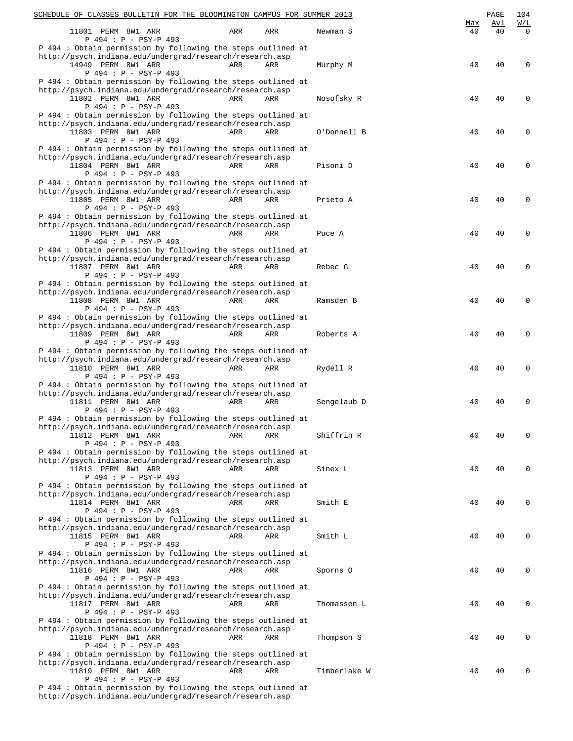| | | | | Max | Avl | W/L |
|---|---|---|---|---|---|---|
| 11801 PERM 8W1 ARR | ARR | ARR | Newman S | 40 | 40 | 0 |

P 494 : P - PSY-P 493
P 494 : Obtain permission by following the steps outlined at
http://psych.indiana.edu/undergrad/research/research.asp

| | | | | | | |
|---|---|---|---|---|---|---|
| 14949 PERM 8W1 ARR | ARR | ARR | Murphy M | 40 | 40 | 0 |

P 494 : P - PSY-P 493
P 494 : Obtain permission by following the steps outlined at
http://psych.indiana.edu/undergrad/research/research.asp

| | | | | | | |
|---|---|---|---|---|---|---|
| 11802 PERM 8W1 ARR | ARR | ARR | Nosofsky R | 40 | 40 | 0 |

P 494 : P - PSY-P 493
P 494 : Obtain permission by following the steps outlined at
http://psych.indiana.edu/undergrad/research/research.asp

| | | | | | | |
|---|---|---|---|---|---|---|
| 11803 PERM 8W1 ARR | ARR | ARR | O'Donnell B | 40 | 40 | 0 |

P 494 : P - PSY-P 493
P 494 : Obtain permission by following the steps outlined at
http://psych.indiana.edu/undergrad/research/research.asp

| | | | | | | |
|---|---|---|---|---|---|---|
| 11804 PERM 8W1 ARR | ARR | ARR | Pisoni D | 40 | 40 | 0 |

P 494 : P - PSY-P 493
P 494 : Obtain permission by following the steps outlined at
http://psych.indiana.edu/undergrad/research/research.asp

| | | | | | | |
|---|---|---|---|---|---|---|
| 11805 PERM 8W1 ARR | ARR | ARR | Prieto A | 40 | 40 | 0 |

P 494 : P - PSY-P 493
P 494 : Obtain permission by following the steps outlined at
http://psych.indiana.edu/undergrad/research/research.asp

| | | | | | | |
|---|---|---|---|---|---|---|
| 11806 PERM 8W1 ARR | ARR | ARR | Puce A | 40 | 40 | 0 |

P 494 : P - PSY-P 493
P 494 : Obtain permission by following the steps outlined at
http://psych.indiana.edu/undergrad/research/research.asp

| | | | | | | |
|---|---|---|---|---|---|---|
| 11807 PERM 8W1 ARR | ARR | ARR | Rebec G | 40 | 40 | 0 |

P 494 : P - PSY-P 493
P 494 : Obtain permission by following the steps outlined at
http://psych.indiana.edu/undergrad/research/research.asp

| | | | | | | |
|---|---|---|---|---|---|---|
| 11808 PERM 8W1 ARR | ARR | ARR | Ramsden B | 40 | 40 | 0 |

P 494 : P - PSY-P 493
P 494 : Obtain permission by following the steps outlined at
http://psych.indiana.edu/undergrad/research/research.asp

| | | | | | | |
|---|---|---|---|---|---|---|
| 11809 PERM 8W1 ARR | ARR | ARR | Roberts A | 40 | 40 | 0 |

P 494 : P - PSY-P 493
P 494 : Obtain permission by following the steps outlined at
http://psych.indiana.edu/undergrad/research/research.asp

| | | | | | | |
|---|---|---|---|---|---|---|
| 11810 PERM 8W1 ARR | ARR | ARR | Rydell R | 40 | 40 | 0 |

P 494 : P - PSY-P 493
P 494 : Obtain permission by following the steps outlined at
http://psych.indiana.edu/undergrad/research/research.asp

| | | | | | | |
|---|---|---|---|---|---|---|
| 11811 PERM 8W1 ARR | ARR | ARR | Sengelaub D | 40 | 40 | 0 |

P 494 : P - PSY-P 493
P 494 : Obtain permission by following the steps outlined at
http://psych.indiana.edu/undergrad/research/research.asp

| | | | | | | |
|---|---|---|---|---|---|---|
| 11812 PERM 8W1 ARR | ARR | ARR | Shiffrin R | 40 | 40 | 0 |

P 494 : P - PSY-P 493
P 494 : Obtain permission by following the steps outlined at
http://psych.indiana.edu/undergrad/research/research.asp

| | | | | | | |
|---|---|---|---|---|---|---|
| 11813 PERM 8W1 ARR | ARR | ARR | Sinex L | 40 | 40 | 0 |

P 494 : P - PSY-P 493
P 494 : Obtain permission by following the steps outlined at
http://psych.indiana.edu/undergrad/research/research.asp

| | | | | | | |
|---|---|---|---|---|---|---|
| 11814 PERM 8W1 ARR | ARR | ARR | Smith E | 40 | 40 | 0 |

P 494 : P - PSY-P 493
P 494 : Obtain permission by following the steps outlined at
http://psych.indiana.edu/undergrad/research/research.asp

| | | | | | | |
|---|---|---|---|---|---|---|
| 11815 PERM 8W1 ARR | ARR | ARR | Smith L | 40 | 40 | 0 |

P 494 : P - PSY-P 493
P 494 : Obtain permission by following the steps outlined at
http://psych.indiana.edu/undergrad/research/research.asp

| | | | | | | |
|---|---|---|---|---|---|---|
| 11816 PERM 8W1 ARR | ARR | ARR | Sporns O | 40 | 40 | 0 |

P 494 : P - PSY-P 493
P 494 : Obtain permission by following the steps outlined at
http://psych.indiana.edu/undergrad/research/research.asp

| | | | | | | |
|---|---|---|---|---|---|---|
| 11817 PERM 8W1 ARR | ARR | ARR | Thomassen L | 40 | 40 | 0 |

P 494 : P - PSY-P 493
P 494 : Obtain permission by following the steps outlined at
http://psych.indiana.edu/undergrad/research/research.asp

| | | | | | | |
|---|---|---|---|---|---|---|
| 11818 PERM 8W1 ARR | ARR | ARR | Thompson S | 40 | 40 | 0 |

P 494 : P - PSY-P 493
P 494 : Obtain permission by following the steps outlined at
http://psych.indiana.edu/undergrad/research/research.asp

| | | | | | | |
|---|---|---|---|---|---|---|
| 11819 PERM 8W1 ARR | ARR | ARR | Timberlake W | 40 | 40 | 0 |

P 494 : P - PSY-P 493
P 494 : Obtain permission by following the steps outlined at
http://psych.indiana.edu/undergrad/research/research.asp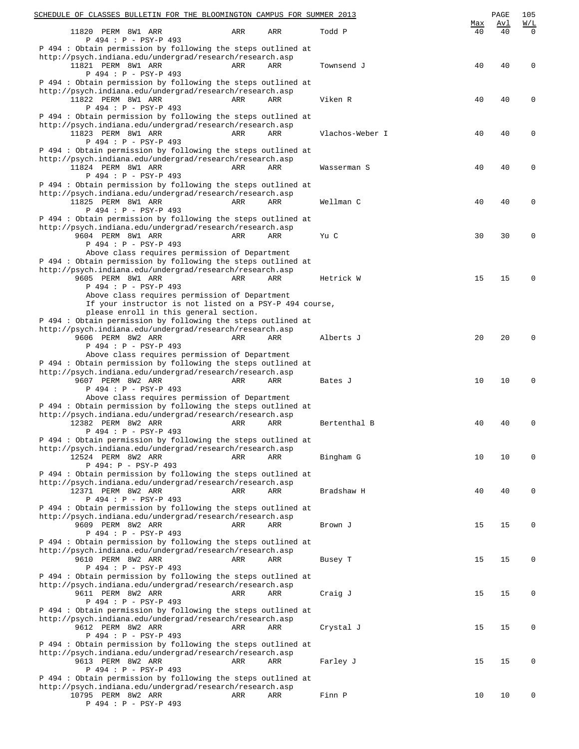| | | | | | Max | Avl | W/L |
|---|---|---|---|---|---|---|---|
| 11820 PERM 8W1 ARR | ARR | ARR | Todd P | | 40 | 40 | 0 |

P 494 : P - PSY-P 493
P 494 : Obtain permission by following the steps outlined at
http://psych.indiana.edu/undergrad/research/research.asp

| | | | | | Max | Avl | W/L |
|---|---|---|---|---|---|---|---|
| 11821 PERM 8W1 ARR | ARR | ARR | Townsend J | | 40 | 40 | 0 |

P 494 : P - PSY-P 493
P 494 : Obtain permission by following the steps outlined at
http://psych.indiana.edu/undergrad/research/research.asp

| | | | | | Max | Avl | W/L |
|---|---|---|---|---|---|---|---|
| 11822 PERM 8W1 ARR | ARR | ARR | Viken R | | 40 | 40 | 0 |

P 494 : P - PSY-P 493
P 494 : Obtain permission by following the steps outlined at
http://psych.indiana.edu/undergrad/research/research.asp

| | | | | | Max | Avl | W/L |
|---|---|---|---|---|---|---|---|
| 11823 PERM 8W1 ARR | ARR | ARR | Vlachos-Weber I | | 40 | 40 | 0 |

P 494 : P - PSY-P 493
P 494 : Obtain permission by following the steps outlined at
http://psych.indiana.edu/undergrad/research/research.asp

| | | | | | Max | Avl | W/L |
|---|---|---|---|---|---|---|---|
| 11824 PERM 8W1 ARR | ARR | ARR | Wasserman S | | 40 | 40 | 0 |

P 494 : P - PSY-P 493
P 494 : Obtain permission by following the steps outlined at
http://psych.indiana.edu/undergrad/research/research.asp

| | | | | | Max | Avl | W/L |
|---|---|---|---|---|---|---|---|
| 11825 PERM 8W1 ARR | ARR | ARR | Wellman C | | 40 | 40 | 0 |

P 494 : P - PSY-P 493
P 494 : Obtain permission by following the steps outlined at
http://psych.indiana.edu/undergrad/research/research.asp

| | | | | | Max | Avl | W/L |
|---|---|---|---|---|---|---|---|
| 9604 PERM 8W1 ARR | ARR | ARR | Yu C | | 30 | 30 | 0 |

P 494 : P - PSY-P 493
Above class requires permission of Department
P 494 : Obtain permission by following the steps outlined at
http://psych.indiana.edu/undergrad/research/research.asp

| | | | | | Max | Avl | W/L |
|---|---|---|---|---|---|---|---|
| 9605 PERM 8W1 ARR | ARR | ARR | Hetrick W | | 15 | 15 | 0 |

P 494 : P - PSY-P 493
Above class requires permission of Department
If your instructor is not listed on a PSY-P 494 course,
please enroll in this general section.
P 494 : Obtain permission by following the steps outlined at
http://psych.indiana.edu/undergrad/research/research.asp

| | | | | | Max | Avl | W/L |
|---|---|---|---|---|---|---|---|
| 9606 PERM 8W2 ARR | ARR | ARR | Alberts J | | 20 | 20 | 0 |

P 494 : P - PSY-P 493
Above class requires permission of Department
P 494 : Obtain permission by following the steps outlined at
http://psych.indiana.edu/undergrad/research/research.asp

| | | | | | Max | Avl | W/L |
|---|---|---|---|---|---|---|---|
| 9607 PERM 8W2 ARR | ARR | ARR | Bates J | | 10 | 10 | 0 |

P 494 : P - PSY-P 493
Above class requires permission of Department
P 494 : Obtain permission by following the steps outlined at
http://psych.indiana.edu/undergrad/research/research.asp

| | | | | | Max | Avl | W/L |
|---|---|---|---|---|---|---|---|
| 12382 PERM 8W2 ARR | ARR | ARR | Bertenthal B | | 40 | 40 | 0 |

P 494 : P - PSY-P 493
P 494 : Obtain permission by following the steps outlined at
http://psych.indiana.edu/undergrad/research/research.asp

| | | | | | Max | Avl | W/L |
|---|---|---|---|---|---|---|---|
| 12524 PERM 8W2 ARR | ARR | ARR | Bingham G | | 10 | 10 | 0 |

P 494: P - PSY-P 493
P 494 : Obtain permission by following the steps outlined at
http://psych.indiana.edu/undergrad/research/research.asp

| | | | | | Max | Avl | W/L |
|---|---|---|---|---|---|---|---|
| 12371 PERM 8W2 ARR | ARR | ARR | Bradshaw H | | 40 | 40 | 0 |

P 494 : P - PSY-P 493
P 494 : Obtain permission by following the steps outlined at
http://psych.indiana.edu/undergrad/research/research.asp

| | | | | | Max | Avl | W/L |
|---|---|---|---|---|---|---|---|
| 9609 PERM 8W2 ARR | ARR | ARR | Brown J | | 15 | 15 | 0 |

P 494 : P - PSY-P 493
P 494 : Obtain permission by following the steps outlined at
http://psych.indiana.edu/undergrad/research/research.asp

| | | | | | Max | Avl | W/L |
|---|---|---|---|---|---|---|---|
| 9610 PERM 8W2 ARR | ARR | ARR | Busey T | | 15 | 15 | 0 |

P 494 : P - PSY-P 493
P 494 : Obtain permission by following the steps outlined at
http://psych.indiana.edu/undergrad/research/research.asp

| | | | | | Max | Avl | W/L |
|---|---|---|---|---|---|---|---|
| 9611 PERM 8W2 ARR | ARR | ARR | Craig J | | 15 | 15 | 0 |

P 494 : P - PSY-P 493
P 494 : Obtain permission by following the steps outlined at
http://psych.indiana.edu/undergrad/research/research.asp

| | | | | | Max | Avl | W/L |
|---|---|---|---|---|---|---|---|
| 9612 PERM 8W2 ARR | ARR | ARR | Crystal J | | 15 | 15 | 0 |

P 494 : P - PSY-P 493
P 494 : Obtain permission by following the steps outlined at
http://psych.indiana.edu/undergrad/research/research.asp

| | | | | | Max | Avl | W/L |
|---|---|---|---|---|---|---|---|
| 9613 PERM 8W2 ARR | ARR | ARR | Farley J | | 15 | 15 | 0 |

P 494 : P - PSY-P 493
P 494 : Obtain permission by following the steps outlined at
http://psych.indiana.edu/undergrad/research/research.asp

| | | | | | Max | Avl | W/L |
|---|---|---|---|---|---|---|---|
| 10795 PERM 8W2 ARR | ARR | ARR | Finn P | | 10 | 10 | 0 |

P 494 : P - PSY-P 493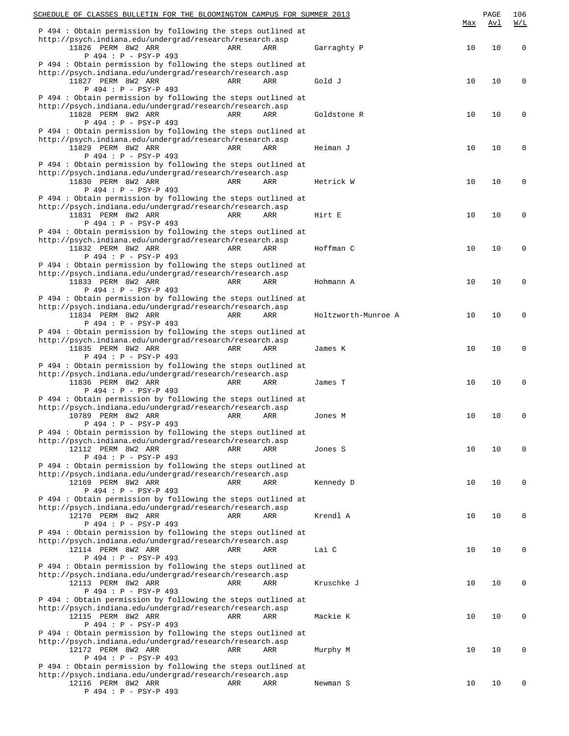| | | | | | Max | Avl | W/L |
|---|---|---|---|---|---|---|---|
| P 494 : Obtain permission by following the steps outlined at http://psych.indiana.edu/undergrad/research/research.asp | | | | | | | |
| 11826 PERM 8W2 ARR | ARR | ARR | Garraghty P | | 10 | 10 | 0 |
| P 494 : P - PSY-P 493 | | | | | | | |
| P 494 : Obtain permission by following the steps outlined at http://psych.indiana.edu/undergrad/research/research.asp | | | | | | | |
| 11827 PERM 8W2 ARR | ARR | ARR | Gold J | | 10 | 10 | 0 |
| P 494 : P - PSY-P 493 | | | | | | | |
| P 494 : Obtain permission by following the steps outlined at http://psych.indiana.edu/undergrad/research/research.asp | | | | | | | |
| 11828 PERM 8W2 ARR | ARR | ARR | Goldstone R | | 10 | 10 | 0 |
| P 494 : P - PSY-P 493 | | | | | | | |
| P 494 : Obtain permission by following the steps outlined at http://psych.indiana.edu/undergrad/research/research.asp | | | | | | | |
| 11829 PERM 8W2 ARR | ARR | ARR | Heiman J | | 10 | 10 | 0 |
| P 494 : P - PSY-P 493 | | | | | | | |
| P 494 : Obtain permission by following the steps outlined at http://psych.indiana.edu/undergrad/research/research.asp | | | | | | | |
| 11830 PERM 8W2 ARR | ARR | ARR | Hetrick W | | 10 | 10 | 0 |
| P 494 : P - PSY-P 493 | | | | | | | |
| P 494 : Obtain permission by following the steps outlined at http://psych.indiana.edu/undergrad/research/research.asp | | | | | | | |
| 11831 PERM 8W2 ARR | ARR | ARR | Hirt E | | 10 | 10 | 0 |
| P 494 : P - PSY-P 493 | | | | | | | |
| P 494 : Obtain permission by following the steps outlined at http://psych.indiana.edu/undergrad/research/research.asp | | | | | | | |
| 11832 PERM 8W2 ARR | ARR | ARR | Hoffman C | | 10 | 10 | 0 |
| P 494 : P - PSY-P 493 | | | | | | | |
| P 494 : Obtain permission by following the steps outlined at http://psych.indiana.edu/undergrad/research/research.asp | | | | | | | |
| 11833 PERM 8W2 ARR | ARR | ARR | Hohmann A | | 10 | 10 | 0 |
| P 494 : P - PSY-P 493 | | | | | | | |
| P 494 : Obtain permission by following the steps outlined at http://psych.indiana.edu/undergrad/research/research.asp | | | | | | | |
| 11834 PERM 8W2 ARR | ARR | ARR | Holtzworth-Munroe A | | 10 | 10 | 0 |
| P 494 : P - PSY-P 493 | | | | | | | |
| P 494 : Obtain permission by following the steps outlined at http://psych.indiana.edu/undergrad/research/research.asp | | | | | | | |
| 11835 PERM 8W2 ARR | ARR | ARR | James K | | 10 | 10 | 0 |
| P 494 : P - PSY-P 493 | | | | | | | |
| P 494 : Obtain permission by following the steps outlined at http://psych.indiana.edu/undergrad/research/research.asp | | | | | | | |
| 11836 PERM 8W2 ARR | ARR | ARR | James T | | 10 | 10 | 0 |
| P 494 : P - PSY-P 493 | | | | | | | |
| P 494 : Obtain permission by following the steps outlined at http://psych.indiana.edu/undergrad/research/research.asp | | | | | | | |
| 10789 PERM 8W2 ARR | ARR | ARR | Jones M | | 10 | 10 | 0 |
| P 494 : P - PSY-P 493 | | | | | | | |
| P 494 : Obtain permission by following the steps outlined at http://psych.indiana.edu/undergrad/research/research.asp | | | | | | | |
| 12112 PERM 8W2 ARR | ARR | ARR | Jones S | | 10 | 10 | 0 |
| P 494 : P - PSY-P 493 | | | | | | | |
| P 494 : Obtain permission by following the steps outlined at http://psych.indiana.edu/undergrad/research/research.asp | | | | | | | |
| 12169 PERM 8W2 ARR | ARR | ARR | Kennedy D | | 10 | 10 | 0 |
| P 494 : P - PSY-P 493 | | | | | | | |
| P 494 : Obtain permission by following the steps outlined at http://psych.indiana.edu/undergrad/research/research.asp | | | | | | | |
| 12170 PERM 8W2 ARR | ARR | ARR | Krendl A | | 10 | 10 | 0 |
| P 494 : P - PSY-P 493 | | | | | | | |
| P 494 : Obtain permission by following the steps outlined at http://psych.indiana.edu/undergrad/research/research.asp | | | | | | | |
| 12114 PERM 8W2 ARR | ARR | ARR | Lai C | | 10 | 10 | 0 |
| P 494 : P - PSY-P 493 | | | | | | | |
| P 494 : Obtain permission by following the steps outlined at http://psych.indiana.edu/undergrad/research/research.asp | | | | | | | |
| 12113 PERM 8W2 ARR | ARR | ARR | Kruschke J | | 10 | 10 | 0 |
| P 494 : P - PSY-P 493 | | | | | | | |
| P 494 : Obtain permission by following the steps outlined at http://psych.indiana.edu/undergrad/research/research.asp | | | | | | | |
| 12115 PERM 8W2 ARR | ARR | ARR | Mackie K | | 10 | 10 | 0 |
| P 494 : P - PSY-P 493 | | | | | | | |
| P 494 : Obtain permission by following the steps outlined at http://psych.indiana.edu/undergrad/research/research.asp | | | | | | | |
| 12172 PERM 8W2 ARR | ARR | ARR | Murphy M | | 10 | 10 | 0 |
| P 494 : P - PSY-P 493 | | | | | | | |
| P 494 : Obtain permission by following the steps outlined at http://psych.indiana.edu/undergrad/research/research.asp | | | | | | | |
| 12116 PERM 8W2 ARR | ARR | ARR | Newman S | | 10 | 10 | 0 |
| P 494 : P - PSY-P 493 | | | | | | | |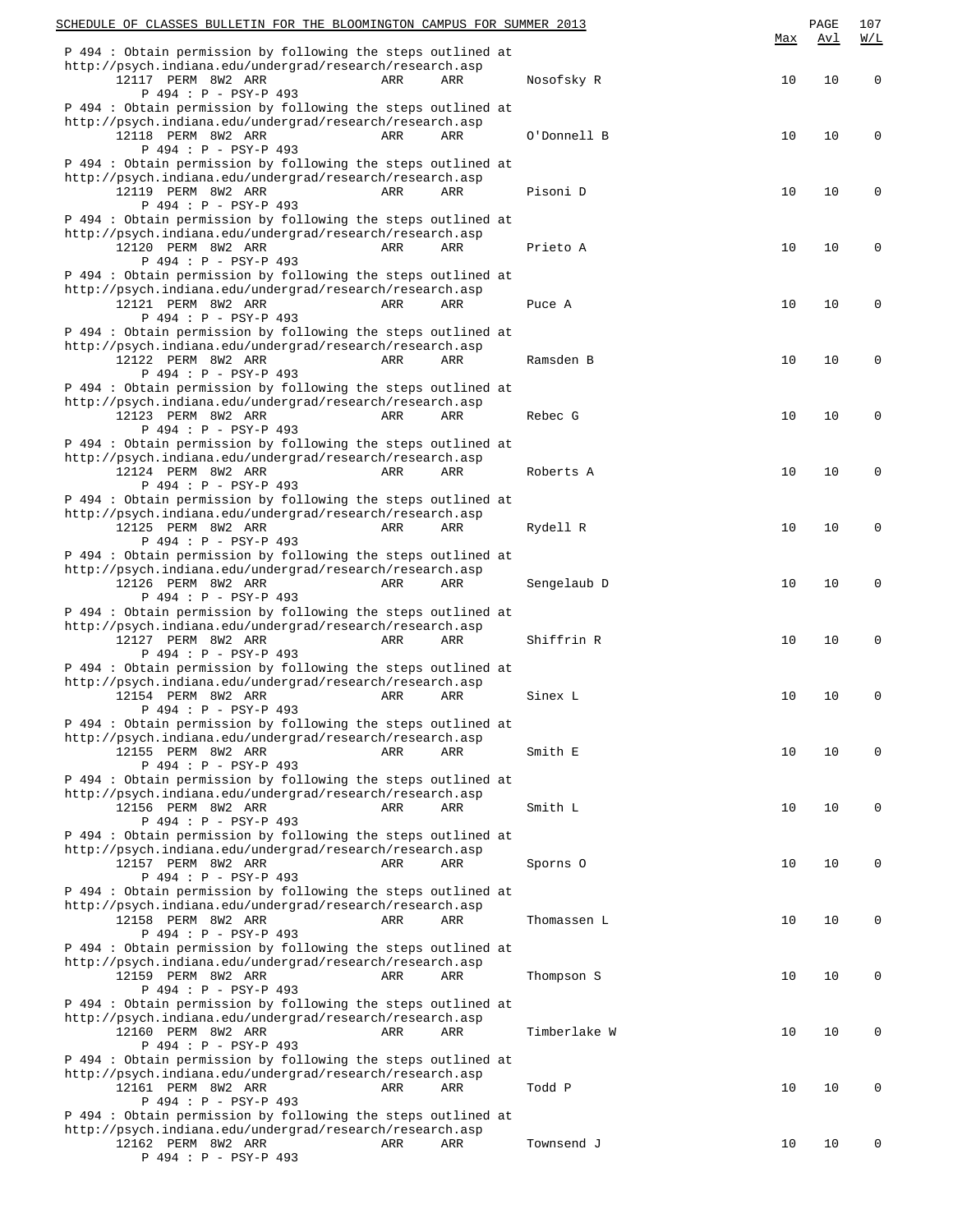| | | | | | Max | Avl | W/L |
|---|---|---|---|---|---|---|---|
| P 494 : Obtain permission by following the steps outlined at http://psych.indiana.edu/undergrad/research/research.asp | | | | | | | |
| 12117 PERM 8W2 ARR | ARR | ARR | Nosofsky R | | 10 | 10 | 0 |
| P 494 : P - PSY-P 493 | | | | | | | |
| P 494 : Obtain permission by following the steps outlined at http://psych.indiana.edu/undergrad/research/research.asp | | | | | | | |
| 12118 PERM 8W2 ARR | ARR | ARR | O'Donnell B | | 10 | 10 | 0 |
| P 494 : P - PSY-P 493 | | | | | | | |
| P 494 : Obtain permission by following the steps outlined at http://psych.indiana.edu/undergrad/research/research.asp | | | | | | | |
| 12119 PERM 8W2 ARR | ARR | ARR | Pisoni D | | 10 | 10 | 0 |
| P 494 : P - PSY-P 493 | | | | | | | |
| P 494 : Obtain permission by following the steps outlined at http://psych.indiana.edu/undergrad/research/research.asp | | | | | | | |
| 12120 PERM 8W2 ARR | ARR | ARR | Prieto A | | 10 | 10 | 0 |
| P 494 : P - PSY-P 493 | | | | | | | |
| P 494 : Obtain permission by following the steps outlined at http://psych.indiana.edu/undergrad/research/research.asp | | | | | | | |
| 12121 PERM 8W2 ARR | ARR | ARR | Puce A | | 10 | 10 | 0 |
| P 494 : P - PSY-P 493 | | | | | | | |
| P 494 : Obtain permission by following the steps outlined at http://psych.indiana.edu/undergrad/research/research.asp | | | | | | | |
| 12122 PERM 8W2 ARR | ARR | ARR | Ramsden B | | 10 | 10 | 0 |
| P 494 : P - PSY-P 493 | | | | | | | |
| P 494 : Obtain permission by following the steps outlined at http://psych.indiana.edu/undergrad/research/research.asp | | | | | | | |
| 12123 PERM 8W2 ARR | ARR | ARR | Rebec G | | 10 | 10 | 0 |
| P 494 : P - PSY-P 493 | | | | | | | |
| P 494 : Obtain permission by following the steps outlined at http://psych.indiana.edu/undergrad/research/research.asp | | | | | | | |
| 12124 PERM 8W2 ARR | ARR | ARR | Roberts A | | 10 | 10 | 0 |
| P 494 : P - PSY-P 493 | | | | | | | |
| P 494 : Obtain permission by following the steps outlined at http://psych.indiana.edu/undergrad/research/research.asp | | | | | | | |
| 12125 PERM 8W2 ARR | ARR | ARR | Rydell R | | 10 | 10 | 0 |
| P 494 : P - PSY-P 493 | | | | | | | |
| P 494 : Obtain permission by following the steps outlined at http://psych.indiana.edu/undergrad/research/research.asp | | | | | | | |
| 12126 PERM 8W2 ARR | ARR | ARR | Sengelaub D | | 10 | 10 | 0 |
| P 494 : P - PSY-P 493 | | | | | | | |
| P 494 : Obtain permission by following the steps outlined at http://psych.indiana.edu/undergrad/research/research.asp | | | | | | | |
| 12127 PERM 8W2 ARR | ARR | ARR | Shiffrin R | | 10 | 10 | 0 |
| P 494 : P - PSY-P 493 | | | | | | | |
| P 494 : Obtain permission by following the steps outlined at http://psych.indiana.edu/undergrad/research/research.asp | | | | | | | |
| 12154 PERM 8W2 ARR | ARR | ARR | Sinex L | | 10 | 10 | 0 |
| P 494 : P - PSY-P 493 | | | | | | | |
| P 494 : Obtain permission by following the steps outlined at http://psych.indiana.edu/undergrad/research/research.asp | | | | | | | |
| 12155 PERM 8W2 ARR | ARR | ARR | Smith E | | 10 | 10 | 0 |
| P 494 : P - PSY-P 493 | | | | | | | |
| P 494 : Obtain permission by following the steps outlined at http://psych.indiana.edu/undergrad/research/research.asp | | | | | | | |
| 12156 PERM 8W2 ARR | ARR | ARR | Smith L | | 10 | 10 | 0 |
| P 494 : P - PSY-P 493 | | | | | | | |
| P 494 : Obtain permission by following the steps outlined at http://psych.indiana.edu/undergrad/research/research.asp | | | | | | | |
| 12157 PERM 8W2 ARR | ARR | ARR | Sporns O | | 10 | 10 | 0 |
| P 494 : P - PSY-P 493 | | | | | | | |
| P 494 : Obtain permission by following the steps outlined at http://psych.indiana.edu/undergrad/research/research.asp | | | | | | | |
| 12158 PERM 8W2 ARR | ARR | ARR | Thomassen L | | 10 | 10 | 0 |
| P 494 : P - PSY-P 493 | | | | | | | |
| P 494 : Obtain permission by following the steps outlined at http://psych.indiana.edu/undergrad/research/research.asp | | | | | | | |
| 12159 PERM 8W2 ARR | ARR | ARR | Thompson S | | 10 | 10 | 0 |
| P 494 : P - PSY-P 493 | | | | | | | |
| P 494 : Obtain permission by following the steps outlined at http://psych.indiana.edu/undergrad/research/research.asp | | | | | | | |
| 12160 PERM 8W2 ARR | ARR | ARR | Timberlake W | | 10 | 10 | 0 |
| P 494 : P - PSY-P 493 | | | | | | | |
| P 494 : Obtain permission by following the steps outlined at http://psych.indiana.edu/undergrad/research/research.asp | | | | | | | |
| 12161 PERM 8W2 ARR | ARR | ARR | Todd P | | 10 | 10 | 0 |
| P 494 : P - PSY-P 493 | | | | | | | |
| P 494 : Obtain permission by following the steps outlined at http://psych.indiana.edu/undergrad/research/research.asp | | | | | | | |
| 12162 PERM 8W2 ARR | ARR | ARR | Townsend J | | 10 | 10 | 0 |
| P 494 : P - PSY-P 493 | | | | | | | |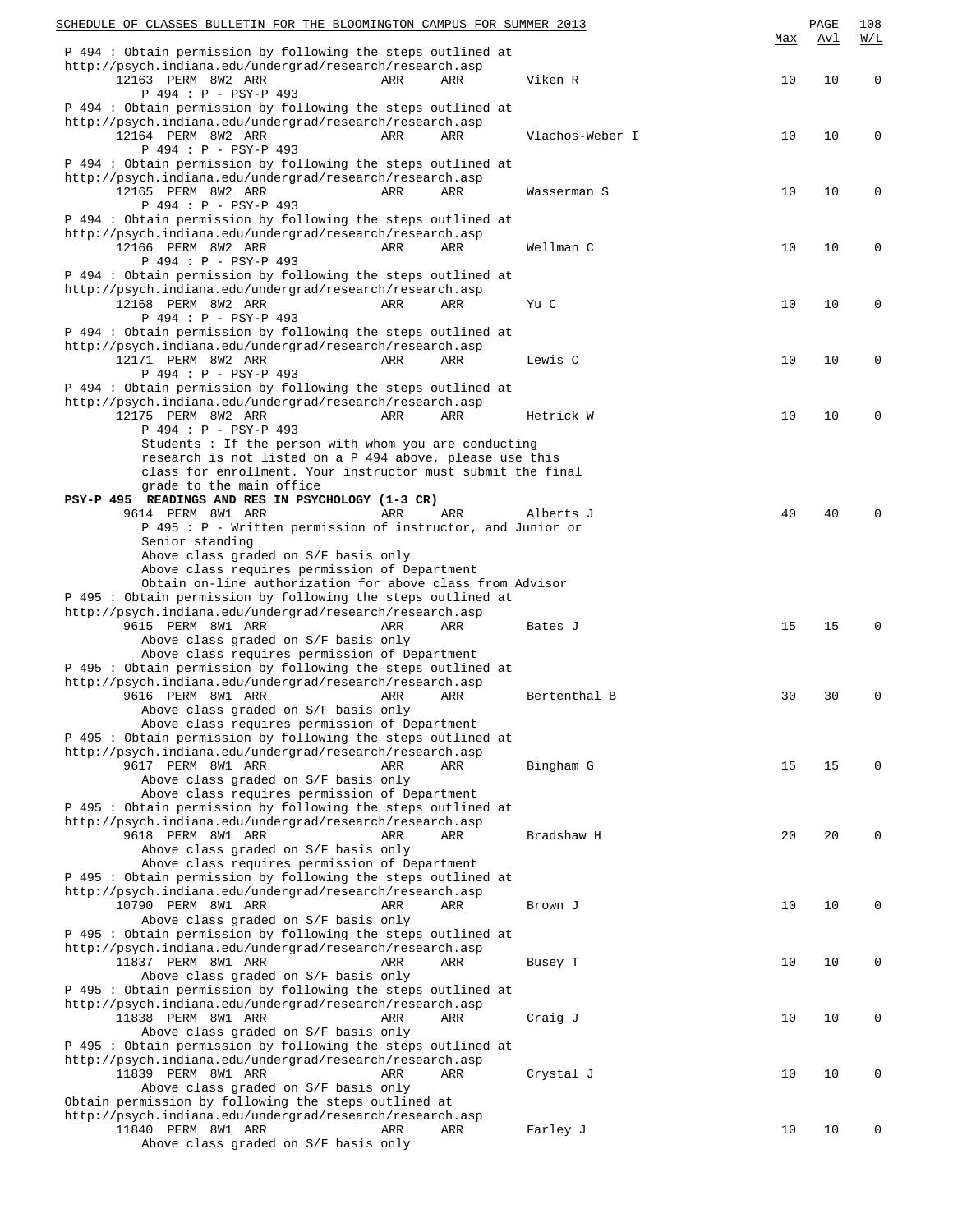| | | | | Max | Avl | W/L |
|---|---|---|---|---|---|---|
| P 494 : Obtain permission by following the steps outlined at http://psych.indiana.edu/undergrad/research/research.asp | | | | | | |
| 12163 PERM 8W2 ARR | ARR | ARR | Viken R | 10 | 10 | 0 |
| P 494 : P - PSY-P 493 | | | | | | |
| P 494 : Obtain permission by following the steps outlined at http://psych.indiana.edu/undergrad/research/research.asp | | | | | | |
| 12164 PERM 8W2 ARR | ARR | ARR | Vlachos-Weber I | 10 | 10 | 0 |
| P 494 : P - PSY-P 493 | | | | | | |
| P 494 : Obtain permission by following the steps outlined at http://psych.indiana.edu/undergrad/research/research.asp | | | | | | |
| 12165 PERM 8W2 ARR | ARR | ARR | Wasserman S | 10 | 10 | 0 |
| P 494 : P - PSY-P 493 | | | | | | |
| P 494 : Obtain permission by following the steps outlined at http://psych.indiana.edu/undergrad/research/research.asp | | | | | | |
| 12166 PERM 8W2 ARR | ARR | ARR | Wellman C | 10 | 10 | 0 |
| P 494 : P - PSY-P 493 | | | | | | |
| P 494 : Obtain permission by following the steps outlined at http://psych.indiana.edu/undergrad/research/research.asp | | | | | | |
| 12168 PERM 8W2 ARR | ARR | ARR | Yu C | 10 | 10 | 0 |
| P 494 : P - PSY-P 493 | | | | | | |
| P 494 : Obtain permission by following the steps outlined at http://psych.indiana.edu/undergrad/research/research.asp | | | | | | |
| 12171 PERM 8W2 ARR | ARR | ARR | Lewis C | 10 | 10 | 0 |
| P 494 : P - PSY-P 493 | | | | | | |
| P 494 : Obtain permission by following the steps outlined at http://psych.indiana.edu/undergrad/research/research.asp | | | | | | |
| 12175 PERM 8W2 ARR | ARR | ARR | Hetrick W | 10 | 10 | 0 |
| P 494 : P - PSY-P 493 | | | | | | |
| Students : If the person with whom you are conducting research is not listed on a P 494 above, please use this class for enrollment. Your instructor must submit the final grade to the main office | | | | | | |

**PSY-P 495 READINGS AND RES IN PSYCHOLOGY (1-3 CR)**

| | | | | Max | Avl | W/L |
|---|---|---|---|---|---|---|
| 9614 PERM 8W1 ARR | ARR | ARR | Alberts J | 40 | 40 | 0 |
| P 495 : P - Written permission of instructor, and Junior or Senior standing | | | | | | |
| Above class graded on S/F basis only | | | | | | |
| Above class requires permission of Department | | | | | | |
| Obtain on-line authorization for above class from Advisor | | | | | | |
| P 495 : Obtain permission by following the steps outlined at http://psych.indiana.edu/undergrad/research/research.asp | | | | | | |
| 9615 PERM 8W1 ARR | ARR | ARR | Bates J | 15 | 15 | 0 |
| Above class graded on S/F basis only | | | | | | |
| Above class requires permission of Department | | | | | | |
| P 495 : Obtain permission by following the steps outlined at http://psych.indiana.edu/undergrad/research/research.asp | | | | | | |
| 9616 PERM 8W1 ARR | ARR | ARR | Bertenthal B | 30 | 30 | 0 |
| Above class graded on S/F basis only | | | | | | |
| Above class requires permission of Department | | | | | | |
| P 495 : Obtain permission by following the steps outlined at http://psych.indiana.edu/undergrad/research/research.asp | | | | | | |
| 9617 PERM 8W1 ARR | ARR | ARR | Bingham G | 15 | 15 | 0 |
| Above class graded on S/F basis only | | | | | | |
| Above class requires permission of Department | | | | | | |
| P 495 : Obtain permission by following the steps outlined at http://psych.indiana.edu/undergrad/research/research.asp | | | | | | |
| 9618 PERM 8W1 ARR | ARR | ARR | Bradshaw H | 20 | 20 | 0 |
| Above class graded on S/F basis only | | | | | | |
| Above class requires permission of Department | | | | | | |
| P 495 : Obtain permission by following the steps outlined at http://psych.indiana.edu/undergrad/research/research.asp | | | | | | |
| 10790 PERM 8W1 ARR | ARR | ARR | Brown J | 10 | 10 | 0 |
| Above class graded on S/F basis only | | | | | | |
| P 495 : Obtain permission by following the steps outlined at http://psych.indiana.edu/undergrad/research/research.asp | | | | | | |
| 11837 PERM 8W1 ARR | ARR | ARR | Busey T | 10 | 10 | 0 |
| Above class graded on S/F basis only | | | | | | |
| P 495 : Obtain permission by following the steps outlined at http://psych.indiana.edu/undergrad/research/research.asp | | | | | | |
| 11838 PERM 8W1 ARR | ARR | ARR | Craig J | 10 | 10 | 0 |
| Above class graded on S/F basis only | | | | | | |
| P 495 : Obtain permission by following the steps outlined at http://psych.indiana.edu/undergrad/research/research.asp | | | | | | |
| 11839 PERM 8W1 ARR | ARR | ARR | Crystal J | 10 | 10 | 0 |
| Above class graded on S/F basis only | | | | | | |
| Obtain permission by following the steps outlined at http://psych.indiana.edu/undergrad/research/research.asp | | | | | | |
| 11840 PERM 8W1 ARR | ARR | ARR | Farley J | 10 | 10 | 0 |
| Above class graded on S/F basis only | | | | | | |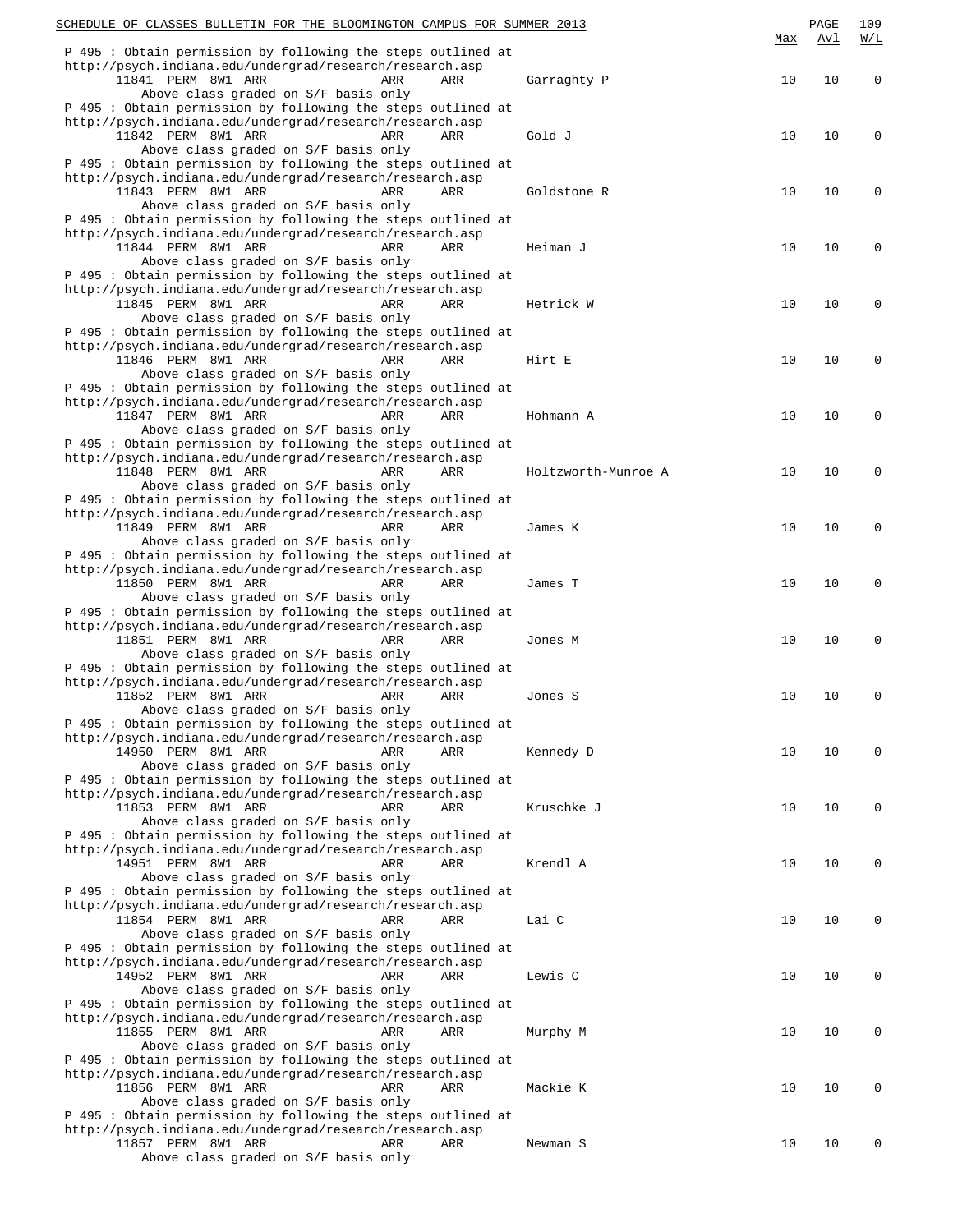| | | | | | Max | Avl | W/L |
|---|---|---|---|---|---|---|---|
| P 495 : Obtain permission by following the steps outlined at http://psych.indiana.edu/undergrad/research/research.asp | | | | | | | |
| 11841 PERM 8W1 ARR | ARR | ARR | Garraghty P | | 10 | 10 | 0 |
| Above class graded on S/F basis only | | | | | | | |
| P 495 : Obtain permission by following the steps outlined at http://psych.indiana.edu/undergrad/research/research.asp | | | | | | | |
| 11842 PERM 8W1 ARR | ARR | ARR | Gold J | | 10 | 10 | 0 |
| Above class graded on S/F basis only | | | | | | | |
| P 495 : Obtain permission by following the steps outlined at http://psych.indiana.edu/undergrad/research/research.asp | | | | | | | |
| 11843 PERM 8W1 ARR | ARR | ARR | Goldstone R | | 10 | 10 | 0 |
| Above class graded on S/F basis only | | | | | | | |
| P 495 : Obtain permission by following the steps outlined at http://psych.indiana.edu/undergrad/research/research.asp | | | | | | | |
| 11844 PERM 8W1 ARR | ARR | ARR | Heiman J | | 10 | 10 | 0 |
| Above class graded on S/F basis only | | | | | | | |
| P 495 : Obtain permission by following the steps outlined at http://psych.indiana.edu/undergrad/research/research.asp | | | | | | | |
| 11845 PERM 8W1 ARR | ARR | ARR | Hetrick W | | 10 | 10 | 0 |
| Above class graded on S/F basis only | | | | | | | |
| P 495 : Obtain permission by following the steps outlined at http://psych.indiana.edu/undergrad/research/research.asp | | | | | | | |
| 11846 PERM 8W1 ARR | ARR | ARR | Hirt E | | 10 | 10 | 0 |
| Above class graded on S/F basis only | | | | | | | |
| P 495 : Obtain permission by following the steps outlined at http://psych.indiana.edu/undergrad/research/research.asp | | | | | | | |
| 11847 PERM 8W1 ARR | ARR | ARR | Hohmann A | | 10 | 10 | 0 |
| Above class graded on S/F basis only | | | | | | | |
| P 495 : Obtain permission by following the steps outlined at http://psych.indiana.edu/undergrad/research/research.asp | | | | | | | |
| 11848 PERM 8W1 ARR | ARR | ARR | Holtzworth-Munroe A | | 10 | 10 | 0 |
| Above class graded on S/F basis only | | | | | | | |
| P 495 : Obtain permission by following the steps outlined at http://psych.indiana.edu/undergrad/research/research.asp | | | | | | | |
| 11849 PERM 8W1 ARR | ARR | ARR | James K | | 10 | 10 | 0 |
| Above class graded on S/F basis only | | | | | | | |
| P 495 : Obtain permission by following the steps outlined at http://psych.indiana.edu/undergrad/research/research.asp | | | | | | | |
| 11850 PERM 8W1 ARR | ARR | ARR | James T | | 10 | 10 | 0 |
| Above class graded on S/F basis only | | | | | | | |
| P 495 : Obtain permission by following the steps outlined at http://psych.indiana.edu/undergrad/research/research.asp | | | | | | | |
| 11851 PERM 8W1 ARR | ARR | ARR | Jones M | | 10 | 10 | 0 |
| Above class graded on S/F basis only | | | | | | | |
| P 495 : Obtain permission by following the steps outlined at http://psych.indiana.edu/undergrad/research/research.asp | | | | | | | |
| 11852 PERM 8W1 ARR | ARR | ARR | Jones S | | 10 | 10 | 0 |
| Above class graded on S/F basis only | | | | | | | |
| P 495 : Obtain permission by following the steps outlined at http://psych.indiana.edu/undergrad/research/research.asp | | | | | | | |
| 14950 PERM 8W1 ARR | ARR | ARR | Kennedy D | | 10 | 10 | 0 |
| Above class graded on S/F basis only | | | | | | | |
| P 495 : Obtain permission by following the steps outlined at http://psych.indiana.edu/undergrad/research/research.asp | | | | | | | |
| 11853 PERM 8W1 ARR | ARR | ARR | Kruschke J | | 10 | 10 | 0 |
| Above class graded on S/F basis only | | | | | | | |
| P 495 : Obtain permission by following the steps outlined at http://psych.indiana.edu/undergrad/research/research.asp | | | | | | | |
| 14951 PERM 8W1 ARR | ARR | ARR | Krendl A | | 10 | 10 | 0 |
| Above class graded on S/F basis only | | | | | | | |
| P 495 : Obtain permission by following the steps outlined at http://psych.indiana.edu/undergrad/research/research.asp | | | | | | | |
| 11854 PERM 8W1 ARR | ARR | ARR | Lai C | | 10 | 10 | 0 |
| Above class graded on S/F basis only | | | | | | | |
| P 495 : Obtain permission by following the steps outlined at http://psych.indiana.edu/undergrad/research/research.asp | | | | | | | |
| 14952 PERM 8W1 ARR | ARR | ARR | Lewis C | | 10 | 10 | 0 |
| Above class graded on S/F basis only | | | | | | | |
| P 495 : Obtain permission by following the steps outlined at http://psych.indiana.edu/undergrad/research/research.asp | | | | | | | |
| 11855 PERM 8W1 ARR | ARR | ARR | Murphy M | | 10 | 10 | 0 |
| Above class graded on S/F basis only | | | | | | | |
| P 495 : Obtain permission by following the steps outlined at http://psych.indiana.edu/undergrad/research/research.asp | | | | | | | |
| 11856 PERM 8W1 ARR | ARR | ARR | Mackie K | | 10 | 10 | 0 |
| Above class graded on S/F basis only | | | | | | | |
| P 495 : Obtain permission by following the steps outlined at http://psych.indiana.edu/undergrad/research/research.asp | | | | | | | |
| 11857 PERM 8W1 ARR | ARR | ARR | Newman S | | 10 | 10 | 0 |
| Above class graded on S/F basis only | | | | | | | |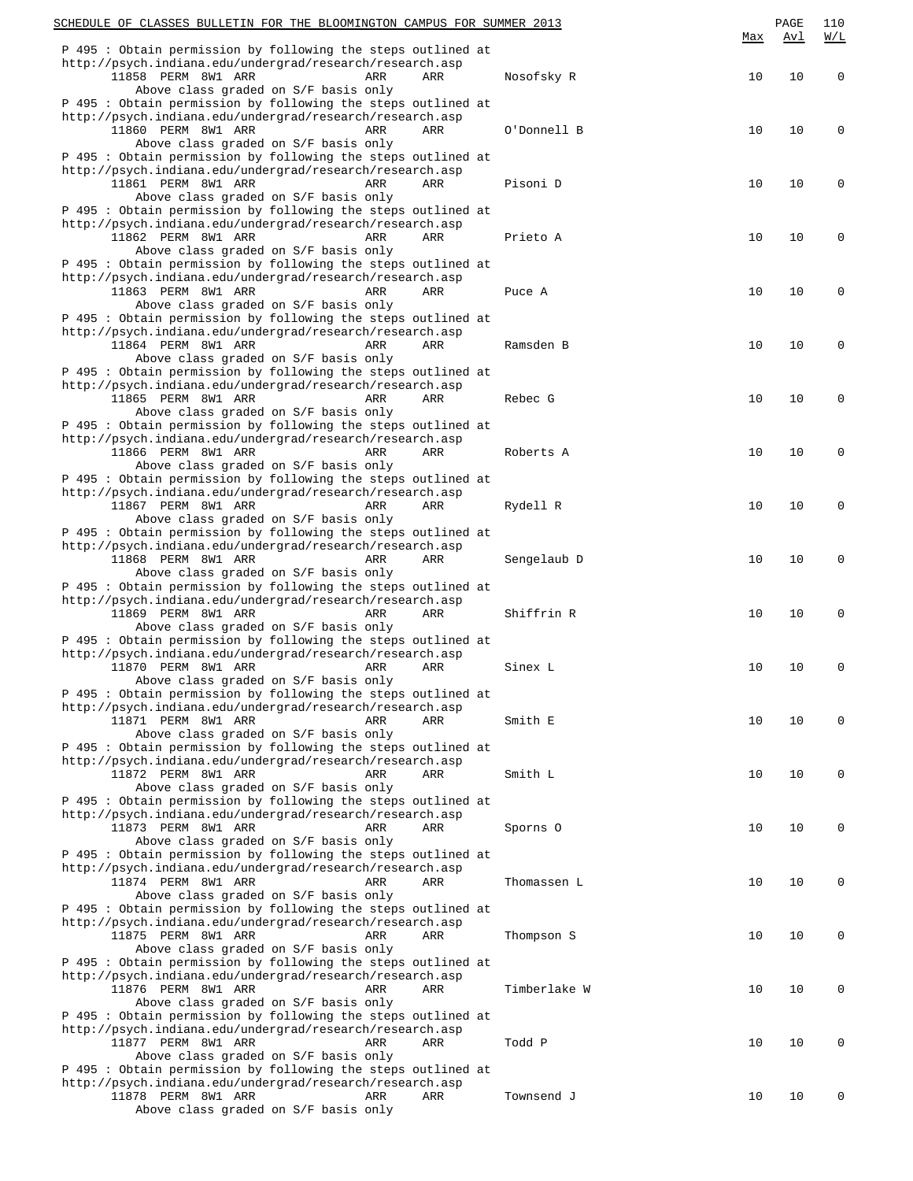| | | | | | | Max | Avl | W/L |
|---|---|---|---|---|---|---|---|---|
| P 495 : Obtain permission by following the steps outlined at http://psych.indiana.edu/undergrad/research/research.asp | | | | | | | | |
| 11858 | PERM | 8W1 | ARR | ARR | ARR | Nosofsky R | 10 | 10 | 0 |
| Above class graded on S/F basis only | | | | | | | | |
| P 495 : Obtain permission by following the steps outlined at http://psych.indiana.edu/undergrad/research/research.asp | | | | | | | | |
| 11860 | PERM | 8W1 | ARR | ARR | ARR | O'Donnell B | 10 | 10 | 0 |
| Above class graded on S/F basis only | | | | | | | | |
| P 495 : Obtain permission by following the steps outlined at http://psych.indiana.edu/undergrad/research/research.asp | | | | | | | | |
| 11861 | PERM | 8W1 | ARR | ARR | ARR | Pisoni D | 10 | 10 | 0 |
| Above class graded on S/F basis only | | | | | | | | |
| P 495 : Obtain permission by following the steps outlined at http://psych.indiana.edu/undergrad/research/research.asp | | | | | | | | |
| 11862 | PERM | 8W1 | ARR | ARR | ARR | Prieto A | 10 | 10 | 0 |
| Above class graded on S/F basis only | | | | | | | | |
| P 495 : Obtain permission by following the steps outlined at http://psych.indiana.edu/undergrad/research/research.asp | | | | | | | | |
| 11863 | PERM | 8W1 | ARR | ARR | ARR | Puce A | 10 | 10 | 0 |
| Above class graded on S/F basis only | | | | | | | | |
| P 495 : Obtain permission by following the steps outlined at http://psych.indiana.edu/undergrad/research/research.asp | | | | | | | | |
| 11864 | PERM | 8W1 | ARR | ARR | ARR | Ramsden B | 10 | 10 | 0 |
| Above class graded on S/F basis only | | | | | | | | |
| P 495 : Obtain permission by following the steps outlined at http://psych.indiana.edu/undergrad/research/research.asp | | | | | | | | |
| 11865 | PERM | 8W1 | ARR | ARR | ARR | Rebec G | 10 | 10 | 0 |
| Above class graded on S/F basis only | | | | | | | | |
| P 495 : Obtain permission by following the steps outlined at http://psych.indiana.edu/undergrad/research/research.asp | | | | | | | | |
| 11866 | PERM | 8W1 | ARR | ARR | ARR | Roberts A | 10 | 10 | 0 |
| Above class graded on S/F basis only | | | | | | | | |
| P 495 : Obtain permission by following the steps outlined at http://psych.indiana.edu/undergrad/research/research.asp | | | | | | | | |
| 11867 | PERM | 8W1 | ARR | ARR | ARR | Rydell R | 10 | 10 | 0 |
| Above class graded on S/F basis only | | | | | | | | |
| P 495 : Obtain permission by following the steps outlined at http://psych.indiana.edu/undergrad/research/research.asp | | | | | | | | |
| 11868 | PERM | 8W1 | ARR | ARR | ARR | Sengelaub D | 10 | 10 | 0 |
| Above class graded on S/F basis only | | | | | | | | |
| P 495 : Obtain permission by following the steps outlined at http://psych.indiana.edu/undergrad/research/research.asp | | | | | | | | |
| 11869 | PERM | 8W1 | ARR | ARR | ARR | Shiffrin R | 10 | 10 | 0 |
| Above class graded on S/F basis only | | | | | | | | |
| P 495 : Obtain permission by following the steps outlined at http://psych.indiana.edu/undergrad/research/research.asp | | | | | | | | |
| 11870 | PERM | 8W1 | ARR | ARR | ARR | Sinex L | 10 | 10 | 0 |
| Above class graded on S/F basis only | | | | | | | | |
| P 495 : Obtain permission by following the steps outlined at http://psych.indiana.edu/undergrad/research/research.asp | | | | | | | | |
| 11871 | PERM | 8W1 | ARR | ARR | ARR | Smith E | 10 | 10 | 0 |
| Above class graded on S/F basis only | | | | | | | | |
| P 495 : Obtain permission by following the steps outlined at http://psych.indiana.edu/undergrad/research/research.asp | | | | | | | | |
| 11872 | PERM | 8W1 | ARR | ARR | ARR | Smith L | 10 | 10 | 0 |
| Above class graded on S/F basis only | | | | | | | | |
| P 495 : Obtain permission by following the steps outlined at http://psych.indiana.edu/undergrad/research/research.asp | | | | | | | | |
| 11873 | PERM | 8W1 | ARR | ARR | ARR | Sporns O | 10 | 10 | 0 |
| Above class graded on S/F basis only | | | | | | | | |
| P 495 : Obtain permission by following the steps outlined at http://psych.indiana.edu/undergrad/research/research.asp | | | | | | | | |
| 11874 | PERM | 8W1 | ARR | ARR | ARR | Thomassen L | 10 | 10 | 0 |
| Above class graded on S/F basis only | | | | | | | | |
| P 495 : Obtain permission by following the steps outlined at http://psych.indiana.edu/undergrad/research/research.asp | | | | | | | | |
| 11875 | PERM | 8W1 | ARR | ARR | ARR | Thompson S | 10 | 10 | 0 |
| Above class graded on S/F basis only | | | | | | | | |
| P 495 : Obtain permission by following the steps outlined at http://psych.indiana.edu/undergrad/research/research.asp | | | | | | | | |
| 11876 | PERM | 8W1 | ARR | ARR | ARR | Timberlake W | 10 | 10 | 0 |
| Above class graded on S/F basis only | | | | | | | | |
| P 495 : Obtain permission by following the steps outlined at http://psych.indiana.edu/undergrad/research/research.asp | | | | | | | | |
| 11877 | PERM | 8W1 | ARR | ARR | ARR | Todd P | 10 | 10 | 0 |
| Above class graded on S/F basis only | | | | | | | | |
| P 495 : Obtain permission by following the steps outlined at http://psych.indiana.edu/undergrad/research/research.asp | | | | | | | | |
| 11878 | PERM | 8W1 | ARR | ARR | ARR | Townsend J | 10 | 10 | 0 |
| Above class graded on S/F basis only | | | | | | | | |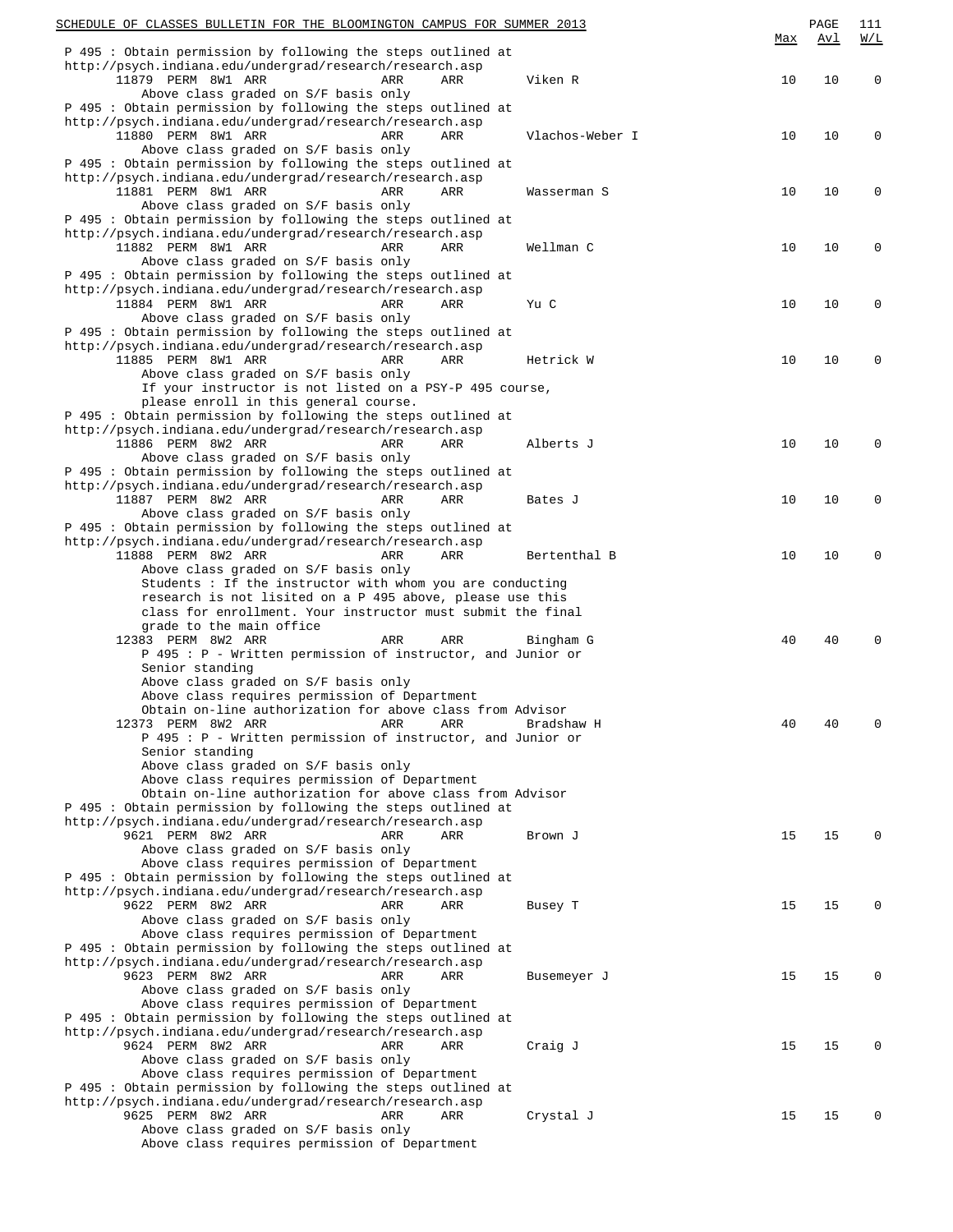P 495 : Obtain permission by following the steps outlined at
http://psych.indiana.edu/undergrad/research/research.asp

| Class | Type | Session | Days | Time | Place | Instructor | Max | Avl | W/L |
|---|---|---|---|---|---|---|---|---|---|
| 11879 | PERM | 8W1 | ARR | ARR | ARR | Viken R | 10 | 10 | 0 |

Above class graded on S/F basis only

P 495 : Obtain permission by following the steps outlined at
http://psych.indiana.edu/undergrad/research/research.asp

| Class | Type | Session | Days | Time | Place | Instructor | Max | Avl | W/L |
|---|---|---|---|---|---|---|---|---|---|
| 11880 | PERM | 8W1 | ARR | ARR | ARR | Vlachos-Weber I | 10 | 10 | 0 |

Above class graded on S/F basis only

P 495 : Obtain permission by following the steps outlined at
http://psych.indiana.edu/undergrad/research/research.asp

| Class | Type | Session | Days | Time | Place | Instructor | Max | Avl | W/L |
|---|---|---|---|---|---|---|---|---|---|
| 11881 | PERM | 8W1 | ARR | ARR | ARR | Wasserman S | 10 | 10 | 0 |

Above class graded on S/F basis only

P 495 : Obtain permission by following the steps outlined at
http://psych.indiana.edu/undergrad/research/research.asp

| Class | Type | Session | Days | Time | Place | Instructor | Max | Avl | W/L |
|---|---|---|---|---|---|---|---|---|---|
| 11882 | PERM | 8W1 | ARR | ARR | ARR | Wellman C | 10 | 10 | 0 |

Above class graded on S/F basis only

P 495 : Obtain permission by following the steps outlined at
http://psych.indiana.edu/undergrad/research/research.asp

| Class | Type | Session | Days | Time | Place | Instructor | Max | Avl | W/L |
|---|---|---|---|---|---|---|---|---|---|
| 11884 | PERM | 8W1 | ARR | ARR | ARR | Yu C | 10 | 10 | 0 |

Above class graded on S/F basis only

P 495 : Obtain permission by following the steps outlined at
http://psych.indiana.edu/undergrad/research/research.asp

| Class | Type | Session | Days | Time | Place | Instructor | Max | Avl | W/L |
|---|---|---|---|---|---|---|---|---|---|
| 11885 | PERM | 8W1 | ARR | ARR | ARR | Hetrick W | 10 | 10 | 0 |

Above class graded on S/F basis only
If your instructor is not listed on a PSY-P 495 course,
please enroll in this general course.

P 495 : Obtain permission by following the steps outlined at
http://psych.indiana.edu/undergrad/research/research.asp

| Class | Type | Session | Days | Time | Place | Instructor | Max | Avl | W/L |
|---|---|---|---|---|---|---|---|---|---|
| 11886 | PERM | 8W2 | ARR | ARR | ARR | Alberts J | 10 | 10 | 0 |

Above class graded on S/F basis only

P 495 : Obtain permission by following the steps outlined at
http://psych.indiana.edu/undergrad/research/research.asp

| Class | Type | Session | Days | Time | Place | Instructor | Max | Avl | W/L |
|---|---|---|---|---|---|---|---|---|---|
| 11887 | PERM | 8W2 | ARR | ARR | ARR | Bates J | 10 | 10 | 0 |

Above class graded on S/F basis only

P 495 : Obtain permission by following the steps outlined at
http://psych.indiana.edu/undergrad/research/research.asp

| Class | Type | Session | Days | Time | Place | Instructor | Max | Avl | W/L |
|---|---|---|---|---|---|---|---|---|---|
| 11888 | PERM | 8W2 | ARR | ARR | ARR | Bertenthal B | 10 | 10 | 0 |

Above class graded on S/F basis only
Students : If the instructor with whom you are conducting
research is not lisited on a P 495 above, please use this
class for enrollment. Your instructor must submit the final
grade to the main office

| Class | Type | Session | Days | Time | Place | Instructor | Max | Avl | W/L |
|---|---|---|---|---|---|---|---|---|---|
| 12383 | PERM | 8W2 | ARR | ARR | ARR | Bingham G | 40 | 40 | 0 |

P 495 : P - Written permission of instructor, and Junior or
Senior standing
Above class graded on S/F basis only
Above class requires permission of Department
Obtain on-line authorization for above class from Advisor

| Class | Type | Session | Days | Time | Place | Instructor | Max | Avl | W/L |
|---|---|---|---|---|---|---|---|---|---|
| 12373 | PERM | 8W2 | ARR | ARR | ARR | Bradshaw H | 40 | 40 | 0 |

P 495 : P - Written permission of instructor, and Junior or
Senior standing
Above class graded on S/F basis only
Above class requires permission of Department
Obtain on-line authorization for above class from Advisor

P 495 : Obtain permission by following the steps outlined at
http://psych.indiana.edu/undergrad/research/research.asp

| Class | Type | Session | Days | Time | Place | Instructor | Max | Avl | W/L |
|---|---|---|---|---|---|---|---|---|---|
| 9621 | PERM | 8W2 | ARR | ARR | ARR | Brown J | 15 | 15 | 0 |

Above class graded on S/F basis only
Above class requires permission of Department

P 495 : Obtain permission by following the steps outlined at
http://psych.indiana.edu/undergrad/research/research.asp

| Class | Type | Session | Days | Time | Place | Instructor | Max | Avl | W/L |
|---|---|---|---|---|---|---|---|---|---|
| 9622 | PERM | 8W2 | ARR | ARR | ARR | Busey T | 15 | 15 | 0 |

Above class graded on S/F basis only
Above class requires permission of Department

P 495 : Obtain permission by following the steps outlined at
http://psych.indiana.edu/undergrad/research/research.asp

| Class | Type | Session | Days | Time | Place | Instructor | Max | Avl | W/L |
|---|---|---|---|---|---|---|---|---|---|
| 9623 | PERM | 8W2 | ARR | ARR | ARR | Busemeyer J | 15 | 15 | 0 |

Above class graded on S/F basis only
Above class requires permission of Department

P 495 : Obtain permission by following the steps outlined at
http://psych.indiana.edu/undergrad/research/research.asp

| Class | Type | Session | Days | Time | Place | Instructor | Max | Avl | W/L |
|---|---|---|---|---|---|---|---|---|---|
| 9624 | PERM | 8W2 | ARR | ARR | ARR | Craig J | 15 | 15 | 0 |

Above class graded on S/F basis only
Above class requires permission of Department

P 495 : Obtain permission by following the steps outlined at
http://psych.indiana.edu/undergrad/research/research.asp

| Class | Type | Session | Days | Time | Place | Instructor | Max | Avl | W/L |
|---|---|---|---|---|---|---|---|---|---|
| 9625 | PERM | 8W2 | ARR | ARR | ARR | Crystal J | 15 | 15 | 0 |

Above class graded on S/F basis only
Above class requires permission of Department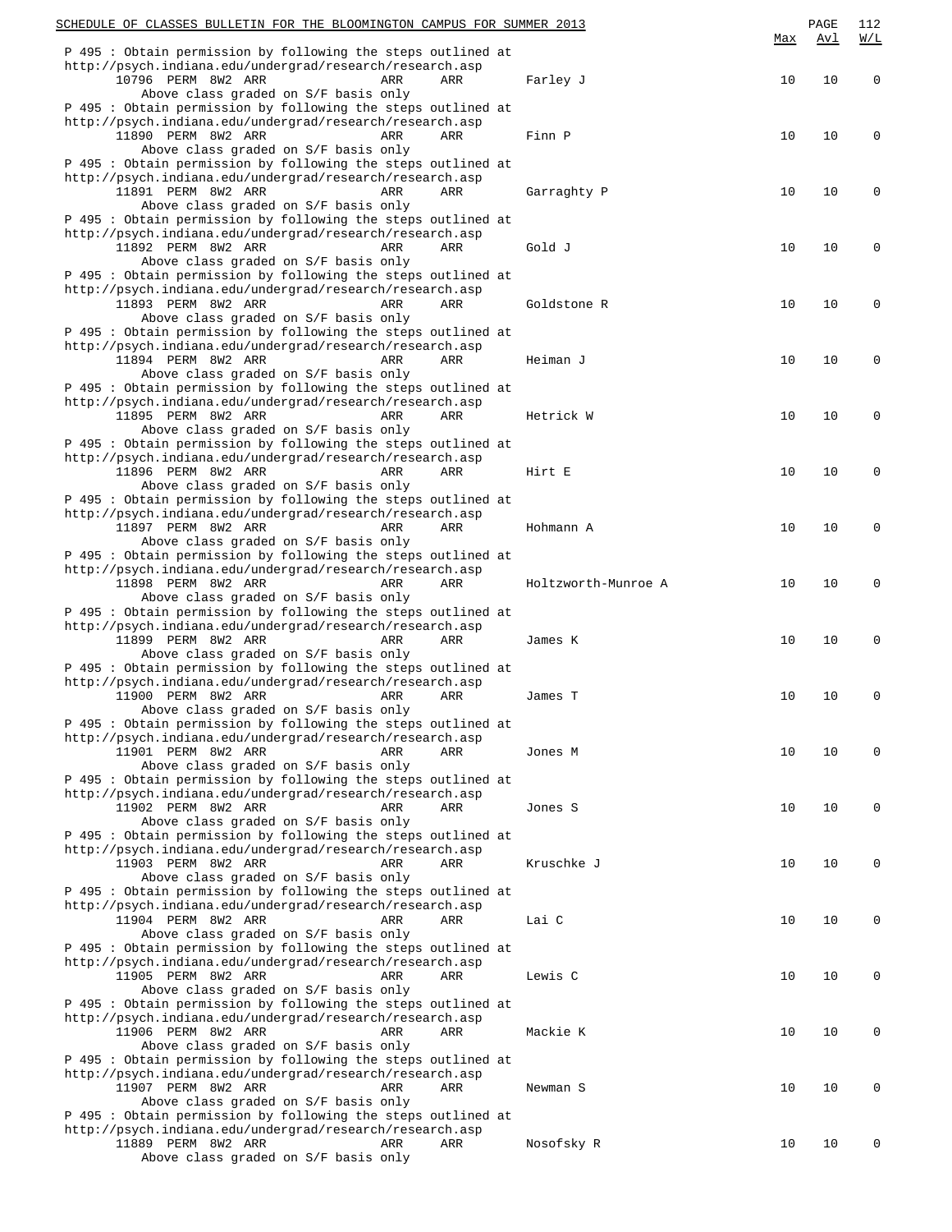| | | | | | Max | Avl | W/L |
|---|---|---|---|---|---|---|---|
| P 495 : Obtain permission by following the steps outlined at http://psych.indiana.edu/undergrad/research/research.asp | | | | | | | |
| 10796 PERM 8W2 ARR | ARR | ARR | Farley J | | 10 | 10 | 0 |
| Above class graded on S/F basis only | | | | | | | |
| P 495 : Obtain permission by following the steps outlined at http://psych.indiana.edu/undergrad/research/research.asp | | | | | | | |
| 11890 PERM 8W2 ARR | ARR | ARR | Finn P | | 10 | 10 | 0 |
| Above class graded on S/F basis only | | | | | | | |
| P 495 : Obtain permission by following the steps outlined at http://psych.indiana.edu/undergrad/research/research.asp | | | | | | | |
| 11891 PERM 8W2 ARR | ARR | ARR | Garraghty P | | 10 | 10 | 0 |
| Above class graded on S/F basis only | | | | | | | |
| P 495 : Obtain permission by following the steps outlined at http://psych.indiana.edu/undergrad/research/research.asp | | | | | | | |
| 11892 PERM 8W2 ARR | ARR | ARR | Gold J | | 10 | 10 | 0 |
| Above class graded on S/F basis only | | | | | | | |
| P 495 : Obtain permission by following the steps outlined at http://psych.indiana.edu/undergrad/research/research.asp | | | | | | | |
| 11893 PERM 8W2 ARR | ARR | ARR | Goldstone R | | 10 | 10 | 0 |
| Above class graded on S/F basis only | | | | | | | |
| P 495 : Obtain permission by following the steps outlined at http://psych.indiana.edu/undergrad/research/research.asp | | | | | | | |
| 11894 PERM 8W2 ARR | ARR | ARR | Heiman J | | 10 | 10 | 0 |
| Above class graded on S/F basis only | | | | | | | |
| P 495 : Obtain permission by following the steps outlined at http://psych.indiana.edu/undergrad/research/research.asp | | | | | | | |
| 11895 PERM 8W2 ARR | ARR | ARR | Hetrick W | | 10 | 10 | 0 |
| Above class graded on S/F basis only | | | | | | | |
| P 495 : Obtain permission by following the steps outlined at http://psych.indiana.edu/undergrad/research/research.asp | | | | | | | |
| 11896 PERM 8W2 ARR | ARR | ARR | Hirt E | | 10 | 10 | 0 |
| Above class graded on S/F basis only | | | | | | | |
| P 495 : Obtain permission by following the steps outlined at http://psych.indiana.edu/undergrad/research/research.asp | | | | | | | |
| 11897 PERM 8W2 ARR | ARR | ARR | Hohmann A | | 10 | 10 | 0 |
| Above class graded on S/F basis only | | | | | | | |
| P 495 : Obtain permission by following the steps outlined at http://psych.indiana.edu/undergrad/research/research.asp | | | | | | | |
| 11898 PERM 8W2 ARR | ARR | ARR | Holtzworth-Munroe A | | 10 | 10 | 0 |
| Above class graded on S/F basis only | | | | | | | |
| P 495 : Obtain permission by following the steps outlined at http://psych.indiana.edu/undergrad/research/research.asp | | | | | | | |
| 11899 PERM 8W2 ARR | ARR | ARR | James K | | 10 | 10 | 0 |
| Above class graded on S/F basis only | | | | | | | |
| P 495 : Obtain permission by following the steps outlined at http://psych.indiana.edu/undergrad/research/research.asp | | | | | | | |
| 11900 PERM 8W2 ARR | ARR | ARR | James T | | 10 | 10 | 0 |
| Above class graded on S/F basis only | | | | | | | |
| P 495 : Obtain permission by following the steps outlined at http://psych.indiana.edu/undergrad/research/research.asp | | | | | | | |
| 11901 PERM 8W2 ARR | ARR | ARR | Jones M | | 10 | 10 | 0 |
| Above class graded on S/F basis only | | | | | | | |
| P 495 : Obtain permission by following the steps outlined at http://psych.indiana.edu/undergrad/research/research.asp | | | | | | | |
| 11902 PERM 8W2 ARR | ARR | ARR | Jones S | | 10 | 10 | 0 |
| Above class graded on S/F basis only | | | | | | | |
| P 495 : Obtain permission by following the steps outlined at http://psych.indiana.edu/undergrad/research/research.asp | | | | | | | |
| 11903 PERM 8W2 ARR | ARR | ARR | Kruschke J | | 10 | 10 | 0 |
| Above class graded on S/F basis only | | | | | | | |
| P 495 : Obtain permission by following the steps outlined at http://psych.indiana.edu/undergrad/research/research.asp | | | | | | | |
| 11904 PERM 8W2 ARR | ARR | ARR | Lai C | | 10 | 10 | 0 |
| Above class graded on S/F basis only | | | | | | | |
| P 495 : Obtain permission by following the steps outlined at http://psych.indiana.edu/undergrad/research/research.asp | | | | | | | |
| 11905 PERM 8W2 ARR | ARR | ARR | Lewis C | | 10 | 10 | 0 |
| Above class graded on S/F basis only | | | | | | | |
| P 495 : Obtain permission by following the steps outlined at http://psych.indiana.edu/undergrad/research/research.asp | | | | | | | |
| 11906 PERM 8W2 ARR | ARR | ARR | Mackie K | | 10 | 10 | 0 |
| Above class graded on S/F basis only | | | | | | | |
| P 495 : Obtain permission by following the steps outlined at http://psych.indiana.edu/undergrad/research/research.asp | | | | | | | |
| 11907 PERM 8W2 ARR | ARR | ARR | Newman S | | 10 | 10 | 0 |
| Above class graded on S/F basis only | | | | | | | |
| P 495 : Obtain permission by following the steps outlined at http://psych.indiana.edu/undergrad/research/research.asp | | | | | | | |
| 11889 PERM 8W2 ARR | ARR | ARR | Nosofsky R | | 10 | 10 | 0 |
| Above class graded on S/F basis only | | | | | | | |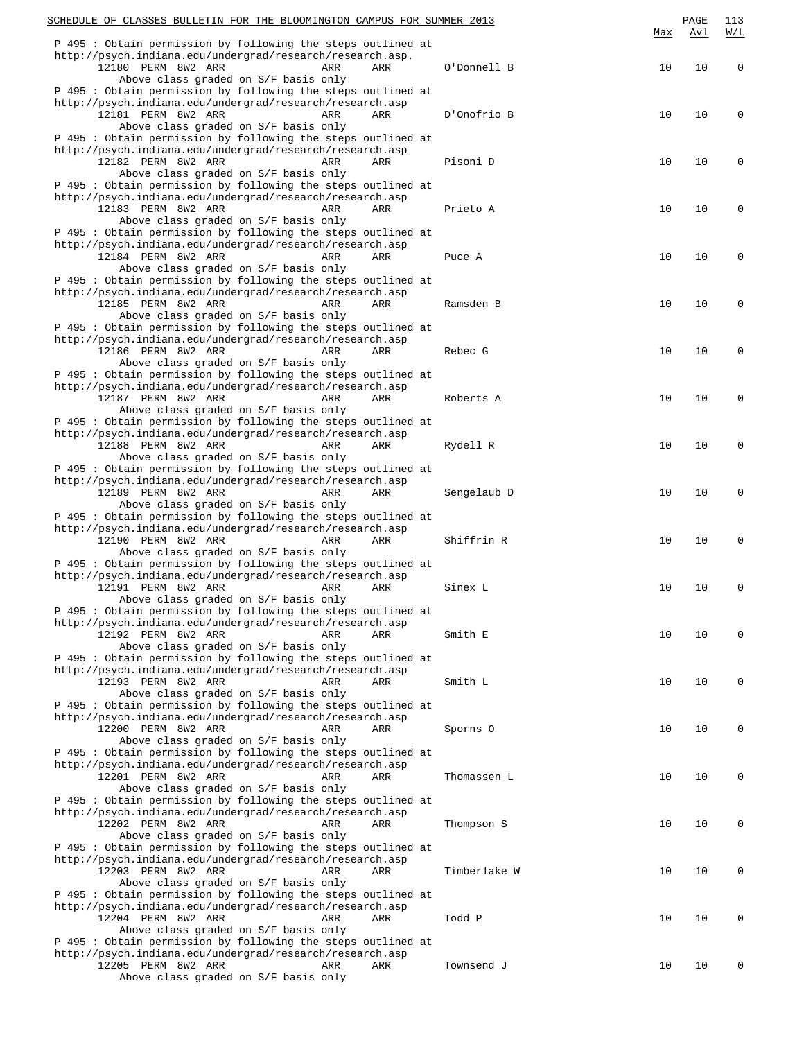| | Max | Avl | W/L |
|---|---|---|---|
| P 495 : Obtain permission by following the steps outlined at http://psych.indiana.edu/undergrad/research/research.asp. | | | |
| 12180 PERM 8W2 ARR ARR ARR O'Donnell B | 10 | 10 | 0 |
| Above class graded on S/F basis only | | | |
| P 495 : Obtain permission by following the steps outlined at http://psych.indiana.edu/undergrad/research/research.asp | | | |
| 12181 PERM 8W2 ARR ARR ARR D'Onofrio B | 10 | 10 | 0 |
| Above class graded on S/F basis only | | | |
| P 495 : Obtain permission by following the steps outlined at http://psych.indiana.edu/undergrad/research/research.asp | | | |
| 12182 PERM 8W2 ARR ARR ARR Pisoni D | 10 | 10 | 0 |
| Above class graded on S/F basis only | | | |
| P 495 : Obtain permission by following the steps outlined at http://psych.indiana.edu/undergrad/research/research.asp | | | |
| 12183 PERM 8W2 ARR ARR ARR Prieto A | 10 | 10 | 0 |
| Above class graded on S/F basis only | | | |
| P 495 : Obtain permission by following the steps outlined at http://psych.indiana.edu/undergrad/research/research.asp | | | |
| 12184 PERM 8W2 ARR ARR ARR Puce A | 10 | 10 | 0 |
| Above class graded on S/F basis only | | | |
| P 495 : Obtain permission by following the steps outlined at http://psych.indiana.edu/undergrad/research/research.asp | | | |
| 12185 PERM 8W2 ARR ARR ARR Ramsden B | 10 | 10 | 0 |
| Above class graded on S/F basis only | | | |
| P 495 : Obtain permission by following the steps outlined at http://psych.indiana.edu/undergrad/research/research.asp | | | |
| 12186 PERM 8W2 ARR ARR ARR Rebec G | 10 | 10 | 0 |
| Above class graded on S/F basis only | | | |
| P 495 : Obtain permission by following the steps outlined at http://psych.indiana.edu/undergrad/research/research.asp | | | |
| 12187 PERM 8W2 ARR ARR ARR Roberts A | 10 | 10 | 0 |
| Above class graded on S/F basis only | | | |
| P 495 : Obtain permission by following the steps outlined at http://psych.indiana.edu/undergrad/research/research.asp | | | |
| 12188 PERM 8W2 ARR ARR ARR Rydell R | 10 | 10 | 0 |
| Above class graded on S/F basis only | | | |
| P 495 : Obtain permission by following the steps outlined at http://psych.indiana.edu/undergrad/research/research.asp | | | |
| 12189 PERM 8W2 ARR ARR ARR Sengelaub D | 10 | 10 | 0 |
| Above class graded on S/F basis only | | | |
| P 495 : Obtain permission by following the steps outlined at http://psych.indiana.edu/undergrad/research/research.asp | | | |
| 12190 PERM 8W2 ARR ARR ARR Shiffrin R | 10 | 10 | 0 |
| Above class graded on S/F basis only | | | |
| P 495 : Obtain permission by following the steps outlined at http://psych.indiana.edu/undergrad/research/research.asp | | | |
| 12191 PERM 8W2 ARR ARR ARR Sinex L | 10 | 10 | 0 |
| Above class graded on S/F basis only | | | |
| P 495 : Obtain permission by following the steps outlined at http://psych.indiana.edu/undergrad/research/research.asp | | | |
| 12192 PERM 8W2 ARR ARR ARR Smith E | 10 | 10 | 0 |
| Above class graded on S/F basis only | | | |
| P 495 : Obtain permission by following the steps outlined at http://psych.indiana.edu/undergrad/research/research.asp | | | |
| 12193 PERM 8W2 ARR ARR ARR Smith L | 10 | 10 | 0 |
| Above class graded on S/F basis only | | | |
| P 495 : Obtain permission by following the steps outlined at http://psych.indiana.edu/undergrad/research/research.asp | | | |
| 12200 PERM 8W2 ARR ARR ARR Sporns O | 10 | 10 | 0 |
| Above class graded on S/F basis only | | | |
| P 495 : Obtain permission by following the steps outlined at http://psych.indiana.edu/undergrad/research/research.asp | | | |
| 12201 PERM 8W2 ARR ARR ARR Thomassen L | 10 | 10 | 0 |
| Above class graded on S/F basis only | | | |
| P 495 : Obtain permission by following the steps outlined at http://psych.indiana.edu/undergrad/research/research.asp | | | |
| 12202 PERM 8W2 ARR ARR ARR Thompson S | 10 | 10 | 0 |
| Above class graded on S/F basis only | | | |
| P 495 : Obtain permission by following the steps outlined at http://psych.indiana.edu/undergrad/research/research.asp | | | |
| 12203 PERM 8W2 ARR ARR ARR Timberlake W | 10 | 10 | 0 |
| Above class graded on S/F basis only | | | |
| P 495 : Obtain permission by following the steps outlined at http://psych.indiana.edu/undergrad/research/research.asp | | | |
| 12204 PERM 8W2 ARR ARR ARR Todd P | 10 | 10 | 0 |
| Above class graded on S/F basis only | | | |
| P 495 : Obtain permission by following the steps outlined at http://psych.indiana.edu/undergrad/research/research.asp | | | |
| 12205 PERM 8W2 ARR ARR ARR Townsend J | 10 | 10 | 0 |
| Above class graded on S/F basis only | | | |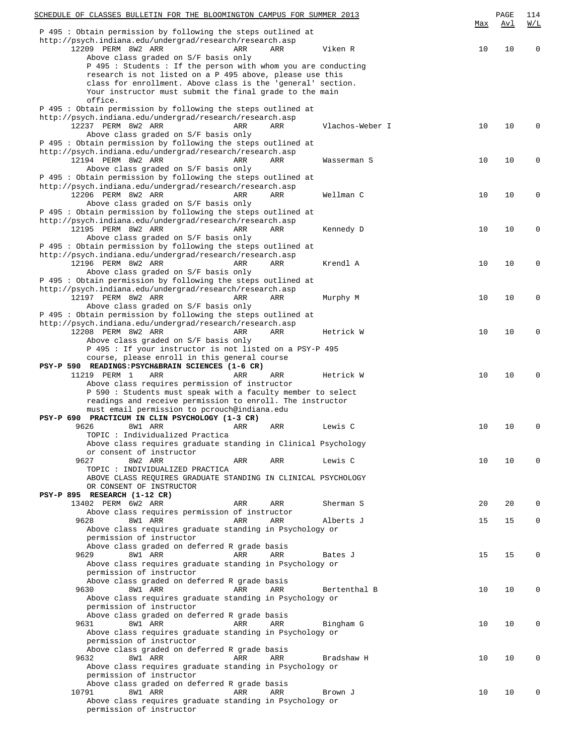| | Max | Avl | W/L |
|---|---|---|---|
| P 495 : Obtain permission by following the steps outlined at http://psych.indiana.edu/undergrad/research/research.asp | | | |
| 12209 PERM 8W2 ARR ARR ARR Viken R | 10 | 10 | 0 |
| Above class graded on S/F basis only<br>P 495 : Students : If the person with whom you are conducting research is not listed on a P 495 above, please use this class for enrollment. Above class is the 'general' section. Your instructor must submit the final grade to the main office. | | | |
| P 495 : Obtain permission by following the steps outlined at http://psych.indiana.edu/undergrad/research/research.asp | | | |
| 12237 PERM 8W2 ARR ARR ARR Vlachos-Weber I | 10 | 10 | 0 |
| Above class graded on S/F basis only | | | |
| P 495 : Obtain permission by following the steps outlined at http://psych.indiana.edu/undergrad/research/research.asp | | | |
| 12194 PERM 8W2 ARR ARR ARR Wasserman S | 10 | 10 | 0 |
| Above class graded on S/F basis only | | | |
| P 495 : Obtain permission by following the steps outlined at http://psych.indiana.edu/undergrad/research/research.asp | | | |
| 12206 PERM 8W2 ARR ARR ARR Wellman C | 10 | 10 | 0 |
| Above class graded on S/F basis only | | | |
| P 495 : Obtain permission by following the steps outlined at http://psych.indiana.edu/undergrad/research/research.asp | | | |
| 12195 PERM 8W2 ARR ARR ARR Kennedy D | 10 | 10 | 0 |
| Above class graded on S/F basis only | | | |
| P 495 : Obtain permission by following the steps outlined at http://psych.indiana.edu/undergrad/research/research.asp | | | |
| 12196 PERM 8W2 ARR ARR ARR Krendl A | 10 | 10 | 0 |
| Above class graded on S/F basis only | | | |
| P 495 : Obtain permission by following the steps outlined at http://psych.indiana.edu/undergrad/research/research.asp | | | |
| 12197 PERM 8W2 ARR ARR ARR Murphy M | 10 | 10 | 0 |
| Above class graded on S/F basis only | | | |
| P 495 : Obtain permission by following the steps outlined at http://psych.indiana.edu/undergrad/research/research.asp | | | |
| 12208 PERM 8W2 ARR ARR ARR Hetrick W | 10 | 10 | 0 |
| Above class graded on S/F basis only<br>P 495 : If your instructor is not listed on a PSY-P 495 course, please enroll in this general course | | | |
| **PSY-P 590 READINGS:PSYCH&BRAIN SCIENCES (1-6 CR)** | | | |
| 11219 PERM 1 ARR ARR ARR Hetrick W | 10 | 10 | 0 |
| Above class requires permission of instructor<br>P 590 : Students must speak with a faculty member to select readings and receive permission to enroll. The instructor must email permission to pcrouch@indiana.edu | | | |
| **PSY-P 690 PRACTICUM IN CLIN PSYCHOLOGY (1-3 CR)** | | | |
| 9626 8W1 ARR ARR ARR Lewis C | 10 | 10 | 0 |
| TOPIC : Individualized Practica<br>Above class requires graduate standing in Clinical Psychology or consent of instructor | | | |
| 9627 8W2 ARR ARR ARR Lewis C | 10 | 10 | 0 |
| TOPIC : INDIVIDUALIZED PRACTICA<br>ABOVE CLASS REQUIRES GRADUATE STANDING IN CLINICAL PSYCHOLOGY OR CONSENT OF INSTRUCTOR | | | |
| **PSY-P 895 RESEARCH (1-12 CR)** | | | |
| 13402 PERM 6W2 ARR ARR ARR Sherman S | 20 | 20 | 0 |
| Above class requires permission of instructor | | | |
| 9628 8W1 ARR ARR ARR Alberts J | 15 | 15 | 0 |
| Above class requires graduate standing in Psychology or permission of instructor<br>Above class graded on deferred R grade basis | | | |
| 9629 8W1 ARR ARR ARR Bates J | 15 | 15 | 0 |
| Above class requires graduate standing in Psychology or permission of instructor<br>Above class graded on deferred R grade basis | | | |
| 9630 8W1 ARR ARR ARR Bertenthal B | 10 | 10 | 0 |
| Above class requires graduate standing in Psychology or permission of instructor<br>Above class graded on deferred R grade basis | | | |
| 9631 8W1 ARR ARR ARR Bingham G | 10 | 10 | 0 |
| Above class requires graduate standing in Psychology or permission of instructor<br>Above class graded on deferred R grade basis | | | |
| 9632 8W1 ARR ARR ARR Bradshaw H | 10 | 10 | 0 |
| Above class requires graduate standing in Psychology or permission of instructor<br>Above class graded on deferred R grade basis | | | |
| 10791 8W1 ARR ARR ARR Brown J | 10 | 10 | 0 |
| Above class requires graduate standing in Psychology or permission of instructor | | | |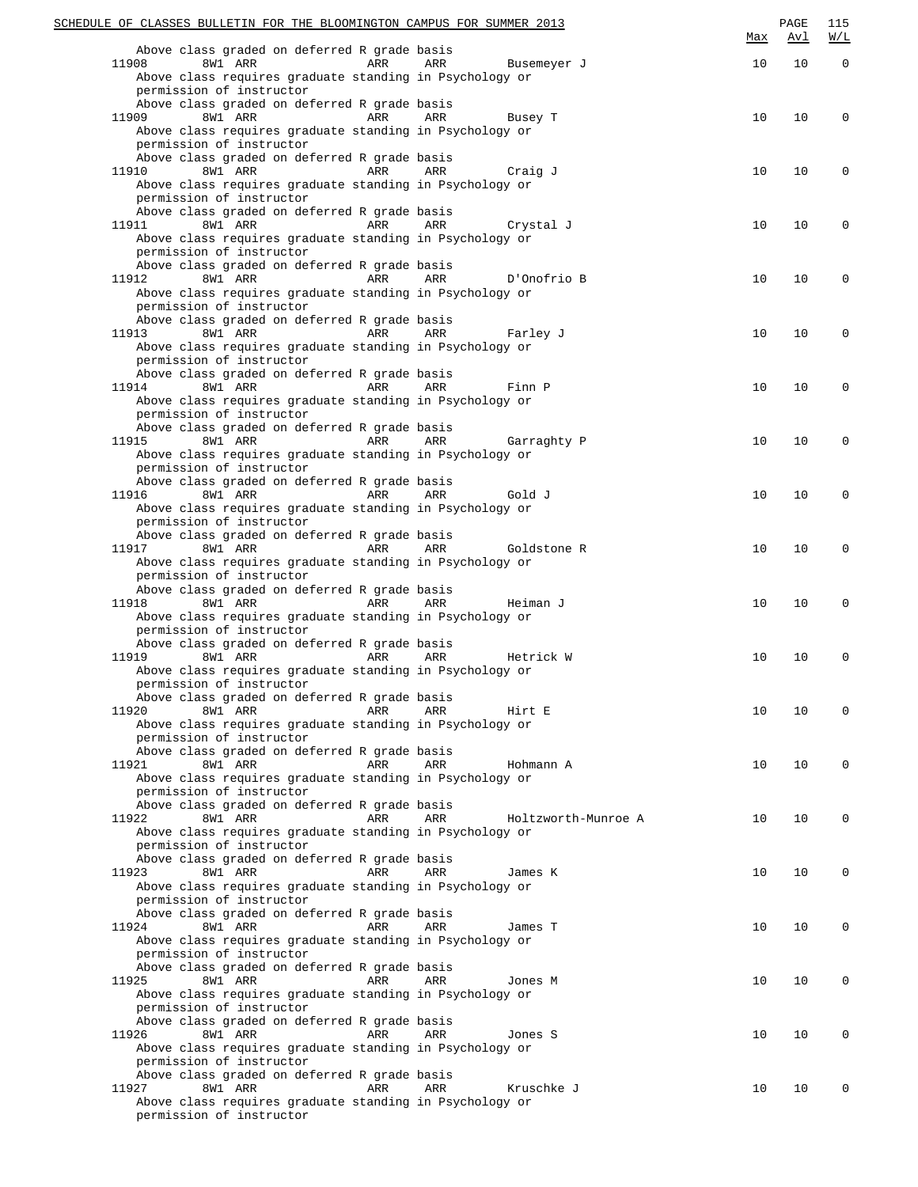| | | | | | | Max | Avl | W/L |
|---|---|---|---|---|---|---|---|---|
| Above class graded on deferred R grade basis | | | | | | | | |
| 11908 | 8W1 | ARR | ARR | ARR | Busemeyer J | 10 | 10 | 0 |
| Above class requires graduate standing in Psychology or permission of instructor | | | | | | | | |
| Above class graded on deferred R grade basis | | | | | | | | |
| 11909 | 8W1 | ARR | ARR | ARR | Busey T | 10 | 10 | 0 |
| Above class requires graduate standing in Psychology or permission of instructor | | | | | | | | |
| Above class graded on deferred R grade basis | | | | | | | | |
| 11910 | 8W1 | ARR | ARR | ARR | Craig J | 10 | 10 | 0 |
| Above class requires graduate standing in Psychology or permission of instructor | | | | | | | | |
| Above class graded on deferred R grade basis | | | | | | | | |
| 11911 | 8W1 | ARR | ARR | ARR | Crystal J | 10 | 10 | 0 |
| Above class requires graduate standing in Psychology or permission of instructor | | | | | | | | |
| Above class graded on deferred R grade basis | | | | | | | | |
| 11912 | 8W1 | ARR | ARR | ARR | D'Onofrio B | 10 | 10 | 0 |
| Above class requires graduate standing in Psychology or permission of instructor | | | | | | | | |
| Above class graded on deferred R grade basis | | | | | | | | |
| 11913 | 8W1 | ARR | ARR | ARR | Farley J | 10 | 10 | 0 |
| Above class requires graduate standing in Psychology or permission of instructor | | | | | | | | |
| Above class graded on deferred R grade basis | | | | | | | | |
| 11914 | 8W1 | ARR | ARR | ARR | Finn P | 10 | 10 | 0 |
| Above class requires graduate standing in Psychology or permission of instructor | | | | | | | | |
| Above class graded on deferred R grade basis | | | | | | | | |
| 11915 | 8W1 | ARR | ARR | ARR | Garraghty P | 10 | 10 | 0 |
| Above class requires graduate standing in Psychology or permission of instructor | | | | | | | | |
| Above class graded on deferred R grade basis | | | | | | | | |
| 11916 | 8W1 | ARR | ARR | ARR | Gold J | 10 | 10 | 0 |
| Above class requires graduate standing in Psychology or permission of instructor | | | | | | | | |
| Above class graded on deferred R grade basis | | | | | | | | |
| 11917 | 8W1 | ARR | ARR | ARR | Goldstone R | 10 | 10 | 0 |
| Above class requires graduate standing in Psychology or permission of instructor | | | | | | | | |
| Above class graded on deferred R grade basis | | | | | | | | |
| 11918 | 8W1 | ARR | ARR | ARR | Heiman J | 10 | 10 | 0 |
| Above class requires graduate standing in Psychology or permission of instructor | | | | | | | | |
| Above class graded on deferred R grade basis | | | | | | | | |
| 11919 | 8W1 | ARR | ARR | ARR | Hetrick W | 10 | 10 | 0 |
| Above class requires graduate standing in Psychology or permission of instructor | | | | | | | | |
| Above class graded on deferred R grade basis | | | | | | | | |
| 11920 | 8W1 | ARR | ARR | ARR | Hirt E | 10 | 10 | 0 |
| Above class requires graduate standing in Psychology or permission of instructor | | | | | | | | |
| Above class graded on deferred R grade basis | | | | | | | | |
| 11921 | 8W1 | ARR | ARR | ARR | Hohmann A | 10 | 10 | 0 |
| Above class requires graduate standing in Psychology or permission of instructor | | | | | | | | |
| Above class graded on deferred R grade basis | | | | | | | | |
| 11922 | 8W1 | ARR | ARR | ARR | Holtzworth-Munroe A | 10 | 10 | 0 |
| Above class requires graduate standing in Psychology or permission of instructor | | | | | | | | |
| Above class graded on deferred R grade basis | | | | | | | | |
| 11923 | 8W1 | ARR | ARR | ARR | James K | 10 | 10 | 0 |
| Above class requires graduate standing in Psychology or permission of instructor | | | | | | | | |
| Above class graded on deferred R grade basis | | | | | | | | |
| 11924 | 8W1 | ARR | ARR | ARR | James T | 10 | 10 | 0 |
| Above class requires graduate standing in Psychology or permission of instructor | | | | | | | | |
| Above class graded on deferred R grade basis | | | | | | | | |
| 11925 | 8W1 | ARR | ARR | ARR | Jones M | 10 | 10 | 0 |
| Above class requires graduate standing in Psychology or permission of instructor | | | | | | | | |
| Above class graded on deferred R grade basis | | | | | | | | |
| 11926 | 8W1 | ARR | ARR | ARR | Jones S | 10 | 10 | 0 |
| Above class requires graduate standing in Psychology or permission of instructor | | | | | | | | |
| Above class graded on deferred R grade basis | | | | | | | | |
| 11927 | 8W1 | ARR | ARR | ARR | Kruschke J | 10 | 10 | 0 |
| Above class requires graduate standing in Psychology or permission of instructor | | | | | | | | |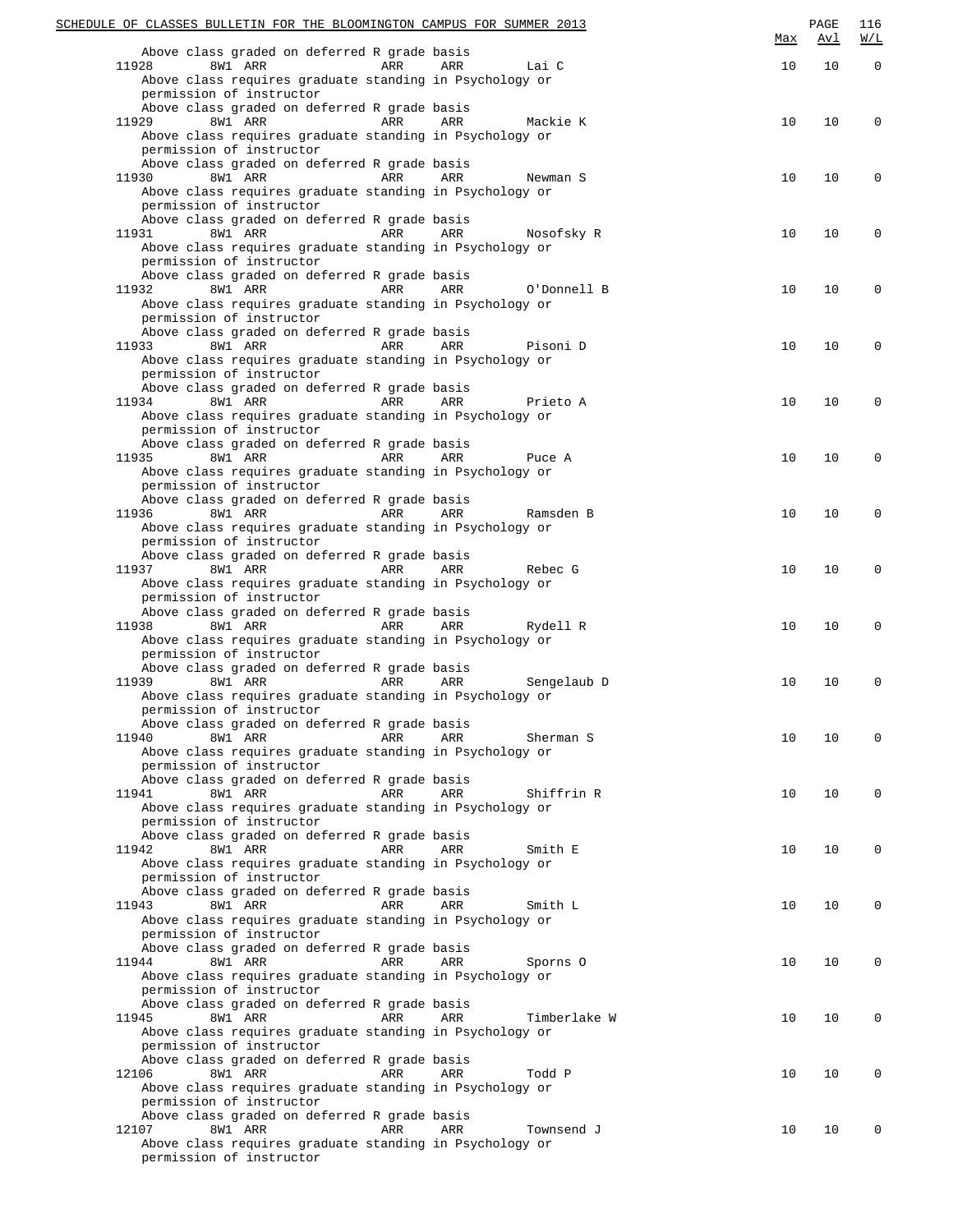| | | | | | | Max | Avl | W/L |
|---|---|---|---|---|---|---|---|---|
| Above class graded on deferred R grade basis | | | | | | | | |
| 11928 | 8W1 | ARR | ARR | ARR | Lai C | 10 | 10 | 0 |
| Above class requires graduate standing in Psychology or permission of instructor | | | | | | | | |
| Above class graded on deferred R grade basis | | | | | | | | |
| 11929 | 8W1 | ARR | ARR | ARR | Mackie K | 10 | 10 | 0 |
| Above class requires graduate standing in Psychology or permission of instructor | | | | | | | | |
| Above class graded on deferred R grade basis | | | | | | | | |
| 11930 | 8W1 | ARR | ARR | ARR | Newman S | 10 | 10 | 0 |
| Above class requires graduate standing in Psychology or permission of instructor | | | | | | | | |
| Above class graded on deferred R grade basis | | | | | | | | |
| 11931 | 8W1 | ARR | ARR | ARR | Nosofsky R | 10 | 10 | 0 |
| Above class requires graduate standing in Psychology or permission of instructor | | | | | | | | |
| Above class graded on deferred R grade basis | | | | | | | | |
| 11932 | 8W1 | ARR | ARR | ARR | O'Donnell B | 10 | 10 | 0 |
| Above class requires graduate standing in Psychology or permission of instructor | | | | | | | | |
| Above class graded on deferred R grade basis | | | | | | | | |
| 11933 | 8W1 | ARR | ARR | ARR | Pisoni D | 10 | 10 | 0 |
| Above class requires graduate standing in Psychology or permission of instructor | | | | | | | | |
| Above class graded on deferred R grade basis | | | | | | | | |
| 11934 | 8W1 | ARR | ARR | ARR | Prieto A | 10 | 10 | 0 |
| Above class requires graduate standing in Psychology or permission of instructor | | | | | | | | |
| Above class graded on deferred R grade basis | | | | | | | | |
| 11935 | 8W1 | ARR | ARR | ARR | Puce A | 10 | 10 | 0 |
| Above class requires graduate standing in Psychology or permission of instructor | | | | | | | | |
| Above class graded on deferred R grade basis | | | | | | | | |
| 11936 | 8W1 | ARR | ARR | ARR | Ramsden B | 10 | 10 | 0 |
| Above class requires graduate standing in Psychology or permission of instructor | | | | | | | | |
| Above class graded on deferred R grade basis | | | | | | | | |
| 11937 | 8W1 | ARR | ARR | ARR | Rebec G | 10 | 10 | 0 |
| Above class requires graduate standing in Psychology or permission of instructor | | | | | | | | |
| Above class graded on deferred R grade basis | | | | | | | | |
| 11938 | 8W1 | ARR | ARR | ARR | Rydell R | 10 | 10 | 0 |
| Above class requires graduate standing in Psychology or permission of instructor | | | | | | | | |
| Above class graded on deferred R grade basis | | | | | | | | |
| 11939 | 8W1 | ARR | ARR | ARR | Sengelaub D | 10 | 10 | 0 |
| Above class requires graduate standing in Psychology or permission of instructor | | | | | | | | |
| Above class graded on deferred R grade basis | | | | | | | | |
| 11940 | 8W1 | ARR | ARR | ARR | Sherman S | 10 | 10 | 0 |
| Above class requires graduate standing in Psychology or permission of instructor | | | | | | | | |
| Above class graded on deferred R grade basis | | | | | | | | |
| 11941 | 8W1 | ARR | ARR | ARR | Shiffrin R | 10 | 10 | 0 |
| Above class requires graduate standing in Psychology or permission of instructor | | | | | | | | |
| Above class graded on deferred R grade basis | | | | | | | | |
| 11942 | 8W1 | ARR | ARR | ARR | Smith E | 10 | 10 | 0 |
| Above class requires graduate standing in Psychology or permission of instructor | | | | | | | | |
| Above class graded on deferred R grade basis | | | | | | | | |
| 11943 | 8W1 | ARR | ARR | ARR | Smith L | 10 | 10 | 0 |
| Above class requires graduate standing in Psychology or permission of instructor | | | | | | | | |
| Above class graded on deferred R grade basis | | | | | | | | |
| 11944 | 8W1 | ARR | ARR | ARR | Sporns O | 10 | 10 | 0 |
| Above class requires graduate standing in Psychology or permission of instructor | | | | | | | | |
| Above class graded on deferred R grade basis | | | | | | | | |
| 11945 | 8W1 | ARR | ARR | ARR | Timberlake W | 10 | 10 | 0 |
| Above class requires graduate standing in Psychology or permission of instructor | | | | | | | | |
| Above class graded on deferred R grade basis | | | | | | | | |
| 12106 | 8W1 | ARR | ARR | ARR | Todd P | 10 | 10 | 0 |
| Above class requires graduate standing in Psychology or permission of instructor | | | | | | | | |
| Above class graded on deferred R grade basis | | | | | | | | |
| 12107 | 8W1 | ARR | ARR | ARR | Townsend J | 10 | 10 | 0 |
| Above class requires graduate standing in Psychology or permission of instructor | | | | | | | | |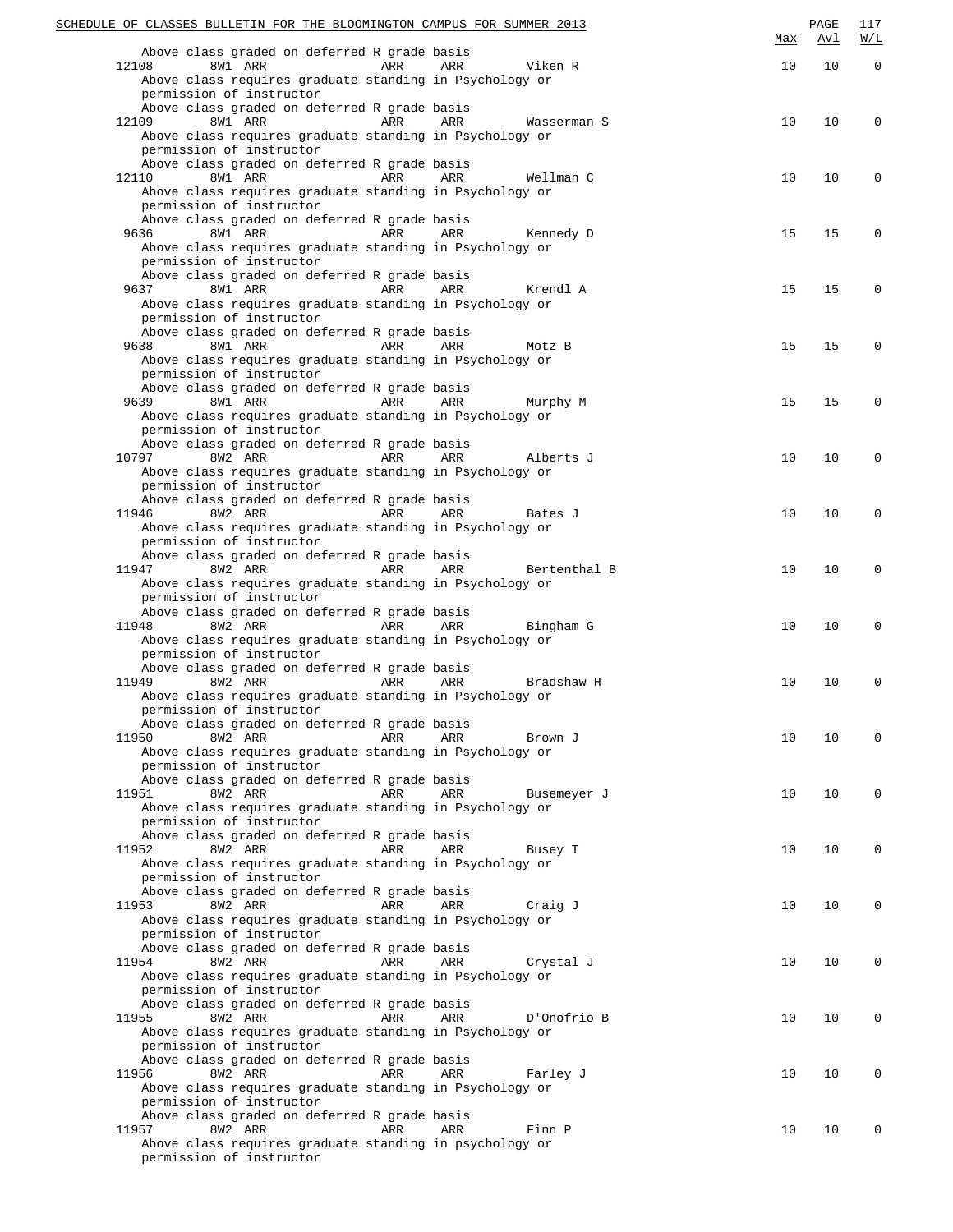| | | | | | | Max | Avl | W/L |
|---|---|---|---|---|---|---|---|---|
| Above class graded on deferred R grade basis | | | | | | | | |
| 12108 | 8W1 | ARR | ARR | ARR | Viken R | 10 | 10 | 0 |
| Above class requires graduate standing in Psychology or permission of instructor | | | | | | | | |
| Above class graded on deferred R grade basis | | | | | | | | |
| 12109 | 8W1 | ARR | ARR | ARR | Wasserman S | 10 | 10 | 0 |
| Above class requires graduate standing in Psychology or permission of instructor | | | | | | | | |
| Above class graded on deferred R grade basis | | | | | | | | |
| 12110 | 8W1 | ARR | ARR | ARR | Wellman C | 10 | 10 | 0 |
| Above class requires graduate standing in Psychology or permission of instructor | | | | | | | | |
| Above class graded on deferred R grade basis | | | | | | | | |
| 9636 | 8W1 | ARR | ARR | ARR | Kennedy D | 15 | 15 | 0 |
| Above class requires graduate standing in Psychology or permission of instructor | | | | | | | | |
| Above class graded on deferred R grade basis | | | | | | | | |
| 9637 | 8W1 | ARR | ARR | ARR | Krendl A | 15 | 15 | 0 |
| Above class requires graduate standing in Psychology or permission of instructor | | | | | | | | |
| Above class graded on deferred R grade basis | | | | | | | | |
| 9638 | 8W1 | ARR | ARR | ARR | Motz B | 15 | 15 | 0 |
| Above class requires graduate standing in Psychology or permission of instructor | | | | | | | | |
| Above class graded on deferred R grade basis | | | | | | | | |
| 9639 | 8W1 | ARR | ARR | ARR | Murphy M | 15 | 15 | 0 |
| Above class requires graduate standing in Psychology or permission of instructor | | | | | | | | |
| Above class graded on deferred R grade basis | | | | | | | | |
| 10797 | 8W2 | ARR | ARR | ARR | Alberts J | 10 | 10 | 0 |
| Above class requires graduate standing in Psychology or permission of instructor | | | | | | | | |
| Above class graded on deferred R grade basis | | | | | | | | |
| 11946 | 8W2 | ARR | ARR | ARR | Bates J | 10 | 10 | 0 |
| Above class requires graduate standing in Psychology or permission of instructor | | | | | | | | |
| Above class graded on deferred R grade basis | | | | | | | | |
| 11947 | 8W2 | ARR | ARR | ARR | Bertenthal B | 10 | 10 | 0 |
| Above class requires graduate standing in Psychology or permission of instructor | | | | | | | | |
| Above class graded on deferred R grade basis | | | | | | | | |
| 11948 | 8W2 | ARR | ARR | ARR | Bingham G | 10 | 10 | 0 |
| Above class requires graduate standing in Psychology or permission of instructor | | | | | | | | |
| Above class graded on deferred R grade basis | | | | | | | | |
| 11949 | 8W2 | ARR | ARR | ARR | Bradshaw H | 10 | 10 | 0 |
| Above class requires graduate standing in Psychology or permission of instructor | | | | | | | | |
| Above class graded on deferred R grade basis | | | | | | | | |
| 11950 | 8W2 | ARR | ARR | ARR | Brown J | 10 | 10 | 0 |
| Above class requires graduate standing in Psychology or permission of instructor | | | | | | | | |
| Above class graded on deferred R grade basis | | | | | | | | |
| 11951 | 8W2 | ARR | ARR | ARR | Busemeyer J | 10 | 10 | 0 |
| Above class requires graduate standing in Psychology or permission of instructor | | | | | | | | |
| Above class graded on deferred R grade basis | | | | | | | | |
| 11952 | 8W2 | ARR | ARR | ARR | Busey T | 10 | 10 | 0 |
| Above class requires graduate standing in Psychology or permission of instructor | | | | | | | | |
| Above class graded on deferred R grade basis | | | | | | | | |
| 11953 | 8W2 | ARR | ARR | ARR | Craig J | 10 | 10 | 0 |
| Above class requires graduate standing in Psychology or permission of instructor | | | | | | | | |
| Above class graded on deferred R grade basis | | | | | | | | |
| 11954 | 8W2 | ARR | ARR | ARR | Crystal J | 10 | 10 | 0 |
| Above class requires graduate standing in Psychology or permission of instructor | | | | | | | | |
| Above class graded on deferred R grade basis | | | | | | | | |
| 11955 | 8W2 | ARR | ARR | ARR | D'Onofrio B | 10 | 10 | 0 |
| Above class requires graduate standing in Psychology or permission of instructor | | | | | | | | |
| Above class graded on deferred R grade basis | | | | | | | | |
| 11956 | 8W2 | ARR | ARR | ARR | Farley J | 10 | 10 | 0 |
| Above class requires graduate standing in Psychology or permission of instructor | | | | | | | | |
| Above class graded on deferred R grade basis | | | | | | | | |
| 11957 | 8W2 | ARR | ARR | ARR | Finn P | 10 | 10 | 0 |
| Above class requires graduate standing in psychology or permission of instructor | | | | | | | | |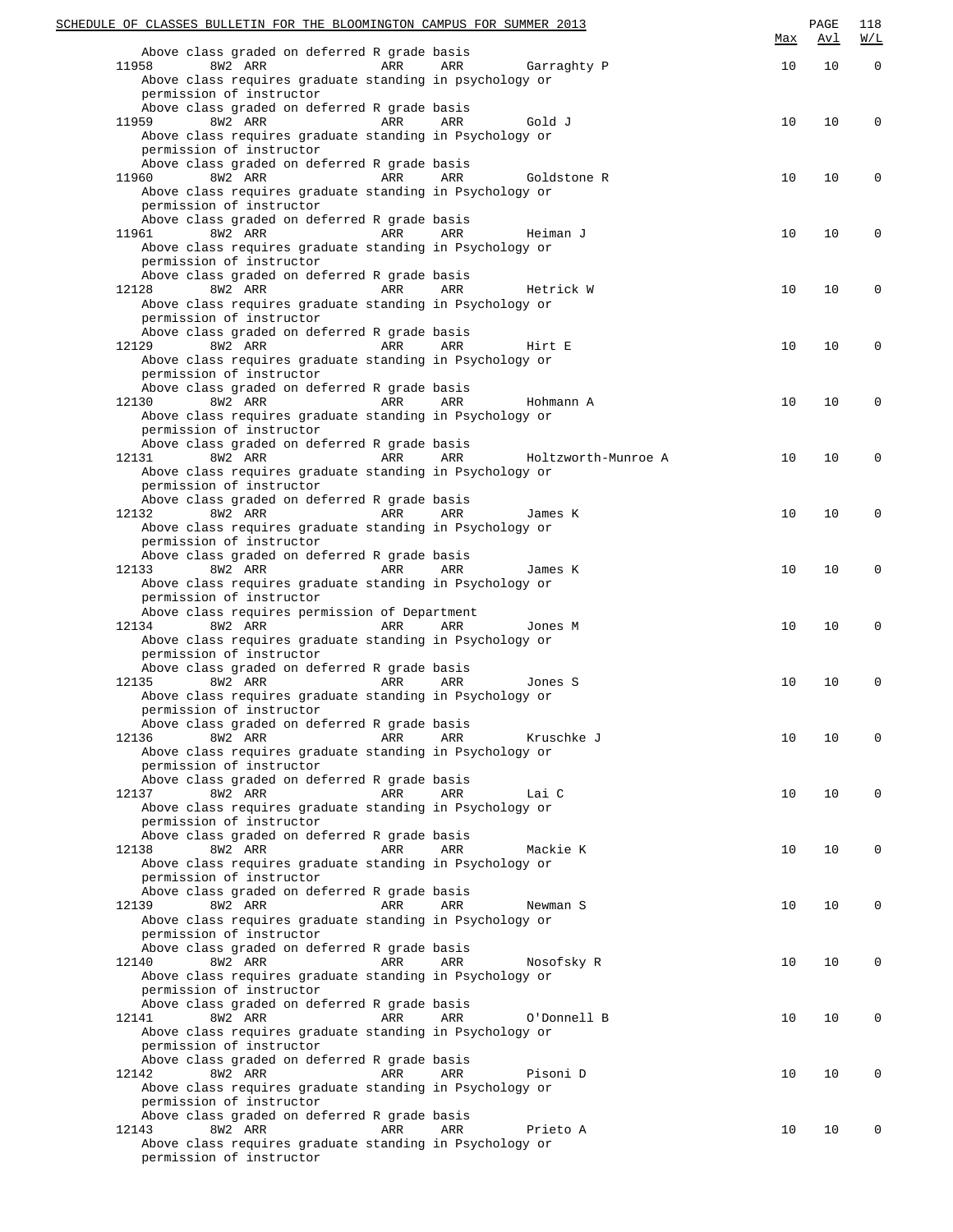Above class graded on deferred R grade basis

| Class | Session | Days | Time | Room | Instructor | Max | Avl | W/L |
|---|---|---|---|---|---|---|---|---|
| 11958 | 8W2 | ARR | ARR | ARR | Garraghty P | 10 | 10 | 0 |

Above class requires graduate standing in psychology or permission of instructor
Above class graded on deferred R grade basis

| Class | Session | Days | Time | Room | Instructor | Max | Avl | W/L |
|---|---|---|---|---|---|---|---|---|
| 11959 | 8W2 | ARR | ARR | ARR | Gold J | 10 | 10 | 0 |

Above class requires graduate standing in Psychology or permission of instructor
Above class graded on deferred R grade basis

| Class | Session | Days | Time | Room | Instructor | Max | Avl | W/L |
|---|---|---|---|---|---|---|---|---|
| 11960 | 8W2 | ARR | ARR | ARR | Goldstone R | 10 | 10 | 0 |

Above class requires graduate standing in Psychology or permission of instructor
Above class graded on deferred R grade basis

| Class | Session | Days | Time | Room | Instructor | Max | Avl | W/L |
|---|---|---|---|---|---|---|---|---|
| 11961 | 8W2 | ARR | ARR | ARR | Heiman J | 10 | 10 | 0 |

Above class requires graduate standing in Psychology or permission of instructor
Above class graded on deferred R grade basis

| Class | Session | Days | Time | Room | Instructor | Max | Avl | W/L |
|---|---|---|---|---|---|---|---|---|
| 12128 | 8W2 | ARR | ARR | ARR | Hetrick W | 10 | 10 | 0 |

Above class requires graduate standing in Psychology or permission of instructor
Above class graded on deferred R grade basis

| Class | Session | Days | Time | Room | Instructor | Max | Avl | W/L |
|---|---|---|---|---|---|---|---|---|
| 12129 | 8W2 | ARR | ARR | ARR | Hirt E | 10 | 10 | 0 |

Above class requires graduate standing in Psychology or permission of instructor
Above class graded on deferred R grade basis

| Class | Session | Days | Time | Room | Instructor | Max | Avl | W/L |
|---|---|---|---|---|---|---|---|---|
| 12130 | 8W2 | ARR | ARR | ARR | Hohmann A | 10 | 10 | 0 |

Above class requires graduate standing in Psychology or permission of instructor
Above class graded on deferred R grade basis

| Class | Session | Days | Time | Room | Instructor | Max | Avl | W/L |
|---|---|---|---|---|---|---|---|---|
| 12131 | 8W2 | ARR | ARR | ARR | Holtzworth-Munroe A | 10 | 10 | 0 |

Above class requires graduate standing in Psychology or permission of instructor
Above class graded on deferred R grade basis

| Class | Session | Days | Time | Room | Instructor | Max | Avl | W/L |
|---|---|---|---|---|---|---|---|---|
| 12132 | 8W2 | ARR | ARR | ARR | James K | 10 | 10 | 0 |

Above class requires graduate standing in Psychology or permission of instructor
Above class graded on deferred R grade basis

| Class | Session | Days | Time | Room | Instructor | Max | Avl | W/L |
|---|---|---|---|---|---|---|---|---|
| 12133 | 8W2 | ARR | ARR | ARR | James K | 10 | 10 | 0 |

Above class requires graduate standing in Psychology or permission of instructor
Above class requires permission of Department

| Class | Session | Days | Time | Room | Instructor | Max | Avl | W/L |
|---|---|---|---|---|---|---|---|---|
| 12134 | 8W2 | ARR | ARR | ARR | Jones M | 10 | 10 | 0 |

Above class requires graduate standing in Psychology or permission of instructor
Above class graded on deferred R grade basis

| Class | Session | Days | Time | Room | Instructor | Max | Avl | W/L |
|---|---|---|---|---|---|---|---|---|
| 12135 | 8W2 | ARR | ARR | ARR | Jones S | 10 | 10 | 0 |

Above class requires graduate standing in Psychology or permission of instructor
Above class graded on deferred R grade basis

| Class | Session | Days | Time | Room | Instructor | Max | Avl | W/L |
|---|---|---|---|---|---|---|---|---|
| 12136 | 8W2 | ARR | ARR | ARR | Kruschke J | 10 | 10 | 0 |

Above class requires graduate standing in Psychology or permission of instructor
Above class graded on deferred R grade basis

| Class | Session | Days | Time | Room | Instructor | Max | Avl | W/L |
|---|---|---|---|---|---|---|---|---|
| 12137 | 8W2 | ARR | ARR | ARR | Lai C | 10 | 10 | 0 |

Above class requires graduate standing in Psychology or permission of instructor
Above class graded on deferred R grade basis

| Class | Session | Days | Time | Room | Instructor | Max | Avl | W/L |
|---|---|---|---|---|---|---|---|---|
| 12138 | 8W2 | ARR | ARR | ARR | Mackie K | 10 | 10 | 0 |

Above class requires graduate standing in Psychology or permission of instructor
Above class graded on deferred R grade basis

| Class | Session | Days | Time | Room | Instructor | Max | Avl | W/L |
|---|---|---|---|---|---|---|---|---|
| 12139 | 8W2 | ARR | ARR | ARR | Newman S | 10 | 10 | 0 |

Above class requires graduate standing in Psychology or permission of instructor
Above class graded on deferred R grade basis

| Class | Session | Days | Time | Room | Instructor | Max | Avl | W/L |
|---|---|---|---|---|---|---|---|---|
| 12140 | 8W2 | ARR | ARR | ARR | Nosofsky R | 10 | 10 | 0 |

Above class requires graduate standing in Psychology or permission of instructor
Above class graded on deferred R grade basis

| Class | Session | Days | Time | Room | Instructor | Max | Avl | W/L |
|---|---|---|---|---|---|---|---|---|
| 12141 | 8W2 | ARR | ARR | ARR | O'Donnell B | 10 | 10 | 0 |

Above class requires graduate standing in Psychology or permission of instructor
Above class graded on deferred R grade basis

| Class | Session | Days | Time | Room | Instructor | Max | Avl | W/L |
|---|---|---|---|---|---|---|---|---|
| 12142 | 8W2 | ARR | ARR | ARR | Pisoni D | 10 | 10 | 0 |

Above class requires graduate standing in Psychology or permission of instructor
Above class graded on deferred R grade basis

| Class | Session | Days | Time | Room | Instructor | Max | Avl | W/L |
|---|---|---|---|---|---|---|---|---|
| 12143 | 8W2 | ARR | ARR | ARR | Prieto A | 10 | 10 | 0 |

Above class requires graduate standing in Psychology or permission of instructor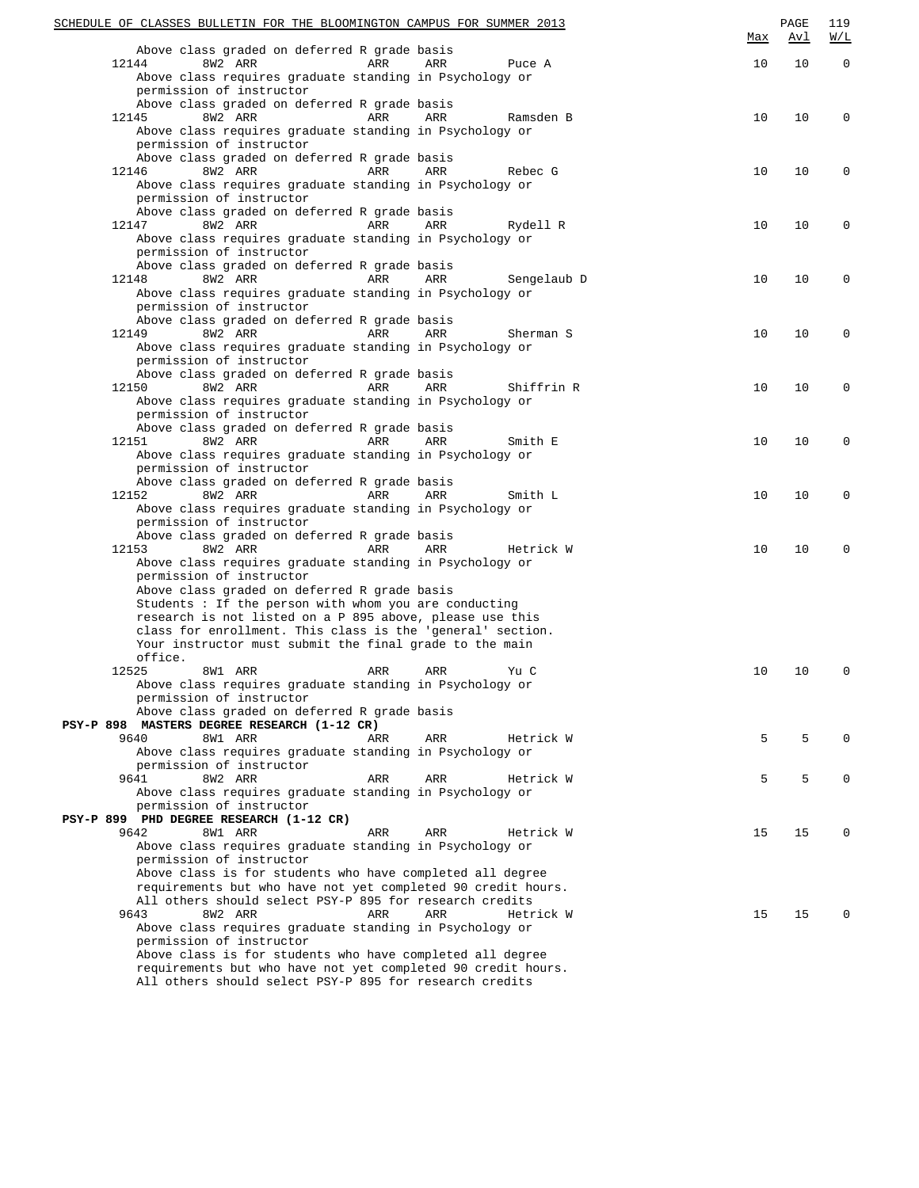| | | | | | Max | Avl | W/L |
|---|---|---|---|---|---|---|---|

Above class graded on deferred R grade basis

| | | | | | Max | Avl | W/L |
|---|---|---|---|---|---|---|---|
| 12144 | 8W2 ARR | ARR | ARR | Puce A | 10 | 10 | 0 |

Above class requires graduate standing in Psychology or permission of instructor
Above class graded on deferred R grade basis

| | | | | | Max | Avl | W/L |
|---|---|---|---|---|---|---|---|
| 12145 | 8W2 ARR | ARR | ARR | Ramsden B | 10 | 10 | 0 |

Above class requires graduate standing in Psychology or permission of instructor
Above class graded on deferred R grade basis

| | | | | | Max | Avl | W/L |
|---|---|---|---|---|---|---|---|
| 12146 | 8W2 ARR | ARR | ARR | Rebec G | 10 | 10 | 0 |

Above class requires graduate standing in Psychology or permission of instructor
Above class graded on deferred R grade basis

| | | | | | Max | Avl | W/L |
|---|---|---|---|---|---|---|---|
| 12147 | 8W2 ARR | ARR | ARR | Rydell R | 10 | 10 | 0 |

Above class requires graduate standing in Psychology or permission of instructor
Above class graded on deferred R grade basis

| | | | | | Max | Avl | W/L |
|---|---|---|---|---|---|---|---|
| 12148 | 8W2 ARR | ARR | ARR | Sengelaub D | 10 | 10 | 0 |

Above class requires graduate standing in Psychology or permission of instructor
Above class graded on deferred R grade basis

| | | | | | Max | Avl | W/L |
|---|---|---|---|---|---|---|---|
| 12149 | 8W2 ARR | ARR | ARR | Sherman S | 10 | 10 | 0 |

Above class requires graduate standing in Psychology or permission of instructor
Above class graded on deferred R grade basis

| | | | | | Max | Avl | W/L |
|---|---|---|---|---|---|---|---|
| 12150 | 8W2 ARR | ARR | ARR | Shiffrin R | 10 | 10 | 0 |

Above class requires graduate standing in Psychology or permission of instructor
Above class graded on deferred R grade basis

| | | | | | Max | Avl | W/L |
|---|---|---|---|---|---|---|---|
| 12151 | 8W2 ARR | ARR | ARR | Smith E | 10 | 10 | 0 |

Above class requires graduate standing in Psychology or permission of instructor
Above class graded on deferred R grade basis

| | | | | | Max | Avl | W/L |
|---|---|---|---|---|---|---|---|
| 12152 | 8W2 ARR | ARR | ARR | Smith L | 10 | 10 | 0 |

Above class requires graduate standing in Psychology or permission of instructor
Above class graded on deferred R grade basis

| | | | | | Max | Avl | W/L |
|---|---|---|---|---|---|---|---|
| 12153 | 8W2 ARR | ARR | ARR | Hetrick W | 10 | 10 | 0 |

Above class requires graduate standing in Psychology or permission of instructor
Above class graded on deferred R grade basis
Students : If the person with whom you are conducting research is not listed on a P 895 above, please use this class for enrollment. This class is the 'general' section. Your instructor must submit the final grade to the main office.

| | | | | | Max | Avl | W/L |
|---|---|---|---|---|---|---|---|
| 12525 | 8W1 ARR | ARR | ARR | Yu C | 10 | 10 | 0 |

Above class requires graduate standing in Psychology or permission of instructor
Above class graded on deferred R grade basis

**PSY-P 898 MASTERS DEGREE RESEARCH (1-12 CR)**

| | | | | | Max | Avl | W/L |
|---|---|---|---|---|---|---|---|
| 9640 | 8W1 ARR | ARR | ARR | Hetrick W | 5 | 5 | 0 |

Above class requires graduate standing in Psychology or permission of instructor

| | | | | | Max | Avl | W/L |
|---|---|---|---|---|---|---|---|
| 9641 | 8W2 ARR | ARR | ARR | Hetrick W | 5 | 5 | 0 |

Above class requires graduate standing in Psychology or permission of instructor

**PSY-P 899 PHD DEGREE RESEARCH (1-12 CR)**

| | | | | | Max | Avl | W/L |
|---|---|---|---|---|---|---|---|
| 9642 | 8W1 ARR | ARR | ARR | Hetrick W | 15 | 15 | 0 |

Above class requires graduate standing in Psychology or permission of instructor
Above class is for students who have completed all degree requirements but who have not yet completed 90 credit hours.
All others should select PSY-P 895 for research credits

| | | | | | Max | Avl | W/L |
|---|---|---|---|---|---|---|---|
| 9643 | 8W2 ARR | ARR | ARR | Hetrick W | 15 | 15 | 0 |

Above class requires graduate standing in Psychology or permission of instructor
Above class is for students who have completed all degree requirements but who have not yet completed 90 credit hours.
All others should select PSY-P 895 for research credits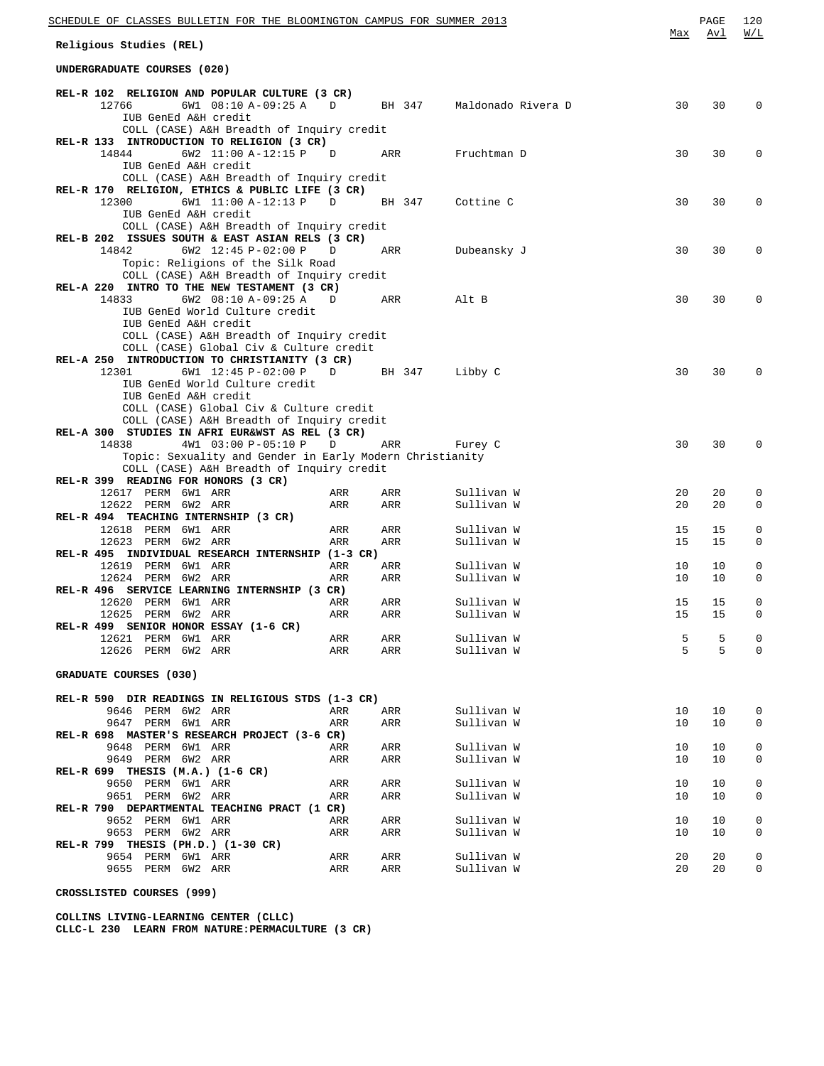## Religious Studies (REL)

### UNDERGRADUATE COURSES (020)

| Course / Class | Session / Time | Days | Room | Instructor | Max | Avl | W/L |
|---|---|---|---|---|---|---|---|
| **REL-R 102 RELIGION AND POPULAR CULTURE (3 CR)** | | | | | | | |
| 12766 | 6W1 08:10 A-09:25 A | D | BH 347 | Maldonado Rivera D | 30 | 30 | 0 |
| IUB GenEd A&H credit | | | | | | | |
| COLL (CASE) A&H Breadth of Inquiry credit | | | | | | | |
| **REL-R 133 INTRODUCTION TO RELIGION (3 CR)** | | | | | | | |
| 14844 | 6W2 11:00 A-12:15 P | D | ARR | Fruchtman D | 30 | 30 | 0 |
| IUB GenEd A&H credit | | | | | | | |
| COLL (CASE) A&H Breadth of Inquiry credit | | | | | | | |
| **REL-R 170 RELIGION, ETHICS & PUBLIC LIFE (3 CR)** | | | | | | | |
| 12300 | 6W1 11:00 A-12:13 P | D | BH 347 | Cottine C | 30 | 30 | 0 |
| IUB GenEd A&H credit | | | | | | | |
| COLL (CASE) A&H Breadth of Inquiry credit | | | | | | | |
| **REL-B 202 ISSUES SOUTH & EAST ASIAN RELS (3 CR)** | | | | | | | |
| 14842 | 6W2 12:45 P-02:00 P | D | ARR | Dubeansky J | 30 | 30 | 0 |
| Topic: Religions of the Silk Road | | | | | | | |
| COLL (CASE) A&H Breadth of Inquiry credit | | | | | | | |
| **REL-A 220 INTRO TO THE NEW TESTAMENT (3 CR)** | | | | | | | |
| 14833 | 6W2 08:10 A-09:25 A | D | ARR | Alt B | 30 | 30 | 0 |
| IUB GenEd World Culture credit | | | | | | | |
| IUB GenEd A&H credit | | | | | | | |
| COLL (CASE) A&H Breadth of Inquiry credit | | | | | | | |
| COLL (CASE) Global Civ & Culture credit | | | | | | | |
| **REL-A 250 INTRODUCTION TO CHRISTIANITY (3 CR)** | | | | | | | |
| 12301 | 6W1 12:45 P-02:00 P | D | BH 347 | Libby C | 30 | 30 | 0 |
| IUB GenEd World Culture credit | | | | | | | |
| IUB GenEd A&H credit | | | | | | | |
| COLL (CASE) Global Civ & Culture credit | | | | | | | |
| COLL (CASE) A&H Breadth of Inquiry credit | | | | | | | |
| **REL-A 300 STUDIES IN AFRI EUR&WST AS REL (3 CR)** | | | | | | | |
| 14838 | 4W1 03:00 P-05:10 P | D | ARR | Furey C | 30 | 30 | 0 |
| Topic: Sexuality and Gender in Early Modern Christianity | | | | | | | |
| COLL (CASE) A&H Breadth of Inquiry credit | | | | | | | |
| **REL-R 399 READING FOR HONORS (3 CR)** | | | | | | | |
| 12617 PERM | 6W1 ARR | ARR | ARR | Sullivan W | 20 | 20 | 0 |
| 12622 PERM | 6W2 ARR | ARR | ARR | Sullivan W | 20 | 20 | 0 |
| **REL-R 494 TEACHING INTERNSHIP (3 CR)** | | | | | | | |
| 12618 PERM | 6W1 ARR | ARR | ARR | Sullivan W | 15 | 15 | 0 |
| 12623 PERM | 6W2 ARR | ARR | ARR | Sullivan W | 15 | 15 | 0 |
| **REL-R 495 INDIVIDUAL RESEARCH INTERNSHIP (1-3 CR)** | | | | | | | |
| 12619 PERM | 6W1 ARR | ARR | ARR | Sullivan W | 10 | 10 | 0 |
| 12624 PERM | 6W2 ARR | ARR | ARR | Sullivan W | 10 | 10 | 0 |
| **REL-R 496 SERVICE LEARNING INTERNSHIP (3 CR)** | | | | | | | |
| 12620 PERM | 6W1 ARR | ARR | ARR | Sullivan W | 15 | 15 | 0 |
| 12625 PERM | 6W2 ARR | ARR | ARR | Sullivan W | 15 | 15 | 0 |
| **REL-R 499 SENIOR HONOR ESSAY (1-6 CR)** | | | | | | | |
| 12621 PERM | 6W1 ARR | ARR | ARR | Sullivan W | 5 | 5 | 0 |
| 12626 PERM | 6W2 ARR | ARR | ARR | Sullivan W | 5 | 5 | 0 |

### GRADUATE COURSES (030)

| Course / Class | Session / Time | Days | Room | Instructor | Max | Avl | W/L |
|---|---|---|---|---|---|---|---|
| **REL-R 590 DIR READINGS IN RELIGIOUS STDS (1-3 CR)** | | | | | | | |
| 9646 PERM | 6W2 ARR | ARR | ARR | Sullivan W | 10 | 10 | 0 |
| 9647 PERM | 6W1 ARR | ARR | ARR | Sullivan W | 10 | 10 | 0 |
| **REL-R 698 MASTER'S RESEARCH PROJECT (3-6 CR)** | | | | | | | |
| 9648 PERM | 6W1 ARR | ARR | ARR | Sullivan W | 10 | 10 | 0 |
| 9649 PERM | 6W2 ARR | ARR | ARR | Sullivan W | 10 | 10 | 0 |
| **REL-R 699 THESIS (M.A.) (1-6 CR)** | | | | | | | |
| 9650 PERM | 6W1 ARR | ARR | ARR | Sullivan W | 10 | 10 | 0 |
| 9651 PERM | 6W2 ARR | ARR | ARR | Sullivan W | 10 | 10 | 0 |
| **REL-R 790 DEPARTMENTAL TEACHING PRACT (1 CR)** | | | | | | | |
| 9652 PERM | 6W1 ARR | ARR | ARR | Sullivan W | 10 | 10 | 0 |
| 9653 PERM | 6W2 ARR | ARR | ARR | Sullivan W | 10 | 10 | 0 |
| **REL-R 799 THESIS (PH.D.) (1-30 CR)** | | | | | | | |
| 9654 PERM | 6W1 ARR | ARR | ARR | Sullivan W | 20 | 20 | 0 |
| 9655 PERM | 6W2 ARR | ARR | ARR | Sullivan W | 20 | 20 | 0 |

### CROSSLISTED COURSES (999)

**COLLINS LIVING-LEARNING CENTER (CLLC)**
**CLLC-L 230 LEARN FROM NATURE:PERMACULTURE (3 CR)**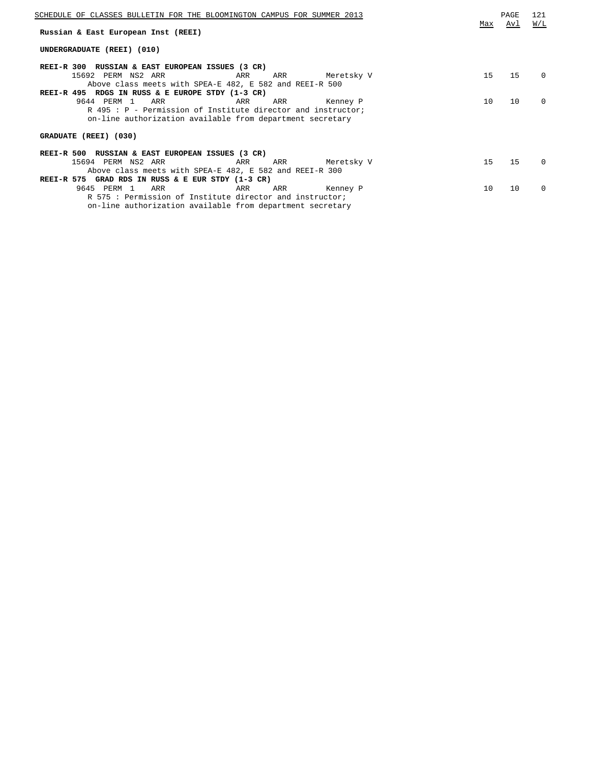## Russian & East European Inst (REEI)

### UNDERGRADUATE (REEI) (010)

| Course | Max | Avl | W/L |
|---|---|---|---|
| **REEI-R 300 RUSSIAN & EAST EUROPEAN ISSUES (3 CR)** | | | |
| 15692 PERM NS2 ARR ARR ARR Meretsky V | 15 | 15 | 0 |
| Above class meets with SPEA-E 482, E 582 and REEI-R 500 | | | |
| **REEI-R 495 RDGS IN RUSS & E EUROPE STDY (1-3 CR)** | | | |
| 9644 PERM 1 ARR ARR ARR Kenney P | 10 | 10 | 0 |
| R 495 : P - Permission of Institute director and instructor; on-line authorization available from department secretary | | | |

### GRADUATE (REEI) (030)

| Course | Max | Avl | W/L |
|---|---|---|---|
| **REEI-R 500 RUSSIAN & EAST EUROPEAN ISSUES (3 CR)** | | | |
| 15694 PERM NS2 ARR ARR ARR Meretsky V | 15 | 15 | 0 |
| Above class meets with SPEA-E 482, E 582 and REEI-R 300 | | | |
| **REEI-R 575 GRAD RDS IN RUSS & E EUR STDY (1-3 CR)** | | | |
| 9645 PERM 1 ARR ARR ARR Kenney P | 10 | 10 | 0 |
| R 575 : Permission of Institute director and instructor; on-line authorization available from department secretary | | | |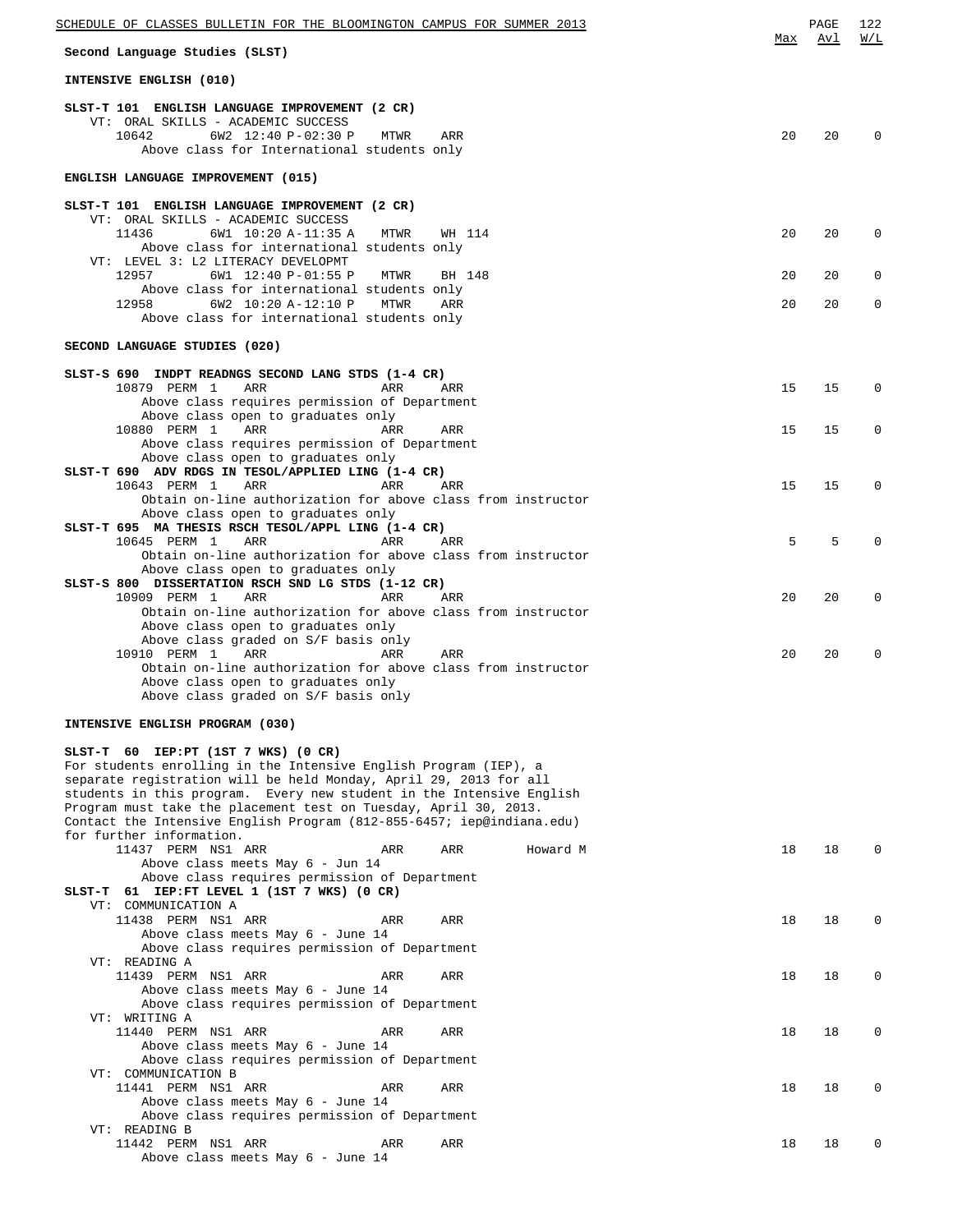## Second Language Studies (SLST)

### INTENSIVE ENGLISH (010)

**SLST-T 101 ENGLISH LANGUAGE IMPROVEMENT (2 CR)**

```
VT: ORAL SKILLS - ACADEMIC SUCCESS                                   Max  Avl  W/L
   10642      6W2 12:40 P-02:30 P   MTWR   ARR                        20   20   0
      Above class for International students only
```

### ENGLISH LANGUAGE IMPROVEMENT (015)

**SLST-T 101 ENGLISH LANGUAGE IMPROVEMENT (2 CR)**

```
VT: ORAL SKILLS - ACADEMIC SUCCESS                                   Max  Avl  W/L
   11436      6W1 10:20 A-11:35 A   MTWR   WH 114                     20   20   0
      Above class for international students only
VT: LEVEL 3: L2 LITERACY DEVELOPMT
   12957      6W1 12:40 P-01:55 P   MTWR   BH 148                     20   20   0
      Above class for international students only
   12958      6W2 10:20 A-12:10 P   MTWR   ARR                        20   20   0
      Above class for international students only
```

### SECOND LANGUAGE STUDIES (020)

**SLST-S 690 INDPT READNGS SECOND LANG STDS (1-4 CR)**

```
                                                                     Max  Avl  W/L
   10879 PERM 1   ARR            ARR    ARR                           15   15   0
      Above class requires permission of Department
      Above class open to graduates only
   10880 PERM 1   ARR            ARR    ARR                           15   15   0
      Above class requires permission of Department
      Above class open to graduates only
```

**SLST-T 690 ADV RDGS IN TESOL/APPLIED LING (1-4 CR)**

```
   10643 PERM 1   ARR            ARR    ARR                           15   15   0
      Obtain on-line authorization for above class from instructor
      Above class open to graduates only
```

**SLST-T 695 MA THESIS RSCH TESOL/APPL LING (1-4 CR)**

```
   10645 PERM 1   ARR            ARR    ARR                            5    5   0
      Obtain on-line authorization for above class from instructor
      Above class open to graduates only
```

**SLST-S 800 DISSERTATION RSCH SND LG STDS (1-12 CR)**

```
   10909 PERM 1   ARR            ARR    ARR                           20   20   0
      Obtain on-line authorization for above class from instructor
      Above class open to graduates only
      Above class graded on S/F basis only
   10910 PERM 1   ARR            ARR    ARR                           20   20   0
      Obtain on-line authorization for above class from instructor
      Above class open to graduates only
      Above class graded on S/F basis only
```

### INTENSIVE ENGLISH PROGRAM (030)

**SLST-T 60 IEP:PT (1ST 7 WKS) (0 CR)**

For students enrolling in the Intensive English Program (IEP), a separate registration will be held Monday, April 29, 2013 for all students in this program. Every new student in the Intensive English Program must take the placement test on Tuesday, April 30, 2013. Contact the Intensive English Program (812-855-6457; iep@indiana.edu) for further information.

```
                                                                     Max  Avl  W/L
   11437 PERM NS1 ARR            ARR    ARR        Howard M           18   18   0
      Above class meets May 6 - Jun 14
      Above class requires permission of Department
```

**SLST-T 61 IEP:FT LEVEL 1 (1ST 7 WKS) (0 CR)**

```
VT: COMMUNICATION A
   11438 PERM NS1 ARR            ARR    ARR                           18   18   0
      Above class meets May 6 - June 14
      Above class requires permission of Department
VT: READING A
   11439 PERM NS1 ARR            ARR    ARR                           18   18   0
      Above class meets May 6 - June 14
      Above class requires permission of Department
VT: WRITING A
   11440 PERM NS1 ARR            ARR    ARR                           18   18   0
      Above class meets May 6 - June 14
      Above class requires permission of Department
VT: COMMUNICATION B
   11441 PERM NS1 ARR            ARR    ARR                           18   18   0
      Above class meets May 6 - June 14
      Above class requires permission of Department
VT: READING B
   11442 PERM NS1 ARR            ARR    ARR                           18   18   0
      Above class meets May 6 - June 14
```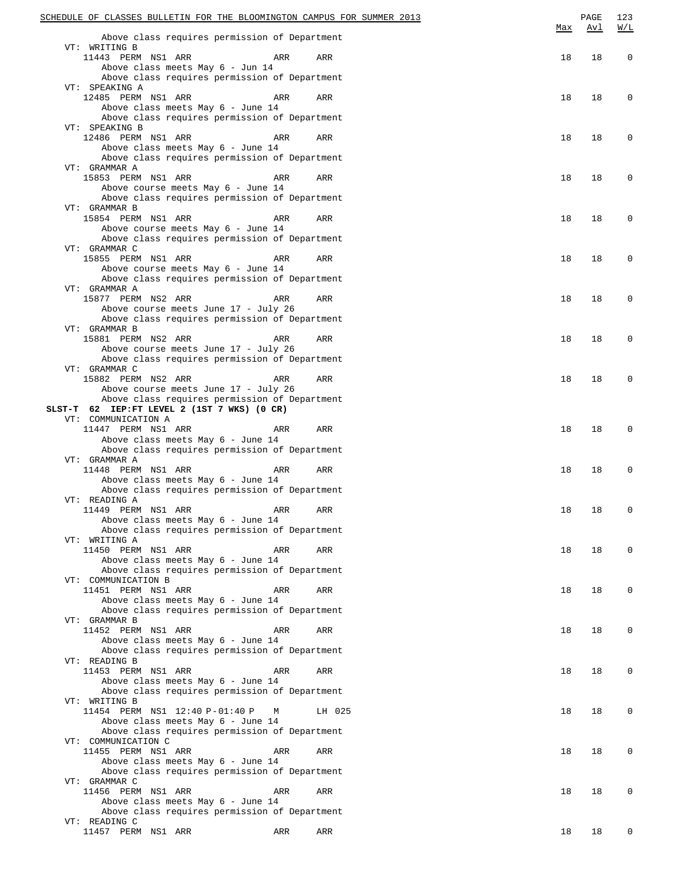Above class requires permission of Department

| | Max | Avl | W/L |
|---|---|---|---|
| VT: WRITING B | | | |
| 11443 PERM NS1 ARR ARR ARR | 18 | 18 | 0 |
| Above class meets May 6 - Jun 14 | | | |
| Above class requires permission of Department | | | |
| VT: SPEAKING A | | | |
| 12485 PERM NS1 ARR ARR ARR | 18 | 18 | 0 |
| Above class meets May 6 - June 14 | | | |
| Above class requires permission of Department | | | |
| VT: SPEAKING B | | | |
| 12486 PERM NS1 ARR ARR ARR | 18 | 18 | 0 |
| Above class meets May 6 - June 14 | | | |
| Above class requires permission of Department | | | |
| VT: GRAMMAR A | | | |
| 15853 PERM NS1 ARR ARR ARR | 18 | 18 | 0 |
| Above course meets May 6 - June 14 | | | |
| Above class requires permission of Department | | | |
| VT: GRAMMAR B | | | |
| 15854 PERM NS1 ARR ARR ARR | 18 | 18 | 0 |
| Above course meets May 6 - June 14 | | | |
| Above class requires permission of Department | | | |
| VT: GRAMMAR C | | | |
| 15855 PERM NS1 ARR ARR ARR | 18 | 18 | 0 |
| Above course meets May 6 - June 14 | | | |
| Above class requires permission of Department | | | |
| VT: GRAMMAR A | | | |
| 15877 PERM NS2 ARR ARR ARR | 18 | 18 | 0 |
| Above course meets June 17 - July 26 | | | |
| Above class requires permission of Department | | | |
| VT: GRAMMAR B | | | |
| 15881 PERM NS2 ARR ARR ARR | 18 | 18 | 0 |
| Above course meets June 17 - July 26 | | | |
| Above class requires permission of Department | | | |
| VT: GRAMMAR C | | | |
| 15882 PERM NS2 ARR ARR ARR | 18 | 18 | 0 |
| Above course meets June 17 - July 26 | | | |
| Above class requires permission of Department | | | |

**SLST-T 62 IEP:FT LEVEL 2 (1ST 7 WKS) (0 CR)**

| | Max | Avl | W/L |
|---|---|---|---|
| VT: COMMUNICATION A | | | |
| 11447 PERM NS1 ARR ARR ARR | 18 | 18 | 0 |
| Above class meets May 6 - June 14 | | | |
| Above class requires permission of Department | | | |
| VT: GRAMMAR A | | | |
| 11448 PERM NS1 ARR ARR ARR | 18 | 18 | 0 |
| Above class meets May 6 - June 14 | | | |
| Above class requires permission of Department | | | |
| VT: READING A | | | |
| 11449 PERM NS1 ARR ARR ARR | 18 | 18 | 0 |
| Above class meets May 6 - June 14 | | | |
| Above class requires permission of Department | | | |
| VT: WRITING A | | | |
| 11450 PERM NS1 ARR ARR ARR | 18 | 18 | 0 |
| Above class meets May 6 - June 14 | | | |
| Above class requires permission of Department | | | |
| VT: COMMUNICATION B | | | |
| 11451 PERM NS1 ARR ARR ARR | 18 | 18 | 0 |
| Above class meets May 6 - June 14 | | | |
| Above class requires permission of Department | | | |
| VT: GRAMMAR B | | | |
| 11452 PERM NS1 ARR ARR ARR | 18 | 18 | 0 |
| Above class meets May 6 - June 14 | | | |
| Above class requires permission of Department | | | |
| VT: READING B | | | |
| 11453 PERM NS1 ARR ARR ARR | 18 | 18 | 0 |
| Above class meets May 6 - June 14 | | | |
| Above class requires permission of Department | | | |
| VT: WRITING B | | | |
| 11454 PERM NS1 12:40 P-01:40 P M LH 025 | 18 | 18 | 0 |
| Above class meets May 6 - June 14 | | | |
| Above class requires permission of Department | | | |
| VT: COMMUNICATION C | | | |
| 11455 PERM NS1 ARR ARR ARR | 18 | 18 | 0 |
| Above class meets May 6 - June 14 | | | |
| Above class requires permission of Department | | | |
| VT: GRAMMAR C | | | |
| 11456 PERM NS1 ARR ARR ARR | 18 | 18 | 0 |
| Above class meets May 6 - June 14 | | | |
| Above class requires permission of Department | | | |
| VT: READING C | | | |
| 11457 PERM NS1 ARR ARR ARR | 18 | 18 | 0 |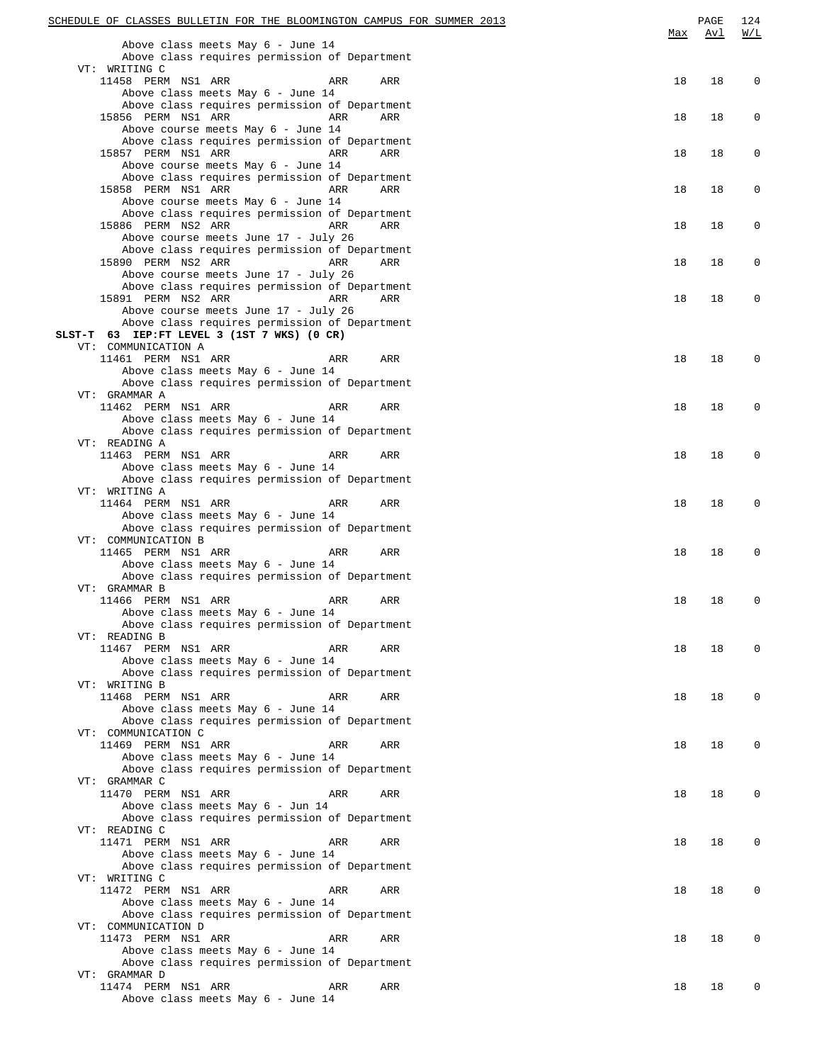| | Max | Avl | W/L |
|---|---|---|---|
| Above class meets May 6 - June 14 | | | |
| Above class requires permission of Department | | | |
| VT: WRITING C | | | |
| 11458 PERM NS1 ARR ARR ARR | 18 | 18 | 0 |
| Above class meets May 6 - June 14 | | | |
| Above class requires permission of Department | | | |
| 15856 PERM NS1 ARR ARR ARR | 18 | 18 | 0 |
| Above course meets May 6 - June 14 | | | |
| Above class requires permission of Department | | | |
| 15857 PERM NS1 ARR ARR ARR | 18 | 18 | 0 |
| Above course meets May 6 - June 14 | | | |
| Above class requires permission of Department | | | |
| 15858 PERM NS1 ARR ARR ARR | 18 | 18 | 0 |
| Above course meets May 6 - June 14 | | | |
| Above class requires permission of Department | | | |
| 15886 PERM NS2 ARR ARR ARR | 18 | 18 | 0 |
| Above course meets June 17 - July 26 | | | |
| Above class requires permission of Department | | | |
| 15890 PERM NS2 ARR ARR ARR | 18 | 18 | 0 |
| Above course meets June 17 - July 26 | | | |
| Above class requires permission of Department | | | |
| 15891 PERM NS2 ARR ARR ARR | 18 | 18 | 0 |
| Above course meets June 17 - July 26 | | | |
| Above class requires permission of Department | | | |
| **SLST-T 63 IEP:FT LEVEL 3 (1ST 7 WKS) (0 CR)** | | | |
| VT: COMMUNICATION A | | | |
| 11461 PERM NS1 ARR ARR ARR | 18 | 18 | 0 |
| Above class meets May 6 - June 14 | | | |
| Above class requires permission of Department | | | |
| VT: GRAMMAR A | | | |
| 11462 PERM NS1 ARR ARR ARR | 18 | 18 | 0 |
| Above class meets May 6 - June 14 | | | |
| Above class requires permission of Department | | | |
| VT: READING A | | | |
| 11463 PERM NS1 ARR ARR ARR | 18 | 18 | 0 |
| Above class meets May 6 - June 14 | | | |
| Above class requires permission of Department | | | |
| VT: WRITING A | | | |
| 11464 PERM NS1 ARR ARR ARR | 18 | 18 | 0 |
| Above class meets May 6 - June 14 | | | |
| Above class requires permission of Department | | | |
| VT: COMMUNICATION B | | | |
| 11465 PERM NS1 ARR ARR ARR | 18 | 18 | 0 |
| Above class meets May 6 - June 14 | | | |
| Above class requires permission of Department | | | |
| VT: GRAMMAR B | | | |
| 11466 PERM NS1 ARR ARR ARR | 18 | 18 | 0 |
| Above class meets May 6 - June 14 | | | |
| Above class requires permission of Department | | | |
| VT: READING B | | | |
| 11467 PERM NS1 ARR ARR ARR | 18 | 18 | 0 |
| Above class meets May 6 - June 14 | | | |
| Above class requires permission of Department | | | |
| VT: WRITING B | | | |
| 11468 PERM NS1 ARR ARR ARR | 18 | 18 | 0 |
| Above class meets May 6 - June 14 | | | |
| Above class requires permission of Department | | | |
| VT: COMMUNICATION C | | | |
| 11469 PERM NS1 ARR ARR ARR | 18 | 18 | 0 |
| Above class meets May 6 - June 14 | | | |
| Above class requires permission of Department | | | |
| VT: GRAMMAR C | | | |
| 11470 PERM NS1 ARR ARR ARR | 18 | 18 | 0 |
| Above class meets May 6 - Jun 14 | | | |
| Above class requires permission of Department | | | |
| VT: READING C | | | |
| 11471 PERM NS1 ARR ARR ARR | 18 | 18 | 0 |
| Above class meets May 6 - June 14 | | | |
| Above class requires permission of Department | | | |
| VT: WRITING C | | | |
| 11472 PERM NS1 ARR ARR ARR | 18 | 18 | 0 |
| Above class meets May 6 - June 14 | | | |
| Above class requires permission of Department | | | |
| VT: COMMUNICATION D | | | |
| 11473 PERM NS1 ARR ARR ARR | 18 | 18 | 0 |
| Above class meets May 6 - June 14 | | | |
| Above class requires permission of Department | | | |
| VT: GRAMMAR D | | | |
| 11474 PERM NS1 ARR ARR ARR | 18 | 18 | 0 |
| Above class meets May 6 - June 14 | | | |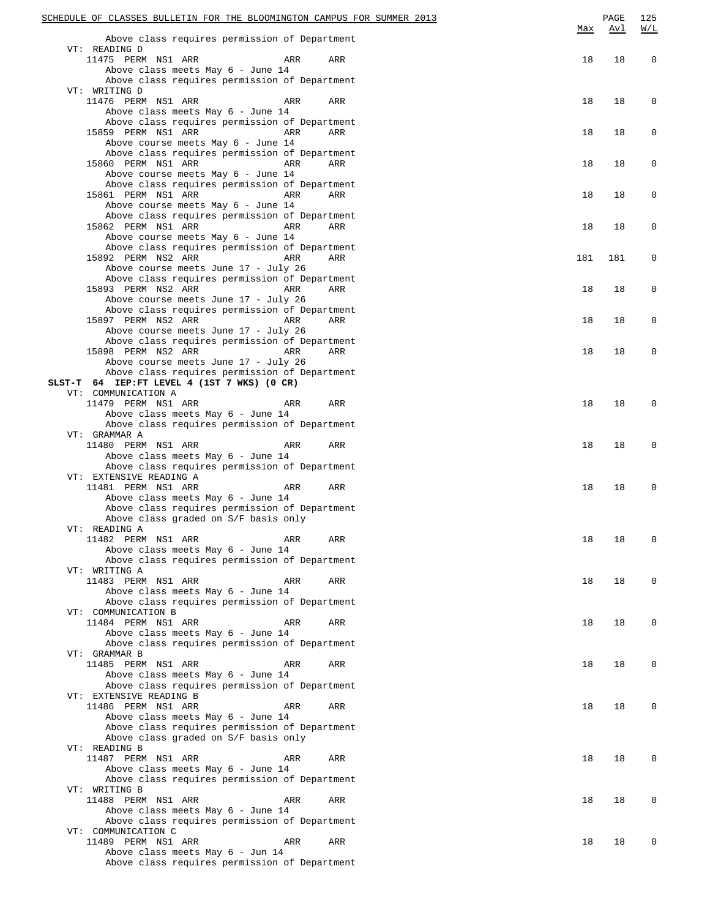| | Max | Avl | W/L |
|---|---|---|---|
| Above class requires permission of Department | | | |
| VT: READING D | | | |
| 11475 PERM NS1 ARR ARR ARR | 18 | 18 | 0 |
| Above class meets May 6 - June 14 | | | |
| Above class requires permission of Department | | | |
| VT: WRITING D | | | |
| 11476 PERM NS1 ARR ARR ARR | 18 | 18 | 0 |
| Above class meets May 6 - June 14 | | | |
| Above class requires permission of Department | | | |
| 15859 PERM NS1 ARR ARR ARR | 18 | 18 | 0 |
| Above course meets May 6 - June 14 | | | |
| Above class requires permission of Department | | | |
| 15860 PERM NS1 ARR ARR ARR | 18 | 18 | 0 |
| Above course meets May 6 - June 14 | | | |
| Above class requires permission of Department | | | |
| 15861 PERM NS1 ARR ARR ARR | 18 | 18 | 0 |
| Above course meets May 6 - June 14 | | | |
| Above class requires permission of Department | | | |
| 15862 PERM NS1 ARR ARR ARR | 18 | 18 | 0 |
| Above course meets May 6 - June 14 | | | |
| Above class requires permission of Department | | | |
| 15892 PERM NS2 ARR ARR ARR | 181 | 181 | 0 |
| Above course meets June 17 - July 26 | | | |
| Above class requires permission of Department | | | |
| 15893 PERM NS2 ARR ARR ARR | 18 | 18 | 0 |
| Above course meets June 17 - July 26 | | | |
| Above class requires permission of Department | | | |
| 15897 PERM NS2 ARR ARR ARR | 18 | 18 | 0 |
| Above course meets June 17 - July 26 | | | |
| Above class requires permission of Department | | | |
| 15898 PERM NS2 ARR ARR ARR | 18 | 18 | 0 |
| Above course meets June 17 - July 26 | | | |
| Above class requires permission of Department | | | |
| **SLST-T 64 IEP:FT LEVEL 4 (1ST 7 WKS) (0 CR)** | | | |
| VT: COMMUNICATION A | | | |
| 11479 PERM NS1 ARR ARR ARR | 18 | 18 | 0 |
| Above class meets May 6 - June 14 | | | |
| Above class requires permission of Department | | | |
| VT: GRAMMAR A | | | |
| 11480 PERM NS1 ARR ARR ARR | 18 | 18 | 0 |
| Above class meets May 6 - June 14 | | | |
| Above class requires permission of Department | | | |
| VT: EXTENSIVE READING A | | | |
| 11481 PERM NS1 ARR ARR ARR | 18 | 18 | 0 |
| Above class meets May 6 - June 14 | | | |
| Above class requires permission of Department | | | |
| Above class graded on S/F basis only | | | |
| VT: READING A | | | |
| 11482 PERM NS1 ARR ARR ARR | 18 | 18 | 0 |
| Above class meets May 6 - June 14 | | | |
| Above class requires permission of Department | | | |
| VT: WRITING A | | | |
| 11483 PERM NS1 ARR ARR ARR | 18 | 18 | 0 |
| Above class meets May 6 - June 14 | | | |
| Above class requires permission of Department | | | |
| VT: COMMUNICATION B | | | |
| 11484 PERM NS1 ARR ARR ARR | 18 | 18 | 0 |
| Above class meets May 6 - June 14 | | | |
| Above class requires permission of Department | | | |
| VT: GRAMMAR B | | | |
| 11485 PERM NS1 ARR ARR ARR | 18 | 18 | 0 |
| Above class meets May 6 - June 14 | | | |
| Above class requires permission of Department | | | |
| VT: EXTENSIVE READING B | | | |
| 11486 PERM NS1 ARR ARR ARR | 18 | 18 | 0 |
| Above class meets May 6 - June 14 | | | |
| Above class requires permission of Department | | | |
| Above class graded on S/F basis only | | | |
| VT: READING B | | | |
| 11487 PERM NS1 ARR ARR ARR | 18 | 18 | 0 |
| Above class meets May 6 - June 14 | | | |
| Above class requires permission of Department | | | |
| VT: WRITING B | | | |
| 11488 PERM NS1 ARR ARR ARR | 18 | 18 | 0 |
| Above class meets May 6 - June 14 | | | |
| Above class requires permission of Department | | | |
| VT: COMMUNICATION C | | | |
| 11489 PERM NS1 ARR ARR ARR | 18 | 18 | 0 |
| Above class meets May 6 - Jun 14 | | | |
| Above class requires permission of Department | | | |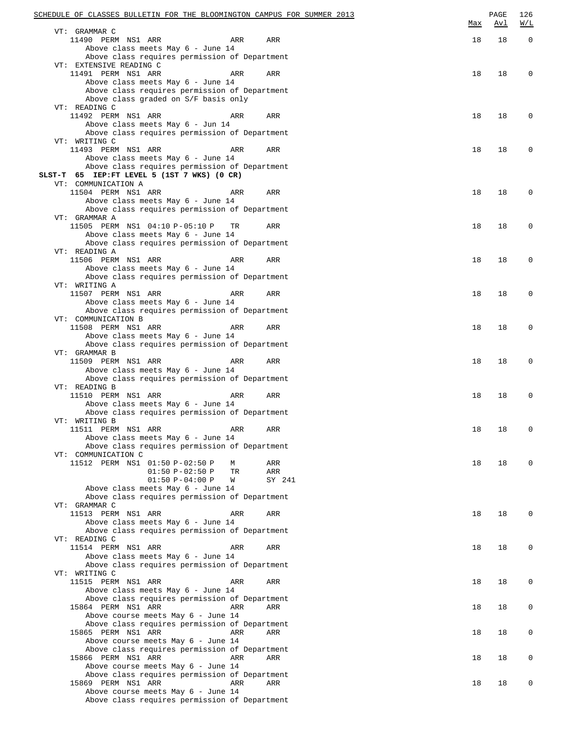| | Max | Avl | W/L |
|---|---|---|---|
| VT: GRAMMAR C | | | |
| 11490 PERM NS1 ARR ARR ARR | 18 | 18 | 0 |
| Above class meets May 6 - June 14 | | | |
| Above class requires permission of Department | | | |
| VT: EXTENSIVE READING C | | | |
| 11491 PERM NS1 ARR ARR ARR | 18 | 18 | 0 |
| Above class meets May 6 - June 14 | | | |
| Above class requires permission of Department | | | |
| Above class graded on S/F basis only | | | |
| VT: READING C | | | |
| 11492 PERM NS1 ARR ARR ARR | 18 | 18 | 0 |
| Above class meets May 6 - Jun 14 | | | |
| Above class requires permission of Department | | | |
| VT: WRITING C | | | |
| 11493 PERM NS1 ARR ARR ARR | 18 | 18 | 0 |
| Above class meets May 6 - June 14 | | | |
| Above class requires permission of Department | | | |
| **SLST-T 65 IEP:FT LEVEL 5 (1ST 7 WKS) (0 CR)** | | | |
| VT: COMMUNICATION A | | | |
| 11504 PERM NS1 ARR ARR ARR | 18 | 18 | 0 |
| Above class meets May 6 - June 14 | | | |
| Above class requires permission of Department | | | |
| VT: GRAMMAR A | | | |
| 11505 PERM NS1 04:10 P-05:10 P TR ARR | 18 | 18 | 0 |
| Above class meets May 6 - June 14 | | | |
| Above class requires permission of Department | | | |
| VT: READING A | | | |
| 11506 PERM NS1 ARR ARR ARR | 18 | 18 | 0 |
| Above class meets May 6 - June 14 | | | |
| Above class requires permission of Department | | | |
| VT: WRITING A | | | |
| 11507 PERM NS1 ARR ARR ARR | 18 | 18 | 0 |
| Above class meets May 6 - June 14 | | | |
| Above class requires permission of Department | | | |
| VT: COMMUNICATION B | | | |
| 11508 PERM NS1 ARR ARR ARR | 18 | 18 | 0 |
| Above class meets May 6 - June 14 | | | |
| Above class requires permission of Department | | | |
| VT: GRAMMAR B | | | |
| 11509 PERM NS1 ARR ARR ARR | 18 | 18 | 0 |
| Above class meets May 6 - June 14 | | | |
| Above class requires permission of Department | | | |
| VT: READING B | | | |
| 11510 PERM NS1 ARR ARR ARR | 18 | 18 | 0 |
| Above class meets May 6 - June 14 | | | |
| Above class requires permission of Department | | | |
| VT: WRITING B | | | |
| 11511 PERM NS1 ARR ARR ARR | 18 | 18 | 0 |
| Above class meets May 6 - June 14 | | | |
| Above class requires permission of Department | | | |
| VT: COMMUNICATION C | | | |
| 11512 PERM NS1 01:50 P-02:50 P M ARR | 18 | 18 | 0 |
| 01:50 P-02:50 P TR ARR | | | |
| 01:50 P-04:00 P W SY 241 | | | |
| Above class meets May 6 - June 14 | | | |
| Above class requires permission of Department | | | |
| VT: GRAMMAR C | | | |
| 11513 PERM NS1 ARR ARR ARR | 18 | 18 | 0 |
| Above class meets May 6 - June 14 | | | |
| Above class requires permission of Department | | | |
| VT: READING C | | | |
| 11514 PERM NS1 ARR ARR ARR | 18 | 18 | 0 |
| Above class meets May 6 - June 14 | | | |
| Above class requires permission of Department | | | |
| VT: WRITING C | | | |
| 11515 PERM NS1 ARR ARR ARR | 18 | 18 | 0 |
| Above class meets May 6 - June 14 | | | |
| Above class requires permission of Department | | | |
| 15864 PERM NS1 ARR ARR ARR | 18 | 18 | 0 |
| Above course meets May 6 - June 14 | | | |
| Above class requires permission of Department | | | |
| 15865 PERM NS1 ARR ARR ARR | 18 | 18 | 0 |
| Above course meets May 6 - June 14 | | | |
| Above class requires permission of Department | | | |
| 15866 PERM NS1 ARR ARR ARR | 18 | 18 | 0 |
| Above course meets May 6 - June 14 | | | |
| Above class requires permission of Department | | | |
| 15869 PERM NS1 ARR ARR ARR | 18 | 18 | 0 |
| Above course meets May 6 - June 14 | | | |
| Above class requires permission of Department | | | |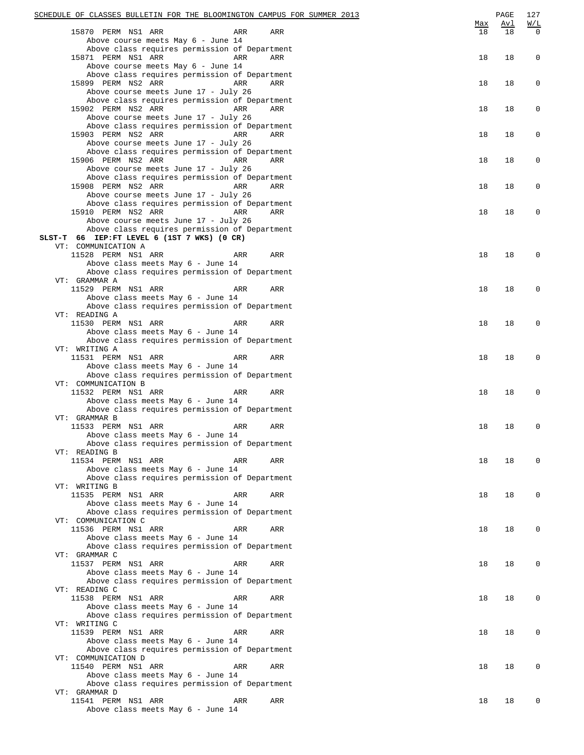| | | | Max | Avl | W/L |
|---|---|---|---|---|---|
| 15870 PERM NS1 ARR | ARR | ARR | 18 | 18 | 0 |

Above course meets May 6 - June 14
Above class requires permission of Department

| | | | | | |
|---|---|---|---|---|---|
| 15871 PERM NS1 ARR | ARR | ARR | 18 | 18 | 0 |

Above course meets May 6 - June 14
Above class requires permission of Department

| | | | | | |
|---|---|---|---|---|---|
| 15899 PERM NS2 ARR | ARR | ARR | 18 | 18 | 0 |

Above course meets June 17 - July 26
Above class requires permission of Department

| | | | | | |
|---|---|---|---|---|---|
| 15902 PERM NS2 ARR | ARR | ARR | 18 | 18 | 0 |

Above course meets June 17 - July 26
Above class requires permission of Department

| | | | | | |
|---|---|---|---|---|---|
| 15903 PERM NS2 ARR | ARR | ARR | 18 | 18 | 0 |

Above course meets June 17 - July 26
Above class requires permission of Department

| | | | | | |
|---|---|---|---|---|---|
| 15906 PERM NS2 ARR | ARR | ARR | 18 | 18 | 0 |

Above course meets June 17 - July 26
Above class requires permission of Department

| | | | | | |
|---|---|---|---|---|---|
| 15908 PERM NS2 ARR | ARR | ARR | 18 | 18 | 0 |

Above course meets June 17 - July 26
Above class requires permission of Department

| | | | | | |
|---|---|---|---|---|---|
| 15910 PERM NS2 ARR | ARR | ARR | 18 | 18 | 0 |

Above course meets June 17 - July 26
Above class requires permission of Department

**SLST-T 66 IEP:FT LEVEL 6 (1ST 7 WKS) (0 CR)**

VT: COMMUNICATION A

| | | | | | |
|---|---|---|---|---|---|
| 11528 PERM NS1 ARR | ARR | ARR | 18 | 18 | 0 |

Above class meets May 6 - June 14
Above class requires permission of Department

VT: GRAMMAR A

| | | | | | |
|---|---|---|---|---|---|
| 11529 PERM NS1 ARR | ARR | ARR | 18 | 18 | 0 |

Above class meets May 6 - June 14
Above class requires permission of Department

VT: READING A

| | | | | | |
|---|---|---|---|---|---|
| 11530 PERM NS1 ARR | ARR | ARR | 18 | 18 | 0 |

Above class meets May 6 - June 14
Above class requires permission of Department

VT: WRITING A

| | | | | | |
|---|---|---|---|---|---|
| 11531 PERM NS1 ARR | ARR | ARR | 18 | 18 | 0 |

Above class meets May 6 - June 14
Above class requires permission of Department

VT: COMMUNICATION B

| | | | | | |
|---|---|---|---|---|---|
| 11532 PERM NS1 ARR | ARR | ARR | 18 | 18 | 0 |

Above class meets May 6 - June 14
Above class requires permission of Department

VT: GRAMMAR B

| | | | | | |
|---|---|---|---|---|---|
| 11533 PERM NS1 ARR | ARR | ARR | 18 | 18 | 0 |

Above class meets May 6 - June 14
Above class requires permission of Department

VT: READING B

| | | | | | |
|---|---|---|---|---|---|
| 11534 PERM NS1 ARR | ARR | ARR | 18 | 18 | 0 |

Above class meets May 6 - June 14
Above class requires permission of Department

VT: WRITING B

| | | | | | |
|---|---|---|---|---|---|
| 11535 PERM NS1 ARR | ARR | ARR | 18 | 18 | 0 |

Above class meets May 6 - June 14
Above class requires permission of Department

VT: COMMUNICATION C

| | | | | | |
|---|---|---|---|---|---|
| 11536 PERM NS1 ARR | ARR | ARR | 18 | 18 | 0 |

Above class meets May 6 - June 14
Above class requires permission of Department

VT: GRAMMAR C

| | | | | | |
|---|---|---|---|---|---|
| 11537 PERM NS1 ARR | ARR | ARR | 18 | 18 | 0 |

Above class meets May 6 - June 14
Above class requires permission of Department

VT: READING C

| | | | | | |
|---|---|---|---|---|---|
| 11538 PERM NS1 ARR | ARR | ARR | 18 | 18 | 0 |

Above class meets May 6 - June 14
Above class requires permission of Department

VT: WRITING C

| | | | | | |
|---|---|---|---|---|---|
| 11539 PERM NS1 ARR | ARR | ARR | 18 | 18 | 0 |

Above class meets May 6 - June 14
Above class requires permission of Department

VT: COMMUNICATION D

| | | | | | |
|---|---|---|---|---|---|
| 11540 PERM NS1 ARR | ARR | ARR | 18 | 18 | 0 |

Above class meets May 6 - June 14
Above class requires permission of Department

VT: GRAMMAR D

| | | | | | |
|---|---|---|---|---|---|
| 11541 PERM NS1 ARR | ARR | ARR | 18 | 18 | 0 |

Above class meets May 6 - June 14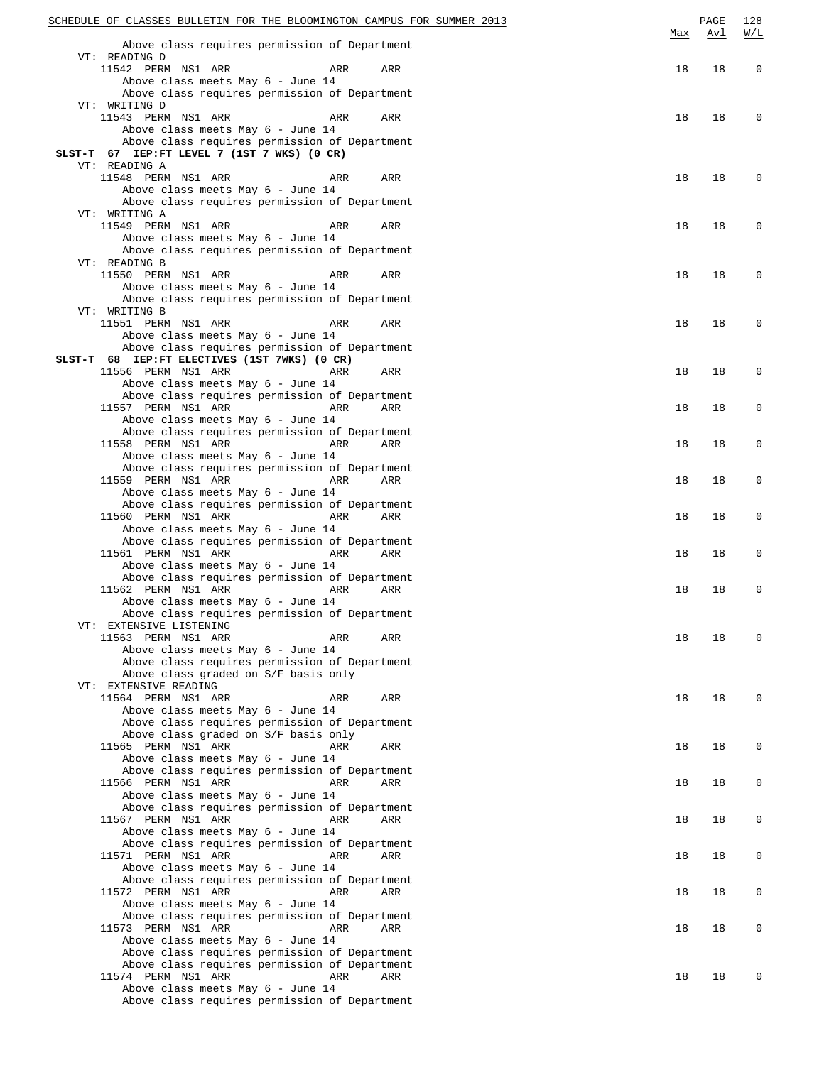| | Max | Avl | W/L |
|---|---|---|---|
| Above class requires permission of Department | | | |
| VT: READING D | | | |
| 11542 PERM NS1 ARR ARR ARR | 18 | 18 | 0 |
| Above class meets May 6 - June 14 | | | |
| Above class requires permission of Department | | | |
| VT: WRITING D | | | |
| 11543 PERM NS1 ARR ARR ARR | 18 | 18 | 0 |
| Above class meets May 6 - June 14 | | | |
| Above class requires permission of Department | | | |
| **SLST-T 67 IEP:FT LEVEL 7 (1ST 7 WKS) (0 CR)** | | | |
| VT: READING A | | | |
| 11548 PERM NS1 ARR ARR ARR | 18 | 18 | 0 |
| Above class meets May 6 - June 14 | | | |
| Above class requires permission of Department | | | |
| VT: WRITING A | | | |
| 11549 PERM NS1 ARR ARR ARR | 18 | 18 | 0 |
| Above class meets May 6 - June 14 | | | |
| Above class requires permission of Department | | | |
| VT: READING B | | | |
| 11550 PERM NS1 ARR ARR ARR | 18 | 18 | 0 |
| Above class meets May 6 - June 14 | | | |
| Above class requires permission of Department | | | |
| VT: WRITING B | | | |
| 11551 PERM NS1 ARR ARR ARR | 18 | 18 | 0 |
| Above class meets May 6 - June 14 | | | |
| Above class requires permission of Department | | | |
| **SLST-T 68 IEP:FT ELECTIVES (1ST 7WKS) (0 CR)** | | | |
| 11556 PERM NS1 ARR ARR ARR | 18 | 18 | 0 |
| Above class meets May 6 - June 14 | | | |
| Above class requires permission of Department | | | |
| 11557 PERM NS1 ARR ARR ARR | 18 | 18 | 0 |
| Above class meets May 6 - June 14 | | | |
| Above class requires permission of Department | | | |
| 11558 PERM NS1 ARR ARR ARR | 18 | 18 | 0 |
| Above class meets May 6 - June 14 | | | |
| Above class requires permission of Department | | | |
| 11559 PERM NS1 ARR ARR ARR | 18 | 18 | 0 |
| Above class meets May 6 - June 14 | | | |
| Above class requires permission of Department | | | |
| 11560 PERM NS1 ARR ARR ARR | 18 | 18 | 0 |
| Above class meets May 6 - June 14 | | | |
| Above class requires permission of Department | | | |
| 11561 PERM NS1 ARR ARR ARR | 18 | 18 | 0 |
| Above class meets May 6 - June 14 | | | |
| Above class requires permission of Department | | | |
| 11562 PERM NS1 ARR ARR ARR | 18 | 18 | 0 |
| Above class meets May 6 - June 14 | | | |
| Above class requires permission of Department | | | |
| VT: EXTENSIVE LISTENING | | | |
| 11563 PERM NS1 ARR ARR ARR | 18 | 18 | 0 |
| Above class meets May 6 - June 14 | | | |
| Above class requires permission of Department | | | |
| Above class graded on S/F basis only | | | |
| VT: EXTENSIVE READING | | | |
| 11564 PERM NS1 ARR ARR ARR | 18 | 18 | 0 |
| Above class meets May 6 - June 14 | | | |
| Above class requires permission of Department | | | |
| Above class graded on S/F basis only | | | |
| 11565 PERM NS1 ARR ARR ARR | 18 | 18 | 0 |
| Above class meets May 6 - June 14 | | | |
| Above class requires permission of Department | | | |
| 11566 PERM NS1 ARR ARR ARR | 18 | 18 | 0 |
| Above class meets May 6 - June 14 | | | |
| Above class requires permission of Department | | | |
| 11567 PERM NS1 ARR ARR ARR | 18 | 18 | 0 |
| Above class meets May 6 - June 14 | | | |
| Above class requires permission of Department | | | |
| 11571 PERM NS1 ARR ARR ARR | 18 | 18 | 0 |
| Above class meets May 6 - June 14 | | | |
| Above class requires permission of Department | | | |
| 11572 PERM NS1 ARR ARR ARR | 18 | 18 | 0 |
| Above class meets May 6 - June 14 | | | |
| Above class requires permission of Department | | | |
| 11573 PERM NS1 ARR ARR ARR | 18 | 18 | 0 |
| Above class meets May 6 - June 14 | | | |
| Above class requires permission of Department | | | |
| Above class requires permission of Department | | | |
| 11574 PERM NS1 ARR ARR ARR | 18 | 18 | 0 |
| Above class meets May 6 - June 14 | | | |
| Above class requires permission of Department | | | |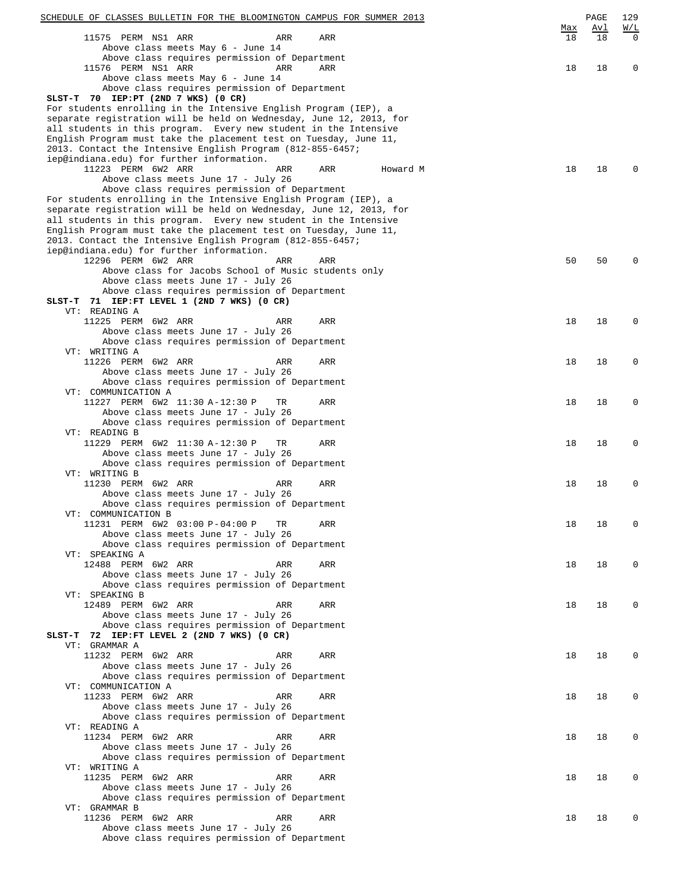| Class | Type | Session | Time | Days | Room | Instructor | Max | Avl | W/L |
|---|---|---|---|---|---|---|---|---|---|
| 11575 | PERM | NS1 | ARR | ARR | ARR | | 18 | 18 | 0 |

Above class meets May 6 - June 14
Above class requires permission of Department

| Class | Type | Session | Time | Days | Room | Instructor | Max | Avl | W/L |
|---|---|---|---|---|---|---|---|---|---|
| 11576 | PERM | NS1 | ARR | ARR | ARR | | 18 | 18 | 0 |

Above class meets May 6 - June 14
Above class requires permission of Department

**SLST-T 70 IEP:PT (2ND 7 WKS) (0 CR)**

For students enrolling in the Intensive English Program (IEP), a separate registration will be held on Wednesday, June 12, 2013, for all students in this program. Every new student in the Intensive English Program must take the placement test on Tuesday, June 11, 2013. Contact the Intensive English Program (812-855-6457; iep@indiana.edu) for further information.

| Class | Type | Session | Time | Days | Room | Instructor | Max | Avl | W/L |
|---|---|---|---|---|---|---|---|---|---|
| 11223 | PERM | 6W2 | ARR | ARR | ARR | Howard M | 18 | 18 | 0 |

Above class meets June 17 - July 26
Above class requires permission of Department

For students enrolling in the Intensive English Program (IEP), a separate registration will be held on Wednesday, June 12, 2013, for all students in this program. Every new student in the Intensive English Program must take the placement test on Tuesday, June 11, 2013. Contact the Intensive English Program (812-855-6457; iep@indiana.edu) for further information.

| Class | Type | Session | Time | Days | Room | Instructor | Max | Avl | W/L |
|---|---|---|---|---|---|---|---|---|---|
| 12296 | PERM | 6W2 | ARR | ARR | ARR | | 50 | 50 | 0 |

Above class for Jacobs School of Music students only
Above class meets June 17 - July 26
Above class requires permission of Department

**SLST-T 71 IEP:FT LEVEL 1 (2ND 7 WKS) (0 CR)**

| Topic | Class | Type | Session | Time | Days | Room | Max | Avl | W/L |
|---|---|---|---|---|---|---|---|---|---|
| VT: READING A | 11225 | PERM | 6W2 | ARR | ARR | ARR | 18 | 18 | 0 |
| VT: WRITING A | 11226 | PERM | 6W2 | ARR | ARR | ARR | 18 | 18 | 0 |
| VT: COMMUNICATION A | 11227 | PERM | 6W2 | 11:30 A-12:30 P | TR | ARR | 18 | 18 | 0 |
| VT: READING B | 11229 | PERM | 6W2 | 11:30 A-12:30 P | TR | ARR | 18 | 18 | 0 |
| VT: WRITING B | 11230 | PERM | 6W2 | ARR | ARR | ARR | 18 | 18 | 0 |
| VT: COMMUNICATION B | 11231 | PERM | 6W2 | 03:00 P-04:00 P | TR | ARR | 18 | 18 | 0 |
| VT: SPEAKING A | 12488 | PERM | 6W2 | ARR | ARR | ARR | 18 | 18 | 0 |
| VT: SPEAKING B | 12489 | PERM | 6W2 | ARR | ARR | ARR | 18 | 18 | 0 |

Each class above: Above class meets June 17 - July 26; Above class requires permission of Department

**SLST-T 72 IEP:FT LEVEL 2 (2ND 7 WKS) (0 CR)**

| Topic | Class | Type | Session | Time | Days | Room | Max | Avl | W/L |
|---|---|---|---|---|---|---|---|---|---|
| VT: GRAMMAR A | 11232 | PERM | 6W2 | ARR | ARR | ARR | 18 | 18 | 0 |
| VT: COMMUNICATION A | 11233 | PERM | 6W2 | ARR | ARR | ARR | 18 | 18 | 0 |
| VT: READING A | 11234 | PERM | 6W2 | ARR | ARR | ARR | 18 | 18 | 0 |
| VT: WRITING A | 11235 | PERM | 6W2 | ARR | ARR | ARR | 18 | 18 | 0 |
| VT: GRAMMAR B | 11236 | PERM | 6W2 | ARR | ARR | ARR | 18 | 18 | 0 |

Each class above: Above class meets June 17 - July 26; Above class requires permission of Department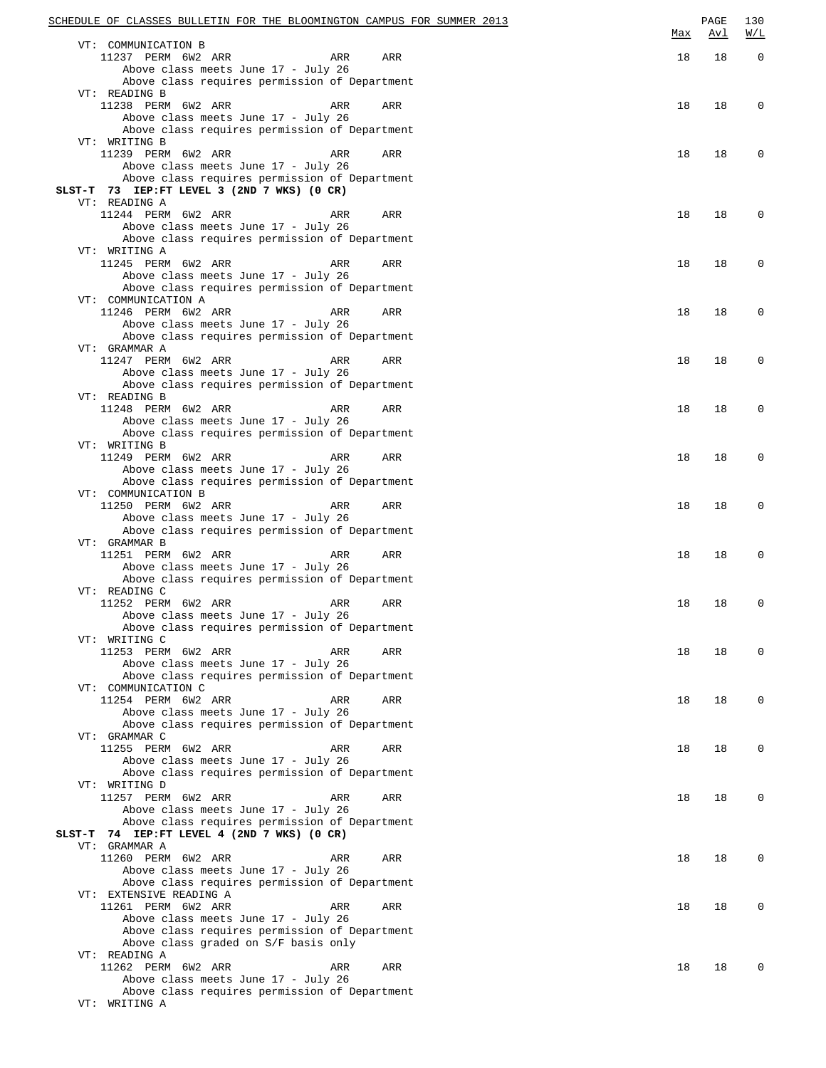| | Max | Avl | W/L |
|---|---|---|---|
| VT: COMMUNICATION B | | | |
| 11237 PERM 6W2 ARR ARR ARR | 18 | 18 | 0 |
| Above class meets June 17 - July 26 | | | |
| Above class requires permission of Department | | | |
| VT: READING B | | | |
| 11238 PERM 6W2 ARR ARR ARR | 18 | 18 | 0 |
| Above class meets June 17 - July 26 | | | |
| Above class requires permission of Department | | | |
| VT: WRITING B | | | |
| 11239 PERM 6W2 ARR ARR ARR | 18 | 18 | 0 |
| Above class meets June 17 - July 26 | | | |
| Above class requires permission of Department | | | |
| **SLST-T 73 IEP:FT LEVEL 3 (2ND 7 WKS) (0 CR)** | | | |
| VT: READING A | | | |
| 11244 PERM 6W2 ARR ARR ARR | 18 | 18 | 0 |
| Above class meets June 17 - July 26 | | | |
| Above class requires permission of Department | | | |
| VT: WRITING A | | | |
| 11245 PERM 6W2 ARR ARR ARR | 18 | 18 | 0 |
| Above class meets June 17 - July 26 | | | |
| Above class requires permission of Department | | | |
| VT: COMMUNICATION A | | | |
| 11246 PERM 6W2 ARR ARR ARR | 18 | 18 | 0 |
| Above class meets June 17 - July 26 | | | |
| Above class requires permission of Department | | | |
| VT: GRAMMAR A | | | |
| 11247 PERM 6W2 ARR ARR ARR | 18 | 18 | 0 |
| Above class meets June 17 - July 26 | | | |
| Above class requires permission of Department | | | |
| VT: READING B | | | |
| 11248 PERM 6W2 ARR ARR ARR | 18 | 18 | 0 |
| Above class meets June 17 - July 26 | | | |
| Above class requires permission of Department | | | |
| VT: WRITING B | | | |
| 11249 PERM 6W2 ARR ARR ARR | 18 | 18 | 0 |
| Above class meets June 17 - July 26 | | | |
| Above class requires permission of Department | | | |
| VT: COMMUNICATION B | | | |
| 11250 PERM 6W2 ARR ARR ARR | 18 | 18 | 0 |
| Above class meets June 17 - July 26 | | | |
| Above class requires permission of Department | | | |
| VT: GRAMMAR B | | | |
| 11251 PERM 6W2 ARR ARR ARR | 18 | 18 | 0 |
| Above class meets June 17 - July 26 | | | |
| Above class requires permission of Department | | | |
| VT: READING C | | | |
| 11252 PERM 6W2 ARR ARR ARR | 18 | 18 | 0 |
| Above class meets June 17 - July 26 | | | |
| Above class requires permission of Department | | | |
| VT: WRITING C | | | |
| 11253 PERM 6W2 ARR ARR ARR | 18 | 18 | 0 |
| Above class meets June 17 - July 26 | | | |
| Above class requires permission of Department | | | |
| VT: COMMUNICATION C | | | |
| 11254 PERM 6W2 ARR ARR ARR | 18 | 18 | 0 |
| Above class meets June 17 - July 26 | | | |
| Above class requires permission of Department | | | |
| VT: GRAMMAR C | | | |
| 11255 PERM 6W2 ARR ARR ARR | 18 | 18 | 0 |
| Above class meets June 17 - July 26 | | | |
| Above class requires permission of Department | | | |
| VT: WRITING D | | | |
| 11257 PERM 6W2 ARR ARR ARR | 18 | 18 | 0 |
| Above class meets June 17 - July 26 | | | |
| Above class requires permission of Department | | | |
| **SLST-T 74 IEP:FT LEVEL 4 (2ND 7 WKS) (0 CR)** | | | |
| VT: GRAMMAR A | | | |
| 11260 PERM 6W2 ARR ARR ARR | 18 | 18 | 0 |
| Above class meets June 17 - July 26 | | | |
| Above class requires permission of Department | | | |
| VT: EXTENSIVE READING A | | | |
| 11261 PERM 6W2 ARR ARR ARR | 18 | 18 | 0 |
| Above class meets June 17 - July 26 | | | |
| Above class requires permission of Department | | | |
| Above class graded on S/F basis only | | | |
| VT: READING A | | | |
| 11262 PERM 6W2 ARR ARR ARR | 18 | 18 | 0 |
| Above class meets June 17 - July 26 | | | |
| Above class requires permission of Department | | | |
| VT: WRITING A | | | |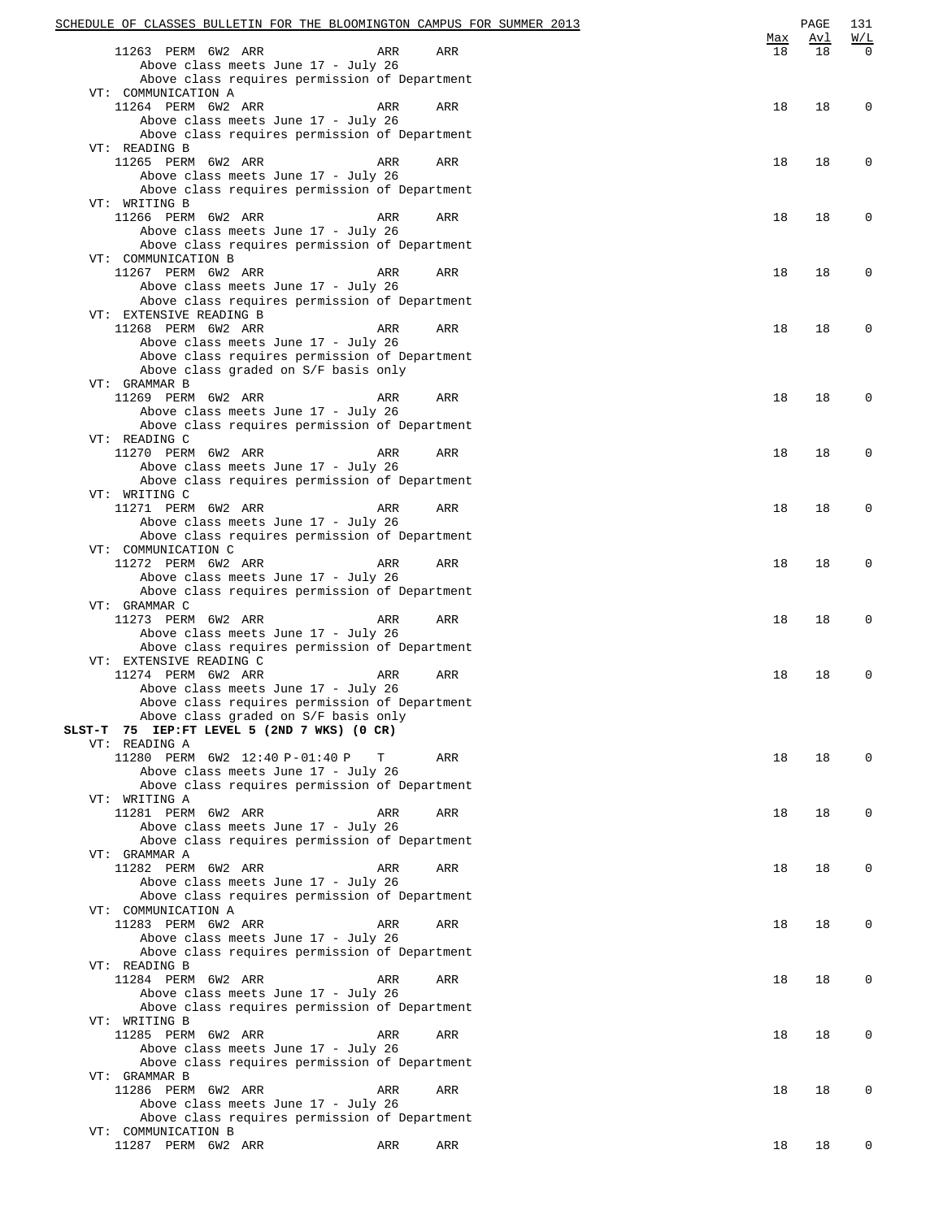| | Max | Avl | W/L |
|---|---|---|---|
| 11263 PERM 6W2 ARR ARR ARR | 18 | 18 | 0 |

Above class meets June 17 - July 26
Above class requires permission of Department

VT: COMMUNICATION A

| | Max | Avl | W/L |
|---|---|---|---|
| 11264 PERM 6W2 ARR ARR ARR | 18 | 18 | 0 |

Above class meets June 17 - July 26
Above class requires permission of Department

VT: READING B

| | Max | Avl | W/L |
|---|---|---|---|
| 11265 PERM 6W2 ARR ARR ARR | 18 | 18 | 0 |

Above class meets June 17 - July 26
Above class requires permission of Department

VT: WRITING B

| | Max | Avl | W/L |
|---|---|---|---|
| 11266 PERM 6W2 ARR ARR ARR | 18 | 18 | 0 |

Above class meets June 17 - July 26
Above class requires permission of Department

VT: COMMUNICATION B

| | Max | Avl | W/L |
|---|---|---|---|
| 11267 PERM 6W2 ARR ARR ARR | 18 | 18 | 0 |

Above class meets June 17 - July 26
Above class requires permission of Department

VT: EXTENSIVE READING B

| | Max | Avl | W/L |
|---|---|---|---|
| 11268 PERM 6W2 ARR ARR ARR | 18 | 18 | 0 |

Above class meets June 17 - July 26
Above class requires permission of Department
Above class graded on S/F basis only

VT: GRAMMAR B

| | Max | Avl | W/L |
|---|---|---|---|
| 11269 PERM 6W2 ARR ARR ARR | 18 | 18 | 0 |

Above class meets June 17 - July 26
Above class requires permission of Department

VT: READING C

| | Max | Avl | W/L |
|---|---|---|---|
| 11270 PERM 6W2 ARR ARR ARR | 18 | 18 | 0 |

Above class meets June 17 - July 26
Above class requires permission of Department

VT: WRITING C

| | Max | Avl | W/L |
|---|---|---|---|
| 11271 PERM 6W2 ARR ARR ARR | 18 | 18 | 0 |

Above class meets June 17 - July 26
Above class requires permission of Department

VT: COMMUNICATION C

| | Max | Avl | W/L |
|---|---|---|---|
| 11272 PERM 6W2 ARR ARR ARR | 18 | 18 | 0 |

Above class meets June 17 - July 26
Above class requires permission of Department

VT: GRAMMAR C

| | Max | Avl | W/L |
|---|---|---|---|
| 11273 PERM 6W2 ARR ARR ARR | 18 | 18 | 0 |

Above class meets June 17 - July 26
Above class requires permission of Department

VT: EXTENSIVE READING C

| | Max | Avl | W/L |
|---|---|---|---|
| 11274 PERM 6W2 ARR ARR ARR | 18 | 18 | 0 |

Above class meets June 17 - July 26
Above class requires permission of Department
Above class graded on S/F basis only

**SLST-T 75 IEP:FT LEVEL 5 (2ND 7 WKS) (0 CR)**

VT: READING A

| | Max | Avl | W/L |
|---|---|---|---|
| 11280 PERM 6W2 12:40 P-01:40 P T ARR | 18 | 18 | 0 |

Above class meets June 17 - July 26
Above class requires permission of Department

VT: WRITING A

| | Max | Avl | W/L |
|---|---|---|---|
| 11281 PERM 6W2 ARR ARR ARR | 18 | 18 | 0 |

Above class meets June 17 - July 26
Above class requires permission of Department

VT: GRAMMAR A

| | Max | Avl | W/L |
|---|---|---|---|
| 11282 PERM 6W2 ARR ARR ARR | 18 | 18 | 0 |

Above class meets June 17 - July 26
Above class requires permission of Department

VT: COMMUNICATION A

| | Max | Avl | W/L |
|---|---|---|---|
| 11283 PERM 6W2 ARR ARR ARR | 18 | 18 | 0 |

Above class meets June 17 - July 26
Above class requires permission of Department

VT: READING B

| | Max | Avl | W/L |
|---|---|---|---|
| 11284 PERM 6W2 ARR ARR ARR | 18 | 18 | 0 |

Above class meets June 17 - July 26
Above class requires permission of Department

VT: WRITING B

| | Max | Avl | W/L |
|---|---|---|---|
| 11285 PERM 6W2 ARR ARR ARR | 18 | 18 | 0 |

Above class meets June 17 - July 26
Above class requires permission of Department

VT: GRAMMAR B

| | Max | Avl | W/L |
|---|---|---|---|
| 11286 PERM 6W2 ARR ARR ARR | 18 | 18 | 0 |

Above class meets June 17 - July 26
Above class requires permission of Department

VT: COMMUNICATION B

| | Max | Avl | W/L |
|---|---|---|---|
| 11287 PERM 6W2 ARR ARR ARR | 18 | 18 | 0 |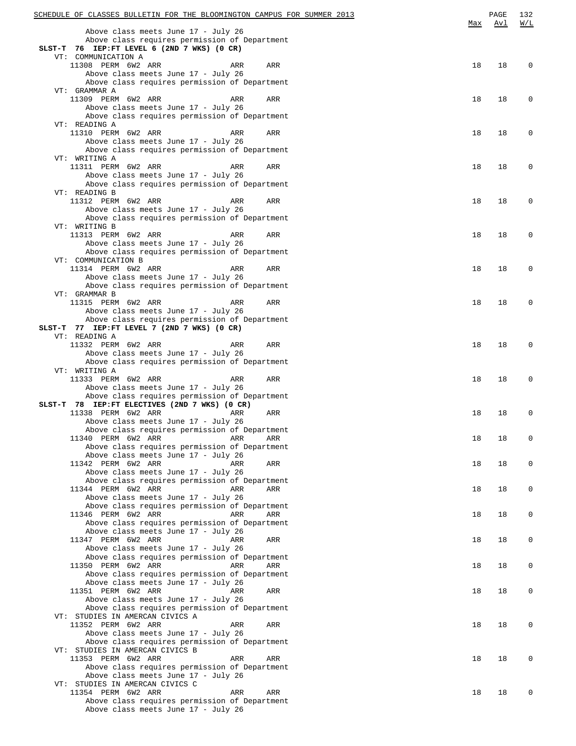| | | | | Max | Avl | W/L |
|---|---|---|---|---|---|---|
| Above class meets June 17 - July 26 | | | | | | |
| Above class requires permission of Department | | | | | | |
| **SLST-T 76 IEP:FT LEVEL 6 (2ND 7 WKS) (0 CR)** | | | | | | |
| VT: COMMUNICATION A | | | | | | |
| 11308 PERM 6W2 ARR | ARR | ARR | | 18 | 18 | 0 |
| Above class meets June 17 - July 26 | | | | | | |
| Above class requires permission of Department | | | | | | |
| VT: GRAMMAR A | | | | | | |
| 11309 PERM 6W2 ARR | ARR | ARR | | 18 | 18 | 0 |
| Above class meets June 17 - July 26 | | | | | | |
| Above class requires permission of Department | | | | | | |
| VT: READING A | | | | | | |
| 11310 PERM 6W2 ARR | ARR | ARR | | 18 | 18 | 0 |
| Above class meets June 17 - July 26 | | | | | | |
| Above class requires permission of Department | | | | | | |
| VT: WRITING A | | | | | | |
| 11311 PERM 6W2 ARR | ARR | ARR | | 18 | 18 | 0 |
| Above class meets June 17 - July 26 | | | | | | |
| Above class requires permission of Department | | | | | | |
| VT: READING B | | | | | | |
| 11312 PERM 6W2 ARR | ARR | ARR | | 18 | 18 | 0 |
| Above class meets June 17 - July 26 | | | | | | |
| Above class requires permission of Department | | | | | | |
| VT: WRITING B | | | | | | |
| 11313 PERM 6W2 ARR | ARR | ARR | | 18 | 18 | 0 |
| Above class meets June 17 - July 26 | | | | | | |
| Above class requires permission of Department | | | | | | |
| VT: COMMUNICATION B | | | | | | |
| 11314 PERM 6W2 ARR | ARR | ARR | | 18 | 18 | 0 |
| Above class meets June 17 - July 26 | | | | | | |
| Above class requires permission of Department | | | | | | |
| VT: GRAMMAR B | | | | | | |
| 11315 PERM 6W2 ARR | ARR | ARR | | 18 | 18 | 0 |
| Above class meets June 17 - July 26 | | | | | | |
| Above class requires permission of Department | | | | | | |
| **SLST-T 77 IEP:FT LEVEL 7 (2ND 7 WKS) (0 CR)** | | | | | | |
| VT: READING A | | | | | | |
| 11332 PERM 6W2 ARR | ARR | ARR | | 18 | 18 | 0 |
| Above class meets June 17 - July 26 | | | | | | |
| Above class requires permission of Department | | | | | | |
| VT: WRITING A | | | | | | |
| 11333 PERM 6W2 ARR | ARR | ARR | | 18 | 18 | 0 |
| Above class meets June 17 - July 26 | | | | | | |
| Above class requires permission of Department | | | | | | |
| **SLST-T 78 IEP:FT ELECTIVES (2ND 7 WKS) (0 CR)** | | | | | | |
| 11338 PERM 6W2 ARR | ARR | ARR | | 18 | 18 | 0 |
| Above class meets June 17 - July 26 | | | | | | |
| Above class requires permission of Department | | | | | | |
| 11340 PERM 6W2 ARR | ARR | ARR | | 18 | 18 | 0 |
| Above class requires permission of Department | | | | | | |
| Above class meets June 17 - July 26 | | | | | | |
| 11342 PERM 6W2 ARR | ARR | ARR | | 18 | 18 | 0 |
| Above class meets June 17 - July 26 | | | | | | |
| Above class requires permission of Department | | | | | | |
| 11344 PERM 6W2 ARR | ARR | ARR | | 18 | 18 | 0 |
| Above class meets June 17 - July 26 | | | | | | |
| Above class requires permission of Department | | | | | | |
| 11346 PERM 6W2 ARR | ARR | ARR | | 18 | 18 | 0 |
| Above class requires permission of Department | | | | | | |
| Above class meets June 17 - July 26 | | | | | | |
| 11347 PERM 6W2 ARR | ARR | ARR | | 18 | 18 | 0 |
| Above class meets June 17 - July 26 | | | | | | |
| Above class requires permission of Department | | | | | | |
| 11350 PERM 6W2 ARR | ARR | ARR | | 18 | 18 | 0 |
| Above class requires permission of Department | | | | | | |
| Above class meets June 17 - July 26 | | | | | | |
| 11351 PERM 6W2 ARR | ARR | ARR | | 18 | 18 | 0 |
| Above class meets June 17 - July 26 | | | | | | |
| Above class requires permission of Department | | | | | | |
| VT: STUDIES IN AMERCAN CIVICS A | | | | | | |
| 11352 PERM 6W2 ARR | ARR | ARR | | 18 | 18 | 0 |
| Above class meets June 17 - July 26 | | | | | | |
| Above class requires permission of Department | | | | | | |
| VT: STUDIES IN AMERCAN CIVICS B | | | | | | |
| 11353 PERM 6W2 ARR | ARR | ARR | | 18 | 18 | 0 |
| Above class requires permission of Department | | | | | | |
| Above class meets June 17 - July 26 | | | | | | |
| VT: STUDIES IN AMERCAN CIVICS C | | | | | | |
| 11354 PERM 6W2 ARR | ARR | ARR | | 18 | 18 | 0 |
| Above class requires permission of Department | | | | | | |
| Above class meets June 17 - July 26 | | | | | | |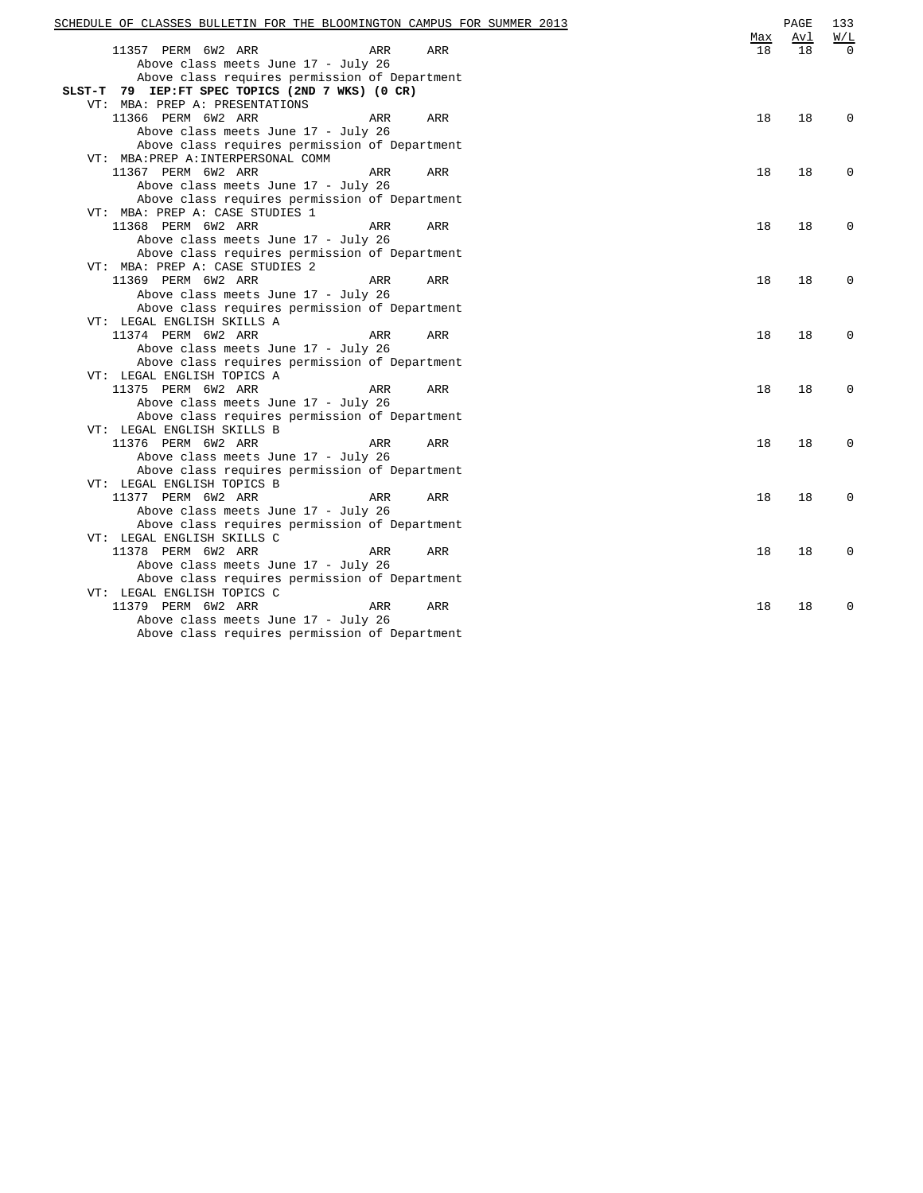| | | | Max | Avl | W/L |
|---|---|---|---|---|---|
| 11357 PERM 6W2 ARR | ARR | ARR | 18 | 18 | 0 |

Above class meets June 17 - July 26
Above class requires permission of Department

**SLST-T 79 IEP:FT SPEC TOPICS (2ND 7 WKS) (0 CR)**

VT: MBA: PREP A: PRESENTATIONS

| | | | Max | Avl | W/L |
|---|---|---|---|---|---|
| 11366 PERM 6W2 ARR | ARR | ARR | 18 | 18 | 0 |

Above class meets June 17 - July 26
Above class requires permission of Department

VT: MBA:PREP A:INTERPERSONAL COMM

| | | | Max | Avl | W/L |
|---|---|---|---|---|---|
| 11367 PERM 6W2 ARR | ARR | ARR | 18 | 18 | 0 |

Above class meets June 17 - July 26
Above class requires permission of Department

VT: MBA: PREP A: CASE STUDIES 1

| | | | Max | Avl | W/L |
|---|---|---|---|---|---|
| 11368 PERM 6W2 ARR | ARR | ARR | 18 | 18 | 0 |

Above class meets June 17 - July 26
Above class requires permission of Department

VT: MBA: PREP A: CASE STUDIES 2

| | | | Max | Avl | W/L |
|---|---|---|---|---|---|
| 11369 PERM 6W2 ARR | ARR | ARR | 18 | 18 | 0 |

Above class meets June 17 - July 26
Above class requires permission of Department

VT: LEGAL ENGLISH SKILLS A

| | | | Max | Avl | W/L |
|---|---|---|---|---|---|
| 11374 PERM 6W2 ARR | ARR | ARR | 18 | 18 | 0 |

Above class meets June 17 - July 26
Above class requires permission of Department

VT: LEGAL ENGLISH TOPICS A

| | | | Max | Avl | W/L |
|---|---|---|---|---|---|
| 11375 PERM 6W2 ARR | ARR | ARR | 18 | 18 | 0 |

Above class meets June 17 - July 26
Above class requires permission of Department

VT: LEGAL ENGLISH SKILLS B

| | | | Max | Avl | W/L |
|---|---|---|---|---|---|
| 11376 PERM 6W2 ARR | ARR | ARR | 18 | 18 | 0 |

Above class meets June 17 - July 26
Above class requires permission of Department

VT: LEGAL ENGLISH TOPICS B

| | | | Max | Avl | W/L |
|---|---|---|---|---|---|
| 11377 PERM 6W2 ARR | ARR | ARR | 18 | 18 | 0 |

Above class meets June 17 - July 26
Above class requires permission of Department

VT: LEGAL ENGLISH SKILLS C

| | | | Max | Avl | W/L |
|---|---|---|---|---|---|
| 11378 PERM 6W2 ARR | ARR | ARR | 18 | 18 | 0 |

Above class meets June 17 - July 26
Above class requires permission of Department

VT: LEGAL ENGLISH TOPICS C

| | | | Max | Avl | W/L |
|---|---|---|---|---|---|
| 11379 PERM 6W2 ARR | ARR | ARR | 18 | 18 | 0 |

Above class meets June 17 - July 26
Above class requires permission of Department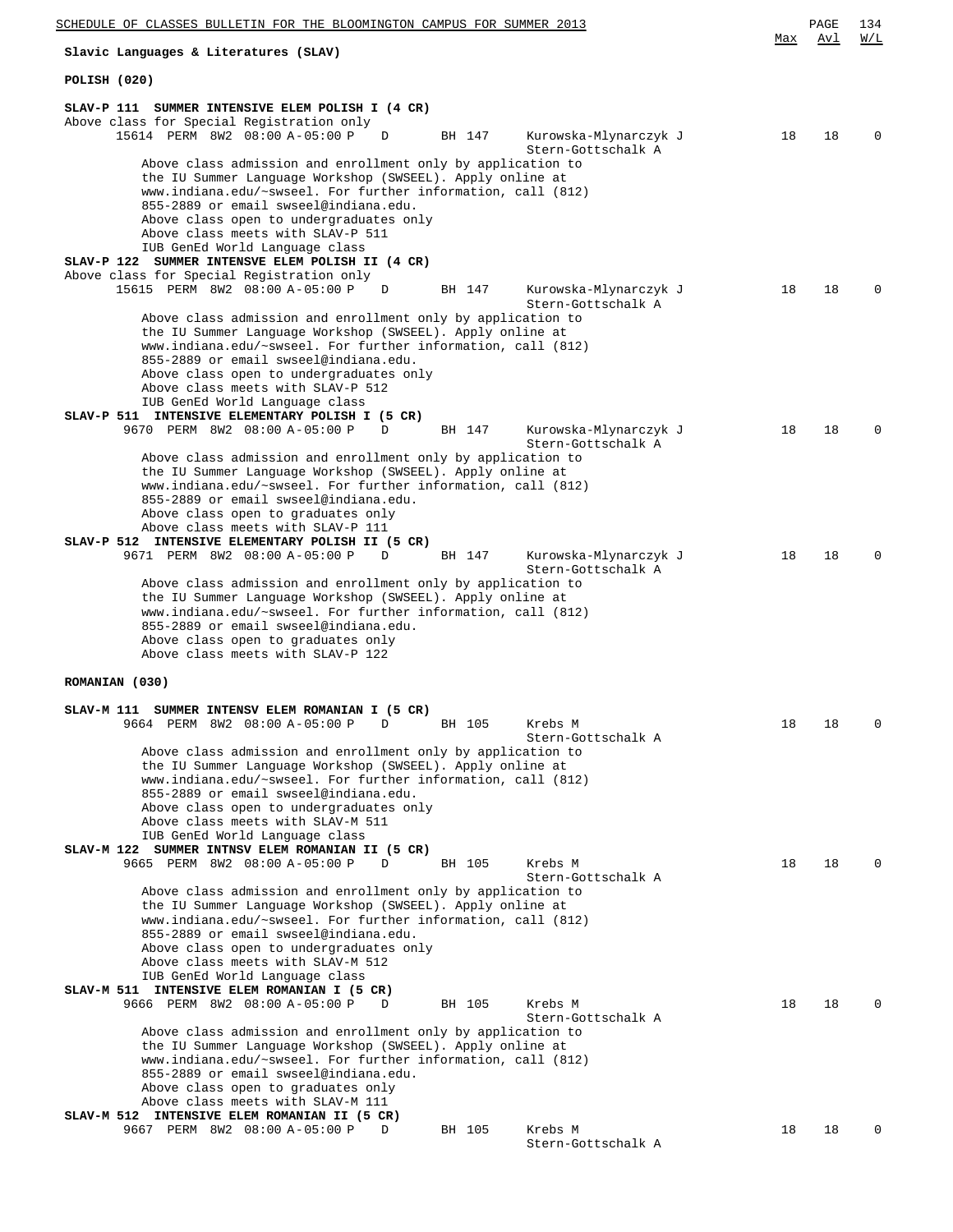## Slavic Languages & Literatures (SLAV)

### POLISH (020)

**SLAV-P 111 SUMMER INTENSIVE ELEM POLISH I (4 CR)**

Above class for Special Registration only

| Class | Type | Session | Time | Days | Room | Instructor | Max | Avl | W/L |
|---|---|---|---|---|---|---|---|---|---|
| 15614 | PERM | 8W2 | 08:00 A-05:00 P | D | BH 147 | Kurowska-Mlynarczyk J<br>Stern-Gottschalk A | 18 | 18 | 0 |

Above class admission and enrollment only by application to the IU Summer Language Workshop (SWSEEL). Apply online at www.indiana.edu/~swseel. For further information, call (812) 855-2889 or email swseel@indiana.edu.
Above class open to undergraduates only
Above class meets with SLAV-P 511
IUB GenEd World Language class

**SLAV-P 122 SUMMER INTENSVE ELEM POLISH II (4 CR)**

Above class for Special Registration only

| Class | Type | Session | Time | Days | Room | Instructor | Max | Avl | W/L |
|---|---|---|---|---|---|---|---|---|---|
| 15615 | PERM | 8W2 | 08:00 A-05:00 P | D | BH 147 | Kurowska-Mlynarczyk J<br>Stern-Gottschalk A | 18 | 18 | 0 |

Above class admission and enrollment only by application to the IU Summer Language Workshop (SWSEEL). Apply online at www.indiana.edu/~swseel. For further information, call (812) 855-2889 or email swseel@indiana.edu.
Above class open to undergraduates only
Above class meets with SLAV-P 512
IUB GenEd World Language class

**SLAV-P 511 INTENSIVE ELEMENTARY POLISH I (5 CR)**

| Class | Type | Session | Time | Days | Room | Instructor | Max | Avl | W/L |
|---|---|---|---|---|---|---|---|---|---|
| 9670 | PERM | 8W2 | 08:00 A-05:00 P | D | BH 147 | Kurowska-Mlynarczyk J<br>Stern-Gottschalk A | 18 | 18 | 0 |

Above class admission and enrollment only by application to the IU Summer Language Workshop (SWSEEL). Apply online at www.indiana.edu/~swseel. For further information, call (812) 855-2889 or email swseel@indiana.edu.
Above class open to graduates only
Above class meets with SLAV-P 111

**SLAV-P 512 INTENSIVE ELEMENTARY POLISH II (5 CR)**

| Class | Type | Session | Time | Days | Room | Instructor | Max | Avl | W/L |
|---|---|---|---|---|---|---|---|---|---|
| 9671 | PERM | 8W2 | 08:00 A-05:00 P | D | BH 147 | Kurowska-Mlynarczyk J<br>Stern-Gottschalk A | 18 | 18 | 0 |

Above class admission and enrollment only by application to the IU Summer Language Workshop (SWSEEL). Apply online at www.indiana.edu/~swseel. For further information, call (812) 855-2889 or email swseel@indiana.edu.
Above class open to graduates only
Above class meets with SLAV-P 122

### ROMANIAN (030)

**SLAV-M 111 SUMMER INTENSV ELEM ROMANIAN I (5 CR)**

| Class | Type | Session | Time | Days | Room | Instructor | Max | Avl | W/L |
|---|---|---|---|---|---|---|---|---|---|
| 9664 | PERM | 8W2 | 08:00 A-05:00 P | D | BH 105 | Krebs M<br>Stern-Gottschalk A | 18 | 18 | 0 |

Above class admission and enrollment only by application to the IU Summer Language Workshop (SWSEEL). Apply online at www.indiana.edu/~swseel. For further information, call (812) 855-2889 or email swseel@indiana.edu.
Above class open to undergraduates only
Above class meets with SLAV-M 511
IUB GenEd World Language class

**SLAV-M 122 SUMMER INTNSV ELEM ROMANIAN II (5 CR)**

| Class | Type | Session | Time | Days | Room | Instructor | Max | Avl | W/L |
|---|---|---|---|---|---|---|---|---|---|
| 9665 | PERM | 8W2 | 08:00 A-05:00 P | D | BH 105 | Krebs M<br>Stern-Gottschalk A | 18 | 18 | 0 |

Above class admission and enrollment only by application to the IU Summer Language Workshop (SWSEEL). Apply online at www.indiana.edu/~swseel. For further information, call (812) 855-2889 or email swseel@indiana.edu.
Above class open to undergraduates only
Above class meets with SLAV-M 512
IUB GenEd World Language class

**SLAV-M 511 INTENSIVE ELEM ROMANIAN I (5 CR)**

| Class | Type | Session | Time | Days | Room | Instructor | Max | Avl | W/L |
|---|---|---|---|---|---|---|---|---|---|
| 9666 | PERM | 8W2 | 08:00 A-05:00 P | D | BH 105 | Krebs M<br>Stern-Gottschalk A | 18 | 18 | 0 |

Above class admission and enrollment only by application to the IU Summer Language Workshop (SWSEEL). Apply online at www.indiana.edu/~swseel. For further information, call (812) 855-2889 or email swseel@indiana.edu.
Above class open to graduates only
Above class meets with SLAV-M 111

**SLAV-M 512 INTENSIVE ELEM ROMANIAN II (5 CR)**

| Class | Type | Session | Time | Days | Room | Instructor | Max | Avl | W/L |
|---|---|---|---|---|---|---|---|---|---|
| 9667 | PERM | 8W2 | 08:00 A-05:00 P | D | BH 105 | Krebs M<br>Stern-Gottschalk A | 18 | 18 | 0 |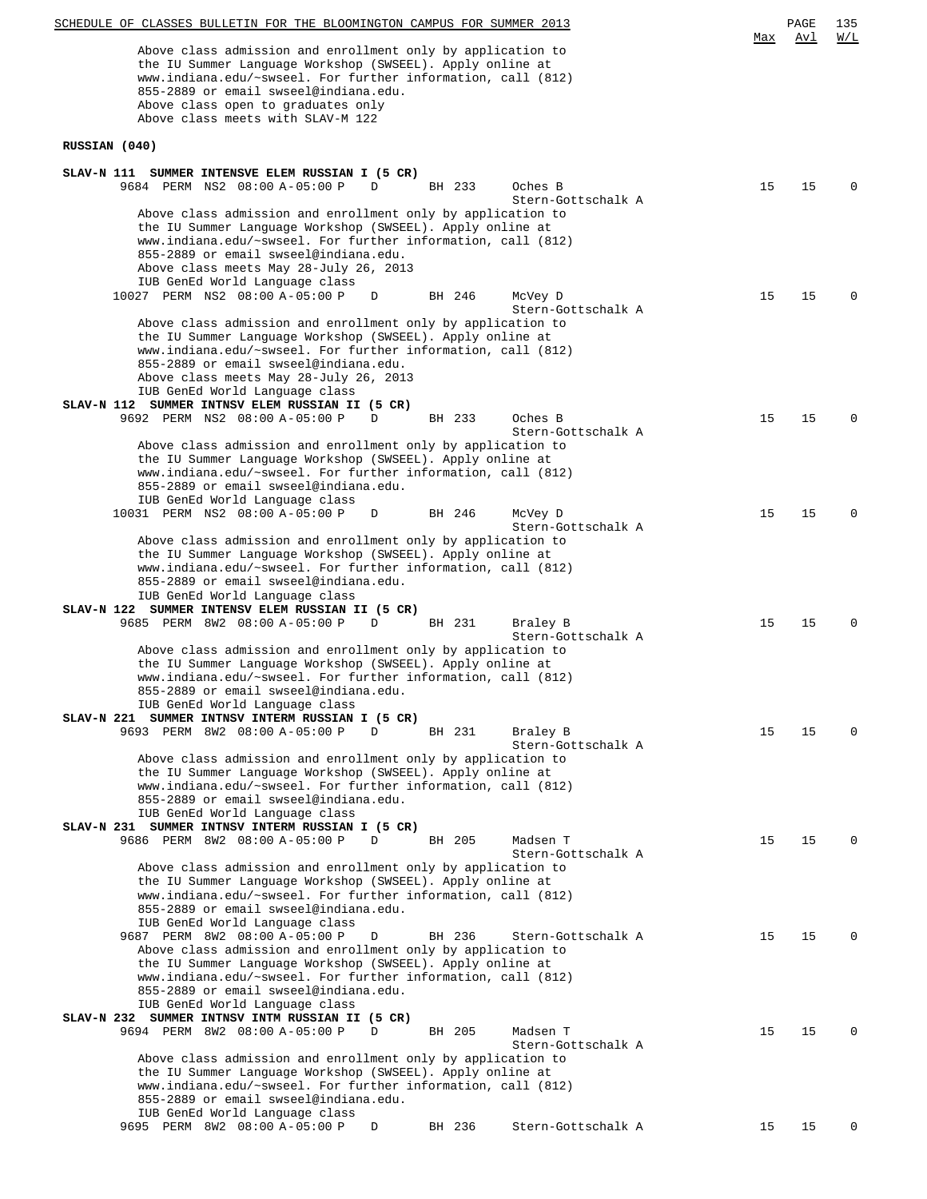Max | Avl | W/L

Above class admission and enrollment only by application to the IU Summer Language Workshop (SWSEEL). Apply online at www.indiana.edu/~swseel. For further information, call (812) 855-2889 or email swseel@indiana.edu.
Above class open to graduates only
Above class meets with SLAV-M 122

## RUSSIAN (040)

**SLAV-N 111 SUMMER INTENSVE ELEM RUSSIAN I (5 CR)**

```
9684 PERM NS2 08:00 A-05:00 P   D   BH 233   Oches B               15  15  0
                                             Stern-Gottschalk A
```

Above class admission and enrollment only by application to the IU Summer Language Workshop (SWSEEL). Apply online at www.indiana.edu/~swseel. For further information, call (812) 855-2889 or email swseel@indiana.edu.
Above class meets May 28-July 26, 2013
IUB GenEd World Language class

```
10027 PERM NS2 08:00 A-05:00 P  D   BH 246   McVey D               15  15  0
                                             Stern-Gottschalk A
```

Above class admission and enrollment only by application to the IU Summer Language Workshop (SWSEEL). Apply online at www.indiana.edu/~swseel. For further information, call (812) 855-2889 or email swseel@indiana.edu.
Above class meets May 28-July 26, 2013
IUB GenEd World Language class

**SLAV-N 112 SUMMER INTNSV ELEM RUSSIAN II (5 CR)**

```
9692 PERM NS2 08:00 A-05:00 P   D   BH 233   Oches B               15  15  0
                                             Stern-Gottschalk A
```

Above class admission and enrollment only by application to the IU Summer Language Workshop (SWSEEL). Apply online at www.indiana.edu/~swseel. For further information, call (812) 855-2889 or email swseel@indiana.edu.
IUB GenEd World Language class

```
10031 PERM NS2 08:00 A-05:00 P  D   BH 246   McVey D               15  15  0
                                             Stern-Gottschalk A
```

Above class admission and enrollment only by application to the IU Summer Language Workshop (SWSEEL). Apply online at www.indiana.edu/~swseel. For further information, call (812) 855-2889 or email swseel@indiana.edu.
IUB GenEd World Language class

**SLAV-N 122 SUMMER INTENSV ELEM RUSSIAN II (5 CR)**

```
9685 PERM 8W2 08:00 A-05:00 P   D   BH 231   Braley B              15  15  0
                                             Stern-Gottschalk A
```

Above class admission and enrollment only by application to the IU Summer Language Workshop (SWSEEL). Apply online at www.indiana.edu/~swseel. For further information, call (812) 855-2889 or email swseel@indiana.edu.
IUB GenEd World Language class

**SLAV-N 221 SUMMER INTNSV INTERM RUSSIAN I (5 CR)**

```
9693 PERM 8W2 08:00 A-05:00 P   D   BH 231   Braley B              15  15  0
                                             Stern-Gottschalk A
```

Above class admission and enrollment only by application to the IU Summer Language Workshop (SWSEEL). Apply online at www.indiana.edu/~swseel. For further information, call (812) 855-2889 or email swseel@indiana.edu.
IUB GenEd World Language class

**SLAV-N 231 SUMMER INTNSV INTERM RUSSIAN I (5 CR)**

```
9686 PERM 8W2 08:00 A-05:00 P   D   BH 205   Madsen T              15  15  0
                                             Stern-Gottschalk A
```

Above class admission and enrollment only by application to the IU Summer Language Workshop (SWSEEL). Apply online at www.indiana.edu/~swseel. For further information, call (812) 855-2889 or email swseel@indiana.edu.
IUB GenEd World Language class

```
9687 PERM 8W2 08:00 A-05:00 P   D   BH 236   Stern-Gottschalk A    15  15  0
```

Above class admission and enrollment only by application to the IU Summer Language Workshop (SWSEEL). Apply online at www.indiana.edu/~swseel. For further information, call (812) 855-2889 or email swseel@indiana.edu.
IUB GenEd World Language class

**SLAV-N 232 SUMMER INTNSV INTM RUSSIAN II (5 CR)**

```
9694 PERM 8W2 08:00 A-05:00 P   D   BH 205   Madsen T              15  15  0
                                             Stern-Gottschalk A
```

Above class admission and enrollment only by application to the IU Summer Language Workshop (SWSEEL). Apply online at www.indiana.edu/~swseel. For further information, call (812) 855-2889 or email swseel@indiana.edu.
IUB GenEd World Language class

```
9695 PERM 8W2 08:00 A-05:00 P   D   BH 236   Stern-Gottschalk A    15  15  0
```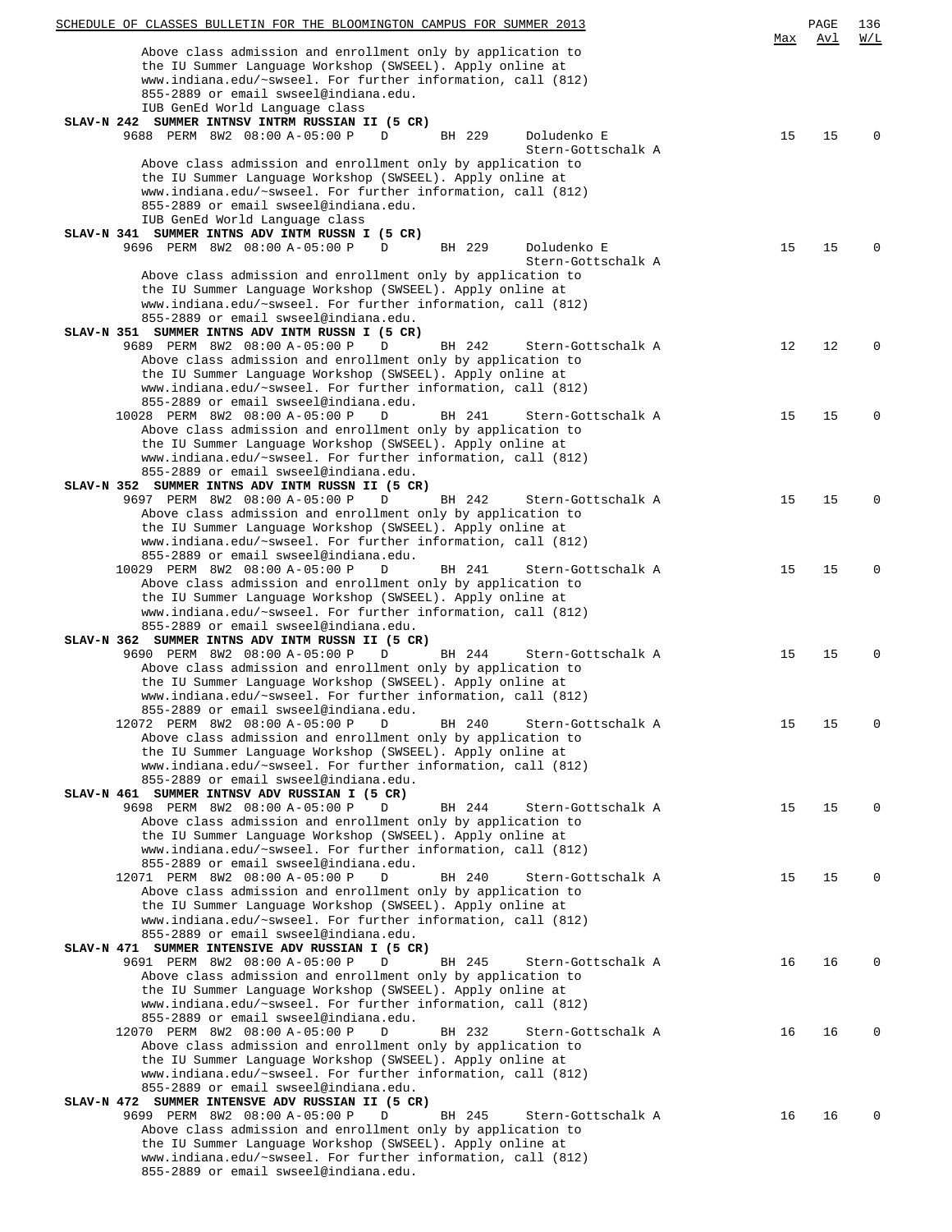| | Max | Avl | W/L |
|---|---|---|---|

Above class admission and enrollment only by application to the IU Summer Language Workshop (SWSEEL). Apply online at www.indiana.edu/~swseel. For further information, call (812) 855-2889 or email swseel@indiana.edu.
IUB GenEd World Language class

**SLAV-N 242 SUMMER INTNSV INTRM RUSSIAN II (5 CR)**

| Class | Type | Session | Time | Days | Room | Instructor | Max | Avl | W/L |
|---|---|---|---|---|---|---|---|---|---|
| 9688 | PERM | 8W2 | 08:00 A-05:00 P | D | BH 229 | Doludenko E, Stern-Gottschalk A | 15 | 15 | 0 |

Above class admission and enrollment only by application to the IU Summer Language Workshop (SWSEEL). Apply online at www.indiana.edu/~swseel. For further information, call (812) 855-2889 or email swseel@indiana.edu.
IUB GenEd World Language class

**SLAV-N 341 SUMMER INTNS ADV INTM RUSSN I (5 CR)**

| Class | Type | Session | Time | Days | Room | Instructor | Max | Avl | W/L |
|---|---|---|---|---|---|---|---|---|---|
| 9696 | PERM | 8W2 | 08:00 A-05:00 P | D | BH 229 | Doludenko E, Stern-Gottschalk A | 15 | 15 | 0 |

Above class admission and enrollment only by application to the IU Summer Language Workshop (SWSEEL). Apply online at www.indiana.edu/~swseel. For further information, call (812) 855-2889 or email swseel@indiana.edu.

**SLAV-N 351 SUMMER INTNS ADV INTM RUSSN I (5 CR)**

| Class | Type | Session | Time | Days | Room | Instructor | Max | Avl | W/L |
|---|---|---|---|---|---|---|---|---|---|
| 9689 | PERM | 8W2 | 08:00 A-05:00 P | D | BH 242 | Stern-Gottschalk A | 12 | 12 | 0 |

Above class admission and enrollment only by application to the IU Summer Language Workshop (SWSEEL). Apply online at www.indiana.edu/~swseel. For further information, call (812) 855-2889 or email swseel@indiana.edu.

| Class | Type | Session | Time | Days | Room | Instructor | Max | Avl | W/L |
|---|---|---|---|---|---|---|---|---|---|
| 10028 | PERM | 8W2 | 08:00 A-05:00 P | D | BH 241 | Stern-Gottschalk A | 15 | 15 | 0 |

Above class admission and enrollment only by application to the IU Summer Language Workshop (SWSEEL). Apply online at www.indiana.edu/~swseel. For further information, call (812) 855-2889 or email swseel@indiana.edu.

**SLAV-N 352 SUMMER INTNS ADV INTM RUSSN II (5 CR)**

| Class | Type | Session | Time | Days | Room | Instructor | Max | Avl | W/L |
|---|---|---|---|---|---|---|---|---|---|
| 9697 | PERM | 8W2 | 08:00 A-05:00 P | D | BH 242 | Stern-Gottschalk A | 15 | 15 | 0 |

Above class admission and enrollment only by application to the IU Summer Language Workshop (SWSEEL). Apply online at www.indiana.edu/~swseel. For further information, call (812) 855-2889 or email swseel@indiana.edu.

| Class | Type | Session | Time | Days | Room | Instructor | Max | Avl | W/L |
|---|---|---|---|---|---|---|---|---|---|
| 10029 | PERM | 8W2 | 08:00 A-05:00 P | D | BH 241 | Stern-Gottschalk A | 15 | 15 | 0 |

Above class admission and enrollment only by application to the IU Summer Language Workshop (SWSEEL). Apply online at www.indiana.edu/~swseel. For further information, call (812) 855-2889 or email swseel@indiana.edu.

**SLAV-N 362 SUMMER INTNS ADV INTM RUSSN II (5 CR)**

| Class | Type | Session | Time | Days | Room | Instructor | Max | Avl | W/L |
|---|---|---|---|---|---|---|---|---|---|
| 9690 | PERM | 8W2 | 08:00 A-05:00 P | D | BH 244 | Stern-Gottschalk A | 15 | 15 | 0 |

Above class admission and enrollment only by application to the IU Summer Language Workshop (SWSEEL). Apply online at www.indiana.edu/~swseel. For further information, call (812) 855-2889 or email swseel@indiana.edu.

| Class | Type | Session | Time | Days | Room | Instructor | Max | Avl | W/L |
|---|---|---|---|---|---|---|---|---|---|
| 12072 | PERM | 8W2 | 08:00 A-05:00 P | D | BH 240 | Stern-Gottschalk A | 15 | 15 | 0 |

Above class admission and enrollment only by application to the IU Summer Language Workshop (SWSEEL). Apply online at www.indiana.edu/~swseel. For further information, call (812) 855-2889 or email swseel@indiana.edu.

**SLAV-N 461 SUMMER INTNSV ADV RUSSIAN I (5 CR)**

| Class | Type | Session | Time | Days | Room | Instructor | Max | Avl | W/L |
|---|---|---|---|---|---|---|---|---|---|
| 9698 | PERM | 8W2 | 08:00 A-05:00 P | D | BH 244 | Stern-Gottschalk A | 15 | 15 | 0 |

Above class admission and enrollment only by application to the IU Summer Language Workshop (SWSEEL). Apply online at www.indiana.edu/~swseel. For further information, call (812) 855-2889 or email swseel@indiana.edu.

| Class | Type | Session | Time | Days | Room | Instructor | Max | Avl | W/L |
|---|---|---|---|---|---|---|---|---|---|
| 12071 | PERM | 8W2 | 08:00 A-05:00 P | D | BH 240 | Stern-Gottschalk A | 15 | 15 | 0 |

Above class admission and enrollment only by application to the IU Summer Language Workshop (SWSEEL). Apply online at www.indiana.edu/~swseel. For further information, call (812) 855-2889 or email swseel@indiana.edu.

**SLAV-N 471 SUMMER INTENSIVE ADV RUSSIAN I (5 CR)**

| Class | Type | Session | Time | Days | Room | Instructor | Max | Avl | W/L |
|---|---|---|---|---|---|---|---|---|---|
| 9691 | PERM | 8W2 | 08:00 A-05:00 P | D | BH 245 | Stern-Gottschalk A | 16 | 16 | 0 |

Above class admission and enrollment only by application to the IU Summer Language Workshop (SWSEEL). Apply online at www.indiana.edu/~swseel. For further information, call (812) 855-2889 or email swseel@indiana.edu.

| Class | Type | Session | Time | Days | Room | Instructor | Max | Avl | W/L |
|---|---|---|---|---|---|---|---|---|---|
| 12070 | PERM | 8W2 | 08:00 A-05:00 P | D | BH 232 | Stern-Gottschalk A | 16 | 16 | 0 |

Above class admission and enrollment only by application to the IU Summer Language Workshop (SWSEEL). Apply online at www.indiana.edu/~swseel. For further information, call (812) 855-2889 or email swseel@indiana.edu.

**SLAV-N 472 SUMMER INTENSVE ADV RUSSIAN II (5 CR)**

| Class | Type | Session | Time | Days | Room | Instructor | Max | Avl | W/L |
|---|---|---|---|---|---|---|---|---|---|
| 9699 | PERM | 8W2 | 08:00 A-05:00 P | D | BH 245 | Stern-Gottschalk A | 16 | 16 | 0 |

Above class admission and enrollment only by application to the IU Summer Language Workshop (SWSEEL). Apply online at www.indiana.edu/~swseel. For further information, call (812) 855-2889 or email swseel@indiana.edu.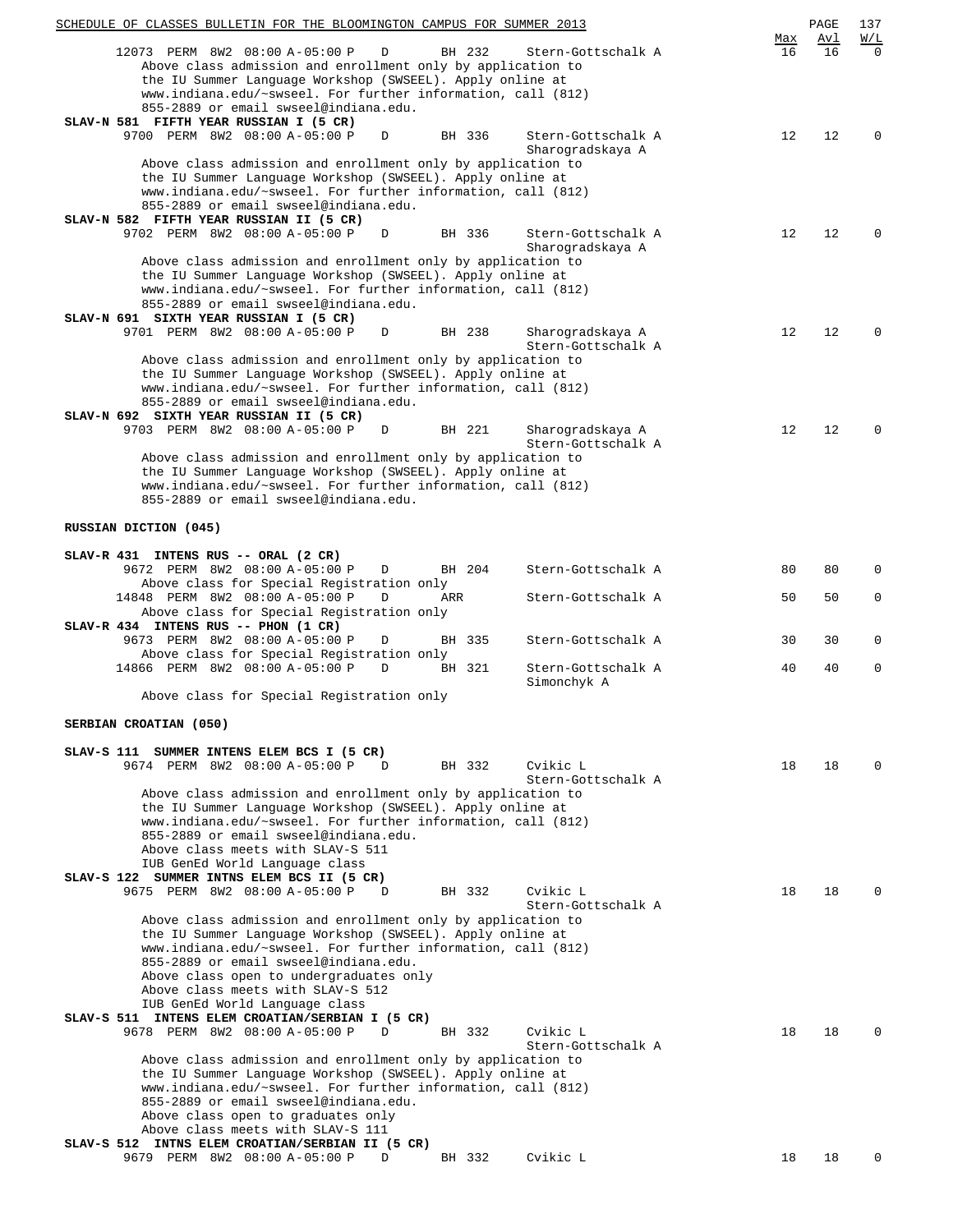| | Max | Avl | W/L |
|---|---|---|---|
| 12073 PERM 8W2 08:00 A-05:00 P D BH 232 Stern-Gottschalk A | 16 | 16 | 0 |

Above class admission and enrollment only by application to the IU Summer Language Workshop (SWSEEL). Apply online at www.indiana.edu/~swseel. For further information, call (812) 855-2889 or email swseel@indiana.edu.

**SLAV-N 581 FIFTH YEAR RUSSIAN I (5 CR)**

| | Max | Avl | W/L |
|---|---|---|---|
| 9700 PERM 8W2 08:00 A-05:00 P D BH 336 Stern-Gottschalk A, Sharogradskaya A | 12 | 12 | 0 |

Above class admission and enrollment only by application to the IU Summer Language Workshop (SWSEEL). Apply online at www.indiana.edu/~swseel. For further information, call (812) 855-2889 or email swseel@indiana.edu.

**SLAV-N 582 FIFTH YEAR RUSSIAN II (5 CR)**

| | Max | Avl | W/L |
|---|---|---|---|
| 9702 PERM 8W2 08:00 A-05:00 P D BH 336 Stern-Gottschalk A, Sharogradskaya A | 12 | 12 | 0 |

Above class admission and enrollment only by application to the IU Summer Language Workshop (SWSEEL). Apply online at www.indiana.edu/~swseel. For further information, call (812) 855-2889 or email swseel@indiana.edu.

**SLAV-N 691 SIXTH YEAR RUSSIAN I (5 CR)**

| | Max | Avl | W/L |
|---|---|---|---|
| 9701 PERM 8W2 08:00 A-05:00 P D BH 238 Sharogradskaya A, Stern-Gottschalk A | 12 | 12 | 0 |

Above class admission and enrollment only by application to the IU Summer Language Workshop (SWSEEL). Apply online at www.indiana.edu/~swseel. For further information, call (812) 855-2889 or email swseel@indiana.edu.

**SLAV-N 692 SIXTH YEAR RUSSIAN II (5 CR)**

| | Max | Avl | W/L |
|---|---|---|---|
| 9703 PERM 8W2 08:00 A-05:00 P D BH 221 Sharogradskaya A, Stern-Gottschalk A | 12 | 12 | 0 |

Above class admission and enrollment only by application to the IU Summer Language Workshop (SWSEEL). Apply online at www.indiana.edu/~swseel. For further information, call (812) 855-2889 or email swseel@indiana.edu.

## RUSSIAN DICTION (045)

**SLAV-R 431 INTENS RUS -- ORAL (2 CR)**

| | Max | Avl | W/L |
|---|---|---|---|
| 9672 PERM 8W2 08:00 A-05:00 P D BH 204 Stern-Gottschalk A | 80 | 80 | 0 |
| Above class for Special Registration only | | | |
| 14848 PERM 8W2 08:00 A-05:00 P D ARR Stern-Gottschalk A | 50 | 50 | 0 |
| Above class for Special Registration only | | | |

**SLAV-R 434 INTENS RUS -- PHON (1 CR)**

| | Max | Avl | W/L |
|---|---|---|---|
| 9673 PERM 8W2 08:00 A-05:00 P D BH 335 Stern-Gottschalk A | 30 | 30 | 0 |
| Above class for Special Registration only | | | |
| 14866 PERM 8W2 08:00 A-05:00 P D BH 321 Stern-Gottschalk A, Simonchyk A | 40 | 40 | 0 |
| Above class for Special Registration only | | | |

## SERBIAN CROATIAN (050)

**SLAV-S 111 SUMMER INTENS ELEM BCS I (5 CR)**

| | Max | Avl | W/L |
|---|---|---|---|
| 9674 PERM 8W2 08:00 A-05:00 P D BH 332 Cvikic L, Stern-Gottschalk A | 18 | 18 | 0 |

Above class admission and enrollment only by application to the IU Summer Language Workshop (SWSEEL). Apply online at www.indiana.edu/~swseel. For further information, call (812) 855-2889 or email swseel@indiana.edu.
Above class meets with SLAV-S 511
IUB GenEd World Language class

**SLAV-S 122 SUMMER INTNS ELEM BCS II (5 CR)**

| | Max | Avl | W/L |
|---|---|---|---|
| 9675 PERM 8W2 08:00 A-05:00 P D BH 332 Cvikic L, Stern-Gottschalk A | 18 | 18 | 0 |

Above class admission and enrollment only by application to the IU Summer Language Workshop (SWSEEL). Apply online at www.indiana.edu/~swseel. For further information, call (812) 855-2889 or email swseel@indiana.edu.
Above class open to undergraduates only
Above class meets with SLAV-S 512
IUB GenEd World Language class

**SLAV-S 511 INTENS ELEM CROATIAN/SERBIAN I (5 CR)**

| | Max | Avl | W/L |
|---|---|---|---|
| 9678 PERM 8W2 08:00 A-05:00 P D BH 332 Cvikic L, Stern-Gottschalk A | 18 | 18 | 0 |

Above class admission and enrollment only by application to the IU Summer Language Workshop (SWSEEL). Apply online at www.indiana.edu/~swseel. For further information, call (812) 855-2889 or email swseel@indiana.edu.
Above class open to graduates only
Above class meets with SLAV-S 111

**SLAV-S 512 INTNS ELEM CROATIAN/SERBIAN II (5 CR)**

| | Max | Avl | W/L |
|---|---|---|---|
| 9679 PERM 8W2 08:00 A-05:00 P D BH 332 Cvikic L | 18 | 18 | 0 |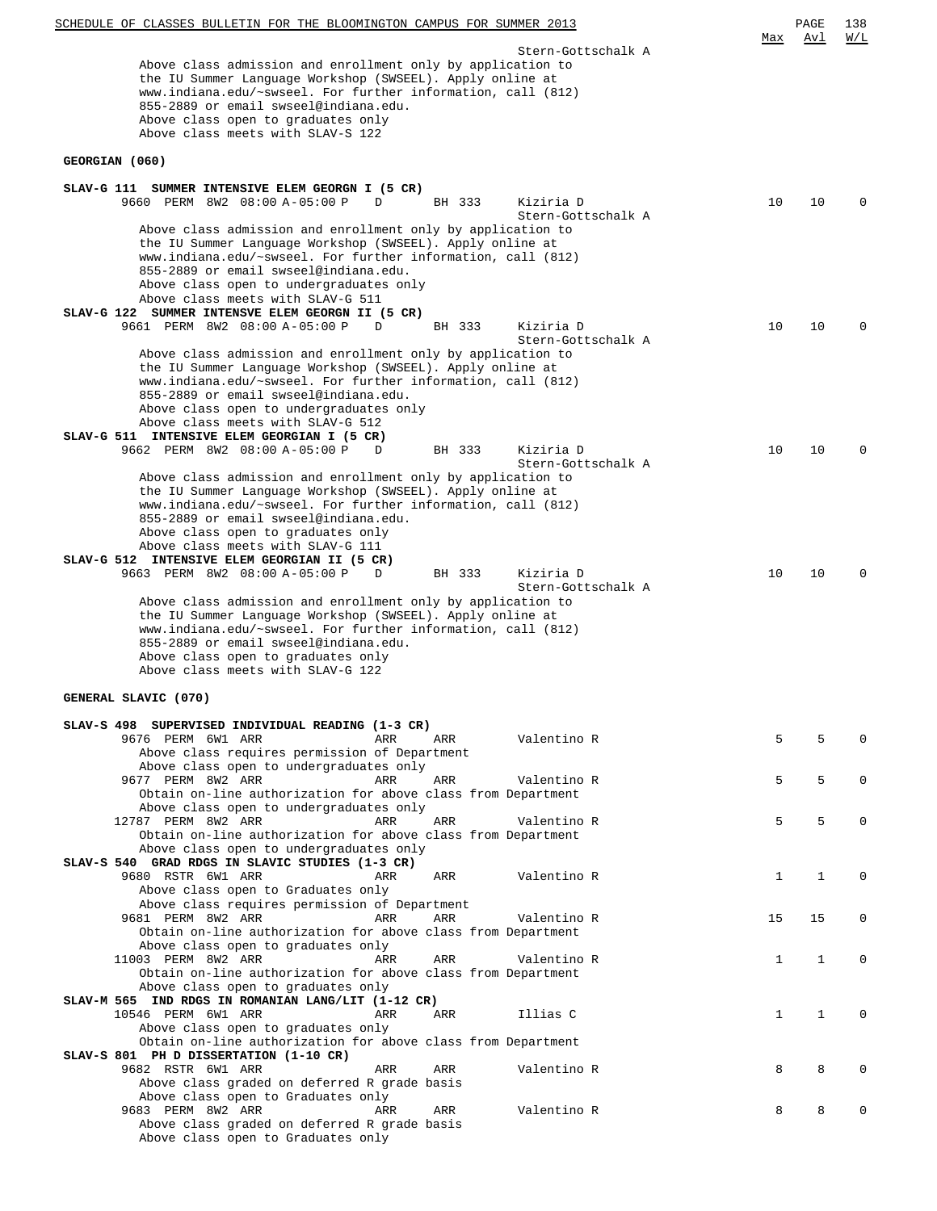Stern-Gottschalk A

Above class admission and enrollment only by application to the IU Summer Language Workshop (SWSEEL). Apply online at www.indiana.edu/~swseel. For further information, call (812) 855-2889 or email swseel@indiana.edu.
Above class open to graduates only
Above class meets with SLAV-S 122

## GEORGIAN (060)

**SLAV-G 111 SUMMER INTENSIVE ELEM GEORGN I (5 CR)**

| Class | Type | Session | Time | Days | Room | Instructor | Max | Avl | W/L |
|---|---|---|---|---|---|---|---|---|---|
| 9660 | PERM | 8W2 | 08:00 A-05:00 P | D | BH 333 | Kiziria D / Stern-Gottschalk A | 10 | 10 | 0 |

Above class admission and enrollment only by application to the IU Summer Language Workshop (SWSEEL). Apply online at www.indiana.edu/~swseel. For further information, call (812) 855-2889 or email swseel@indiana.edu.
Above class open to undergraduates only
Above class meets with SLAV-G 511

**SLAV-G 122 SUMMER INTENSVE ELEM GEORGN II (5 CR)**

| Class | Type | Session | Time | Days | Room | Instructor | Max | Avl | W/L |
|---|---|---|---|---|---|---|---|---|---|
| 9661 | PERM | 8W2 | 08:00 A-05:00 P | D | BH 333 | Kiziria D / Stern-Gottschalk A | 10 | 10 | 0 |

Above class admission and enrollment only by application to the IU Summer Language Workshop (SWSEEL). Apply online at www.indiana.edu/~swseel. For further information, call (812) 855-2889 or email swseel@indiana.edu.
Above class open to undergraduates only
Above class meets with SLAV-G 512

**SLAV-G 511 INTENSIVE ELEM GEORGIAN I (5 CR)**

| Class | Type | Session | Time | Days | Room | Instructor | Max | Avl | W/L |
|---|---|---|---|---|---|---|---|---|---|
| 9662 | PERM | 8W2 | 08:00 A-05:00 P | D | BH 333 | Kiziria D / Stern-Gottschalk A | 10 | 10 | 0 |

Above class admission and enrollment only by application to the IU Summer Language Workshop (SWSEEL). Apply online at www.indiana.edu/~swseel. For further information, call (812) 855-2889 or email swseel@indiana.edu.
Above class open to graduates only
Above class meets with SLAV-G 111

**SLAV-G 512 INTENSIVE ELEM GEORGIAN II (5 CR)**

| Class | Type | Session | Time | Days | Room | Instructor | Max | Avl | W/L |
|---|---|---|---|---|---|---|---|---|---|
| 9663 | PERM | 8W2 | 08:00 A-05:00 P | D | BH 333 | Kiziria D / Stern-Gottschalk A | 10 | 10 | 0 |

Above class admission and enrollment only by application to the IU Summer Language Workshop (SWSEEL). Apply online at www.indiana.edu/~swseel. For further information, call (812) 855-2889 or email swseel@indiana.edu.
Above class open to graduates only
Above class meets with SLAV-G 122

## GENERAL SLAVIC (070)

**SLAV-S 498 SUPERVISED INDIVIDUAL READING (1-3 CR)**

| Class | Type | Session | Time | Days | Room | Instructor | Max | Avl | W/L |
|---|---|---|---|---|---|---|---|---|---|
| 9676 | PERM | 6W1 | ARR | ARR | ARR | Valentino R | 5 | 5 | 0 |

Above class requires permission of Department
Above class open to undergraduates only

| Class | Type | Session | Time | Days | Room | Instructor | Max | Avl | W/L |
|---|---|---|---|---|---|---|---|---|---|
| 9677 | PERM | 8W2 | ARR | ARR | ARR | Valentino R | 5 | 5 | 0 |

Obtain on-line authorization for above class from Department
Above class open to undergraduates only

| Class | Type | Session | Time | Days | Room | Instructor | Max | Avl | W/L |
|---|---|---|---|---|---|---|---|---|---|
| 12787 | PERM | 8W2 | ARR | ARR | ARR | Valentino R | 5 | 5 | 0 |

Obtain on-line authorization for above class from Department
Above class open to undergraduates only

**SLAV-S 540 GRAD RDGS IN SLAVIC STUDIES (1-3 CR)**

| Class | Type | Session | Time | Days | Room | Instructor | Max | Avl | W/L |
|---|---|---|---|---|---|---|---|---|---|
| 9680 | RSTR | 6W1 | ARR | ARR | ARR | Valentino R | 1 | 1 | 0 |

Above class open to Graduates only
Above class requires permission of Department

| Class | Type | Session | Time | Days | Room | Instructor | Max | Avl | W/L |
|---|---|---|---|---|---|---|---|---|---|
| 9681 | PERM | 8W2 | ARR | ARR | ARR | Valentino R | 15 | 15 | 0 |

Obtain on-line authorization for above class from Department
Above class open to graduates only

| Class | Type | Session | Time | Days | Room | Instructor | Max | Avl | W/L |
|---|---|---|---|---|---|---|---|---|---|
| 11003 | PERM | 8W2 | ARR | ARR | ARR | Valentino R | 1 | 1 | 0 |

Obtain on-line authorization for above class from Department
Above class open to graduates only

**SLAV-M 565 IND RDGS IN ROMANIAN LANG/LIT (1-12 CR)**

| Class | Type | Session | Time | Days | Room | Instructor | Max | Avl | W/L |
|---|---|---|---|---|---|---|---|---|---|
| 10546 | PERM | 6W1 | ARR | ARR | ARR | Illias C | 1 | 1 | 0 |

Above class open to graduates only
Obtain on-line authorization for above class from Department

**SLAV-S 801 PH D DISSERTATION (1-10 CR)**

| Class | Type | Session | Time | Days | Room | Instructor | Max | Avl | W/L |
|---|---|---|---|---|---|---|---|---|---|
| 9682 | RSTR | 6W1 | ARR | ARR | ARR | Valentino R | 8 | 8 | 0 |

Above class graded on deferred R grade basis
Above class open to Graduates only

| Class | Type | Session | Time | Days | Room | Instructor | Max | Avl | W/L |
|---|---|---|---|---|---|---|---|---|---|
| 9683 | PERM | 8W2 | ARR | ARR | ARR | Valentino R | 8 | 8 | 0 |

Above class graded on deferred R grade basis
Above class open to Graduates only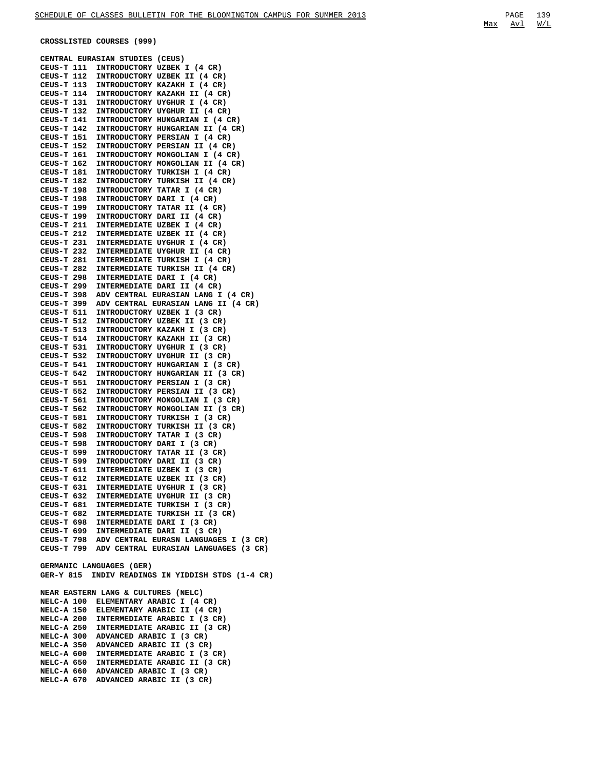**CROSSLISTED COURSES (999)**

**CENTRAL EURASIAN STUDIES (CEUS)**

CEUS-T 111  INTRODUCTORY UZBEK I (4 CR)
CEUS-T 112  INTRODUCTORY UZBEK II (4 CR)
CEUS-T 113  INTRODUCTORY KAZAKH I (4 CR)
CEUS-T 114  INTRODUCTORY KAZAKH II (4 CR)
CEUS-T 131  INTRODUCTORY UYGHUR I (4 CR)
CEUS-T 132  INTRODUCTORY UYGHUR II (4 CR)
CEUS-T 141  INTRODUCTORY HUNGARIAN I (4 CR)
CEUS-T 142  INTRODUCTORY HUNGARIAN II (4 CR)
CEUS-T 151  INTRODUCTORY PERSIAN I (4 CR)
CEUS-T 152  INTRODUCTORY PERSIAN II (4 CR)
CEUS-T 161  INTRODUCTORY MONGOLIAN I (4 CR)
CEUS-T 162  INTRODUCTORY MONGOLIAN II (4 CR)
CEUS-T 181  INTRODUCTORY TURKISH I (4 CR)
CEUS-T 182  INTRODUCTORY TURKISH II (4 CR)
CEUS-T 198  INTRODUCTORY TATAR I (4 CR)
CEUS-T 198  INTRODUCTORY DARI I (4 CR)
CEUS-T 199  INTRODUCTORY TATAR II (4 CR)
CEUS-T 199  INTRODUCTORY DARI II (4 CR)
CEUS-T 211  INTERMEDIATE UZBEK I (4 CR)
CEUS-T 212  INTERMEDIATE UZBEK II (4 CR)
CEUS-T 231  INTERMEDIATE UYGHUR I (4 CR)
CEUS-T 232  INTERMEDIATE UYGHUR II (4 CR)
CEUS-T 281  INTERMEDIATE TURKISH I (4 CR)
CEUS-T 282  INTERMEDIATE TURKISH II (4 CR)
CEUS-T 298  INTERMEDIATE DARI I (4 CR)
CEUS-T 299  INTERMEDIATE DARI II (4 CR)
CEUS-T 398  ADV CENTRAL EURASIAN LANG I (4 CR)
CEUS-T 399  ADV CENTRAL EURASIAN LANG II (4 CR)
CEUS-T 511  INTRODUCTORY UZBEK I (3 CR)
CEUS-T 512  INTRODUCTORY UZBEK II (3 CR)
CEUS-T 513  INTRODUCTORY KAZAKH I (3 CR)
CEUS-T 514  INTRODUCTORY KAZAKH II (3 CR)
CEUS-T 531  INTRODUCTORY UYGHUR I (3 CR)
CEUS-T 532  INTRODUCTORY UYGHUR II (3 CR)
CEUS-T 541  INTRODUCTORY HUNGARIAN I (3 CR)
CEUS-T 542  INTRODUCTORY HUNGARIAN II (3 CR)
CEUS-T 551  INTRODUCTORY PERSIAN I (3 CR)
CEUS-T 552  INTRODUCTORY PERSIAN II (3 CR)
CEUS-T 561  INTRODUCTORY MONGOLIAN I (3 CR)
CEUS-T 562  INTRODUCTORY MONGOLIAN II (3 CR)
CEUS-T 581  INTRODUCTORY TURKISH I (3 CR)
CEUS-T 582  INTRODUCTORY TURKISH II (3 CR)
CEUS-T 598  INTRODUCTORY TATAR I (3 CR)
CEUS-T 598  INTRODUCTORY DARI I (3 CR)
CEUS-T 599  INTRODUCTORY TATAR II (3 CR)
CEUS-T 599  INTRODUCTORY DARI II (3 CR)
CEUS-T 611  INTERMEDIATE UZBEK I (3 CR)
CEUS-T 612  INTERMEDIATE UZBEK II (3 CR)
CEUS-T 631  INTERMEDIATE UYGHUR I (3 CR)
CEUS-T 632  INTERMEDIATE UYGHUR II (3 CR)
CEUS-T 681  INTERMEDIATE TURKISH I (3 CR)
CEUS-T 682  INTERMEDIATE TURKISH II (3 CR)
CEUS-T 698  INTERMEDIATE DARI I (3 CR)
CEUS-T 699  INTERMEDIATE DARI II (3 CR)
CEUS-T 798  ADV CENTRAL EURASN LANGUAGES I (3 CR)
CEUS-T 799  ADV CENTRAL EURASIAN LANGUAGES (3 CR)

**GERMANIC LANGUAGES (GER)**

GER-Y 815  INDIV READINGS IN YIDDISH STDS (1-4 CR)

**NEAR EASTERN LANG & CULTURES (NELC)**

NELC-A 100  ELEMENTARY ARABIC I (4 CR)
NELC-A 150  ELEMENTARY ARABIC II (4 CR)
NELC-A 200  INTERMEDIATE ARABIC I (3 CR)
NELC-A 250  INTERMEDIATE ARABIC II (3 CR)
NELC-A 300  ADVANCED ARABIC I (3 CR)
NELC-A 350  ADVANCED ARABIC II (3 CR)
NELC-A 600  INTERMEDIATE ARABIC I (3 CR)
NELC-A 650  INTERMEDIATE ARABIC II (3 CR)
NELC-A 660  ADVANCED ARABIC I (3 CR)
NELC-A 670  ADVANCED ARABIC II (3 CR)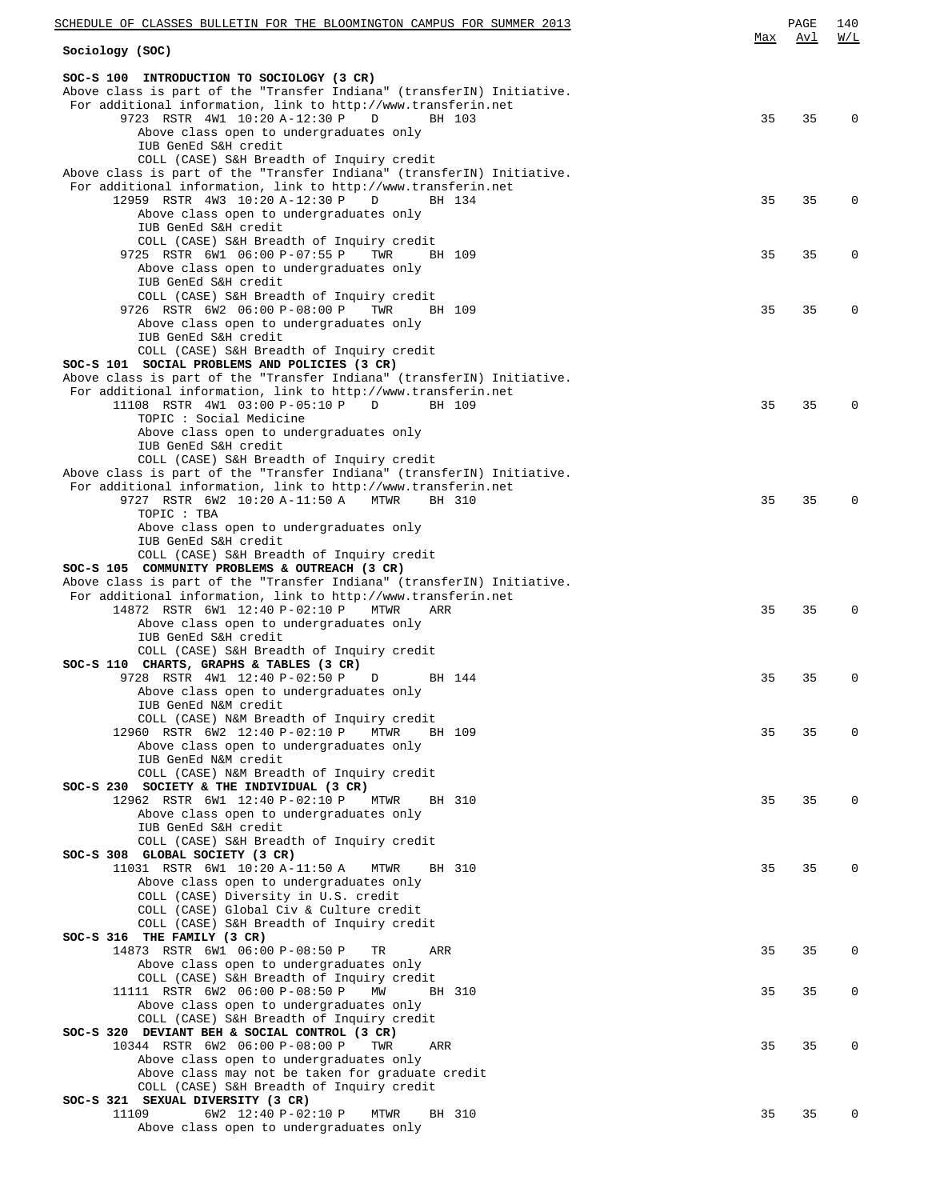## Sociology (SOC)

| | Max | Avl | W/L |
|---|---|---|---|

### SOC-S 100 INTRODUCTION TO SOCIOLOGY (3 CR)

Above class is part of the "Transfer Indiana" (transferIN) Initiative.
For additional information, link to http://www.transferin.net

| Class | Max | Avl | W/L |
|---|---|---|---|
| 9723 RSTR 4W1 10:20 A-12:30 P D BH 103 | 35 | 35 | 0 |

Above class open to undergraduates only
IUB GenEd S&H credit
COLL (CASE) S&H Breadth of Inquiry credit

Above class is part of the "Transfer Indiana" (transferIN) Initiative.
For additional information, link to http://www.transferin.net

| Class | Max | Avl | W/L |
|---|---|---|---|
| 12959 RSTR 4W3 10:20 A-12:30 P D BH 134 | 35 | 35 | 0 |

Above class open to undergraduates only
IUB GenEd S&H credit
COLL (CASE) S&H Breadth of Inquiry credit

| Class | Max | Avl | W/L |
|---|---|---|---|
| 9725 RSTR 6W1 06:00 P-07:55 P TWR BH 109 | 35 | 35 | 0 |

Above class open to undergraduates only
IUB GenEd S&H credit
COLL (CASE) S&H Breadth of Inquiry credit

| Class | Max | Avl | W/L |
|---|---|---|---|
| 9726 RSTR 6W2 06:00 P-08:00 P TWR BH 109 | 35 | 35 | 0 |

Above class open to undergraduates only
IUB GenEd S&H credit
COLL (CASE) S&H Breadth of Inquiry credit

### SOC-S 101 SOCIAL PROBLEMS AND POLICIES (3 CR)

Above class is part of the "Transfer Indiana" (transferIN) Initiative.
For additional information, link to http://www.transferin.net

| Class | Max | Avl | W/L |
|---|---|---|---|
| 11108 RSTR 4W1 03:00 P-05:10 P D BH 109 | 35 | 35 | 0 |

TOPIC : Social Medicine
Above class open to undergraduates only
IUB GenEd S&H credit
COLL (CASE) S&H Breadth of Inquiry credit

Above class is part of the "Transfer Indiana" (transferIN) Initiative.
For additional information, link to http://www.transferin.net

| Class | Max | Avl | W/L |
|---|---|---|---|
| 9727 RSTR 6W2 10:20 A-11:50 A MTWR BH 310 | 35 | 35 | 0 |

TOPIC : TBA
Above class open to undergraduates only
IUB GenEd S&H credit
COLL (CASE) S&H Breadth of Inquiry credit

### SOC-S 105 COMMUNITY PROBLEMS & OUTREACH (3 CR)

Above class is part of the "Transfer Indiana" (transferIN) Initiative.
For additional information, link to http://www.transferin.net

| Class | Max | Avl | W/L |
|---|---|---|---|
| 14872 RSTR 6W1 12:40 P-02:10 P MTWR ARR | 35 | 35 | 0 |

Above class open to undergraduates only
IUB GenEd S&H credit
COLL (CASE) S&H Breadth of Inquiry credit

### SOC-S 110 CHARTS, GRAPHS & TABLES (3 CR)

| Class | Max | Avl | W/L |
|---|---|---|---|
| 9728 RSTR 4W1 12:40 P-02:50 P D BH 144 | 35 | 35 | 0 |

Above class open to undergraduates only
IUB GenEd N&M credit
COLL (CASE) N&M Breadth of Inquiry credit

| Class | Max | Avl | W/L |
|---|---|---|---|
| 12960 RSTR 6W2 12:40 P-02:10 P MTWR BH 109 | 35 | 35 | 0 |

Above class open to undergraduates only
IUB GenEd N&M credit
COLL (CASE) N&M Breadth of Inquiry credit

### SOC-S 230 SOCIETY & THE INDIVIDUAL (3 CR)

| Class | Max | Avl | W/L |
|---|---|---|---|
| 12962 RSTR 6W1 12:40 P-02:10 P MTWR BH 310 | 35 | 35 | 0 |

Above class open to undergraduates only
IUB GenEd S&H credit
COLL (CASE) S&H Breadth of Inquiry credit

### SOC-S 308 GLOBAL SOCIETY (3 CR)

| Class | Max | Avl | W/L |
|---|---|---|---|
| 11031 RSTR 6W1 10:20 A-11:50 A MTWR BH 310 | 35 | 35 | 0 |

Above class open to undergraduates only
COLL (CASE) Diversity in U.S. credit
COLL (CASE) Global Civ & Culture credit
COLL (CASE) S&H Breadth of Inquiry credit

### SOC-S 316 THE FAMILY (3 CR)

| Class | Max | Avl | W/L |
|---|---|---|---|
| 14873 RSTR 6W1 06:00 P-08:50 P TR ARR | 35 | 35 | 0 |

Above class open to undergraduates only
COLL (CASE) S&H Breadth of Inquiry credit

| Class | Max | Avl | W/L |
|---|---|---|---|
| 11111 RSTR 6W2 06:00 P-08:50 P MW BH 310 | 35 | 35 | 0 |

Above class open to undergraduates only
COLL (CASE) S&H Breadth of Inquiry credit

### SOC-S 320 DEVIANT BEH & SOCIAL CONTROL (3 CR)

| Class | Max | Avl | W/L |
|---|---|---|---|
| 10344 RSTR 6W2 06:00 P-08:00 P TWR ARR | 35 | 35 | 0 |

Above class open to undergraduates only
Above class may not be taken for graduate credit
COLL (CASE) S&H Breadth of Inquiry credit

### SOC-S 321 SEXUAL DIVERSITY (3 CR)

| Class | Max | Avl | W/L |
|---|---|---|---|
| 11109 6W2 12:40 P-02:10 P MTWR BH 310 | 35 | 35 | 0 |

Above class open to undergraduates only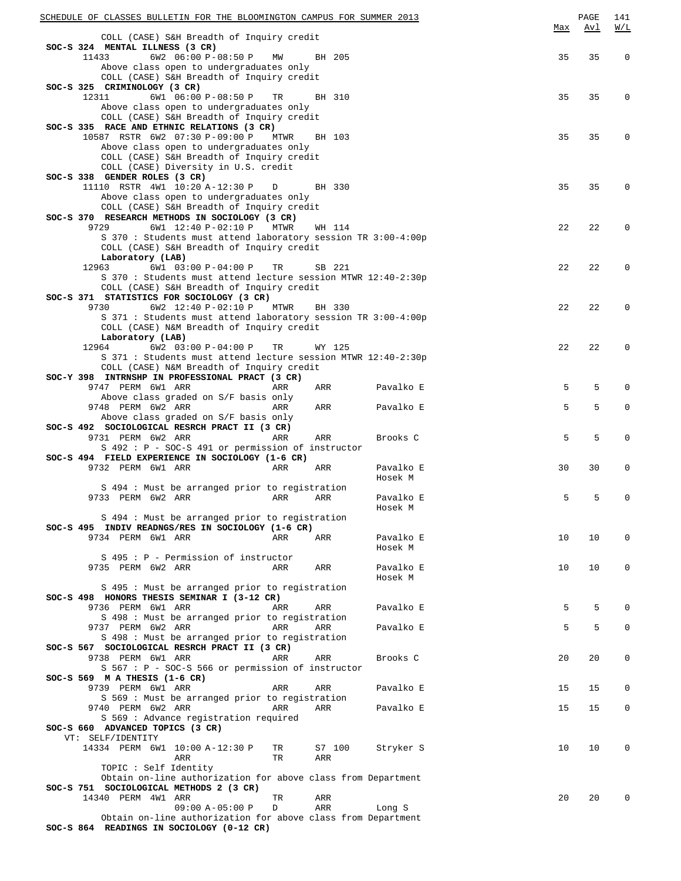COLL (CASE) S&H Breadth of Inquiry credit

**SOC-S 324 MENTAL ILLNESS (3 CR)**

| Class | Notes | Session | Time | Days | Location | Instructor | Max | Avl | W/L |
|---|---|---|---|---|---|---|---|---|---|
| 11433 | | 6W2 | 06:00 P-08:50 P | MW | BH 205 | | 35 | 35 | 0 |

Above class open to undergraduates only
COLL (CASE) S&H Breadth of Inquiry credit

**SOC-S 325 CRIMINOLOGY (3 CR)**

| Class | Notes | Session | Time | Days | Location | Instructor | Max | Avl | W/L |
|---|---|---|---|---|---|---|---|---|---|
| 12311 | | 6W1 | 06:00 P-08:50 P | TR | BH 310 | | 35 | 35 | 0 |

Above class open to undergraduates only
COLL (CASE) S&H Breadth of Inquiry credit

**SOC-S 335 RACE AND ETHNIC RELATIONS (3 CR)**

| Class | Notes | Session | Time | Days | Location | Instructor | Max | Avl | W/L |
|---|---|---|---|---|---|---|---|---|---|
| 10587 | RSTR | 6W2 | 07:30 P-09:00 P | MTWR | BH 103 | | 35 | 35 | 0 |

Above class open to undergraduates only
COLL (CASE) S&H Breadth of Inquiry credit
COLL (CASE) Diversity in U.S. credit

**SOC-S 338 GENDER ROLES (3 CR)**

| Class | Notes | Session | Time | Days | Location | Instructor | Max | Avl | W/L |
|---|---|---|---|---|---|---|---|---|---|
| 11110 | RSTR | 4W1 | 10:20 A-12:30 P | D | BH 330 | | 35 | 35 | 0 |

Above class open to undergraduates only
COLL (CASE) S&H Breadth of Inquiry credit

**SOC-S 370 RESEARCH METHODS IN SOCIOLOGY (3 CR)**

| Class | Notes | Session | Time | Days | Location | Instructor | Max | Avl | W/L |
|---|---|---|---|---|---|---|---|---|---|
| 9729 | | 6W1 | 12:40 P-02:10 P | MTWR | WH 114 | | 22 | 22 | 0 |

S 370 : Students must attend laboratory session TR 3:00-4:00p
COLL (CASE) S&H Breadth of Inquiry credit

**Laboratory (LAB)**

| Class | Notes | Session | Time | Days | Location | Instructor | Max | Avl | W/L |
|---|---|---|---|---|---|---|---|---|---|
| 12963 | | 6W1 | 03:00 P-04:00 P | TR | SB 221 | | 22 | 22 | 0 |

S 370 : Students must attend lecture session MTWR 12:40-2:30p
COLL (CASE) S&H Breadth of Inquiry credit

**SOC-S 371 STATISTICS FOR SOCIOLOGY (3 CR)**

| Class | Notes | Session | Time | Days | Location | Instructor | Max | Avl | W/L |
|---|---|---|---|---|---|---|---|---|---|
| 9730 | | 6W2 | 12:40 P-02:10 P | MTWR | BH 330 | | 22 | 22 | 0 |

S 371 : Students must attend laboratory session TR 3:00-4:00p
COLL (CASE) N&M Breadth of Inquiry credit

**Laboratory (LAB)**

| Class | Notes | Session | Time | Days | Location | Instructor | Max | Avl | W/L |
|---|---|---|---|---|---|---|---|---|---|
| 12964 | | 6W2 | 03:00 P-04:00 P | TR | WY 125 | | 22 | 22 | 0 |

S 371 : Students must attend lecture session MTWR 12:40-2:30p
COLL (CASE) N&M Breadth of Inquiry credit

**SOC-Y 398 INTRNSHP IN PROFESSIONAL PRACT (3 CR)**

| Class | Notes | Session | Time | Days | Location | Instructor | Max | Avl | W/L |
|---|---|---|---|---|---|---|---|---|---|
| 9747 | PERM | 6W1 | ARR | ARR | ARR | Pavalko E | 5 | 5 | 0 |

Above class graded on S/F basis only

| Class | Notes | Session | Time | Days | Location | Instructor | Max | Avl | W/L |
|---|---|---|---|---|---|---|---|---|---|
| 9748 | PERM | 6W2 | ARR | ARR | ARR | Pavalko E | 5 | 5 | 0 |

Above class graded on S/F basis only

**SOC-S 492 SOCIOLOGICAL RESRCH PRACT II (3 CR)**

| Class | Notes | Session | Time | Days | Location | Instructor | Max | Avl | W/L |
|---|---|---|---|---|---|---|---|---|---|
| 9731 | PERM | 6W2 | ARR | ARR | ARR | Brooks C | 5 | 5 | 0 |

S 492 : P - SOC-S 491 or permission of instructor

**SOC-S 494 FIELD EXPERIENCE IN SOCIOLOGY (1-6 CR)**

| Class | Notes | Session | Time | Days | Location | Instructor | Max | Avl | W/L |
|---|---|---|---|---|---|---|---|---|---|
| 9732 | PERM | 6W1 | ARR | ARR | ARR | Pavalko E, Hosek M | 30 | 30 | 0 |

S 494 : Must be arranged prior to registration

| Class | Notes | Session | Time | Days | Location | Instructor | Max | Avl | W/L |
|---|---|---|---|---|---|---|---|---|---|
| 9733 | PERM | 6W2 | ARR | ARR | ARR | Pavalko E, Hosek M | 5 | 5 | 0 |

S 494 : Must be arranged prior to registration

**SOC-S 495 INDIV READNGS/RES IN SOCIOLOGY (1-6 CR)**

| Class | Notes | Session | Time | Days | Location | Instructor | Max | Avl | W/L |
|---|---|---|---|---|---|---|---|---|---|
| 9734 | PERM | 6W1 | ARR | ARR | ARR | Pavalko E, Hosek M | 10 | 10 | 0 |

S 495 : P - Permission of instructor

| Class | Notes | Session | Time | Days | Location | Instructor | Max | Avl | W/L |
|---|---|---|---|---|---|---|---|---|---|
| 9735 | PERM | 6W2 | ARR | ARR | ARR | Pavalko E, Hosek M | 10 | 10 | 0 |

S 495 : Must be arranged prior to registration

**SOC-S 498 HONORS THESIS SEMINAR I (3-12 CR)**

| Class | Notes | Session | Time | Days | Location | Instructor | Max | Avl | W/L |
|---|---|---|---|---|---|---|---|---|---|
| 9736 | PERM | 6W1 | ARR | ARR | ARR | Pavalko E | 5 | 5 | 0 |

S 498 : Must be arranged prior to registration

| Class | Notes | Session | Time | Days | Location | Instructor | Max | Avl | W/L |
|---|---|---|---|---|---|---|---|---|---|
| 9737 | PERM | 6W2 | ARR | ARR | ARR | Pavalko E | 5 | 5 | 0 |

S 498 : Must be arranged prior to registration

**SOC-S 567 SOCIOLOGICAL RESRCH PRACT II (3 CR)**

| Class | Notes | Session | Time | Days | Location | Instructor | Max | Avl | W/L |
|---|---|---|---|---|---|---|---|---|---|
| 9738 | PERM | 6W1 | ARR | ARR | ARR | Brooks C | 20 | 20 | 0 |

S 567 : P - SOC-S 566 or permission of instructor

**SOC-S 569 M A THESIS (1-6 CR)**

| Class | Notes | Session | Time | Days | Location | Instructor | Max | Avl | W/L |
|---|---|---|---|---|---|---|---|---|---|
| 9739 | PERM | 6W1 | ARR | ARR | ARR | Pavalko E | 15 | 15 | 0 |

S 569 : Must be arranged prior to registration

| Class | Notes | Session | Time | Days | Location | Instructor | Max | Avl | W/L |
|---|---|---|---|---|---|---|---|---|---|
| 9740 | PERM | 6W2 | ARR | ARR | ARR | Pavalko E | 15 | 15 | 0 |

S 569 : Advance registration required

**SOC-S 660 ADVANCED TOPICS (3 CR)**

VT: SELF/IDENTITY

| Class | Notes | Session | Time | Days | Location | Instructor | Max | Avl | W/L |
|---|---|---|---|---|---|---|---|---|---|
| 14334 | PERM | 6W1 | 10:00 A-12:30 P | TR | S7 100 | Stryker S | 10 | 10 | 0 |
| | | | ARR | TR | ARR | | | | |

TOPIC : Self Identity
Obtain on-line authorization for above class from Department

**SOC-S 751 SOCIOLOGICAL METHODS 2 (3 CR)**

| Class | Notes | Session | Time | Days | Location | Instructor | Max | Avl | W/L |
|---|---|---|---|---|---|---|---|---|---|
| 14340 | PERM | 4W1 | ARR | TR | ARR | | 20 | 20 | 0 |
| | | | 09:00 A-05:00 P | D | ARR | Long S | | | |

Obtain on-line authorization for above class from Department

**SOC-S 864 READINGS IN SOCIOLOGY (0-12 CR)**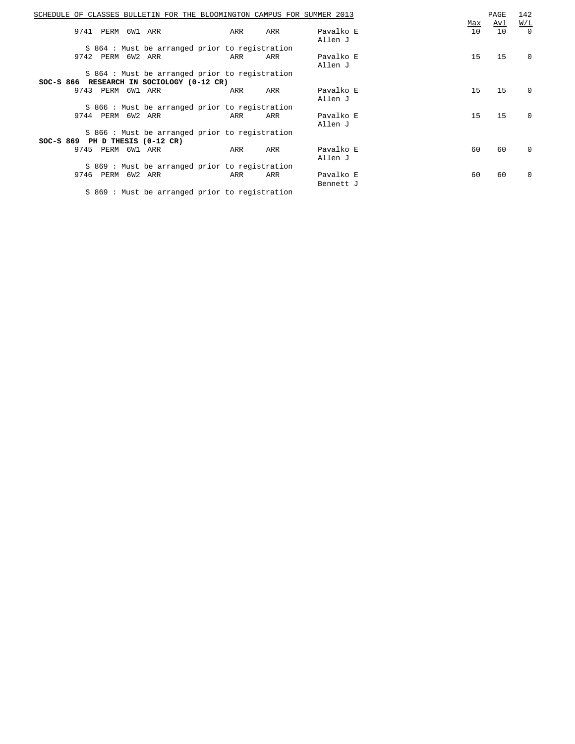| Class | Type | Session | Time | Days | Room | Instructor | Max | Avl | W/L |
|---|---|---|---|---|---|---|---|---|---|
| 9741 | PERM | 6W1 | ARR | ARR | ARR | Pavalko E<br>Allen J | 10 | 10 | 0 |

S 864 : Must be arranged prior to registration

| Class | Type | Session | Time | Days | Room | Instructor | Max | Avl | W/L |
|---|---|---|---|---|---|---|---|---|---|
| 9742 | PERM | 6W2 | ARR | ARR | ARR | Pavalko E<br>Allen J | 15 | 15 | 0 |

S 864 : Must be arranged prior to registration

**SOC-S 866 RESEARCH IN SOCIOLOGY (0-12 CR)**

| Class | Type | Session | Time | Days | Room | Instructor | Max | Avl | W/L |
|---|---|---|---|---|---|---|---|---|---|
| 9743 | PERM | 6W1 | ARR | ARR | ARR | Pavalko E<br>Allen J | 15 | 15 | 0 |

S 866 : Must be arranged prior to registration

| Class | Type | Session | Time | Days | Room | Instructor | Max | Avl | W/L |
|---|---|---|---|---|---|---|---|---|---|
| 9744 | PERM | 6W2 | ARR | ARR | ARR | Pavalko E<br>Allen J | 15 | 15 | 0 |

S 866 : Must be arranged prior to registration

**SOC-S 869 PH D THESIS (0-12 CR)**

| Class | Type | Session | Time | Days | Room | Instructor | Max | Avl | W/L |
|---|---|---|---|---|---|---|---|---|---|
| 9745 | PERM | 6W1 | ARR | ARR | ARR | Pavalko E<br>Allen J | 60 | 60 | 0 |

S 869 : Must be arranged prior to registration

| Class | Type | Session | Time | Days | Room | Instructor | Max | Avl | W/L |
|---|---|---|---|---|---|---|---|---|---|
| 9746 | PERM | 6W2 | ARR | ARR | ARR | Pavalko E<br>Bennett J | 60 | 60 | 0 |

S 869 : Must be arranged prior to registration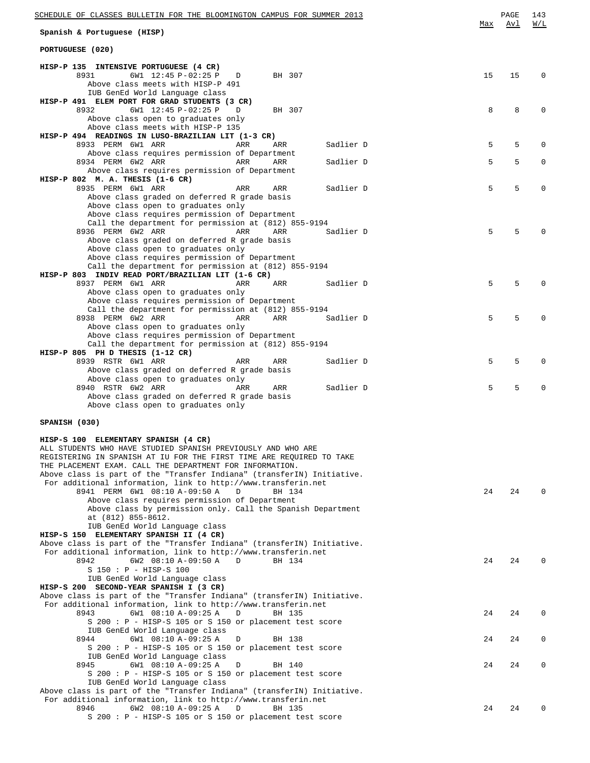## Spanish & Portuguese (HISP)

### PORTUGUESE (020)

| Course / Class | Max | Avl | W/L |
|---|---|---|---|
| **HISP-P 135 INTENSIVE PORTUGUESE (4 CR)** | | | |
| 8931 6W1 12:45 P-02:25 P D BH 307 | 15 | 15 | 0 |
| Above class meets with HISP-P 491 | | | |
| IUB GenEd World Language class | | | |
| **HISP-P 491 ELEM PORT FOR GRAD STUDENTS (3 CR)** | | | |
| 8932 6W1 12:45 P-02:25 P D BH 307 | 8 | 8 | 0 |
| Above class open to graduates only | | | |
| Above class meets with HISP-P 135 | | | |
| **HISP-P 494 READINGS IN LUSO-BRAZILIAN LIT (1-3 CR)** | | | |
| 8933 PERM 6W1 ARR ARR ARR Sadlier D | 5 | 5 | 0 |
| Above class requires permission of Department | | | |
| 8934 PERM 6W2 ARR ARR ARR Sadlier D | 5 | 5 | 0 |
| Above class requires permission of Department | | | |
| **HISP-P 802 M. A. THESIS (1-6 CR)** | | | |
| 8935 PERM 6W1 ARR ARR ARR Sadlier D | 5 | 5 | 0 |
| Above class graded on deferred R grade basis | | | |
| Above class open to graduates only | | | |
| Above class requires permission of Department | | | |
| Call the department for permission at (812) 855-9194 | | | |
| 8936 PERM 6W2 ARR ARR ARR Sadlier D | 5 | 5 | 0 |
| Above class graded on deferred R grade basis | | | |
| Above class open to graduates only | | | |
| Above class requires permission of Department | | | |
| Call the department for permission at (812) 855-9194 | | | |
| **HISP-P 803 INDIV READ PORT/BRAZILIAN LIT (1-6 CR)** | | | |
| 8937 PERM 6W1 ARR ARR ARR Sadlier D | 5 | 5 | 0 |
| Above class open to graduates only | | | |
| Above class requires permission of Department | | | |
| Call the department for permission at (812) 855-9194 | | | |
| 8938 PERM 6W2 ARR ARR ARR Sadlier D | 5 | 5 | 0 |
| Above class open to graduates only | | | |
| Above class requires permission of Department | | | |
| Call the department for permission at (812) 855-9194 | | | |
| **HISP-P 805 PH D THESIS (1-12 CR)** | | | |
| 8939 RSTR 6W1 ARR ARR ARR Sadlier D | 5 | 5 | 0 |
| Above class graded on deferred R grade basis | | | |
| Above class open to graduates only | | | |
| 8940 RSTR 6W2 ARR ARR ARR Sadlier D | 5 | 5 | 0 |
| Above class graded on deferred R grade basis | | | |
| Above class open to graduates only | | | |

### SPANISH (030)

**HISP-S 100 ELEMENTARY SPANISH (4 CR)**

ALL STUDENTS WHO HAVE STUDIED SPANISH PREVIOUSLY AND WHO ARE REGISTERING IN SPANISH AT IU FOR THE FIRST TIME ARE REQUIRED TO TAKE THE PLACEMENT EXAM. CALL THE DEPARTMENT FOR INFORMATION.
Above class is part of the "Transfer Indiana" (transferIN) Initiative.
For additional information, link to http://www.transferin.net

| Course / Class | Max | Avl | W/L |
|---|---|---|---|
| 8941 PERM 6W1 08:10 A-09:50 A D BH 134 | 24 | 24 | 0 |
| Above class requires permission of Department | | | |
| Above class by permission only. Call the Spanish Department at (812) 855-8612. | | | |
| IUB GenEd World Language class | | | |

**HISP-S 150 ELEMENTARY SPANISH II (4 CR)**

Above class is part of the "Transfer Indiana" (transferIN) Initiative.
For additional information, link to http://www.transferin.net

| Course / Class | Max | Avl | W/L |
|---|---|---|---|
| 8942 6W2 08:10 A-09:50 A D BH 134 | 24 | 24 | 0 |
| S 150 : P - HISP-S 100 | | | |
| IUB GenEd World Language class | | | |

**HISP-S 200 SECOND-YEAR SPANISH I (3 CR)**

Above class is part of the "Transfer Indiana" (transferIN) Initiative.
For additional information, link to http://www.transferin.net

| Course / Class | Max | Avl | W/L |
|---|---|---|---|
| 8943 6W1 08:10 A-09:25 A D BH 135 | 24 | 24 | 0 |
| S 200 : P - HISP-S 105 or S 150 or placement test score | | | |
| IUB GenEd World Language class | | | |
| 8944 6W1 08:10 A-09:25 A D BH 138 | 24 | 24 | 0 |
| S 200 : P - HISP-S 105 or S 150 or placement test score | | | |
| IUB GenEd World Language class | | | |
| 8945 6W1 08:10 A-09:25 A D BH 140 | 24 | 24 | 0 |
| S 200 : P - HISP-S 105 or S 150 or placement test score | | | |
| IUB GenEd World Language class | | | |
| Above class is part of the "Transfer Indiana" (transferIN) Initiative. For additional information, link to http://www.transferin.net | | | |
| 8946 6W2 08:10 A-09:25 A D BH 135 | 24 | 24 | 0 |
| S 200 : P - HISP-S 105 or S 150 or placement test score | | | |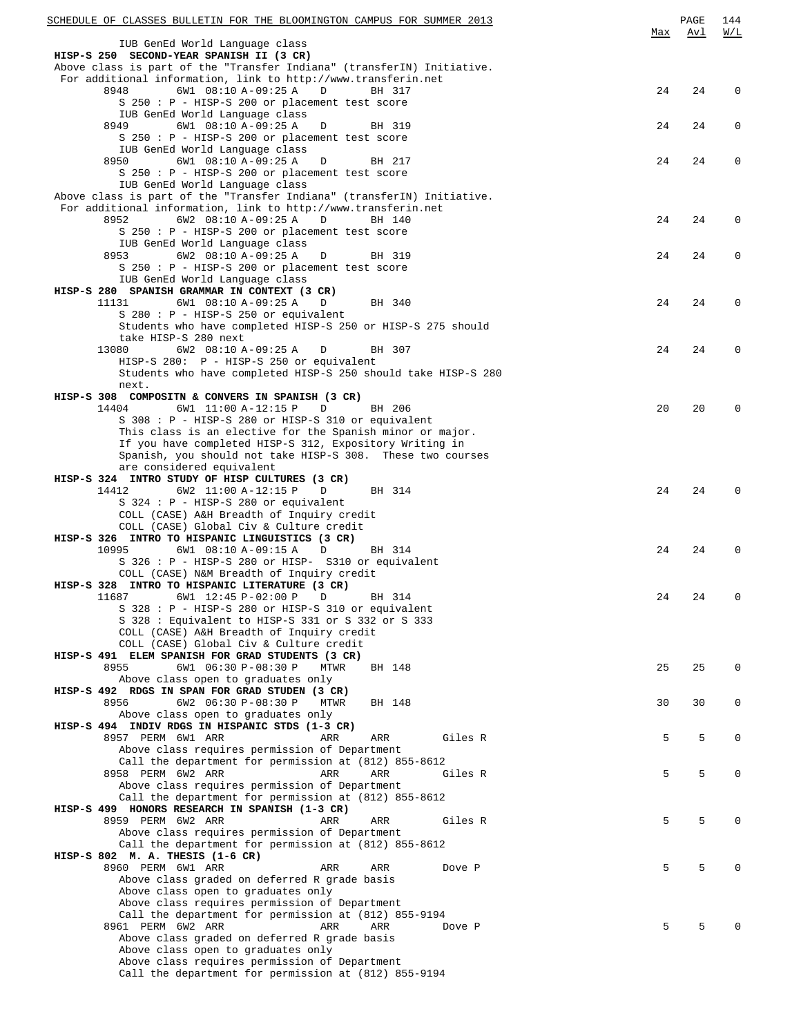| | Max | Avl | W/L |
|---|---|---|---|
| IUB GenEd World Language class | | | |
| **HISP-S 250 SECOND-YEAR SPANISH II (3 CR)** | | | |
| Above class is part of the "Transfer Indiana" (transferIN) Initiative. For additional information, link to http://www.transferin.net | | | |
| 8948 6W1 08:10 A-09:25 A D BH 317 | 24 | 24 | 0 |
| S 250 : P - HISP-S 200 or placement test score | | | |
| IUB GenEd World Language class | | | |
| 8949 6W1 08:10 A-09:25 A D BH 319 | 24 | 24 | 0 |
| S 250 : P - HISP-S 200 or placement test score | | | |
| IUB GenEd World Language class | | | |
| 8950 6W1 08:10 A-09:25 A D BH 217 | 24 | 24 | 0 |
| S 250 : P - HISP-S 200 or placement test score | | | |
| IUB GenEd World Language class | | | |
| Above class is part of the "Transfer Indiana" (transferIN) Initiative. For additional information, link to http://www.transferin.net | | | |
| 8952 6W2 08:10 A-09:25 A D BH 140 | 24 | 24 | 0 |
| S 250 : P - HISP-S 200 or placement test score | | | |
| IUB GenEd World Language class | | | |
| 8953 6W2 08:10 A-09:25 A D BH 319 | 24 | 24 | 0 |
| S 250 : P - HISP-S 200 or placement test score | | | |
| IUB GenEd World Language class | | | |
| **HISP-S 280 SPANISH GRAMMAR IN CONTEXT (3 CR)** | | | |
| 11131 6W1 08:10 A-09:25 A D BH 340 | 24 | 24 | 0 |
| S 280 : P - HISP-S 250 or equivalent | | | |
| Students who have completed HISP-S 250 or HISP-S 275 should take HISP-S 280 next | | | |
| 13080 6W2 08:10 A-09:25 A D BH 307 | 24 | 24 | 0 |
| HISP-S 280: P - HISP-S 250 or equivalent | | | |
| Students who have completed HISP-S 250 should take HISP-S 280 next. | | | |
| **HISP-S 308 COMPOSITN & CONVERS IN SPANISH (3 CR)** | | | |
| 14404 6W1 11:00 A-12:15 P D BH 206 | 20 | 20 | 0 |
| S 308 : P - HISP-S 280 or HISP-S 310 or equivalent | | | |
| This class is an elective for the Spanish minor or major. If you have completed HISP-S 312, Expository Writing in Spanish, you should not take HISP-S 308. These two courses are considered equivalent | | | |
| **HISP-S 324 INTRO STUDY OF HISP CULTURES (3 CR)** | | | |
| 14412 6W2 11:00 A-12:15 P D BH 314 | 24 | 24 | 0 |
| S 324 : P - HISP-S 280 or equivalent | | | |
| COLL (CASE) A&H Breadth of Inquiry credit | | | |
| COLL (CASE) Global Civ & Culture credit | | | |
| **HISP-S 326 INTRO TO HISPANIC LINGUISTICS (3 CR)** | | | |
| 10995 6W1 08:10 A-09:15 A D BH 314 | 24 | 24 | 0 |
| S 326 : P - HISP-S 280 or HISP- S310 or equivalent | | | |
| COLL (CASE) N&M Breadth of Inquiry credit | | | |
| **HISP-S 328 INTRO TO HISPANIC LITERATURE (3 CR)** | | | |
| 11687 6W1 12:45 P-02:00 P D BH 314 | 24 | 24 | 0 |
| S 328 : P - HISP-S 280 or HISP-S 310 or equivalent | | | |
| S 328 : Equivalent to HISP-S 331 or S 332 or S 333 | | | |
| COLL (CASE) A&H Breadth of Inquiry credit | | | |
| COLL (CASE) Global Civ & Culture credit | | | |
| **HISP-S 491 ELEM SPANISH FOR GRAD STUDENTS (3 CR)** | | | |
| 8955 6W1 06:30 P-08:30 P MTWR BH 148 | 25 | 25 | 0 |
| Above class open to graduates only | | | |
| **HISP-S 492 RDGS IN SPAN FOR GRAD STUDEN (3 CR)** | | | |
| 8956 6W2 06:30 P-08:30 P MTWR BH 148 | 30 | 30 | 0 |
| Above class open to graduates only | | | |
| **HISP-S 494 INDIV RDGS IN HISPANIC STDS (1-3 CR)** | | | |
| 8957 PERM 6W1 ARR ARR ARR Giles R | 5 | 5 | 0 |
| Above class requires permission of Department | | | |
| Call the department for permission at (812) 855-8612 | | | |
| 8958 PERM 6W2 ARR ARR ARR Giles R | 5 | 5 | 0 |
| Above class requires permission of Department | | | |
| Call the department for permission at (812) 855-8612 | | | |
| **HISP-S 499 HONORS RESEARCH IN SPANISH (1-3 CR)** | | | |
| 8959 PERM 6W2 ARR ARR ARR Giles R | 5 | 5 | 0 |
| Above class requires permission of Department | | | |
| Call the department for permission at (812) 855-8612 | | | |
| **HISP-S 802 M. A. THESIS (1-6 CR)** | | | |
| 8960 PERM 6W1 ARR ARR ARR Dove P | 5 | 5 | 0 |
| Above class graded on deferred R grade basis | | | |
| Above class open to graduates only | | | |
| Above class requires permission of Department | | | |
| Call the department for permission at (812) 855-9194 | | | |
| 8961 PERM 6W2 ARR ARR ARR Dove P | 5 | 5 | 0 |
| Above class graded on deferred R grade basis | | | |
| Above class open to graduates only | | | |
| Above class requires permission of Department | | | |
| Call the department for permission at (812) 855-9194 | | | |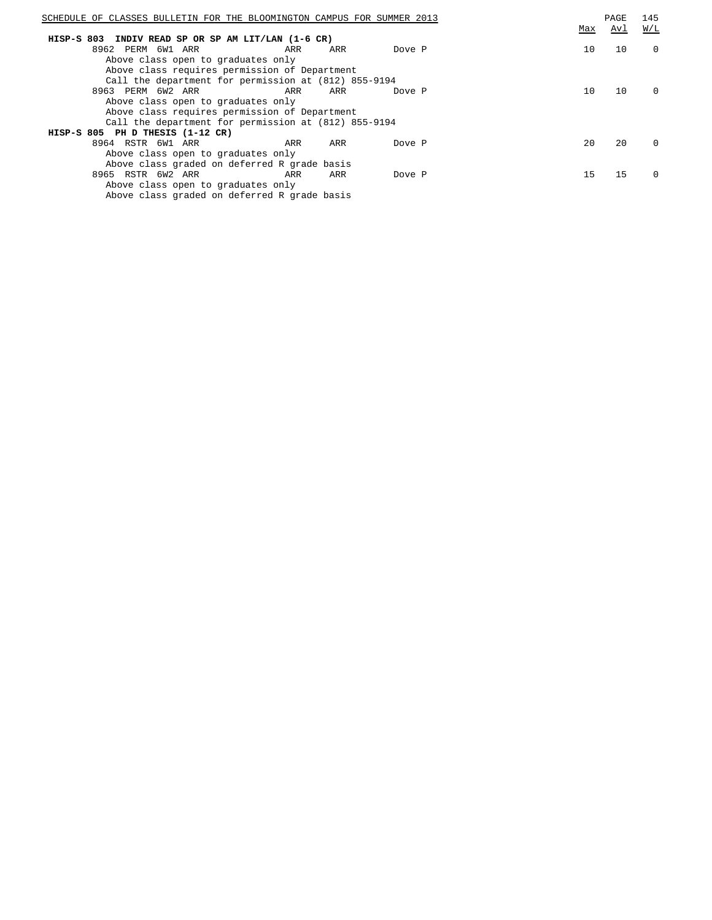**HISP-S 803 INDIV READ SP OR SP AM LIT/LAN (1-6 CR)**

| Class | Type | Session | Time | Days | Room | Instructor | Max | Avl | W/L |
|---|---|---|---|---|---|---|---|---|---|
| 8962 | PERM | 6W1 | ARR | ARR | ARR | Dove P | 10 | 10 | 0 |

Above class open to graduates only
Above class requires permission of Department
Call the department for permission at (812) 855-9194

| Class | Type | Session | Time | Days | Room | Instructor | Max | Avl | W/L |
|---|---|---|---|---|---|---|---|---|---|
| 8963 | PERM | 6W2 | ARR | ARR | ARR | Dove P | 10 | 10 | 0 |

Above class open to graduates only
Above class requires permission of Department
Call the department for permission at (812) 855-9194

**HISP-S 805 PH D THESIS (1-12 CR)**

| Class | Type | Session | Time | Days | Room | Instructor | Max | Avl | W/L |
|---|---|---|---|---|---|---|---|---|---|
| 8964 | RSTR | 6W1 | ARR | ARR | ARR | Dove P | 20 | 20 | 0 |

Above class open to graduates only
Above class graded on deferred R grade basis

| Class | Type | Session | Time | Days | Room | Instructor | Max | Avl | W/L |
|---|---|---|---|---|---|---|---|---|---|
| 8965 | RSTR | 6W2 | ARR | ARR | ARR | Dove P | 15 | 15 | 0 |

Above class open to graduates only
Above class graded on deferred R grade basis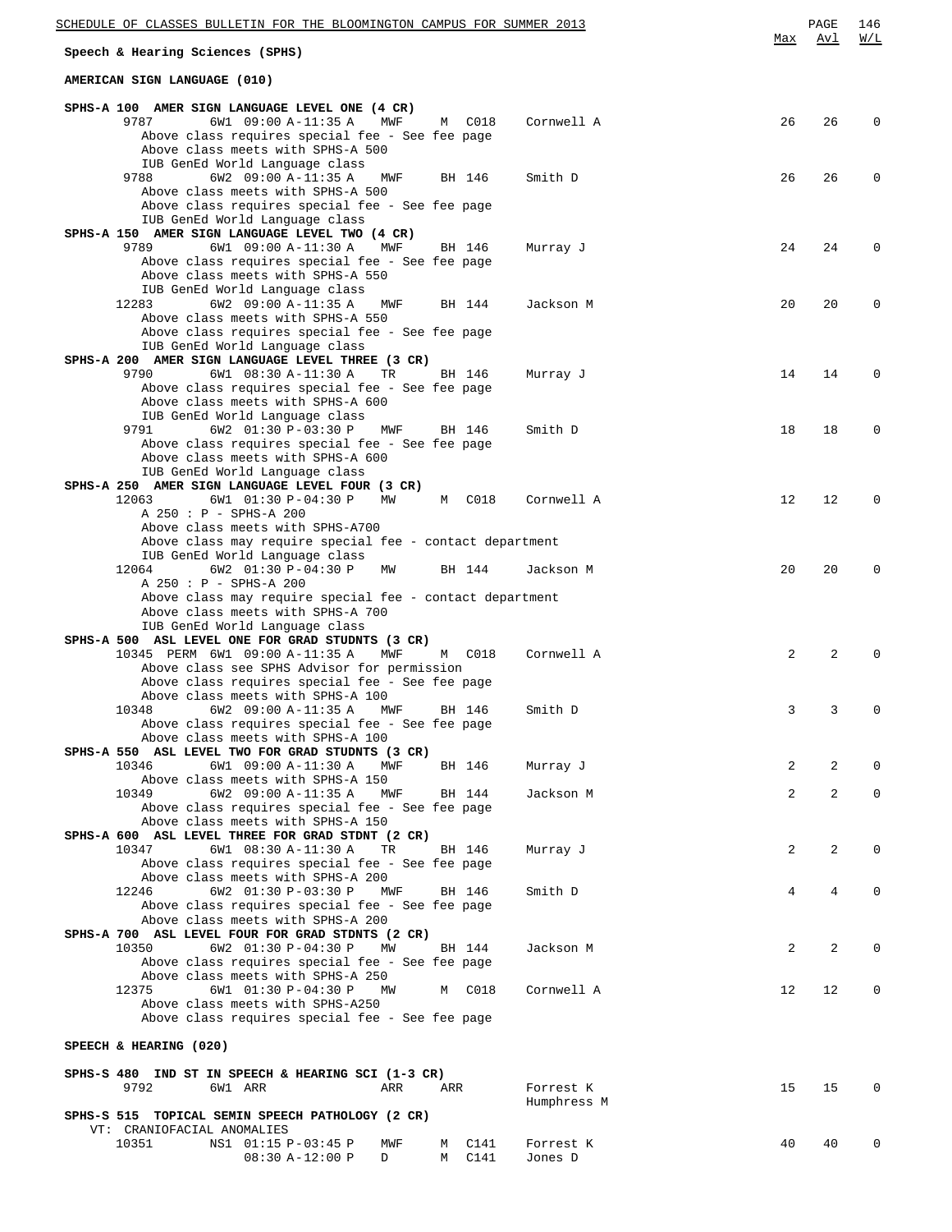## Speech & Hearing Sciences (SPHS)

### AMERICAN SIGN LANGUAGE (010)

| Course / Class | Session / Time | Days | Room | Instructor | Max | Avl | W/L |
|---|---|---|---|---|---|---|---|
| **SPHS-A 100 AMER SIGN LANGUAGE LEVEL ONE (4 CR)** | | | | | | | |
| 9787 | 6W1 09:00 A-11:35 A | MWF | M C018 | Cornwell A | 26 | 26 | 0 |
| Above class requires special fee - See fee page; Above class meets with SPHS-A 500; IUB GenEd World Language class | | | | | | | |
| 9788 | 6W2 09:00 A-11:35 A | MWF | BH 146 | Smith D | 26 | 26 | 0 |
| Above class meets with SPHS-A 500; Above class requires special fee - See fee page; IUB GenEd World Language class | | | | | | | |
| **SPHS-A 150 AMER SIGN LANGUAGE LEVEL TWO (4 CR)** | | | | | | | |
| 9789 | 6W1 09:00 A-11:30 A | MWF | BH 146 | Murray J | 24 | 24 | 0 |
| Above class requires special fee - See fee page; Above class meets with SPHS-A 550; IUB GenEd World Language class | | | | | | | |
| 12283 | 6W2 09:00 A-11:35 A | MWF | BH 144 | Jackson M | 20 | 20 | 0 |
| Above class meets with SPHS-A 550; Above class requires special fee - See fee page; IUB GenEd World Language class | | | | | | | |
| **SPHS-A 200 AMER SIGN LANGUAGE LEVEL THREE (3 CR)** | | | | | | | |
| 9790 | 6W1 08:30 A-11:30 A | TR | BH 146 | Murray J | 14 | 14 | 0 |
| Above class requires special fee - See fee page; Above class meets with SPHS-A 600; IUB GenEd World Language class | | | | | | | |
| 9791 | 6W2 01:30 P-03:30 P | MWF | BH 146 | Smith D | 18 | 18 | 0 |
| Above class requires special fee - See fee page; Above class meets with SPHS-A 600; IUB GenEd World Language class | | | | | | | |
| **SPHS-A 250 AMER SIGN LANGUAGE LEVEL FOUR (3 CR)** | | | | | | | |
| 12063 | 6W1 01:30 P-04:30 P | MW | M C018 | Cornwell A | 12 | 12 | 0 |
| A 250 : P - SPHS-A 200; Above class meets with SPHS-A700; Above class may require special fee - contact department; IUB GenEd World Language class | | | | | | | |
| 12064 | 6W2 01:30 P-04:30 P | MW | BH 144 | Jackson M | 20 | 20 | 0 |
| A 250 : P - SPHS-A 200; Above class may require special fee - contact department; Above class meets with SPHS-A 700; IUB GenEd World Language class | | | | | | | |
| **SPHS-A 500 ASL LEVEL ONE FOR GRAD STUDNTS (3 CR)** | | | | | | | |
| 10345 PERM | 6W1 09:00 A-11:35 A | MWF | M C018 | Cornwell A | 2 | 2 | 0 |
| Above class see SPHS Advisor for permission; Above class requires special fee - See fee page; Above class meets with SPHS-A 100 | | | | | | | |
| 10348 | 6W2 09:00 A-11:35 A | MWF | BH 146 | Smith D | 3 | 3 | 0 |
| Above class requires special fee - See fee page; Above class meets with SPHS-A 100 | | | | | | | |
| **SPHS-A 550 ASL LEVEL TWO FOR GRAD STUDNTS (3 CR)** | | | | | | | |
| 10346 | 6W1 09:00 A-11:30 A | MWF | BH 146 | Murray J | 2 | 2 | 0 |
| Above class meets with SPHS-A 150 | | | | | | | |
| 10349 | 6W2 09:00 A-11:35 A | MWF | BH 144 | Jackson M | 2 | 2 | 0 |
| Above class requires special fee - See fee page; Above class meets with SPHS-A 150 | | | | | | | |
| **SPHS-A 600 ASL LEVEL THREE FOR GRAD STDNT (2 CR)** | | | | | | | |
| 10347 | 6W1 08:30 A-11:30 A | TR | BH 146 | Murray J | 2 | 2 | 0 |
| Above class requires special fee - See fee page; Above class meets with SPHS-A 200 | | | | | | | |
| 12246 | 6W2 01:30 P-03:30 P | MWF | BH 146 | Smith D | 4 | 4 | 0 |
| Above class requires special fee - See fee page; Above class meets with SPHS-A 200 | | | | | | | |
| **SPHS-A 700 ASL LEVEL FOUR FOR GRAD STDNTS (2 CR)** | | | | | | | |
| 10350 | 6W2 01:30 P-04:30 P | MW | BH 144 | Jackson M | 2 | 2 | 0 |
| Above class requires special fee - See fee page; Above class meets with SPHS-A 250 | | | | | | | |
| 12375 | 6W1 01:30 P-04:30 P | MW | M C018 | Cornwell A | 12 | 12 | 0 |
| Above class meets with SPHS-A250; Above class requires special fee - See fee page | | | | | | | |

### SPEECH & HEARING (020)

| Course / Class | Session / Time | Days | Room | Instructor | Max | Avl | W/L |
|---|---|---|---|---|---|---|---|
| **SPHS-S 480 IND ST IN SPEECH & HEARING SCI (1-3 CR)** | | | | | | | |
| 9792 | 6W1 ARR | ARR | ARR | Forrest K; Humphress M | 15 | 15 | 0 |
| **SPHS-S 515 TOPICAL SEMIN SPEECH PATHOLOGY (2 CR)** | | | | | | | |
| VT: CRANIOFACIAL ANOMALIES | | | | | | | |
| 10351 | NS1 01:15 P-03:45 P | MWF | M C141 | Forrest K | 40 | 40 | 0 |
| | 08:30 A-12:00 P | D | M C141 | Jones D | | | |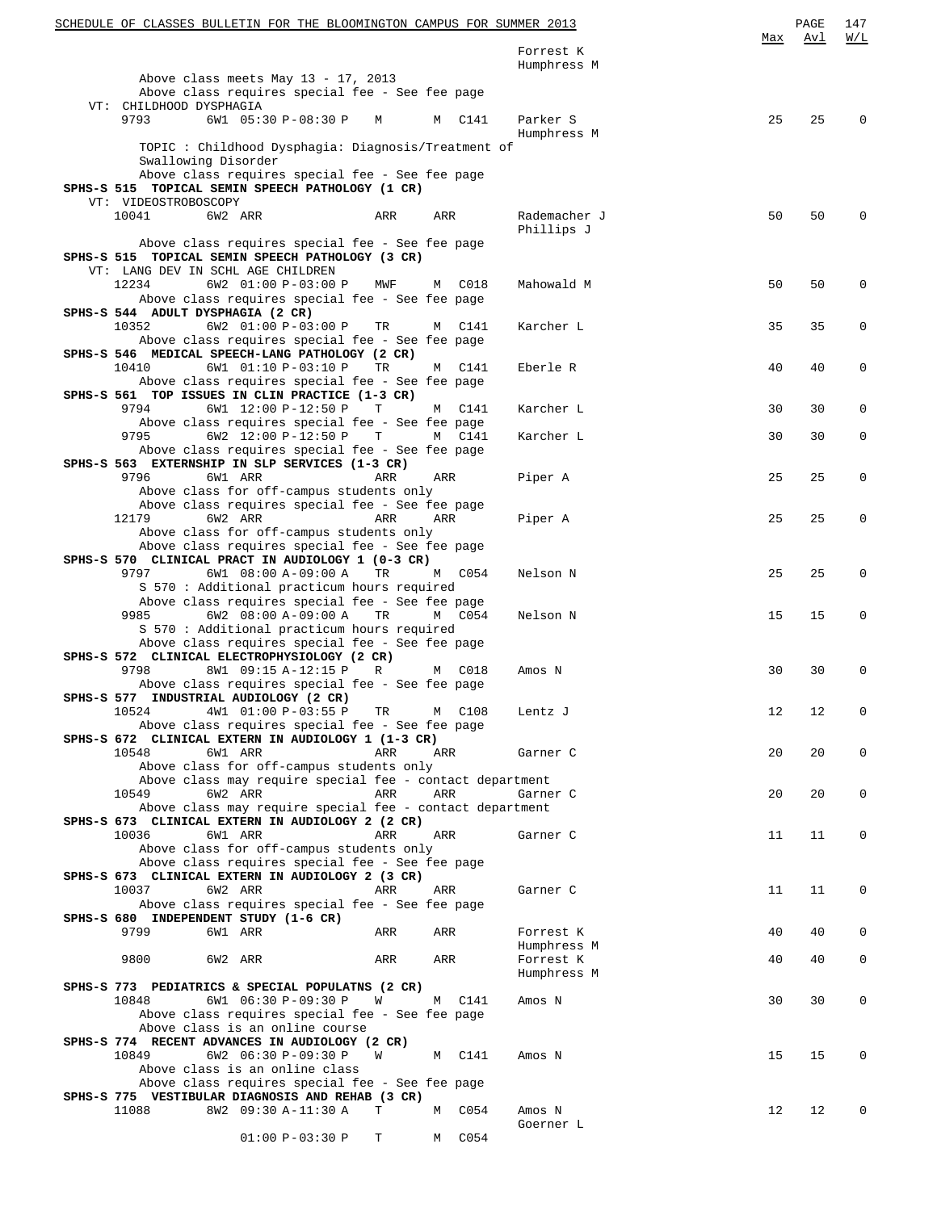| | | | | | | Max | Avl | W/L |
|---|---|---|---|---|---|---|---|---|
| | | | | | Forrest K<br>Humphress M | | | |

Above class meets May 13 - 17, 2013
Above class requires special fee - See fee page

VT: CHILDHOOD DYSPHAGIA

| 9793 | 6W1 05:30 P-08:30 P | M | M C141 | Parker S<br>Humphress M | 25 | 25 | 0 |
|---|---|---|---|---|---|---|---|

TOPIC : Childhood Dysphagia: Diagnosis/Treatment of Swallowing Disorder
Above class requires special fee - See fee page

**SPHS-S 515 TOPICAL SEMIN SPEECH PATHOLOGY (1 CR)**

VT: VIDEOSTROBOSCOPY

| 10041 | 6W2 ARR | ARR | ARR | Rademacher J<br>Phillips J | 50 | 50 | 0 |
|---|---|---|---|---|---|---|---|

Above class requires special fee - See fee page

**SPHS-S 515 TOPICAL SEMIN SPEECH PATHOLOGY (3 CR)**

VT: LANG DEV IN SCHL AGE CHILDREN

| 12234 | 6W2 01:00 P-03:00 P | MWF | M C018 | Mahowald M | 50 | 50 | 0 |
|---|---|---|---|---|---|---|---|

Above class requires special fee - See fee page

**SPHS-S 544 ADULT DYSPHAGIA (2 CR)**

| 10352 | 6W2 01:00 P-03:00 P | TR | M C141 | Karcher L | 35 | 35 | 0 |
|---|---|---|---|---|---|---|---|

Above class requires special fee - See fee page

**SPHS-S 546 MEDICAL SPEECH-LANG PATHOLOGY (2 CR)**

| 10410 | 6W1 01:10 P-03:10 P | TR | M C141 | Eberle R | 40 | 40 | 0 |
|---|---|---|---|---|---|---|---|

Above class requires special fee - See fee page

**SPHS-S 561 TOP ISSUES IN CLIN PRACTICE (1-3 CR)**

| 9794 | 6W1 12:00 P-12:50 P | T | M C141 | Karcher L | 30 | 30 | 0 |
|---|---|---|---|---|---|---|---|

Above class requires special fee - See fee page

| 9795 | 6W2 12:00 P-12:50 P | T | M C141 | Karcher L | 30 | 30 | 0 |
|---|---|---|---|---|---|---|---|

Above class requires special fee - See fee page

**SPHS-S 563 EXTERNSHIP IN SLP SERVICES (1-3 CR)**

| 9796 | 6W1 ARR | ARR | ARR | Piper A | 25 | 25 | 0 |
|---|---|---|---|---|---|---|---|

Above class for off-campus students only
Above class requires special fee - See fee page

| 12179 | 6W2 ARR | ARR | ARR | Piper A | 25 | 25 | 0 |
|---|---|---|---|---|---|---|---|

Above class for off-campus students only
Above class requires special fee - See fee page

**SPHS-S 570 CLINICAL PRACT IN AUDIOLOGY 1 (0-3 CR)**

| 9797 | 6W1 08:00 A-09:00 A | TR | M C054 | Nelson N | 25 | 25 | 0 |
|---|---|---|---|---|---|---|---|

S 570 : Additional practicum hours required
Above class requires special fee - See fee page

| 9985 | 6W2 08:00 A-09:00 A | TR | M C054 | Nelson N | 15 | 15 | 0 |
|---|---|---|---|---|---|---|---|

S 570 : Additional practicum hours required
Above class requires special fee - See fee page

**SPHS-S 572 CLINICAL ELECTROPHYSIOLOGY (2 CR)**

| 9798 | 8W1 09:15 A-12:15 P | R | M C018 | Amos N | 30 | 30 | 0 |
|---|---|---|---|---|---|---|---|

Above class requires special fee - See fee page

**SPHS-S 577 INDUSTRIAL AUDIOLOGY (2 CR)**

| 10524 | 4W1 01:00 P-03:55 P | TR | M C108 | Lentz J | 12 | 12 | 0 |
|---|---|---|---|---|---|---|---|

Above class requires special fee - See fee page

**SPHS-S 672 CLINICAL EXTERN IN AUDIOLOGY 1 (1-3 CR)**

| 10548 | 6W1 ARR | ARR | ARR | Garner C | 20 | 20 | 0 |
|---|---|---|---|---|---|---|---|

Above class for off-campus students only
Above class may require special fee - contact department

| 10549 | 6W2 ARR | ARR | ARR | Garner C | 20 | 20 | 0 |
|---|---|---|---|---|---|---|---|

Above class may require special fee - contact department

**SPHS-S 673 CLINICAL EXTERN IN AUDIOLOGY 2 (2 CR)**

| 10036 | 6W1 ARR | ARR | ARR | Garner C | 11 | 11 | 0 |
|---|---|---|---|---|---|---|---|

Above class for off-campus students only
Above class requires special fee - See fee page

**SPHS-S 673 CLINICAL EXTERN IN AUDIOLOGY 2 (3 CR)**

| 10037 | 6W2 ARR | ARR | ARR | Garner C | 11 | 11 | 0 |
|---|---|---|---|---|---|---|---|

Above class requires special fee - See fee page

**SPHS-S 680 INDEPENDENT STUDY (1-6 CR)**

| 9799 | 6W1 ARR | ARR | ARR | Forrest K<br>Humphress M | 40 | 40 | 0 |
|---|---|---|---|---|---|---|---|
| 9800 | 6W2 ARR | ARR | ARR | Forrest K<br>Humphress M | 40 | 40 | 0 |

**SPHS-S 773 PEDIATRICS & SPECIAL POPULATNS (2 CR)**

| 10848 | 6W1 06:30 P-09:30 P | W | M C141 | Amos N | 30 | 30 | 0 |
|---|---|---|---|---|---|---|---|

Above class requires special fee - See fee page
Above class is an online course

**SPHS-S 774 RECENT ADVANCES IN AUDIOLOGY (2 CR)**

| 10849 | 6W2 06:30 P-09:30 P | W | M C141 | Amos N | 15 | 15 | 0 |
|---|---|---|---|---|---|---|---|

Above class is an online class
Above class requires special fee - See fee page

**SPHS-S 775 VESTIBULAR DIAGNOSIS AND REHAB (3 CR)**

| 11088 | 8W2 09:30 A-11:30 A | T | M C054 | Amos N<br>Goerner L | 12 | 12 | 0 |
|---|---|---|---|---|---|---|---|
| | 01:00 P-03:30 P | T | M C054 | | | | |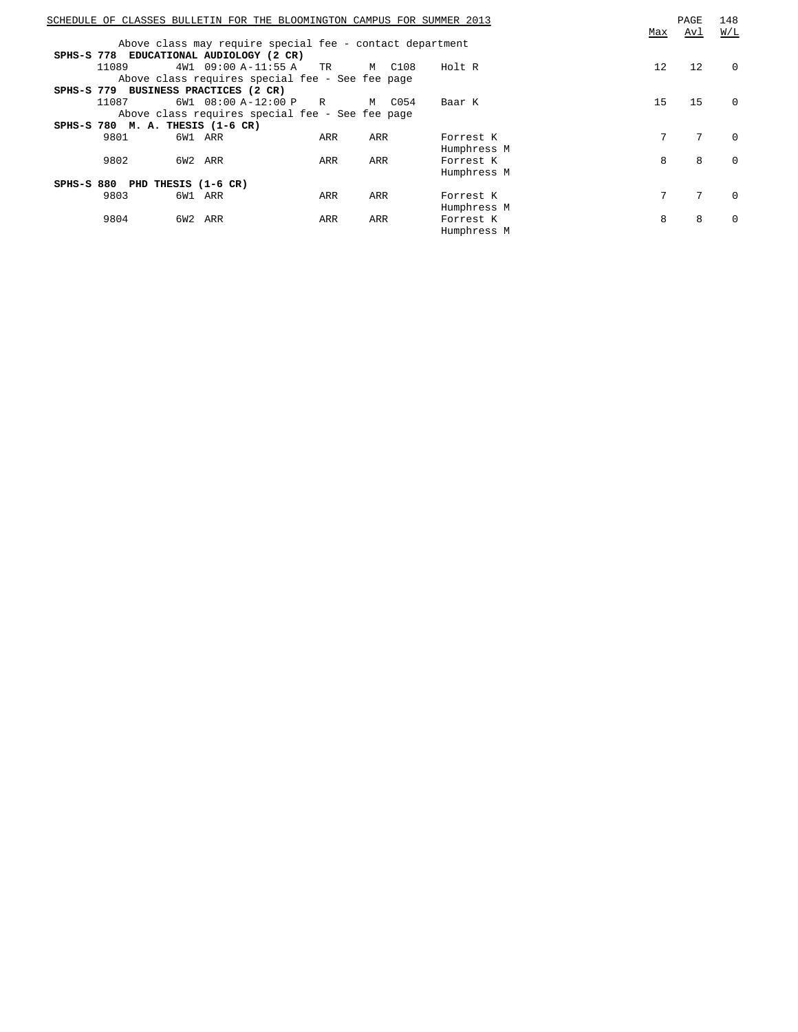Above class may require special fee - contact department

**SPHS-S 778 EDUCATIONAL AUDIOLOGY (2 CR)**

| Class | Session | Time | Days | Bldg | Room | Instructor | Max | Avl | W/L |
|---|---|---|---|---|---|---|---|---|---|
| 11089 | 4W1 | 09:00 A-11:55 A | TR | M | C108 | Holt R | 12 | 12 | 0 |

Above class requires special fee - See fee page

**SPHS-S 779 BUSINESS PRACTICES (2 CR)**

| Class | Session | Time | Days | Bldg | Room | Instructor | Max | Avl | W/L |
|---|---|---|---|---|---|---|---|---|---|
| 11087 | 6W1 | 08:00 A-12:00 P | R | M | C054 | Baar K | 15 | 15 | 0 |

Above class requires special fee - See fee page

**SPHS-S 780 M. A. THESIS (1-6 CR)**

| Class | Session | Time | Days | Room | Instructor | Max | Avl | W/L |
|---|---|---|---|---|---|---|---|---|
| 9801 | 6W1 | ARR | ARR | ARR | Forrest K<br>Humphress M | 7 | 7 | 0 |
| 9802 | 6W2 | ARR | ARR | ARR | Forrest K<br>Humphress M | 8 | 8 | 0 |

**SPHS-S 880 PHD THESIS (1-6 CR)**

| Class | Session | Time | Days | Room | Instructor | Max | Avl | W/L |
|---|---|---|---|---|---|---|---|---|
| 9803 | 6W1 | ARR | ARR | ARR | Forrest K<br>Humphress M | 7 | 7 | 0 |
| 9804 | 6W2 | ARR | ARR | ARR | Forrest K<br>Humphress M | 8 | 8 | 0 |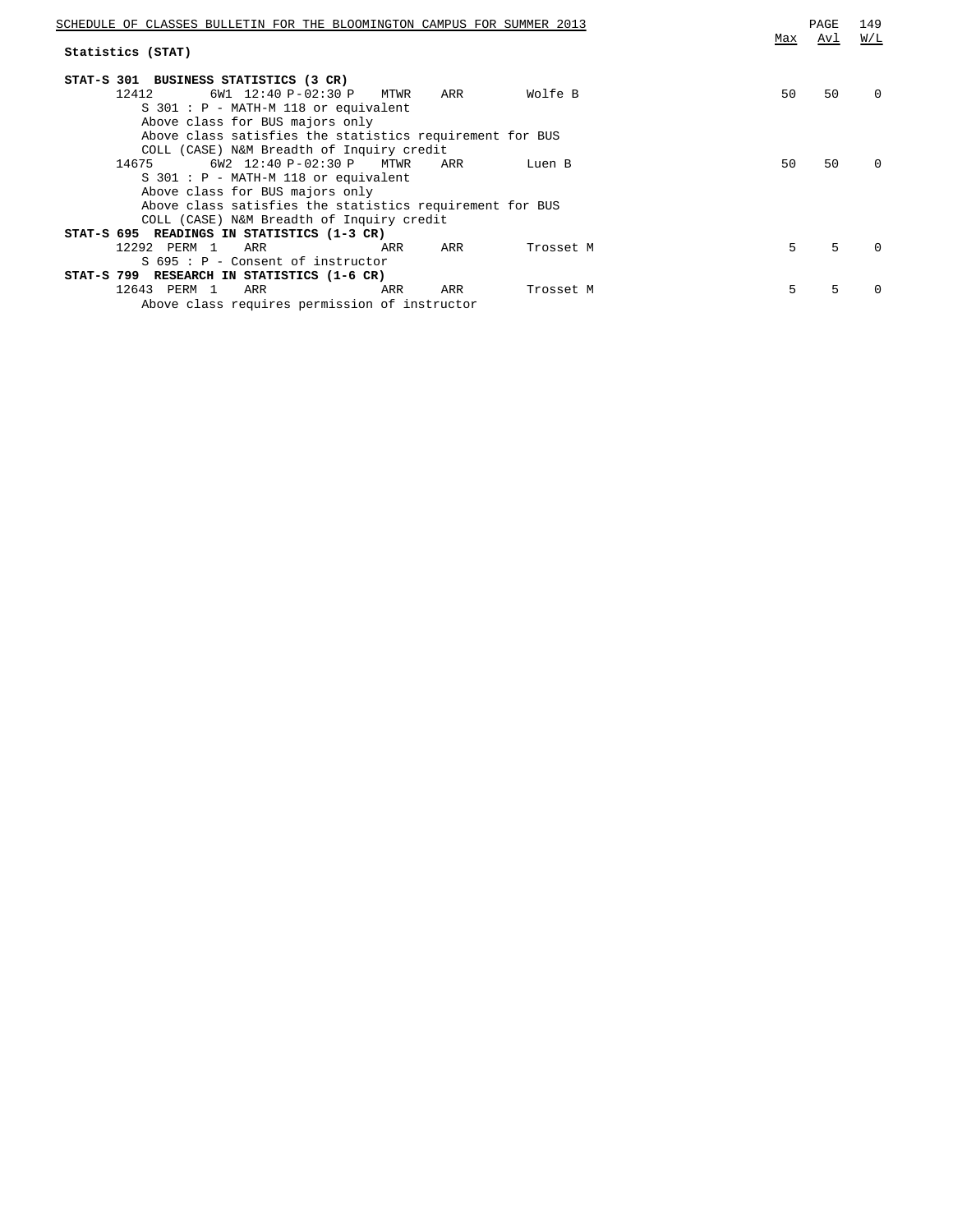## Statistics (STAT)

### STAT-S 301 BUSINESS STATISTICS (3 CR)

| Class | Session | Time | Days | Room | Instructor | Max | Avl | W/L |
|---|---|---|---|---|---|---|---|---|
| 12412 | 6W1 | 12:40 P-02:30 P | MTWR | ARR | Wolfe B | 50 | 50 | 0 |

S 301 : P - MATH-M 118 or equivalent
Above class for BUS majors only
Above class satisfies the statistics requirement for BUS
COLL (CASE) N&M Breadth of Inquiry credit

| Class | Session | Time | Days | Room | Instructor | Max | Avl | W/L |
|---|---|---|---|---|---|---|---|---|
| 14675 | 6W2 | 12:40 P-02:30 P | MTWR | ARR | Luen B | 50 | 50 | 0 |

S 301 : P - MATH-M 118 or equivalent
Above class for BUS majors only
Above class satisfies the statistics requirement for BUS
COLL (CASE) N&M Breadth of Inquiry credit

### STAT-S 695 READINGS IN STATISTICS (1-3 CR)

| Class | Session | Time | Days | Room | Instructor | Max | Avl | W/L |
|---|---|---|---|---|---|---|---|---|
| 12292 PERM | 1 | ARR | ARR | ARR | Trosset M | 5 | 5 | 0 |

S 695 : P - Consent of instructor

### STAT-S 799 RESEARCH IN STATISTICS (1-6 CR)

| Class | Session | Time | Days | Room | Instructor | Max | Avl | W/L |
|---|---|---|---|---|---|---|---|---|
| 12643 PERM | 1 | ARR | ARR | ARR | Trosset M | 5 | 5 | 0 |

Above class requires permission of instructor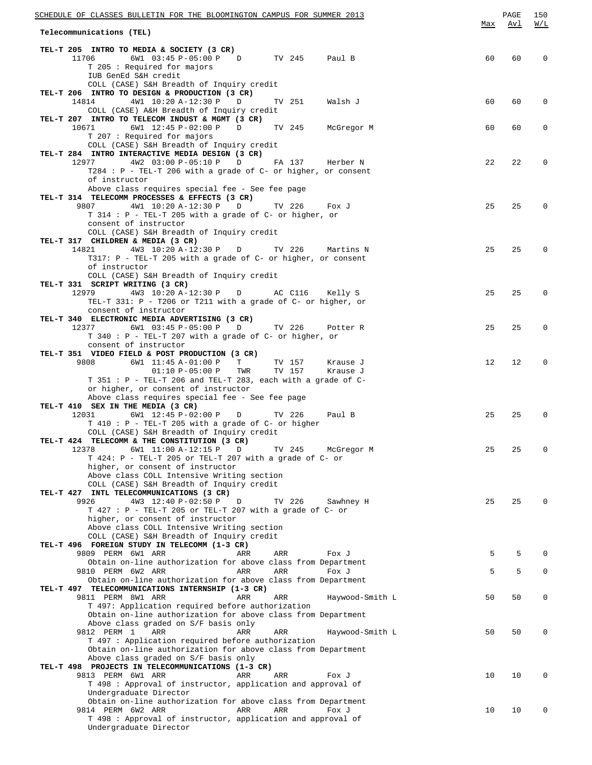## Telecommunications (TEL)

| Class | Session | Time | Days | Room | Instructor | Max | Avl | W/L |
|---|---|---|---|---|---|---|---|---|
| **TEL-T 205 INTRO TO MEDIA & SOCIETY (3 CR)** | | | | | | | | |
| 11706 | 6W1 | 03:45 P-05:00 P | D | TV 245 | Paul B | 60 | 60 | 0 |
| T 205 : Required for majors<br>IUB GenEd S&H credit<br>COLL (CASE) S&H Breadth of Inquiry credit | | | | | | | | |
| **TEL-T 206 INTRO TO DESIGN & PRODUCTION (3 CR)** | | | | | | | | |
| 14814 | 4W1 | 10:20 A-12:30 P | D | TV 251 | Walsh J | 60 | 60 | 0 |
| COLL (CASE) A&H Breadth of Inquiry credit | | | | | | | | |
| **TEL-T 207 INTRO TO TELECOM INDUST & MGMT (3 CR)** | | | | | | | | |
| 10671 | 6W1 | 12:45 P-02:00 P | D | TV 245 | McGregor M | 60 | 60 | 0 |
| T 207 : Required for majors<br>COLL (CASE) S&H Breadth of Inquiry credit | | | | | | | | |
| **TEL-T 284 INTRO INTERACTIVE MEDIA DESIGN (3 CR)** | | | | | | | | |
| 12977 | 4W2 | 03:00 P-05:10 P | D | FA 137 | Herber N | 22 | 22 | 0 |
| T284 : P - TEL-T 206 with a grade of C- or higher, or consent of instructor<br>Above class requires special fee - See fee page | | | | | | | | |
| **TEL-T 314 TELECOMM PROCESSES & EFFECTS (3 CR)** | | | | | | | | |
| 9807 | 4W1 | 10:20 A-12:30 P | D | TV 226 | Fox J | 25 | 25 | 0 |
| T 314 : P - TEL-T 205 with a grade of C- or higher, or consent of instructor<br>COLL (CASE) S&H Breadth of Inquiry credit | | | | | | | | |
| **TEL-T 317 CHILDREN & MEDIA (3 CR)** | | | | | | | | |
| 14821 | 4W3 | 10:20 A-12:30 P | D | TV 226 | Martins N | 25 | 25 | 0 |
| T317: P - TEL-T 205 with a grade of C- or higher, or consent of instructor<br>COLL (CASE) S&H Breadth of Inquiry credit | | | | | | | | |
| **TEL-T 331 SCRIPT WRITING (3 CR)** | | | | | | | | |
| 12979 | 4W3 | 10:20 A-12:30 P | D | AC C116 | Kelly S | 25 | 25 | 0 |
| TEL-T 331: P - T206 or T211 with a grade of C- or higher, or consent of instructor | | | | | | | | |
| **TEL-T 340 ELECTRONIC MEDIA ADVERTISING (3 CR)** | | | | | | | | |
| 12377 | 6W1 | 03:45 P-05:00 P | D | TV 226 | Potter R | 25 | 25 | 0 |
| T 340 : P - TEL-T 207 with a grade of C- or higher, or consent of instructor | | | | | | | | |
| **TEL-T 351 VIDEO FIELD & POST PRODUCTION (3 CR)** | | | | | | | | |
| 9808 | 6W1 | 11:45 A-01:00 P | T | TV 157 | Krause J | 12 | 12 | 0 |
| | | 01:10 P-05:00 P | TWR | TV 157 | Krause J | | | |
| T 351 : P - TEL-T 206 and TEL-T 283, each with a grade of C- or higher, or consent of instructor<br>Above class requires special fee - See fee page | | | | | | | | |
| **TEL-T 410 SEX IN THE MEDIA (3 CR)** | | | | | | | | |
| 12031 | 6W1 | 12:45 P-02:00 P | D | TV 226 | Paul B | 25 | 25 | 0 |
| T 410 : P - TEL-T 205 with a grade of C- or higher<br>COLL (CASE) S&H Breadth of Inquiry credit | | | | | | | | |
| **TEL-T 424 TELECOMM & THE CONSTITUTION (3 CR)** | | | | | | | | |
| 12378 | 6W1 | 11:00 A-12:15 P | D | TV 245 | McGregor M | 25 | 25 | 0 |
| T 424: P - TEL-T 205 or TEL-T 207 with a grade of C- or higher, or consent of instructor<br>Above class COLL Intensive Writing section<br>COLL (CASE) S&H Breadth of Inquiry credit | | | | | | | | |
| **TEL-T 427 INTL TELECOMMUNICATIONS (3 CR)** | | | | | | | | |
| 9926 | 4W3 | 12:40 P-02:50 P | D | TV 226 | Sawhney H | 25 | 25 | 0 |
| T 427 : P - TEL-T 205 or TEL-T 207 with a grade of C- or higher, or consent of instructor<br>Above class COLL Intensive Writing section<br>COLL (CASE) S&H Breadth of Inquiry credit | | | | | | | | |
| **TEL-T 496 FOREIGN STUDY IN TELECOMM (1-3 CR)** | | | | | | | | |
| 9809 PERM | 6W1 | ARR | ARR | ARR | Fox J | 5 | 5 | 0 |
| Obtain on-line authorization for above class from Department | | | | | | | | |
| 9810 PERM | 6W2 | ARR | ARR | ARR | Fox J | 5 | 5 | 0 |
| Obtain on-line authorization for above class from Department | | | | | | | | |
| **TEL-T 497 TELECOMMUNICATIONS INTERNSHIP (1-3 CR)** | | | | | | | | |
| 9811 PERM | 8W1 | ARR | ARR | ARR | Haywood-Smith L | 50 | 50 | 0 |
| T 497: Application required before authorization<br>Obtain on-line authorization for above class from Department<br>Above class graded on S/F basis only | | | | | | | | |
| 9812 PERM | 1 | ARR | ARR | ARR | Haywood-Smith L | 50 | 50 | 0 |
| T 497 : Application required before authorization<br>Obtain on-line authorization for above class from Department<br>Above class graded on S/F basis only | | | | | | | | |
| **TEL-T 498 PROJECTS IN TELECOMMUNICATIONS (1-3 CR)** | | | | | | | | |
| 9813 PERM | 6W1 | ARR | ARR | ARR | Fox J | 10 | 10 | 0 |
| T 498 : Approval of instructor, application and approval of Undergraduate Director<br>Obtain on-line authorization for above class from Department | | | | | | | | |
| 9814 PERM | 6W2 | ARR | ARR | ARR | Fox J | 10 | 10 | 0 |
| T 498 : Approval of instructor, application and approval of Undergraduate Director | | | | | | | | |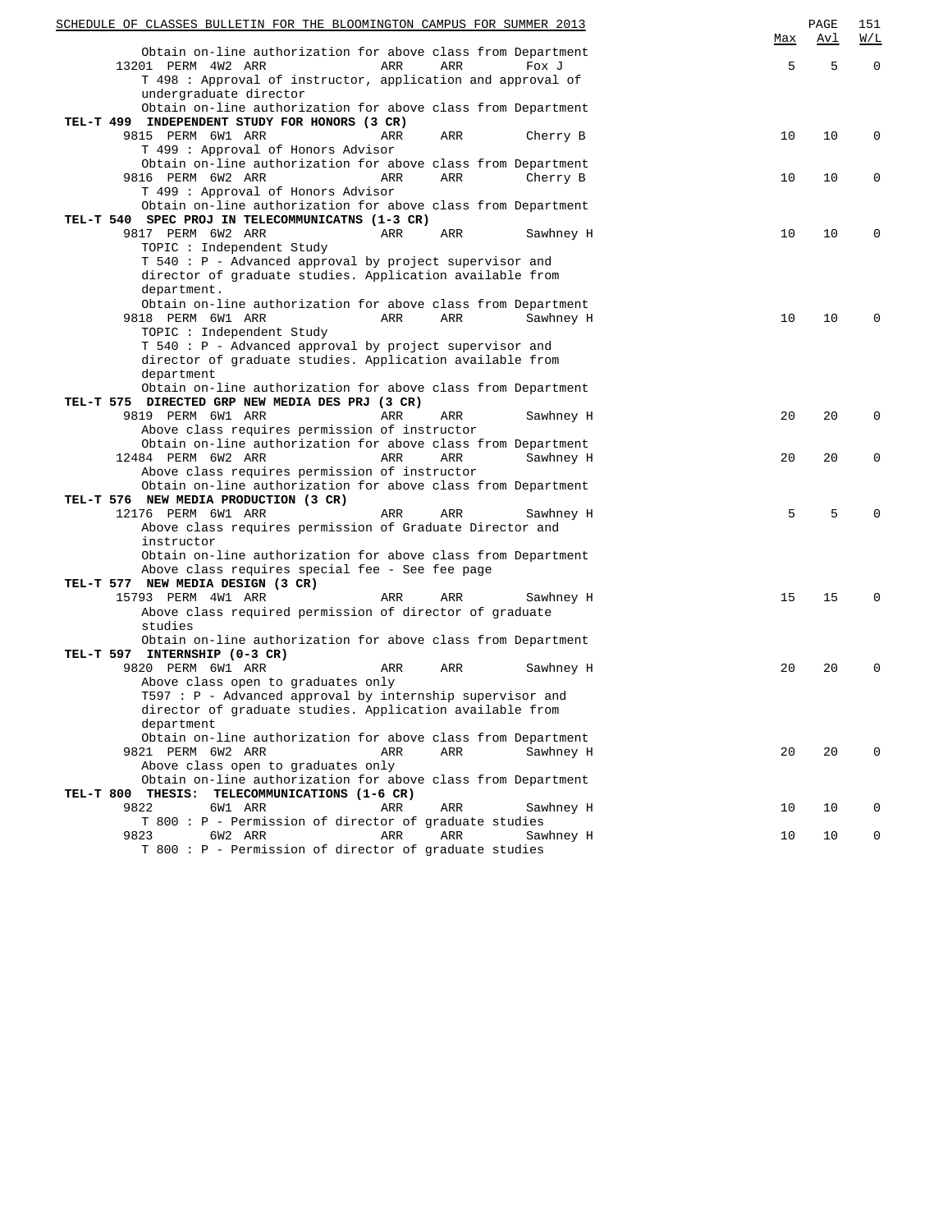| | | | | | Max | Avl | W/L |
|---|---|---|---|---|---|---|---|
| Obtain on-line authorization for above class from Department | | | | | | | |
| 13201 PERM 4W2 ARR | | ARR | ARR | Fox J | 5 | 5 | 0 |
| T 498 : Approval of instructor, application and approval of undergraduate director | | | | | | | |
| Obtain on-line authorization for above class from Department | | | | | | | |

**TEL-T 499 INDEPENDENT STUDY FOR HONORS (3 CR)**

| | | | | Max | Avl | W/L |
|---|---|---|---|---|---|---|
| 9815 PERM 6W1 ARR | ARR | ARR | Cherry B | 10 | 10 | 0 |
| T 499 : Approval of Honors Advisor | | | | | | |
| Obtain on-line authorization for above class from Department | | | | | | |
| 9816 PERM 6W2 ARR | ARR | ARR | Cherry B | 10 | 10 | 0 |
| T 499 : Approval of Honors Advisor | | | | | | |
| Obtain on-line authorization for above class from Department | | | | | | |

**TEL-T 540 SPEC PROJ IN TELECOMMUNICATNS (1-3 CR)**

| | | | | Max | Avl | W/L |
|---|---|---|---|---|---|---|
| 9817 PERM 6W2 ARR | ARR | ARR | Sawhney H | 10 | 10 | 0 |
| TOPIC : Independent Study | | | | | | |
| T 540 : P - Advanced approval by project supervisor and director of graduate studies. Application available from department. | | | | | | |
| Obtain on-line authorization for above class from Department | | | | | | |
| 9818 PERM 6W1 ARR | ARR | ARR | Sawhney H | 10 | 10 | 0 |
| TOPIC : Independent Study | | | | | | |
| T 540 : P - Advanced approval by project supervisor and director of graduate studies. Application available from department | | | | | | |
| Obtain on-line authorization for above class from Department | | | | | | |

**TEL-T 575 DIRECTED GRP NEW MEDIA DES PRJ (3 CR)**

| | | | | Max | Avl | W/L |
|---|---|---|---|---|---|---|
| 9819 PERM 6W1 ARR | ARR | ARR | Sawhney H | 20 | 20 | 0 |
| Above class requires permission of instructor | | | | | | |
| Obtain on-line authorization for above class from Department | | | | | | |
| 12484 PERM 6W2 ARR | ARR | ARR | Sawhney H | 20 | 20 | 0 |
| Above class requires permission of instructor | | | | | | |
| Obtain on-line authorization for above class from Department | | | | | | |

**TEL-T 576 NEW MEDIA PRODUCTION (3 CR)**

| | | | | Max | Avl | W/L |
|---|---|---|---|---|---|---|
| 12176 PERM 6W1 ARR | ARR | ARR | Sawhney H | 5 | 5 | 0 |
| Above class requires permission of Graduate Director and instructor | | | | | | |
| Obtain on-line authorization for above class from Department | | | | | | |
| Above class requires special fee - See fee page | | | | | | |

**TEL-T 577 NEW MEDIA DESIGN (3 CR)**

| | | | | Max | Avl | W/L |
|---|---|---|---|---|---|---|
| 15793 PERM 4W1 ARR | ARR | ARR | Sawhney H | 15 | 15 | 0 |
| Above class required permission of director of graduate studies | | | | | | |
| Obtain on-line authorization for above class from Department | | | | | | |

**TEL-T 597 INTERNSHIP (0-3 CR)**

| | | | | Max | Avl | W/L |
|---|---|---|---|---|---|---|
| 9820 PERM 6W1 ARR | ARR | ARR | Sawhney H | 20 | 20 | 0 |
| Above class open to graduates only | | | | | | |
| T597 : P - Advanced approval by internship supervisor and director of graduate studies. Application available from department | | | | | | |
| Obtain on-line authorization for above class from Department | | | | | | |
| 9821 PERM 6W2 ARR | ARR | ARR | Sawhney H | 20 | 20 | 0 |
| Above class open to graduates only | | | | | | |
| Obtain on-line authorization for above class from Department | | | | | | |

**TEL-T 800 THESIS: TELECOMMUNICATIONS (1-6 CR)**

| | | | | Max | Avl | W/L |
|---|---|---|---|---|---|---|
| 9822 6W1 ARR | ARR | ARR | Sawhney H | 10 | 10 | 0 |
| T 800 : P - Permission of director of graduate studies | | | | | | |
| 9823 6W2 ARR | ARR | ARR | Sawhney H | 10 | 10 | 0 |
| T 800 : P - Permission of director of graduate studies | | | | | | |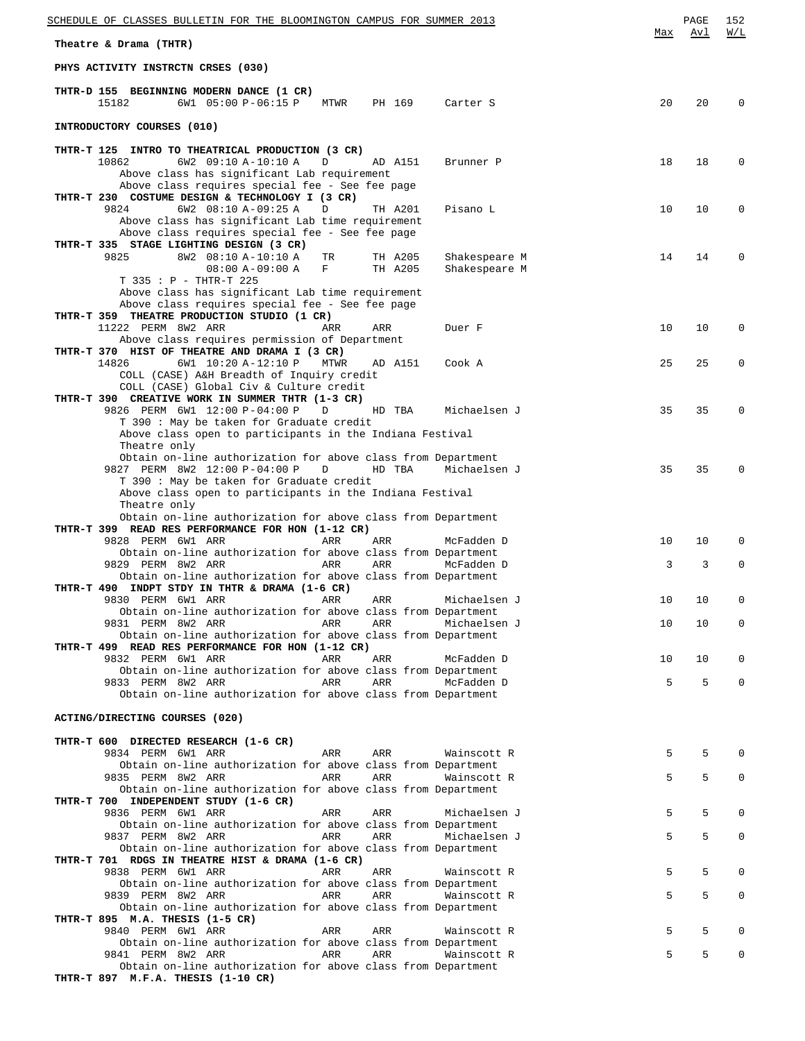Theatre & Drama (THTR)

## PHYS ACTIVITY INSTRCTN CRSES (030)

**THTR-D 155 BEGINNING MODERN DANCE (1 CR)**

| Class | | Session | Time | Days | Room | Instructor | Max | Avl | W/L |
|---|---|---|---|---|---|---|---|---|---|
| 15182 | | 6W1 | 05:00 P-06:15 P | MTWR | PH 169 | Carter S | 20 | 20 | 0 |

## INTRODUCTORY COURSES (010)

**THTR-T 125 INTRO TO THEATRICAL PRODUCTION (3 CR)**

| Class | | Session | Time | Days | Room | Instructor | Max | Avl | W/L |
|---|---|---|---|---|---|---|---|---|---|
| 10862 | | 6W2 | 09:10 A-10:10 A | D | AD A151 | Brunner P | 18 | 18 | 0 |

Above class has significant Lab requirement
Above class requires special fee - See fee page

**THTR-T 230 COSTUME DESIGN & TECHNOLOGY I (3 CR)**

| Class | | Session | Time | Days | Room | Instructor | Max | Avl | W/L |
|---|---|---|---|---|---|---|---|---|---|
| 9824 | | 6W2 | 08:10 A-09:25 A | D | TH A201 | Pisano L | 10 | 10 | 0 |

Above class has significant Lab time requirement
Above class requires special fee - See fee page

**THTR-T 335 STAGE LIGHTING DESIGN (3 CR)**

| Class | | Session | Time | Days | Room | Instructor | Max | Avl | W/L |
|---|---|---|---|---|---|---|---|---|---|
| 9825 | | 8W2 | 08:10 A-10:10 A | TR | TH A205 | Shakespeare M | 14 | 14 | 0 |
| | | | 08:00 A-09:00 A | F | TH A205 | Shakespeare M | | | |

T 335 : P - THTR-T 225
Above class has significant Lab time requirement
Above class requires special fee - See fee page

**THTR-T 359 THEATRE PRODUCTION STUDIO (1 CR)**

| Class | | Session | Time | Days | Room | Instructor | Max | Avl | W/L |
|---|---|---|---|---|---|---|---|---|---|
| 11222 | PERM | 8W2 | ARR | ARR | ARR | Duer F | 10 | 10 | 0 |

Above class requires permission of Department

**THTR-T 370 HIST OF THEATRE AND DRAMA I (3 CR)**

| Class | | Session | Time | Days | Room | Instructor | Max | Avl | W/L |
|---|---|---|---|---|---|---|---|---|---|
| 14826 | | 6W1 | 10:20 A-12:10 P | MTWR | AD A151 | Cook A | 25 | 25 | 0 |

COLL (CASE) A&H Breadth of Inquiry credit
COLL (CASE) Global Civ & Culture credit

**THTR-T 390 CREATIVE WORK IN SUMMER THTR (1-3 CR)**

| Class | | Session | Time | Days | Room | Instructor | Max | Avl | W/L |
|---|---|---|---|---|---|---|---|---|---|
| 9826 | PERM | 6W1 | 12:00 P-04:00 P | D | HD TBA | Michaelsen J | 35 | 35 | 0 |

T 390 : May be taken for Graduate credit
Above class open to participants in the Indiana Festival Theatre only
Obtain on-line authorization for above class from Department

| Class | | Session | Time | Days | Room | Instructor | Max | Avl | W/L |
|---|---|---|---|---|---|---|---|---|---|
| 9827 | PERM | 8W2 | 12:00 P-04:00 P | D | HD TBA | Michaelsen J | 35 | 35 | 0 |

T 390 : May be taken for Graduate credit
Above class open to participants in the Indiana Festival Theatre only
Obtain on-line authorization for above class from Department

**THTR-T 399 READ RES PERFORMANCE FOR HON (1-12 CR)**

| Class | | Session | Time | Days | Room | Instructor | Max | Avl | W/L |
|---|---|---|---|---|---|---|---|---|---|
| 9828 | PERM | 6W1 | ARR | ARR | ARR | McFadden D | 10 | 10 | 0 |
| 9829 | PERM | 8W2 | ARR | ARR | ARR | McFadden D | 3 | 3 | 0 |

Obtain on-line authorization for above class from Department (each section)

**THTR-T 490 INDPT STDY IN THTR & DRAMA (1-6 CR)**

| Class | | Session | Time | Days | Room | Instructor | Max | Avl | W/L |
|---|---|---|---|---|---|---|---|---|---|
| 9830 | PERM | 6W1 | ARR | ARR | ARR | Michaelsen J | 10 | 10 | 0 |
| 9831 | PERM | 8W2 | ARR | ARR | ARR | Michaelsen J | 10 | 10 | 0 |

Obtain on-line authorization for above class from Department (each section)

**THTR-T 499 READ RES PERFORMANCE FOR HON (1-12 CR)**

| Class | | Session | Time | Days | Room | Instructor | Max | Avl | W/L |
|---|---|---|---|---|---|---|---|---|---|
| 9832 | PERM | 6W1 | ARR | ARR | ARR | McFadden D | 10 | 10 | 0 |
| 9833 | PERM | 8W2 | ARR | ARR | ARR | McFadden D | 5 | 5 | 0 |

Obtain on-line authorization for above class from Department (each section)

## ACTING/DIRECTING COURSES (020)

**THTR-T 600 DIRECTED RESEARCH (1-6 CR)**

| Class | | Session | Time | Days | Room | Instructor | Max | Avl | W/L |
|---|---|---|---|---|---|---|---|---|---|
| 9834 | PERM | 6W1 | ARR | ARR | ARR | Wainscott R | 5 | 5 | 0 |
| 9835 | PERM | 8W2 | ARR | ARR | ARR | Wainscott R | 5 | 5 | 0 |

Obtain on-line authorization for above class from Department (each section)

**THTR-T 700 INDEPENDENT STUDY (1-6 CR)**

| Class | | Session | Time | Days | Room | Instructor | Max | Avl | W/L |
|---|---|---|---|---|---|---|---|---|---|
| 9836 | PERM | 6W1 | ARR | ARR | ARR | Michaelsen J | 5 | 5 | 0 |
| 9837 | PERM | 8W2 | ARR | ARR | ARR | Michaelsen J | 5 | 5 | 0 |

Obtain on-line authorization for above class from Department (each section)

**THTR-T 701 RDGS IN THEATRE HIST & DRAMA (1-6 CR)**

| Class | | Session | Time | Days | Room | Instructor | Max | Avl | W/L |
|---|---|---|---|---|---|---|---|---|---|
| 9838 | PERM | 6W1 | ARR | ARR | ARR | Wainscott R | 5 | 5 | 0 |
| 9839 | PERM | 8W2 | ARR | ARR | ARR | Wainscott R | 5 | 5 | 0 |

Obtain on-line authorization for above class from Department (each section)

**THTR-T 895 M.A. THESIS (1-5 CR)**

| Class | | Session | Time | Days | Room | Instructor | Max | Avl | W/L |
|---|---|---|---|---|---|---|---|---|---|
| 9840 | PERM | 6W1 | ARR | ARR | ARR | Wainscott R | 5 | 5 | 0 |
| 9841 | PERM | 8W2 | ARR | ARR | ARR | Wainscott R | 5 | 5 | 0 |

Obtain on-line authorization for above class from Department (each section)

**THTR-T 897 M.F.A. THESIS (1-10 CR)**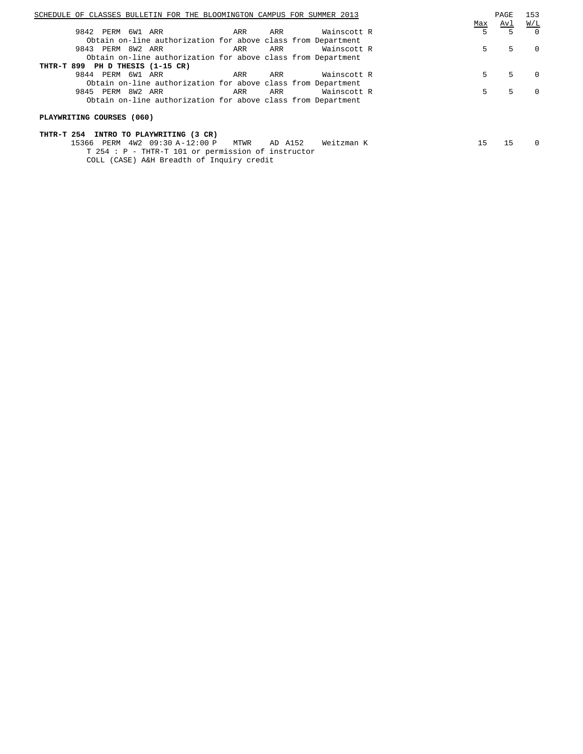| | | | | | | Max | Avl | W/L |
|---|---|---|---|---|---|---|---|---|
| 9842 PERM 6W1 ARR | | ARR | ARR | Wainscott R | | 5 | 5 | 0 |
| Obtain on-line authorization for above class from Department | | | | | | | | |
| 9843 PERM 8W2 ARR | | ARR | ARR | Wainscott R | | 5 | 5 | 0 |
| Obtain on-line authorization for above class from Department | | | | | | | | |

**THTR-T 899 PH D THESIS (1-15 CR)**

| | | | | | Max | Avl | W/L |
|---|---|---|---|---|---|---|---|
| 9844 PERM 6W1 ARR | ARR | ARR | Wainscott R | | 5 | 5 | 0 |
| Obtain on-line authorization for above class from Department | | | | | | | |
| 9845 PERM 8W2 ARR | ARR | ARR | Wainscott R | | 5 | 5 | 0 |
| Obtain on-line authorization for above class from Department | | | | | | | |

**PLAYWRITING COURSES (060)**

**THTR-T 254 INTRO TO PLAYWRITING (3 CR)**

| | | | | | Max | Avl | W/L |
|---|---|---|---|---|---|---|---|
| 15366 PERM 4W2 09:30 A-12:00 P | MTWR | AD A152 | Weitzman K | | 15 | 15 | 0 |

T 254 : P - THTR-T 101 or permission of instructor
COLL (CASE) A&H Breadth of Inquiry credit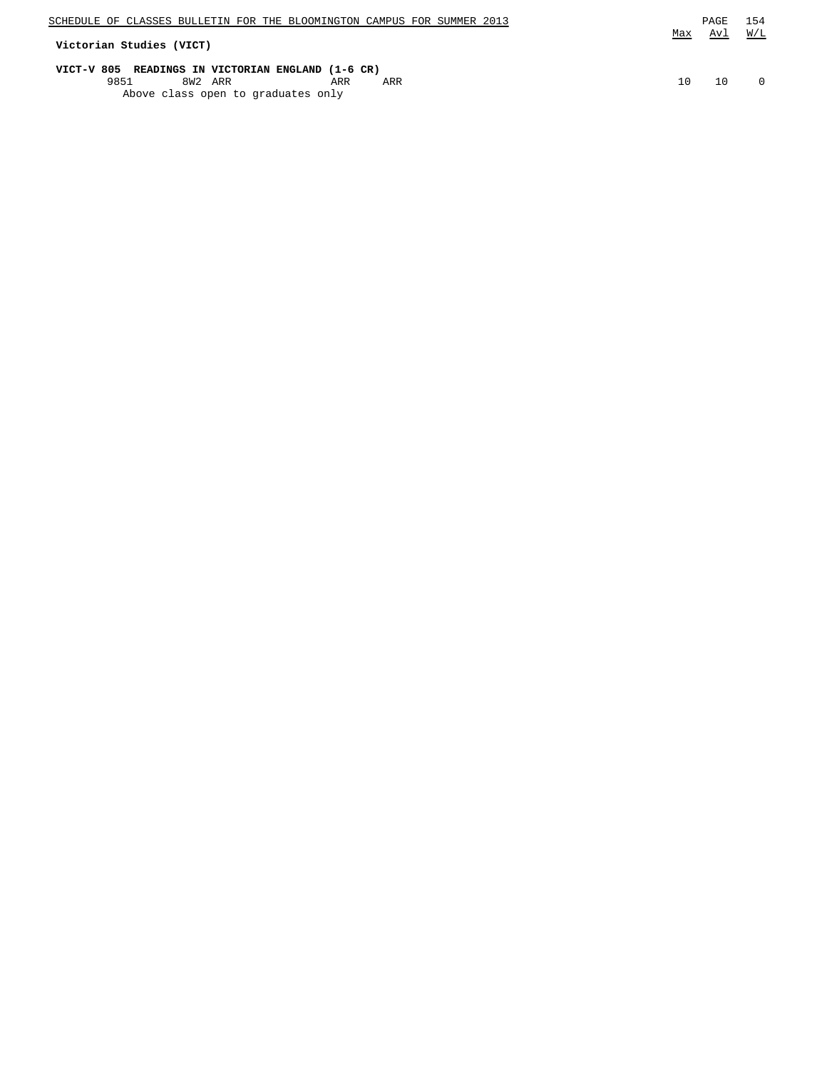## Victorian Studies (VICT)

**VICT-V 805 READINGS IN VICTORIAN ENGLAND (1-6 CR)**

| Class | Session | Time | Days | Room | Max | Avl | W/L |
|---|---|---|---|---|---|---|---|
| 9851 | 8W2 | ARR | ARR | ARR | 10 | 10 | 0 |

Above class open to graduates only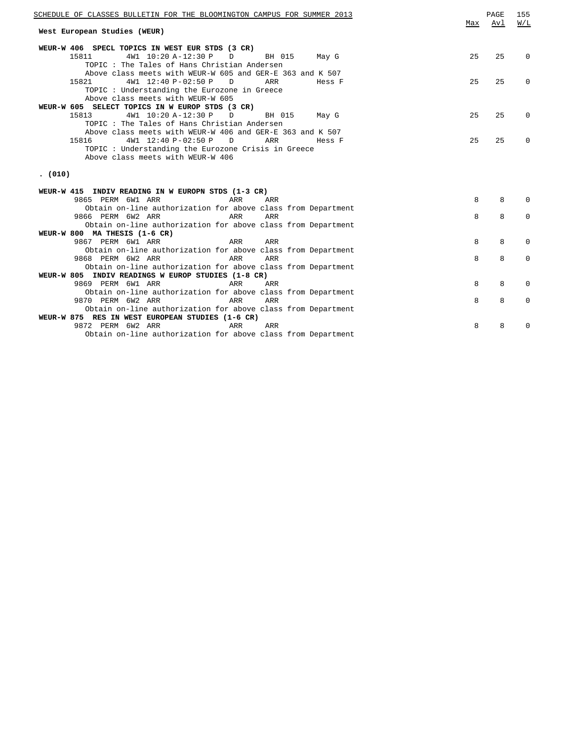## West European Studies (WEUR)

| Course / Class | Session | Time | Type | Room | Instructor | Max | Avl | W/L |
|---|---|---|---|---|---|---|---|---|
| **WEUR-W 406 SPECL TOPICS IN WEST EUR STDS (3 CR)** | | | | | | | | |
| 15811 | 4W1 | 10:20 A-12:30 P | D | BH 015 | May G | 25 | 25 | 0 |
| TOPIC : The Tales of Hans Christian Andersen | | | | | | | | |
| Above class meets with WEUR-W 605 and GER-E 363 and K 507 | | | | | | | | |
| 15821 | 4W1 | 12:40 P-02:50 P | D | ARR | Hess F | 25 | 25 | 0 |
| TOPIC : Understanding the Eurozone in Greece | | | | | | | | |
| Above class meets with WEUR-W 605 | | | | | | | | |
| **WEUR-W 605 SELECT TOPICS IN W EUROP STDS (3 CR)** | | | | | | | | |
| 15813 | 4W1 | 10:20 A-12:30 P | D | BH 015 | May G | 25 | 25 | 0 |
| TOPIC : The Tales of Hans Christian Andersen | | | | | | | | |
| Above class meets with WEUR-W 406 and GER-E 363 and K 507 | | | | | | | | |
| 15816 | 4W1 | 12:40 P-02:50 P | D | ARR | Hess F | 25 | 25 | 0 |
| TOPIC : Understanding the Eurozone Crisis in Greece | | | | | | | | |
| Above class meets with WEUR-W 406 | | | | | | | | |

**. (010)**

| Course / Class | Session | Time | Type | Room | Instructor | Max | Avl | W/L |
|---|---|---|---|---|---|---|---|---|
| **WEUR-W 415 INDIV READING IN W EUROPN STDS (1-3 CR)** | | | | | | | | |
| 9865 PERM | 6W1 | ARR | ARR | ARR | | 8 | 8 | 0 |
| Obtain on-line authorization for above class from Department | | | | | | | | |
| 9866 PERM | 6W2 | ARR | ARR | ARR | | 8 | 8 | 0 |
| Obtain on-line authorization for above class from Department | | | | | | | | |
| **WEUR-W 800 MA THESIS (1-6 CR)** | | | | | | | | |
| 9867 PERM | 6W1 | ARR | ARR | ARR | | 8 | 8 | 0 |
| Obtain on-line authorization for above class from Department | | | | | | | | |
| 9868 PERM | 6W2 | ARR | ARR | ARR | | 8 | 8 | 0 |
| Obtain on-line authorization for above class from Department | | | | | | | | |
| **WEUR-W 805 INDIV READINGS W EUROP STUDIES (1-8 CR)** | | | | | | | | |
| 9869 PERM | 6W1 | ARR | ARR | ARR | | 8 | 8 | 0 |
| Obtain on-line authorization for above class from Department | | | | | | | | |
| 9870 PERM | 6W2 | ARR | ARR | ARR | | 8 | 8 | 0 |
| Obtain on-line authorization for above class from Department | | | | | | | | |
| **WEUR-W 875 RES IN WEST EUROPEAN STUDIES (1-6 CR)** | | | | | | | | |
| 9872 PERM | 6W2 | ARR | ARR | ARR | | 8 | 8 | 0 |
| Obtain on-line authorization for above class from Department | | | | | | | | |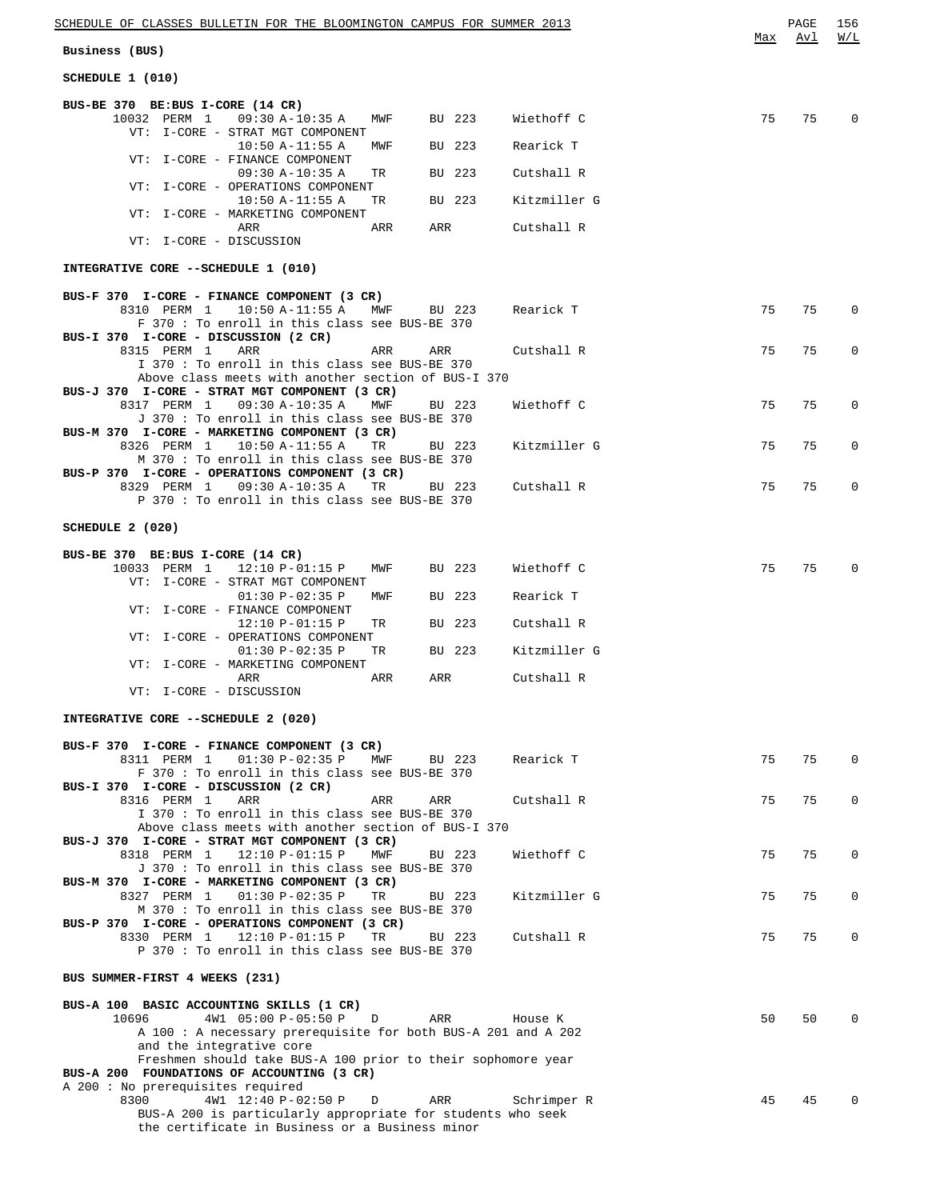Business (BUS)

**SCHEDULE 1 (010)**

| Course / Class | Time | Days | Room | Instructor | Max | Avl | W/L |
|---|---|---|---|---|---|---|---|
| **BUS-BE 370 BE:BUS I-CORE (14 CR)** | | | | | | | |
| 10032 PERM 1 | 09:30 A-10:35 A | MWF | BU 223 | Wiethoff C | 75 | 75 | 0 |
| VT: I-CORE - STRAT MGT COMPONENT | | | | | | | |
| | 10:50 A-11:55 A | MWF | BU 223 | Rearick T | | | |
| VT: I-CORE - FINANCE COMPONENT | | | | | | | |
| | 09:30 A-10:35 A | TR | BU 223 | Cutshall R | | | |
| VT: I-CORE - OPERATIONS COMPONENT | | | | | | | |
| | 10:50 A-11:55 A | TR | BU 223 | Kitzmiller G | | | |
| VT: I-CORE - MARKETING COMPONENT | | | | | | | |
| | ARR | ARR | ARR | Cutshall R | | | |
| VT: I-CORE - DISCUSSION | | | | | | | |

**INTEGRATIVE CORE --SCHEDULE 1 (010)**

| Course / Class | Time | Days | Room | Instructor | Max | Avl | W/L |
|---|---|---|---|---|---|---|---|
| **BUS-F 370 I-CORE - FINANCE COMPONENT (3 CR)** | | | | | | | |
| 8310 PERM 1 | 10:50 A-11:55 A | MWF | BU 223 | Rearick T | 75 | 75 | 0 |
| F 370 : To enroll in this class see BUS-BE 370 | | | | | | | |
| **BUS-I 370 I-CORE - DISCUSSION (2 CR)** | | | | | | | |
| 8315 PERM 1 | ARR | ARR | ARR | Cutshall R | 75 | 75 | 0 |
| I 370 : To enroll in this class see BUS-BE 370 | | | | | | | |
| Above class meets with another section of BUS-I 370 | | | | | | | |
| **BUS-J 370 I-CORE - STRAT MGT COMPONENT (3 CR)** | | | | | | | |
| 8317 PERM 1 | 09:30 A-10:35 A | MWF | BU 223 | Wiethoff C | 75 | 75 | 0 |
| J 370 : To enroll in this class see BUS-BE 370 | | | | | | | |
| **BUS-M 370 I-CORE - MARKETING COMPONENT (3 CR)** | | | | | | | |
| 8326 PERM 1 | 10:50 A-11:55 A | TR | BU 223 | Kitzmiller G | 75 | 75 | 0 |
| M 370 : To enroll in this class see BUS-BE 370 | | | | | | | |
| **BUS-P 370 I-CORE - OPERATIONS COMPONENT (3 CR)** | | | | | | | |
| 8329 PERM 1 | 09:30 A-10:35 A | TR | BU 223 | Cutshall R | 75 | 75 | 0 |
| P 370 : To enroll in this class see BUS-BE 370 | | | | | | | |

**SCHEDULE 2 (020)**

| Course / Class | Time | Days | Room | Instructor | Max | Avl | W/L |
|---|---|---|---|---|---|---|---|
| **BUS-BE 370 BE:BUS I-CORE (14 CR)** | | | | | | | |
| 10033 PERM 1 | 12:10 P-01:15 P | MWF | BU 223 | Wiethoff C | 75 | 75 | 0 |
| VT: I-CORE - STRAT MGT COMPONENT | | | | | | | |
| | 01:30 P-02:35 P | MWF | BU 223 | Rearick T | | | |
| VT: I-CORE - FINANCE COMPONENT | | | | | | | |
| | 12:10 P-01:15 P | TR | BU 223 | Cutshall R | | | |
| VT: I-CORE - OPERATIONS COMPONENT | | | | | | | |
| | 01:30 P-02:35 P | TR | BU 223 | Kitzmiller G | | | |
| VT: I-CORE - MARKETING COMPONENT | | | | | | | |
| | ARR | ARR | ARR | Cutshall R | | | |
| VT: I-CORE - DISCUSSION | | | | | | | |

**INTEGRATIVE CORE --SCHEDULE 2 (020)**

| Course / Class | Time | Days | Room | Instructor | Max | Avl | W/L |
|---|---|---|---|---|---|---|---|
| **BUS-F 370 I-CORE - FINANCE COMPONENT (3 CR)** | | | | | | | |
| 8311 PERM 1 | 01:30 P-02:35 P | MWF | BU 223 | Rearick T | 75 | 75 | 0 |
| F 370 : To enroll in this class see BUS-BE 370 | | | | | | | |
| **BUS-I 370 I-CORE - DISCUSSION (2 CR)** | | | | | | | |
| 8316 PERM 1 | ARR | ARR | ARR | Cutshall R | 75 | 75 | 0 |
| I 370 : To enroll in this class see BUS-BE 370 | | | | | | | |
| Above class meets with another section of BUS-I 370 | | | | | | | |
| **BUS-J 370 I-CORE - STRAT MGT COMPONENT (3 CR)** | | | | | | | |
| 8318 PERM 1 | 12:10 P-01:15 P | MWF | BU 223 | Wiethoff C | 75 | 75 | 0 |
| J 370 : To enroll in this class see BUS-BE 370 | | | | | | | |
| **BUS-M 370 I-CORE - MARKETING COMPONENT (3 CR)** | | | | | | | |
| 8327 PERM 1 | 01:30 P-02:35 P | TR | BU 223 | Kitzmiller G | 75 | 75 | 0 |
| M 370 : To enroll in this class see BUS-BE 370 | | | | | | | |
| **BUS-P 370 I-CORE - OPERATIONS COMPONENT (3 CR)** | | | | | | | |
| 8330 PERM 1 | 12:10 P-01:15 P | TR | BU 223 | Cutshall R | 75 | 75 | 0 |
| P 370 : To enroll in this class see BUS-BE 370 | | | | | | | |

**BUS SUMMER-FIRST 4 WEEKS (231)**

| Course / Class | Time | Days | Room | Instructor | Max | Avl | W/L |
|---|---|---|---|---|---|---|---|
| **BUS-A 100 BASIC ACCOUNTING SKILLS (1 CR)** | | | | | | | |
| 10696 | 4W1 05:00 P-05:50 P | D | ARR | House K | 50 | 50 | 0 |
| A 100 : A necessary prerequisite for both BUS-A 201 and A 202 and the integrative core | | | | | | | |
| Freshmen should take BUS-A 100 prior to their sophomore year | | | | | | | |
| **BUS-A 200 FOUNDATIONS OF ACCOUNTING (3 CR)** | | | | | | | |
| A 200 : No prerequisites required | | | | | | | |
| 8300 | 4W1 12:40 P-02:50 P | D | ARR | Schrimper R | 45 | 45 | 0 |
| BUS-A 200 is particularly appropriate for students who seek the certificate in Business or a Business minor | | | | | | | |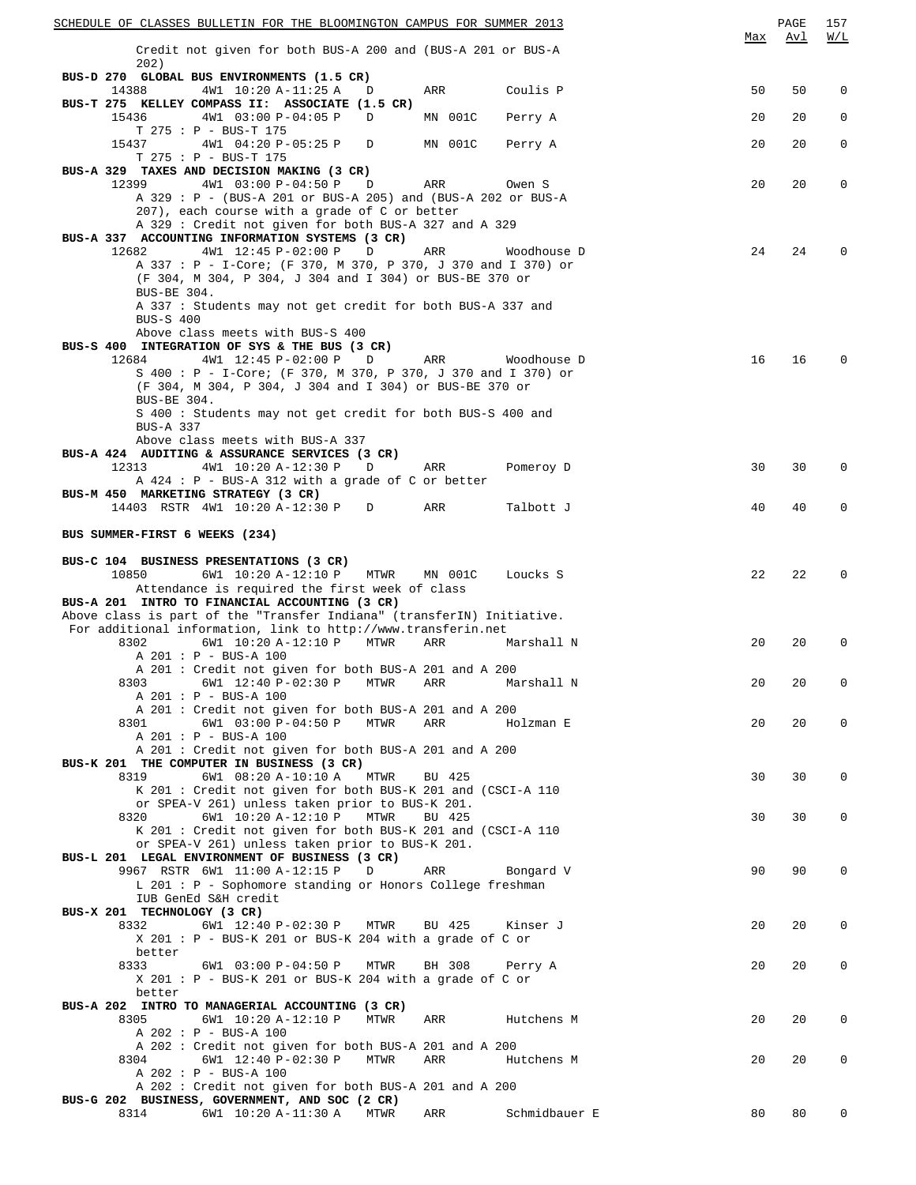| | Max | Avl | W/L |
|---|---|---|---|
| Credit not given for both BUS-A 200 and (BUS-A 201 or BUS-A 202) | | | |
| **BUS-D 270 GLOBAL BUS ENVIRONMENTS (1.5 CR)** | | | |
| 14388 4W1 10:20 A-11:25 A D ARR Coulis P | 50 | 50 | 0 |
| **BUS-T 275 KELLEY COMPASS II: ASSOCIATE (1.5 CR)** | | | |
| 15436 4W1 03:00 P-04:05 P D MN 001C Perry A | 20 | 20 | 0 |
| T 275 : P - BUS-T 175 | | | |
| 15437 4W1 04:20 P-05:25 P D MN 001C Perry A | 20 | 20 | 0 |
| T 275 : P - BUS-T 175 | | | |
| **BUS-A 329 TAXES AND DECISION MAKING (3 CR)** | | | |
| 12399 4W1 03:00 P-04:50 P D ARR Owen S | 20 | 20 | 0 |
| A 329 : P - (BUS-A 201 or BUS-A 205) and (BUS-A 202 or BUS-A 207), each course with a grade of C or better | | | |
| A 329 : Credit not given for both BUS-A 327 and A 329 | | | |
| **BUS-A 337 ACCOUNTING INFORMATION SYSTEMS (3 CR)** | | | |
| 12682 4W1 12:45 P-02:00 P D ARR Woodhouse D | 24 | 24 | 0 |
| A 337 : P - I-Core; (F 370, M 370, P 370, J 370 and I 370) or (F 304, M 304, P 304, J 304 and I 304) or BUS-BE 370 or BUS-BE 304. | | | |
| A 337 : Students may not get credit for both BUS-A 337 and BUS-S 400 | | | |
| Above class meets with BUS-S 400 | | | |
| **BUS-S 400 INTEGRATION OF SYS & THE BUS (3 CR)** | | | |
| 12684 4W1 12:45 P-02:00 P D ARR Woodhouse D | 16 | 16 | 0 |
| S 400 : P - I-Core; (F 370, M 370, P 370, J 370 and I 370) or (F 304, M 304, P 304, J 304 and I 304) or BUS-BE 370 or BUS-BE 304. | | | |
| S 400 : Students may not get credit for both BUS-S 400 and BUS-A 337 | | | |
| Above class meets with BUS-A 337 | | | |
| **BUS-A 424 AUDITING & ASSURANCE SERVICES (3 CR)** | | | |
| 12313 4W1 10:20 A-12:30 P D ARR Pomeroy D | 30 | 30 | 0 |
| A 424 : P - BUS-A 312 with a grade of C or better | | | |
| **BUS-M 450 MARKETING STRATEGY (3 CR)** | | | |
| 14403 RSTR 4W1 10:20 A-12:30 P D ARR Talbott J | 40 | 40 | 0 |

**BUS SUMMER-FIRST 6 WEEKS (234)**

| | Max | Avl | W/L |
|---|---|---|---|
| **BUS-C 104 BUSINESS PRESENTATIONS (3 CR)** | | | |
| 10850 6W1 10:20 A-12:10 P MTWR MN 001C Loucks S | 22 | 22 | 0 |
| Attendance is required the first week of class | | | |
| **BUS-A 201 INTRO TO FINANCIAL ACCOUNTING (3 CR)** | | | |
| Above class is part of the "Transfer Indiana" (transferIN) Initiative. For additional information, link to http://www.transferin.net | | | |
| 8302 6W1 10:20 A-12:10 P MTWR ARR Marshall N | 20 | 20 | 0 |
| A 201 : P - BUS-A 100 | | | |
| A 201 : Credit not given for both BUS-A 201 and A 200 | | | |
| 8303 6W1 12:40 P-02:30 P MTWR ARR Marshall N | 20 | 20 | 0 |
| A 201 : P - BUS-A 100 | | | |
| A 201 : Credit not given for both BUS-A 201 and A 200 | | | |
| 8301 6W1 03:00 P-04:50 P MTWR ARR Holzman E | 20 | 20 | 0 |
| A 201 : P - BUS-A 100 | | | |
| A 201 : Credit not given for both BUS-A 201 and A 200 | | | |
| **BUS-K 201 THE COMPUTER IN BUSINESS (3 CR)** | | | |
| 8319 6W1 08:20 A-10:10 A MTWR BU 425 | 30 | 30 | 0 |
| K 201 : Credit not given for both BUS-K 201 and (CSCI-A 110 or SPEA-V 261) unless taken prior to BUS-K 201. | | | |
| 8320 6W1 10:20 A-12:10 P MTWR BU 425 | 30 | 30 | 0 |
| K 201 : Credit not given for both BUS-K 201 and (CSCI-A 110 or SPEA-V 261) unless taken prior to BUS-K 201. | | | |
| **BUS-L 201 LEGAL ENVIRONMENT OF BUSINESS (3 CR)** | | | |
| 9967 RSTR 6W1 11:00 A-12:15 P D ARR Bongard V | 90 | 90 | 0 |
| L 201 : P - Sophomore standing or Honors College freshman | | | |
| IUB GenEd S&H credit | | | |
| **BUS-X 201 TECHNOLOGY (3 CR)** | | | |
| 8332 6W1 12:40 P-02:30 P MTWR BU 425 Kinser J | 20 | 20 | 0 |
| X 201 : P - BUS-K 201 or BUS-K 204 with a grade of C or better | | | |
| 8333 6W1 03:00 P-04:50 P MTWR BH 308 Perry A | 20 | 20 | 0 |
| X 201 : P - BUS-K 201 or BUS-K 204 with a grade of C or better | | | |
| **BUS-A 202 INTRO TO MANAGERIAL ACCOUNTING (3 CR)** | | | |
| 8305 6W1 10:20 A-12:10 P MTWR ARR Hutchens M | 20 | 20 | 0 |
| A 202 : P - BUS-A 100 | | | |
| A 202 : Credit not given for both BUS-A 201 and A 200 | | | |
| 8304 6W1 12:40 P-02:30 P MTWR ARR Hutchens M | 20 | 20 | 0 |
| A 202 : P - BUS-A 100 | | | |
| A 202 : Credit not given for both BUS-A 201 and A 200 | | | |
| **BUS-G 202 BUSINESS, GOVERNMENT, AND SOC (2 CR)** | | | |
| 8314 6W1 10:20 A-11:30 A MTWR ARR Schmidbauer E | 80 | 80 | 0 |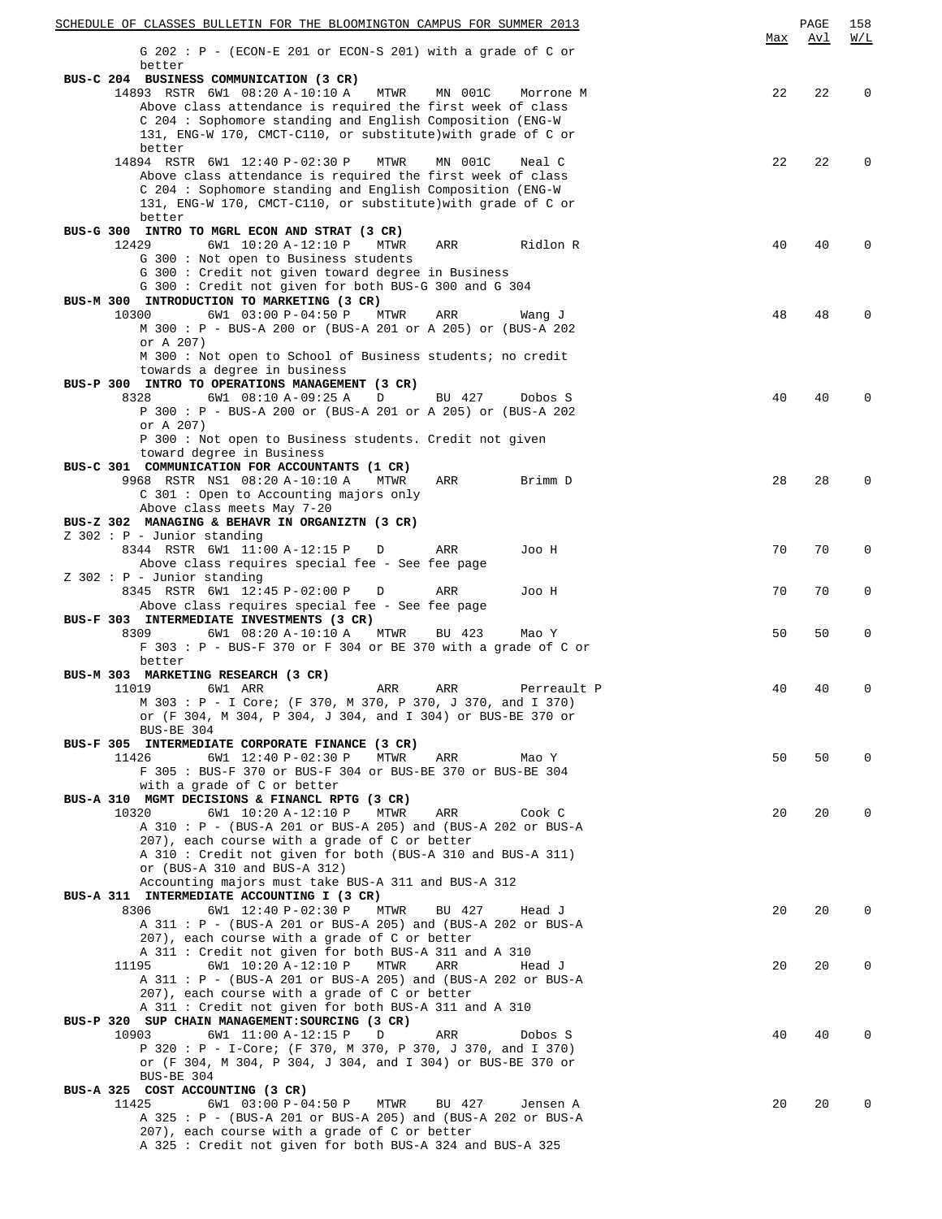| | Max | Avl | W/L |
|---|---|---|---|
| G 202 : P - (ECON-E 201 or ECON-S 201) with a grade of C or better | | | |
| **BUS-C 204 BUSINESS COMMUNICATION (3 CR)** | | | |
| 14893 RSTR 6W1 08:20 A-10:10 A MTWR MN 001C Morrone M | 22 | 22 | 0 |
| Above class attendance is required the first week of class | | | |
| C 204 : Sophomore standing and English Composition (ENG-W 131, ENG-W 170, CMCT-C110, or substitute)with grade of C or better | | | |
| 14894 RSTR 6W1 12:40 P-02:30 P MTWR MN 001C Neal C | 22 | 22 | 0 |
| Above class attendance is required the first week of class | | | |
| C 204 : Sophomore standing and English Composition (ENG-W 131, ENG-W 170, CMCT-C110, or substitute)with grade of C or better | | | |
| **BUS-G 300 INTRO TO MGRL ECON AND STRAT (3 CR)** | | | |
| 12429 6W1 10:20 A-12:10 P MTWR ARR Ridlon R | 40 | 40 | 0 |
| G 300 : Not open to Business students | | | |
| G 300 : Credit not given toward degree in Business | | | |
| G 300 : Credit not given for both BUS-G 300 and G 304 | | | |
| **BUS-M 300 INTRODUCTION TO MARKETING (3 CR)** | | | |
| 10300 6W1 03:00 P-04:50 P MTWR ARR Wang J | 48 | 48 | 0 |
| M 300 : P - BUS-A 200 or (BUS-A 201 or A 205) or (BUS-A 202 or A 207) | | | |
| M 300 : Not open to School of Business students; no credit towards a degree in business | | | |
| **BUS-P 300 INTRO TO OPERATIONS MANAGEMENT (3 CR)** | | | |
| 8328 6W1 08:10 A-09:25 A D BU 427 Dobos S | 40 | 40 | 0 |
| P 300 : P - BUS-A 200 or (BUS-A 201 or A 205) or (BUS-A 202 or A 207) | | | |
| P 300 : Not open to Business students. Credit not given toward degree in Business | | | |
| **BUS-C 301 COMMUNICATION FOR ACCOUNTANTS (1 CR)** | | | |
| 9968 RSTR NS1 08:20 A-10:10 A MTWR ARR Brimm D | 28 | 28 | 0 |
| C 301 : Open to Accounting majors only | | | |
| Above class meets May 7-20 | | | |
| **BUS-Z 302 MANAGING & BEHAVR IN ORGANIZTN (3 CR)** | | | |
| Z 302 : P - Junior standing | | | |
| 8344 RSTR 6W1 11:00 A-12:15 P D ARR Joo H | 70 | 70 | 0 |
| Above class requires special fee - See fee page | | | |
| Z 302 : P - Junior standing | | | |
| 8345 RSTR 6W1 12:45 P-02:00 P D ARR Joo H | 70 | 70 | 0 |
| Above class requires special fee - See fee page | | | |
| **BUS-F 303 INTERMEDIATE INVESTMENTS (3 CR)** | | | |
| 8309 6W1 08:20 A-10:10 A MTWR BU 423 Mao Y | 50 | 50 | 0 |
| F 303 : P - BUS-F 370 or F 304 or BE 370 with a grade of C or better | | | |
| **BUS-M 303 MARKETING RESEARCH (3 CR)** | | | |
| 11019 6W1 ARR ARR ARR Perreault P | 40 | 40 | 0 |
| M 303 : P - I Core; (F 370, M 370, P 370, J 370, and I 370) or (F 304, M 304, P 304, J 304, and I 304) or BUS-BE 370 or BUS-BE 304 | | | |
| **BUS-F 305 INTERMEDIATE CORPORATE FINANCE (3 CR)** | | | |
| 11426 6W1 12:40 P-02:30 P MTWR ARR Mao Y | 50 | 50 | 0 |
| F 305 : BUS-F 370 or BUS-F 304 or BUS-BE 370 or BUS-BE 304 with a grade of C or better | | | |
| **BUS-A 310 MGMT DECISIONS & FINANCL RPTG (3 CR)** | | | |
| 10320 6W1 10:20 A-12:10 P MTWR ARR Cook C | 20 | 20 | 0 |
| A 310 : P - (BUS-A 201 or BUS-A 205) and (BUS-A 202 or BUS-A 207), each course with a grade of C or better | | | |
| A 310 : Credit not given for both (BUS-A 310 and BUS-A 311) or (BUS-A 310 and BUS-A 312) | | | |
| Accounting majors must take BUS-A 311 and BUS-A 312 | | | |
| **BUS-A 311 INTERMEDIATE ACCOUNTING I (3 CR)** | | | |
| 8306 6W1 12:40 P-02:30 P MTWR BU 427 Head J | 20 | 20 | 0 |
| A 311 : P - (BUS-A 201 or BUS-A 205) and (BUS-A 202 or BUS-A 207), each course with a grade of C or better | | | |
| A 311 : Credit not given for both BUS-A 311 and A 310 | | | |
| 11195 6W1 10:20 A-12:10 P MTWR ARR Head J | 20 | 20 | 0 |
| A 311 : P - (BUS-A 201 or BUS-A 205) and (BUS-A 202 or BUS-A 207), each course with a grade of C or better | | | |
| A 311 : Credit not given for both BUS-A 311 and A 310 | | | |
| **BUS-P 320 SUP CHAIN MANAGEMENT:SOURCING (3 CR)** | | | |
| 10903 6W1 11:00 A-12:15 P D ARR Dobos S | 40 | 40 | 0 |
| P 320 : P - I-Core; (F 370, M 370, P 370, J 370, and I 370) or (F 304, M 304, P 304, J 304, and I 304) or BUS-BE 370 or BUS-BE 304 | | | |
| **BUS-A 325 COST ACCOUNTING (3 CR)** | | | |
| 11425 6W1 03:00 P-04:50 P MTWR BU 427 Jensen A | 20 | 20 | 0 |
| A 325 : P - (BUS-A 201 or BUS-A 205) and (BUS-A 202 or BUS-A 207), each course with a grade of C or better | | | |
| A 325 : Credit not given for both BUS-A 324 and BUS-A 325 | | | |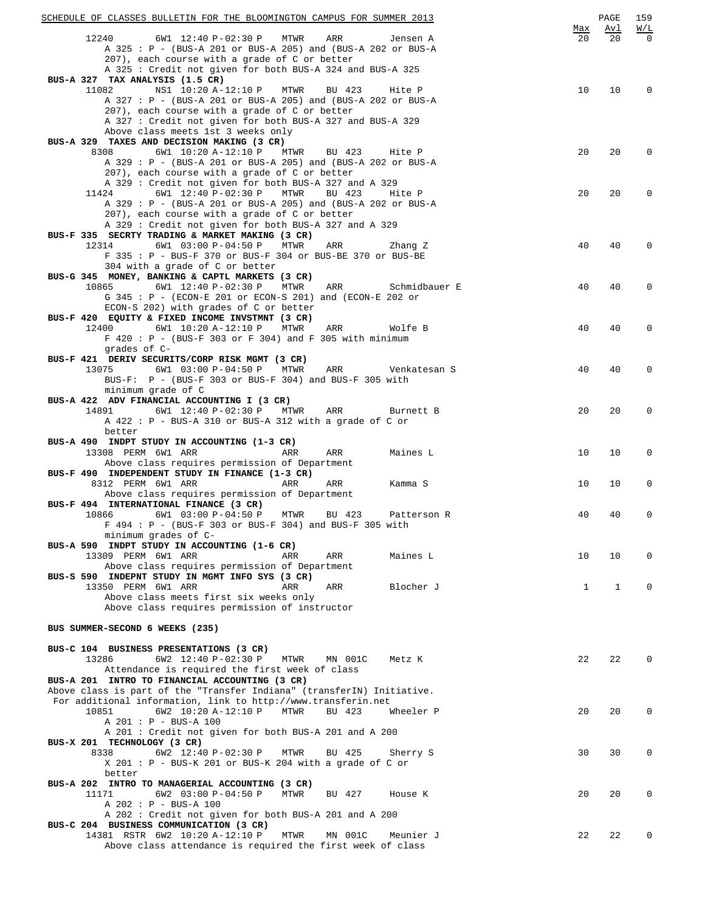| | Max | Avl | W/L |
|---|---|---|---|
| 12240 6W1 12:40 P-02:30 P MTWR ARR Jensen A | 20 | 20 | 0 |
| A 325 : P - (BUS-A 201 or BUS-A 205) and (BUS-A 202 or BUS-A 207), each course with a grade of C or better | | | |
| A 325 : Credit not given for both BUS-A 324 and BUS-A 325 | | | |
| **BUS-A 327 TAX ANALYSIS (1.5 CR)** | | | |
| 11082 NS1 10:20 A-12:10 P MTWR BU 423 Hite P | 10 | 10 | 0 |
| A 327 : P - (BUS-A 201 or BUS-A 205) and (BUS-A 202 or BUS-A 207), each course with a grade of C or better | | | |
| A 327 : Credit not given for both BUS-A 327 and BUS-A 329 | | | |
| Above class meets 1st 3 weeks only | | | |
| **BUS-A 329 TAXES AND DECISION MAKING (3 CR)** | | | |
| 8308 6W1 10:20 A-12:10 P MTWR BU 423 Hite P | 20 | 20 | 0 |
| A 329 : P - (BUS-A 201 or BUS-A 205) and (BUS-A 202 or BUS-A 207), each course with a grade of C or better | | | |
| A 329 : Credit not given for both BUS-A 327 and A 329 | | | |
| 11424 6W1 12:40 P-02:30 P MTWR BU 423 Hite P | 20 | 20 | 0 |
| A 329 : P - (BUS-A 201 or BUS-A 205) and (BUS-A 202 or BUS-A 207), each course with a grade of C or better | | | |
| A 329 : Credit not given for both BUS-A 327 and A 329 | | | |
| **BUS-F 335 SECRTY TRADING & MARKET MAKING (3 CR)** | | | |
| 12314 6W1 03:00 P-04:50 P MTWR ARR Zhang Z | 40 | 40 | 0 |
| F 335 : P - BUS-F 370 or BUS-F 304 or BUS-BE 370 or BUS-BE 304 with a grade of C or better | | | |
| **BUS-G 345 MONEY, BANKING & CAPTL MARKETS (3 CR)** | | | |
| 10865 6W1 12:40 P-02:30 P MTWR ARR Schmidbauer E | 40 | 40 | 0 |
| G 345 : P - (ECON-E 201 or ECON-S 201) and (ECON-E 202 or ECON-S 202) with grades of C or better | | | |
| **BUS-F 420 EQUITY & FIXED INCOME INVSTMNT (3 CR)** | | | |
| 12400 6W1 10:20 A-12:10 P MTWR ARR Wolfe B | 40 | 40 | 0 |
| F 420 : P - (BUS-F 303 or F 304) and F 305 with minimum grades of C- | | | |
| **BUS-F 421 DERIV SECURITS/CORP RISK MGMT (3 CR)** | | | |
| 13075 6W1 03:00 P-04:50 P MTWR ARR Venkatesan S | 40 | 40 | 0 |
| BUS-F: P - (BUS-F 303 or BUS-F 304) and BUS-F 305 with minimum grade of C | | | |
| **BUS-A 422 ADV FINANCIAL ACCOUNTING I (3 CR)** | | | |
| 14891 6W1 12:40 P-02:30 P MTWR ARR Burnett B | 20 | 20 | 0 |
| A 422 : P - BUS-A 310 or BUS-A 312 with a grade of C or better | | | |
| **BUS-A 490 INDPT STUDY IN ACCOUNTING (1-3 CR)** | | | |
| 13308 PERM 6W1 ARR ARR ARR Maines L | 10 | 10 | 0 |
| Above class requires permission of Department | | | |
| **BUS-F 490 INDEPENDENT STUDY IN FINANCE (1-3 CR)** | | | |
| 8312 PERM 6W1 ARR ARR ARR Kamma S | 10 | 10 | 0 |
| Above class requires permission of Department | | | |
| **BUS-F 494 INTERNATIONAL FINANCE (3 CR)** | | | |
| 10866 6W1 03:00 P-04:50 P MTWR BU 423 Patterson R | 40 | 40 | 0 |
| F 494 : P - (BUS-F 303 or BUS-F 304) and BUS-F 305 with minimum grades of C- | | | |
| **BUS-A 590 INDPT STUDY IN ACCOUNTING (1-6 CR)** | | | |
| 13309 PERM 6W1 ARR ARR ARR Maines L | 10 | 10 | 0 |
| Above class requires permission of Department | | | |
| **BUS-S 590 INDEPNT STUDY IN MGMT INFO SYS (3 CR)** | | | |
| 13350 PERM 6W1 ARR ARR ARR Blocher J | 1 | 1 | 0 |
| Above class meets first six weeks only | | | |
| Above class requires permission of instructor | | | |

**BUS SUMMER-SECOND 6 WEEKS (235)**

| | Max | Avl | W/L |
|---|---|---|---|
| **BUS-C 104 BUSINESS PRESENTATIONS (3 CR)** | | | |
| 13286 6W2 12:40 P-02:30 P MTWR MN 001C Metz K | 22 | 22 | 0 |
| Attendance is required the first week of class | | | |
| **BUS-A 201 INTRO TO FINANCIAL ACCOUNTING (3 CR)** | | | |
| Above class is part of the "Transfer Indiana" (transferIN) Initiative. For additional information, link to http://www.transferin.net | | | |
| 10851 6W2 10:20 A-12:10 P MTWR BU 423 Wheeler P | 20 | 20 | 0 |
| A 201 : P - BUS-A 100 | | | |
| A 201 : Credit not given for both BUS-A 201 and A 200 | | | |
| **BUS-X 201 TECHNOLOGY (3 CR)** | | | |
| 8338 6W2 12:40 P-02:30 P MTWR BU 425 Sherry S | 30 | 30 | 0 |
| X 201 : P - BUS-K 201 or BUS-K 204 with a grade of C or better | | | |
| **BUS-A 202 INTRO TO MANAGERIAL ACCOUNTING (3 CR)** | | | |
| 11171 6W2 03:00 P-04:50 P MTWR BU 427 House K | 20 | 20 | 0 |
| A 202 : P - BUS-A 100 | | | |
| A 202 : Credit not given for both BUS-A 201 and A 200 | | | |
| **BUS-C 204 BUSINESS COMMUNICATION (3 CR)** | | | |
| 14381 RSTR 6W2 10:20 A-12:10 P MTWR MN 001C Meunier J | 22 | 22 | 0 |
| Above class attendance is required the first week of class | | | |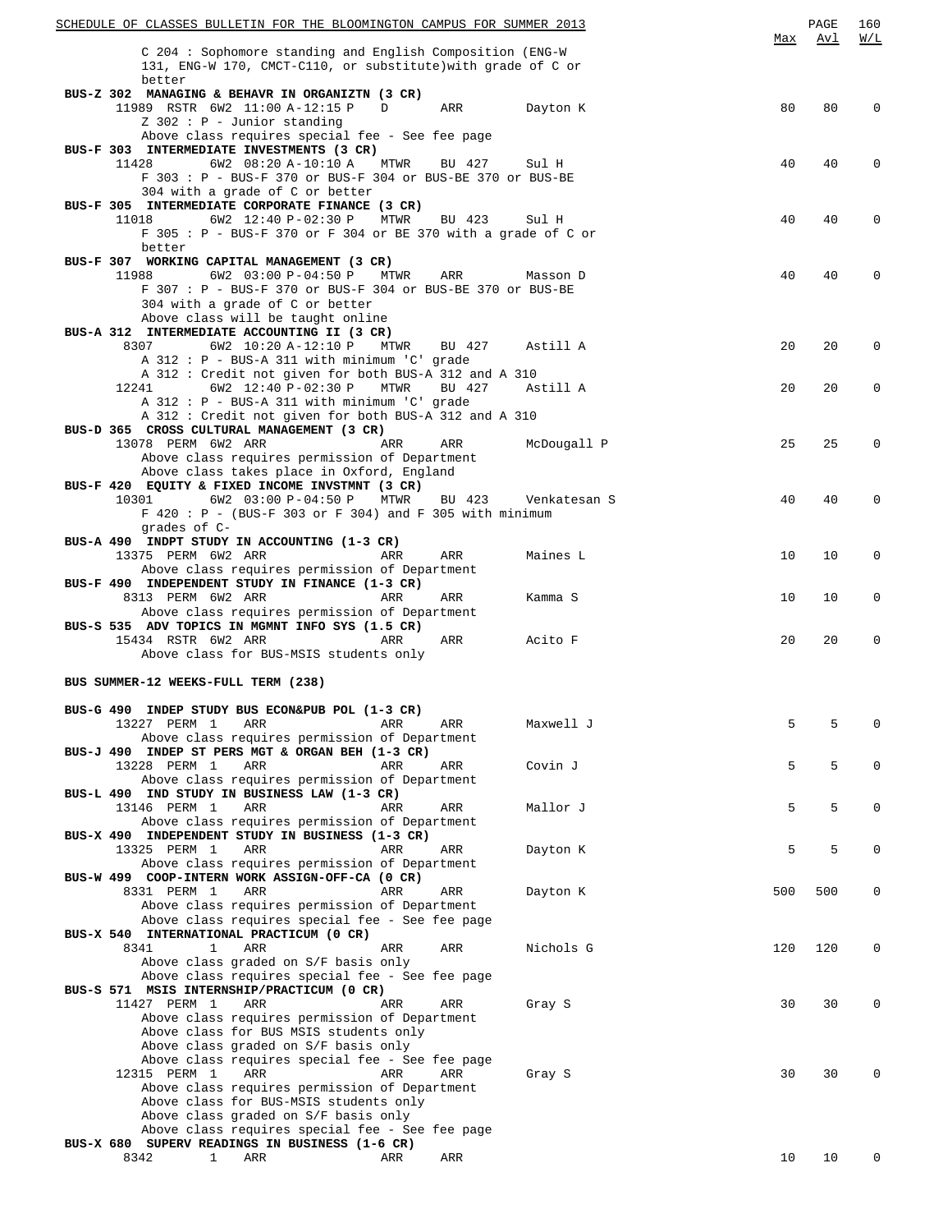| | Max | Avl | W/L |
|---|---|---|---|
| C 204 : Sophomore standing and English Composition (ENG-W 131, ENG-W 170, CMCT-C110, or substitute)with grade of C or better | | | |
| **BUS-Z 302 MANAGING & BEHAVR IN ORGANIZTN (3 CR)** | | | |
| 11989 RSTR 6W2 11:00 A-12:15 P D ARR Dayton K | 80 | 80 | 0 |
| Z 302 : P - Junior standing | | | |
| Above class requires special fee - See fee page | | | |
| **BUS-F 303 INTERMEDIATE INVESTMENTS (3 CR)** | | | |
| 11428 6W2 08:20 A-10:10 A MTWR BU 427 Sul H | 40 | 40 | 0 |
| F 303 : P - BUS-F 370 or BUS-F 304 or BUS-BE 370 or BUS-BE 304 with a grade of C or better | | | |
| **BUS-F 305 INTERMEDIATE CORPORATE FINANCE (3 CR)** | | | |
| 11018 6W2 12:40 P-02:30 P MTWR BU 423 Sul H | 40 | 40 | 0 |
| F 305 : P - BUS-F 370 or F 304 or BE 370 with a grade of C or better | | | |
| **BUS-F 307 WORKING CAPITAL MANAGEMENT (3 CR)** | | | |
| 11988 6W2 03:00 P-04:50 P MTWR ARR Masson D | 40 | 40 | 0 |
| F 307 : P - BUS-F 370 or BUS-F 304 or BUS-BE 370 or BUS-BE 304 with a grade of C or better | | | |
| Above class will be taught online | | | |
| **BUS-A 312 INTERMEDIATE ACCOUNTING II (3 CR)** | | | |
| 8307 6W2 10:20 A-12:10 P MTWR BU 427 Astill A | 20 | 20 | 0 |
| A 312 : P - BUS-A 311 with minimum 'C' grade | | | |
| A 312 : Credit not given for both BUS-A 312 and A 310 | | | |
| 12241 6W2 12:40 P-02:30 P MTWR BU 427 Astill A | 20 | 20 | 0 |
| A 312 : P - BUS-A 311 with minimum 'C' grade | | | |
| A 312 : Credit not given for both BUS-A 312 and A 310 | | | |
| **BUS-D 365 CROSS CULTURAL MANAGEMENT (3 CR)** | | | |
| 13078 PERM 6W2 ARR ARR ARR McDougall P | 25 | 25 | 0 |
| Above class requires permission of Department | | | |
| Above class takes place in Oxford, England | | | |
| **BUS-F 420 EQUITY & FIXED INCOME INVSTMNT (3 CR)** | | | |
| 10301 6W2 03:00 P-04:50 P MTWR BU 423 Venkatesan S | 40 | 40 | 0 |
| F 420 : P - (BUS-F 303 or F 304) and F 305 with minimum grades of C- | | | |
| **BUS-A 490 INDPT STUDY IN ACCOUNTING (1-3 CR)** | | | |
| 13375 PERM 6W2 ARR ARR ARR Maines L | 10 | 10 | 0 |
| Above class requires permission of Department | | | |
| **BUS-F 490 INDEPENDENT STUDY IN FINANCE (1-3 CR)** | | | |
| 8313 PERM 6W2 ARR ARR ARR Kamma S | 10 | 10 | 0 |
| Above class requires permission of Department | | | |
| **BUS-S 535 ADV TOPICS IN MGMNT INFO SYS (1.5 CR)** | | | |
| 15434 RSTR 6W2 ARR ARR ARR Acito F | 20 | 20 | 0 |
| Above class for BUS-MSIS students only | | | |

**BUS SUMMER-12 WEEKS-FULL TERM (238)**

| | Max | Avl | W/L |
|---|---|---|---|
| **BUS-G 490 INDEP STUDY BUS ECON&PUB POL (1-3 CR)** | | | |
| 13227 PERM 1 ARR ARR ARR Maxwell J | 5 | 5 | 0 |
| Above class requires permission of Department | | | |
| **BUS-J 490 INDEP ST PERS MGT & ORGAN BEH (1-3 CR)** | | | |
| 13228 PERM 1 ARR ARR ARR Covin J | 5 | 5 | 0 |
| Above class requires permission of Department | | | |
| **BUS-L 490 IND STUDY IN BUSINESS LAW (1-3 CR)** | | | |
| 13146 PERM 1 ARR ARR ARR Mallor J | 5 | 5 | 0 |
| Above class requires permission of Department | | | |
| **BUS-X 490 INDEPENDENT STUDY IN BUSINESS (1-3 CR)** | | | |
| 13325 PERM 1 ARR ARR ARR Dayton K | 5 | 5 | 0 |
| Above class requires permission of Department | | | |
| **BUS-W 499 COOP-INTERN WORK ASSIGN-OFF-CA (0 CR)** | | | |
| 8331 PERM 1 ARR ARR ARR Dayton K | 500 | 500 | 0 |
| Above class requires permission of Department | | | |
| Above class requires special fee - See fee page | | | |
| **BUS-X 540 INTERNATIONAL PRACTICUM (0 CR)** | | | |
| 8341 1 ARR ARR ARR Nichols G | 120 | 120 | 0 |
| Above class graded on S/F basis only | | | |
| Above class requires special fee - See fee page | | | |
| **BUS-S 571 MSIS INTERNSHIP/PRACTICUM (0 CR)** | | | |
| 11427 PERM 1 ARR ARR ARR Gray S | 30 | 30 | 0 |
| Above class requires permission of Department | | | |
| Above class for BUS MSIS students only | | | |
| Above class graded on S/F basis only | | | |
| Above class requires special fee - See fee page | | | |
| 12315 PERM 1 ARR ARR ARR Gray S | 30 | 30 | 0 |
| Above class requires permission of Department | | | |
| Above class for BUS-MSIS students only | | | |
| Above class graded on S/F basis only | | | |
| Above class requires special fee - See fee page | | | |
| **BUS-X 680 SUPERV READINGS IN BUSINESS (1-6 CR)** | | | |
| 8342 1 ARR ARR ARR | 10 | 10 | 0 |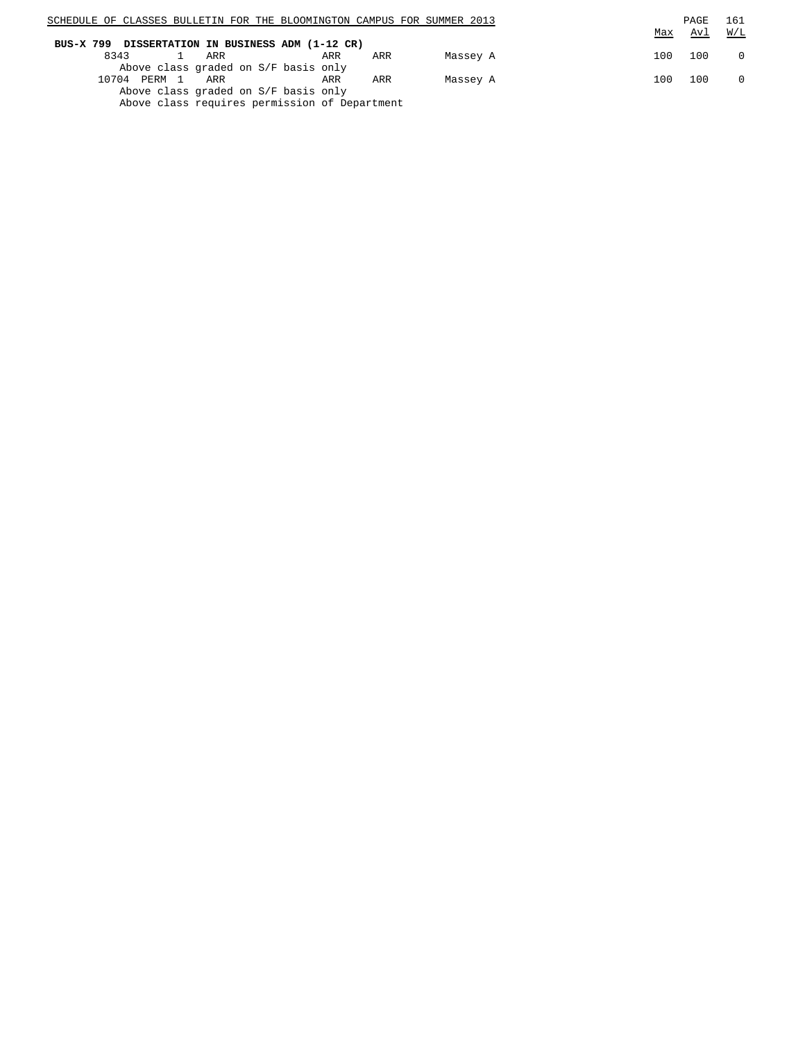**BUS-X 799 DISSERTATION IN BUSINESS ADM (1-12 CR)**

| Class | | Cr | Time | Days | Room | Instructor | Max | Avl | W/L |
|---|---|---|---|---|---|---|---|---|---|
| 8343 | | 1 | ARR | ARR | ARR | Massey A | 100 | 100 | 0 |

Above class graded on S/F basis only

| Class | | Cr | Time | Days | Room | Instructor | Max | Avl | W/L |
|---|---|---|---|---|---|---|---|---|---|
| 10704 | PERM | 1 | ARR | ARR | ARR | Massey A | 100 | 100 | 0 |

Above class graded on S/F basis only
Above class requires permission of Department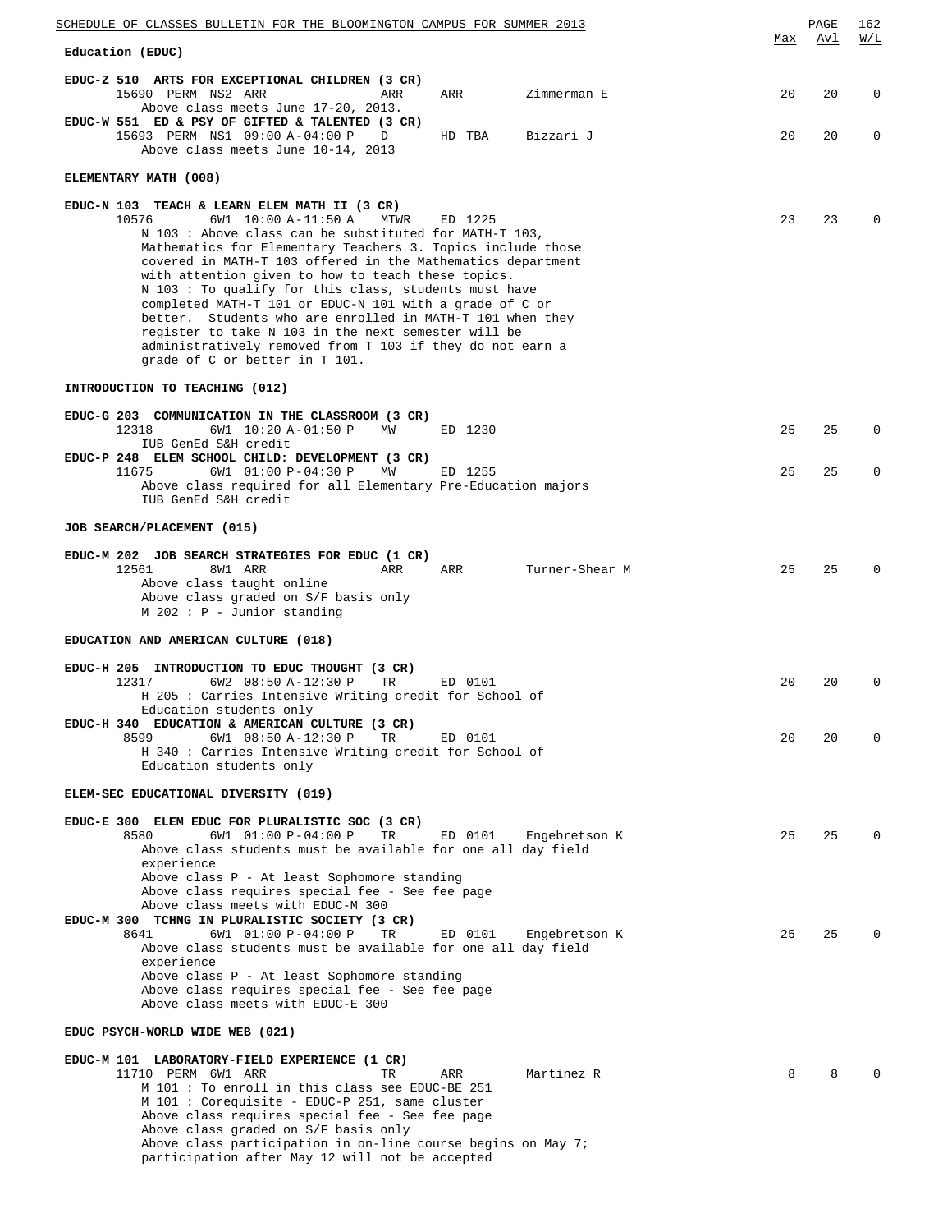## Education (EDUC)

| | | | | | | Max | Avl | W/L |
|---|---|---|---|---|---|---|---|---|

**EDUC-Z 510 ARTS FOR EXCEPTIONAL CHILDREN (3 CR)**

| Class | Session | Time | Days | Room | Instructor | Max | Avl | W/L |
|---|---|---|---|---|---|---|---|---|
| 15690 PERM | NS2 | ARR | ARR | ARR | Zimmerman E | 20 | 20 | 0 |

Above class meets June 17-20, 2013.

**EDUC-W 551 ED & PSY OF GIFTED & TALENTED (3 CR)**

| Class | Session | Time | Days | Room | Instructor | Max | Avl | W/L |
|---|---|---|---|---|---|---|---|---|
| 15693 PERM | NS1 | 09:00 A-04:00 P | D | HD TBA | Bizzari J | 20 | 20 | 0 |

Above class meets June 10-14, 2013

### ELEMENTARY MATH (008)

**EDUC-N 103 TEACH & LEARN ELEM MATH II (3 CR)**

| Class | Session | Time | Days | Room | Instructor | Max | Avl | W/L |
|---|---|---|---|---|---|---|---|---|
| 10576 | 6W1 | 10:00 A-11:50 A | MTWR | ED 1225 | | 23 | 23 | 0 |

N 103 : Above class can be substituted for MATH-T 103, Mathematics for Elementary Teachers 3. Topics include those covered in MATH-T 103 offered in the Mathematics department with attention given to how to teach these topics.
N 103 : To qualify for this class, students must have completed MATH-T 101 or EDUC-N 101 with a grade of C or better. Students who are enrolled in MATH-T 101 when they register to take N 103 in the next semester will be administratively removed from T 103 if they do not earn a grade of C or better in T 101.

### INTRODUCTION TO TEACHING (012)

**EDUC-G 203 COMMUNICATION IN THE CLASSROOM (3 CR)**

| Class | Session | Time | Days | Room | Instructor | Max | Avl | W/L |
|---|---|---|---|---|---|---|---|---|
| 12318 | 6W1 | 10:20 A-01:50 P | MW | ED 1230 | | 25 | 25 | 0 |

IUB GenEd S&H credit

**EDUC-P 248 ELEM SCHOOL CHILD: DEVELOPMENT (3 CR)**

| Class | Session | Time | Days | Room | Instructor | Max | Avl | W/L |
|---|---|---|---|---|---|---|---|---|
| 11675 | 6W1 | 01:00 P-04:30 P | MW | ED 1255 | | 25 | 25 | 0 |

Above class required for all Elementary Pre-Education majors
IUB GenEd S&H credit

### JOB SEARCH/PLACEMENT (015)

**EDUC-M 202 JOB SEARCH STRATEGIES FOR EDUC (1 CR)**

| Class | Session | Time | Days | Room | Instructor | Max | Avl | W/L |
|---|---|---|---|---|---|---|---|---|
| 12561 | 8W1 | ARR | ARR | ARR | Turner-Shear M | 25 | 25 | 0 |

Above class taught online
Above class graded on S/F basis only
M 202 : P - Junior standing

### EDUCATION AND AMERICAN CULTURE (018)

**EDUC-H 205 INTRODUCTION TO EDUC THOUGHT (3 CR)**

| Class | Session | Time | Days | Room | Instructor | Max | Avl | W/L |
|---|---|---|---|---|---|---|---|---|
| 12317 | 6W2 | 08:50 A-12:30 P | TR | ED 0101 | | 20 | 20 | 0 |

H 205 : Carries Intensive Writing credit for School of Education students only

**EDUC-H 340 EDUCATION & AMERICAN CULTURE (3 CR)**

| Class | Session | Time | Days | Room | Instructor | Max | Avl | W/L |
|---|---|---|---|---|---|---|---|---|
| 8599 | 6W1 | 08:50 A-12:30 P | TR | ED 0101 | | 20 | 20 | 0 |

H 340 : Carries Intensive Writing credit for School of Education students only

### ELEM-SEC EDUCATIONAL DIVERSITY (019)

**EDUC-E 300 ELEM EDUC FOR PLURALISTIC SOC (3 CR)**

| Class | Session | Time | Days | Room | Instructor | Max | Avl | W/L |
|---|---|---|---|---|---|---|---|---|
| 8580 | 6W1 | 01:00 P-04:00 P | TR | ED 0101 | Engebretson K | 25 | 25 | 0 |

Above class students must be available for one all day field experience
Above class P - At least Sophomore standing
Above class requires special fee - See fee page
Above class meets with EDUC-M 300

**EDUC-M 300 TCHNG IN PLURALISTIC SOCIETY (3 CR)**

| Class | Session | Time | Days | Room | Instructor | Max | Avl | W/L |
|---|---|---|---|---|---|---|---|---|
| 8641 | 6W1 | 01:00 P-04:00 P | TR | ED 0101 | Engebretson K | 25 | 25 | 0 |

Above class students must be available for one all day field experience
Above class P - At least Sophomore standing
Above class requires special fee - See fee page
Above class meets with EDUC-E 300

### EDUC PSYCH-WORLD WIDE WEB (021)

**EDUC-M 101 LABORATORY-FIELD EXPERIENCE (1 CR)**

| Class | Session | Time | Days | Room | Instructor | Max | Avl | W/L |
|---|---|---|---|---|---|---|---|---|
| 11710 PERM | 6W1 | ARR | TR | ARR | Martinez R | 8 | 8 | 0 |

M 101 : To enroll in this class see EDUC-BE 251
M 101 : Corequisite - EDUC-P 251, same cluster
Above class requires special fee - See fee page
Above class graded on S/F basis only
Above class participation in on-line course begins on May 7; participation after May 12 will not be accepted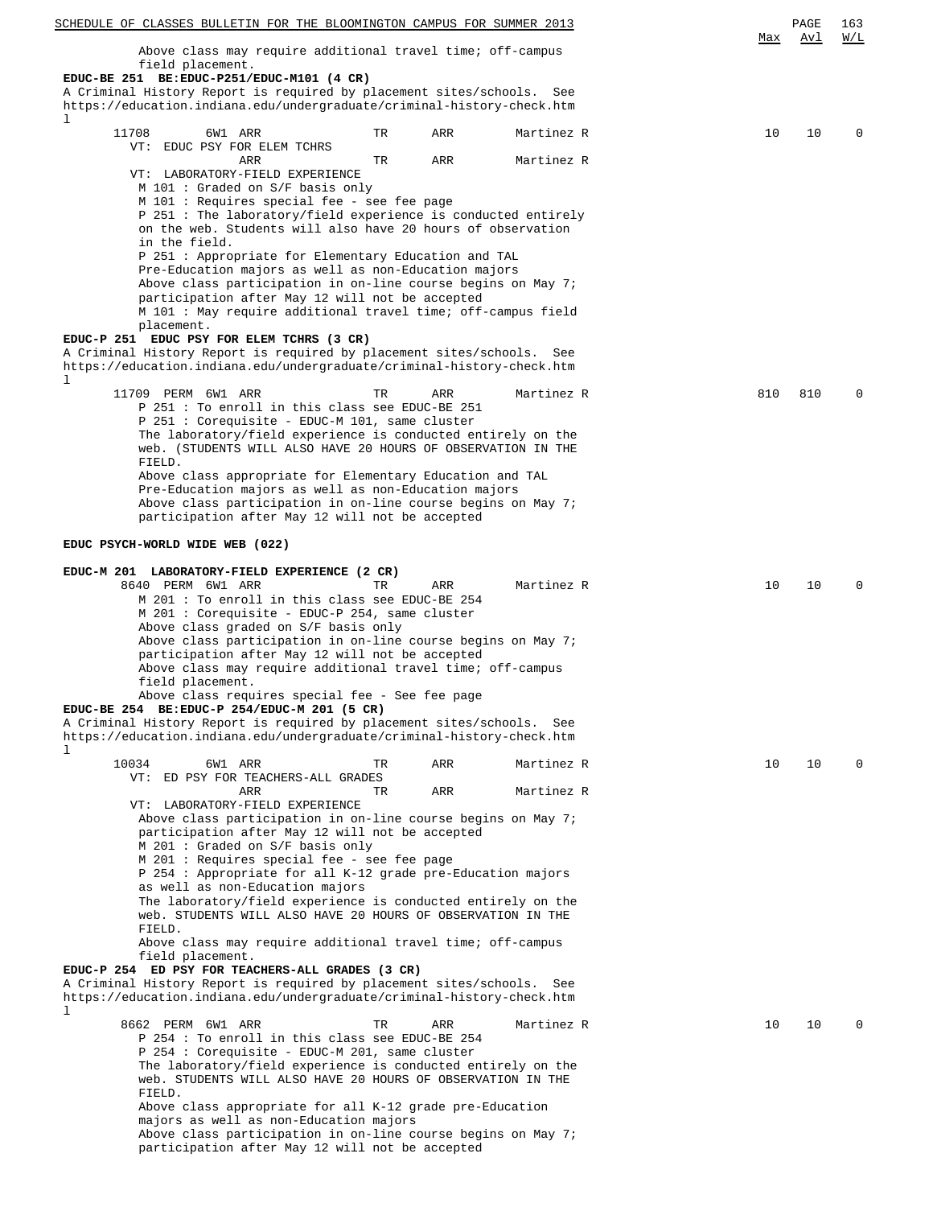Above class may require additional travel time; off-campus field placement.

**EDUC-BE 251 BE:EDUC-P251/EDUC-M101 (4 CR)**

A Criminal History Report is required by placement sites/schools. See https://education.indiana.edu/undergraduate/criminal-history-check.html

| Class | | Sess | Time | Days | Room | Instructor | Max | Avl | W/L |
|---|---|---|---|---|---|---|---|---|---|
| 11708 | | 6W1 | ARR | TR | ARR | Martinez R | 10 | 10 | 0 |

VT: EDUC PSY FOR ELEM TCHRS

ARR TR ARR Martinez R

VT: LABORATORY-FIELD EXPERIENCE

M 101 : Graded on S/F basis only
M 101 : Requires special fee - see fee page
P 251 : The laboratory/field experience is conducted entirely on the web. Students will also have 20 hours of observation in the field.
P 251 : Appropriate for Elementary Education and TAL Pre-Education majors as well as non-Education majors
Above class participation in on-line course begins on May 7; participation after May 12 will not be accepted
M 101 : May require additional travel time; off-campus field placement.

**EDUC-P 251 EDUC PSY FOR ELEM TCHRS (3 CR)**

A Criminal History Report is required by placement sites/schools. See https://education.indiana.edu/undergraduate/criminal-history-check.html

| Class | | Sess | Time | Days | Room | Instructor | Max | Avl | W/L |
|---|---|---|---|---|---|---|---|---|---|
| 11709 | PERM | 6W1 | ARR | TR | ARR | Martinez R | 810 | 810 | 0 |

P 251 : To enroll in this class see EDUC-BE 251
P 251 : Corequisite - EDUC-M 101, same cluster
The laboratory/field experience is conducted entirely on the web. (STUDENTS WILL ALSO HAVE 20 HOURS OF OBSERVATION IN THE FIELD.
Above class appropriate for Elementary Education and TAL Pre-Education majors as well as non-Education majors
Above class participation in on-line course begins on May 7; participation after May 12 will not be accepted

**EDUC PSYCH-WORLD WIDE WEB (022)**

**EDUC-M 201 LABORATORY-FIELD EXPERIENCE (2 CR)**

| Class | | Sess | Time | Days | Room | Instructor | Max | Avl | W/L |
|---|---|---|---|---|---|---|---|---|---|
| 8640 | PERM | 6W1 | ARR | TR | ARR | Martinez R | 10 | 10 | 0 |

M 201 : To enroll in this class see EDUC-BE 254
M 201 : Corequisite - EDUC-P 254, same cluster
Above class graded on S/F basis only
Above class participation in on-line course begins on May 7; participation after May 12 will not be accepted
Above class may require additional travel time; off-campus field placement.
Above class requires special fee - See fee page

**EDUC-BE 254 BE:EDUC-P 254/EDUC-M 201 (5 CR)**

A Criminal History Report is required by placement sites/schools. See https://education.indiana.edu/undergraduate/criminal-history-check.html

| Class | | Sess | Time | Days | Room | Instructor | Max | Avl | W/L |
|---|---|---|---|---|---|---|---|---|---|
| 10034 | | 6W1 | ARR | TR | ARR | Martinez R | 10 | 10 | 0 |

VT: ED PSY FOR TEACHERS-ALL GRADES

ARR TR ARR Martinez R

VT: LABORATORY-FIELD EXPERIENCE

Above class participation in on-line course begins on May 7; participation after May 12 will not be accepted
M 201 : Graded on S/F basis only
M 201 : Requires special fee - see fee page
P 254 : Appropriate for all K-12 grade pre-Education majors as well as non-Education majors
The laboratory/field experience is conducted entirely on the web. STUDENTS WILL ALSO HAVE 20 HOURS OF OBSERVATION IN THE FIELD.
Above class may require additional travel time; off-campus field placement.

**EDUC-P 254 ED PSY FOR TEACHERS-ALL GRADES (3 CR)**

A Criminal History Report is required by placement sites/schools. See https://education.indiana.edu/undergraduate/criminal-history-check.html

| Class | | Sess | Time | Days | Room | Instructor | Max | Avl | W/L |
|---|---|---|---|---|---|---|---|---|---|
| 8662 | PERM | 6W1 | ARR | TR | ARR | Martinez R | 10 | 10 | 0 |

P 254 : To enroll in this class see EDUC-BE 254
P 254 : Corequisite - EDUC-M 201, same cluster
The laboratory/field experience is conducted entirely on the web. STUDENTS WILL ALSO HAVE 20 HOURS OF OBSERVATION IN THE FIELD.
Above class appropriate for all K-12 grade pre-Education majors as well as non-Education majors
Above class participation in on-line course begins on May 7; participation after May 12 will not be accepted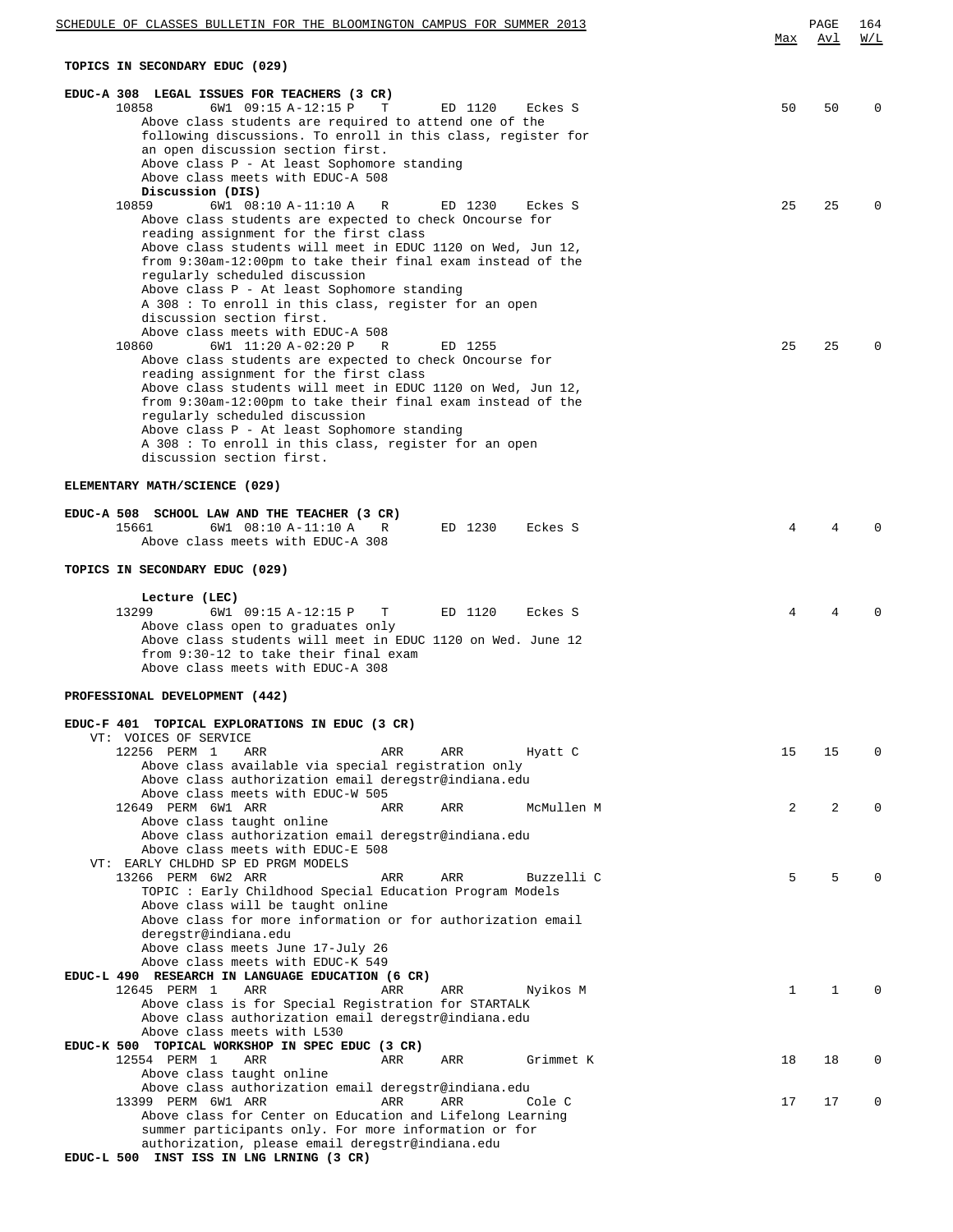### TOPICS IN SECONDARY EDUC (029)

**EDUC-A 308 LEGAL ISSUES FOR TEACHERS (3 CR)**

| Class | Session | Time | Days | Room | Instructor | Max | Avl | W/L |
|---|---|---|---|---|---|---|---|---|
| 10858 | 6W1 | 09:15 A-12:15 P | T | ED 1120 | Eckes S | 50 | 50 | 0 |

Above class students are required to attend one of the following discussions. To enroll in this class, register for an open discussion section first.
Above class P - At least Sophomore standing
Above class meets with EDUC-A 508

**Discussion (DIS)**

| Class | Session | Time | Days | Room | Instructor | Max | Avl | W/L |
|---|---|---|---|---|---|---|---|---|
| 10859 | 6W1 | 08:10 A-11:10 A | R | ED 1230 | Eckes S | 25 | 25 | 0 |

Above class students are expected to check Oncourse for reading assignment for the first class
Above class students will meet in EDUC 1120 on Wed, Jun 12, from 9:30am-12:00pm to take their final exam instead of the regularly scheduled discussion
Above class P - At least Sophomore standing
A 308 : To enroll in this class, register for an open discussion section first.
Above class meets with EDUC-A 508

| Class | Session | Time | Days | Room | Instructor | Max | Avl | W/L |
|---|---|---|---|---|---|---|---|---|
| 10860 | 6W1 | 11:20 A-02:20 P | R | ED 1255 | | 25 | 25 | 0 |

Above class students are expected to check Oncourse for reading assignment for the first class
Above class students will meet in EDUC 1120 on Wed, Jun 12, from 9:30am-12:00pm to take their final exam instead of the regularly scheduled discussion
Above class P - At least Sophomore standing
A 308 : To enroll in this class, register for an open discussion section first.

### ELEMENTARY MATH/SCIENCE (029)

**EDUC-A 508 SCHOOL LAW AND THE TEACHER (3 CR)**

| Class | Session | Time | Days | Room | Instructor | Max | Avl | W/L |
|---|---|---|---|---|---|---|---|---|
| 15661 | 6W1 | 08:10 A-11:10 A | R | ED 1230 | Eckes S | 4 | 4 | 0 |

Above class meets with EDUC-A 308

### TOPICS IN SECONDARY EDUC (029)

**Lecture (LEC)**

| Class | Session | Time | Days | Room | Instructor | Max | Avl | W/L |
|---|---|---|---|---|---|---|---|---|
| 13299 | 6W1 | 09:15 A-12:15 P | T | ED 1120 | Eckes S | 4 | 4 | 0 |

Above class open to graduates only
Above class students will meet in EDUC 1120 on Wed. June 12 from 9:30-12 to take their final exam
Above class meets with EDUC-A 308

### PROFESSIONAL DEVELOPMENT (442)

**EDUC-F 401 TOPICAL EXPLORATIONS IN EDUC (3 CR)**

VT: VOICES OF SERVICE

| Class | Session | Time | Days | Room | Instructor | Max | Avl | W/L |
|---|---|---|---|---|---|---|---|---|
| 12256 PERM | 1 | ARR | ARR | ARR | Hyatt C | 15 | 15 | 0 |

Above class available via special registration only
Above class authorization email deregstr@indiana.edu
Above class meets with EDUC-W 505

| Class | Session | Time | Days | Room | Instructor | Max | Avl | W/L |
|---|---|---|---|---|---|---|---|---|
| 12649 PERM | 6W1 | ARR | ARR | ARR | McMullen M | 2 | 2 | 0 |

Above class taught online
Above class authorization email deregstr@indiana.edu
Above class meets with EDUC-E 508

VT: EARLY CHLDHD SP ED PRGM MODELS

| Class | Session | Time | Days | Room | Instructor | Max | Avl | W/L |
|---|---|---|---|---|---|---|---|---|
| 13266 PERM | 6W2 | ARR | ARR | ARR | Buzzelli C | 5 | 5 | 0 |

TOPIC : Early Childhood Special Education Program Models
Above class will be taught online
Above class for more information or for authorization email deregstr@indiana.edu
Above class meets June 17-July 26
Above class meets with EDUC-K 549

**EDUC-L 490 RESEARCH IN LANGUAGE EDUCATION (6 CR)**

| Class | Session | Time | Days | Room | Instructor | Max | Avl | W/L |
|---|---|---|---|---|---|---|---|---|
| 12645 PERM | 1 | ARR | ARR | ARR | Nyikos M | 1 | 1 | 0 |

Above class is for Special Registration for STARTALK
Above class authorization email deregstr@indiana.edu
Above class meets with L530

**EDUC-K 500 TOPICAL WORKSHOP IN SPEC EDUC (3 CR)**

| Class | Session | Time | Days | Room | Instructor | Max | Avl | W/L |
|---|---|---|---|---|---|---|---|---|
| 12554 PERM | 1 | ARR | ARR | ARR | Grimmet K | 18 | 18 | 0 |

Above class taught online
Above class authorization email deregstr@indiana.edu

| Class | Session | Time | Days | Room | Instructor | Max | Avl | W/L |
|---|---|---|---|---|---|---|---|---|
| 13399 PERM | 6W1 | ARR | ARR | ARR | Cole C | 17 | 17 | 0 |

Above class for Center on Education and Lifelong Learning summer participants only. For more information or for authorization, please email deregstr@indiana.edu

**EDUC-L 500 INST ISS IN LNG LRNING (3 CR)**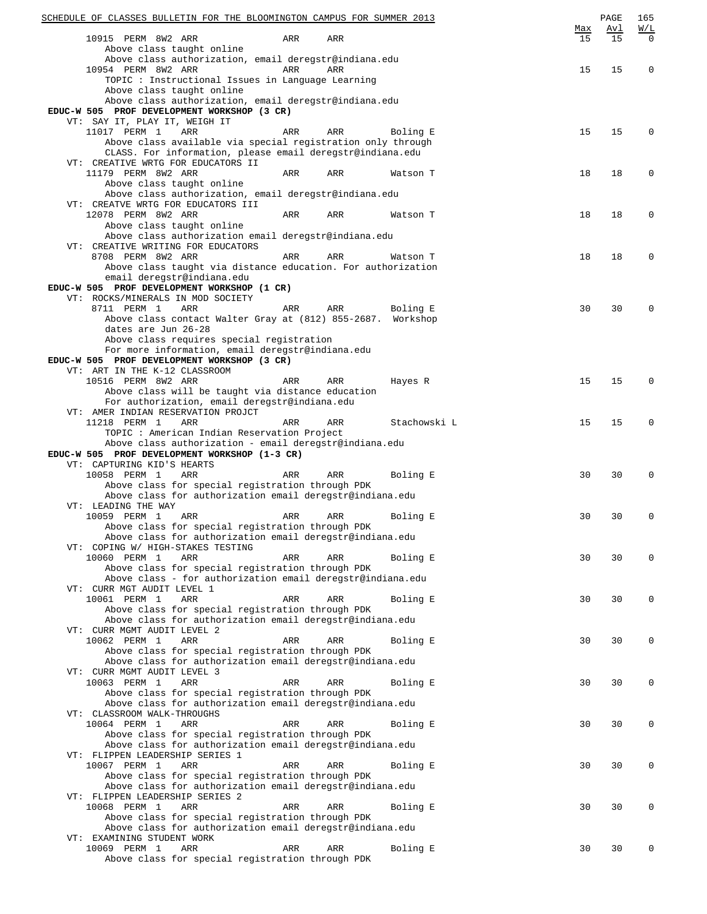| | | | | | Max | Avl | W/L |
|---|---|---|---|---|---|---|---|
| 10915 PERM 8W2 ARR | ARR | ARR | | | 15 | 15 | 0 |

Above class taught online
Above class authorization, email deregstr@indiana.edu

| | | | | | | | |
|---|---|---|---|---|---|---|---|
| 10954 PERM 8W2 ARR | ARR | ARR | | | 15 | 15 | 0 |

TOPIC : Instructional Issues in Language Learning
Above class taught online
Above class authorization, email deregstr@indiana.edu

**EDUC-W 505 PROF DEVELOPMENT WORKSHOP (3 CR)**

VT: SAY IT, PLAY IT, WEIGH IT

| | | | | | | |
|---|---|---|---|---|---|---|
| 11017 PERM 1 ARR | ARR | ARR | Boling E | 15 | 15 | 0 |

Above class available via special registration only through CLASS. For information, please email deregstr@indiana.edu

VT: CREATIVE WRTG FOR EDUCATORS II

| | | | | | | |
|---|---|---|---|---|---|---|
| 11179 PERM 8W2 ARR | ARR | ARR | Watson T | 18 | 18 | 0 |

Above class taught online
Above class authorization, email deregstr@indiana.edu

VT: CREATVE WRTG FOR EDUCATORS III

| | | | | | | |
|---|---|---|---|---|---|---|
| 12078 PERM 8W2 ARR | ARR | ARR | Watson T | 18 | 18 | 0 |

Above class taught online
Above class authorization email deregstr@indiana.edu

VT: CREATIVE WRITING FOR EDUCATORS

| | | | | | | |
|---|---|---|---|---|---|---|
| 8708 PERM 8W2 ARR | ARR | ARR | Watson T | 18 | 18 | 0 |

Above class taught via distance education. For authorization email deregstr@indiana.edu

**EDUC-W 505 PROF DEVELOPMENT WORKSHOP (1 CR)**

VT: ROCKS/MINERALS IN MOD SOCIETY

| | | | | | | |
|---|---|---|---|---|---|---|
| 8711 PERM 1 ARR | ARR | ARR | Boling E | 30 | 30 | 0 |

Above class contact Walter Gray at (812) 855-2687. Workshop dates are Jun 26-28
Above class requires special registration
For more information, email deregstr@indiana.edu

**EDUC-W 505 PROF DEVELOPMENT WORKSHOP (3 CR)**

VT: ART IN THE K-12 CLASSROOM

| | | | | | | |
|---|---|---|---|---|---|---|
| 10516 PERM 8W2 ARR | ARR | ARR | Hayes R | 15 | 15 | 0 |

Above class will be taught via distance education
For authorization, email deregstr@indiana.edu

VT: AMER INDIAN RESERVATION PROJCT

| | | | | | | |
|---|---|---|---|---|---|---|
| 11218 PERM 1 ARR | ARR | ARR | Stachowski L | 15 | 15 | 0 |

TOPIC : American Indian Reservation Project
Above class authorization - email deregstr@indiana.edu

**EDUC-W 505 PROF DEVELOPMENT WORKSHOP (1-3 CR)**

VT: CAPTURING KID'S HEARTS

| | | | | | | |
|---|---|---|---|---|---|---|
| 10058 PERM 1 ARR | ARR | ARR | Boling E | 30 | 30 | 0 |

Above class for special registration through PDK
Above class for authorization email deregstr@indiana.edu

VT: LEADING THE WAY

| | | | | | | |
|---|---|---|---|---|---|---|
| 10059 PERM 1 ARR | ARR | ARR | Boling E | 30 | 30 | 0 |

Above class for special registration through PDK
Above class for authorization email deregstr@indiana.edu

VT: COPING W/ HIGH-STAKES TESTING

| | | | | | | |
|---|---|---|---|---|---|---|
| 10060 PERM 1 ARR | ARR | ARR | Boling E | 30 | 30 | 0 |

Above class for special registration through PDK
Above class - for authorization email deregstr@indiana.edu

VT: CURR MGT AUDIT LEVEL 1

| | | | | | | |
|---|---|---|---|---|---|---|
| 10061 PERM 1 ARR | ARR | ARR | Boling E | 30 | 30 | 0 |

Above class for special registration through PDK
Above class for authorization email deregstr@indiana.edu

VT: CURR MGMT AUDIT LEVEL 2

| | | | | | | |
|---|---|---|---|---|---|---|
| 10062 PERM 1 ARR | ARR | ARR | Boling E | 30 | 30 | 0 |

Above class for special registration through PDK
Above class for authorization email deregstr@indiana.edu

VT: CURR MGMT AUDIT LEVEL 3

| | | | | | | |
|---|---|---|---|---|---|---|
| 10063 PERM 1 ARR | ARR | ARR | Boling E | 30 | 30 | 0 |

Above class for special registration through PDK
Above class for authorization email deregstr@indiana.edu

VT: CLASSROOM WALK-THROUGHS

| | | | | | | |
|---|---|---|---|---|---|---|
| 10064 PERM 1 ARR | ARR | ARR | Boling E | 30 | 30 | 0 |

Above class for special registration through PDK
Above class for authorization email deregstr@indiana.edu

VT: FLIPPEN LEADERSHIP SERIES 1

| | | | | | | |
|---|---|---|---|---|---|---|
| 10067 PERM 1 ARR | ARR | ARR | Boling E | 30 | 30 | 0 |

Above class for special registration through PDK
Above class for authorization email deregstr@indiana.edu

VT: FLIPPEN LEADERSHIP SERIES 2

| | | | | | | |
|---|---|---|---|---|---|---|
| 10068 PERM 1 ARR | ARR | ARR | Boling E | 30 | 30 | 0 |

Above class for special registration through PDK
Above class for authorization email deregstr@indiana.edu

VT: EXAMINING STUDENT WORK

| | | | | | | |
|---|---|---|---|---|---|---|
| 10069 PERM 1 ARR | ARR | ARR | Boling E | 30 | 30 | 0 |

Above class for special registration through PDK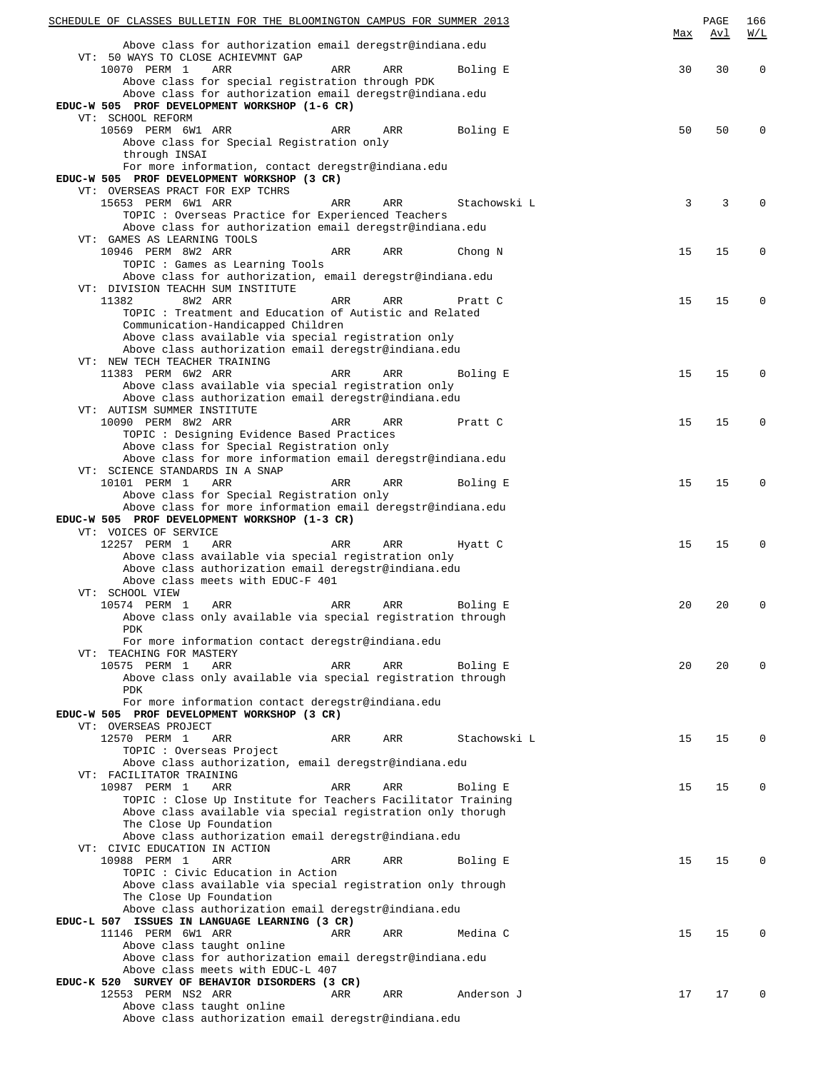| | | | | | | Max | Avl | W/L |
|---|---|---|---|---|---|---|---|---|
| Above class for authorization email deregstr@indiana.edu | | | | | | | | |
| **VT: 50 WAYS TO CLOSE ACHIEVMNT GAP** | | | | | | | | |
| 10070 PERM | 1 | ARR | ARR | ARR | Boling E | 30 | 30 | 0 |
| Above class for special registration through PDK | | | | | | | | |
| Above class for authorization email deregstr@indiana.edu | | | | | | | | |

**EDUC-W 505 PROF DEVELOPMENT WORKSHOP (1-6 CR)**

| | | | | | | Max | Avl | W/L |
|---|---|---|---|---|---|---|---|---|
| **VT: SCHOOL REFORM** | | | | | | | | |
| 10569 PERM | 6W1 | ARR | ARR | ARR | Boling E | 50 | 50 | 0 |
| Above class for Special Registration only through INSAI | | | | | | | | |
| For more information, contact deregstr@indiana.edu | | | | | | | | |

**EDUC-W 505 PROF DEVELOPMENT WORKSHOP (3 CR)**

| | | | | | | Max | Avl | W/L |
|---|---|---|---|---|---|---|---|---|
| **VT: OVERSEAS PRACT FOR EXP TCHRS** | | | | | | | | |
| 15653 PERM | 6W1 | ARR | ARR | ARR | Stachowski L | 3 | 3 | 0 |
| TOPIC : Overseas Practice for Experienced Teachers | | | | | | | | |
| Above class for authorization email deregstr@indiana.edu | | | | | | | | |
| **VT: GAMES AS LEARNING TOOLS** | | | | | | | | |
| 10946 PERM | 8W2 | ARR | ARR | ARR | Chong N | 15 | 15 | 0 |
| TOPIC : Games as Learning Tools | | | | | | | | |
| Above class for authorization, email deregstr@indiana.edu | | | | | | | | |
| **VT: DIVISION TEACHH SUM INSTITUTE** | | | | | | | | |
| 11382 | 8W2 | ARR | ARR | ARR | Pratt C | 15 | 15 | 0 |
| TOPIC : Treatment and Education of Autistic and Related Communication-Handicapped Children | | | | | | | | |
| Above class available via special registration only | | | | | | | | |
| Above class authorization email deregstr@indiana.edu | | | | | | | | |
| **VT: NEW TECH TEACHER TRAINING** | | | | | | | | |
| 11383 PERM | 6W2 | ARR | ARR | ARR | Boling E | 15 | 15 | 0 |
| Above class available via special registration only | | | | | | | | |
| Above class authorization email deregstr@indiana.edu | | | | | | | | |
| **VT: AUTISM SUMMER INSTITUTE** | | | | | | | | |
| 10090 PERM | 8W2 | ARR | ARR | ARR | Pratt C | 15 | 15 | 0 |
| TOPIC : Designing Evidence Based Practices | | | | | | | | |
| Above class for Special Registration only | | | | | | | | |
| Above class for more information email deregstr@indiana.edu | | | | | | | | |
| **VT: SCIENCE STANDARDS IN A SNAP** | | | | | | | | |
| 10101 PERM | 1 | ARR | ARR | ARR | Boling E | 15 | 15 | 0 |
| Above class for Special Registration only | | | | | | | | |
| Above class for more information email deregstr@indiana.edu | | | | | | | | |

**EDUC-W 505 PROF DEVELOPMENT WORKSHOP (1-3 CR)**

| | | | | | | Max | Avl | W/L |
|---|---|---|---|---|---|---|---|---|
| **VT: VOICES OF SERVICE** | | | | | | | | |
| 12257 PERM | 1 | ARR | ARR | ARR | Hyatt C | 15 | 15 | 0 |
| Above class available via special registration only | | | | | | | | |
| Above class authorization email deregstr@indiana.edu | | | | | | | | |
| Above class meets with EDUC-F 401 | | | | | | | | |
| **VT: SCHOOL VIEW** | | | | | | | | |
| 10574 PERM | 1 | ARR | ARR | ARR | Boling E | 20 | 20 | 0 |
| Above class only available via special registration through PDK | | | | | | | | |
| For more information contact deregstr@indiana.edu | | | | | | | | |
| **VT: TEACHING FOR MASTERY** | | | | | | | | |
| 10575 PERM | 1 | ARR | ARR | ARR | Boling E | 20 | 20 | 0 |
| Above class only available via special registration through PDK | | | | | | | | |
| For more information contact deregstr@indiana.edu | | | | | | | | |

**EDUC-W 505 PROF DEVELOPMENT WORKSHOP (3 CR)**

| | | | | | | Max | Avl | W/L |
|---|---|---|---|---|---|---|---|---|
| **VT: OVERSEAS PROJECT** | | | | | | | | |
| 12570 PERM | 1 | ARR | ARR | ARR | Stachowski L | 15 | 15 | 0 |
| TOPIC : Overseas Project | | | | | | | | |
| Above class authorization, email deregstr@indiana.edu | | | | | | | | |
| **VT: FACILITATOR TRAINING** | | | | | | | | |
| 10987 PERM | 1 | ARR | ARR | ARR | Boling E | 15 | 15 | 0 |
| TOPIC : Close Up Institute for Teachers Facilitator Training | | | | | | | | |
| Above class available via special registration only thorugh The Close Up Foundation | | | | | | | | |
| Above class authorization email deregstr@indiana.edu | | | | | | | | |
| **VT: CIVIC EDUCATION IN ACTION** | | | | | | | | |
| 10988 PERM | 1 | ARR | ARR | ARR | Boling E | 15 | 15 | 0 |
| TOPIC : Civic Education in Action | | | | | | | | |
| Above class available via special registration only through The Close Up Foundation | | | | | | | | |
| Above class authorization email deregstr@indiana.edu | | | | | | | | |

**EDUC-L 507 ISSUES IN LANGUAGE LEARNING (3 CR)**

| | | | | | | Max | Avl | W/L |
|---|---|---|---|---|---|---|---|---|
| 11146 PERM | 6W1 | ARR | ARR | ARR | Medina C | 15 | 15 | 0 |
| Above class taught online | | | | | | | | |
| Above class for authorization email deregstr@indiana.edu | | | | | | | | |
| Above class meets with EDUC-L 407 | | | | | | | | |

**EDUC-K 520 SURVEY OF BEHAVIOR DISORDERS (3 CR)**

| | | | | | | Max | Avl | W/L |
|---|---|---|---|---|---|---|---|---|
| 12553 PERM | NS2 | ARR | ARR | ARR | Anderson J | 17 | 17 | 0 |
| Above class taught online | | | | | | | | |
| Above class authorization email deregstr@indiana.edu | | | | | | | | |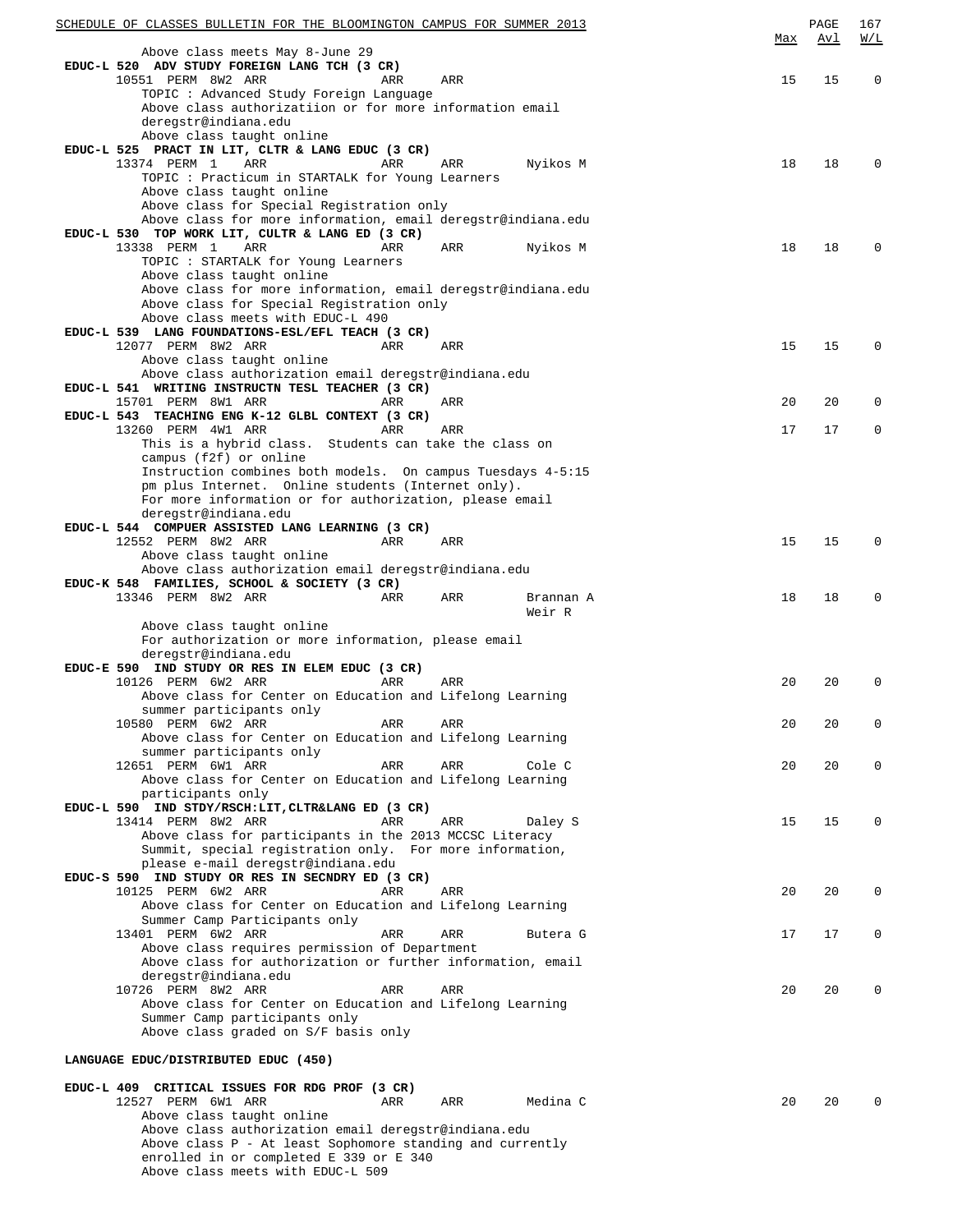| | Max | Avl | W/L |
|---|---|---|---|

Above class meets May 8-June 29

**EDUC-L 520 ADV STUDY FOREIGN LANG TCH (3 CR)**

| | Max | Avl | W/L |
|---|---|---|---|
| 10551 PERM 8W2 ARR ARR ARR | 15 | 15 | 0 |

TOPIC : Advanced Study Foreign Language
Above class authorizatiion or for more information email deregstr@indiana.edu
Above class taught online

**EDUC-L 525 PRACT IN LIT, CLTR & LANG EDUC (3 CR)**

| | Max | Avl | W/L |
|---|---|---|---|
| 13374 PERM 1 ARR ARR ARR Nyikos M | 18 | 18 | 0 |

TOPIC : Practicum in STARTALK for Young Learners
Above class taught online
Above class for Special Registration only
Above class for more information, email deregstr@indiana.edu

**EDUC-L 530 TOP WORK LIT, CULTR & LANG ED (3 CR)**

| | Max | Avl | W/L |
|---|---|---|---|
| 13338 PERM 1 ARR ARR ARR Nyikos M | 18 | 18 | 0 |

TOPIC : STARTALK for Young Learners
Above class taught online
Above class for more information, email deregstr@indiana.edu
Above class for Special Registration only
Above class meets with EDUC-L 490

**EDUC-L 539 LANG FOUNDATIONS-ESL/EFL TEACH (3 CR)**

| | Max | Avl | W/L |
|---|---|---|---|
| 12077 PERM 8W2 ARR ARR ARR | 15 | 15 | 0 |

Above class taught online
Above class authorization email deregstr@indiana.edu

**EDUC-L 541 WRITING INSTRUCTN TESL TEACHER (3 CR)**

| | Max | Avl | W/L |
|---|---|---|---|
| 15701 PERM 8W1 ARR ARR ARR | 20 | 20 | 0 |

**EDUC-L 543 TEACHING ENG K-12 GLBL CONTEXT (3 CR)**

| | Max | Avl | W/L |
|---|---|---|---|
| 13260 PERM 4W1 ARR ARR ARR | 17 | 17 | 0 |

This is a hybrid class. Students can take the class on campus (f2f) or online
Instruction combines both models. On campus Tuesdays 4-5:15 pm plus Internet. Online students (Internet only).
For more information or for authorization, please email deregstr@indiana.edu

**EDUC-L 544 COMPUER ASSISTED LANG LEARNING (3 CR)**

| | Max | Avl | W/L |
|---|---|---|---|
| 12552 PERM 8W2 ARR ARR ARR | 15 | 15 | 0 |

Above class taught online
Above class authorization email deregstr@indiana.edu

**EDUC-K 548 FAMILIES, SCHOOL & SOCIETY (3 CR)**

| | Max | Avl | W/L |
|---|---|---|---|
| 13346 PERM 8W2 ARR ARR ARR Brannan A / Weir R | 18 | 18 | 0 |

Above class taught online
For authorization or more information, please email deregstr@indiana.edu

**EDUC-E 590 IND STUDY OR RES IN ELEM EDUC (3 CR)**

| | Max | Avl | W/L |
|---|---|---|---|
| 10126 PERM 6W2 ARR ARR ARR | 20 | 20 | 0 |

Above class for Center on Education and Lifelong Learning summer participants only

| | Max | Avl | W/L |
|---|---|---|---|
| 10580 PERM 6W2 ARR ARR ARR | 20 | 20 | 0 |

Above class for Center on Education and Lifelong Learning summer participants only

| | Max | Avl | W/L |
|---|---|---|---|
| 12651 PERM 6W1 ARR ARR ARR Cole C | 20 | 20 | 0 |

Above class for Center on Education and Lifelong Learning participants only

**EDUC-L 590 IND STDY/RSCH:LIT,CLTR&LANG ED (3 CR)**

| | Max | Avl | W/L |
|---|---|---|---|
| 13414 PERM 8W2 ARR ARR ARR Daley S | 15 | 15 | 0 |

Above class for participants in the 2013 MCCSC Literacy Summit, special registration only. For more information, please e-mail deregstr@indiana.edu

**EDUC-S 590 IND STUDY OR RES IN SECNDRY ED (3 CR)**

| | Max | Avl | W/L |
|---|---|---|---|
| 10125 PERM 6W2 ARR ARR ARR | 20 | 20 | 0 |

Above class for Center on Education and Lifelong Learning Summer Camp Participants only

| | Max | Avl | W/L |
|---|---|---|---|
| 13401 PERM 6W2 ARR ARR ARR Butera G | 17 | 17 | 0 |

Above class requires permission of Department
Above class for authorization or further information, email deregstr@indiana.edu

| | Max | Avl | W/L |
|---|---|---|---|
| 10726 PERM 8W2 ARR ARR ARR | 20 | 20 | 0 |

Above class for Center on Education and Lifelong Learning Summer Camp participants only
Above class graded on S/F basis only

## LANGUAGE EDUC/DISTRIBUTED EDUC (450)

**EDUC-L 409 CRITICAL ISSUES FOR RDG PROF (3 CR)**

| | Max | Avl | W/L |
|---|---|---|---|
| 12527 PERM 6W1 ARR ARR ARR Medina C | 20 | 20 | 0 |

Above class taught online
Above class authorization email deregstr@indiana.edu
Above class P - At least Sophomore standing and currently enrolled in or completed E 339 or E 340
Above class meets with EDUC-L 509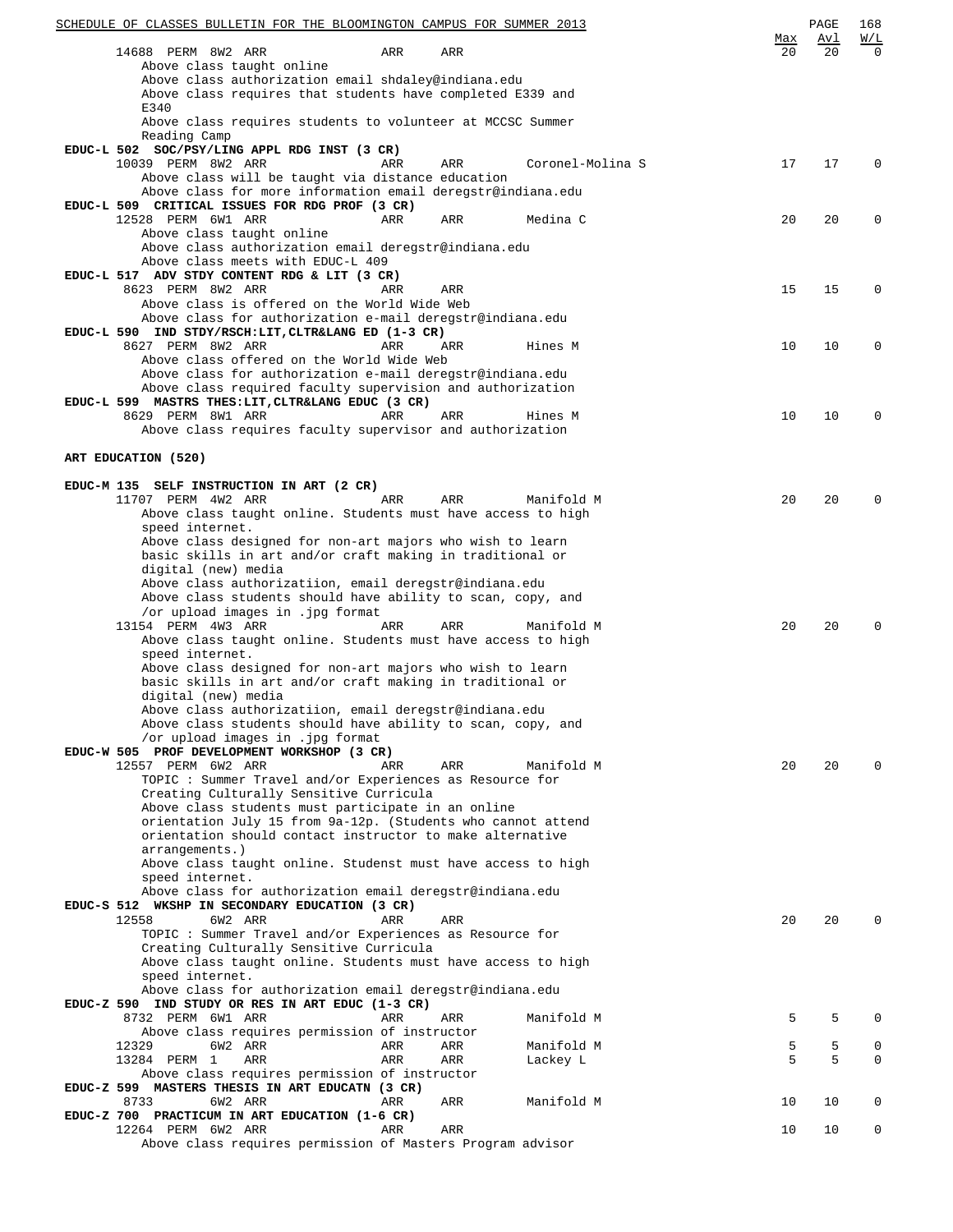| | | | | | Max | Avl | W/L |
|---|---|---|---|---|---|---|---|
| 14688 PERM 8W2 ARR | ARR | ARR | | | 20 | 20 | 0 |

Above class taught online
Above class authorization email shdaley@indiana.edu
Above class requires that students have completed E339 and E340
Above class requires students to volunteer at MCCSC Summer Reading Camp

**EDUC-L 502 SOC/PSY/LING APPL RDG INST (3 CR)**

| | | | | | | | |
|---|---|---|---|---|---|---|---|
| 10039 PERM 8W2 ARR | ARR | ARR | Coronel-Molina S | | 17 | 17 | 0 |

Above class will be taught via distance education
Above class for more information email deregstr@indiana.edu

**EDUC-L 509 CRITICAL ISSUES FOR RDG PROF (3 CR)**

| | | | | | | | |
|---|---|---|---|---|---|---|---|
| 12528 PERM 6W1 ARR | ARR | ARR | Medina C | | 20 | 20 | 0 |

Above class taught online
Above class authorization email deregstr@indiana.edu
Above class meets with EDUC-L 409

**EDUC-L 517 ADV STDY CONTENT RDG & LIT (3 CR)**

| | | | | | | | |
|---|---|---|---|---|---|---|---|
| 8623 PERM 8W2 ARR | ARR | ARR | | | 15 | 15 | 0 |

Above class is offered on the World Wide Web
Above class for authorization e-mail deregstr@indiana.edu

**EDUC-L 590 IND STDY/RSCH:LIT,CLTR&LANG ED (1-3 CR)**

| | | | | | | | |
|---|---|---|---|---|---|---|---|
| 8627 PERM 8W2 ARR | ARR | ARR | Hines M | | 10 | 10 | 0 |

Above class offered on the World Wide Web
Above class for authorization e-mail deregstr@indiana.edu
Above class required faculty supervision and authorization

**EDUC-L 599 MASTRS THES:LIT,CLTR&LANG EDUC (3 CR)**

| | | | | | | | |
|---|---|---|---|---|---|---|---|
| 8629 PERM 8W1 ARR | ARR | ARR | Hines M | | 10 | 10 | 0 |

Above class requires faculty supervisor and authorization

## ART EDUCATION (520)

**EDUC-M 135 SELF INSTRUCTION IN ART (2 CR)**

| | | | | | | | |
|---|---|---|---|---|---|---|---|
| 11707 PERM 4W2 ARR | ARR | ARR | Manifold M | | 20 | 20 | 0 |

Above class taught online. Students must have access to high speed internet.
Above class designed for non-art majors who wish to learn basic skills in art and/or craft making in traditional or digital (new) media
Above class authorizatiion, email deregstr@indiana.edu
Above class students should have ability to scan, copy, and /or upload images in .jpg format

| | | | | | | | |
|---|---|---|---|---|---|---|---|
| 13154 PERM 4W3 ARR | ARR | ARR | Manifold M | | 20 | 20 | 0 |

Above class taught online. Students must have access to high speed internet.
Above class designed for non-art majors who wish to learn basic skills in art and/or craft making in traditional or digital (new) media
Above class authorizatiion, email deregstr@indiana.edu
Above class students should have ability to scan, copy, and /or upload images in .jpg format

**EDUC-W 505 PROF DEVELOPMENT WORKSHOP (3 CR)**

| | | | | | | | |
|---|---|---|---|---|---|---|---|
| 12557 PERM 6W2 ARR | ARR | ARR | Manifold M | | 20 | 20 | 0 |

TOPIC : Summer Travel and/or Experiences as Resource for Creating Culturally Sensitive Curricula
Above class students must participate in an online orientation July 15 from 9a-12p. (Students who cannot attend orientation should contact instructor to make alternative arrangements.)
Above class taught online. Studenst must have access to high speed internet.
Above class for authorization email deregstr@indiana.edu

**EDUC-S 512 WKSHP IN SECONDARY EDUCATION (3 CR)**

| | | | | | | | |
|---|---|---|---|---|---|---|---|
| 12558 6W2 ARR | ARR | ARR | | | 20 | 20 | 0 |

TOPIC : Summer Travel and/or Experiences as Resource for Creating Culturally Sensitive Curricula
Above class taught online. Students must have access to high speed internet.
Above class for authorization email deregstr@indiana.edu

**EDUC-Z 590 IND STUDY OR RES IN ART EDUC (1-3 CR)**

| | | | | | | | |
|---|---|---|---|---|---|---|---|
| 8732 PERM 6W1 ARR | ARR | ARR | Manifold M | | 5 | 5 | 0 |

Above class requires permission of instructor

| | | | | | | | |
|---|---|---|---|---|---|---|---|
| 12329 6W2 ARR | ARR | ARR | Manifold M | | 5 | 5 | 0 |
| 13284 PERM 1 ARR | ARR | ARR | Lackey L | | 5 | 5 | 0 |

Above class requires permission of instructor

**EDUC-Z 599 MASTERS THESIS IN ART EDUCATN (3 CR)**

| | | | | | | | |
|---|---|---|---|---|---|---|---|
| 8733 6W2 ARR | ARR | ARR | Manifold M | | 10 | 10 | 0 |

**EDUC-Z 700 PRACTICUM IN ART EDUCATION (1-6 CR)**

| | | | | | | | |
|---|---|---|---|---|---|---|---|
| 12264 PERM 6W2 ARR | ARR | ARR | | | 10 | 10 | 0 |

Above class requires permission of Masters Program advisor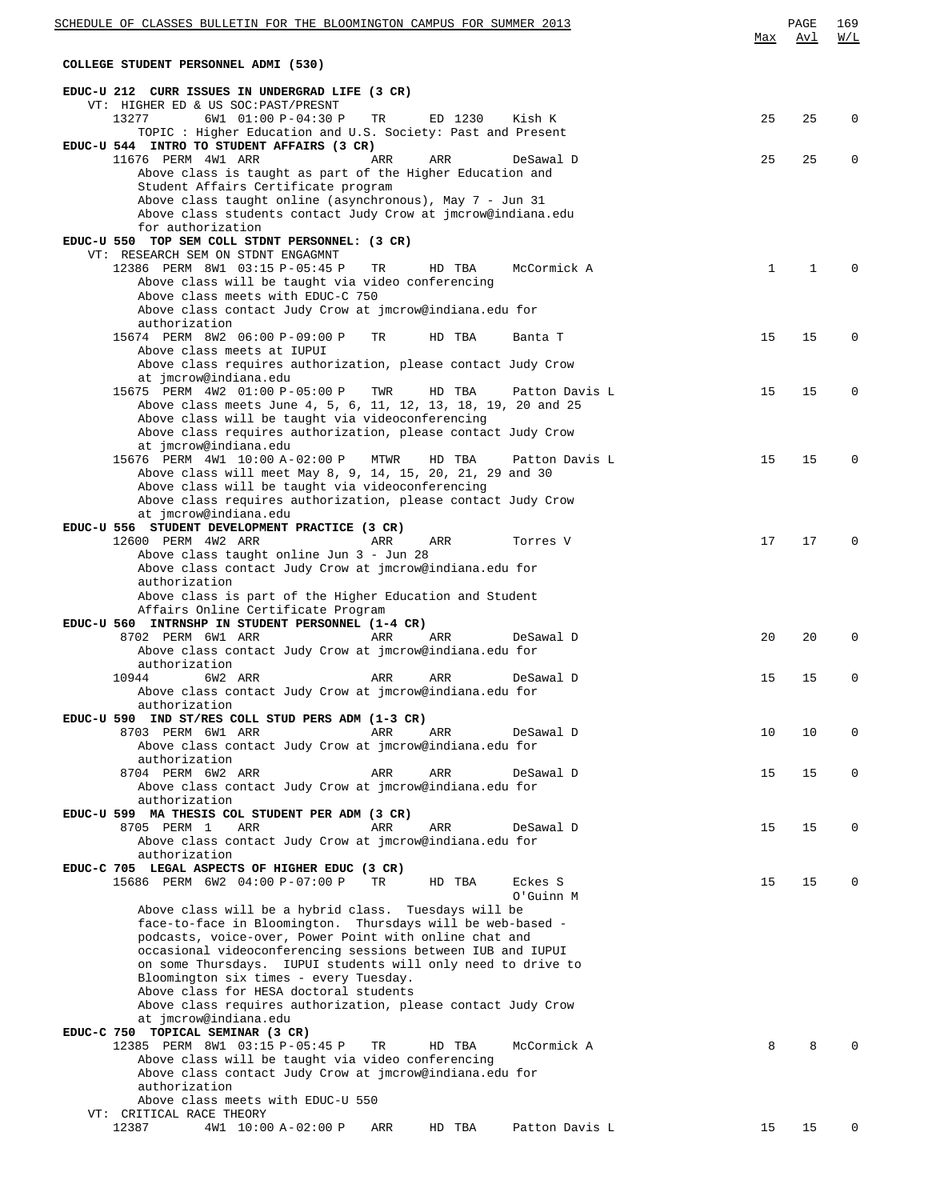## COLLEGE STUDENT PERSONNEL ADMI (530)

**EDUC-U 212 CURR ISSUES IN UNDERGRAD LIFE (3 CR)**

VT: HIGHER ED & US SOC:PAST/PRESNT

| Class | Perm | Session | Time | Days | Location | Instructor | Max | Avl | W/L |
|---|---|---|---|---|---|---|---|---|---|
| 13277 | | 6W1 | 01:00 P-04:30 P | TR | ED 1230 | Kish K | 25 | 25 | 0 |

TOPIC : Higher Education and U.S. Society: Past and Present

**EDUC-U 544 INTRO TO STUDENT AFFAIRS (3 CR)**

| Class | Perm | Session | Time | Days | Location | Instructor | Max | Avl | W/L |
|---|---|---|---|---|---|---|---|---|---|
| 11676 | PERM | 4W1 | ARR | ARR | ARR | DeSawal D | 25 | 25 | 0 |

Above class is taught as part of the Higher Education and Student Affairs Certificate program
Above class taught online (asynchronous), May 7 - Jun 31
Above class students contact Judy Crow at jmcrow@indiana.edu for authorization

**EDUC-U 550 TOP SEM COLL STDNT PERSONNEL: (3 CR)**

VT: RESEARCH SEM ON STDNT ENGAGMNT

| Class | Perm | Session | Time | Days | Location | Instructor | Max | Avl | W/L |
|---|---|---|---|---|---|---|---|---|---|
| 12386 | PERM | 8W1 | 03:15 P-05:45 P | TR | HD TBA | McCormick A | 1 | 1 | 0 |

Above class will be taught via video conferencing
Above class meets with EDUC-C 750
Above class contact Judy Crow at jmcrow@indiana.edu for authorization

| Class | Perm | Session | Time | Days | Location | Instructor | Max | Avl | W/L |
|---|---|---|---|---|---|---|---|---|---|
| 15674 | PERM | 8W2 | 06:00 P-09:00 P | TR | HD TBA | Banta T | 15 | 15 | 0 |

Above class meets at IUPUI
Above class requires authorization, please contact Judy Crow at jmcrow@indiana.edu

| Class | Perm | Session | Time | Days | Location | Instructor | Max | Avl | W/L |
|---|---|---|---|---|---|---|---|---|---|
| 15675 | PERM | 4W2 | 01:00 P-05:00 P | TWR | HD TBA | Patton Davis L | 15 | 15 | 0 |

Above class meets June 4, 5, 6, 11, 12, 13, 18, 19, 20 and 25
Above class will be taught via videoconferencing
Above class requires authorization, please contact Judy Crow at jmcrow@indiana.edu

| Class | Perm | Session | Time | Days | Location | Instructor | Max | Avl | W/L |
|---|---|---|---|---|---|---|---|---|---|
| 15676 | PERM | 4W1 | 10:00 A-02:00 P | MTWR | HD TBA | Patton Davis L | 15 | 15 | 0 |

Above class will meet May 8, 9, 14, 15, 20, 21, 29 and 30
Above class will be taught via videoconferencing
Above class requires authorization, please contact Judy Crow at jmcrow@indiana.edu

**EDUC-U 556 STUDENT DEVELOPMENT PRACTICE (3 CR)**

| Class | Perm | Session | Time | Days | Location | Instructor | Max | Avl | W/L |
|---|---|---|---|---|---|---|---|---|---|
| 12600 | PERM | 4W2 | ARR | ARR | ARR | Torres V | 17 | 17 | 0 |

Above class taught online Jun 3 - Jun 28
Above class contact Judy Crow at jmcrow@indiana.edu for authorization
Above class is part of the Higher Education and Student Affairs Online Certificate Program

**EDUC-U 560 INTRNSHP IN STUDENT PERSONNEL (1-4 CR)**

| Class | Perm | Session | Time | Days | Location | Instructor | Max | Avl | W/L |
|---|---|---|---|---|---|---|---|---|---|
| 8702 | PERM | 6W1 | ARR | ARR | ARR | DeSawal D | 20 | 20 | 0 |

Above class contact Judy Crow at jmcrow@indiana.edu for authorization

| Class | Perm | Session | Time | Days | Location | Instructor | Max | Avl | W/L |
|---|---|---|---|---|---|---|---|---|---|
| 10944 | | 6W2 | ARR | ARR | ARR | DeSawal D | 15 | 15 | 0 |

Above class contact Judy Crow at jmcrow@indiana.edu for authorization

**EDUC-U 590 IND ST/RES COLL STUD PERS ADM (1-3 CR)**

| Class | Perm | Session | Time | Days | Location | Instructor | Max | Avl | W/L |
|---|---|---|---|---|---|---|---|---|---|
| 8703 | PERM | 6W1 | ARR | ARR | ARR | DeSawal D | 10 | 10 | 0 |

Above class contact Judy Crow at jmcrow@indiana.edu for authorization

| Class | Perm | Session | Time | Days | Location | Instructor | Max | Avl | W/L |
|---|---|---|---|---|---|---|---|---|---|
| 8704 | PERM | 6W2 | ARR | ARR | ARR | DeSawal D | 15 | 15 | 0 |

Above class contact Judy Crow at jmcrow@indiana.edu for authorization

**EDUC-U 599 MA THESIS COL STUDENT PER ADM (3 CR)**

| Class | Perm | Session | Time | Days | Location | Instructor | Max | Avl | W/L |
|---|---|---|---|---|---|---|---|---|---|
| 8705 | PERM | 1 | ARR | ARR | ARR | DeSawal D | 15 | 15 | 0 |

Above class contact Judy Crow at jmcrow@indiana.edu for authorization

**EDUC-C 705 LEGAL ASPECTS OF HIGHER EDUC (3 CR)**

| Class | Perm | Session | Time | Days | Location | Instructor | Max | Avl | W/L |
|---|---|---|---|---|---|---|---|---|---|
| 15686 | PERM | 6W2 | 04:00 P-07:00 P | TR | HD TBA | Eckes S, O'Guinn M | 15 | 15 | 0 |

Above class will be a hybrid class. Tuesdays will be face-to-face in Bloomington. Thursdays will be web-based - podcasts, voice-over, Power Point with online chat and occasional videoconferencing sessions between IUB and IUPUI on some Thursdays. IUPUI students will only need to drive to Bloomington six times - every Tuesday.
Above class for HESA doctoral students
Above class requires authorization, please contact Judy Crow at jmcrow@indiana.edu

**EDUC-C 750 TOPICAL SEMINAR (3 CR)**

| Class | Perm | Session | Time | Days | Location | Instructor | Max | Avl | W/L |
|---|---|---|---|---|---|---|---|---|---|
| 12385 | PERM | 8W1 | 03:15 P-05:45 P | TR | HD TBA | McCormick A | 8 | 8 | 0 |

Above class will be taught via video conferencing
Above class contact Judy Crow at jmcrow@indiana.edu for authorization
Above class meets with EDUC-U 550

VT: CRITICAL RACE THEORY

| Class | Perm | Session | Time | Days | Location | Instructor | Max | Avl | W/L |
|---|---|---|---|---|---|---|---|---|---|
| 12387 | | 4W1 | 10:00 A-02:00 P | ARR | HD TBA | Patton Davis L | 15 | 15 | 0 |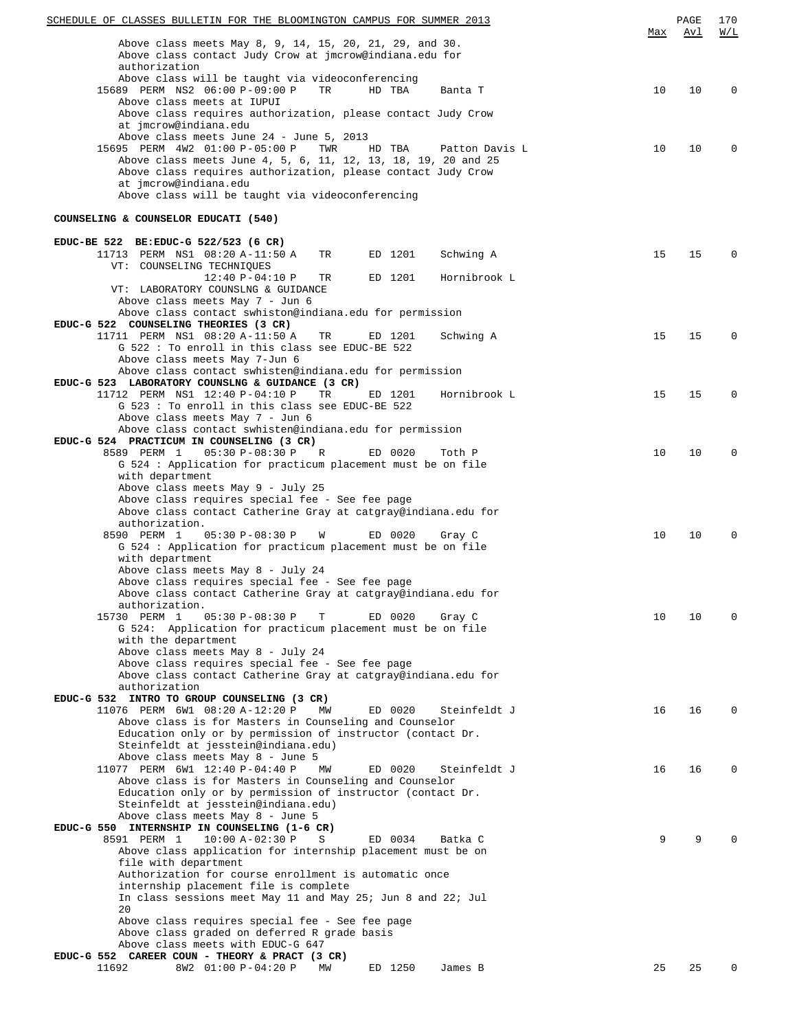| | Max | Avl | W/L |
|---|---|---|---|
| Above class meets May 8, 9, 14, 15, 20, 21, 29, and 30. Above class contact Judy Crow at jmcrow@indiana.edu for authorization. Above class will be taught via videoconferencing | | | |
| 15689 PERM NS2 06:00 P-09:00 P TR HD TBA Banta T | 10 | 10 | 0 |
| Above class meets at IUPUI. Above class requires authorization, please contact Judy Crow at jmcrow@indiana.edu. Above class meets June 24 - June 5, 2013 | | | |
| 15695 PERM 4W2 01:00 P-05:00 P TWR HD TBA Patton Davis L | 10 | 10 | 0 |
| Above class meets June 4, 5, 6, 11, 12, 13, 18, 19, 20 and 25. Above class requires authorization, please contact Judy Crow at jmcrow@indiana.edu. Above class will be taught via videoconferencing | | | |

## COUNSELING & COUNSELOR EDUCATI (540)

**EDUC-BE 522 BE:EDUC-G 522/523 (6 CR)**

| | Max | Avl | W/L |
|---|---|---|---|
| 11713 PERM NS1 08:20 A-11:50 A TR ED 1201 Schwing A | 15 | 15 | 0 |
| VT: COUNSELING TECHNIQUES | | | |
| 12:40 P-04:10 P TR ED 1201 Hornibrook L | | | |
| VT: LABORATORY COUNSLNG & GUIDANCE. Above class meets May 7 - Jun 6. Above class contact swhiston@indiana.edu for permission | | | |

**EDUC-G 522 COUNSELING THEORIES (3 CR)**

| | Max | Avl | W/L |
|---|---|---|---|
| 11711 PERM NS1 08:20 A-11:50 A TR ED 1201 Schwing A | 15 | 15 | 0 |
| G 522 : To enroll in this class see EDUC-BE 522. Above class meets May 7-Jun 6. Above class contact swhisten@indiana.edu for permission | | | |

**EDUC-G 523 LABORATORY COUNSLNG & GUIDANCE (3 CR)**

| | Max | Avl | W/L |
|---|---|---|---|
| 11712 PERM NS1 12:40 P-04:10 P TR ED 1201 Hornibrook L | 15 | 15 | 0 |
| G 523 : To enroll in this class see EDUC-BE 522. Above class meets May 7 - Jun 6. Above class contact swhisten@indiana.edu for permission | | | |

**EDUC-G 524 PRACTICUM IN COUNSELING (3 CR)**

| | Max | Avl | W/L |
|---|---|---|---|
| 8589 PERM 1 05:30 P-08:30 P R ED 0020 Toth P | 10 | 10 | 0 |
| G 524 : Application for practicum placement must be on file with department. Above class meets May 9 - July 25. Above class requires special fee - See fee page. Above class contact Catherine Gray at catgray@indiana.edu for authorization. | | | |
| 8590 PERM 1 05:30 P-08:30 P W ED 0020 Gray C | 10 | 10 | 0 |
| G 524 : Application for practicum placement must be on file with department. Above class meets May 8 - July 24. Above class requires special fee - See fee page. Above class contact Catherine Gray at catgray@indiana.edu for authorization. | | | |
| 15730 PERM 1 05:30 P-08:30 P T ED 0020 Gray C | 10 | 10 | 0 |
| G 524: Application for practicum placement must be on file with the department. Above class meets May 8 - July 24. Above class requires special fee - See fee page. Above class contact Catherine Gray at catgray@indiana.edu for authorization | | | |

**EDUC-G 532 INTRO TO GROUP COUNSELING (3 CR)**

| | Max | Avl | W/L |
|---|---|---|---|
| 11076 PERM 6W1 08:20 A-12:20 P MW ED 0020 Steinfeldt J | 16 | 16 | 0 |
| Above class is for Masters in Counseling and Counselor Education only or by permission of instructor (contact Dr. Steinfeldt at jesstein@indiana.edu). Above class meets May 8 - June 5 | | | |
| 11077 PERM 6W1 12:40 P-04:40 P MW ED 0020 Steinfeldt J | 16 | 16 | 0 |
| Above class is for Masters in Counseling and Counselor Education only or by permission of instructor (contact Dr. Steinfeldt at jesstein@indiana.edu). Above class meets May 8 - June 5 | | | |

**EDUC-G 550 INTERNSHIP IN COUNSELING (1-6 CR)**

| | Max | Avl | W/L |
|---|---|---|---|
| 8591 PERM 1 10:00 A-02:30 P S ED 0034 Batka C | 9 | 9 | 0 |
| Above class application for internship placement must be on file with department. Authorization for course enrollment is automatic once internship placement file is complete. In class sessions meet May 11 and May 25; Jun 8 and 22; Jul 20. Above class requires special fee - See fee page. Above class graded on deferred R grade basis. Above class meets with EDUC-G 647 | | | |

**EDUC-G 552 CAREER COUN - THEORY & PRACT (3 CR)**

| | Max | Avl | W/L |
|---|---|---|---|
| 11692 8W2 01:00 P-04:20 P MW ED 1250 James B | 25 | 25 | 0 |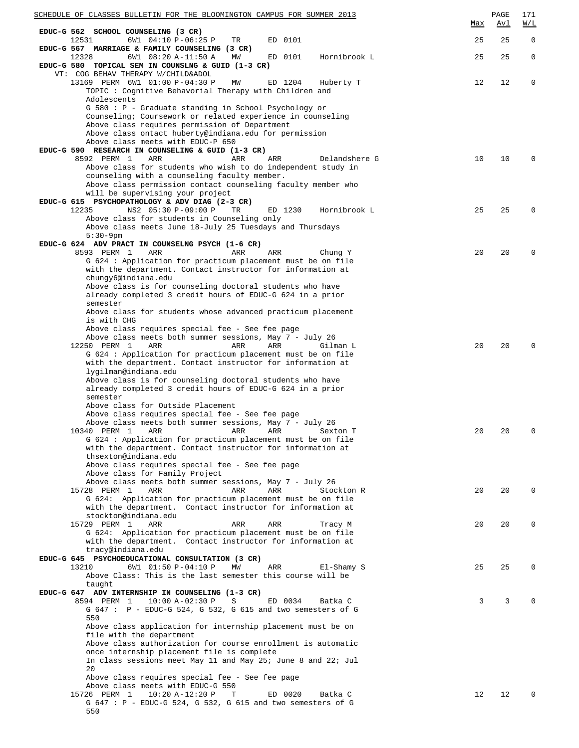| | | | | | | Max | Avl | W/L |
|---|---|---|---|---|---|---|---|---|

**EDUC-G 562 SCHOOL COUNSELING (3 CR)**

| Class | | Time | Days | Room | Instructor | Max | Avl | W/L |
|---|---|---|---|---|---|---|---|---|
| 12531 | 6W1 | 04:10 P-06:25 P | TR | ED 0101 | | 25 | 25 | 0 |

**EDUC-G 567 MARRIAGE & FAMILY COUNSELING (3 CR)**

| Class | | Time | Days | Room | Instructor | Max | Avl | W/L |
|---|---|---|---|---|---|---|---|---|
| 12328 | 6W1 | 08:20 A-11:50 A | MW | ED 0101 | Hornibrook L | 25 | 25 | 0 |

**EDUC-G 580 TOPICAL SEM IN COUNSLNG & GUID (1-3 CR)**

VT: COG BEHAV THERAPY W/CHILD&ADOL

| Class | | Time | Days | Room | Instructor | Max | Avl | W/L |
|---|---|---|---|---|---|---|---|---|
| 13169 | PERM 6W1 | 01:00 P-04:30 P | MW | ED 1204 | Huberty T | 12 | 12 | 0 |

TOPIC : Cognitive Behavorial Therapy with Children and Adolescents
G 580 : P - Graduate standing in School Psychology or Counseling; Coursework or related experience in counseling
Above class requires permission of Department
Above class ontact huberty@indiana.edu for permission
Above class meets with EDUC-P 650

**EDUC-G 590 RESEARCH IN COUNSELING & GUID (1-3 CR)**

| Class | | Time | Days | Room | Instructor | Max | Avl | W/L |
|---|---|---|---|---|---|---|---|---|
| 8592 | PERM 1 | ARR | ARR | ARR | Delandshere G | 10 | 10 | 0 |

Above class for students who wish to do independent study in counseling with a counseling faculty member.
Above class permission contact counseling faculty member who will be supervising your project

**EDUC-G 615 PSYCHOPATHOLOGY & ADV DIAG (2-3 CR)**

| Class | | Time | Days | Room | Instructor | Max | Avl | W/L |
|---|---|---|---|---|---|---|---|---|
| 12235 | NS2 | 05:30 P-09:00 P | TR | ED 1230 | Hornibrook L | 25 | 25 | 0 |

Above class for students in Counseling only
Above class meets June 18-July 25 Tuesdays and Thursdays 5:30-9pm

**EDUC-G 624 ADV PRACT IN COUNSELNG PSYCH (1-6 CR)**

| Class | | Time | Days | Room | Instructor | Max | Avl | W/L |
|---|---|---|---|---|---|---|---|---|
| 8593 | PERM 1 | ARR | ARR | ARR | Chung Y | 20 | 20 | 0 |

G 624 : Application for practicum placement must be on file with the department. Contact instructor for information at chungy6@indiana.edu
Above class is for counseling doctoral students who have already completed 3 credit hours of EDUC-G 624 in a prior semester
Above class for students whose advanced practicum placement is with CHG
Above class requires special fee - See fee page
Above class meets both summer sessions, May 7 - July 26

| Class | | Time | Days | Room | Instructor | Max | Avl | W/L |
|---|---|---|---|---|---|---|---|---|
| 12250 | PERM 1 | ARR | ARR | ARR | Gilman L | 20 | 20 | 0 |

G 624 : Application for practicum placement must be on file with the department. Contact instructor for information at lygilman@indiana.edu
Above class is for counseling doctoral students who have already completed 3 credit hours of EDUC-G 624 in a prior semester
Above class for Outside Placement
Above class requires special fee - See fee page
Above class meets both summer sessions, May 7 - July 26

| Class | | Time | Days | Room | Instructor | Max | Avl | W/L |
|---|---|---|---|---|---|---|---|---|
| 10340 | PERM 1 | ARR | ARR | ARR | Sexton T | 20 | 20 | 0 |

G 624 : Application for practicum placement must be on file with the department. Contact instructor for information at thsexton@indiana.edu
Above class requires special fee - See fee page
Above class for Family Project
Above class meets both summer sessions, May 7 - July 26

| Class | | Time | Days | Room | Instructor | Max | Avl | W/L |
|---|---|---|---|---|---|---|---|---|
| 15728 | PERM 1 | ARR | ARR | ARR | Stockton R | 20 | 20 | 0 |

G 624: Application for practicum placement must be on file with the department. Contact instructor for information at stockton@indiana.edu

| Class | | Time | Days | Room | Instructor | Max | Avl | W/L |
|---|---|---|---|---|---|---|---|---|
| 15729 | PERM 1 | ARR | ARR | ARR | Tracy M | 20 | 20 | 0 |

G 624: Application for practicum placement must be on file with the department. Contact instructor for information at tracy@indiana.edu

**EDUC-G 645 PSYCHOEDUCATIONAL CONSULTATION (3 CR)**

| Class | | Time | Days | Room | Instructor | Max | Avl | W/L |
|---|---|---|---|---|---|---|---|---|
| 13210 | 6W1 | 01:50 P-04:10 P | MW | ARR | El-Shamy S | 25 | 25 | 0 |

Above Class: This is the last semester this course will be taught

**EDUC-G 647 ADV INTERNSHIP IN COUNSELING (1-3 CR)**

| Class | | Time | Days | Room | Instructor | Max | Avl | W/L |
|---|---|---|---|---|---|---|---|---|
| 8594 | PERM 1 | 10:00 A-02:30 P | S | ED 0034 | Batka C | 3 | 3 | 0 |

G 647 : P - EDUC-G 524, G 532, G 615 and two semesters of G 550
Above class application for internship placement must be on file with the department
Above class authorization for course enrollment is automatic once internship placement file is complete
In class sessions meet May 11 and May 25; June 8 and 22; Jul 20
Above class requires special fee - See fee page
Above class meets with EDUC-G 550

| Class | | Time | Days | Room | Instructor | Max | Avl | W/L |
|---|---|---|---|---|---|---|---|---|
| 15726 | PERM 1 | 10:20 A-12:20 P | T | ED 0020 | Batka C | 12 | 12 | 0 |

G 647 : P - EDUC-G 524, G 532, G 615 and two semesters of G 550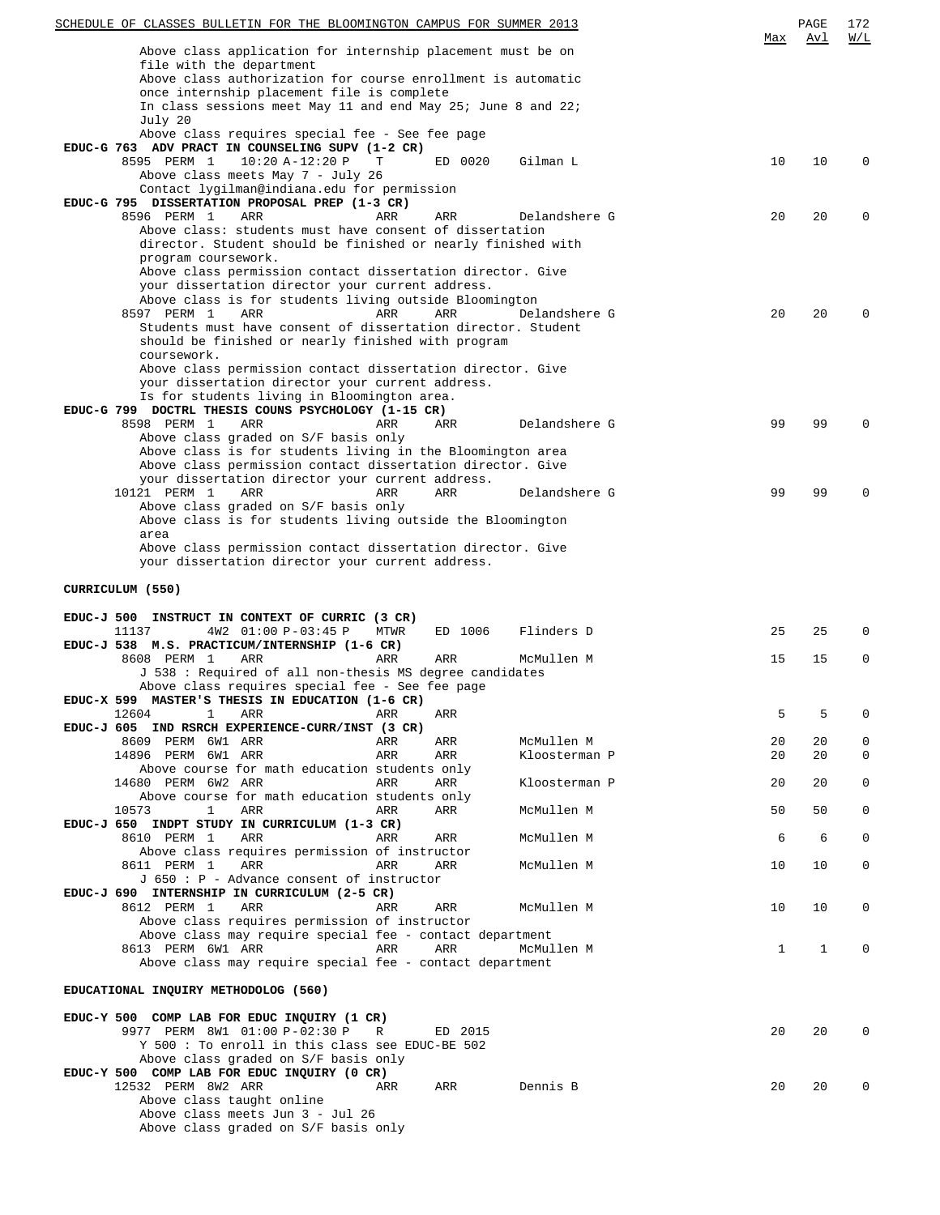Above class application for internship placement must be on file with the department
Above class authorization for course enrollment is automatic once internship placement file is complete
In class sessions meet May 11 and end May 25; June 8 and 22; July 20
Above class requires special fee - See fee page

**EDUC-G 763 ADV PRACT IN COUNSELING SUPV (1-2 CR)**

| Class | Session | Time | Days | Room | Instructor | Max | Avl | W/L |
|---|---|---|---|---|---|---|---|---|
| 8595 PERM | 1 | 10:20 A-12:20 P | T | ED 0020 | Gilman L | 10 | 10 | 0 |

Above class meets May 7 - July 26
Contact lygilman@indiana.edu for permission

**EDUC-G 795 DISSERTATION PROPOSAL PREP (1-3 CR)**

| Class | Session | Time | Days | Room | Instructor | Max | Avl | W/L |
|---|---|---|---|---|---|---|---|---|
| 8596 PERM | 1 | ARR | ARR | ARR | Delandshere G | 20 | 20 | 0 |

Above class: students must have consent of dissertation director. Student should be finished or nearly finished with program coursework.
Above class permission contact dissertation director. Give your dissertation director your current address.
Above class is for students living outside Bloomington

| Class | Session | Time | Days | Room | Instructor | Max | Avl | W/L |
|---|---|---|---|---|---|---|---|---|
| 8597 PERM | 1 | ARR | ARR | ARR | Delandshere G | 20 | 20 | 0 |

Students must have consent of dissertation director. Student should be finished or nearly finished with program coursework.
Above class permission contact dissertation director. Give your dissertation director your current address.
Is for students living in Bloomington area.

**EDUC-G 799 DOCTRL THESIS COUNS PSYCHOLOGY (1-15 CR)**

| Class | Session | Time | Days | Room | Instructor | Max | Avl | W/L |
|---|---|---|---|---|---|---|---|---|
| 8598 PERM | 1 | ARR | ARR | ARR | Delandshere G | 99 | 99 | 0 |

Above class graded on S/F basis only
Above class is for students living in the Bloomington area
Above class permission contact dissertation director. Give your dissertation director your current address.

| Class | Session | Time | Days | Room | Instructor | Max | Avl | W/L |
|---|---|---|---|---|---|---|---|---|
| 10121 PERM | 1 | ARR | ARR | ARR | Delandshere G | 99 | 99 | 0 |

Above class graded on S/F basis only
Above class is for students living outside the Bloomington area
Above class permission contact dissertation director. Give your dissertation director your current address.

## CURRICULUM (550)

**EDUC-J 500 INSTRUCT IN CONTEXT OF CURRIC (3 CR)**

| Class | Session | Time | Days | Room | Instructor | Max | Avl | W/L |
|---|---|---|---|---|---|---|---|---|
| 11137 | 4W2 | 01:00 P-03:45 P | MTWR | ED 1006 | Flinders D | 25 | 25 | 0 |

**EDUC-J 538 M.S. PRACTICUM/INTERNSHIP (1-6 CR)**

| Class | Session | Time | Days | Room | Instructor | Max | Avl | W/L |
|---|---|---|---|---|---|---|---|---|
| 8608 PERM | 1 | ARR | ARR | ARR | McMullen M | 15 | 15 | 0 |

J 538 : Required of all non-thesis MS degree candidates
Above class requires special fee - See fee page

**EDUC-X 599 MASTER'S THESIS IN EDUCATION (1-6 CR)**

| Class | Session | Time | Days | Room | Instructor | Max | Avl | W/L |
|---|---|---|---|---|---|---|---|---|
| 12604 | 1 | ARR | ARR | ARR | | 5 | 5 | 0 |

**EDUC-J 605 IND RSRCH EXPERIENCE-CURR/INST (3 CR)**

| Class | Session | Time | Days | Room | Instructor | Max | Avl | W/L |
|---|---|---|---|---|---|---|---|---|
| 8609 PERM | 6W1 | ARR | ARR | ARR | McMullen M | 20 | 20 | 0 |
| 14896 PERM | 6W1 | ARR | ARR | ARR | Kloosterman P | 20 | 20 | 0 |

Above course for math education students only

| Class | Session | Time | Days | Room | Instructor | Max | Avl | W/L |
|---|---|---|---|---|---|---|---|---|
| 14680 PERM | 6W2 | ARR | ARR | ARR | Kloosterman P | 20 | 20 | 0 |

Above course for math education students only

| Class | Session | Time | Days | Room | Instructor | Max | Avl | W/L |
|---|---|---|---|---|---|---|---|---|
| 10573 | 1 | ARR | ARR | ARR | McMullen M | 50 | 50 | 0 |

**EDUC-J 650 INDPT STUDY IN CURRICULUM (1-3 CR)**

| Class | Session | Time | Days | Room | Instructor | Max | Avl | W/L |
|---|---|---|---|---|---|---|---|---|
| 8610 PERM | 1 | ARR | ARR | ARR | McMullen M | 6 | 6 | 0 |

Above class requires permission of instructor

| Class | Session | Time | Days | Room | Instructor | Max | Avl | W/L |
|---|---|---|---|---|---|---|---|---|
| 8611 PERM | 1 | ARR | ARR | ARR | McMullen M | 10 | 10 | 0 |

J 650 : P - Advance consent of instructor

**EDUC-J 690 INTERNSHIP IN CURRICULUM (2-5 CR)**

| Class | Session | Time | Days | Room | Instructor | Max | Avl | W/L |
|---|---|---|---|---|---|---|---|---|
| 8612 PERM | 1 | ARR | ARR | ARR | McMullen M | 10 | 10 | 0 |

Above class requires permission of instructor
Above class may require special fee - contact department

| Class | Session | Time | Days | Room | Instructor | Max | Avl | W/L |
|---|---|---|---|---|---|---|---|---|
| 8613 PERM | 6W1 | ARR | ARR | ARR | McMullen M | 1 | 1 | 0 |

Above class may require special fee - contact department

## EDUCATIONAL INQUIRY METHODOLOG (560)

**EDUC-Y 500 COMP LAB FOR EDUC INQUIRY (1 CR)**

| Class | Session | Time | Days | Room | Instructor | Max | Avl | W/L |
|---|---|---|---|---|---|---|---|---|
| 9977 PERM | 8W1 | 01:00 P-02:30 P | R | ED 2015 | | 20 | 20 | 0 |

Y 500 : To enroll in this class see EDUC-BE 502
Above class graded on S/F basis only

**EDUC-Y 500 COMP LAB FOR EDUC INQUIRY (0 CR)**

| Class | Session | Time | Days | Room | Instructor | Max | Avl | W/L |
|---|---|---|---|---|---|---|---|---|
| 12532 PERM | 8W2 | ARR | ARR | ARR | Dennis B | 20 | 20 | 0 |

Above class taught online
Above class meets Jun 3 - Jul 26
Above class graded on S/F basis only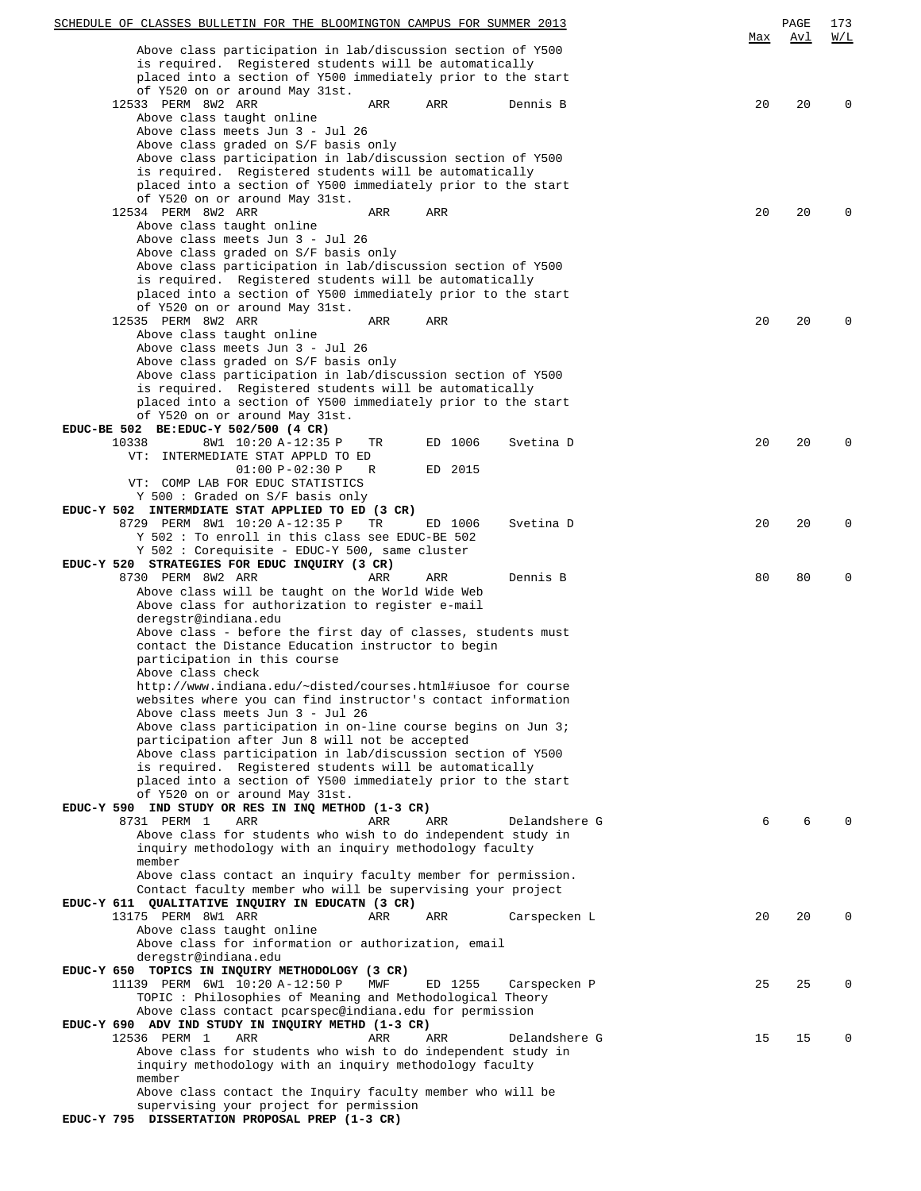| | Max | Avl | W/L |
|---|---|---|---|
| Above class participation in lab/discussion section of Y500 is required. Registered students will be automatically placed into a section of Y500 immediately prior to the start of Y520 on or around May 31st. | | | |
| 12533 PERM 8W2 ARR ARR ARR Dennis B | 20 | 20 | 0 |
| Above class taught online<br>Above class meets Jun 3 - Jul 26<br>Above class graded on S/F basis only<br>Above class participation in lab/discussion section of Y500 is required. Registered students will be automatically placed into a section of Y500 immediately prior to the start of Y520 on or around May 31st. | | | |
| 12534 PERM 8W2 ARR ARR ARR | 20 | 20 | 0 |
| Above class taught online<br>Above class meets Jun 3 - Jul 26<br>Above class graded on S/F basis only<br>Above class participation in lab/discussion section of Y500 is required. Registered students will be automatically placed into a section of Y500 immediately prior to the start of Y520 on or around May 31st. | | | |
| 12535 PERM 8W2 ARR ARR ARR | 20 | 20 | 0 |
| Above class taught online<br>Above class meets Jun 3 - Jul 26<br>Above class graded on S/F basis only<br>Above class participation in lab/discussion section of Y500 is required. Registered students will be automatically placed into a section of Y500 immediately prior to the start of Y520 on or around May 31st. | | | |
| **EDUC-BE 502 BE:EDUC-Y 502/500 (4 CR)** | | | |
| 10338 8W1 10:20 A-12:35 P TR ED 1006 Svetina D | 20 | 20 | 0 |
| VT: INTERMEDIATE STAT APPLD TO ED<br>01:00 P-02:30 P R ED 2015<br>VT: COMP LAB FOR EDUC STATISTICS<br>Y 500 : Graded on S/F basis only | | | |
| **EDUC-Y 502 INTERMDIATE STAT APPLIED TO ED (3 CR)** | | | |
| 8729 PERM 8W1 10:20 A-12:35 P TR ED 1006 Svetina D | 20 | 20 | 0 |
| Y 502 : To enroll in this class see EDUC-BE 502<br>Y 502 : Corequisite - EDUC-Y 500, same cluster | | | |
| **EDUC-Y 520 STRATEGIES FOR EDUC INQUIRY (3 CR)** | | | |
| 8730 PERM 8W2 ARR ARR ARR Dennis B | 80 | 80 | 0 |
| Above class will be taught on the World Wide Web<br>Above class for authorization to register e-mail deregstr@indiana.edu<br>Above class - before the first day of classes, students must contact the Distance Education instructor to begin participation in this course<br>Above class check http://www.indiana.edu/~disted/courses.html#iusoe for course websites where you can find instructor's contact information<br>Above class meets Jun 3 - Jul 26<br>Above class participation in on-line course begins on Jun 3; participation after Jun 8 will not be accepted<br>Above class participation in lab/discussion section of Y500 is required. Registered students will be automatically placed into a section of Y500 immediately prior to the start of Y520 on or around May 31st. | | | |
| **EDUC-Y 590 IND STUDY OR RES IN INQ METHOD (1-3 CR)** | | | |
| 8731 PERM 1 ARR ARR ARR Delandshere G | 6 | 6 | 0 |
| Above class for students who wish to do independent study in inquiry methodology with an inquiry methodology faculty member<br>Above class contact an inquiry faculty member for permission.<br>Contact faculty member who will be supervising your project | | | |
| **EDUC-Y 611 QUALITATIVE INQUIRY IN EDUCATN (3 CR)** | | | |
| 13175 PERM 8W1 ARR ARR ARR Carspecken L | 20 | 20 | 0 |
| Above class taught online<br>Above class for information or authorization, email deregstr@indiana.edu | | | |
| **EDUC-Y 650 TOPICS IN INQUIRY METHODOLOGY (3 CR)** | | | |
| 11139 PERM 6W1 10:20 A-12:50 P MWF ED 1255 Carspecken P | 25 | 25 | 0 |
| TOPIC : Philosophies of Meaning and Methodological Theory<br>Above class contact pcarspec@indiana.edu for permission | | | |
| **EDUC-Y 690 ADV IND STUDY IN INQUIRY METHD (1-3 CR)** | | | |
| 12536 PERM 1 ARR ARR ARR Delandshere G | 15 | 15 | 0 |
| Above class for students who wish to do independent study in inquiry methodology with an inquiry methodology faculty member<br>Above class contact the Inquiry faculty member who will be supervising your project for permission | | | |
| **EDUC-Y 795 DISSERTATION PROPOSAL PREP (1-3 CR)** | | | |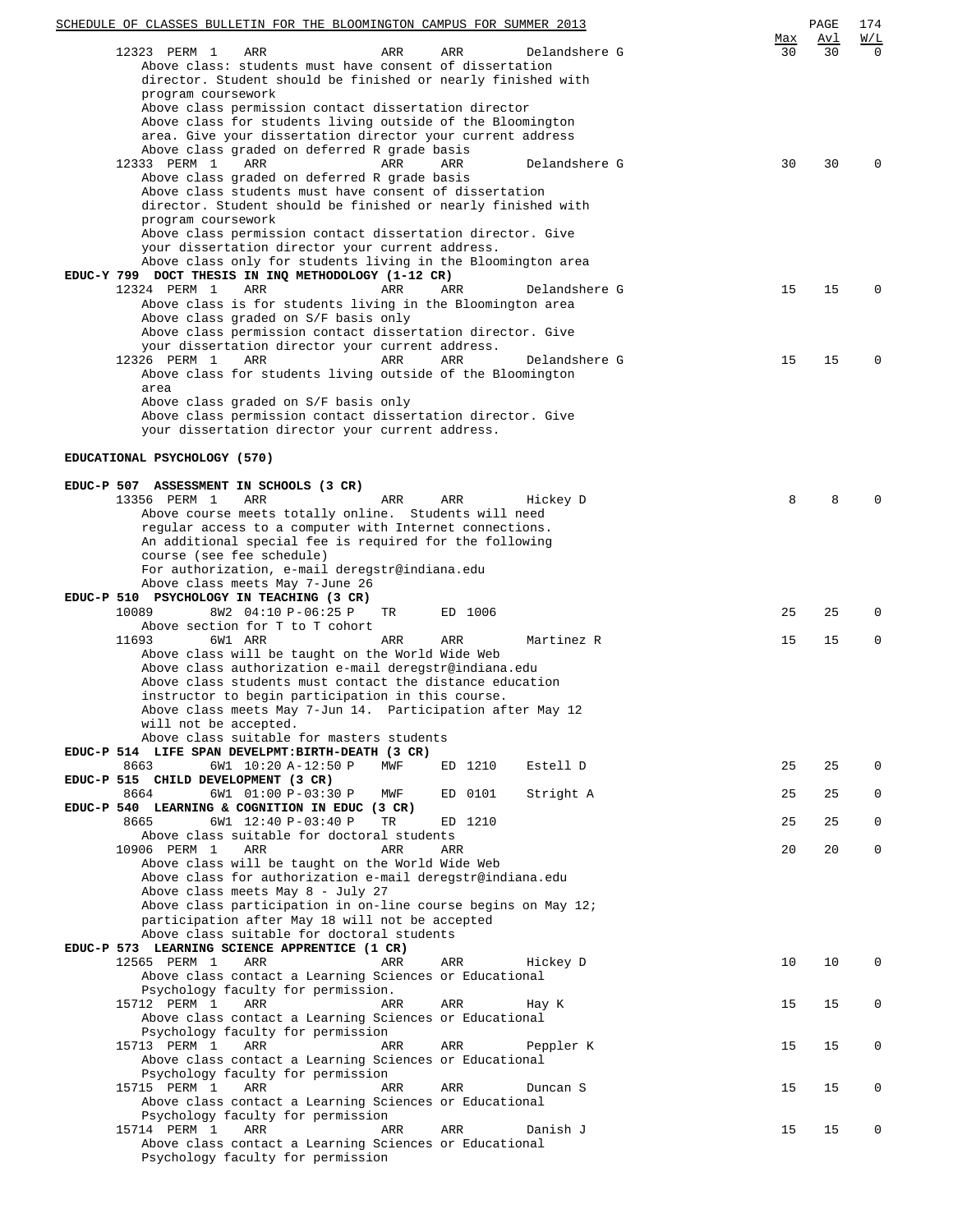```
                                                                                   Max  Avl  W/L
      12323 PERM 1    ARR                  ARR     ARR        Delandshere G         30   30    0
         Above class: students must have consent of dissertation
         director. Student should be finished or nearly finished with
         program coursework
         Above class permission contact dissertation director
         Above class for students living outside of the Bloomington
         area. Give your dissertation director your current address
         Above class graded on deferred R grade basis
      12333 PERM 1    ARR                  ARR     ARR        Delandshere G         30   30    0
         Above class graded on deferred R grade basis
         Above class students must have consent of dissertation
         director. Student should be finished or nearly finished with
         program coursework
         Above class permission contact dissertation director. Give
         your dissertation director your current address.
         Above class only for students living in the Bloomington area
EDUC-Y 799  DOCT THESIS IN INQ METHODOLOGY (1-12 CR)
      12324 PERM 1    ARR                  ARR     ARR        Delandshere G         15   15    0
         Above class is for students living in the Bloomington area
         Above class graded on S/F basis only
         Above class permission contact dissertation director. Give
         your dissertation director your current address.
      12326 PERM 1    ARR                  ARR     ARR        Delandshere G         15   15    0
         Above class for students living outside of the Bloomington
         area
         Above class graded on S/F basis only
         Above class permission contact dissertation director. Give
         your dissertation director your current address.
```

**EDUCATIONAL PSYCHOLOGY (570)**

```
EDUC-P 507  ASSESSMENT IN SCHOOLS (3 CR)
      13356 PERM 1    ARR                  ARR     ARR        Hickey D               8    8    0
         Above course meets totally online.  Students will need
         regular access to a computer with Internet connections.
         An additional special fee is required for the following
         course (see fee schedule)
         For authorization, e-mail deregstr@indiana.edu
         Above class meets May 7-June 26
EDUC-P 510  PSYCHOLOGY IN TEACHING (3 CR)
      10089        8W2 04:10 P-06:25 P     TR      ED 1006                          25   25    0
         Above section for T to T cohort
      11693        6W1 ARR                 ARR     ARR        Martinez R            15   15    0
         Above class will be taught on the World Wide Web
         Above class authorization e-mail deregstr@indiana.edu
         Above class students must contact the distance education
         instructor to begin participation in this course.
         Above class meets May 7-Jun 14.  Participation after May 12
         will not be accepted.
         Above class suitable for masters students
EDUC-P 514  LIFE SPAN DEVELPMT:BIRTH-DEATH (3 CR)
       8663        6W1 10:20 A-12:50 P     MWF     ED 1210    Estell D              25   25    0
EDUC-P 515  CHILD DEVELOPMENT (3 CR)
       8664        6W1 01:00 P-03:30 P     MWF     ED 0101    Stright A             25   25    0
EDUC-P 540  LEARNING & COGNITION IN EDUC (3 CR)
       8665        6W1 12:40 P-03:40 P     TR      ED 1210                          25   25    0
         Above class suitable for doctoral students
      10906 PERM 1    ARR                  ARR     ARR                              20   20    0
         Above class will be taught on the World Wide Web
         Above class for authorization e-mail deregstr@indiana.edu
         Above class meets May 8 - July 27
         Above class participation in on-line course begins on May 12;
         participation after May 18 will not be accepted
         Above class suitable for doctoral students
EDUC-P 573  LEARNING SCIENCE APPRENTICE (1 CR)
      12565 PERM 1    ARR                  ARR     ARR        Hickey D              10   10    0
         Above class contact a Learning Sciences or Educational
         Psychology faculty for permission.
      15712 PERM 1    ARR                  ARR     ARR        Hay K                 15   15    0
         Above class contact a Learning Sciences or Educational
         Psychology faculty for permission
      15713 PERM 1    ARR                  ARR     ARR        Peppler K             15   15    0
         Above class contact a Learning Sciences or Educational
         Psychology faculty for permission
      15715 PERM 1    ARR                  ARR     ARR        Duncan S              15   15    0
         Above class contact a Learning Sciences or Educational
         Psychology faculty for permission
      15714 PERM 1    ARR                  ARR     ARR        Danish J              15   15    0
         Above class contact a Learning Sciences or Educational
         Psychology faculty for permission
```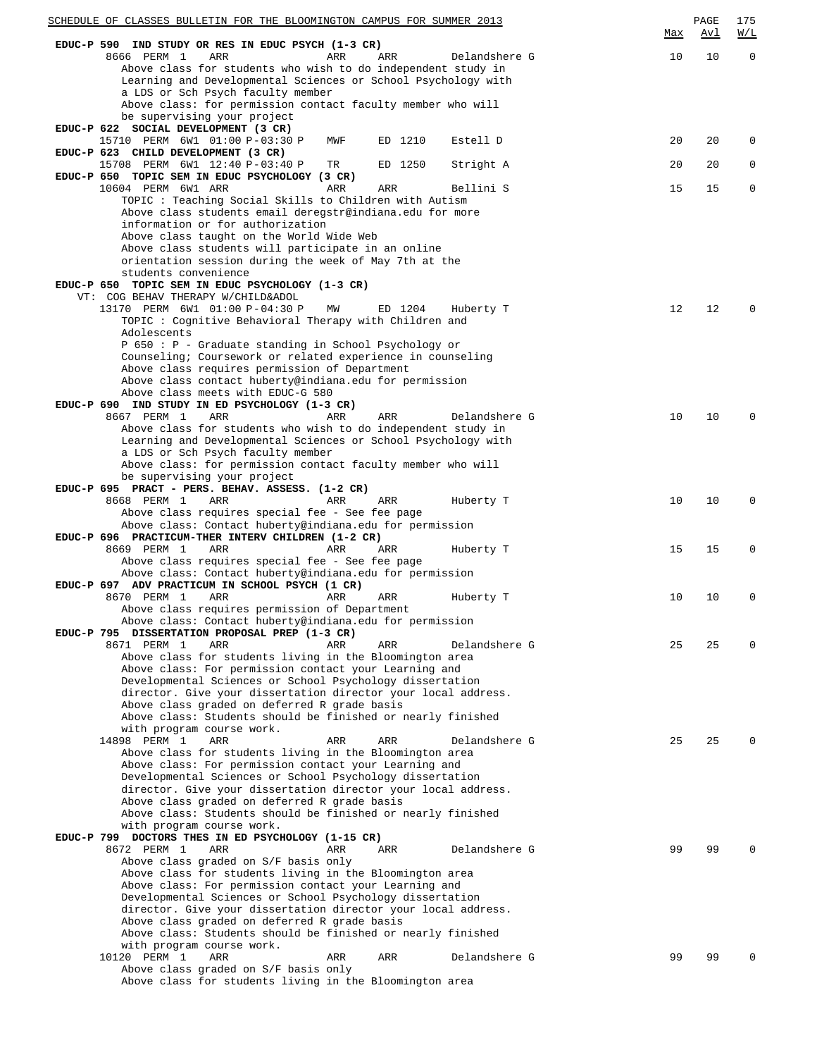| | | | | | Max | Avl | W/L |
|---|---|---|---|---|---|---|---|
| **EDUC-P 590 IND STUDY OR RES IN EDUC PSYCH (1-3 CR)** | | | | | | | |
| 8666 PERM 1 ARR | ARR | ARR | Delandshere G | | 10 | 10 | 0 |

Above class for students who wish to do independent study in Learning and Developmental Sciences or School Psychology with a LDS or Sch Psych faculty member
Above class: for permission contact faculty member who will be supervising your project

**EDUC-P 622 SOCIAL DEVELOPMENT (3 CR)**

| | | | | | Max | Avl | W/L |
|---|---|---|---|---|---|---|---|
| 15710 PERM 6W1 01:00 P-03:30 P | MWF | ED 1210 | Estell D | | 20 | 20 | 0 |

**EDUC-P 623 CHILD DEVELOPMENT (3 CR)**

| | | | | | Max | Avl | W/L |
|---|---|---|---|---|---|---|---|
| 15708 PERM 6W1 12:40 P-03:40 P | TR | ED 1250 | Stright A | | 20 | 20 | 0 |

**EDUC-P 650 TOPIC SEM IN EDUC PSYCHOLOGY (3 CR)**

| | | | | | Max | Avl | W/L |
|---|---|---|---|---|---|---|---|
| 10604 PERM 6W1 ARR | ARR | ARR | Bellini S | | 15 | 15 | 0 |

TOPIC : Teaching Social Skills to Children with Autism
Above class students email deregstr@indiana.edu for more information or for authorization
Above class taught on the World Wide Web
Above class students will participate in an online orientation session during the week of May 7th at the students convenience

**EDUC-P 650 TOPIC SEM IN EDUC PSYCHOLOGY (1-3 CR)**
VT: COG BEHAV THERAPY W/CHILD&ADOL

| | | | | | Max | Avl | W/L |
|---|---|---|---|---|---|---|---|
| 13170 PERM 6W1 01:00 P-04:30 P | MW | ED 1204 | Huberty T | | 12 | 12 | 0 |

TOPIC : Cognitive Behavioral Therapy with Children and Adolescents
P 650 : P - Graduate standing in School Psychology or Counseling; Coursework or related experience in counseling
Above class requires permission of Department
Above class contact huberty@indiana.edu for permission
Above class meets with EDUC-G 580

**EDUC-P 690 IND STUDY IN ED PSYCHOLOGY (1-3 CR)**

| | | | | | Max | Avl | W/L |
|---|---|---|---|---|---|---|---|
| 8667 PERM 1 ARR | ARR | ARR | Delandshere G | | 10 | 10 | 0 |

Above class for students who wish to do independent study in Learning and Developmental Sciences or School Psychology with a LDS or Sch Psych faculty member
Above class: for permission contact faculty member who will be supervising your project

**EDUC-P 695 PRACT - PERS. BEHAV. ASSESS. (1-2 CR)**

| | | | | | Max | Avl | W/L |
|---|---|---|---|---|---|---|---|
| 8668 PERM 1 ARR | ARR | ARR | Huberty T | | 10 | 10 | 0 |

Above class requires special fee - See fee page
Above class: Contact huberty@indiana.edu for permission

**EDUC-P 696 PRACTICUM-THER INTERV CHILDREN (1-2 CR)**

| | | | | | Max | Avl | W/L |
|---|---|---|---|---|---|---|---|
| 8669 PERM 1 ARR | ARR | ARR | Huberty T | | 15 | 15 | 0 |

Above class requires special fee - See fee page
Above class: Contact huberty@indiana.edu for permission

**EDUC-P 697 ADV PRACTICUM IN SCHOOL PSYCH (1 CR)**

| | | | | | Max | Avl | W/L |
|---|---|---|---|---|---|---|---|
| 8670 PERM 1 ARR | ARR | ARR | Huberty T | | 10 | 10 | 0 |

Above class requires permission of Department
Above class: Contact huberty@indiana.edu for permission

**EDUC-P 795 DISSERTATION PROPOSAL PREP (1-3 CR)**

| | | | | | Max | Avl | W/L |
|---|---|---|---|---|---|---|---|
| 8671 PERM 1 ARR | ARR | ARR | Delandshere G | | 25 | 25 | 0 |

Above class for students living in the Bloomington area
Above class: For permission contact your Learning and Developmental Sciences or School Psychology dissertation director. Give your dissertation director your local address.
Above class graded on deferred R grade basis
Above class: Students should be finished or nearly finished with program course work.

| | | | | | Max | Avl | W/L |
|---|---|---|---|---|---|---|---|
| 14898 PERM 1 ARR | ARR | ARR | Delandshere G | | 25 | 25 | 0 |

Above class for students living in the Bloomington area
Above class: For permission contact your Learning and Developmental Sciences or School Psychology dissertation director. Give your dissertation director your local address.
Above class graded on deferred R grade basis
Above class: Students should be finished or nearly finished with program course work.

**EDUC-P 799 DOCTORS THES IN ED PSYCHOLOGY (1-15 CR)**

| | | | | | Max | Avl | W/L |
|---|---|---|---|---|---|---|---|
| 8672 PERM 1 ARR | ARR | ARR | Delandshere G | | 99 | 99 | 0 |

Above class graded on S/F basis only
Above class for students living in the Bloomington area
Above class: For permission contact your Learning and Developmental Sciences or School Psychology dissertation director. Give your dissertation director your local address.
Above class graded on deferred R grade basis
Above class: Students should be finished or nearly finished with program course work.

| | | | | | Max | Avl | W/L |
|---|---|---|---|---|---|---|---|
| 10120 PERM 1 ARR | ARR | ARR | Delandshere G | | 99 | 99 | 0 |

Above class graded on S/F basis only
Above class for students living in the Bloomington area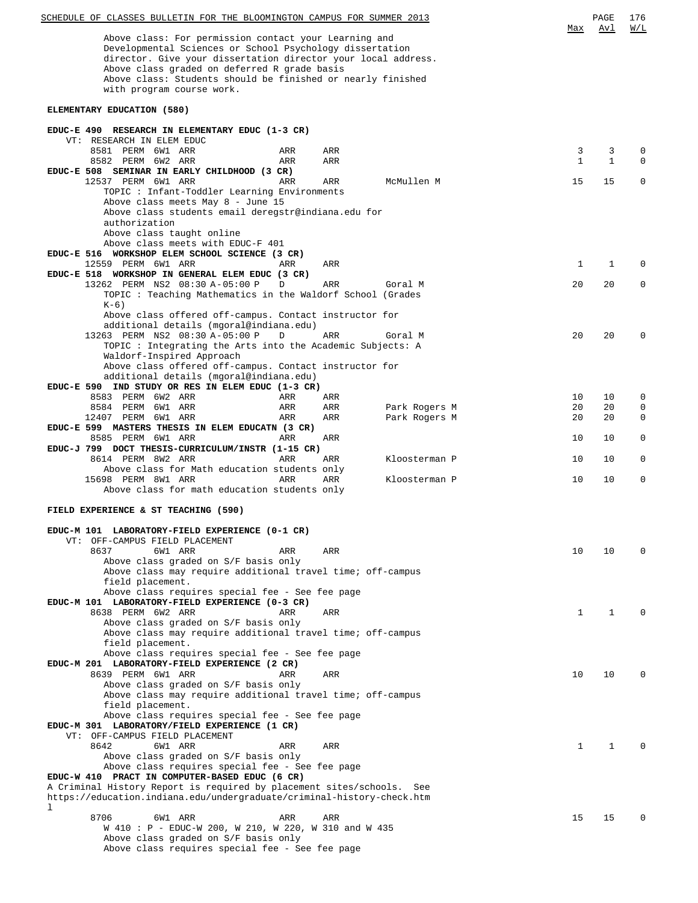| | Max | Avl | W/L |
|---|---|---|---|

Above class: For permission contact your Learning and Developmental Sciences or School Psychology dissertation director. Give your dissertation director your local address.
Above class graded on deferred R grade basis
Above class: Students should be finished or nearly finished with program course work.

## ELEMENTARY EDUCATION (580)

**EDUC-E 490 RESEARCH IN ELEMENTARY EDUC (1-3 CR)**
VT: RESEARCH IN ELEM EDUC

| Class | | Session | Time | Days | Room | Instructor | Max | Avl | W/L |
|---|---|---|---|---|---|---|---|---|---|
| 8581 | PERM | 6W1 | ARR | ARR | ARR | | 3 | 3 | 0 |
| 8582 | PERM | 6W2 | ARR | ARR | ARR | | 1 | 1 | 0 |

**EDUC-E 508 SEMINAR IN EARLY CHILDHOOD (3 CR)**

| Class | | Session | Time | Days | Room | Instructor | Max | Avl | W/L |
|---|---|---|---|---|---|---|---|---|---|
| 12537 | PERM | 6W1 | ARR | ARR | ARR | McMullen M | 15 | 15 | 0 |

TOPIC : Infant-Toddler Learning Environments
Above class meets May 8 - June 15
Above class students email deregstr@indiana.edu for authorization
Above class taught online
Above class meets with EDUC-F 401

**EDUC-E 516 WORKSHOP ELEM SCHOOL SCIENCE (3 CR)**

| Class | | Session | Time | Days | Room | Instructor | Max | Avl | W/L |
|---|---|---|---|---|---|---|---|---|---|
| 12559 | PERM | 6W1 | ARR | ARR | ARR | | 1 | 1 | 0 |

**EDUC-E 518 WORKSHOP IN GENERAL ELEM EDUC (3 CR)**

| Class | | Session | Time | Days | Room | Instructor | Max | Avl | W/L |
|---|---|---|---|---|---|---|---|---|---|
| 13262 | PERM | NS2 | 08:30 A-05:00 P | D | ARR | Goral M | 20 | 20 | 0 |

TOPIC : Teaching Mathematics in the Waldorf School (Grades K-6)
Above class offered off-campus. Contact instructor for additional details (mgoral@indiana.edu)

| Class | | Session | Time | Days | Room | Instructor | Max | Avl | W/L |
|---|---|---|---|---|---|---|---|---|---|
| 13263 | PERM | NS2 | 08:30 A-05:00 P | D | ARR | Goral M | 20 | 20 | 0 |

TOPIC : Integrating the Arts into the Academic Subjects: A Waldorf-Inspired Approach
Above class offered off-campus. Contact instructor for additional details (mgoral@indiana.edu)

**EDUC-E 590 IND STUDY OR RES IN ELEM EDUC (1-3 CR)**

| Class | | Session | Time | Days | Room | Instructor | Max | Avl | W/L |
|---|---|---|---|---|---|---|---|---|---|
| 8583 | PERM | 6W2 | ARR | ARR | ARR | | 10 | 10 | 0 |
| 8584 | PERM | 6W1 | ARR | ARR | ARR | Park Rogers M | 20 | 20 | 0 |
| 12407 | PERM | 6W1 | ARR | ARR | ARR | Park Rogers M | 20 | 20 | 0 |

**EDUC-E 599 MASTERS THESIS IN ELEM EDUCATN (3 CR)**

| Class | | Session | Time | Days | Room | Instructor | Max | Avl | W/L |
|---|---|---|---|---|---|---|---|---|---|
| 8585 | PERM | 6W1 | ARR | ARR | ARR | | 10 | 10 | 0 |

**EDUC-J 799 DOCT THESIS-CURRICULUM/INSTR (1-15 CR)**

| Class | | Session | Time | Days | Room | Instructor | Max | Avl | W/L |
|---|---|---|---|---|---|---|---|---|---|
| 8614 | PERM | 8W2 | ARR | ARR | ARR | Kloosterman P | 10 | 10 | 0 |

Above class for Math education students only

| Class | | Session | Time | Days | Room | Instructor | Max | Avl | W/L |
|---|---|---|---|---|---|---|---|---|---|
| 15698 | PERM | 8W1 | ARR | ARR | ARR | Kloosterman P | 10 | 10 | 0 |

Above class for math education students only

## FIELD EXPERIENCE & ST TEACHING (590)

**EDUC-M 101 LABORATORY-FIELD EXPERIENCE (0-1 CR)**
VT: OFF-CAMPUS FIELD PLACEMENT

| Class | | Session | Time | Days | Room | Instructor | Max | Avl | W/L |
|---|---|---|---|---|---|---|---|---|---|
| 8637 | | 6W1 | ARR | ARR | ARR | | 10 | 10 | 0 |

Above class graded on S/F basis only
Above class may require additional travel time; off-campus field placement.
Above class requires special fee - See fee page

**EDUC-M 101 LABORATORY-FIELD EXPERIENCE (0-3 CR)**

| Class | | Session | Time | Days | Room | Instructor | Max | Avl | W/L |
|---|---|---|---|---|---|---|---|---|---|
| 8638 | PERM | 6W2 | ARR | ARR | ARR | | 1 | 1 | 0 |

Above class graded on S/F basis only
Above class may require additional travel time; off-campus field placement.
Above class requires special fee - See fee page

**EDUC-M 201 LABORATORY-FIELD EXPERIENCE (2 CR)**

| Class | | Session | Time | Days | Room | Instructor | Max | Avl | W/L |
|---|---|---|---|---|---|---|---|---|---|
| 8639 | PERM | 6W1 | ARR | ARR | ARR | | 10 | 10 | 0 |

Above class graded on S/F basis only
Above class may require additional travel time; off-campus field placement.
Above class requires special fee - See fee page

**EDUC-M 301 LABORATORY/FIELD EXPERIENCE (1 CR)**
VT: OFF-CAMPUS FIELD PLACEMENT

| Class | | Session | Time | Days | Room | Instructor | Max | Avl | W/L |
|---|---|---|---|---|---|---|---|---|---|
| 8642 | | 6W1 | ARR | ARR | ARR | | 1 | 1 | 0 |

Above class graded on S/F basis only
Above class requires special fee - See fee page

**EDUC-W 410 PRACT IN COMPUTER-BASED EDUC (6 CR)**
A Criminal History Report is required by placement sites/schools. See https://education.indiana.edu/undergraduate/criminal-history-check.html

| Class | | Session | Time | Days | Room | Instructor | Max | Avl | W/L |
|---|---|---|---|---|---|---|---|---|---|
| 8706 | | 6W1 | ARR | ARR | ARR | | 15 | 15 | 0 |

W 410 : P - EDUC-W 200, W 210, W 220, W 310 and W 435
Above class graded on S/F basis only
Above class requires special fee - See fee page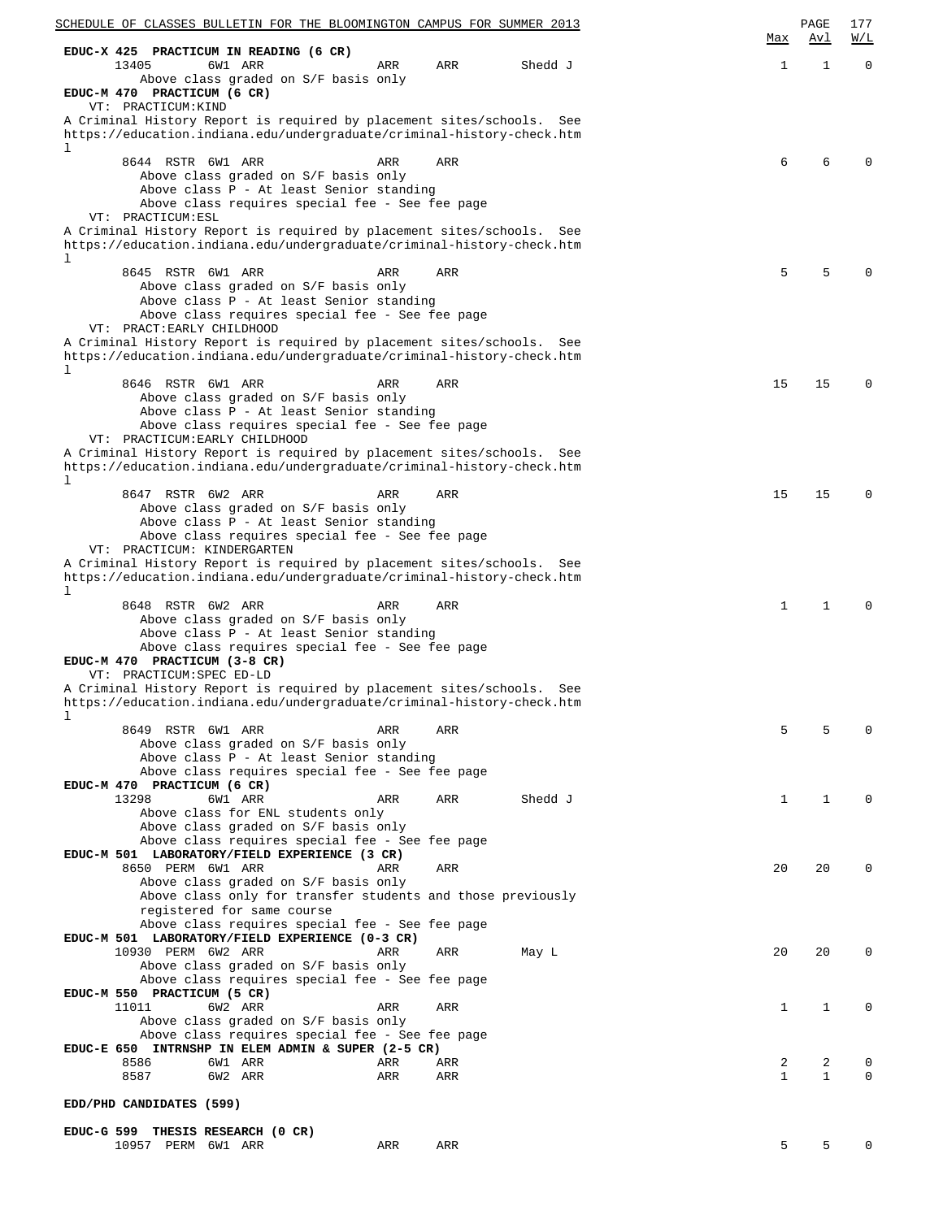| | | | | | | Max | Avl | W/L |
|---|---|---|---|---|---|---|---|---|
| **EDUC-X 425 PRACTICUM IN READING (6 CR)** | | | | | | | | |
| 13405 | | 6W1 ARR | ARR | ARR | Shedd J | 1 | 1 | 0 |
| Above class graded on S/F basis only | | | | | | | | |
| **EDUC-M 470 PRACTICUM (6 CR)** | | | | | | | | |
| VT: PRACTICUM:KIND | | | | | | | | |
| A Criminal History Report is required by placement sites/schools. See https://education.indiana.edu/undergraduate/criminal-history-check.html | | | | | | | | |
| 8644 | RSTR | 6W1 ARR | ARR | ARR | | 6 | 6 | 0 |
| Above class graded on S/F basis only | | | | | | | | |
| Above class P - At least Senior standing | | | | | | | | |
| Above class requires special fee - See fee page | | | | | | | | |
| VT: PRACTICUM:ESL | | | | | | | | |
| A Criminal History Report is required by placement sites/schools. See https://education.indiana.edu/undergraduate/criminal-history-check.html | | | | | | | | |
| 8645 | RSTR | 6W1 ARR | ARR | ARR | | 5 | 5 | 0 |
| Above class graded on S/F basis only | | | | | | | | |
| Above class P - At least Senior standing | | | | | | | | |
| Above class requires special fee - See fee page | | | | | | | | |
| VT: PRACT:EARLY CHILDHOOD | | | | | | | | |
| A Criminal History Report is required by placement sites/schools. See https://education.indiana.edu/undergraduate/criminal-history-check.html | | | | | | | | |
| 8646 | RSTR | 6W1 ARR | ARR | ARR | | 15 | 15 | 0 |
| Above class graded on S/F basis only | | | | | | | | |
| Above class P - At least Senior standing | | | | | | | | |
| Above class requires special fee - See fee page | | | | | | | | |
| VT: PRACTICUM:EARLY CHILDHOOD | | | | | | | | |
| A Criminal History Report is required by placement sites/schools. See https://education.indiana.edu/undergraduate/criminal-history-check.html | | | | | | | | |
| 8647 | RSTR | 6W2 ARR | ARR | ARR | | 15 | 15 | 0 |
| Above class graded on S/F basis only | | | | | | | | |
| Above class P - At least Senior standing | | | | | | | | |
| Above class requires special fee - See fee page | | | | | | | | |
| VT: PRACTICUM: KINDERGARTEN | | | | | | | | |
| A Criminal History Report is required by placement sites/schools. See https://education.indiana.edu/undergraduate/criminal-history-check.html | | | | | | | | |
| 8648 | RSTR | 6W2 ARR | ARR | ARR | | 1 | 1 | 0 |
| Above class graded on S/F basis only | | | | | | | | |
| Above class P - At least Senior standing | | | | | | | | |
| Above class requires special fee - See fee page | | | | | | | | |
| **EDUC-M 470 PRACTICUM (3-8 CR)** | | | | | | | | |
| VT: PRACTICUM:SPEC ED-LD | | | | | | | | |
| A Criminal History Report is required by placement sites/schools. See https://education.indiana.edu/undergraduate/criminal-history-check.html | | | | | | | | |
| 8649 | RSTR | 6W1 ARR | ARR | ARR | | 5 | 5 | 0 |
| Above class graded on S/F basis only | | | | | | | | |
| Above class P - At least Senior standing | | | | | | | | |
| Above class requires special fee - See fee page | | | | | | | | |
| **EDUC-M 470 PRACTICUM (6 CR)** | | | | | | | | |
| 13298 | | 6W1 ARR | ARR | ARR | Shedd J | 1 | 1 | 0 |
| Above class for ENL students only | | | | | | | | |
| Above class graded on S/F basis only | | | | | | | | |
| Above class requires special fee - See fee page | | | | | | | | |
| **EDUC-M 501 LABORATORY/FIELD EXPERIENCE (3 CR)** | | | | | | | | |
| 8650 | PERM | 6W1 ARR | ARR | ARR | | 20 | 20 | 0 |
| Above class graded on S/F basis only | | | | | | | | |
| Above class only for transfer students and those previously registered for same course | | | | | | | | |
| Above class requires special fee - See fee page | | | | | | | | |
| **EDUC-M 501 LABORATORY/FIELD EXPERIENCE (0-3 CR)** | | | | | | | | |
| 10930 | PERM | 6W2 ARR | ARR | ARR | May L | 20 | 20 | 0 |
| Above class graded on S/F basis only | | | | | | | | |
| Above class requires special fee - See fee page | | | | | | | | |
| **EDUC-M 550 PRACTICUM (5 CR)** | | | | | | | | |
| 11011 | | 6W2 ARR | ARR | ARR | | 1 | 1 | 0 |
| Above class graded on S/F basis only | | | | | | | | |
| Above class requires special fee - See fee page | | | | | | | | |
| **EDUC-E 650 INTRNSHP IN ELEM ADMIN & SUPER (2-5 CR)** | | | | | | | | |
| 8586 | | 6W1 ARR | ARR | ARR | | 2 | 2 | 0 |
| 8587 | | 6W2 ARR | ARR | ARR | | 1 | 1 | 0 |

**EDD/PHD CANDIDATES (599)**

| | | | | | | Max | Avl | W/L |
|---|---|---|---|---|---|---|---|---|
| **EDUC-G 599 THESIS RESEARCH (0 CR)** | | | | | | | | |
| 10957 | PERM | 6W1 ARR | ARR | ARR | | 5 | 5 | 0 |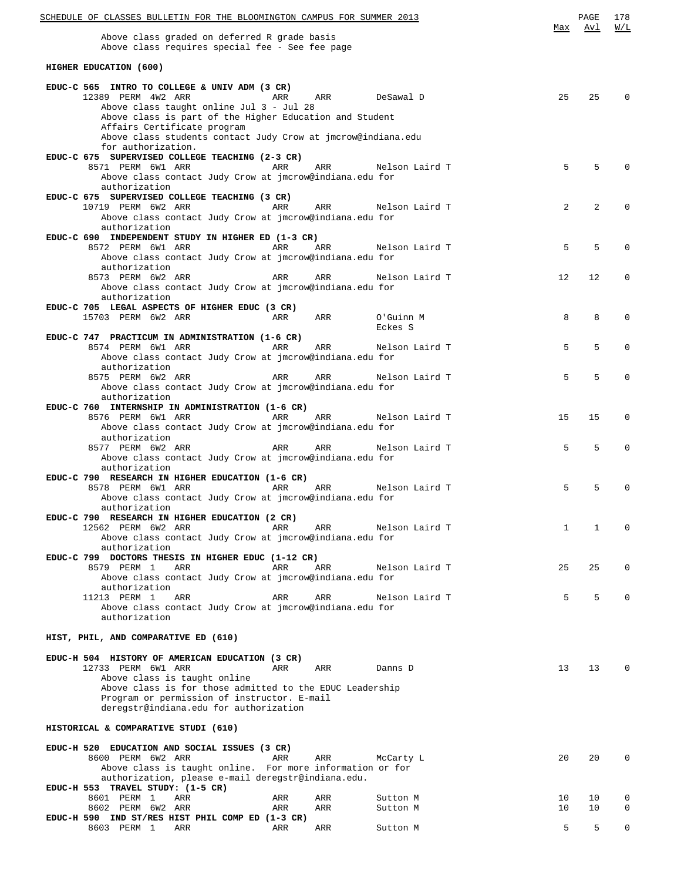Above class graded on deferred R grade basis
Above class requires special fee - See fee page

## HIGHER EDUCATION (600)

| Course/Class | Time | Days | Instructor | Max | Avl | W/L |
|---|---|---|---|---|---|---|
| **EDUC-C 565 INTRO TO COLLEGE & UNIV ADM (3 CR)** | | | | | | |
| 12389 PERM 4W2 ARR | ARR | ARR | DeSawal D | 25 | 25 | 0 |
| Above class taught online Jul 3 - Jul 28<br>Above class is part of the Higher Education and Student Affairs Certificate program<br>Above class students contact Judy Crow at jmcrow@indiana.edu for authorization. | | | | | | |
| **EDUC-C 675 SUPERVISED COLLEGE TEACHING (2-3 CR)** | | | | | | |
| 8571 PERM 6W1 ARR | ARR | ARR | Nelson Laird T | 5 | 5 | 0 |
| Above class contact Judy Crow at jmcrow@indiana.edu for authorization | | | | | | |
| **EDUC-C 675 SUPERVISED COLLEGE TEACHING (3 CR)** | | | | | | |
| 10719 PERM 6W2 ARR | ARR | ARR | Nelson Laird T | 2 | 2 | 0 |
| Above class contact Judy Crow at jmcrow@indiana.edu for authorization | | | | | | |
| **EDUC-C 690 INDEPENDENT STUDY IN HIGHER ED (1-3 CR)** | | | | | | |
| 8572 PERM 6W1 ARR | ARR | ARR | Nelson Laird T | 5 | 5 | 0 |
| Above class contact Judy Crow at jmcrow@indiana.edu for authorization | | | | | | |
| 8573 PERM 6W2 ARR | ARR | ARR | Nelson Laird T | 12 | 12 | 0 |
| Above class contact Judy Crow at jmcrow@indiana.edu for authorization | | | | | | |
| **EDUC-C 705 LEGAL ASPECTS OF HIGHER EDUC (3 CR)** | | | | | | |
| 15703 PERM 6W2 ARR | ARR | ARR | O'Guinn M<br>Eckes S | 8 | 8 | 0 |
| **EDUC-C 747 PRACTICUM IN ADMINISTRATION (1-6 CR)** | | | | | | |
| 8574 PERM 6W1 ARR | ARR | ARR | Nelson Laird T | 5 | 5 | 0 |
| Above class contact Judy Crow at jmcrow@indiana.edu for authorization | | | | | | |
| 8575 PERM 6W2 ARR | ARR | ARR | Nelson Laird T | 5 | 5 | 0 |
| Above class contact Judy Crow at jmcrow@indiana.edu for authorization | | | | | | |
| **EDUC-C 760 INTERNSHIP IN ADMINISTRATION (1-6 CR)** | | | | | | |
| 8576 PERM 6W1 ARR | ARR | ARR | Nelson Laird T | 15 | 15 | 0 |
| Above class contact Judy Crow at jmcrow@indiana.edu for authorization | | | | | | |
| 8577 PERM 6W2 ARR | ARR | ARR | Nelson Laird T | 5 | 5 | 0 |
| Above class contact Judy Crow at jmcrow@indiana.edu for authorization | | | | | | |
| **EDUC-C 790 RESEARCH IN HIGHER EDUCATION (1-6 CR)** | | | | | | |
| 8578 PERM 6W1 ARR | ARR | ARR | Nelson Laird T | 5 | 5 | 0 |
| Above class contact Judy Crow at jmcrow@indiana.edu for authorization | | | | | | |
| **EDUC-C 790 RESEARCH IN HIGHER EDUCATION (2 CR)** | | | | | | |
| 12562 PERM 6W2 ARR | ARR | ARR | Nelson Laird T | 1 | 1 | 0 |
| Above class contact Judy Crow at jmcrow@indiana.edu for authorization | | | | | | |
| **EDUC-C 799 DOCTORS THESIS IN HIGHER EDUC (1-12 CR)** | | | | | | |
| 8579 PERM 1 ARR | ARR | ARR | Nelson Laird T | 25 | 25 | 0 |
| Above class contact Judy Crow at jmcrow@indiana.edu for authorization | | | | | | |
| 11213 PERM 1 ARR | ARR | ARR | Nelson Laird T | 5 | 5 | 0 |
| Above class contact Judy Crow at jmcrow@indiana.edu for authorization | | | | | | |

## HIST, PHIL, AND COMPARATIVE ED (610)

| Course/Class | Time | Days | Instructor | Max | Avl | W/L |
|---|---|---|---|---|---|---|
| **EDUC-H 504 HISTORY OF AMERICAN EDUCATION (3 CR)** | | | | | | |
| 12733 PERM 6W1 ARR | ARR | ARR | Danns D | 13 | 13 | 0 |
| Above class is taught online<br>Above class is for those admitted to the EDUC Leadership Program or permission of instructor. E-mail deregstr@indiana.edu for authorization | | | | | | |

## HISTORICAL & COMPARATIVE STUDI (610)

| Course/Class | Time | Days | Instructor | Max | Avl | W/L |
|---|---|---|---|---|---|---|
| **EDUC-H 520 EDUCATION AND SOCIAL ISSUES (3 CR)** | | | | | | |
| 8600 PERM 6W2 ARR | ARR | ARR | McCarty L | 20 | 20 | 0 |
| Above class is taught online. For more information or for authorization, please e-mail deregstr@indiana.edu. | | | | | | |
| **EDUC-H 553 TRAVEL STUDY: (1-5 CR)** | | | | | | |
| 8601 PERM 1 ARR | ARR | ARR | Sutton M | 10 | 10 | 0 |
| 8602 PERM 6W2 ARR | ARR | ARR | Sutton M | 10 | 10 | 0 |
| **EDUC-H 590 IND ST/RES HIST PHIL COMP ED (1-3 CR)** | | | | | | |
| 8603 PERM 1 ARR | ARR | ARR | Sutton M | 5 | 5 | 0 |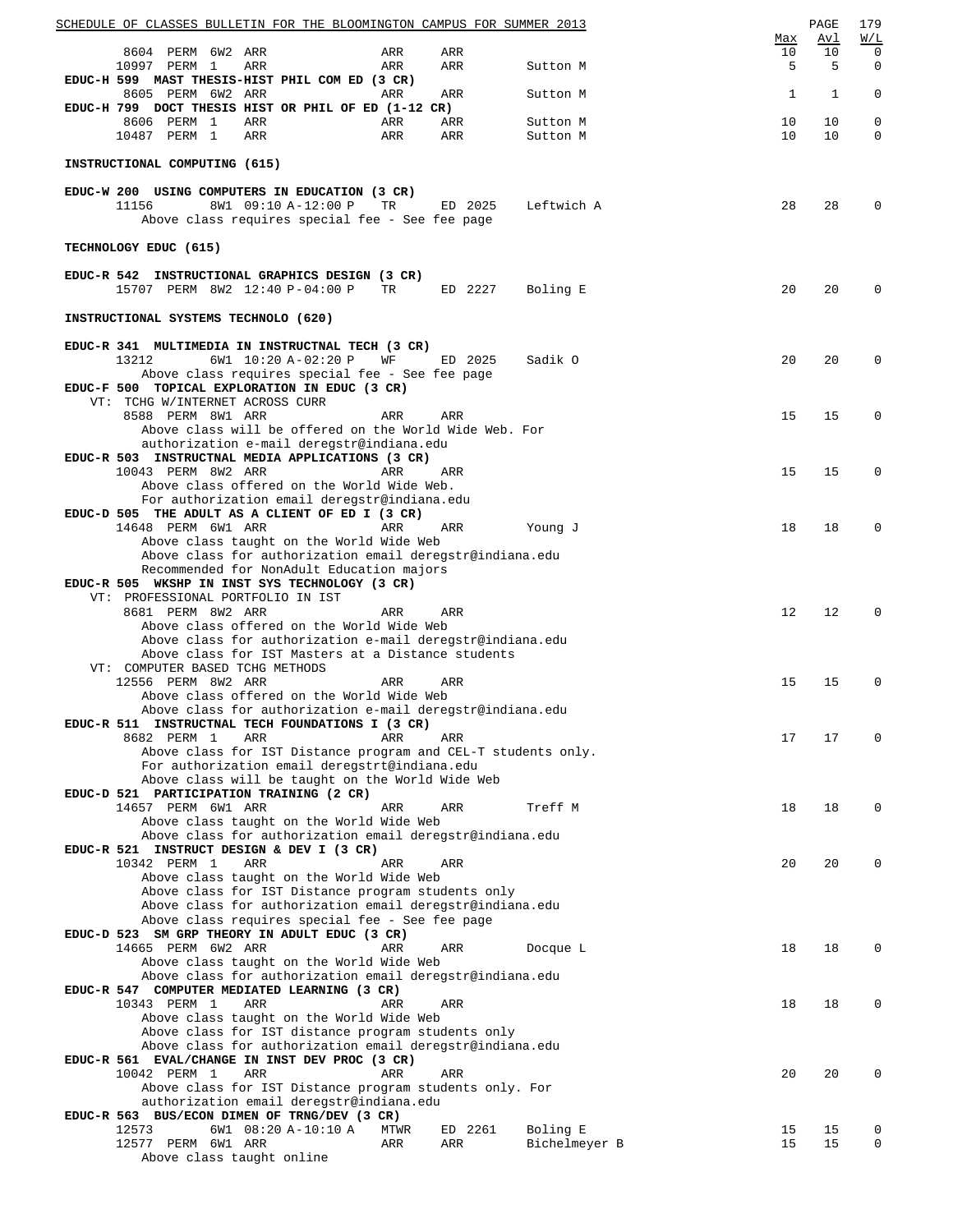| | | | | | | Max | Avl | W/L |
|---|---|---|---|---|---|---|---|---|
| 8604 PERM 6W2 | ARR | ARR | ARR | | | 10 | 10 | 0 |
| 10997 PERM 1 | ARR | ARR | ARR | Sutton M | | 5 | 5 | 0 |

**EDUC-H 599 MAST THESIS-HIST PHIL COM ED (3 CR)**

| | | | | | Max | Avl | W/L |
|---|---|---|---|---|---|---|---|
| 8605 PERM 6W2 | ARR | ARR | ARR | Sutton M | 1 | 1 | 0 |

**EDUC-H 799 DOCT THESIS HIST OR PHIL OF ED (1-12 CR)**

| | | | | | Max | Avl | W/L |
|---|---|---|---|---|---|---|---|
| 8606 PERM 1 | ARR | ARR | ARR | Sutton M | 10 | 10 | 0 |
| 10487 PERM 1 | ARR | ARR | ARR | Sutton M | 10 | 10 | 0 |

## INSTRUCTIONAL COMPUTING (615)

**EDUC-W 200 USING COMPUTERS IN EDUCATION (3 CR)**

| | | | | | Max | Avl | W/L |
|---|---|---|---|---|---|---|---|
| 11156 8W1 | 09:10 A-12:00 P | TR | ED 2025 | Leftwich A | 28 | 28 | 0 |

Above class requires special fee - See fee page

## TECHNOLOGY EDUC (615)

**EDUC-R 542 INSTRUCTIONAL GRAPHICS DESIGN (3 CR)**

| | | | | | Max | Avl | W/L |
|---|---|---|---|---|---|---|---|
| 15707 PERM 8W2 | 12:40 P-04:00 P | TR | ED 2227 | Boling E | 20 | 20 | 0 |

## INSTRUCTIONAL SYSTEMS TECHNOLO (620)

**EDUC-R 341 MULTIMEDIA IN INSTRUCTNAL TECH (3 CR)**

| | | | | | Max | Avl | W/L |
|---|---|---|---|---|---|---|---|
| 13212 6W1 | 10:20 A-02:20 P | WF | ED 2025 | Sadik O | 20 | 20 | 0 |

Above class requires special fee - See fee page

**EDUC-F 500 TOPICAL EXPLORATION IN EDUC (3 CR)**

VT: TCHG W/INTERNET ACROSS CURR

| | | | | | Max | Avl | W/L |
|---|---|---|---|---|---|---|---|
| 8588 PERM 8W1 | ARR | ARR | ARR | | 15 | 15 | 0 |

Above class will be offered on the World Wide Web. For authorization e-mail deregstr@indiana.edu

**EDUC-R 503 INSTRUCTNAL MEDIA APPLICATIONS (3 CR)**

| | | | | | Max | Avl | W/L |
|---|---|---|---|---|---|---|---|
| 10043 PERM 8W2 | ARR | ARR | ARR | | 15 | 15 | 0 |

Above class offered on the World Wide Web.
For authorization email deregstr@indiana.edu

**EDUC-D 505 THE ADULT AS A CLIENT OF ED I (3 CR)**

| | | | | | Max | Avl | W/L |
|---|---|---|---|---|---|---|---|
| 14648 PERM 6W1 | ARR | ARR | ARR | Young J | 18 | 18 | 0 |

Above class taught on the World Wide Web
Above class for authorization email deregstr@indiana.edu
Recommended for NonAdult Education majors

**EDUC-R 505 WKSHP IN INST SYS TECHNOLOGY (3 CR)**

VT: PROFESSIONAL PORTFOLIO IN IST

| | | | | | Max | Avl | W/L |
|---|---|---|---|---|---|---|---|
| 8681 PERM 8W2 | ARR | ARR | ARR | | 12 | 12 | 0 |

Above class offered on the World Wide Web
Above class for authorization e-mail deregstr@indiana.edu
Above class for IST Masters at a Distance students

VT: COMPUTER BASED TCHG METHODS

| | | | | | Max | Avl | W/L |
|---|---|---|---|---|---|---|---|
| 12556 PERM 8W2 | ARR | ARR | ARR | | 15 | 15 | 0 |

Above class offered on the World Wide Web
Above class for authorization e-mail deregstr@indiana.edu

**EDUC-R 511 INSTRUCTNAL TECH FOUNDATIONS I (3 CR)**

| | | | | | Max | Avl | W/L |
|---|---|---|---|---|---|---|---|
| 8682 PERM 1 | ARR | ARR | ARR | | 17 | 17 | 0 |

Above class for IST Distance program and CEL-T students only.
For authorization email deregstrt@indiana.edu
Above class will be taught on the World Wide Web

**EDUC-D 521 PARTICIPATION TRAINING (2 CR)**

| | | | | | Max | Avl | W/L |
|---|---|---|---|---|---|---|---|
| 14657 PERM 6W1 | ARR | ARR | ARR | Treff M | 18 | 18 | 0 |

Above class taught on the World Wide Web
Above class for authorization email deregstr@indiana.edu

**EDUC-R 521 INSTRUCT DESIGN & DEV I (3 CR)**

| | | | | | Max | Avl | W/L |
|---|---|---|---|---|---|---|---|
| 10342 PERM 1 | ARR | ARR | ARR | | 20 | 20 | 0 |

Above class taught on the World Wide Web
Above class for IST Distance program students only
Above class for authorization email deregstr@indiana.edu
Above class requires special fee - See fee page

**EDUC-D 523 SM GRP THEORY IN ADULT EDUC (3 CR)**

| | | | | | Max | Avl | W/L |
|---|---|---|---|---|---|---|---|
| 14665 PERM 6W2 | ARR | ARR | ARR | Docque L | 18 | 18 | 0 |

Above class taught on the World Wide Web
Above class for authorization email deregstr@indiana.edu

**EDUC-R 547 COMPUTER MEDIATED LEARNING (3 CR)**

| | | | | | Max | Avl | W/L |
|---|---|---|---|---|---|---|---|
| 10343 PERM 1 | ARR | ARR | ARR | | 18 | 18 | 0 |

Above class taught on the World Wide Web
Above class for IST distance program students only
Above class for authorization email deregstr@indiana.edu

**EDUC-R 561 EVAL/CHANGE IN INST DEV PROC (3 CR)**

| | | | | | Max | Avl | W/L |
|---|---|---|---|---|---|---|---|
| 10042 PERM 1 | ARR | ARR | ARR | | 20 | 20 | 0 |

Above class for IST Distance program students only. For authorization email deregstr@indiana.edu

**EDUC-R 563 BUS/ECON DIMEN OF TRNG/DEV (3 CR)**

| | | | | | Max | Avl | W/L |
|---|---|---|---|---|---|---|---|
| 12573 6W1 | 08:20 A-10:10 A | MTWR | ED 2261 | Boling E | 15 | 15 | 0 |
| 12577 PERM 6W1 | ARR | ARR | ARR | Bichelmeyer B | 15 | 15 | 0 |

Above class taught online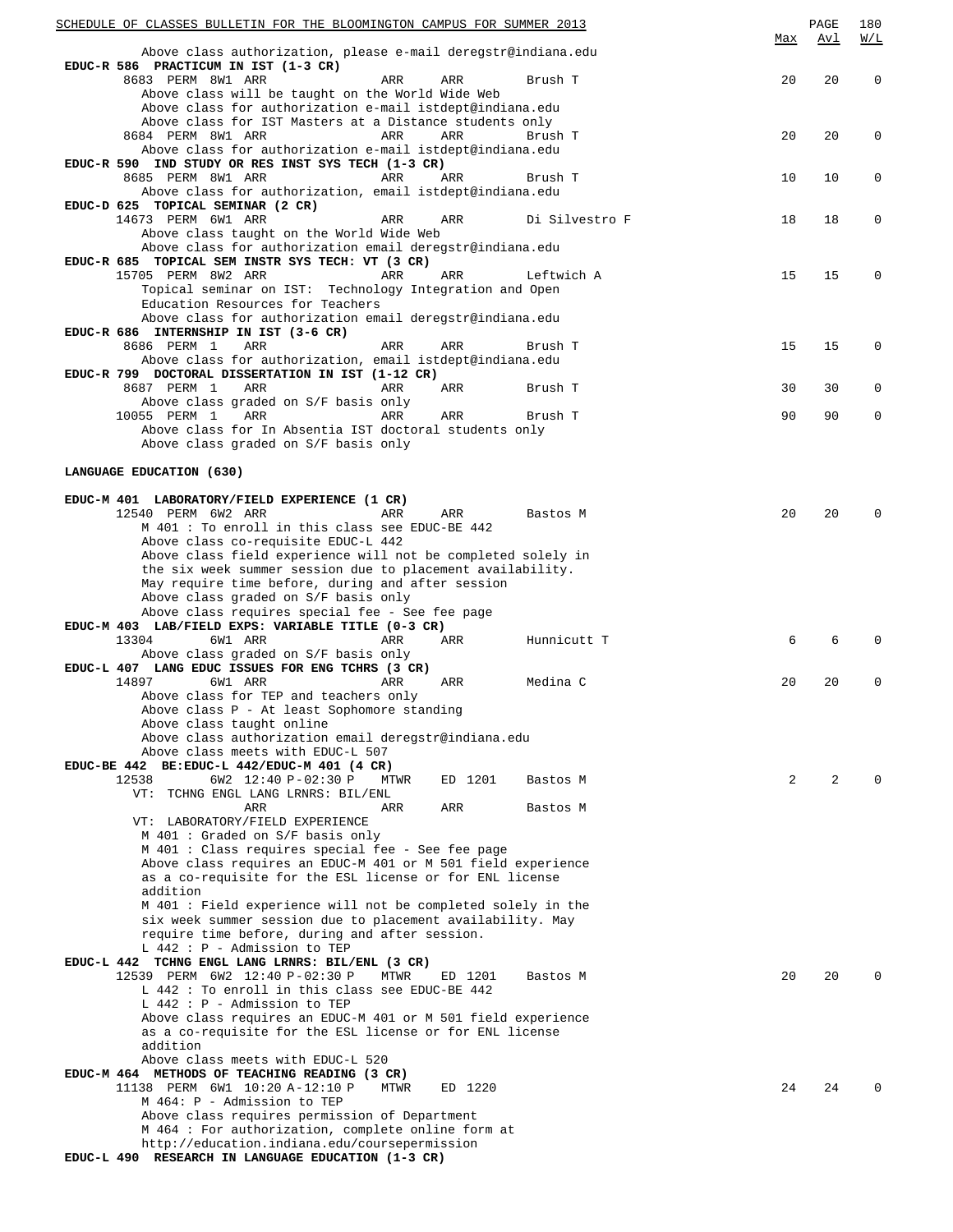| | Max | Avl | W/L |
|---|---|---|---|
| Above class authorization, please e-mail deregstr@indiana.edu | | | |
| **EDUC-R 586 PRACTICUM IN IST (1-3 CR)** | | | |
| 8683 PERM 8W1 ARR ARR ARR Brush T | 20 | 20 | 0 |
| Above class will be taught on the World Wide Web | | | |
| Above class for authorization e-mail istdept@indiana.edu | | | |
| Above class for IST Masters at a Distance students only | | | |
| 8684 PERM 8W1 ARR ARR ARR Brush T | 20 | 20 | 0 |
| Above class for authorization e-mail istdept@indiana.edu | | | |
| **EDUC-R 590 IND STUDY OR RES INST SYS TECH (1-3 CR)** | | | |
| 8685 PERM 8W1 ARR ARR ARR Brush T | 10 | 10 | 0 |
| Above class for authorization, email istdept@indiana.edu | | | |
| **EDUC-D 625 TOPICAL SEMINAR (2 CR)** | | | |
| 14673 PERM 6W1 ARR ARR ARR Di Silvestro F | 18 | 18 | 0 |
| Above class taught on the World Wide Web | | | |
| Above class for authorization email deregstr@indiana.edu | | | |
| **EDUC-R 685 TOPICAL SEM INSTR SYS TECH: VT (3 CR)** | | | |
| 15705 PERM 8W2 ARR ARR ARR Leftwich A | 15 | 15 | 0 |
| Topical seminar on IST: Technology Integration and Open Education Resources for Teachers | | | |
| Above class for authorization email deregstr@indiana.edu | | | |
| **EDUC-R 686 INTERNSHIP IN IST (3-6 CR)** | | | |
| 8686 PERM 1 ARR ARR ARR Brush T | 15 | 15 | 0 |
| Above class for authorization, email istdept@indiana.edu | | | |
| **EDUC-R 799 DOCTORAL DISSERTATION IN IST (1-12 CR)** | | | |
| 8687 PERM 1 ARR ARR ARR Brush T | 30 | 30 | 0 |
| Above class graded on S/F basis only | | | |
| 10055 PERM 1 ARR ARR ARR Brush T | 90 | 90 | 0 |
| Above class for In Absentia IST doctoral students only | | | |
| Above class graded on S/F basis only | | | |

## LANGUAGE EDUCATION (630)

| | Max | Avl | W/L |
|---|---|---|---|
| **EDUC-M 401 LABORATORY/FIELD EXPERIENCE (1 CR)** | | | |
| 12540 PERM 6W2 ARR ARR ARR Bastos M | 20 | 20 | 0 |
| M 401 : To enroll in this class see EDUC-BE 442 | | | |
| Above class co-requisite EDUC-L 442 | | | |
| Above class field experience will not be completed solely in the six week summer session due to placement availability. May require time before, during and after session | | | |
| Above class graded on S/F basis only | | | |
| Above class requires special fee - See fee page | | | |
| **EDUC-M 403 LAB/FIELD EXPS: VARIABLE TITLE (0-3 CR)** | | | |
| 13304 6W1 ARR ARR ARR Hunnicutt T | 6 | 6 | 0 |
| Above class graded on S/F basis only | | | |
| **EDUC-L 407 LANG EDUC ISSUES FOR ENG TCHRS (3 CR)** | | | |
| 14897 6W1 ARR ARR ARR Medina C | 20 | 20 | 0 |
| Above class for TEP and teachers only | | | |
| Above class P - At least Sophomore standing | | | |
| Above class taught online | | | |
| Above class authorization email deregstr@indiana.edu | | | |
| Above class meets with EDUC-L 507 | | | |
| **EDUC-BE 442 BE:EDUC-L 442/EDUC-M 401 (4 CR)** | | | |
| 12538 6W2 12:40 P-02:30 P MTWR ED 1201 Bastos M | 2 | 2 | 0 |
| VT: TCHNG ENGL LANG LRNRS: BIL/ENL | | | |
| ARR ARR ARR Bastos M | | | |
| VT: LABORATORY/FIELD EXPERIENCE | | | |
| M 401 : Graded on S/F basis only | | | |
| M 401 : Class requires special fee - See fee page | | | |
| Above class requires an EDUC-M 401 or M 501 field experience as a co-requisite for the ESL license or for ENL license addition | | | |
| M 401 : Field experience will not be completed solely in the six week summer session due to placement availability. May require time before, during and after session. | | | |
| L 442 : P - Admission to TEP | | | |
| **EDUC-L 442 TCHNG ENGL LANG LRNRS: BIL/ENL (3 CR)** | | | |
| 12539 PERM 6W2 12:40 P-02:30 P MTWR ED 1201 Bastos M | 20 | 20 | 0 |
| L 442 : To enroll in this class see EDUC-BE 442 | | | |
| L 442 : P - Admission to TEP | | | |
| Above class requires an EDUC-M 401 or M 501 field experience as a co-requisite for the ESL license or for ENL license addition | | | |
| Above class meets with EDUC-L 520 | | | |
| **EDUC-M 464 METHODS OF TEACHING READING (3 CR)** | | | |
| 11138 PERM 6W1 10:20 A-12:10 P MTWR ED 1220 | 24 | 24 | 0 |
| M 464: P - Admission to TEP | | | |
| Above class requires permission of Department | | | |
| M 464 : For authorization, complete online form at http://education.indiana.edu/coursepermission | | | |
| **EDUC-L 490 RESEARCH IN LANGUAGE EDUCATION (1-3 CR)** | | | |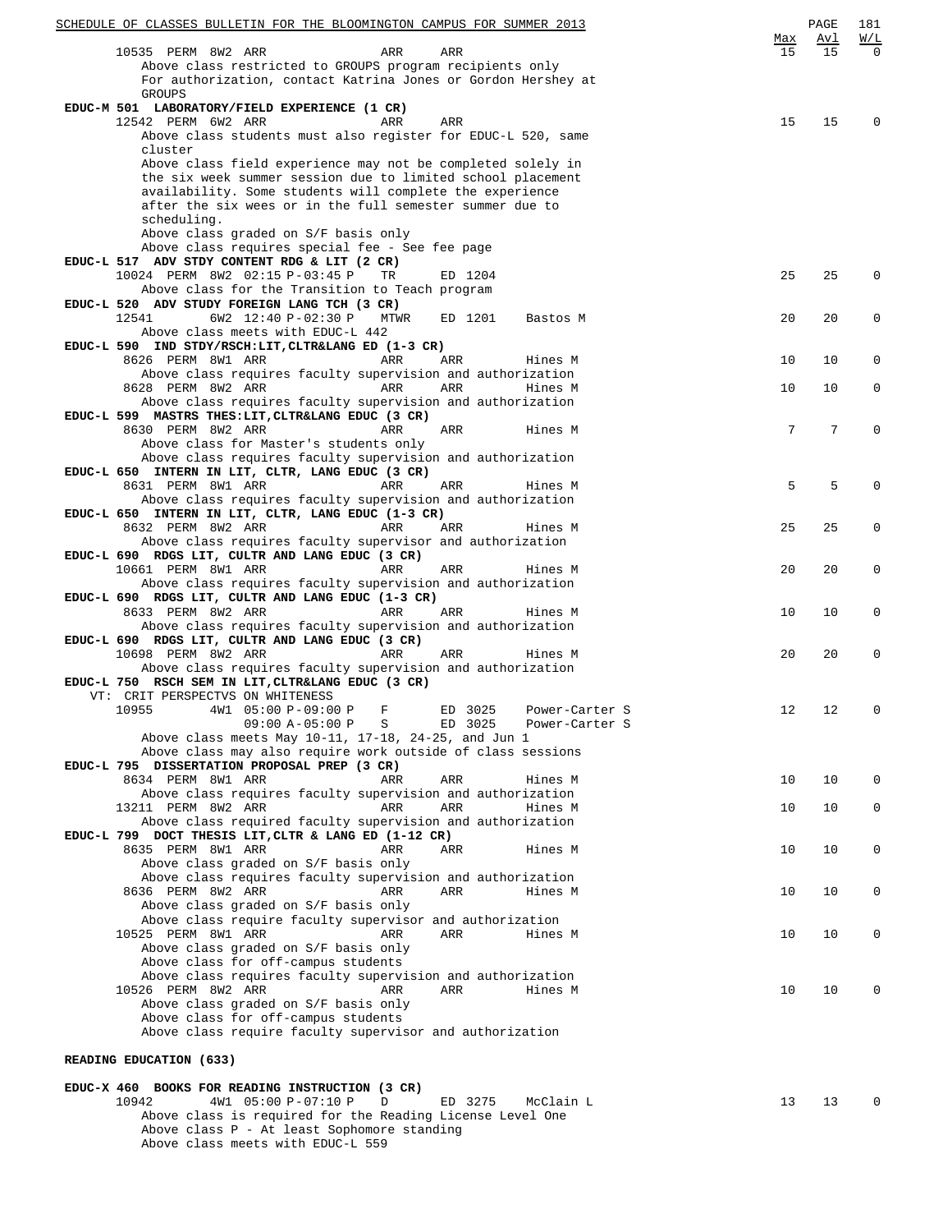| | Max | Avl | W/L |
|---|---|---|---|
| 10535 PERM 8W2 ARR ARR ARR | 15 | 15 | 0 |

Above class restricted to GROUPS program recipients only
For authorization, contact Katrina Jones or Gordon Hershey at GROUPS

**EDUC-M 501 LABORATORY/FIELD EXPERIENCE (1 CR)**

| | Max | Avl | W/L |
|---|---|---|---|
| 12542 PERM 6W2 ARR ARR ARR | 15 | 15 | 0 |

Above class students must also register for EDUC-L 520, same cluster
Above class field experience may not be completed solely in the six week summer session due to limited school placement availability. Some students will complete the experience after the six wees or in the full semester summer due to scheduling.
Above class graded on S/F basis only
Above class requires special fee - See fee page

**EDUC-L 517 ADV STDY CONTENT RDG & LIT (2 CR)**

| | Max | Avl | W/L |
|---|---|---|---|
| 10024 PERM 8W2 02:15 P-03:45 P TR ED 1204 | 25 | 25 | 0 |

Above class for the Transition to Teach program

**EDUC-L 520 ADV STUDY FOREIGN LANG TCH (3 CR)**

| | Max | Avl | W/L |
|---|---|---|---|
| 12541 6W2 12:40 P-02:30 P MTWR ED 1201 Bastos M | 20 | 20 | 0 |

Above class meets with EDUC-L 442

**EDUC-L 590 IND STDY/RSCH:LIT,CLTR&LANG ED (1-3 CR)**

| | Max | Avl | W/L |
|---|---|---|---|
| 8626 PERM 8W1 ARR ARR ARR Hines M | 10 | 10 | 0 |

Above class requires faculty supervision and authorization

| | Max | Avl | W/L |
|---|---|---|---|
| 8628 PERM 8W2 ARR ARR ARR Hines M | 10 | 10 | 0 |

Above class requires faculty supervision and authorization

**EDUC-L 599 MASTRS THES:LIT,CLTR&LANG EDUC (3 CR)**

| | Max | Avl | W/L |
|---|---|---|---|
| 8630 PERM 8W2 ARR ARR ARR Hines M | 7 | 7 | 0 |

Above class for Master's students only
Above class requires faculty supervision and authorization

**EDUC-L 650 INTERN IN LIT, CLTR, LANG EDUC (3 CR)**

| | Max | Avl | W/L |
|---|---|---|---|
| 8631 PERM 8W1 ARR ARR ARR Hines M | 5 | 5 | 0 |

Above class requires faculty supervision and authorization

**EDUC-L 650 INTERN IN LIT, CLTR, LANG EDUC (1-3 CR)**

| | Max | Avl | W/L |
|---|---|---|---|
| 8632 PERM 8W2 ARR ARR ARR Hines M | 25 | 25 | 0 |

Above class requires faculty supervisor and authorization

**EDUC-L 690 RDGS LIT, CULTR AND LANG EDUC (3 CR)**

| | Max | Avl | W/L |
|---|---|---|---|
| 10661 PERM 8W1 ARR ARR ARR Hines M | 20 | 20 | 0 |

Above class requires faculty supervision and authorization

**EDUC-L 690 RDGS LIT, CULTR AND LANG EDUC (1-3 CR)**

| | Max | Avl | W/L |
|---|---|---|---|
| 8633 PERM 8W2 ARR ARR ARR Hines M | 10 | 10 | 0 |

Above class requires faculty supervision and authorization

**EDUC-L 690 RDGS LIT, CULTR AND LANG EDUC (3 CR)**

| | Max | Avl | W/L |
|---|---|---|---|
| 10698 PERM 8W2 ARR ARR ARR Hines M | 20 | 20 | 0 |

Above class requires faculty supervision and authorization

**EDUC-L 750 RSCH SEM IN LIT,CLTR&LANG EDUC (3 CR)**

VT: CRIT PERSPECTVS ON WHITENESS

| | Max | Avl | W/L |
|---|---|---|---|
| 10955 4W1 05:00 P-09:00 P F ED 3025 Power-Carter S | 12 | 12 | 0 |
| 09:00 A-05:00 P S ED 3025 Power-Carter S | | | |

Above class meets May 10-11, 17-18, 24-25, and Jun 1
Above class may also require work outside of class sessions

**EDUC-L 795 DISSERTATION PROPOSAL PREP (3 CR)**

| | Max | Avl | W/L |
|---|---|---|---|
| 8634 PERM 8W1 ARR ARR ARR Hines M | 10 | 10 | 0 |

Above class requires faculty supervision and authorization

| | Max | Avl | W/L |
|---|---|---|---|
| 13211 PERM 8W2 ARR ARR ARR Hines M | 10 | 10 | 0 |

Above class required faculty supervision and authorization

**EDUC-L 799 DOCT THESIS LIT,CLTR & LANG ED (1-12 CR)**

| | Max | Avl | W/L |
|---|---|---|---|
| 8635 PERM 8W1 ARR ARR ARR Hines M | 10 | 10 | 0 |

Above class graded on S/F basis only
Above class requires faculty supervision and authorization

| | Max | Avl | W/L |
|---|---|---|---|
| 8636 PERM 8W2 ARR ARR ARR Hines M | 10 | 10 | 0 |

Above class graded on S/F basis only
Above class require faculty supervisor and authorization

| | Max | Avl | W/L |
|---|---|---|---|
| 10525 PERM 8W1 ARR ARR ARR Hines M | 10 | 10 | 0 |

Above class graded on S/F basis only
Above class for off-campus students
Above class requires faculty supervision and authorization

| | Max | Avl | W/L |
|---|---|---|---|
| 10526 PERM 8W2 ARR ARR ARR Hines M | 10 | 10 | 0 |

Above class graded on S/F basis only
Above class for off-campus students
Above class require faculty supervisor and authorization

## READING EDUCATION (633)

**EDUC-X 460 BOOKS FOR READING INSTRUCTION (3 CR)**

| | Max | Avl | W/L |
|---|---|---|---|
| 10942 4W1 05:00 P-07:10 P D ED 3275 McClain L | 13 | 13 | 0 |

Above class is required for the Reading License Level One
Above class P - At least Sophomore standing
Above class meets with EDUC-L 559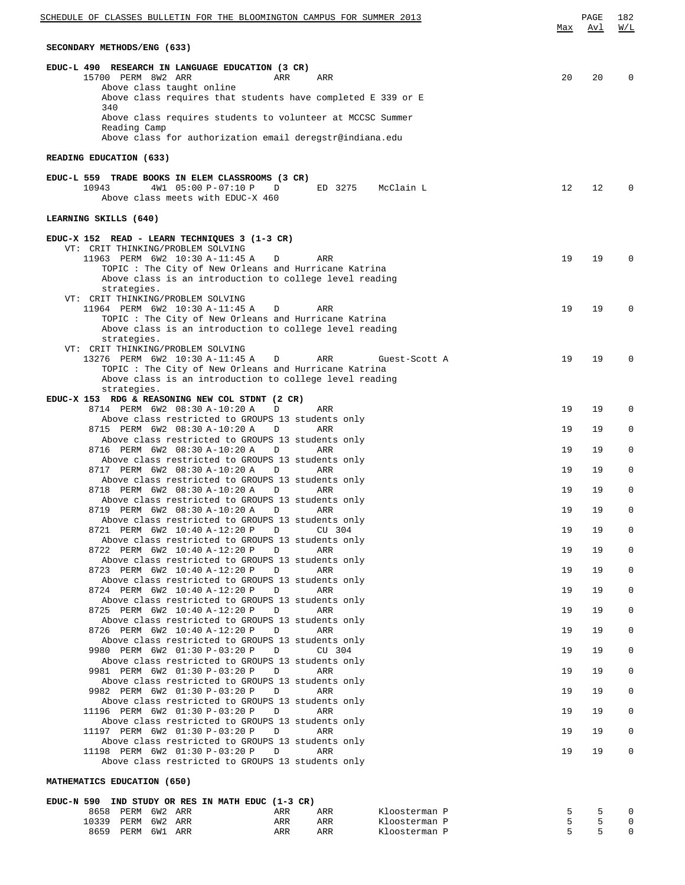## SECONDARY METHODS/ENG (633)

**EDUC-L 490 RESEARCH IN LANGUAGE EDUCATION (3 CR)**

| Class | Perm | Session | Time | Days | Location | Instructor | Max | Avl | W/L |
|---|---|---|---|---|---|---|---|---|---|
| 15700 | PERM | 8W2 | ARR | ARR | ARR | | 20 | 20 | 0 |

Above class taught online
Above class requires that students have completed E 339 or E 340
Above class requires students to volunteer at MCCSC Summer Reading Camp
Above class for authorization email deregstr@indiana.edu

## READING EDUCATION (633)

**EDUC-L 559 TRADE BOOKS IN ELEM CLASSROOMS (3 CR)**

| Class | Perm | Session | Time | Days | Location | Instructor | Max | Avl | W/L |
|---|---|---|---|---|---|---|---|---|---|
| 10943 | | 4W1 | 05:00 P-07:10 P | D | ED 3275 | McClain L | 12 | 12 | 0 |

Above class meets with EDUC-X 460

## LEARNING SKILLS (640)

**EDUC-X 152 READ - LEARN TECHNIQUES 3 (1-3 CR)**

VT: CRIT THINKING/PROBLEM SOLVING

| Class | Perm | Session | Time | Days | Location | Instructor | Max | Avl | W/L |
|---|---|---|---|---|---|---|---|---|---|
| 11963 | PERM | 6W2 | 10:30 A-11:45 A | D | ARR | | 19 | 19 | 0 |

TOPIC : The City of New Orleans and Hurricane Katrina
Above class is an introduction to college level reading strategies.

VT: CRIT THINKING/PROBLEM SOLVING

| Class | Perm | Session | Time | Days | Location | Instructor | Max | Avl | W/L |
|---|---|---|---|---|---|---|---|---|---|
| 11964 | PERM | 6W2 | 10:30 A-11:45 A | D | ARR | | 19 | 19 | 0 |

TOPIC : The City of New Orleans and Hurricane Katrina
Above class is an introduction to college level reading strategies.

VT: CRIT THINKING/PROBLEM SOLVING

| Class | Perm | Session | Time | Days | Location | Instructor | Max | Avl | W/L |
|---|---|---|---|---|---|---|---|---|---|
| 13276 | PERM | 6W2 | 10:30 A-11:45 A | D | ARR | Guest-Scott A | 19 | 19 | 0 |

TOPIC : The City of New Orleans and Hurricane Katrina
Above class is an introduction to college level reading strategies.

**EDUC-X 153 RDG & REASONING NEW COL STDNT (2 CR)**

| Class | Perm | Session | Time | Days | Location | Instructor | Max | Avl | W/L |
|---|---|---|---|---|---|---|---|---|---|
| 8714 | PERM | 6W2 | 08:30 A-10:20 A | D | ARR | | 19 | 19 | 0 |
| | | | Above class restricted to GROUPS 13 students only | | | | | | |
| 8715 | PERM | 6W2 | 08:30 A-10:20 A | D | ARR | | 19 | 19 | 0 |
| | | | Above class restricted to GROUPS 13 students only | | | | | | |
| 8716 | PERM | 6W2 | 08:30 A-10:20 A | D | ARR | | 19 | 19 | 0 |
| | | | Above class restricted to GROUPS 13 students only | | | | | | |
| 8717 | PERM | 6W2 | 08:30 A-10:20 A | D | ARR | | 19 | 19 | 0 |
| | | | Above class restricted to GROUPS 13 students only | | | | | | |
| 8718 | PERM | 6W2 | 08:30 A-10:20 A | D | ARR | | 19 | 19 | 0 |
| | | | Above class restricted to GROUPS 13 students only | | | | | | |
| 8719 | PERM | 6W2 | 08:30 A-10:20 A | D | ARR | | 19 | 19 | 0 |
| | | | Above class restricted to GROUPS 13 students only | | | | | | |
| 8721 | PERM | 6W2 | 10:40 A-12:20 P | D | CU 304 | | 19 | 19 | 0 |
| | | | Above class restricted to GROUPS 13 students only | | | | | | |
| 8722 | PERM | 6W2 | 10:40 A-12:20 P | D | ARR | | 19 | 19 | 0 |
| | | | Above class restricted to GROUPS 13 students only | | | | | | |
| 8723 | PERM | 6W2 | 10:40 A-12:20 P | D | ARR | | 19 | 19 | 0 |
| | | | Above class restricted to GROUPS 13 students only | | | | | | |
| 8724 | PERM | 6W2 | 10:40 A-12:20 P | D | ARR | | 19 | 19 | 0 |
| | | | Above class restricted to GROUPS 13 students only | | | | | | |
| 8725 | PERM | 6W2 | 10:40 A-12:20 P | D | ARR | | 19 | 19 | 0 |
| | | | Above class restricted to GROUPS 13 students only | | | | | | |
| 8726 | PERM | 6W2 | 10:40 A-12:20 P | D | ARR | | 19 | 19 | 0 |
| | | | Above class restricted to GROUPS 13 students only | | | | | | |
| 9980 | PERM | 6W2 | 01:30 P-03:20 P | D | CU 304 | | 19 | 19 | 0 |
| | | | Above class restricted to GROUPS 13 students only | | | | | | |
| 9981 | PERM | 6W2 | 01:30 P-03:20 P | D | ARR | | 19 | 19 | 0 |
| | | | Above class restricted to GROUPS 13 students only | | | | | | |
| 9982 | PERM | 6W2 | 01:30 P-03:20 P | D | ARR | | 19 | 19 | 0 |
| | | | Above class restricted to GROUPS 13 students only | | | | | | |
| 11196 | PERM | 6W2 | 01:30 P-03:20 P | D | ARR | | 19 | 19 | 0 |
| | | | Above class restricted to GROUPS 13 students only | | | | | | |
| 11197 | PERM | 6W2 | 01:30 P-03:20 P | D | ARR | | 19 | 19 | 0 |
| | | | Above class restricted to GROUPS 13 students only | | | | | | |
| 11198 | PERM | 6W2 | 01:30 P-03:20 P | D | ARR | | 19 | 19 | 0 |
| | | | Above class restricted to GROUPS 13 students only | | | | | | |

## MATHEMATICS EDUCATION (650)

**EDUC-N 590 IND STUDY OR RES IN MATH EDUC (1-3 CR)**

| Class | Perm | Session | Time | Days | Location | Instructor | Max | Avl | W/L |
|---|---|---|---|---|---|---|---|---|---|
| 8658 | PERM | 6W2 | ARR | ARR | ARR | Kloosterman P | 5 | 5 | 0 |
| 10339 | PERM | 6W2 | ARR | ARR | ARR | Kloosterman P | 5 | 5 | 0 |
| 8659 | PERM | 6W1 | ARR | ARR | ARR | Kloosterman P | 5 | 5 | 0 |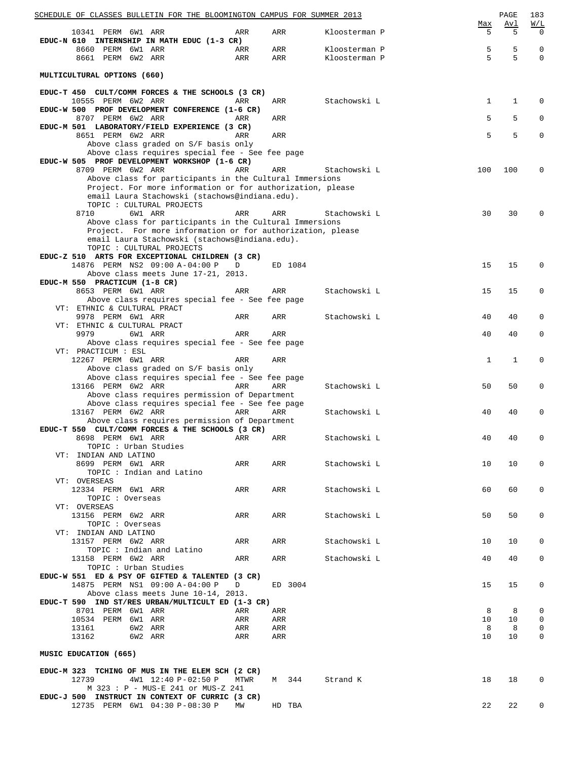| | | | | | Max | Avl | W/L |
|---|---|---|---|---|---|---|---|
| 10341 PERM 6W1 ARR | ARR | ARR | Kloosterman P | | 5 | 5 | 0 |

**EDUC-N 610 INTERNSHIP IN MATH EDUC (1-3 CR)**

| | | | | Max | Avl | W/L |
|---|---|---|---|---|---|---|
| 8660 PERM 6W1 ARR | ARR | ARR | Kloosterman P | 5 | 5 | 0 |
| 8661 PERM 6W2 ARR | ARR | ARR | Kloosterman P | 5 | 5 | 0 |

## MULTICULTURAL OPTIONS (660)

**EDUC-T 450 CULT/COMM FORCES & THE SCHOOLS (3 CR)**

10555 PERM 6W2 ARR — ARR — ARR — Stachowski L — Max 1 — Avl 1 — W/L 0

**EDUC-W 500 PROF DEVELOPMENT CONFERENCE (1-6 CR)**

8707 PERM 6W2 ARR — ARR — ARR — Max 5 — Avl 5 — W/L 0

**EDUC-M 501 LABORATORY/FIELD EXPERIENCE (3 CR)**

8651 PERM 6W2 ARR — ARR — ARR — Max 5 — Avl 5 — W/L 0
Above class graded on S/F basis only
Above class requires special fee - See fee page

**EDUC-W 505 PROF DEVELOPMENT WORKSHOP (1-6 CR)**

8709 PERM 6W2 ARR — ARR — ARR — Stachowski L — Max 100 — Avl 100 — W/L 0
Above class for participants in the Cultural Immersions Project. For more information or for authorization, please email Laura Stachowski (stachows@indiana.edu).
TOPIC : CULTURAL PROJECTS

8710 6W1 ARR — ARR — ARR — Stachowski L — Max 30 — Avl 30 — W/L 0
Above class for participants in the Cultural Immersions Project. For more information or for authorization, please email Laura Stachowski (stachows@indiana.edu).
TOPIC : CULTURAL PROJECTS

**EDUC-Z 510 ARTS FOR EXCEPTIONAL CHILDREN (3 CR)**

14876 PERM NS2 09:00 A-04:00 P — D — ED 1084 — Max 15 — Avl 15 — W/L 0
Above class meets June 17-21, 2013.

**EDUC-M 550 PRACTICUM (1-8 CR)**

8653 PERM 6W1 ARR — ARR — ARR — Stachowski L — Max 15 — Avl 15 — W/L 0
Above class requires special fee - See fee page

VT: ETHNIC & CULTURAL PRACT
9978 PERM 6W1 ARR — ARR — ARR — Stachowski L — Max 40 — Avl 40 — W/L 0

VT: ETHNIC & CULTURAL PRACT
9979 6W1 ARR — ARR — ARR — Max 40 — Avl 40 — W/L 0
Above class requires special fee - See fee page

VT: PRACTICUM : ESL
12267 PERM 6W1 ARR — ARR — ARR — Max 1 — Avl 1 — W/L 0
Above class graded on S/F basis only
Above class requires special fee - See fee page

13166 PERM 6W2 ARR — ARR — ARR — Stachowski L — Max 50 — Avl 50 — W/L 0
Above class requires permission of Department
Above class requires special fee - See fee page

13167 PERM 6W2 ARR — ARR — ARR — Stachowski L — Max 40 — Avl 40 — W/L 0
Above class requires permission of Department

**EDUC-T 550 CULT/COMM FORCES & THE SCHOOLS (3 CR)**

8698 PERM 6W1 ARR — ARR — ARR — Stachowski L — Max 40 — Avl 40 — W/L 0
TOPIC : Urban Studies

VT: INDIAN AND LATINO
8699 PERM 6W1 ARR — ARR — ARR — Stachowski L — Max 10 — Avl 10 — W/L 0
TOPIC : Indian and Latino

VT: OVERSEAS
12334 PERM 6W1 ARR — ARR — ARR — Stachowski L — Max 60 — Avl 60 — W/L 0
TOPIC : Overseas

VT: OVERSEAS
13156 PERM 6W2 ARR — ARR — ARR — Stachowski L — Max 50 — Avl 50 — W/L 0
TOPIC : Overseas

VT: INDIAN AND LATINO
13157 PERM 6W2 ARR — ARR — ARR — Stachowski L — Max 10 — Avl 10 — W/L 0
TOPIC : Indian and Latino

13158 PERM 6W2 ARR — ARR — ARR — Stachowski L — Max 40 — Avl 40 — W/L 0
TOPIC : Urban Studies

**EDUC-W 551 ED & PSY OF GIFTED & TALENTED (3 CR)**

14875 PERM NS1 09:00 A-04:00 P — D — ED 3004 — Max 15 — Avl 15 — W/L 0
Above class meets June 10-14, 2013.

**EDUC-T 590 IND ST/RES URBAN/MULTICULT ED (1-3 CR)**

| | | | Max | Avl | W/L |
|---|---|---|---|---|---|
| 8701 PERM 6W1 ARR | ARR | ARR | 8 | 8 | 0 |
| 10534 PERM 6W1 ARR | ARR | ARR | 10 | 10 | 0 |
| 13161 6W2 ARR | ARR | ARR | 8 | 8 | 0 |
| 13162 6W2 ARR | ARR | ARR | 10 | 10 | 0 |

## MUSIC EDUCATION (665)

**EDUC-M 323 TCHING OF MUS IN THE ELEM SCH (2 CR)**

12739 4W1 12:40 P-02:50 P — MTWR — M 344 — Strand K — Max 18 — Avl 18 — W/L 0
M 323 : P - MUS-E 241 or MUS-Z 241

**EDUC-J 500 INSTRUCT IN CONTEXT OF CURRIC (3 CR)**

12735 PERM 6W1 04:30 P-08:30 P — MW — HD TBA — Max 22 — Avl 22 — W/L 0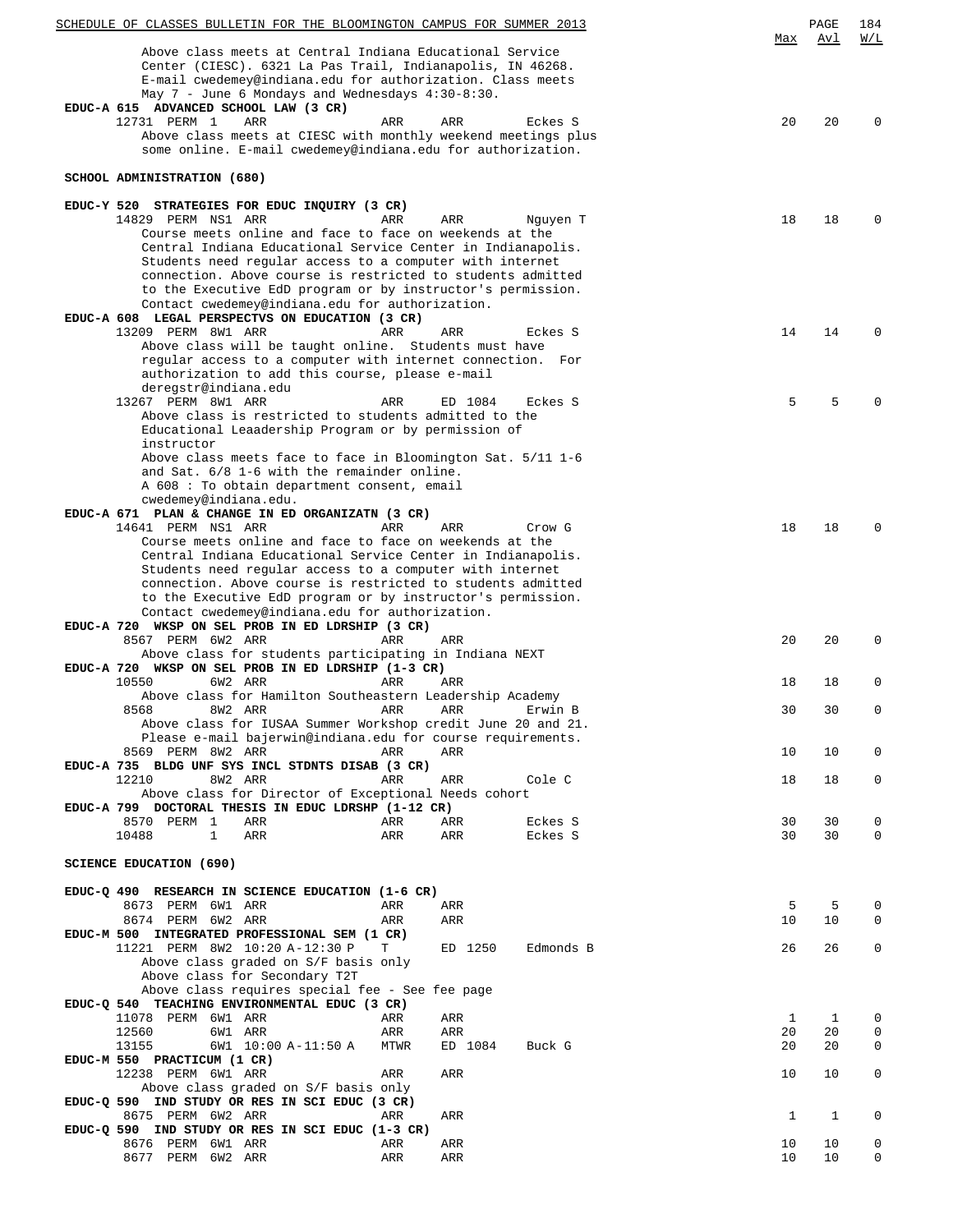Above class meets at Central Indiana Educational Service Center (CIESC). 6321 La Pas Trail, Indianapolis, IN 46268. E-mail cwedemey@indiana.edu for authorization. Class meets May 7 - June 6 Mondays and Wednesdays 4:30-8:30.

**EDUC-A 615 ADVANCED SCHOOL LAW (3 CR)**

| Class | Perm | Sess | Time | Days | Room | Instructor | Max | Avl | W/L |
|---|---|---|---|---|---|---|---|---|---|
| 12731 | PERM | 1 | ARR | ARR | ARR | Eckes S | 20 | 20 | 0 |

Above class meets at CIESC with monthly weekend meetings plus some online. E-mail cwedemey@indiana.edu for authorization.

## SCHOOL ADMINISTRATION (680)

**EDUC-Y 520 STRATEGIES FOR EDUC INQUIRY (3 CR)**

| Class | Perm | Sess | Time | Days | Room | Instructor | Max | Avl | W/L |
|---|---|---|---|---|---|---|---|---|---|
| 14829 | PERM | NS1 | ARR | ARR | ARR | Nguyen T | 18 | 18 | 0 |

Course meets online and face to face on weekends at the Central Indiana Educational Service Center in Indianapolis. Students need regular access to a computer with internet connection. Above course is restricted to students admitted to the Executive EdD program or by instructor's permission. Contact cwedemey@indiana.edu for authorization.

**EDUC-A 608 LEGAL PERSPECTVS ON EDUCATION (3 CR)**

| Class | Perm | Sess | Time | Days | Room | Instructor | Max | Avl | W/L |
|---|---|---|---|---|---|---|---|---|---|
| 13209 | PERM | 8W1 | ARR | ARR | ARR | Eckes S | 14 | 14 | 0 |

Above class will be taught online. Students must have regular access to a computer with internet connection. For authorization to add this course, please e-mail deregstr@indiana.edu

| Class | Perm | Sess | Time | Days | Room | Instructor | Max | Avl | W/L |
|---|---|---|---|---|---|---|---|---|---|
| 13267 | PERM | 8W1 | ARR | ARR | ED 1084 | Eckes S | 5 | 5 | 0 |

Above class is restricted to students admitted to the Educational Leaadership Program or by permission of instructor

Above class meets face to face in Bloomington Sat. 5/11 1-6 and Sat. 6/8 1-6 with the remainder online.

A 608 : To obtain department consent, email cwedemey@indiana.edu.

**EDUC-A 671 PLAN & CHANGE IN ED ORGANIZATN (3 CR)**

| Class | Perm | Sess | Time | Days | Room | Instructor | Max | Avl | W/L |
|---|---|---|---|---|---|---|---|---|---|
| 14641 | PERM | NS1 | ARR | ARR | ARR | Crow G | 18 | 18 | 0 |

Course meets online and face to face on weekends at the Central Indiana Educational Service Center in Indianapolis. Students need regular access to a computer with internet connection. Above course is restricted to students admitted to the Executive EdD program or by instructor's permission. Contact cwedemey@indiana.edu for authorization.

**EDUC-A 720 WKSP ON SEL PROB IN ED LDRSHIP (3 CR)**

| Class | Perm | Sess | Time | Days | Room | Instructor | Max | Avl | W/L |
|---|---|---|---|---|---|---|---|---|---|
| 8567 | PERM | 6W2 | ARR | ARR | ARR | | 20 | 20 | 0 |

Above class for students participating in Indiana NEXT

**EDUC-A 720 WKSP ON SEL PROB IN ED LDRSHIP (1-3 CR)**

| Class | Perm | Sess | Time | Days | Room | Instructor | Max | Avl | W/L |
|---|---|---|---|---|---|---|---|---|---|
| 10550 | | 6W2 | ARR | ARR | ARR | | 18 | 18 | 0 |

Above class for Hamilton Southeastern Leadership Academy

| Class | Perm | Sess | Time | Days | Room | Instructor | Max | Avl | W/L |
|---|---|---|---|---|---|---|---|---|---|
| 8568 | | 8W2 | ARR | ARR | ARR | Erwin B | 30 | 30 | 0 |

Above class for IUSAA Summer Workshop credit June 20 and 21. Please e-mail bajerwin@indiana.edu for course requirements.

| Class | Perm | Sess | Time | Days | Room | Instructor | Max | Avl | W/L |
|---|---|---|---|---|---|---|---|---|---|
| 8569 | PERM | 8W2 | ARR | ARR | ARR | | 10 | 10 | 0 |

**EDUC-A 735 BLDG UNF SYS INCL STDNTS DISAB (3 CR)**

| Class | Perm | Sess | Time | Days | Room | Instructor | Max | Avl | W/L |
|---|---|---|---|---|---|---|---|---|---|
| 12210 | | 8W2 | ARR | ARR | ARR | Cole C | 18 | 18 | 0 |

Above class for Director of Exceptional Needs cohort

**EDUC-A 799 DOCTORAL THESIS IN EDUC LDRSHP (1-12 CR)**

| Class | Perm | Sess | Time | Days | Room | Instructor | Max | Avl | W/L |
|---|---|---|---|---|---|---|---|---|---|
| 8570 | PERM | 1 | ARR | ARR | ARR | Eckes S | 30 | 30 | 0 |
| 10488 | | 1 | ARR | ARR | ARR | Eckes S | 30 | 30 | 0 |

## SCIENCE EDUCATION (690)

**EDUC-Q 490 RESEARCH IN SCIENCE EDUCATION (1-6 CR)**

| Class | Perm | Sess | Time | Days | Room | Instructor | Max | Avl | W/L |
|---|---|---|---|---|---|---|---|---|---|
| 8673 | PERM | 6W1 | ARR | ARR | ARR | | 5 | 5 | 0 |
| 8674 | PERM | 6W2 | ARR | ARR | ARR | | 10 | 10 | 0 |

**EDUC-M 500 INTEGRATED PROFESSIONAL SEM (1 CR)**

| Class | Perm | Sess | Time | Days | Room | Instructor | Max | Avl | W/L |
|---|---|---|---|---|---|---|---|---|---|
| 11221 | PERM | 8W2 | 10:20 A-12:30 P | T | ED 1250 | Edmonds B | 26 | 26 | 0 |

Above class graded on S/F basis only
Above class for Secondary T2T
Above class requires special fee - See fee page

**EDUC-Q 540 TEACHING ENVIRONMENTAL EDUC (3 CR)**

| Class | Perm | Sess | Time | Days | Room | Instructor | Max | Avl | W/L |
|---|---|---|---|---|---|---|---|---|---|
| 11078 | PERM | 6W1 | ARR | ARR | ARR | | 1 | 1 | 0 |
| 12560 | | 6W1 | ARR | ARR | ARR | | 20 | 20 | 0 |
| 13155 | | 6W1 | 10:00 A-11:50 A | MTWR | ED 1084 | Buck G | 20 | 20 | 0 |

**EDUC-M 550 PRACTICUM (1 CR)**

| Class | Perm | Sess | Time | Days | Room | Instructor | Max | Avl | W/L |
|---|---|---|---|---|---|---|---|---|---|
| 12238 | PERM | 6W1 | ARR | ARR | ARR | | 10 | 10 | 0 |

Above class graded on S/F basis only

**EDUC-Q 590 IND STUDY OR RES IN SCI EDUC (3 CR)**

| Class | Perm | Sess | Time | Days | Room | Instructor | Max | Avl | W/L |
|---|---|---|---|---|---|---|---|---|---|
| 8675 | PERM | 6W2 | ARR | ARR | ARR | | 1 | 1 | 0 |

**EDUC-Q 590 IND STUDY OR RES IN SCI EDUC (1-3 CR)**

| Class | Perm | Sess | Time | Days | Room | Instructor | Max | Avl | W/L |
|---|---|---|---|---|---|---|---|---|---|
| 8676 | PERM | 6W1 | ARR | ARR | ARR | | 10 | 10 | 0 |
| 8677 | PERM | 6W2 | ARR | ARR | ARR | | 10 | 10 | 0 |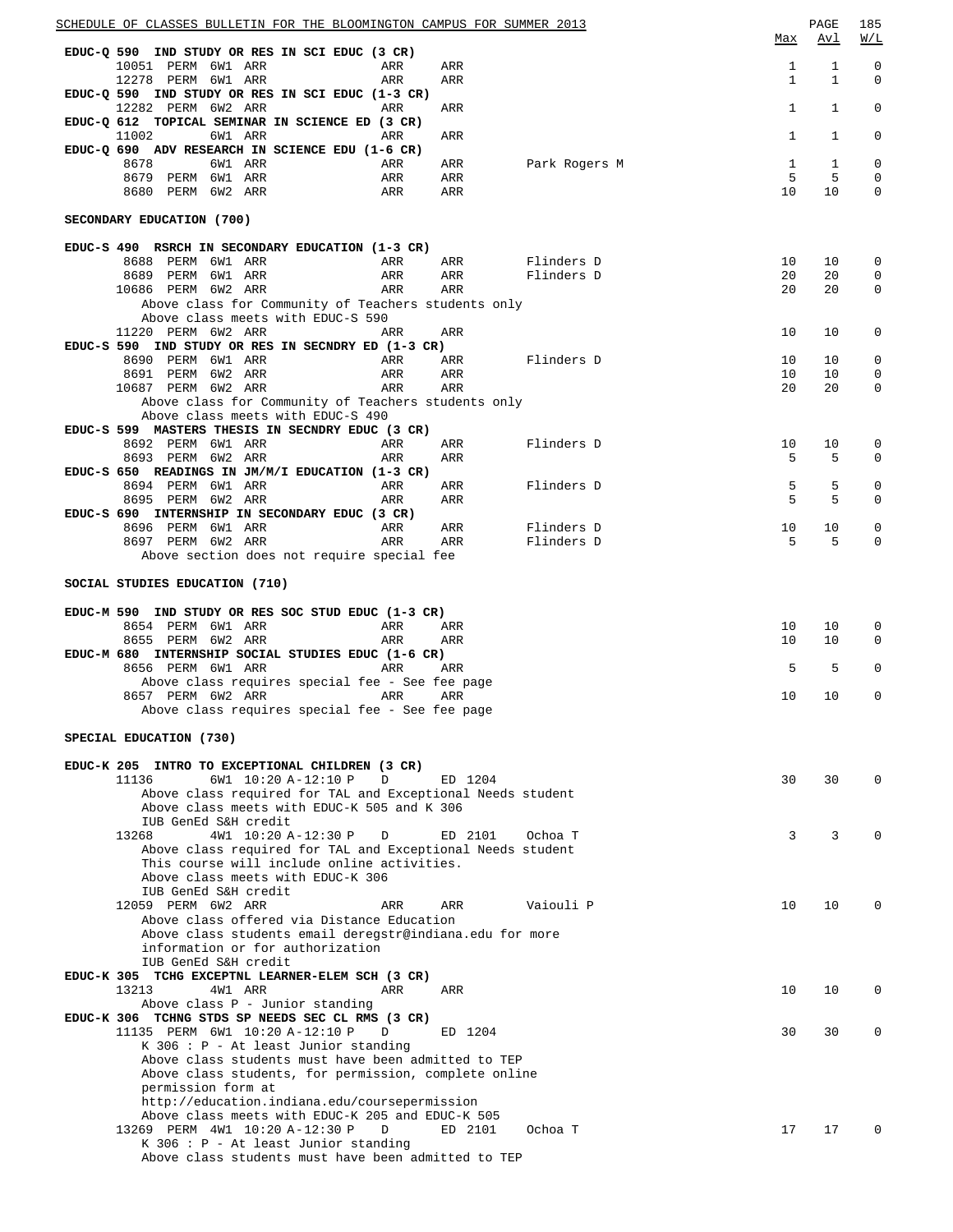| | | | | | | Max | Avl | W/L |
|---|---|---|---|---|---|---|---|---|
| **EDUC-Q 590 IND STUDY OR RES IN SCI EDUC (3 CR)** | | | | | | | | |
| 10051 PERM | 6W1 | ARR | ARR | ARR | | 1 | 1 | 0 |
| 12278 PERM | 6W1 | ARR | ARR | ARR | | 1 | 1 | 0 |
| **EDUC-Q 590 IND STUDY OR RES IN SCI EDUC (1-3 CR)** | | | | | | | | |
| 12282 PERM | 6W2 | ARR | ARR | ARR | | 1 | 1 | 0 |
| **EDUC-Q 612 TOPICAL SEMINAR IN SCIENCE ED (3 CR)** | | | | | | | | |
| 11002 | 6W1 | ARR | ARR | ARR | | 1 | 1 | 0 |
| **EDUC-Q 690 ADV RESEARCH IN SCIENCE EDU (1-6 CR)** | | | | | | | | |
| 8678 | 6W1 | ARR | ARR | ARR | Park Rogers M | 1 | 1 | 0 |
| 8679 PERM | 6W1 | ARR | ARR | ARR | | 5 | 5 | 0 |
| 8680 PERM | 6W2 | ARR | ARR | ARR | | 10 | 10 | 0 |

## SECONDARY EDUCATION (700)

| | | | | | | Max | Avl | W/L |
|---|---|---|---|---|---|---|---|---|
| **EDUC-S 490 RSRCH IN SECONDARY EDUCATION (1-3 CR)** | | | | | | | | |
| 8688 PERM | 6W1 | ARR | ARR | ARR | Flinders D | 10 | 10 | 0 |
| 8689 PERM | 6W1 | ARR | ARR | ARR | Flinders D | 20 | 20 | 0 |
| 10686 PERM | 6W2 | ARR | ARR | ARR | | 20 | 20 | 0 |
| Above class for Community of Teachers students only | | | | | | | | |
| Above class meets with EDUC-S 590 | | | | | | | | |
| 11220 PERM | 6W2 | ARR | ARR | ARR | | 10 | 10 | 0 |
| **EDUC-S 590 IND STUDY OR RES IN SECNDRY ED (1-3 CR)** | | | | | | | | |
| 8690 PERM | 6W1 | ARR | ARR | ARR | Flinders D | 10 | 10 | 0 |
| 8691 PERM | 6W2 | ARR | ARR | ARR | | 10 | 10 | 0 |
| 10687 PERM | 6W2 | ARR | ARR | ARR | | 20 | 20 | 0 |
| Above class for Community of Teachers students only | | | | | | | | |
| Above class meets with EDUC-S 490 | | | | | | | | |
| **EDUC-S 599 MASTERS THESIS IN SECNDRY EDUC (3 CR)** | | | | | | | | |
| 8692 PERM | 6W1 | ARR | ARR | ARR | Flinders D | 10 | 10 | 0 |
| 8693 PERM | 6W2 | ARR | ARR | ARR | | 5 | 5 | 0 |
| **EDUC-S 650 READINGS IN JM/M/I EDUCATION (1-3 CR)** | | | | | | | | |
| 8694 PERM | 6W1 | ARR | ARR | ARR | Flinders D | 5 | 5 | 0 |
| 8695 PERM | 6W2 | ARR | ARR | ARR | | 5 | 5 | 0 |
| **EDUC-S 690 INTERNSHIP IN SECONDARY EDUC (3 CR)** | | | | | | | | |
| 8696 PERM | 6W1 | ARR | ARR | ARR | Flinders D | 10 | 10 | 0 |
| 8697 PERM | 6W2 | ARR | ARR | ARR | Flinders D | 5 | 5 | 0 |
| Above section does not require special fee | | | | | | | | |

## SOCIAL STUDIES EDUCATION (710)

| | | | | | | Max | Avl | W/L |
|---|---|---|---|---|---|---|---|---|
| **EDUC-M 590 IND STUDY OR RES SOC STUD EDUC (1-3 CR)** | | | | | | | | |
| 8654 PERM | 6W1 | ARR | ARR | ARR | | 10 | 10 | 0 |
| 8655 PERM | 6W2 | ARR | ARR | ARR | | 10 | 10 | 0 |
| **EDUC-M 680 INTERNSHIP SOCIAL STUDIES EDUC (1-6 CR)** | | | | | | | | |
| 8656 PERM | 6W1 | ARR | ARR | ARR | | 5 | 5 | 0 |
| Above class requires special fee - See fee page | | | | | | | | |
| 8657 PERM | 6W2 | ARR | ARR | ARR | | 10 | 10 | 0 |
| Above class requires special fee - See fee page | | | | | | | | |

## SPECIAL EDUCATION (730)

| | | | | | | Max | Avl | W/L |
|---|---|---|---|---|---|---|---|---|
| **EDUC-K 205 INTRO TO EXCEPTIONAL CHILDREN (3 CR)** | | | | | | | | |
| 11136 | 6W1 | 10:20 A-12:10 P | D | ED 1204 | | 30 | 30 | 0 |
| Above class required for TAL and Exceptional Needs student | | | | | | | | |
| Above class meets with EDUC-K 505 and K 306 | | | | | | | | |
| IUB GenEd S&H credit | | | | | | | | |
| 13268 | 4W1 | 10:20 A-12:30 P | D | ED 2101 | Ochoa T | 3 | 3 | 0 |
| Above class required for TAL and Exceptional Needs student | | | | | | | | |
| This course will include online activities. | | | | | | | | |
| Above class meets with EDUC-K 306 | | | | | | | | |
| IUB GenEd S&H credit | | | | | | | | |
| 12059 PERM | 6W2 | ARR | ARR | ARR | Vaiouli P | 10 | 10 | 0 |
| Above class offered via Distance Education | | | | | | | | |
| Above class students email deregstr@indiana.edu for more information or for authorization | | | | | | | | |
| IUB GenEd S&H credit | | | | | | | | |
| **EDUC-K 305 TCHG EXCEPTNL LEARNER-ELEM SCH (3 CR)** | | | | | | | | |
| 13213 | 4W1 | ARR | ARR | ARR | | 10 | 10 | 0 |
| Above class P - Junior standing | | | | | | | | |
| **EDUC-K 306 TCHNG STDS SP NEEDS SEC CL RMS (3 CR)** | | | | | | | | |
| 11135 PERM | 6W1 | 10:20 A-12:10 P | D | ED 1204 | | 30 | 30 | 0 |
| K 306 : P - At least Junior standing | | | | | | | | |
| Above class students must have been admitted to TEP | | | | | | | | |
| Above class students, for permission, complete online permission form at http://education.indiana.edu/coursepermission | | | | | | | | |
| Above class meets with EDUC-K 205 and EDUC-K 505 | | | | | | | | |
| 13269 PERM | 4W1 | 10:20 A-12:30 P | D | ED 2101 | Ochoa T | 17 | 17 | 0 |
| K 306 : P - At least Junior standing | | | | | | | | |
| Above class students must have been admitted to TEP | | | | | | | | |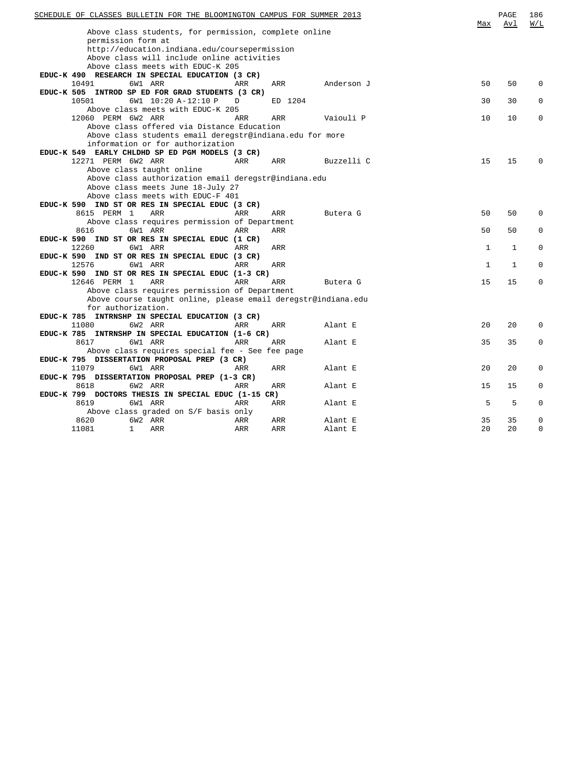| | | | | | | Max | Avl | W/L |
|---|---|---|---|---|---|---|---|---|
| Above class students, for permission, complete online permission form at http://education.indiana.edu/coursepermission | | | | | | | | |
| Above class will include online activities | | | | | | | | |
| Above class meets with EDUC-K 205 | | | | | | | | |
| **EDUC-K 490 RESEARCH IN SPECIAL EDUCATION (3 CR)** | | | | | | | | |
| 10491 | 6W1 | ARR | ARR | ARR | Anderson J | 50 | 50 | 0 |
| **EDUC-K 505 INTROD SP ED FOR GRAD STUDENTS (3 CR)** | | | | | | | | |
| 10501 | 6W1 | 10:20 A-12:10 P | D | ED 1204 | | 30 | 30 | 0 |
| Above class meets with EDUC-K 205 | | | | | | | | |
| 12060 PERM | 6W2 | ARR | ARR | ARR | Vaiouli P | 10 | 10 | 0 |
| Above class offered via Distance Education | | | | | | | | |
| Above class students email deregstr@indiana.edu for more information or for authorization | | | | | | | | |
| **EDUC-K 549 EARLY CHLDHD SP ED PGM MODELS (3 CR)** | | | | | | | | |
| 12271 PERM | 6W2 | ARR | ARR | ARR | Buzzelli C | 15 | 15 | 0 |
| Above class taught online | | | | | | | | |
| Above class authorization email deregstr@indiana.edu | | | | | | | | |
| Above class meets June 18-July 27 | | | | | | | | |
| Above class meets with EDUC-F 401 | | | | | | | | |
| **EDUC-K 590 IND ST OR RES IN SPECIAL EDUC (3 CR)** | | | | | | | | |
| 8615 PERM | 1 | ARR | ARR | ARR | Butera G | 50 | 50 | 0 |
| Above class requires permission of Department | | | | | | | | |
| 8616 | 6W1 | ARR | ARR | ARR | | 50 | 50 | 0 |
| **EDUC-K 590 IND ST OR RES IN SPECIAL EDUC (1 CR)** | | | | | | | | |
| 12260 | 6W1 | ARR | ARR | ARR | | 1 | 1 | 0 |
| **EDUC-K 590 IND ST OR RES IN SPECIAL EDUC (3 CR)** | | | | | | | | |
| 12576 | 6W1 | ARR | ARR | ARR | | 1 | 1 | 0 |
| **EDUC-K 590 IND ST OR RES IN SPECIAL EDUC (1-3 CR)** | | | | | | | | |
| 12646 PERM | 1 | ARR | ARR | ARR | Butera G | 15 | 15 | 0 |
| Above class requires permission of Department | | | | | | | | |
| Above course taught online, please email deregstr@indiana.edu for authorization. | | | | | | | | |
| **EDUC-K 785 INTRNSHP IN SPECIAL EDUCATION (3 CR)** | | | | | | | | |
| 11080 | 6W2 | ARR | ARR | ARR | Alant E | 20 | 20 | 0 |
| **EDUC-K 785 INTRNSHP IN SPECIAL EDUCATION (1-6 CR)** | | | | | | | | |
| 8617 | 6W1 | ARR | ARR | ARR | Alant E | 35 | 35 | 0 |
| Above class requires special fee - See fee page | | | | | | | | |
| **EDUC-K 795 DISSERTATION PROPOSAL PREP (3 CR)** | | | | | | | | |
| 11079 | 6W1 | ARR | ARR | ARR | Alant E | 20 | 20 | 0 |
| **EDUC-K 795 DISSERTATION PROPOSAL PREP (1-3 CR)** | | | | | | | | |
| 8618 | 6W2 | ARR | ARR | ARR | Alant E | 15 | 15 | 0 |
| **EDUC-K 799 DOCTORS THESIS IN SPECIAL EDUC (1-15 CR)** | | | | | | | | |
| 8619 | 6W1 | ARR | ARR | ARR | Alant E | 5 | 5 | 0 |
| Above class graded on S/F basis only | | | | | | | | |
| 8620 | 6W2 | ARR | ARR | ARR | Alant E | 35 | 35 | 0 |
| 11081 | 1 | ARR | ARR | ARR | Alant E | 20 | 20 | 0 |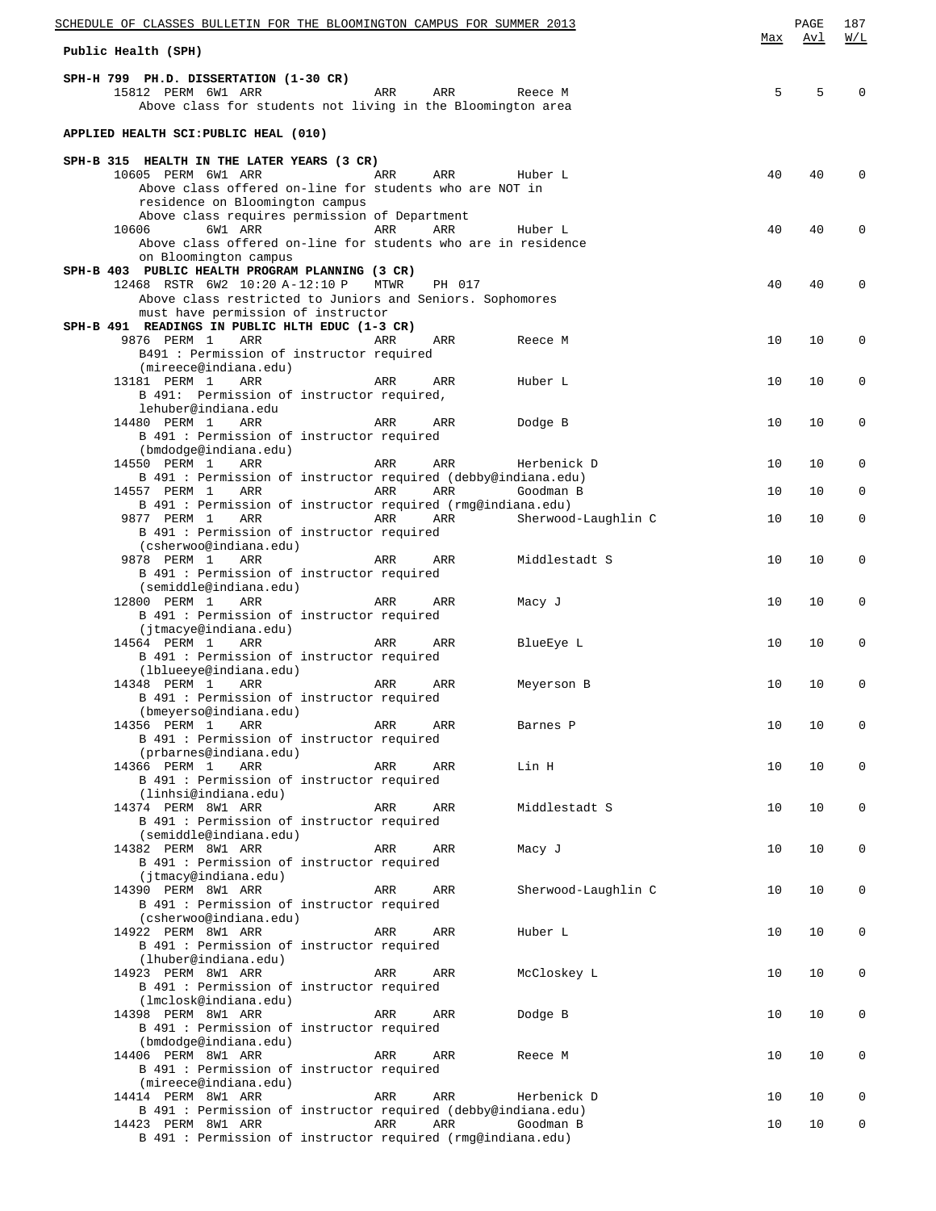**Public Health (SPH)**

**SPH-H 799 PH.D. DISSERTATION (1-30 CR)**

| Class | Type | Sess | Time | Days | Room | Instructor | Max | Avl | W/L |
|---|---|---|---|---|---|---|---|---|---|
| 15812 | PERM | 6W1 | ARR | ARR | ARR | Reece M | 5 | 5 | 0 |

Above class for students not living in the Bloomington area

**APPLIED HEALTH SCI:PUBLIC HEAL (010)**

**SPH-B 315 HEALTH IN THE LATER YEARS (3 CR)**

| Class | Type | Sess | Time | Days | Room | Instructor | Max | Avl | W/L |
|---|---|---|---|---|---|---|---|---|---|
| 10605 | PERM | 6W1 | ARR | ARR | ARR | Huber L | 40 | 40 | 0 |

Above class offered on-line for students who are NOT in residence on Bloomington campus
Above class requires permission of Department

| Class | Type | Sess | Time | Days | Room | Instructor | Max | Avl | W/L |
|---|---|---|---|---|---|---|---|---|---|
| 10606 | | 6W1 | ARR | ARR | ARR | Huber L | 40 | 40 | 0 |

Above class offered on-line for students who are in residence on Bloomington campus

**SPH-B 403 PUBLIC HEALTH PROGRAM PLANNING (3 CR)**

| Class | Type | Sess | Time | Days | Room | Instructor | Max | Avl | W/L |
|---|---|---|---|---|---|---|---|---|---|
| 12468 | RSTR | 6W2 | 10:20 A-12:10 P | MTWR | PH 017 | | 40 | 40 | 0 |

Above class restricted to Juniors and Seniors. Sophomores must have permission of instructor

**SPH-B 491 READINGS IN PUBLIC HLTH EDUC (1-3 CR)**

| Class | Type | Sess | Time | Days | Room | Instructor | Max | Avl | W/L |
|---|---|---|---|---|---|---|---|---|---|
| 9876 | PERM | 1 | ARR | ARR | ARR | Reece M | 10 | 10 | 0 |

B491 : Permission of instructor required (mireece@indiana.edu)

| Class | Type | Sess | Time | Days | Room | Instructor | Max | Avl | W/L |
|---|---|---|---|---|---|---|---|---|---|
| 13181 | PERM | 1 | ARR | ARR | ARR | Huber L | 10 | 10 | 0 |

B 491: Permission of instructor required, lehuber@indiana.edu

| Class | Type | Sess | Time | Days | Room | Instructor | Max | Avl | W/L |
|---|---|---|---|---|---|---|---|---|---|
| 14480 | PERM | 1 | ARR | ARR | ARR | Dodge B | 10 | 10 | 0 |

B 491 : Permission of instructor required (bmdodge@indiana.edu)

| Class | Type | Sess | Time | Days | Room | Instructor | Max | Avl | W/L |
|---|---|---|---|---|---|---|---|---|---|
| 14550 | PERM | 1 | ARR | ARR | ARR | Herbenick D | 10 | 10 | 0 |

B 491 : Permission of instructor required (debby@indiana.edu)

| Class | Type | Sess | Time | Days | Room | Instructor | Max | Avl | W/L |
|---|---|---|---|---|---|---|---|---|---|
| 14557 | PERM | 1 | ARR | ARR | ARR | Goodman B | 10 | 10 | 0 |

B 491 : Permission of instructor required (rmg@indiana.edu)

| Class | Type | Sess | Time | Days | Room | Instructor | Max | Avl | W/L |
|---|---|---|---|---|---|---|---|---|---|
| 9877 | PERM | 1 | ARR | ARR | ARR | Sherwood-Laughlin C | 10 | 10 | 0 |

B 491 : Permission of instructor required (csherwoo@indiana.edu)

| Class | Type | Sess | Time | Days | Room | Instructor | Max | Avl | W/L |
|---|---|---|---|---|---|---|---|---|---|
| 9878 | PERM | 1 | ARR | ARR | ARR | Middlestadt S | 10 | 10 | 0 |

B 491 : Permission of instructor required (semiddle@indiana.edu)

| Class | Type | Sess | Time | Days | Room | Instructor | Max | Avl | W/L |
|---|---|---|---|---|---|---|---|---|---|
| 12800 | PERM | 1 | ARR | ARR | ARR | Macy J | 10 | 10 | 0 |

B 491 : Permission of instructor required (jtmacye@indiana.edu)

| Class | Type | Sess | Time | Days | Room | Instructor | Max | Avl | W/L |
|---|---|---|---|---|---|---|---|---|---|
| 14564 | PERM | 1 | ARR | ARR | ARR | BlueEye L | 10 | 10 | 0 |

B 491 : Permission of instructor required (lblueeye@indiana.edu)

| Class | Type | Sess | Time | Days | Room | Instructor | Max | Avl | W/L |
|---|---|---|---|---|---|---|---|---|---|
| 14348 | PERM | 1 | ARR | ARR | ARR | Meyerson B | 10 | 10 | 0 |

B 491 : Permission of instructor required (bmeyerso@indiana.edu)

| Class | Type | Sess | Time | Days | Room | Instructor | Max | Avl | W/L |
|---|---|---|---|---|---|---|---|---|---|
| 14356 | PERM | 1 | ARR | ARR | ARR | Barnes P | 10 | 10 | 0 |

B 491 : Permission of instructor required (prbarnes@indiana.edu)

| Class | Type | Sess | Time | Days | Room | Instructor | Max | Avl | W/L |
|---|---|---|---|---|---|---|---|---|---|
| 14366 | PERM | 1 | ARR | ARR | ARR | Lin H | 10 | 10 | 0 |

B 491 : Permission of instructor required (linhsi@indiana.edu)

| Class | Type | Sess | Time | Days | Room | Instructor | Max | Avl | W/L |
|---|---|---|---|---|---|---|---|---|---|
| 14374 | PERM | 8W1 | ARR | ARR | ARR | Middlestadt S | 10 | 10 | 0 |

B 491 : Permission of instructor required (semiddle@indiana.edu)

| Class | Type | Sess | Time | Days | Room | Instructor | Max | Avl | W/L |
|---|---|---|---|---|---|---|---|---|---|
| 14382 | PERM | 8W1 | ARR | ARR | ARR | Macy J | 10 | 10 | 0 |

B 491 : Permission of instructor required (jtmacy@indiana.edu)

| Class | Type | Sess | Time | Days | Room | Instructor | Max | Avl | W/L |
|---|---|---|---|---|---|---|---|---|---|
| 14390 | PERM | 8W1 | ARR | ARR | ARR | Sherwood-Laughlin C | 10 | 10 | 0 |

B 491 : Permission of instructor required (csherwoo@indiana.edu)

| Class | Type | Sess | Time | Days | Room | Instructor | Max | Avl | W/L |
|---|---|---|---|---|---|---|---|---|---|
| 14922 | PERM | 8W1 | ARR | ARR | ARR | Huber L | 10 | 10 | 0 |

B 491 : Permission of instructor required (lhuber@indiana.edu)

| Class | Type | Sess | Time | Days | Room | Instructor | Max | Avl | W/L |
|---|---|---|---|---|---|---|---|---|---|
| 14923 | PERM | 8W1 | ARR | ARR | ARR | McCloskey L | 10 | 10 | 0 |

B 491 : Permission of instructor required (lmclosk@indiana.edu)

| Class | Type | Sess | Time | Days | Room | Instructor | Max | Avl | W/L |
|---|---|---|---|---|---|---|---|---|---|
| 14398 | PERM | 8W1 | ARR | ARR | ARR | Dodge B | 10 | 10 | 0 |

B 491 : Permission of instructor required (bmdodge@indiana.edu)

| Class | Type | Sess | Time | Days | Room | Instructor | Max | Avl | W/L |
|---|---|---|---|---|---|---|---|---|---|
| 14406 | PERM | 8W1 | ARR | ARR | ARR | Reece M | 10 | 10 | 0 |

B 491 : Permission of instructor required (mireece@indiana.edu)

| Class | Type | Sess | Time | Days | Room | Instructor | Max | Avl | W/L |
|---|---|---|---|---|---|---|---|---|---|
| 14414 | PERM | 8W1 | ARR | ARR | ARR | Herbenick D | 10 | 10 | 0 |

B 491 : Permission of instructor required (debby@indiana.edu)

| Class | Type | Sess | Time | Days | Room | Instructor | Max | Avl | W/L |
|---|---|---|---|---|---|---|---|---|---|
| 14423 | PERM | 8W1 | ARR | ARR | ARR | Goodman B | 10 | 10 | 0 |

B 491 : Permission of instructor required (rmg@indiana.edu)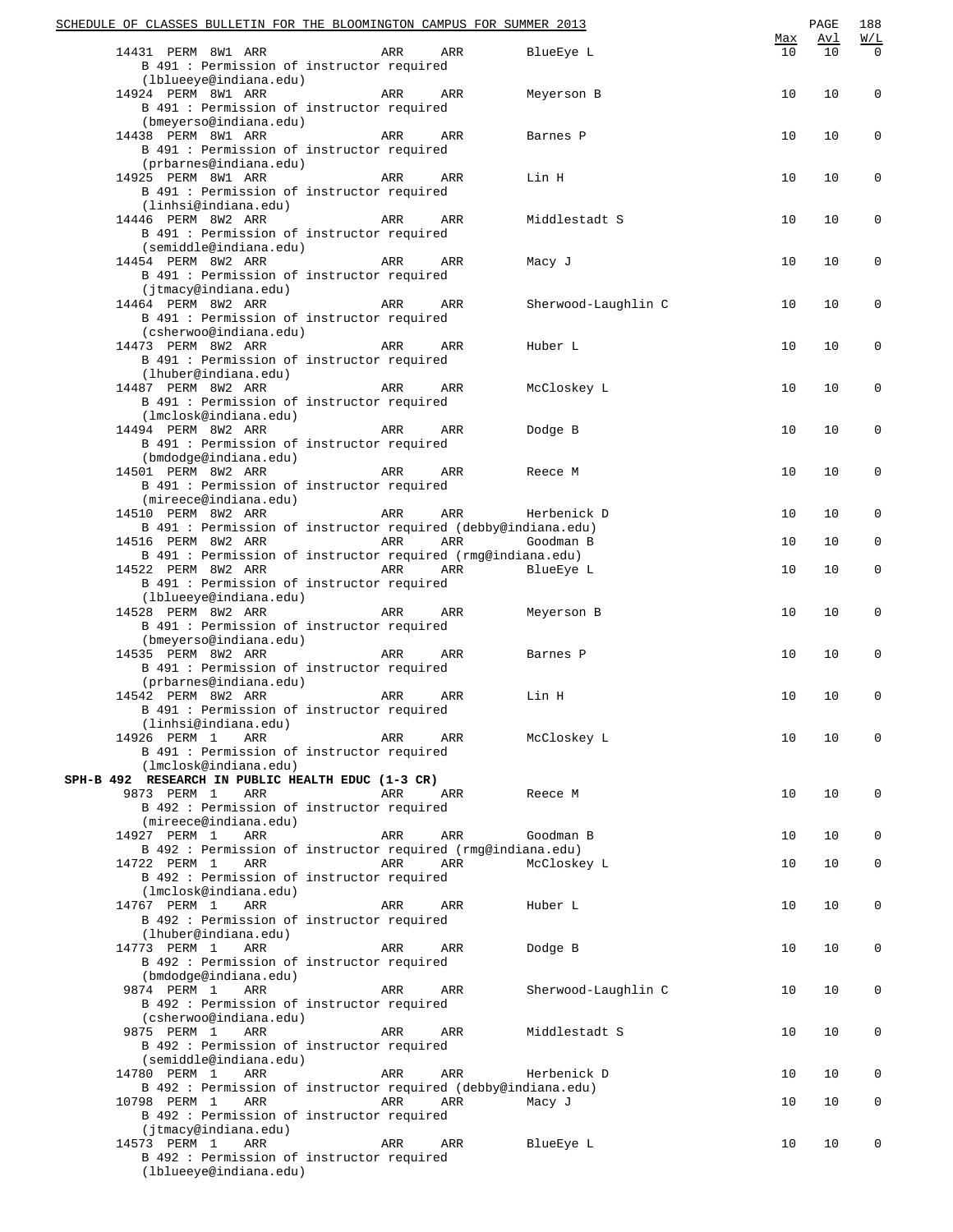| Class | Type | Session | Days | Time | Room | Instructor | Max | Avl | W/L |
|---|---|---|---|---|---|---|---|---|---|
| 14431 | PERM | 8W1 | ARR | ARR | ARR | BlueEye L | 10 | 10 | 0 |

B 491 : Permission of instructor required (lblueeye@indiana.edu)

| Class | Type | Session | Days | Time | Room | Instructor | Max | Avl | W/L |
|---|---|---|---|---|---|---|---|---|---|
| 14924 | PERM | 8W1 | ARR | ARR | ARR | Meyerson B | 10 | 10 | 0 |

B 491 : Permission of instructor required (bmeyerso@indiana.edu)

| Class | Type | Session | Days | Time | Room | Instructor | Max | Avl | W/L |
|---|---|---|---|---|---|---|---|---|---|
| 14438 | PERM | 8W1 | ARR | ARR | ARR | Barnes P | 10 | 10 | 0 |

B 491 : Permission of instructor required (prbarnes@indiana.edu)

| Class | Type | Session | Days | Time | Room | Instructor | Max | Avl | W/L |
|---|---|---|---|---|---|---|---|---|---|
| 14925 | PERM | 8W1 | ARR | ARR | ARR | Lin H | 10 | 10 | 0 |

B 491 : Permission of instructor required (linhsi@indiana.edu)

| Class | Type | Session | Days | Time | Room | Instructor | Max | Avl | W/L |
|---|---|---|---|---|---|---|---|---|---|
| 14446 | PERM | 8W2 | ARR | ARR | ARR | Middlestadt S | 10 | 10 | 0 |

B 491 : Permission of instructor required (semiddle@indiana.edu)

| Class | Type | Session | Days | Time | Room | Instructor | Max | Avl | W/L |
|---|---|---|---|---|---|---|---|---|---|
| 14454 | PERM | 8W2 | ARR | ARR | ARR | Macy J | 10 | 10 | 0 |

B 491 : Permission of instructor required (jtmacy@indiana.edu)

| Class | Type | Session | Days | Time | Room | Instructor | Max | Avl | W/L |
|---|---|---|---|---|---|---|---|---|---|
| 14464 | PERM | 8W2 | ARR | ARR | ARR | Sherwood-Laughlin C | 10 | 10 | 0 |

B 491 : Permission of instructor required (csherwoo@indiana.edu)

| Class | Type | Session | Days | Time | Room | Instructor | Max | Avl | W/L |
|---|---|---|---|---|---|---|---|---|---|
| 14473 | PERM | 8W2 | ARR | ARR | ARR | Huber L | 10 | 10 | 0 |

B 491 : Permission of instructor required (lhuber@indiana.edu)

| Class | Type | Session | Days | Time | Room | Instructor | Max | Avl | W/L |
|---|---|---|---|---|---|---|---|---|---|
| 14487 | PERM | 8W2 | ARR | ARR | ARR | McCloskey L | 10 | 10 | 0 |

B 491 : Permission of instructor required (lmclosk@indiana.edu)

| Class | Type | Session | Days | Time | Room | Instructor | Max | Avl | W/L |
|---|---|---|---|---|---|---|---|---|---|
| 14494 | PERM | 8W2 | ARR | ARR | ARR | Dodge B | 10 | 10 | 0 |

B 491 : Permission of instructor required (bmdodge@indiana.edu)

| Class | Type | Session | Days | Time | Room | Instructor | Max | Avl | W/L |
|---|---|---|---|---|---|---|---|---|---|
| 14501 | PERM | 8W2 | ARR | ARR | ARR | Reece M | 10 | 10 | 0 |

B 491 : Permission of instructor required (mireece@indiana.edu)

| Class | Type | Session | Days | Time | Room | Instructor | Max | Avl | W/L |
|---|---|---|---|---|---|---|---|---|---|
| 14510 | PERM | 8W2 | ARR | ARR | ARR | Herbenick D | 10 | 10 | 0 |

B 491 : Permission of instructor required (debby@indiana.edu)

| Class | Type | Session | Days | Time | Room | Instructor | Max | Avl | W/L |
|---|---|---|---|---|---|---|---|---|---|
| 14516 | PERM | 8W2 | ARR | ARR | ARR | Goodman B | 10 | 10 | 0 |

B 491 : Permission of instructor required (rmg@indiana.edu)

| Class | Type | Session | Days | Time | Room | Instructor | Max | Avl | W/L |
|---|---|---|---|---|---|---|---|---|---|
| 14522 | PERM | 8W2 | ARR | ARR | ARR | BlueEye L | 10 | 10 | 0 |

B 491 : Permission of instructor required (lblueeye@indiana.edu)

| Class | Type | Session | Days | Time | Room | Instructor | Max | Avl | W/L |
|---|---|---|---|---|---|---|---|---|---|
| 14528 | PERM | 8W2 | ARR | ARR | ARR | Meyerson B | 10 | 10 | 0 |

B 491 : Permission of instructor required (bmeyerso@indiana.edu)

| Class | Type | Session | Days | Time | Room | Instructor | Max | Avl | W/L |
|---|---|---|---|---|---|---|---|---|---|
| 14535 | PERM | 8W2 | ARR | ARR | ARR | Barnes P | 10 | 10 | 0 |

B 491 : Permission of instructor required (prbarnes@indiana.edu)

| Class | Type | Session | Days | Time | Room | Instructor | Max | Avl | W/L |
|---|---|---|---|---|---|---|---|---|---|
| 14542 | PERM | 8W2 | ARR | ARR | ARR | Lin H | 10 | 10 | 0 |

B 491 : Permission of instructor required (linhsi@indiana.edu)

| Class | Type | Session | Days | Time | Room | Instructor | Max | Avl | W/L |
|---|---|---|---|---|---|---|---|---|---|
| 14926 | PERM | 1 | ARR | ARR | ARR | McCloskey L | 10 | 10 | 0 |

B 491 : Permission of instructor required (lmclosk@indiana.edu)

**SPH-B 492 RESEARCH IN PUBLIC HEALTH EDUC (1-3 CR)**

| Class | Type | Session | Days | Time | Room | Instructor | Max | Avl | W/L |
|---|---|---|---|---|---|---|---|---|---|
| 9873 | PERM | 1 | ARR | ARR | ARR | Reece M | 10 | 10 | 0 |

B 492 : Permission of instructor required (mireece@indiana.edu)

| Class | Type | Session | Days | Time | Room | Instructor | Max | Avl | W/L |
|---|---|---|---|---|---|---|---|---|---|
| 14927 | PERM | 1 | ARR | ARR | ARR | Goodman B | 10 | 10 | 0 |

B 492 : Permission of instructor required (rmg@indiana.edu)

| Class | Type | Session | Days | Time | Room | Instructor | Max | Avl | W/L |
|---|---|---|---|---|---|---|---|---|---|
| 14722 | PERM | 1 | ARR | ARR | ARR | McCloskey L | 10 | 10 | 0 |

B 492 : Permission of instructor required (lmclosk@indiana.edu)

| Class | Type | Session | Days | Time | Room | Instructor | Max | Avl | W/L |
|---|---|---|---|---|---|---|---|---|---|
| 14767 | PERM | 1 | ARR | ARR | ARR | Huber L | 10 | 10 | 0 |

B 492 : Permission of instructor required (lhuber@indiana.edu)

| Class | Type | Session | Days | Time | Room | Instructor | Max | Avl | W/L |
|---|---|---|---|---|---|---|---|---|---|
| 14773 | PERM | 1 | ARR | ARR | ARR | Dodge B | 10 | 10 | 0 |

B 492 : Permission of instructor required (bmdodge@indiana.edu)

| Class | Type | Session | Days | Time | Room | Instructor | Max | Avl | W/L |
|---|---|---|---|---|---|---|---|---|---|
| 9874 | PERM | 1 | ARR | ARR | ARR | Sherwood-Laughlin C | 10 | 10 | 0 |

B 492 : Permission of instructor required (csherwoo@indiana.edu)

| Class | Type | Session | Days | Time | Room | Instructor | Max | Avl | W/L |
|---|---|---|---|---|---|---|---|---|---|
| 9875 | PERM | 1 | ARR | ARR | ARR | Middlestadt S | 10 | 10 | 0 |

B 492 : Permission of instructor required (semiddle@indiana.edu)

| Class | Type | Session | Days | Time | Room | Instructor | Max | Avl | W/L |
|---|---|---|---|---|---|---|---|---|---|
| 14780 | PERM | 1 | ARR | ARR | ARR | Herbenick D | 10 | 10 | 0 |

B 492 : Permission of instructor required (debby@indiana.edu)

| Class | Type | Session | Days | Time | Room | Instructor | Max | Avl | W/L |
|---|---|---|---|---|---|---|---|---|---|
| 10798 | PERM | 1 | ARR | ARR | ARR | Macy J | 10 | 10 | 0 |

B 492 : Permission of instructor required (jtmacy@indiana.edu)

| Class | Type | Session | Days | Time | Room | Instructor | Max | Avl | W/L |
|---|---|---|---|---|---|---|---|---|---|
| 14573 | PERM | 1 | ARR | ARR | ARR | BlueEye L | 10 | 10 | 0 |

B 492 : Permission of instructor required (lblueeye@indiana.edu)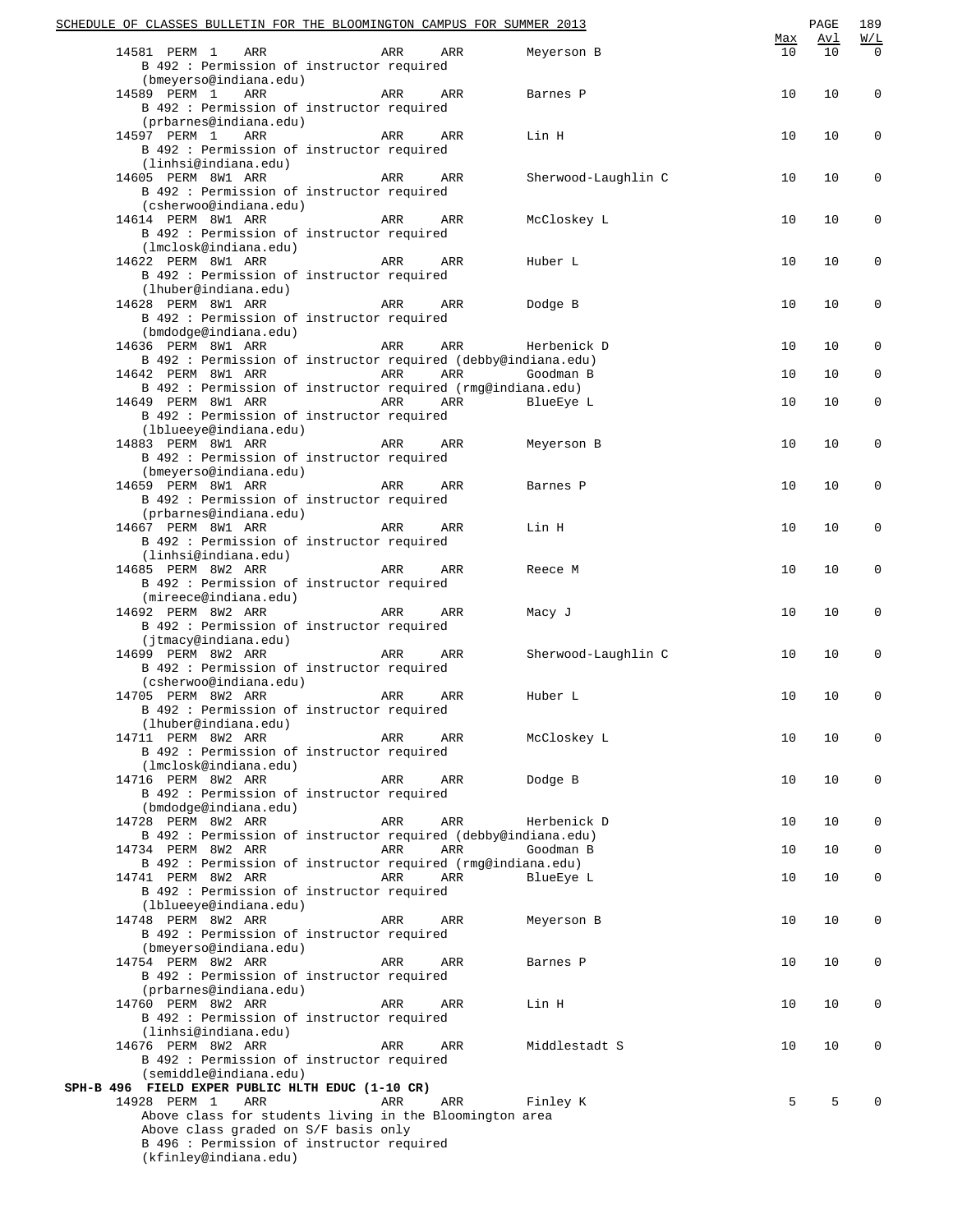| Class | Type | Sess | Days | Time | Instructor | Max | Avl | W/L |
|---|---|---|---|---|---|---|---|---|
| 14581 | PERM | 1 | ARR | ARR | Meyerson B | 10 | 10 | 0 |

B 492 : Permission of instructor required (bmeyerso@indiana.edu)

| Class | Type | Sess | Days | Time | Instructor | Max | Avl | W/L |
|---|---|---|---|---|---|---|---|---|
| 14589 | PERM | 1 | ARR | ARR | Barnes P | 10 | 10 | 0 |

B 492 : Permission of instructor required (prbarnes@indiana.edu)

| Class | Type | Sess | Days | Time | Instructor | Max | Avl | W/L |
|---|---|---|---|---|---|---|---|---|
| 14597 | PERM | 1 | ARR | ARR | Lin H | 10 | 10 | 0 |

B 492 : Permission of instructor required (linhsi@indiana.edu)

| Class | Type | Sess | Days | Time | Instructor | Max | Avl | W/L |
|---|---|---|---|---|---|---|---|---|
| 14605 | PERM | 8W1 | ARR | ARR | Sherwood-Laughlin C | 10 | 10 | 0 |

B 492 : Permission of instructor required (csherwoo@indiana.edu)

| Class | Type | Sess | Days | Time | Instructor | Max | Avl | W/L |
|---|---|---|---|---|---|---|---|---|
| 14614 | PERM | 8W1 | ARR | ARR | McCloskey L | 10 | 10 | 0 |

B 492 : Permission of instructor required (lmclosk@indiana.edu)

| Class | Type | Sess | Days | Time | Instructor | Max | Avl | W/L |
|---|---|---|---|---|---|---|---|---|
| 14622 | PERM | 8W1 | ARR | ARR | Huber L | 10 | 10 | 0 |

B 492 : Permission of instructor required (lhuber@indiana.edu)

| Class | Type | Sess | Days | Time | Instructor | Max | Avl | W/L |
|---|---|---|---|---|---|---|---|---|
| 14628 | PERM | 8W1 | ARR | ARR | Dodge B | 10 | 10 | 0 |

B 492 : Permission of instructor required (bmdodge@indiana.edu)

| Class | Type | Sess | Days | Time | Instructor | Max | Avl | W/L |
|---|---|---|---|---|---|---|---|---|
| 14636 | PERM | 8W1 | ARR | ARR | Herbenick D | 10 | 10 | 0 |

B 492 : Permission of instructor required (debby@indiana.edu)

| Class | Type | Sess | Days | Time | Instructor | Max | Avl | W/L |
|---|---|---|---|---|---|---|---|---|
| 14642 | PERM | 8W1 | ARR | ARR | Goodman B | 10 | 10 | 0 |

B 492 : Permission of instructor required (rmg@indiana.edu)

| Class | Type | Sess | Days | Time | Instructor | Max | Avl | W/L |
|---|---|---|---|---|---|---|---|---|
| 14649 | PERM | 8W1 | ARR | ARR | BlueEye L | 10 | 10 | 0 |

B 492 : Permission of instructor required (lblueeye@indiana.edu)

| Class | Type | Sess | Days | Time | Instructor | Max | Avl | W/L |
|---|---|---|---|---|---|---|---|---|
| 14883 | PERM | 8W1 | ARR | ARR | Meyerson B | 10 | 10 | 0 |

B 492 : Permission of instructor required (bmeyerso@indiana.edu)

| Class | Type | Sess | Days | Time | Instructor | Max | Avl | W/L |
|---|---|---|---|---|---|---|---|---|
| 14659 | PERM | 8W1 | ARR | ARR | Barnes P | 10 | 10 | 0 |

B 492 : Permission of instructor required (prbarnes@indiana.edu)

| Class | Type | Sess | Days | Time | Instructor | Max | Avl | W/L |
|---|---|---|---|---|---|---|---|---|
| 14667 | PERM | 8W1 | ARR | ARR | Lin H | 10 | 10 | 0 |

B 492 : Permission of instructor required (linhsi@indiana.edu)

| Class | Type | Sess | Days | Time | Instructor | Max | Avl | W/L |
|---|---|---|---|---|---|---|---|---|
| 14685 | PERM | 8W2 | ARR | ARR | Reece M | 10 | 10 | 0 |

B 492 : Permission of instructor required (mireece@indiana.edu)

| Class | Type | Sess | Days | Time | Instructor | Max | Avl | W/L |
|---|---|---|---|---|---|---|---|---|
| 14692 | PERM | 8W2 | ARR | ARR | Macy J | 10 | 10 | 0 |

B 492 : Permission of instructor required (jtmacy@indiana.edu)

| Class | Type | Sess | Days | Time | Instructor | Max | Avl | W/L |
|---|---|---|---|---|---|---|---|---|
| 14699 | PERM | 8W2 | ARR | ARR | Sherwood-Laughlin C | 10 | 10 | 0 |

B 492 : Permission of instructor required (csherwoo@indiana.edu)

| Class | Type | Sess | Days | Time | Instructor | Max | Avl | W/L |
|---|---|---|---|---|---|---|---|---|
| 14705 | PERM | 8W2 | ARR | ARR | Huber L | 10 | 10 | 0 |

B 492 : Permission of instructor required (lhuber@indiana.edu)

| Class | Type | Sess | Days | Time | Instructor | Max | Avl | W/L |
|---|---|---|---|---|---|---|---|---|
| 14711 | PERM | 8W2 | ARR | ARR | McCloskey L | 10 | 10 | 0 |

B 492 : Permission of instructor required (lmclosk@indiana.edu)

| Class | Type | Sess | Days | Time | Instructor | Max | Avl | W/L |
|---|---|---|---|---|---|---|---|---|
| 14716 | PERM | 8W2 | ARR | ARR | Dodge B | 10 | 10 | 0 |

B 492 : Permission of instructor required (bmdodge@indiana.edu)

| Class | Type | Sess | Days | Time | Instructor | Max | Avl | W/L |
|---|---|---|---|---|---|---|---|---|
| 14728 | PERM | 8W2 | ARR | ARR | Herbenick D | 10 | 10 | 0 |

B 492 : Permission of instructor required (debby@indiana.edu)

| Class | Type | Sess | Days | Time | Instructor | Max | Avl | W/L |
|---|---|---|---|---|---|---|---|---|
| 14734 | PERM | 8W2 | ARR | ARR | Goodman B | 10 | 10 | 0 |

B 492 : Permission of instructor required (rmg@indiana.edu)

| Class | Type | Sess | Days | Time | Instructor | Max | Avl | W/L |
|---|---|---|---|---|---|---|---|---|
| 14741 | PERM | 8W2 | ARR | ARR | BlueEye L | 10 | 10 | 0 |

B 492 : Permission of instructor required (lblueeye@indiana.edu)

| Class | Type | Sess | Days | Time | Instructor | Max | Avl | W/L |
|---|---|---|---|---|---|---|---|---|
| 14748 | PERM | 8W2 | ARR | ARR | Meyerson B | 10 | 10 | 0 |

B 492 : Permission of instructor required (bmeyerso@indiana.edu)

| Class | Type | Sess | Days | Time | Instructor | Max | Avl | W/L |
|---|---|---|---|---|---|---|---|---|
| 14754 | PERM | 8W2 | ARR | ARR | Barnes P | 10 | 10 | 0 |

B 492 : Permission of instructor required (prbarnes@indiana.edu)

| Class | Type | Sess | Days | Time | Instructor | Max | Avl | W/L |
|---|---|---|---|---|---|---|---|---|
| 14760 | PERM | 8W2 | ARR | ARR | Lin H | 10 | 10 | 0 |

B 492 : Permission of instructor required (linhsi@indiana.edu)

| Class | Type | Sess | Days | Time | Instructor | Max | Avl | W/L |
|---|---|---|---|---|---|---|---|---|
| 14676 | PERM | 8W2 | ARR | ARR | Middlestadt S | 10 | 10 | 0 |

B 492 : Permission of instructor required (semiddle@indiana.edu)

**SPH-B 496 FIELD EXPER PUBLIC HLTH EDUC (1-10 CR)**

| Class | Type | Sess | Days | Time | Instructor | Max | Avl | W/L |
|---|---|---|---|---|---|---|---|---|
| 14928 | PERM | 1 | ARR | ARR | Finley K | 5 | 5 | 0 |

Above class for students living in the Bloomington area
Above class graded on S/F basis only
B 496 : Permission of instructor required (kfinley@indiana.edu)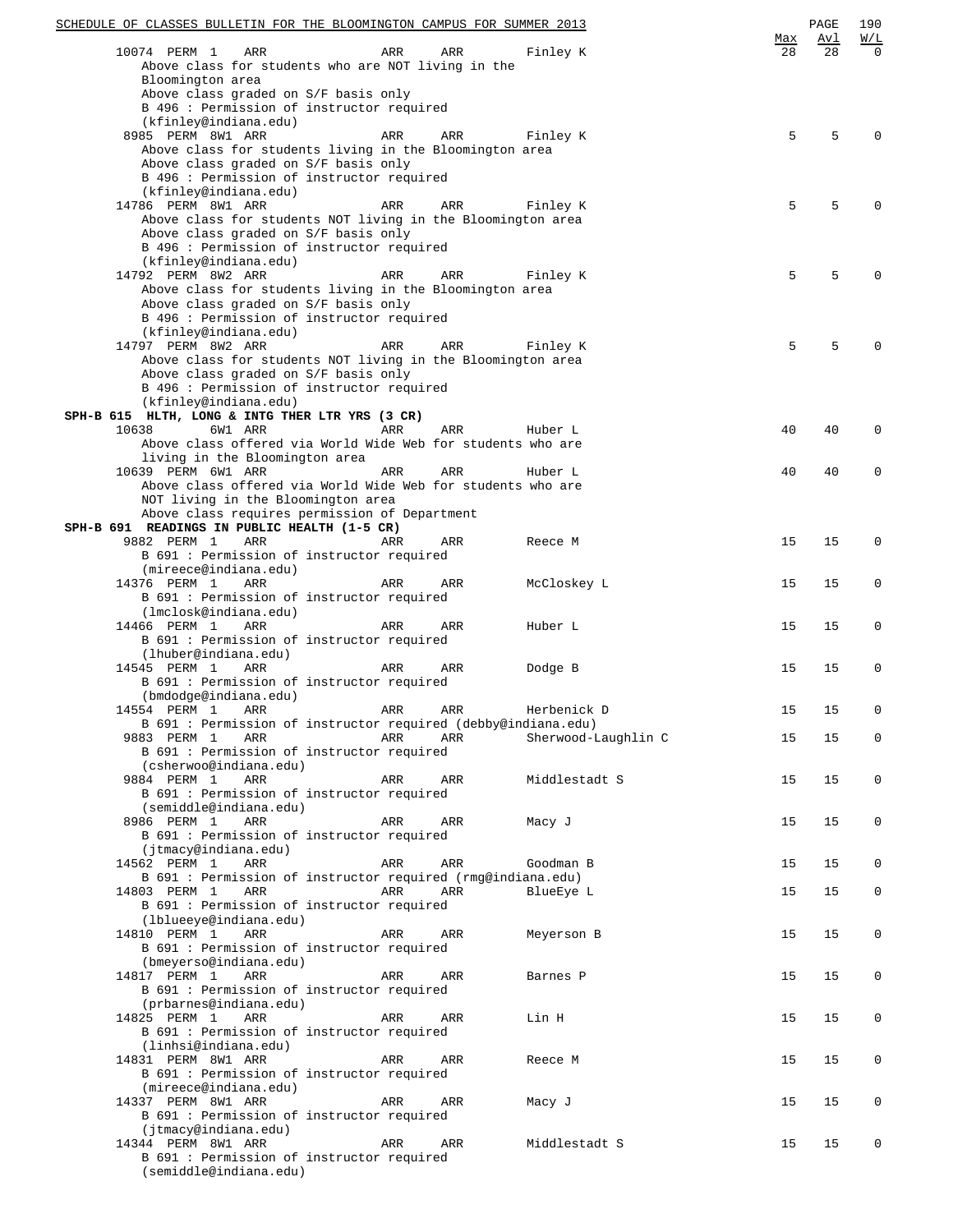| Class | Flag | Session | Days | Time | Place | Instructor | Max | Avl | W/L |
|---|---|---|---|---|---|---|---|---|---|
| 10074 | PERM | 1 | ARR | ARR | ARR | Finley K | 28 | 28 | 0 |

Above class for students who are NOT living in the Bloomington area
Above class graded on S/F basis only
B 496 : Permission of instructor required (kfinley@indiana.edu)

| Class | Flag | Session | Days | Time | Place | Instructor | Max | Avl | W/L |
|---|---|---|---|---|---|---|---|---|---|
| 8985 | PERM | 8W1 | ARR | ARR | ARR | Finley K | 5 | 5 | 0 |

Above class for students living in the Bloomington area
Above class graded on S/F basis only
B 496 : Permission of instructor required (kfinley@indiana.edu)

| Class | Flag | Session | Days | Time | Place | Instructor | Max | Avl | W/L |
|---|---|---|---|---|---|---|---|---|---|
| 14786 | PERM | 8W1 | ARR | ARR | ARR | Finley K | 5 | 5 | 0 |

Above class for students NOT living in the Bloomington area
Above class graded on S/F basis only
B 496 : Permission of instructor required (kfinley@indiana.edu)

| Class | Flag | Session | Days | Time | Place | Instructor | Max | Avl | W/L |
|---|---|---|---|---|---|---|---|---|---|
| 14792 | PERM | 8W2 | ARR | ARR | ARR | Finley K | 5 | 5 | 0 |

Above class for students living in the Bloomington area
Above class graded on S/F basis only
B 496 : Permission of instructor required (kfinley@indiana.edu)

| Class | Flag | Session | Days | Time | Place | Instructor | Max | Avl | W/L |
|---|---|---|---|---|---|---|---|---|---|
| 14797 | PERM | 8W2 | ARR | ARR | ARR | Finley K | 5 | 5 | 0 |

Above class for students NOT living in the Bloomington area
Above class graded on S/F basis only
B 496 : Permission of instructor required (kfinley@indiana.edu)

**SPH-B 615 HLTH, LONG & INTG THER LTR YRS (3 CR)**

| Class | Flag | Session | Days | Time | Place | Instructor | Max | Avl | W/L |
|---|---|---|---|---|---|---|---|---|---|
| 10638 | | 6W1 | ARR | ARR | ARR | Huber L | 40 | 40 | 0 |

Above class offered via World Wide Web for students who are living in the Bloomington area

| Class | Flag | Session | Days | Time | Place | Instructor | Max | Avl | W/L |
|---|---|---|---|---|---|---|---|---|---|
| 10639 | PERM | 6W1 | ARR | ARR | ARR | Huber L | 40 | 40 | 0 |

Above class offered via World Wide Web for students who are NOT living in the Bloomington area
Above class requires permission of Department

**SPH-B 691 READINGS IN PUBLIC HEALTH (1-5 CR)**

| Class | Flag | Session | Days | Time | Place | Instructor | Max | Avl | W/L | Notes |
|---|---|---|---|---|---|---|---|---|---|---|
| 9882 | PERM | 1 | ARR | ARR | ARR | Reece M | 15 | 15 | 0 | B 691 : Permission of instructor required (mireece@indiana.edu) |
| 14376 | PERM | 1 | ARR | ARR | ARR | McCloskey L | 15 | 15 | 0 | B 691 : Permission of instructor required (lmclosk@indiana.edu) |
| 14466 | PERM | 1 | ARR | ARR | ARR | Huber L | 15 | 15 | 0 | B 691 : Permission of instructor required (lhuber@indiana.edu) |
| 14545 | PERM | 1 | ARR | ARR | ARR | Dodge B | 15 | 15 | 0 | B 691 : Permission of instructor required (bmdodge@indiana.edu) |
| 14554 | PERM | 1 | ARR | ARR | ARR | Herbenick D | 15 | 15 | 0 | B 691 : Permission of instructor required (debby@indiana.edu) |
| 9883 | PERM | 1 | ARR | ARR | ARR | Sherwood-Laughlin C | 15 | 15 | 0 | B 691 : Permission of instructor required (csherwoo@indiana.edu) |
| 9884 | PERM | 1 | ARR | ARR | ARR | Middlestadt S | 15 | 15 | 0 | B 691 : Permission of instructor required (semiddle@indiana.edu) |
| 8986 | PERM | 1 | ARR | ARR | ARR | Macy J | 15 | 15 | 0 | B 691 : Permission of instructor required (jtmacy@indiana.edu) |
| 14562 | PERM | 1 | ARR | ARR | ARR | Goodman B | 15 | 15 | 0 | B 691 : Permission of instructor required (rmg@indiana.edu) |
| 14803 | PERM | 1 | ARR | ARR | ARR | BlueEye L | 15 | 15 | 0 | B 691 : Permission of instructor required (lblueeye@indiana.edu) |
| 14810 | PERM | 1 | ARR | ARR | ARR | Meyerson B | 15 | 15 | 0 | B 691 : Permission of instructor required (bmeyerso@indiana.edu) |
| 14817 | PERM | 1 | ARR | ARR | ARR | Barnes P | 15 | 15 | 0 | B 691 : Permission of instructor required (prbarnes@indiana.edu) |
| 14825 | PERM | 1 | ARR | ARR | ARR | Lin H | 15 | 15 | 0 | B 691 : Permission of instructor required (linhsi@indiana.edu) |
| 14831 | PERM | 8W1 | ARR | ARR | ARR | Reece M | 15 | 15 | 0 | B 691 : Permission of instructor required (mireece@indiana.edu) |
| 14337 | PERM | 8W1 | ARR | ARR | ARR | Macy J | 15 | 15 | 0 | B 691 : Permission of instructor required (jtmacy@indiana.edu) |
| 14344 | PERM | 8W1 | ARR | ARR | ARR | Middlestadt S | 15 | 15 | 0 | B 691 : Permission of instructor required (semiddle@indiana.edu) |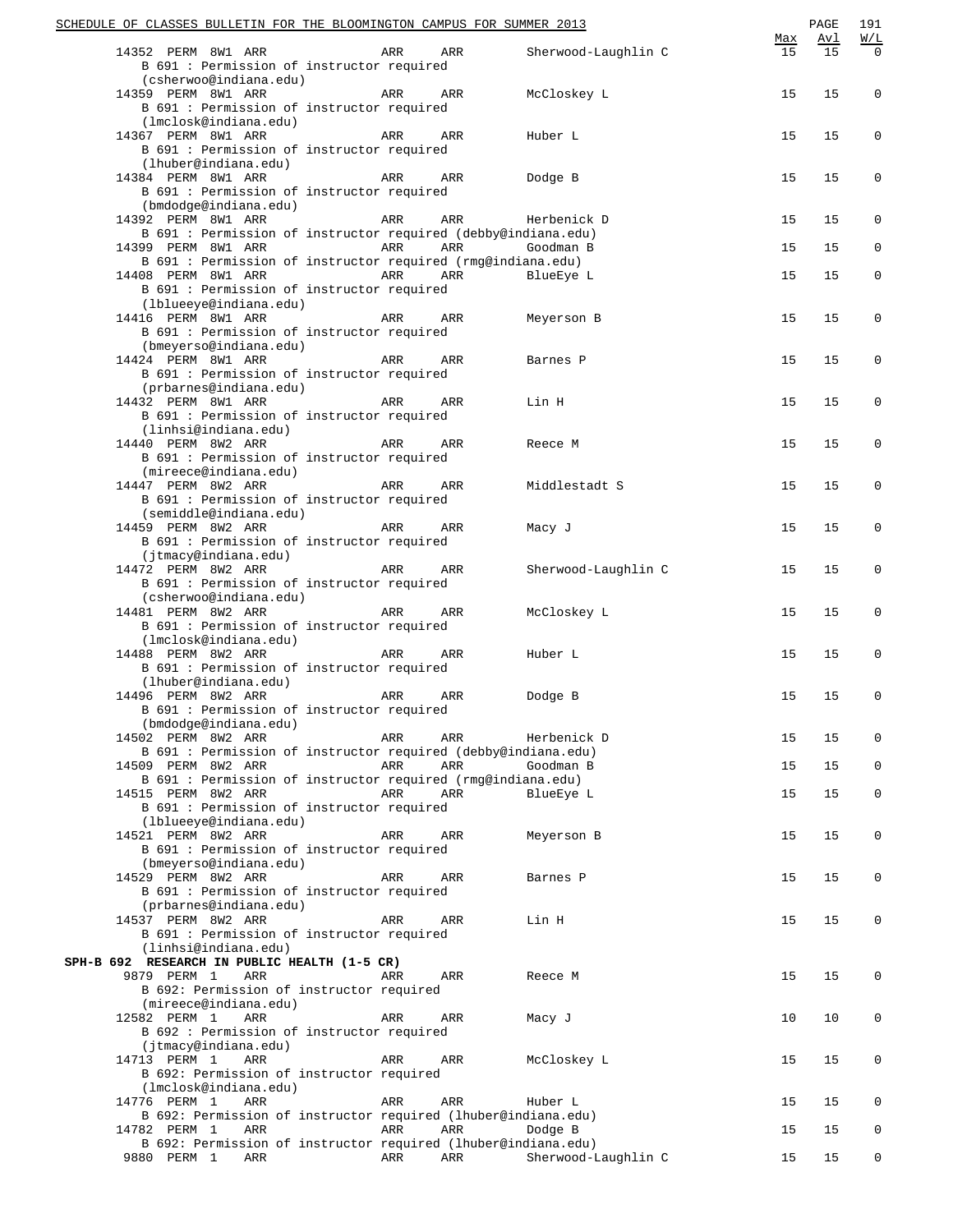| | | | | | | Max | Avl | W/L |
|---|---|---|---|---|---|---|---|---|
| 14352 | PERM | 8W1 ARR | ARR | ARR | Sherwood-Laughlin C | 15 | 15 | 0 |

B 691 : Permission of instructor required (csherwoo@indiana.edu)

| | | | | | | | | |
|---|---|---|---|---|---|---|---|---|
| 14359 | PERM | 8W1 ARR | ARR | ARR | McCloskey L | 15 | 15 | 0 |

B 691 : Permission of instructor required (lmclosk@indiana.edu)

| | | | | | | | | |
|---|---|---|---|---|---|---|---|---|
| 14367 | PERM | 8W1 ARR | ARR | ARR | Huber L | 15 | 15 | 0 |

B 691 : Permission of instructor required (lhuber@indiana.edu)

| | | | | | | | | |
|---|---|---|---|---|---|---|---|---|
| 14384 | PERM | 8W1 ARR | ARR | ARR | Dodge B | 15 | 15 | 0 |

B 691 : Permission of instructor required (bmdodge@indiana.edu)

| | | | | | | | | |
|---|---|---|---|---|---|---|---|---|
| 14392 | PERM | 8W1 ARR | ARR | ARR | Herbenick D | 15 | 15 | 0 |

B 691 : Permission of instructor required (debby@indiana.edu)

| | | | | | | | | |
|---|---|---|---|---|---|---|---|---|
| 14399 | PERM | 8W1 ARR | ARR | ARR | Goodman B | 15 | 15 | 0 |

B 691 : Permission of instructor required (rmg@indiana.edu)

| | | | | | | | | |
|---|---|---|---|---|---|---|---|---|
| 14408 | PERM | 8W1 ARR | ARR | ARR | BlueEye L | 15 | 15 | 0 |

B 691 : Permission of instructor required (lblueeye@indiana.edu)

| | | | | | | | | |
|---|---|---|---|---|---|---|---|---|
| 14416 | PERM | 8W1 ARR | ARR | ARR | Meyerson B | 15 | 15 | 0 |

B 691 : Permission of instructor required (bmeyerso@indiana.edu)

| | | | | | | | | |
|---|---|---|---|---|---|---|---|---|
| 14424 | PERM | 8W1 ARR | ARR | ARR | Barnes P | 15 | 15 | 0 |

B 691 : Permission of instructor required (prbarnes@indiana.edu)

| | | | | | | | | |
|---|---|---|---|---|---|---|---|---|
| 14432 | PERM | 8W1 ARR | ARR | ARR | Lin H | 15 | 15 | 0 |

B 691 : Permission of instructor required (linhsi@indiana.edu)

| | | | | | | | | |
|---|---|---|---|---|---|---|---|---|
| 14440 | PERM | 8W2 ARR | ARR | ARR | Reece M | 15 | 15 | 0 |

B 691 : Permission of instructor required (mireece@indiana.edu)

| | | | | | | | | |
|---|---|---|---|---|---|---|---|---|
| 14447 | PERM | 8W2 ARR | ARR | ARR | Middlestadt S | 15 | 15 | 0 |

B 691 : Permission of instructor required (semiddle@indiana.edu)

| | | | | | | | | |
|---|---|---|---|---|---|---|---|---|
| 14459 | PERM | 8W2 ARR | ARR | ARR | Macy J | 15 | 15 | 0 |

B 691 : Permission of instructor required (jtmacy@indiana.edu)

| | | | | | | | | |
|---|---|---|---|---|---|---|---|---|
| 14472 | PERM | 8W2 ARR | ARR | ARR | Sherwood-Laughlin C | 15 | 15 | 0 |

B 691 : Permission of instructor required (csherwoo@indiana.edu)

| | | | | | | | | |
|---|---|---|---|---|---|---|---|---|
| 14481 | PERM | 8W2 ARR | ARR | ARR | McCloskey L | 15 | 15 | 0 |

B 691 : Permission of instructor required (lmclosk@indiana.edu)

| | | | | | | | | |
|---|---|---|---|---|---|---|---|---|
| 14488 | PERM | 8W2 ARR | ARR | ARR | Huber L | 15 | 15 | 0 |

B 691 : Permission of instructor required (lhuber@indiana.edu)

| | | | | | | | | |
|---|---|---|---|---|---|---|---|---|
| 14496 | PERM | 8W2 ARR | ARR | ARR | Dodge B | 15 | 15 | 0 |

B 691 : Permission of instructor required (bmdodge@indiana.edu)

| | | | | | | | | |
|---|---|---|---|---|---|---|---|---|
| 14502 | PERM | 8W2 ARR | ARR | ARR | Herbenick D | 15 | 15 | 0 |

B 691 : Permission of instructor required (debby@indiana.edu)

| | | | | | | | | |
|---|---|---|---|---|---|---|---|---|
| 14509 | PERM | 8W2 ARR | ARR | ARR | Goodman B | 15 | 15 | 0 |

B 691 : Permission of instructor required (rmg@indiana.edu)

| | | | | | | | | |
|---|---|---|---|---|---|---|---|---|
| 14515 | PERM | 8W2 ARR | ARR | ARR | BlueEye L | 15 | 15 | 0 |

B 691 : Permission of instructor required (lblueeye@indiana.edu)

| | | | | | | | | |
|---|---|---|---|---|---|---|---|---|
| 14521 | PERM | 8W2 ARR | ARR | ARR | Meyerson B | 15 | 15 | 0 |

B 691 : Permission of instructor required (bmeyerso@indiana.edu)

| | | | | | | | | |
|---|---|---|---|---|---|---|---|---|
| 14529 | PERM | 8W2 ARR | ARR | ARR | Barnes P | 15 | 15 | 0 |

B 691 : Permission of instructor required (prbarnes@indiana.edu)

| | | | | | | | | |
|---|---|---|---|---|---|---|---|---|
| 14537 | PERM | 8W2 ARR | ARR | ARR | Lin H | 15 | 15 | 0 |

B 691 : Permission of instructor required (linhsi@indiana.edu)

**SPH-B 692 RESEARCH IN PUBLIC HEALTH (1-5 CR)**

| | | | | | | | | |
|---|---|---|---|---|---|---|---|---|
| 9879 | PERM | 1 ARR | ARR | ARR | Reece M | 15 | 15 | 0 |

B 692: Permission of instructor required (mireece@indiana.edu)

| | | | | | | | | |
|---|---|---|---|---|---|---|---|---|
| 12582 | PERM | 1 ARR | ARR | ARR | Macy J | 10 | 10 | 0 |

B 692 : Permission of instructor required (jtmacy@indiana.edu)

| | | | | | | | | |
|---|---|---|---|---|---|---|---|---|
| 14713 | PERM | 1 ARR | ARR | ARR | McCloskey L | 15 | 15 | 0 |

B 692: Permission of instructor required (lmclosk@indiana.edu)

| | | | | | | | | |
|---|---|---|---|---|---|---|---|---|
| 14776 | PERM | 1 ARR | ARR | ARR | Huber L | 15 | 15 | 0 |

B 692: Permission of instructor required (lhuber@indiana.edu)

| | | | | | | | | |
|---|---|---|---|---|---|---|---|---|
| 14782 | PERM | 1 ARR | ARR | ARR | Dodge B | 15 | 15 | 0 |

B 692: Permission of instructor required (lhuber@indiana.edu)

| | | | | | | | | |
|---|---|---|---|---|---|---|---|---|
| 9880 | PERM | 1 ARR | ARR | ARR | Sherwood-Laughlin C | 15 | 15 | 0 |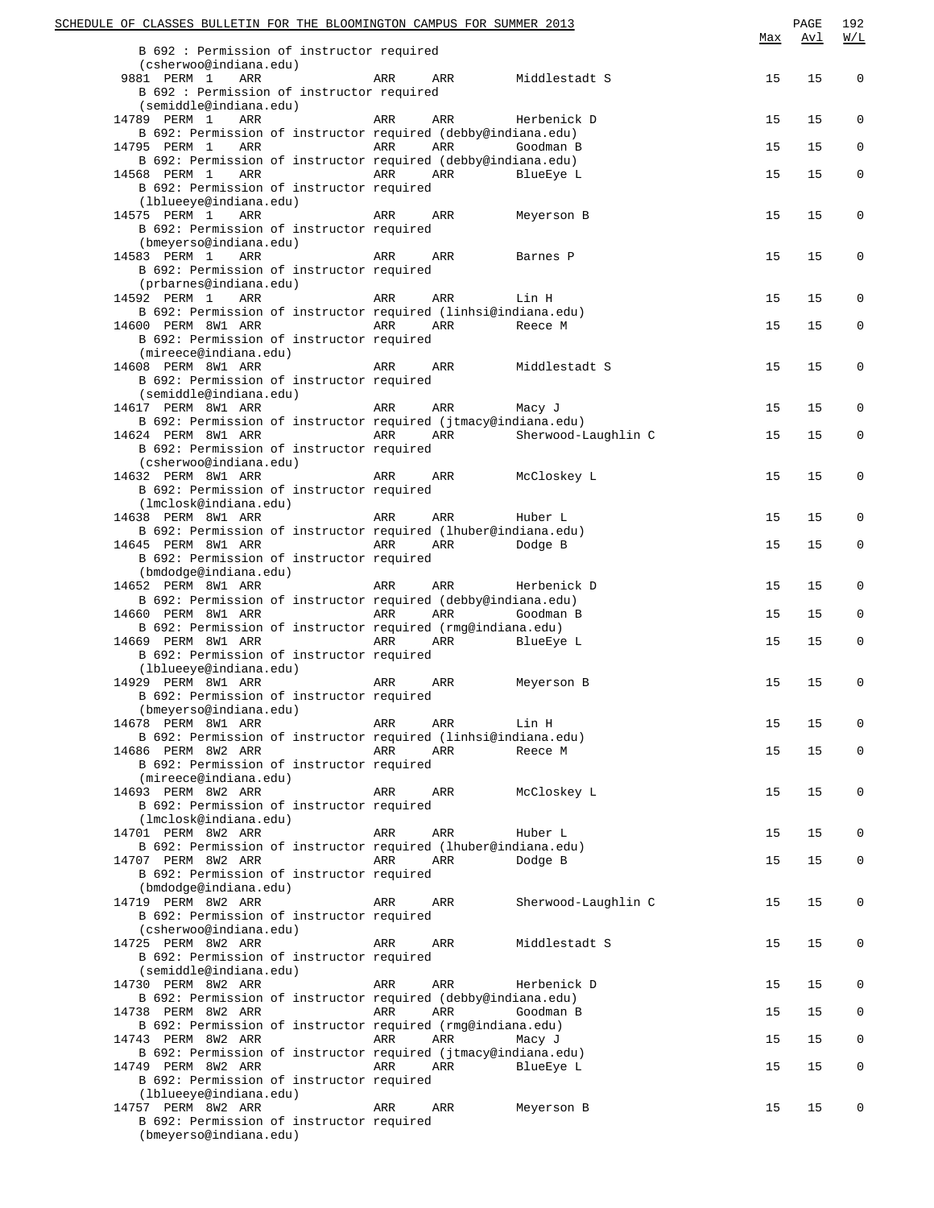| | | | | | | Max | Avl | W/L |
|---|---|---|---|---|---|---|---|---|
| B 692 : Permission of instructor required (csherwoo@indiana.edu) | | | | | | | | |
| 9881 | PERM 1 | ARR | ARR | ARR | Middlestadt S | 15 | 15 | 0 |
| B 692 : Permission of instructor required (semiddle@indiana.edu) | | | | | | | | |
| 14789 | PERM 1 | ARR | ARR | ARR | Herbenick D | 15 | 15 | 0 |
| B 692: Permission of instructor required (debby@indiana.edu) | | | | | | | | |
| 14795 | PERM 1 | ARR | ARR | ARR | Goodman B | 15 | 15 | 0 |
| B 692: Permission of instructor required (debby@indiana.edu) | | | | | | | | |
| 14568 | PERM 1 | ARR | ARR | ARR | BlueEye L | 15 | 15 | 0 |
| B 692: Permission of instructor required (lblueeye@indiana.edu) | | | | | | | | |
| 14575 | PERM 1 | ARR | ARR | ARR | Meyerson B | 15 | 15 | 0 |
| B 692: Permission of instructor required (bmeyerso@indiana.edu) | | | | | | | | |
| 14583 | PERM 1 | ARR | ARR | ARR | Barnes P | 15 | 15 | 0 |
| B 692: Permission of instructor required (prbarnes@indiana.edu) | | | | | | | | |
| 14592 | PERM 1 | ARR | ARR | ARR | Lin H | 15 | 15 | 0 |
| B 692: Permission of instructor required (linhsi@indiana.edu) | | | | | | | | |
| 14600 | PERM 8W1 | ARR | ARR | ARR | Reece M | 15 | 15 | 0 |
| B 692: Permission of instructor required (mireece@indiana.edu) | | | | | | | | |
| 14608 | PERM 8W1 | ARR | ARR | ARR | Middlestadt S | 15 | 15 | 0 |
| B 692: Permission of instructor required (semiddle@indiana.edu) | | | | | | | | |
| 14617 | PERM 8W1 | ARR | ARR | ARR | Macy J | 15 | 15 | 0 |
| B 692: Permission of instructor required (jtmacy@indiana.edu) | | | | | | | | |
| 14624 | PERM 8W1 | ARR | ARR | ARR | Sherwood-Laughlin C | 15 | 15 | 0 |
| B 692: Permission of instructor required (csherwoo@indiana.edu) | | | | | | | | |
| 14632 | PERM 8W1 | ARR | ARR | ARR | McCloskey L | 15 | 15 | 0 |
| B 692: Permission of instructor required (lmclosk@indiana.edu) | | | | | | | | |
| 14638 | PERM 8W1 | ARR | ARR | ARR | Huber L | 15 | 15 | 0 |
| B 692: Permission of instructor required (lhuber@indiana.edu) | | | | | | | | |
| 14645 | PERM 8W1 | ARR | ARR | ARR | Dodge B | 15 | 15 | 0 |
| B 692: Permission of instructor required (bmdodge@indiana.edu) | | | | | | | | |
| 14652 | PERM 8W1 | ARR | ARR | ARR | Herbenick D | 15 | 15 | 0 |
| B 692: Permission of instructor required (debby@indiana.edu) | | | | | | | | |
| 14660 | PERM 8W1 | ARR | ARR | ARR | Goodman B | 15 | 15 | 0 |
| B 692: Permission of instructor required (rmg@indiana.edu) | | | | | | | | |
| 14669 | PERM 8W1 | ARR | ARR | ARR | BlueEye L | 15 | 15 | 0 |
| B 692: Permission of instructor required (lblueeye@indiana.edu) | | | | | | | | |
| 14929 | PERM 8W1 | ARR | ARR | ARR | Meyerson B | 15 | 15 | 0 |
| B 692: Permission of instructor required (bmeyerso@indiana.edu) | | | | | | | | |
| 14678 | PERM 8W1 | ARR | ARR | ARR | Lin H | 15 | 15 | 0 |
| B 692: Permission of instructor required (linhsi@indiana.edu) | | | | | | | | |
| 14686 | PERM 8W2 | ARR | ARR | ARR | Reece M | 15 | 15 | 0 |
| B 692: Permission of instructor required (mireece@indiana.edu) | | | | | | | | |
| 14693 | PERM 8W2 | ARR | ARR | ARR | McCloskey L | 15 | 15 | 0 |
| B 692: Permission of instructor required (lmclosk@indiana.edu) | | | | | | | | |
| 14701 | PERM 8W2 | ARR | ARR | ARR | Huber L | 15 | 15 | 0 |
| B 692: Permission of instructor required (lhuber@indiana.edu) | | | | | | | | |
| 14707 | PERM 8W2 | ARR | ARR | ARR | Dodge B | 15 | 15 | 0 |
| B 692: Permission of instructor required (bmdodge@indiana.edu) | | | | | | | | |
| 14719 | PERM 8W2 | ARR | ARR | ARR | Sherwood-Laughlin C | 15 | 15 | 0 |
| B 692: Permission of instructor required (csherwoo@indiana.edu) | | | | | | | | |
| 14725 | PERM 8W2 | ARR | ARR | ARR | Middlestadt S | 15 | 15 | 0 |
| B 692: Permission of instructor required (semiddle@indiana.edu) | | | | | | | | |
| 14730 | PERM 8W2 | ARR | ARR | ARR | Herbenick D | 15 | 15 | 0 |
| B 692: Permission of instructor required (debby@indiana.edu) | | | | | | | | |
| 14738 | PERM 8W2 | ARR | ARR | ARR | Goodman B | 15 | 15 | 0 |
| B 692: Permission of instructor required (rmg@indiana.edu) | | | | | | | | |
| 14743 | PERM 8W2 | ARR | ARR | ARR | Macy J | 15 | 15 | 0 |
| B 692: Permission of instructor required (jtmacy@indiana.edu) | | | | | | | | |
| 14749 | PERM 8W2 | ARR | ARR | ARR | BlueEye L | 15 | 15 | 0 |
| B 692: Permission of instructor required (lblueeye@indiana.edu) | | | | | | | | |
| 14757 | PERM 8W2 | ARR | ARR | ARR | Meyerson B | 15 | 15 | 0 |
| B 692: Permission of instructor required (bmeyerso@indiana.edu) | | | | | | | | |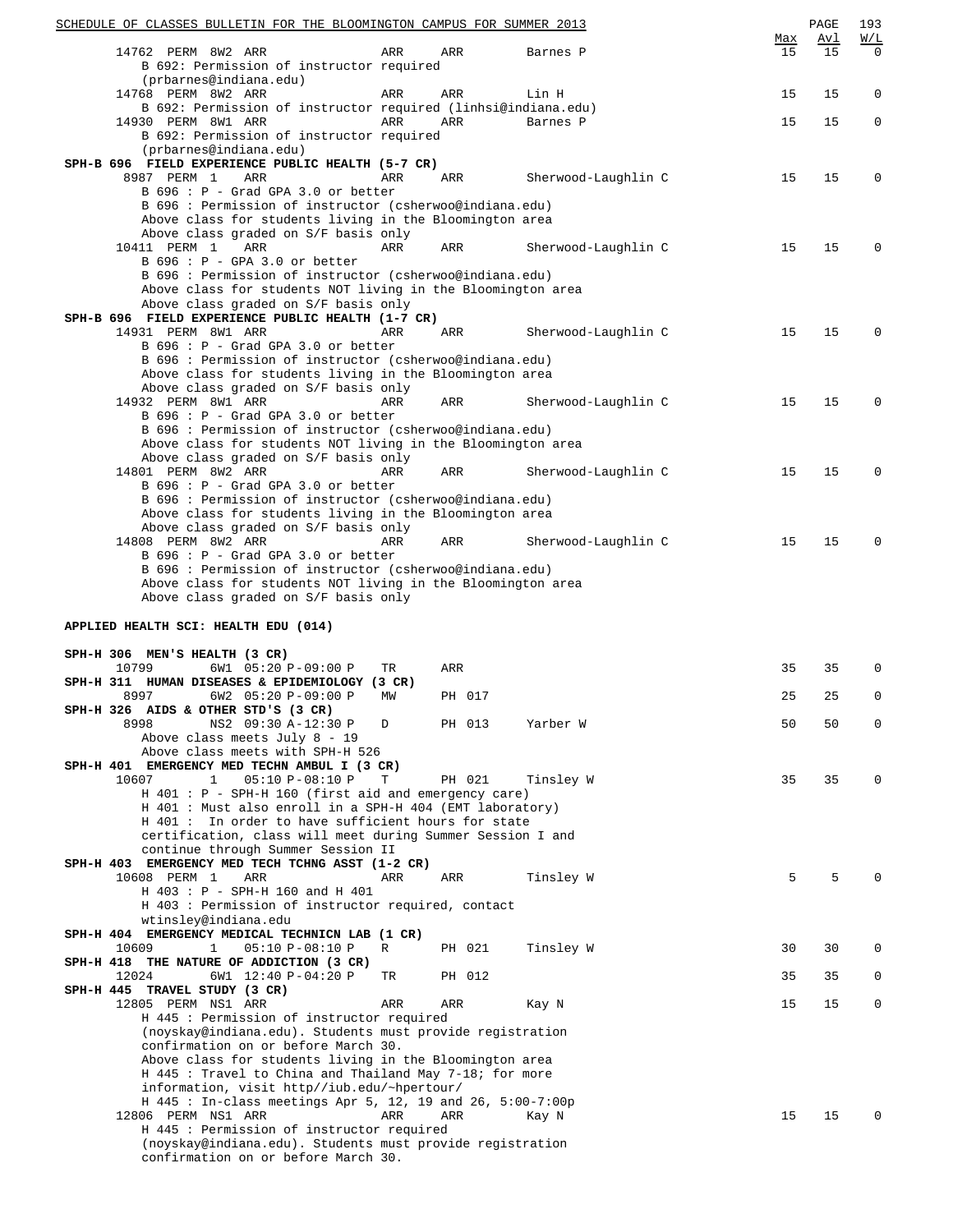| Class | Type | Session | Time | Days | Room | Instructor | Max | Avl | W/L |
|---|---|---|---|---|---|---|---|---|---|
| 14762 | PERM | 8W2 | ARR | ARR | ARR | Barnes P | 15 | 15 | 0 |

B 692: Permission of instructor required (prbarnes@indiana.edu)

| Class | Type | Session | Time | Days | Room | Instructor | Max | Avl | W/L |
|---|---|---|---|---|---|---|---|---|---|
| 14768 | PERM | 8W2 | ARR | ARR | ARR | Lin H | 15 | 15 | 0 |

B 692: Permission of instructor required (linhsi@indiana.edu)

| Class | Type | Session | Time | Days | Room | Instructor | Max | Avl | W/L |
|---|---|---|---|---|---|---|---|---|---|
| 14930 | PERM | 8W1 | ARR | ARR | ARR | Barnes P | 15 | 15 | 0 |

B 692: Permission of instructor required (prbarnes@indiana.edu)

**SPH-B 696 FIELD EXPERIENCE PUBLIC HEALTH (5-7 CR)**

| Class | Type | Session | Time | Days | Room | Instructor | Max | Avl | W/L |
|---|---|---|---|---|---|---|---|---|---|
| 8987 | PERM | 1 | ARR | ARR | ARR | Sherwood-Laughlin C | 15 | 15 | 0 |

B 696 : P - Grad GPA 3.0 or better
B 696 : Permission of instructor (csherwoo@indiana.edu)
Above class for students living in the Bloomington area
Above class graded on S/F basis only

| Class | Type | Session | Time | Days | Room | Instructor | Max | Avl | W/L |
|---|---|---|---|---|---|---|---|---|---|
| 10411 | PERM | 1 | ARR | ARR | ARR | Sherwood-Laughlin C | 15 | 15 | 0 |

B 696 : P - GPA 3.0 or better
B 696 : Permission of instructor (csherwoo@indiana.edu)
Above class for students NOT living in the Bloomington area
Above class graded on S/F basis only

**SPH-B 696 FIELD EXPERIENCE PUBLIC HEALTH (1-7 CR)**

| Class | Type | Session | Time | Days | Room | Instructor | Max | Avl | W/L |
|---|---|---|---|---|---|---|---|---|---|
| 14931 | PERM | 8W1 | ARR | ARR | ARR | Sherwood-Laughlin C | 15 | 15 | 0 |

B 696 : P - Grad GPA 3.0 or better
B 696 : Permission of instructor (csherwoo@indiana.edu)
Above class for students living in the Bloomington area
Above class graded on S/F basis only

| Class | Type | Session | Time | Days | Room | Instructor | Max | Avl | W/L |
|---|---|---|---|---|---|---|---|---|---|
| 14932 | PERM | 8W1 | ARR | ARR | ARR | Sherwood-Laughlin C | 15 | 15 | 0 |

B 696 : P - Grad GPA 3.0 or better
B 696 : Permission of instructor (csherwoo@indiana.edu)
Above class for students NOT living in the Bloomington area
Above class graded on S/F basis only

| Class | Type | Session | Time | Days | Room | Instructor | Max | Avl | W/L |
|---|---|---|---|---|---|---|---|---|---|
| 14801 | PERM | 8W2 | ARR | ARR | ARR | Sherwood-Laughlin C | 15 | 15 | 0 |

B 696 : P - Grad GPA 3.0 or better
B 696 : Permission of instructor (csherwoo@indiana.edu)
Above class for students living in the Bloomington area
Above class graded on S/F basis only

| Class | Type | Session | Time | Days | Room | Instructor | Max | Avl | W/L |
|---|---|---|---|---|---|---|---|---|---|
| 14808 | PERM | 8W2 | ARR | ARR | ARR | Sherwood-Laughlin C | 15 | 15 | 0 |

B 696 : P - Grad GPA 3.0 or better
B 696 : Permission of instructor (csherwoo@indiana.edu)
Above class for students NOT living in the Bloomington area
Above class graded on S/F basis only

## APPLIED HEALTH SCI: HEALTH EDU (014)

**SPH-H 306 MEN'S HEALTH (3 CR)**

| Class | Type | Session | Time | Days | Room | Instructor | Max | Avl | W/L |
|---|---|---|---|---|---|---|---|---|---|
| 10799 | | 6W1 | 05:20 P-09:00 P | TR | ARR | | 35 | 35 | 0 |

**SPH-H 311 HUMAN DISEASES & EPIDEMIOLOGY (3 CR)**

| Class | Type | Session | Time | Days | Room | Instructor | Max | Avl | W/L |
|---|---|---|---|---|---|---|---|---|---|
| 8997 | | 6W2 | 05:20 P-09:00 P | MW | PH 017 | | 25 | 25 | 0 |

**SPH-H 326 AIDS & OTHER STD'S (3 CR)**

| Class | Type | Session | Time | Days | Room | Instructor | Max | Avl | W/L |
|---|---|---|---|---|---|---|---|---|---|
| 8998 | | NS2 | 09:30 A-12:30 P | D | PH 013 | Yarber W | 50 | 50 | 0 |

Above class meets July 8 - 19
Above class meets with SPH-H 526

**SPH-H 401 EMERGENCY MED TECHN AMBUL I (3 CR)**

| Class | Type | Session | Time | Days | Room | Instructor | Max | Avl | W/L |
|---|---|---|---|---|---|---|---|---|---|
| 10607 | | 1 | 05:10 P-08:10 P | T | PH 021 | Tinsley W | 35 | 35 | 0 |

H 401 : P - SPH-H 160 (first aid and emergency care)
H 401 : Must also enroll in a SPH-H 404 (EMT laboratory)
H 401 : In order to have sufficient hours for state certification, class will meet during Summer Session I and continue through Summer Session II

**SPH-H 403 EMERGENCY MED TECH TCHNG ASST (1-2 CR)**

| Class | Type | Session | Time | Days | Room | Instructor | Max | Avl | W/L |
|---|---|---|---|---|---|---|---|---|---|
| 10608 | PERM | 1 | ARR | ARR | ARR | Tinsley W | 5 | 5 | 0 |

H 403 : P - SPH-H 160 and H 401
H 403 : Permission of instructor required, contact wtinsley@indiana.edu

**SPH-H 404 EMERGENCY MEDICAL TECHNICN LAB (1 CR)**

| Class | Type | Session | Time | Days | Room | Instructor | Max | Avl | W/L |
|---|---|---|---|---|---|---|---|---|---|
| 10609 | | 1 | 05:10 P-08:10 P | R | PH 021 | Tinsley W | 30 | 30 | 0 |

**SPH-H 418 THE NATURE OF ADDICTION (3 CR)**

| Class | Type | Session | Time | Days | Room | Instructor | Max | Avl | W/L |
|---|---|---|---|---|---|---|---|---|---|
| 12024 | | 6W1 | 12:40 P-04:20 P | TR | PH 012 | | 35 | 35 | 0 |

**SPH-H 445 TRAVEL STUDY (3 CR)**

| Class | Type | Session | Time | Days | Room | Instructor | Max | Avl | W/L |
|---|---|---|---|---|---|---|---|---|---|
| 12805 | PERM | NS1 | ARR | ARR | ARR | Kay N | 15 | 15 | 0 |

H 445 : Permission of instructor required (noyskay@indiana.edu). Students must provide registration confirmation on or before March 30.
Above class for students living in the Bloomington area
H 445 : Travel to China and Thailand May 7-18; for more information, visit http//iub.edu/~hpertour/
H 445 : In-class meetings Apr 5, 12, 19 and 26, 5:00-7:00p

| Class | Type | Session | Time | Days | Room | Instructor | Max | Avl | W/L |
|---|---|---|---|---|---|---|---|---|---|
| 12806 | PERM | NS1 | ARR | ARR | ARR | Kay N | 15 | 15 | 0 |

H 445 : Permission of instructor required (noyskay@indiana.edu). Students must provide registration confirmation on or before March 30.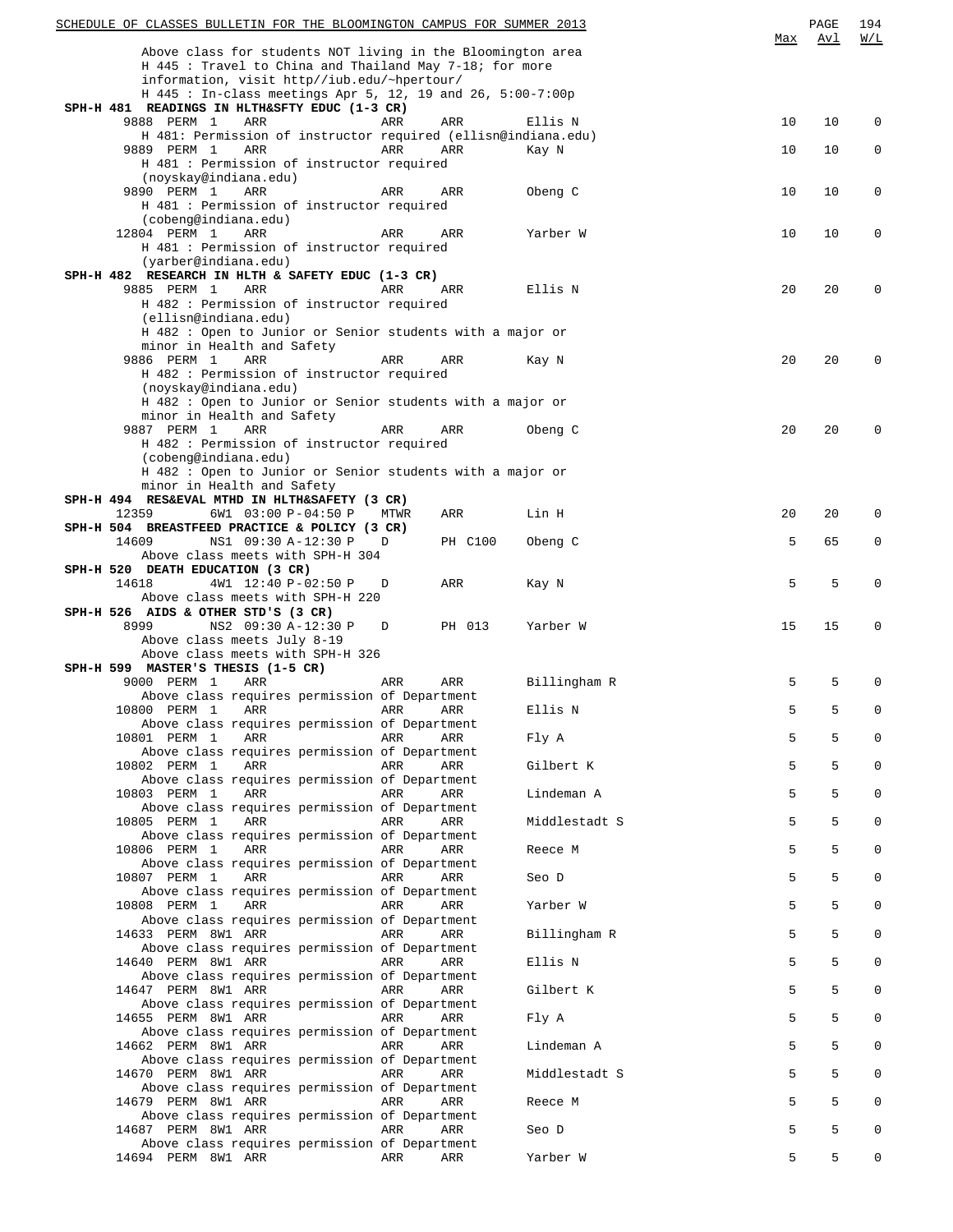Above class for students NOT living in the Bloomington area
H 445 : Travel to China and Thailand May 7-18; for more
information, visit http//iub.edu/~hpertour/
H 445 : In-class meetings Apr 5, 12, 19 and 26, 5:00-7:00p

**SPH-H 481 READINGS IN HLTH&SFTY EDUC (1-3 CR)**

| Class | | | | | Room | Instructor | Max | Avl | W/L |
|---|---|---|---|---|---|---|---|---|---|
| 9888 | PERM | 1 | ARR | ARR | ARR | Ellis N | 10 | 10 | 0 |

H 481: Permission of instructor required (ellisn@indiana.edu)

| Class | | | | | Room | Instructor | Max | Avl | W/L |
|---|---|---|---|---|---|---|---|---|---|
| 9889 | PERM | 1 | ARR | ARR | ARR | Kay N | 10 | 10 | 0 |

H 481 : Permission of instructor required
(noyskay@indiana.edu)

| Class | | | | | Room | Instructor | Max | Avl | W/L |
|---|---|---|---|---|---|---|---|---|---|
| 9890 | PERM | 1 | ARR | ARR | ARR | Obeng C | 10 | 10 | 0 |

H 481 : Permission of instructor required
(cobeng@indiana.edu)

| Class | | | | | Room | Instructor | Max | Avl | W/L |
|---|---|---|---|---|---|---|---|---|---|
| 12804 | PERM | 1 | ARR | ARR | ARR | Yarber W | 10 | 10 | 0 |

H 481 : Permission of instructor required
(yarber@indiana.edu)

**SPH-H 482 RESEARCH IN HLTH & SAFETY EDUC (1-3 CR)**

| Class | | | | | Room | Instructor | Max | Avl | W/L |
|---|---|---|---|---|---|---|---|---|---|
| 9885 | PERM | 1 | ARR | ARR | ARR | Ellis N | 20 | 20 | 0 |

H 482 : Permission of instructor required
(ellisn@indiana.edu)
H 482 : Open to Junior or Senior students with a major or
minor in Health and Safety

| Class | | | | | Room | Instructor | Max | Avl | W/L |
|---|---|---|---|---|---|---|---|---|---|
| 9886 | PERM | 1 | ARR | ARR | ARR | Kay N | 20 | 20 | 0 |

H 482 : Permission of instructor required
(noyskay@indiana.edu)
H 482 : Open to Junior or Senior students with a major or
minor in Health and Safety

| Class | | | | | Room | Instructor | Max | Avl | W/L |
|---|---|---|---|---|---|---|---|---|---|
| 9887 | PERM | 1 | ARR | ARR | ARR | Obeng C | 20 | 20 | 0 |

H 482 : Permission of instructor required
(cobeng@indiana.edu)
H 482 : Open to Junior or Senior students with a major or
minor in Health and Safety

**SPH-H 494 RES&EVAL MTHD IN HLTH&SAFETY (3 CR)**

| Class | | Session | Time | Days | Room | Instructor | Max | Avl | W/L |
|---|---|---|---|---|---|---|---|---|---|
| 12359 | | 6W1 | 03:00 P-04:50 P | MTWR | ARR | Lin H | 20 | 20 | 0 |

**SPH-H 504 BREASTFEED PRACTICE & POLICY (3 CR)**

| Class | | Session | Time | Days | Room | Instructor | Max | Avl | W/L |
|---|---|---|---|---|---|---|---|---|---|
| 14609 | | NS1 | 09:30 A-12:30 P | D | PH C100 | Obeng C | 5 | 65 | 0 |

Above class meets with SPH-H 304

**SPH-H 520 DEATH EDUCATION (3 CR)**

| Class | | Session | Time | Days | Room | Instructor | Max | Avl | W/L |
|---|---|---|---|---|---|---|---|---|---|
| 14618 | | 4W1 | 12:40 P-02:50 P | D | ARR | Kay N | 5 | 5 | 0 |

Above class meets with SPH-H 220

**SPH-H 526 AIDS & OTHER STD'S (3 CR)**

| Class | | Session | Time | Days | Room | Instructor | Max | Avl | W/L |
|---|---|---|---|---|---|---|---|---|---|
| 8999 | | NS2 | 09:30 A-12:30 P | D | PH 013 | Yarber W | 15 | 15 | 0 |

Above class meets July 8-19
Above class meets with SPH-H 326

**SPH-H 599 MASTER'S THESIS (1-5 CR)**

Each section below: Above class requires permission of Department

| Class | | Session | Time | Days | Room | Instructor | Max | Avl | W/L |
|---|---|---|---|---|---|---|---|---|---|
| 9000 | PERM | 1 | ARR | ARR | ARR | Billingham R | 5 | 5 | 0 |
| 10800 | PERM | 1 | ARR | ARR | ARR | Ellis N | 5 | 5 | 0 |
| 10801 | PERM | 1 | ARR | ARR | ARR | Fly A | 5 | 5 | 0 |
| 10802 | PERM | 1 | ARR | ARR | ARR | Gilbert K | 5 | 5 | 0 |
| 10803 | PERM | 1 | ARR | ARR | ARR | Lindeman A | 5 | 5 | 0 |
| 10805 | PERM | 1 | ARR | ARR | ARR | Middlestadt S | 5 | 5 | 0 |
| 10806 | PERM | 1 | ARR | ARR | ARR | Reece M | 5 | 5 | 0 |
| 10807 | PERM | 1 | ARR | ARR | ARR | Seo D | 5 | 5 | 0 |
| 10808 | PERM | 1 | ARR | ARR | ARR | Yarber W | 5 | 5 | 0 |
| 14633 | PERM | 8W1 | ARR | ARR | ARR | Billingham R | 5 | 5 | 0 |
| 14640 | PERM | 8W1 | ARR | ARR | ARR | Ellis N | 5 | 5 | 0 |
| 14647 | PERM | 8W1 | ARR | ARR | ARR | Gilbert K | 5 | 5 | 0 |
| 14655 | PERM | 8W1 | ARR | ARR | ARR | Fly A | 5 | 5 | 0 |
| 14662 | PERM | 8W1 | ARR | ARR | ARR | Lindeman A | 5 | 5 | 0 |
| 14670 | PERM | 8W1 | ARR | ARR | ARR | Middlestadt S | 5 | 5 | 0 |
| 14679 | PERM | 8W1 | ARR | ARR | ARR | Reece M | 5 | 5 | 0 |
| 14687 | PERM | 8W1 | ARR | ARR | ARR | Seo D | 5 | 5 | 0 |
| 14694 | PERM | 8W1 | ARR | ARR | ARR | Yarber W | 5 | 5 | 0 |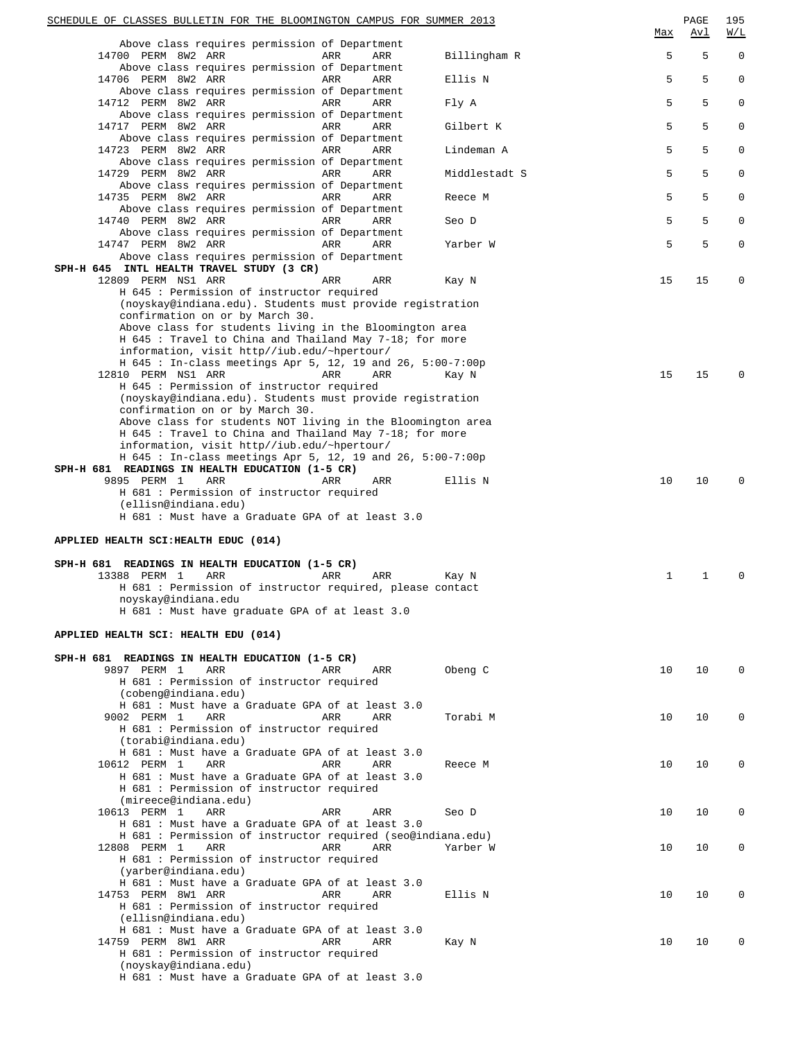| | | | | | Max | Avl | W/L |
|---|---|---|---|---|---|---|---|
| Above class requires permission of Department | | | | | | | |
| 14700 PERM 8W2 ARR | ARR | ARR | Billingham R | | 5 | 5 | 0 |
| Above class requires permission of Department | | | | | | | |
| 14706 PERM 8W2 ARR | ARR | ARR | Ellis N | | 5 | 5 | 0 |
| Above class requires permission of Department | | | | | | | |
| 14712 PERM 8W2 ARR | ARR | ARR | Fly A | | 5 | 5 | 0 |
| Above class requires permission of Department | | | | | | | |
| 14717 PERM 8W2 ARR | ARR | ARR | Gilbert K | | 5 | 5 | 0 |
| Above class requires permission of Department | | | | | | | |
| 14723 PERM 8W2 ARR | ARR | ARR | Lindeman A | | 5 | 5 | 0 |
| Above class requires permission of Department | | | | | | | |
| 14729 PERM 8W2 ARR | ARR | ARR | Middlestadt S | | 5 | 5 | 0 |
| Above class requires permission of Department | | | | | | | |
| 14735 PERM 8W2 ARR | ARR | ARR | Reece M | | 5 | 5 | 0 |
| Above class requires permission of Department | | | | | | | |
| 14740 PERM 8W2 ARR | ARR | ARR | Seo D | | 5 | 5 | 0 |
| Above class requires permission of Department | | | | | | | |
| 14747 PERM 8W2 ARR | ARR | ARR | Yarber W | | 5 | 5 | 0 |
| Above class requires permission of Department | | | | | | | |

**SPH-H 645 INTL HEALTH TRAVEL STUDY (3 CR)**

12809 PERM NS1 ARR — ARR — ARR — Kay N — Max 15 — Avl 15 — W/L 0
H 645 : Permission of instructor required (noyskay@indiana.edu). Students must provide registration confirmation on or by March 30.
Above class for students living in the Bloomington area
H 645 : Travel to China and Thailand May 7-18; for more information, visit http//iub.edu/~hpertour/
H 645 : In-class meetings Apr 5, 12, 19 and 26, 5:00-7:00p

12810 PERM NS1 ARR — ARR — ARR — Kay N — Max 15 — Avl 15 — W/L 0
H 645 : Permission of instructor required (noyskay@indiana.edu). Students must provide registration confirmation on or by March 30.
Above class for students NOT living in the Bloomington area
H 645 : Travel to China and Thailand May 7-18; for more information, visit http//iub.edu/~hpertour/
H 645 : In-class meetings Apr 5, 12, 19 and 26, 5:00-7:00p

**SPH-H 681 READINGS IN HEALTH EDUCATION (1-5 CR)**

9895 PERM 1 ARR — ARR — ARR — Ellis N — Max 10 — Avl 10 — W/L 0
H 681 : Permission of instructor required (ellisn@indiana.edu)
H 681 : Must have a Graduate GPA of at least 3.0

**APPLIED HEALTH SCI:HEALTH EDUC (014)**

**SPH-H 681 READINGS IN HEALTH EDUCATION (1-5 CR)**

13388 PERM 1 ARR — ARR — ARR — Kay N — Max 1 — Avl 1 — W/L 0
H 681 : Permission of instructor required, please contact noyskay@indiana.edu
H 681 : Must have graduate GPA of at least 3.0

**APPLIED HEALTH SCI: HEALTH EDU (014)**

**SPH-H 681 READINGS IN HEALTH EDUCATION (1-5 CR)**

9897 PERM 1 ARR — ARR — ARR — Obeng C — Max 10 — Avl 10 — W/L 0
H 681 : Permission of instructor required (cobeng@indiana.edu)
H 681 : Must have a Graduate GPA of at least 3.0

9002 PERM 1 ARR — ARR — ARR — Torabi M — Max 10 — Avl 10 — W/L 0
H 681 : Permission of instructor required (torabi@indiana.edu)
H 681 : Must have a Graduate GPA of at least 3.0

10612 PERM 1 ARR — ARR — ARR — Reece M — Max 10 — Avl 10 — W/L 0
H 681 : Must have a Graduate GPA of at least 3.0
H 681 : Permission of instructor required (mireece@indiana.edu)

10613 PERM 1 ARR — ARR — ARR — Seo D — Max 10 — Avl 10 — W/L 0
H 681 : Must have a Graduate GPA of at least 3.0
H 681 : Permission of instructor required (seo@indiana.edu)

12808 PERM 1 ARR — ARR — ARR — Yarber W — Max 10 — Avl 10 — W/L 0
H 681 : Permission of instructor required (yarber@indiana.edu)
H 681 : Must have a Graduate GPA of at least 3.0

14753 PERM 8W1 ARR — ARR — ARR — Ellis N — Max 10 — Avl 10 — W/L 0
H 681 : Permission of instructor required (ellisn@indiana.edu)
H 681 : Must have a Graduate GPA of at least 3.0

14759 PERM 8W1 ARR — ARR — ARR — Kay N — Max 10 — Avl 10 — W/L 0
H 681 : Permission of instructor required (noyskay@indiana.edu)
H 681 : Must have a Graduate GPA of at least 3.0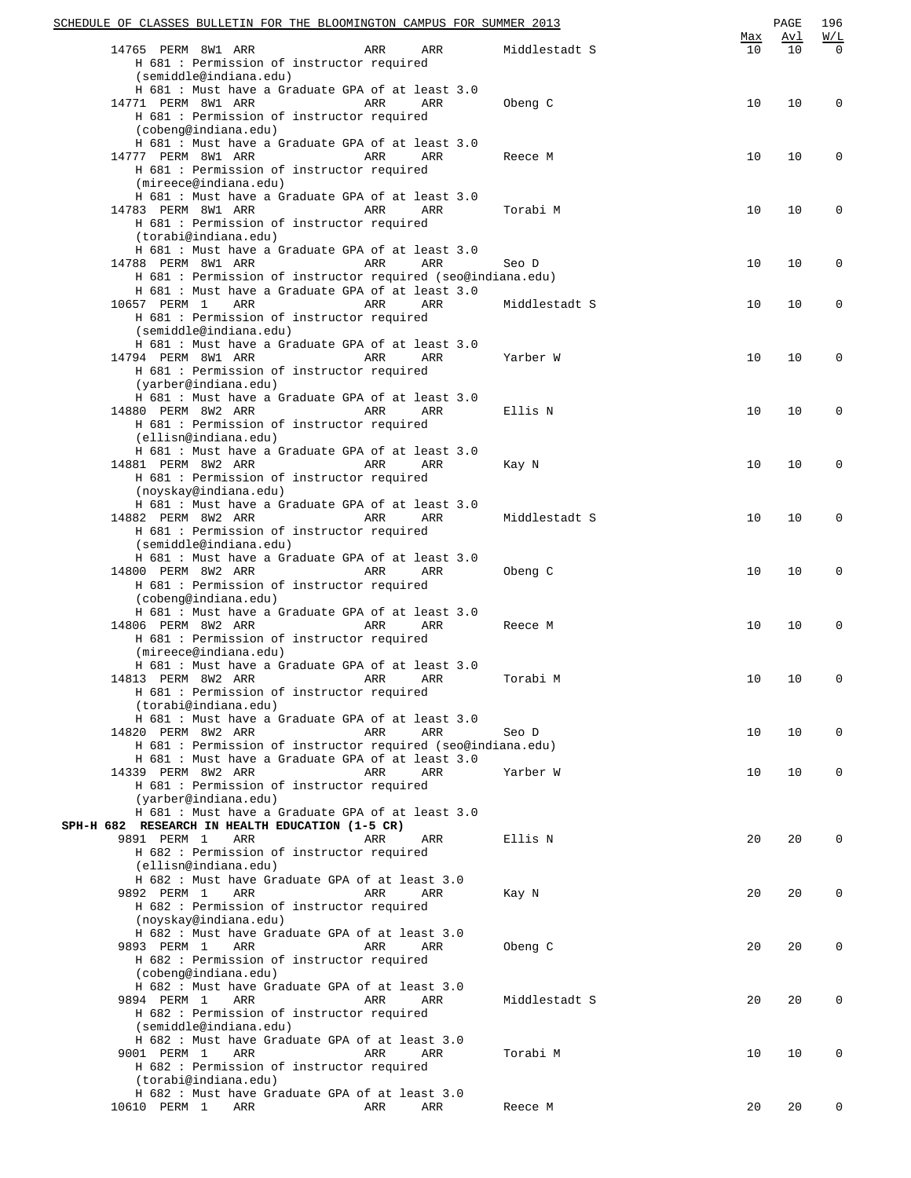| | | | | | | Max | Avl | W/L |
|---|---|---|---|---|---|---|---|---|
| 14765 | PERM | 8W1 | ARR | ARR | ARR | Middlestadt S | 10 | 10 | 0 |

H 681 : Permission of instructor required (semiddle@indiana.edu)
H 681 : Must have a Graduate GPA of at least 3.0

| | | | | | | | | | |
|---|---|---|---|---|---|---|---|---|---|
| 14771 | PERM | 8W1 | ARR | ARR | ARR | Obeng C | 10 | 10 | 0 |

H 681 : Permission of instructor required (cobeng@indiana.edu)
H 681 : Must have a Graduate GPA of at least 3.0

| | | | | | | | | | |
|---|---|---|---|---|---|---|---|---|---|
| 14777 | PERM | 8W1 | ARR | ARR | ARR | Reece M | 10 | 10 | 0 |

H 681 : Permission of instructor required (mireece@indiana.edu)
H 681 : Must have a Graduate GPA of at least 3.0

| | | | | | | | | | |
|---|---|---|---|---|---|---|---|---|---|
| 14783 | PERM | 8W1 | ARR | ARR | ARR | Torabi M | 10 | 10 | 0 |

H 681 : Permission of instructor required (torabi@indiana.edu)
H 681 : Must have a Graduate GPA of at least 3.0

| | | | | | | | | | |
|---|---|---|---|---|---|---|---|---|---|
| 14788 | PERM | 8W1 | ARR | ARR | ARR | Seo D | 10 | 10 | 0 |

H 681 : Permission of instructor required (seo@indiana.edu)
H 681 : Must have a Graduate GPA of at least 3.0

| | | | | | | | | | |
|---|---|---|---|---|---|---|---|---|---|
| 10657 | PERM | 1 | ARR | ARR | ARR | Middlestadt S | 10 | 10 | 0 |

H 681 : Permission of instructor required (semiddle@indiana.edu)
H 681 : Must have a Graduate GPA of at least 3.0

| | | | | | | | | | |
|---|---|---|---|---|---|---|---|---|---|
| 14794 | PERM | 8W1 | ARR | ARR | ARR | Yarber W | 10 | 10 | 0 |

H 681 : Permission of instructor required (yarber@indiana.edu)
H 681 : Must have a Graduate GPA of at least 3.0

| | | | | | | | | | |
|---|---|---|---|---|---|---|---|---|---|
| 14880 | PERM | 8W2 | ARR | ARR | ARR | Ellis N | 10 | 10 | 0 |

H 681 : Permission of instructor required (ellisn@indiana.edu)
H 681 : Must have a Graduate GPA of at least 3.0

| | | | | | | | | | |
|---|---|---|---|---|---|---|---|---|---|
| 14881 | PERM | 8W2 | ARR | ARR | ARR | Kay N | 10 | 10 | 0 |

H 681 : Permission of instructor required (noyskay@indiana.edu)
H 681 : Must have a Graduate GPA of at least 3.0

| | | | | | | | | | |
|---|---|---|---|---|---|---|---|---|---|
| 14882 | PERM | 8W2 | ARR | ARR | ARR | Middlestadt S | 10 | 10 | 0 |

H 681 : Permission of instructor required (semiddle@indiana.edu)
H 681 : Must have a Graduate GPA of at least 3.0

| | | | | | | | | | |
|---|---|---|---|---|---|---|---|---|---|
| 14800 | PERM | 8W2 | ARR | ARR | ARR | Obeng C | 10 | 10 | 0 |

H 681 : Permission of instructor required (cobeng@indiana.edu)
H 681 : Must have a Graduate GPA of at least 3.0

| | | | | | | | | | |
|---|---|---|---|---|---|---|---|---|---|
| 14806 | PERM | 8W2 | ARR | ARR | ARR | Reece M | 10 | 10 | 0 |

H 681 : Permission of instructor required (mireece@indiana.edu)
H 681 : Must have a Graduate GPA of at least 3.0

| | | | | | | | | | |
|---|---|---|---|---|---|---|---|---|---|
| 14813 | PERM | 8W2 | ARR | ARR | ARR | Torabi M | 10 | 10 | 0 |

H 681 : Permission of instructor required (torabi@indiana.edu)
H 681 : Must have a Graduate GPA of at least 3.0

| | | | | | | | | | |
|---|---|---|---|---|---|---|---|---|---|
| 14820 | PERM | 8W2 | ARR | ARR | ARR | Seo D | 10 | 10 | 0 |

H 681 : Permission of instructor required (seo@indiana.edu)
H 681 : Must have a Graduate GPA of at least 3.0

| | | | | | | | | | |
|---|---|---|---|---|---|---|---|---|---|
| 14339 | PERM | 8W2 | ARR | ARR | ARR | Yarber W | 10 | 10 | 0 |

H 681 : Permission of instructor required (yarber@indiana.edu)
H 681 : Must have a Graduate GPA of at least 3.0

**SPH-H 682 RESEARCH IN HEALTH EDUCATION (1-5 CR)**

| | | | | | | | | | |
|---|---|---|---|---|---|---|---|---|---|
| 9891 | PERM | 1 | ARR | ARR | ARR | Ellis N | 20 | 20 | 0 |

H 682 : Permission of instructor required (ellisn@indiana.edu)
H 682 : Must have Graduate GPA of at least 3.0

| | | | | | | | | | |
|---|---|---|---|---|---|---|---|---|---|
| 9892 | PERM | 1 | ARR | ARR | ARR | Kay N | 20 | 20 | 0 |

H 682 : Permission of instructor required (noyskay@indiana.edu)
H 682 : Must have Graduate GPA of at least 3.0

| | | | | | | | | | |
|---|---|---|---|---|---|---|---|---|---|
| 9893 | PERM | 1 | ARR | ARR | ARR | Obeng C | 20 | 20 | 0 |

H 682 : Permission of instructor required (cobeng@indiana.edu)
H 682 : Must have Graduate GPA of at least 3.0

| | | | | | | | | | |
|---|---|---|---|---|---|---|---|---|---|
| 9894 | PERM | 1 | ARR | ARR | ARR | Middlestadt S | 20 | 20 | 0 |

H 682 : Permission of instructor required (semiddle@indiana.edu)
H 682 : Must have Graduate GPA of at least 3.0

| | | | | | | | | | |
|---|---|---|---|---|---|---|---|---|---|
| 9001 | PERM | 1 | ARR | ARR | ARR | Torabi M | 10 | 10 | 0 |

H 682 : Permission of instructor required (torabi@indiana.edu)
H 682 : Must have Graduate GPA of at least 3.0

| | | | | | | | | | |
|---|---|---|---|---|---|---|---|---|---|
| 10610 | PERM | 1 | ARR | ARR | ARR | Reece M | 20 | 20 | 0 |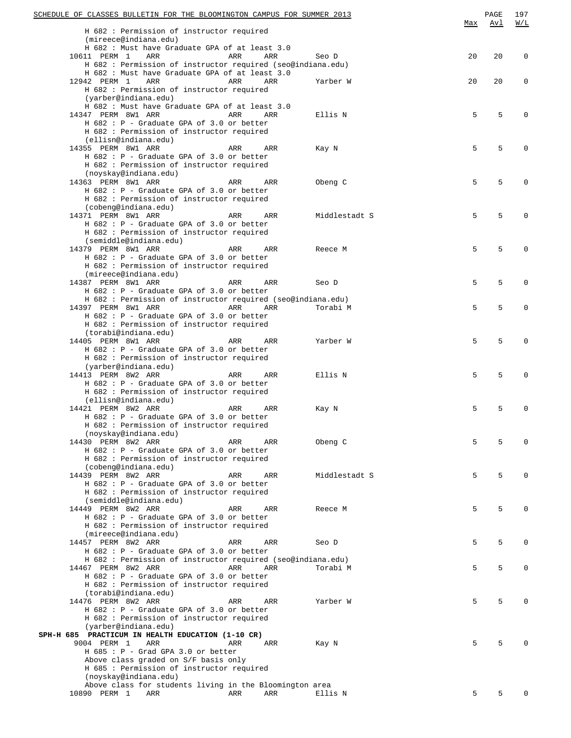| | | | | | | Max | Avl | W/L |
|---|---|---|---|---|---|---|---|---|
| H 682 : Permission of instructor required (mireece@indiana.edu) | | | | | | | | |
| H 682 : Must have Graduate GPA of at least 3.0 | | | | | | | | |
| 10611 | PERM 1 | ARR | ARR | ARR | Seo D | 20 | 20 | 0 |
| H 682 : Permission of instructor required (seo@indiana.edu) | | | | | | | | |
| H 682 : Must have Graduate GPA of at least 3.0 | | | | | | | | |
| 12942 | PERM 1 | ARR | ARR | ARR | Yarber W | 20 | 20 | 0 |
| H 682 : Permission of instructor required (yarber@indiana.edu) | | | | | | | | |
| H 682 : Must have Graduate GPA of at least 3.0 | | | | | | | | |
| 14347 | PERM 8W1 | ARR | ARR | ARR | Ellis N | 5 | 5 | 0 |
| H 682 : P - Graduate GPA of 3.0 or better | | | | | | | | |
| H 682 : Permission of instructor required (ellisn@indiana.edu) | | | | | | | | |
| 14355 | PERM 8W1 | ARR | ARR | ARR | Kay N | 5 | 5 | 0 |
| H 682 : P - Graduate GPA of 3.0 or better | | | | | | | | |
| H 682 : Permission of instructor required (noyskay@indiana.edu) | | | | | | | | |
| 14363 | PERM 8W1 | ARR | ARR | ARR | Obeng C | 5 | 5 | 0 |
| H 682 : P - Graduate GPA of 3.0 or better | | | | | | | | |
| H 682 : Permission of instructor required (cobeng@indiana.edu) | | | | | | | | |
| 14371 | PERM 8W1 | ARR | ARR | ARR | Middlestadt S | 5 | 5 | 0 |
| H 682 : P - Graduate GPA of 3.0 or better | | | | | | | | |
| H 682 : Permission of instructor required (semiddle@indiana.edu) | | | | | | | | |
| 14379 | PERM 8W1 | ARR | ARR | ARR | Reece M | 5 | 5 | 0 |
| H 682 : P - Graduate GPA of 3.0 or better | | | | | | | | |
| H 682 : Permission of instructor required (mireece@indiana.edu) | | | | | | | | |
| 14387 | PERM 8W1 | ARR | ARR | ARR | Seo D | 5 | 5 | 0 |
| H 682 : P - Graduate GPA of 3.0 or better | | | | | | | | |
| H 682 : Permission of instructor required (seo@indiana.edu) | | | | | | | | |
| 14397 | PERM 8W1 | ARR | ARR | ARR | Torabi M | 5 | 5 | 0 |
| H 682 : P - Graduate GPA of 3.0 or better | | | | | | | | |
| H 682 : Permission of instructor required (torabi@indiana.edu) | | | | | | | | |
| 14405 | PERM 8W1 | ARR | ARR | ARR | Yarber W | 5 | 5 | 0 |
| H 682 : P - Graduate GPA of 3.0 or better | | | | | | | | |
| H 682 : Permission of instructor required (yarber@indiana.edu) | | | | | | | | |
| 14413 | PERM 8W2 | ARR | ARR | ARR | Ellis N | 5 | 5 | 0 |
| H 682 : P - Graduate GPA of 3.0 or better | | | | | | | | |
| H 682 : Permission of instructor required (ellisn@indiana.edu) | | | | | | | | |
| 14421 | PERM 8W2 | ARR | ARR | ARR | Kay N | 5 | 5 | 0 |
| H 682 : P - Graduate GPA of 3.0 or better | | | | | | | | |
| H 682 : Permission of instructor required (noyskay@indiana.edu) | | | | | | | | |
| 14430 | PERM 8W2 | ARR | ARR | ARR | Obeng C | 5 | 5 | 0 |
| H 682 : P - Graduate GPA of 3.0 or better | | | | | | | | |
| H 682 : Permission of instructor required (cobeng@indiana.edu) | | | | | | | | |
| 14439 | PERM 8W2 | ARR | ARR | ARR | Middlestadt S | 5 | 5 | 0 |
| H 682 : P - Graduate GPA of 3.0 or better | | | | | | | | |
| H 682 : Permission of instructor required (semiddle@indiana.edu) | | | | | | | | |
| 14449 | PERM 8W2 | ARR | ARR | ARR | Reece M | 5 | 5 | 0 |
| H 682 : P - Graduate GPA of 3.0 or better | | | | | | | | |
| H 682 : Permission of instructor required (mireece@indiana.edu) | | | | | | | | |
| 14457 | PERM 8W2 | ARR | ARR | ARR | Seo D | 5 | 5 | 0 |
| H 682 : P - Graduate GPA of 3.0 or better | | | | | | | | |
| H 682 : Permission of instructor required (seo@indiana.edu) | | | | | | | | |
| 14467 | PERM 8W2 | ARR | ARR | ARR | Torabi M | 5 | 5 | 0 |
| H 682 : P - Graduate GPA of 3.0 or better | | | | | | | | |
| H 682 : Permission of instructor required (torabi@indiana.edu) | | | | | | | | |
| 14476 | PERM 8W2 | ARR | ARR | ARR | Yarber W | 5 | 5 | 0 |
| H 682 : P - Graduate GPA of 3.0 or better | | | | | | | | |
| H 682 : Permission of instructor required (yarber@indiana.edu) | | | | | | | | |

**SPH-H 685 PRACTICUM IN HEALTH EDUCATION (1-10 CR)**

| | | | | | | Max | Avl | W/L |
|---|---|---|---|---|---|---|---|---|
| 9004 | PERM 1 | ARR | ARR | ARR | Kay N | 5 | 5 | 0 |
| H 685 : P - Grad GPA 3.0 or better | | | | | | | | |
| Above class graded on S/F basis only | | | | | | | | |
| H 685 : Permission of instructor required (noyskay@indiana.edu) | | | | | | | | |
| Above class for students living in the Bloomington area | | | | | | | | |
| 10890 | PERM 1 | ARR | ARR | ARR | Ellis N | 5 | 5 | 0 |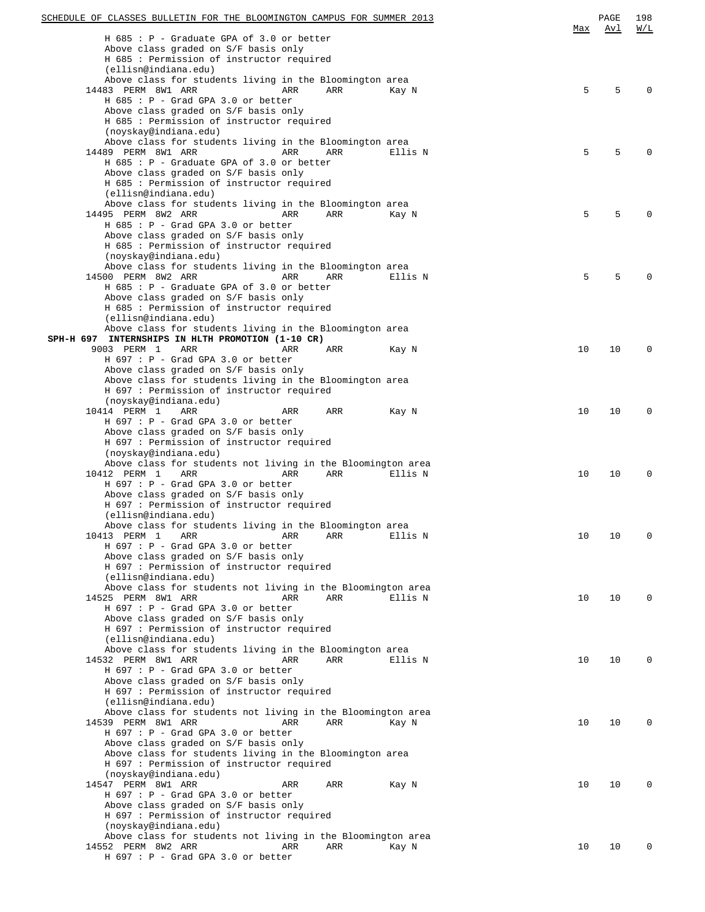| | | | | Max | Avl | W/L |
|---|---|---|---|---|---|---|

H 685 : P - Graduate GPA of 3.0 or better
Above class graded on S/F basis only
H 685 : Permission of instructor required
(ellisn@indiana.edu)
Above class for students living in the Bloomington area

| Class | Component | Time | Days | Instructor | Max | Avl | W/L |
|---|---|---|---|---|---|---|---|
| 14483 PERM 8W1 | ARR | ARR | ARR | Kay N | 5 | 5 | 0 |

H 685 : P - Grad GPA 3.0 or better
Above class graded on S/F basis only
H 685 : Permission of instructor required
(noyskay@indiana.edu)
Above class for students living in the Bloomington area

| Class | Component | Time | Days | Instructor | Max | Avl | W/L |
|---|---|---|---|---|---|---|---|
| 14489 PERM 8W1 | ARR | ARR | ARR | Ellis N | 5 | 5 | 0 |

H 685 : P - Graduate GPA of 3.0 or better
Above class graded on S/F basis only
H 685 : Permission of instructor required
(ellisn@indiana.edu)
Above class for students living in the Bloomington area

| Class | Component | Time | Days | Instructor | Max | Avl | W/L |
|---|---|---|---|---|---|---|---|
| 14495 PERM 8W2 | ARR | ARR | ARR | Kay N | 5 | 5 | 0 |

H 685 : P - Grad GPA 3.0 or better
Above class graded on S/F basis only
H 685 : Permission of instructor required
(noyskay@indiana.edu)
Above class for students living in the Bloomington area

| Class | Component | Time | Days | Instructor | Max | Avl | W/L |
|---|---|---|---|---|---|---|---|
| 14500 PERM 8W2 | ARR | ARR | ARR | Ellis N | 5 | 5 | 0 |

H 685 : P - Graduate GPA of 3.0 or better
Above class graded on S/F basis only
H 685 : Permission of instructor required
(ellisn@indiana.edu)
Above class for students living in the Bloomington area

**SPH-H 697 INTERNSHIPS IN HLTH PROMOTION (1-10 CR)**

| Class | Component | Time | Days | Instructor | Max | Avl | W/L |
|---|---|---|---|---|---|---|---|
| 9003 PERM 1 | ARR | ARR | ARR | Kay N | 10 | 10 | 0 |

H 697 : P - Grad GPA 3.0 or better
Above class graded on S/F basis only
Above class for students living in the Bloomington area
H 697 : Permission of instructor required
(noyskay@indiana.edu)

| Class | Component | Time | Days | Instructor | Max | Avl | W/L |
|---|---|---|---|---|---|---|---|
| 10414 PERM 1 | ARR | ARR | ARR | Kay N | 10 | 10 | 0 |

H 697 : P - Grad GPA 3.0 or better
Above class graded on S/F basis only
H 697 : Permission of instructor required
(noyskay@indiana.edu)
Above class for students not living in the Bloomington area

| Class | Component | Time | Days | Instructor | Max | Avl | W/L |
|---|---|---|---|---|---|---|---|
| 10412 PERM 1 | ARR | ARR | ARR | Ellis N | 10 | 10 | 0 |

H 697 : P - Grad GPA 3.0 or better
Above class graded on S/F basis only
H 697 : Permission of instructor required
(ellisn@indiana.edu)
Above class for students living in the Bloomington area

| Class | Component | Time | Days | Instructor | Max | Avl | W/L |
|---|---|---|---|---|---|---|---|
| 10413 PERM 1 | ARR | ARR | ARR | Ellis N | 10 | 10 | 0 |

H 697 : P - Grad GPA 3.0 or better
Above class graded on S/F basis only
H 697 : Permission of instructor required
(ellisn@indiana.edu)
Above class for students not living in the Bloomington area

| Class | Component | Time | Days | Instructor | Max | Avl | W/L |
|---|---|---|---|---|---|---|---|
| 14525 PERM 8W1 | ARR | ARR | ARR | Ellis N | 10 | 10 | 0 |

H 697 : P - Grad GPA 3.0 or better
Above class graded on S/F basis only
H 697 : Permission of instructor required
(ellisn@indiana.edu)
Above class for students living in the Bloomington area

| Class | Component | Time | Days | Instructor | Max | Avl | W/L |
|---|---|---|---|---|---|---|---|
| 14532 PERM 8W1 | ARR | ARR | ARR | Ellis N | 10 | 10 | 0 |

H 697 : P - Grad GPA 3.0 or better
Above class graded on S/F basis only
H 697 : Permission of instructor required
(ellisn@indiana.edu)
Above class for students not living in the Bloomington area

| Class | Component | Time | Days | Instructor | Max | Avl | W/L |
|---|---|---|---|---|---|---|---|
| 14539 PERM 8W1 | ARR | ARR | ARR | Kay N | 10 | 10 | 0 |

H 697 : P - Grad GPA 3.0 or better
Above class graded on S/F basis only
Above class for students living in the Bloomington area
H 697 : Permission of instructor required
(noyskay@indiana.edu)

| Class | Component | Time | Days | Instructor | Max | Avl | W/L |
|---|---|---|---|---|---|---|---|
| 14547 PERM 8W1 | ARR | ARR | ARR | Kay N | 10 | 10 | 0 |

H 697 : P - Grad GPA 3.0 or better
Above class graded on S/F basis only
H 697 : Permission of instructor required
(noyskay@indiana.edu)
Above class for students not living in the Bloomington area

| Class | Component | Time | Days | Instructor | Max | Avl | W/L |
|---|---|---|---|---|---|---|---|
| 14552 PERM 8W2 | ARR | ARR | ARR | Kay N | 10 | 10 | 0 |

H 697 : P - Grad GPA 3.0 or better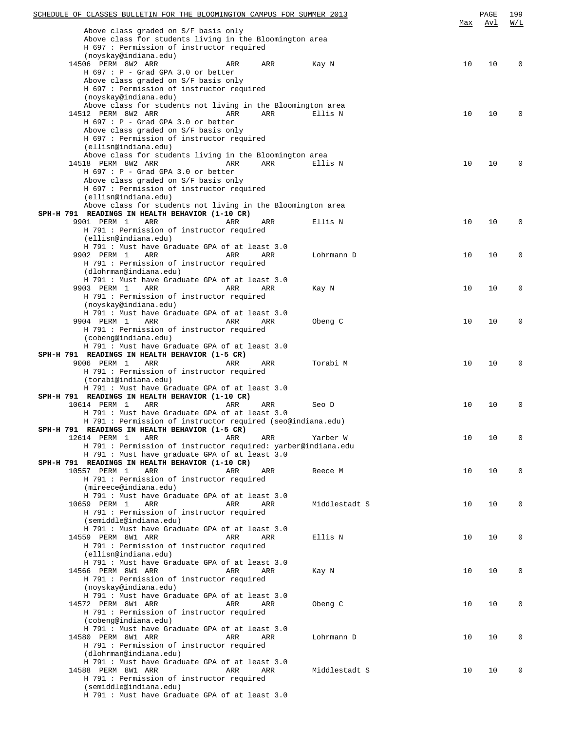| | Max | Avl | W/L |
|---|---|---|---|
| Above class graded on S/F basis only | | | |
| Above class for students living in the Bloomington area | | | |
| H 697 : Permission of instructor required | | | |
| (noyskay@indiana.edu) | | | |
| 14506 PERM 8W2 ARR ARR ARR Kay N | 10 | 10 | 0 |
| H 697 : P - Grad GPA 3.0 or better | | | |
| Above class graded on S/F basis only | | | |
| H 697 : Permission of instructor required | | | |
| (noyskay@indiana.edu) | | | |
| Above class for students not living in the Bloomington area | | | |
| 14512 PERM 8W2 ARR ARR ARR Ellis N | 10 | 10 | 0 |
| H 697 : P - Grad GPA 3.0 or better | | | |
| Above class graded on S/F basis only | | | |
| H 697 : Permission of instructor required | | | |
| (ellisn@indiana.edu) | | | |
| Above class for students living in the Bloomington area | | | |
| 14518 PERM 8W2 ARR ARR ARR Ellis N | 10 | 10 | 0 |
| H 697 : P - Grad GPA 3.0 or better | | | |
| Above class graded on S/F basis only | | | |
| H 697 : Permission of instructor required | | | |
| (ellisn@indiana.edu) | | | |
| Above class for students not living in the Bloomington area | | | |
| **SPH-H 791 READINGS IN HEALTH BEHAVIOR (1-10 CR)** | | | |
| 9901 PERM 1 ARR ARR ARR Ellis N | 10 | 10 | 0 |
| H 791 : Permission of instructor required | | | |
| (ellisn@indiana.edu) | | | |
| H 791 : Must have Graduate GPA of at least 3.0 | | | |
| 9902 PERM 1 ARR ARR ARR Lohrmann D | 10 | 10 | 0 |
| H 791 : Permission of instructor required | | | |
| (dlohrman@indiana.edu) | | | |
| H 791 : Must have Graduate GPA of at least 3.0 | | | |
| 9903 PERM 1 ARR ARR ARR Kay N | 10 | 10 | 0 |
| H 791 : Permission of instructor required | | | |
| (noyskay@indiana.edu) | | | |
| H 791 : Must have Graduate GPA of at least 3.0 | | | |
| 9904 PERM 1 ARR ARR ARR Obeng C | 10 | 10 | 0 |
| H 791 : Permission of instructor required | | | |
| (cobeng@indiana.edu) | | | |
| H 791 : Must have Graduate GPA of at least 3.0 | | | |
| **SPH-H 791 READINGS IN HEALTH BEHAVIOR (1-5 CR)** | | | |
| 9006 PERM 1 ARR ARR ARR Torabi M | 10 | 10 | 0 |
| H 791 : Permission of instructor required | | | |
| (torabi@indiana.edu) | | | |
| H 791 : Must have Graduate GPA of at least 3.0 | | | |
| **SPH-H 791 READINGS IN HEALTH BEHAVIOR (1-10 CR)** | | | |
| 10614 PERM 1 ARR ARR ARR Seo D | 10 | 10 | 0 |
| H 791 : Must have Graduate GPA of at least 3.0 | | | |
| H 791 : Permission of instructor required (seo@indiana.edu) | | | |
| **SPH-H 791 READINGS IN HEALTH BEHAVIOR (1-5 CR)** | | | |
| 12614 PERM 1 ARR ARR ARR Yarber W | 10 | 10 | 0 |
| H 791 : Permission of instructor required: yarber@indiana.edu | | | |
| H 791 : Must have graduate GPA of at least 3.0 | | | |
| **SPH-H 791 READINGS IN HEALTH BEHAVIOR (1-10 CR)** | | | |
| 10557 PERM 1 ARR ARR ARR Reece M | 10 | 10 | 0 |
| H 791 : Permission of instructor required | | | |
| (mireece@indiana.edu) | | | |
| H 791 : Must have Graduate GPA of at least 3.0 | | | |
| 10659 PERM 1 ARR ARR ARR Middlestadt S | 10 | 10 | 0 |
| H 791 : Permission of instructor required | | | |
| (semiddle@indiana.edu) | | | |
| H 791 : Must have Graduate GPA of at least 3.0 | | | |
| 14559 PERM 8W1 ARR ARR ARR Ellis N | 10 | 10 | 0 |
| H 791 : Permission of instructor required | | | |
| (ellisn@indiana.edu) | | | |
| H 791 : Must have Graduate GPA of at least 3.0 | | | |
| 14566 PERM 8W1 ARR ARR ARR Kay N | 10 | 10 | 0 |
| H 791 : Permission of instructor required | | | |
| (noyskay@indiana.edu) | | | |
| H 791 : Must have Graduate GPA of at least 3.0 | | | |
| 14572 PERM 8W1 ARR ARR ARR Obeng C | 10 | 10 | 0 |
| H 791 : Permission of instructor required | | | |
| (cobeng@indiana.edu) | | | |
| H 791 : Must have Graduate GPA of at least 3.0 | | | |
| 14580 PERM 8W1 ARR ARR ARR Lohrmann D | 10 | 10 | 0 |
| H 791 : Permission of instructor required | | | |
| (dlohrman@indiana.edu) | | | |
| H 791 : Must have Graduate GPA of at least 3.0 | | | |
| 14588 PERM 8W1 ARR ARR ARR Middlestadt S | 10 | 10 | 0 |
| H 791 : Permission of instructor required | | | |
| (semiddle@indiana.edu) | | | |
| H 791 : Must have Graduate GPA of at least 3.0 | | | |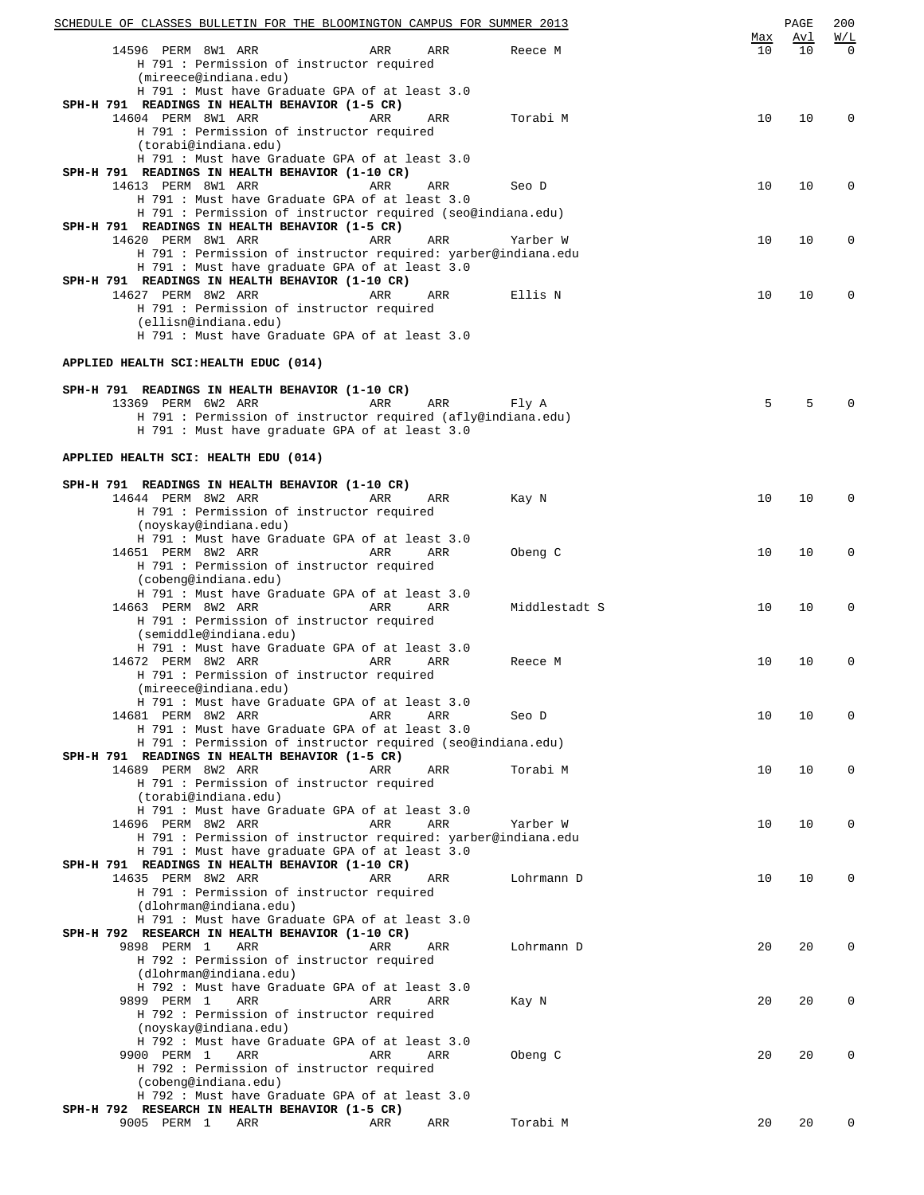| | | | | | Max | Avl | W/L |
|---|---|---|---|---|---|---|---|
| 14596 PERM 8W1 ARR | ARR | ARR | Reece M | | 10 | 10 | 0 |

H 791 : Permission of instructor required (mireece@indiana.edu)
H 791 : Must have Graduate GPA of at least 3.0

**SPH-H 791 READINGS IN HEALTH BEHAVIOR (1-5 CR)**

14604 PERM 8W1 ARR ARR ARR Torabi M 10 10 0
H 791 : Permission of instructor required (torabi@indiana.edu)
H 791 : Must have Graduate GPA of at least 3.0

**SPH-H 791 READINGS IN HEALTH BEHAVIOR (1-10 CR)**

14613 PERM 8W1 ARR ARR ARR Seo D 10 10 0
H 791 : Must have Graduate GPA of at least 3.0
H 791 : Permission of instructor required (seo@indiana.edu)

**SPH-H 791 READINGS IN HEALTH BEHAVIOR (1-5 CR)**

14620 PERM 8W1 ARR ARR ARR Yarber W 10 10 0
H 791 : Permission of instructor required: yarber@indiana.edu
H 791 : Must have graduate GPA of at least 3.0

**SPH-H 791 READINGS IN HEALTH BEHAVIOR (1-10 CR)**

14627 PERM 8W2 ARR ARR ARR Ellis N 10 10 0
H 791 : Permission of instructor required (ellisn@indiana.edu)
H 791 : Must have Graduate GPA of at least 3.0

## APPLIED HEALTH SCI:HEALTH EDUC (014)

**SPH-H 791 READINGS IN HEALTH BEHAVIOR (1-10 CR)**

13369 PERM 6W2 ARR ARR ARR Fly A 5 5 0
H 791 : Permission of instructor required (afly@indiana.edu)
H 791 : Must have graduate GPA of at least 3.0

## APPLIED HEALTH SCI: HEALTH EDU (014)

**SPH-H 791 READINGS IN HEALTH BEHAVIOR (1-10 CR)**

14644 PERM 8W2 ARR ARR ARR Kay N 10 10 0
H 791 : Permission of instructor required (noyskay@indiana.edu)
H 791 : Must have Graduate GPA of at least 3.0

14651 PERM 8W2 ARR ARR ARR Obeng C 10 10 0
H 791 : Permission of instructor required (cobeng@indiana.edu)
H 791 : Must have Graduate GPA of at least 3.0

14663 PERM 8W2 ARR ARR ARR Middlestadt S 10 10 0
H 791 : Permission of instructor required (semiddle@indiana.edu)
H 791 : Must have Graduate GPA of at least 3.0

14672 PERM 8W2 ARR ARR ARR Reece M 10 10 0
H 791 : Permission of instructor required (mireece@indiana.edu)
H 791 : Must have Graduate GPA of at least 3.0

14681 PERM 8W2 ARR ARR ARR Seo D 10 10 0
H 791 : Must have Graduate GPA of at least 3.0
H 791 : Permission of instructor required (seo@indiana.edu)

**SPH-H 791 READINGS IN HEALTH BEHAVIOR (1-5 CR)**

14689 PERM 8W2 ARR ARR ARR Torabi M 10 10 0
H 791 : Permission of instructor required (torabi@indiana.edu)
H 791 : Must have Graduate GPA of at least 3.0

14696 PERM 8W2 ARR ARR ARR Yarber W 10 10 0
H 791 : Permission of instructor required: yarber@indiana.edu
H 791 : Must have graduate GPA of at least 3.0

**SPH-H 791 READINGS IN HEALTH BEHAVIOR (1-10 CR)**

14635 PERM 8W2 ARR ARR ARR Lohrmann D 10 10 0
H 791 : Permission of instructor required (dlohrman@indiana.edu)
H 791 : Must have Graduate GPA of at least 3.0

**SPH-H 792 RESEARCH IN HEALTH BEHAVIOR (1-10 CR)**

9898 PERM 1 ARR ARR ARR Lohrmann D 20 20 0
H 792 : Permission of instructor required (dlohrman@indiana.edu)
H 792 : Must have Graduate GPA of at least 3.0

9899 PERM 1 ARR ARR ARR Kay N 20 20 0
H 792 : Permission of instructor required (noyskay@indiana.edu)
H 792 : Must have Graduate GPA of at least 3.0

9900 PERM 1 ARR ARR ARR Obeng C 20 20 0
H 792 : Permission of instructor required (cobeng@indiana.edu)
H 792 : Must have Graduate GPA of at least 3.0

**SPH-H 792 RESEARCH IN HEALTH BEHAVIOR (1-5 CR)**

9005 PERM 1 ARR ARR ARR Torabi M 20 20 0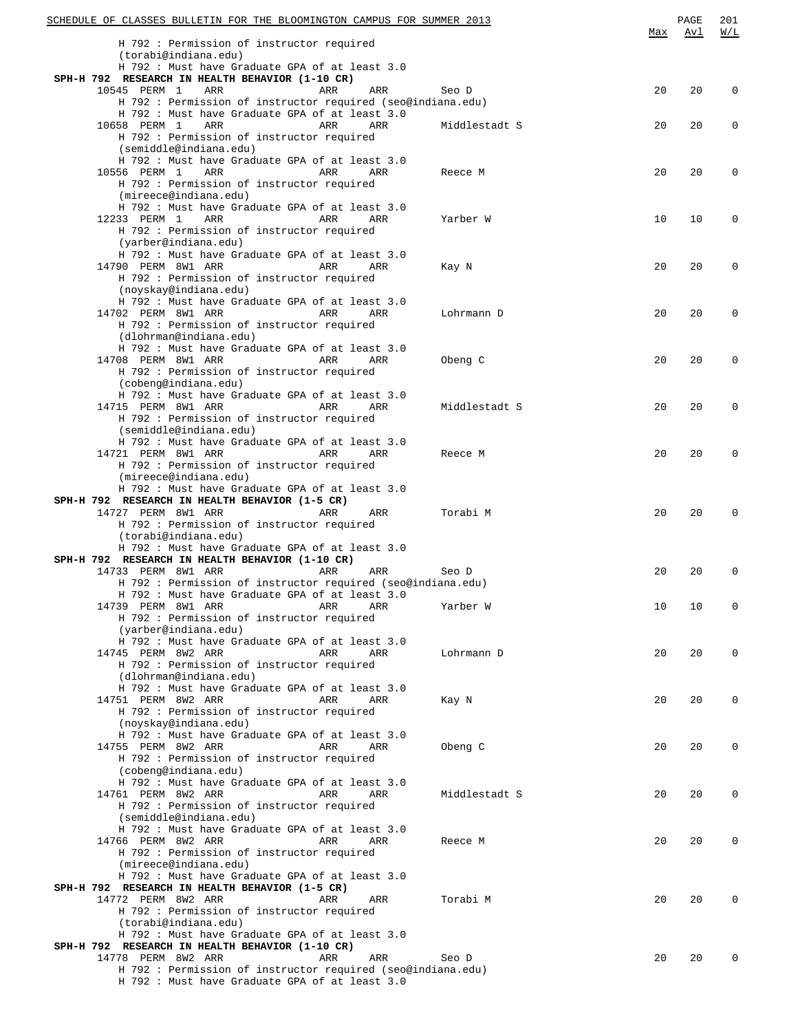| | | | | | Max | Avl | W/L |
|---|---|---|---|---|---|---|---|
| H 792 : Permission of instructor required (torabi@indiana.edu) | | | | | | | |
| H 792 : Must have Graduate GPA of at least 3.0 | | | | | | | |
| **SPH-H 792 RESEARCH IN HEALTH BEHAVIOR (1-10 CR)** | | | | | | | |
| 10545 PERM 1 | ARR | ARR | ARR | Seo D | 20 | 20 | 0 |
| H 792 : Permission of instructor required (seo@indiana.edu) | | | | | | | |
| H 792 : Must have Graduate GPA of at least 3.0 | | | | | | | |
| 10658 PERM 1 | ARR | ARR | ARR | Middlestadt S | 20 | 20 | 0 |
| H 792 : Permission of instructor required (semiddle@indiana.edu) | | | | | | | |
| H 792 : Must have Graduate GPA of at least 3.0 | | | | | | | |
| 10556 PERM 1 | ARR | ARR | ARR | Reece M | 20 | 20 | 0 |
| H 792 : Permission of instructor required (mireece@indiana.edu) | | | | | | | |
| H 792 : Must have Graduate GPA of at least 3.0 | | | | | | | |
| 12233 PERM 1 | ARR | ARR | ARR | Yarber W | 10 | 10 | 0 |
| H 792 : Permission of instructor required (yarber@indiana.edu) | | | | | | | |
| H 792 : Must have Graduate GPA of at least 3.0 | | | | | | | |
| 14790 PERM 8W1 | ARR | ARR | ARR | Kay N | 20 | 20 | 0 |
| H 792 : Permission of instructor required (noyskay@indiana.edu) | | | | | | | |
| H 792 : Must have Graduate GPA of at least 3.0 | | | | | | | |
| 14702 PERM 8W1 | ARR | ARR | ARR | Lohrmann D | 20 | 20 | 0 |
| H 792 : Permission of instructor required (dlohrman@indiana.edu) | | | | | | | |
| H 792 : Must have Graduate GPA of at least 3.0 | | | | | | | |
| 14708 PERM 8W1 | ARR | ARR | ARR | Obeng C | 20 | 20 | 0 |
| H 792 : Permission of instructor required (cobeng@indiana.edu) | | | | | | | |
| H 792 : Must have Graduate GPA of at least 3.0 | | | | | | | |
| 14715 PERM 8W1 | ARR | ARR | ARR | Middlestadt S | 20 | 20 | 0 |
| H 792 : Permission of instructor required (semiddle@indiana.edu) | | | | | | | |
| H 792 : Must have Graduate GPA of at least 3.0 | | | | | | | |
| 14721 PERM 8W1 | ARR | ARR | ARR | Reece M | 20 | 20 | 0 |
| H 792 : Permission of instructor required (mireece@indiana.edu) | | | | | | | |
| H 792 : Must have Graduate GPA of at least 3.0 | | | | | | | |
| **SPH-H 792 RESEARCH IN HEALTH BEHAVIOR (1-5 CR)** | | | | | | | |
| 14727 PERM 8W1 | ARR | ARR | ARR | Torabi M | 20 | 20 | 0 |
| H 792 : Permission of instructor required (torabi@indiana.edu) | | | | | | | |
| H 792 : Must have Graduate GPA of at least 3.0 | | | | | | | |
| **SPH-H 792 RESEARCH IN HEALTH BEHAVIOR (1-10 CR)** | | | | | | | |
| 14733 PERM 8W1 | ARR | ARR | ARR | Seo D | 20 | 20 | 0 |
| H 792 : Permission of instructor required (seo@indiana.edu) | | | | | | | |
| H 792 : Must have Graduate GPA of at least 3.0 | | | | | | | |
| 14739 PERM 8W1 | ARR | ARR | ARR | Yarber W | 10 | 10 | 0 |
| H 792 : Permission of instructor required (yarber@indiana.edu) | | | | | | | |
| H 792 : Must have Graduate GPA of at least 3.0 | | | | | | | |
| 14745 PERM 8W2 | ARR | ARR | ARR | Lohrmann D | 20 | 20 | 0 |
| H 792 : Permission of instructor required (dlohrman@indiana.edu) | | | | | | | |
| H 792 : Must have Graduate GPA of at least 3.0 | | | | | | | |
| 14751 PERM 8W2 | ARR | ARR | ARR | Kay N | 20 | 20 | 0 |
| H 792 : Permission of instructor required (noyskay@indiana.edu) | | | | | | | |
| H 792 : Must have Graduate GPA of at least 3.0 | | | | | | | |
| 14755 PERM 8W2 | ARR | ARR | ARR | Obeng C | 20 | 20 | 0 |
| H 792 : Permission of instructor required (cobeng@indiana.edu) | | | | | | | |
| H 792 : Must have Graduate GPA of at least 3.0 | | | | | | | |
| 14761 PERM 8W2 | ARR | ARR | ARR | Middlestadt S | 20 | 20 | 0 |
| H 792 : Permission of instructor required (semiddle@indiana.edu) | | | | | | | |
| H 792 : Must have Graduate GPA of at least 3.0 | | | | | | | |
| 14766 PERM 8W2 | ARR | ARR | ARR | Reece M | 20 | 20 | 0 |
| H 792 : Permission of instructor required (mireece@indiana.edu) | | | | | | | |
| H 792 : Must have Graduate GPA of at least 3.0 | | | | | | | |
| **SPH-H 792 RESEARCH IN HEALTH BEHAVIOR (1-5 CR)** | | | | | | | |
| 14772 PERM 8W2 | ARR | ARR | ARR | Torabi M | 20 | 20 | 0 |
| H 792 : Permission of instructor required (torabi@indiana.edu) | | | | | | | |
| H 792 : Must have Graduate GPA of at least 3.0 | | | | | | | |
| **SPH-H 792 RESEARCH IN HEALTH BEHAVIOR (1-10 CR)** | | | | | | | |
| 14778 PERM 8W2 | ARR | ARR | ARR | Seo D | 20 | 20 | 0 |
| H 792 : Permission of instructor required (seo@indiana.edu) | | | | | | | |
| H 792 : Must have Graduate GPA of at least 3.0 | | | | | | | |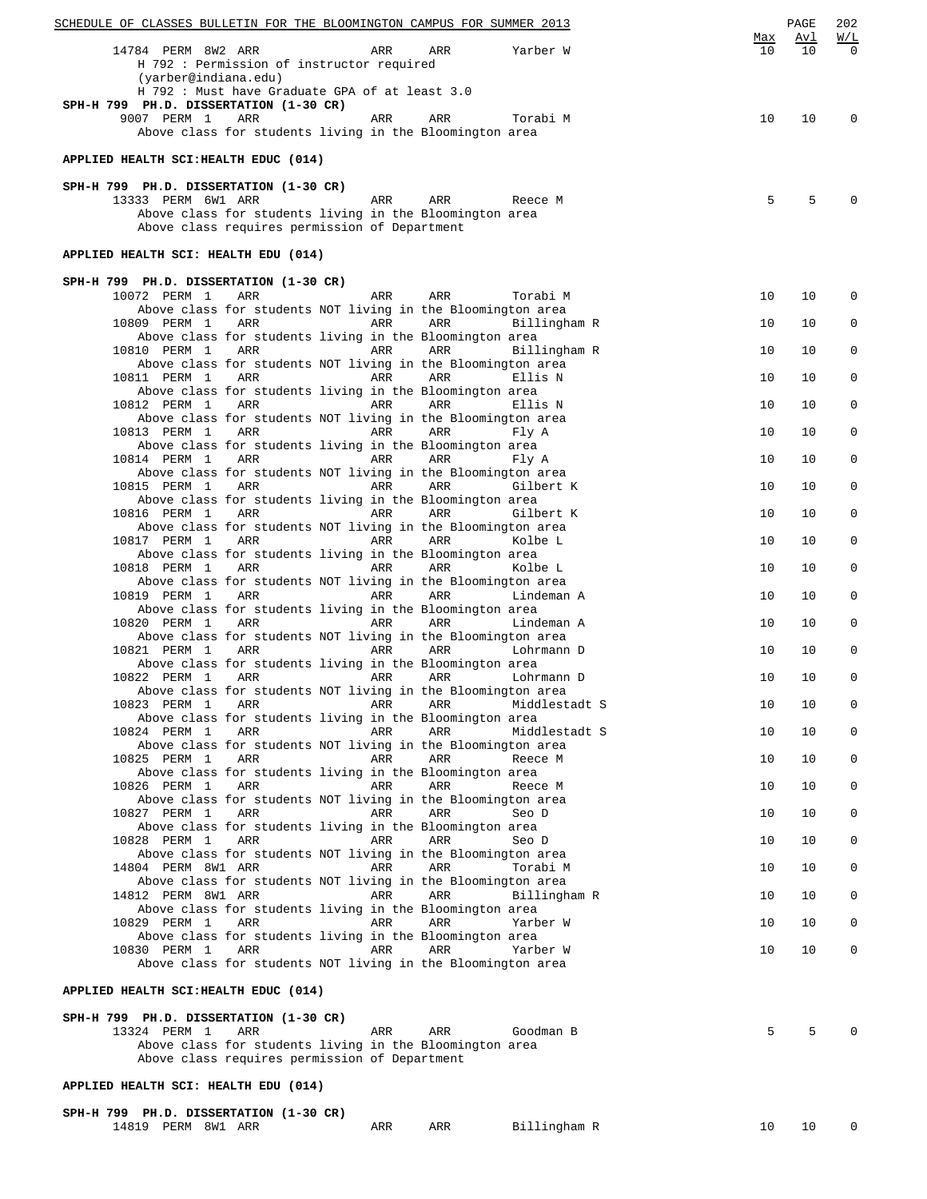| Class | Type | Sec | Days | Time | Bldg | Room | Instructor | Max | Avl | W/L |
|---|---|---|---|---|---|---|---|---|---|---|
| 14784 | PERM | 8W2 | ARR | | ARR | ARR | Yarber W | 10 | 10 | 0 |

H 792 : Permission of instructor required (yarber@indiana.edu)
H 792 : Must have Graduate GPA of at least 3.0

**SPH-H 799 PH.D. DISSERTATION (1-30 CR)**

| Class | Type | Sec | Days | Time | Bldg | Room | Instructor | Max | Avl | W/L |
|---|---|---|---|---|---|---|---|---|---|---|
| 9007 | PERM | 1 | ARR | | ARR | ARR | Torabi M | 10 | 10 | 0 |

Above class for students living in the Bloomington area

## APPLIED HEALTH SCI:HEALTH EDUC (014)

**SPH-H 799 PH.D. DISSERTATION (1-30 CR)**

| Class | Type | Sec | Days | Time | Bldg | Room | Instructor | Max | Avl | W/L |
|---|---|---|---|---|---|---|---|---|---|---|
| 13333 | PERM | 6W1 | ARR | | ARR | ARR | Reece M | 5 | 5 | 0 |

Above class for students living in the Bloomington area
Above class requires permission of Department

## APPLIED HEALTH SCI: HEALTH EDU (014)

**SPH-H 799 PH.D. DISSERTATION (1-30 CR)**

| Class | Type | Sec | Days | Time | Bldg | Room | Instructor | Max | Avl | W/L | Note |
|---|---|---|---|---|---|---|---|---|---|---|---|
| 10072 | PERM | 1 | ARR | | ARR | ARR | Torabi M | 10 | 10 | 0 | Above class for students NOT living in the Bloomington area |
| 10809 | PERM | 1 | ARR | | ARR | ARR | Billingham R | 10 | 10 | 0 | Above class for students living in the Bloomington area |
| 10810 | PERM | 1 | ARR | | ARR | ARR | Billingham R | 10 | 10 | 0 | Above class for students NOT living in the Bloomington area |
| 10811 | PERM | 1 | ARR | | ARR | ARR | Ellis N | 10 | 10 | 0 | Above class for students living in the Bloomington area |
| 10812 | PERM | 1 | ARR | | ARR | ARR | Ellis N | 10 | 10 | 0 | Above class for students NOT living in the Bloomington area |
| 10813 | PERM | 1 | ARR | | ARR | ARR | Fly A | 10 | 10 | 0 | Above class for students living in the Bloomington area |
| 10814 | PERM | 1 | ARR | | ARR | ARR | Fly A | 10 | 10 | 0 | Above class for students NOT living in the Bloomington area |
| 10815 | PERM | 1 | ARR | | ARR | ARR | Gilbert K | 10 | 10 | 0 | Above class for students living in the Bloomington area |
| 10816 | PERM | 1 | ARR | | ARR | ARR | Gilbert K | 10 | 10 | 0 | Above class for students NOT living in the Bloomington area |
| 10817 | PERM | 1 | ARR | | ARR | ARR | Kolbe L | 10 | 10 | 0 | Above class for students living in the Bloomington area |
| 10818 | PERM | 1 | ARR | | ARR | ARR | Kolbe L | 10 | 10 | 0 | Above class for students NOT living in the Bloomington area |
| 10819 | PERM | 1 | ARR | | ARR | ARR | Lindeman A | 10 | 10 | 0 | Above class for students living in the Bloomington area |
| 10820 | PERM | 1 | ARR | | ARR | ARR | Lindeman A | 10 | 10 | 0 | Above class for students NOT living in the Bloomington area |
| 10821 | PERM | 1 | ARR | | ARR | ARR | Lohrmann D | 10 | 10 | 0 | Above class for students living in the Bloomington area |
| 10822 | PERM | 1 | ARR | | ARR | ARR | Lohrmann D | 10 | 10 | 0 | Above class for students NOT living in the Bloomington area |
| 10823 | PERM | 1 | ARR | | ARR | ARR | Middlestadt S | 10 | 10 | 0 | Above class for students living in the Bloomington area |
| 10824 | PERM | 1 | ARR | | ARR | ARR | Middlestadt S | 10 | 10 | 0 | Above class for students NOT living in the Bloomington area |
| 10825 | PERM | 1 | ARR | | ARR | ARR | Reece M | 10 | 10 | 0 | Above class for students living in the Bloomington area |
| 10826 | PERM | 1 | ARR | | ARR | ARR | Reece M | 10 | 10 | 0 | Above class for students NOT living in the Bloomington area |
| 10827 | PERM | 1 | ARR | | ARR | ARR | Seo D | 10 | 10 | 0 | Above class for students living in the Bloomington area |
| 10828 | PERM | 1 | ARR | | ARR | ARR | Seo D | 10 | 10 | 0 | Above class for students NOT living in the Bloomington area |
| 14804 | PERM | 8W1 | ARR | | ARR | ARR | Torabi M | 10 | 10 | 0 | Above class for students NOT living in the Bloomington area |
| 14812 | PERM | 8W1 | ARR | | ARR | ARR | Billingham R | 10 | 10 | 0 | Above class for students living in the Bloomington area |
| 10829 | PERM | 1 | ARR | | ARR | ARR | Yarber W | 10 | 10 | 0 | Above class for students living in the Bloomington area |
| 10830 | PERM | 1 | ARR | | ARR | ARR | Yarber W | 10 | 10 | 0 | Above class for students NOT living in the Bloomington area |

## APPLIED HEALTH SCI:HEALTH EDUC (014)

**SPH-H 799 PH.D. DISSERTATION (1-30 CR)**

| Class | Type | Sec | Days | Time | Bldg | Room | Instructor | Max | Avl | W/L |
|---|---|---|---|---|---|---|---|---|---|---|
| 13324 | PERM | 1 | ARR | | ARR | ARR | Goodman B | 5 | 5 | 0 |

Above class for students living in the Bloomington area
Above class requires permission of Department

## APPLIED HEALTH SCI: HEALTH EDU (014)

**SPH-H 799 PH.D. DISSERTATION (1-30 CR)**

| Class | Type | Sec | Days | Time | Bldg | Room | Instructor | Max | Avl | W/L |
|---|---|---|---|---|---|---|---|---|---|---|
| 14819 | PERM | 8W1 | ARR | | ARR | ARR | Billingham R | 10 | 10 | 0 |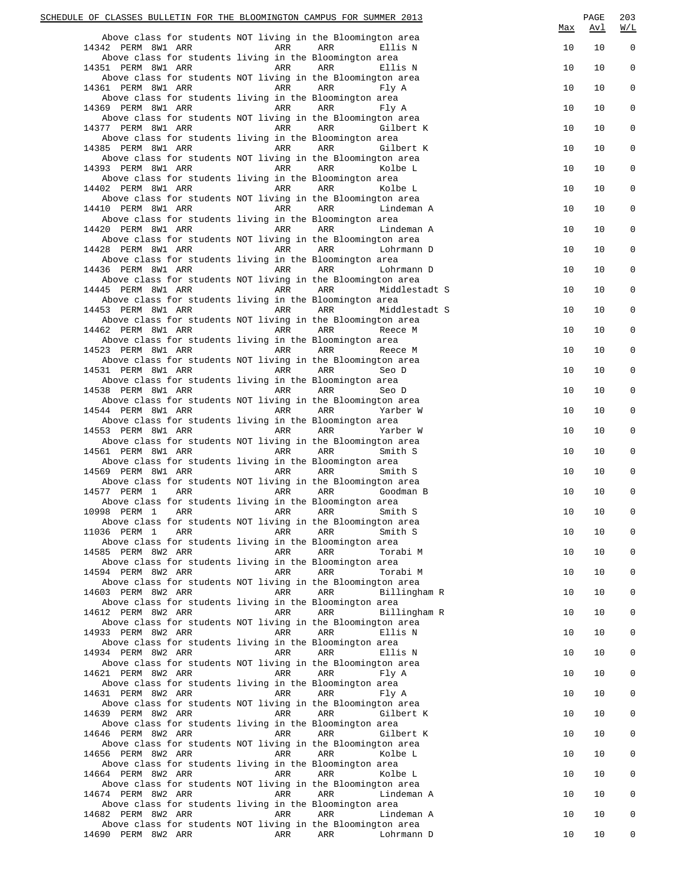| | | | | | | | Max | Avl | W/L |
|---|---|---|---|---|---|---|---|---|---|
| Above class for students NOT living in the Bloomington area | | | | | | | | | |
| 14342 | PERM | 8W1 | ARR | ARR | ARR | Ellis N | 10 | 10 | 0 |
| Above class for students living in the Bloomington area | | | | | | | | | |
| 14351 | PERM | 8W1 | ARR | ARR | ARR | Ellis N | 10 | 10 | 0 |
| Above class for students NOT living in the Bloomington area | | | | | | | | | |
| 14361 | PERM | 8W1 | ARR | ARR | ARR | Fly A | 10 | 10 | 0 |
| Above class for students living in the Bloomington area | | | | | | | | | |
| 14369 | PERM | 8W1 | ARR | ARR | ARR | Fly A | 10 | 10 | 0 |
| Above class for students NOT living in the Bloomington area | | | | | | | | | |
| 14377 | PERM | 8W1 | ARR | ARR | ARR | Gilbert K | 10 | 10 | 0 |
| Above class for students living in the Bloomington area | | | | | | | | | |
| 14385 | PERM | 8W1 | ARR | ARR | ARR | Gilbert K | 10 | 10 | 0 |
| Above class for students NOT living in the Bloomington area | | | | | | | | | |
| 14393 | PERM | 8W1 | ARR | ARR | ARR | Kolbe L | 10 | 10 | 0 |
| Above class for students living in the Bloomington area | | | | | | | | | |
| 14402 | PERM | 8W1 | ARR | ARR | ARR | Kolbe L | 10 | 10 | 0 |
| Above class for students NOT living in the Bloomington area | | | | | | | | | |
| 14410 | PERM | 8W1 | ARR | ARR | ARR | Lindeman A | 10 | 10 | 0 |
| Above class for students living in the Bloomington area | | | | | | | | | |
| 14420 | PERM | 8W1 | ARR | ARR | ARR | Lindeman A | 10 | 10 | 0 |
| Above class for students NOT living in the Bloomington area | | | | | | | | | |
| 14428 | PERM | 8W1 | ARR | ARR | ARR | Lohrmann D | 10 | 10 | 0 |
| Above class for students living in the Bloomington area | | | | | | | | | |
| 14436 | PERM | 8W1 | ARR | ARR | ARR | Lohrmann D | 10 | 10 | 0 |
| Above class for students NOT living in the Bloomington area | | | | | | | | | |
| 14445 | PERM | 8W1 | ARR | ARR | ARR | Middlestadt S | 10 | 10 | 0 |
| Above class for students living in the Bloomington area | | | | | | | | | |
| 14453 | PERM | 8W1 | ARR | ARR | ARR | Middlestadt S | 10 | 10 | 0 |
| Above class for students NOT living in the Bloomington area | | | | | | | | | |
| 14462 | PERM | 8W1 | ARR | ARR | ARR | Reece M | 10 | 10 | 0 |
| Above class for students living in the Bloomington area | | | | | | | | | |
| 14523 | PERM | 8W1 | ARR | ARR | ARR | Reece M | 10 | 10 | 0 |
| Above class for students NOT living in the Bloomington area | | | | | | | | | |
| 14531 | PERM | 8W1 | ARR | ARR | ARR | Seo D | 10 | 10 | 0 |
| Above class for students living in the Bloomington area | | | | | | | | | |
| 14538 | PERM | 8W1 | ARR | ARR | ARR | Seo D | 10 | 10 | 0 |
| Above class for students NOT living in the Bloomington area | | | | | | | | | |
| 14544 | PERM | 8W1 | ARR | ARR | ARR | Yarber W | 10 | 10 | 0 |
| Above class for students living in the Bloomington area | | | | | | | | | |
| 14553 | PERM | 8W1 | ARR | ARR | ARR | Yarber W | 10 | 10 | 0 |
| Above class for students NOT living in the Bloomington area | | | | | | | | | |
| 14561 | PERM | 8W1 | ARR | ARR | ARR | Smith S | 10 | 10 | 0 |
| Above class for students living in the Bloomington area | | | | | | | | | |
| 14569 | PERM | 8W1 | ARR | ARR | ARR | Smith S | 10 | 10 | 0 |
| Above class for students NOT living in the Bloomington area | | | | | | | | | |
| 14577 | PERM | 1 | ARR | ARR | ARR | Goodman B | 10 | 10 | 0 |
| Above class for students living in the Bloomington area | | | | | | | | | |
| 10998 | PERM | 1 | ARR | ARR | ARR | Smith S | 10 | 10 | 0 |
| Above class for students NOT living in the Bloomington area | | | | | | | | | |
| 11036 | PERM | 1 | ARR | ARR | ARR | Smith S | 10 | 10 | 0 |
| Above class for students living in the Bloomington area | | | | | | | | | |
| 14585 | PERM | 8W2 | ARR | ARR | ARR | Torabi M | 10 | 10 | 0 |
| Above class for students living in the Bloomington area | | | | | | | | | |
| 14594 | PERM | 8W2 | ARR | ARR | ARR | Torabi M | 10 | 10 | 0 |
| Above class for students NOT living in the Bloomington area | | | | | | | | | |
| 14603 | PERM | 8W2 | ARR | ARR | ARR | Billingham R | 10 | 10 | 0 |
| Above class for students living in the Bloomington area | | | | | | | | | |
| 14612 | PERM | 8W2 | ARR | ARR | ARR | Billingham R | 10 | 10 | 0 |
| Above class for students NOT living in the Bloomington area | | | | | | | | | |
| 14933 | PERM | 8W2 | ARR | ARR | ARR | Ellis N | 10 | 10 | 0 |
| Above class for students living in the Bloomington area | | | | | | | | | |
| 14934 | PERM | 8W2 | ARR | ARR | ARR | Ellis N | 10 | 10 | 0 |
| Above class for students NOT living in the Bloomington area | | | | | | | | | |
| 14621 | PERM | 8W2 | ARR | ARR | ARR | Fly A | 10 | 10 | 0 |
| Above class for students living in the Bloomington area | | | | | | | | | |
| 14631 | PERM | 8W2 | ARR | ARR | ARR | Fly A | 10 | 10 | 0 |
| Above class for students NOT living in the Bloomington area | | | | | | | | | |
| 14639 | PERM | 8W2 | ARR | ARR | ARR | Gilbert K | 10 | 10 | 0 |
| Above class for students living in the Bloomington area | | | | | | | | | |
| 14646 | PERM | 8W2 | ARR | ARR | ARR | Gilbert K | 10 | 10 | 0 |
| Above class for students NOT living in the Bloomington area | | | | | | | | | |
| 14656 | PERM | 8W2 | ARR | ARR | ARR | Kolbe L | 10 | 10 | 0 |
| Above class for students living in the Bloomington area | | | | | | | | | |
| 14664 | PERM | 8W2 | ARR | ARR | ARR | Kolbe L | 10 | 10 | 0 |
| Above class for students NOT living in the Bloomington area | | | | | | | | | |
| 14674 | PERM | 8W2 | ARR | ARR | ARR | Lindeman A | 10 | 10 | 0 |
| Above class for students living in the Bloomington area | | | | | | | | | |
| 14682 | PERM | 8W2 | ARR | ARR | ARR | Lindeman A | 10 | 10 | 0 |
| Above class for students NOT living in the Bloomington area | | | | | | | | | |
| 14690 | PERM | 8W2 | ARR | ARR | ARR | Lohrmann D | 10 | 10 | 0 |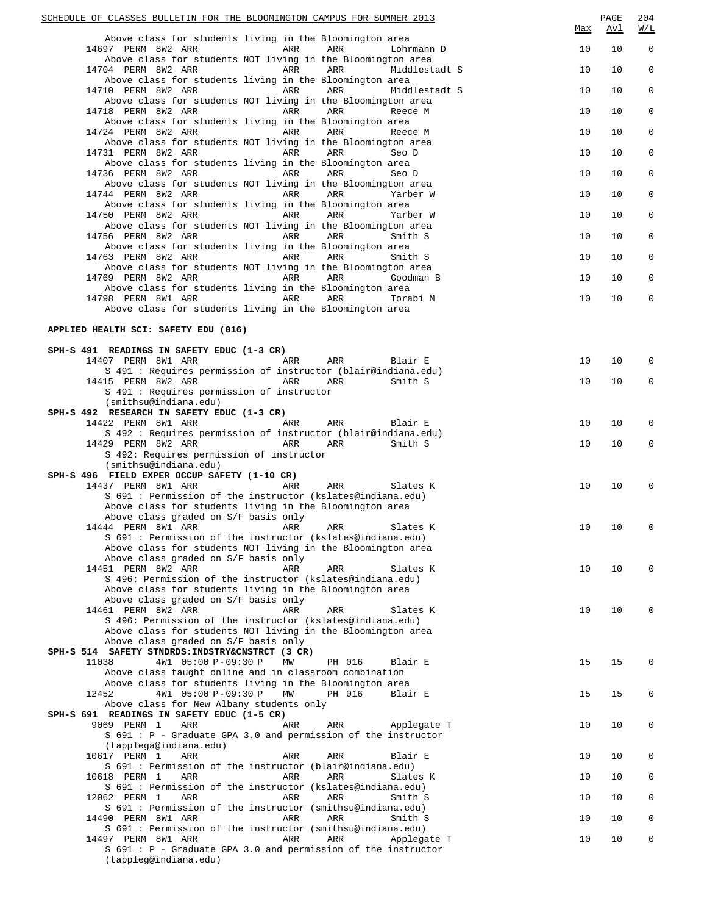| | | | | | Max | Avl | W/L |
|---|---|---|---|---|---|---|---|
| Above class for students living in the Bloomington area | | | | | | | |
| 14697 PERM 8W2 ARR | ARR | ARR | Lohrmann D | | 10 | 10 | 0 |
| Above class for students NOT living in the Bloomington area | | | | | | | |
| 14704 PERM 8W2 ARR | ARR | ARR | Middlestadt S | | 10 | 10 | 0 |
| Above class for students living in the Bloomington area | | | | | | | |
| 14710 PERM 8W2 ARR | ARR | ARR | Middlestadt S | | 10 | 10 | 0 |
| Above class for students NOT living in the Bloomington area | | | | | | | |
| 14718 PERM 8W2 ARR | ARR | ARR | Reece M | | 10 | 10 | 0 |
| Above class for students living in the Bloomington area | | | | | | | |
| 14724 PERM 8W2 ARR | ARR | ARR | Reece M | | 10 | 10 | 0 |
| Above class for students NOT living in the Bloomington area | | | | | | | |
| 14731 PERM 8W2 ARR | ARR | ARR | Seo D | | 10 | 10 | 0 |
| Above class for students living in the Bloomington area | | | | | | | |
| 14736 PERM 8W2 ARR | ARR | ARR | Seo D | | 10 | 10 | 0 |
| Above class for students NOT living in the Bloomington area | | | | | | | |
| 14744 PERM 8W2 ARR | ARR | ARR | Yarber W | | 10 | 10 | 0 |
| Above class for students living in the Bloomington area | | | | | | | |
| 14750 PERM 8W2 ARR | ARR | ARR | Yarber W | | 10 | 10 | 0 |
| Above class for students NOT living in the Bloomington area | | | | | | | |
| 14756 PERM 8W2 ARR | ARR | ARR | Smith S | | 10 | 10 | 0 |
| Above class for students living in the Bloomington area | | | | | | | |
| 14763 PERM 8W2 ARR | ARR | ARR | Smith S | | 10 | 10 | 0 |
| Above class for students NOT living in the Bloomington area | | | | | | | |
| 14769 PERM 8W2 ARR | ARR | ARR | Goodman B | | 10 | 10 | 0 |
| Above class for students living in the Bloomington area | | | | | | | |
| 14798 PERM 8W1 ARR | ARR | ARR | Torabi M | | 10 | 10 | 0 |
| Above class for students living in the Bloomington area | | | | | | | |

**APPLIED HEALTH SCI: SAFETY EDU (016)**

| | | | | | Max | Avl | W/L |
|---|---|---|---|---|---|---|---|
| **SPH-S 491 READINGS IN SAFETY EDUC (1-3 CR)** | | | | | | | |
| 14407 PERM 8W1 ARR | ARR | ARR | Blair E | | 10 | 10 | 0 |
| S 491 : Requires permission of instructor (blair@indiana.edu) | | | | | | | |
| 14415 PERM 8W2 ARR | ARR | ARR | Smith S | | 10 | 10 | 0 |
| S 491 : Requires permission of instructor (smithsu@indiana.edu) | | | | | | | |
| **SPH-S 492 RESEARCH IN SAFETY EDUC (1-3 CR)** | | | | | | | |
| 14422 PERM 8W1 ARR | ARR | ARR | Blair E | | 10 | 10 | 0 |
| S 492 : Requires permission of instructor (blair@indiana.edu) | | | | | | | |
| 14429 PERM 8W2 ARR | ARR | ARR | Smith S | | 10 | 10 | 0 |
| S 492: Requires permission of instructor (smithsu@indiana.edu) | | | | | | | |
| **SPH-S 496 FIELD EXPER OCCUP SAFETY (1-10 CR)** | | | | | | | |
| 14437 PERM 8W1 ARR | ARR | ARR | Slates K | | 10 | 10 | 0 |
| S 691 : Permission of the instructor (kslates@indiana.edu) | | | | | | | |
| Above class for students living in the Bloomington area | | | | | | | |
| Above class graded on S/F basis only | | | | | | | |
| 14444 PERM 8W1 ARR | ARR | ARR | Slates K | | 10 | 10 | 0 |
| S 691 : Permission of the instructor (kslates@indiana.edu) | | | | | | | |
| Above class for students NOT living in the Bloomington area | | | | | | | |
| Above class graded on S/F basis only | | | | | | | |
| 14451 PERM 8W2 ARR | ARR | ARR | Slates K | | 10 | 10 | 0 |
| S 496: Permission of the instructor (kslates@indiana.edu) | | | | | | | |
| Above class for students living in the Bloomington area | | | | | | | |
| Above class graded on S/F basis only | | | | | | | |
| 14461 PERM 8W2 ARR | ARR | ARR | Slates K | | 10 | 10 | 0 |
| S 496: Permission of the instructor (kslates@indiana.edu) | | | | | | | |
| Above class for students NOT living in the Bloomington area | | | | | | | |
| Above class graded on S/F basis only | | | | | | | |
| **SPH-S 514 SAFETY STNDRDS:INDSTRY&CNSTRCT (3 CR)** | | | | | | | |
| 11038 4W1 05:00 P-09:30 P | MW | PH 016 | Blair E | | 15 | 15 | 0 |
| Above class taught online and in classroom combination | | | | | | | |
| Above class for students living in the Bloomington area | | | | | | | |
| 12452 4W1 05:00 P-09:30 P | MW | PH 016 | Blair E | | 15 | 15 | 0 |
| Above class for New Albany students only | | | | | | | |
| **SPH-S 691 READINGS IN SAFETY EDUC (1-5 CR)** | | | | | | | |
| 9069 PERM 1 ARR | ARR | ARR | Applegate T | | 10 | 10 | 0 |
| S 691 : P - Graduate GPA 3.0 and permission of the instructor (tapplega@indiana.edu) | | | | | | | |
| 10617 PERM 1 ARR | ARR | ARR | Blair E | | 10 | 10 | 0 |
| S 691 : Permission of the instructor (blair@indiana.edu) | | | | | | | |
| 10618 PERM 1 ARR | ARR | ARR | Slates K | | 10 | 10 | 0 |
| S 691 : Permission of the instructor (kslates@indiana.edu) | | | | | | | |
| 12062 PERM 1 ARR | ARR | ARR | Smith S | | 10 | 10 | 0 |
| S 691 : Permission of the instructor (smithsu@indiana.edu) | | | | | | | |
| 14490 PERM 8W1 ARR | ARR | ARR | Smith S | | 10 | 10 | 0 |
| S 691 : Permission of the instructor (smithsu@indiana.edu) | | | | | | | |
| 14497 PERM 8W1 ARR | ARR | ARR | Applegate T | | 10 | 10 | 0 |
| S 691 : P - Graduate GPA 3.0 and permission of the instructor (tappleg@indiana.edu) | | | | | | | |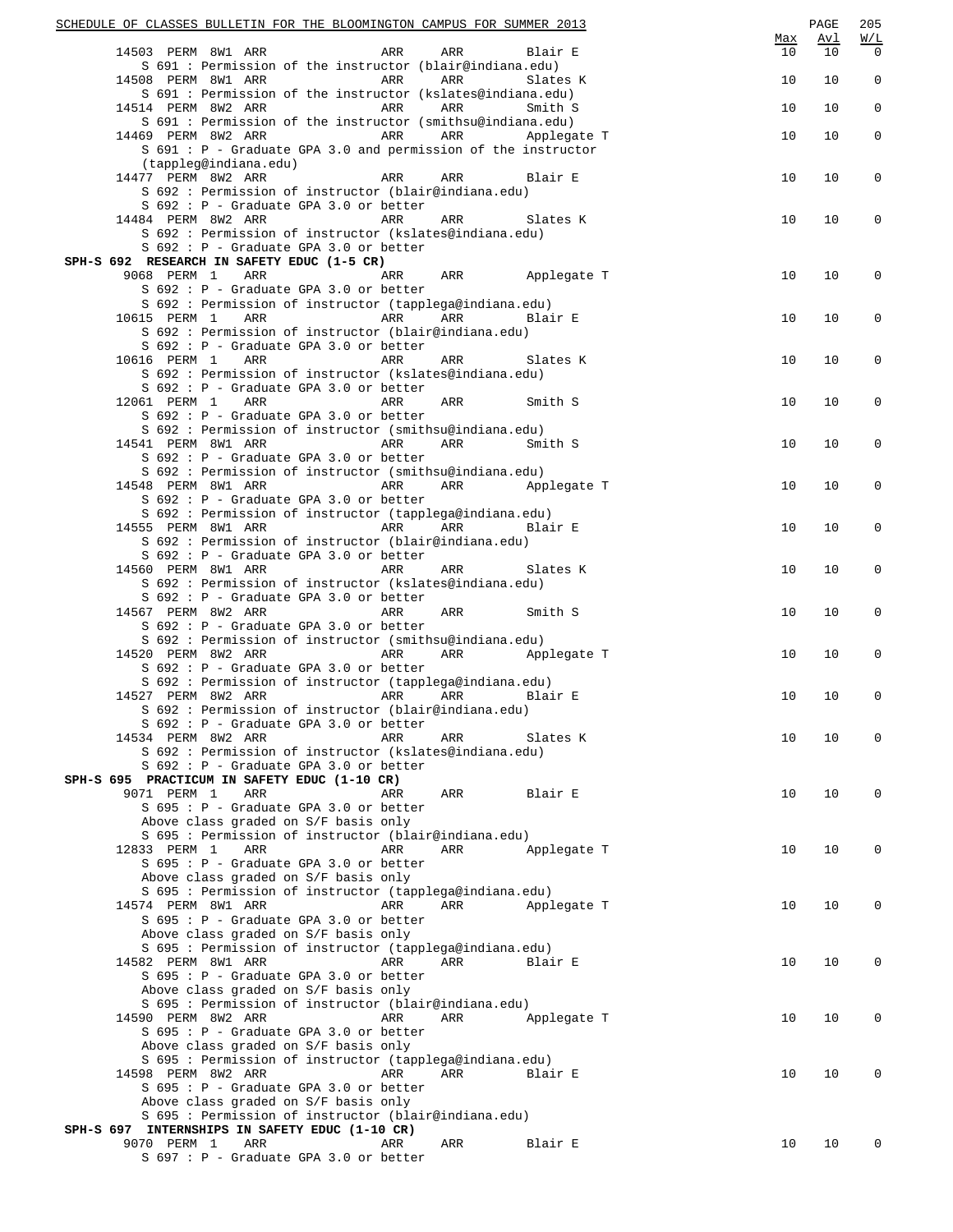| Class | Type | Session | Time | Days | Room | Instructor | Max | Avl | W/L |
|---|---|---|---|---|---|---|---|---|---|
| 14503 | PERM | 8W1 | ARR | ARR | ARR | Blair E | 10 | 10 | 0 |

S 691 : Permission of the instructor (blair@indiana.edu)

| Class | Type | Session | Time | Days | Room | Instructor | Max | Avl | W/L |
|---|---|---|---|---|---|---|---|---|---|
| 14508 | PERM | 8W1 | ARR | ARR | ARR | Slates K | 10 | 10 | 0 |

S 691 : Permission of the instructor (kslates@indiana.edu)

| Class | Type | Session | Time | Days | Room | Instructor | Max | Avl | W/L |
|---|---|---|---|---|---|---|---|---|---|
| 14514 | PERM | 8W2 | ARR | ARR | ARR | Smith S | 10 | 10 | 0 |

S 691 : Permission of the instructor (smithsu@indiana.edu)

| Class | Type | Session | Time | Days | Room | Instructor | Max | Avl | W/L |
|---|---|---|---|---|---|---|---|---|---|
| 14469 | PERM | 8W2 | ARR | ARR | ARR | Applegate T | 10 | 10 | 0 |

S 691 : P - Graduate GPA 3.0 and permission of the instructor (tappleg@indiana.edu)

| Class | Type | Session | Time | Days | Room | Instructor | Max | Avl | W/L |
|---|---|---|---|---|---|---|---|---|---|
| 14477 | PERM | 8W2 | ARR | ARR | ARR | Blair E | 10 | 10 | 0 |

S 692 : Permission of instructor (blair@indiana.edu)
S 692 : P - Graduate GPA 3.0 or better

| Class | Type | Session | Time | Days | Room | Instructor | Max | Avl | W/L |
|---|---|---|---|---|---|---|---|---|---|
| 14484 | PERM | 8W2 | ARR | ARR | ARR | Slates K | 10 | 10 | 0 |

S 692 : Permission of instructor (kslates@indiana.edu)
S 692 : P - Graduate GPA 3.0 or better

## SPH-S 692 RESEARCH IN SAFETY EDUC (1-5 CR)

| Class | Type | Session | Time | Days | Room | Instructor | Max | Avl | W/L |
|---|---|---|---|---|---|---|---|---|---|
| 9068 | PERM | 1 | ARR | ARR | ARR | Applegate T | 10 | 10 | 0 |

S 692 : P - Graduate GPA 3.0 or better
S 692 : Permission of instructor (tapplega@indiana.edu)

| Class | Type | Session | Time | Days | Room | Instructor | Max | Avl | W/L |
|---|---|---|---|---|---|---|---|---|---|
| 10615 | PERM | 1 | ARR | ARR | ARR | Blair E | 10 | 10 | 0 |

S 692 : Permission of instructor (blair@indiana.edu)
S 692 : P - Graduate GPA 3.0 or better

| Class | Type | Session | Time | Days | Room | Instructor | Max | Avl | W/L |
|---|---|---|---|---|---|---|---|---|---|
| 10616 | PERM | 1 | ARR | ARR | ARR | Slates K | 10 | 10 | 0 |

S 692 : Permission of instructor (kslates@indiana.edu)
S 692 : P - Graduate GPA 3.0 or better

| Class | Type | Session | Time | Days | Room | Instructor | Max | Avl | W/L |
|---|---|---|---|---|---|---|---|---|---|
| 12061 | PERM | 1 | ARR | ARR | ARR | Smith S | 10 | 10 | 0 |

S 692 : P - Graduate GPA 3.0 or better
S 692 : Permission of instructor (smithsu@indiana.edu)

| Class | Type | Session | Time | Days | Room | Instructor | Max | Avl | W/L |
|---|---|---|---|---|---|---|---|---|---|
| 14541 | PERM | 8W1 | ARR | ARR | ARR | Smith S | 10 | 10 | 0 |

S 692 : P - Graduate GPA 3.0 or better
S 692 : Permission of instructor (smithsu@indiana.edu)

| Class | Type | Session | Time | Days | Room | Instructor | Max | Avl | W/L |
|---|---|---|---|---|---|---|---|---|---|
| 14548 | PERM | 8W1 | ARR | ARR | ARR | Applegate T | 10 | 10 | 0 |

S 692 : P - Graduate GPA 3.0 or better
S 692 : Permission of instructor (tapplega@indiana.edu)

| Class | Type | Session | Time | Days | Room | Instructor | Max | Avl | W/L |
|---|---|---|---|---|---|---|---|---|---|
| 14555 | PERM | 8W1 | ARR | ARR | ARR | Blair E | 10 | 10 | 0 |

S 692 : Permission of instructor (blair@indiana.edu)
S 692 : P - Graduate GPA 3.0 or better

| Class | Type | Session | Time | Days | Room | Instructor | Max | Avl | W/L |
|---|---|---|---|---|---|---|---|---|---|
| 14560 | PERM | 8W1 | ARR | ARR | ARR | Slates K | 10 | 10 | 0 |

S 692 : Permission of instructor (kslates@indiana.edu)
S 692 : P - Graduate GPA 3.0 or better

| Class | Type | Session | Time | Days | Room | Instructor | Max | Avl | W/L |
|---|---|---|---|---|---|---|---|---|---|
| 14567 | PERM | 8W2 | ARR | ARR | ARR | Smith S | 10 | 10 | 0 |

S 692 : P - Graduate GPA 3.0 or better
S 692 : Permission of instructor (smithsu@indiana.edu)

| Class | Type | Session | Time | Days | Room | Instructor | Max | Avl | W/L |
|---|---|---|---|---|---|---|---|---|---|
| 14520 | PERM | 8W2 | ARR | ARR | ARR | Applegate T | 10 | 10 | 0 |

S 692 : P - Graduate GPA 3.0 or better
S 692 : Permission of instructor (tapplega@indiana.edu)

| Class | Type | Session | Time | Days | Room | Instructor | Max | Avl | W/L |
|---|---|---|---|---|---|---|---|---|---|
| 14527 | PERM | 8W2 | ARR | ARR | ARR | Blair E | 10 | 10 | 0 |

S 692 : Permission of instructor (blair@indiana.edu)
S 692 : P - Graduate GPA 3.0 or better

| Class | Type | Session | Time | Days | Room | Instructor | Max | Avl | W/L |
|---|---|---|---|---|---|---|---|---|---|
| 14534 | PERM | 8W2 | ARR | ARR | ARR | Slates K | 10 | 10 | 0 |

S 692 : Permission of instructor (kslates@indiana.edu)
S 692 : P - Graduate GPA 3.0 or better

## SPH-S 695 PRACTICUM IN SAFETY EDUC (1-10 CR)

| Class | Type | Session | Time | Days | Room | Instructor | Max | Avl | W/L |
|---|---|---|---|---|---|---|---|---|---|
| 9071 | PERM | 1 | ARR | ARR | ARR | Blair E | 10 | 10 | 0 |

S 695 : P - Graduate GPA 3.0 or better
Above class graded on S/F basis only
S 695 : Permission of instructor (blair@indiana.edu)

| Class | Type | Session | Time | Days | Room | Instructor | Max | Avl | W/L |
|---|---|---|---|---|---|---|---|---|---|
| 12833 | PERM | 1 | ARR | ARR | ARR | Applegate T | 10 | 10 | 0 |

S 695 : P - Graduate GPA 3.0 or better
Above class graded on S/F basis only
S 695 : Permission of instructor (tapplega@indiana.edu)

| Class | Type | Session | Time | Days | Room | Instructor | Max | Avl | W/L |
|---|---|---|---|---|---|---|---|---|---|
| 14574 | PERM | 8W1 | ARR | ARR | ARR | Applegate T | 10 | 10 | 0 |

S 695 : P - Graduate GPA 3.0 or better
Above class graded on S/F basis only
S 695 : Permission of instructor (tapplega@indiana.edu)

| Class | Type | Session | Time | Days | Room | Instructor | Max | Avl | W/L |
|---|---|---|---|---|---|---|---|---|---|
| 14582 | PERM | 8W1 | ARR | ARR | ARR | Blair E | 10 | 10 | 0 |

S 695 : P - Graduate GPA 3.0 or better
Above class graded on S/F basis only
S 695 : Permission of instructor (blair@indiana.edu)

| Class | Type | Session | Time | Days | Room | Instructor | Max | Avl | W/L |
|---|---|---|---|---|---|---|---|---|---|
| 14590 | PERM | 8W2 | ARR | ARR | ARR | Applegate T | 10 | 10 | 0 |

S 695 : P - Graduate GPA 3.0 or better
Above class graded on S/F basis only
S 695 : Permission of instructor (tapplega@indiana.edu)

| Class | Type | Session | Time | Days | Room | Instructor | Max | Avl | W/L |
|---|---|---|---|---|---|---|---|---|---|
| 14598 | PERM | 8W2 | ARR | ARR | ARR | Blair E | 10 | 10 | 0 |

S 695 : P - Graduate GPA 3.0 or better
Above class graded on S/F basis only
S 695 : Permission of instructor (blair@indiana.edu)

## SPH-S 697 INTERNSHIPS IN SAFETY EDUC (1-10 CR)

| Class | Type | Session | Time | Days | Room | Instructor | Max | Avl | W/L |
|---|---|---|---|---|---|---|---|---|---|
| 9070 | PERM | 1 | ARR | ARR | ARR | Blair E | 10 | 10 | 0 |

S 697 : P - Graduate GPA 3.0 or better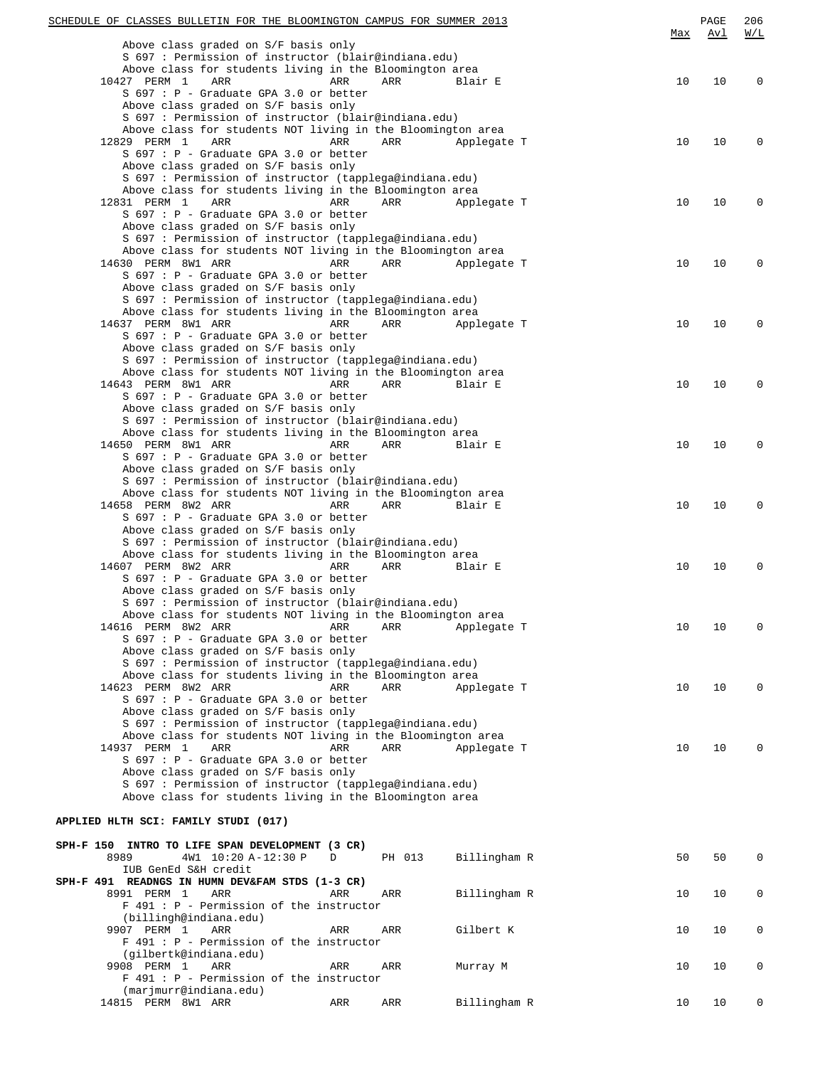Above class graded on S/F basis only
S 697 : Permission of instructor (blair@indiana.edu)
Above class for students living in the Bloomington area

| | | | | | | | Max | Avl | W/L |
|---|---|---|---|---|---|---|---|---|---|
| 10427 | PERM | 1 | ARR | ARR | ARR | Blair E | 10 | 10 | 0 |

S 697 : P - Graduate GPA 3.0 or better
Above class graded on S/F basis only
S 697 : Permission of instructor (blair@indiana.edu)
Above class for students NOT living in the Bloomington area

| | | | | | | | Max | Avl | W/L |
|---|---|---|---|---|---|---|---|---|---|
| 12829 | PERM | 1 | ARR | ARR | ARR | Applegate T | 10 | 10 | 0 |

S 697 : P - Graduate GPA 3.0 or better
Above class graded on S/F basis only
S 697 : Permission of instructor (tapplega@indiana.edu)
Above class for students living in the Bloomington area

| | | | | | | | Max | Avl | W/L |
|---|---|---|---|---|---|---|---|---|---|
| 12831 | PERM | 1 | ARR | ARR | ARR | Applegate T | 10 | 10 | 0 |

S 697 : P - Graduate GPA 3.0 or better
Above class graded on S/F basis only
S 697 : Permission of instructor (tapplega@indiana.edu)
Above class for students NOT living in the Bloomington area

| | | | | | | | Max | Avl | W/L |
|---|---|---|---|---|---|---|---|---|---|
| 14630 | PERM | 8W1 | ARR | ARR | ARR | Applegate T | 10 | 10 | 0 |

S 697 : P - Graduate GPA 3.0 or better
Above class graded on S/F basis only
S 697 : Permission of instructor (tapplega@indiana.edu)
Above class for students living in the Bloomington area

| | | | | | | | Max | Avl | W/L |
|---|---|---|---|---|---|---|---|---|---|
| 14637 | PERM | 8W1 | ARR | ARR | ARR | Applegate T | 10 | 10 | 0 |

S 697 : P - Graduate GPA 3.0 or better
Above class graded on S/F basis only
S 697 : Permission of instructor (tapplega@indiana.edu)
Above class for students NOT living in the Bloomington area

| | | | | | | | Max | Avl | W/L |
|---|---|---|---|---|---|---|---|---|---|
| 14643 | PERM | 8W1 | ARR | ARR | ARR | Blair E | 10 | 10 | 0 |

S 697 : P - Graduate GPA 3.0 or better
Above class graded on S/F basis only
S 697 : Permission of instructor (blair@indiana.edu)
Above class for students living in the Bloomington area

| | | | | | | | Max | Avl | W/L |
|---|---|---|---|---|---|---|---|---|---|
| 14650 | PERM | 8W1 | ARR | ARR | ARR | Blair E | 10 | 10 | 0 |

S 697 : P - Graduate GPA 3.0 or better
Above class graded on S/F basis only
S 697 : Permission of instructor (blair@indiana.edu)
Above class for students NOT living in the Bloomington area

| | | | | | | | Max | Avl | W/L |
|---|---|---|---|---|---|---|---|---|---|
| 14658 | PERM | 8W2 | ARR | ARR | ARR | Blair E | 10 | 10 | 0 |

S 697 : P - Graduate GPA 3.0 or better
Above class graded on S/F basis only
S 697 : Permission of instructor (blair@indiana.edu)
Above class for students living in the Bloomington area

| | | | | | | | Max | Avl | W/L |
|---|---|---|---|---|---|---|---|---|---|
| 14607 | PERM | 8W2 | ARR | ARR | ARR | Blair E | 10 | 10 | 0 |

S 697 : P - Graduate GPA 3.0 or better
Above class graded on S/F basis only
S 697 : Permission of instructor (blair@indiana.edu)
Above class for students NOT living in the Bloomington area

| | | | | | | | Max | Avl | W/L |
|---|---|---|---|---|---|---|---|---|---|
| 14616 | PERM | 8W2 | ARR | ARR | ARR | Applegate T | 10 | 10 | 0 |

S 697 : P - Graduate GPA 3.0 or better
Above class graded on S/F basis only
S 697 : Permission of instructor (tapplega@indiana.edu)
Above class for students living in the Bloomington area

| | | | | | | | Max | Avl | W/L |
|---|---|---|---|---|---|---|---|---|---|
| 14623 | PERM | 8W2 | ARR | ARR | ARR | Applegate T | 10 | 10 | 0 |

S 697 : P - Graduate GPA 3.0 or better
Above class graded on S/F basis only
S 697 : Permission of instructor (tapplega@indiana.edu)
Above class for students NOT living in the Bloomington area

| | | | | | | | Max | Avl | W/L |
|---|---|---|---|---|---|---|---|---|---|
| 14937 | PERM | 1 | ARR | ARR | ARR | Applegate T | 10 | 10 | 0 |

S 697 : P - Graduate GPA 3.0 or better
Above class graded on S/F basis only
S 697 : Permission of instructor (tapplega@indiana.edu)
Above class for students living in the Bloomington area

## APPLIED HLTH SCI: FAMILY STUDI (017)

### SPH-F 150 INTRO TO LIFE SPAN DEVELOPMENT (3 CR)

| | | | | | | | Max | Avl | W/L |
|---|---|---|---|---|---|---|---|---|---|
| 8989 | | 4W1 | 10:20 A-12:30 P | D | PH 013 | Billingham R | 50 | 50 | 0 |

IUB GenEd S&H credit

### SPH-F 491 READNGS IN HUMN DEV&FAM STDS (1-3 CR)

| | | | | | | | Max | Avl | W/L |
|---|---|---|---|---|---|---|---|---|---|
| 8991 | PERM | 1 | ARR | ARR | ARR | Billingham R | 10 | 10 | 0 |

F 491 : P - Permission of the instructor (billingh@indiana.edu)

| | | | | | | | Max | Avl | W/L |
|---|---|---|---|---|---|---|---|---|---|
| 9907 | PERM | 1 | ARR | ARR | ARR | Gilbert K | 10 | 10 | 0 |

F 491 : P - Permission of the instructor (gilbertk@indiana.edu)

| | | | | | | | Max | Avl | W/L |
|---|---|---|---|---|---|---|---|---|---|
| 9908 | PERM | 1 | ARR | ARR | ARR | Murray M | 10 | 10 | 0 |

F 491 : P - Permission of the instructor (marjmurr@indiana.edu)

| | | | | | | | Max | Avl | W/L |
|---|---|---|---|---|---|---|---|---|---|
| 14815 | PERM | 8W1 | ARR | ARR | ARR | Billingham R | 10 | 10 | 0 |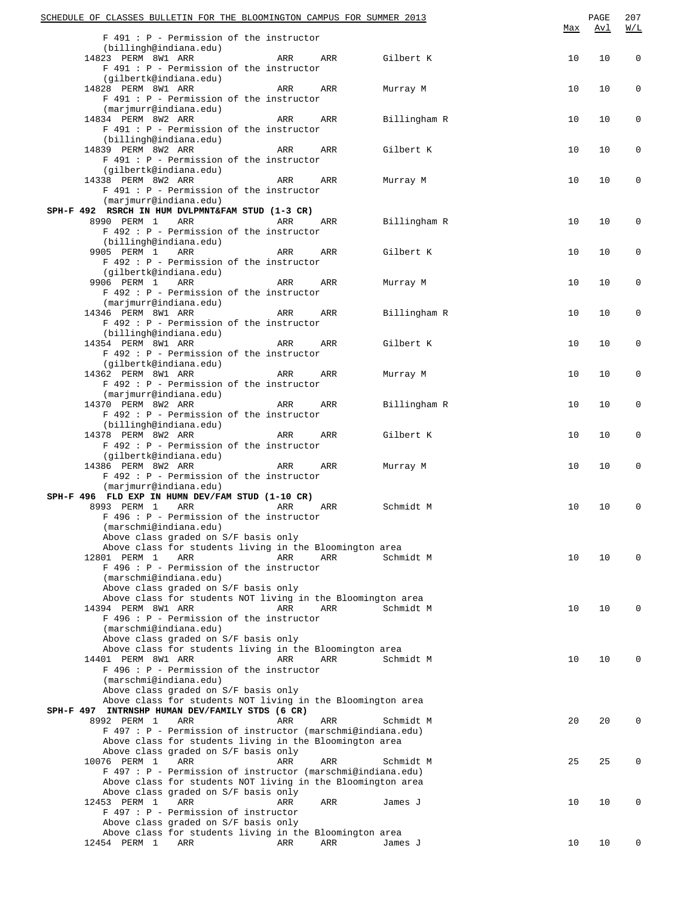| | | | | | Max | Avl | W/L |
|---|---|---|---|---|---|---|---|
| F 491 : P - Permission of the instructor (billingh@indiana.edu) | | | | | | | |
| 14823 PERM 8W1 ARR | ARR | ARR | Gilbert K | | 10 | 10 | 0 |
| F 491 : P - Permission of the instructor (gilbertk@indiana.edu) | | | | | | | |
| 14828 PERM 8W1 ARR | ARR | ARR | Murray M | | 10 | 10 | 0 |
| F 491 : P - Permission of the instructor (marjmurr@indiana.edu) | | | | | | | |
| 14834 PERM 8W2 ARR | ARR | ARR | Billingham R | | 10 | 10 | 0 |
| F 491 : P - Permission of the instructor (billingh@indiana.edu) | | | | | | | |
| 14839 PERM 8W2 ARR | ARR | ARR | Gilbert K | | 10 | 10 | 0 |
| F 491 : P - Permission of the instructor (gilbertk@indiana.edu) | | | | | | | |
| 14338 PERM 8W2 ARR | ARR | ARR | Murray M | | 10 | 10 | 0 |
| F 491 : P - Permission of the instructor (marjmurr@indiana.edu) | | | | | | | |

**SPH-F 492 RSRCH IN HUM DVLPMNT&FAM STUD (1-3 CR)**

| | | | | Max | Avl | W/L |
|---|---|---|---|---|---|---|
| 8990 PERM 1 ARR | ARR | ARR | Billingham R | 10 | 10 | 0 |
| F 492 : P - Permission of the instructor (billingh@indiana.edu) | | | | | | |
| 9905 PERM 1 ARR | ARR | ARR | Gilbert K | 10 | 10 | 0 |
| F 492 : P - Permission of the instructor (gilbertk@indiana.edu) | | | | | | |
| 9906 PERM 1 ARR | ARR | ARR | Murray M | 10 | 10 | 0 |
| F 492 : P - Permission of the instructor (marjmurr@indiana.edu) | | | | | | |
| 14346 PERM 8W1 ARR | ARR | ARR | Billingham R | 10 | 10 | 0 |
| F 492 : P - Permission of the instructor (billingh@indiana.edu) | | | | | | |
| 14354 PERM 8W1 ARR | ARR | ARR | Gilbert K | 10 | 10 | 0 |
| F 492 : P - Permission of the instructor (gilbertk@indiana.edu) | | | | | | |
| 14362 PERM 8W1 ARR | ARR | ARR | Murray M | 10 | 10 | 0 |
| F 492 : P - Permission of the instructor (marjmurr@indiana.edu) | | | | | | |
| 14370 PERM 8W2 ARR | ARR | ARR | Billingham R | 10 | 10 | 0 |
| F 492 : P - Permission of the instructor (billingh@indiana.edu) | | | | | | |
| 14378 PERM 8W2 ARR | ARR | ARR | Gilbert K | 10 | 10 | 0 |
| F 492 : P - Permission of the instructor (gilbertk@indiana.edu) | | | | | | |
| 14386 PERM 8W2 ARR | ARR | ARR | Murray M | 10 | 10 | 0 |
| F 492 : P - Permission of the instructor (marjmurr@indiana.edu) | | | | | | |

**SPH-F 496 FLD EXP IN HUMN DEV/FAM STUD (1-10 CR)**

| | | | | Max | Avl | W/L |
|---|---|---|---|---|---|---|
| 8993 PERM 1 ARR | ARR | ARR | Schmidt M | 10 | 10 | 0 |
| F 496 : P - Permission of the instructor (marschmi@indiana.edu) Above class graded on S/F basis only Above class for students living in the Bloomington area | | | | | | |
| 12801 PERM 1 ARR | ARR | ARR | Schmidt M | 10 | 10 | 0 |
| F 496 : P - Permission of the instructor (marschmi@indiana.edu) Above class graded on S/F basis only Above class for students NOT living in the Bloomington area | | | | | | |
| 14394 PERM 8W1 ARR | ARR | ARR | Schmidt M | 10 | 10 | 0 |
| F 496 : P - Permission of the instructor (marschmi@indiana.edu) Above class graded on S/F basis only Above class for students living in the Bloomington area | | | | | | |
| 14401 PERM 8W1 ARR | ARR | ARR | Schmidt M | 10 | 10 | 0 |
| F 496 : P - Permission of the instructor (marschmi@indiana.edu) Above class graded on S/F basis only Above class for students NOT living in the Bloomington area | | | | | | |

**SPH-F 497 INTRNSHP HUMAN DEV/FAMILY STDS (6 CR)**

| | | | | Max | Avl | W/L |
|---|---|---|---|---|---|---|
| 8992 PERM 1 ARR | ARR | ARR | Schmidt M | 20 | 20 | 0 |
| F 497 : P - Permission of instructor (marschmi@indiana.edu) Above class for students living in the Bloomington area Above class graded on S/F basis only | | | | | | |
| 10076 PERM 1 ARR | ARR | ARR | Schmidt M | 25 | 25 | 0 |
| F 497 : P - Permission of instructor (marschmi@indiana.edu) Above class for students NOT living in the Bloomington area Above class graded on S/F basis only | | | | | | |
| 12453 PERM 1 ARR | ARR | ARR | James J | 10 | 10 | 0 |
| F 497 : P - Permission of instructor Above class graded on S/F basis only Above class for students living in the Bloomington area | | | | | | |
| 12454 PERM 1 ARR | ARR | ARR | James J | 10 | 10 | 0 |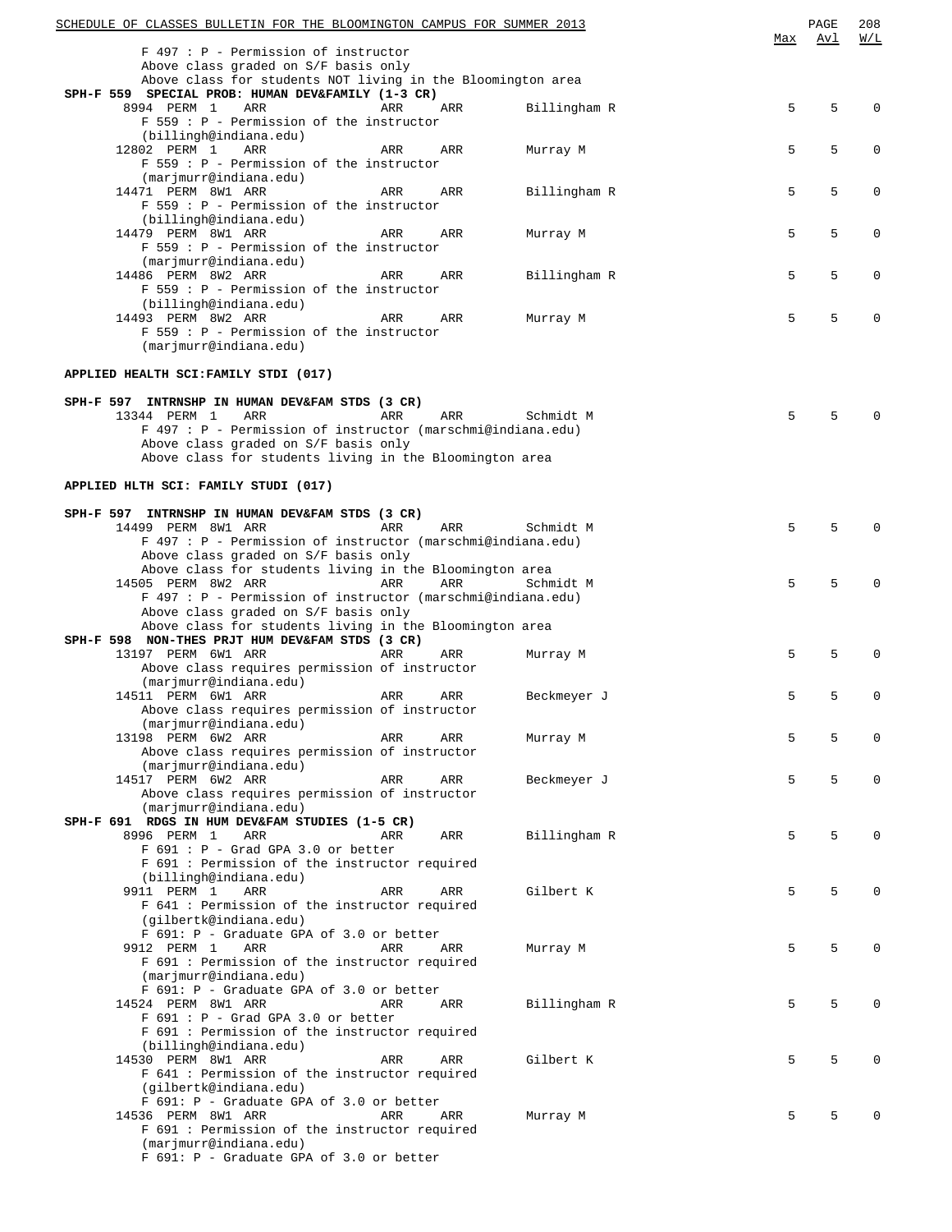| | | | | | Max | Avl | W/L |
|---|---|---|---|---|---|---|---|
| F 497 : P - Permission of instructor | | | | | | | |
| Above class graded on S/F basis only | | | | | | | |
| Above class for students NOT living in the Bloomington area | | | | | | | |
| **SPH-F 559 SPECIAL PROB: HUMAN DEV&FAMILY (1-3 CR)** | | | | | | | |
| 8994 PERM 1 | ARR | ARR | ARR | Billingham R | 5 | 5 | 0 |
| F 559 : P - Permission of the instructor (billingh@indiana.edu) | | | | | | | |
| 12802 PERM 1 | ARR | ARR | ARR | Murray M | 5 | 5 | 0 |
| F 559 : P - Permission of the instructor (marjmurr@indiana.edu) | | | | | | | |
| 14471 PERM 8W1 | ARR | ARR | ARR | Billingham R | 5 | 5 | 0 |
| F 559 : P - Permission of the instructor (billingh@indiana.edu) | | | | | | | |
| 14479 PERM 8W1 | ARR | ARR | ARR | Murray M | 5 | 5 | 0 |
| F 559 : P - Permission of the instructor (marjmurr@indiana.edu) | | | | | | | |
| 14486 PERM 8W2 | ARR | ARR | ARR | Billingham R | 5 | 5 | 0 |
| F 559 : P - Permission of the instructor (billingh@indiana.edu) | | | | | | | |
| 14493 PERM 8W2 | ARR | ARR | ARR | Murray M | 5 | 5 | 0 |
| F 559 : P - Permission of the instructor (marjmurr@indiana.edu) | | | | | | | |

**APPLIED HEALTH SCI:FAMILY STDI (017)**

| | | | | | Max | Avl | W/L |
|---|---|---|---|---|---|---|---|
| **SPH-F 597 INTRNSHP IN HUMAN DEV&FAM STDS (3 CR)** | | | | | | | |
| 13344 PERM 1 | ARR | ARR | ARR | Schmidt M | 5 | 5 | 0 |
| F 497 : P - Permission of instructor (marschmi@indiana.edu) | | | | | | | |
| Above class graded on S/F basis only | | | | | | | |
| Above class for students living in the Bloomington area | | | | | | | |

**APPLIED HLTH SCI: FAMILY STUDI (017)**

| | | | | | Max | Avl | W/L |
|---|---|---|---|---|---|---|---|
| **SPH-F 597 INTRNSHP IN HUMAN DEV&FAM STDS (3 CR)** | | | | | | | |
| 14499 PERM 8W1 | ARR | ARR | ARR | Schmidt M | 5 | 5 | 0 |
| F 497 : P - Permission of instructor (marschmi@indiana.edu) | | | | | | | |
| Above class graded on S/F basis only | | | | | | | |
| Above class for students living in the Bloomington area | | | | | | | |
| 14505 PERM 8W2 | ARR | ARR | ARR | Schmidt M | 5 | 5 | 0 |
| F 497 : P - Permission of instructor (marschmi@indiana.edu) | | | | | | | |
| Above class graded on S/F basis only | | | | | | | |
| Above class for students living in the Bloomington area | | | | | | | |
| **SPH-F 598 NON-THES PRJT HUM DEV&FAM STDS (3 CR)** | | | | | | | |
| 13197 PERM 6W1 | ARR | ARR | ARR | Murray M | 5 | 5 | 0 |
| Above class requires permission of instructor (marjmurr@indiana.edu) | | | | | | | |
| 14511 PERM 6W1 | ARR | ARR | ARR | Beckmeyer J | 5 | 5 | 0 |
| Above class requires permission of instructor (marjmurr@indiana.edu) | | | | | | | |
| 13198 PERM 6W2 | ARR | ARR | ARR | Murray M | 5 | 5 | 0 |
| Above class requires permission of instructor (marjmurr@indiana.edu) | | | | | | | |
| 14517 PERM 6W2 | ARR | ARR | ARR | Beckmeyer J | 5 | 5 | 0 |
| Above class requires permission of instructor (marjmurr@indiana.edu) | | | | | | | |
| **SPH-F 691 RDGS IN HUM DEV&FAM STUDIES (1-5 CR)** | | | | | | | |
| 8996 PERM 1 | ARR | ARR | ARR | Billingham R | 5 | 5 | 0 |
| F 691 : P - Grad GPA 3.0 or better | | | | | | | |
| F 691 : Permission of the instructor required (billingh@indiana.edu) | | | | | | | |
| 9911 PERM 1 | ARR | ARR | ARR | Gilbert K | 5 | 5 | 0 |
| F 641 : Permission of the instructor required (gilbertk@indiana.edu) | | | | | | | |
| F 691: P - Graduate GPA of 3.0 or better | | | | | | | |
| 9912 PERM 1 | ARR | ARR | ARR | Murray M | 5 | 5 | 0 |
| F 691 : Permission of the instructor required (marjmurr@indiana.edu) | | | | | | | |
| F 691: P - Graduate GPA of 3.0 or better | | | | | | | |
| 14524 PERM 8W1 | ARR | ARR | ARR | Billingham R | 5 | 5 | 0 |
| F 691 : P - Grad GPA 3.0 or better | | | | | | | |
| F 691 : Permission of the instructor required (billingh@indiana.edu) | | | | | | | |
| 14530 PERM 8W1 | ARR | ARR | ARR | Gilbert K | 5 | 5 | 0 |
| F 641 : Permission of the instructor required (gilbertk@indiana.edu) | | | | | | | |
| F 691: P - Graduate GPA of 3.0 or better | | | | | | | |
| 14536 PERM 8W1 | ARR | ARR | ARR | Murray M | 5 | 5 | 0 |
| F 691 : Permission of the instructor required (marjmurr@indiana.edu) | | | | | | | |
| F 691: P - Graduate GPA of 3.0 or better | | | | | | | |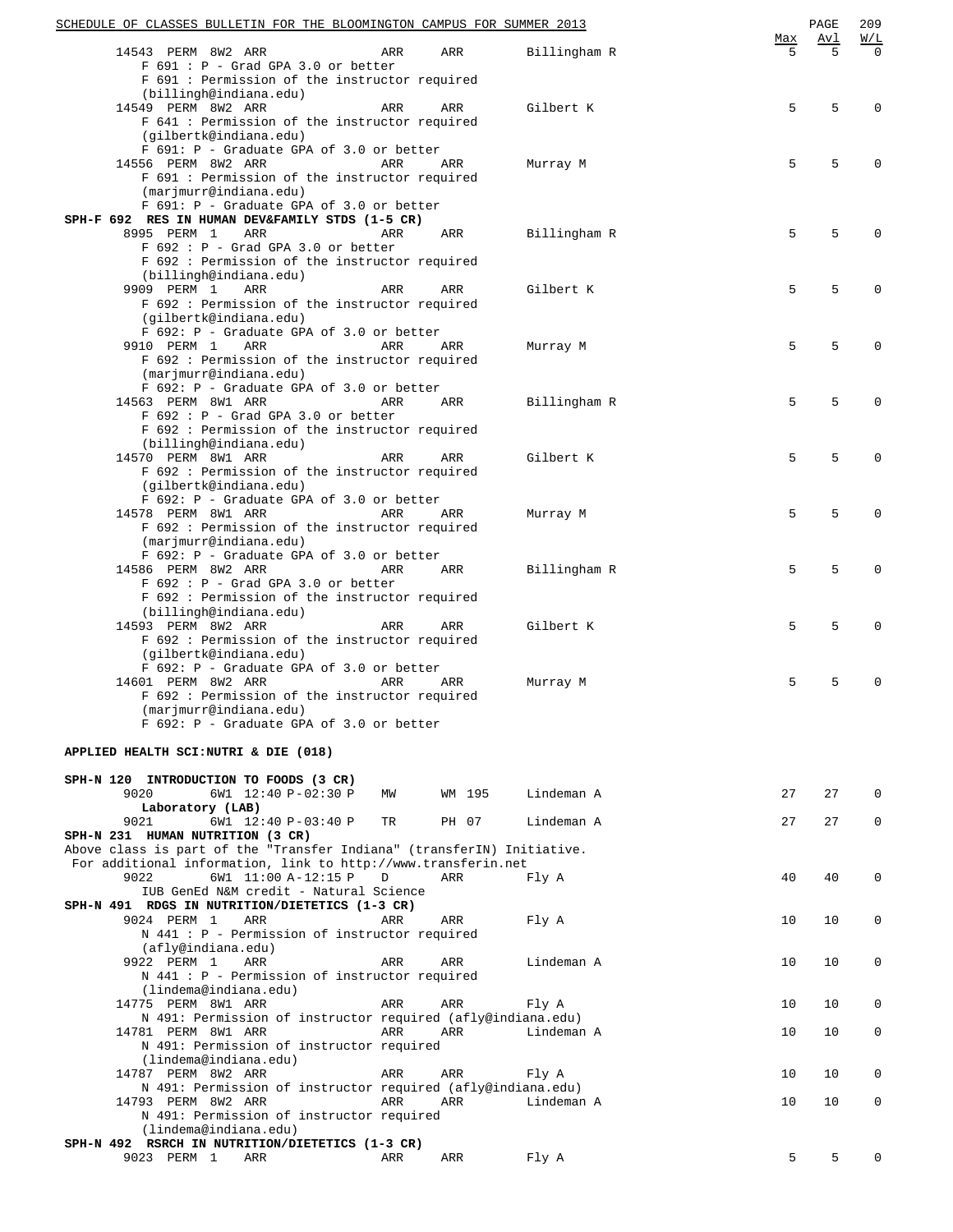| | | | | | Max | Avl | W/L |
|---|---|---|---|---|---|---|---|
| 14543 PERM 8W2 ARR | ARR | ARR | Billingham R | | 5 | 5 | 0 |

F 691 : P - Grad GPA 3.0 or better
F 691 : Permission of the instructor required
(billingh@indiana.edu)

| | | | | Max | Avl | W/L |
|---|---|---|---|---|---|---|
| 14549 PERM 8W2 ARR | ARR | ARR | Gilbert K | 5 | 5 | 0 |

F 641 : Permission of the instructor required
(gilbertk@indiana.edu)
F 691: P - Graduate GPA of 3.0 or better

| | | | | Max | Avl | W/L |
|---|---|---|---|---|---|---|
| 14556 PERM 8W2 ARR | ARR | ARR | Murray M | 5 | 5 | 0 |

F 691 : Permission of the instructor required
(marjmurr@indiana.edu)
F 691: P - Graduate GPA of 3.0 or better

**SPH-F 692 RES IN HUMAN DEV&FAMILY STDS (1-5 CR)**

| | | | | Max | Avl | W/L |
|---|---|---|---|---|---|---|
| 8995 PERM 1 ARR | ARR | ARR | Billingham R | 5 | 5 | 0 |

F 692 : P - Grad GPA 3.0 or better
F 692 : Permission of the instructor required
(billingh@indiana.edu)

| | | | | Max | Avl | W/L |
|---|---|---|---|---|---|---|
| 9909 PERM 1 ARR | ARR | ARR | Gilbert K | 5 | 5 | 0 |

F 692 : Permission of the instructor required
(gilbertk@indiana.edu)
F 692: P - Graduate GPA of 3.0 or better

| | | | | Max | Avl | W/L |
|---|---|---|---|---|---|---|
| 9910 PERM 1 ARR | ARR | ARR | Murray M | 5 | 5 | 0 |

F 692 : Permission of the instructor required
(marjmurr@indiana.edu)
F 692: P - Graduate GPA of 3.0 or better

| | | | | Max | Avl | W/L |
|---|---|---|---|---|---|---|
| 14563 PERM 8W1 ARR | ARR | ARR | Billingham R | 5 | 5 | 0 |

F 692 : P - Grad GPA 3.0 or better
F 692 : Permission of the instructor required
(billingh@indiana.edu)

| | | | | Max | Avl | W/L |
|---|---|---|---|---|---|---|
| 14570 PERM 8W1 ARR | ARR | ARR | Gilbert K | 5 | 5 | 0 |

F 692 : Permission of the instructor required
(gilbertk@indiana.edu)
F 692: P - Graduate GPA of 3.0 or better

| | | | | Max | Avl | W/L |
|---|---|---|---|---|---|---|
| 14578 PERM 8W1 ARR | ARR | ARR | Murray M | 5 | 5 | 0 |

F 692 : Permission of the instructor required
(marjmurr@indiana.edu)
F 692: P - Graduate GPA of 3.0 or better

| | | | | Max | Avl | W/L |
|---|---|---|---|---|---|---|
| 14586 PERM 8W2 ARR | ARR | ARR | Billingham R | 5 | 5 | 0 |

F 692 : P - Grad GPA 3.0 or better
F 692 : Permission of the instructor required
(billingh@indiana.edu)

| | | | | Max | Avl | W/L |
|---|---|---|---|---|---|---|
| 14593 PERM 8W2 ARR | ARR | ARR | Gilbert K | 5 | 5 | 0 |

F 692 : Permission of the instructor required
(gilbertk@indiana.edu)
F 692: P - Graduate GPA of 3.0 or better

| | | | | Max | Avl | W/L |
|---|---|---|---|---|---|---|
| 14601 PERM 8W2 ARR | ARR | ARR | Murray M | 5 | 5 | 0 |

F 692 : Permission of the instructor required
(marjmurr@indiana.edu)
F 692: P - Graduate GPA of 3.0 or better

## APPLIED HEALTH SCI:NUTRI & DIE (018)

**SPH-N 120 INTRODUCTION TO FOODS (3 CR)**

| | | | | | | Max | Avl | W/L |
|---|---|---|---|---|---|---|---|---|
| 9020 | 6W1 | 12:40 P-02:30 P | MW | WM 195 | Lindeman A | 27 | 27 | 0 |

**Laboratory (LAB)**

| | | | | | | Max | Avl | W/L |
|---|---|---|---|---|---|---|---|---|
| 9021 | 6W1 | 12:40 P-03:40 P | TR | PH 07 | Lindeman A | 27 | 27 | 0 |

**SPH-N 231 HUMAN NUTRITION (3 CR)**

Above class is part of the "Transfer Indiana" (transferIN) Initiative.
For additional information, link to http://www.transferin.net

| | | | | | | Max | Avl | W/L |
|---|---|---|---|---|---|---|---|---|
| 9022 | 6W1 | 11:00 A-12:15 P | D | ARR | Fly A | 40 | 40 | 0 |

IUB GenEd N&M credit - Natural Science

**SPH-N 491 RDGS IN NUTRITION/DIETETICS (1-3 CR)**

| | | | | Max | Avl | W/L |
|---|---|---|---|---|---|---|
| 9024 PERM 1 ARR | ARR | ARR | Fly A | 10 | 10 | 0 |

N 441 : P - Permission of instructor required
(afly@indiana.edu)

| | | | | Max | Avl | W/L |
|---|---|---|---|---|---|---|
| 9922 PERM 1 ARR | ARR | ARR | Lindeman A | 10 | 10 | 0 |

N 441 : P - Permission of instructor required
(lindema@indiana.edu)

| | | | | Max | Avl | W/L |
|---|---|---|---|---|---|---|
| 14775 PERM 8W1 ARR | ARR | ARR | Fly A | 10 | 10 | 0 |

N 491: Permission of instructor required (afly@indiana.edu)

| | | | | Max | Avl | W/L |
|---|---|---|---|---|---|---|
| 14781 PERM 8W1 ARR | ARR | ARR | Lindeman A | 10 | 10 | 0 |

N 491: Permission of instructor required
(lindema@indiana.edu)

| | | | | Max | Avl | W/L |
|---|---|---|---|---|---|---|
| 14787 PERM 8W2 ARR | ARR | ARR | Fly A | 10 | 10 | 0 |

N 491: Permission of instructor required (afly@indiana.edu)

| | | | | Max | Avl | W/L |
|---|---|---|---|---|---|---|
| 14793 PERM 8W2 ARR | ARR | ARR | Lindeman A | 10 | 10 | 0 |

N 491: Permission of instructor required
(lindema@indiana.edu)

**SPH-N 492 RSRCH IN NUTRITION/DIETETICS (1-3 CR)**

| | | | | Max | Avl | W/L |
|---|---|---|---|---|---|---|
| 9023 PERM 1 ARR | ARR | ARR | Fly A | 5 | 5 | 0 |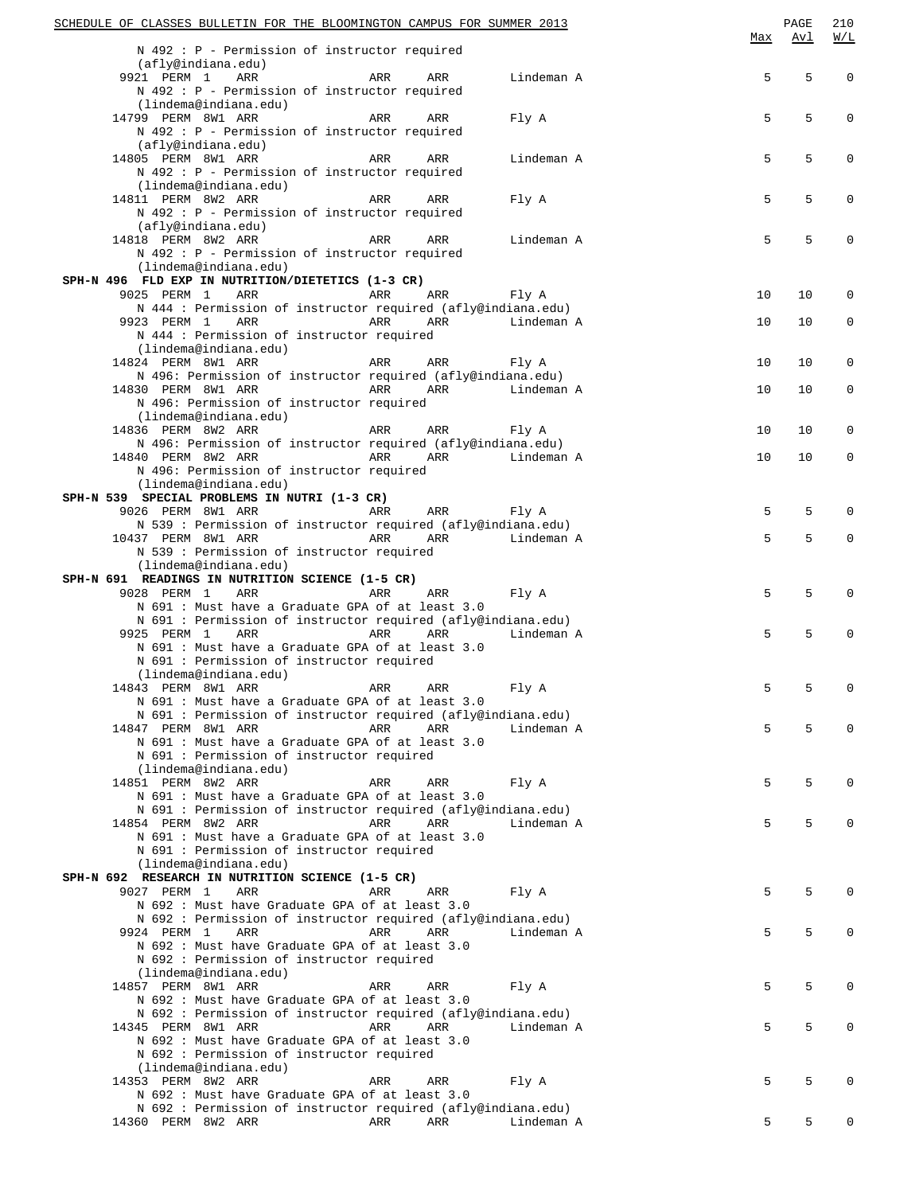| | | | | | Max | Avl | W/L |
|---|---|---|---|---|---|---|---|
| N 492 : P - Permission of instructor required (afly@indiana.edu) | | | | | | | |
| 9921 PERM 1 | ARR | ARR | ARR | Lindeman A | 5 | 5 | 0 |
| N 492 : P - Permission of instructor required (lindema@indiana.edu) | | | | | | | |
| 14799 PERM 8W1 | ARR | ARR | ARR | Fly A | 5 | 5 | 0 |
| N 492 : P - Permission of instructor required (afly@indiana.edu) | | | | | | | |
| 14805 PERM 8W1 | ARR | ARR | ARR | Lindeman A | 5 | 5 | 0 |
| N 492 : P - Permission of instructor required (lindema@indiana.edu) | | | | | | | |
| 14811 PERM 8W2 | ARR | ARR | ARR | Fly A | 5 | 5 | 0 |
| N 492 : P - Permission of instructor required (afly@indiana.edu) | | | | | | | |
| 14818 PERM 8W2 | ARR | ARR | ARR | Lindeman A | 5 | 5 | 0 |
| N 492 : P - Permission of instructor required (lindema@indiana.edu) | | | | | | | |
| **SPH-N 496 FLD EXP IN NUTRITION/DIETETICS (1-3 CR)** | | | | | | | |
| 9025 PERM 1 | ARR | ARR | ARR | Fly A | 10 | 10 | 0 |
| N 444 : Permission of instructor required (afly@indiana.edu) | | | | | | | |
| 9923 PERM 1 | ARR | ARR | ARR | Lindeman A | 10 | 10 | 0 |
| N 444 : Permission of instructor required (lindema@indiana.edu) | | | | | | | |
| 14824 PERM 8W1 | ARR | ARR | ARR | Fly A | 10 | 10 | 0 |
| N 496: Permission of instructor required (afly@indiana.edu) | | | | | | | |
| 14830 PERM 8W1 | ARR | ARR | ARR | Lindeman A | 10 | 10 | 0 |
| N 496: Permission of instructor required (lindema@indiana.edu) | | | | | | | |
| 14836 PERM 8W2 | ARR | ARR | ARR | Fly A | 10 | 10 | 0 |
| N 496: Permission of instructor required (afly@indiana.edu) | | | | | | | |
| 14840 PERM 8W2 | ARR | ARR | ARR | Lindeman A | 10 | 10 | 0 |
| N 496: Permission of instructor required (lindema@indiana.edu) | | | | | | | |
| **SPH-N 539 SPECIAL PROBLEMS IN NUTRI (1-3 CR)** | | | | | | | |
| 9026 PERM 8W1 | ARR | ARR | ARR | Fly A | 5 | 5 | 0 |
| N 539 : Permission of instructor required (afly@indiana.edu) | | | | | | | |
| 10437 PERM 8W1 | ARR | ARR | ARR | Lindeman A | 5 | 5 | 0 |
| N 539 : Permission of instructor required (lindema@indiana.edu) | | | | | | | |
| **SPH-N 691 READINGS IN NUTRITION SCIENCE (1-5 CR)** | | | | | | | |
| 9028 PERM 1 | ARR | ARR | ARR | Fly A | 5 | 5 | 0 |
| N 691 : Must have a Graduate GPA of at least 3.0<br>N 691 : Permission of instructor required (afly@indiana.edu) | | | | | | | |
| 9925 PERM 1 | ARR | ARR | ARR | Lindeman A | 5 | 5 | 0 |
| N 691 : Must have a Graduate GPA of at least 3.0<br>N 691 : Permission of instructor required (lindema@indiana.edu) | | | | | | | |
| 14843 PERM 8W1 | ARR | ARR | ARR | Fly A | 5 | 5 | 0 |
| N 691 : Must have a Graduate GPA of at least 3.0<br>N 691 : Permission of instructor required (afly@indiana.edu) | | | | | | | |
| 14847 PERM 8W1 | ARR | ARR | ARR | Lindeman A | 5 | 5 | 0 |
| N 691 : Must have a Graduate GPA of at least 3.0<br>N 691 : Permission of instructor required (lindema@indiana.edu) | | | | | | | |
| 14851 PERM 8W2 | ARR | ARR | ARR | Fly A | 5 | 5 | 0 |
| N 691 : Must have a Graduate GPA of at least 3.0<br>N 691 : Permission of instructor required (afly@indiana.edu) | | | | | | | |
| 14854 PERM 8W2 | ARR | ARR | ARR | Lindeman A | 5 | 5 | 0 |
| N 691 : Must have a Graduate GPA of at least 3.0<br>N 691 : Permission of instructor required (lindema@indiana.edu) | | | | | | | |
| **SPH-N 692 RESEARCH IN NUTRITION SCIENCE (1-5 CR)** | | | | | | | |
| 9027 PERM 1 | ARR | ARR | ARR | Fly A | 5 | 5 | 0 |
| N 692 : Must have Graduate GPA of at least 3.0<br>N 692 : Permission of instructor required (afly@indiana.edu) | | | | | | | |
| 9924 PERM 1 | ARR | ARR | ARR | Lindeman A | 5 | 5 | 0 |
| N 692 : Must have Graduate GPA of at least 3.0<br>N 692 : Permission of instructor required (lindema@indiana.edu) | | | | | | | |
| 14857 PERM 8W1 | ARR | ARR | ARR | Fly A | 5 | 5 | 0 |
| N 692 : Must have Graduate GPA of at least 3.0<br>N 692 : Permission of instructor required (afly@indiana.edu) | | | | | | | |
| 14345 PERM 8W1 | ARR | ARR | ARR | Lindeman A | 5 | 5 | 0 |
| N 692 : Must have Graduate GPA of at least 3.0<br>N 692 : Permission of instructor required (lindema@indiana.edu) | | | | | | | |
| 14353 PERM 8W2 | ARR | ARR | ARR | Fly A | 5 | 5 | 0 |
| N 692 : Must have Graduate GPA of at least 3.0<br>N 692 : Permission of instructor required (afly@indiana.edu) | | | | | | | |
| 14360 PERM 8W2 | ARR | ARR | ARR | Lindeman A | 5 | 5 | 0 |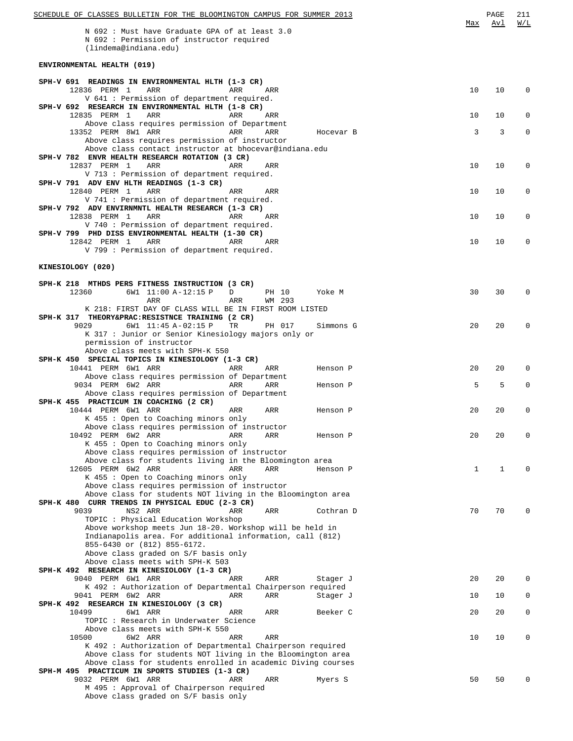N 692 : Must have Graduate GPA of at least 3.0
N 692 : Permission of instructor required
(lindema@indiana.edu)

## ENVIRONMENTAL HEALTH (019)

| Course / Class | Time | Days | Room | Instructor | Max | Avl | W/L |
|---|---|---|---|---|---|---|---|
| **SPH-V 691 READINGS IN ENVIRONMENTAL HLTH (1-3 CR)** | | | | | | | |
| 12836 PERM 1 | ARR | ARR | ARR | | 10 | 10 | 0 |
| V 641 : Permission of department required. | | | | | | | |
| **SPH-V 692 RESEARCH IN ENVIRONMENTAL HLTH (1-8 CR)** | | | | | | | |
| 12835 PERM 1 | ARR | ARR | ARR | | 10 | 10 | 0 |
| Above class requires permission of Department | | | | | | | |
| 13352 PERM 8W1 | ARR | ARR | ARR | Hocevar B | 3 | 3 | 0 |
| Above class requires permission of instructor | | | | | | | |
| Above class contact instructor at bhocevar@indiana.edu | | | | | | | |
| **SPH-V 782 ENVR HEALTH RESEARCH ROTATION (3 CR)** | | | | | | | |
| 12837 PERM 1 | ARR | ARR | ARR | | 10 | 10 | 0 |
| V 713 : Permission of department required. | | | | | | | |
| **SPH-V 791 ADV ENV HLTH READINGS (1-3 CR)** | | | | | | | |
| 12840 PERM 1 | ARR | ARR | ARR | | 10 | 10 | 0 |
| V 741 : Permission of department required. | | | | | | | |
| **SPH-V 792 ADV ENVIRNMNTL HEALTH RESEARCH (1-3 CR)** | | | | | | | |
| 12838 PERM 1 | ARR | ARR | ARR | | 10 | 10 | 0 |
| V 740 : Permission of department required. | | | | | | | |
| **SPH-V 799 PHD DISS ENVIRONMENTAL HEALTH (1-30 CR)** | | | | | | | |
| 12842 PERM 1 | ARR | ARR | ARR | | 10 | 10 | 0 |
| V 799 : Permission of department required. | | | | | | | |

## KINESIOLOGY (020)

| Course / Class | Time | Days | Room | Instructor | Max | Avl | W/L |
|---|---|---|---|---|---|---|---|
| **SPH-K 218 MTHDS PERS FITNESS INSTRUCTION (3 CR)** | | | | | | | |
| 12360 6W1 | 11:00 A-12:15 P | D | PH 10 | Yoke M | 30 | 30 | 0 |
| | ARR | ARR | WM 293 | | | | |
| K 218: FIRST DAY OF CLASS WILL BE IN FIRST ROOM LISTED | | | | | | | |
| **SPH-K 317 THEORY&PRAC:RESISTNCE TRAINING (2 CR)** | | | | | | | |
| 9029 6W1 | 11:45 A-02:15 P | TR | PH 017 | Simmons G | 20 | 20 | 0 |
| K 317 : Junior or Senior Kinesiology majors only or permission of instructor | | | | | | | |
| Above class meets with SPH-K 550 | | | | | | | |
| **SPH-K 450 SPECIAL TOPICS IN KINESIOLOGY (1-3 CR)** | | | | | | | |
| 10441 PERM 6W1 | ARR | ARR | ARR | Henson P | 20 | 20 | 0 |
| Above class requires permission of Department | | | | | | | |
| 9034 PERM 6W2 | ARR | ARR | ARR | Henson P | 5 | 5 | 0 |
| Above class requires permission of Department | | | | | | | |
| **SPH-K 455 PRACTICUM IN COACHING (2 CR)** | | | | | | | |
| 10444 PERM 6W1 | ARR | ARR | ARR | Henson P | 20 | 20 | 0 |
| K 455 : Open to Coaching minors only | | | | | | | |
| Above class requires permission of instructor | | | | | | | |
| 10492 PERM 6W2 | ARR | ARR | ARR | Henson P | 20 | 20 | 0 |
| K 455 : Open to Coaching minors only | | | | | | | |
| Above class requires permission of instructor | | | | | | | |
| Above class for students living in the Bloomington area | | | | | | | |
| 12605 PERM 6W2 | ARR | ARR | ARR | Henson P | 1 | 1 | 0 |
| K 455 : Open to Coaching minors only | | | | | | | |
| Above class requires permission of instructor | | | | | | | |
| Above class for students NOT living in the Bloomington area | | | | | | | |
| **SPH-K 480 CURR TRENDS IN PHYSICAL EDUC (2-3 CR)** | | | | | | | |
| 9039 NS2 | ARR | ARR | ARR | Cothran D | 70 | 70 | 0 |
| TOPIC : Physical Education Workshop | | | | | | | |
| Above workshop meets Jun 18-20. Workshop will be held in Indianapolis area. For additional information, call (812) 855-6430 or (812) 855-6172. | | | | | | | |
| Above class graded on S/F basis only | | | | | | | |
| Above class meets with SPH-K 503 | | | | | | | |
| **SPH-K 492 RESEARCH IN KINESIOLOGY (1-3 CR)** | | | | | | | |
| 9040 PERM 6W1 | ARR | ARR | ARR | Stager J | 20 | 20 | 0 |
| K 492 : Authorization of Departmental Chairperson required | | | | | | | |
| 9041 PERM 6W2 | ARR | ARR | ARR | Stager J | 10 | 10 | 0 |
| **SPH-K 492 RESEARCH IN KINESIOLOGY (3 CR)** | | | | | | | |
| 10499 6W1 | ARR | ARR | ARR | Beeker C | 20 | 20 | 0 |
| TOPIC : Research in Underwater Science | | | | | | | |
| Above class meets with SPH-K 550 | | | | | | | |
| 10500 6W2 | ARR | ARR | ARR | | 10 | 10 | 0 |
| K 492 : Authorization of Departmental Chairperson required | | | | | | | |
| Above class for students NOT living in the Bloomington area | | | | | | | |
| Above class for students enrolled in academic Diving courses | | | | | | | |
| **SPH-M 495 PRACTICUM IN SPORTS STUDIES (1-3 CR)** | | | | | | | |
| 9032 PERM 6W1 | ARR | ARR | ARR | Myers S | 50 | 50 | 0 |
| M 495 : Approval of Chairperson required | | | | | | | |
| Above class graded on S/F basis only | | | | | | | |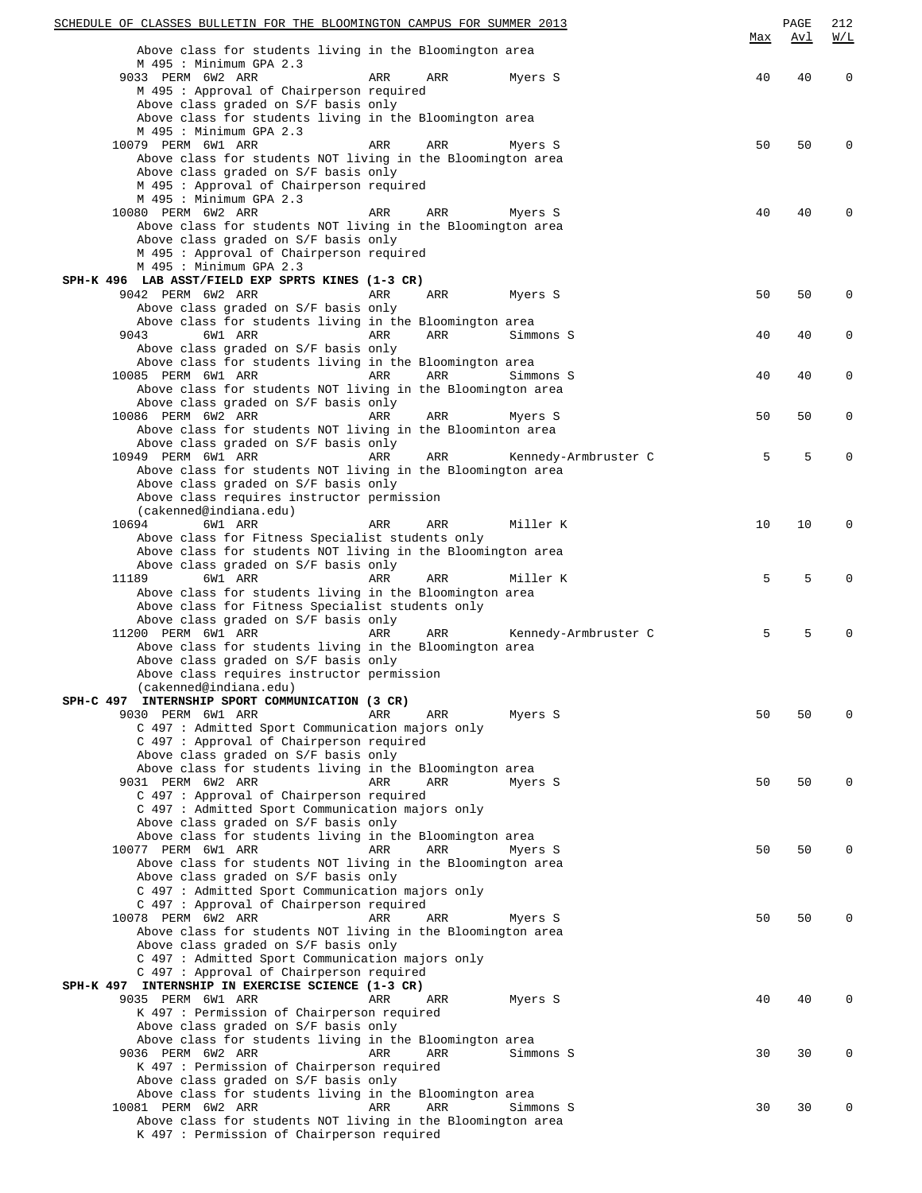| | | | | | Max | Avl | W/L |
|---|---|---|---|---|---|---|---|
| Above class for students living in the Bloomington area | | | | | | | |
| M 495 : Minimum GPA 2.3 | | | | | | | |
| 9033 PERM 6W2 ARR | ARR | ARR | Myers S | | 40 | 40 | 0 |
| M 495 : Approval of Chairperson required | | | | | | | |
| Above class graded on S/F basis only | | | | | | | |
| Above class for students living in the Bloomington area | | | | | | | |
| M 495 : Minimum GPA 2.3 | | | | | | | |
| 10079 PERM 6W1 ARR | ARR | ARR | Myers S | | 50 | 50 | 0 |
| Above class for students NOT living in the Bloomington area | | | | | | | |
| Above class graded on S/F basis only | | | | | | | |
| M 495 : Approval of Chairperson required | | | | | | | |
| M 495 : Minimum GPA 2.3 | | | | | | | |
| 10080 PERM 6W2 ARR | ARR | ARR | Myers S | | 40 | 40 | 0 |
| Above class for students NOT living in the Bloomington area | | | | | | | |
| Above class graded on S/F basis only | | | | | | | |
| M 495 : Approval of Chairperson required | | | | | | | |
| M 495 : Minimum GPA 2.3 | | | | | | | |
| **SPH-K 496 LAB ASST/FIELD EXP SPRTS KINES (1-3 CR)** | | | | | | | |
| 9042 PERM 6W2 ARR | ARR | ARR | Myers S | | 50 | 50 | 0 |
| Above class graded on S/F basis only | | | | | | | |
| Above class for students living in the Bloomington area | | | | | | | |
| 9043 6W1 ARR | ARR | ARR | Simmons S | | 40 | 40 | 0 |
| Above class graded on S/F basis only | | | | | | | |
| Above class for students living in the Bloomington area | | | | | | | |
| 10085 PERM 6W1 ARR | ARR | ARR | Simmons S | | 40 | 40 | 0 |
| Above class for students NOT living in the Bloomington area | | | | | | | |
| Above class graded on S/F basis only | | | | | | | |
| 10086 PERM 6W2 ARR | ARR | ARR | Myers S | | 50 | 50 | 0 |
| Above class for students NOT living in the Bloominton area | | | | | | | |
| Above class graded on S/F basis only | | | | | | | |
| 10949 PERM 6W1 ARR | ARR | ARR | Kennedy-Armbruster C | | 5 | 5 | 0 |
| Above class for students NOT living in the Bloomington area | | | | | | | |
| Above class graded on S/F basis only | | | | | | | |
| Above class requires instructor permission | | | | | | | |
| (cakenned@indiana.edu) | | | | | | | |
| 10694 6W1 ARR | ARR | ARR | Miller K | | 10 | 10 | 0 |
| Above class for Fitness Specialist students only | | | | | | | |
| Above class for students NOT living in the Bloomington area | | | | | | | |
| Above class graded on S/F basis only | | | | | | | |
| 11189 6W1 ARR | ARR | ARR | Miller K | | 5 | 5 | 0 |
| Above class for students living in the Bloomington area | | | | | | | |
| Above class for Fitness Specialist students only | | | | | | | |
| Above class graded on S/F basis only | | | | | | | |
| 11200 PERM 6W1 ARR | ARR | ARR | Kennedy-Armbruster C | | 5 | 5 | 0 |
| Above class for students living in the Bloomington area | | | | | | | |
| Above class graded on S/F basis only | | | | | | | |
| Above class requires instructor permission | | | | | | | |
| (cakenned@indiana.edu) | | | | | | | |
| **SPH-C 497 INTERNSHIP SPORT COMMUNICATION (3 CR)** | | | | | | | |
| 9030 PERM 6W1 ARR | ARR | ARR | Myers S | | 50 | 50 | 0 |
| C 497 : Admitted Sport Communication majors only | | | | | | | |
| C 497 : Approval of Chairperson required | | | | | | | |
| Above class graded on S/F basis only | | | | | | | |
| Above class for students living in the Bloomington area | | | | | | | |
| 9031 PERM 6W2 ARR | ARR | ARR | Myers S | | 50 | 50 | 0 |
| C 497 : Approval of Chairperson required | | | | | | | |
| C 497 : Admitted Sport Communication majors only | | | | | | | |
| Above class graded on S/F basis only | | | | | | | |
| Above class for students living in the Bloomington area | | | | | | | |
| 10077 PERM 6W1 ARR | ARR | ARR | Myers S | | 50 | 50 | 0 |
| Above class for students NOT living in the Bloomington area | | | | | | | |
| Above class graded on S/F basis only | | | | | | | |
| C 497 : Admitted Sport Communication majors only | | | | | | | |
| C 497 : Approval of Chairperson required | | | | | | | |
| 10078 PERM 6W2 ARR | ARR | ARR | Myers S | | 50 | 50 | 0 |
| Above class for students NOT living in the Bloomington area | | | | | | | |
| Above class graded on S/F basis only | | | | | | | |
| C 497 : Admitted Sport Communication majors only | | | | | | | |
| C 497 : Approval of Chairperson required | | | | | | | |
| **SPH-K 497 INTERNSHIP IN EXERCISE SCIENCE (1-3 CR)** | | | | | | | |
| 9035 PERM 6W1 ARR | ARR | ARR | Myers S | | 40 | 40 | 0 |
| K 497 : Permission of Chairperson required | | | | | | | |
| Above class graded on S/F basis only | | | | | | | |
| Above class for students living in the Bloomington area | | | | | | | |
| 9036 PERM 6W2 ARR | ARR | ARR | Simmons S | | 30 | 30 | 0 |
| K 497 : Permission of Chairperson required | | | | | | | |
| Above class graded on S/F basis only | | | | | | | |
| Above class for students living in the Bloomington area | | | | | | | |
| 10081 PERM 6W2 ARR | ARR | ARR | Simmons S | | 30 | 30 | 0 |
| Above class for students NOT living in the Bloomington area | | | | | | | |
| K 497 : Permission of Chairperson required | | | | | | | |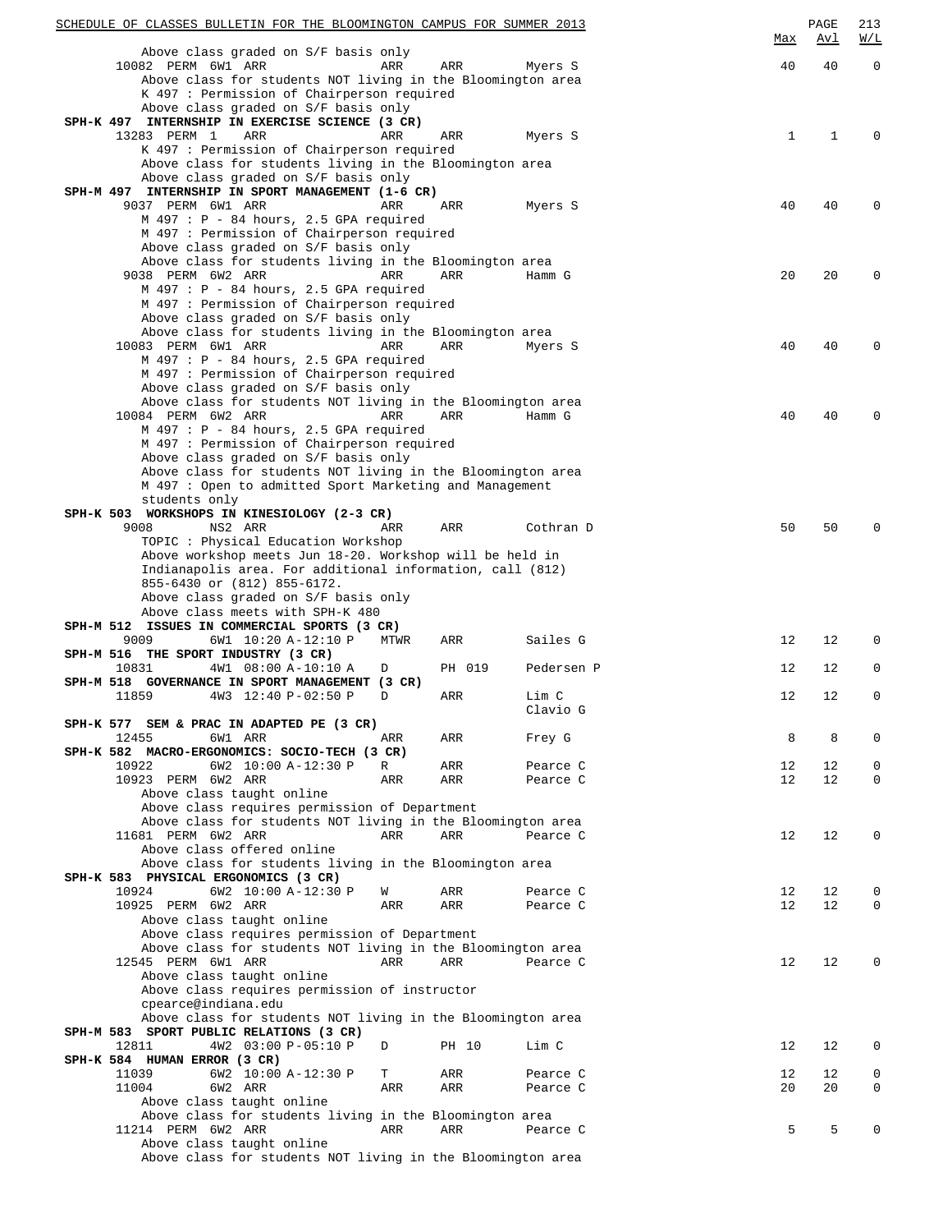Above class graded on S/F basis only

| Class | Section | Time | Days | Room | Instructor | Max | Avl | W/L |
|---|---|---|---|---|---|---|---|---|
| 10082 PERM | 6W1 ARR | ARR | ARR | | Myers S | 40 | 40 | 0 |

Above class for students NOT living in the Bloomington area
K 497 : Permission of Chairperson required
Above class graded on S/F basis only

**SPH-K 497 INTERNSHIP IN EXERCISE SCIENCE (3 CR)**

| Class | Section | Time | Days | Room | Instructor | Max | Avl | W/L |
|---|---|---|---|---|---|---|---|---|
| 13283 PERM | 1 ARR | ARR | ARR | | Myers S | 1 | 1 | 0 |

K 497 : Permission of Chairperson required
Above class for students living in the Bloomington area
Above class graded on S/F basis only

**SPH-M 497 INTERNSHIP IN SPORT MANAGEMENT (1-6 CR)**

| Class | Section | Time | Days | Room | Instructor | Max | Avl | W/L |
|---|---|---|---|---|---|---|---|---|
| 9037 PERM | 6W1 ARR | ARR | ARR | | Myers S | 40 | 40 | 0 |

M 497 : P - 84 hours, 2.5 GPA required
M 497 : Permission of Chairperson required
Above class graded on S/F basis only
Above class for students living in the Bloomington area

| Class | Section | Time | Days | Room | Instructor | Max | Avl | W/L |
|---|---|---|---|---|---|---|---|---|
| 9038 PERM | 6W2 ARR | ARR | ARR | | Hamm G | 20 | 20 | 0 |

M 497 : P - 84 hours, 2.5 GPA required
M 497 : Permission of Chairperson required
Above class graded on S/F basis only
Above class for students living in the Bloomington area

| Class | Section | Time | Days | Room | Instructor | Max | Avl | W/L |
|---|---|---|---|---|---|---|---|---|
| 10083 PERM | 6W1 ARR | ARR | ARR | | Myers S | 40 | 40 | 0 |

M 497 : P - 84 hours, 2.5 GPA required
M 497 : Permission of Chairperson required
Above class graded on S/F basis only
Above class for students NOT living in the Bloomington area

| Class | Section | Time | Days | Room | Instructor | Max | Avl | W/L |
|---|---|---|---|---|---|---|---|---|
| 10084 PERM | 6W2 ARR | ARR | ARR | | Hamm G | 40 | 40 | 0 |

M 497 : P - 84 hours, 2.5 GPA required
M 497 : Permission of Chairperson required
Above class graded on S/F basis only
Above class for students NOT living in the Bloomington area
M 497 : Open to admitted Sport Marketing and Management students only

**SPH-K 503 WORKSHOPS IN KINESIOLOGY (2-3 CR)**

| Class | Section | Time | Days | Room | Instructor | Max | Avl | W/L |
|---|---|---|---|---|---|---|---|---|
| 9008 | NS2 ARR | ARR | ARR | | Cothran D | 50 | 50 | 0 |

TOPIC : Physical Education Workshop
Above workshop meets Jun 18-20. Workshop will be held in Indianapolis area. For additional information, call (812) 855-6430 or (812) 855-6172.
Above class graded on S/F basis only
Above class meets with SPH-K 480

**SPH-M 512 ISSUES IN COMMERCIAL SPORTS (3 CR)**

| Class | Section | Time | Days | Room | Instructor | Max | Avl | W/L |
|---|---|---|---|---|---|---|---|---|
| 9009 | 6W1 | 10:20 A-12:10 P | MTWR | ARR | Sailes G | 12 | 12 | 0 |

**SPH-M 516 THE SPORT INDUSTRY (3 CR)**

| Class | Section | Time | Days | Room | Instructor | Max | Avl | W/L |
|---|---|---|---|---|---|---|---|---|
| 10831 | 4W1 | 08:00 A-10:10 A | D | PH 019 | Pedersen P | 12 | 12 | 0 |

**SPH-M 518 GOVERNANCE IN SPORT MANAGEMENT (3 CR)**

| Class | Section | Time | Days | Room | Instructor | Max | Avl | W/L |
|---|---|---|---|---|---|---|---|---|
| 11859 | 4W3 | 12:40 P-02:50 P | D | ARR | Lim C, Clavio G | 12 | 12 | 0 |

**SPH-K 577 SEM & PRAC IN ADAPTED PE (3 CR)**

| Class | Section | Time | Days | Room | Instructor | Max | Avl | W/L |
|---|---|---|---|---|---|---|---|---|
| 12455 | 6W1 ARR | ARR | ARR | | Frey G | 8 | 8 | 0 |

**SPH-K 582 MACRO-ERGONOMICS: SOCIO-TECH (3 CR)**

| Class | Section | Time | Days | Room | Instructor | Max | Avl | W/L |
|---|---|---|---|---|---|---|---|---|
| 10922 | 6W2 | 10:00 A-12:30 P | R | ARR | Pearce C | 12 | 12 | 0 |
| 10923 PERM | 6W2 ARR | ARR | ARR | | Pearce C | 12 | 12 | 0 |

Above class taught online
Above class requires permission of Department
Above class for students NOT living in the Bloomington area

| Class | Section | Time | Days | Room | Instructor | Max | Avl | W/L |
|---|---|---|---|---|---|---|---|---|
| 11681 PERM | 6W2 ARR | ARR | ARR | | Pearce C | 12 | 12 | 0 |

Above class offered online
Above class for students living in the Bloomington area

**SPH-K 583 PHYSICAL ERGONOMICS (3 CR)**

| Class | Section | Time | Days | Room | Instructor | Max | Avl | W/L |
|---|---|---|---|---|---|---|---|---|
| 10924 | 6W2 | 10:00 A-12:30 P | W | ARR | Pearce C | 12 | 12 | 0 |
| 10925 PERM | 6W2 ARR | ARR | ARR | | Pearce C | 12 | 12 | 0 |

Above class taught online
Above class requires permission of Department
Above class for students NOT living in the Bloomington area

| Class | Section | Time | Days | Room | Instructor | Max | Avl | W/L |
|---|---|---|---|---|---|---|---|---|
| 12545 PERM | 6W1 ARR | ARR | ARR | | Pearce C | 12 | 12 | 0 |

Above class taught online
Above class requires permission of instructor cpearce@indiana.edu
Above class for students NOT living in the Bloomington area

**SPH-M 583 SPORT PUBLIC RELATIONS (3 CR)**

| Class | Section | Time | Days | Room | Instructor | Max | Avl | W/L |
|---|---|---|---|---|---|---|---|---|
| 12811 | 4W2 | 03:00 P-05:10 P | D | PH 10 | Lim C | 12 | 12 | 0 |

**SPH-K 584 HUMAN ERROR (3 CR)**

| Class | Section | Time | Days | Room | Instructor | Max | Avl | W/L |
|---|---|---|---|---|---|---|---|---|
| 11039 | 6W2 | 10:00 A-12:30 P | T | ARR | Pearce C | 12 | 12 | 0 |
| 11004 | 6W2 ARR | ARR | ARR | | Pearce C | 20 | 20 | 0 |

Above class taught online
Above class for students living in the Bloomington area

| Class | Section | Time | Days | Room | Instructor | Max | Avl | W/L |
|---|---|---|---|---|---|---|---|---|
| 11214 PERM | 6W2 ARR | ARR | ARR | | Pearce C | 5 | 5 | 0 |

Above class taught online
Above class for students NOT living in the Bloomington area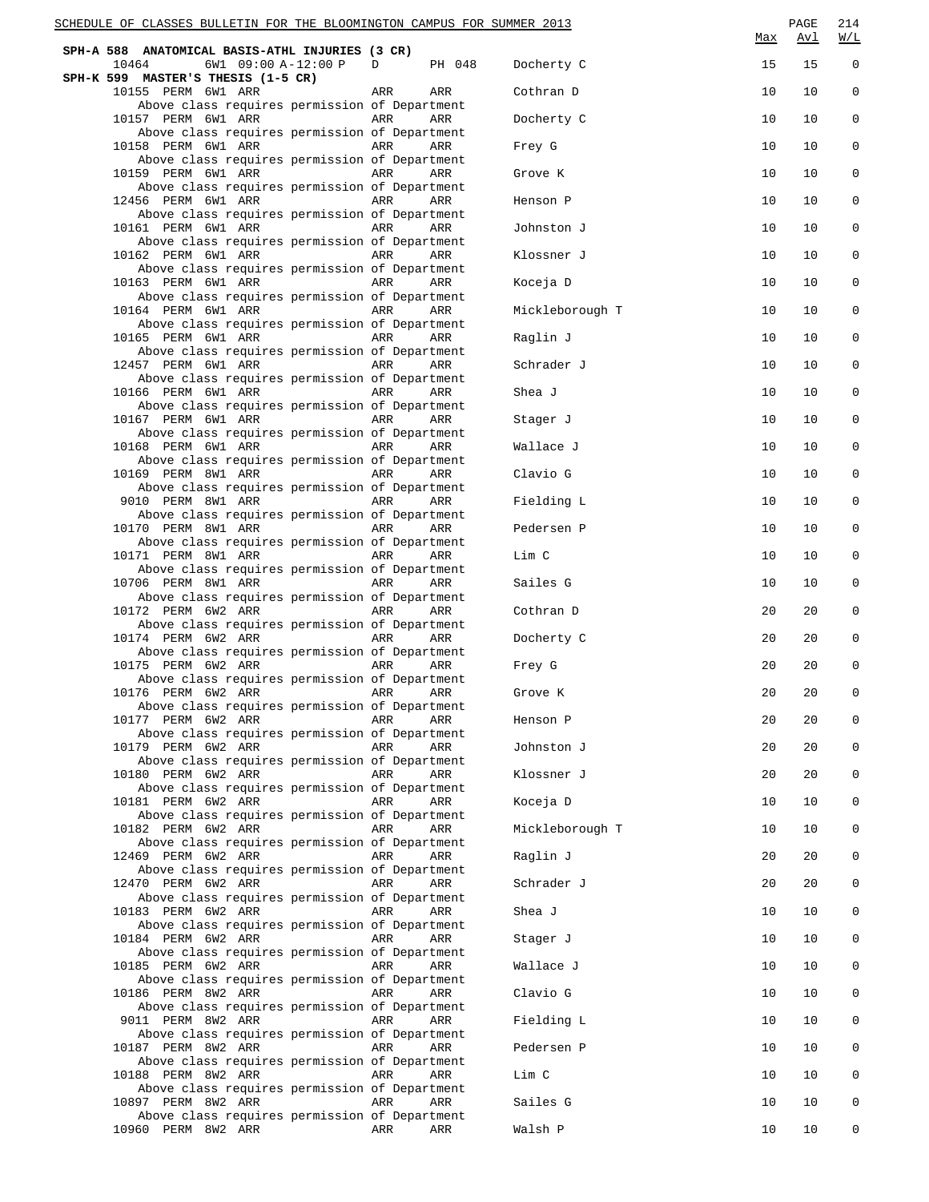## SPH-A 588 ANATOMICAL BASIS-ATHL INJURIES (3 CR)

| Class | Perm | Session | Time | Days | Room | Instructor | Max | Avl | W/L |
|---|---|---|---|---|---|---|---|---|---|
| 10464 | | 6W1 | 09:00 A-12:00 P | D | PH 048 | Docherty C | 15 | 15 | 0 |

## SPH-K 599 MASTER'S THESIS (1-5 CR)

| Class | Perm | Session | Time | Days | Room | Instructor | Max | Avl | W/L |
|---|---|---|---|---|---|---|---|---|---|
| 10155 | PERM | 6W1 | ARR | ARR | ARR | Cothran D | 10 | 10 | 0 |
| Above class requires permission of Department | | | | | | | | | |
| 10157 | PERM | 6W1 | ARR | ARR | ARR | Docherty C | 10 | 10 | 0 |
| Above class requires permission of Department | | | | | | | | | |
| 10158 | PERM | 6W1 | ARR | ARR | ARR | Frey G | 10 | 10 | 0 |
| Above class requires permission of Department | | | | | | | | | |
| 10159 | PERM | 6W1 | ARR | ARR | ARR | Grove K | 10 | 10 | 0 |
| Above class requires permission of Department | | | | | | | | | |
| 12456 | PERM | 6W1 | ARR | ARR | ARR | Henson P | 10 | 10 | 0 |
| Above class requires permission of Department | | | | | | | | | |
| 10161 | PERM | 6W1 | ARR | ARR | ARR | Johnston J | 10 | 10 | 0 |
| Above class requires permission of Department | | | | | | | | | |
| 10162 | PERM | 6W1 | ARR | ARR | ARR | Klossner J | 10 | 10 | 0 |
| Above class requires permission of Department | | | | | | | | | |
| 10163 | PERM | 6W1 | ARR | ARR | ARR | Koceja D | 10 | 10 | 0 |
| Above class requires permission of Department | | | | | | | | | |
| 10164 | PERM | 6W1 | ARR | ARR | ARR | Mickleborough T | 10 | 10 | 0 |
| Above class requires permission of Department | | | | | | | | | |
| 10165 | PERM | 6W1 | ARR | ARR | ARR | Raglin J | 10 | 10 | 0 |
| Above class requires permission of Department | | | | | | | | | |
| 12457 | PERM | 6W1 | ARR | ARR | ARR | Schrader J | 10 | 10 | 0 |
| Above class requires permission of Department | | | | | | | | | |
| 10166 | PERM | 6W1 | ARR | ARR | ARR | Shea J | 10 | 10 | 0 |
| Above class requires permission of Department | | | | | | | | | |
| 10167 | PERM | 6W1 | ARR | ARR | ARR | Stager J | 10 | 10 | 0 |
| Above class requires permission of Department | | | | | | | | | |
| 10168 | PERM | 6W1 | ARR | ARR | ARR | Wallace J | 10 | 10 | 0 |
| Above class requires permission of Department | | | | | | | | | |
| 10169 | PERM | 8W1 | ARR | ARR | ARR | Clavio G | 10 | 10 | 0 |
| Above class requires permission of Department | | | | | | | | | |
| 9010 | PERM | 8W1 | ARR | ARR | ARR | Fielding L | 10 | 10 | 0 |
| Above class requires permission of Department | | | | | | | | | |
| 10170 | PERM | 8W1 | ARR | ARR | ARR | Pedersen P | 10 | 10 | 0 |
| Above class requires permission of Department | | | | | | | | | |
| 10171 | PERM | 8W1 | ARR | ARR | ARR | Lim C | 10 | 10 | 0 |
| Above class requires permission of Department | | | | | | | | | |
| 10706 | PERM | 8W1 | ARR | ARR | ARR | Sailes G | 10 | 10 | 0 |
| Above class requires permission of Department | | | | | | | | | |
| 10172 | PERM | 6W2 | ARR | ARR | ARR | Cothran D | 20 | 20 | 0 |
| Above class requires permission of Department | | | | | | | | | |
| 10174 | PERM | 6W2 | ARR | ARR | ARR | Docherty C | 20 | 20 | 0 |
| Above class requires permission of Department | | | | | | | | | |
| 10175 | PERM | 6W2 | ARR | ARR | ARR | Frey G | 20 | 20 | 0 |
| Above class requires permission of Department | | | | | | | | | |
| 10176 | PERM | 6W2 | ARR | ARR | ARR | Grove K | 20 | 20 | 0 |
| Above class requires permission of Department | | | | | | | | | |
| 10177 | PERM | 6W2 | ARR | ARR | ARR | Henson P | 20 | 20 | 0 |
| Above class requires permission of Department | | | | | | | | | |
| 10179 | PERM | 6W2 | ARR | ARR | ARR | Johnston J | 20 | 20 | 0 |
| Above class requires permission of Department | | | | | | | | | |
| 10180 | PERM | 6W2 | ARR | ARR | ARR | Klossner J | 20 | 20 | 0 |
| Above class requires permission of Department | | | | | | | | | |
| 10181 | PERM | 6W2 | ARR | ARR | ARR | Koceja D | 10 | 10 | 0 |
| Above class requires permission of Department | | | | | | | | | |
| 10182 | PERM | 6W2 | ARR | ARR | ARR | Mickleborough T | 10 | 10 | 0 |
| Above class requires permission of Department | | | | | | | | | |
| 12469 | PERM | 6W2 | ARR | ARR | ARR | Raglin J | 20 | 20 | 0 |
| Above class requires permission of Department | | | | | | | | | |
| 12470 | PERM | 6W2 | ARR | ARR | ARR | Schrader J | 20 | 20 | 0 |
| Above class requires permission of Department | | | | | | | | | |
| 10183 | PERM | 6W2 | ARR | ARR | ARR | Shea J | 10 | 10 | 0 |
| Above class requires permission of Department | | | | | | | | | |
| 10184 | PERM | 6W2 | ARR | ARR | ARR | Stager J | 10 | 10 | 0 |
| Above class requires permission of Department | | | | | | | | | |
| 10185 | PERM | 6W2 | ARR | ARR | ARR | Wallace J | 10 | 10 | 0 |
| Above class requires permission of Department | | | | | | | | | |
| 10186 | PERM | 8W2 | ARR | ARR | ARR | Clavio G | 10 | 10 | 0 |
| Above class requires permission of Department | | | | | | | | | |
| 9011 | PERM | 8W2 | ARR | ARR | ARR | Fielding L | 10 | 10 | 0 |
| Above class requires permission of Department | | | | | | | | | |
| 10187 | PERM | 8W2 | ARR | ARR | ARR | Pedersen P | 10 | 10 | 0 |
| Above class requires permission of Department | | | | | | | | | |
| 10188 | PERM | 8W2 | ARR | ARR | ARR | Lim C | 10 | 10 | 0 |
| Above class requires permission of Department | | | | | | | | | |
| 10897 | PERM | 8W2 | ARR | ARR | ARR | Sailes G | 10 | 10 | 0 |
| Above class requires permission of Department | | | | | | | | | |
| 10960 | PERM | 8W2 | ARR | ARR | ARR | Walsh P | 10 | 10 | 0 |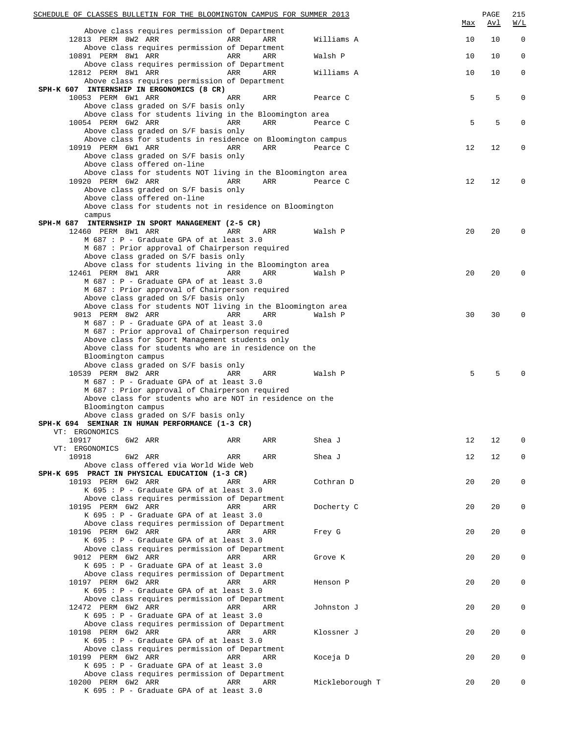| | | | | | Max | Avl | W/L |
|---|---|---|---|---|---|---|---|
| Above class requires permission of Department | | | | | | | |
| 12813 PERM 8W2 ARR | ARR | ARR | Williams A | | 10 | 10 | 0 |
| Above class requires permission of Department | | | | | | | |
| 10891 PERM 8W1 ARR | ARR | ARR | Walsh P | | 10 | 10 | 0 |
| Above class requires permission of Department | | | | | | | |
| 12812 PERM 8W1 ARR | ARR | ARR | Williams A | | 10 | 10 | 0 |
| Above class requires permission of Department | | | | | | | |

**SPH-K 607 INTERNSHIP IN ERGONOMICS (8 CR)**

| | | | | Max | Avl | W/L |
|---|---|---|---|---|---|---|
| 10053 PERM 6W1 ARR | ARR | ARR | Pearce C | 5 | 5 | 0 |
| Above class graded on S/F basis only<br>Above class for students living in the Bloomington area | | | | | | |
| 10054 PERM 6W2 ARR | ARR | ARR | Pearce C | 5 | 5 | 0 |
| Above class graded on S/F basis only<br>Above class for students in residence on Bloomington campus | | | | | | |
| 10919 PERM 6W1 ARR | ARR | ARR | Pearce C | 12 | 12 | 0 |
| Above class graded on S/F basis only<br>Above class offered on-line<br>Above class for students NOT living in the Bloomington area | | | | | | |
| 10920 PERM 6W2 ARR | ARR | ARR | Pearce C | 12 | 12 | 0 |
| Above class graded on S/F basis only<br>Above class offered on-line<br>Above class for students not in residence on Bloomington campus | | | | | | |

**SPH-M 687 INTERNSHIP IN SPORT MANAGEMENT (2-5 CR)**

| | | | | Max | Avl | W/L |
|---|---|---|---|---|---|---|
| 12460 PERM 8W1 ARR | ARR | ARR | Walsh P | 20 | 20 | 0 |
| M 687 : P - Graduate GPA of at least 3.0<br>M 687 : Prior approval of Chairperson required<br>Above class graded on S/F basis only<br>Above class for students living in the Bloomington area | | | | | | |
| 12461 PERM 8W1 ARR | ARR | ARR | Walsh P | 20 | 20 | 0 |
| M 687 : P - Graduate GPA of at least 3.0<br>M 687 : Prior approval of Chairperson required<br>Above class graded on S/F basis only<br>Above class for students NOT living in the Bloomington area | | | | | | |
| 9013 PERM 8W2 ARR | ARR | ARR | Walsh P | 30 | 30 | 0 |
| M 687 : P - Graduate GPA of at least 3.0<br>M 687 : Prior approval of Chairperson required<br>Above class for Sport Management students only<br>Above class for students who are in residence on the Bloomington campus<br>Above class graded on S/F basis only | | | | | | |
| 10539 PERM 8W2 ARR | ARR | ARR | Walsh P | 5 | 5 | 0 |
| M 687 : P - Graduate GPA of at least 3.0<br>M 687 : Prior approval of Chairperson required<br>Above class for students who are NOT in residence on the Bloomington campus<br>Above class graded on S/F basis only | | | | | | |

**SPH-K 694 SEMINAR IN HUMAN PERFORMANCE (1-3 CR)**

| | | | | Max | Avl | W/L |
|---|---|---|---|---|---|---|
| VT: ERGONOMICS | | | | | | |
| 10917 6W2 ARR | ARR | ARR | Shea J | 12 | 12 | 0 |
| VT: ERGONOMICS | | | | | | |
| 10918 6W2 ARR | ARR | ARR | Shea J | 12 | 12 | 0 |
| Above class offered via World Wide Web | | | | | | |

**SPH-K 695 PRACT IN PHYSICAL EDUCATION (1-3 CR)**

| | | | | Max | Avl | W/L |
|---|---|---|---|---|---|---|
| 10193 PERM 6W2 ARR | ARR | ARR | Cothran D | 20 | 20 | 0 |
| K 695 : P - Graduate GPA of at least 3.0<br>Above class requires permission of Department | | | | | | |
| 10195 PERM 6W2 ARR | ARR | ARR | Docherty C | 20 | 20 | 0 |
| K 695 : P - Graduate GPA of at least 3.0<br>Above class requires permission of Department | | | | | | |
| 10196 PERM 6W2 ARR | ARR | ARR | Frey G | 20 | 20 | 0 |
| K 695 : P - Graduate GPA of at least 3.0<br>Above class requires permission of Department | | | | | | |
| 9012 PERM 6W2 ARR | ARR | ARR | Grove K | 20 | 20 | 0 |
| K 695 : P - Graduate GPA of at least 3.0<br>Above class requires permission of Department | | | | | | |
| 10197 PERM 6W2 ARR | ARR | ARR | Henson P | 20 | 20 | 0 |
| K 695 : P - Graduate GPA of at least 3.0<br>Above class requires permission of Department | | | | | | |
| 12472 PERM 6W2 ARR | ARR | ARR | Johnston J | 20 | 20 | 0 |
| K 695 : P - Graduate GPA of at least 3.0<br>Above class requires permission of Department | | | | | | |
| 10198 PERM 6W2 ARR | ARR | ARR | Klossner J | 20 | 20 | 0 |
| K 695 : P - Graduate GPA of at least 3.0<br>Above class requires permission of Department | | | | | | |
| 10199 PERM 6W2 ARR | ARR | ARR | Koceja D | 20 | 20 | 0 |
| K 695 : P - Graduate GPA of at least 3.0<br>Above class requires permission of Department | | | | | | |
| 10200 PERM 6W2 ARR | ARR | ARR | Mickleborough T | 20 | 20 | 0 |
| K 695 : P - Graduate GPA of at least 3.0 | | | | | | |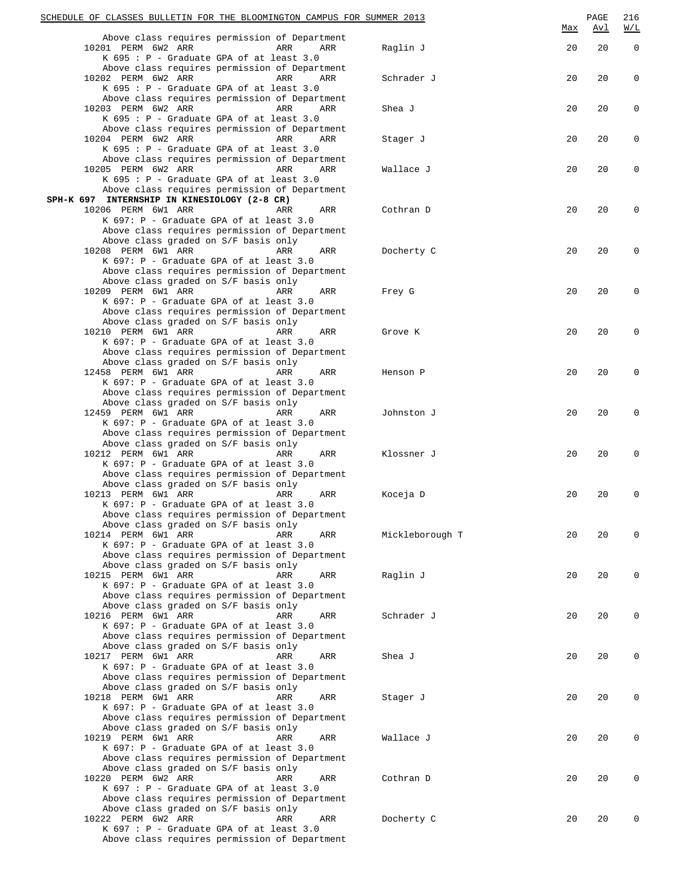Above class requires permission of Department

| Class | Type | Session | Days | Time | Room | Instructor | Max | Avl | W/L |
|---|---|---|---|---|---|---|---|---|---|
| 10201 | PERM | 6W2 | ARR | ARR | ARR | Raglin J | 20 | 20 | 0 |

K 695 : P - Graduate GPA of at least 3.0
Above class requires permission of Department

| Class | Type | Session | Days | Time | Room | Instructor | Max | Avl | W/L |
|---|---|---|---|---|---|---|---|---|---|
| 10202 | PERM | 6W2 | ARR | ARR | ARR | Schrader J | 20 | 20 | 0 |

K 695 : P - Graduate GPA of at least 3.0
Above class requires permission of Department

| Class | Type | Session | Days | Time | Room | Instructor | Max | Avl | W/L |
|---|---|---|---|---|---|---|---|---|---|
| 10203 | PERM | 6W2 | ARR | ARR | ARR | Shea J | 20 | 20 | 0 |

K 695 : P - Graduate GPA of at least 3.0
Above class requires permission of Department

| Class | Type | Session | Days | Time | Room | Instructor | Max | Avl | W/L |
|---|---|---|---|---|---|---|---|---|---|
| 10204 | PERM | 6W2 | ARR | ARR | ARR | Stager J | 20 | 20 | 0 |

K 695 : P - Graduate GPA of at least 3.0
Above class requires permission of Department

| Class | Type | Session | Days | Time | Room | Instructor | Max | Avl | W/L |
|---|---|---|---|---|---|---|---|---|---|
| 10205 | PERM | 6W2 | ARR | ARR | ARR | Wallace J | 20 | 20 | 0 |

K 695 : P - Graduate GPA of at least 3.0
Above class requires permission of Department

**SPH-K 697 INTERNSHIP IN KINESIOLOGY (2-8 CR)**

| Class | Type | Session | Days | Time | Room | Instructor | Max | Avl | W/L |
|---|---|---|---|---|---|---|---|---|---|
| 10206 | PERM | 6W1 | ARR | ARR | ARR | Cothran D | 20 | 20 | 0 |

K 697: P - Graduate GPA of at least 3.0
Above class requires permission of Department
Above class graded on S/F basis only

| Class | Type | Session | Days | Time | Room | Instructor | Max | Avl | W/L |
|---|---|---|---|---|---|---|---|---|---|
| 10208 | PERM | 6W1 | ARR | ARR | ARR | Docherty C | 20 | 20 | 0 |

K 697: P - Graduate GPA of at least 3.0
Above class requires permission of Department
Above class graded on S/F basis only

| Class | Type | Session | Days | Time | Room | Instructor | Max | Avl | W/L |
|---|---|---|---|---|---|---|---|---|---|
| 10209 | PERM | 6W1 | ARR | ARR | ARR | Frey G | 20 | 20 | 0 |

K 697: P - Graduate GPA of at least 3.0
Above class requires permission of Department
Above class graded on S/F basis only

| Class | Type | Session | Days | Time | Room | Instructor | Max | Avl | W/L |
|---|---|---|---|---|---|---|---|---|---|
| 10210 | PERM | 6W1 | ARR | ARR | ARR | Grove K | 20 | 20 | 0 |

K 697: P - Graduate GPA of at least 3.0
Above class requires permission of Department
Above class graded on S/F basis only

| Class | Type | Session | Days | Time | Room | Instructor | Max | Avl | W/L |
|---|---|---|---|---|---|---|---|---|---|
| 12458 | PERM | 6W1 | ARR | ARR | ARR | Henson P | 20 | 20 | 0 |

K 697: P - Graduate GPA of at least 3.0
Above class requires permission of Department
Above class graded on S/F basis only

| Class | Type | Session | Days | Time | Room | Instructor | Max | Avl | W/L |
|---|---|---|---|---|---|---|---|---|---|
| 12459 | PERM | 6W1 | ARR | ARR | ARR | Johnston J | 20 | 20 | 0 |

K 697: P - Graduate GPA of at least 3.0
Above class requires permission of Department
Above class graded on S/F basis only

| Class | Type | Session | Days | Time | Room | Instructor | Max | Avl | W/L |
|---|---|---|---|---|---|---|---|---|---|
| 10212 | PERM | 6W1 | ARR | ARR | ARR | Klossner J | 20 | 20 | 0 |

K 697: P - Graduate GPA of at least 3.0
Above class requires permission of Department
Above class graded on S/F basis only

| Class | Type | Session | Days | Time | Room | Instructor | Max | Avl | W/L |
|---|---|---|---|---|---|---|---|---|---|
| 10213 | PERM | 6W1 | ARR | ARR | ARR | Koceja D | 20 | 20 | 0 |

K 697: P - Graduate GPA of at least 3.0
Above class requires permission of Department
Above class graded on S/F basis only

| Class | Type | Session | Days | Time | Room | Instructor | Max | Avl | W/L |
|---|---|---|---|---|---|---|---|---|---|
| 10214 | PERM | 6W1 | ARR | ARR | ARR | Mickleborough T | 20 | 20 | 0 |

K 697: P - Graduate GPA of at least 3.0
Above class requires permission of Department
Above class graded on S/F basis only

| Class | Type | Session | Days | Time | Room | Instructor | Max | Avl | W/L |
|---|---|---|---|---|---|---|---|---|---|
| 10215 | PERM | 6W1 | ARR | ARR | ARR | Raglin J | 20 | 20 | 0 |

K 697: P - Graduate GPA of at least 3.0
Above class requires permission of Department
Above class graded on S/F basis only

| Class | Type | Session | Days | Time | Room | Instructor | Max | Avl | W/L |
|---|---|---|---|---|---|---|---|---|---|
| 10216 | PERM | 6W1 | ARR | ARR | ARR | Schrader J | 20 | 20 | 0 |

K 697: P - Graduate GPA of at least 3.0
Above class requires permission of Department
Above class graded on S/F basis only

| Class | Type | Session | Days | Time | Room | Instructor | Max | Avl | W/L |
|---|---|---|---|---|---|---|---|---|---|
| 10217 | PERM | 6W1 | ARR | ARR | ARR | Shea J | 20 | 20 | 0 |

K 697: P - Graduate GPA of at least 3.0
Above class requires permission of Department
Above class graded on S/F basis only

| Class | Type | Session | Days | Time | Room | Instructor | Max | Avl | W/L |
|---|---|---|---|---|---|---|---|---|---|
| 10218 | PERM | 6W1 | ARR | ARR | ARR | Stager J | 20 | 20 | 0 |

K 697: P - Graduate GPA of at least 3.0
Above class requires permission of Department
Above class graded on S/F basis only

| Class | Type | Session | Days | Time | Room | Instructor | Max | Avl | W/L |
|---|---|---|---|---|---|---|---|---|---|
| 10219 | PERM | 6W1 | ARR | ARR | ARR | Wallace J | 20 | 20 | 0 |

K 697: P - Graduate GPA of at least 3.0
Above class requires permission of Department
Above class graded on S/F basis only

| Class | Type | Session | Days | Time | Room | Instructor | Max | Avl | W/L |
|---|---|---|---|---|---|---|---|---|---|
| 10220 | PERM | 6W2 | ARR | ARR | ARR | Cothran D | 20 | 20 | 0 |

K 697 : P - Graduate GPA of at least 3.0
Above class requires permission of Department
Above class graded on S/F basis only

| Class | Type | Session | Days | Time | Room | Instructor | Max | Avl | W/L |
|---|---|---|---|---|---|---|---|---|---|
| 10222 | PERM | 6W2 | ARR | ARR | ARR | Docherty C | 20 | 20 | 0 |

K 697 : P - Graduate GPA of at least 3.0
Above class requires permission of Department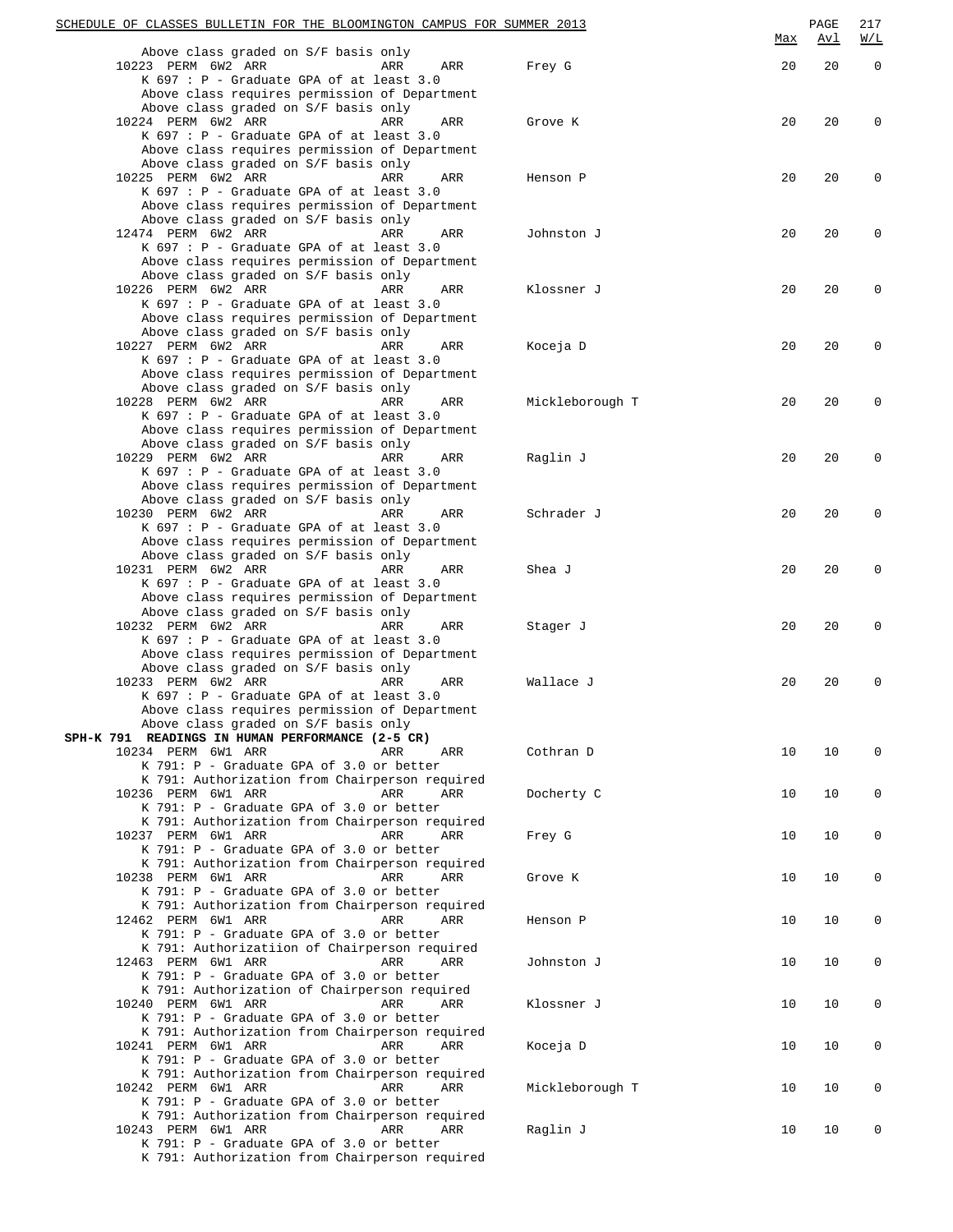Above class graded on S/F basis only

| Class | Type | Session | Days | Time | Room | Instructor | Max | Avl | W/L |
|---|---|---|---|---|---|---|---|---|---|
| 10223 | PERM | 6W2 | ARR | ARR | ARR | Frey G | 20 | 20 | 0 |

K 697 : P - Graduate GPA of at least 3.0
Above class requires permission of Department
Above class graded on S/F basis only

| Class | Type | Session | Days | Time | Room | Instructor | Max | Avl | W/L |
|---|---|---|---|---|---|---|---|---|---|
| 10224 | PERM | 6W2 | ARR | ARR | ARR | Grove K | 20 | 20 | 0 |

K 697 : P - Graduate GPA of at least 3.0
Above class requires permission of Department
Above class graded on S/F basis only

| Class | Type | Session | Days | Time | Room | Instructor | Max | Avl | W/L |
|---|---|---|---|---|---|---|---|---|---|
| 10225 | PERM | 6W2 | ARR | ARR | ARR | Henson P | 20 | 20 | 0 |

K 697 : P - Graduate GPA of at least 3.0
Above class requires permission of Department
Above class graded on S/F basis only

| Class | Type | Session | Days | Time | Room | Instructor | Max | Avl | W/L |
|---|---|---|---|---|---|---|---|---|---|
| 12474 | PERM | 6W2 | ARR | ARR | ARR | Johnston J | 20 | 20 | 0 |

K 697 : P - Graduate GPA of at least 3.0
Above class requires permission of Department
Above class graded on S/F basis only

| Class | Type | Session | Days | Time | Room | Instructor | Max | Avl | W/L |
|---|---|---|---|---|---|---|---|---|---|
| 10226 | PERM | 6W2 | ARR | ARR | ARR | Klossner J | 20 | 20 | 0 |

K 697 : P - Graduate GPA of at least 3.0
Above class requires permission of Department
Above class graded on S/F basis only

| Class | Type | Session | Days | Time | Room | Instructor | Max | Avl | W/L |
|---|---|---|---|---|---|---|---|---|---|
| 10227 | PERM | 6W2 | ARR | ARR | ARR | Koceja D | 20 | 20 | 0 |

K 697 : P - Graduate GPA of at least 3.0
Above class requires permission of Department
Above class graded on S/F basis only

| Class | Type | Session | Days | Time | Room | Instructor | Max | Avl | W/L |
|---|---|---|---|---|---|---|---|---|---|
| 10228 | PERM | 6W2 | ARR | ARR | ARR | Mickleborough T | 20 | 20 | 0 |

K 697 : P - Graduate GPA of at least 3.0
Above class requires permission of Department
Above class graded on S/F basis only

| Class | Type | Session | Days | Time | Room | Instructor | Max | Avl | W/L |
|---|---|---|---|---|---|---|---|---|---|
| 10229 | PERM | 6W2 | ARR | ARR | ARR | Raglin J | 20 | 20 | 0 |

K 697 : P - Graduate GPA of at least 3.0
Above class requires permission of Department
Above class graded on S/F basis only

| Class | Type | Session | Days | Time | Room | Instructor | Max | Avl | W/L |
|---|---|---|---|---|---|---|---|---|---|
| 10230 | PERM | 6W2 | ARR | ARR | ARR | Schrader J | 20 | 20 | 0 |

K 697 : P - Graduate GPA of at least 3.0
Above class requires permission of Department
Above class graded on S/F basis only

| Class | Type | Session | Days | Time | Room | Instructor | Max | Avl | W/L |
|---|---|---|---|---|---|---|---|---|---|
| 10231 | PERM | 6W2 | ARR | ARR | ARR | Shea J | 20 | 20 | 0 |

K 697 : P - Graduate GPA of at least 3.0
Above class requires permission of Department
Above class graded on S/F basis only

| Class | Type | Session | Days | Time | Room | Instructor | Max | Avl | W/L |
|---|---|---|---|---|---|---|---|---|---|
| 10232 | PERM | 6W2 | ARR | ARR | ARR | Stager J | 20 | 20 | 0 |

K 697 : P - Graduate GPA of at least 3.0
Above class requires permission of Department
Above class graded on S/F basis only

| Class | Type | Session | Days | Time | Room | Instructor | Max | Avl | W/L |
|---|---|---|---|---|---|---|---|---|---|
| 10233 | PERM | 6W2 | ARR | ARR | ARR | Wallace J | 20 | 20 | 0 |

K 697 : P - Graduate GPA of at least 3.0
Above class requires permission of Department
Above class graded on S/F basis only

## SPH-K 791 READINGS IN HUMAN PERFORMANCE (2-5 CR)

| Class | Type | Session | Days | Time | Room | Instructor | Max | Avl | W/L |
|---|---|---|---|---|---|---|---|---|---|
| 10234 | PERM | 6W1 | ARR | ARR | ARR | Cothran D | 10 | 10 | 0 |

K 791: P - Graduate GPA of 3.0 or better
K 791: Authorization from Chairperson required

| Class | Type | Session | Days | Time | Room | Instructor | Max | Avl | W/L |
|---|---|---|---|---|---|---|---|---|---|
| 10236 | PERM | 6W1 | ARR | ARR | ARR | Docherty C | 10 | 10 | 0 |

K 791: P - Graduate GPA of 3.0 or better
K 791: Authorization from Chairperson required

| Class | Type | Session | Days | Time | Room | Instructor | Max | Avl | W/L |
|---|---|---|---|---|---|---|---|---|---|
| 10237 | PERM | 6W1 | ARR | ARR | ARR | Frey G | 10 | 10 | 0 |

K 791: P - Graduate GPA of 3.0 or better
K 791: Authorization from Chairperson required

| Class | Type | Session | Days | Time | Room | Instructor | Max | Avl | W/L |
|---|---|---|---|---|---|---|---|---|---|
| 10238 | PERM | 6W1 | ARR | ARR | ARR | Grove K | 10 | 10 | 0 |

K 791: P - Graduate GPA of 3.0 or better
K 791: Authorization from Chairperson required

| Class | Type | Session | Days | Time | Room | Instructor | Max | Avl | W/L |
|---|---|---|---|---|---|---|---|---|---|
| 12462 | PERM | 6W1 | ARR | ARR | ARR | Henson P | 10 | 10 | 0 |

K 791: P - Graduate GPA of 3.0 or better
K 791: Authorizatiion of Chairperson required

| Class | Type | Session | Days | Time | Room | Instructor | Max | Avl | W/L |
|---|---|---|---|---|---|---|---|---|---|
| 12463 | PERM | 6W1 | ARR | ARR | ARR | Johnston J | 10 | 10 | 0 |

K 791: P - Graduate GPA of 3.0 or better
K 791: Authorization of Chairperson required

| Class | Type | Session | Days | Time | Room | Instructor | Max | Avl | W/L |
|---|---|---|---|---|---|---|---|---|---|
| 10240 | PERM | 6W1 | ARR | ARR | ARR | Klossner J | 10 | 10 | 0 |

K 791: P - Graduate GPA of 3.0 or better
K 791: Authorization from Chairperson required

| Class | Type | Session | Days | Time | Room | Instructor | Max | Avl | W/L |
|---|---|---|---|---|---|---|---|---|---|
| 10241 | PERM | 6W1 | ARR | ARR | ARR | Koceja D | 10 | 10 | 0 |

K 791: P - Graduate GPA of 3.0 or better
K 791: Authorization from Chairperson required

| Class | Type | Session | Days | Time | Room | Instructor | Max | Avl | W/L |
|---|---|---|---|---|---|---|---|---|---|
| 10242 | PERM | 6W1 | ARR | ARR | ARR | Mickleborough T | 10 | 10 | 0 |

K 791: P - Graduate GPA of 3.0 or better
K 791: Authorization from Chairperson required

| Class | Type | Session | Days | Time | Room | Instructor | Max | Avl | W/L |
|---|---|---|---|---|---|---|---|---|---|
| 10243 | PERM | 6W1 | ARR | ARR | ARR | Raglin J | 10 | 10 | 0 |

K 791: P - Graduate GPA of 3.0 or better
K 791: Authorization from Chairperson required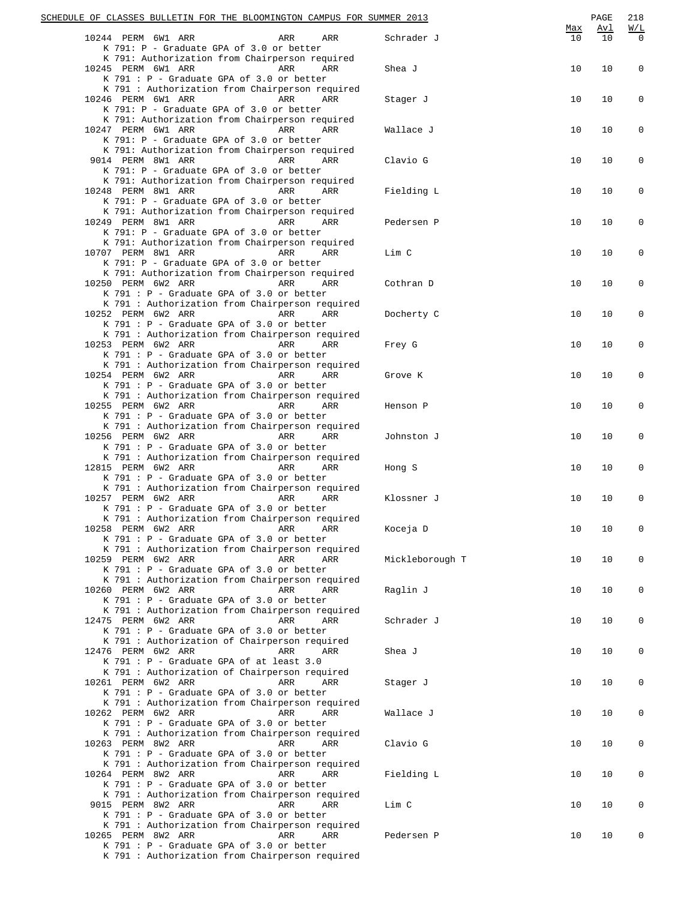| | | | | | | Max | Avl | W/L |
|---|---|---|---|---|---|---|---|---|
| 10244 | PERM | 6W1 ARR | ARR | ARR | Schrader J | 10 | 10 | 0 |

K 791: P - Graduate GPA of 3.0 or better
K 791: Authorization from Chairperson required

| | | | | | | | | |
|---|---|---|---|---|---|---|---|---|
| 10245 | PERM | 6W1 ARR | ARR | ARR | Shea J | 10 | 10 | 0 |

K 791 : P - Graduate GPA of 3.0 or better
K 791 : Authorization from Chairperson required

| | | | | | | | | |
|---|---|---|---|---|---|---|---|---|
| 10246 | PERM | 6W1 ARR | ARR | ARR | Stager J | 10 | 10 | 0 |

K 791: P - Graduate GPA of 3.0 or better
K 791: Authorization from Chairperson required

| | | | | | | | | |
|---|---|---|---|---|---|---|---|---|
| 10247 | PERM | 6W1 ARR | ARR | ARR | Wallace J | 10 | 10 | 0 |

K 791: P - Graduate GPA of 3.0 or better
K 791: Authorization from Chairperson required

| | | | | | | | | |
|---|---|---|---|---|---|---|---|---|
| 9014 | PERM | 8W1 ARR | ARR | ARR | Clavio G | 10 | 10 | 0 |

K 791: P - Graduate GPA of 3.0 or better
K 791: Authorization from Chairperson required

| | | | | | | | | |
|---|---|---|---|---|---|---|---|---|
| 10248 | PERM | 8W1 ARR | ARR | ARR | Fielding L | 10 | 10 | 0 |

K 791: P - Graduate GPA of 3.0 or better
K 791: Authorization from Chairperson required

| | | | | | | | | |
|---|---|---|---|---|---|---|---|---|
| 10249 | PERM | 8W1 ARR | ARR | ARR | Pedersen P | 10 | 10 | 0 |

K 791: P - Graduate GPA of 3.0 or better
K 791: Authorization from Chairperson required

| | | | | | | | | |
|---|---|---|---|---|---|---|---|---|
| 10707 | PERM | 8W1 ARR | ARR | ARR | Lim C | 10 | 10 | 0 |

K 791: P - Graduate GPA of 3.0 or better
K 791: Authorization from Chairperson required

| | | | | | | | | |
|---|---|---|---|---|---|---|---|---|
| 10250 | PERM | 6W2 ARR | ARR | ARR | Cothran D | 10 | 10 | 0 |

K 791 : P - Graduate GPA of 3.0 or better
K 791 : Authorization from Chairperson required

| | | | | | | | | |
|---|---|---|---|---|---|---|---|---|
| 10252 | PERM | 6W2 ARR | ARR | ARR | Docherty C | 10 | 10 | 0 |

K 791 : P - Graduate GPA of 3.0 or better
K 791 : Authorization from Chairperson required

| | | | | | | | | |
|---|---|---|---|---|---|---|---|---|
| 10253 | PERM | 6W2 ARR | ARR | ARR | Frey G | 10 | 10 | 0 |

K 791 : P - Graduate GPA of 3.0 or better
K 791 : Authorization from Chairperson required

| | | | | | | | | |
|---|---|---|---|---|---|---|---|---|
| 10254 | PERM | 6W2 ARR | ARR | ARR | Grove K | 10 | 10 | 0 |

K 791 : P - Graduate GPA of 3.0 or better
K 791 : Authorization from Chairperson required

| | | | | | | | | |
|---|---|---|---|---|---|---|---|---|
| 10255 | PERM | 6W2 ARR | ARR | ARR | Henson P | 10 | 10 | 0 |

K 791 : P - Graduate GPA of 3.0 or better
K 791 : Authorization from Chairperson required

| | | | | | | | | |
|---|---|---|---|---|---|---|---|---|
| 10256 | PERM | 6W2 ARR | ARR | ARR | Johnston J | 10 | 10 | 0 |

K 791 : P - Graduate GPA of 3.0 or better
K 791 : Authorization from Chairperson required

| | | | | | | | | |
|---|---|---|---|---|---|---|---|---|
| 12815 | PERM | 6W2 ARR | ARR | ARR | Hong S | 10 | 10 | 0 |

K 791 : P - Graduate GPA of 3.0 or better
K 791 : Authorization from Chairperson required

| | | | | | | | | |
|---|---|---|---|---|---|---|---|---|
| 10257 | PERM | 6W2 ARR | ARR | ARR | Klossner J | 10 | 10 | 0 |

K 791 : P - Graduate GPA of 3.0 or better
K 791 : Authorization from Chairperson required

| | | | | | | | | |
|---|---|---|---|---|---|---|---|---|
| 10258 | PERM | 6W2 ARR | ARR | ARR | Koceja D | 10 | 10 | 0 |

K 791 : P - Graduate GPA of 3.0 or better
K 791 : Authorization from Chairperson required

| | | | | | | | | |
|---|---|---|---|---|---|---|---|---|
| 10259 | PERM | 6W2 ARR | ARR | ARR | Mickleborough T | 10 | 10 | 0 |

K 791 : P - Graduate GPA of 3.0 or better
K 791 : Authorization from Chairperson required

| | | | | | | | | |
|---|---|---|---|---|---|---|---|---|
| 10260 | PERM | 6W2 ARR | ARR | ARR | Raglin J | 10 | 10 | 0 |

K 791 : P - Graduate GPA of 3.0 or better
K 791 : Authorization from Chairperson required

| | | | | | | | | |
|---|---|---|---|---|---|---|---|---|
| 12475 | PERM | 6W2 ARR | ARR | ARR | Schrader J | 10 | 10 | 0 |

K 791 : P - Graduate GPA of 3.0 or better
K 791 : Authorization of Chairperson required

| | | | | | | | | |
|---|---|---|---|---|---|---|---|---|
| 12476 | PERM | 6W2 ARR | ARR | ARR | Shea J | 10 | 10 | 0 |

K 791 : P - Graduate GPA of at least 3.0
K 791 : Authorization of Chairperson required

| | | | | | | | | |
|---|---|---|---|---|---|---|---|---|
| 10261 | PERM | 6W2 ARR | ARR | ARR | Stager J | 10 | 10 | 0 |

K 791 : P - Graduate GPA of 3.0 or better
K 791 : Authorization from Chairperson required

| | | | | | | | | |
|---|---|---|---|---|---|---|---|---|
| 10262 | PERM | 6W2 ARR | ARR | ARR | Wallace J | 10 | 10 | 0 |

K 791 : P - Graduate GPA of 3.0 or better
K 791 : Authorization from Chairperson required

| | | | | | | | | |
|---|---|---|---|---|---|---|---|---|
| 10263 | PERM | 8W2 ARR | ARR | ARR | Clavio G | 10 | 10 | 0 |

K 791 : P - Graduate GPA of 3.0 or better
K 791 : Authorization from Chairperson required

| | | | | | | | | |
|---|---|---|---|---|---|---|---|---|
| 10264 | PERM | 8W2 ARR | ARR | ARR | Fielding L | 10 | 10 | 0 |

K 791 : P - Graduate GPA of 3.0 or better
K 791 : Authorization from Chairperson required

| | | | | | | | | |
|---|---|---|---|---|---|---|---|---|
| 9015 | PERM | 8W2 ARR | ARR | ARR | Lim C | 10 | 10 | 0 |

K 791 : P - Graduate GPA of 3.0 or better
K 791 : Authorization from Chairperson required

| | | | | | | | | |
|---|---|---|---|---|---|---|---|---|
| 10265 | PERM | 8W2 ARR | ARR | ARR | Pedersen P | 10 | 10 | 0 |

K 791 : P - Graduate GPA of 3.0 or better
K 791 : Authorization from Chairperson required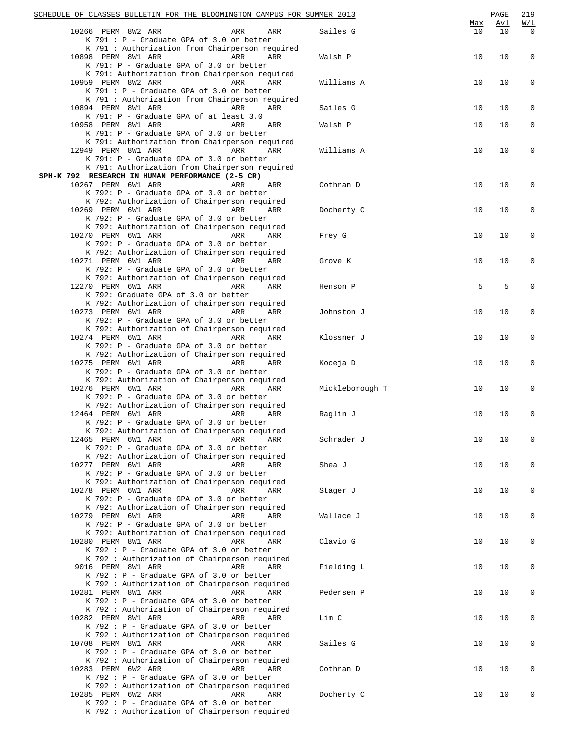| | | | | | Max | Avl | W/L |
|---|---|---|---|---|---|---|---|
| 10266 PERM 8W2 ARR | ARR | ARR | Sailes G | | 10 | 10 | 0 |
| K 791 : P - Graduate GPA of 3.0 or better | | | | | | | |
| K 791 : Authorization from Chairperson required | | | | | | | |
| 10898 PERM 8W1 ARR | ARR | ARR | Walsh P | | 10 | 10 | 0 |
| K 791: P - Graduate GPA of 3.0 or better | | | | | | | |
| K 791: Authorization from Chairperson required | | | | | | | |
| 10959 PERM 8W2 ARR | ARR | ARR | Williams A | | 10 | 10 | 0 |
| K 791 : P - Graduate GPA of 3.0 or better | | | | | | | |
| K 791 : Authorization from Chairperson required | | | | | | | |
| 10894 PERM 8W1 ARR | ARR | ARR | Sailes G | | 10 | 10 | 0 |
| K 791: P - Graduate GPA of at least 3.0 | | | | | | | |
| 10958 PERM 8W1 ARR | ARR | ARR | Walsh P | | 10 | 10 | 0 |
| K 791: P - Graduate GPA of 3.0 or better | | | | | | | |
| K 791: Authorization from Chairperson required | | | | | | | |
| 12949 PERM 8W1 ARR | ARR | ARR | Williams A | | 10 | 10 | 0 |
| K 791: P - Graduate GPA of 3.0 or better | | | | | | | |
| K 791: Authorization from Chairperson required | | | | | | | |

**SPH-K 792 RESEARCH IN HUMAN PERFORMANCE (2-5 CR)**

| | | | | | Max | Avl | W/L |
|---|---|---|---|---|---|---|---|
| 10267 PERM 6W1 ARR | ARR | ARR | Cothran D | | 10 | 10 | 0 |
| K 792: P - Graduate GPA of 3.0 or better | | | | | | | |
| K 792: Authorization of Chairperson required | | | | | | | |
| 10269 PERM 6W1 ARR | ARR | ARR | Docherty C | | 10 | 10 | 0 |
| K 792: P - Graduate GPA of 3.0 or better | | | | | | | |
| K 792: Authorization of Chairperson required | | | | | | | |
| 10270 PERM 6W1 ARR | ARR | ARR | Frey G | | 10 | 10 | 0 |
| K 792: P - Graduate GPA of 3.0 or better | | | | | | | |
| K 792: Authorization of Chairperson required | | | | | | | |
| 10271 PERM 6W1 ARR | ARR | ARR | Grove K | | 10 | 10 | 0 |
| K 792: P - Graduate GPA of 3.0 or better | | | | | | | |
| K 792: Authorization of Chairperson required | | | | | | | |
| 12270 PERM 6W1 ARR | ARR | ARR | Henson P | | 5 | 5 | 0 |
| K 792: Graduate GPA of 3.0 or better | | | | | | | |
| K 792: Authorization of chairperson required | | | | | | | |
| 10273 PERM 6W1 ARR | ARR | ARR | Johnston J | | 10 | 10 | 0 |
| K 792: P - Graduate GPA of 3.0 or better | | | | | | | |
| K 792: Authorization of Chairperson required | | | | | | | |
| 10274 PERM 6W1 ARR | ARR | ARR | Klossner J | | 10 | 10 | 0 |
| K 792: P - Graduate GPA of 3.0 or better | | | | | | | |
| K 792: Authorization of Chairperson required | | | | | | | |
| 10275 PERM 6W1 ARR | ARR | ARR | Koceja D | | 10 | 10 | 0 |
| K 792: P - Graduate GPA of 3.0 or better | | | | | | | |
| K 792: Authorization of Chairperson required | | | | | | | |
| 10276 PERM 6W1 ARR | ARR | ARR | Mickleborough T | | 10 | 10 | 0 |
| K 792: P - Graduate GPA of 3.0 or better | | | | | | | |
| K 792: Authorization of Chairperson required | | | | | | | |
| 12464 PERM 6W1 ARR | ARR | ARR | Raglin J | | 10 | 10 | 0 |
| K 792: P - Graduate GPA of 3.0 or better | | | | | | | |
| K 792: Authorization of Chairperson required | | | | | | | |
| 12465 PERM 6W1 ARR | ARR | ARR | Schrader J | | 10 | 10 | 0 |
| K 792: P - Graduate GPA of 3.0 or better | | | | | | | |
| K 792: Authorization of Chairperson required | | | | | | | |
| 10277 PERM 6W1 ARR | ARR | ARR | Shea J | | 10 | 10 | 0 |
| K 792: P - Graduate GPA of 3.0 or better | | | | | | | |
| K 792: Authorization of Chairperson required | | | | | | | |
| 10278 PERM 6W1 ARR | ARR | ARR | Stager J | | 10 | 10 | 0 |
| K 792: P - Graduate GPA of 3.0 or better | | | | | | | |
| K 792: Authorization of Chairperson required | | | | | | | |
| 10279 PERM 6W1 ARR | ARR | ARR | Wallace J | | 10 | 10 | 0 |
| K 792: P - Graduate GPA of 3.0 or better | | | | | | | |
| K 792: Authorization of Chairperson required | | | | | | | |
| 10280 PERM 8W1 ARR | ARR | ARR | Clavio G | | 10 | 10 | 0 |
| K 792 : P - Graduate GPA of 3.0 or better | | | | | | | |
| K 792 : Authorization of Chairperson required | | | | | | | |
| 9016 PERM 8W1 ARR | ARR | ARR | Fielding L | | 10 | 10 | 0 |
| K 792 : P - Graduate GPA of 3.0 or better | | | | | | | |
| K 792 : Authorization of Chairperson required | | | | | | | |
| 10281 PERM 8W1 ARR | ARR | ARR | Pedersen P | | 10 | 10 | 0 |
| K 792 : P - Graduate GPA of 3.0 or better | | | | | | | |
| K 792 : Authorization of Chairperson required | | | | | | | |
| 10282 PERM 8W1 ARR | ARR | ARR | Lim C | | 10 | 10 | 0 |
| K 792 : P - Graduate GPA of 3.0 or better | | | | | | | |
| K 792 : Authorization of Chairperson required | | | | | | | |
| 10708 PERM 8W1 ARR | ARR | ARR | Sailes G | | 10 | 10 | 0 |
| K 792 : P - Graduate GPA of 3.0 or better | | | | | | | |
| K 792 : Authorization of Chairperson required | | | | | | | |
| 10283 PERM 6W2 ARR | ARR | ARR | Cothran D | | 10 | 10 | 0 |
| K 792 : P - Graduate GPA of 3.0 or better | | | | | | | |
| K 792 : Authorization of Chairperson required | | | | | | | |
| 10285 PERM 6W2 ARR | ARR | ARR | Docherty C | | 10 | 10 | 0 |
| K 792 : P - Graduate GPA of 3.0 or better | | | | | | | |
| K 792 : Authorization of Chairperson required | | | | | | | |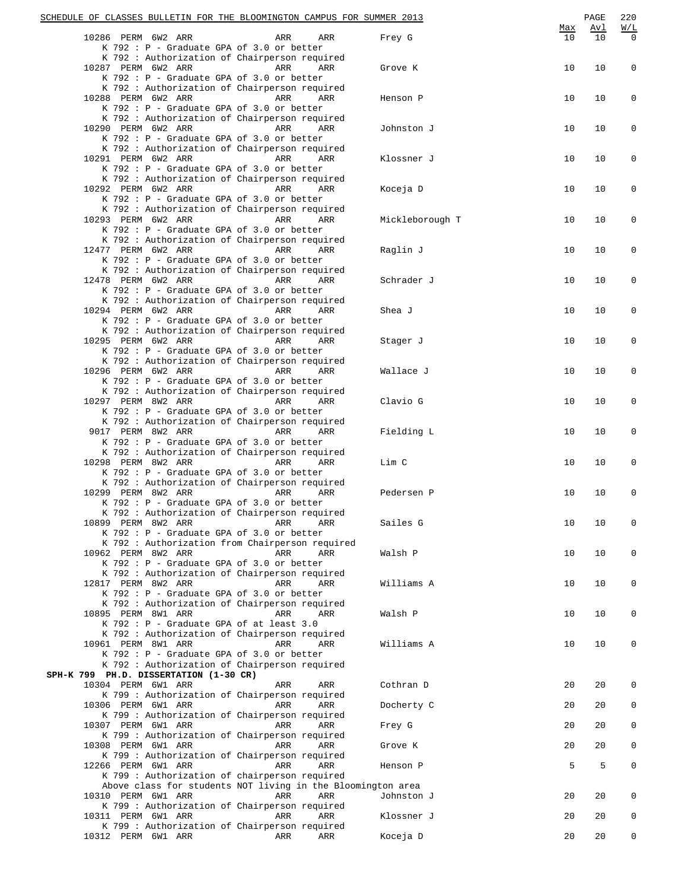| Class | Type | Session | Days | Time | Room | Instructor | Max | Avl | W/L |
|---|---|---|---|---|---|---|---|---|---|
| 10286 | PERM | 6W2 | ARR | ARR | ARR | Frey G | 10 | 10 | 0 |

K 792 : P - Graduate GPA of 3.0 or better
K 792 : Authorization of Chairperson required

| Class | Type | Session | Days | Time | Room | Instructor | Max | Avl | W/L |
|---|---|---|---|---|---|---|---|---|---|
| 10287 | PERM | 6W2 | ARR | ARR | ARR | Grove K | 10 | 10 | 0 |

K 792 : P - Graduate GPA of 3.0 or better
K 792 : Authorization of Chairperson required

| Class | Type | Session | Days | Time | Room | Instructor | Max | Avl | W/L |
|---|---|---|---|---|---|---|---|---|---|
| 10288 | PERM | 6W2 | ARR | ARR | ARR | Henson P | 10 | 10 | 0 |

K 792 : P - Graduate GPA of 3.0 or better
K 792 : Authorization of Chairperson required

| Class | Type | Session | Days | Time | Room | Instructor | Max | Avl | W/L |
|---|---|---|---|---|---|---|---|---|---|
| 10290 | PERM | 6W2 | ARR | ARR | ARR | Johnston J | 10 | 10 | 0 |

K 792 : P - Graduate GPA of 3.0 or better
K 792 : Authorization of Chairperson required

| Class | Type | Session | Days | Time | Room | Instructor | Max | Avl | W/L |
|---|---|---|---|---|---|---|---|---|---|
| 10291 | PERM | 6W2 | ARR | ARR | ARR | Klossner J | 10 | 10 | 0 |

K 792 : P - Graduate GPA of 3.0 or better
K 792 : Authorization of Chairperson required

| Class | Type | Session | Days | Time | Room | Instructor | Max | Avl | W/L |
|---|---|---|---|---|---|---|---|---|---|
| 10292 | PERM | 6W2 | ARR | ARR | ARR | Koceja D | 10 | 10 | 0 |

K 792 : P - Graduate GPA of 3.0 or better
K 792 : Authorization of Chairperson required

| Class | Type | Session | Days | Time | Room | Instructor | Max | Avl | W/L |
|---|---|---|---|---|---|---|---|---|---|
| 10293 | PERM | 6W2 | ARR | ARR | ARR | Mickleborough T | 10 | 10 | 0 |

K 792 : P - Graduate GPA of 3.0 or better
K 792 : Authorization of Chairperson required

| Class | Type | Session | Days | Time | Room | Instructor | Max | Avl | W/L |
|---|---|---|---|---|---|---|---|---|---|
| 12477 | PERM | 6W2 | ARR | ARR | ARR | Raglin J | 10 | 10 | 0 |

K 792 : P - Graduate GPA of 3.0 or better
K 792 : Authorization of Chairperson required

| Class | Type | Session | Days | Time | Room | Instructor | Max | Avl | W/L |
|---|---|---|---|---|---|---|---|---|---|
| 12478 | PERM | 6W2 | ARR | ARR | ARR | Schrader J | 10 | 10 | 0 |

K 792 : P - Graduate GPA of 3.0 or better
K 792 : Authorization of Chairperson required

| Class | Type | Session | Days | Time | Room | Instructor | Max | Avl | W/L |
|---|---|---|---|---|---|---|---|---|---|
| 10294 | PERM | 6W2 | ARR | ARR | ARR | Shea J | 10 | 10 | 0 |

K 792 : P - Graduate GPA of 3.0 or better
K 792 : Authorization of Chairperson required

| Class | Type | Session | Days | Time | Room | Instructor | Max | Avl | W/L |
|---|---|---|---|---|---|---|---|---|---|
| 10295 | PERM | 6W2 | ARR | ARR | ARR | Stager J | 10 | 10 | 0 |

K 792 : P - Graduate GPA of 3.0 or better
K 792 : Authorization of Chairperson required

| Class | Type | Session | Days | Time | Room | Instructor | Max | Avl | W/L |
|---|---|---|---|---|---|---|---|---|---|
| 10296 | PERM | 6W2 | ARR | ARR | ARR | Wallace J | 10 | 10 | 0 |

K 792 : P - Graduate GPA of 3.0 or better
K 792 : Authorization of Chairperson required

| Class | Type | Session | Days | Time | Room | Instructor | Max | Avl | W/L |
|---|---|---|---|---|---|---|---|---|---|
| 10297 | PERM | 8W2 | ARR | ARR | ARR | Clavio G | 10 | 10 | 0 |

K 792 : P - Graduate GPA of 3.0 or better
K 792 : Authorization of Chairperson required

| Class | Type | Session | Days | Time | Room | Instructor | Max | Avl | W/L |
|---|---|---|---|---|---|---|---|---|---|
| 9017 | PERM | 8W2 | ARR | ARR | ARR | Fielding L | 10 | 10 | 0 |

K 792 : P - Graduate GPA of 3.0 or better
K 792 : Authorization of Chairperson required

| Class | Type | Session | Days | Time | Room | Instructor | Max | Avl | W/L |
|---|---|---|---|---|---|---|---|---|---|
| 10298 | PERM | 8W2 | ARR | ARR | ARR | Lim C | 10 | 10 | 0 |

K 792 : P - Graduate GPA of 3.0 or better
K 792 : Authorization of Chairperson required

| Class | Type | Session | Days | Time | Room | Instructor | Max | Avl | W/L |
|---|---|---|---|---|---|---|---|---|---|
| 10299 | PERM | 8W2 | ARR | ARR | ARR | Pedersen P | 10 | 10 | 0 |

K 792 : P - Graduate GPA of 3.0 or better
K 792 : Authorization of Chairperson required

| Class | Type | Session | Days | Time | Room | Instructor | Max | Avl | W/L |
|---|---|---|---|---|---|---|---|---|---|
| 10899 | PERM | 8W2 | ARR | ARR | ARR | Sailes G | 10 | 10 | 0 |

K 792 : P - Graduate GPA of 3.0 or better
K 792 : Authorization from Chairperson required

| Class | Type | Session | Days | Time | Room | Instructor | Max | Avl | W/L |
|---|---|---|---|---|---|---|---|---|---|
| 10962 | PERM | 8W2 | ARR | ARR | ARR | Walsh P | 10 | 10 | 0 |

K 792 : P - Graduate GPA of 3.0 or better
K 792 : Authorization of Chairperson required

| Class | Type | Session | Days | Time | Room | Instructor | Max | Avl | W/L |
|---|---|---|---|---|---|---|---|---|---|
| 12817 | PERM | 8W2 | ARR | ARR | ARR | Williams A | 10 | 10 | 0 |

K 792 : P - Graduate GPA of 3.0 or better
K 792 : Authorization of Chairperson required

| Class | Type | Session | Days | Time | Room | Instructor | Max | Avl | W/L |
|---|---|---|---|---|---|---|---|---|---|
| 10895 | PERM | 8W1 | ARR | ARR | ARR | Walsh P | 10 | 10 | 0 |

K 792 : P - Graduate GPA of at least 3.0
K 792 : Authorization of Chairperson required

| Class | Type | Session | Days | Time | Room | Instructor | Max | Avl | W/L |
|---|---|---|---|---|---|---|---|---|---|
| 10961 | PERM | 8W1 | ARR | ARR | ARR | Williams A | 10 | 10 | 0 |

K 792 : P - Graduate GPA of 3.0 or better
K 792 : Authorization of Chairperson required

**SPH-K 799 PH.D. DISSERTATION (1-30 CR)**

| Class | Type | Session | Days | Time | Room | Instructor | Max | Avl | W/L |
|---|---|---|---|---|---|---|---|---|---|
| 10304 | PERM | 6W1 | ARR | ARR | ARR | Cothran D | 20 | 20 | 0 |

K 799 : Authorization of Chairperson required

| Class | Type | Session | Days | Time | Room | Instructor | Max | Avl | W/L |
|---|---|---|---|---|---|---|---|---|---|
| 10306 | PERM | 6W1 | ARR | ARR | ARR | Docherty C | 20 | 20 | 0 |

K 799 : Authorization of Chairperson required

| Class | Type | Session | Days | Time | Room | Instructor | Max | Avl | W/L |
|---|---|---|---|---|---|---|---|---|---|
| 10307 | PERM | 6W1 | ARR | ARR | ARR | Frey G | 20 | 20 | 0 |

K 799 : Authorization of Chairperson required

| Class | Type | Session | Days | Time | Room | Instructor | Max | Avl | W/L |
|---|---|---|---|---|---|---|---|---|---|
| 10308 | PERM | 6W1 | ARR | ARR | ARR | Grove K | 20 | 20 | 0 |

K 799 : Authorization of Chairperson required

| Class | Type | Session | Days | Time | Room | Instructor | Max | Avl | W/L |
|---|---|---|---|---|---|---|---|---|---|
| 12266 | PERM | 6W1 | ARR | ARR | ARR | Henson P | 5 | 5 | 0 |

K 799 : Authorization of chairperson required
Above class for students NOT living in the Bloomington area

| Class | Type | Session | Days | Time | Room | Instructor | Max | Avl | W/L |
|---|---|---|---|---|---|---|---|---|---|
| 10310 | PERM | 6W1 | ARR | ARR | ARR | Johnston J | 20 | 20 | 0 |

K 799 : Authorization of Chairperson required

| Class | Type | Session | Days | Time | Room | Instructor | Max | Avl | W/L |
|---|---|---|---|---|---|---|---|---|---|
| 10311 | PERM | 6W1 | ARR | ARR | ARR | Klossner J | 20 | 20 | 0 |

K 799 : Authorization of Chairperson required

| Class | Type | Session | Days | Time | Room | Instructor | Max | Avl | W/L |
|---|---|---|---|---|---|---|---|---|---|
| 10312 | PERM | 6W1 | ARR | ARR | ARR | Koceja D | 20 | 20 | 0 |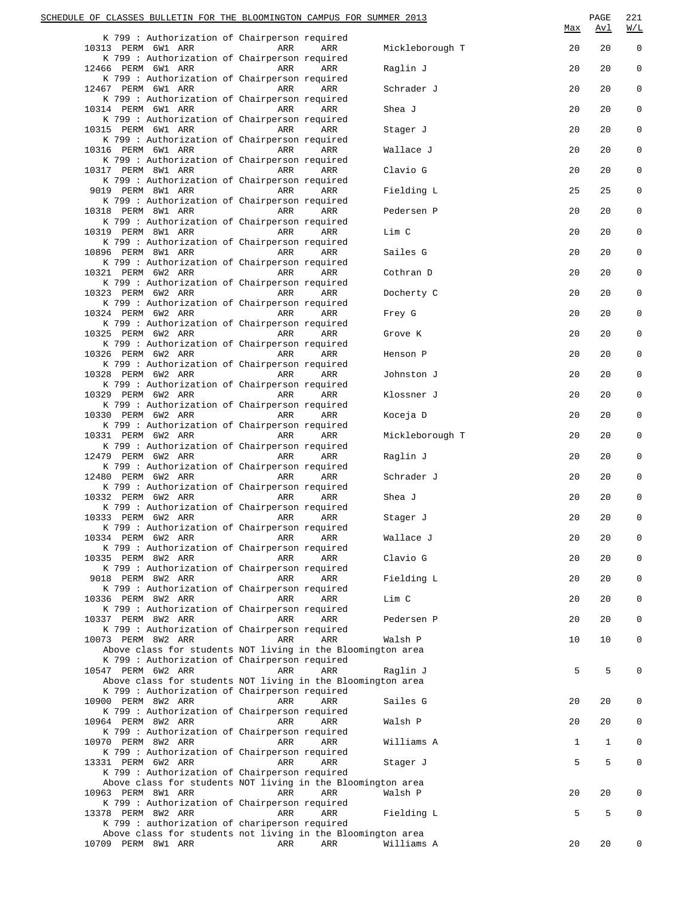| | | | | | | Max | Avl | W/L |
|---|---|---|---|---|---|---|---|---|
| K 799 : Authorization of Chairperson required | | | | | | | | |
| 10313 | PERM | 6W1 | ARR | ARR | ARR | Mickleborough T | 20 | 20 | 0 |
| K 799 : Authorization of Chairperson required | | | | | | | | |
| 12466 | PERM | 6W1 | ARR | ARR | ARR | Raglin J | 20 | 20 | 0 |
| K 799 : Authorization of Chairperson required | | | | | | | | |
| 12467 | PERM | 6W1 | ARR | ARR | ARR | Schrader J | 20 | 20 | 0 |
| K 799 : Authorization of Chairperson required | | | | | | | | |
| 10314 | PERM | 6W1 | ARR | ARR | ARR | Shea J | 20 | 20 | 0 |
| K 799 : Authorization of Chairperson required | | | | | | | | |
| 10315 | PERM | 6W1 | ARR | ARR | ARR | Stager J | 20 | 20 | 0 |
| K 799 : Authorization of Chairperson required | | | | | | | | |
| 10316 | PERM | 6W1 | ARR | ARR | ARR | Wallace J | 20 | 20 | 0 |
| K 799 : Authorization of Chairperson required | | | | | | | | |
| 10317 | PERM | 8W1 | ARR | ARR | ARR | Clavio G | 20 | 20 | 0 |
| K 799 : Authorization of Chairperson required | | | | | | | | |
| 9019 | PERM | 8W1 | ARR | ARR | ARR | Fielding L | 25 | 25 | 0 |
| K 799 : Authorization of Chairperson required | | | | | | | | |
| 10318 | PERM | 8W1 | ARR | ARR | ARR | Pedersen P | 20 | 20 | 0 |
| K 799 : Authorization of Chairperson required | | | | | | | | |
| 10319 | PERM | 8W1 | ARR | ARR | ARR | Lim C | 20 | 20 | 0 |
| K 799 : Authorization of Chairperson required | | | | | | | | |
| 10896 | PERM | 8W1 | ARR | ARR | ARR | Sailes G | 20 | 20 | 0 |
| K 799 : Authorization of Chairperson required | | | | | | | | |
| 10321 | PERM | 6W2 | ARR | ARR | ARR | Cothran D | 20 | 20 | 0 |
| K 799 : Authorization of Chairperson required | | | | | | | | |
| 10323 | PERM | 6W2 | ARR | ARR | ARR | Docherty C | 20 | 20 | 0 |
| K 799 : Authorization of Chairperson required | | | | | | | | |
| 10324 | PERM | 6W2 | ARR | ARR | ARR | Frey G | 20 | 20 | 0 |
| K 799 : Authorization of Chairperson required | | | | | | | | |
| 10325 | PERM | 6W2 | ARR | ARR | ARR | Grove K | 20 | 20 | 0 |
| K 799 : Authorization of Chairperson required | | | | | | | | |
| 10326 | PERM | 6W2 | ARR | ARR | ARR | Henson P | 20 | 20 | 0 |
| K 799 : Authorization of Chairperson required | | | | | | | | |
| 10328 | PERM | 6W2 | ARR | ARR | ARR | Johnston J | 20 | 20 | 0 |
| K 799 : Authorization of Chairperson required | | | | | | | | |
| 10329 | PERM | 6W2 | ARR | ARR | ARR | Klossner J | 20 | 20 | 0 |
| K 799 : Authorization of Chairperson required | | | | | | | | |
| 10330 | PERM | 6W2 | ARR | ARR | ARR | Koceja D | 20 | 20 | 0 |
| K 799 : Authorization of Chairperson required | | | | | | | | |
| 10331 | PERM | 6W2 | ARR | ARR | ARR | Mickleborough T | 20 | 20 | 0 |
| K 799 : Authorization of Chairperson required | | | | | | | | |
| 12479 | PERM | 6W2 | ARR | ARR | ARR | Raglin J | 20 | 20 | 0 |
| K 799 : Authorization of Chairperson required | | | | | | | | |
| 12480 | PERM | 6W2 | ARR | ARR | ARR | Schrader J | 20 | 20 | 0 |
| K 799 : Authorization of Chairperson required | | | | | | | | |
| 10332 | PERM | 6W2 | ARR | ARR | ARR | Shea J | 20 | 20 | 0 |
| K 799 : Authorization of Chairperson required | | | | | | | | |
| 10333 | PERM | 6W2 | ARR | ARR | ARR | Stager J | 20 | 20 | 0 |
| K 799 : Authorization of Chairperson required | | | | | | | | |
| 10334 | PERM | 6W2 | ARR | ARR | ARR | Wallace J | 20 | 20 | 0 |
| K 799 : Authorization of Chairperson required | | | | | | | | |
| 10335 | PERM | 8W2 | ARR | ARR | ARR | Clavio G | 20 | 20 | 0 |
| K 799 : Authorization of Chairperson required | | | | | | | | |
| 9018 | PERM | 8W2 | ARR | ARR | ARR | Fielding L | 20 | 20 | 0 |
| K 799 : Authorization of Chairperson required | | | | | | | | |
| 10336 | PERM | 8W2 | ARR | ARR | ARR | Lim C | 20 | 20 | 0 |
| K 799 : Authorization of Chairperson required | | | | | | | | |
| 10337 | PERM | 8W2 | ARR | ARR | ARR | Pedersen P | 20 | 20 | 0 |
| K 799 : Authorization of Chairperson required | | | | | | | | |
| 10073 | PERM | 8W2 | ARR | ARR | ARR | Walsh P | 10 | 10 | 0 |
| Above class for students NOT living in the Bloomington area | | | | | | | | |
| K 799 : Authorization of Chairperson required | | | | | | | | |
| 10547 | PERM | 6W2 | ARR | ARR | ARR | Raglin J | 5 | 5 | 0 |
| Above class for students NOT living in the Bloomington area | | | | | | | | |
| K 799 : Authorization of Chairperson required | | | | | | | | |
| 10900 | PERM | 8W2 | ARR | ARR | ARR | Sailes G | 20 | 20 | 0 |
| K 799 : Authorization of Chairperson required | | | | | | | | |
| 10964 | PERM | 8W2 | ARR | ARR | ARR | Walsh P | 20 | 20 | 0 |
| K 799 : Authorization of Chairperson required | | | | | | | | |
| 10970 | PERM | 8W2 | ARR | ARR | ARR | Williams A | 1 | 1 | 0 |
| K 799 : Authorization of Chairperson required | | | | | | | | |
| 13331 | PERM | 6W2 | ARR | ARR | ARR | Stager J | 5 | 5 | 0 |
| K 799 : Authorization of Chairperson required | | | | | | | | |
| Above class for students NOT living in the Bloomington area | | | | | | | | |
| 10963 | PERM | 8W1 | ARR | ARR | ARR | Walsh P | 20 | 20 | 0 |
| K 799 : Authorization of Chairperson required | | | | | | | | |
| 13378 | PERM | 8W2 | ARR | ARR | ARR | Fielding L | 5 | 5 | 0 |
| K 799 : authorization of chariperson required | | | | | | | | |
| Above class for students not living in the Bloomington area | | | | | | | | |
| 10709 | PERM | 8W1 | ARR | ARR | ARR | Williams A | 20 | 20 | 0 |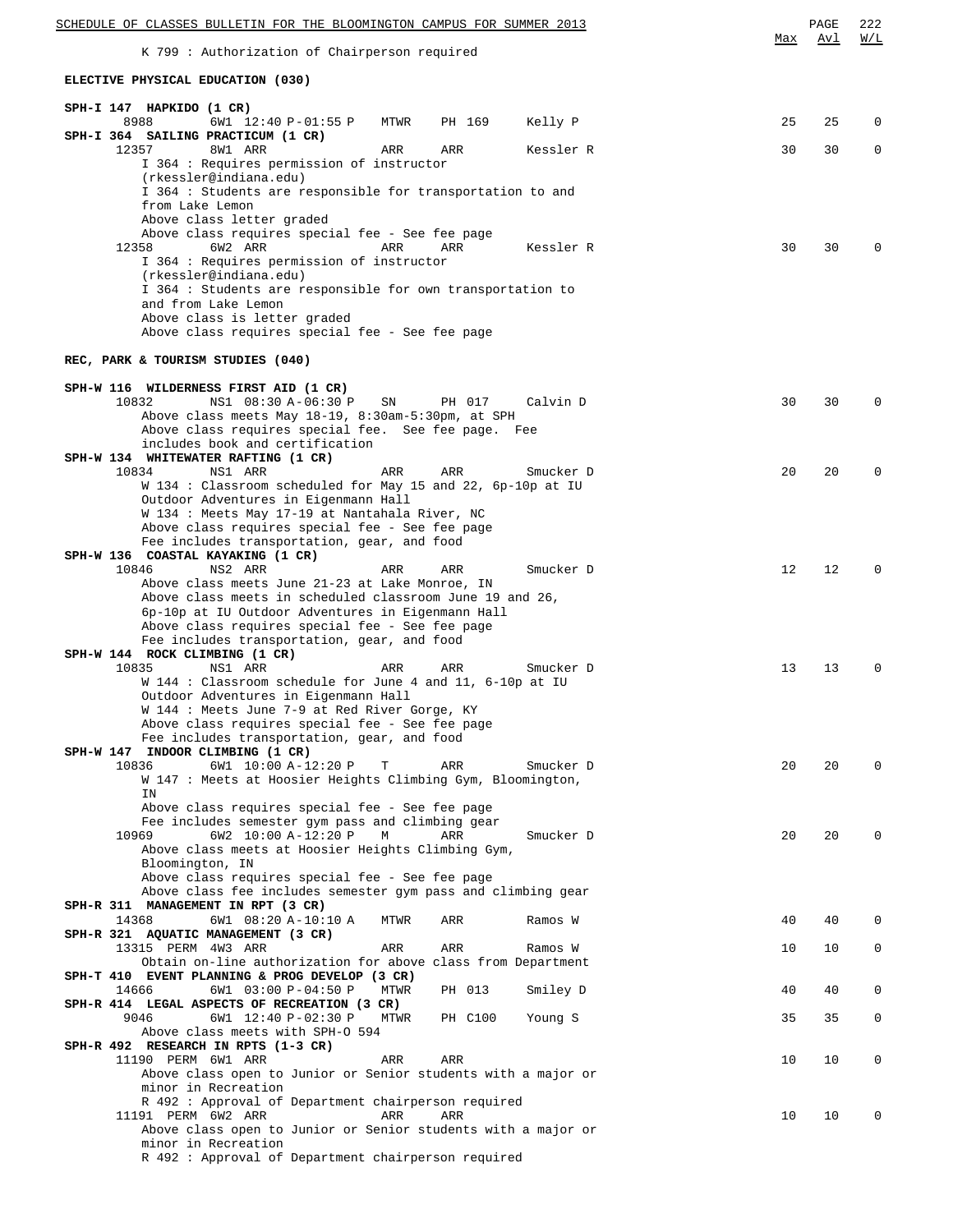K 799 : Authorization of Chairperson required

**ELECTIVE PHYSICAL EDUCATION (030)**

| | | | | | | Max | Avl | W/L |
|---|---|---|---|---|---|---|---|---|
| **SPH-I 147 HAPKIDO (1 CR)** | | | | | | | | |
| 8988 | 6W1 12:40 P-01:55 P | MTWR | PH 169 | Kelly P | | 25 | 25 | 0 |
| **SPH-I 364 SAILING PRACTICUM (1 CR)** | | | | | | | | |
| 12357 | 8W1 ARR | ARR | ARR | Kessler R | | 30 | 30 | 0 |

I 364 : Requires permission of instructor (rkessler@indiana.edu)
I 364 : Students are responsible for transportation to and from Lake Lemon
Above class letter graded
Above class requires special fee - See fee page

| | | | | | Max | Avl | W/L |
|---|---|---|---|---|---|---|---|
| 12358 | 6W2 ARR | ARR | ARR | Kessler R | 30 | 30 | 0 |

I 364 : Requires permission of instructor (rkessler@indiana.edu)
I 364 : Students are responsible for own transportation to and from Lake Lemon
Above class is letter graded
Above class requires special fee - See fee page

**REC, PARK & TOURISM STUDIES (040)**

**SPH-W 116 WILDERNESS FIRST AID (1 CR)**

| | | | | | Max | Avl | W/L |
|---|---|---|---|---|---|---|---|
| 10832 | NS1 08:30 A-06:30 P | SN | PH 017 | Calvin D | 30 | 30 | 0 |

Above class meets May 18-19, 8:30am-5:30pm, at SPH
Above class requires special fee. See fee page. Fee includes book and certification

**SPH-W 134 WHITEWATER RAFTING (1 CR)**

| | | | | | Max | Avl | W/L |
|---|---|---|---|---|---|---|---|
| 10834 | NS1 ARR | ARR | ARR | Smucker D | 20 | 20 | 0 |

W 134 : Classroom scheduled for May 15 and 22, 6p-10p at IU Outdoor Adventures in Eigenmann Hall
W 134 : Meets May 17-19 at Nantahala River, NC
Above class requires special fee - See fee page
Fee includes transportation, gear, and food

**SPH-W 136 COASTAL KAYAKING (1 CR)**

| | | | | | Max | Avl | W/L |
|---|---|---|---|---|---|---|---|
| 10846 | NS2 ARR | ARR | ARR | Smucker D | 12 | 12 | 0 |

Above class meets June 21-23 at Lake Monroe, IN
Above class meets in scheduled classroom June 19 and 26, 6p-10p at IU Outdoor Adventures in Eigenmann Hall
Above class requires special fee - See fee page
Fee includes transportation, gear, and food

**SPH-W 144 ROCK CLIMBING (1 CR)**

| | | | | | Max | Avl | W/L |
|---|---|---|---|---|---|---|---|
| 10835 | NS1 ARR | ARR | ARR | Smucker D | 13 | 13 | 0 |

W 144 : Classroom schedule for June 4 and 11, 6-10p at IU Outdoor Adventures in Eigenmann Hall
W 144 : Meets June 7-9 at Red River Gorge, KY
Above class requires special fee - See fee page
Fee includes transportation, gear, and food

**SPH-W 147 INDOOR CLIMBING (1 CR)**

| | | | | | Max | Avl | W/L |
|---|---|---|---|---|---|---|---|
| 10836 | 6W1 10:00 A-12:20 P | T | ARR | Smucker D | 20 | 20 | 0 |

W 147 : Meets at Hoosier Heights Climbing Gym, Bloomington, IN
Above class requires special fee - See fee page
Fee includes semester gym pass and climbing gear

| | | | | | Max | Avl | W/L |
|---|---|---|---|---|---|---|---|
| 10969 | 6W2 10:00 A-12:20 P | M | ARR | Smucker D | 20 | 20 | 0 |

Above class meets at Hoosier Heights Climbing Gym, Bloomington, IN
Above class requires special fee - See fee page
Above class fee includes semester gym pass and climbing gear

| | | | | | Max | Avl | W/L |
|---|---|---|---|---|---|---|---|
| **SPH-R 311 MANAGEMENT IN RPT (3 CR)** | | | | | | | |
| 14368 | 6W1 08:20 A-10:10 A | MTWR | ARR | Ramos W | 40 | 40 | 0 |
| **SPH-R 321 AQUATIC MANAGEMENT (3 CR)** | | | | | | | |
| 13315 PERM | 4W3 ARR | ARR | ARR | Ramos W | 10 | 10 | 0 |

Obtain on-line authorization for above class from Department

| | | | | | Max | Avl | W/L |
|---|---|---|---|---|---|---|---|
| **SPH-T 410 EVENT PLANNING & PROG DEVELOP (3 CR)** | | | | | | | |
| 14666 | 6W1 03:00 P-04:50 P | MTWR | PH 013 | Smiley D | 40 | 40 | 0 |
| **SPH-R 414 LEGAL ASPECTS OF RECREATION (3 CR)** | | | | | | | |
| 9046 | 6W1 12:40 P-02:30 P | MTWR | PH C100 | Young S | 35 | 35 | 0 |

Above class meets with SPH-O 594

**SPH-R 492 RESEARCH IN RPTS (1-3 CR)**

| | | | | | Max | Avl | W/L |
|---|---|---|---|---|---|---|---|
| 11190 PERM | 6W1 ARR | ARR | ARR | | 10 | 10 | 0 |

Above class open to Junior or Senior students with a major or minor in Recreation
R 492 : Approval of Department chairperson required

| | | | | | Max | Avl | W/L |
|---|---|---|---|---|---|---|---|
| 11191 PERM | 6W2 ARR | ARR | ARR | | 10 | 10 | 0 |

Above class open to Junior or Senior students with a major or minor in Recreation
R 492 : Approval of Department chairperson required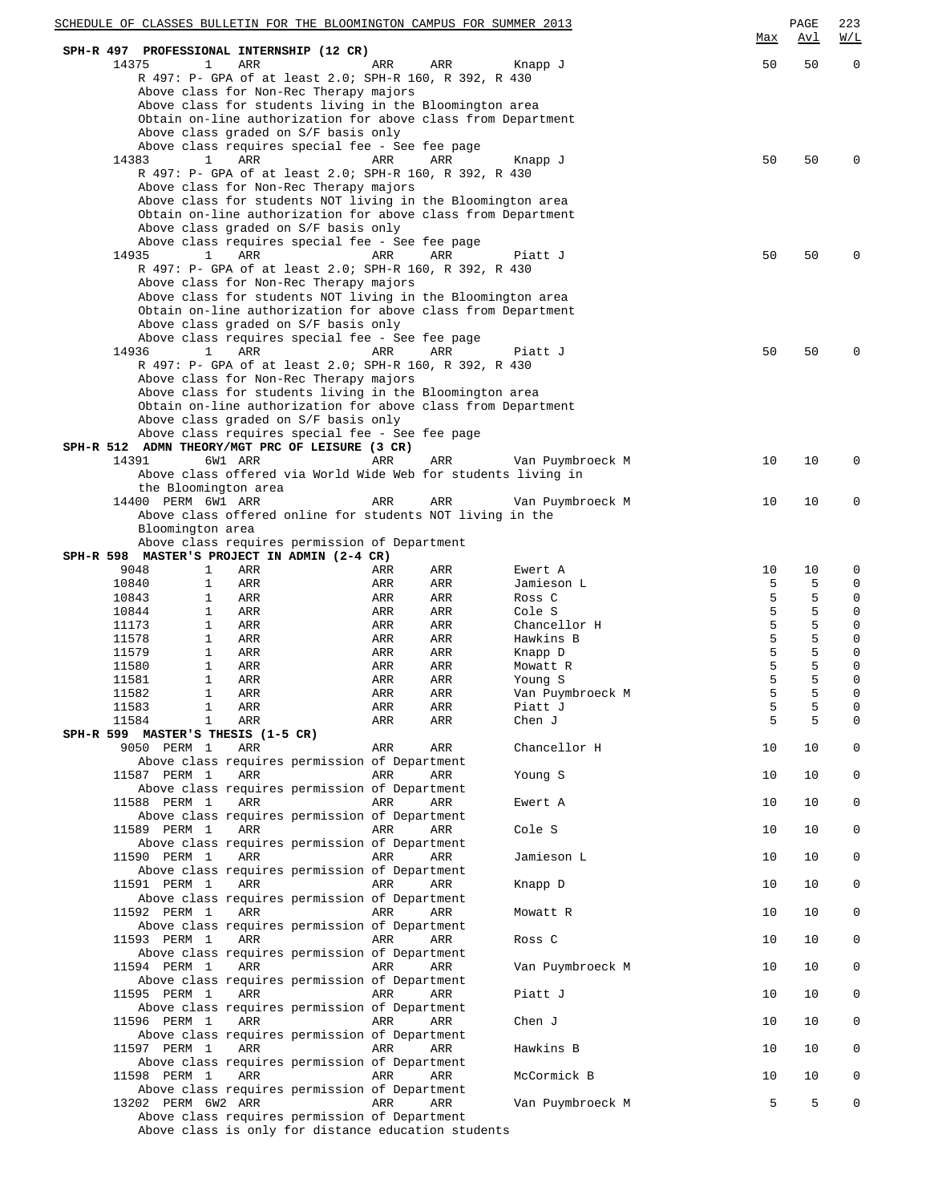**SPH-R 497 PROFESSIONAL INTERNSHIP (12 CR)**

| Class | Perm | Sess | Time | Days | Room | Instructor | Max | Avl | W/L |
|---|---|---|---|---|---|---|---|---|---|
| 14375 | | 1 | ARR | ARR | ARR | Knapp J | 50 | 50 | 0 |

R 497: P- GPA of at least 2.0; SPH-R 160, R 392, R 430
Above class for Non-Rec Therapy majors
Above class for students living in the Bloomington area
Obtain on-line authorization for above class from Department
Above class graded on S/F basis only
Above class requires special fee - See fee page

| Class | Perm | Sess | Time | Days | Room | Instructor | Max | Avl | W/L |
|---|---|---|---|---|---|---|---|---|---|
| 14383 | | 1 | ARR | ARR | ARR | Knapp J | 50 | 50 | 0 |

R 497: P- GPA of at least 2.0; SPH-R 160, R 392, R 430
Above class for Non-Rec Therapy majors
Above class for students NOT living in the Bloomington area
Obtain on-line authorization for above class from Department
Above class graded on S/F basis only
Above class requires special fee - See fee page

| Class | Perm | Sess | Time | Days | Room | Instructor | Max | Avl | W/L |
|---|---|---|---|---|---|---|---|---|---|
| 14935 | | 1 | ARR | ARR | ARR | Piatt J | 50 | 50 | 0 |

R 497: P- GPA of at least 2.0; SPH-R 160, R 392, R 430
Above class for Non-Rec Therapy majors
Above class for students NOT living in the Bloomington area
Obtain on-line authorization for above class from Department
Above class graded on S/F basis only
Above class requires special fee - See fee page

| Class | Perm | Sess | Time | Days | Room | Instructor | Max | Avl | W/L |
|---|---|---|---|---|---|---|---|---|---|
| 14936 | | 1 | ARR | ARR | ARR | Piatt J | 50 | 50 | 0 |

R 497: P- GPA of at least 2.0; SPH-R 160, R 392, R 430
Above class for Non-Rec Therapy majors
Above class for students living in the Bloomington area
Obtain on-line authorization for above class from Department
Above class graded on S/F basis only
Above class requires special fee - See fee page

**SPH-R 512 ADMN THEORY/MGT PRC OF LEISURE (3 CR)**

| Class | Perm | Sess | Time | Days | Room | Instructor | Max | Avl | W/L |
|---|---|---|---|---|---|---|---|---|---|
| 14391 | | 6W1 | ARR | ARR | ARR | Van Puymbroeck M | 10 | 10 | 0 |

Above class offered via World Wide Web for students living in the Bloomington area

| Class | Perm | Sess | Time | Days | Room | Instructor | Max | Avl | W/L |
|---|---|---|---|---|---|---|---|---|---|
| 14400 | PERM | 6W1 | ARR | ARR | ARR | Van Puymbroeck M | 10 | 10 | 0 |

Above class offered online for students NOT living in the Bloomington area
Above class requires permission of Department

**SPH-R 598 MASTER'S PROJECT IN ADMIN (2-4 CR)**

| Class | Perm | Sess | Time | Days | Room | Instructor | Max | Avl | W/L |
|---|---|---|---|---|---|---|---|---|---|
| 9048 | | 1 | ARR | ARR | ARR | Ewert A | 10 | 10 | 0 |
| 10840 | | 1 | ARR | ARR | ARR | Jamieson L | 5 | 5 | 0 |
| 10843 | | 1 | ARR | ARR | ARR | Ross C | 5 | 5 | 0 |
| 10844 | | 1 | ARR | ARR | ARR | Cole S | 5 | 5 | 0 |
| 11173 | | 1 | ARR | ARR | ARR | Chancellor H | 5 | 5 | 0 |
| 11578 | | 1 | ARR | ARR | ARR | Hawkins B | 5 | 5 | 0 |
| 11579 | | 1 | ARR | ARR | ARR | Knapp D | 5 | 5 | 0 |
| 11580 | | 1 | ARR | ARR | ARR | Mowatt R | 5 | 5 | 0 |
| 11581 | | 1 | ARR | ARR | ARR | Young S | 5 | 5 | 0 |
| 11582 | | 1 | ARR | ARR | ARR | Van Puymbroeck M | 5 | 5 | 0 |
| 11583 | | 1 | ARR | ARR | ARR | Piatt J | 5 | 5 | 0 |
| 11584 | | 1 | ARR | ARR | ARR | Chen J | 5 | 5 | 0 |

**SPH-R 599 MASTER'S THESIS (1-5 CR)**

| Class | Perm | Sess | Time | Days | Room | Instructor | Max | Avl | W/L |
|---|---|---|---|---|---|---|---|---|---|
| 9050 | PERM | 1 | ARR | ARR | ARR | Chancellor H | 10 | 10 | 0 |
| 11587 | PERM | 1 | ARR | ARR | ARR | Young S | 10 | 10 | 0 |
| 11588 | PERM | 1 | ARR | ARR | ARR | Ewert A | 10 | 10 | 0 |
| 11589 | PERM | 1 | ARR | ARR | ARR | Cole S | 10 | 10 | 0 |
| 11590 | PERM | 1 | ARR | ARR | ARR | Jamieson L | 10 | 10 | 0 |
| 11591 | PERM | 1 | ARR | ARR | ARR | Knapp D | 10 | 10 | 0 |
| 11592 | PERM | 1 | ARR | ARR | ARR | Mowatt R | 10 | 10 | 0 |
| 11593 | PERM | 1 | ARR | ARR | ARR | Ross C | 10 | 10 | 0 |
| 11594 | PERM | 1 | ARR | ARR | ARR | Van Puymbroeck M | 10 | 10 | 0 |
| 11595 | PERM | 1 | ARR | ARR | ARR | Piatt J | 10 | 10 | 0 |
| 11596 | PERM | 1 | ARR | ARR | ARR | Chen J | 10 | 10 | 0 |
| 11597 | PERM | 1 | ARR | ARR | ARR | Hawkins B | 10 | 10 | 0 |
| 11598 | PERM | 1 | ARR | ARR | ARR | McCormick B | 10 | 10 | 0 |

Each of the above classes (9050 through 11598): Above class requires permission of Department

| Class | Perm | Sess | Time | Days | Room | Instructor | Max | Avl | W/L |
|---|---|---|---|---|---|---|---|---|---|
| 13202 | PERM | 6W2 | ARR | ARR | ARR | Van Puymbroeck M | 5 | 5 | 0 |

Above class requires permission of Department
Above class is only for distance education students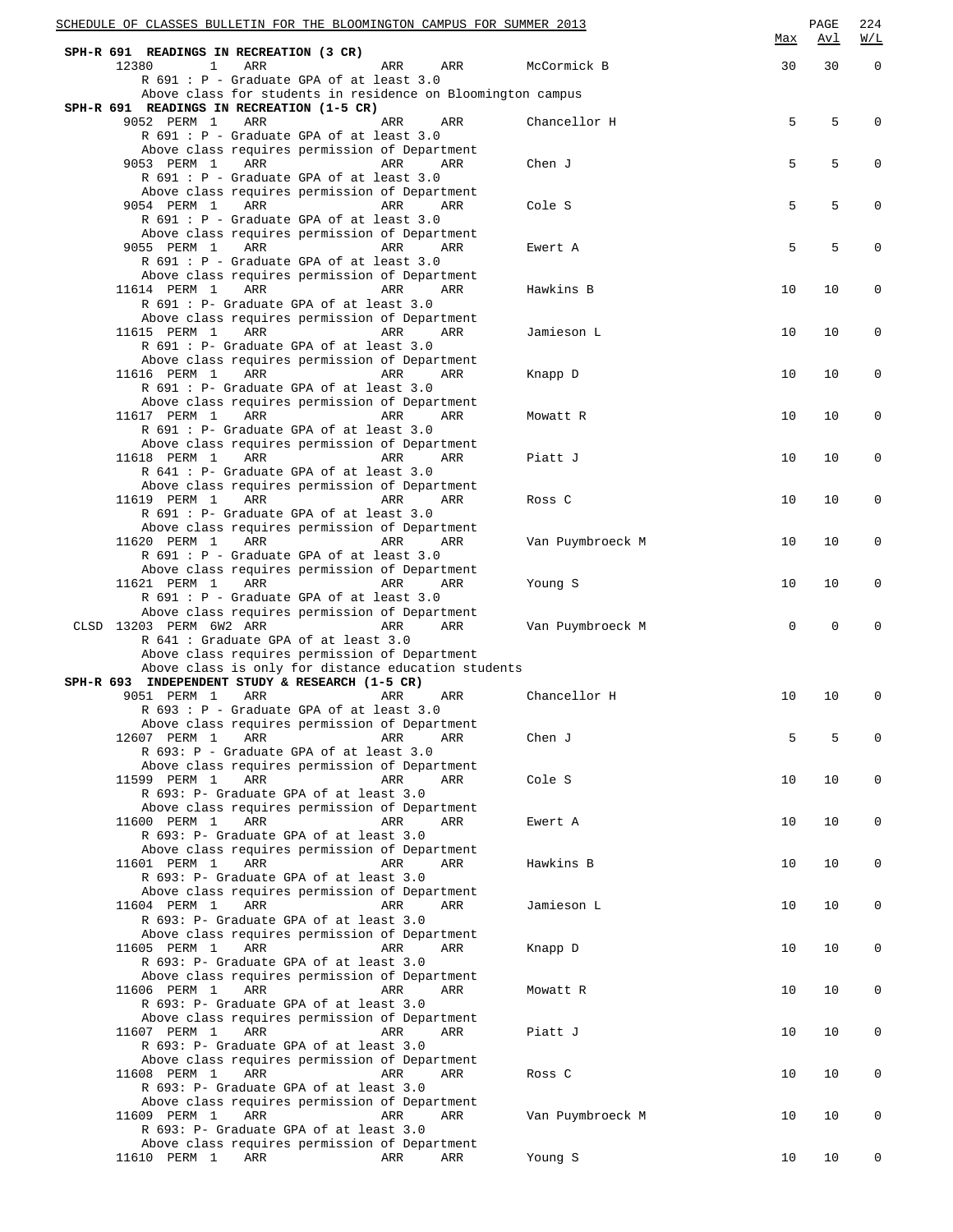SCHEDULE OF CLASSES BULLETIN FOR THE BLOOMINGTON CAMPUS FOR SUMMER 2013

**SPH-R 691 READINGS IN RECREATION (3 CR)**

| Class | | Days | Time | Room | Instructor | Max | Avl | W/L |
|---|---|---|---|---|---|---|---|---|
| 12380 | 1 | ARR | ARR | ARR | McCormick B | 30 | 30 | 0 |

R 691 : P - Graduate GPA of at least 3.0
Above class for students in residence on Bloomington campus

**SPH-R 691 READINGS IN RECREATION (1-5 CR)**

| Class | | Days | Time | Room | Instructor | Max | Avl | W/L |
|---|---|---|---|---|---|---|---|---|
| 9052 | PERM 1 | ARR | ARR | ARR | Chancellor H | 5 | 5 | 0 |
| | | R 691 : P - Graduate GPA of at least 3.0 | | | | | | |
| | | Above class requires permission of Department | | | | | | |
| 9053 | PERM 1 | ARR | ARR | ARR | Chen J | 5 | 5 | 0 |
| | | R 691 : P - Graduate GPA of at least 3.0 | | | | | | |
| | | Above class requires permission of Department | | | | | | |
| 9054 | PERM 1 | ARR | ARR | ARR | Cole S | 5 | 5 | 0 |
| | | R 691 : P - Graduate GPA of at least 3.0 | | | | | | |
| | | Above class requires permission of Department | | | | | | |
| 9055 | PERM 1 | ARR | ARR | ARR | Ewert A | 5 | 5 | 0 |
| | | R 691 : P - Graduate GPA of at least 3.0 | | | | | | |
| | | Above class requires permission of Department | | | | | | |
| 11614 | PERM 1 | ARR | ARR | ARR | Hawkins B | 10 | 10 | 0 |
| | | R 691 : P- Graduate GPA of at least 3.0 | | | | | | |
| | | Above class requires permission of Department | | | | | | |
| 11615 | PERM 1 | ARR | ARR | ARR | Jamieson L | 10 | 10 | 0 |
| | | R 691 : P- Graduate GPA of at least 3.0 | | | | | | |
| | | Above class requires permission of Department | | | | | | |
| 11616 | PERM 1 | ARR | ARR | ARR | Knapp D | 10 | 10 | 0 |
| | | R 691 : P- Graduate GPA of at least 3.0 | | | | | | |
| | | Above class requires permission of Department | | | | | | |
| 11617 | PERM 1 | ARR | ARR | ARR | Mowatt R | 10 | 10 | 0 |
| | | R 691 : P- Graduate GPA of at least 3.0 | | | | | | |
| | | Above class requires permission of Department | | | | | | |
| 11618 | PERM 1 | ARR | ARR | ARR | Piatt J | 10 | 10 | 0 |
| | | R 641 : P- Graduate GPA of at least 3.0 | | | | | | |
| | | Above class requires permission of Department | | | | | | |
| 11619 | PERM 1 | ARR | ARR | ARR | Ross C | 10 | 10 | 0 |
| | | R 691 : P- Graduate GPA of at least 3.0 | | | | | | |
| | | Above class requires permission of Department | | | | | | |
| 11620 | PERM 1 | ARR | ARR | ARR | Van Puymbroeck M | 10 | 10 | 0 |
| | | R 691 : P - Graduate GPA of at least 3.0 | | | | | | |
| | | Above class requires permission of Department | | | | | | |
| 11621 | PERM 1 | ARR | ARR | ARR | Young S | 10 | 10 | 0 |
| | | R 691 : P - Graduate GPA of at least 3.0 | | | | | | |
| | | Above class requires permission of Department | | | | | | |
| CLSD 13203 | PERM 6W2 | ARR | ARR | ARR | Van Puymbroeck M | 0 | 0 | 0 |
| | | R 641 : Graduate GPA of at least 3.0 | | | | | | |
| | | Above class requires permission of Department | | | | | | |
| | | Above class is only for distance education students | | | | | | |

**SPH-R 693 INDEPENDENT STUDY & RESEARCH (1-5 CR)**

| Class | | Days | Time | Room | Instructor | Max | Avl | W/L |
|---|---|---|---|---|---|---|---|---|
| 9051 | PERM 1 | ARR | ARR | ARR | Chancellor H | 10 | 10 | 0 |
| | | R 693 : P - Graduate GPA of at least 3.0 | | | | | | |
| | | Above class requires permission of Department | | | | | | |
| 12607 | PERM 1 | ARR | ARR | ARR | Chen J | 5 | 5 | 0 |
| | | R 693: P - Graduate GPA of at least 3.0 | | | | | | |
| | | Above class requires permission of Department | | | | | | |
| 11599 | PERM 1 | ARR | ARR | ARR | Cole S | 10 | 10 | 0 |
| | | R 693: P- Graduate GPA of at least 3.0 | | | | | | |
| | | Above class requires permission of Department | | | | | | |
| 11600 | PERM 1 | ARR | ARR | ARR | Ewert A | 10 | 10 | 0 |
| | | R 693: P- Graduate GPA of at least 3.0 | | | | | | |
| | | Above class requires permission of Department | | | | | | |
| 11601 | PERM 1 | ARR | ARR | ARR | Hawkins B | 10 | 10 | 0 |
| | | R 693: P- Graduate GPA of at least 3.0 | | | | | | |
| | | Above class requires permission of Department | | | | | | |
| 11604 | PERM 1 | ARR | ARR | ARR | Jamieson L | 10 | 10 | 0 |
| | | R 693: P- Graduate GPA of at least 3.0 | | | | | | |
| | | Above class requires permission of Department | | | | | | |
| 11605 | PERM 1 | ARR | ARR | ARR | Knapp D | 10 | 10 | 0 |
| | | R 693: P- Graduate GPA of at least 3.0 | | | | | | |
| | | Above class requires permission of Department | | | | | | |
| 11606 | PERM 1 | ARR | ARR | ARR | Mowatt R | 10 | 10 | 0 |
| | | R 693: P- Graduate GPA of at least 3.0 | | | | | | |
| | | Above class requires permission of Department | | | | | | |
| 11607 | PERM 1 | ARR | ARR | ARR | Piatt J | 10 | 10 | 0 |
| | | R 693: P- Graduate GPA of at least 3.0 | | | | | | |
| | | Above class requires permission of Department | | | | | | |
| 11608 | PERM 1 | ARR | ARR | ARR | Ross C | 10 | 10 | 0 |
| | | R 693: P- Graduate GPA of at least 3.0 | | | | | | |
| | | Above class requires permission of Department | | | | | | |
| 11609 | PERM 1 | ARR | ARR | ARR | Van Puymbroeck M | 10 | 10 | 0 |
| | | R 693: P- Graduate GPA of at least 3.0 | | | | | | |
| | | Above class requires permission of Department | | | | | | |
| 11610 | PERM 1 | ARR | ARR | ARR | Young S | 10 | 10 | 0 |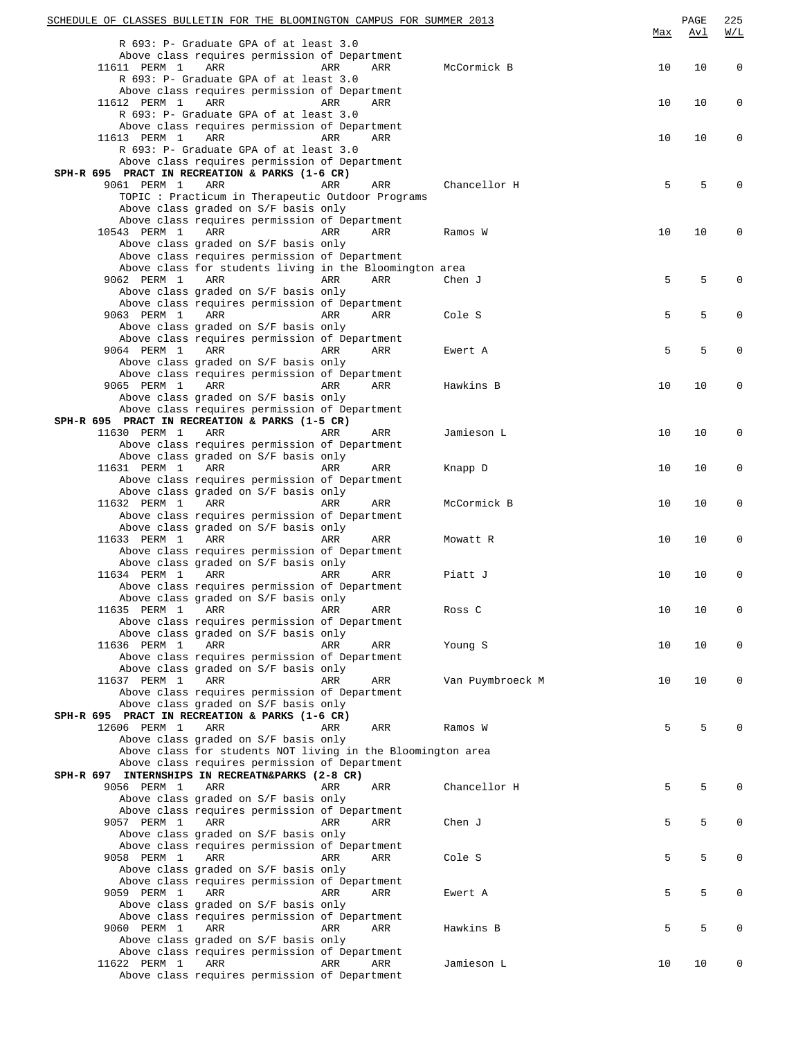| | | | | | Max | Avl | W/L |
|---|---|---|---|---|---|---|---|
| R 693: P- Graduate GPA of at least 3.0 | | | | | | | |
| Above class requires permission of Department | | | | | | | |
| 11611 PERM 1 | ARR | ARR | ARR | McCormick B | 10 | 10 | 0 |
| R 693: P- Graduate GPA of at least 3.0 | | | | | | | |
| Above class requires permission of Department | | | | | | | |
| 11612 PERM 1 | ARR | ARR | ARR | | 10 | 10 | 0 |
| R 693: P- Graduate GPA of at least 3.0 | | | | | | | |
| Above class requires permission of Department | | | | | | | |
| 11613 PERM 1 | ARR | ARR | ARR | | 10 | 10 | 0 |
| R 693: P- Graduate GPA of at least 3.0 | | | | | | | |
| Above class requires permission of Department | | | | | | | |
| **SPH-R 695 PRACT IN RECREATION & PARKS (1-6 CR)** | | | | | | | |
| 9061 PERM 1 | ARR | ARR | ARR | Chancellor H | 5 | 5 | 0 |
| TOPIC : Practicum in Therapeutic Outdoor Programs | | | | | | | |
| Above class graded on S/F basis only | | | | | | | |
| Above class requires permission of Department | | | | | | | |
| 10543 PERM 1 | ARR | ARR | ARR | Ramos W | 10 | 10 | 0 |
| Above class graded on S/F basis only | | | | | | | |
| Above class requires permission of Department | | | | | | | |
| Above class for students living in the Bloomington area | | | | | | | |
| 9062 PERM 1 | ARR | ARR | ARR | Chen J | 5 | 5 | 0 |
| Above class graded on S/F basis only | | | | | | | |
| Above class requires permission of Department | | | | | | | |
| 9063 PERM 1 | ARR | ARR | ARR | Cole S | 5 | 5 | 0 |
| Above class graded on S/F basis only | | | | | | | |
| Above class requires permission of Department | | | | | | | |
| 9064 PERM 1 | ARR | ARR | ARR | Ewert A | 5 | 5 | 0 |
| Above class graded on S/F basis only | | | | | | | |
| Above class requires permission of Department | | | | | | | |
| 9065 PERM 1 | ARR | ARR | ARR | Hawkins B | 10 | 10 | 0 |
| Above class graded on S/F basis only | | | | | | | |
| Above class requires permission of Department | | | | | | | |
| **SPH-R 695 PRACT IN RECREATION & PARKS (1-5 CR)** | | | | | | | |
| 11630 PERM 1 | ARR | ARR | ARR | Jamieson L | 10 | 10 | 0 |
| Above class requires permission of Department | | | | | | | |
| Above class graded on S/F basis only | | | | | | | |
| 11631 PERM 1 | ARR | ARR | ARR | Knapp D | 10 | 10 | 0 |
| Above class requires permission of Department | | | | | | | |
| Above class graded on S/F basis only | | | | | | | |
| 11632 PERM 1 | ARR | ARR | ARR | McCormick B | 10 | 10 | 0 |
| Above class requires permission of Department | | | | | | | |
| Above class graded on S/F basis only | | | | | | | |
| 11633 PERM 1 | ARR | ARR | ARR | Mowatt R | 10 | 10 | 0 |
| Above class requires permission of Department | | | | | | | |
| Above class graded on S/F basis only | | | | | | | |
| 11634 PERM 1 | ARR | ARR | ARR | Piatt J | 10 | 10 | 0 |
| Above class requires permission of Department | | | | | | | |
| Above class graded on S/F basis only | | | | | | | |
| 11635 PERM 1 | ARR | ARR | ARR | Ross C | 10 | 10 | 0 |
| Above class requires permission of Department | | | | | | | |
| Above class graded on S/F basis only | | | | | | | |
| 11636 PERM 1 | ARR | ARR | ARR | Young S | 10 | 10 | 0 |
| Above class requires permission of Department | | | | | | | |
| Above class graded on S/F basis only | | | | | | | |
| 11637 PERM 1 | ARR | ARR | ARR | Van Puymbroeck M | 10 | 10 | 0 |
| Above class requires permission of Department | | | | | | | |
| Above class graded on S/F basis only | | | | | | | |
| **SPH-R 695 PRACT IN RECREATION & PARKS (1-6 CR)** | | | | | | | |
| 12606 PERM 1 | ARR | ARR | ARR | Ramos W | 5 | 5 | 0 |
| Above class graded on S/F basis only | | | | | | | |
| Above class for students NOT living in the Bloomington area | | | | | | | |
| Above class requires permission of Department | | | | | | | |
| **SPH-R 697 INTERNSHIPS IN RECREATN&PARKS (2-8 CR)** | | | | | | | |
| 9056 PERM 1 | ARR | ARR | ARR | Chancellor H | 5 | 5 | 0 |
| Above class graded on S/F basis only | | | | | | | |
| Above class requires permission of Department | | | | | | | |
| 9057 PERM 1 | ARR | ARR | ARR | Chen J | 5 | 5 | 0 |
| Above class graded on S/F basis only | | | | | | | |
| Above class requires permission of Department | | | | | | | |
| 9058 PERM 1 | ARR | ARR | ARR | Cole S | 5 | 5 | 0 |
| Above class graded on S/F basis only | | | | | | | |
| Above class requires permission of Department | | | | | | | |
| 9059 PERM 1 | ARR | ARR | ARR | Ewert A | 5 | 5 | 0 |
| Above class graded on S/F basis only | | | | | | | |
| Above class requires permission of Department | | | | | | | |
| 9060 PERM 1 | ARR | ARR | ARR | Hawkins B | 5 | 5 | 0 |
| Above class graded on S/F basis only | | | | | | | |
| Above class requires permission of Department | | | | | | | |
| 11622 PERM 1 | ARR | ARR | ARR | Jamieson L | 10 | 10 | 0 |
| Above class requires permission of Department | | | | | | | |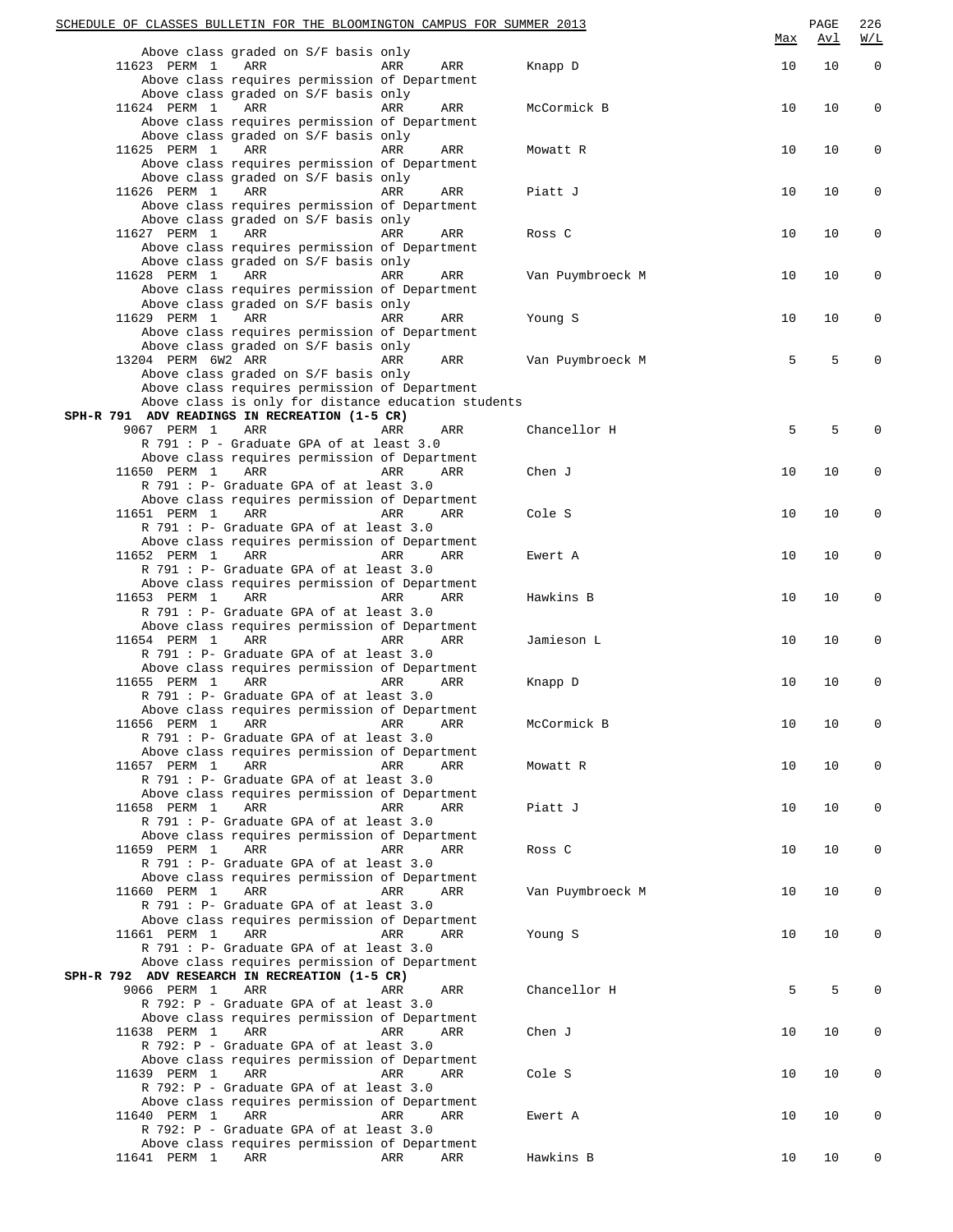Above class graded on S/F basis only

| Class | Type | Sess | Time | Days | Room | Instructor | Max | Avl | W/L |
|---|---|---|---|---|---|---|---|---|---|
| 11623 | PERM | 1 | ARR | ARR | ARR | Knapp D | 10 | 10 | 0 |

Above class requires permission of Department
Above class graded on S/F basis only

| Class | Type | Sess | Time | Days | Room | Instructor | Max | Avl | W/L |
|---|---|---|---|---|---|---|---|---|---|
| 11624 | PERM | 1 | ARR | ARR | ARR | McCormick B | 10 | 10 | 0 |

Above class requires permission of Department
Above class graded on S/F basis only

| Class | Type | Sess | Time | Days | Room | Instructor | Max | Avl | W/L |
|---|---|---|---|---|---|---|---|---|---|
| 11625 | PERM | 1 | ARR | ARR | ARR | Mowatt R | 10 | 10 | 0 |

Above class requires permission of Department
Above class graded on S/F basis only

| Class | Type | Sess | Time | Days | Room | Instructor | Max | Avl | W/L |
|---|---|---|---|---|---|---|---|---|---|
| 11626 | PERM | 1 | ARR | ARR | ARR | Piatt J | 10 | 10 | 0 |

Above class requires permission of Department
Above class graded on S/F basis only

| Class | Type | Sess | Time | Days | Room | Instructor | Max | Avl | W/L |
|---|---|---|---|---|---|---|---|---|---|
| 11627 | PERM | 1 | ARR | ARR | ARR | Ross C | 10 | 10 | 0 |

Above class requires permission of Department
Above class graded on S/F basis only

| Class | Type | Sess | Time | Days | Room | Instructor | Max | Avl | W/L |
|---|---|---|---|---|---|---|---|---|---|
| 11628 | PERM | 1 | ARR | ARR | ARR | Van Puymbroeck M | 10 | 10 | 0 |

Above class requires permission of Department
Above class graded on S/F basis only

| Class | Type | Sess | Time | Days | Room | Instructor | Max | Avl | W/L |
|---|---|---|---|---|---|---|---|---|---|
| 11629 | PERM | 1 | ARR | ARR | ARR | Young S | 10 | 10 | 0 |

Above class requires permission of Department
Above class graded on S/F basis only

| Class | Type | Sess | Time | Days | Room | Instructor | Max | Avl | W/L |
|---|---|---|---|---|---|---|---|---|---|
| 13204 | PERM | 6W2 | ARR | ARR | ARR | Van Puymbroeck M | 5 | 5 | 0 |

Above class graded on S/F basis only
Above class requires permission of Department
Above class is only for distance education students

## SPH-R 791 ADV READINGS IN RECREATION (1-5 CR)

| Class | Type | Sess | Time | Days | Room | Instructor | Max | Avl | W/L |
|---|---|---|---|---|---|---|---|---|---|
| 9067 | PERM | 1 | ARR | ARR | ARR | Chancellor H | 5 | 5 | 0 |

R 791 : P - Graduate GPA of at least 3.0
Above class requires permission of Department

| Class | Type | Sess | Time | Days | Room | Instructor | Max | Avl | W/L |
|---|---|---|---|---|---|---|---|---|---|
| 11650 | PERM | 1 | ARR | ARR | ARR | Chen J | 10 | 10 | 0 |

R 791 : P- Graduate GPA of at least 3.0
Above class requires permission of Department

| Class | Type | Sess | Time | Days | Room | Instructor | Max | Avl | W/L |
|---|---|---|---|---|---|---|---|---|---|
| 11651 | PERM | 1 | ARR | ARR | ARR | Cole S | 10 | 10 | 0 |

R 791 : P- Graduate GPA of at least 3.0
Above class requires permission of Department

| Class | Type | Sess | Time | Days | Room | Instructor | Max | Avl | W/L |
|---|---|---|---|---|---|---|---|---|---|
| 11652 | PERM | 1 | ARR | ARR | ARR | Ewert A | 10 | 10 | 0 |

R 791 : P- Graduate GPA of at least 3.0
Above class requires permission of Department

| Class | Type | Sess | Time | Days | Room | Instructor | Max | Avl | W/L |
|---|---|---|---|---|---|---|---|---|---|
| 11653 | PERM | 1 | ARR | ARR | ARR | Hawkins B | 10 | 10 | 0 |

R 791 : P- Graduate GPA of at least 3.0
Above class requires permission of Department

| Class | Type | Sess | Time | Days | Room | Instructor | Max | Avl | W/L |
|---|---|---|---|---|---|---|---|---|---|
| 11654 | PERM | 1 | ARR | ARR | ARR | Jamieson L | 10 | 10 | 0 |

R 791 : P- Graduate GPA of at least 3.0
Above class requires permission of Department

| Class | Type | Sess | Time | Days | Room | Instructor | Max | Avl | W/L |
|---|---|---|---|---|---|---|---|---|---|
| 11655 | PERM | 1 | ARR | ARR | ARR | Knapp D | 10 | 10 | 0 |

R 791 : P- Graduate GPA of at least 3.0
Above class requires permission of Department

| Class | Type | Sess | Time | Days | Room | Instructor | Max | Avl | W/L |
|---|---|---|---|---|---|---|---|---|---|
| 11656 | PERM | 1 | ARR | ARR | ARR | McCormick B | 10 | 10 | 0 |

R 791 : P- Graduate GPA of at least 3.0
Above class requires permission of Department

| Class | Type | Sess | Time | Days | Room | Instructor | Max | Avl | W/L |
|---|---|---|---|---|---|---|---|---|---|
| 11657 | PERM | 1 | ARR | ARR | ARR | Mowatt R | 10 | 10 | 0 |

R 791 : P- Graduate GPA of at least 3.0
Above class requires permission of Department

| Class | Type | Sess | Time | Days | Room | Instructor | Max | Avl | W/L |
|---|---|---|---|---|---|---|---|---|---|
| 11658 | PERM | 1 | ARR | ARR | ARR | Piatt J | 10 | 10 | 0 |

R 791 : P- Graduate GPA of at least 3.0
Above class requires permission of Department

| Class | Type | Sess | Time | Days | Room | Instructor | Max | Avl | W/L |
|---|---|---|---|---|---|---|---|---|---|
| 11659 | PERM | 1 | ARR | ARR | ARR | Ross C | 10 | 10 | 0 |

R 791 : P- Graduate GPA of at least 3.0
Above class requires permission of Department

| Class | Type | Sess | Time | Days | Room | Instructor | Max | Avl | W/L |
|---|---|---|---|---|---|---|---|---|---|
| 11660 | PERM | 1 | ARR | ARR | ARR | Van Puymbroeck M | 10 | 10 | 0 |

R 791 : P- Graduate GPA of at least 3.0
Above class requires permission of Department

| Class | Type | Sess | Time | Days | Room | Instructor | Max | Avl | W/L |
|---|---|---|---|---|---|---|---|---|---|
| 11661 | PERM | 1 | ARR | ARR | ARR | Young S | 10 | 10 | 0 |

R 791 : P- Graduate GPA of at least 3.0
Above class requires permission of Department

## SPH-R 792 ADV RESEARCH IN RECREATION (1-5 CR)

| Class | Type | Sess | Time | Days | Room | Instructor | Max | Avl | W/L |
|---|---|---|---|---|---|---|---|---|---|
| 9066 | PERM | 1 | ARR | ARR | ARR | Chancellor H | 5 | 5 | 0 |

R 792: P - Graduate GPA of at least 3.0
Above class requires permission of Department

| Class | Type | Sess | Time | Days | Room | Instructor | Max | Avl | W/L |
|---|---|---|---|---|---|---|---|---|---|
| 11638 | PERM | 1 | ARR | ARR | ARR | Chen J | 10 | 10 | 0 |

R 792: P - Graduate GPA of at least 3.0
Above class requires permission of Department

| Class | Type | Sess | Time | Days | Room | Instructor | Max | Avl | W/L |
|---|---|---|---|---|---|---|---|---|---|
| 11639 | PERM | 1 | ARR | ARR | ARR | Cole S | 10 | 10 | 0 |

R 792: P - Graduate GPA of at least 3.0
Above class requires permission of Department

| Class | Type | Sess | Time | Days | Room | Instructor | Max | Avl | W/L |
|---|---|---|---|---|---|---|---|---|---|
| 11640 | PERM | 1 | ARR | ARR | ARR | Ewert A | 10 | 10 | 0 |

R 792: P - Graduate GPA of at least 3.0
Above class requires permission of Department

| Class | Type | Sess | Time | Days | Room | Instructor | Max | Avl | W/L |
|---|---|---|---|---|---|---|---|---|---|
| 11641 | PERM | 1 | ARR | ARR | ARR | Hawkins B | 10 | 10 | 0 |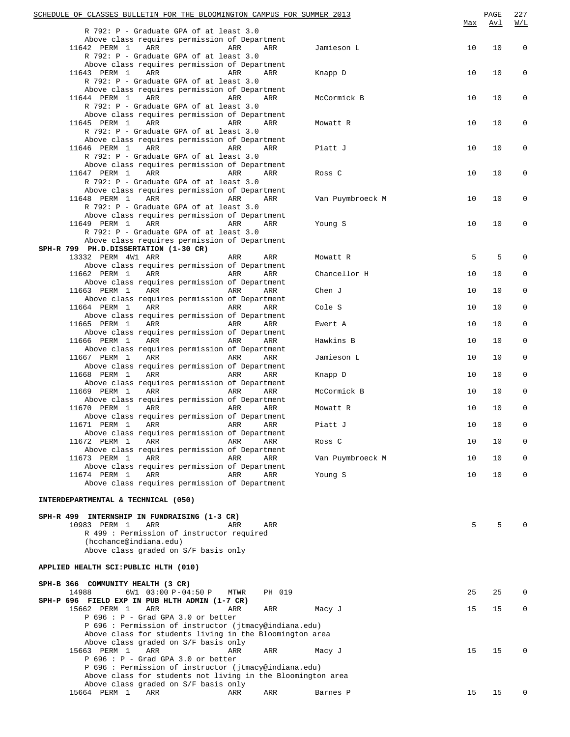| | | | | | Max | Avl | W/L |
|---|---|---|---|---|---|---|---|
| R 792: P - Graduate GPA of at least 3.0 | | | | | | | |
| Above class requires permission of Department | | | | | | | |
| 11642 PERM 1 | ARR | ARR | ARR | Jamieson L | 10 | 10 | 0 |
| R 792: P - Graduate GPA of at least 3.0 | | | | | | | |
| Above class requires permission of Department | | | | | | | |
| 11643 PERM 1 | ARR | ARR | ARR | Knapp D | 10 | 10 | 0 |
| R 792: P - Graduate GPA of at least 3.0 | | | | | | | |
| Above class requires permission of Department | | | | | | | |
| 11644 PERM 1 | ARR | ARR | ARR | McCormick B | 10 | 10 | 0 |
| R 792: P - Graduate GPA of at least 3.0 | | | | | | | |
| Above class requires permission of Department | | | | | | | |
| 11645 PERM 1 | ARR | ARR | ARR | Mowatt R | 10 | 10 | 0 |
| R 792: P - Graduate GPA of at least 3.0 | | | | | | | |
| Above class requires permission of Department | | | | | | | |
| 11646 PERM 1 | ARR | ARR | ARR | Piatt J | 10 | 10 | 0 |
| R 792: P - Graduate GPA of at least 3.0 | | | | | | | |
| Above class requires permission of Department | | | | | | | |
| 11647 PERM 1 | ARR | ARR | ARR | Ross C | 10 | 10 | 0 |
| R 792: P - Graduate GPA of at least 3.0 | | | | | | | |
| Above class requires permission of Department | | | | | | | |
| 11648 PERM 1 | ARR | ARR | ARR | Van Puymbroeck M | 10 | 10 | 0 |
| R 792: P - Graduate GPA of at least 3.0 | | | | | | | |
| Above class requires permission of Department | | | | | | | |
| 11649 PERM 1 | ARR | ARR | ARR | Young S | 10 | 10 | 0 |
| R 792: P - Graduate GPA of at least 3.0 | | | | | | | |
| Above class requires permission of Department | | | | | | | |

**SPH-R 799 PH.D.DISSERTATION (1-30 CR)**

| | | | | | Max | Avl | W/L |
|---|---|---|---|---|---|---|---|
| 13332 PERM 4W1 | ARR | ARR | ARR | Mowatt R | 5 | 5 | 0 |
| Above class requires permission of Department | | | | | | | |
| 11662 PERM 1 | ARR | ARR | ARR | Chancellor H | 10 | 10 | 0 |
| Above class requires permission of Department | | | | | | | |
| 11663 PERM 1 | ARR | ARR | ARR | Chen J | 10 | 10 | 0 |
| Above class requires permission of Department | | | | | | | |
| 11664 PERM 1 | ARR | ARR | ARR | Cole S | 10 | 10 | 0 |
| Above class requires permission of Department | | | | | | | |
| 11665 PERM 1 | ARR | ARR | ARR | Ewert A | 10 | 10 | 0 |
| Above class requires permission of Department | | | | | | | |
| 11666 PERM 1 | ARR | ARR | ARR | Hawkins B | 10 | 10 | 0 |
| Above class requires permission of Department | | | | | | | |
| 11667 PERM 1 | ARR | ARR | ARR | Jamieson L | 10 | 10 | 0 |
| Above class requires permission of Department | | | | | | | |
| 11668 PERM 1 | ARR | ARR | ARR | Knapp D | 10 | 10 | 0 |
| Above class requires permission of Department | | | | | | | |
| 11669 PERM 1 | ARR | ARR | ARR | McCormick B | 10 | 10 | 0 |
| Above class requires permission of Department | | | | | | | |
| 11670 PERM 1 | ARR | ARR | ARR | Mowatt R | 10 | 10 | 0 |
| Above class requires permission of Department | | | | | | | |
| 11671 PERM 1 | ARR | ARR | ARR | Piatt J | 10 | 10 | 0 |
| Above class requires permission of Department | | | | | | | |
| 11672 PERM 1 | ARR | ARR | ARR | Ross C | 10 | 10 | 0 |
| Above class requires permission of Department | | | | | | | |
| 11673 PERM 1 | ARR | ARR | ARR | Van Puymbroeck M | 10 | 10 | 0 |
| Above class requires permission of Department | | | | | | | |
| 11674 PERM 1 | ARR | ARR | ARR | Young S | 10 | 10 | 0 |
| Above class requires permission of Department | | | | | | | |

**INTERDEPARTMENTAL & TECHNICAL (050)**

**SPH-R 499 INTERNSHIP IN FUNDRAISING (1-3 CR)**

| | | | | | Max | Avl | W/L |
|---|---|---|---|---|---|---|---|
| 10983 PERM 1 | ARR | ARR | ARR | | 5 | 5 | 0 |
| R 499 : Permission of instructor required (hcchance@indiana.edu) | | | | | | | |
| Above class graded on S/F basis only | | | | | | | |

**APPLIED HEALTH SCI:PUBLIC HLTH (010)**

**SPH-B 366 COMMUNITY HEALTH (3 CR)**

| | | | | | Max | Avl | W/L |
|---|---|---|---|---|---|---|---|
| 14988 6W1 | 03:00 P-04:50 P | MTWR | PH 019 | | 25 | 25 | 0 |

**SPH-P 696 FIELD EXP IN PUB HLTH ADMIN (1-7 CR)**

| | | | | | Max | Avl | W/L |
|---|---|---|---|---|---|---|---|
| 15662 PERM 1 | ARR | ARR | ARR | Macy J | 15 | 15 | 0 |
| P 696 : P - Grad GPA 3.0 or better | | | | | | | |
| P 696 : Permission of instructor (jtmacy@indiana.edu) | | | | | | | |
| Above class for students living in the Bloomington area | | | | | | | |
| Above class graded on S/F basis only | | | | | | | |
| 15663 PERM 1 | ARR | ARR | ARR | Macy J | 15 | 15 | 0 |
| P 696 : P - Grad GPA 3.0 or better | | | | | | | |
| P 696 : Permission of instructor (jtmacy@indiana.edu) | | | | | | | |
| Above class for students not living in the Bloomington area | | | | | | | |
| Above class graded on S/F basis only | | | | | | | |
| 15664 PERM 1 | ARR | ARR | ARR | Barnes P | 15 | 15 | 0 |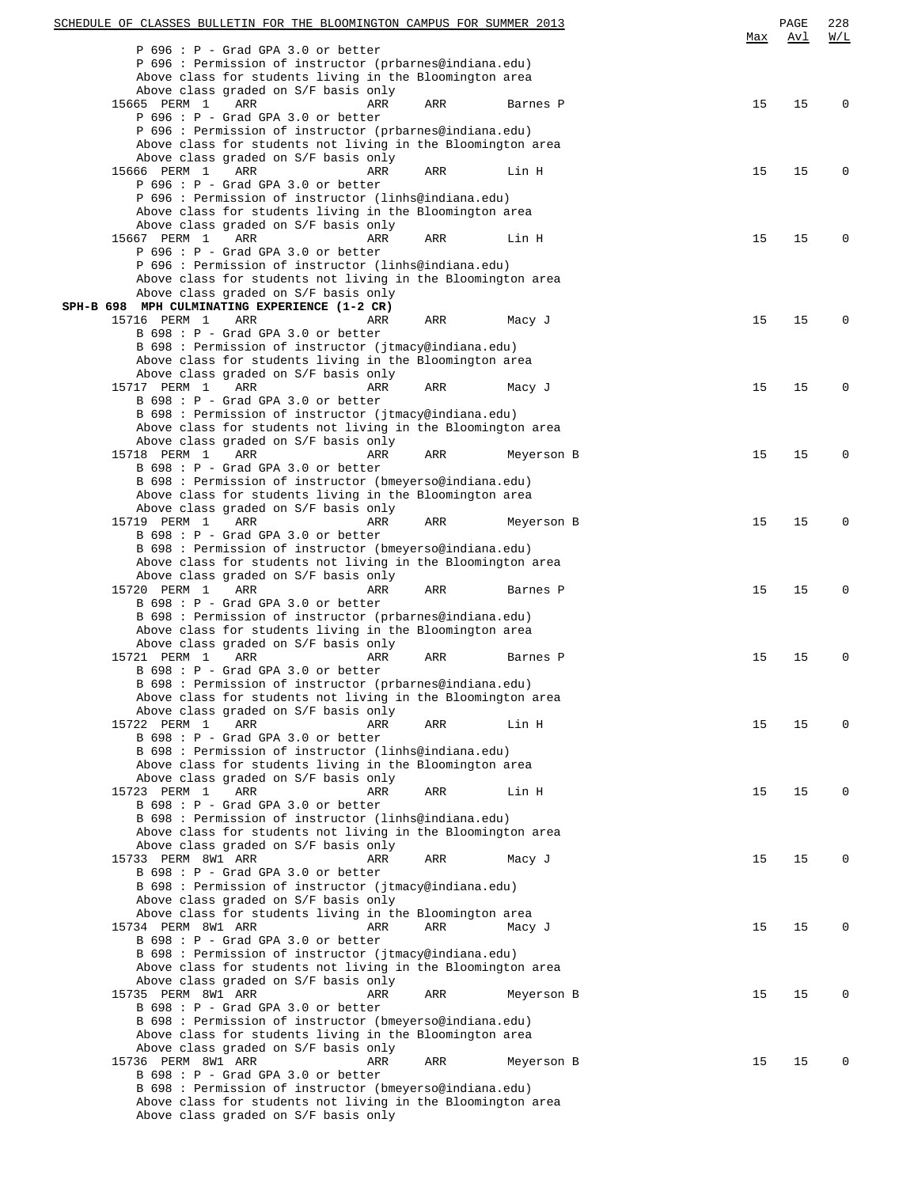| | | | | | Max | Avl | W/L |
|---|---|---|---|---|---|---|---|
| P 696 : P - Grad GPA 3.0 or better | | | | | | | |
| P 696 : Permission of instructor (prbarnes@indiana.edu) | | | | | | | |
| Above class for students living in the Bloomington area | | | | | | | |
| Above class graded on S/F basis only | | | | | | | |
| 15665 PERM 1 | ARR | ARR | ARR | Barnes P | 15 | 15 | 0 |
| P 696 : P - Grad GPA 3.0 or better | | | | | | | |
| P 696 : Permission of instructor (prbarnes@indiana.edu) | | | | | | | |
| Above class for students not living in the Bloomington area | | | | | | | |
| Above class graded on S/F basis only | | | | | | | |
| 15666 PERM 1 | ARR | ARR | ARR | Lin H | 15 | 15 | 0 |
| P 696 : P - Grad GPA 3.0 or better | | | | | | | |
| P 696 : Permission of instructor (linhs@indiana.edu) | | | | | | | |
| Above class for students living in the Bloomington area | | | | | | | |
| Above class graded on S/F basis only | | | | | | | |
| 15667 PERM 1 | ARR | ARR | ARR | Lin H | 15 | 15 | 0 |
| P 696 : P - Grad GPA 3.0 or better | | | | | | | |
| P 696 : Permission of instructor (linhs@indiana.edu) | | | | | | | |
| Above class for students not living in the Bloomington area | | | | | | | |
| Above class graded on S/F basis only | | | | | | | |

**SPH-B 698 MPH CULMINATING EXPERIENCE (1-2 CR)**

| | | | | | Max | Avl | W/L |
|---|---|---|---|---|---|---|---|
| 15716 PERM 1 | ARR | ARR | ARR | Macy J | 15 | 15 | 0 |
| B 698 : P - Grad GPA 3.0 or better | | | | | | | |
| B 698 : Permission of instructor (jtmacy@indiana.edu) | | | | | | | |
| Above class for students living in the Bloomington area | | | | | | | |
| Above class graded on S/F basis only | | | | | | | |
| 15717 PERM 1 | ARR | ARR | ARR | Macy J | 15 | 15 | 0 |
| B 698 : P - Grad GPA 3.0 or better | | | | | | | |
| B 698 : Permission of instructor (jtmacy@indiana.edu) | | | | | | | |
| Above class for students not living in the Bloomington area | | | | | | | |
| Above class graded on S/F basis only | | | | | | | |
| 15718 PERM 1 | ARR | ARR | ARR | Meyerson B | 15 | 15 | 0 |
| B 698 : P - Grad GPA 3.0 or better | | | | | | | |
| B 698 : Permission of instructor (bmeyerso@indiana.edu) | | | | | | | |
| Above class for students living in the Bloomington area | | | | | | | |
| Above class graded on S/F basis only | | | | | | | |
| 15719 PERM 1 | ARR | ARR | ARR | Meyerson B | 15 | 15 | 0 |
| B 698 : P - Grad GPA 3.0 or better | | | | | | | |
| B 698 : Permission of instructor (bmeyerso@indiana.edu) | | | | | | | |
| Above class for students not living in the Bloomington area | | | | | | | |
| Above class graded on S/F basis only | | | | | | | |
| 15720 PERM 1 | ARR | ARR | ARR | Barnes P | 15 | 15 | 0 |
| B 698 : P - Grad GPA 3.0 or better | | | | | | | |
| B 698 : Permission of instructor (prbarnes@indiana.edu) | | | | | | | |
| Above class for students living in the Bloomington area | | | | | | | |
| Above class graded on S/F basis only | | | | | | | |
| 15721 PERM 1 | ARR | ARR | ARR | Barnes P | 15 | 15 | 0 |
| B 698 : P - Grad GPA 3.0 or better | | | | | | | |
| B 698 : Permission of instructor (prbarnes@indiana.edu) | | | | | | | |
| Above class for students not living in the Bloomington area | | | | | | | |
| Above class graded on S/F basis only | | | | | | | |
| 15722 PERM 1 | ARR | ARR | ARR | Lin H | 15 | 15 | 0 |
| B 698 : P - Grad GPA 3.0 or better | | | | | | | |
| B 698 : Permission of instructor (linhs@indiana.edu) | | | | | | | |
| Above class for students living in the Bloomington area | | | | | | | |
| Above class graded on S/F basis only | | | | | | | |
| 15723 PERM 1 | ARR | ARR | ARR | Lin H | 15 | 15 | 0 |
| B 698 : P - Grad GPA 3.0 or better | | | | | | | |
| B 698 : Permission of instructor (linhs@indiana.edu) | | | | | | | |
| Above class for students not living in the Bloomington area | | | | | | | |
| Above class graded on S/F basis only | | | | | | | |
| 15733 PERM 8W1 | ARR | ARR | ARR | Macy J | 15 | 15 | 0 |
| B 698 : P - Grad GPA 3.0 or better | | | | | | | |
| B 698 : Permission of instructor (jtmacy@indiana.edu) | | | | | | | |
| Above class graded on S/F basis only | | | | | | | |
| Above class for students living in the Bloomington area | | | | | | | |
| 15734 PERM 8W1 | ARR | ARR | ARR | Macy J | 15 | 15 | 0 |
| B 698 : P - Grad GPA 3.0 or better | | | | | | | |
| B 698 : Permission of instructor (jtmacy@indiana.edu) | | | | | | | |
| Above class for students not living in the Bloomington area | | | | | | | |
| Above class graded on S/F basis only | | | | | | | |
| 15735 PERM 8W1 | ARR | ARR | ARR | Meyerson B | 15 | 15 | 0 |
| B 698 : P - Grad GPA 3.0 or better | | | | | | | |
| B 698 : Permission of instructor (bmeyerso@indiana.edu) | | | | | | | |
| Above class for students living in the Bloomington area | | | | | | | |
| Above class graded on S/F basis only | | | | | | | |
| 15736 PERM 8W1 | ARR | ARR | ARR | Meyerson B | 15 | 15 | 0 |
| B 698 : P - Grad GPA 3.0 or better | | | | | | | |
| B 698 : Permission of instructor (bmeyerso@indiana.edu) | | | | | | | |
| Above class for students not living in the Bloomington area | | | | | | | |
| Above class graded on S/F basis only | | | | | | | |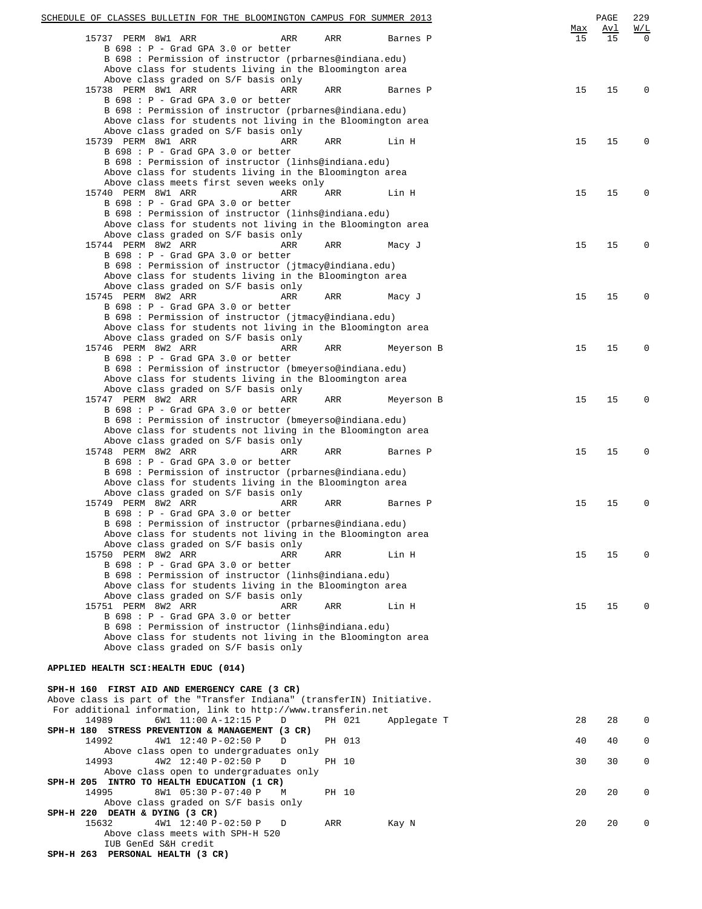| | | | | | Max | Avl | W/L |
|---|---|---|---|---|---|---|---|
| 15737 PERM 8W1 ARR | ARR | ARR | Barnes P | | 15 | 15 | 0 |

B 698 : P - Grad GPA 3.0 or better
B 698 : Permission of instructor (prbarnes@indiana.edu)
Above class for students living in the Bloomington area
Above class graded on S/F basis only

| | | | | | Max | Avl | W/L |
|---|---|---|---|---|---|---|---|
| 15738 PERM 8W1 ARR | ARR | ARR | Barnes P | | 15 | 15 | 0 |

B 698 : P - Grad GPA 3.0 or better
B 698 : Permission of instructor (prbarnes@indiana.edu)
Above class for students not living in the Bloomington area
Above class graded on S/F basis only

| | | | | | Max | Avl | W/L |
|---|---|---|---|---|---|---|---|
| 15739 PERM 8W1 ARR | ARR | ARR | Lin H | | 15 | 15 | 0 |

B 698 : P - Grad GPA 3.0 or better
B 698 : Permission of instructor (linhs@indiana.edu)
Above class for students living in the Bloomington area
Above class meets first seven weeks only

| | | | | | Max | Avl | W/L |
|---|---|---|---|---|---|---|---|
| 15740 PERM 8W1 ARR | ARR | ARR | Lin H | | 15 | 15 | 0 |

B 698 : P - Grad GPA 3.0 or better
B 698 : Permission of instructor (linhs@indiana.edu)
Above class for students not living in the Bloomington area
Above class graded on S/F basis only

| | | | | | Max | Avl | W/L |
|---|---|---|---|---|---|---|---|
| 15744 PERM 8W2 ARR | ARR | ARR | Macy J | | 15 | 15 | 0 |

B 698 : P - Grad GPA 3.0 or better
B 698 : Permission of instructor (jtmacy@indiana.edu)
Above class for students living in the Bloomington area
Above class graded on S/F basis only

| | | | | | Max | Avl | W/L |
|---|---|---|---|---|---|---|---|
| 15745 PERM 8W2 ARR | ARR | ARR | Macy J | | 15 | 15 | 0 |

B 698 : P - Grad GPA 3.0 or better
B 698 : Permission of instructor (jtmacy@indiana.edu)
Above class for students not living in the Bloomington area
Above class graded on S/F basis only

| | | | | | Max | Avl | W/L |
|---|---|---|---|---|---|---|---|
| 15746 PERM 8W2 ARR | ARR | ARR | Meyerson B | | 15 | 15 | 0 |

B 698 : P - Grad GPA 3.0 or better
B 698 : Permission of instructor (bmeyerso@indiana.edu)
Above class for students living in the Bloomington area
Above class graded on S/F basis only

| | | | | | Max | Avl | W/L |
|---|---|---|---|---|---|---|---|
| 15747 PERM 8W2 ARR | ARR | ARR | Meyerson B | | 15 | 15 | 0 |

B 698 : P - Grad GPA 3.0 or better
B 698 : Permission of instructor (bmeyerso@indiana.edu)
Above class for students not living in the Bloomington area
Above class graded on S/F basis only

| | | | | | Max | Avl | W/L |
|---|---|---|---|---|---|---|---|
| 15748 PERM 8W2 ARR | ARR | ARR | Barnes P | | 15 | 15 | 0 |

B 698 : P - Grad GPA 3.0 or better
B 698 : Permission of instructor (prbarnes@indiana.edu)
Above class for students living in the Bloomington area
Above class graded on S/F basis only

| | | | | | Max | Avl | W/L |
|---|---|---|---|---|---|---|---|
| 15749 PERM 8W2 ARR | ARR | ARR | Barnes P | | 15 | 15 | 0 |

B 698 : P - Grad GPA 3.0 or better
B 698 : Permission of instructor (prbarnes@indiana.edu)
Above class for students not living in the Bloomington area
Above class graded on S/F basis only

| | | | | | Max | Avl | W/L |
|---|---|---|---|---|---|---|---|
| 15750 PERM 8W2 ARR | ARR | ARR | Lin H | | 15 | 15 | 0 |

B 698 : P - Grad GPA 3.0 or better
B 698 : Permission of instructor (linhs@indiana.edu)
Above class for students living in the Bloomington area
Above class graded on S/F basis only

| | | | | | Max | Avl | W/L |
|---|---|---|---|---|---|---|---|
| 15751 PERM 8W2 ARR | ARR | ARR | Lin H | | 15 | 15 | 0 |

B 698 : P - Grad GPA 3.0 or better
B 698 : Permission of instructor (linhs@indiana.edu)
Above class for students not living in the Bloomington area
Above class graded on S/F basis only

## APPLIED HEALTH SCI:HEALTH EDUC (014)

**SPH-H 160 FIRST AID AND EMERGENCY CARE (3 CR)**

Above class is part of the "Transfer Indiana" (transferIN) Initiative.
For additional information, link to http://www.transferin.net

| | | | | | Max | Avl | W/L |
|---|---|---|---|---|---|---|---|
| 14989 | 6W1 11:00 A-12:15 P | D | PH 021 | Applegate T | 28 | 28 | 0 |

**SPH-H 180 STRESS PREVENTION & MANAGEMENT (3 CR)**

| | | | | | Max | Avl | W/L |
|---|---|---|---|---|---|---|---|
| 14992 | 4W1 12:40 P-02:50 P | D | PH 013 | | 40 | 40 | 0 |

Above class open to undergraduates only

| | | | | | Max | Avl | W/L |
|---|---|---|---|---|---|---|---|
| 14993 | 4W2 12:40 P-02:50 P | D | PH 10 | | 30 | 30 | 0 |

Above class open to undergraduates only

**SPH-H 205 INTRO TO HEALTH EDUCATION (1 CR)**

| | | | | | Max | Avl | W/L |
|---|---|---|---|---|---|---|---|
| 14995 | 8W1 05:30 P-07:40 P | M | PH 10 | | 20 | 20 | 0 |

Above class graded on S/F basis only

**SPH-H 220 DEATH & DYING (3 CR)**

| | | | | | Max | Avl | W/L |
|---|---|---|---|---|---|---|---|
| 15632 | 4W1 12:40 P-02:50 P | D | ARR | Kay N | 20 | 20 | 0 |

Above class meets with SPH-H 520
IUB GenEd S&H credit

**SPH-H 263 PERSONAL HEALTH (3 CR)**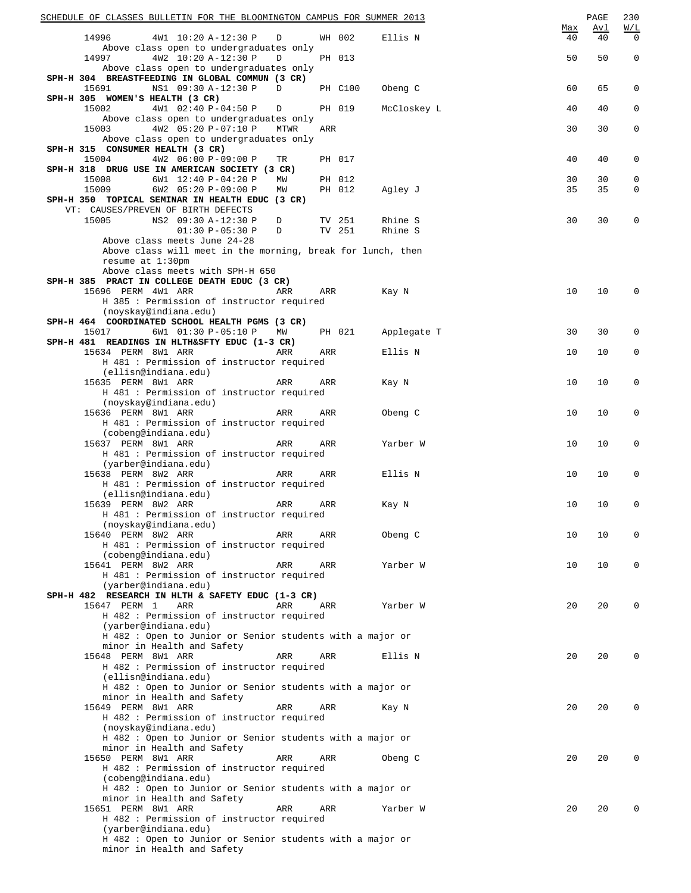| Class | Session | Time | Days | Room | Instructor | Max | Avl | W/L |
|---|---|---|---|---|---|---|---|---|
| 14996 | 4W1 | 10:20 A-12:30 P | D | WH 002 | Ellis N | 40 | 40 | 0 |

Above class open to undergraduates only

| Class | Session | Time | Days | Room | Instructor | Max | Avl | W/L |
|---|---|---|---|---|---|---|---|---|
| 14997 | 4W2 | 10:20 A-12:30 P | D | PH 013 | | 50 | 50 | 0 |

Above class open to undergraduates only

**SPH-H 304 BREASTFEEDING IN GLOBAL COMMUN (3 CR)**

| Class | Session | Time | Days | Room | Instructor | Max | Avl | W/L |
|---|---|---|---|---|---|---|---|---|
| 15691 | NS1 | 09:30 A-12:30 P | D | PH C100 | Obeng C | 60 | 65 | 0 |

**SPH-H 305 WOMEN'S HEALTH (3 CR)**

| Class | Session | Time | Days | Room | Instructor | Max | Avl | W/L |
|---|---|---|---|---|---|---|---|---|
| 15002 | 4W1 | 02:40 P-04:50 P | D | PH 019 | McCloskey L | 40 | 40 | 0 |

Above class open to undergraduates only

| Class | Session | Time | Days | Room | Instructor | Max | Avl | W/L |
|---|---|---|---|---|---|---|---|---|
| 15003 | 4W2 | 05:20 P-07:10 P | MTWR | ARR | | 30 | 30 | 0 |

Above class open to undergraduates only

**SPH-H 315 CONSUMER HEALTH (3 CR)**

| Class | Session | Time | Days | Room | Instructor | Max | Avl | W/L |
|---|---|---|---|---|---|---|---|---|
| 15004 | 4W2 | 06:00 P-09:00 P | TR | PH 017 | | 40 | 40 | 0 |

**SPH-H 318 DRUG USE IN AMERICAN SOCIETY (3 CR)**

| Class | Session | Time | Days | Room | Instructor | Max | Avl | W/L |
|---|---|---|---|---|---|---|---|---|
| 15008 | 6W1 | 12:40 P-04:20 P | MW | PH 012 | | 30 | 30 | 0 |
| 15009 | 6W2 | 05:20 P-09:00 P | MW | PH 012 | Agley J | 35 | 35 | 0 |

**SPH-H 350 TOPICAL SEMINAR IN HEALTH EDUC (3 CR)**

VT: CAUSES/PREVEN OF BIRTH DEFECTS

| Class | Session | Time | Days | Room | Instructor | Max | Avl | W/L |
|---|---|---|---|---|---|---|---|---|
| 15005 | NS2 | 09:30 A-12:30 P | D | TV 251 | Rhine S | 30 | 30 | 0 |
| | | 01:30 P-05:30 P | D | TV 251 | Rhine S | | | |

Above class meets June 24-28
Above class will meet in the morning, break for lunch, then resume at 1:30pm
Above class meets with SPH-H 650

**SPH-H 385 PRACT IN COLLEGE DEATH EDUC (3 CR)**

| Class | Session | Time | Days | Room | Instructor | Max | Avl | W/L |
|---|---|---|---|---|---|---|---|---|
| 15696 PERM | 4W1 | ARR | ARR | ARR | Kay N | 10 | 10 | 0 |

H 385 : Permission of instructor required (noyskay@indiana.edu)

**SPH-H 464 COORDINATED SCHOOL HEALTH PGMS (3 CR)**

| Class | Session | Time | Days | Room | Instructor | Max | Avl | W/L |
|---|---|---|---|---|---|---|---|---|
| 15017 | 6W1 | 01:30 P-05:10 P | MW | PH 021 | Applegate T | 30 | 30 | 0 |

**SPH-H 481 READINGS IN HLTH&SFTY EDUC (1-3 CR)**

| Class | Session | Time | Days | Room | Instructor | Max | Avl | W/L |
|---|---|---|---|---|---|---|---|---|
| 15634 PERM | 8W1 | ARR | ARR | ARR | Ellis N | 10 | 10 | 0 |

H 481 : Permission of instructor required (ellisn@indiana.edu)

| Class | Session | Time | Days | Room | Instructor | Max | Avl | W/L |
|---|---|---|---|---|---|---|---|---|
| 15635 PERM | 8W1 | ARR | ARR | ARR | Kay N | 10 | 10 | 0 |

H 481 : Permission of instructor required (noyskay@indiana.edu)

| Class | Session | Time | Days | Room | Instructor | Max | Avl | W/L |
|---|---|---|---|---|---|---|---|---|
| 15636 PERM | 8W1 | ARR | ARR | ARR | Obeng C | 10 | 10 | 0 |

H 481 : Permission of instructor required (cobeng@indiana.edu)

| Class | Session | Time | Days | Room | Instructor | Max | Avl | W/L |
|---|---|---|---|---|---|---|---|---|
| 15637 PERM | 8W1 | ARR | ARR | ARR | Yarber W | 10 | 10 | 0 |

H 481 : Permission of instructor required (yarber@indiana.edu)

| Class | Session | Time | Days | Room | Instructor | Max | Avl | W/L |
|---|---|---|---|---|---|---|---|---|
| 15638 PERM | 8W2 | ARR | ARR | ARR | Ellis N | 10 | 10 | 0 |

H 481 : Permission of instructor required (ellisn@indiana.edu)

| Class | Session | Time | Days | Room | Instructor | Max | Avl | W/L |
|---|---|---|---|---|---|---|---|---|
| 15639 PERM | 8W2 | ARR | ARR | ARR | Kay N | 10 | 10 | 0 |

H 481 : Permission of instructor required (noyskay@indiana.edu)

| Class | Session | Time | Days | Room | Instructor | Max | Avl | W/L |
|---|---|---|---|---|---|---|---|---|
| 15640 PERM | 8W2 | ARR | ARR | ARR | Obeng C | 10 | 10 | 0 |

H 481 : Permission of instructor required (cobeng@indiana.edu)

| Class | Session | Time | Days | Room | Instructor | Max | Avl | W/L |
|---|---|---|---|---|---|---|---|---|
| 15641 PERM | 8W2 | ARR | ARR | ARR | Yarber W | 10 | 10 | 0 |

H 481 : Permission of instructor required (yarber@indiana.edu)

**SPH-H 482 RESEARCH IN HLTH & SAFETY EDUC (1-3 CR)**

| Class | Session | Time | Days | Room | Instructor | Max | Avl | W/L |
|---|---|---|---|---|---|---|---|---|
| 15647 PERM | 1 | ARR | ARR | ARR | Yarber W | 20 | 20 | 0 |

H 482 : Permission of instructor required (yarber@indiana.edu)
H 482 : Open to Junior or Senior students with a major or minor in Health and Safety

| Class | Session | Time | Days | Room | Instructor | Max | Avl | W/L |
|---|---|---|---|---|---|---|---|---|
| 15648 PERM | 8W1 | ARR | ARR | ARR | Ellis N | 20 | 20 | 0 |

H 482 : Permission of instructor required (ellisn@indiana.edu)
H 482 : Open to Junior or Senior students with a major or minor in Health and Safety

| Class | Session | Time | Days | Room | Instructor | Max | Avl | W/L |
|---|---|---|---|---|---|---|---|---|
| 15649 PERM | 8W1 | ARR | ARR | ARR | Kay N | 20 | 20 | 0 |

H 482 : Permission of instructor required (noyskay@indiana.edu)
H 482 : Open to Junior or Senior students with a major or minor in Health and Safety

| Class | Session | Time | Days | Room | Instructor | Max | Avl | W/L |
|---|---|---|---|---|---|---|---|---|
| 15650 PERM | 8W1 | ARR | ARR | ARR | Obeng C | 20 | 20 | 0 |

H 482 : Permission of instructor required (cobeng@indiana.edu)
H 482 : Open to Junior or Senior students with a major or minor in Health and Safety

| Class | Session | Time | Days | Room | Instructor | Max | Avl | W/L |
|---|---|---|---|---|---|---|---|---|
| 15651 PERM | 8W1 | ARR | ARR | ARR | Yarber W | 20 | 20 | 0 |

H 482 : Permission of instructor required (yarber@indiana.edu)
H 482 : Open to Junior or Senior students with a major or minor in Health and Safety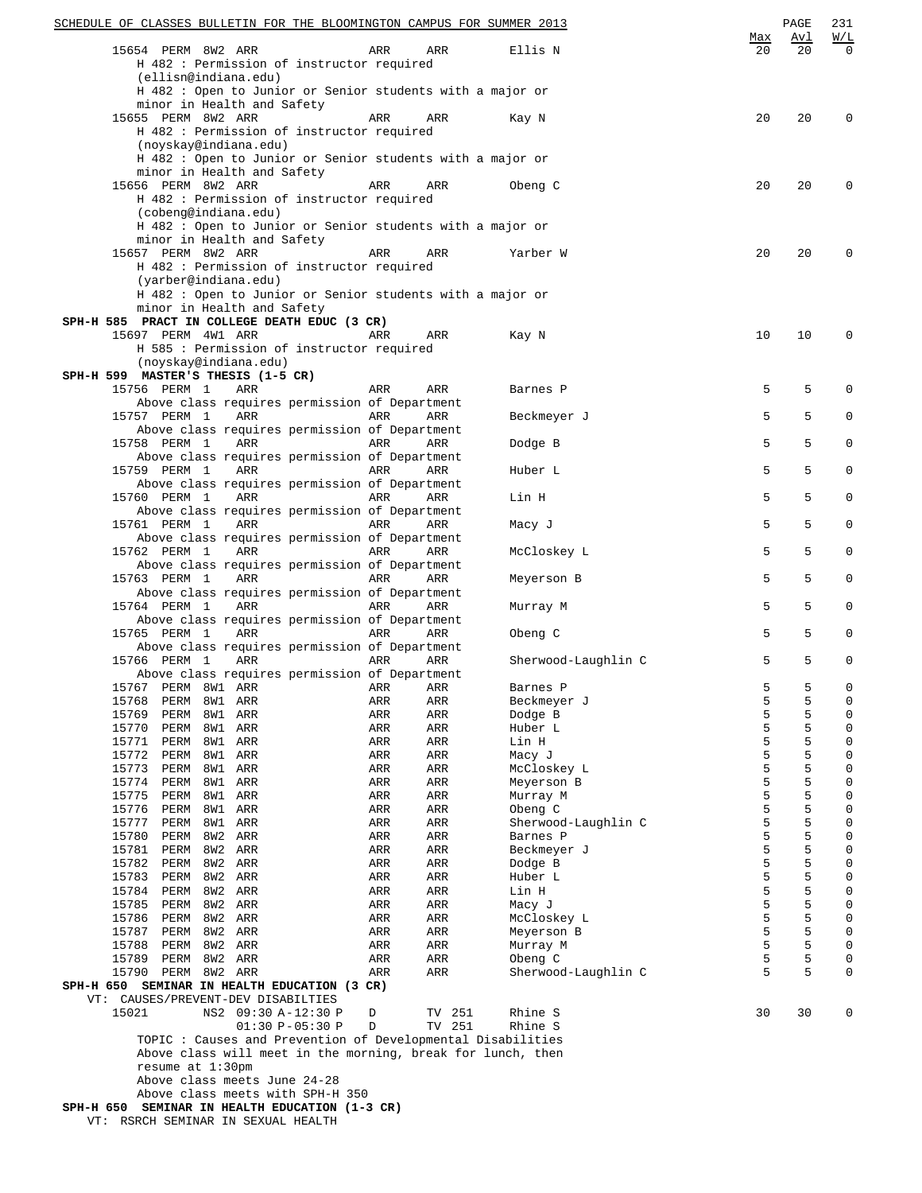| | Max | Avl | W/L |
|---|---|---|---|
| 15654 PERM 8W2 ARR ARR ARR Ellis N | 20 | 20 | 0 |

H 482 : Permission of instructor required (ellisn@indiana.edu)
H 482 : Open to Junior or Senior students with a major or minor in Health and Safety

| | Max | Avl | W/L |
|---|---|---|---|
| 15655 PERM 8W2 ARR ARR ARR Kay N | 20 | 20 | 0 |

H 482 : Permission of instructor required (noyskay@indiana.edu)
H 482 : Open to Junior or Senior students with a major or minor in Health and Safety

| | Max | Avl | W/L |
|---|---|---|---|
| 15656 PERM 8W2 ARR ARR ARR Obeng C | 20 | 20 | 0 |

H 482 : Permission of instructor required (cobeng@indiana.edu)
H 482 : Open to Junior or Senior students with a major or minor in Health and Safety

| | Max | Avl | W/L |
|---|---|---|---|
| 15657 PERM 8W2 ARR ARR ARR Yarber W | 20 | 20 | 0 |

H 482 : Permission of instructor required (yarber@indiana.edu)
H 482 : Open to Junior or Senior students with a major or minor in Health and Safety

**SPH-H 585 PRACT IN COLLEGE DEATH EDUC (3 CR)**

| | Max | Avl | W/L |
|---|---|---|---|
| 15697 PERM 4W1 ARR ARR ARR Kay N | 10 | 10 | 0 |

H 585 : Permission of instructor required (noyskay@indiana.edu)

**SPH-H 599 MASTER'S THESIS (1-5 CR)**

| Class | | Session | Time | Days | Room | Instructor | Max | Avl | W/L |
|---|---|---|---|---|---|---|---|---|---|
| 15756 | PERM | 1 | ARR | ARR | ARR | Barnes P | 5 | 5 | 0 |
| Above class requires permission of Department | | | | | | | | | |
| 15757 | PERM | 1 | ARR | ARR | ARR | Beckmeyer J | 5 | 5 | 0 |
| Above class requires permission of Department | | | | | | | | | |
| 15758 | PERM | 1 | ARR | ARR | ARR | Dodge B | 5 | 5 | 0 |
| Above class requires permission of Department | | | | | | | | | |
| 15759 | PERM | 1 | ARR | ARR | ARR | Huber L | 5 | 5 | 0 |
| Above class requires permission of Department | | | | | | | | | |
| 15760 | PERM | 1 | ARR | ARR | ARR | Lin H | 5 | 5 | 0 |
| Above class requires permission of Department | | | | | | | | | |
| 15761 | PERM | 1 | ARR | ARR | ARR | Macy J | 5 | 5 | 0 |
| Above class requires permission of Department | | | | | | | | | |
| 15762 | PERM | 1 | ARR | ARR | ARR | McCloskey L | 5 | 5 | 0 |
| Above class requires permission of Department | | | | | | | | | |
| 15763 | PERM | 1 | ARR | ARR | ARR | Meyerson B | 5 | 5 | 0 |
| Above class requires permission of Department | | | | | | | | | |
| 15764 | PERM | 1 | ARR | ARR | ARR | Murray M | 5 | 5 | 0 |
| Above class requires permission of Department | | | | | | | | | |
| 15765 | PERM | 1 | ARR | ARR | ARR | Obeng C | 5 | 5 | 0 |
| Above class requires permission of Department | | | | | | | | | |
| 15766 | PERM | 1 | ARR | ARR | ARR | Sherwood-Laughlin C | 5 | 5 | 0 |
| Above class requires permission of Department | | | | | | | | | |
| 15767 | PERM | 8W1 | ARR | ARR | ARR | Barnes P | 5 | 5 | 0 |
| 15768 | PERM | 8W1 | ARR | ARR | ARR | Beckmeyer J | 5 | 5 | 0 |
| 15769 | PERM | 8W1 | ARR | ARR | ARR | Dodge B | 5 | 5 | 0 |
| 15770 | PERM | 8W1 | ARR | ARR | ARR | Huber L | 5 | 5 | 0 |
| 15771 | PERM | 8W1 | ARR | ARR | ARR | Lin H | 5 | 5 | 0 |
| 15772 | PERM | 8W1 | ARR | ARR | ARR | Macy J | 5 | 5 | 0 |
| 15773 | PERM | 8W1 | ARR | ARR | ARR | McCloskey L | 5 | 5 | 0 |
| 15774 | PERM | 8W1 | ARR | ARR | ARR | Meyerson B | 5 | 5 | 0 |
| 15775 | PERM | 8W1 | ARR | ARR | ARR | Murray M | 5 | 5 | 0 |
| 15776 | PERM | 8W1 | ARR | ARR | ARR | Obeng C | 5 | 5 | 0 |
| 15777 | PERM | 8W1 | ARR | ARR | ARR | Sherwood-Laughlin C | 5 | 5 | 0 |
| 15780 | PERM | 8W2 | ARR | ARR | ARR | Barnes P | 5 | 5 | 0 |
| 15781 | PERM | 8W2 | ARR | ARR | ARR | Beckmeyer J | 5 | 5 | 0 |
| 15782 | PERM | 8W2 | ARR | ARR | ARR | Dodge B | 5 | 5 | 0 |
| 15783 | PERM | 8W2 | ARR | ARR | ARR | Huber L | 5 | 5 | 0 |
| 15784 | PERM | 8W2 | ARR | ARR | ARR | Lin H | 5 | 5 | 0 |
| 15785 | PERM | 8W2 | ARR | ARR | ARR | Macy J | 5 | 5 | 0 |
| 15786 | PERM | 8W2 | ARR | ARR | ARR | McCloskey L | 5 | 5 | 0 |
| 15787 | PERM | 8W2 | ARR | ARR | ARR | Meyerson B | 5 | 5 | 0 |
| 15788 | PERM | 8W2 | ARR | ARR | ARR | Murray M | 5 | 5 | 0 |
| 15789 | PERM | 8W2 | ARR | ARR | ARR | Obeng C | 5 | 5 | 0 |
| 15790 | PERM | 8W2 | ARR | ARR | ARR | Sherwood-Laughlin C | 5 | 5 | 0 |

**SPH-H 650 SEMINAR IN HEALTH EDUCATION (3 CR)**

VT: CAUSES/PREVENT-DEV DISABILTIES

| Class | Session | Time | Days | Room | Instructor | Max | Avl | W/L |
|---|---|---|---|---|---|---|---|---|
| 15021 | NS2 | 09:30 A-12:30 P | D | TV 251 | Rhine S | 30 | 30 | 0 |
| | | 01:30 P-05:30 P | D | TV 251 | Rhine S | | | |

TOPIC : Causes and Prevention of Developmental Disabilities
Above class will meet in the morning, break for lunch, then resume at 1:30pm
Above class meets June 24-28
Above class meets with SPH-H 350

**SPH-H 650 SEMINAR IN HEALTH EDUCATION (1-3 CR)**

VT: RSRCH SEMINAR IN SEXUAL HEALTH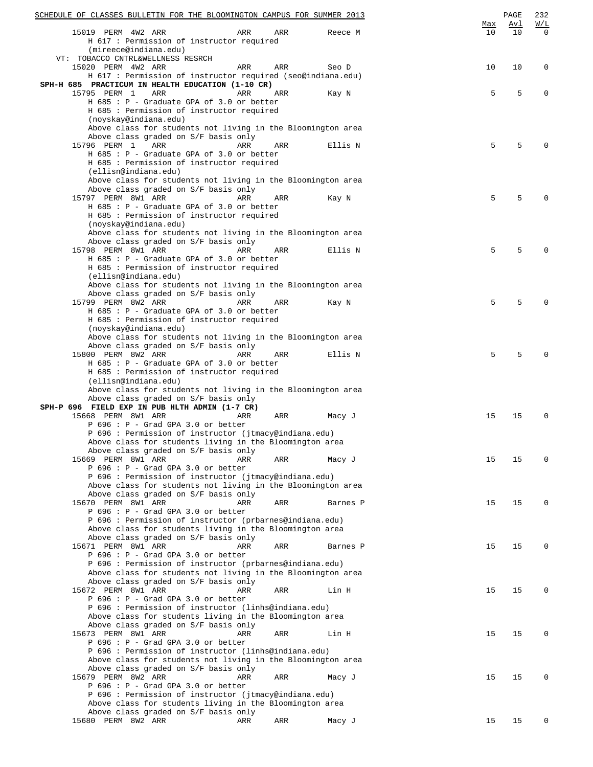| | | | | | Max | Avl | W/L |
|---|---|---|---|---|---|---|---|
| 15019 PERM 4W2 ARR | ARR | ARR | Reece M | | 10 | 10 | 0 |

H 617 : Permission of instructor required (mireece@indiana.edu)

VT: TOBACCO CNTRL&WELLNESS RESRCH

| | | | | Max | Avl | W/L |
|---|---|---|---|---|---|---|
| 15020 PERM 4W2 ARR | ARR | ARR | Seo D | 10 | 10 | 0 |

H 617 : Permission of instructor required (seo@indiana.edu)

**SPH-H 685 PRACTICUM IN HEALTH EDUCATION (1-10 CR)**

| Class | | | Instructor | Max | Avl | W/L |
|---|---|---|---|---|---|---|
| 15795 PERM 1 ARR | ARR | ARR | Kay N | 5 | 5 | 0 |

H 685 : P - Graduate GPA of 3.0 or better
H 685 : Permission of instructor required (noyskay@indiana.edu)
Above class for students not living in the Bloomington area
Above class graded on S/F basis only

| Class | | | Instructor | Max | Avl | W/L |
|---|---|---|---|---|---|---|
| 15796 PERM 1 ARR | ARR | ARR | Ellis N | 5 | 5 | 0 |

H 685 : P - Graduate GPA of 3.0 or better
H 685 : Permission of instructor required (ellisn@indiana.edu)
Above class for students not living in the Bloomington area
Above class graded on S/F basis only

| Class | | | Instructor | Max | Avl | W/L |
|---|---|---|---|---|---|---|
| 15797 PERM 8W1 ARR | ARR | ARR | Kay N | 5 | 5 | 0 |

H 685 : P - Graduate GPA of 3.0 or better
H 685 : Permission of instructor required (noyskay@indiana.edu)
Above class for students not living in the Bloomington area
Above class graded on S/F basis only

| Class | | | Instructor | Max | Avl | W/L |
|---|---|---|---|---|---|---|
| 15798 PERM 8W1 ARR | ARR | ARR | Ellis N | 5 | 5 | 0 |

H 685 : P - Graduate GPA of 3.0 or better
H 685 : Permission of instructor required (ellisn@indiana.edu)
Above class for students not living in the Bloomington area
Above class graded on S/F basis only

| Class | | | Instructor | Max | Avl | W/L |
|---|---|---|---|---|---|---|
| 15799 PERM 8W2 ARR | ARR | ARR | Kay N | 5 | 5 | 0 |

H 685 : P - Graduate GPA of 3.0 or better
H 685 : Permission of instructor required (noyskay@indiana.edu)
Above class for students not living in the Bloomington area
Above class graded on S/F basis only

| Class | | | Instructor | Max | Avl | W/L |
|---|---|---|---|---|---|---|
| 15800 PERM 8W2 ARR | ARR | ARR | Ellis N | 5 | 5 | 0 |

H 685 : P - Graduate GPA of 3.0 or better
H 685 : Permission of instructor required (ellisn@indiana.edu)
Above class for students not living in the Bloomington area
Above class graded on S/F basis only

**SPH-P 696 FIELD EXP IN PUB HLTH ADMIN (1-7 CR)**

| Class | | | Instructor | Max | Avl | W/L |
|---|---|---|---|---|---|---|
| 15668 PERM 8W1 ARR | ARR | ARR | Macy J | 15 | 15 | 0 |

P 696 : P - Grad GPA 3.0 or better
P 696 : Permission of instructor (jtmacy@indiana.edu)
Above class for students living in the Bloomington area
Above class graded on S/F basis only

| Class | | | Instructor | Max | Avl | W/L |
|---|---|---|---|---|---|---|
| 15669 PERM 8W1 ARR | ARR | ARR | Macy J | 15 | 15 | 0 |

P 696 : P - Grad GPA 3.0 or better
P 696 : Permission of instructor (jtmacy@indiana.edu)
Above class for students not living in the Bloomington area
Above class graded on S/F basis only

| Class | | | Instructor | Max | Avl | W/L |
|---|---|---|---|---|---|---|
| 15670 PERM 8W1 ARR | ARR | ARR | Barnes P | 15 | 15 | 0 |

P 696 : P - Grad GPA 3.0 or better
P 696 : Permission of instructor (prbarnes@indiana.edu)
Above class for students living in the Bloomington area
Above class graded on S/F basis only

| Class | | | Instructor | Max | Avl | W/L |
|---|---|---|---|---|---|---|
| 15671 PERM 8W1 ARR | ARR | ARR | Barnes P | 15 | 15 | 0 |

P 696 : P - Grad GPA 3.0 or better
P 696 : Permission of instructor (prbarnes@indiana.edu)
Above class for students not living in the Bloomington area
Above class graded on S/F basis only

| Class | | | Instructor | Max | Avl | W/L |
|---|---|---|---|---|---|---|
| 15672 PERM 8W1 ARR | ARR | ARR | Lin H | 15 | 15 | 0 |

P 696 : P - Grad GPA 3.0 or better
P 696 : Permission of instructor (linhs@indiana.edu)
Above class for students living in the Bloomington area
Above class graded on S/F basis only

| Class | | | Instructor | Max | Avl | W/L |
|---|---|---|---|---|---|---|
| 15673 PERM 8W1 ARR | ARR | ARR | Lin H | 15 | 15 | 0 |

P 696 : P - Grad GPA 3.0 or better
P 696 : Permission of instructor (linhs@indiana.edu)
Above class for students not living in the Bloomington area
Above class graded on S/F basis only

| Class | | | Instructor | Max | Avl | W/L |
|---|---|---|---|---|---|---|
| 15679 PERM 8W2 ARR | ARR | ARR | Macy J | 15 | 15 | 0 |

P 696 : P - Grad GPA 3.0 or better
P 696 : Permission of instructor (jtmacy@indiana.edu)
Above class for students living in the Bloomington area
Above class graded on S/F basis only

| Class | | | Instructor | Max | Avl | W/L |
|---|---|---|---|---|---|---|
| 15680 PERM 8W2 ARR | ARR | ARR | Macy J | 15 | 15 | 0 |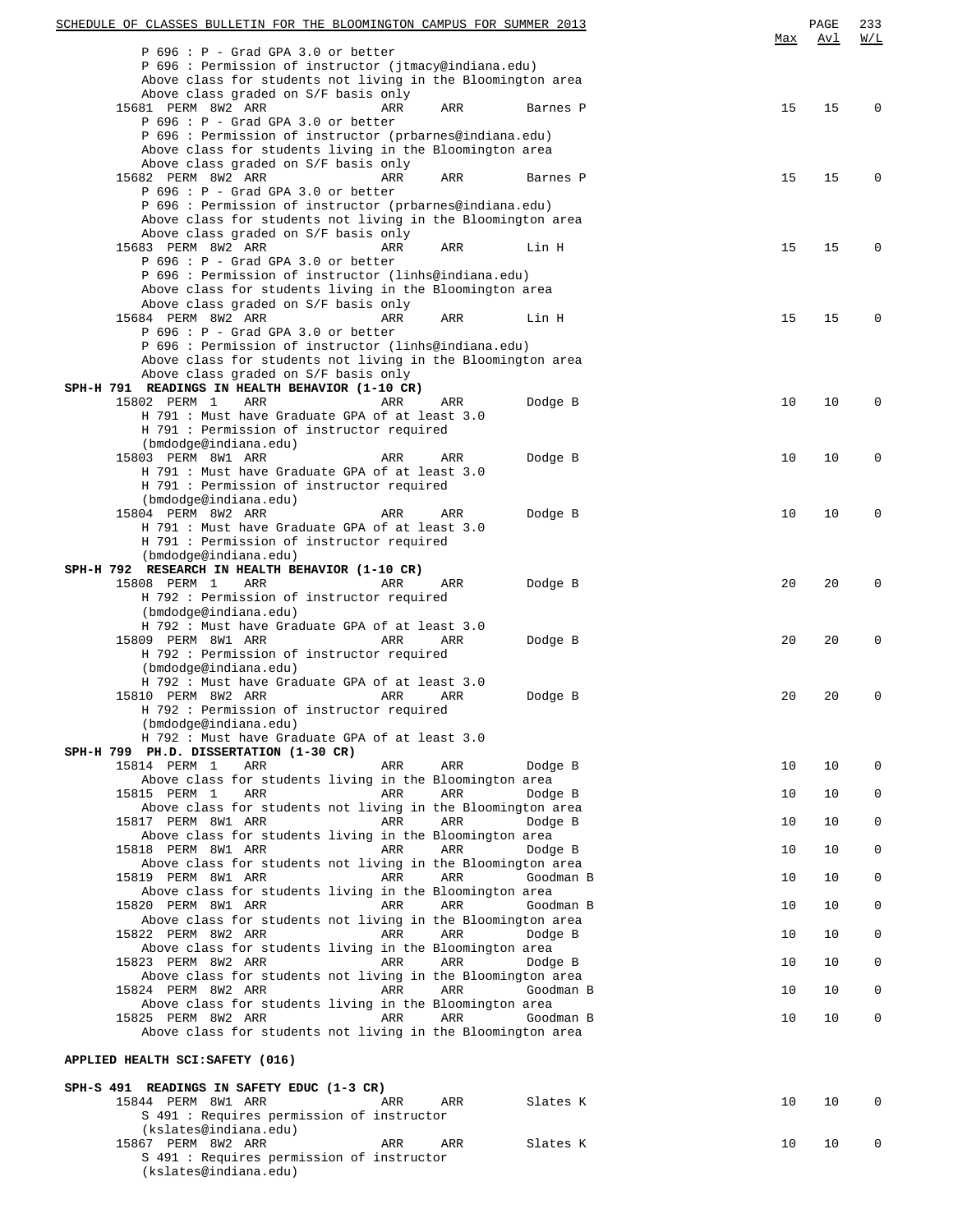| | | | | | | Max | Avl | W/L |
|---|---|---|---|---|---|---|---|---|
| P 696 : P - Grad GPA 3.0 or better | | | | | | | | |
| P 696 : Permission of instructor (jtmacy@indiana.edu) | | | | | | | | |
| Above class for students not living in the Bloomington area | | | | | | | | |
| Above class graded on S/F basis only | | | | | | | | |
| 15681 | PERM | 8W2 | ARR | ARR | ARR | Barnes P | 15 | 15 | 0 |
| P 696 : P - Grad GPA 3.0 or better | | | | | | | | |
| P 696 : Permission of instructor (prbarnes@indiana.edu) | | | | | | | | |
| Above class for students living in the Bloomington area | | | | | | | | |
| Above class graded on S/F basis only | | | | | | | | |
| 15682 | PERM | 8W2 | ARR | ARR | ARR | Barnes P | 15 | 15 | 0 |
| P 696 : P - Grad GPA 3.0 or better | | | | | | | | |
| P 696 : Permission of instructor (prbarnes@indiana.edu) | | | | | | | | |
| Above class for students not living in the Bloomington area | | | | | | | | |
| Above class graded on S/F basis only | | | | | | | | |
| 15683 | PERM | 8W2 | ARR | ARR | ARR | Lin H | 15 | 15 | 0 |
| P 696 : P - Grad GPA 3.0 or better | | | | | | | | |
| P 696 : Permission of instructor (linhs@indiana.edu) | | | | | | | | |
| Above class for students living in the Bloomington area | | | | | | | | |
| Above class graded on S/F basis only | | | | | | | | |
| 15684 | PERM | 8W2 | ARR | ARR | ARR | Lin H | 15 | 15 | 0 |
| P 696 : P - Grad GPA 3.0 or better | | | | | | | | |
| P 696 : Permission of instructor (linhs@indiana.edu) | | | | | | | | |
| Above class for students not living in the Bloomington area | | | | | | | | |
| Above class graded on S/F basis only | | | | | | | | |

**SPH-H 791 READINGS IN HEALTH BEHAVIOR (1-10 CR)**

| | | | | | | | Max | Avl | W/L |
|---|---|---|---|---|---|---|---|---|---|
| 15802 | PERM | 1 | ARR | ARR | ARR | Dodge B | 10 | 10 | 0 |
| H 791 : Must have Graduate GPA of at least 3.0 | | | | | | | | | |
| H 791 : Permission of instructor required (bmdodge@indiana.edu) | | | | | | | | | |
| 15803 | PERM | 8W1 | ARR | ARR | ARR | Dodge B | 10 | 10 | 0 |
| H 791 : Must have Graduate GPA of at least 3.0 | | | | | | | | | |
| H 791 : Permission of instructor required (bmdodge@indiana.edu) | | | | | | | | | |
| 15804 | PERM | 8W2 | ARR | ARR | ARR | Dodge B | 10 | 10 | 0 |
| H 791 : Must have Graduate GPA of at least 3.0 | | | | | | | | | |
| H 791 : Permission of instructor required (bmdodge@indiana.edu) | | | | | | | | | |

**SPH-H 792 RESEARCH IN HEALTH BEHAVIOR (1-10 CR)**

| | | | | | | | Max | Avl | W/L |
|---|---|---|---|---|---|---|---|---|---|
| 15808 | PERM | 1 | ARR | ARR | ARR | Dodge B | 20 | 20 | 0 |
| H 792 : Permission of instructor required (bmdodge@indiana.edu) | | | | | | | | | |
| H 792 : Must have Graduate GPA of at least 3.0 | | | | | | | | | |
| 15809 | PERM | 8W1 | ARR | ARR | ARR | Dodge B | 20 | 20 | 0 |
| H 792 : Permission of instructor required (bmdodge@indiana.edu) | | | | | | | | | |
| H 792 : Must have Graduate GPA of at least 3.0 | | | | | | | | | |
| 15810 | PERM | 8W2 | ARR | ARR | ARR | Dodge B | 20 | 20 | 0 |
| H 792 : Permission of instructor required (bmdodge@indiana.edu) | | | | | | | | | |
| H 792 : Must have Graduate GPA of at least 3.0 | | | | | | | | | |

**SPH-H 799 PH.D. DISSERTATION (1-30 CR)**

| | | | | | | | Max | Avl | W/L |
|---|---|---|---|---|---|---|---|---|---|
| 15814 | PERM | 1 | ARR | ARR | ARR | Dodge B | 10 | 10 | 0 |
| Above class for students living in the Bloomington area | | | | | | | | | |
| 15815 | PERM | 1 | ARR | ARR | ARR | Dodge B | 10 | 10 | 0 |
| Above class for students not living in the Bloomington area | | | | | | | | | |
| 15817 | PERM | 8W1 | ARR | ARR | ARR | Dodge B | 10 | 10 | 0 |
| Above class for students living in the Bloomington area | | | | | | | | | |
| 15818 | PERM | 8W1 | ARR | ARR | ARR | Dodge B | 10 | 10 | 0 |
| Above class for students not living in the Bloomington area | | | | | | | | | |
| 15819 | PERM | 8W1 | ARR | ARR | ARR | Goodman B | 10 | 10 | 0 |
| Above class for students living in the Bloomington area | | | | | | | | | |
| 15820 | PERM | 8W1 | ARR | ARR | ARR | Goodman B | 10 | 10 | 0 |
| Above class for students not living in the Bloomington area | | | | | | | | | |
| 15822 | PERM | 8W2 | ARR | ARR | ARR | Dodge B | 10 | 10 | 0 |
| Above class for students living in the Bloomington area | | | | | | | | | |
| 15823 | PERM | 8W2 | ARR | ARR | ARR | Dodge B | 10 | 10 | 0 |
| Above class for students not living in the Bloomington area | | | | | | | | | |
| 15824 | PERM | 8W2 | ARR | ARR | ARR | Goodman B | 10 | 10 | 0 |
| Above class for students living in the Bloomington area | | | | | | | | | |
| 15825 | PERM | 8W2 | ARR | ARR | ARR | Goodman B | 10 | 10 | 0 |
| Above class for students not living in the Bloomington area | | | | | | | | | |

**APPLIED HEALTH SCI:SAFETY (016)**

**SPH-S 491 READINGS IN SAFETY EDUC (1-3 CR)**

| | | | | | | | Max | Avl | W/L |
|---|---|---|---|---|---|---|---|---|---|
| 15844 | PERM | 8W1 | ARR | ARR | ARR | Slates K | 10 | 10 | 0 |
| S 491 : Requires permission of instructor (kslates@indiana.edu) | | | | | | | | | |
| 15867 | PERM | 8W2 | ARR | ARR | ARR | Slates K | 10 | 10 | 0 |
| S 491 : Requires permission of instructor (kslates@indiana.edu) | | | | | | | | | |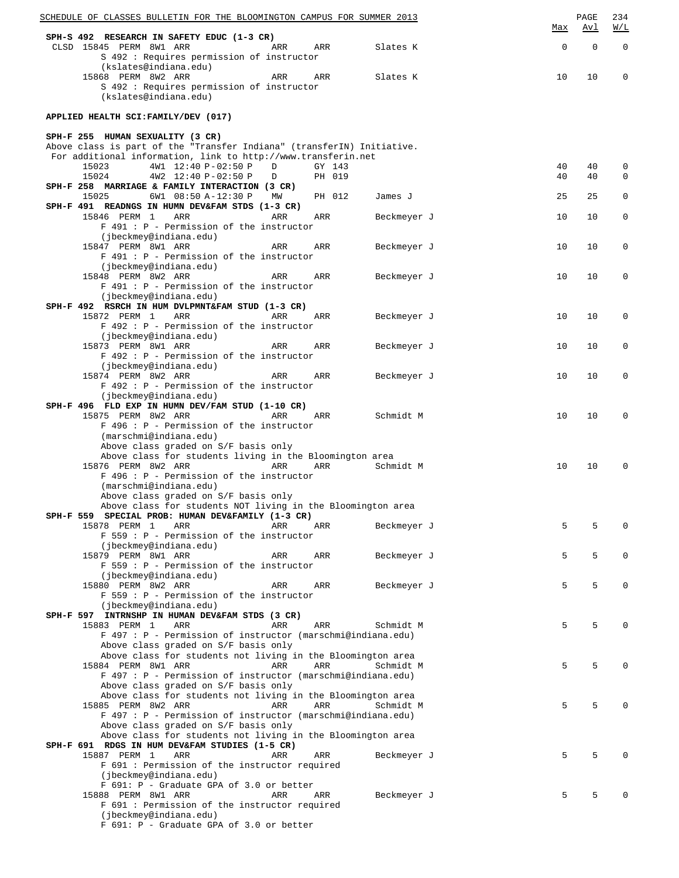| | | | | | Max | Avl | W/L |
|---|---|---|---|---|---|---|---|

**SPH-S 492 RESEARCH IN SAFETY EDUC (1-3 CR)**

| Class | Time | Days | Room | Instructor | Max | Avl | W/L |
|---|---|---|---|---|---|---|---|
| CLSD 15845 PERM 8W1 ARR | ARR | ARR | | Slates K | 0 | 0 | 0 |
| S 492 : Requires permission of instructor (kslates@indiana.edu) | | | | | | | |
| 15868 PERM 8W2 ARR | ARR | ARR | | Slates K | 10 | 10 | 0 |
| S 492 : Requires permission of instructor (kslates@indiana.edu) | | | | | | | |

## APPLIED HEALTH SCI:FAMILY/DEV (017)

**SPH-F 255 HUMAN SEXUALITY (3 CR)**

Above class is part of the "Transfer Indiana" (transferIN) Initiative.
For additional information, link to http://www.transferin.net

| Class | Time | Days | Room | Instructor | Max | Avl | W/L |
|---|---|---|---|---|---|---|---|
| 15023 4W1 | 12:40 P-02:50 P | D | GY 143 | | 40 | 40 | 0 |
| 15024 4W2 | 12:40 P-02:50 P | D | PH 019 | | 40 | 40 | 0 |

**SPH-F 258 MARRIAGE & FAMILY INTERACTION (3 CR)**

| Class | Time | Days | Room | Instructor | Max | Avl | W/L |
|---|---|---|---|---|---|---|---|
| 15025 6W1 | 08:50 A-12:30 P | MW | PH 012 | James J | 25 | 25 | 0 |

**SPH-F 491 READNGS IN HUMN DEV&FAM STDS (1-3 CR)**

| Class | Time | Days | Room | Instructor | Max | Avl | W/L |
|---|---|---|---|---|---|---|---|
| 15846 PERM 1 ARR | ARR | ARR | | Beckmeyer J | 10 | 10 | 0 |
| F 491 : P - Permission of the instructor (jbeckmey@indiana.edu) | | | | | | | |
| 15847 PERM 8W1 ARR | ARR | ARR | | Beckmeyer J | 10 | 10 | 0 |
| F 491 : P - Permission of the instructor (jbeckmey@indiana.edu) | | | | | | | |
| 15848 PERM 8W2 ARR | ARR | ARR | | Beckmeyer J | 10 | 10 | 0 |
| F 491 : P - Permission of the instructor (jbeckmey@indiana.edu) | | | | | | | |

**SPH-F 492 RSRCH IN HUM DVLPMNT&FAM STUD (1-3 CR)**

| Class | Time | Days | Room | Instructor | Max | Avl | W/L |
|---|---|---|---|---|---|---|---|
| 15872 PERM 1 ARR | ARR | ARR | | Beckmeyer J | 10 | 10 | 0 |
| F 492 : P - Permission of the instructor (jbeckmey@indiana.edu) | | | | | | | |
| 15873 PERM 8W1 ARR | ARR | ARR | | Beckmeyer J | 10 | 10 | 0 |
| F 492 : P - Permission of the instructor (jbeckmey@indiana.edu) | | | | | | | |
| 15874 PERM 8W2 ARR | ARR | ARR | | Beckmeyer J | 10 | 10 | 0 |
| F 492 : P - Permission of the instructor (jbeckmey@indiana.edu) | | | | | | | |

**SPH-F 496 FLD EXP IN HUMN DEV/FAM STUD (1-10 CR)**

| Class | Time | Days | Room | Instructor | Max | Avl | W/L |
|---|---|---|---|---|---|---|---|
| 15875 PERM 8W2 ARR | ARR | ARR | | Schmidt M | 10 | 10 | 0 |
| F 496 : P - Permission of the instructor (marschmi@indiana.edu) Above class graded on S/F basis only Above class for students living in the Bloomington area | | | | | | | |
| 15876 PERM 8W2 ARR | ARR | ARR | | Schmidt M | 10 | 10 | 0 |
| F 496 : P - Permission of the instructor (marschmi@indiana.edu) Above class graded on S/F basis only Above class for students NOT living in the Bloomington area | | | | | | | |

**SPH-F 559 SPECIAL PROB: HUMAN DEV&FAMILY (1-3 CR)**

| Class | Time | Days | Room | Instructor | Max | Avl | W/L |
|---|---|---|---|---|---|---|---|
| 15878 PERM 1 ARR | ARR | ARR | | Beckmeyer J | 5 | 5 | 0 |
| F 559 : P - Permission of the instructor (jbeckmey@indiana.edu) | | | | | | | |
| 15879 PERM 8W1 ARR | ARR | ARR | | Beckmeyer J | 5 | 5 | 0 |
| F 559 : P - Permission of the instructor (jbeckmey@indiana.edu) | | | | | | | |
| 15880 PERM 8W2 ARR | ARR | ARR | | Beckmeyer J | 5 | 5 | 0 |
| F 559 : P - Permission of the instructor (jbeckmey@indiana.edu) | | | | | | | |

**SPH-F 597 INTRNSHP IN HUMAN DEV&FAM STDS (3 CR)**

| Class | Time | Days | Room | Instructor | Max | Avl | W/L |
|---|---|---|---|---|---|---|---|
| 15883 PERM 1 ARR | ARR | ARR | | Schmidt M | 5 | 5 | 0 |
| F 497 : P - Permission of instructor (marschmi@indiana.edu) Above class graded on S/F basis only Above class for students not living in the Bloomington area | | | | | | | |
| 15884 PERM 8W1 ARR | ARR | ARR | | Schmidt M | 5 | 5 | 0 |
| F 497 : P - Permission of instructor (marschmi@indiana.edu) Above class graded on S/F basis only Above class for students not living in the Bloomington area | | | | | | | |
| 15885 PERM 8W2 ARR | ARR | ARR | | Schmidt M | 5 | 5 | 0 |
| F 497 : P - Permission of instructor (marschmi@indiana.edu) Above class graded on S/F basis only Above class for students not living in the Bloomington area | | | | | | | |

**SPH-F 691 RDGS IN HUM DEV&FAM STUDIES (1-5 CR)**

| Class | Time | Days | Room | Instructor | Max | Avl | W/L |
|---|---|---|---|---|---|---|---|
| 15887 PERM 1 ARR | ARR | ARR | | Beckmeyer J | 5 | 5 | 0 |
| F 691 : Permission of the instructor required (jbeckmey@indiana.edu) F 691: P - Graduate GPA of 3.0 or better | | | | | | | |
| 15888 PERM 8W1 ARR | ARR | ARR | | Beckmeyer J | 5 | 5 | 0 |
| F 691 : Permission of the instructor required (jbeckmey@indiana.edu) F 691: P - Graduate GPA of 3.0 or better | | | | | | | |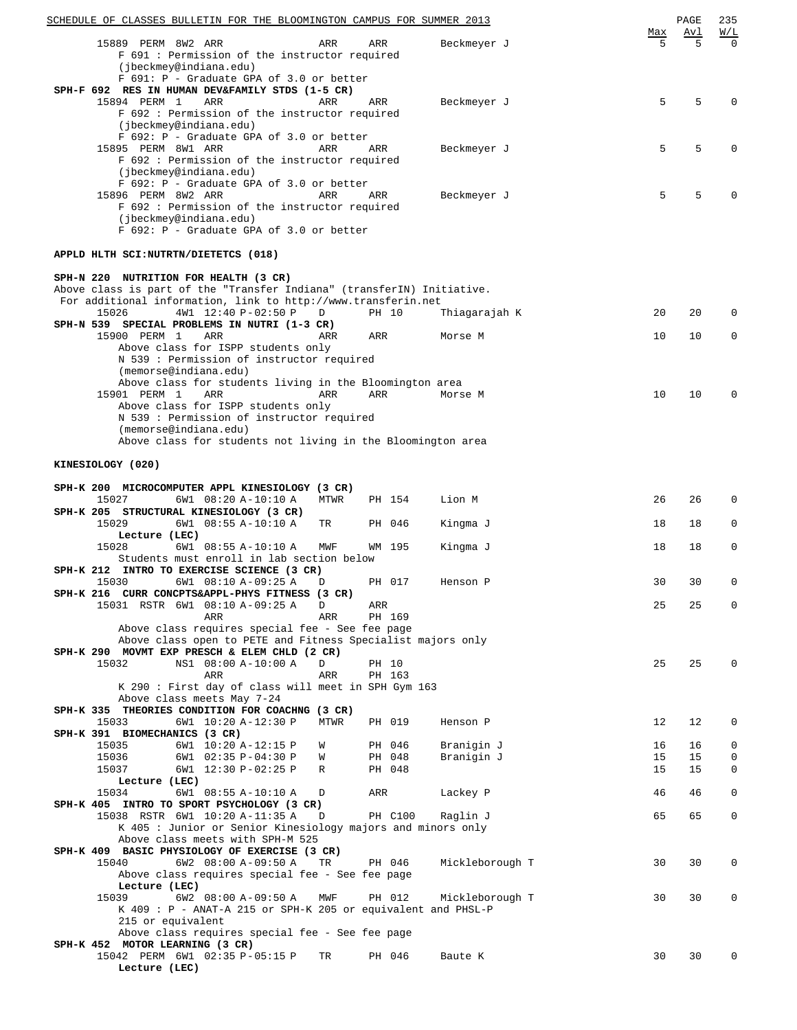| Class | Restr | Session | Time | Days | Room | Instructor | Max | Avl | W/L |
|---|---|---|---|---|---|---|---|---|---|
| 15889 | PERM | 8W2 | ARR | ARR | ARR | Beckmeyer J | 5 | 5 | 0 |

F 691 : Permission of the instructor required (jbeckmey@indiana.edu)
F 691: P - Graduate GPA of 3.0 or better

**SPH-F 692 RES IN HUMAN DEV&FAMILY STDS (1-5 CR)**

| Class | Restr | Session | Time | Days | Room | Instructor | Max | Avl | W/L |
|---|---|---|---|---|---|---|---|---|---|
| 15894 | PERM | 1 | ARR | ARR | ARR | Beckmeyer J | 5 | 5 | 0 |

F 692 : Permission of the instructor required (jbeckmey@indiana.edu)
F 692: P - Graduate GPA of 3.0 or better

| Class | Restr | Session | Time | Days | Room | Instructor | Max | Avl | W/L |
|---|---|---|---|---|---|---|---|---|---|
| 15895 | PERM | 8W1 | ARR | ARR | ARR | Beckmeyer J | 5 | 5 | 0 |

F 692 : Permission of the instructor required (jbeckmey@indiana.edu)
F 692: P - Graduate GPA of 3.0 or better

| Class | Restr | Session | Time | Days | Room | Instructor | Max | Avl | W/L |
|---|---|---|---|---|---|---|---|---|---|
| 15896 | PERM | 8W2 | ARR | ARR | ARR | Beckmeyer J | 5 | 5 | 0 |

F 692 : Permission of the instructor required (jbeckmey@indiana.edu)
F 692: P - Graduate GPA of 3.0 or better

## APPLD HLTH SCI:NUTRTN/DIETETCS (018)

**SPH-N 220 NUTRITION FOR HEALTH (3 CR)**

Above class is part of the "Transfer Indiana" (transferIN) Initiative.
For additional information, link to http://www.transferin.net

| Class | Restr | Session | Time | Days | Room | Instructor | Max | Avl | W/L |
|---|---|---|---|---|---|---|---|---|---|
| 15026 | | 4W1 | 12:40 P-02:50 P | D | PH 10 | Thiagarajah K | 20 | 20 | 0 |

**SPH-N 539 SPECIAL PROBLEMS IN NUTRI (1-3 CR)**

| Class | Restr | Session | Time | Days | Room | Instructor | Max | Avl | W/L |
|---|---|---|---|---|---|---|---|---|---|
| 15900 | PERM | 1 | ARR | ARR | ARR | Morse M | 10 | 10 | 0 |

Above class for ISPP students only
N 539 : Permission of instructor required (memorse@indiana.edu)
Above class for students living in the Bloomington area

| Class | Restr | Session | Time | Days | Room | Instructor | Max | Avl | W/L |
|---|---|---|---|---|---|---|---|---|---|
| 15901 | PERM | 1 | ARR | ARR | ARR | Morse M | 10 | 10 | 0 |

Above class for ISPP students only
N 539 : Permission of instructor required (memorse@indiana.edu)
Above class for students not living in the Bloomington area

## KINESIOLOGY (020)

**SPH-K 200 MICROCOMPUTER APPL KINESIOLOGY (3 CR)**

| Class | Restr | Session | Time | Days | Room | Instructor | Max | Avl | W/L |
|---|---|---|---|---|---|---|---|---|---|
| 15027 | | 6W1 | 08:20 A-10:10 A | MTWR | PH 154 | Lion M | 26 | 26 | 0 |

**SPH-K 205 STRUCTURAL KINESIOLOGY (3 CR)**

| Class | Restr | Session | Time | Days | Room | Instructor | Max | Avl | W/L |
|---|---|---|---|---|---|---|---|---|---|
| 15029 | | 6W1 | 08:55 A-10:10 A | TR | PH 046 | Kingma J | 18 | 18 | 0 |
| Lecture (LEC) | | | | | | | | | |
| 15028 | | 6W1 | 08:55 A-10:10 A | MWF | WM 195 | Kingma J | 18 | 18 | 0 |

Students must enroll in lab section below

**SPH-K 212 INTRO TO EXERCISE SCIENCE (3 CR)**

| Class | Restr | Session | Time | Days | Room | Instructor | Max | Avl | W/L |
|---|---|---|---|---|---|---|---|---|---|
| 15030 | | 6W1 | 08:10 A-09:25 A | D | PH 017 | Henson P | 30 | 30 | 0 |

**SPH-K 216 CURR CONCPTS&APPL-PHYS FITNESS (3 CR)**

| Class | Restr | Session | Time | Days | Room | Instructor | Max | Avl | W/L |
|---|---|---|---|---|---|---|---|---|---|
| 15031 | RSTR | 6W1 | 08:10 A-09:25 A | D | ARR | | 25 | 25 | 0 |
| | | | ARR | ARR | PH 169 | | | | |

Above class requires special fee - See fee page
Above class open to PETE and Fitness Specialist majors only

**SPH-K 290 MOVMT EXP PRESCH & ELEM CHLD (2 CR)**

| Class | Restr | Session | Time | Days | Room | Instructor | Max | Avl | W/L |
|---|---|---|---|---|---|---|---|---|---|
| 15032 | | NS1 | 08:00 A-10:00 A | D | PH 10 | | 25 | 25 | 0 |
| | | | ARR | ARR | PH 163 | | | | |

K 290 : First day of class will meet in SPH Gym 163
Above class meets May 7-24

**SPH-K 335 THEORIES CONDITION FOR COACHNG (3 CR)**

| Class | Restr | Session | Time | Days | Room | Instructor | Max | Avl | W/L |
|---|---|---|---|---|---|---|---|---|---|
| 15033 | | 6W1 | 10:20 A-12:30 P | MTWR | PH 019 | Henson P | 12 | 12 | 0 |

**SPH-K 391 BIOMECHANICS (3 CR)**

| Class | Restr | Session | Time | Days | Room | Instructor | Max | Avl | W/L |
|---|---|---|---|---|---|---|---|---|---|
| 15035 | | 6W1 | 10:20 A-12:15 P | W | PH 046 | Branigin J | 16 | 16 | 0 |
| 15036 | | 6W1 | 02:35 P-04:30 P | W | PH 048 | Branigin J | 15 | 15 | 0 |
| 15037 | | 6W1 | 12:30 P-02:25 P | R | PH 048 | | 15 | 15 | 0 |
| Lecture (LEC) | | | | | | | | | |
| 15034 | | 6W1 | 08:55 A-10:10 A | D | ARR | Lackey P | 46 | 46 | 0 |

**SPH-K 405 INTRO TO SPORT PSYCHOLOGY (3 CR)**

| Class | Restr | Session | Time | Days | Room | Instructor | Max | Avl | W/L |
|---|---|---|---|---|---|---|---|---|---|
| 15038 | RSTR | 6W1 | 10:20 A-11:35 A | D | PH C100 | Raglin J | 65 | 65 | 0 |

K 405 : Junior or Senior Kinesiology majors and minors only
Above class meets with SPH-M 525

**SPH-K 409 BASIC PHYSIOLOGY OF EXERCISE (3 CR)**

| Class | Restr | Session | Time | Days | Room | Instructor | Max | Avl | W/L |
|---|---|---|---|---|---|---|---|---|---|
| 15040 | | 6W2 | 08:00 A-09:50 A | TR | PH 046 | Mickleborough T | 30 | 30 | 0 |

Above class requires special fee - See fee page

| Class | Restr | Session | Time | Days | Room | Instructor | Max | Avl | W/L |
|---|---|---|---|---|---|---|---|---|---|
| Lecture (LEC) | | | | | | | | | |
| 15039 | | 6W2 | 08:00 A-09:50 A | MWF | PH 012 | Mickleborough T | 30 | 30 | 0 |

K 409 : P - ANAT-A 215 or SPH-K 205 or equivalent and PHSL-P 215 or equivalent
Above class requires special fee - See fee page

**SPH-K 452 MOTOR LEARNING (3 CR)**

| Class | Restr | Session | Time | Days | Room | Instructor | Max | Avl | W/L |
|---|---|---|---|---|---|---|---|---|---|
| 15042 | PERM | 6W1 | 02:35 P-05:15 P | TR | PH 046 | Baute K | 30 | 30 | 0 |
| Lecture (LEC) | | | | | | | | | |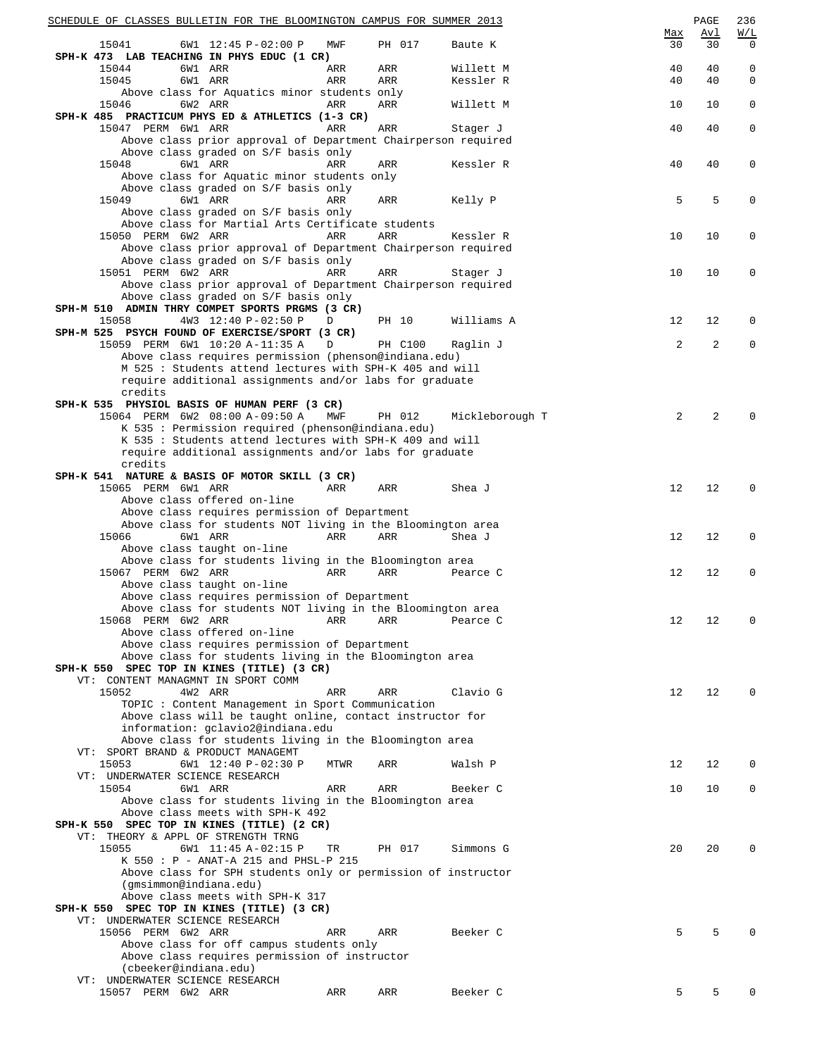| | | | | | | Max | Avl | W/L |
|---|---|---|---|---|---|---|---|---|
| 15041 | 6W1 12:45 P-02:00 P | MWF | PH 017 | Baute K | | 30 | 30 | 0 |

**SPH-K 473 LAB TEACHING IN PHYS EDUC (1 CR)**

| | | | | | Max | Avl | W/L |
|---|---|---|---|---|---|---|---|
| 15044 | 6W1 ARR | ARR | ARR | Willett M | 40 | 40 | 0 |
| 15045 | 6W1 ARR | ARR | ARR | Kessler R | 40 | 40 | 0 |

Above class for Aquatics minor students only

| | | | | | Max | Avl | W/L |
|---|---|---|---|---|---|---|---|
| 15046 | 6W2 ARR | ARR | ARR | Willett M | 10 | 10 | 0 |

**SPH-K 485 PRACTICUM PHYS ED & ATHLETICS (1-3 CR)**

15047 PERM 6W1 ARR — ARR — ARR — Stager J — 40 40 0
Above class prior approval of Department Chairperson required
Above class graded on S/F basis only

15048 6W1 ARR — ARR — ARR — Kessler R — 40 40 0
Above class for Aquatic minor students only
Above class graded on S/F basis only

15049 6W1 ARR — ARR — ARR — Kelly P — 5 5 0
Above class graded on S/F basis only
Above class for Martial Arts Certificate students

15050 PERM 6W2 ARR — ARR — ARR — Kessler R — 10 10 0
Above class prior approval of Department Chairperson required
Above class graded on S/F basis only

15051 PERM 6W2 ARR — ARR — ARR — Stager J — 10 10 0
Above class prior approval of Department Chairperson required
Above class graded on S/F basis only

**SPH-M 510 ADMIN THRY COMPET SPORTS PRGMS (3 CR)**

15058 4W3 12:40 P-02:50 P — D — PH 10 — Williams A — 12 12 0

**SPH-M 525 PSYCH FOUND OF EXERCISE/SPORT (3 CR)**

15059 PERM 6W1 10:20 A-11:35 A — D — PH C100 — Raglin J — 2 2 0
Above class requires permission (phenson@indiana.edu)
M 525 : Students attend lectures with SPH-K 405 and will require additional assignments and/or labs for graduate credits

**SPH-K 535 PHYSIOL BASIS OF HUMAN PERF (3 CR)**

15064 PERM 6W2 08:00 A-09:50 A — MWF — PH 012 — Mickleborough T — 2 2 0
K 535 : Permission required (phenson@indiana.edu)
K 535 : Students attend lectures with SPH-K 409 and will require additional assignments and/or labs for graduate credits

**SPH-K 541 NATURE & BASIS OF MOTOR SKILL (3 CR)**

15065 PERM 6W1 ARR — ARR — ARR — Shea J — 12 12 0
Above class offered on-line
Above class requires permission of Department
Above class for students NOT living in the Bloomington area

15066 6W1 ARR — ARR — ARR — Shea J — 12 12 0
Above class taught on-line
Above class for students living in the Bloomington area

15067 PERM 6W2 ARR — ARR — ARR — Pearce C — 12 12 0
Above class taught on-line
Above class requires permission of Department
Above class for students NOT living in the Bloomington area

15068 PERM 6W2 ARR — ARR — ARR — Pearce C — 12 12 0
Above class offered on-line
Above class requires permission of Department
Above class for students living in the Bloomington area

**SPH-K 550 SPEC TOP IN KINES (TITLE) (3 CR)**

VT: CONTENT MANAGMNT IN SPORT COMM
15052 4W2 ARR — ARR — ARR — Clavio G — 12 12 0
TOPIC : Content Management in Sport Communication
Above class will be taught online, contact instructor for information: gclavio2@indiana.edu
Above class for students living in the Bloomington area

VT: SPORT BRAND & PRODUCT MANAGEMT
15053 6W1 12:40 P-02:30 P — MTWR — ARR — Walsh P — 12 12 0

VT: UNDERWATER SCIENCE RESEARCH
15054 6W1 ARR — ARR — ARR — Beeker C — 10 10 0
Above class for students living in the Bloomington area
Above class meets with SPH-K 492

**SPH-K 550 SPEC TOP IN KINES (TITLE) (2 CR)**

VT: THEORY & APPL OF STRENGTH TRNG
15055 6W1 11:45 A-02:15 P — TR — PH 017 — Simmons G — 20 20 0
K 550 : P - ANAT-A 215 and PHSL-P 215
Above class for SPH students only or permission of instructor (gmsimmon@indiana.edu)
Above class meets with SPH-K 317

**SPH-K 550 SPEC TOP IN KINES (TITLE) (3 CR)**

VT: UNDERWATER SCIENCE RESEARCH
15056 PERM 6W2 ARR — ARR — ARR — Beeker C — 5 5 0
Above class for off campus students only
Above class requires permission of instructor (cbeeker@indiana.edu)

VT: UNDERWATER SCIENCE RESEARCH
15057 PERM 6W2 ARR — ARR — ARR — Beeker C — 5 5 0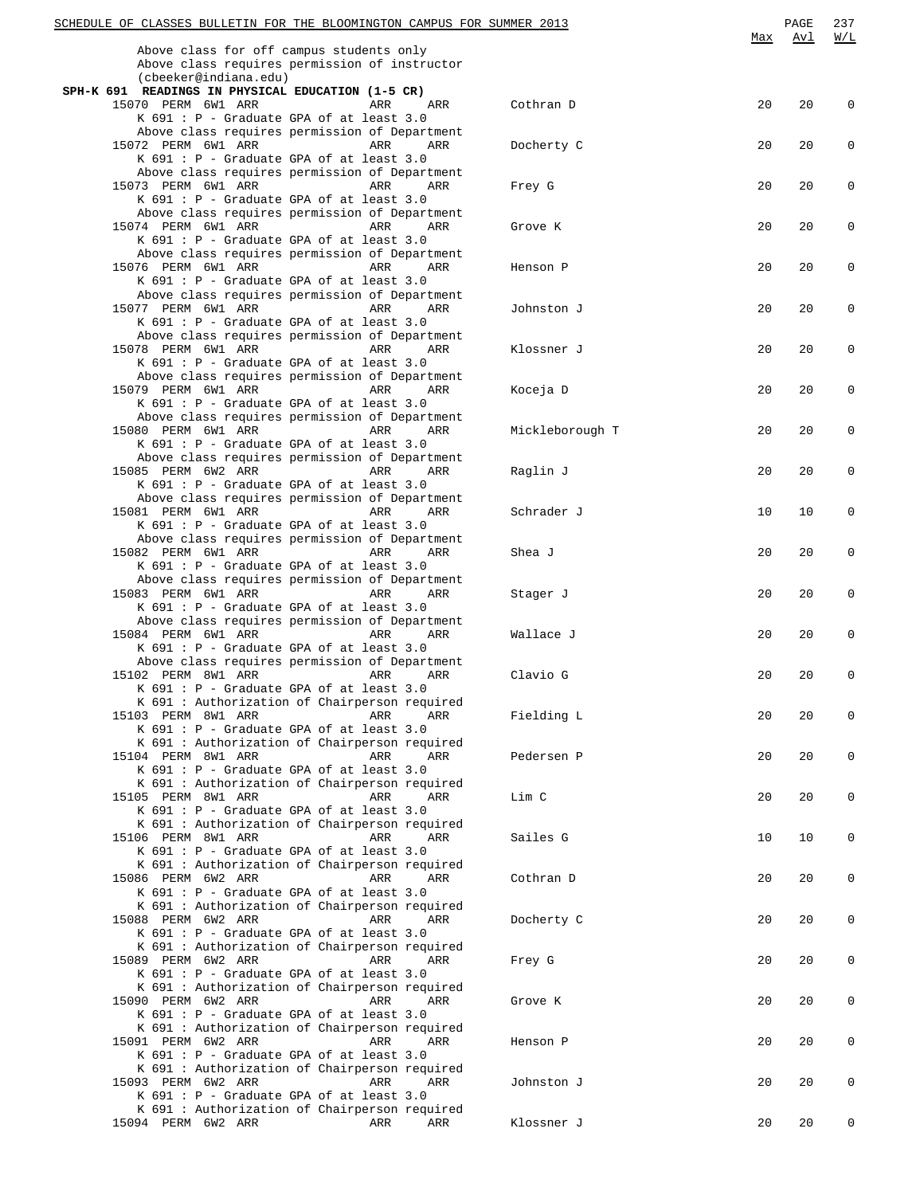| | | | | | | Max | Avl | W/L |
|---|---|---|---|---|---|---|---|---|
| Above class for off campus students only | | | | | | | | |
| Above class requires permission of instructor (cbeeker@indiana.edu) | | | | | | | | |

**SPH-K 691 READINGS IN PHYSICAL EDUCATION (1-5 CR)**

| Class | Type | Session | Days | Time | Room | Instructor | Max | Avl | W/L |
|---|---|---|---|---|---|---|---|---|---|
| 15070 | PERM | 6W1 | ARR | ARR | ARR | Cothran D | 20 | 20 | 0 |
| K 691 : P - Graduate GPA of at least 3.0 | | | | | | | | | |
| Above class requires permission of Department | | | | | | | | | |
| 15072 | PERM | 6W1 | ARR | ARR | ARR | Docherty C | 20 | 20 | 0 |
| K 691 : P - Graduate GPA of at least 3.0 | | | | | | | | | |
| Above class requires permission of Department | | | | | | | | | |
| 15073 | PERM | 6W1 | ARR | ARR | ARR | Frey G | 20 | 20 | 0 |
| K 691 : P - Graduate GPA of at least 3.0 | | | | | | | | | |
| Above class requires permission of Department | | | | | | | | | |
| 15074 | PERM | 6W1 | ARR | ARR | ARR | Grove K | 20 | 20 | 0 |
| K 691 : P - Graduate GPA of at least 3.0 | | | | | | | | | |
| Above class requires permission of Department | | | | | | | | | |
| 15076 | PERM | 6W1 | ARR | ARR | ARR | Henson P | 20 | 20 | 0 |
| K 691 : P - Graduate GPA of at least 3.0 | | | | | | | | | |
| Above class requires permission of Department | | | | | | | | | |
| 15077 | PERM | 6W1 | ARR | ARR | ARR | Johnston J | 20 | 20 | 0 |
| K 691 : P - Graduate GPA of at least 3.0 | | | | | | | | | |
| Above class requires permission of Department | | | | | | | | | |
| 15078 | PERM | 6W1 | ARR | ARR | ARR | Klossner J | 20 | 20 | 0 |
| K 691 : P - Graduate GPA of at least 3.0 | | | | | | | | | |
| Above class requires permission of Department | | | | | | | | | |
| 15079 | PERM | 6W1 | ARR | ARR | ARR | Koceja D | 20 | 20 | 0 |
| K 691 : P - Graduate GPA of at least 3.0 | | | | | | | | | |
| Above class requires permission of Department | | | | | | | | | |
| 15080 | PERM | 6W1 | ARR | ARR | ARR | Mickleborough T | 20 | 20 | 0 |
| K 691 : P - Graduate GPA of at least 3.0 | | | | | | | | | |
| Above class requires permission of Department | | | | | | | | | |
| 15085 | PERM | 6W2 | ARR | ARR | ARR | Raglin J | 20 | 20 | 0 |
| K 691 : P - Graduate GPA of at least 3.0 | | | | | | | | | |
| Above class requires permission of Department | | | | | | | | | |
| 15081 | PERM | 6W1 | ARR | ARR | ARR | Schrader J | 10 | 10 | 0 |
| K 691 : P - Graduate GPA of at least 3.0 | | | | | | | | | |
| Above class requires permission of Department | | | | | | | | | |
| 15082 | PERM | 6W1 | ARR | ARR | ARR | Shea J | 20 | 20 | 0 |
| K 691 : P - Graduate GPA of at least 3.0 | | | | | | | | | |
| Above class requires permission of Department | | | | | | | | | |
| 15083 | PERM | 6W1 | ARR | ARR | ARR | Stager J | 20 | 20 | 0 |
| K 691 : P - Graduate GPA of at least 3.0 | | | | | | | | | |
| Above class requires permission of Department | | | | | | | | | |
| 15084 | PERM | 6W1 | ARR | ARR | ARR | Wallace J | 20 | 20 | 0 |
| K 691 : P - Graduate GPA of at least 3.0 | | | | | | | | | |
| Above class requires permission of Department | | | | | | | | | |
| 15102 | PERM | 8W1 | ARR | ARR | ARR | Clavio G | 20 | 20 | 0 |
| K 691 : P - Graduate GPA of at least 3.0 | | | | | | | | | |
| K 691 : Authorization of Chairperson required | | | | | | | | | |
| 15103 | PERM | 8W1 | ARR | ARR | ARR | Fielding L | 20 | 20 | 0 |
| K 691 : P - Graduate GPA of at least 3.0 | | | | | | | | | |
| K 691 : Authorization of Chairperson required | | | | | | | | | |
| 15104 | PERM | 8W1 | ARR | ARR | ARR | Pedersen P | 20 | 20 | 0 |
| K 691 : P - Graduate GPA of at least 3.0 | | | | | | | | | |
| K 691 : Authorization of Chairperson required | | | | | | | | | |
| 15105 | PERM | 8W1 | ARR | ARR | ARR | Lim C | 20 | 20 | 0 |
| K 691 : P - Graduate GPA of at least 3.0 | | | | | | | | | |
| K 691 : Authorization of Chairperson required | | | | | | | | | |
| 15106 | PERM | 8W1 | ARR | ARR | ARR | Sailes G | 10 | 10 | 0 |
| K 691 : P - Graduate GPA of at least 3.0 | | | | | | | | | |
| K 691 : Authorization of Chairperson required | | | | | | | | | |
| 15086 | PERM | 6W2 | ARR | ARR | ARR | Cothran D | 20 | 20 | 0 |
| K 691 : P - Graduate GPA of at least 3.0 | | | | | | | | | |
| K 691 : Authorization of Chairperson required | | | | | | | | | |
| 15088 | PERM | 6W2 | ARR | ARR | ARR | Docherty C | 20 | 20 | 0 |
| K 691 : P - Graduate GPA of at least 3.0 | | | | | | | | | |
| K 691 : Authorization of Chairperson required | | | | | | | | | |
| 15089 | PERM | 6W2 | ARR | ARR | ARR | Frey G | 20 | 20 | 0 |
| K 691 : P - Graduate GPA of at least 3.0 | | | | | | | | | |
| K 691 : Authorization of Chairperson required | | | | | | | | | |
| 15090 | PERM | 6W2 | ARR | ARR | ARR | Grove K | 20 | 20 | 0 |
| K 691 : P - Graduate GPA of at least 3.0 | | | | | | | | | |
| K 691 : Authorization of Chairperson required | | | | | | | | | |
| 15091 | PERM | 6W2 | ARR | ARR | ARR | Henson P | 20 | 20 | 0 |
| K 691 : P - Graduate GPA of at least 3.0 | | | | | | | | | |
| K 691 : Authorization of Chairperson required | | | | | | | | | |
| 15093 | PERM | 6W2 | ARR | ARR | ARR | Johnston J | 20 | 20 | 0 |
| K 691 : P - Graduate GPA of at least 3.0 | | | | | | | | | |
| K 691 : Authorization of Chairperson required | | | | | | | | | |
| 15094 | PERM | 6W2 | ARR | ARR | ARR | Klossner J | 20 | 20 | 0 |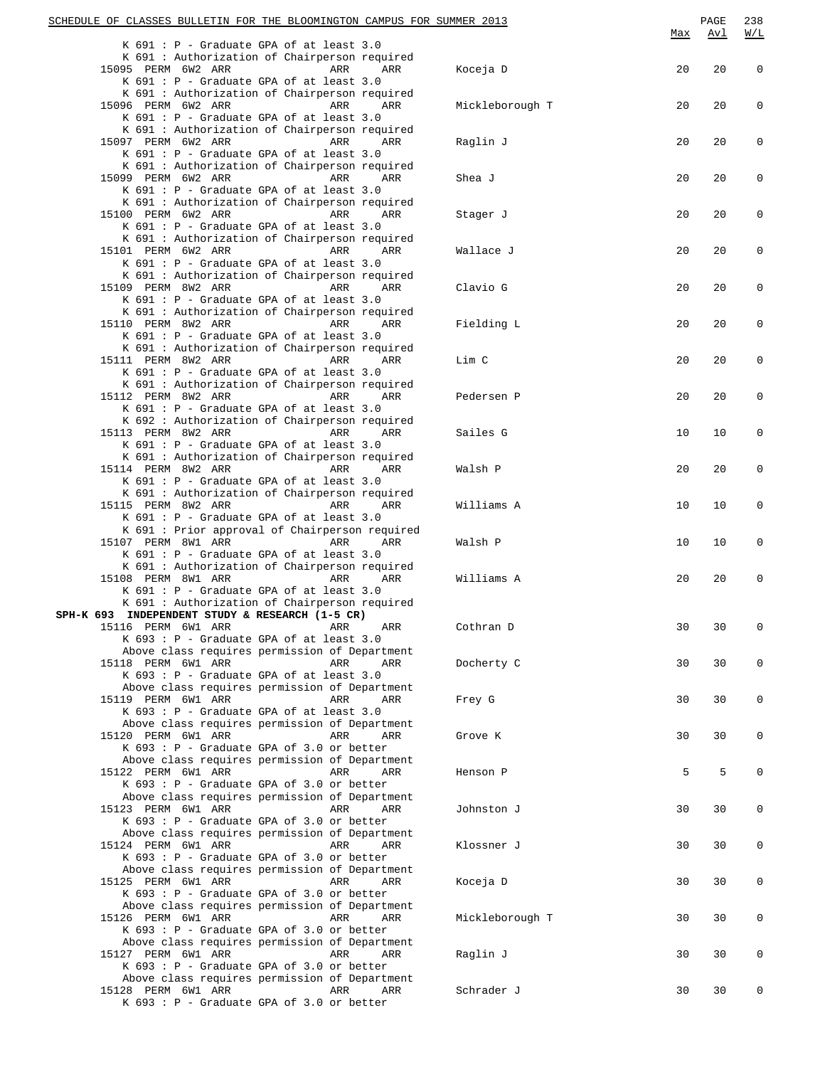| | | | | Max | Avl | W/L |
|---|---|---|---|---|---|---|
| K 691 : P - Graduate GPA of at least 3.0 | | | | | | |
| K 691 : Authorization of Chairperson required | | | | | | |
| 15095 PERM 6W2 ARR | ARR | ARR | Koceja D | 20 | 20 | 0 |
| K 691 : P - Graduate GPA of at least 3.0 | | | | | | |
| K 691 : Authorization of Chairperson required | | | | | | |
| 15096 PERM 6W2 ARR | ARR | ARR | Mickleborough T | 20 | 20 | 0 |
| K 691 : P - Graduate GPA of at least 3.0 | | | | | | |
| K 691 : Authorization of Chairperson required | | | | | | |
| 15097 PERM 6W2 ARR | ARR | ARR | Raglin J | 20 | 20 | 0 |
| K 691 : P - Graduate GPA of at least 3.0 | | | | | | |
| K 691 : Authorization of Chairperson required | | | | | | |
| 15099 PERM 6W2 ARR | ARR | ARR | Shea J | 20 | 20 | 0 |
| K 691 : P - Graduate GPA of at least 3.0 | | | | | | |
| K 691 : Authorization of Chairperson required | | | | | | |
| 15100 PERM 6W2 ARR | ARR | ARR | Stager J | 20 | 20 | 0 |
| K 691 : P - Graduate GPA of at least 3.0 | | | | | | |
| K 691 : Authorization of Chairperson required | | | | | | |
| 15101 PERM 6W2 ARR | ARR | ARR | Wallace J | 20 | 20 | 0 |
| K 691 : P - Graduate GPA of at least 3.0 | | | | | | |
| K 691 : Authorization of Chairperson required | | | | | | |
| 15109 PERM 8W2 ARR | ARR | ARR | Clavio G | 20 | 20 | 0 |
| K 691 : P - Graduate GPA of at least 3.0 | | | | | | |
| K 691 : Authorization of Chairperson required | | | | | | |
| 15110 PERM 8W2 ARR | ARR | ARR | Fielding L | 20 | 20 | 0 |
| K 691 : P - Graduate GPA of at least 3.0 | | | | | | |
| K 691 : Authorization of Chairperson required | | | | | | |
| 15111 PERM 8W2 ARR | ARR | ARR | Lim C | 20 | 20 | 0 |
| K 691 : P - Graduate GPA of at least 3.0 | | | | | | |
| K 691 : Authorization of Chairperson required | | | | | | |
| 15112 PERM 8W2 ARR | ARR | ARR | Pedersen P | 20 | 20 | 0 |
| K 691 : P - Graduate GPA of at least 3.0 | | | | | | |
| K 692 : Authorization of Chairperson required | | | | | | |
| 15113 PERM 8W2 ARR | ARR | ARR | Sailes G | 10 | 10 | 0 |
| K 691 : P - Graduate GPA of at least 3.0 | | | | | | |
| K 691 : Authorization of Chairperson required | | | | | | |
| 15114 PERM 8W2 ARR | ARR | ARR | Walsh P | 20 | 20 | 0 |
| K 691 : P - Graduate GPA of at least 3.0 | | | | | | |
| K 691 : Authorization of Chairperson required | | | | | | |
| 15115 PERM 8W2 ARR | ARR | ARR | Williams A | 10 | 10 | 0 |
| K 691 : P - Graduate GPA of at least 3.0 | | | | | | |
| K 691 : Prior approval of Chairperson required | | | | | | |
| 15107 PERM 8W1 ARR | ARR | ARR | Walsh P | 10 | 10 | 0 |
| K 691 : P - Graduate GPA of at least 3.0 | | | | | | |
| K 691 : Authorization of Chairperson required | | | | | | |
| 15108 PERM 8W1 ARR | ARR | ARR | Williams A | 20 | 20 | 0 |
| K 691 : P - Graduate GPA of at least 3.0 | | | | | | |
| K 691 : Authorization of Chairperson required | | | | | | |
| **SPH-K 693 INDEPENDENT STUDY & RESEARCH (1-5 CR)** | | | | | | |
| 15116 PERM 6W1 ARR | ARR | ARR | Cothran D | 30 | 30 | 0 |
| K 693 : P - Graduate GPA of at least 3.0 | | | | | | |
| Above class requires permission of Department | | | | | | |
| 15118 PERM 6W1 ARR | ARR | ARR | Docherty C | 30 | 30 | 0 |
| K 693 : P - Graduate GPA of at least 3.0 | | | | | | |
| Above class requires permission of Department | | | | | | |
| 15119 PERM 6W1 ARR | ARR | ARR | Frey G | 30 | 30 | 0 |
| K 693 : P - Graduate GPA of at least 3.0 | | | | | | |
| Above class requires permission of Department | | | | | | |
| 15120 PERM 6W1 ARR | ARR | ARR | Grove K | 30 | 30 | 0 |
| K 693 : P - Graduate GPA of 3.0 or better | | | | | | |
| Above class requires permission of Department | | | | | | |
| 15122 PERM 6W1 ARR | ARR | ARR | Henson P | 5 | 5 | 0 |
| K 693 : P - Graduate GPA of 3.0 or better | | | | | | |
| Above class requires permission of Department | | | | | | |
| 15123 PERM 6W1 ARR | ARR | ARR | Johnston J | 30 | 30 | 0 |
| K 693 : P - Graduate GPA of 3.0 or better | | | | | | |
| Above class requires permission of Department | | | | | | |
| 15124 PERM 6W1 ARR | ARR | ARR | Klossner J | 30 | 30 | 0 |
| K 693 : P - Graduate GPA of 3.0 or better | | | | | | |
| Above class requires permission of Department | | | | | | |
| 15125 PERM 6W1 ARR | ARR | ARR | Koceja D | 30 | 30 | 0 |
| K 693 : P - Graduate GPA of 3.0 or better | | | | | | |
| Above class requires permission of Department | | | | | | |
| 15126 PERM 6W1 ARR | ARR | ARR | Mickleborough T | 30 | 30 | 0 |
| K 693 : P - Graduate GPA of 3.0 or better | | | | | | |
| Above class requires permission of Department | | | | | | |
| 15127 PERM 6W1 ARR | ARR | ARR | Raglin J | 30 | 30 | 0 |
| K 693 : P - Graduate GPA of 3.0 or better | | | | | | |
| Above class requires permission of Department | | | | | | |
| 15128 PERM 6W1 ARR | ARR | ARR | Schrader J | 30 | 30 | 0 |
| K 693 : P - Graduate GPA of 3.0 or better | | | | | | |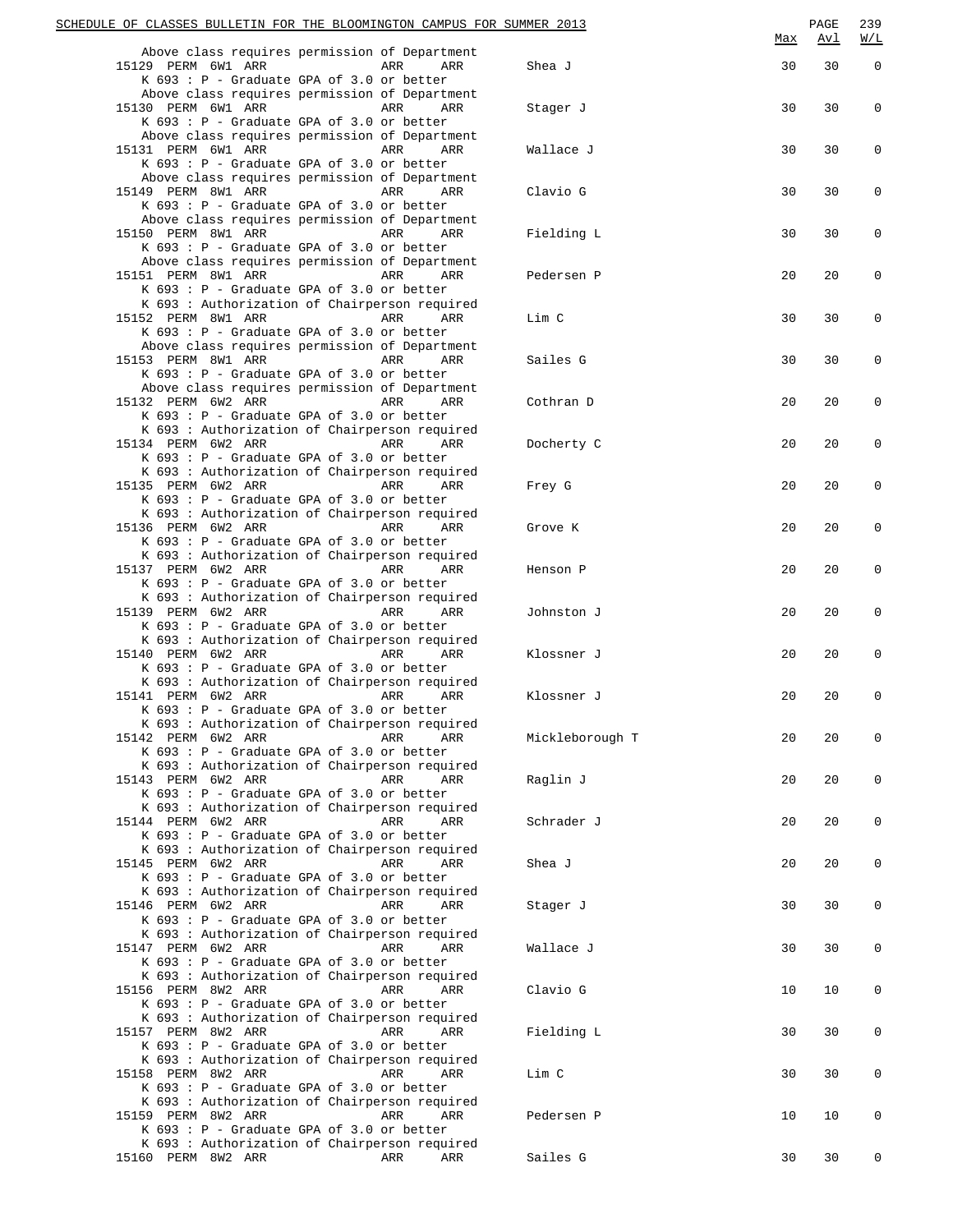```
                                                                     Max   Avl   W/L
     Above class requires permission of Department
  15129 PERM 6W1 ARR              ARR      ARR       Shea J               30    30     0
     K 693 : P - Graduate GPA of 3.0 or better
     Above class requires permission of Department
  15130 PERM 6W1 ARR              ARR      ARR       Stager J             30    30     0
     K 693 : P - Graduate GPA of 3.0 or better
     Above class requires permission of Department
  15131 PERM 6W1 ARR              ARR      ARR       Wallace J            30    30     0
     K 693 : P - Graduate GPA of 3.0 or better
     Above class requires permission of Department
  15149 PERM 8W1 ARR              ARR      ARR       Clavio G             30    30     0
     K 693 : P - Graduate GPA of 3.0 or better
     Above class requires permission of Department
  15150 PERM 8W1 ARR              ARR      ARR       Fielding L           30    30     0
     K 693 : P - Graduate GPA of 3.0 or better
     Above class requires permission of Department
  15151 PERM 8W1 ARR              ARR      ARR       Pedersen P           20    20     0
     K 693 : P - Graduate GPA of 3.0 or better
     K 693 : Authorization of Chairperson required
  15152 PERM 8W1 ARR              ARR      ARR       Lim C                30    30     0
     K 693 : P - Graduate GPA of 3.0 or better
     Above class requires permission of Department
  15153 PERM 8W1 ARR              ARR      ARR       Sailes G             30    30     0
     K 693 : P - Graduate GPA of 3.0 or better
     Above class requires permission of Department
  15132 PERM 6W2 ARR              ARR      ARR       Cothran D            20    20     0
     K 693 : P - Graduate GPA of 3.0 or better
     K 693 : Authorization of Chairperson required
  15134 PERM 6W2 ARR              ARR      ARR       Docherty C           20    20     0
     K 693 : P - Graduate GPA of 3.0 or better
     K 693 : Authorization of Chairperson required
  15135 PERM 6W2 ARR              ARR      ARR       Frey G               20    20     0
     K 693 : P - Graduate GPA of 3.0 or better
     K 693 : Authorization of Chairperson required
  15136 PERM 6W2 ARR              ARR      ARR       Grove K              20    20     0
     K 693 : P - Graduate GPA of 3.0 or better
     K 693 : Authorization of Chairperson required
  15137 PERM 6W2 ARR              ARR      ARR       Henson P             20    20     0
     K 693 : P - Graduate GPA of 3.0 or better
     K 693 : Authorization of Chairperson required
  15139 PERM 6W2 ARR              ARR      ARR       Johnston J           20    20     0
     K 693 : P - Graduate GPA of 3.0 or better
     K 693 : Authorization of Chairperson required
  15140 PERM 6W2 ARR              ARR      ARR       Klossner J           20    20     0
     K 693 : P - Graduate GPA of 3.0 or better
     K 693 : Authorization of Chairperson required
  15141 PERM 6W2 ARR              ARR      ARR       Klossner J           20    20     0
     K 693 : P - Graduate GPA of 3.0 or better
     K 693 : Authorization of Chairperson required
  15142 PERM 6W2 ARR              ARR      ARR       Mickleborough T      20    20     0
     K 693 : P - Graduate GPA of 3.0 or better
     K 693 : Authorization of Chairperson required
  15143 PERM 6W2 ARR              ARR      ARR       Raglin J             20    20     0
     K 693 : P - Graduate GPA of 3.0 or better
     K 693 : Authorization of Chairperson required
  15144 PERM 6W2 ARR              ARR      ARR       Schrader J           20    20     0
     K 693 : P - Graduate GPA of 3.0 or better
     K 693 : Authorization of Chairperson required
  15145 PERM 6W2 ARR              ARR      ARR       Shea J               20    20     0
     K 693 : P - Graduate GPA of 3.0 or better
     K 693 : Authorization of Chairperson required
  15146 PERM 6W2 ARR              ARR      ARR       Stager J             30    30     0
     K 693 : P - Graduate GPA of 3.0 or better
     K 693 : Authorization of Chairperson required
  15147 PERM 6W2 ARR              ARR      ARR       Wallace J            30    30     0
     K 693 : P - Graduate GPA of 3.0 or better
     K 693 : Authorization of Chairperson required
  15156 PERM 8W2 ARR              ARR      ARR       Clavio G             10    10     0
     K 693 : P - Graduate GPA of 3.0 or better
     K 693 : Authorization of Chairperson required
  15157 PERM 8W2 ARR              ARR      ARR       Fielding L           30    30     0
     K 693 : P - Graduate GPA of 3.0 or better
     K 693 : Authorization of Chairperson required
  15158 PERM 8W2 ARR              ARR      ARR       Lim C                30    30     0
     K 693 : P - Graduate GPA of 3.0 or better
     K 693 : Authorization of Chairperson required
  15159 PERM 8W2 ARR              ARR      ARR       Pedersen P           10    10     0
     K 693 : P - Graduate GPA of 3.0 or better
     K 693 : Authorization of Chairperson required
  15160 PERM 8W2 ARR              ARR      ARR       Sailes G             30    30     0
```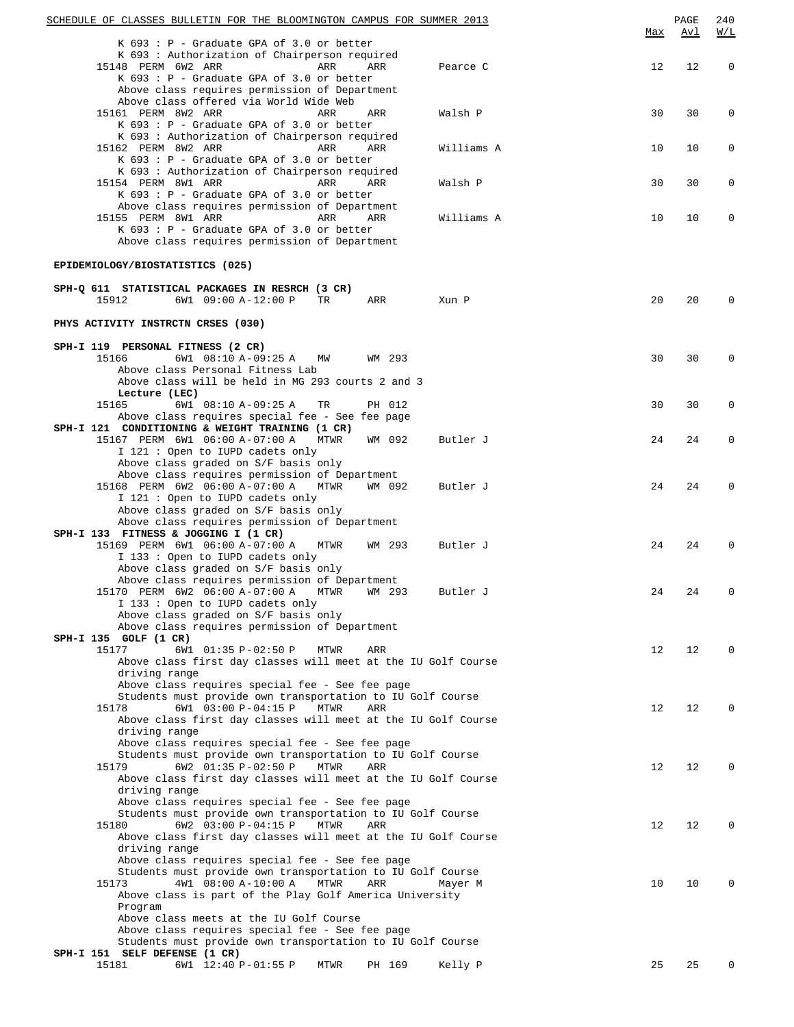| | | | | | | Max | Avl | W/L |
|---|---|---|---|---|---|---|---|---|
| K 693 : P - Graduate GPA of 3.0 or better | | | | | | | | |
| K 693 : Authorization of Chairperson required | | | | | | | | |
| 15148 PERM | 6W2 ARR | ARR | ARR | Pearce C | | 12 | 12 | 0 |
| K 693 : P - Graduate GPA of 3.0 or better | | | | | | | | |
| Above class requires permission of Department | | | | | | | | |
| Above class offered via World Wide Web | | | | | | | | |
| 15161 PERM | 8W2 ARR | ARR | ARR | Walsh P | | 30 | 30 | 0 |
| K 693 : P - Graduate GPA of 3.0 or better | | | | | | | | |
| K 693 : Authorization of Chairperson required | | | | | | | | |
| 15162 PERM | 8W2 ARR | ARR | ARR | Williams A | | 10 | 10 | 0 |
| K 693 : P - Graduate GPA of 3.0 or better | | | | | | | | |
| K 693 : Authorization of Chairperson required | | | | | | | | |
| 15154 PERM | 8W1 ARR | ARR | ARR | Walsh P | | 30 | 30 | 0 |
| K 693 : P - Graduate GPA of 3.0 or better | | | | | | | | |
| Above class requires permission of Department | | | | | | | | |
| 15155 PERM | 8W1 ARR | ARR | ARR | Williams A | | 10 | 10 | 0 |
| K 693 : P - Graduate GPA of 3.0 or better | | | | | | | | |
| Above class requires permission of Department | | | | | | | | |

**EPIDEMIOLOGY/BIOSTATISTICS (025)**

**SPH-Q 611 STATISTICAL PACKAGES IN RESRCH (3 CR)**

| | | | | | Max | Avl | W/L |
|---|---|---|---|---|---|---|---|
| 15912 | 6W1 09:00 A-12:00 P | TR | ARR | Xun P | 20 | 20 | 0 |

**PHYS ACTIVITY INSTRCTN CRSES (030)**

**SPH-I 119 PERSONAL FITNESS (2 CR)**

| | | | | | Max | Avl | W/L |
|---|---|---|---|---|---|---|---|
| 15166 | 6W1 08:10 A-09:25 A | MW | WM 293 | | 30 | 30 | 0 |
| Above class Personal Fitness Lab | | | | | | | |
| Above class will be held in MG 293 courts 2 and 3 | | | | | | | |
| **Lecture (LEC)** | | | | | | | |
| 15165 | 6W1 08:10 A-09:25 A | TR | PH 012 | | 30 | 30 | 0 |
| Above class requires special fee - See fee page | | | | | | | |

**SPH-I 121 CONDITIONING & WEIGHT TRAINING (1 CR)**

| | | | | | Max | Avl | W/L |
|---|---|---|---|---|---|---|---|
| 15167 PERM | 6W1 06:00 A-07:00 A | MTWR | WM 092 | Butler J | 24 | 24 | 0 |
| I 121 : Open to IUPD cadets only | | | | | | | |
| Above class graded on S/F basis only | | | | | | | |
| Above class requires permission of Department | | | | | | | |
| 15168 PERM | 6W2 06:00 A-07:00 A | MTWR | WM 092 | Butler J | 24 | 24 | 0 |
| I 121 : Open to IUPD cadets only | | | | | | | |
| Above class graded on S/F basis only | | | | | | | |
| Above class requires permission of Department | | | | | | | |

**SPH-I 133 FITNESS & JOGGING I (1 CR)**

| | | | | | Max | Avl | W/L |
|---|---|---|---|---|---|---|---|
| 15169 PERM | 6W1 06:00 A-07:00 A | MTWR | WM 293 | Butler J | 24 | 24 | 0 |
| I 133 : Open to IUPD cadets only | | | | | | | |
| Above class graded on S/F basis only | | | | | | | |
| Above class requires permission of Department | | | | | | | |
| 15170 PERM | 6W2 06:00 A-07:00 A | MTWR | WM 293 | Butler J | 24 | 24 | 0 |
| I 133 : Open to IUPD cadets only | | | | | | | |
| Above class graded on S/F basis only | | | | | | | |
| Above class requires permission of Department | | | | | | | |

**SPH-I 135 GOLF (1 CR)**

| | | | | | Max | Avl | W/L |
|---|---|---|---|---|---|---|---|
| 15177 | 6W1 01:35 P-02:50 P | MTWR | ARR | | 12 | 12 | 0 |
| Above class first day classes will meet at the IU Golf Course driving range | | | | | | | |
| Above class requires special fee - See fee page | | | | | | | |
| Students must provide own transportation to IU Golf Course | | | | | | | |
| 15178 | 6W1 03:00 P-04:15 P | MTWR | ARR | | 12 | 12 | 0 |
| Above class first day classes will meet at the IU Golf Course driving range | | | | | | | |
| Above class requires special fee - See fee page | | | | | | | |
| Students must provide own transportation to IU Golf Course | | | | | | | |
| 15179 | 6W2 01:35 P-02:50 P | MTWR | ARR | | 12 | 12 | 0 |
| Above class first day classes will meet at the IU Golf Course driving range | | | | | | | |
| Above class requires special fee - See fee page | | | | | | | |
| Students must provide own transportation to IU Golf Course | | | | | | | |
| 15180 | 6W2 03:00 P-04:15 P | MTWR | ARR | | 12 | 12 | 0 |
| Above class first day classes will meet at the IU Golf Course driving range | | | | | | | |
| Above class requires special fee - See fee page | | | | | | | |
| Students must provide own transportation to IU Golf Course | | | | | | | |
| 15173 | 4W1 08:00 A-10:00 A | MTWR | ARR | Mayer M | 10 | 10 | 0 |
| Above class is part of the Play Golf America University Program | | | | | | | |
| Above class meets at the IU Golf Course | | | | | | | |
| Above class requires special fee - See fee page | | | | | | | |
| Students must provide own transportation to IU Golf Course | | | | | | | |

**SPH-I 151 SELF DEFENSE (1 CR)**

| | | | | | Max | Avl | W/L |
|---|---|---|---|---|---|---|---|
| 15181 | 6W1 12:40 P-01:55 P | MTWR | PH 169 | Kelly P | 25 | 25 | 0 |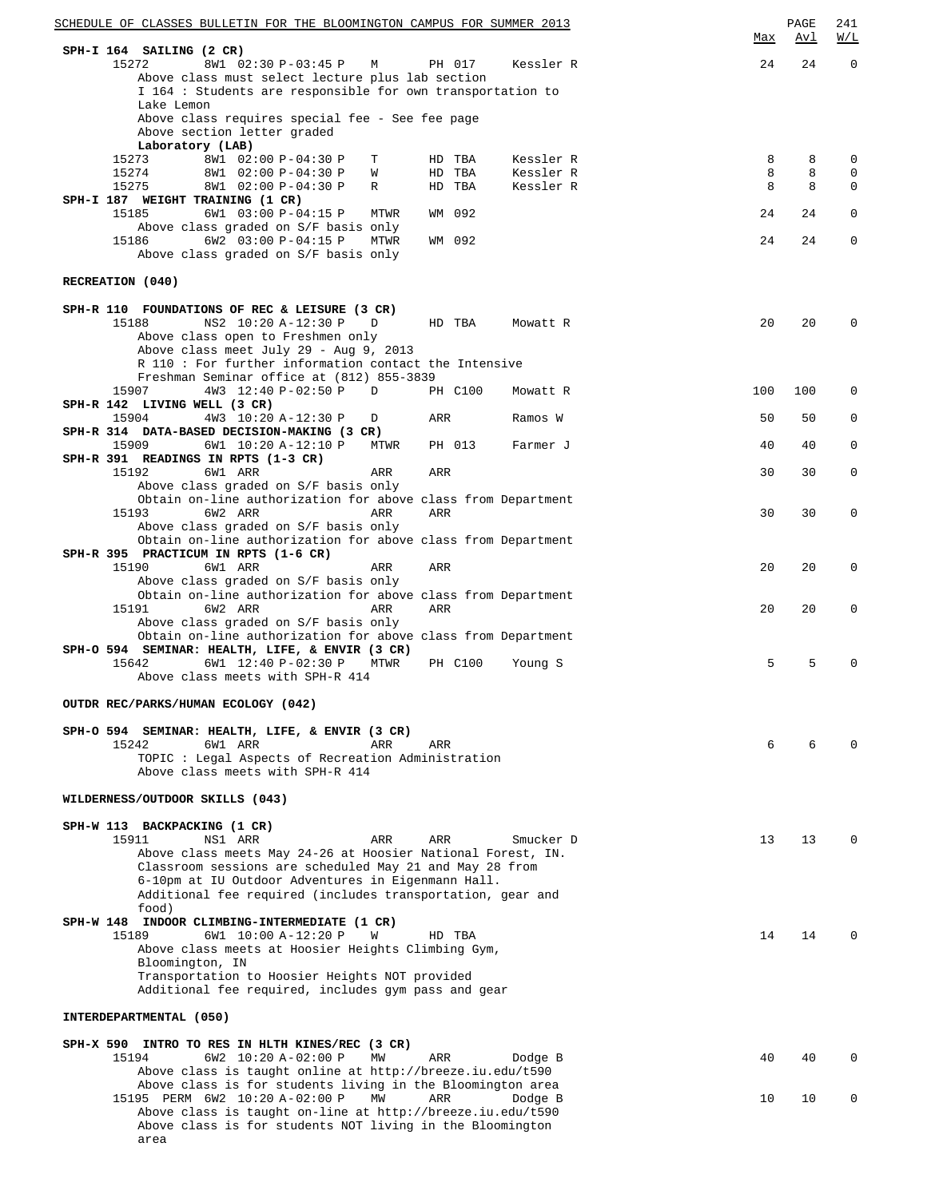| | | | | | | Max | Avl | W/L |
|---|---|---|---|---|---|---|---|---|
| **SPH-I 164 SAILING (2 CR)** | | | | | | | | |
| 15272 | 8W1 | 02:30 P-03:45 P | M | PH 017 | Kessler R | 24 | 24 | 0 |
| | Above class must select lecture plus lab section | | | | | | | |
| | I 164 : Students are responsible for own transportation to Lake Lemon | | | | | | | |
| | Above class requires special fee - See fee page | | | | | | | |
| | Above section letter graded | | | | | | | |
| | **Laboratory (LAB)** | | | | | | | |
| 15273 | 8W1 | 02:00 P-04:30 P | T | HD TBA | Kessler R | 8 | 8 | 0 |
| 15274 | 8W1 | 02:00 P-04:30 P | W | HD TBA | Kessler R | 8 | 8 | 0 |
| 15275 | 8W1 | 02:00 P-04:30 P | R | HD TBA | Kessler R | 8 | 8 | 0 |
| **SPH-I 187 WEIGHT TRAINING (1 CR)** | | | | | | | | |
| 15185 | 6W1 | 03:00 P-04:15 P | MTWR | WM 092 | | 24 | 24 | 0 |
| | Above class graded on S/F basis only | | | | | | | |
| 15186 | 6W2 | 03:00 P-04:15 P | MTWR | WM 092 | | 24 | 24 | 0 |
| | Above class graded on S/F basis only | | | | | | | |

**RECREATION (040)**

| | | | | | | Max | Avl | W/L |
|---|---|---|---|---|---|---|---|---|
| **SPH-R 110 FOUNDATIONS OF REC & LEISURE (3 CR)** | | | | | | | | |
| 15188 | NS2 | 10:20 A-12:30 P | D | HD TBA | Mowatt R | 20 | 20 | 0 |
| | Above class open to Freshmen only | | | | | | | |
| | Above class meet July 29 - Aug 9, 2013 | | | | | | | |
| | R 110 : For further information contact the Intensive Freshman Seminar office at (812) 855-3839 | | | | | | | |
| 15907 | 4W3 | 12:40 P-02:50 P | D | PH C100 | Mowatt R | 100 | 100 | 0 |
| **SPH-R 142 LIVING WELL (3 CR)** | | | | | | | | |
| 15904 | 4W3 | 10:20 A-12:30 P | D | ARR | Ramos W | 50 | 50 | 0 |
| **SPH-R 314 DATA-BASED DECISION-MAKING (3 CR)** | | | | | | | | |
| 15909 | 6W1 | 10:20 A-12:10 P | MTWR | PH 013 | Farmer J | 40 | 40 | 0 |
| **SPH-R 391 READINGS IN RPTS (1-3 CR)** | | | | | | | | |
| 15192 | 6W1 | ARR | ARR | ARR | | 30 | 30 | 0 |
| | Above class graded on S/F basis only | | | | | | | |
| | Obtain on-line authorization for above class from Department | | | | | | | |
| 15193 | 6W2 | ARR | ARR | ARR | | 30 | 30 | 0 |
| | Above class graded on S/F basis only | | | | | | | |
| | Obtain on-line authorization for above class from Department | | | | | | | |
| **SPH-R 395 PRACTICUM IN RPTS (1-6 CR)** | | | | | | | | |
| 15190 | 6W1 | ARR | ARR | ARR | | 20 | 20 | 0 |
| | Above class graded on S/F basis only | | | | | | | |
| | Obtain on-line authorization for above class from Department | | | | | | | |
| 15191 | 6W2 | ARR | ARR | ARR | | 20 | 20 | 0 |
| | Above class graded on S/F basis only | | | | | | | |
| | Obtain on-line authorization for above class from Department | | | | | | | |
| **SPH-O 594 SEMINAR: HEALTH, LIFE, & ENVIR (3 CR)** | | | | | | | | |
| 15642 | 6W1 | 12:40 P-02:30 P | MTWR | PH C100 | Young S | 5 | 5 | 0 |
| | Above class meets with SPH-R 414 | | | | | | | |

**OUTDR REC/PARKS/HUMAN ECOLOGY (042)**

| | | | | | | Max | Avl | W/L |
|---|---|---|---|---|---|---|---|---|
| **SPH-O 594 SEMINAR: HEALTH, LIFE, & ENVIR (3 CR)** | | | | | | | | |
| 15242 | 6W1 | ARR | ARR | ARR | | 6 | 6 | 0 |
| | TOPIC : Legal Aspects of Recreation Administration | | | | | | | |
| | Above class meets with SPH-R 414 | | | | | | | |

**WILDERNESS/OUTDOOR SKILLS (043)**

| | | | | | | Max | Avl | W/L |
|---|---|---|---|---|---|---|---|---|
| **SPH-W 113 BACKPACKING (1 CR)** | | | | | | | | |
| 15911 | NS1 | ARR | ARR | ARR | Smucker D | 13 | 13 | 0 |
| | Above class meets May 24-26 at Hoosier National Forest, IN. Classroom sessions are scheduled May 21 and May 28 from 6-10pm at IU Outdoor Adventures in Eigenmann Hall. | | | | | | | |
| | Additional fee required (includes transportation, gear and food) | | | | | | | |
| **SPH-W 148 INDOOR CLIMBING-INTERMEDIATE (1 CR)** | | | | | | | | |
| 15189 | 6W1 | 10:00 A-12:20 P | W | HD TBA | | 14 | 14 | 0 |
| | Above class meets at Hoosier Heights Climbing Gym, Bloomington, IN | | | | | | | |
| | Transportation to Hoosier Heights NOT provided | | | | | | | |
| | Additional fee required, includes gym pass and gear | | | | | | | |

**INTERDEPARTMENTAL (050)**

| | | | | | | Max | Avl | W/L |
|---|---|---|---|---|---|---|---|---|
| **SPH-X 590 INTRO TO RES IN HLTH KINES/REC (3 CR)** | | | | | | | | |
| 15194 | 6W2 | 10:20 A-02:00 P | MW | ARR | Dodge B | 40 | 40 | 0 |
| | Above class is taught online at http://breeze.iu.edu/t590 | | | | | | | |
| | Above class is for students living in the Bloomington area | | | | | | | |
| 15195 PERM | 6W2 | 10:20 A-02:00 P | MW | ARR | Dodge B | 10 | 10 | 0 |
| | Above class is taught on-line at http://breeze.iu.edu/t590 | | | | | | | |
| | Above class is for students NOT living in the Bloomington area | | | | | | | |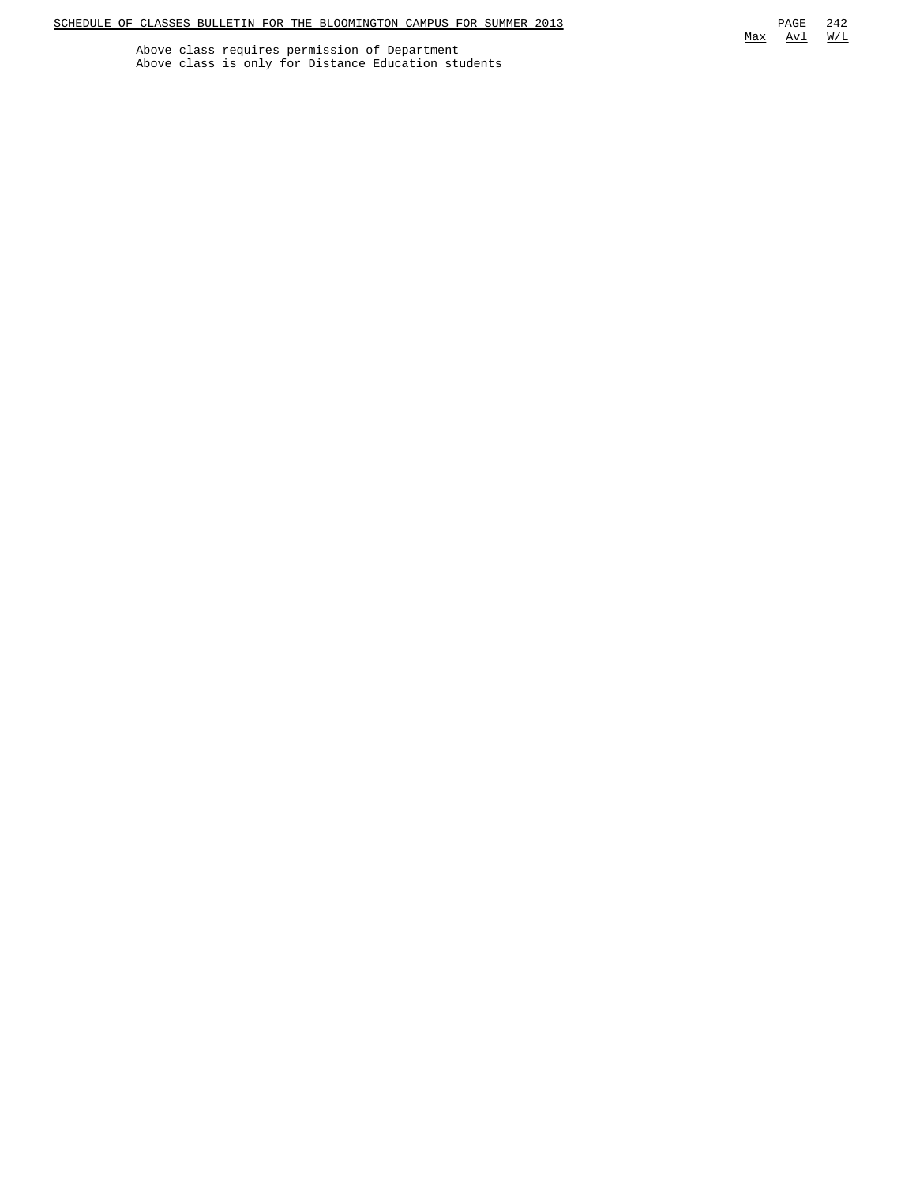Above class requires permission of Department
Above class is only for Distance Education students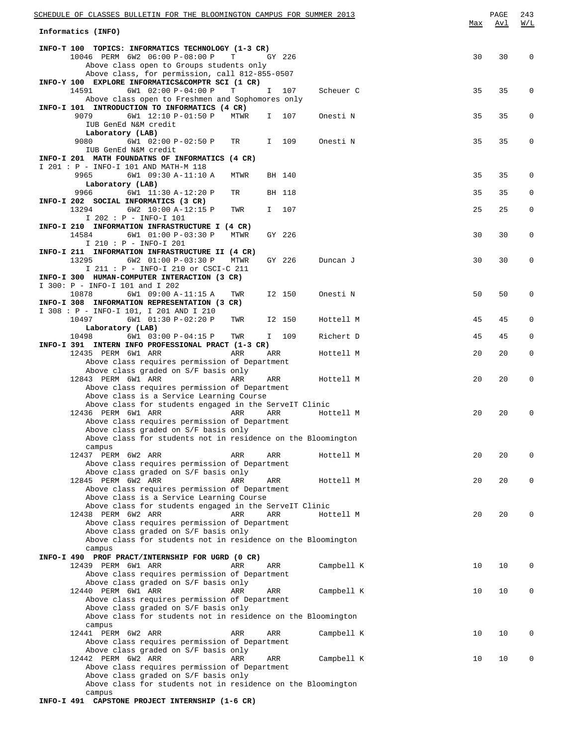## Informatics (INFO)

| Course / Class | Details | Days | Room | Instructor | Max | Avl | W/L |
|---|---|---|---|---|---|---|---|
| **INFO-T 100 TOPICS: INFORMATICS TECHNOLOGY (1-3 CR)** | | | | | | | |
| 10046 PERM | 6W2 06:00 P-08:00 P | T | GY 226 | | 30 | 30 | 0 |
| Above class open to Groups students only | | | | | | | |
| Above class, for permission, call 812-855-0507 | | | | | | | |
| **INFO-Y 100 EXPLORE INFORMATICS&COMPTR SCI (1 CR)** | | | | | | | |
| 14591 | 6W1 02:00 P-04:00 P | T | I 107 | Scheuer C | 35 | 35 | 0 |
| Above class open to Freshmen and Sophomores only | | | | | | | |
| **INFO-I 101 INTRODUCTION TO INFORMATICS (4 CR)** | | | | | | | |
| 9079 | 6W1 12:10 P-01:50 P | MTWR | I 107 | Onesti N | 35 | 35 | 0 |
| IUB GenEd N&M credit | | | | | | | |
| **Laboratory (LAB)** | | | | | | | |
| 9080 | 6W1 02:00 P-02:50 P | TR | I 109 | Onesti N | 35 | 35 | 0 |
| IUB GenEd N&M credit | | | | | | | |
| **INFO-I 201 MATH FOUNDATNS OF INFORMATICS (4 CR)** | | | | | | | |
| I 201 : P - INFO-I 101 AND MATH-M 118 | | | | | | | |
| 9965 | 6W1 09:30 A-11:10 A | MTWR | BH 140 | | 35 | 35 | 0 |
| **Laboratory (LAB)** | | | | | | | |
| 9966 | 6W1 11:30 A-12:20 P | TR | BH 118 | | 35 | 35 | 0 |
| **INFO-I 202 SOCIAL INFORMATICS (3 CR)** | | | | | | | |
| 13294 | 6W2 10:00 A-12:15 P | TWR | I 107 | | 25 | 25 | 0 |
| I 202 : P - INFO-I 101 | | | | | | | |
| **INFO-I 210 INFORMATION INFRASTRUCTURE I (4 CR)** | | | | | | | |
| 14584 | 6W1 01:00 P-03:30 P | MTWR | GY 226 | | 30 | 30 | 0 |
| I 210 : P - INFO-I 201 | | | | | | | |
| **INFO-I 211 INFORMATION INFRASTRUCTURE II (4 CR)** | | | | | | | |
| 13295 | 6W2 01:00 P-03:30 P | MTWR | GY 226 | Duncan J | 30 | 30 | 0 |
| I 211 : P - INFO-I 210 or CSCI-C 211 | | | | | | | |
| **INFO-I 300 HUMAN-COMPUTER INTERACTION (3 CR)** | | | | | | | |
| I 300: P - INFO-I 101 and I 202 | | | | | | | |
| 10878 | 6W1 09:00 A-11:15 A | TWR | I2 150 | Onesti N | 50 | 50 | 0 |
| **INFO-I 308 INFORMATION REPRESENTATION (3 CR)** | | | | | | | |
| I 308 : P - INFO-I 101, I 201 AND I 210 | | | | | | | |
| 10497 | 6W1 01:30 P-02:20 P | TWR | I2 150 | Hottell M | 45 | 45 | 0 |
| **Laboratory (LAB)** | | | | | | | |
| 10498 | 6W1 03:00 P-04:15 P | TWR | I 109 | Richert D | 45 | 45 | 0 |
| **INFO-I 391 INTERN PROFESSIONAL PRACT (1-3 CR)** | | | | | | | |
| 12435 PERM | 6W1 ARR | ARR | ARR | Hottell M | 20 | 20 | 0 |
| Above class requires permission of Department | | | | | | | |
| Above class graded on S/F basis only | | | | | | | |
| 12843 PERM | 6W1 ARR | ARR | ARR | Hottell M | 20 | 20 | 0 |
| Above class requires permission of Department | | | | | | | |
| Above class is a Service Learning Course | | | | | | | |
| Above class for students engaged in the ServeIT Clinic | | | | | | | |
| 12436 PERM | 6W1 ARR | ARR | ARR | Hottell M | 20 | 20 | 0 |
| Above class requires permission of Department | | | | | | | |
| Above class graded on S/F basis only | | | | | | | |
| Above class for students not in residence on the Bloomington campus | | | | | | | |
| 12437 PERM | 6W2 ARR | ARR | ARR | Hottell M | 20 | 20 | 0 |
| Above class requires permission of Department | | | | | | | |
| Above class graded on S/F basis only | | | | | | | |
| 12845 PERM | 6W2 ARR | ARR | ARR | Hottell M | 20 | 20 | 0 |
| Above class requires permission of Department | | | | | | | |
| Above class is a Service Learning Course | | | | | | | |
| Above class for students engaged in the ServeIT Clinic | | | | | | | |
| 12438 PERM | 6W2 ARR | ARR | ARR | Hottell M | 20 | 20 | 0 |
| Above class requires permission of Department | | | | | | | |
| Above class graded on S/F basis only | | | | | | | |
| Above class for students not in residence on the Bloomington campus | | | | | | | |
| **INFO-I 490 PROF PRACT/INTERNSHIP FOR UGRD (0 CR)** | | | | | | | |
| 12439 PERM | 6W1 ARR | ARR | ARR | Campbell K | 10 | 10 | 0 |
| Above class requires permission of Department | | | | | | | |
| Above class graded on S/F basis only | | | | | | | |
| 12440 PERM | 6W1 ARR | ARR | ARR | Campbell K | 10 | 10 | 0 |
| Above class requires permission of Department | | | | | | | |
| Above class graded on S/F basis only | | | | | | | |
| Above class for students not in residence on the Bloomington campus | | | | | | | |
| 12441 PERM | 6W2 ARR | ARR | ARR | Campbell K | 10 | 10 | 0 |
| Above class requires permission of Department | | | | | | | |
| Above class graded on S/F basis only | | | | | | | |
| 12442 PERM | 6W2 ARR | ARR | ARR | Campbell K | 10 | 10 | 0 |
| Above class requires permission of Department | | | | | | | |
| Above class graded on S/F basis only | | | | | | | |
| Above class for students not in residence on the Bloomington campus | | | | | | | |
| **INFO-I 491 CAPSTONE PROJECT INTERNSHIP (1-6 CR)** | | | | | | | |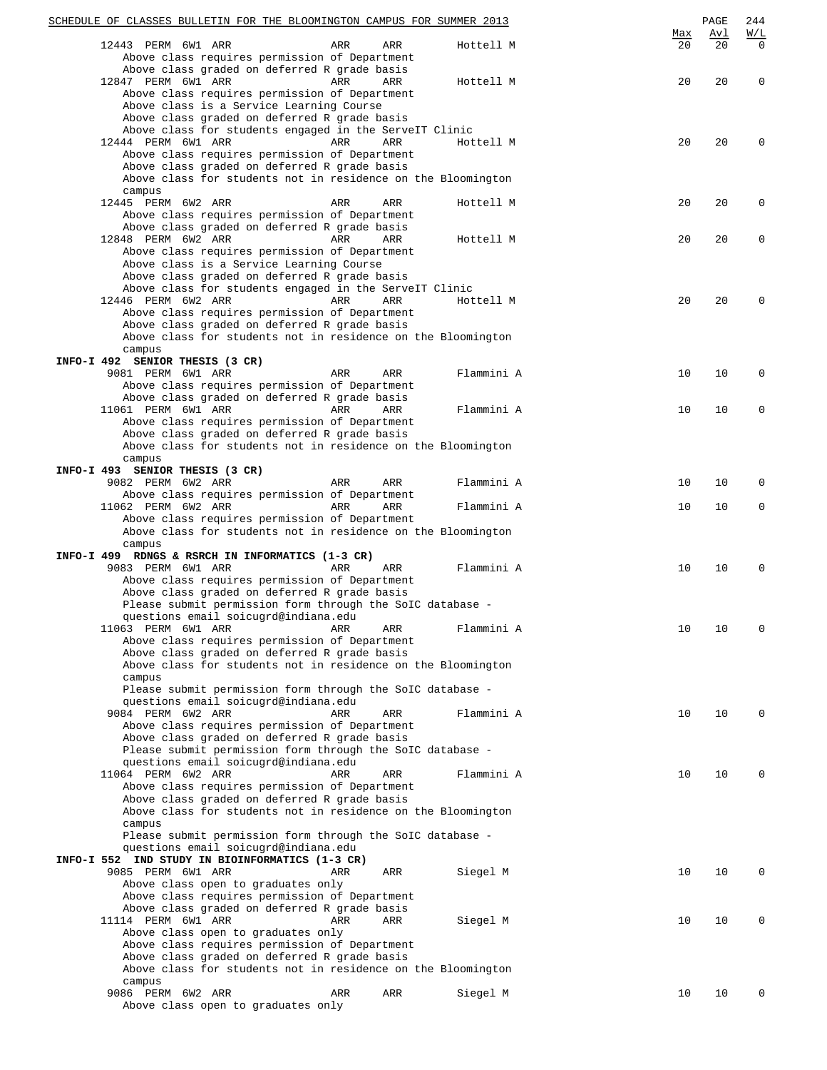| Class | | | | | | Instructor | Max | Avl | W/L |
|---|---|---|---|---|---|---|---|---|---|
| 12443 | PERM | 6W1 | ARR | ARR | ARR | Hottell M | 20 | 20 | 0 |

Above class requires permission of Department
Above class graded on deferred R grade basis

| | | | | | | | | | |
|---|---|---|---|---|---|---|---|---|---|
| 12847 | PERM | 6W1 | ARR | ARR | ARR | Hottell M | 20 | 20 | 0 |

Above class requires permission of Department
Above class is a Service Learning Course
Above class graded on deferred R grade basis
Above class for students engaged in the ServeIT Clinic

| | | | | | | | | | |
|---|---|---|---|---|---|---|---|---|---|
| 12444 | PERM | 6W1 | ARR | ARR | ARR | Hottell M | 20 | 20 | 0 |

Above class requires permission of Department
Above class graded on deferred R grade basis
Above class for students not in residence on the Bloomington campus

| | | | | | | | | | |
|---|---|---|---|---|---|---|---|---|---|
| 12445 | PERM | 6W2 | ARR | ARR | ARR | Hottell M | 20 | 20 | 0 |

Above class requires permission of Department
Above class graded on deferred R grade basis

| | | | | | | | | | |
|---|---|---|---|---|---|---|---|---|---|
| 12848 | PERM | 6W2 | ARR | ARR | ARR | Hottell M | 20 | 20 | 0 |

Above class requires permission of Department
Above class is a Service Learning Course
Above class graded on deferred R grade basis
Above class for students engaged in the ServeIT Clinic

| | | | | | | | | | |
|---|---|---|---|---|---|---|---|---|---|
| 12446 | PERM | 6W2 | ARR | ARR | ARR | Hottell M | 20 | 20 | 0 |

Above class requires permission of Department
Above class graded on deferred R grade basis
Above class for students not in residence on the Bloomington campus

**INFO-I 492 SENIOR THESIS (3 CR)**

| | | | | | | | | | |
|---|---|---|---|---|---|---|---|---|---|
| 9081 | PERM | 6W1 | ARR | ARR | ARR | Flammini A | 10 | 10 | 0 |

Above class requires permission of Department
Above class graded on deferred R grade basis

| | | | | | | | | | |
|---|---|---|---|---|---|---|---|---|---|
| 11061 | PERM | 6W1 | ARR | ARR | ARR | Flammini A | 10 | 10 | 0 |

Above class requires permission of Department
Above class graded on deferred R grade basis
Above class for students not in residence on the Bloomington campus

**INFO-I 493 SENIOR THESIS (3 CR)**

| | | | | | | | | | |
|---|---|---|---|---|---|---|---|---|---|
| 9082 | PERM | 6W2 | ARR | ARR | ARR | Flammini A | 10 | 10 | 0 |

Above class requires permission of Department

| | | | | | | | | | |
|---|---|---|---|---|---|---|---|---|---|
| 11062 | PERM | 6W2 | ARR | ARR | ARR | Flammini A | 10 | 10 | 0 |

Above class requires permission of Department
Above class for students not in residence on the Bloomington campus

**INFO-I 499 RDNGS & RSRCH IN INFORMATICS (1-3 CR)**

| | | | | | | | | | |
|---|---|---|---|---|---|---|---|---|---|
| 9083 | PERM | 6W1 | ARR | ARR | ARR | Flammini A | 10 | 10 | 0 |

Above class requires permission of Department
Above class graded on deferred R grade basis
Please submit permission form through the SoIC database - questions email soicugrd@indiana.edu

| | | | | | | | | | |
|---|---|---|---|---|---|---|---|---|---|
| 11063 | PERM | 6W1 | ARR | ARR | ARR | Flammini A | 10 | 10 | 0 |

Above class requires permission of Department
Above class graded on deferred R grade basis
Above class for students not in residence on the Bloomington campus
Please submit permission form through the SoIC database - questions email soicugrd@indiana.edu

| | | | | | | | | | |
|---|---|---|---|---|---|---|---|---|---|
| 9084 | PERM | 6W2 | ARR | ARR | ARR | Flammini A | 10 | 10 | 0 |

Above class requires permission of Department
Above class graded on deferred R grade basis
Please submit permission form through the SoIC database - questions email soicugrd@indiana.edu

| | | | | | | | | | |
|---|---|---|---|---|---|---|---|---|---|
| 11064 | PERM | 6W2 | ARR | ARR | ARR | Flammini A | 10 | 10 | 0 |

Above class requires permission of Department
Above class graded on deferred R grade basis
Above class for students not in residence on the Bloomington campus
Please submit permission form through the SoIC database - questions email soicugrd@indiana.edu

**INFO-I 552 IND STUDY IN BIOINFORMATICS (1-3 CR)**

| | | | | | | | | | |
|---|---|---|---|---|---|---|---|---|---|
| 9085 | PERM | 6W1 | ARR | ARR | ARR | Siegel M | 10 | 10 | 0 |

Above class open to graduates only
Above class requires permission of Department
Above class graded on deferred R grade basis

| | | | | | | | | | |
|---|---|---|---|---|---|---|---|---|---|
| 11114 | PERM | 6W1 | ARR | ARR | ARR | Siegel M | 10 | 10 | 0 |

Above class open to graduates only
Above class requires permission of Department
Above class graded on deferred R grade basis
Above class for students not in residence on the Bloomington campus

| | | | | | | | | | |
|---|---|---|---|---|---|---|---|---|---|
| 9086 | PERM | 6W2 | ARR | ARR | ARR | Siegel M | 10 | 10 | 0 |

Above class open to graduates only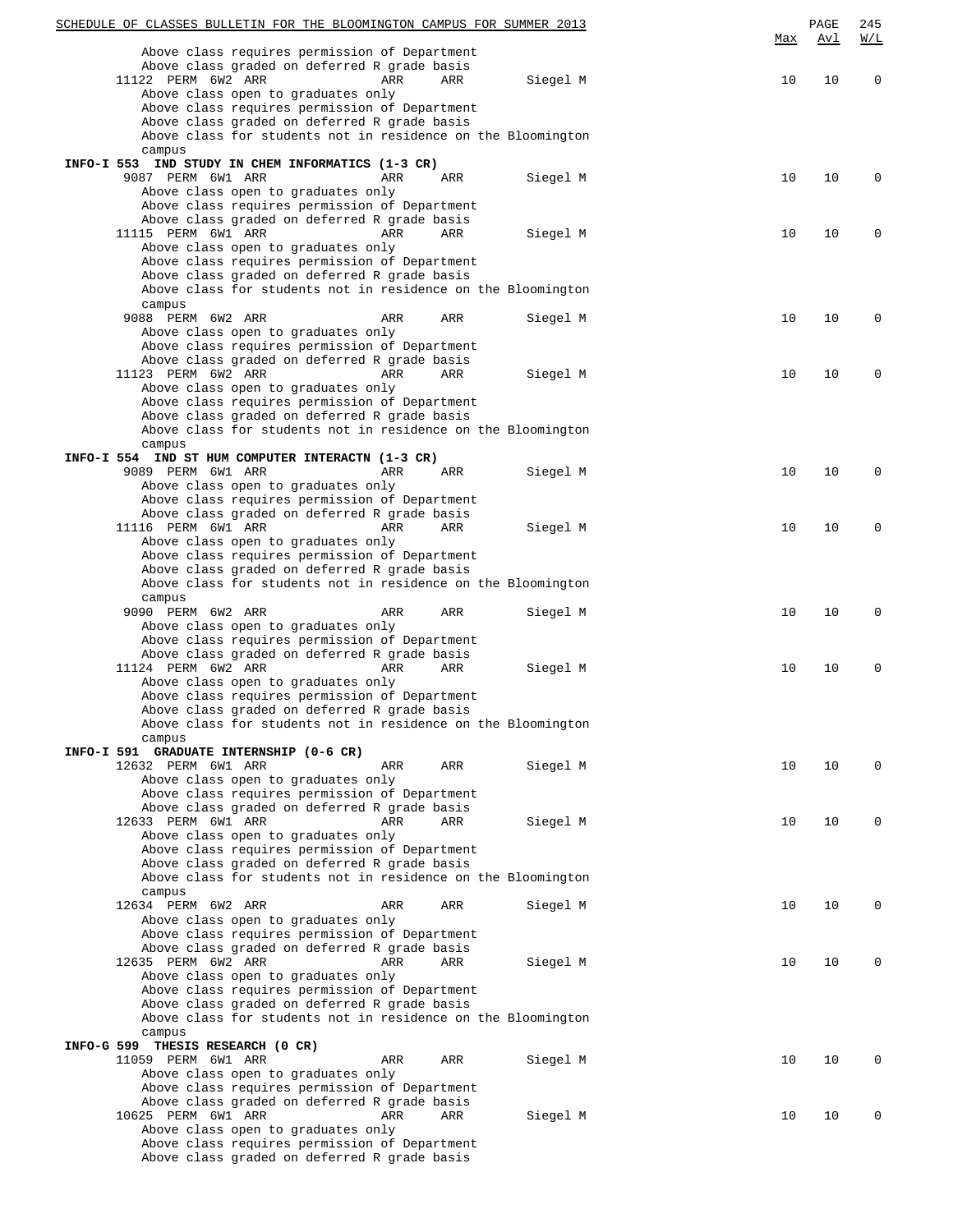| | Max | Avl | W/L |
|---|---|---|---|
| Above class requires permission of Department | | | |
| Above class graded on deferred R grade basis | | | |
| 11122 PERM 6W2 ARR ARR ARR Siegel M | 10 | 10 | 0 |
| Above class open to graduates only | | | |
| Above class requires permission of Department | | | |
| Above class graded on deferred R grade basis | | | |
| Above class for students not in residence on the Bloomington campus | | | |
| **INFO-I 553 IND STUDY IN CHEM INFORMATICS (1-3 CR)** | | | |
| 9087 PERM 6W1 ARR ARR ARR Siegel M | 10 | 10 | 0 |
| Above class open to graduates only | | | |
| Above class requires permission of Department | | | |
| Above class graded on deferred R grade basis | | | |
| 11115 PERM 6W1 ARR ARR ARR Siegel M | 10 | 10 | 0 |
| Above class open to graduates only | | | |
| Above class requires permission of Department | | | |
| Above class graded on deferred R grade basis | | | |
| Above class for students not in residence on the Bloomington campus | | | |
| 9088 PERM 6W2 ARR ARR ARR Siegel M | 10 | 10 | 0 |
| Above class open to graduates only | | | |
| Above class requires permission of Department | | | |
| Above class graded on deferred R grade basis | | | |
| 11123 PERM 6W2 ARR ARR ARR Siegel M | 10 | 10 | 0 |
| Above class open to graduates only | | | |
| Above class requires permission of Department | | | |
| Above class graded on deferred R grade basis | | | |
| Above class for students not in residence on the Bloomington campus | | | |
| **INFO-I 554 IND ST HUM COMPUTER INTERACTN (1-3 CR)** | | | |
| 9089 PERM 6W1 ARR ARR ARR Siegel M | 10 | 10 | 0 |
| Above class open to graduates only | | | |
| Above class requires permission of Department | | | |
| Above class graded on deferred R grade basis | | | |
| 11116 PERM 6W1 ARR ARR ARR Siegel M | 10 | 10 | 0 |
| Above class open to graduates only | | | |
| Above class requires permission of Department | | | |
| Above class graded on deferred R grade basis | | | |
| Above class for students not in residence on the Bloomington campus | | | |
| 9090 PERM 6W2 ARR ARR ARR Siegel M | 10 | 10 | 0 |
| Above class open to graduates only | | | |
| Above class requires permission of Department | | | |
| Above class graded on deferred R grade basis | | | |
| 11124 PERM 6W2 ARR ARR ARR Siegel M | 10 | 10 | 0 |
| Above class open to graduates only | | | |
| Above class requires permission of Department | | | |
| Above class graded on deferred R grade basis | | | |
| Above class for students not in residence on the Bloomington campus | | | |
| **INFO-I 591 GRADUATE INTERNSHIP (0-6 CR)** | | | |
| 12632 PERM 6W1 ARR ARR ARR Siegel M | 10 | 10 | 0 |
| Above class open to graduates only | | | |
| Above class requires permission of Department | | | |
| Above class graded on deferred R grade basis | | | |
| 12633 PERM 6W1 ARR ARR ARR Siegel M | 10 | 10 | 0 |
| Above class open to graduates only | | | |
| Above class requires permission of Department | | | |
| Above class graded on deferred R grade basis | | | |
| Above class for students not in residence on the Bloomington campus | | | |
| 12634 PERM 6W2 ARR ARR ARR Siegel M | 10 | 10 | 0 |
| Above class open to graduates only | | | |
| Above class requires permission of Department | | | |
| Above class graded on deferred R grade basis | | | |
| 12635 PERM 6W2 ARR ARR ARR Siegel M | 10 | 10 | 0 |
| Above class open to graduates only | | | |
| Above class requires permission of Department | | | |
| Above class graded on deferred R grade basis | | | |
| Above class for students not in residence on the Bloomington campus | | | |
| **INFO-G 599 THESIS RESEARCH (0 CR)** | | | |
| 11059 PERM 6W1 ARR ARR ARR Siegel M | 10 | 10 | 0 |
| Above class open to graduates only | | | |
| Above class requires permission of Department | | | |
| Above class graded on deferred R grade basis | | | |
| 10625 PERM 6W1 ARR ARR ARR Siegel M | 10 | 10 | 0 |
| Above class open to graduates only | | | |
| Above class requires permission of Department | | | |
| Above class graded on deferred R grade basis | | | |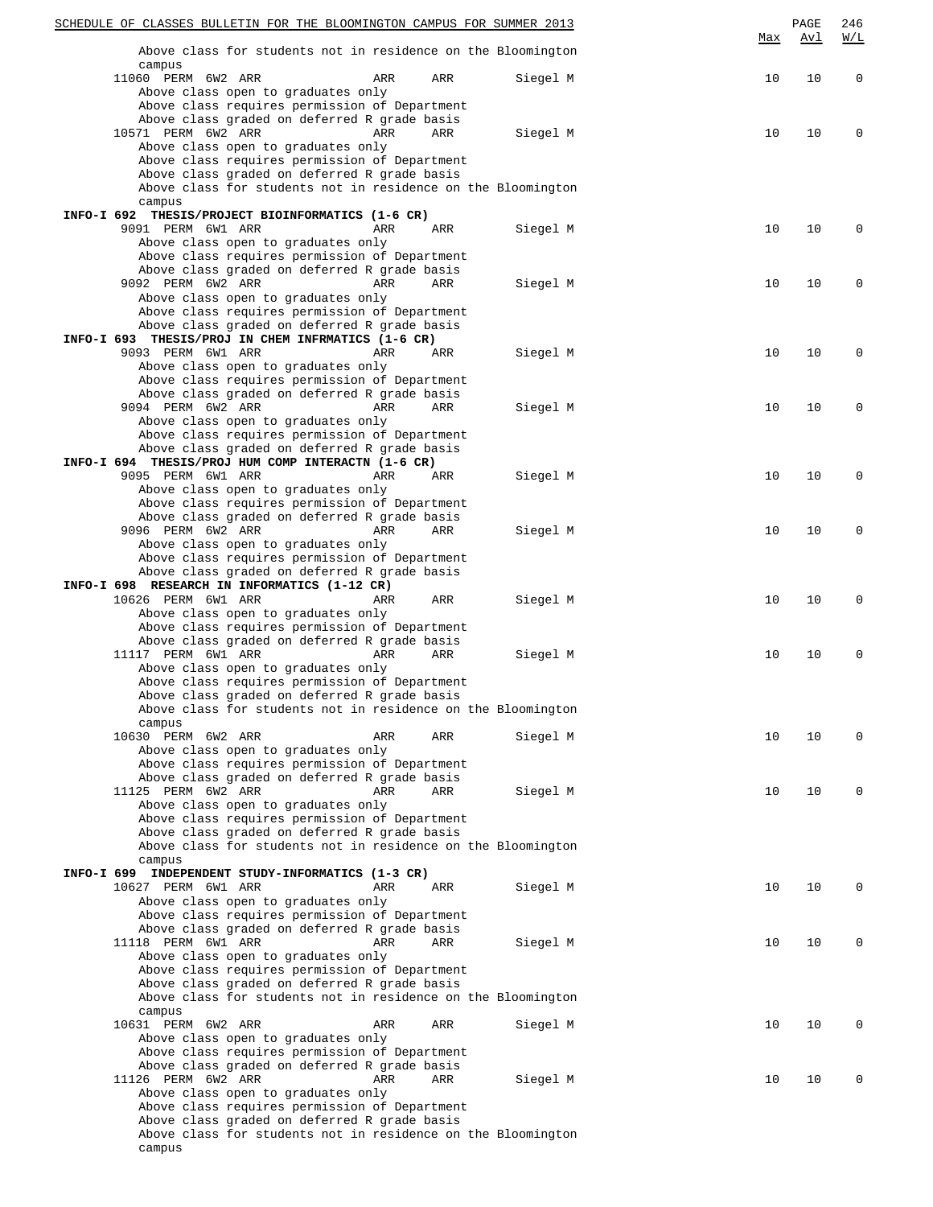Above class for students not in residence on the Bloomington campus

| Class | Type | Session | Time | Days | Room | Instructor | Max | Avl | W/L |
|---|---|---|---|---|---|---|---|---|---|
| 11060 | PERM | 6W2 | ARR | ARR | ARR | Siegel M | 10 | 10 | 0 |

Above class open to graduates only
Above class requires permission of Department
Above class graded on deferred R grade basis

| Class | Type | Session | Time | Days | Room | Instructor | Max | Avl | W/L |
|---|---|---|---|---|---|---|---|---|---|
| 10571 | PERM | 6W2 | ARR | ARR | ARR | Siegel M | 10 | 10 | 0 |

Above class open to graduates only
Above class requires permission of Department
Above class graded on deferred R grade basis
Above class for students not in residence on the Bloomington campus

### INFO-I 692 THESIS/PROJECT BIOINFORMATICS (1-6 CR)

| Class | Type | Session | Time | Days | Room | Instructor | Max | Avl | W/L |
|---|---|---|---|---|---|---|---|---|---|
| 9091 | PERM | 6W1 | ARR | ARR | ARR | Siegel M | 10 | 10 | 0 |

Above class open to graduates only
Above class requires permission of Department
Above class graded on deferred R grade basis

| Class | Type | Session | Time | Days | Room | Instructor | Max | Avl | W/L |
|---|---|---|---|---|---|---|---|---|---|
| 9092 | PERM | 6W2 | ARR | ARR | ARR | Siegel M | 10 | 10 | 0 |

Above class open to graduates only
Above class requires permission of Department
Above class graded on deferred R grade basis

### INFO-I 693 THESIS/PROJ IN CHEM INFRMATICS (1-6 CR)

| Class | Type | Session | Time | Days | Room | Instructor | Max | Avl | W/L |
|---|---|---|---|---|---|---|---|---|---|
| 9093 | PERM | 6W1 | ARR | ARR | ARR | Siegel M | 10 | 10 | 0 |

Above class open to graduates only
Above class requires permission of Department
Above class graded on deferred R grade basis

| Class | Type | Session | Time | Days | Room | Instructor | Max | Avl | W/L |
|---|---|---|---|---|---|---|---|---|---|
| 9094 | PERM | 6W2 | ARR | ARR | ARR | Siegel M | 10 | 10 | 0 |

Above class open to graduates only
Above class requires permission of Department
Above class graded on deferred R grade basis

### INFO-I 694 THESIS/PROJ HUM COMP INTERACTN (1-6 CR)

| Class | Type | Session | Time | Days | Room | Instructor | Max | Avl | W/L |
|---|---|---|---|---|---|---|---|---|---|
| 9095 | PERM | 6W1 | ARR | ARR | ARR | Siegel M | 10 | 10 | 0 |

Above class open to graduates only
Above class requires permission of Department
Above class graded on deferred R grade basis

| Class | Type | Session | Time | Days | Room | Instructor | Max | Avl | W/L |
|---|---|---|---|---|---|---|---|---|---|
| 9096 | PERM | 6W2 | ARR | ARR | ARR | Siegel M | 10 | 10 | 0 |

Above class open to graduates only
Above class requires permission of Department
Above class graded on deferred R grade basis

### INFO-I 698 RESEARCH IN INFORMATICS (1-12 CR)

| Class | Type | Session | Time | Days | Room | Instructor | Max | Avl | W/L |
|---|---|---|---|---|---|---|---|---|---|
| 10626 | PERM | 6W1 | ARR | ARR | ARR | Siegel M | 10 | 10 | 0 |

Above class open to graduates only
Above class requires permission of Department
Above class graded on deferred R grade basis

| Class | Type | Session | Time | Days | Room | Instructor | Max | Avl | W/L |
|---|---|---|---|---|---|---|---|---|---|
| 11117 | PERM | 6W1 | ARR | ARR | ARR | Siegel M | 10 | 10 | 0 |

Above class open to graduates only
Above class requires permission of Department
Above class graded on deferred R grade basis
Above class for students not in residence on the Bloomington campus

| Class | Type | Session | Time | Days | Room | Instructor | Max | Avl | W/L |
|---|---|---|---|---|---|---|---|---|---|
| 10630 | PERM | 6W2 | ARR | ARR | ARR | Siegel M | 10 | 10 | 0 |

Above class open to graduates only
Above class requires permission of Department
Above class graded on deferred R grade basis

| Class | Type | Session | Time | Days | Room | Instructor | Max | Avl | W/L |
|---|---|---|---|---|---|---|---|---|---|
| 11125 | PERM | 6W2 | ARR | ARR | ARR | Siegel M | 10 | 10 | 0 |

Above class open to graduates only
Above class requires permission of Department
Above class graded on deferred R grade basis
Above class for students not in residence on the Bloomington campus

### INFO-I 699 INDEPENDENT STUDY-INFORMATICS (1-3 CR)

| Class | Type | Session | Time | Days | Room | Instructor | Max | Avl | W/L |
|---|---|---|---|---|---|---|---|---|---|
| 10627 | PERM | 6W1 | ARR | ARR | ARR | Siegel M | 10 | 10 | 0 |

Above class open to graduates only
Above class requires permission of Department
Above class graded on deferred R grade basis

| Class | Type | Session | Time | Days | Room | Instructor | Max | Avl | W/L |
|---|---|---|---|---|---|---|---|---|---|
| 11118 | PERM | 6W1 | ARR | ARR | ARR | Siegel M | 10 | 10 | 0 |

Above class open to graduates only
Above class requires permission of Department
Above class graded on deferred R grade basis
Above class for students not in residence on the Bloomington campus

| Class | Type | Session | Time | Days | Room | Instructor | Max | Avl | W/L |
|---|---|---|---|---|---|---|---|---|---|
| 10631 | PERM | 6W2 | ARR | ARR | ARR | Siegel M | 10 | 10 | 0 |

Above class open to graduates only
Above class requires permission of Department
Above class graded on deferred R grade basis

| Class | Type | Session | Time | Days | Room | Instructor | Max | Avl | W/L |
|---|---|---|---|---|---|---|---|---|---|
| 11126 | PERM | 6W2 | ARR | ARR | ARR | Siegel M | 10 | 10 | 0 |

Above class open to graduates only
Above class requires permission of Department
Above class graded on deferred R grade basis
Above class for students not in residence on the Bloomington campus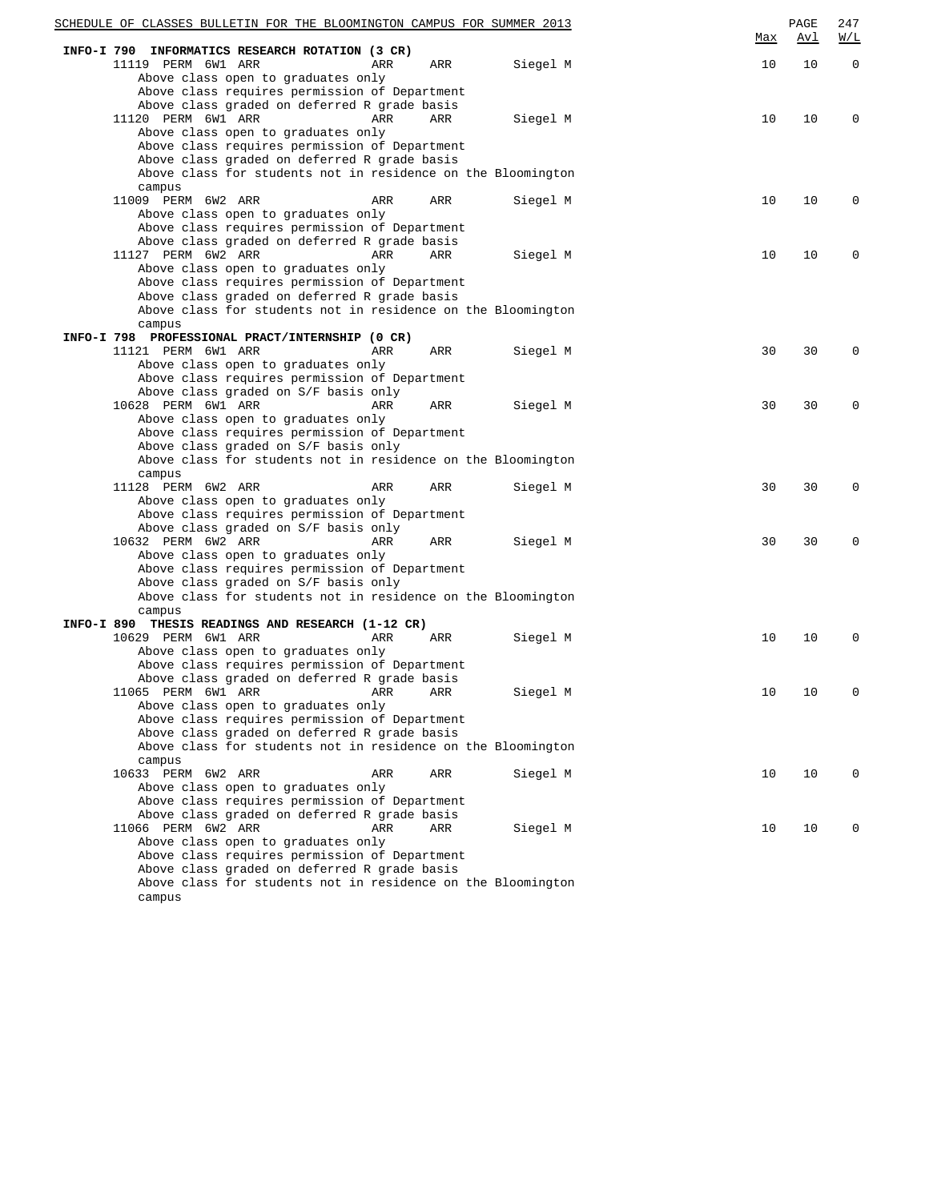| | Max | Avl | W/L |
|---|---|---|---|
| **INFO-I 790 INFORMATICS RESEARCH ROTATION (3 CR)** | | | |
| 11119 PERM 6W1 ARR ARR ARR Siegel M | 10 | 10 | 0 |
| Above class open to graduates only<br>Above class requires permission of Department<br>Above class graded on deferred R grade basis | | | |
| 11120 PERM 6W1 ARR ARR ARR Siegel M | 10 | 10 | 0 |
| Above class open to graduates only<br>Above class requires permission of Department<br>Above class graded on deferred R grade basis<br>Above class for students not in residence on the Bloomington campus | | | |
| 11009 PERM 6W2 ARR ARR ARR Siegel M | 10 | 10 | 0 |
| Above class open to graduates only<br>Above class requires permission of Department<br>Above class graded on deferred R grade basis | | | |
| 11127 PERM 6W2 ARR ARR ARR Siegel M | 10 | 10 | 0 |
| Above class open to graduates only<br>Above class requires permission of Department<br>Above class graded on deferred R grade basis<br>Above class for students not in residence on the Bloomington campus | | | |
| **INFO-I 798 PROFESSIONAL PRACT/INTERNSHIP (0 CR)** | | | |
| 11121 PERM 6W1 ARR ARR ARR Siegel M | 30 | 30 | 0 |
| Above class open to graduates only<br>Above class requires permission of Department<br>Above class graded on S/F basis only | | | |
| 10628 PERM 6W1 ARR ARR ARR Siegel M | 30 | 30 | 0 |
| Above class open to graduates only<br>Above class requires permission of Department<br>Above class graded on S/F basis only<br>Above class for students not in residence on the Bloomington campus | | | |
| 11128 PERM 6W2 ARR ARR ARR Siegel M | 30 | 30 | 0 |
| Above class open to graduates only<br>Above class requires permission of Department<br>Above class graded on S/F basis only | | | |
| 10632 PERM 6W2 ARR ARR ARR Siegel M | 30 | 30 | 0 |
| Above class open to graduates only<br>Above class requires permission of Department<br>Above class graded on S/F basis only<br>Above class for students not in residence on the Bloomington campus | | | |
| **INFO-I 890 THESIS READINGS AND RESEARCH (1-12 CR)** | | | |
| 10629 PERM 6W1 ARR ARR ARR Siegel M | 10 | 10 | 0 |
| Above class open to graduates only<br>Above class requires permission of Department<br>Above class graded on deferred R grade basis | | | |
| 11065 PERM 6W1 ARR ARR ARR Siegel M | 10 | 10 | 0 |
| Above class open to graduates only<br>Above class requires permission of Department<br>Above class graded on deferred R grade basis<br>Above class for students not in residence on the Bloomington campus | | | |
| 10633 PERM 6W2 ARR ARR ARR Siegel M | 10 | 10 | 0 |
| Above class open to graduates only<br>Above class requires permission of Department<br>Above class graded on deferred R grade basis | | | |
| 11066 PERM 6W2 ARR ARR ARR Siegel M | 10 | 10 | 0 |
| Above class open to graduates only<br>Above class requires permission of Department<br>Above class graded on deferred R grade basis<br>Above class for students not in residence on the Bloomington campus | | | |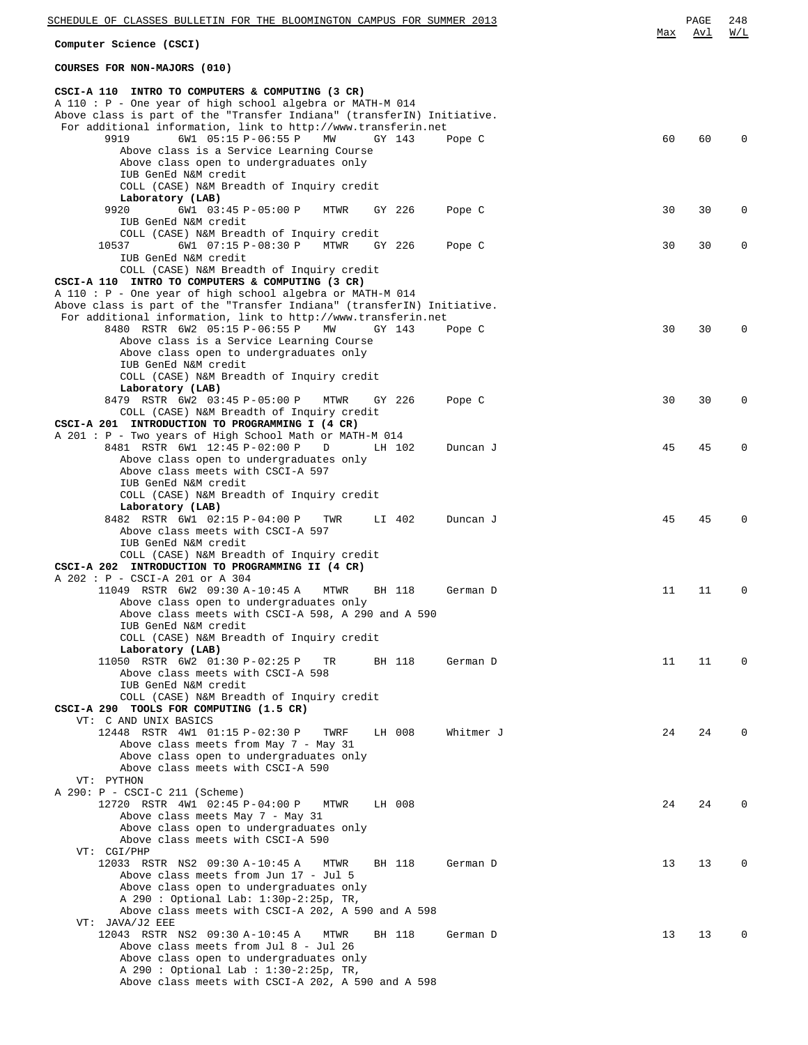## Computer Science (CSCI)

### COURSES FOR NON-MAJORS (010)

**CSCI-A 110 INTRO TO COMPUTERS & COMPUTING (3 CR)**
A 110 : P - One year of high school algebra or MATH-M 014
Above class is part of the "Transfer Indiana" (transferIN) Initiative.
For additional information, link to http://www.transferin.net

| Class | Session | Time | Days | Room | Instructor | Max | Avl | W/L |
|---|---|---|---|---|---|---|---|---|
| 9919 | 6W1 | 05:15 P-06:55 P | MW | GY 143 | Pope C | 60 | 60 | 0 |

Above class is a Service Learning Course
Above class open to undergraduates only
IUB GenEd N&M credit
COLL (CASE) N&M Breadth of Inquiry credit
**Laboratory (LAB)**

| Class | Session | Time | Days | Room | Instructor | Max | Avl | W/L |
|---|---|---|---|---|---|---|---|---|
| 9920 | 6W1 | 03:45 P-05:00 P | MTWR | GY 226 | Pope C | 30 | 30 | 0 |

IUB GenEd N&M credit
COLL (CASE) N&M Breadth of Inquiry credit

| Class | Session | Time | Days | Room | Instructor | Max | Avl | W/L |
|---|---|---|---|---|---|---|---|---|
| 10537 | 6W1 | 07:15 P-08:30 P | MTWR | GY 226 | Pope C | 30 | 30 | 0 |

IUB GenEd N&M credit
COLL (CASE) N&M Breadth of Inquiry credit

**CSCI-A 110 INTRO TO COMPUTERS & COMPUTING (3 CR)**
A 110 : P - One year of high school algebra or MATH-M 014
Above class is part of the "Transfer Indiana" (transferIN) Initiative.
For additional information, link to http://www.transferin.net

| Class | Session | Time | Days | Room | Instructor | Max | Avl | W/L |
|---|---|---|---|---|---|---|---|---|
| 8480 RSTR | 6W2 | 05:15 P-06:55 P | MW | GY 143 | Pope C | 30 | 30 | 0 |

Above class is a Service Learning Course
Above class open to undergraduates only
IUB GenEd N&M credit
COLL (CASE) N&M Breadth of Inquiry credit
**Laboratory (LAB)**

| Class | Session | Time | Days | Room | Instructor | Max | Avl | W/L |
|---|---|---|---|---|---|---|---|---|
| 8479 RSTR | 6W2 | 03:45 P-05:00 P | MTWR | GY 226 | Pope C | 30 | 30 | 0 |

COLL (CASE) N&M Breadth of Inquiry credit

**CSCI-A 201 INTRODUCTION TO PROGRAMMING I (4 CR)**
A 201 : P - Two years of High School Math or MATH-M 014

| Class | Session | Time | Days | Room | Instructor | Max | Avl | W/L |
|---|---|---|---|---|---|---|---|---|
| 8481 RSTR | 6W1 | 12:45 P-02:00 P | D | LH 102 | Duncan J | 45 | 45 | 0 |

Above class open to undergraduates only
Above class meets with CSCI-A 597
IUB GenEd N&M credit
COLL (CASE) N&M Breadth of Inquiry credit
**Laboratory (LAB)**

| Class | Session | Time | Days | Room | Instructor | Max | Avl | W/L |
|---|---|---|---|---|---|---|---|---|
| 8482 RSTR | 6W1 | 02:15 P-04:00 P | TWR | LI 402 | Duncan J | 45 | 45 | 0 |

Above class meets with CSCI-A 597
IUB GenEd N&M credit
COLL (CASE) N&M Breadth of Inquiry credit

**CSCI-A 202 INTRODUCTION TO PROGRAMMING II (4 CR)**
A 202 : P - CSCI-A 201 or A 304

| Class | Session | Time | Days | Room | Instructor | Max | Avl | W/L |
|---|---|---|---|---|---|---|---|---|
| 11049 RSTR | 6W2 | 09:30 A-10:45 A | MTWR | BH 118 | German D | 11 | 11 | 0 |

Above class open to undergraduates only
Above class meets with CSCI-A 598, A 290 and A 590
IUB GenEd N&M credit
COLL (CASE) N&M Breadth of Inquiry credit
**Laboratory (LAB)**

| Class | Session | Time | Days | Room | Instructor | Max | Avl | W/L |
|---|---|---|---|---|---|---|---|---|
| 11050 RSTR | 6W2 | 01:30 P-02:25 P | TR | BH 118 | German D | 11 | 11 | 0 |

Above class meets with CSCI-A 598
IUB GenEd N&M credit
COLL (CASE) N&M Breadth of Inquiry credit

**CSCI-A 290 TOOLS FOR COMPUTING (1.5 CR)**
VT: C AND UNIX BASICS

| Class | Session | Time | Days | Room | Instructor | Max | Avl | W/L |
|---|---|---|---|---|---|---|---|---|
| 12448 RSTR | 4W1 | 01:15 P-02:30 P | TWRF | LH 008 | Whitmer J | 24 | 24 | 0 |

Above class meets from May 7 - May 31
Above class open to undergraduates only
Above class meets with CSCI-A 590

VT: PYTHON
A 290: P - CSCI-C 211 (Scheme)

| Class | Session | Time | Days | Room | Instructor | Max | Avl | W/L |
|---|---|---|---|---|---|---|---|---|
| 12720 RSTR | 4W1 | 02:45 P-04:00 P | MTWR | LH 008 | | 24 | 24 | 0 |

Above class meets May 7 - May 31
Above class open to undergraduates only
Above class meets with CSCI-A 590

VT: CGI/PHP

| Class | Session | Time | Days | Room | Instructor | Max | Avl | W/L |
|---|---|---|---|---|---|---|---|---|
| 12033 RSTR | NS2 | 09:30 A-10:45 A | MTWR | BH 118 | German D | 13 | 13 | 0 |

Above class meets from Jun 17 - Jul 5
Above class open to undergraduates only
A 290 : Optional Lab: 1:30p-2:25p, TR,
Above class meets with CSCI-A 202, A 590 and A 598

VT: JAVA/J2 EEE

| Class | Session | Time | Days | Room | Instructor | Max | Avl | W/L |
|---|---|---|---|---|---|---|---|---|
| 12043 RSTR | NS2 | 09:30 A-10:45 A | MTWR | BH 118 | German D | 13 | 13 | 0 |

Above class meets from Jul 8 - Jul 26
Above class open to undergraduates only
A 290 : Optional Lab : 1:30-2:25p, TR,
Above class meets with CSCI-A 202, A 590 and A 598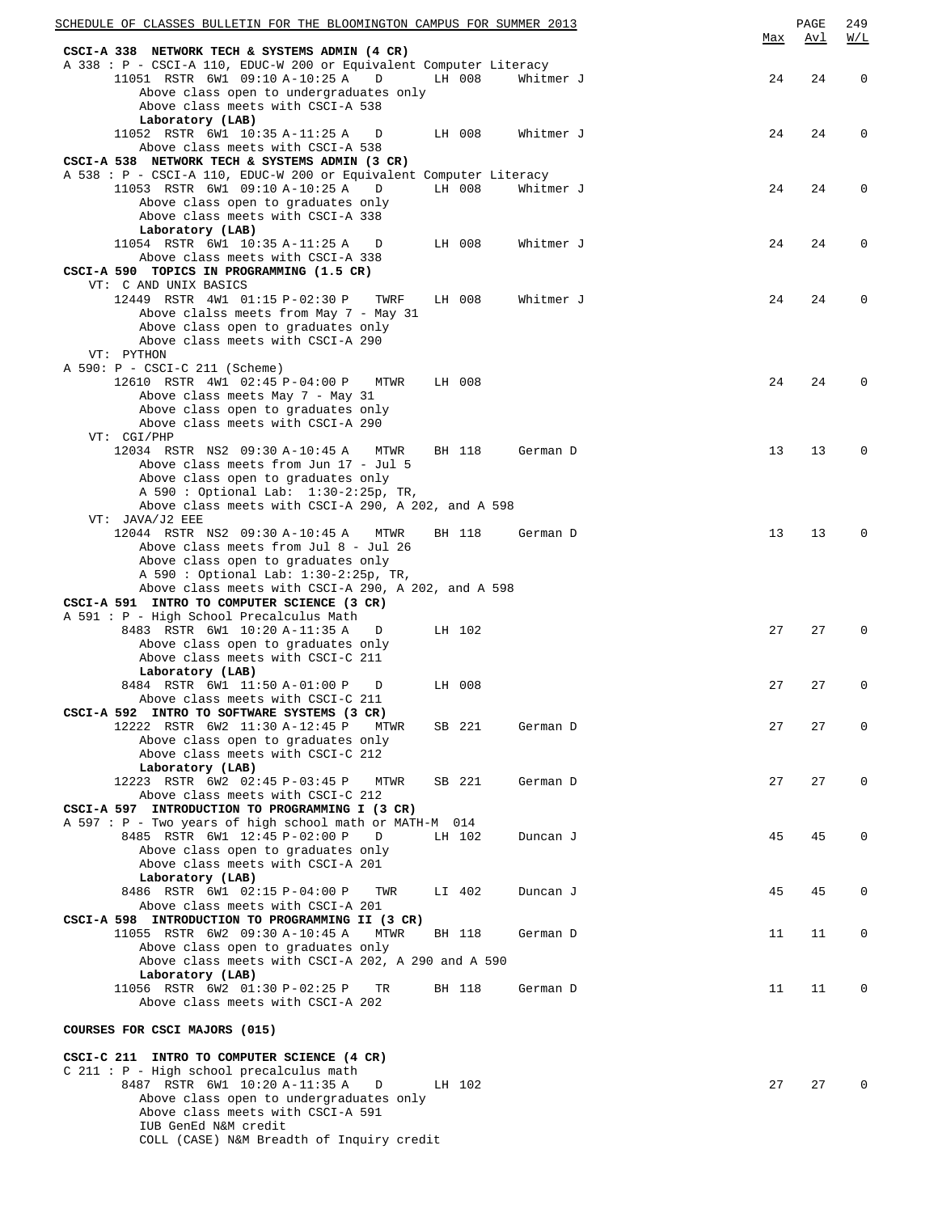| | Max | Avl | W/L |
|---|---|---|---|
| **CSCI-A 338 NETWORK TECH & SYSTEMS ADMIN (4 CR)** | | | |
| A 338 : P - CSCI-A 110, EDUC-W 200 or Equivalent Computer Literacy | | | |
| 11051 RSTR 6W1 09:10 A-10:25 A D LH 008 Whitmer J | 24 | 24 | 0 |
| Above class open to undergraduates only | | | |
| Above class meets with CSCI-A 538 | | | |
| **Laboratory (LAB)** | | | |
| 11052 RSTR 6W1 10:35 A-11:25 A D LH 008 Whitmer J | 24 | 24 | 0 |
| Above class meets with CSCI-A 538 | | | |
| **CSCI-A 538 NETWORK TECH & SYSTEMS ADMIN (3 CR)** | | | |
| A 538 : P - CSCI-A 110, EDUC-W 200 or Equivalent Computer Literacy | | | |
| 11053 RSTR 6W1 09:10 A-10:25 A D LH 008 Whitmer J | 24 | 24 | 0 |
| Above class open to graduates only | | | |
| Above class meets with CSCI-A 338 | | | |
| **Laboratory (LAB)** | | | |
| 11054 RSTR 6W1 10:35 A-11:25 A D LH 008 Whitmer J | 24 | 24 | 0 |
| Above class meets with CSCI-A 338 | | | |
| **CSCI-A 590 TOPICS IN PROGRAMMING (1.5 CR)** | | | |
| VT: C AND UNIX BASICS | | | |
| 12449 RSTR 4W1 01:15 P-02:30 P TWRF LH 008 Whitmer J | 24 | 24 | 0 |
| Above clalss meets from May 7 - May 31 | | | |
| Above class open to graduates only | | | |
| Above class meets with CSCI-A 290 | | | |
| VT: PYTHON | | | |
| A 590: P - CSCI-C 211 (Scheme) | | | |
| 12610 RSTR 4W1 02:45 P-04:00 P MTWR LH 008 | 24 | 24 | 0 |
| Above class meets May 7 - May 31 | | | |
| Above class open to graduates only | | | |
| Above class meets with CSCI-A 290 | | | |
| VT: CGI/PHP | | | |
| 12034 RSTR NS2 09:30 A-10:45 A MTWR BH 118 German D | 13 | 13 | 0 |
| Above class meets from Jun 17 - Jul 5 | | | |
| Above class open to graduates only | | | |
| A 590 : Optional Lab: 1:30-2:25p, TR, | | | |
| Above class meets with CSCI-A 290, A 202, and A 598 | | | |
| VT: JAVA/J2 EEE | | | |
| 12044 RSTR NS2 09:30 A-10:45 A MTWR BH 118 German D | 13 | 13 | 0 |
| Above class meets from Jul 8 - Jul 26 | | | |
| Above class open to graduates only | | | |
| A 590 : Optional Lab: 1:30-2:25p, TR, | | | |
| Above class meets with CSCI-A 290, A 202, and A 598 | | | |
| **CSCI-A 591 INTRO TO COMPUTER SCIENCE (3 CR)** | | | |
| A 591 : P - High School Precalculus Math | | | |
| 8483 RSTR 6W1 10:20 A-11:35 A D LH 102 | 27 | 27 | 0 |
| Above class open to graduates only | | | |
| Above class meets with CSCI-C 211 | | | |
| **Laboratory (LAB)** | | | |
| 8484 RSTR 6W1 11:50 A-01:00 P D LH 008 | 27 | 27 | 0 |
| Above class meets with CSCI-C 211 | | | |
| **CSCI-A 592 INTRO TO SOFTWARE SYSTEMS (3 CR)** | | | |
| 12222 RSTR 6W2 11:30 A-12:45 P MTWR SB 221 German D | 27 | 27 | 0 |
| Above class open to graduates only | | | |
| Above class meets with CSCI-C 212 | | | |
| **Laboratory (LAB)** | | | |
| 12223 RSTR 6W2 02:45 P-03:45 P MTWR SB 221 German D | 27 | 27 | 0 |
| Above class meets with CSCI-C 212 | | | |
| **CSCI-A 597 INTRODUCTION TO PROGRAMMING I (3 CR)** | | | |
| A 597 : P - Two years of high school math or MATH-M 014 | | | |
| 8485 RSTR 6W1 12:45 P-02:00 P D LH 102 Duncan J | 45 | 45 | 0 |
| Above class open to graduates only | | | |
| Above class meets with CSCI-A 201 | | | |
| **Laboratory (LAB)** | | | |
| 8486 RSTR 6W1 02:15 P-04:00 P TWR LI 402 Duncan J | 45 | 45 | 0 |
| Above class meets with CSCI-A 201 | | | |
| **CSCI-A 598 INTRODUCTION TO PROGRAMMING II (3 CR)** | | | |
| 11055 RSTR 6W2 09:30 A-10:45 A MTWR BH 118 German D | 11 | 11 | 0 |
| Above class open to graduates only | | | |
| Above class meets with CSCI-A 202, A 290 and A 590 | | | |
| **Laboratory (LAB)** | | | |
| 11056 RSTR 6W2 01:30 P-02:25 P TR BH 118 German D | 11 | 11 | 0 |
| Above class meets with CSCI-A 202 | | | |

**COURSES FOR CSCI MAJORS (015)**

| | Max | Avl | W/L |
|---|---|---|---|
| **CSCI-C 211 INTRO TO COMPUTER SCIENCE (4 CR)** | | | |
| C 211 : P - High school precalculus math | | | |
| 8487 RSTR 6W1 10:20 A-11:35 A D LH 102 | 27 | 27 | 0 |
| Above class open to undergraduates only | | | |
| Above class meets with CSCI-A 591 | | | |
| IUB GenEd N&M credit | | | |
| COLL (CASE) N&M Breadth of Inquiry credit | | | |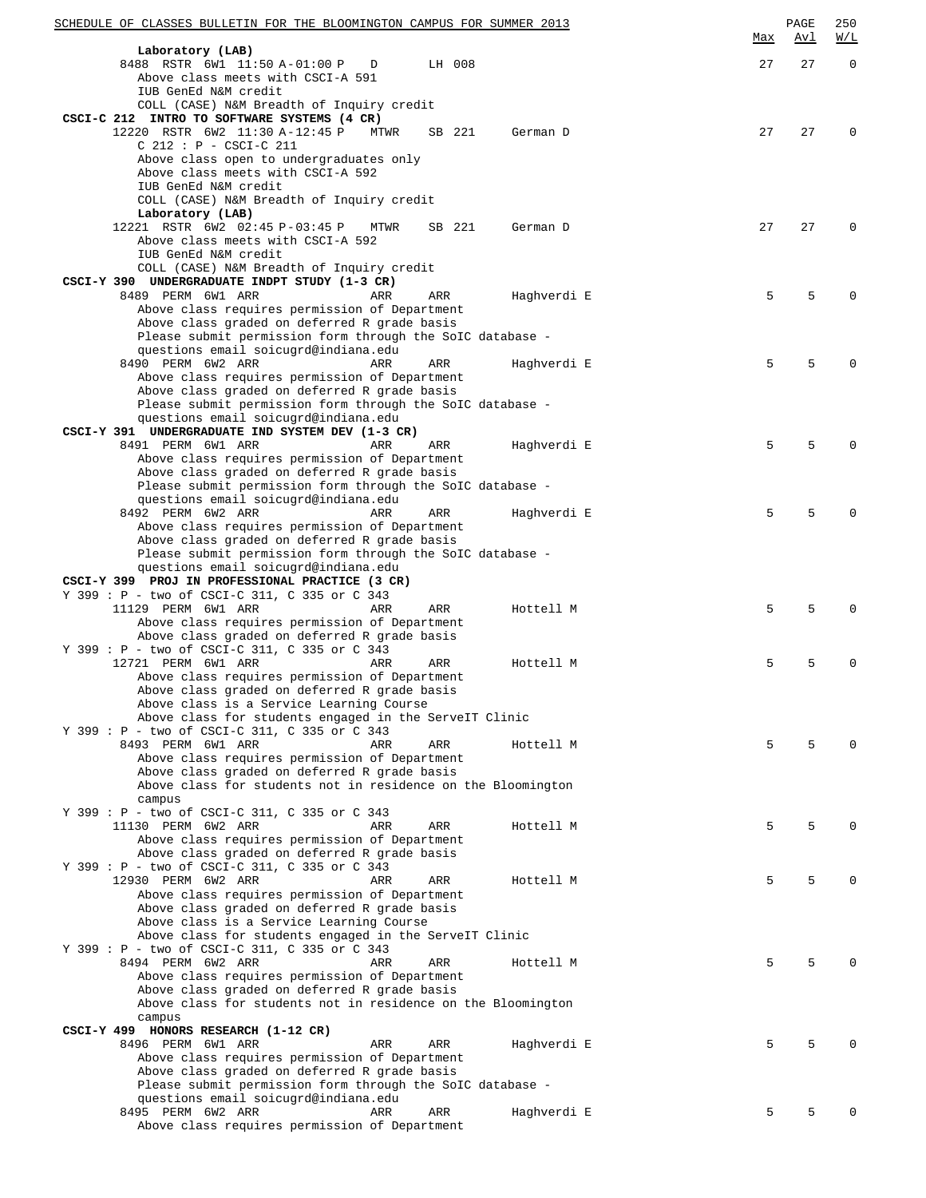Laboratory (LAB)

| | Max | Avl | W/L |
|---|---|---|---|
| 8488 RSTR 6W1 11:50 A-01:00 P D LH 008 | 27 | 27 | 0 |

Above class meets with CSCI-A 591
IUB GenEd N&M credit
COLL (CASE) N&M Breadth of Inquiry credit

**CSCI-C 212 INTRO TO SOFTWARE SYSTEMS (4 CR)**

| | Max | Avl | W/L |
|---|---|---|---|
| 12220 RSTR 6W2 11:30 A-12:45 P MTWR SB 221 German D | 27 | 27 | 0 |

C 212 : P - CSCI-C 211
Above class open to undergraduates only
Above class meets with CSCI-A 592
IUB GenEd N&M credit
COLL (CASE) N&M Breadth of Inquiry credit

Laboratory (LAB)

| | Max | Avl | W/L |
|---|---|---|---|
| 12221 RSTR 6W2 02:45 P-03:45 P MTWR SB 221 German D | 27 | 27 | 0 |

Above class meets with CSCI-A 592
IUB GenEd N&M credit
COLL (CASE) N&M Breadth of Inquiry credit

**CSCI-Y 390 UNDERGRADUATE INDPT STUDY (1-3 CR)**

| | Max | Avl | W/L |
|---|---|---|---|
| 8489 PERM 6W1 ARR ARR ARR Haghverdi E | 5 | 5 | 0 |

Above class requires permission of Department
Above class graded on deferred R grade basis
Please submit permission form through the SoIC database - questions email soicugrd@indiana.edu

| | Max | Avl | W/L |
|---|---|---|---|
| 8490 PERM 6W2 ARR ARR ARR Haghverdi E | 5 | 5 | 0 |

Above class requires permission of Department
Above class graded on deferred R grade basis
Please submit permission form through the SoIC database - questions email soicugrd@indiana.edu

**CSCI-Y 391 UNDERGRADUATE IND SYSTEM DEV (1-3 CR)**

| | Max | Avl | W/L |
|---|---|---|---|
| 8491 PERM 6W1 ARR ARR ARR Haghverdi E | 5 | 5 | 0 |

Above class requires permission of Department
Above class graded on deferred R grade basis
Please submit permission form through the SoIC database - questions email soicugrd@indiana.edu

| | Max | Avl | W/L |
|---|---|---|---|
| 8492 PERM 6W2 ARR ARR ARR Haghverdi E | 5 | 5 | 0 |

Above class requires permission of Department
Above class graded on deferred R grade basis
Please submit permission form through the SoIC database - questions email soicugrd@indiana.edu

**CSCI-Y 399 PROJ IN PROFESSIONAL PRACTICE (3 CR)**

Y 399 : P - two of CSCI-C 311, C 335 or C 343

| | Max | Avl | W/L |
|---|---|---|---|
| 11129 PERM 6W1 ARR ARR ARR Hottell M | 5 | 5 | 0 |

Above class requires permission of Department
Above class graded on deferred R grade basis

Y 399 : P - two of CSCI-C 311, C 335 or C 343

| | Max | Avl | W/L |
|---|---|---|---|
| 12721 PERM 6W1 ARR ARR ARR Hottell M | 5 | 5 | 0 |

Above class requires permission of Department
Above class graded on deferred R grade basis
Above class is a Service Learning Course
Above class for students engaged in the ServeIT Clinic

Y 399 : P - two of CSCI-C 311, C 335 or C 343

| | Max | Avl | W/L |
|---|---|---|---|
| 8493 PERM 6W1 ARR ARR ARR Hottell M | 5 | 5 | 0 |

Above class requires permission of Department
Above class graded on deferred R grade basis
Above class for students not in residence on the Bloomington campus

Y 399 : P - two of CSCI-C 311, C 335 or C 343

| | Max | Avl | W/L |
|---|---|---|---|
| 11130 PERM 6W2 ARR ARR ARR Hottell M | 5 | 5 | 0 |

Above class requires permission of Department
Above class graded on deferred R grade basis

Y 399 : P - two of CSCI-C 311, C 335 or C 343

| | Max | Avl | W/L |
|---|---|---|---|
| 12930 PERM 6W2 ARR ARR ARR Hottell M | 5 | 5 | 0 |

Above class requires permission of Department
Above class graded on deferred R grade basis
Above class is a Service Learning Course
Above class for students engaged in the ServeIT Clinic

Y 399 : P - two of CSCI-C 311, C 335 or C 343

| | Max | Avl | W/L |
|---|---|---|---|
| 8494 PERM 6W2 ARR ARR ARR Hottell M | 5 | 5 | 0 |

Above class requires permission of Department
Above class graded on deferred R grade basis
Above class for students not in residence on the Bloomington campus

**CSCI-Y 499 HONORS RESEARCH (1-12 CR)**

| | Max | Avl | W/L |
|---|---|---|---|
| 8496 PERM 6W1 ARR ARR ARR Haghverdi E | 5 | 5 | 0 |

Above class requires permission of Department
Above class graded on deferred R grade basis
Please submit permission form through the SoIC database - questions email soicugrd@indiana.edu

| | Max | Avl | W/L |
|---|---|---|---|
| 8495 PERM 6W2 ARR ARR ARR Haghverdi E | 5 | 5 | 0 |

Above class requires permission of Department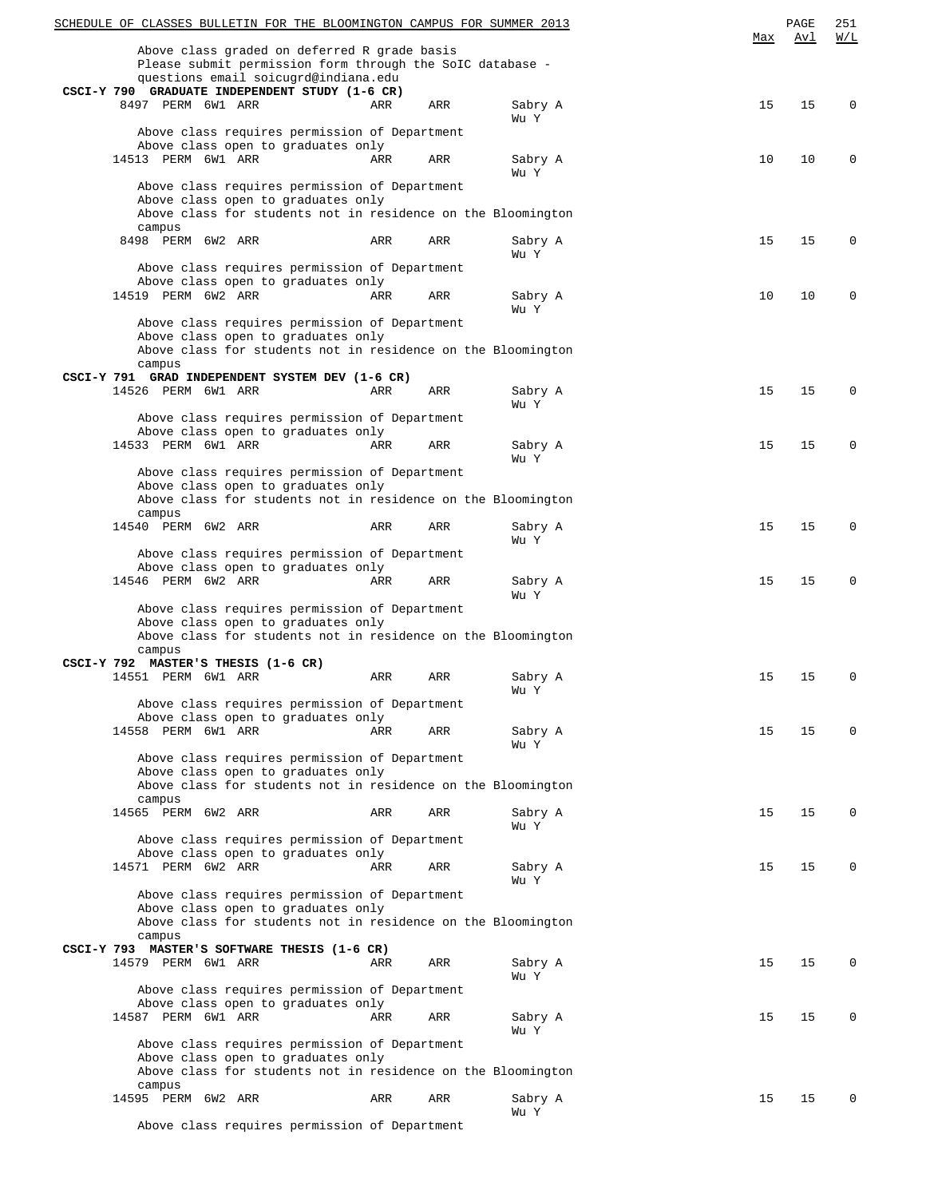Above class graded on deferred R grade basis
Please submit permission form through the SoIC database - questions email soicugrd@indiana.edu

**CSCI-Y 790 GRADUATE INDEPENDENT STUDY (1-6 CR)**

| Class | | | | | | Instructor | Max | Avl | W/L |
|---|---|---|---|---|---|---|---|---|---|
| 8497 | PERM | 6W1 | ARR | ARR | ARR | Sabry A, Wu Y | 15 | 15 | 0 |

Above class requires permission of Department
Above class open to graduates only

| Class | | | | | | Instructor | Max | Avl | W/L |
|---|---|---|---|---|---|---|---|---|---|
| 14513 | PERM | 6W1 | ARR | ARR | ARR | Sabry A, Wu Y | 10 | 10 | 0 |

Above class requires permission of Department
Above class open to graduates only
Above class for students not in residence on the Bloomington campus

| Class | | | | | | Instructor | Max | Avl | W/L |
|---|---|---|---|---|---|---|---|---|---|
| 8498 | PERM | 6W2 | ARR | ARR | ARR | Sabry A, Wu Y | 15 | 15 | 0 |

Above class requires permission of Department
Above class open to graduates only

| Class | | | | | | Instructor | Max | Avl | W/L |
|---|---|---|---|---|---|---|---|---|---|
| 14519 | PERM | 6W2 | ARR | ARR | ARR | Sabry A, Wu Y | 10 | 10 | 0 |

Above class requires permission of Department
Above class open to graduates only
Above class for students not in residence on the Bloomington campus

**CSCI-Y 791 GRAD INDEPENDENT SYSTEM DEV (1-6 CR)**

| Class | | | | | | Instructor | Max | Avl | W/L |
|---|---|---|---|---|---|---|---|---|---|
| 14526 | PERM | 6W1 | ARR | ARR | ARR | Sabry A, Wu Y | 15 | 15 | 0 |

Above class requires permission of Department
Above class open to graduates only

| Class | | | | | | Instructor | Max | Avl | W/L |
|---|---|---|---|---|---|---|---|---|---|
| 14533 | PERM | 6W1 | ARR | ARR | ARR | Sabry A, Wu Y | 15 | 15 | 0 |

Above class requires permission of Department
Above class open to graduates only
Above class for students not in residence on the Bloomington campus

| Class | | | | | | Instructor | Max | Avl | W/L |
|---|---|---|---|---|---|---|---|---|---|
| 14540 | PERM | 6W2 | ARR | ARR | ARR | Sabry A, Wu Y | 15 | 15 | 0 |

Above class requires permission of Department
Above class open to graduates only

| Class | | | | | | Instructor | Max | Avl | W/L |
|---|---|---|---|---|---|---|---|---|---|
| 14546 | PERM | 6W2 | ARR | ARR | ARR | Sabry A, Wu Y | 15 | 15 | 0 |

Above class requires permission of Department
Above class open to graduates only
Above class for students not in residence on the Bloomington campus

**CSCI-Y 792 MASTER'S THESIS (1-6 CR)**

| Class | | | | | | Instructor | Max | Avl | W/L |
|---|---|---|---|---|---|---|---|---|---|
| 14551 | PERM | 6W1 | ARR | ARR | ARR | Sabry A, Wu Y | 15 | 15 | 0 |

Above class requires permission of Department
Above class open to graduates only

| Class | | | | | | Instructor | Max | Avl | W/L |
|---|---|---|---|---|---|---|---|---|---|
| 14558 | PERM | 6W1 | ARR | ARR | ARR | Sabry A, Wu Y | 15 | 15 | 0 |

Above class requires permission of Department
Above class open to graduates only
Above class for students not in residence on the Bloomington campus

| Class | | | | | | Instructor | Max | Avl | W/L |
|---|---|---|---|---|---|---|---|---|---|
| 14565 | PERM | 6W2 | ARR | ARR | ARR | Sabry A, Wu Y | 15 | 15 | 0 |

Above class requires permission of Department
Above class open to graduates only

| Class | | | | | | Instructor | Max | Avl | W/L |
|---|---|---|---|---|---|---|---|---|---|
| 14571 | PERM | 6W2 | ARR | ARR | ARR | Sabry A, Wu Y | 15 | 15 | 0 |

Above class requires permission of Department
Above class open to graduates only
Above class for students not in residence on the Bloomington campus

**CSCI-Y 793 MASTER'S SOFTWARE THESIS (1-6 CR)**

| Class | | | | | | Instructor | Max | Avl | W/L |
|---|---|---|---|---|---|---|---|---|---|
| 14579 | PERM | 6W1 | ARR | ARR | ARR | Sabry A, Wu Y | 15 | 15 | 0 |

Above class requires permission of Department
Above class open to graduates only

| Class | | | | | | Instructor | Max | Avl | W/L |
|---|---|---|---|---|---|---|---|---|---|
| 14587 | PERM | 6W1 | ARR | ARR | ARR | Sabry A, Wu Y | 15 | 15 | 0 |

Above class requires permission of Department
Above class open to graduates only
Above class for students not in residence on the Bloomington campus

| Class | | | | | | Instructor | Max | Avl | W/L |
|---|---|---|---|---|---|---|---|---|---|
| 14595 | PERM | 6W2 | ARR | ARR | ARR | Sabry A, Wu Y | 15 | 15 | 0 |

Above class requires permission of Department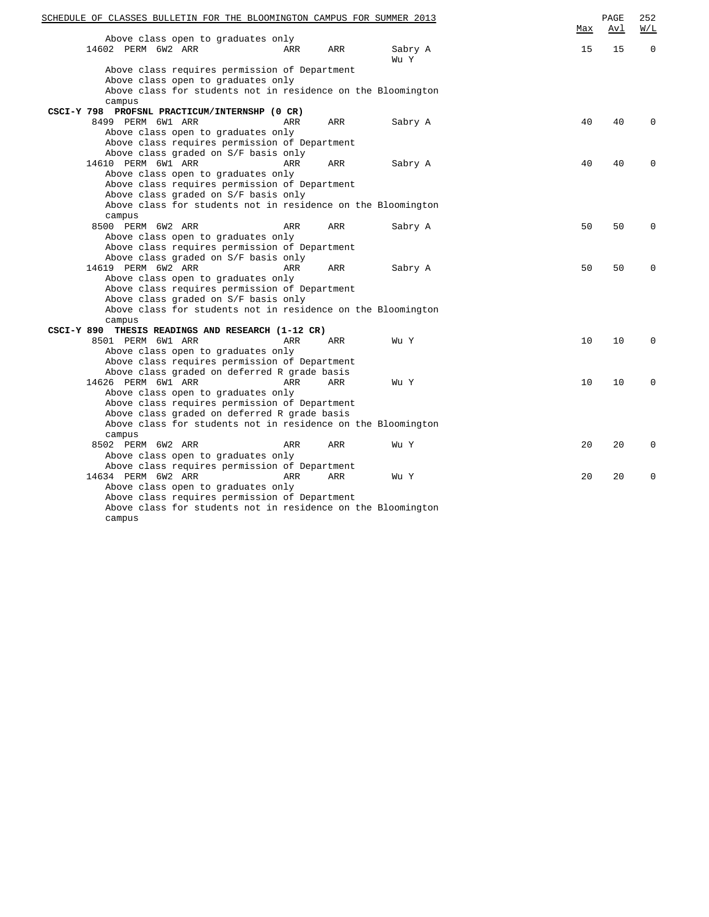| | | | | | | Max | Avl | W/L |
|---|---|---|---|---|---|---|---|---|
| Above class open to graduates only | | | | | | | | |
| 14602 | PERM | 6W2 ARR | ARR | ARR | Sabry A<br>Wu Y | 15 | 15 | 0 |
| Above class requires permission of Department | | | | | | | | |
| Above class open to graduates only | | | | | | | | |
| Above class for students not in residence on the Bloomington campus | | | | | | | | |

**CSCI-Y 798 PROFSNL PRACTICUM/INTERNSHP (0 CR)**

| | | | | | | Max | Avl | W/L |
|---|---|---|---|---|---|---|---|---|
| 8499 | PERM | 6W1 ARR | ARR | ARR | Sabry A | 40 | 40 | 0 |
| Above class open to graduates only | | | | | | | | |
| Above class requires permission of Department | | | | | | | | |
| Above class graded on S/F basis only | | | | | | | | |
| 14610 | PERM | 6W1 ARR | ARR | ARR | Sabry A | 40 | 40 | 0 |
| Above class open to graduates only | | | | | | | | |
| Above class requires permission of Department | | | | | | | | |
| Above class graded on S/F basis only | | | | | | | | |
| Above class for students not in residence on the Bloomington campus | | | | | | | | |
| 8500 | PERM | 6W2 ARR | ARR | ARR | Sabry A | 50 | 50 | 0 |
| Above class open to graduates only | | | | | | | | |
| Above class requires permission of Department | | | | | | | | |
| Above class graded on S/F basis only | | | | | | | | |
| 14619 | PERM | 6W2 ARR | ARR | ARR | Sabry A | 50 | 50 | 0 |
| Above class open to graduates only | | | | | | | | |
| Above class requires permission of Department | | | | | | | | |
| Above class graded on S/F basis only | | | | | | | | |
| Above class for students not in residence on the Bloomington campus | | | | | | | | |

**CSCI-Y 890 THESIS READINGS AND RESEARCH (1-12 CR)**

| | | | | | | Max | Avl | W/L |
|---|---|---|---|---|---|---|---|---|
| 8501 | PERM | 6W1 ARR | ARR | ARR | Wu Y | 10 | 10 | 0 |
| Above class open to graduates only | | | | | | | | |
| Above class requires permission of Department | | | | | | | | |
| Above class graded on deferred R grade basis | | | | | | | | |
| 14626 | PERM | 6W1 ARR | ARR | ARR | Wu Y | 10 | 10 | 0 |
| Above class open to graduates only | | | | | | | | |
| Above class requires permission of Department | | | | | | | | |
| Above class graded on deferred R grade basis | | | | | | | | |
| Above class for students not in residence on the Bloomington campus | | | | | | | | |
| 8502 | PERM | 6W2 ARR | ARR | ARR | Wu Y | 20 | 20 | 0 |
| Above class open to graduates only | | | | | | | | |
| Above class requires permission of Department | | | | | | | | |
| 14634 | PERM | 6W2 ARR | ARR | ARR | Wu Y | 20 | 20 | 0 |
| Above class open to graduates only | | | | | | | | |
| Above class requires permission of Department | | | | | | | | |
| Above class for students not in residence on the Bloomington campus | | | | | | | | |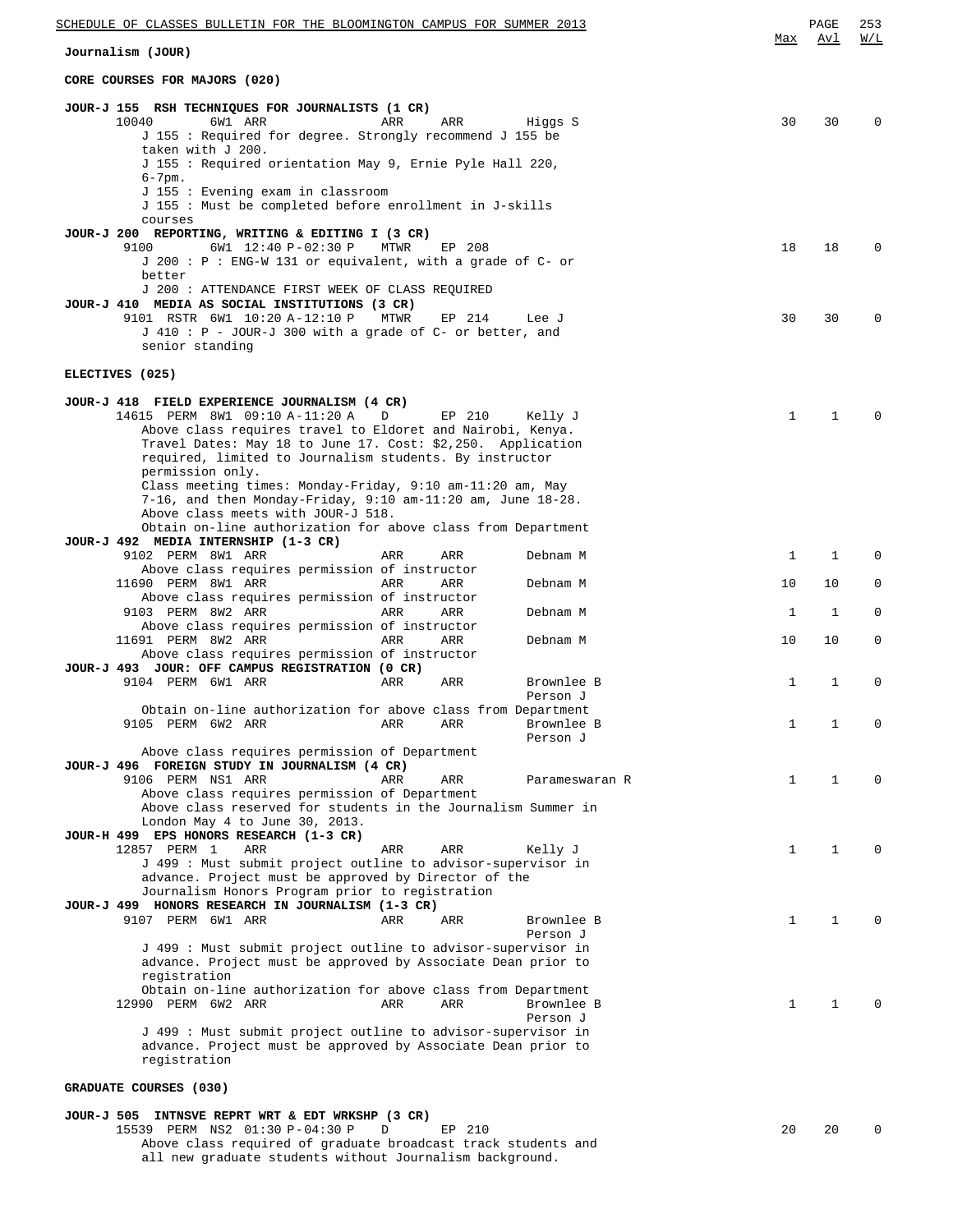## Journalism (JOUR)

### CORE COURSES FOR MAJORS (020)

**JOUR-J 155 RSH TECHNIQUES FOR JOURNALISTS (1 CR)**

| Class | | Session | Time | Days | Room | Instructor | Max | Avl | W/L |
|---|---|---|---|---|---|---|---|---|---|
| 10040 | | 6W1 | ARR | ARR | ARR | Higgs S | 30 | 30 | 0 |

J 155 : Required for degree. Strongly recommend J 155 be taken with J 200.
J 155 : Required orientation May 9, Ernie Pyle Hall 220, 6-7pm.
J 155 : Evening exam in classroom
J 155 : Must be completed before enrollment in J-skills courses

**JOUR-J 200 REPORTING, WRITING & EDITING I (3 CR)**

| Class | | Session | Time | Days | Room | Instructor | Max | Avl | W/L |
|---|---|---|---|---|---|---|---|---|---|
| 9100 | | 6W1 | 12:40 P-02:30 P | MTWR | EP 208 | | 18 | 18 | 0 |

J 200 : P : ENG-W 131 or equivalent, with a grade of C- or better
J 200 : ATTENDANCE FIRST WEEK OF CLASS REQUIRED

**JOUR-J 410 MEDIA AS SOCIAL INSTITUTIONS (3 CR)**

| Class | | Session | Time | Days | Room | Instructor | Max | Avl | W/L |
|---|---|---|---|---|---|---|---|---|---|
| 9101 | RSTR | 6W1 | 10:20 A-12:10 P | MTWR | EP 214 | Lee J | 30 | 30 | 0 |

J 410 : P - JOUR-J 300 with a grade of C- or better, and senior standing

### ELECTIVES (025)

**JOUR-J 418 FIELD EXPERIENCE JOURNALISM (4 CR)**

| Class | | Session | Time | Days | Room | Instructor | Max | Avl | W/L |
|---|---|---|---|---|---|---|---|---|---|
| 14615 | PERM | 8W1 | 09:10 A-11:20 A | D | EP 210 | Kelly J | 1 | 1 | 0 |

Above class requires travel to Eldoret and Nairobi, Kenya. Travel Dates: May 18 to June 17. Cost: $2,250. Application required, limited to Journalism students. By instructor permission only.
Class meeting times: Monday-Friday, 9:10 am-11:20 am, May 7-16, and then Monday-Friday, 9:10 am-11:20 am, June 18-28.
Above class meets with JOUR-J 518.
Obtain on-line authorization for above class from Department

**JOUR-J 492 MEDIA INTERNSHIP (1-3 CR)**

| Class | | Session | Time | Days | Room | Instructor | Max | Avl | W/L |
|---|---|---|---|---|---|---|---|---|---|
| 9102 | PERM | 8W1 | ARR | ARR | ARR | Debnam M | 1 | 1 | 0 |

Above class requires permission of instructor

| Class | | Session | Time | Days | Room | Instructor | Max | Avl | W/L |
|---|---|---|---|---|---|---|---|---|---|
| 11690 | PERM | 8W1 | ARR | ARR | ARR | Debnam M | 10 | 10 | 0 |

Above class requires permission of instructor

| Class | | Session | Time | Days | Room | Instructor | Max | Avl | W/L |
|---|---|---|---|---|---|---|---|---|---|
| 9103 | PERM | 8W2 | ARR | ARR | ARR | Debnam M | 1 | 1 | 0 |

Above class requires permission of instructor

| Class | | Session | Time | Days | Room | Instructor | Max | Avl | W/L |
|---|---|---|---|---|---|---|---|---|---|
| 11691 | PERM | 8W2 | ARR | ARR | ARR | Debnam M | 10 | 10 | 0 |

Above class requires permission of instructor

**JOUR-J 493 JOUR: OFF CAMPUS REGISTRATION (0 CR)**

| Class | | Session | Time | Days | Room | Instructor | Max | Avl | W/L |
|---|---|---|---|---|---|---|---|---|---|
| 9104 | PERM | 6W1 | ARR | ARR | ARR | Brownlee B, Person J | 1 | 1 | 0 |

Obtain on-line authorization for above class from Department

| Class | | Session | Time | Days | Room | Instructor | Max | Avl | W/L |
|---|---|---|---|---|---|---|---|---|---|
| 9105 | PERM | 6W2 | ARR | ARR | ARR | Brownlee B, Person J | 1 | 1 | 0 |

Above class requires permission of Department

**JOUR-J 496 FOREIGN STUDY IN JOURNALISM (4 CR)**

| Class | | Session | Time | Days | Room | Instructor | Max | Avl | W/L |
|---|---|---|---|---|---|---|---|---|---|
| 9106 | PERM | NS1 | ARR | ARR | ARR | Parameswaran R | 1 | 1 | 0 |

Above class requires permission of Department
Above class reserved for students in the Journalism Summer in London May 4 to June 30, 2013.

**JOUR-H 499 EPS HONORS RESEARCH (1-3 CR)**

| Class | | Session | Time | Days | Room | Instructor | Max | Avl | W/L |
|---|---|---|---|---|---|---|---|---|---|
| 12857 | PERM | 1 | ARR | ARR | ARR | Kelly J | 1 | 1 | 0 |

J 499 : Must submit project outline to advisor-supervisor in advance. Project must be approved by Director of the Journalism Honors Program prior to registration

**JOUR-J 499 HONORS RESEARCH IN JOURNALISM (1-3 CR)**

| Class | | Session | Time | Days | Room | Instructor | Max | Avl | W/L |
|---|---|---|---|---|---|---|---|---|---|
| 9107 | PERM | 6W1 | ARR | ARR | ARR | Brownlee B, Person J | 1 | 1 | 0 |

J 499 : Must submit project outline to advisor-supervisor in advance. Project must be approved by Associate Dean prior to registration
Obtain on-line authorization for above class from Department

| Class | | Session | Time | Days | Room | Instructor | Max | Avl | W/L |
|---|---|---|---|---|---|---|---|---|---|
| 12990 | PERM | 6W2 | ARR | ARR | ARR | Brownlee B, Person J | 1 | 1 | 0 |

J 499 : Must submit project outline to advisor-supervisor in advance. Project must be approved by Associate Dean prior to registration

### GRADUATE COURSES (030)

**JOUR-J 505 INTNSVE REPRT WRT & EDT WRKSHP (3 CR)**

| Class | | Session | Time | Days | Room | Instructor | Max | Avl | W/L |
|---|---|---|---|---|---|---|---|---|---|
| 15539 | PERM | NS2 | 01:30 P-04:30 P | D | EP 210 | | 20 | 20 | 0 |

Above class required of graduate broadcast track students and all new graduate students without Journalism background.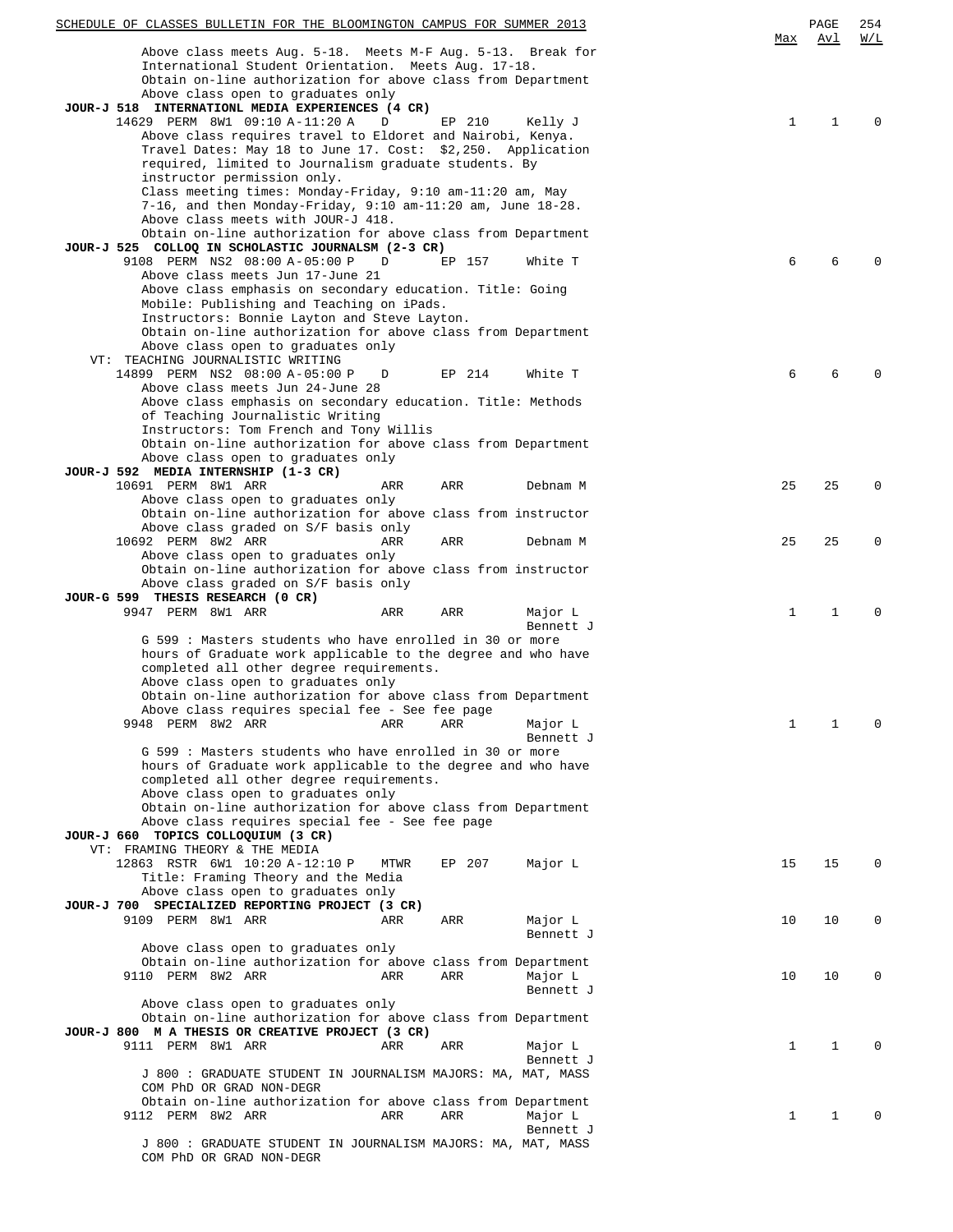Above class meets Aug. 5-18. Meets M-F Aug. 5-13. Break for International Student Orientation. Meets Aug. 17-18.
Obtain on-line authorization for above class from Department
Above class open to graduates only

**JOUR-J 518 INTERNATIONL MEDIA EXPERIENCES (4 CR)**

| Class | Type | Session | Time | Days | Room | Instructor | Max | Avl | W/L |
|---|---|---|---|---|---|---|---|---|---|
| 14629 | PERM | 8W1 | 09:10 A-11:20 A | D | EP 210 | Kelly J | 1 | 1 | 0 |

Above class requires travel to Eldoret and Nairobi, Kenya. Travel Dates: May 18 to June 17. Cost: $2,250. Application required, limited to Journalism graduate students. By instructor permission only.
Class meeting times: Monday-Friday, 9:10 am-11:20 am, May 7-16, and then Monday-Friday, 9:10 am-11:20 am, June 18-28.
Above class meets with JOUR-J 418.
Obtain on-line authorization for above class from Department

**JOUR-J 525 COLLOQ IN SCHOLASTIC JOURNALSM (2-3 CR)**

| Class | Type | Session | Time | Days | Room | Instructor | Max | Avl | W/L |
|---|---|---|---|---|---|---|---|---|---|
| 9108 | PERM | NS2 | 08:00 A-05:00 P | D | EP 157 | White T | 6 | 6 | 0 |

Above class meets Jun 17-June 21
Above class emphasis on secondary education. Title: Going Mobile: Publishing and Teaching on iPads.
Instructors: Bonnie Layton and Steve Layton.
Obtain on-line authorization for above class from Department
Above class open to graduates only

VT: TEACHING JOURNALISTIC WRITING

| Class | Type | Session | Time | Days | Room | Instructor | Max | Avl | W/L |
|---|---|---|---|---|---|---|---|---|---|
| 14899 | PERM | NS2 | 08:00 A-05:00 P | D | EP 214 | White T | 6 | 6 | 0 |

Above class meets Jun 24-June 28
Above class emphasis on secondary education. Title: Methods of Teaching Journalistic Writing
Instructors: Tom French and Tony Willis
Obtain on-line authorization for above class from Department
Above class open to graduates only

**JOUR-J 592 MEDIA INTERNSHIP (1-3 CR)**

| Class | Type | Session | Time | Days | Room | Instructor | Max | Avl | W/L |
|---|---|---|---|---|---|---|---|---|---|
| 10691 | PERM | 8W1 | ARR | ARR | ARR | Debnam M | 25 | 25 | 0 |

Above class open to graduates only
Obtain on-line authorization for above class from instructor
Above class graded on S/F basis only

| Class | Type | Session | Time | Days | Room | Instructor | Max | Avl | W/L |
|---|---|---|---|---|---|---|---|---|---|
| 10692 | PERM | 8W2 | ARR | ARR | ARR | Debnam M | 25 | 25 | 0 |

Above class open to graduates only
Obtain on-line authorization for above class from instructor
Above class graded on S/F basis only

**JOUR-G 599 THESIS RESEARCH (0 CR)**

| Class | Type | Session | Time | Days | Room | Instructor | Max | Avl | W/L |
|---|---|---|---|---|---|---|---|---|---|
| 9947 | PERM | 8W1 | ARR | ARR | ARR | Major L, Bennett J | 1 | 1 | 0 |

G 599 : Masters students who have enrolled in 30 or more hours of Graduate work applicable to the degree and who have completed all other degree requirements.
Above class open to graduates only
Obtain on-line authorization for above class from Department
Above class requires special fee - See fee page

| Class | Type | Session | Time | Days | Room | Instructor | Max | Avl | W/L |
|---|---|---|---|---|---|---|---|---|---|
| 9948 | PERM | 8W2 | ARR | ARR | ARR | Major L, Bennett J | 1 | 1 | 0 |

G 599 : Masters students who have enrolled in 30 or more hours of Graduate work applicable to the degree and who have completed all other degree requirements.
Above class open to graduates only
Obtain on-line authorization for above class from Department
Above class requires special fee - See fee page

**JOUR-J 660 TOPICS COLLOQUIUM (3 CR)**

VT: FRAMING THEORY & THE MEDIA

| Class | Type | Session | Time | Days | Room | Instructor | Max | Avl | W/L |
|---|---|---|---|---|---|---|---|---|---|
| 12863 | RSTR | 6W1 | 10:20 A-12:10 P | MTWR | EP 207 | Major L | 15 | 15 | 0 |

Title: Framing Theory and the Media
Above class open to graduates only

**JOUR-J 700 SPECIALIZED REPORTING PROJECT (3 CR)**

| Class | Type | Session | Time | Days | Room | Instructor | Max | Avl | W/L |
|---|---|---|---|---|---|---|---|---|---|
| 9109 | PERM | 8W1 | ARR | ARR | ARR | Major L, Bennett J | 10 | 10 | 0 |

Above class open to graduates only
Obtain on-line authorization for above class from Department

| Class | Type | Session | Time | Days | Room | Instructor | Max | Avl | W/L |
|---|---|---|---|---|---|---|---|---|---|
| 9110 | PERM | 8W2 | ARR | ARR | ARR | Major L, Bennett J | 10 | 10 | 0 |

Above class open to graduates only
Obtain on-line authorization for above class from Department

**JOUR-J 800 M A THESIS OR CREATIVE PROJECT (3 CR)**

| Class | Type | Session | Time | Days | Room | Instructor | Max | Avl | W/L |
|---|---|---|---|---|---|---|---|---|---|
| 9111 | PERM | 8W1 | ARR | ARR | ARR | Major L, Bennett J | 1 | 1 | 0 |

J 800 : GRADUATE STUDENT IN JOURNALISM MAJORS: MA, MAT, MASS COM PhD OR GRAD NON-DEGR
Obtain on-line authorization for above class from Department

| Class | Type | Session | Time | Days | Room | Instructor | Max | Avl | W/L |
|---|---|---|---|---|---|---|---|---|---|
| 9112 | PERM | 8W2 | ARR | ARR | ARR | Major L, Bennett J | 1 | 1 | 0 |

J 800 : GRADUATE STUDENT IN JOURNALISM MAJORS: MA, MAT, MASS COM PhD OR GRAD NON-DEGR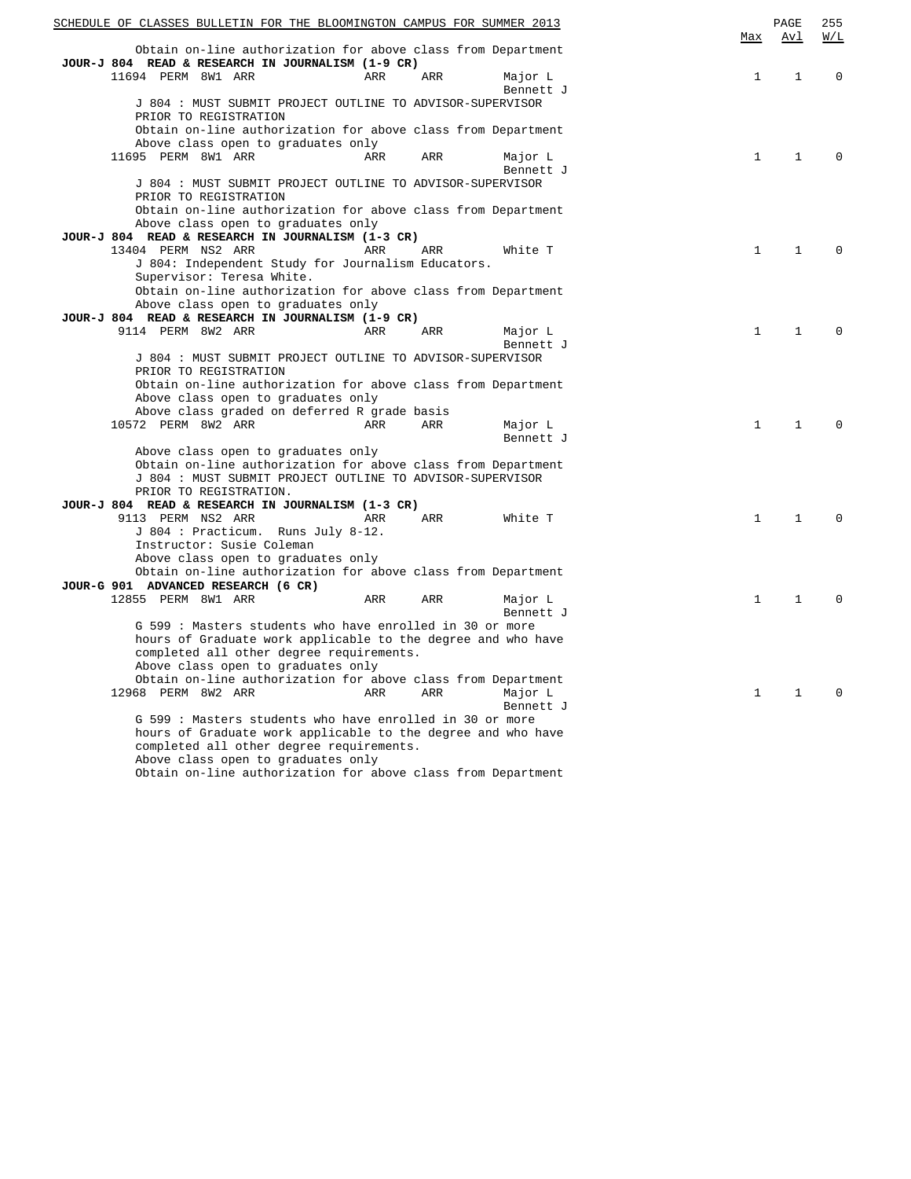| | Max | Avl | W/L |
|---|---|---|---|
| Obtain on-line authorization for above class from Department | | | |
| **JOUR-J 804 READ & RESEARCH IN JOURNALISM (1-9 CR)** | | | |
| 11694 PERM 8W1 ARR ARR ARR Major L, Bennett J | 1 | 1 | 0 |
| J 804 : MUST SUBMIT PROJECT OUTLINE TO ADVISOR-SUPERVISOR PRIOR TO REGISTRATION | | | |
| Obtain on-line authorization for above class from Department | | | |
| Above class open to graduates only | | | |
| 11695 PERM 8W1 ARR ARR ARR Major L, Bennett J | 1 | 1 | 0 |
| J 804 : MUST SUBMIT PROJECT OUTLINE TO ADVISOR-SUPERVISOR PRIOR TO REGISTRATION | | | |
| Obtain on-line authorization for above class from Department | | | |
| Above class open to graduates only | | | |
| **JOUR-J 804 READ & RESEARCH IN JOURNALISM (1-3 CR)** | | | |
| 13404 PERM NS2 ARR ARR ARR White T | 1 | 1 | 0 |
| J 804: Independent Study for Journalism Educators. | | | |
| Supervisor: Teresa White. | | | |
| Obtain on-line authorization for above class from Department | | | |
| Above class open to graduates only | | | |
| **JOUR-J 804 READ & RESEARCH IN JOURNALISM (1-9 CR)** | | | |
| 9114 PERM 8W2 ARR ARR ARR Major L, Bennett J | 1 | 1 | 0 |
| J 804 : MUST SUBMIT PROJECT OUTLINE TO ADVISOR-SUPERVISOR PRIOR TO REGISTRATION | | | |
| Obtain on-line authorization for above class from Department | | | |
| Above class open to graduates only | | | |
| Above class graded on deferred R grade basis | | | |
| 10572 PERM 8W2 ARR ARR ARR Major L, Bennett J | 1 | 1 | 0 |
| Above class open to graduates only | | | |
| Obtain on-line authorization for above class from Department | | | |
| J 804 : MUST SUBMIT PROJECT OUTLINE TO ADVISOR-SUPERVISOR PRIOR TO REGISTRATION. | | | |
| **JOUR-J 804 READ & RESEARCH IN JOURNALISM (1-3 CR)** | | | |
| 9113 PERM NS2 ARR ARR ARR White T | 1 | 1 | 0 |
| J 804 : Practicum. Runs July 8-12. | | | |
| Instructor: Susie Coleman | | | |
| Above class open to graduates only | | | |
| Obtain on-line authorization for above class from Department | | | |
| **JOUR-G 901 ADVANCED RESEARCH (6 CR)** | | | |
| 12855 PERM 8W1 ARR ARR ARR Major L, Bennett J | 1 | 1 | 0 |
| G 599 : Masters students who have enrolled in 30 or more hours of Graduate work applicable to the degree and who have completed all other degree requirements. | | | |
| Above class open to graduates only | | | |
| Obtain on-line authorization for above class from Department | | | |
| 12968 PERM 8W2 ARR ARR ARR Major L, Bennett J | 1 | 1 | 0 |
| G 599 : Masters students who have enrolled in 30 or more hours of Graduate work applicable to the degree and who have completed all other degree requirements. | | | |
| Above class open to graduates only | | | |
| Obtain on-line authorization for above class from Department | | | |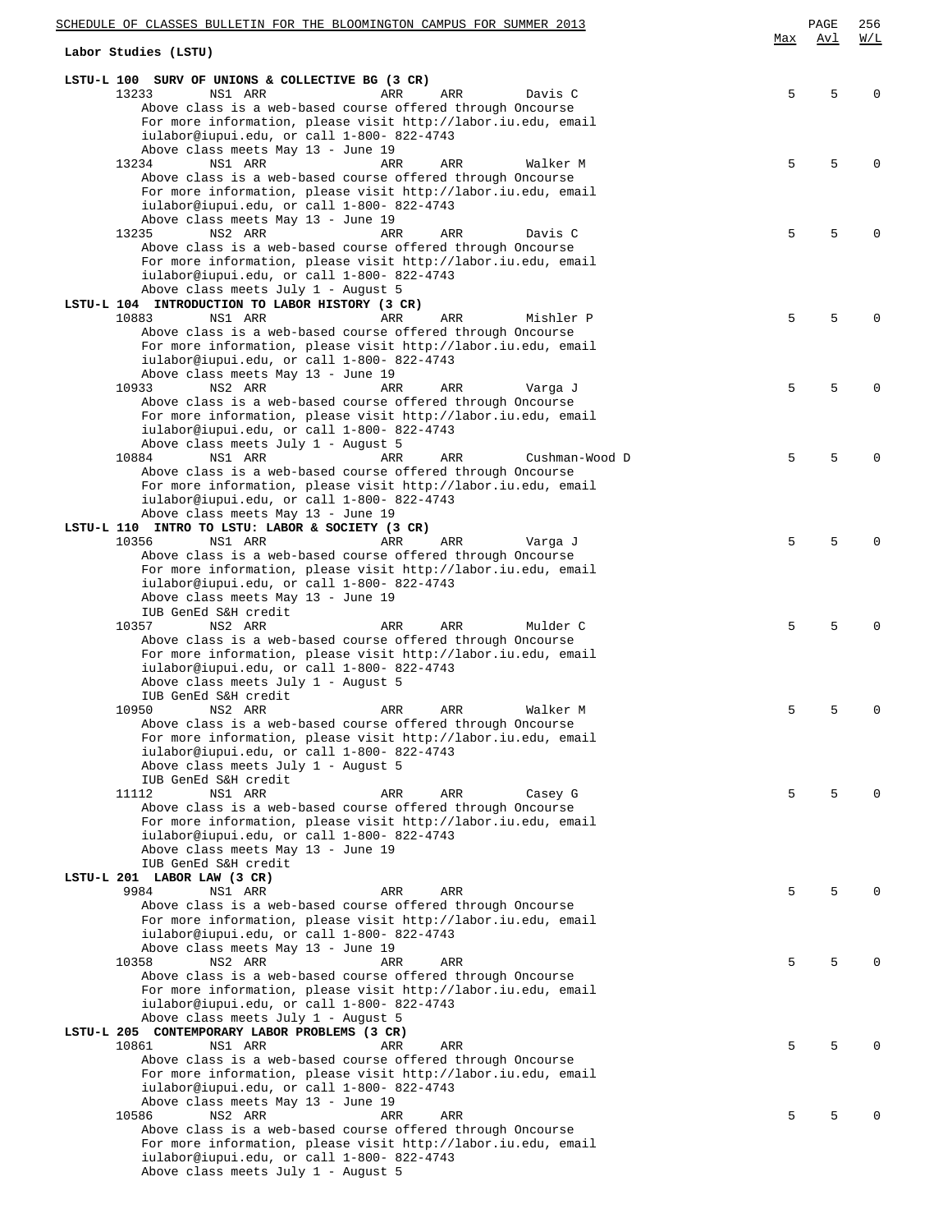## Labor Studies (LSTU)

| | | | | | | Max | Avl | W/L |
|---|---|---|---|---|---|---|---|---|
| **LSTU-L 100 SURV OF UNIONS & COLLECTIVE BG (3 CR)** | | | | | | | | |
| 13233 | NS1 ARR | ARR | ARR | Davis C | | 5 | 5 | 0 |
| | Above class is a web-based course offered through Oncourse<br>For more information, please visit http://labor.iu.edu, email iulabor@iupui.edu, or call 1-800- 822-4743<br>Above class meets May 13 - June 19 | | | | | | | |
| 13234 | NS1 ARR | ARR | ARR | Walker M | | 5 | 5 | 0 |
| | Above class is a web-based course offered through Oncourse<br>For more information, please visit http://labor.iu.edu, email iulabor@iupui.edu, or call 1-800- 822-4743<br>Above class meets May 13 - June 19 | | | | | | | |
| 13235 | NS2 ARR | ARR | ARR | Davis C | | 5 | 5 | 0 |
| | Above class is a web-based course offered through Oncourse<br>For more information, please visit http://labor.iu.edu, email iulabor@iupui.edu, or call 1-800- 822-4743<br>Above class meets July 1 - August 5 | | | | | | | |
| **LSTU-L 104 INTRODUCTION TO LABOR HISTORY (3 CR)** | | | | | | | | |
| 10883 | NS1 ARR | ARR | ARR | Mishler P | | 5 | 5 | 0 |
| | Above class is a web-based course offered through Oncourse<br>For more information, please visit http://labor.iu.edu, email iulabor@iupui.edu, or call 1-800- 822-4743<br>Above class meets May 13 - June 19 | | | | | | | |
| 10933 | NS2 ARR | ARR | ARR | Varga J | | 5 | 5 | 0 |
| | Above class is a web-based course offered through Oncourse<br>For more information, please visit http://labor.iu.edu, email iulabor@iupui.edu, or call 1-800- 822-4743<br>Above class meets July 1 - August 5 | | | | | | | |
| 10884 | NS1 ARR | ARR | ARR | Cushman-Wood D | | 5 | 5 | 0 |
| | Above class is a web-based course offered through Oncourse<br>For more information, please visit http://labor.iu.edu, email iulabor@iupui.edu, or call 1-800- 822-4743<br>Above class meets May 13 - June 19 | | | | | | | |
| **LSTU-L 110 INTRO TO LSTU: LABOR & SOCIETY (3 CR)** | | | | | | | | |
| 10356 | NS1 ARR | ARR | ARR | Varga J | | 5 | 5 | 0 |
| | Above class is a web-based course offered through Oncourse<br>For more information, please visit http://labor.iu.edu, email iulabor@iupui.edu, or call 1-800- 822-4743<br>Above class meets May 13 - June 19<br>IUB GenEd S&H credit | | | | | | | |
| 10357 | NS2 ARR | ARR | ARR | Mulder C | | 5 | 5 | 0 |
| | Above class is a web-based course offered through Oncourse<br>For more information, please visit http://labor.iu.edu, email iulabor@iupui.edu, or call 1-800- 822-4743<br>Above class meets July 1 - August 5<br>IUB GenEd S&H credit | | | | | | | |
| 10950 | NS2 ARR | ARR | ARR | Walker M | | 5 | 5 | 0 |
| | Above class is a web-based course offered through Oncourse<br>For more information, please visit http://labor.iu.edu, email iulabor@iupui.edu, or call 1-800- 822-4743<br>Above class meets July 1 - August 5<br>IUB GenEd S&H credit | | | | | | | |
| 11112 | NS1 ARR | ARR | ARR | Casey G | | 5 | 5 | 0 |
| | Above class is a web-based course offered through Oncourse<br>For more information, please visit http://labor.iu.edu, email iulabor@iupui.edu, or call 1-800- 822-4743<br>Above class meets May 13 - June 19<br>IUB GenEd S&H credit | | | | | | | |
| **LSTU-L 201 LABOR LAW (3 CR)** | | | | | | | | |
| 9984 | NS1 ARR | ARR | ARR | | | 5 | 5 | 0 |
| | Above class is a web-based course offered through Oncourse<br>For more information, please visit http://labor.iu.edu, email iulabor@iupui.edu, or call 1-800- 822-4743<br>Above class meets May 13 - June 19 | | | | | | | |
| 10358 | NS2 ARR | ARR | ARR | | | 5 | 5 | 0 |
| | Above class is a web-based course offered through Oncourse<br>For more information, please visit http://labor.iu.edu, email iulabor@iupui.edu, or call 1-800- 822-4743<br>Above class meets July 1 - August 5 | | | | | | | |
| **LSTU-L 205 CONTEMPORARY LABOR PROBLEMS (3 CR)** | | | | | | | | |
| 10861 | NS1 ARR | ARR | ARR | | | 5 | 5 | 0 |
| | Above class is a web-based course offered through Oncourse<br>For more information, please visit http://labor.iu.edu, email iulabor@iupui.edu, or call 1-800- 822-4743<br>Above class meets May 13 - June 19 | | | | | | | |
| 10586 | NS2 ARR | ARR | ARR | | | 5 | 5 | 0 |
| | Above class is a web-based course offered through Oncourse<br>For more information, please visit http://labor.iu.edu, email iulabor@iupui.edu, or call 1-800- 822-4743<br>Above class meets July 1 - August 5 | | | | | | | |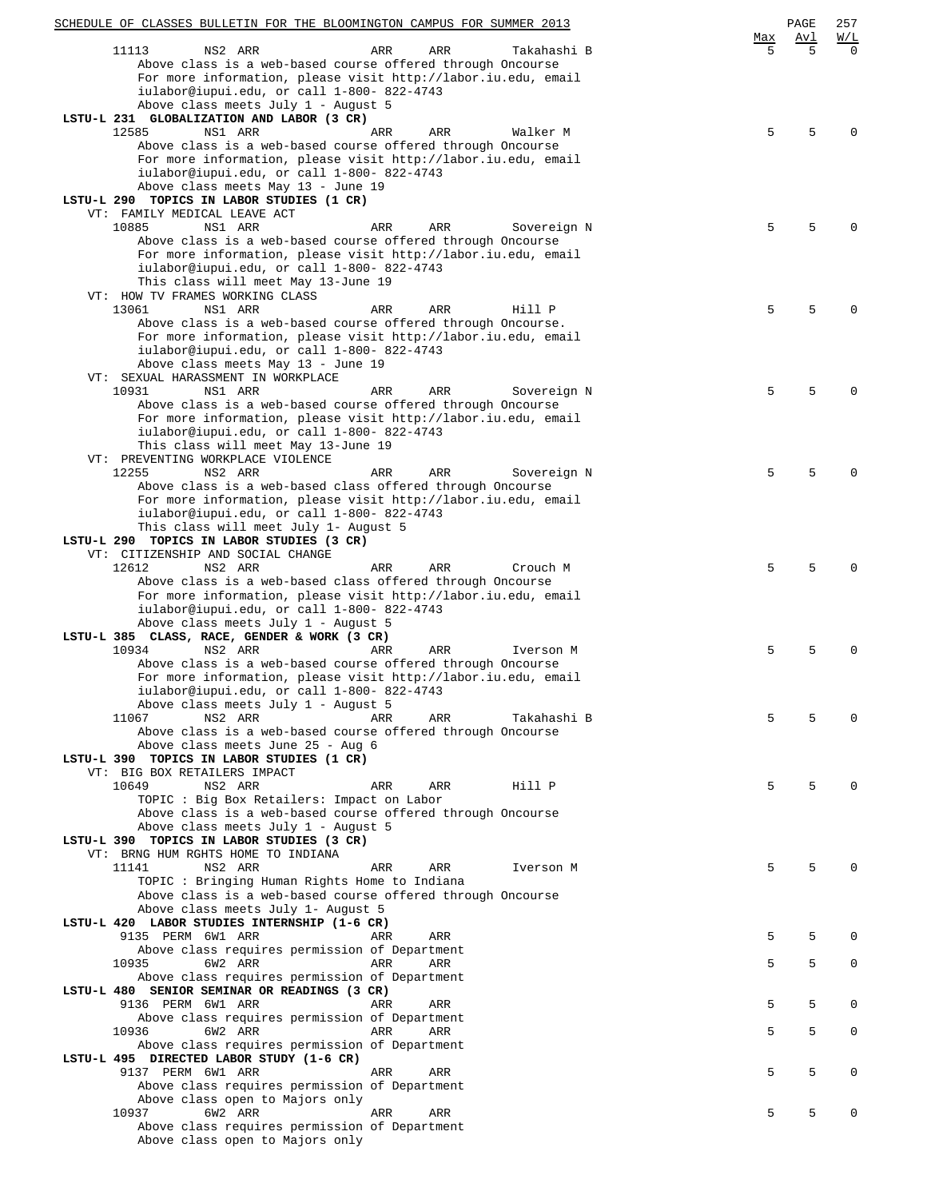| | | | | | Max | Avl | W/L |
|---|---|---|---|---|---|---|---|
| 11113 | NS2 ARR | ARR | ARR | Takahashi B | 5 | 5 | 0 |

Above class is a web-based course offered through Oncourse
For more information, please visit http://labor.iu.edu, email iulabor@iupui.edu, or call 1-800- 822-4743
Above class meets July 1 - August 5

**LSTU-L 231 GLOBALIZATION AND LABOR (3 CR)**

| 12585 | NS1 ARR | ARR | ARR | Walker M | 5 | 5 | 0 |
|---|---|---|---|---|---|---|---|

Above class is a web-based course offered through Oncourse
For more information, please visit http://labor.iu.edu, email iulabor@iupui.edu, or call 1-800- 822-4743
Above class meets May 13 - June 19

**LSTU-L 290 TOPICS IN LABOR STUDIES (1 CR)**

VT: FAMILY MEDICAL LEAVE ACT

| 10885 | NS1 ARR | ARR | ARR | Sovereign N | 5 | 5 | 0 |
|---|---|---|---|---|---|---|---|

Above class is a web-based course offered through Oncourse
For more information, please visit http://labor.iu.edu, email iulabor@iupui.edu, or call 1-800- 822-4743
This class will meet May 13-June 19

VT: HOW TV FRAMES WORKING CLASS

| 13061 | NS1 ARR | ARR | ARR | Hill P | 5 | 5 | 0 |
|---|---|---|---|---|---|---|---|

Above class is a web-based course offered through Oncourse.
For more information, please visit http://labor.iu.edu, email iulabor@iupui.edu, or call 1-800- 822-4743
Above class meets May 13 - June 19

VT: SEXUAL HARASSMENT IN WORKPLACE

| 10931 | NS1 ARR | ARR | ARR | Sovereign N | 5 | 5 | 0 |
|---|---|---|---|---|---|---|---|

Above class is a web-based course offered through Oncourse
For more information, please visit http://labor.iu.edu, email iulabor@iupui.edu, or call 1-800- 822-4743
This class will meet May 13-June 19

VT: PREVENTING WORKPLACE VIOLENCE

| 12255 | NS2 ARR | ARR | ARR | Sovereign N | 5 | 5 | 0 |
|---|---|---|---|---|---|---|---|

Above class is a web-based class offered through Oncourse
For more information, please visit http://labor.iu.edu, email iulabor@iupui.edu, or call 1-800- 822-4743
This class will meet July 1- August 5

**LSTU-L 290 TOPICS IN LABOR STUDIES (3 CR)**

VT: CITIZENSHIP AND SOCIAL CHANGE

| 12612 | NS2 ARR | ARR | ARR | Crouch M | 5 | 5 | 0 |
|---|---|---|---|---|---|---|---|

Above class is a web-based class offered through Oncourse
For more information, please visit http://labor.iu.edu, email iulabor@iupui.edu, or call 1-800- 822-4743
Above class meets July 1 - August 5

**LSTU-L 385 CLASS, RACE, GENDER & WORK (3 CR)**

| 10934 | NS2 ARR | ARR | ARR | Iverson M | 5 | 5 | 0 |
|---|---|---|---|---|---|---|---|

Above class is a web-based course offered through Oncourse
For more information, please visit http://labor.iu.edu, email iulabor@iupui.edu, or call 1-800- 822-4743
Above class meets July 1 - August 5

| 11067 | NS2 ARR | ARR | ARR | Takahashi B | 5 | 5 | 0 |
|---|---|---|---|---|---|---|---|

Above class is a web-based course offered through Oncourse
Above class meets June 25 - Aug 6

**LSTU-L 390 TOPICS IN LABOR STUDIES (1 CR)**

VT: BIG BOX RETAILERS IMPACT

| 10649 | NS2 ARR | ARR | ARR | Hill P | 5 | 5 | 0 |
|---|---|---|---|---|---|---|---|

TOPIC : Big Box Retailers: Impact on Labor
Above class is a web-based course offered through Oncourse
Above class meets July 1 - August 5

**LSTU-L 390 TOPICS IN LABOR STUDIES (3 CR)**

VT: BRNG HUM RGHTS HOME TO INDIANA

| 11141 | NS2 ARR | ARR | ARR | Iverson M | 5 | 5 | 0 |
|---|---|---|---|---|---|---|---|

TOPIC : Bringing Human Rights Home to Indiana
Above class is a web-based course offered through Oncourse
Above class meets July 1- August 5

**LSTU-L 420 LABOR STUDIES INTERNSHIP (1-6 CR)**

| 9135 PERM | 6W1 ARR | ARR | ARR | | 5 | 5 | 0 |
|---|---|---|---|---|---|---|---|

Above class requires permission of Department

| 10935 | 6W2 ARR | ARR | ARR | | 5 | 5 | 0 |
|---|---|---|---|---|---|---|---|

Above class requires permission of Department

**LSTU-L 480 SENIOR SEMINAR OR READINGS (3 CR)**

| 9136 PERM | 6W1 ARR | ARR | ARR | | 5 | 5 | 0 |
|---|---|---|---|---|---|---|---|

Above class requires permission of Department

| 10936 | 6W2 ARR | ARR | ARR | | 5 | 5 | 0 |
|---|---|---|---|---|---|---|---|

Above class requires permission of Department

**LSTU-L 495 DIRECTED LABOR STUDY (1-6 CR)**

| 9137 PERM | 6W1 ARR | ARR | ARR | | 5 | 5 | 0 |
|---|---|---|---|---|---|---|---|

Above class requires permission of Department
Above class open to Majors only

| 10937 | 6W2 ARR | ARR | ARR | | 5 | 5 | 0 |
|---|---|---|---|---|---|---|---|

Above class requires permission of Department
Above class open to Majors only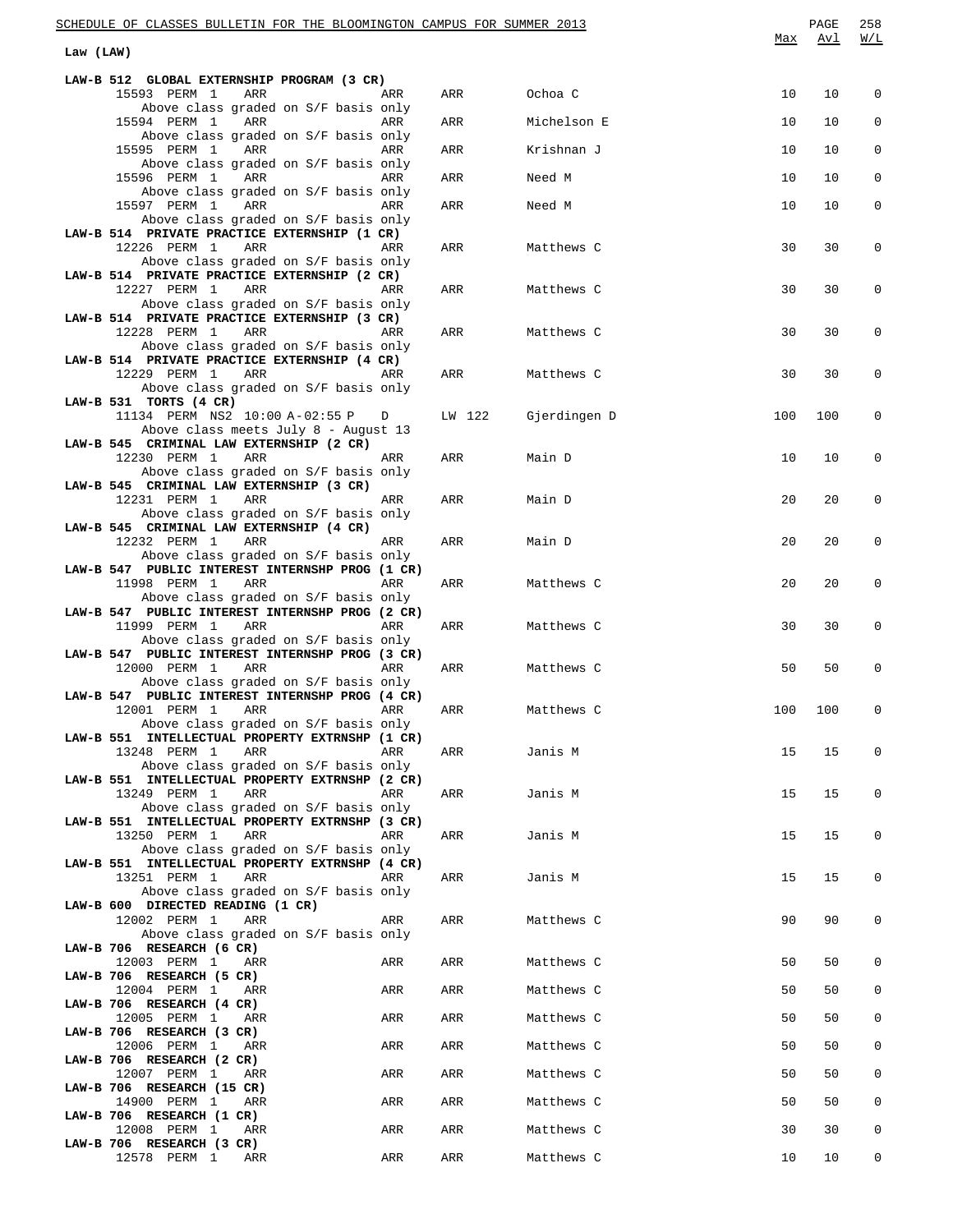## Law (LAW)

| | | | | | | Max | Avl | W/L |
|---|---|---|---|---|---|---|---|---|
| **LAW-B 512 GLOBAL EXTERNSHIP PROGRAM (3 CR)** | | | | | | | | |
| 15593 PERM 1 | ARR | ARR | ARR | Ochoa C | | 10 | 10 | 0 |
| Above class graded on S/F basis only | | | | | | | | |
| 15594 PERM 1 | ARR | ARR | ARR | Michelson E | | 10 | 10 | 0 |
| Above class graded on S/F basis only | | | | | | | | |
| 15595 PERM 1 | ARR | ARR | ARR | Krishnan J | | 10 | 10 | 0 |
| Above class graded on S/F basis only | | | | | | | | |
| 15596 PERM 1 | ARR | ARR | ARR | Need M | | 10 | 10 | 0 |
| Above class graded on S/F basis only | | | | | | | | |
| 15597 PERM 1 | ARR | ARR | ARR | Need M | | 10 | 10 | 0 |
| Above class graded on S/F basis only | | | | | | | | |
| **LAW-B 514 PRIVATE PRACTICE EXTERNSHIP (1 CR)** | | | | | | | | |
| 12226 PERM 1 | ARR | ARR | ARR | Matthews C | | 30 | 30 | 0 |
| Above class graded on S/F basis only | | | | | | | | |
| **LAW-B 514 PRIVATE PRACTICE EXTERNSHIP (2 CR)** | | | | | | | | |
| 12227 PERM 1 | ARR | ARR | ARR | Matthews C | | 30 | 30 | 0 |
| Above class graded on S/F basis only | | | | | | | | |
| **LAW-B 514 PRIVATE PRACTICE EXTERNSHIP (3 CR)** | | | | | | | | |
| 12228 PERM 1 | ARR | ARR | ARR | Matthews C | | 30 | 30 | 0 |
| Above class graded on S/F basis only | | | | | | | | |
| **LAW-B 514 PRIVATE PRACTICE EXTERNSHIP (4 CR)** | | | | | | | | |
| 12229 PERM 1 | ARR | ARR | ARR | Matthews C | | 30 | 30 | 0 |
| Above class graded on S/F basis only | | | | | | | | |
| **LAW-B 531 TORTS (4 CR)** | | | | | | | | |
| 11134 PERM NS2 | 10:00 A-02:55 P | D | LW 122 | Gjerdingen D | | 100 | 100 | 0 |
| Above class meets July 8 - August 13 | | | | | | | | |
| **LAW-B 545 CRIMINAL LAW EXTERNSHIP (2 CR)** | | | | | | | | |
| 12230 PERM 1 | ARR | ARR | ARR | Main D | | 10 | 10 | 0 |
| Above class graded on S/F basis only | | | | | | | | |
| **LAW-B 545 CRIMINAL LAW EXTERNSHIP (3 CR)** | | | | | | | | |
| 12231 PERM 1 | ARR | ARR | ARR | Main D | | 20 | 20 | 0 |
| Above class graded on S/F basis only | | | | | | | | |
| **LAW-B 545 CRIMINAL LAW EXTERNSHIP (4 CR)** | | | | | | | | |
| 12232 PERM 1 | ARR | ARR | ARR | Main D | | 20 | 20 | 0 |
| Above class graded on S/F basis only | | | | | | | | |
| **LAW-B 547 PUBLIC INTEREST INTERNSHP PROG (1 CR)** | | | | | | | | |
| 11998 PERM 1 | ARR | ARR | ARR | Matthews C | | 20 | 20 | 0 |
| Above class graded on S/F basis only | | | | | | | | |
| **LAW-B 547 PUBLIC INTEREST INTERNSHP PROG (2 CR)** | | | | | | | | |
| 11999 PERM 1 | ARR | ARR | ARR | Matthews C | | 30 | 30 | 0 |
| Above class graded on S/F basis only | | | | | | | | |
| **LAW-B 547 PUBLIC INTEREST INTERNSHP PROG (3 CR)** | | | | | | | | |
| 12000 PERM 1 | ARR | ARR | ARR | Matthews C | | 50 | 50 | 0 |
| Above class graded on S/F basis only | | | | | | | | |
| **LAW-B 547 PUBLIC INTEREST INTERNSHP PROG (4 CR)** | | | | | | | | |
| 12001 PERM 1 | ARR | ARR | ARR | Matthews C | | 100 | 100 | 0 |
| Above class graded on S/F basis only | | | | | | | | |
| **LAW-B 551 INTELLECTUAL PROPERTY EXTRNSHP (1 CR)** | | | | | | | | |
| 13248 PERM 1 | ARR | ARR | ARR | Janis M | | 15 | 15 | 0 |
| Above class graded on S/F basis only | | | | | | | | |
| **LAW-B 551 INTELLECTUAL PROPERTY EXTRNSHP (2 CR)** | | | | | | | | |
| 13249 PERM 1 | ARR | ARR | ARR | Janis M | | 15 | 15 | 0 |
| Above class graded on S/F basis only | | | | | | | | |
| **LAW-B 551 INTELLECTUAL PROPERTY EXTRNSHP (3 CR)** | | | | | | | | |
| 13250 PERM 1 | ARR | ARR | ARR | Janis M | | 15 | 15 | 0 |
| Above class graded on S/F basis only | | | | | | | | |
| **LAW-B 551 INTELLECTUAL PROPERTY EXTRNSHP (4 CR)** | | | | | | | | |
| 13251 PERM 1 | ARR | ARR | ARR | Janis M | | 15 | 15 | 0 |
| Above class graded on S/F basis only | | | | | | | | |
| **LAW-B 600 DIRECTED READING (1 CR)** | | | | | | | | |
| 12002 PERM 1 | ARR | ARR | ARR | Matthews C | | 90 | 90 | 0 |
| Above class graded on S/F basis only | | | | | | | | |
| **LAW-B 706 RESEARCH (6 CR)** | | | | | | | | |
| 12003 PERM 1 | ARR | ARR | ARR | Matthews C | | 50 | 50 | 0 |
| **LAW-B 706 RESEARCH (5 CR)** | | | | | | | | |
| 12004 PERM 1 | ARR | ARR | ARR | Matthews C | | 50 | 50 | 0 |
| **LAW-B 706 RESEARCH (4 CR)** | | | | | | | | |
| 12005 PERM 1 | ARR | ARR | ARR | Matthews C | | 50 | 50 | 0 |
| **LAW-B 706 RESEARCH (3 CR)** | | | | | | | | |
| 12006 PERM 1 | ARR | ARR | ARR | Matthews C | | 50 | 50 | 0 |
| **LAW-B 706 RESEARCH (2 CR)** | | | | | | | | |
| 12007 PERM 1 | ARR | ARR | ARR | Matthews C | | 50 | 50 | 0 |
| **LAW-B 706 RESEARCH (15 CR)** | | | | | | | | |
| 14900 PERM 1 | ARR | ARR | ARR | Matthews C | | 50 | 50 | 0 |
| **LAW-B 706 RESEARCH (1 CR)** | | | | | | | | |
| 12008 PERM 1 | ARR | ARR | ARR | Matthews C | | 30 | 30 | 0 |
| **LAW-B 706 RESEARCH (3 CR)** | | | | | | | | |
| 12578 PERM 1 | ARR | ARR | ARR | Matthews C | | 10 | 10 | 0 |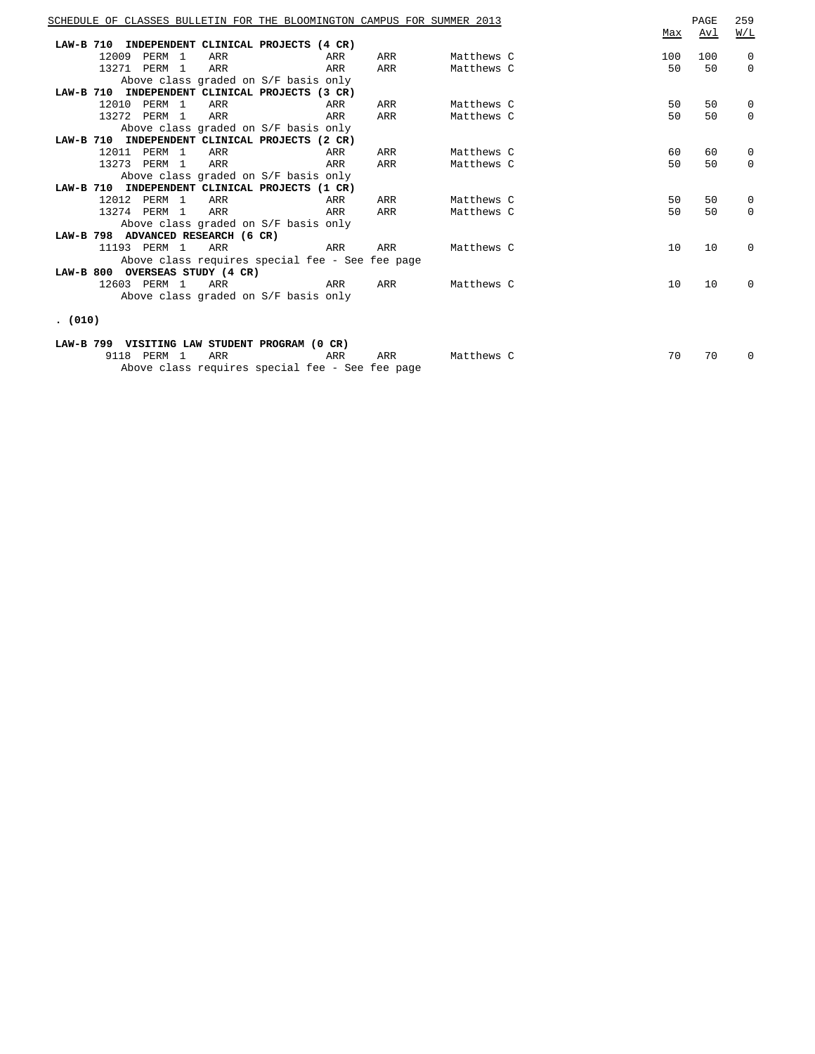| | | | | | | Max | Avl | W/L |
|---|---|---|---|---|---|---|---|---|
| **LAW-B 710 INDEPENDENT CLINICAL PROJECTS (4 CR)** | | | | | | | | |
| 12009 | PERM 1 | ARR | ARR | ARR | Matthews C | 100 | 100 | 0 |
| 13271 | PERM 1 | ARR | ARR | ARR | Matthews C | 50 | 50 | 0 |
| Above class graded on S/F basis only | | | | | | | | |
| **LAW-B 710 INDEPENDENT CLINICAL PROJECTS (3 CR)** | | | | | | | | |
| 12010 | PERM 1 | ARR | ARR | ARR | Matthews C | 50 | 50 | 0 |
| 13272 | PERM 1 | ARR | ARR | ARR | Matthews C | 50 | 50 | 0 |
| Above class graded on S/F basis only | | | | | | | | |
| **LAW-B 710 INDEPENDENT CLINICAL PROJECTS (2 CR)** | | | | | | | | |
| 12011 | PERM 1 | ARR | ARR | ARR | Matthews C | 60 | 60 | 0 |
| 13273 | PERM 1 | ARR | ARR | ARR | Matthews C | 50 | 50 | 0 |
| Above class graded on S/F basis only | | | | | | | | |
| **LAW-B 710 INDEPENDENT CLINICAL PROJECTS (1 CR)** | | | | | | | | |
| 12012 | PERM 1 | ARR | ARR | ARR | Matthews C | 50 | 50 | 0 |
| 13274 | PERM 1 | ARR | ARR | ARR | Matthews C | 50 | 50 | 0 |
| Above class graded on S/F basis only | | | | | | | | |
| **LAW-B 798 ADVANCED RESEARCH (6 CR)** | | | | | | | | |
| 11193 | PERM 1 | ARR | ARR | ARR | Matthews C | 10 | 10 | 0 |
| Above class requires special fee - See fee page | | | | | | | | |
| **LAW-B 800 OVERSEAS STUDY (4 CR)** | | | | | | | | |
| 12603 | PERM 1 | ARR | ARR | ARR | Matthews C | 10 | 10 | 0 |
| Above class graded on S/F basis only | | | | | | | | |

**. (010)**

| | | | | | | Max | Avl | W/L |
|---|---|---|---|---|---|---|---|---|
| **LAW-B 799 VISITING LAW STUDENT PROGRAM (0 CR)** | | | | | | | | |
| 9118 | PERM 1 | ARR | ARR | ARR | Matthews C | 70 | 70 | 0 |
| Above class requires special fee - See fee page | | | | | | | | |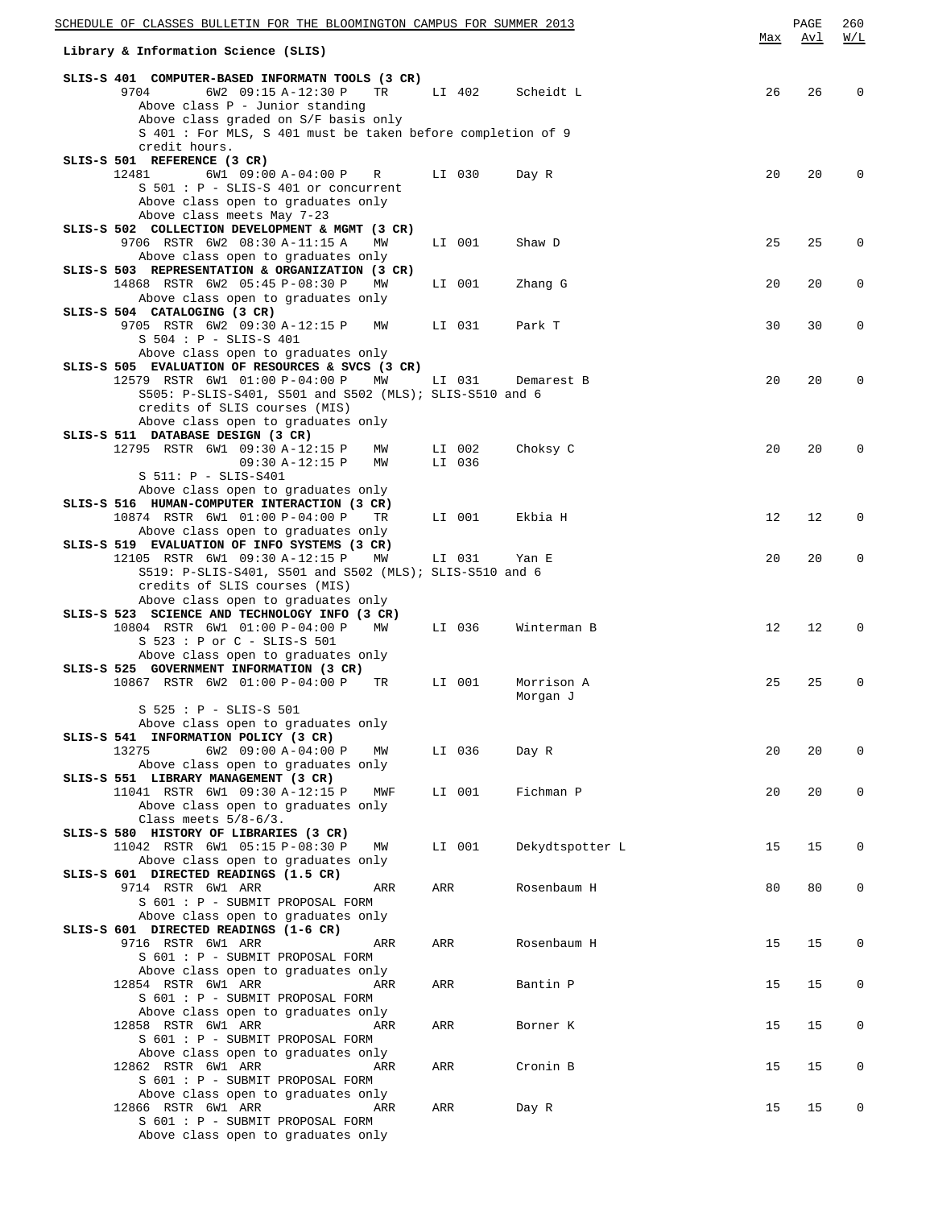SCHEDULE OF CLASSES BULLETIN FOR THE BLOOMINGTON CAMPUS FOR SUMMER 2013

## Library & Information Science (SLIS)

| Course / Class | Restr | Session | Time | Days | Room | Instructor | Max | Avl | W/L |
|---|---|---|---|---|---|---|---|---|---|
| **SLIS-S 401 COMPUTER-BASED INFORMATN TOOLS (3 CR)** | | | | | | | | | |
| 9704 | | 6W2 | 09:15 A-12:30 P | TR | LI 402 | Scheidt L | 26 | 26 | 0 |

Above class P - Junior standing
Above class graded on S/F basis only
S 401 : For MLS, S 401 must be taken before completion of 9 credit hours.

| Course / Class | Restr | Session | Time | Days | Room | Instructor | Max | Avl | W/L |
|---|---|---|---|---|---|---|---|---|---|
| **SLIS-S 501 REFERENCE (3 CR)** | | | | | | | | | |
| 12481 | | 6W1 | 09:00 A-04:00 P | R | LI 030 | Day R | 20 | 20 | 0 |

S 501 : P - SLIS-S 401 or concurrent
Above class open to graduates only
Above class meets May 7-23

| Course / Class | Restr | Session | Time | Days | Room | Instructor | Max | Avl | W/L |
|---|---|---|---|---|---|---|---|---|---|
| **SLIS-S 502 COLLECTION DEVELOPMENT & MGMT (3 CR)** | | | | | | | | | |
| 9706 | RSTR | 6W2 | 08:30 A-11:15 A | MW | LI 001 | Shaw D | 25 | 25 | 0 |

Above class open to graduates only

| Course / Class | Restr | Session | Time | Days | Room | Instructor | Max | Avl | W/L |
|---|---|---|---|---|---|---|---|---|---|
| **SLIS-S 503 REPRESENTATION & ORGANIZATION (3 CR)** | | | | | | | | | |
| 14868 | RSTR | 6W2 | 05:45 P-08:30 P | MW | LI 001 | Zhang G | 20 | 20 | 0 |

Above class open to graduates only

| Course / Class | Restr | Session | Time | Days | Room | Instructor | Max | Avl | W/L |
|---|---|---|---|---|---|---|---|---|---|
| **SLIS-S 504 CATALOGING (3 CR)** | | | | | | | | | |
| 9705 | RSTR | 6W2 | 09:30 A-12:15 P | MW | LI 031 | Park T | 30 | 30 | 0 |

S 504 : P - SLIS-S 401
Above class open to graduates only

| Course / Class | Restr | Session | Time | Days | Room | Instructor | Max | Avl | W/L |
|---|---|---|---|---|---|---|---|---|---|
| **SLIS-S 505 EVALUATION OF RESOURCES & SVCS (3 CR)** | | | | | | | | | |
| 12579 | RSTR | 6W1 | 01:00 P-04:00 P | MW | LI 031 | Demarest B | 20 | 20 | 0 |

S505: P-SLIS-S401, S501 and S502 (MLS); SLIS-S510 and 6 credits of SLIS courses (MIS)
Above class open to graduates only

| Course / Class | Restr | Session | Time | Days | Room | Instructor | Max | Avl | W/L |
|---|---|---|---|---|---|---|---|---|---|
| **SLIS-S 511 DATABASE DESIGN (3 CR)** | | | | | | | | | |
| 12795 | RSTR | 6W1 | 09:30 A-12:15 P | MW | LI 002 | Choksy C | 20 | 20 | 0 |
| | | | 09:30 A-12:15 P | MW | LI 036 | | | | |

S 511: P - SLIS-S401
Above class open to graduates only

| Course / Class | Restr | Session | Time | Days | Room | Instructor | Max | Avl | W/L |
|---|---|---|---|---|---|---|---|---|---|
| **SLIS-S 516 HUMAN-COMPUTER INTERACTION (3 CR)** | | | | | | | | | |
| 10874 | RSTR | 6W1 | 01:00 P-04:00 P | TR | LI 001 | Ekbia H | 12 | 12 | 0 |

Above class open to graduates only

| Course / Class | Restr | Session | Time | Days | Room | Instructor | Max | Avl | W/L |
|---|---|---|---|---|---|---|---|---|---|
| **SLIS-S 519 EVALUATION OF INFO SYSTEMS (3 CR)** | | | | | | | | | |
| 12105 | RSTR | 6W1 | 09:30 A-12:15 P | MW | LI 031 | Yan E | 20 | 20 | 0 |

S519: P-SLIS-S401, S501 and S502 (MLS); SLIS-S510 and 6 credits of SLIS courses (MIS)
Above class open to graduates only

| Course / Class | Restr | Session | Time | Days | Room | Instructor | Max | Avl | W/L |
|---|---|---|---|---|---|---|---|---|---|
| **SLIS-S 523 SCIENCE AND TECHNOLOGY INFO (3 CR)** | | | | | | | | | |
| 10804 | RSTR | 6W1 | 01:00 P-04:00 P | MW | LI 036 | Winterman B | 12 | 12 | 0 |

S 523 : P or C - SLIS-S 501
Above class open to graduates only

| Course / Class | Restr | Session | Time | Days | Room | Instructor | Max | Avl | W/L |
|---|---|---|---|---|---|---|---|---|---|
| **SLIS-S 525 GOVERNMENT INFORMATION (3 CR)** | | | | | | | | | |
| 10867 | RSTR | 6W2 | 01:00 P-04:00 P | TR | LI 001 | Morrison A, Morgan J | 25 | 25 | 0 |

S 525 : P - SLIS-S 501
Above class open to graduates only

| Course / Class | Restr | Session | Time | Days | Room | Instructor | Max | Avl | W/L |
|---|---|---|---|---|---|---|---|---|---|
| **SLIS-S 541 INFORMATION POLICY (3 CR)** | | | | | | | | | |
| 13275 | | 6W2 | 09:00 A-04:00 P | MW | LI 036 | Day R | 20 | 20 | 0 |

Above class open to graduates only

| Course / Class | Restr | Session | Time | Days | Room | Instructor | Max | Avl | W/L |
|---|---|---|---|---|---|---|---|---|---|
| **SLIS-S 551 LIBRARY MANAGEMENT (3 CR)** | | | | | | | | | |
| 11041 | RSTR | 6W1 | 09:30 A-12:15 P | MWF | LI 001 | Fichman P | 20 | 20 | 0 |

Above class open to graduates only
Class meets 5/8-6/3.

| Course / Class | Restr | Session | Time | Days | Room | Instructor | Max | Avl | W/L |
|---|---|---|---|---|---|---|---|---|---|
| **SLIS-S 580 HISTORY OF LIBRARIES (3 CR)** | | | | | | | | | |
| 11042 | RSTR | 6W1 | 05:15 P-08:30 P | MW | LI 001 | Dekydtspotter L | 15 | 15 | 0 |

Above class open to graduates only

| Course / Class | Restr | Session | Time | Days | Room | Instructor | Max | Avl | W/L |
|---|---|---|---|---|---|---|---|---|---|
| **SLIS-S 601 DIRECTED READINGS (1.5 CR)** | | | | | | | | | |
| 9714 | RSTR | 6W1 | ARR | ARR | ARR | Rosenbaum H | 80 | 80 | 0 |

S 601 : P - SUBMIT PROPOSAL FORM
Above class open to graduates only

| Course / Class | Restr | Session | Time | Days | Room | Instructor | Max | Avl | W/L |
|---|---|---|---|---|---|---|---|---|---|
| **SLIS-S 601 DIRECTED READINGS (1-6 CR)** | | | | | | | | | |
| 9716 | RSTR | 6W1 | ARR | ARR | ARR | Rosenbaum H | 15 | 15 | 0 |

S 601 : P - SUBMIT PROPOSAL FORM
Above class open to graduates only

| Course / Class | Restr | Session | Time | Days | Room | Instructor | Max | Avl | W/L |
|---|---|---|---|---|---|---|---|---|---|
| 12854 | RSTR | 6W1 | ARR | ARR | ARR | Bantin P | 15 | 15 | 0 |

S 601 : P - SUBMIT PROPOSAL FORM
Above class open to graduates only

| Course / Class | Restr | Session | Time | Days | Room | Instructor | Max | Avl | W/L |
|---|---|---|---|---|---|---|---|---|---|
| 12858 | RSTR | 6W1 | ARR | ARR | ARR | Borner K | 15 | 15 | 0 |

S 601 : P - SUBMIT PROPOSAL FORM
Above class open to graduates only

| Course / Class | Restr | Session | Time | Days | Room | Instructor | Max | Avl | W/L |
|---|---|---|---|---|---|---|---|---|---|
| 12862 | RSTR | 6W1 | ARR | ARR | ARR | Cronin B | 15 | 15 | 0 |

S 601 : P - SUBMIT PROPOSAL FORM
Above class open to graduates only

| Course / Class | Restr | Session | Time | Days | Room | Instructor | Max | Avl | W/L |
|---|---|---|---|---|---|---|---|---|---|
| 12866 | RSTR | 6W1 | ARR | ARR | ARR | Day R | 15 | 15 | 0 |

S 601 : P - SUBMIT PROPOSAL FORM
Above class open to graduates only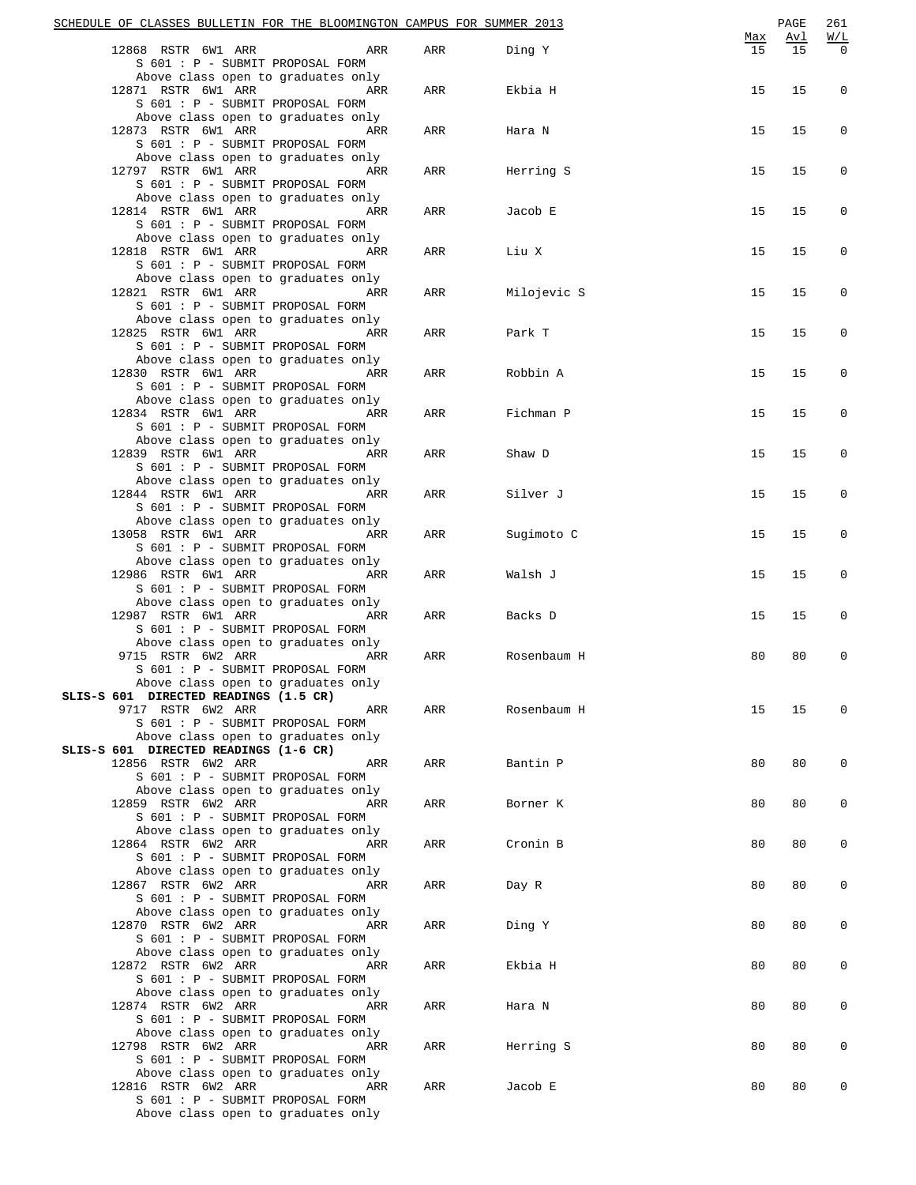| Class | Type | Session | Days | Time | Room | Instructor | Max | Avl | W/L |
|---|---|---|---|---|---|---|---|---|---|
| 12868 | RSTR | 6W1 | ARR | ARR | ARR | Ding Y | 15 | 15 | 0 |

S 601 : P - SUBMIT PROPOSAL FORM
Above class open to graduates only

| Class | Type | Session | Days | Time | Room | Instructor | Max | Avl | W/L |
|---|---|---|---|---|---|---|---|---|---|
| 12871 | RSTR | 6W1 | ARR | ARR | ARR | Ekbia H | 15 | 15 | 0 |

S 601 : P - SUBMIT PROPOSAL FORM
Above class open to graduates only

| Class | Type | Session | Days | Time | Room | Instructor | Max | Avl | W/L |
|---|---|---|---|---|---|---|---|---|---|
| 12873 | RSTR | 6W1 | ARR | ARR | ARR | Hara N | 15 | 15 | 0 |

S 601 : P - SUBMIT PROPOSAL FORM
Above class open to graduates only

| Class | Type | Session | Days | Time | Room | Instructor | Max | Avl | W/L |
|---|---|---|---|---|---|---|---|---|---|
| 12797 | RSTR | 6W1 | ARR | ARR | ARR | Herring S | 15 | 15 | 0 |

S 601 : P - SUBMIT PROPOSAL FORM
Above class open to graduates only

| Class | Type | Session | Days | Time | Room | Instructor | Max | Avl | W/L |
|---|---|---|---|---|---|---|---|---|---|
| 12814 | RSTR | 6W1 | ARR | ARR | ARR | Jacob E | 15 | 15 | 0 |

S 601 : P - SUBMIT PROPOSAL FORM
Above class open to graduates only

| Class | Type | Session | Days | Time | Room | Instructor | Max | Avl | W/L |
|---|---|---|---|---|---|---|---|---|---|
| 12818 | RSTR | 6W1 | ARR | ARR | ARR | Liu X | 15 | 15 | 0 |

S 601 : P - SUBMIT PROPOSAL FORM
Above class open to graduates only

| Class | Type | Session | Days | Time | Room | Instructor | Max | Avl | W/L |
|---|---|---|---|---|---|---|---|---|---|
| 12821 | RSTR | 6W1 | ARR | ARR | ARR | Milojevic S | 15 | 15 | 0 |

S 601 : P - SUBMIT PROPOSAL FORM
Above class open to graduates only

| Class | Type | Session | Days | Time | Room | Instructor | Max | Avl | W/L |
|---|---|---|---|---|---|---|---|---|---|
| 12825 | RSTR | 6W1 | ARR | ARR | ARR | Park T | 15 | 15 | 0 |

S 601 : P - SUBMIT PROPOSAL FORM
Above class open to graduates only

| Class | Type | Session | Days | Time | Room | Instructor | Max | Avl | W/L |
|---|---|---|---|---|---|---|---|---|---|
| 12830 | RSTR | 6W1 | ARR | ARR | ARR | Robbin A | 15 | 15 | 0 |

S 601 : P - SUBMIT PROPOSAL FORM
Above class open to graduates only

| Class | Type | Session | Days | Time | Room | Instructor | Max | Avl | W/L |
|---|---|---|---|---|---|---|---|---|---|
| 12834 | RSTR | 6W1 | ARR | ARR | ARR | Fichman P | 15 | 15 | 0 |

S 601 : P - SUBMIT PROPOSAL FORM
Above class open to graduates only

| Class | Type | Session | Days | Time | Room | Instructor | Max | Avl | W/L |
|---|---|---|---|---|---|---|---|---|---|
| 12839 | RSTR | 6W1 | ARR | ARR | ARR | Shaw D | 15 | 15 | 0 |

S 601 : P - SUBMIT PROPOSAL FORM
Above class open to graduates only

| Class | Type | Session | Days | Time | Room | Instructor | Max | Avl | W/L |
|---|---|---|---|---|---|---|---|---|---|
| 12844 | RSTR | 6W1 | ARR | ARR | ARR | Silver J | 15 | 15 | 0 |

S 601 : P - SUBMIT PROPOSAL FORM
Above class open to graduates only

| Class | Type | Session | Days | Time | Room | Instructor | Max | Avl | W/L |
|---|---|---|---|---|---|---|---|---|---|
| 13058 | RSTR | 6W1 | ARR | ARR | ARR | Sugimoto C | 15 | 15 | 0 |

S 601 : P - SUBMIT PROPOSAL FORM
Above class open to graduates only

| Class | Type | Session | Days | Time | Room | Instructor | Max | Avl | W/L |
|---|---|---|---|---|---|---|---|---|---|
| 12986 | RSTR | 6W1 | ARR | ARR | ARR | Walsh J | 15 | 15 | 0 |

S 601 : P - SUBMIT PROPOSAL FORM
Above class open to graduates only

| Class | Type | Session | Days | Time | Room | Instructor | Max | Avl | W/L |
|---|---|---|---|---|---|---|---|---|---|
| 12987 | RSTR | 6W1 | ARR | ARR | ARR | Backs D | 15 | 15 | 0 |

S 601 : P - SUBMIT PROPOSAL FORM
Above class open to graduates only

| Class | Type | Session | Days | Time | Room | Instructor | Max | Avl | W/L |
|---|---|---|---|---|---|---|---|---|---|
| 9715 | RSTR | 6W2 | ARR | ARR | ARR | Rosenbaum H | 80 | 80 | 0 |

S 601 : P - SUBMIT PROPOSAL FORM
Above class open to graduates only

**SLIS-S 601 DIRECTED READINGS (1.5 CR)**

| Class | Type | Session | Days | Time | Room | Instructor | Max | Avl | W/L |
|---|---|---|---|---|---|---|---|---|---|
| 9717 | RSTR | 6W2 | ARR | ARR | ARR | Rosenbaum H | 15 | 15 | 0 |

S 601 : P - SUBMIT PROPOSAL FORM
Above class open to graduates only

**SLIS-S 601 DIRECTED READINGS (1-6 CR)**

| Class | Type | Session | Days | Time | Room | Instructor | Max | Avl | W/L |
|---|---|---|---|---|---|---|---|---|---|
| 12856 | RSTR | 6W2 | ARR | ARR | ARR | Bantin P | 80 | 80 | 0 |

S 601 : P - SUBMIT PROPOSAL FORM
Above class open to graduates only

| Class | Type | Session | Days | Time | Room | Instructor | Max | Avl | W/L |
|---|---|---|---|---|---|---|---|---|---|
| 12859 | RSTR | 6W2 | ARR | ARR | ARR | Borner K | 80 | 80 | 0 |

S 601 : P - SUBMIT PROPOSAL FORM
Above class open to graduates only

| Class | Type | Session | Days | Time | Room | Instructor | Max | Avl | W/L |
|---|---|---|---|---|---|---|---|---|---|
| 12864 | RSTR | 6W2 | ARR | ARR | ARR | Cronin B | 80 | 80 | 0 |

S 601 : P - SUBMIT PROPOSAL FORM
Above class open to graduates only

| Class | Type | Session | Days | Time | Room | Instructor | Max | Avl | W/L |
|---|---|---|---|---|---|---|---|---|---|
| 12867 | RSTR | 6W2 | ARR | ARR | ARR | Day R | 80 | 80 | 0 |

S 601 : P - SUBMIT PROPOSAL FORM
Above class open to graduates only

| Class | Type | Session | Days | Time | Room | Instructor | Max | Avl | W/L |
|---|---|---|---|---|---|---|---|---|---|
| 12870 | RSTR | 6W2 | ARR | ARR | ARR | Ding Y | 80 | 80 | 0 |

S 601 : P - SUBMIT PROPOSAL FORM
Above class open to graduates only

| Class | Type | Session | Days | Time | Room | Instructor | Max | Avl | W/L |
|---|---|---|---|---|---|---|---|---|---|
| 12872 | RSTR | 6W2 | ARR | ARR | ARR | Ekbia H | 80 | 80 | 0 |

S 601 : P - SUBMIT PROPOSAL FORM
Above class open to graduates only

| Class | Type | Session | Days | Time | Room | Instructor | Max | Avl | W/L |
|---|---|---|---|---|---|---|---|---|---|
| 12874 | RSTR | 6W2 | ARR | ARR | ARR | Hara N | 80 | 80 | 0 |

S 601 : P - SUBMIT PROPOSAL FORM
Above class open to graduates only

| Class | Type | Session | Days | Time | Room | Instructor | Max | Avl | W/L |
|---|---|---|---|---|---|---|---|---|---|
| 12798 | RSTR | 6W2 | ARR | ARR | ARR | Herring S | 80 | 80 | 0 |

S 601 : P - SUBMIT PROPOSAL FORM
Above class open to graduates only

| Class | Type | Session | Days | Time | Room | Instructor | Max | Avl | W/L |
|---|---|---|---|---|---|---|---|---|---|
| 12816 | RSTR | 6W2 | ARR | ARR | ARR | Jacob E | 80 | 80 | 0 |

S 601 : P - SUBMIT PROPOSAL FORM
Above class open to graduates only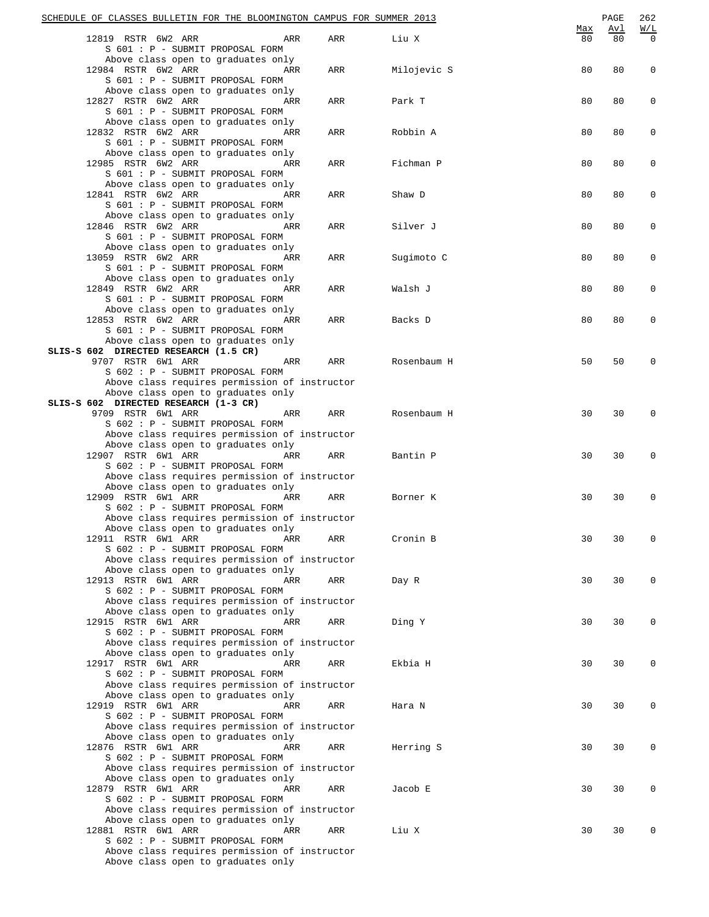| | | | | | Max | Avl | W/L |
|---|---|---|---|---|---|---|---|
| 12819 RSTR 6W2 ARR | ARR | ARR | Liu X | | 80 | 80 | 0 |
| S 601 : P - SUBMIT PROPOSAL FORM | | | | | | | |
| Above class open to graduates only | | | | | | | |
| 12984 RSTR 6W2 ARR | ARR | ARR | Milojevic S | | 80 | 80 | 0 |
| S 601 : P - SUBMIT PROPOSAL FORM | | | | | | | |
| Above class open to graduates only | | | | | | | |
| 12827 RSTR 6W2 ARR | ARR | ARR | Park T | | 80 | 80 | 0 |
| S 601 : P - SUBMIT PROPOSAL FORM | | | | | | | |
| Above class open to graduates only | | | | | | | |
| 12832 RSTR 6W2 ARR | ARR | ARR | Robbin A | | 80 | 80 | 0 |
| S 601 : P - SUBMIT PROPOSAL FORM | | | | | | | |
| Above class open to graduates only | | | | | | | |
| 12985 RSTR 6W2 ARR | ARR | ARR | Fichman P | | 80 | 80 | 0 |
| S 601 : P - SUBMIT PROPOSAL FORM | | | | | | | |
| Above class open to graduates only | | | | | | | |
| 12841 RSTR 6W2 ARR | ARR | ARR | Shaw D | | 80 | 80 | 0 |
| S 601 : P - SUBMIT PROPOSAL FORM | | | | | | | |
| Above class open to graduates only | | | | | | | |
| 12846 RSTR 6W2 ARR | ARR | ARR | Silver J | | 80 | 80 | 0 |
| S 601 : P - SUBMIT PROPOSAL FORM | | | | | | | |
| Above class open to graduates only | | | | | | | |
| 13059 RSTR 6W2 ARR | ARR | ARR | Sugimoto C | | 80 | 80 | 0 |
| S 601 : P - SUBMIT PROPOSAL FORM | | | | | | | |
| Above class open to graduates only | | | | | | | |
| 12849 RSTR 6W2 ARR | ARR | ARR | Walsh J | | 80 | 80 | 0 |
| S 601 : P - SUBMIT PROPOSAL FORM | | | | | | | |
| Above class open to graduates only | | | | | | | |
| 12853 RSTR 6W2 ARR | ARR | ARR | Backs D | | 80 | 80 | 0 |
| S 601 : P - SUBMIT PROPOSAL FORM | | | | | | | |
| Above class open to graduates only | | | | | | | |

**SLIS-S 602 DIRECTED RESEARCH (1.5 CR)**

| | | | | | Max | Avl | W/L |
|---|---|---|---|---|---|---|---|
| 9707 RSTR 6W1 ARR | ARR | ARR | Rosenbaum H | | 50 | 50 | 0 |
| S 602 : P - SUBMIT PROPOSAL FORM | | | | | | | |
| Above class requires permission of instructor | | | | | | | |
| Above class open to graduates only | | | | | | | |

**SLIS-S 602 DIRECTED RESEARCH (1-3 CR)**

| | | | | | Max | Avl | W/L |
|---|---|---|---|---|---|---|---|
| 9709 RSTR 6W1 ARR | ARR | ARR | Rosenbaum H | | 30 | 30 | 0 |
| S 602 : P - SUBMIT PROPOSAL FORM | | | | | | | |
| Above class requires permission of instructor | | | | | | | |
| Above class open to graduates only | | | | | | | |
| 12907 RSTR 6W1 ARR | ARR | ARR | Bantin P | | 30 | 30 | 0 |
| S 602 : P - SUBMIT PROPOSAL FORM | | | | | | | |
| Above class requires permission of instructor | | | | | | | |
| Above class open to graduates only | | | | | | | |
| 12909 RSTR 6W1 ARR | ARR | ARR | Borner K | | 30 | 30 | 0 |
| S 602 : P - SUBMIT PROPOSAL FORM | | | | | | | |
| Above class requires permission of instructor | | | | | | | |
| Above class open to graduates only | | | | | | | |
| 12911 RSTR 6W1 ARR | ARR | ARR | Cronin B | | 30 | 30 | 0 |
| S 602 : P - SUBMIT PROPOSAL FORM | | | | | | | |
| Above class requires permission of instructor | | | | | | | |
| Above class open to graduates only | | | | | | | |
| 12913 RSTR 6W1 ARR | ARR | ARR | Day R | | 30 | 30 | 0 |
| S 602 : P - SUBMIT PROPOSAL FORM | | | | | | | |
| Above class requires permission of instructor | | | | | | | |
| Above class open to graduates only | | | | | | | |
| 12915 RSTR 6W1 ARR | ARR | ARR | Ding Y | | 30 | 30 | 0 |
| S 602 : P - SUBMIT PROPOSAL FORM | | | | | | | |
| Above class requires permission of instructor | | | | | | | |
| Above class open to graduates only | | | | | | | |
| 12917 RSTR 6W1 ARR | ARR | ARR | Ekbia H | | 30 | 30 | 0 |
| S 602 : P - SUBMIT PROPOSAL FORM | | | | | | | |
| Above class requires permission of instructor | | | | | | | |
| Above class open to graduates only | | | | | | | |
| 12919 RSTR 6W1 ARR | ARR | ARR | Hara N | | 30 | 30 | 0 |
| S 602 : P - SUBMIT PROPOSAL FORM | | | | | | | |
| Above class requires permission of instructor | | | | | | | |
| Above class open to graduates only | | | | | | | |
| 12876 RSTR 6W1 ARR | ARR | ARR | Herring S | | 30 | 30 | 0 |
| S 602 : P - SUBMIT PROPOSAL FORM | | | | | | | |
| Above class requires permission of instructor | | | | | | | |
| Above class open to graduates only | | | | | | | |
| 12879 RSTR 6W1 ARR | ARR | ARR | Jacob E | | 30 | 30 | 0 |
| S 602 : P - SUBMIT PROPOSAL FORM | | | | | | | |
| Above class requires permission of instructor | | | | | | | |
| Above class open to graduates only | | | | | | | |
| 12881 RSTR 6W1 ARR | ARR | ARR | Liu X | | 30 | 30 | 0 |
| S 602 : P - SUBMIT PROPOSAL FORM | | | | | | | |
| Above class requires permission of instructor | | | | | | | |
| Above class open to graduates only | | | | | | | |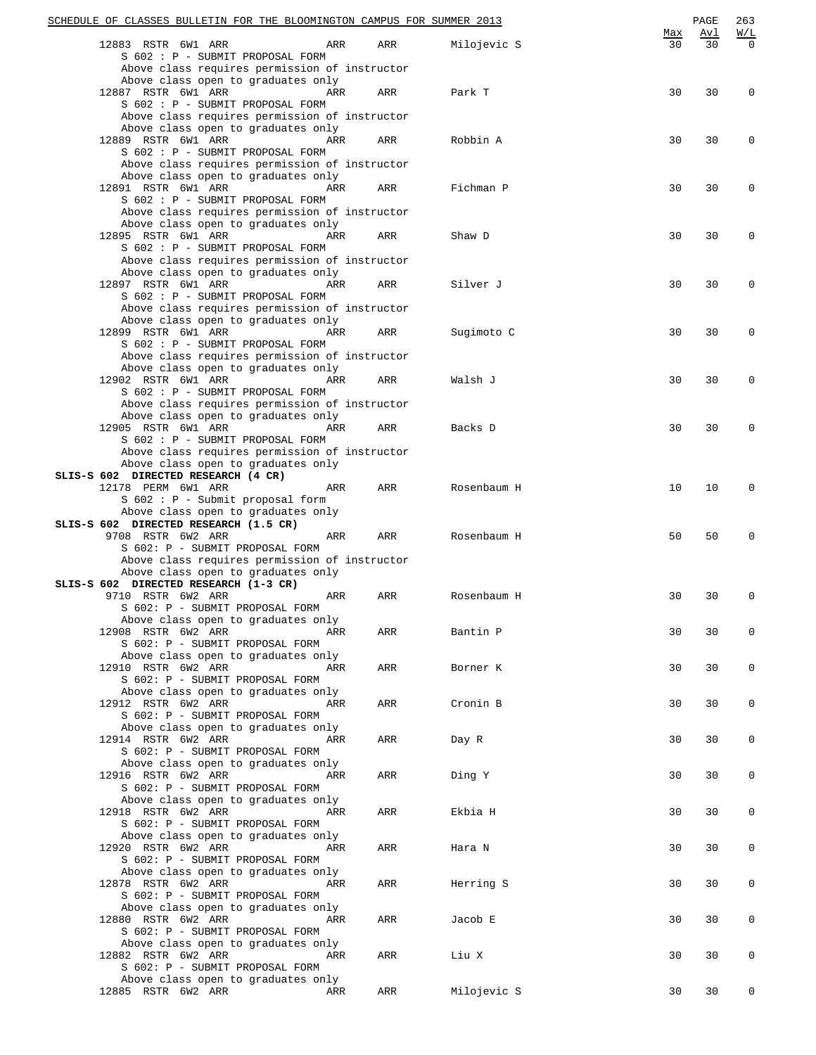| | | | | Max | Avl | W/L |
|---|---|---|---|---|---|---|
| 12883 RSTR 6W1 ARR | ARR | ARR | Milojevic S | 30 | 30 | 0 |
| S 602 : P - SUBMIT PROPOSAL FORM | | | | | | |
| Above class requires permission of instructor | | | | | | |
| Above class open to graduates only | | | | | | |
| 12887 RSTR 6W1 ARR | ARR | ARR | Park T | 30 | 30 | 0 |
| S 602 : P - SUBMIT PROPOSAL FORM | | | | | | |
| Above class requires permission of instructor | | | | | | |
| Above class open to graduates only | | | | | | |
| 12889 RSTR 6W1 ARR | ARR | ARR | Robbin A | 30 | 30 | 0 |
| S 602 : P - SUBMIT PROPOSAL FORM | | | | | | |
| Above class requires permission of instructor | | | | | | |
| Above class open to graduates only | | | | | | |
| 12891 RSTR 6W1 ARR | ARR | ARR | Fichman P | 30 | 30 | 0 |
| S 602 : P - SUBMIT PROPOSAL FORM | | | | | | |
| Above class requires permission of instructor | | | | | | |
| Above class open to graduates only | | | | | | |
| 12895 RSTR 6W1 ARR | ARR | ARR | Shaw D | 30 | 30 | 0 |
| S 602 : P - SUBMIT PROPOSAL FORM | | | | | | |
| Above class requires permission of instructor | | | | | | |
| Above class open to graduates only | | | | | | |
| 12897 RSTR 6W1 ARR | ARR | ARR | Silver J | 30 | 30 | 0 |
| S 602 : P - SUBMIT PROPOSAL FORM | | | | | | |
| Above class requires permission of instructor | | | | | | |
| Above class open to graduates only | | | | | | |
| 12899 RSTR 6W1 ARR | ARR | ARR | Sugimoto C | 30 | 30 | 0 |
| S 602 : P - SUBMIT PROPOSAL FORM | | | | | | |
| Above class requires permission of instructor | | | | | | |
| Above class open to graduates only | | | | | | |
| 12902 RSTR 6W1 ARR | ARR | ARR | Walsh J | 30 | 30 | 0 |
| S 602 : P - SUBMIT PROPOSAL FORM | | | | | | |
| Above class requires permission of instructor | | | | | | |
| Above class open to graduates only | | | | | | |
| 12905 RSTR 6W1 ARR | ARR | ARR | Backs D | 30 | 30 | 0 |
| S 602 : P - SUBMIT PROPOSAL FORM | | | | | | |
| Above class requires permission of instructor | | | | | | |
| Above class open to graduates only | | | | | | |
| **SLIS-S 602 DIRECTED RESEARCH (4 CR)** | | | | | | |
| 12178 PERM 6W1 ARR | ARR | ARR | Rosenbaum H | 10 | 10 | 0 |
| S 602 : P - Submit proposal form | | | | | | |
| Above class open to graduates only | | | | | | |
| **SLIS-S 602 DIRECTED RESEARCH (1.5 CR)** | | | | | | |
| 9708 RSTR 6W2 ARR | ARR | ARR | Rosenbaum H | 50 | 50 | 0 |
| S 602: P - SUBMIT PROPOSAL FORM | | | | | | |
| Above class requires permission of instructor | | | | | | |
| Above class open to graduates only | | | | | | |
| **SLIS-S 602 DIRECTED RESEARCH (1-3 CR)** | | | | | | |
| 9710 RSTR 6W2 ARR | ARR | ARR | Rosenbaum H | 30 | 30 | 0 |
| S 602: P - SUBMIT PROPOSAL FORM | | | | | | |
| Above class open to graduates only | | | | | | |
| 12908 RSTR 6W2 ARR | ARR | ARR | Bantin P | 30 | 30 | 0 |
| S 602: P - SUBMIT PROPOSAL FORM | | | | | | |
| Above class open to graduates only | | | | | | |
| 12910 RSTR 6W2 ARR | ARR | ARR | Borner K | 30 | 30 | 0 |
| S 602: P - SUBMIT PROPOSAL FORM | | | | | | |
| Above class open to graduates only | | | | | | |
| 12912 RSTR 6W2 ARR | ARR | ARR | Cronin B | 30 | 30 | 0 |
| S 602: P - SUBMIT PROPOSAL FORM | | | | | | |
| Above class open to graduates only | | | | | | |
| 12914 RSTR 6W2 ARR | ARR | ARR | Day R | 30 | 30 | 0 |
| S 602: P - SUBMIT PROPOSAL FORM | | | | | | |
| Above class open to graduates only | | | | | | |
| 12916 RSTR 6W2 ARR | ARR | ARR | Ding Y | 30 | 30 | 0 |
| S 602: P - SUBMIT PROPOSAL FORM | | | | | | |
| Above class open to graduates only | | | | | | |
| 12918 RSTR 6W2 ARR | ARR | ARR | Ekbia H | 30 | 30 | 0 |
| S 602: P - SUBMIT PROPOSAL FORM | | | | | | |
| Above class open to graduates only | | | | | | |
| 12920 RSTR 6W2 ARR | ARR | ARR | Hara N | 30 | 30 | 0 |
| S 602: P - SUBMIT PROPOSAL FORM | | | | | | |
| Above class open to graduates only | | | | | | |
| 12878 RSTR 6W2 ARR | ARR | ARR | Herring S | 30 | 30 | 0 |
| S 602: P - SUBMIT PROPOSAL FORM | | | | | | |
| Above class open to graduates only | | | | | | |
| 12880 RSTR 6W2 ARR | ARR | ARR | Jacob E | 30 | 30 | 0 |
| S 602: P - SUBMIT PROPOSAL FORM | | | | | | |
| Above class open to graduates only | | | | | | |
| 12882 RSTR 6W2 ARR | ARR | ARR | Liu X | 30 | 30 | 0 |
| S 602: P - SUBMIT PROPOSAL FORM | | | | | | |
| Above class open to graduates only | | | | | | |
| 12885 RSTR 6W2 ARR | ARR | ARR | Milojevic S | 30 | 30 | 0 |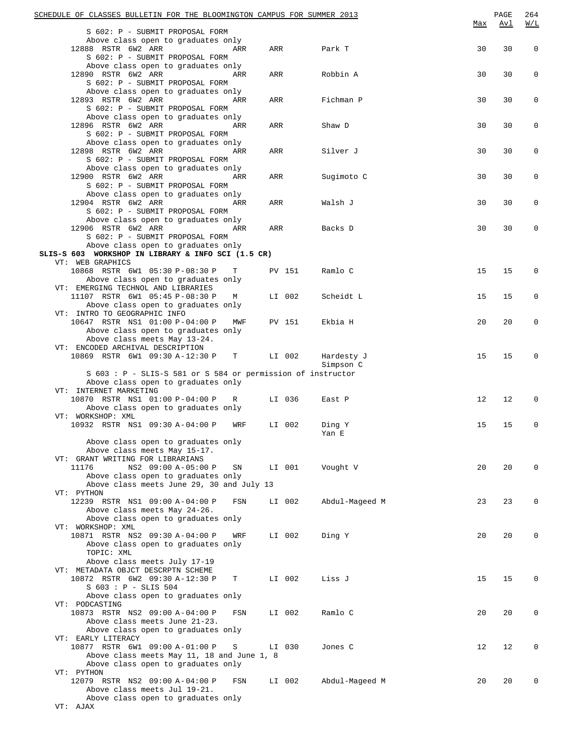```
                                                                                          Max   Avl   W/L
        S 602: P - SUBMIT PROPOSAL FORM
        Above class open to graduates only
    12888  RSTR  6W2 ARR              ARR     ARR        Park T                          30    30     0
        S 602: P - SUBMIT PROPOSAL FORM
        Above class open to graduates only
    12890  RSTR  6W2 ARR              ARR     ARR        Robbin A                        30    30     0
        S 602: P - SUBMIT PROPOSAL FORM
        Above class open to graduates only
    12893  RSTR  6W2 ARR              ARR     ARR        Fichman P                       30    30     0
        S 602: P - SUBMIT PROPOSAL FORM
        Above class open to graduates only
    12896  RSTR  6W2 ARR              ARR     ARR        Shaw D                          30    30     0
        S 602: P - SUBMIT PROPOSAL FORM
        Above class open to graduates only
    12898  RSTR  6W2 ARR              ARR     ARR        Silver J                        30    30     0
        S 602: P - SUBMIT PROPOSAL FORM
        Above class open to graduates only
    12900  RSTR  6W2 ARR              ARR     ARR        Sugimoto C                      30    30     0
        S 602: P - SUBMIT PROPOSAL FORM
        Above class open to graduates only
    12904  RSTR  6W2 ARR              ARR     ARR        Walsh J                         30    30     0
        S 602: P - SUBMIT PROPOSAL FORM
        Above class open to graduates only
    12906  RSTR  6W2 ARR              ARR     ARR        Backs D                         30    30     0
        S 602: P - SUBMIT PROPOSAL FORM
        Above class open to graduates only
SLIS-S 603  WORKSHOP IN LIBRARY & INFO SCI (1.5 CR)
  VT: WEB GRAPHICS
    10868  RSTR  6W1 05:30 P-08:30 P   T      PV 151     Ramlo C                         15    15     0
        Above class open to graduates only
  VT: EMERGING TECHNOL AND LIBRARIES
    11107  RSTR  6W1 05:45 P-08:30 P   M      LI 002     Scheidt L                       15    15     0
        Above class open to graduates only
  VT: INTRO TO GEOGRAPHIC INFO
    10647  RSTR  NS1 01:00 P-04:00 P   MWF    PV 151     Ekbia H                         20    20     0
        Above class open to graduates only
        Above class meets May 13-24.
  VT: ENCODED ARCHIVAL DESCRIPTION
    10869  RSTR  6W1 09:30 A-12:30 P   T      LI 002     Hardesty J                      15    15     0
                                                         Simpson C
        S 603 : P - SLIS-S 581 or S 584 or permission of instructor
        Above class open to graduates only
  VT: INTERNET MARKETING
    10870  RSTR  NS1 01:00 P-04:00 P   R      LI 036     East P                          12    12     0
        Above class open to graduates only
  VT: WORKSHOP: XML
    10932  RSTR  NS1 09:30 A-04:00 P   WRF    LI 002     Ding Y                          15    15     0
                                                         Yan E
        Above class open to graduates only
        Above class meets May 15-17.
  VT: GRANT WRITING FOR LIBRARIANS
    11176        NS2 09:00 A-05:00 P   SN     LI 001     Vought V                        20    20     0
        Above class open to graduates only
        Above class meets June 29, 30 and July 13
  VT: PYTHON
    12239  RSTR  NS1 09:00 A-04:00 P   FSN    LI 002     Abdul-Mageed M                  23    23     0
        Above class meets May 24-26.
        Above class open to graduates only
  VT: WORKSHOP: XML
    10871  RSTR  NS2 09:30 A-04:00 P   WRF    LI 002     Ding Y                          20    20     0
        Above class open to graduates only
        TOPIC: XML
        Above class meets July 17-19
  VT: METADATA OBJCT DESCRPTN SCHEME
    10872  RSTR  6W2 09:30 A-12:30 P   T      LI 002     Liss J                          15    15     0
        S 603 : P - SLIS 504
        Above class open to graduates only
  VT: PODCASTING
    10873  RSTR  NS2 09:00 A-04:00 P   FSN    LI 002     Ramlo C                         20    20     0
        Above class meets June 21-23.
        Above class open to graduates only
  VT: EARLY LITERACY
    10877  RSTR  6W1 09:00 A-01:00 P   S      LI 030     Jones C                         12    12     0
        Above class meets May 11, 18 and June 1, 8
        Above class open to graduates only
  VT: PYTHON
    12079  RSTR  NS2 09:00 A-04:00 P   FSN    LI 002     Abdul-Mageed M                  20    20     0
        Above class meets Jul 19-21.
        Above class open to graduates only
  VT: AJAX
```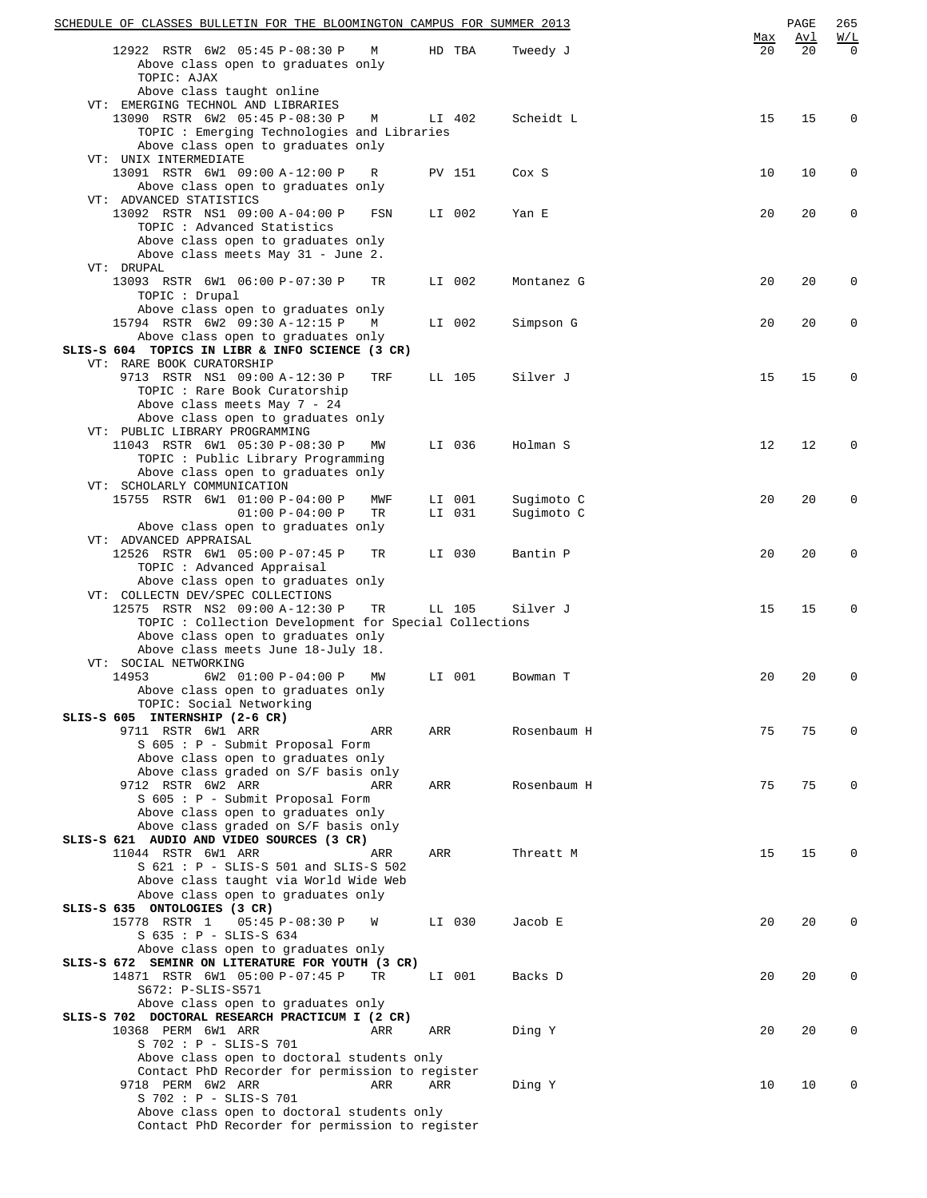SCHEDULE OF CLASSES BULLETIN FOR THE BLOOMINGTON CAMPUS FOR SUMMER 2013

```
                                                                            Max  Avl  W/L
     12922  RSTR  6W2 05:45 P-08:30 P   M      HD TBA    Tweedy J            20   20    0
          Above class open to graduates only
          TOPIC: AJAX
          Above class taught online
   VT: EMERGING TECHNOL AND LIBRARIES
     13090  RSTR  6W2 05:45 P-08:30 P   M      LI 402    Scheidt L           15   15    0
          TOPIC : Emerging Technologies and Libraries
          Above class open to graduates only
   VT: UNIX INTERMEDIATE
     13091  RSTR  6W1 09:00 A-12:00 P   R      PV 151    Cox S               10   10    0
          Above class open to graduates only
   VT: ADVANCED STATISTICS
     13092  RSTR  NS1 09:00 A-04:00 P   FSN    LI 002    Yan E               20   20    0
          TOPIC : Advanced Statistics
          Above class open to graduates only
          Above class meets May 31 - June 2.
   VT: DRUPAL
     13093  RSTR  6W1 06:00 P-07:30 P   TR     LI 002    Montanez G          20   20    0
          TOPIC : Drupal
          Above class open to graduates only
     15794  RSTR  6W2 09:30 A-12:15 P   M      LI 002    Simpson G           20   20    0
          Above class open to graduates only
SLIS-S 604  TOPICS IN LIBR & INFO SCIENCE (3 CR)
   VT: RARE BOOK CURATORSHIP
      9713  RSTR  NS1 09:00 A-12:30 P   TRF    LL 105    Silver J            15   15    0
          TOPIC : Rare Book Curatorship
          Above class meets May 7 - 24
          Above class open to graduates only
   VT: PUBLIC LIBRARY PROGRAMMING
     11043  RSTR  6W1 05:30 P-08:30 P   MW     LI 036    Holman S            12   12    0
          TOPIC : Public Library Programming
          Above class open to graduates only
   VT: SCHOLARLY COMMUNICATION
     15755  RSTR  6W1 01:00 P-04:00 P   MWF    LI 001    Sugimoto C          20   20    0
                      01:00 P-04:00 P   TR     LI 031    Sugimoto C
          Above class open to graduates only
   VT: ADVANCED APPRAISAL
     12526  RSTR  6W1 05:00 P-07:45 P   TR     LI 030    Bantin P            20   20    0
          TOPIC : Advanced Appraisal
          Above class open to graduates only
   VT: COLLECTN DEV/SPEC COLLECTIONS
     12575  RSTR  NS2 09:00 A-12:30 P   TR     LL 105    Silver J            15   15    0
          TOPIC : Collection Development for Special Collections
          Above class open to graduates only
          Above class meets June 18-July 18.
   VT: SOCIAL NETWORKING
     14953        6W2 01:00 P-04:00 P   MW     LI 001    Bowman T            20   20    0
          Above class open to graduates only
          TOPIC: Social Networking
SLIS-S 605  INTERNSHIP (2-6 CR)
      9711  RSTR  6W1 ARR               ARR    ARR       Rosenbaum H         75   75    0
          S 605 : P - Submit Proposal Form
          Above class open to graduates only
          Above class graded on S/F basis only
      9712  RSTR  6W2 ARR               ARR    ARR       Rosenbaum H         75   75    0
          S 605 : P - Submit Proposal Form
          Above class open to graduates only
          Above class graded on S/F basis only
SLIS-S 621  AUDIO AND VIDEO SOURCES (3 CR)
     11044  RSTR  6W1 ARR               ARR    ARR       Threatt M           15   15    0
          S 621 : P - SLIS-S 501 and SLIS-S 502
          Above class taught via World Wide Web
          Above class open to graduates only
SLIS-S 635  ONTOLOGIES (3 CR)
     15778  RSTR  1   05:45 P-08:30 P   W      LI 030    Jacob E             20   20    0
          S 635 : P - SLIS-S 634
          Above class open to graduates only
SLIS-S 672  SEMINR ON LITERATURE FOR YOUTH (3 CR)
     14871  RSTR  6W1 05:00 P-07:45 P   TR     LI 001    Backs D             20   20    0
          S672: P-SLIS-S571
          Above class open to graduates only
SLIS-S 702  DOCTORAL RESEARCH PRACTICUM I (2 CR)
     10368  PERM  6W1 ARR               ARR    ARR       Ding Y              20   20    0
          S 702 : P - SLIS-S 701
          Above class open to doctoral students only
          Contact PhD Recorder for permission to register
      9718  PERM  6W2 ARR               ARR    ARR       Ding Y              10   10    0
          S 702 : P - SLIS-S 701
          Above class open to doctoral students only
          Contact PhD Recorder for permission to register
```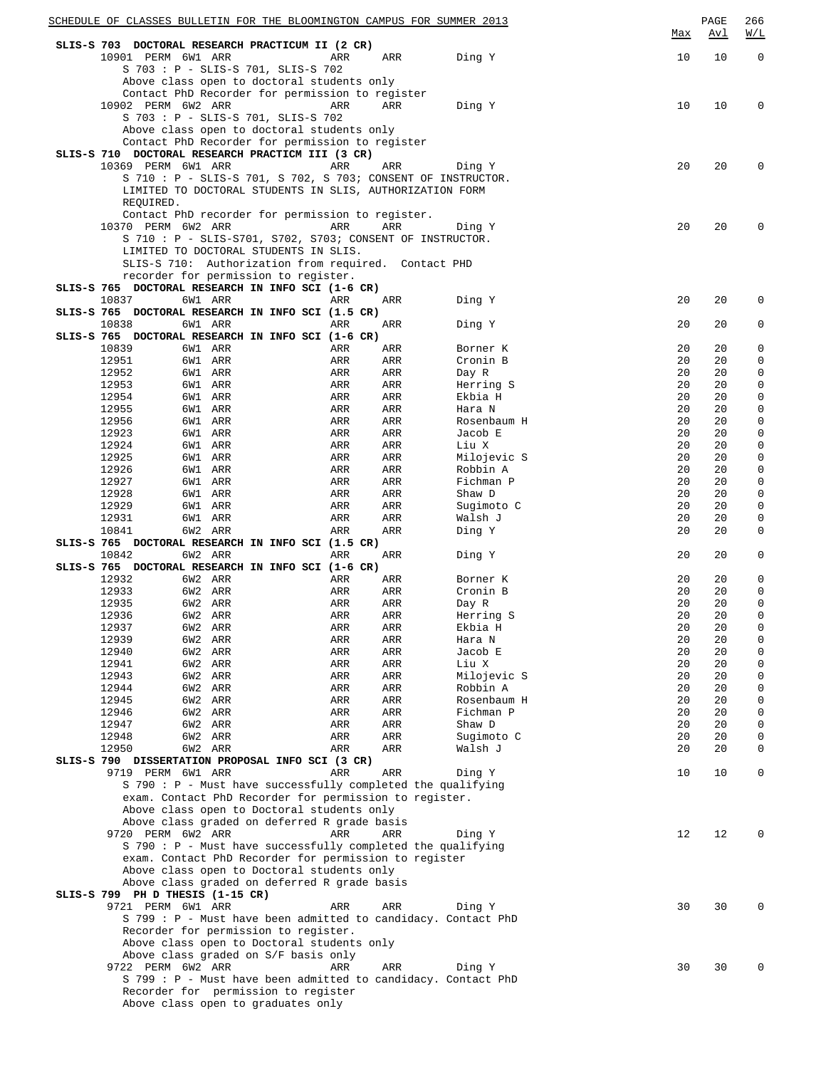| | Max | Avl | W/L |
|---|---|---|---|

**SLIS-S 703 DOCTORAL RESEARCH PRACTICUM II (2 CR)**

| Class | | Session | Time | Days | Room | Instructor | Max | Avl | W/L |
|---|---|---|---|---|---|---|---|---|---|
| 10901 | PERM | 6W1 | ARR | ARR | ARR | Ding Y | 10 | 10 | 0 |

S 703 : P - SLIS-S 701, SLIS-S 702
Above class open to doctoral students only
Contact PhD Recorder for permission to register

| Class | | Session | Time | Days | Room | Instructor | Max | Avl | W/L |
|---|---|---|---|---|---|---|---|---|---|
| 10902 | PERM | 6W2 | ARR | ARR | ARR | Ding Y | 10 | 10 | 0 |

S 703 : P - SLIS-S 701, SLIS-S 702
Above class open to doctoral students only
Contact PhD Recorder for permission to register

**SLIS-S 710 DOCTORAL RESEARCH PRACTICM III (3 CR)**

| Class | | Session | Time | Days | Room | Instructor | Max | Avl | W/L |
|---|---|---|---|---|---|---|---|---|---|
| 10369 | PERM | 6W1 | ARR | ARR | ARR | Ding Y | 20 | 20 | 0 |

S 710 : P - SLIS-S 701, S 702, S 703; CONSENT OF INSTRUCTOR.
LIMITED TO DOCTORAL STUDENTS IN SLIS, AUTHORIZATION FORM REQUIRED.
Contact PhD recorder for permission to register.

| Class | | Session | Time | Days | Room | Instructor | Max | Avl | W/L |
|---|---|---|---|---|---|---|---|---|---|
| 10370 | PERM | 6W2 | ARR | ARR | ARR | Ding Y | 20 | 20 | 0 |

S 710 : P - SLIS-S701, S702, S703; CONSENT OF INSTRUCTOR.
LIMITED TO DOCTORAL STUDENTS IN SLIS.
SLIS-S 710: Authorization from required. Contact PHD recorder for permission to register.

**SLIS-S 765 DOCTORAL RESEARCH IN INFO SCI (1-6 CR)**

| Class | Session | Time | Days | Room | Instructor | Max | Avl | W/L |
|---|---|---|---|---|---|---|---|---|
| 10837 | 6W1 | ARR | ARR | ARR | Ding Y | 20 | 20 | 0 |

**SLIS-S 765 DOCTORAL RESEARCH IN INFO SCI (1.5 CR)**

| Class | Session | Time | Days | Room | Instructor | Max | Avl | W/L |
|---|---|---|---|---|---|---|---|---|
| 10838 | 6W1 | ARR | ARR | ARR | Ding Y | 20 | 20 | 0 |

**SLIS-S 765 DOCTORAL RESEARCH IN INFO SCI (1-6 CR)**

| Class | Session | Time | Days | Room | Instructor | Max | Avl | W/L |
|---|---|---|---|---|---|---|---|---|
| 10839 | 6W1 | ARR | ARR | ARR | Borner K | 20 | 20 | 0 |
| 12951 | 6W1 | ARR | ARR | ARR | Cronin B | 20 | 20 | 0 |
| 12952 | 6W1 | ARR | ARR | ARR | Day R | 20 | 20 | 0 |
| 12953 | 6W1 | ARR | ARR | ARR | Herring S | 20 | 20 | 0 |
| 12954 | 6W1 | ARR | ARR | ARR | Ekbia H | 20 | 20 | 0 |
| 12955 | 6W1 | ARR | ARR | ARR | Hara N | 20 | 20 | 0 |
| 12956 | 6W1 | ARR | ARR | ARR | Rosenbaum H | 20 | 20 | 0 |
| 12923 | 6W1 | ARR | ARR | ARR | Jacob E | 20 | 20 | 0 |
| 12924 | 6W1 | ARR | ARR | ARR | Liu X | 20 | 20 | 0 |
| 12925 | 6W1 | ARR | ARR | ARR | Milojevic S | 20 | 20 | 0 |
| 12926 | 6W1 | ARR | ARR | ARR | Robbin A | 20 | 20 | 0 |
| 12927 | 6W1 | ARR | ARR | ARR | Fichman P | 20 | 20 | 0 |
| 12928 | 6W1 | ARR | ARR | ARR | Shaw D | 20 | 20 | 0 |
| 12929 | 6W1 | ARR | ARR | ARR | Sugimoto C | 20 | 20 | 0 |
| 12931 | 6W1 | ARR | ARR | ARR | Walsh J | 20 | 20 | 0 |
| 10841 | 6W2 | ARR | ARR | ARR | Ding Y | 20 | 20 | 0 |

**SLIS-S 765 DOCTORAL RESEARCH IN INFO SCI (1.5 CR)**

| Class | Session | Time | Days | Room | Instructor | Max | Avl | W/L |
|---|---|---|---|---|---|---|---|---|
| 10842 | 6W2 | ARR | ARR | ARR | Ding Y | 20 | 20 | 0 |

**SLIS-S 765 DOCTORAL RESEARCH IN INFO SCI (1-6 CR)**

| Class | Session | Time | Days | Room | Instructor | Max | Avl | W/L |
|---|---|---|---|---|---|---|---|---|
| 12932 | 6W2 | ARR | ARR | ARR | Borner K | 20 | 20 | 0 |
| 12933 | 6W2 | ARR | ARR | ARR | Cronin B | 20 | 20 | 0 |
| 12935 | 6W2 | ARR | ARR | ARR | Day R | 20 | 20 | 0 |
| 12936 | 6W2 | ARR | ARR | ARR | Herring S | 20 | 20 | 0 |
| 12937 | 6W2 | ARR | ARR | ARR | Ekbia H | 20 | 20 | 0 |
| 12939 | 6W2 | ARR | ARR | ARR | Hara N | 20 | 20 | 0 |
| 12940 | 6W2 | ARR | ARR | ARR | Jacob E | 20 | 20 | 0 |
| 12941 | 6W2 | ARR | ARR | ARR | Liu X | 20 | 20 | 0 |
| 12943 | 6W2 | ARR | ARR | ARR | Milojevic S | 20 | 20 | 0 |
| 12944 | 6W2 | ARR | ARR | ARR | Robbin A | 20 | 20 | 0 |
| 12945 | 6W2 | ARR | ARR | ARR | Rosenbaum H | 20 | 20 | 0 |
| 12946 | 6W2 | ARR | ARR | ARR | Fichman P | 20 | 20 | 0 |
| 12947 | 6W2 | ARR | ARR | ARR | Shaw D | 20 | 20 | 0 |
| 12948 | 6W2 | ARR | ARR | ARR | Sugimoto C | 20 | 20 | 0 |
| 12950 | 6W2 | ARR | ARR | ARR | Walsh J | 20 | 20 | 0 |

**SLIS-S 790 DISSERTATION PROPOSAL INFO SCI (3 CR)**

| Class | | Session | Time | Days | Room | Instructor | Max | Avl | W/L |
|---|---|---|---|---|---|---|---|---|---|
| 9719 | PERM | 6W1 | ARR | ARR | ARR | Ding Y | 10 | 10 | 0 |

S 790 : P - Must have successfully completed the qualifying exam. Contact PhD Recorder for permission to register.
Above class open to Doctoral students only
Above class graded on deferred R grade basis

| Class | | Session | Time | Days | Room | Instructor | Max | Avl | W/L |
|---|---|---|---|---|---|---|---|---|---|
| 9720 | PERM | 6W2 | ARR | ARR | ARR | Ding Y | 12 | 12 | 0 |

S 790 : P - Must have successfully completed the qualifying exam. Contact PhD Recorder for permission to register
Above class open to Doctoral students only
Above class graded on deferred R grade basis

**SLIS-S 799 PH D THESIS (1-15 CR)**

| Class | | Session | Time | Days | Room | Instructor | Max | Avl | W/L |
|---|---|---|---|---|---|---|---|---|---|
| 9721 | PERM | 6W1 | ARR | ARR | ARR | Ding Y | 30 | 30 | 0 |

S 799 : P - Must have been admitted to candidacy. Contact PhD Recorder for permission to register.
Above class open to Doctoral students only
Above class graded on S/F basis only

| Class | | Session | Time | Days | Room | Instructor | Max | Avl | W/L |
|---|---|---|---|---|---|---|---|---|---|
| 9722 | PERM | 6W2 | ARR | ARR | ARR | Ding Y | 30 | 30 | 0 |

S 799 : P - Must have been admitted to candidacy. Contact PhD Recorder for permission to register
Above class open to graduates only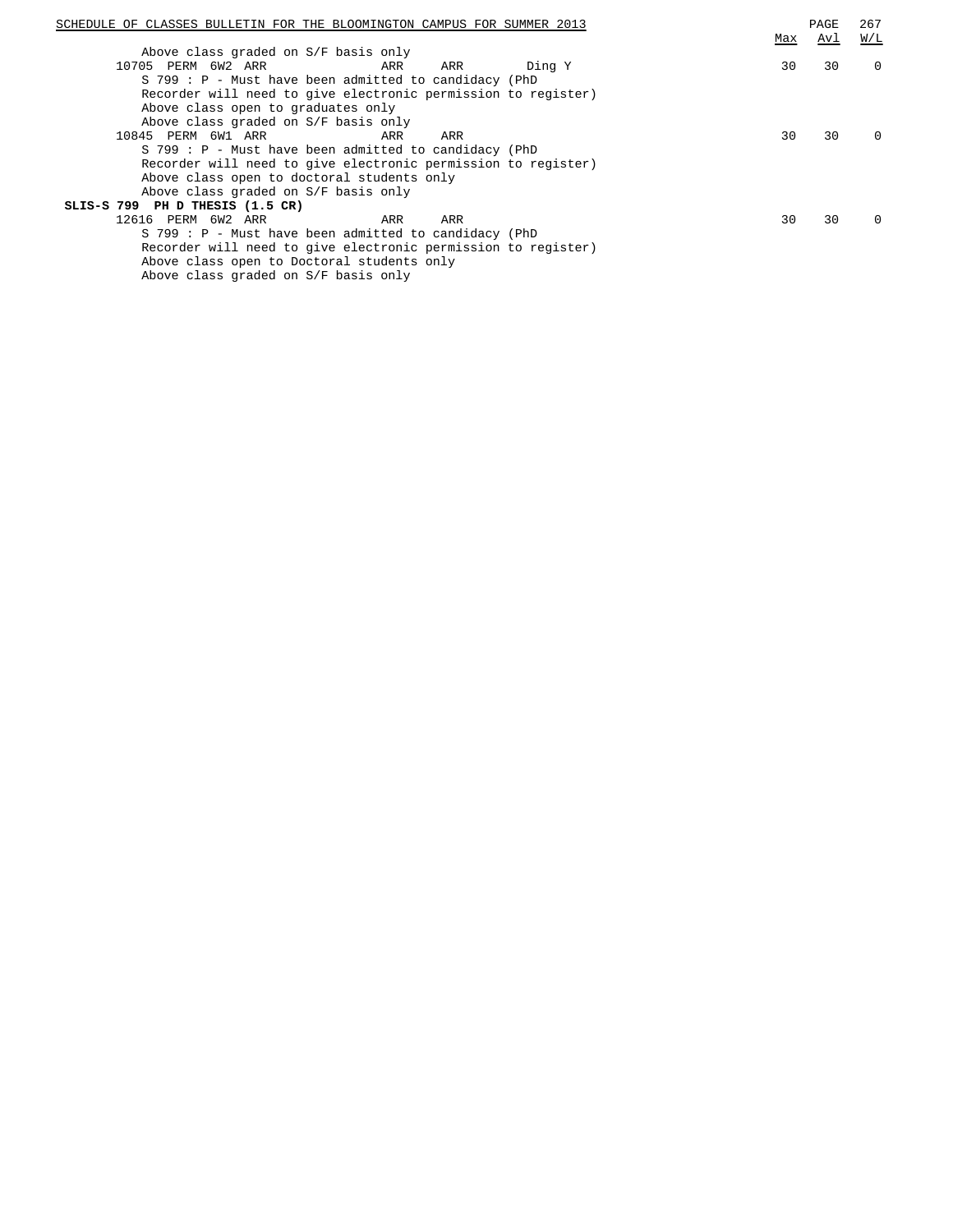Above class graded on S/F basis only

| Class | | | | | | | Instructor | Max | Avl | W/L |
|---|---|---|---|---|---|---|---|---|---|---|
| 10705 | PERM | 6W2 | ARR | ARR | ARR | | Ding Y | 30 | 30 | 0 |

S 799 : P - Must have been admitted to candidacy (PhD
Recorder will need to give electronic permission to register)
Above class open to graduates only
Above class graded on S/F basis only

| Class | | | | | | | Instructor | Max | Avl | W/L |
|---|---|---|---|---|---|---|---|---|---|---|
| 10845 | PERM | 6W1 | ARR | ARR | ARR | | | 30 | 30 | 0 |

S 799 : P - Must have been admitted to candidacy (PhD
Recorder will need to give electronic permission to register)
Above class open to doctoral students only
Above class graded on S/F basis only

**SLIS-S 799 PH D THESIS (1.5 CR)**

| Class | | | | | | | Instructor | Max | Avl | W/L |
|---|---|---|---|---|---|---|---|---|---|---|
| 12616 | PERM | 6W2 | ARR | ARR | ARR | | | 30 | 30 | 0 |

S 799 : P - Must have been admitted to candidacy (PhD
Recorder will need to give electronic permission to register)
Above class open to Doctoral students only
Above class graded on S/F basis only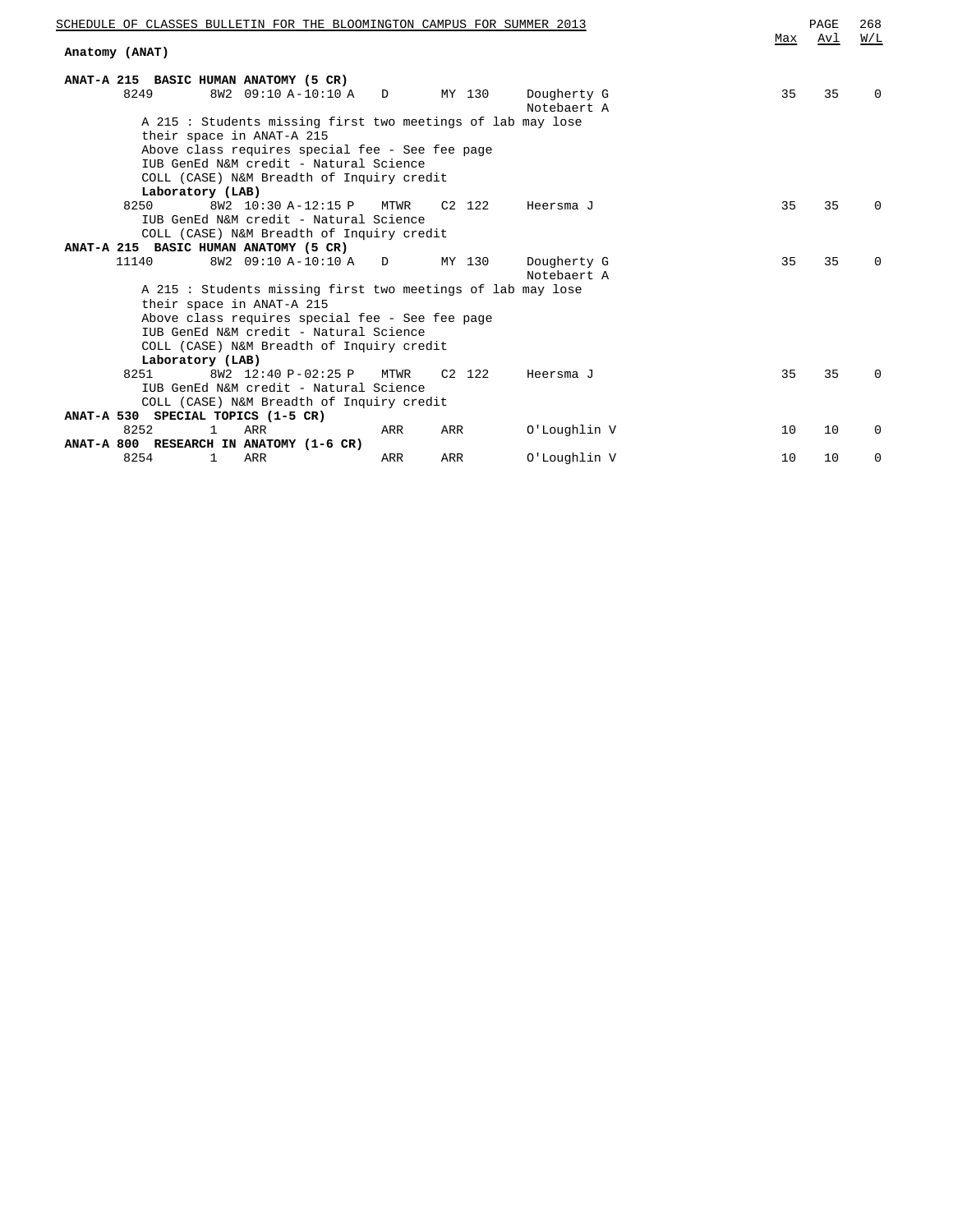## Anatomy (ANAT)

| Course / Class | Session | Time | Days | Room | Instructor | Max | Avl | W/L |
|---|---|---|---|---|---|---|---|---|
| **ANAT-A 215 BASIC HUMAN ANATOMY (5 CR)** | | | | | | | | |
| 8249 | 8W2 | 09:10 A-10:10 A | D | MY 130 | Dougherty G<br>Notebaert A | 35 | 35 | 0 |

A 215 : Students missing first two meetings of lab may lose their space in ANAT-A 215
Above class requires special fee - See fee page
IUB GenEd N&M credit - Natural Science
COLL (CASE) N&M Breadth of Inquiry credit

**Laboratory (LAB)**

| Class | Session | Time | Days | Room | Instructor | Max | Avl | W/L |
|---|---|---|---|---|---|---|---|---|
| 8250 | 8W2 | 10:30 A-12:15 P | MTWR | C2 122 | Heersma J | 35 | 35 | 0 |

IUB GenEd N&M credit - Natural Science
COLL (CASE) N&M Breadth of Inquiry credit

**ANAT-A 215 BASIC HUMAN ANATOMY (5 CR)**

| Class | Session | Time | Days | Room | Instructor | Max | Avl | W/L |
|---|---|---|---|---|---|---|---|---|
| 11140 | 8W2 | 09:10 A-10:10 A | D | MY 130 | Dougherty G<br>Notebaert A | 35 | 35 | 0 |

A 215 : Students missing first two meetings of lab may lose their space in ANAT-A 215
Above class requires special fee - See fee page
IUB GenEd N&M credit - Natural Science
COLL (CASE) N&M Breadth of Inquiry credit

**Laboratory (LAB)**

| Class | Session | Time | Days | Room | Instructor | Max | Avl | W/L |
|---|---|---|---|---|---|---|---|---|
| 8251 | 8W2 | 12:40 P-02:25 P | MTWR | C2 122 | Heersma J | 35 | 35 | 0 |

IUB GenEd N&M credit - Natural Science
COLL (CASE) N&M Breadth of Inquiry credit

| Class | Session | Time | Days | Room | Instructor | Max | Avl | W/L |
|---|---|---|---|---|---|---|---|---|
| **ANAT-A 530 SPECIAL TOPICS (1-5 CR)** | | | | | | | | |
| 8252 | 1 | ARR | ARR | ARR | O'Loughlin V | 10 | 10 | 0 |
| **ANAT-A 800 RESEARCH IN ANATOMY (1-6 CR)** | | | | | | | | |
| 8254 | 1 | ARR | ARR | ARR | O'Loughlin V | 10 | 10 | 0 |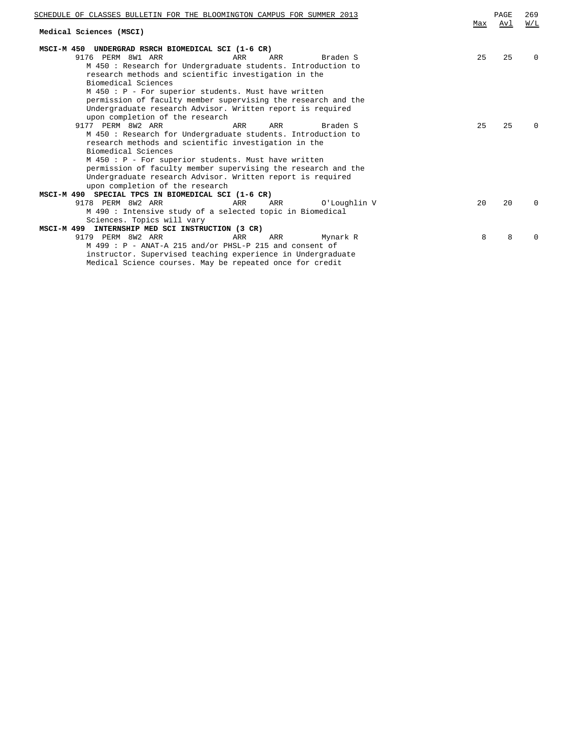## Medical Sciences (MSCI)

| | | | | | | Max | Avl | W/L |
|---|---|---|---|---|---|---|---|---|
| **MSCI-M 450 UNDERGRAD RSRCH BIOMEDICAL SCI (1-6 CR)** | | | | | | | | |
| 9176 PERM 8W1 | ARR | ARR | ARR | Braden S | | 25 | 25 | 0 |

M 450 : Research for Undergraduate students. Introduction to research methods and scientific investigation in the Biomedical Sciences

M 450 : P - For superior students. Must have written permission of faculty member supervising the research and the Undergraduate research Advisor. Written report is required upon completion of the research

| | | | | | | Max | Avl | W/L |
|---|---|---|---|---|---|---|---|---|
| 9177 PERM 8W2 | ARR | ARR | ARR | Braden S | | 25 | 25 | 0 |

M 450 : Research for Undergraduate students. Introduction to research methods and scientific investigation in the Biomedical Sciences

M 450 : P - For superior students. Must have written permission of faculty member supervising the research and the Undergraduate research Advisor. Written report is required upon completion of the research

| | | | | | | Max | Avl | W/L |
|---|---|---|---|---|---|---|---|---|
| **MSCI-M 490 SPECIAL TPCS IN BIOMEDICAL SCI (1-6 CR)** | | | | | | | | |
| 9178 PERM 8W2 | ARR | ARR | ARR | O'Loughlin V | | 20 | 20 | 0 |

M 490 : Intensive study of a selected topic in Biomedical Sciences. Topics will vary

| | | | | | | Max | Avl | W/L |
|---|---|---|---|---|---|---|---|---|
| **MSCI-M 499 INTERNSHIP MED SCI INSTRUCTION (3 CR)** | | | | | | | | |
| 9179 PERM 8W2 | ARR | ARR | ARR | Mynark R | | 8 | 8 | 0 |

M 499 : P - ANAT-A 215 and/or PHSL-P 215 and consent of instructor. Supervised teaching experience in Undergraduate Medical Science courses. May be repeated once for credit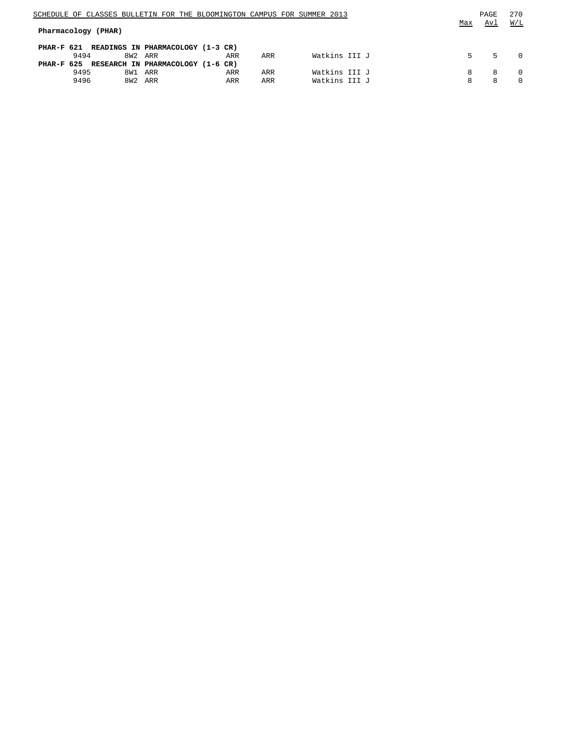## Pharmacology (PHAR)

**PHAR-F 621 READINGS IN PHARMACOLOGY (1-3 CR)**

| | | | | | | Max | Avl | W/L |
|---|---|---|---|---|---|---|---|---|
| 9494 | 8W2 | ARR | ARR | ARR | Watkins III J | 5 | 5 | 0 |

**PHAR-F 625 RESEARCH IN PHARMACOLOGY (1-6 CR)**

| | | | | | | Max | Avl | W/L |
|---|---|---|---|---|---|---|---|---|
| 9495 | 8W1 | ARR | ARR | ARR | Watkins III J | 8 | 8 | 0 |
| 9496 | 8W2 | ARR | ARR | ARR | Watkins III J | 8 | 8 | 0 |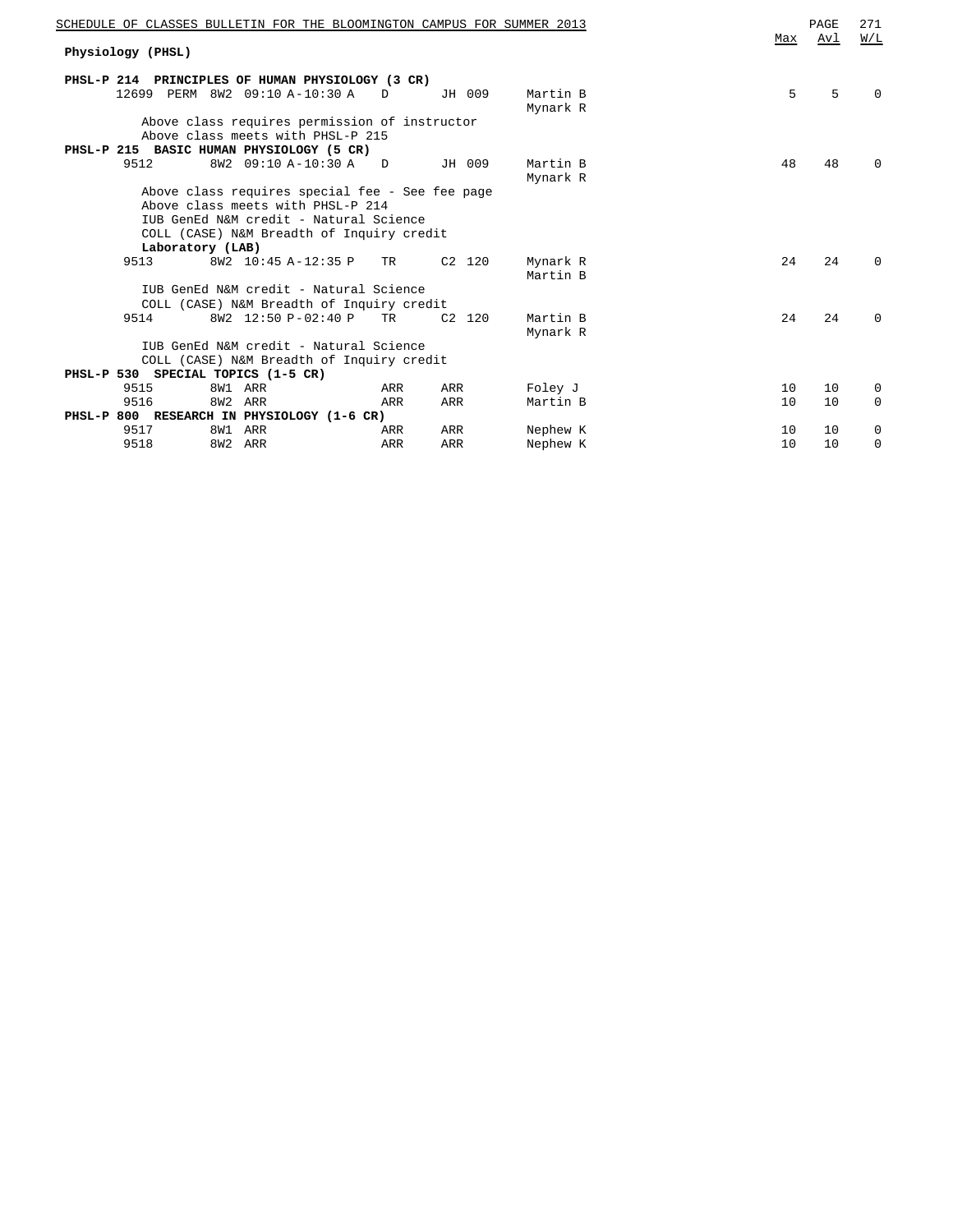## Physiology (PHSL)

### PHSL-P 214 PRINCIPLES OF HUMAN PHYSIOLOGY (3 CR)

| Class | Perm | Session | Time | Days | Room | Instructor | Max | Avl | W/L |
|---|---|---|---|---|---|---|---|---|---|
| 12699 | PERM | 8W2 | 09:10 A-10:30 A | D | JH 009 | Martin B, Mynark R | 5 | 5 | 0 |

Above class requires permission of instructor
Above class meets with PHSL-P 215

### PHSL-P 215 BASIC HUMAN PHYSIOLOGY (5 CR)

| Class | Session | Time | Days | Room | Instructor | Max | Avl | W/L |
|---|---|---|---|---|---|---|---|---|
| 9512 | 8W2 | 09:10 A-10:30 A | D | JH 009 | Martin B, Mynark R | 48 | 48 | 0 |

Above class requires special fee - See fee page
Above class meets with PHSL-P 214
IUB GenEd N&M credit - Natural Science
COLL (CASE) N&M Breadth of Inquiry credit

**Laboratory (LAB)**

| Class | Session | Time | Days | Room | Instructor | Max | Avl | W/L |
|---|---|---|---|---|---|---|---|---|
| 9513 | 8W2 | 10:45 A-12:35 P | TR | C2 120 | Mynark R, Martin B | 24 | 24 | 0 |

IUB GenEd N&M credit - Natural Science
COLL (CASE) N&M Breadth of Inquiry credit

| Class | Session | Time | Days | Room | Instructor | Max | Avl | W/L |
|---|---|---|---|---|---|---|---|---|
| 9514 | 8W2 | 12:50 P-02:40 P | TR | C2 120 | Martin B, Mynark R | 24 | 24 | 0 |

IUB GenEd N&M credit - Natural Science
COLL (CASE) N&M Breadth of Inquiry credit

### PHSL-P 530 SPECIAL TOPICS (1-5 CR)

| Class | Session | Time | Days | Room | Instructor | Max | Avl | W/L |
|---|---|---|---|---|---|---|---|---|
| 9515 | 8W1 | ARR | ARR | ARR | Foley J | 10 | 10 | 0 |
| 9516 | 8W2 | ARR | ARR | ARR | Martin B | 10 | 10 | 0 |

### PHSL-P 800 RESEARCH IN PHYSIOLOGY (1-6 CR)

| Class | Session | Time | Days | Room | Instructor | Max | Avl | W/L |
|---|---|---|---|---|---|---|---|---|
| 9517 | 8W1 | ARR | ARR | ARR | Nephew K | 10 | 10 | 0 |
| 9518 | 8W2 | ARR | ARR | ARR | Nephew K | 10 | 10 | 0 |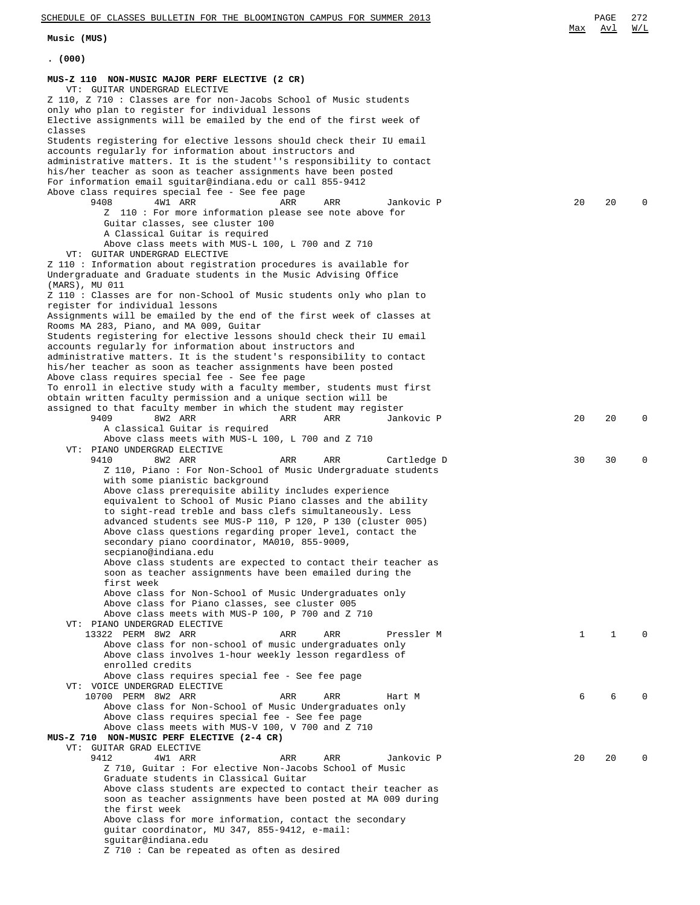**Music (MUS)**

**. (000)**

**MUS-Z 110 NON-MUSIC MAJOR PERF ELECTIVE (2 CR)**

VT: GUITAR UNDERGRAD ELECTIVE

Z 110, Z 710 : Classes are for non-Jacobs School of Music students only who plan to register for individual lessons
Elective assignments will be emailed by the end of the first week of classes
Students registering for elective lessons should check their IU email accounts regularly for information about instructors and administrative matters. It is the student''s responsibility to contact his/her teacher as soon as teacher assignments have been posted
For information email sguitar@indiana.edu or call 855-9412
Above class requires special fee - See fee page

| Class | | Session | Days | Time | Room | Instructor | Max | Avl | W/L |
|---|---|---|---|---|---|---|---|---|---|
| 9408 | | 4W1 | ARR | ARR | ARR | Jankovic P | 20 | 20 | 0 |

Z 110 : For more information please see note above for Guitar classes, see cluster 100
A Classical Guitar is required
Above class meets with MUS-L 100, L 700 and Z 710

VT: GUITAR UNDERGRAD ELECTIVE

Z 110 : Information about registration procedures is available for Undergraduate and Graduate students in the Music Advising Office (MARS), MU 011
Z 110 : Classes are for non-School of Music students only who plan to register for individual lessons
Assignments will be emailed by the end of the first week of classes at Rooms MA 283, Piano, and MA 009, Guitar
Students registering for elective lessons should check their IU email accounts regularly for information about instructors and administrative matters. It is the student's responsibility to contact his/her teacher as soon as teacher assignments have been posted
Above class requires special fee - See fee page
To enroll in elective study with a faculty member, students must first obtain written faculty permission and a unique section will be assigned to that faculty member in which the student may register

| Class | | Session | Days | Time | Room | Instructor | Max | Avl | W/L |
|---|---|---|---|---|---|---|---|---|---|
| 9409 | | 8W2 | ARR | ARR | ARR | Jankovic P | 20 | 20 | 0 |

A classical Guitar is required
Above class meets with MUS-L 100, L 700 and Z 710

VT: PIANO UNDERGRAD ELECTIVE

| Class | | Session | Days | Time | Room | Instructor | Max | Avl | W/L |
|---|---|---|---|---|---|---|---|---|---|
| 9410 | | 8W2 | ARR | ARR | ARR | Cartledge D | 30 | 30 | 0 |

Z 110, Piano : For Non-School of Music Undergraduate students with some pianistic background
Above class prerequisite ability includes experience equivalent to School of Music Piano classes and the ability to sight-read treble and bass clefs simultaneously. Less advanced students see MUS-P 110, P 120, P 130 (cluster 005)
Above class questions regarding proper level, contact the secondary piano coordinator, MA010, 855-9009, secpiano@indiana.edu
Above class students are expected to contact their teacher as soon as teacher assignments have been emailed during the first week
Above class for Non-School of Music Undergraduates only
Above class for Piano classes, see cluster 005
Above class meets with MUS-P 100, P 700 and Z 710

VT: PIANO UNDERGRAD ELECTIVE

| Class | | Session | Days | Time | Room | Instructor | Max | Avl | W/L |
|---|---|---|---|---|---|---|---|---|---|
| 13322 | PERM | 8W2 | ARR | ARR | ARR | Pressler M | 1 | 1 | 0 |

Above class for non-school of music undergraduates only
Above class involves 1-hour weekly lesson regardless of enrolled credits
Above class requires special fee - See fee page

VT: VOICE UNDERGRAD ELECTIVE

| Class | | Session | Days | Time | Room | Instructor | Max | Avl | W/L |
|---|---|---|---|---|---|---|---|---|---|
| 10700 | PERM | 8W2 | ARR | ARR | ARR | Hart M | 6 | 6 | 0 |

Above class for Non-School of Music Undergraduates only
Above class requires special fee - See fee page
Above class meets with MUS-V 100, V 700 and Z 710

**MUS-Z 710 NON-MUSIC PERF ELECTIVE (2-4 CR)**

VT: GUITAR GRAD ELECTIVE

| Class | | Session | Days | Time | Room | Instructor | Max | Avl | W/L |
|---|---|---|---|---|---|---|---|---|---|
| 9412 | | 4W1 | ARR | ARR | ARR | Jankovic P | 20 | 20 | 0 |

Z 710, Guitar : For elective Non-Jacobs School of Music Graduate students in Classical Guitar
Above class students are expected to contact their teacher as soon as teacher assignments have been posted at MA 009 during the first week
Above class for more information, contact the secondary guitar coordinator, MU 347, 855-9412, e-mail: sguitar@indiana.edu
Z 710 : Can be repeated as often as desired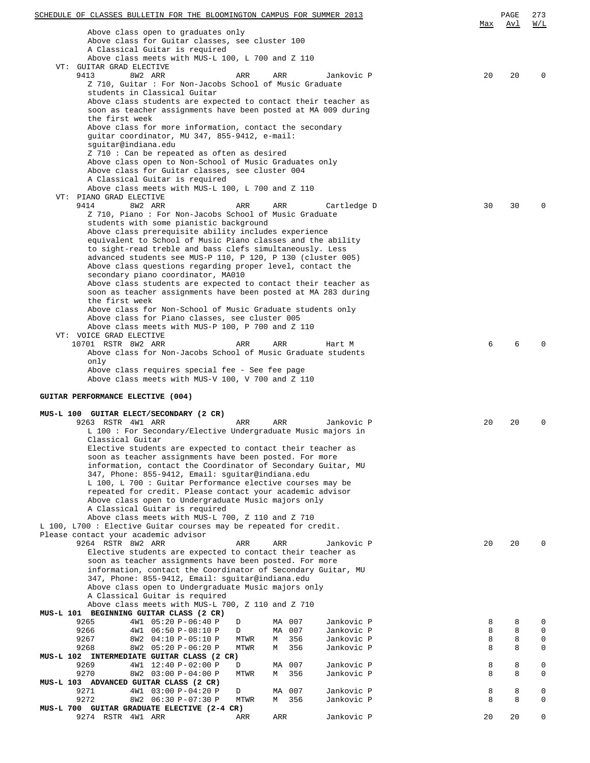| | | | | | | Max | Avl | W/L |
|---|---|---|---|---|---|---|---|---|
| Above class open to graduates only<br>Above class for Guitar classes, see cluster 100<br>A Classical Guitar is required<br>Above class meets with MUS-L 100, L 700 and Z 110 | | | | | | | | |
| **VT: GUITAR GRAD ELECTIVE** | | | | | | | | |
| 9413 | 8W2 ARR | | ARR | ARR | Jankovic P | 20 | 20 | 0 |
| Z 710, Guitar : For Non-Jacobs School of Music Graduate students in Classical Guitar<br>Above class students are expected to contact their teacher as soon as teacher assignments have been posted at MA 009 during the first week<br>Above class for more information, contact the secondary guitar coordinator, MU 347, 855-9412, e-mail: sguitar@indiana.edu<br>Z 710 : Can be repeated as often as desired<br>Above class open to Non-School of Music Graduates only<br>Above class for Guitar classes, see cluster 004<br>A Classical Guitar is required<br>Above class meets with MUS-L 100, L 700 and Z 110 | | | | | | | | |
| **VT: PIANO GRAD ELECTIVE** | | | | | | | | |
| 9414 | 8W2 ARR | | ARR | ARR | Cartledge D | 30 | 30 | 0 |
| Z 710, Piano : For Non-Jacobs School of Music Graduate students with some pianistic background<br>Above class prerequisite ability includes experience equivalent to School of Music Piano classes and the ability to sight-read treble and bass clefs simultaneously. Less advanced students see MUS-P 110, P 120, P 130 (cluster 005)<br>Above class questions regarding proper level, contact the secondary piano coordinator, MA010<br>Above class students are expected to contact their teacher as soon as teacher assignments have been posted at MA 283 during the first week<br>Above class for Non-School of Music Graduate students only<br>Above class for Piano classes, see cluster 005<br>Above class meets with MUS-P 100, P 700 and Z 110 | | | | | | | | |
| **VT: VOICE GRAD ELECTIVE** | | | | | | | | |
| 10701 RSTR | 8W2 ARR | | ARR | ARR | Hart M | 6 | 6 | 0 |
| Above class for Non-Jacobs School of Music Graduate students only<br>Above class requires special fee - See fee page<br>Above class meets with MUS-V 100, V 700 and Z 110 | | | | | | | | |

## GUITAR PERFORMANCE ELECTIVE (004)

| | | | | | | Max | Avl | W/L |
|---|---|---|---|---|---|---|---|---|
| **MUS-L 100 GUITAR ELECT/SECONDARY (2 CR)** | | | | | | | | |
| 9263 RSTR | 4W1 ARR | | ARR | ARR | Jankovic P | 20 | 20 | 0 |
| L 100 : For Secondary/Elective Undergraduate Music majors in Classical Guitar<br>Elective students are expected to contact their teacher as soon as teacher assignments have been posted. For more information, contact the Coordinator of Secondary Guitar, MU 347, Phone: 855-9412, Email: sguitar@indiana.edu<br>L 100, L 700 : Guitar Performance elective courses may be repeated for credit. Please contact your academic advisor<br>Above class open to Undergraduate Music majors only<br>A Classical Guitar is required<br>Above class meets with MUS-L 700, Z 110 and Z 710 | | | | | | | | |
| L 100, L700 : Elective Guitar courses may be repeated for credit. Please contact your academic advisor | | | | | | | | |
| 9264 RSTR | 8W2 ARR | | ARR | ARR | Jankovic P | 20 | 20 | 0 |
| Elective students are expected to contact their teacher as soon as teacher assignments have been posted. For more information, contact the Coordinator of Secondary Guitar, MU 347, Phone: 855-9412, Email: sguitar@indiana.edu<br>Above class open to Undergraduate Music majors only<br>A Classical Guitar is required<br>Above class meets with MUS-L 700, Z 110 and Z 710 | | | | | | | | |
| **MUS-L 101 BEGINNING GUITAR CLASS (2 CR)** | | | | | | | | |
| 9265 | 4W1 | 05:20 P-06:40 P | D | MA 007 | Jankovic P | 8 | 8 | 0 |
| 9266 | 4W1 | 06:50 P-08:10 P | D | MA 007 | Jankovic P | 8 | 8 | 0 |
| 9267 | 8W2 | 04:10 P-05:10 P | MTWR | M 356 | Jankovic P | 8 | 8 | 0 |
| 9268 | 8W2 | 05:20 P-06:20 P | MTWR | M 356 | Jankovic P | 8 | 8 | 0 |
| **MUS-L 102 INTERMEDIATE GUITAR CLASS (2 CR)** | | | | | | | | |
| 9269 | 4W1 | 12:40 P-02:00 P | D | MA 007 | Jankovic P | 8 | 8 | 0 |
| 9270 | 8W2 | 03:00 P-04:00 P | MTWR | M 356 | Jankovic P | 8 | 8 | 0 |
| **MUS-L 103 ADVANCED GUITAR CLASS (2 CR)** | | | | | | | | |
| 9271 | 4W1 | 03:00 P-04:20 P | D | MA 007 | Jankovic P | 8 | 8 | 0 |
| 9272 | 8W2 | 06:30 P-07:30 P | MTWR | M 356 | Jankovic P | 8 | 8 | 0 |
| **MUS-L 700 GUITAR GRADUATE ELECTIVE (2-4 CR)** | | | | | | | | |
| 9274 RSTR | 4W1 ARR | | ARR | ARR | Jankovic P | 20 | 20 | 0 |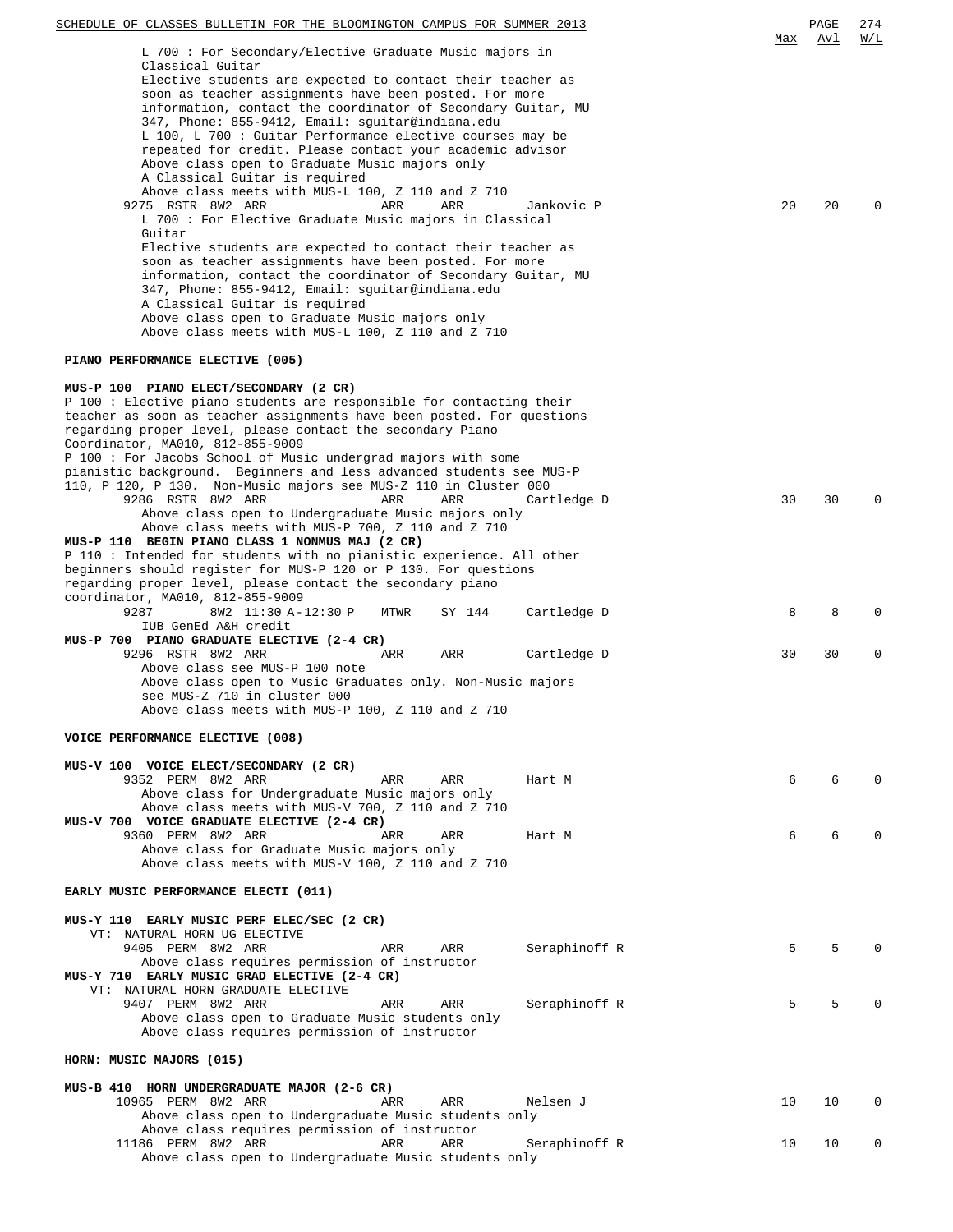| | | | | | | Max | Avl | W/L |
|---|---|---|---|---|---|---|---|---|

L 700 : For Secondary/Elective Graduate Music majors in Classical Guitar
Elective students are expected to contact their teacher as soon as teacher assignments have been posted. For more information, contact the coordinator of Secondary Guitar, MU 347, Phone: 855-9412, Email: sguitar@indiana.edu
L 100, L 700 : Guitar Performance elective courses may be repeated for credit. Please contact your academic advisor
Above class open to Graduate Music majors only
A Classical Guitar is required
Above class meets with MUS-L 100, Z 110 and Z 710

| Class | Type | Session | Time | Days | Room | Instructor | Max | Avl | W/L |
|---|---|---|---|---|---|---|---|---|---|
| 9275 | RSTR | 8W2 | ARR | ARR | ARR | Jankovic P | 20 | 20 | 0 |

L 700 : For Elective Graduate Music majors in Classical Guitar
Elective students are expected to contact their teacher as soon as teacher assignments have been posted. For more information, contact the coordinator of Secondary Guitar, MU 347, Phone: 855-9412, Email: sguitar@indiana.edu
A Classical Guitar is required
Above class open to Graduate Music majors only
Above class meets with MUS-L 100, Z 110 and Z 710

## PIANO PERFORMANCE ELECTIVE (005)

**MUS-P 100 PIANO ELECT/SECONDARY (2 CR)**

P 100 : Elective piano students are responsible for contacting their teacher as soon as teacher assignments have been posted. For questions regarding proper level, please contact the secondary Piano Coordinator, MA010, 812-855-9009
P 100 : For Jacobs School of Music undergrad majors with some pianistic background. Beginners and less advanced students see MUS-P 110, P 120, P 130. Non-Music majors see MUS-Z 110 in Cluster 000

| Class | Type | Session | Time | Days | Room | Instructor | Max | Avl | W/L |
|---|---|---|---|---|---|---|---|---|---|
| 9286 | RSTR | 8W2 | ARR | ARR | ARR | Cartledge D | 30 | 30 | 0 |

Above class open to Undergraduate Music majors only
Above class meets with MUS-P 700, Z 110 and Z 710

**MUS-P 110 BEGIN PIANO CLASS 1 NONMUS MAJ (2 CR)**

P 110 : Intended for students with no pianistic experience. All other beginners should register for MUS-P 120 or P 130. For questions regarding proper level, please contact the secondary piano coordinator, MA010, 812-855-9009

| Class | Type | Session | Time | Days | Room | Instructor | Max | Avl | W/L |
|---|---|---|---|---|---|---|---|---|---|
| 9287 | | 8W2 | 11:30 A-12:30 P | MTWR | SY 144 | Cartledge D | 8 | 8 | 0 |

IUB GenEd A&H credit

**MUS-P 700 PIANO GRADUATE ELECTIVE (2-4 CR)**

| Class | Type | Session | Time | Days | Room | Instructor | Max | Avl | W/L |
|---|---|---|---|---|---|---|---|---|---|
| 9296 | RSTR | 8W2 | ARR | ARR | ARR | Cartledge D | 30 | 30 | 0 |

Above class see MUS-P 100 note
Above class open to Music Graduates only. Non-Music majors see MUS-Z 710 in cluster 000
Above class meets with MUS-P 100, Z 110 and Z 710

## VOICE PERFORMANCE ELECTIVE (008)

**MUS-V 100 VOICE ELECT/SECONDARY (2 CR)**

| Class | Type | Session | Time | Days | Room | Instructor | Max | Avl | W/L |
|---|---|---|---|---|---|---|---|---|---|
| 9352 | PERM | 8W2 | ARR | ARR | ARR | Hart M | 6 | 6 | 0 |

Above class for Undergraduate Music majors only
Above class meets with MUS-V 700, Z 110 and Z 710

**MUS-V 700 VOICE GRADUATE ELECTIVE (2-4 CR)**

| Class | Type | Session | Time | Days | Room | Instructor | Max | Avl | W/L |
|---|---|---|---|---|---|---|---|---|---|
| 9360 | PERM | 8W2 | ARR | ARR | ARR | Hart M | 6 | 6 | 0 |

Above class for Graduate Music majors only
Above class meets with MUS-V 100, Z 110 and Z 710

## EARLY MUSIC PERFORMANCE ELECTI (011)

**MUS-Y 110 EARLY MUSIC PERF ELEC/SEC (2 CR)**

VT: NATURAL HORN UG ELECTIVE

| Class | Type | Session | Time | Days | Room | Instructor | Max | Avl | W/L |
|---|---|---|---|---|---|---|---|---|---|
| 9405 | PERM | 8W2 | ARR | ARR | ARR | Seraphinoff R | 5 | 5 | 0 |

Above class requires permission of instructor

**MUS-Y 710 EARLY MUSIC GRAD ELECTIVE (2-4 CR)**

VT: NATURAL HORN GRADUATE ELECTIVE

| Class | Type | Session | Time | Days | Room | Instructor | Max | Avl | W/L |
|---|---|---|---|---|---|---|---|---|---|
| 9407 | PERM | 8W2 | ARR | ARR | ARR | Seraphinoff R | 5 | 5 | 0 |

Above class open to Graduate Music students only
Above class requires permission of instructor

## HORN: MUSIC MAJORS (015)

**MUS-B 410 HORN UNDERGRADUATE MAJOR (2-6 CR)**

| Class | Type | Session | Time | Days | Room | Instructor | Max | Avl | W/L |
|---|---|---|---|---|---|---|---|---|---|
| 10965 | PERM | 8W2 | ARR | ARR | ARR | Nelsen J | 10 | 10 | 0 |

Above class open to Undergraduate Music students only
Above class requires permission of instructor

| Class | Type | Session | Time | Days | Room | Instructor | Max | Avl | W/L |
|---|---|---|---|---|---|---|---|---|---|
| 11186 | PERM | 8W2 | ARR | ARR | ARR | Seraphinoff R | 10 | 10 | 0 |

Above class open to Undergraduate Music students only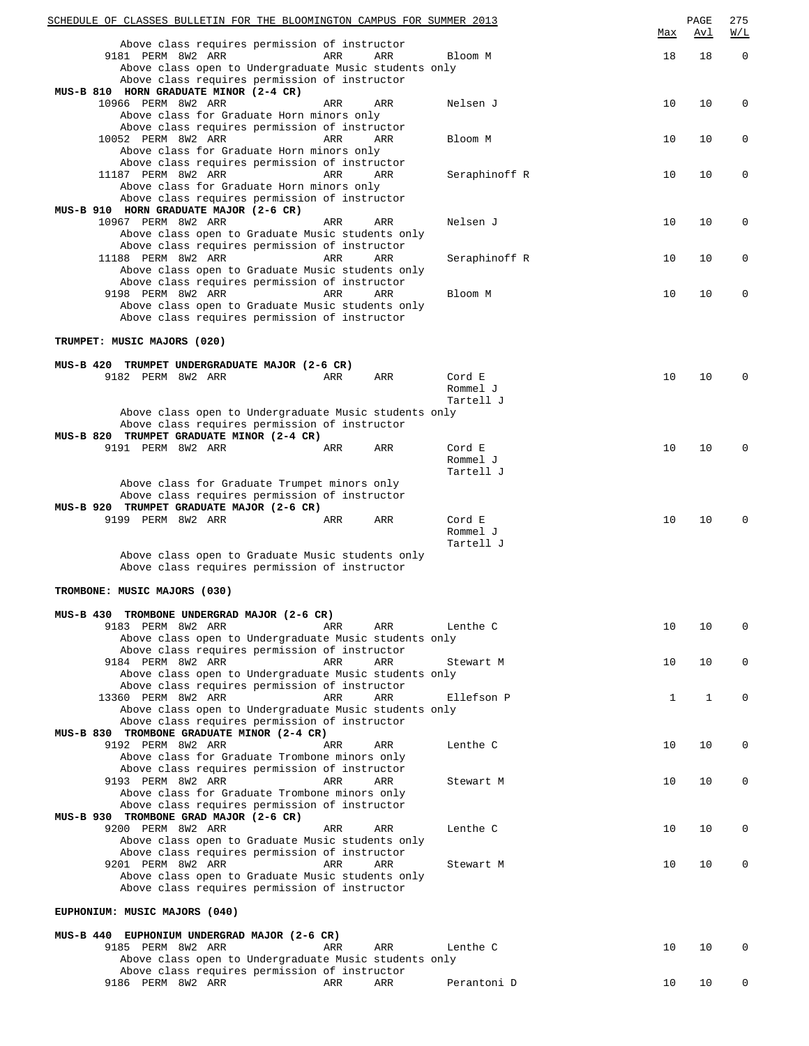Above class requires permission of instructor

| Class | Type | Session | Days | Time | Room | Instructor | Max | Avl | W/L |
|---|---|---|---|---|---|---|---|---|---|
| 9181 | PERM | 8W2 | ARR | ARR | ARR | Bloom M | 18 | 18 | 0 |

Above class open to Undergraduate Music students only
Above class requires permission of instructor

**MUS-B 810 HORN GRADUATE MINOR (2-4 CR)**

| Class | Type | Session | Days | Time | Room | Instructor | Max | Avl | W/L |
|---|---|---|---|---|---|---|---|---|---|
| 10966 | PERM | 8W2 | ARR | ARR | ARR | Nelsen J | 10 | 10 | 0 |

Above class for Graduate Horn minors only
Above class requires permission of instructor

| Class | Type | Session | Days | Time | Room | Instructor | Max | Avl | W/L |
|---|---|---|---|---|---|---|---|---|---|
| 10052 | PERM | 8W2 | ARR | ARR | ARR | Bloom M | 10 | 10 | 0 |

Above class for Graduate Horn minors only
Above class requires permission of instructor

| Class | Type | Session | Days | Time | Room | Instructor | Max | Avl | W/L |
|---|---|---|---|---|---|---|---|---|---|
| 11187 | PERM | 8W2 | ARR | ARR | ARR | Seraphinoff R | 10 | 10 | 0 |

Above class for Graduate Horn minors only
Above class requires permission of instructor

**MUS-B 910 HORN GRADUATE MAJOR (2-6 CR)**

| Class | Type | Session | Days | Time | Room | Instructor | Max | Avl | W/L |
|---|---|---|---|---|---|---|---|---|---|
| 10967 | PERM | 8W2 | ARR | ARR | ARR | Nelsen J | 10 | 10 | 0 |

Above class open to Graduate Music students only
Above class requires permission of instructor

| Class | Type | Session | Days | Time | Room | Instructor | Max | Avl | W/L |
|---|---|---|---|---|---|---|---|---|---|
| 11188 | PERM | 8W2 | ARR | ARR | ARR | Seraphinoff R | 10 | 10 | 0 |

Above class open to Graduate Music students only
Above class requires permission of instructor

| Class | Type | Session | Days | Time | Room | Instructor | Max | Avl | W/L |
|---|---|---|---|---|---|---|---|---|---|
| 9198 | PERM | 8W2 | ARR | ARR | ARR | Bloom M | 10 | 10 | 0 |

Above class open to Graduate Music students only
Above class requires permission of instructor

## TRUMPET: MUSIC MAJORS (020)

**MUS-B 420 TRUMPET UNDERGRADUATE MAJOR (2-6 CR)**

| Class | Type | Session | Days | Time | Room | Instructor | Max | Avl | W/L |
|---|---|---|---|---|---|---|---|---|---|
| 9182 | PERM | 8W2 | ARR | ARR | ARR | Cord E, Rommel J, Tartell J | 10 | 10 | 0 |

Above class open to Undergraduate Music students only
Above class requires permission of instructor

**MUS-B 820 TRUMPET GRADUATE MINOR (2-4 CR)**

| Class | Type | Session | Days | Time | Room | Instructor | Max | Avl | W/L |
|---|---|---|---|---|---|---|---|---|---|
| 9191 | PERM | 8W2 | ARR | ARR | ARR | Cord E, Rommel J, Tartell J | 10 | 10 | 0 |

Above class for Graduate Trumpet minors only
Above class requires permission of instructor

**MUS-B 920 TRUMPET GRADUATE MAJOR (2-6 CR)**

| Class | Type | Session | Days | Time | Room | Instructor | Max | Avl | W/L |
|---|---|---|---|---|---|---|---|---|---|
| 9199 | PERM | 8W2 | ARR | ARR | ARR | Cord E, Rommel J, Tartell J | 10 | 10 | 0 |

Above class open to Graduate Music students only
Above class requires permission of instructor

## TROMBONE: MUSIC MAJORS (030)

**MUS-B 430 TROMBONE UNDERGRAD MAJOR (2-6 CR)**

| Class | Type | Session | Days | Time | Room | Instructor | Max | Avl | W/L |
|---|---|---|---|---|---|---|---|---|---|
| 9183 | PERM | 8W2 | ARR | ARR | ARR | Lenthe C | 10 | 10 | 0 |

Above class open to Undergraduate Music students only
Above class requires permission of instructor

| Class | Type | Session | Days | Time | Room | Instructor | Max | Avl | W/L |
|---|---|---|---|---|---|---|---|---|---|
| 9184 | PERM | 8W2 | ARR | ARR | ARR | Stewart M | 10 | 10 | 0 |

Above class open to Undergraduate Music students only
Above class requires permission of instructor

| Class | Type | Session | Days | Time | Room | Instructor | Max | Avl | W/L |
|---|---|---|---|---|---|---|---|---|---|
| 13360 | PERM | 8W2 | ARR | ARR | ARR | Ellefson P | 1 | 1 | 0 |

Above class open to Undergraduate Music students only
Above class requires permission of instructor

**MUS-B 830 TROMBONE GRADUATE MINOR (2-4 CR)**

| Class | Type | Session | Days | Time | Room | Instructor | Max | Avl | W/L |
|---|---|---|---|---|---|---|---|---|---|
| 9192 | PERM | 8W2 | ARR | ARR | ARR | Lenthe C | 10 | 10 | 0 |

Above class for Graduate Trombone minors only
Above class requires permission of instructor

| Class | Type | Session | Days | Time | Room | Instructor | Max | Avl | W/L |
|---|---|---|---|---|---|---|---|---|---|
| 9193 | PERM | 8W2 | ARR | ARR | ARR | Stewart M | 10 | 10 | 0 |

Above class for Graduate Trombone minors only
Above class requires permission of instructor

**MUS-B 930 TROMBONE GRAD MAJOR (2-6 CR)**

| Class | Type | Session | Days | Time | Room | Instructor | Max | Avl | W/L |
|---|---|---|---|---|---|---|---|---|---|
| 9200 | PERM | 8W2 | ARR | ARR | ARR | Lenthe C | 10 | 10 | 0 |

Above class open to Graduate Music students only
Above class requires permission of instructor

| Class | Type | Session | Days | Time | Room | Instructor | Max | Avl | W/L |
|---|---|---|---|---|---|---|---|---|---|
| 9201 | PERM | 8W2 | ARR | ARR | ARR | Stewart M | 10 | 10 | 0 |

Above class open to Graduate Music students only
Above class requires permission of instructor

## EUPHONIUM: MUSIC MAJORS (040)

**MUS-B 440 EUPHONIUM UNDERGRAD MAJOR (2-6 CR)**

| Class | Type | Session | Days | Time | Room | Instructor | Max | Avl | W/L |
|---|---|---|---|---|---|---|---|---|---|
| 9185 | PERM | 8W2 | ARR | ARR | ARR | Lenthe C | 10 | 10 | 0 |

Above class open to Undergraduate Music students only
Above class requires permission of instructor

| Class | Type | Session | Days | Time | Room | Instructor | Max | Avl | W/L |
|---|---|---|---|---|---|---|---|---|---|
| 9186 | PERM | 8W2 | ARR | ARR | ARR | Perantoni D | 10 | 10 | 0 |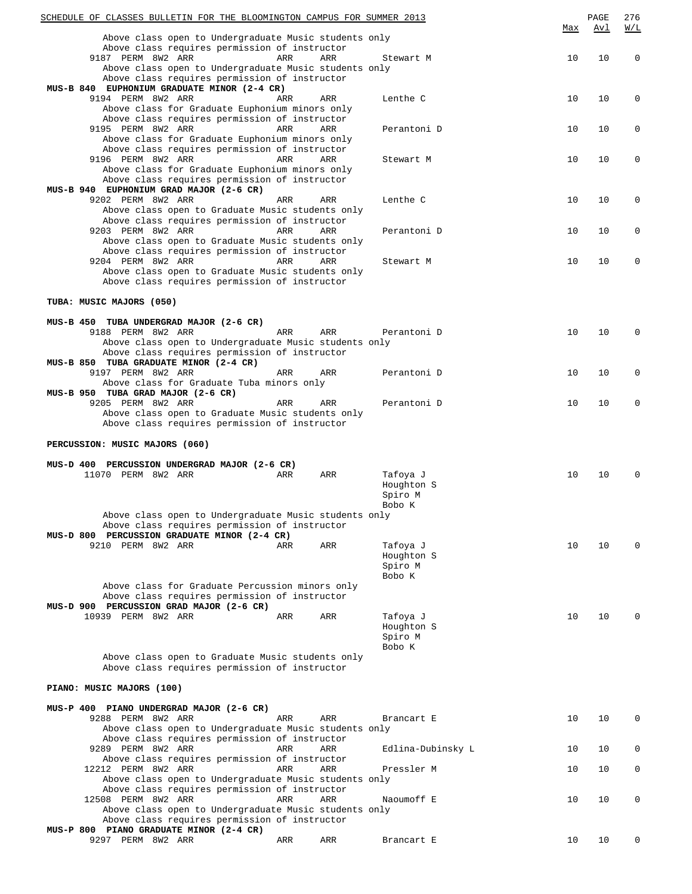| | | | | | Max | Avl | W/L |
|---|---|---|---|---|---|---|---|
| Above class open to Undergraduate Music students only | | | | | | | |
| Above class requires permission of instructor | | | | | | | |
| 9187 PERM 8W2 ARR | ARR | ARR | Stewart M | | 10 | 10 | 0 |
| Above class open to Undergraduate Music students only | | | | | | | |
| Above class requires permission of instructor | | | | | | | |
| **MUS-B 840 EUPHONIUM GRADUATE MINOR (2-4 CR)** | | | | | | | |
| 9194 PERM 8W2 ARR | ARR | ARR | Lenthe C | | 10 | 10 | 0 |
| Above class for Graduate Euphonium minors only | | | | | | | |
| Above class requires permission of instructor | | | | | | | |
| 9195 PERM 8W2 ARR | ARR | ARR | Perantoni D | | 10 | 10 | 0 |
| Above class for Graduate Euphonium minors only | | | | | | | |
| Above class requires permission of instructor | | | | | | | |
| 9196 PERM 8W2 ARR | ARR | ARR | Stewart M | | 10 | 10 | 0 |
| Above class for Graduate Euphonium minors only | | | | | | | |
| Above class requires permission of instructor | | | | | | | |
| **MUS-B 940 EUPHONIUM GRAD MAJOR (2-6 CR)** | | | | | | | |
| 9202 PERM 8W2 ARR | ARR | ARR | Lenthe C | | 10 | 10 | 0 |
| Above class open to Graduate Music students only | | | | | | | |
| Above class requires permission of instructor | | | | | | | |
| 9203 PERM 8W2 ARR | ARR | ARR | Perantoni D | | 10 | 10 | 0 |
| Above class open to Graduate Music students only | | | | | | | |
| Above class requires permission of instructor | | | | | | | |
| 9204 PERM 8W2 ARR | ARR | ARR | Stewart M | | 10 | 10 | 0 |
| Above class open to Graduate Music students only | | | | | | | |
| Above class requires permission of instructor | | | | | | | |

**TUBA: MUSIC MAJORS (050)**

| | | | | Max | Avl | W/L |
|---|---|---|---|---|---|---|
| **MUS-B 450 TUBA UNDERGRAD MAJOR (2-6 CR)** | | | | | | |
| 9188 PERM 8W2 ARR | ARR | ARR | Perantoni D | 10 | 10 | 0 |
| Above class open to Undergraduate Music students only | | | | | | |
| Above class requires permission of instructor | | | | | | |
| **MUS-B 850 TUBA GRADUATE MINOR (2-4 CR)** | | | | | | |
| 9197 PERM 8W2 ARR | ARR | ARR | Perantoni D | 10 | 10 | 0 |
| Above class for Graduate Tuba minors only | | | | | | |
| **MUS-B 950 TUBA GRAD MAJOR (2-6 CR)** | | | | | | |
| 9205 PERM 8W2 ARR | ARR | ARR | Perantoni D | 10 | 10 | 0 |
| Above class open to Graduate Music students only | | | | | | |
| Above class requires permission of instructor | | | | | | |

**PERCUSSION: MUSIC MAJORS (060)**

| | | | | Max | Avl | W/L |
|---|---|---|---|---|---|---|
| **MUS-D 400 PERCUSSION UNDERGRAD MAJOR (2-6 CR)** | | | | | | |
| 11070 PERM 8W2 ARR | ARR | ARR | Tafoya J<br>Houghton S<br>Spiro M<br>Bobo K | 10 | 10 | 0 |
| Above class open to Undergraduate Music students only | | | | | | |
| Above class requires permission of instructor | | | | | | |
| **MUS-D 800 PERCUSSION GRADUATE MINOR (2-4 CR)** | | | | | | |
| 9210 PERM 8W2 ARR | ARR | ARR | Tafoya J<br>Houghton S<br>Spiro M<br>Bobo K | 10 | 10 | 0 |
| Above class for Graduate Percussion minors only | | | | | | |
| Above class requires permission of instructor | | | | | | |
| **MUS-D 900 PERCUSSION GRAD MAJOR (2-6 CR)** | | | | | | |
| 10939 PERM 8W2 ARR | ARR | ARR | Tafoya J<br>Houghton S<br>Spiro M<br>Bobo K | 10 | 10 | 0 |
| Above class open to Graduate Music students only | | | | | | |
| Above class requires permission of instructor | | | | | | |

**PIANO: MUSIC MAJORS (100)**

| | | | | Max | Avl | W/L |
|---|---|---|---|---|---|---|
| **MUS-P 400 PIANO UNDERGRAD MAJOR (2-6 CR)** | | | | | | |
| 9288 PERM 8W2 ARR | ARR | ARR | Brancart E | 10 | 10 | 0 |
| Above class open to Undergraduate Music students only | | | | | | |
| Above class requires permission of instructor | | | | | | |
| 9289 PERM 8W2 ARR | ARR | ARR | Edlina-Dubinsky L | 10 | 10 | 0 |
| Above class requires permission of instructor | | | | | | |
| 12212 PERM 8W2 ARR | ARR | ARR | Pressler M | 10 | 10 | 0 |
| Above class open to Undergraduate Music students only | | | | | | |
| Above class requires permission of instructor | | | | | | |
| 12508 PERM 8W2 ARR | ARR | ARR | Naoumoff E | 10 | 10 | 0 |
| Above class open to Undergraduate Music students only | | | | | | |
| Above class requires permission of instructor | | | | | | |
| **MUS-P 800 PIANO GRADUATE MINOR (2-4 CR)** | | | | | | |
| 9297 PERM 8W2 ARR | ARR | ARR | Brancart E | 10 | 10 | 0 |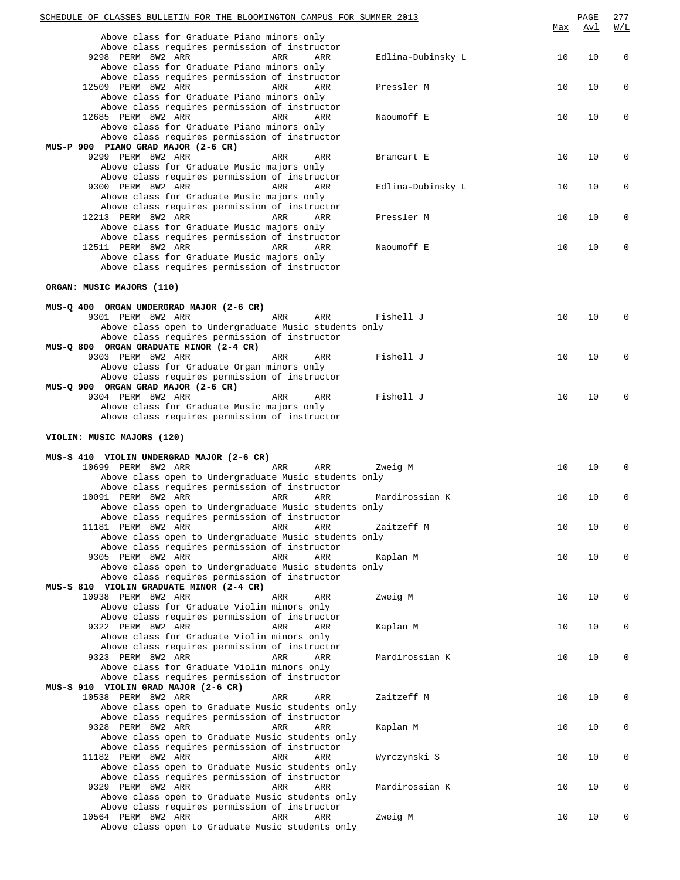| | | | | | | Max | Avl | W/L |
|---|---|---|---|---|---|---|---|---|
| Above class for Graduate Piano minors only | | | | | | | | |
| Above class requires permission of instructor | | | | | | | | |
| 9298 | PERM | 8W2 | ARR | ARR | ARR | Edlina-Dubinsky L | 10 | 10 | 0 |
| Above class for Graduate Piano minors only | | | | | | | | |
| Above class requires permission of instructor | | | | | | | | |
| 12509 | PERM | 8W2 | ARR | ARR | ARR | Pressler M | 10 | 10 | 0 |
| Above class for Graduate Piano minors only | | | | | | | | |
| Above class requires permission of instructor | | | | | | | | |
| 12685 | PERM | 8W2 | ARR | ARR | ARR | Naoumoff E | 10 | 10 | 0 |
| Above class for Graduate Piano minors only | | | | | | | | |
| Above class requires permission of instructor | | | | | | | | |

**MUS-P 900 PIANO GRAD MAJOR (2-6 CR)**

| | | | | | | | Max | Avl | W/L |
|---|---|---|---|---|---|---|---|---|---|
| 9299 | PERM | 8W2 | ARR | ARR | ARR | Brancart E | 10 | 10 | 0 |
| Above class for Graduate Music majors only | | | | | | | | | |
| Above class requires permission of instructor | | | | | | | | | |
| 9300 | PERM | 8W2 | ARR | ARR | ARR | Edlina-Dubinsky L | 10 | 10 | 0 |
| Above class for Graduate Music majors only | | | | | | | | | |
| Above class requires permission of instructor | | | | | | | | | |
| 12213 | PERM | 8W2 | ARR | ARR | ARR | Pressler M | 10 | 10 | 0 |
| Above class for Graduate Music majors only | | | | | | | | | |
| Above class requires permission of instructor | | | | | | | | | |
| 12511 | PERM | 8W2 | ARR | ARR | ARR | Naoumoff E | 10 | 10 | 0 |
| Above class for Graduate Music majors only | | | | | | | | | |
| Above class requires permission of instructor | | | | | | | | | |

**ORGAN: MUSIC MAJORS (110)**

**MUS-Q 400 ORGAN UNDERGRAD MAJOR (2-6 CR)**

| | | | | | | | Max | Avl | W/L |
|---|---|---|---|---|---|---|---|---|---|
| 9301 | PERM | 8W2 | ARR | ARR | ARR | Fishell J | 10 | 10 | 0 |
| Above class open to Undergraduate Music students only | | | | | | | | | |
| Above class requires permission of instructor | | | | | | | | | |

**MUS-Q 800 ORGAN GRADUATE MINOR (2-4 CR)**

| | | | | | | | Max | Avl | W/L |
|---|---|---|---|---|---|---|---|---|---|
| 9303 | PERM | 8W2 | ARR | ARR | ARR | Fishell J | 10 | 10 | 0 |
| Above class for Graduate Organ minors only | | | | | | | | | |
| Above class requires permission of instructor | | | | | | | | | |

**MUS-Q 900 ORGAN GRAD MAJOR (2-6 CR)**

| | | | | | | | Max | Avl | W/L |
|---|---|---|---|---|---|---|---|---|---|
| 9304 | PERM | 8W2 | ARR | ARR | ARR | Fishell J | 10 | 10 | 0 |
| Above class for Graduate Music majors only | | | | | | | | | |
| Above class requires permission of instructor | | | | | | | | | |

**VIOLIN: MUSIC MAJORS (120)**

**MUS-S 410 VIOLIN UNDERGRAD MAJOR (2-6 CR)**

| | | | | | | | Max | Avl | W/L |
|---|---|---|---|---|---|---|---|---|---|
| 10699 | PERM | 8W2 | ARR | ARR | ARR | Zweig M | 10 | 10 | 0 |
| Above class open to Undergraduate Music students only | | | | | | | | | |
| Above class requires permission of instructor | | | | | | | | | |
| 10091 | PERM | 8W2 | ARR | ARR | ARR | Mardirossian K | 10 | 10 | 0 |
| Above class open to Undergraduate Music students only | | | | | | | | | |
| Above class requires permission of instructor | | | | | | | | | |
| 11181 | PERM | 8W2 | ARR | ARR | ARR | Zaitzeff M | 10 | 10 | 0 |
| Above class open to Undergraduate Music students only | | | | | | | | | |
| Above class requires permission of instructor | | | | | | | | | |
| 9305 | PERM | 8W2 | ARR | ARR | ARR | Kaplan M | 10 | 10 | 0 |
| Above class open to Undergraduate Music students only | | | | | | | | | |
| Above class requires permission of instructor | | | | | | | | | |

**MUS-S 810 VIOLIN GRADUATE MINOR (2-4 CR)**

| | | | | | | | Max | Avl | W/L |
|---|---|---|---|---|---|---|---|---|---|
| 10938 | PERM | 8W2 | ARR | ARR | ARR | Zweig M | 10 | 10 | 0 |
| Above class for Graduate Violin minors only | | | | | | | | | |
| Above class requires permission of instructor | | | | | | | | | |
| 9322 | PERM | 8W2 | ARR | ARR | ARR | Kaplan M | 10 | 10 | 0 |
| Above class for Graduate Violin minors only | | | | | | | | | |
| Above class requires permission of instructor | | | | | | | | | |
| 9323 | PERM | 8W2 | ARR | ARR | ARR | Mardirossian K | 10 | 10 | 0 |
| Above class for Graduate Violin minors only | | | | | | | | | |
| Above class requires permission of instructor | | | | | | | | | |

**MUS-S 910 VIOLIN GRAD MAJOR (2-6 CR)**

| | | | | | | | Max | Avl | W/L |
|---|---|---|---|---|---|---|---|---|---|
| 10538 | PERM | 8W2 | ARR | ARR | ARR | Zaitzeff M | 10 | 10 | 0 |
| Above class open to Graduate Music students only | | | | | | | | | |
| Above class requires permission of instructor | | | | | | | | | |
| 9328 | PERM | 8W2 | ARR | ARR | ARR | Kaplan M | 10 | 10 | 0 |
| Above class open to Graduate Music students only | | | | | | | | | |
| Above class requires permission of instructor | | | | | | | | | |
| 11182 | PERM | 8W2 | ARR | ARR | ARR | Wyrczynski S | 10 | 10 | 0 |
| Above class open to Graduate Music students only | | | | | | | | | |
| Above class requires permission of instructor | | | | | | | | | |
| 9329 | PERM | 8W2 | ARR | ARR | ARR | Mardirossian K | 10 | 10 | 0 |
| Above class open to Graduate Music students only | | | | | | | | | |
| Above class requires permission of instructor | | | | | | | | | |
| 10564 | PERM | 8W2 | ARR | ARR | ARR | Zweig M | 10 | 10 | 0 |
| Above class open to Graduate Music students only | | | | | | | | | |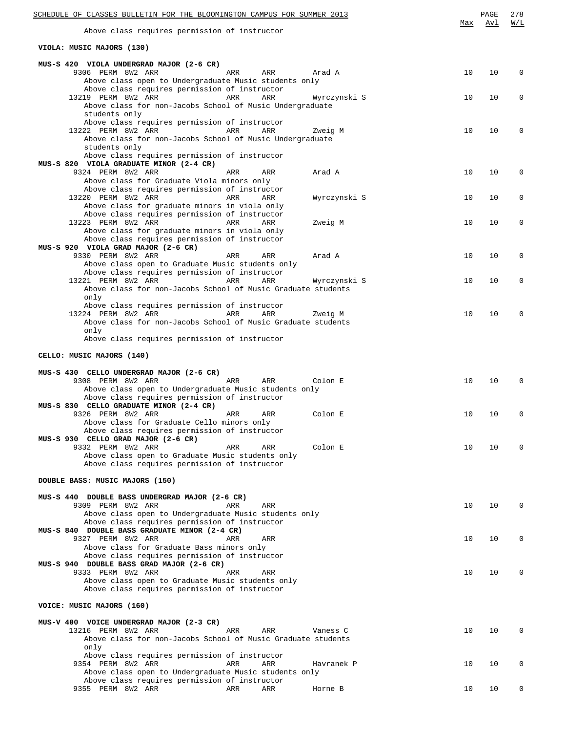Above class requires permission of instructor

## VIOLA: MUSIC MAJORS (130)

**MUS-S 420 VIOLA UNDERGRAD MAJOR (2-6 CR)**

| Class | | | | | | Instructor | Max | Avl | W/L |
|---|---|---|---|---|---|---|---|---|---|
| 9306 | PERM | 8W2 | ARR | ARR | ARR | Arad A | 10 | 10 | 0 |

Above class open to Undergraduate Music students only
Above class requires permission of instructor

| Class | | | | | | Instructor | Max | Avl | W/L |
|---|---|---|---|---|---|---|---|---|---|
| 13219 | PERM | 8W2 | ARR | ARR | ARR | Wyrczynski S | 10 | 10 | 0 |

Above class for non-Jacobs School of Music Undergraduate students only
Above class requires permission of instructor

| Class | | | | | | Instructor | Max | Avl | W/L |
|---|---|---|---|---|---|---|---|---|---|
| 13222 | PERM | 8W2 | ARR | ARR | ARR | Zweig M | 10 | 10 | 0 |

Above class for non-Jacobs School of Music Undergraduate students only
Above class requires permission of instructor

**MUS-S 820 VIOLA GRADUATE MINOR (2-4 CR)**

| Class | | | | | | Instructor | Max | Avl | W/L |
|---|---|---|---|---|---|---|---|---|---|
| 9324 | PERM | 8W2 | ARR | ARR | ARR | Arad A | 10 | 10 | 0 |

Above class for Graduate Viola minors only
Above class requires permission of instructor

| Class | | | | | | Instructor | Max | Avl | W/L |
|---|---|---|---|---|---|---|---|---|---|
| 13220 | PERM | 8W2 | ARR | ARR | ARR | Wyrczynski S | 10 | 10 | 0 |

Above class for graduate minors in viola only
Above class requires permission of instructor

| Class | | | | | | Instructor | Max | Avl | W/L |
|---|---|---|---|---|---|---|---|---|---|
| 13223 | PERM | 8W2 | ARR | ARR | ARR | Zweig M | 10 | 10 | 0 |

Above class for graduate minors in viola only
Above class requires permission of instructor

**MUS-S 920 VIOLA GRAD MAJOR (2-6 CR)**

| Class | | | | | | Instructor | Max | Avl | W/L |
|---|---|---|---|---|---|---|---|---|---|
| 9330 | PERM | 8W2 | ARR | ARR | ARR | Arad A | 10 | 10 | 0 |

Above class open to Graduate Music students only
Above class requires permission of instructor

| Class | | | | | | Instructor | Max | Avl | W/L |
|---|---|---|---|---|---|---|---|---|---|
| 13221 | PERM | 8W2 | ARR | ARR | ARR | Wyrczynski S | 10 | 10 | 0 |

Above class for non-Jacobs School of Music Graduate students only
Above class requires permission of instructor

| Class | | | | | | Instructor | Max | Avl | W/L |
|---|---|---|---|---|---|---|---|---|---|
| 13224 | PERM | 8W2 | ARR | ARR | ARR | Zweig M | 10 | 10 | 0 |

Above class for non-Jacobs School of Music Graduate students only
Above class requires permission of instructor

## CELLO: MUSIC MAJORS (140)

**MUS-S 430 CELLO UNDERGRAD MAJOR (2-6 CR)**

| Class | | | | | | Instructor | Max | Avl | W/L |
|---|---|---|---|---|---|---|---|---|---|
| 9308 | PERM | 8W2 | ARR | ARR | ARR | Colon E | 10 | 10 | 0 |

Above class open to Undergraduate Music students only
Above class requires permission of instructor

**MUS-S 830 CELLO GRADUATE MINOR (2-4 CR)**

| Class | | | | | | Instructor | Max | Avl | W/L |
|---|---|---|---|---|---|---|---|---|---|
| 9326 | PERM | 8W2 | ARR | ARR | ARR | Colon E | 10 | 10 | 0 |

Above class for Graduate Cello minors only
Above class requires permission of instructor

**MUS-S 930 CELLO GRAD MAJOR (2-6 CR)**

| Class | | | | | | Instructor | Max | Avl | W/L |
|---|---|---|---|---|---|---|---|---|---|
| 9332 | PERM | 8W2 | ARR | ARR | ARR | Colon E | 10 | 10 | 0 |

Above class open to Graduate Music students only
Above class requires permission of instructor

## DOUBLE BASS: MUSIC MAJORS (150)

**MUS-S 440 DOUBLE BASS UNDERGRAD MAJOR (2-6 CR)**

| Class | | | | | | Instructor | Max | Avl | W/L |
|---|---|---|---|---|---|---|---|---|---|
| 9309 | PERM | 8W2 | ARR | ARR | ARR | | 10 | 10 | 0 |

Above class open to Undergraduate Music students only
Above class requires permission of instructor

**MUS-S 840 DOUBLE BASS GRADUATE MINOR (2-4 CR)**

| Class | | | | | | Instructor | Max | Avl | W/L |
|---|---|---|---|---|---|---|---|---|---|
| 9327 | PERM | 8W2 | ARR | ARR | ARR | | 10 | 10 | 0 |

Above class for Graduate Bass minors only
Above class requires permission of instructor

**MUS-S 940 DOUBLE BASS GRAD MAJOR (2-6 CR)**

| Class | | | | | | Instructor | Max | Avl | W/L |
|---|---|---|---|---|---|---|---|---|---|
| 9333 | PERM | 8W2 | ARR | ARR | ARR | | 10 | 10 | 0 |

Above class open to Graduate Music students only
Above class requires permission of instructor

## VOICE: MUSIC MAJORS (160)

**MUS-V 400 VOICE UNDERGRAD MAJOR (2-3 CR)**

| Class | | | | | | Instructor | Max | Avl | W/L |
|---|---|---|---|---|---|---|---|---|---|
| 13216 | PERM | 8W2 | ARR | ARR | ARR | Vaness C | 10 | 10 | 0 |

Above class for non-Jacobs School of Music Graduate students only
Above class requires permission of instructor

| Class | | | | | | Instructor | Max | Avl | W/L |
|---|---|---|---|---|---|---|---|---|---|
| 9354 | PERM | 8W2 | ARR | ARR | ARR | Havranek P | 10 | 10 | 0 |

Above class open to Undergraduate Music students only
Above class requires permission of instructor

| Class | | | | | | Instructor | Max | Avl | W/L |
|---|---|---|---|---|---|---|---|---|---|
| 9355 | PERM | 8W2 | ARR | ARR | ARR | Horne B | 10 | 10 | 0 |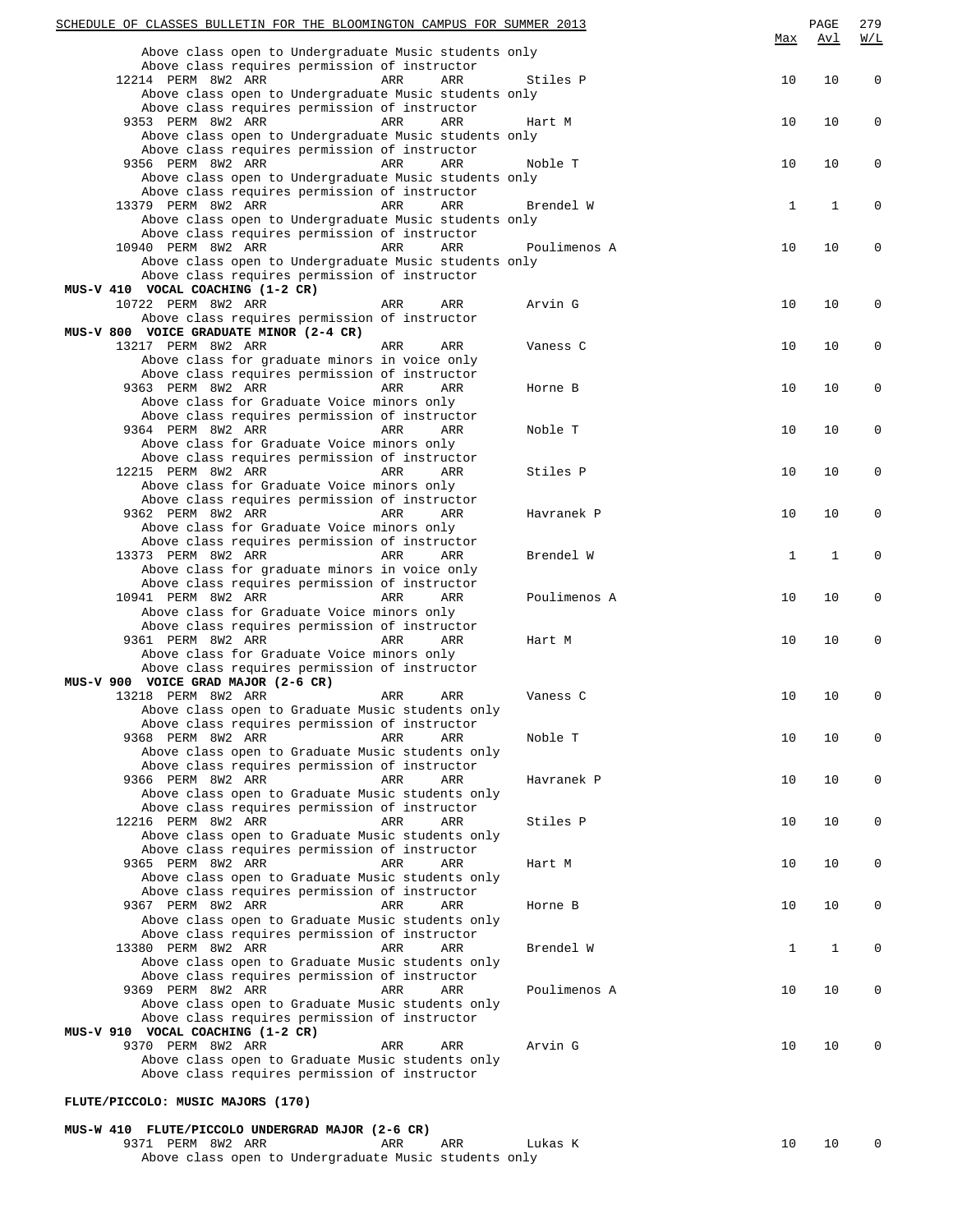| | | | | Max | Avl | W/L |
|---|---|---|---|---|---|---|
| Above class open to Undergraduate Music students only | | | | | | |
| Above class requires permission of instructor | | | | | | |
| 12214 PERM 8W2 ARR | ARR | ARR | Stiles P | 10 | 10 | 0 |
| Above class open to Undergraduate Music students only | | | | | | |
| Above class requires permission of instructor | | | | | | |
| 9353 PERM 8W2 ARR | ARR | ARR | Hart M | 10 | 10 | 0 |
| Above class open to Undergraduate Music students only | | | | | | |
| Above class requires permission of instructor | | | | | | |
| 9356 PERM 8W2 ARR | ARR | ARR | Noble T | 10 | 10 | 0 |
| Above class open to Undergraduate Music students only | | | | | | |
| Above class requires permission of instructor | | | | | | |
| 13379 PERM 8W2 ARR | ARR | ARR | Brendel W | 1 | 1 | 0 |
| Above class open to Undergraduate Music students only | | | | | | |
| Above class requires permission of instructor | | | | | | |
| 10940 PERM 8W2 ARR | ARR | ARR | Poulimenos A | 10 | 10 | 0 |
| Above class open to Undergraduate Music students only | | | | | | |
| Above class requires permission of instructor | | | | | | |
| **MUS-V 410 VOCAL COACHING (1-2 CR)** | | | | | | |
| 10722 PERM 8W2 ARR | ARR | ARR | Arvin G | 10 | 10 | 0 |
| Above class requires permission of instructor | | | | | | |
| **MUS-V 800 VOICE GRADUATE MINOR (2-4 CR)** | | | | | | |
| 13217 PERM 8W2 ARR | ARR | ARR | Vaness C | 10 | 10 | 0 |
| Above class for graduate minors in voice only | | | | | | |
| Above class requires permission of instructor | | | | | | |
| 9363 PERM 8W2 ARR | ARR | ARR | Horne B | 10 | 10 | 0 |
| Above class for Graduate Voice minors only | | | | | | |
| Above class requires permission of instructor | | | | | | |
| 9364 PERM 8W2 ARR | ARR | ARR | Noble T | 10 | 10 | 0 |
| Above class for Graduate Voice minors only | | | | | | |
| Above class requires permission of instructor | | | | | | |
| 12215 PERM 8W2 ARR | ARR | ARR | Stiles P | 10 | 10 | 0 |
| Above class for Graduate Voice minors only | | | | | | |
| Above class requires permission of instructor | | | | | | |
| 9362 PERM 8W2 ARR | ARR | ARR | Havranek P | 10 | 10 | 0 |
| Above class for Graduate Voice minors only | | | | | | |
| Above class requires permission of instructor | | | | | | |
| 13373 PERM 8W2 ARR | ARR | ARR | Brendel W | 1 | 1 | 0 |
| Above class for graduate minors in voice only | | | | | | |
| Above class requires permission of instructor | | | | | | |
| 10941 PERM 8W2 ARR | ARR | ARR | Poulimenos A | 10 | 10 | 0 |
| Above class for Graduate Voice minors only | | | | | | |
| Above class requires permission of instructor | | | | | | |
| 9361 PERM 8W2 ARR | ARR | ARR | Hart M | 10 | 10 | 0 |
| Above class for Graduate Voice minors only | | | | | | |
| Above class requires permission of instructor | | | | | | |
| **MUS-V 900 VOICE GRAD MAJOR (2-6 CR)** | | | | | | |
| 13218 PERM 8W2 ARR | ARR | ARR | Vaness C | 10 | 10 | 0 |
| Above class open to Graduate Music students only | | | | | | |
| Above class requires permission of instructor | | | | | | |
| 9368 PERM 8W2 ARR | ARR | ARR | Noble T | 10 | 10 | 0 |
| Above class open to Graduate Music students only | | | | | | |
| Above class requires permission of instructor | | | | | | |
| 9366 PERM 8W2 ARR | ARR | ARR | Havranek P | 10 | 10 | 0 |
| Above class open to Graduate Music students only | | | | | | |
| Above class requires permission of instructor | | | | | | |
| 12216 PERM 8W2 ARR | ARR | ARR | Stiles P | 10 | 10 | 0 |
| Above class open to Graduate Music students only | | | | | | |
| Above class requires permission of instructor | | | | | | |
| 9365 PERM 8W2 ARR | ARR | ARR | Hart M | 10 | 10 | 0 |
| Above class open to Graduate Music students only | | | | | | |
| Above class requires permission of instructor | | | | | | |
| 9367 PERM 8W2 ARR | ARR | ARR | Horne B | 10 | 10 | 0 |
| Above class open to Graduate Music students only | | | | | | |
| Above class requires permission of instructor | | | | | | |
| 13380 PERM 8W2 ARR | ARR | ARR | Brendel W | 1 | 1 | 0 |
| Above class open to Graduate Music students only | | | | | | |
| Above class requires permission of instructor | | | | | | |
| 9369 PERM 8W2 ARR | ARR | ARR | Poulimenos A | 10 | 10 | 0 |
| Above class open to Graduate Music students only | | | | | | |
| Above class requires permission of instructor | | | | | | |
| **MUS-V 910 VOCAL COACHING (1-2 CR)** | | | | | | |
| 9370 PERM 8W2 ARR | ARR | ARR | Arvin G | 10 | 10 | 0 |
| Above class open to Graduate Music students only | | | | | | |
| Above class requires permission of instructor | | | | | | |

**FLUTE/PICCOLO: MUSIC MAJORS (170)**

| | | | | Max | Avl | W/L |
|---|---|---|---|---|---|---|
| **MUS-W 410 FLUTE/PICCOLO UNDERGRAD MAJOR (2-6 CR)** | | | | | | |
| 9371 PERM 8W2 ARR | ARR | ARR | Lukas K | 10 | 10 | 0 |
| Above class open to Undergraduate Music students only | | | | | | |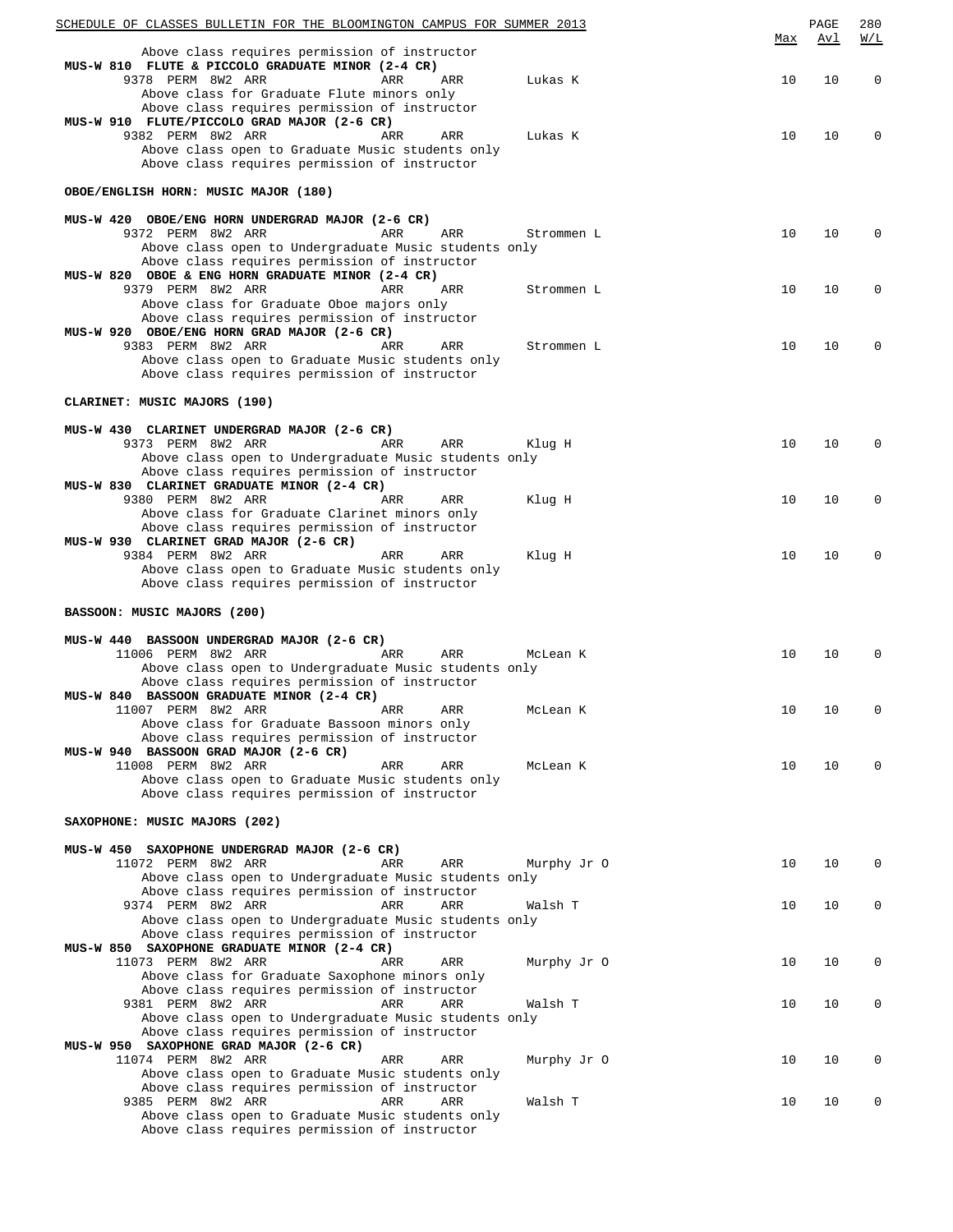| | Max | Avl | W/L |
|---|---|---|---|
| Above class requires permission of instructor | | | |
| **MUS-W 810 FLUTE & PICCOLO GRADUATE MINOR (2-4 CR)** | | | |
| 9378 PERM 8W2 ARR ARR ARR Lukas K | 10 | 10 | 0 |
| Above class for Graduate Flute minors only | | | |
| Above class requires permission of instructor | | | |
| **MUS-W 910 FLUTE/PICCOLO GRAD MAJOR (2-6 CR)** | | | |
| 9382 PERM 8W2 ARR ARR ARR Lukas K | 10 | 10 | 0 |
| Above class open to Graduate Music students only | | | |
| Above class requires permission of instructor | | | |

**OBOE/ENGLISH HORN: MUSIC MAJOR (180)**

| | Max | Avl | W/L |
|---|---|---|---|
| **MUS-W 420 OBOE/ENG HORN UNDERGRAD MAJOR (2-6 CR)** | | | |
| 9372 PERM 8W2 ARR ARR ARR Strommen L | 10 | 10 | 0 |
| Above class open to Undergraduate Music students only | | | |
| Above class requires permission of instructor | | | |
| **MUS-W 820 OBOE & ENG HORN GRADUATE MINOR (2-4 CR)** | | | |
| 9379 PERM 8W2 ARR ARR ARR Strommen L | 10 | 10 | 0 |
| Above class for Graduate Oboe majors only | | | |
| Above class requires permission of instructor | | | |
| **MUS-W 920 OBOE/ENG HORN GRAD MAJOR (2-6 CR)** | | | |
| 9383 PERM 8W2 ARR ARR ARR Strommen L | 10 | 10 | 0 |
| Above class open to Graduate Music students only | | | |
| Above class requires permission of instructor | | | |

**CLARINET: MUSIC MAJORS (190)**

| | Max | Avl | W/L |
|---|---|---|---|
| **MUS-W 430 CLARINET UNDERGRAD MAJOR (2-6 CR)** | | | |
| 9373 PERM 8W2 ARR ARR ARR Klug H | 10 | 10 | 0 |
| Above class open to Undergraduate Music students only | | | |
| Above class requires permission of instructor | | | |
| **MUS-W 830 CLARINET GRADUATE MINOR (2-4 CR)** | | | |
| 9380 PERM 8W2 ARR ARR ARR Klug H | 10 | 10 | 0 |
| Above class for Graduate Clarinet minors only | | | |
| Above class requires permission of instructor | | | |
| **MUS-W 930 CLARINET GRAD MAJOR (2-6 CR)** | | | |
| 9384 PERM 8W2 ARR ARR ARR Klug H | 10 | 10 | 0 |
| Above class open to Graduate Music students only | | | |
| Above class requires permission of instructor | | | |

**BASSOON: MUSIC MAJORS (200)**

| | Max | Avl | W/L |
|---|---|---|---|
| **MUS-W 440 BASSOON UNDERGRAD MAJOR (2-6 CR)** | | | |
| 11006 PERM 8W2 ARR ARR ARR McLean K | 10 | 10 | 0 |
| Above class open to Undergraduate Music students only | | | |
| Above class requires permission of instructor | | | |
| **MUS-W 840 BASSOON GRADUATE MINOR (2-4 CR)** | | | |
| 11007 PERM 8W2 ARR ARR ARR McLean K | 10 | 10 | 0 |
| Above class for Graduate Bassoon minors only | | | |
| Above class requires permission of instructor | | | |
| **MUS-W 940 BASSOON GRAD MAJOR (2-6 CR)** | | | |
| 11008 PERM 8W2 ARR ARR ARR McLean K | 10 | 10 | 0 |
| Above class open to Graduate Music students only | | | |
| Above class requires permission of instructor | | | |

**SAXOPHONE: MUSIC MAJORS (202)**

| | Max | Avl | W/L |
|---|---|---|---|
| **MUS-W 450 SAXOPHONE UNDERGRAD MAJOR (2-6 CR)** | | | |
| 11072 PERM 8W2 ARR ARR ARR Murphy Jr O | 10 | 10 | 0 |
| Above class open to Undergraduate Music students only | | | |
| Above class requires permission of instructor | | | |
| 9374 PERM 8W2 ARR ARR ARR Walsh T | 10 | 10 | 0 |
| Above class open to Undergraduate Music students only | | | |
| Above class requires permission of instructor | | | |
| **MUS-W 850 SAXOPHONE GRADUATE MINOR (2-4 CR)** | | | |
| 11073 PERM 8W2 ARR ARR ARR Murphy Jr O | 10 | 10 | 0 |
| Above class for Graduate Saxophone minors only | | | |
| Above class requires permission of instructor | | | |
| 9381 PERM 8W2 ARR ARR ARR Walsh T | 10 | 10 | 0 |
| Above class open to Undergraduate Music students only | | | |
| Above class requires permission of instructor | | | |
| **MUS-W 950 SAXOPHONE GRAD MAJOR (2-6 CR)** | | | |
| 11074 PERM 8W2 ARR ARR ARR Murphy Jr O | 10 | 10 | 0 |
| Above class open to Graduate Music students only | | | |
| Above class requires permission of instructor | | | |
| 9385 PERM 8W2 ARR ARR ARR Walsh T | 10 | 10 | 0 |
| Above class open to Graduate Music students only | | | |
| Above class requires permission of instructor | | | |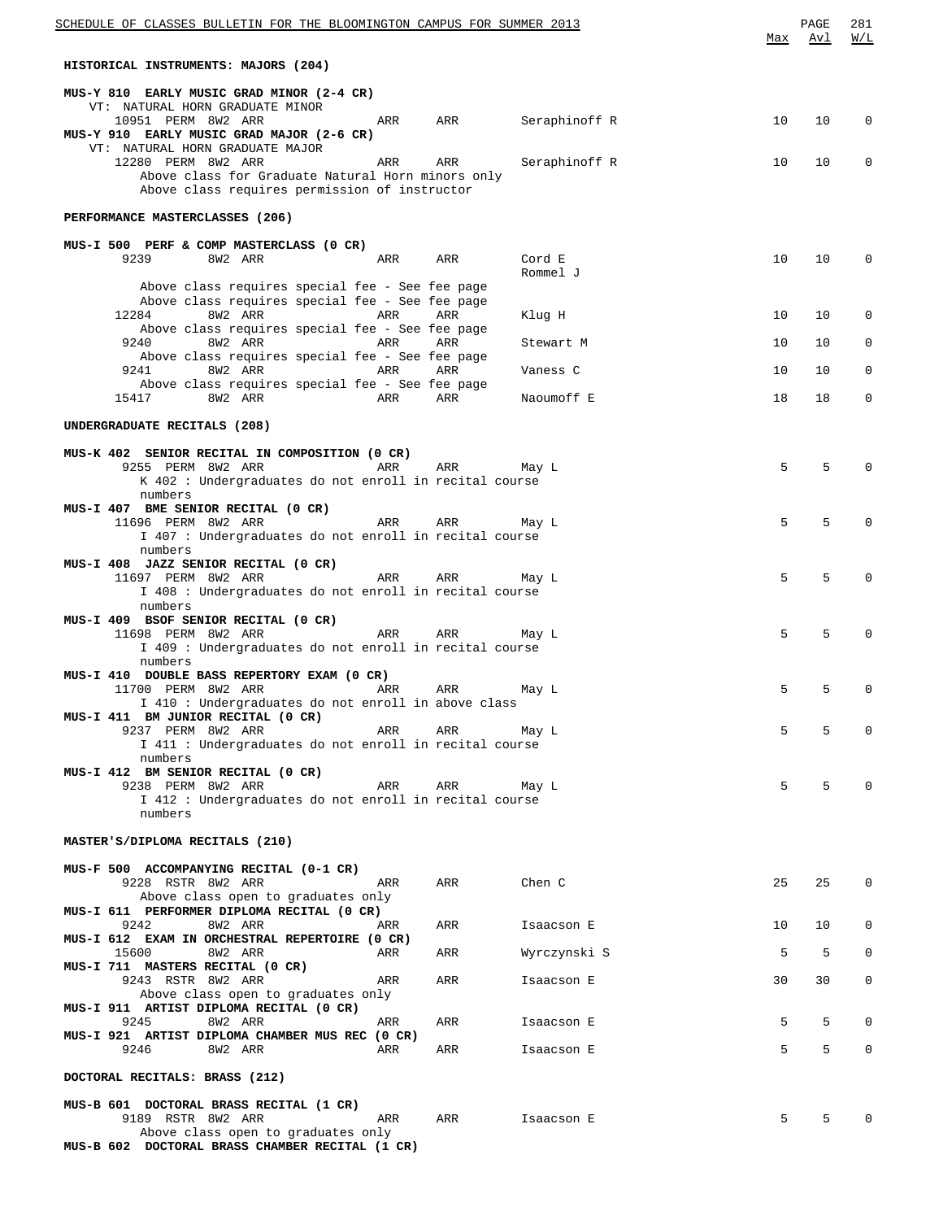## HISTORICAL INSTRUMENTS: MAJORS (204)

**MUS-Y 810 EARLY MUSIC GRAD MINOR (2-4 CR)**
VT: NATURAL HORN GRADUATE MINOR

| Class | Restriction | Session | Time | Days | Room | Instructor | Max | Avl | W/L |
|---|---|---|---|---|---|---|---|---|---|
| 10951 | PERM | 8W2 | ARR | ARR | ARR | Seraphinoff R | 10 | 10 | 0 |

**MUS-Y 910 EARLY MUSIC GRAD MAJOR (2-6 CR)**
VT: NATURAL HORN GRADUATE MAJOR

| Class | Restriction | Session | Time | Days | Room | Instructor | Max | Avl | W/L |
|---|---|---|---|---|---|---|---|---|---|
| 12280 | PERM | 8W2 | ARR | ARR | ARR | Seraphinoff R | 10 | 10 | 0 |

Above class for Graduate Natural Horn minors only
Above class requires permission of instructor

## PERFORMANCE MASTERCLASSES (206)

**MUS-I 500 PERF & COMP MASTERCLASS (0 CR)**

| Class | Restriction | Session | Time | Days | Room | Instructor | Max | Avl | W/L |
|---|---|---|---|---|---|---|---|---|---|
| 9239 | | 8W2 | ARR | ARR | ARR | Cord E, Rommel J | 10 | 10 | 0 |

Above class requires special fee - See fee page
Above class requires special fee - See fee page

| Class | Restriction | Session | Time | Days | Room | Instructor | Max | Avl | W/L |
|---|---|---|---|---|---|---|---|---|---|
| 12284 | | 8W2 | ARR | ARR | ARR | Klug H | 10 | 10 | 0 |

Above class requires special fee - See fee page

| Class | Restriction | Session | Time | Days | Room | Instructor | Max | Avl | W/L |
|---|---|---|---|---|---|---|---|---|---|
| 9240 | | 8W2 | ARR | ARR | ARR | Stewart M | 10 | 10 | 0 |

Above class requires special fee - See fee page

| Class | Restriction | Session | Time | Days | Room | Instructor | Max | Avl | W/L |
|---|---|---|---|---|---|---|---|---|---|
| 9241 | | 8W2 | ARR | ARR | ARR | Vaness C | 10 | 10 | 0 |

Above class requires special fee - See fee page

| Class | Restriction | Session | Time | Days | Room | Instructor | Max | Avl | W/L |
|---|---|---|---|---|---|---|---|---|---|
| 15417 | | 8W2 | ARR | ARR | ARR | Naoumoff E | 18 | 18 | 0 |

## UNDERGRADUATE RECITALS (208)

**MUS-K 402 SENIOR RECITAL IN COMPOSITION (0 CR)**

| Class | Restriction | Session | Time | Days | Room | Instructor | Max | Avl | W/L |
|---|---|---|---|---|---|---|---|---|---|
| 9255 | PERM | 8W2 | ARR | ARR | ARR | May L | 5 | 5 | 0 |

K 402 : Undergraduates do not enroll in recital course numbers

**MUS-I 407 BME SENIOR RECITAL (0 CR)**

| Class | Restriction | Session | Time | Days | Room | Instructor | Max | Avl | W/L |
|---|---|---|---|---|---|---|---|---|---|
| 11696 | PERM | 8W2 | ARR | ARR | ARR | May L | 5 | 5 | 0 |

I 407 : Undergraduates do not enroll in recital course numbers

**MUS-I 408 JAZZ SENIOR RECITAL (0 CR)**

| Class | Restriction | Session | Time | Days | Room | Instructor | Max | Avl | W/L |
|---|---|---|---|---|---|---|---|---|---|
| 11697 | PERM | 8W2 | ARR | ARR | ARR | May L | 5 | 5 | 0 |

I 408 : Undergraduates do not enroll in recital course numbers

**MUS-I 409 BSOF SENIOR RECITAL (0 CR)**

| Class | Restriction | Session | Time | Days | Room | Instructor | Max | Avl | W/L |
|---|---|---|---|---|---|---|---|---|---|
| 11698 | PERM | 8W2 | ARR | ARR | ARR | May L | 5 | 5 | 0 |

I 409 : Undergraduates do not enroll in recital course numbers

**MUS-I 410 DOUBLE BASS REPERTORY EXAM (0 CR)**

| Class | Restriction | Session | Time | Days | Room | Instructor | Max | Avl | W/L |
|---|---|---|---|---|---|---|---|---|---|
| 11700 | PERM | 8W2 | ARR | ARR | ARR | May L | 5 | 5 | 0 |

I 410 : Undergraduates do not enroll in above class

**MUS-I 411 BM JUNIOR RECITAL (0 CR)**

| Class | Restriction | Session | Time | Days | Room | Instructor | Max | Avl | W/L |
|---|---|---|---|---|---|---|---|---|---|
| 9237 | PERM | 8W2 | ARR | ARR | ARR | May L | 5 | 5 | 0 |

I 411 : Undergraduates do not enroll in recital course numbers

**MUS-I 412 BM SENIOR RECITAL (0 CR)**

| Class | Restriction | Session | Time | Days | Room | Instructor | Max | Avl | W/L |
|---|---|---|---|---|---|---|---|---|---|
| 9238 | PERM | 8W2 | ARR | ARR | ARR | May L | 5 | 5 | 0 |

I 412 : Undergraduates do not enroll in recital course numbers

## MASTER'S/DIPLOMA RECITALS (210)

**MUS-F 500 ACCOMPANYING RECITAL (0-1 CR)**

| Class | Restriction | Session | Time | Days | Room | Instructor | Max | Avl | W/L |
|---|---|---|---|---|---|---|---|---|---|
| 9228 | RSTR | 8W2 | ARR | ARR | ARR | Chen C | 25 | 25 | 0 |

Above class open to graduates only

**MUS-I 611 PERFORMER DIPLOMA RECITAL (0 CR)**

| Class | Restriction | Session | Time | Days | Room | Instructor | Max | Avl | W/L |
|---|---|---|---|---|---|---|---|---|---|
| 9242 | | 8W2 | ARR | ARR | ARR | Isaacson E | 10 | 10 | 0 |

**MUS-I 612 EXAM IN ORCHESTRAL REPERTOIRE (0 CR)**

| Class | Restriction | Session | Time | Days | Room | Instructor | Max | Avl | W/L |
|---|---|---|---|---|---|---|---|---|---|
| 15600 | | 8W2 | ARR | ARR | ARR | Wyrczynski S | 5 | 5 | 0 |

**MUS-I 711 MASTERS RECITAL (0 CR)**

| Class | Restriction | Session | Time | Days | Room | Instructor | Max | Avl | W/L |
|---|---|---|---|---|---|---|---|---|---|
| 9243 | RSTR | 8W2 | ARR | ARR | ARR | Isaacson E | 30 | 30 | 0 |

Above class open to graduates only

**MUS-I 911 ARTIST DIPLOMA RECITAL (0 CR)**

| Class | Restriction | Session | Time | Days | Room | Instructor | Max | Avl | W/L |
|---|---|---|---|---|---|---|---|---|---|
| 9245 | | 8W2 | ARR | ARR | ARR | Isaacson E | 5 | 5 | 0 |

**MUS-I 921 ARTIST DIPLOMA CHAMBER MUS REC (0 CR)**

| Class | Restriction | Session | Time | Days | Room | Instructor | Max | Avl | W/L |
|---|---|---|---|---|---|---|---|---|---|
| 9246 | | 8W2 | ARR | ARR | ARR | Isaacson E | 5 | 5 | 0 |

## DOCTORAL RECITALS: BRASS (212)

**MUS-B 601 DOCTORAL BRASS RECITAL (1 CR)**

| Class | Restriction | Session | Time | Days | Room | Instructor | Max | Avl | W/L |
|---|---|---|---|---|---|---|---|---|---|
| 9189 | RSTR | 8W2 | ARR | ARR | ARR | Isaacson E | 5 | 5 | 0 |

Above class open to graduates only

**MUS-B 602 DOCTORAL BRASS CHAMBER RECITAL (1 CR)**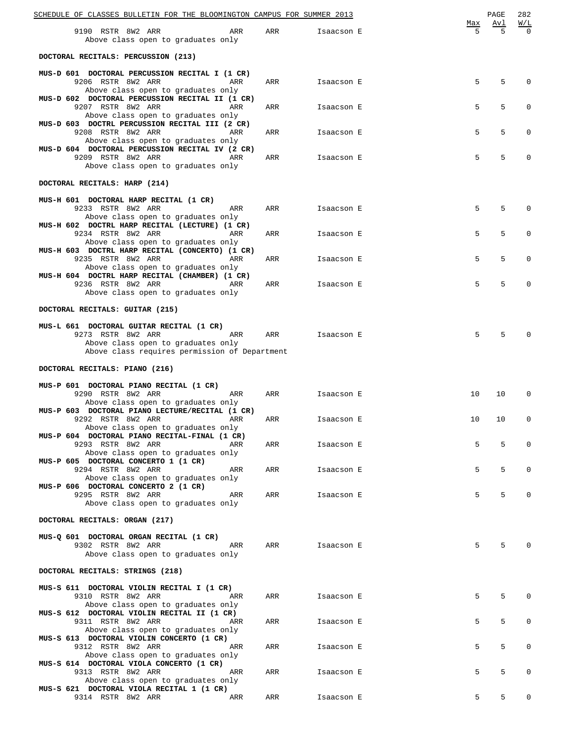| | | | | Max | Avl | W/L |
|---|---|---|---|---|---|---|
| 9190 RSTR 8W2 ARR | ARR | ARR | Isaacson E | 5 | 5 | 0 |

Above class open to graduates only

**DOCTORAL RECITALS: PERCUSSION (213)**

**MUS-D 601 DOCTORAL PERCUSSION RECITAL I (1 CR)**

| | | | | Max | Avl | W/L |
|---|---|---|---|---|---|---|
| 9206 RSTR 8W2 ARR | ARR | ARR | Isaacson E | 5 | 5 | 0 |

Above class open to graduates only

**MUS-D 602 DOCTORAL PERCUSSION RECITAL II (1 CR)**

| | | | | Max | Avl | W/L |
|---|---|---|---|---|---|---|
| 9207 RSTR 8W2 ARR | ARR | ARR | Isaacson E | 5 | 5 | 0 |

Above class open to graduates only

**MUS-D 603 DOCTRL PERCUSSION RECITAL III (2 CR)**

| | | | | Max | Avl | W/L |
|---|---|---|---|---|---|---|
| 9208 RSTR 8W2 ARR | ARR | ARR | Isaacson E | 5 | 5 | 0 |

Above class open to graduates only

**MUS-D 604 DOCTORAL PERCUSSION RECITAL IV (2 CR)**

| | | | | Max | Avl | W/L |
|---|---|---|---|---|---|---|
| 9209 RSTR 8W2 ARR | ARR | ARR | Isaacson E | 5 | 5 | 0 |

Above class open to graduates only

**DOCTORAL RECITALS: HARP (214)**

**MUS-H 601 DOCTORAL HARP RECITAL (1 CR)**

| | | | | Max | Avl | W/L |
|---|---|---|---|---|---|---|
| 9233 RSTR 8W2 ARR | ARR | ARR | Isaacson E | 5 | 5 | 0 |

Above class open to graduates only

**MUS-H 602 DOCTRL HARP RECITAL (LECTURE) (1 CR)**

| | | | | Max | Avl | W/L |
|---|---|---|---|---|---|---|
| 9234 RSTR 8W2 ARR | ARR | ARR | Isaacson E | 5 | 5 | 0 |

Above class open to graduates only

**MUS-H 603 DOCTRL HARP RECITAL (CONCERTO) (1 CR)**

| | | | | Max | Avl | W/L |
|---|---|---|---|---|---|---|
| 9235 RSTR 8W2 ARR | ARR | ARR | Isaacson E | 5 | 5 | 0 |

Above class open to graduates only

**MUS-H 604 DOCTRL HARP RECITAL (CHAMBER) (1 CR)**

| | | | | Max | Avl | W/L |
|---|---|---|---|---|---|---|
| 9236 RSTR 8W2 ARR | ARR | ARR | Isaacson E | 5 | 5 | 0 |

Above class open to graduates only

**DOCTORAL RECITALS: GUITAR (215)**

**MUS-L 661 DOCTORAL GUITAR RECITAL (1 CR)**

| | | | | Max | Avl | W/L |
|---|---|---|---|---|---|---|
| 9273 RSTR 8W2 ARR | ARR | ARR | Isaacson E | 5 | 5 | 0 |

Above class open to graduates only
Above class requires permission of Department

**DOCTORAL RECITALS: PIANO (216)**

**MUS-P 601 DOCTORAL PIANO RECITAL (1 CR)**

| | | | | Max | Avl | W/L |
|---|---|---|---|---|---|---|
| 9290 RSTR 8W2 ARR | ARR | ARR | Isaacson E | 10 | 10 | 0 |

Above class open to graduates only

**MUS-P 603 DOCTORAL PIANO LECTURE/RECITAL (1 CR)**

| | | | | Max | Avl | W/L |
|---|---|---|---|---|---|---|
| 9292 RSTR 8W2 ARR | ARR | ARR | Isaacson E | 10 | 10 | 0 |

Above class open to graduates only

**MUS-P 604 DOCTORAL PIANO RECITAL-FINAL (1 CR)**

| | | | | Max | Avl | W/L |
|---|---|---|---|---|---|---|
| 9293 RSTR 8W2 ARR | ARR | ARR | Isaacson E | 5 | 5 | 0 |

Above class open to graduates only

**MUS-P 605 DOCTORAL CONCERTO 1 (1 CR)**

| | | | | Max | Avl | W/L |
|---|---|---|---|---|---|---|
| 9294 RSTR 8W2 ARR | ARR | ARR | Isaacson E | 5 | 5 | 0 |

Above class open to graduates only

**MUS-P 606 DOCTORAL CONCERTO 2 (1 CR)**

| | | | | Max | Avl | W/L |
|---|---|---|---|---|---|---|
| 9295 RSTR 8W2 ARR | ARR | ARR | Isaacson E | 5 | 5 | 0 |

Above class open to graduates only

**DOCTORAL RECITALS: ORGAN (217)**

**MUS-Q 601 DOCTORAL ORGAN RECITAL (1 CR)**

| | | | | Max | Avl | W/L |
|---|---|---|---|---|---|---|
| 9302 RSTR 8W2 ARR | ARR | ARR | Isaacson E | 5 | 5 | 0 |

Above class open to graduates only

**DOCTORAL RECITALS: STRINGS (218)**

**MUS-S 611 DOCTORAL VIOLIN RECITAL I (1 CR)**

| | | | | Max | Avl | W/L |
|---|---|---|---|---|---|---|
| 9310 RSTR 8W2 ARR | ARR | ARR | Isaacson E | 5 | 5 | 0 |

Above class open to graduates only

**MUS-S 612 DOCTORAL VIOLIN RECITAL II (1 CR)**

| | | | | Max | Avl | W/L |
|---|---|---|---|---|---|---|
| 9311 RSTR 8W2 ARR | ARR | ARR | Isaacson E | 5 | 5 | 0 |

Above class open to graduates only

**MUS-S 613 DOCTORAL VIOLIN CONCERTO (1 CR)**

| | | | | Max | Avl | W/L |
|---|---|---|---|---|---|---|
| 9312 RSTR 8W2 ARR | ARR | ARR | Isaacson E | 5 | 5 | 0 |

Above class open to graduates only

**MUS-S 614 DOCTORAL VIOLA CONCERTO (1 CR)**

| | | | | Max | Avl | W/L |
|---|---|---|---|---|---|---|
| 9313 RSTR 8W2 ARR | ARR | ARR | Isaacson E | 5 | 5 | 0 |

Above class open to graduates only

**MUS-S 621 DOCTORAL VIOLA RECITAL 1 (1 CR)**

| | | | | Max | Avl | W/L |
|---|---|---|---|---|---|---|
| 9314 RSTR 8W2 ARR | ARR | ARR | Isaacson E | 5 | 5 | 0 |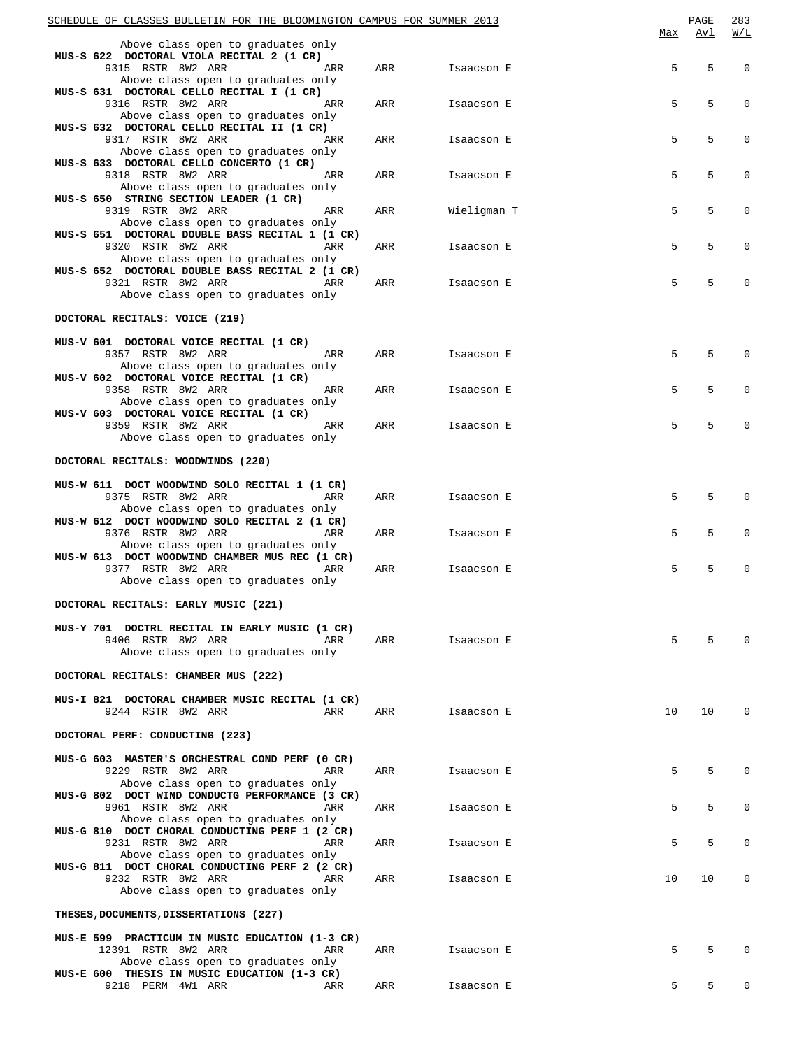Above class open to graduates only

| Course / Class | | | Instructor | Max | Avl | W/L |
|---|---|---|---|---|---|---|
| **MUS-S 622 DOCTORAL VIOLA RECITAL 2 (1 CR)** | | | | | | |
| 9315 RSTR 8W2 ARR | ARR | ARR | Isaacson E | 5 | 5 | 0 |
| Above class open to graduates only | | | | | | |
| **MUS-S 631 DOCTORAL CELLO RECITAL I (1 CR)** | | | | | | |
| 9316 RSTR 8W2 ARR | ARR | ARR | Isaacson E | 5 | 5 | 0 |
| Above class open to graduates only | | | | | | |
| **MUS-S 632 DOCTORAL CELLO RECITAL II (1 CR)** | | | | | | |
| 9317 RSTR 8W2 ARR | ARR | ARR | Isaacson E | 5 | 5 | 0 |
| Above class open to graduates only | | | | | | |
| **MUS-S 633 DOCTORAL CELLO CONCERTO (1 CR)** | | | | | | |
| 9318 RSTR 8W2 ARR | ARR | ARR | Isaacson E | 5 | 5 | 0 |
| Above class open to graduates only | | | | | | |
| **MUS-S 650 STRING SECTION LEADER (1 CR)** | | | | | | |
| 9319 RSTR 8W2 ARR | ARR | ARR | Wieligman T | 5 | 5 | 0 |
| Above class open to graduates only | | | | | | |
| **MUS-S 651 DOCTORAL DOUBLE BASS RECITAL 1 (1 CR)** | | | | | | |
| 9320 RSTR 8W2 ARR | ARR | ARR | Isaacson E | 5 | 5 | 0 |
| Above class open to graduates only | | | | | | |
| **MUS-S 652 DOCTORAL DOUBLE BASS RECITAL 2 (1 CR)** | | | | | | |
| 9321 RSTR 8W2 ARR | ARR | ARR | Isaacson E | 5 | 5 | 0 |
| Above class open to graduates only | | | | | | |

**DOCTORAL RECITALS: VOICE (219)**

| Course / Class | | | Instructor | Max | Avl | W/L |
|---|---|---|---|---|---|---|
| **MUS-V 601 DOCTORAL VOICE RECITAL (1 CR)** | | | | | | |
| 9357 RSTR 8W2 ARR | ARR | ARR | Isaacson E | 5 | 5 | 0 |
| Above class open to graduates only | | | | | | |
| **MUS-V 602 DOCTORAL VOICE RECITAL (1 CR)** | | | | | | |
| 9358 RSTR 8W2 ARR | ARR | ARR | Isaacson E | 5 | 5 | 0 |
| Above class open to graduates only | | | | | | |
| **MUS-V 603 DOCTORAL VOICE RECITAL (1 CR)** | | | | | | |
| 9359 RSTR 8W2 ARR | ARR | ARR | Isaacson E | 5 | 5 | 0 |
| Above class open to graduates only | | | | | | |

**DOCTORAL RECITALS: WOODWINDS (220)**

| Course / Class | | | Instructor | Max | Avl | W/L |
|---|---|---|---|---|---|---|
| **MUS-W 611 DOCT WOODWIND SOLO RECITAL 1 (1 CR)** | | | | | | |
| 9375 RSTR 8W2 ARR | ARR | ARR | Isaacson E | 5 | 5 | 0 |
| Above class open to graduates only | | | | | | |
| **MUS-W 612 DOCT WOODWIND SOLO RECITAL 2 (1 CR)** | | | | | | |
| 9376 RSTR 8W2 ARR | ARR | ARR | Isaacson E | 5 | 5 | 0 |
| Above class open to graduates only | | | | | | |
| **MUS-W 613 DOCT WOODWIND CHAMBER MUS REC (1 CR)** | | | | | | |
| 9377 RSTR 8W2 ARR | ARR | ARR | Isaacson E | 5 | 5 | 0 |
| Above class open to graduates only | | | | | | |

**DOCTORAL RECITALS: EARLY MUSIC (221)**

| Course / Class | | | Instructor | Max | Avl | W/L |
|---|---|---|---|---|---|---|
| **MUS-Y 701 DOCTRL RECITAL IN EARLY MUSIC (1 CR)** | | | | | | |
| 9406 RSTR 8W2 ARR | ARR | ARR | Isaacson E | 5 | 5 | 0 |
| Above class open to graduates only | | | | | | |

**DOCTORAL RECITALS: CHAMBER MUS (222)**

| Course / Class | | | Instructor | Max | Avl | W/L |
|---|---|---|---|---|---|---|
| **MUS-I 821 DOCTORAL CHAMBER MUSIC RECITAL (1 CR)** | | | | | | |
| 9244 RSTR 8W2 ARR | ARR | ARR | Isaacson E | 10 | 10 | 0 |

**DOCTORAL PERF: CONDUCTING (223)**

| Course / Class | | | Instructor | Max | Avl | W/L |
|---|---|---|---|---|---|---|
| **MUS-G 603 MASTER'S ORCHESTRAL COND PERF (0 CR)** | | | | | | |
| 9229 RSTR 8W2 ARR | ARR | ARR | Isaacson E | 5 | 5 | 0 |
| Above class open to graduates only | | | | | | |
| **MUS-G 802 DOCT WIND CONDUCTG PERFORMANCE (3 CR)** | | | | | | |
| 9961 RSTR 8W2 ARR | ARR | ARR | Isaacson E | 5 | 5 | 0 |
| Above class open to graduates only | | | | | | |
| **MUS-G 810 DOCT CHORAL CONDUCTING PERF 1 (2 CR)** | | | | | | |
| 9231 RSTR 8W2 ARR | ARR | ARR | Isaacson E | 5 | 5 | 0 |
| Above class open to graduates only | | | | | | |
| **MUS-G 811 DOCT CHORAL CONDUCTING PERF 2 (2 CR)** | | | | | | |
| 9232 RSTR 8W2 ARR | ARR | ARR | Isaacson E | 10 | 10 | 0 |
| Above class open to graduates only | | | | | | |

**THESES,DOCUMENTS,DISSERTATIONS (227)**

| Course / Class | | | Instructor | Max | Avl | W/L |
|---|---|---|---|---|---|---|
| **MUS-E 599 PRACTICUM IN MUSIC EDUCATION (1-3 CR)** | | | | | | |
| 12391 RSTR 8W2 ARR | ARR | ARR | Isaacson E | 5 | 5 | 0 |
| Above class open to graduates only | | | | | | |
| **MUS-E 600 THESIS IN MUSIC EDUCATION (1-3 CR)** | | | | | | |
| 9218 PERM 4W1 ARR | ARR | ARR | Isaacson E | 5 | 5 | 0 |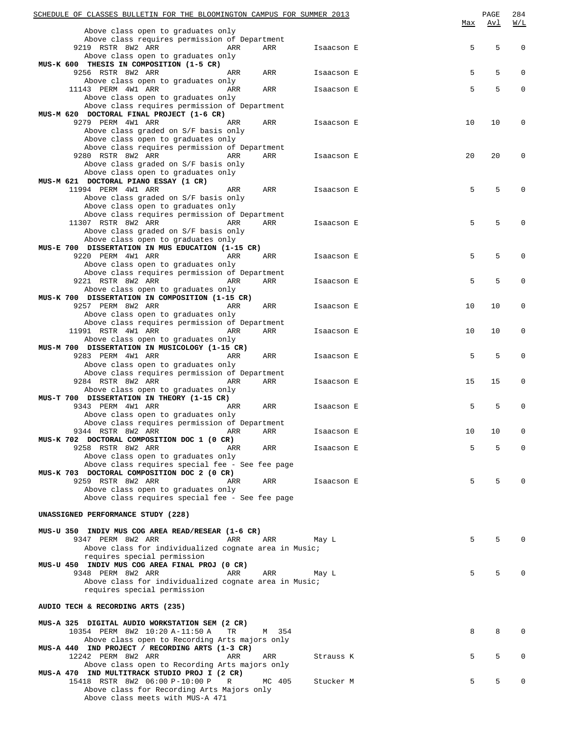| | Max | Avl | W/L |
|---|---|---|---|
| Above class open to graduates only | | | |
| Above class requires permission of Department | | | |
| 9219 RSTR 8W2 ARR ARR ARR Isaacson E | 5 | 5 | 0 |
| Above class open to graduates only | | | |
| **MUS-K 600 THESIS IN COMPOSITION (1-5 CR)** | | | |
| 9256 RSTR 8W2 ARR ARR ARR Isaacson E | 5 | 5 | 0 |
| Above class open to graduates only | | | |
| 11143 PERM 4W1 ARR ARR ARR Isaacson E | 5 | 5 | 0 |
| Above class open to graduates only | | | |
| Above class requires permission of Department | | | |
| **MUS-M 620 DOCTORAL FINAL PROJECT (1-6 CR)** | | | |
| 9279 PERM 4W1 ARR ARR ARR Isaacson E | 10 | 10 | 0 |
| Above class graded on S/F basis only | | | |
| Above class open to graduates only | | | |
| Above class requires permission of Department | | | |
| 9280 RSTR 8W2 ARR ARR ARR Isaacson E | 20 | 20 | 0 |
| Above class graded on S/F basis only | | | |
| Above class open to graduates only | | | |
| **MUS-M 621 DOCTORAL PIANO ESSAY (1 CR)** | | | |
| 11994 PERM 4W1 ARR ARR ARR Isaacson E | 5 | 5 | 0 |
| Above class graded on S/F basis only | | | |
| Above class open to graduates only | | | |
| Above class requires permission of Department | | | |
| 11307 RSTR 8W2 ARR ARR ARR Isaacson E | 5 | 5 | 0 |
| Above class graded on S/F basis only | | | |
| Above class open to graduates only | | | |
| **MUS-E 700 DISSERTATION IN MUS EDUCATION (1-15 CR)** | | | |
| 9220 PERM 4W1 ARR ARR ARR Isaacson E | 5 | 5 | 0 |
| Above class open to graduates only | | | |
| Above class requires permission of Department | | | |
| 9221 RSTR 8W2 ARR ARR ARR Isaacson E | 5 | 5 | 0 |
| Above class open to graduates only | | | |
| **MUS-K 700 DISSERTATION IN COMPOSITION (1-15 CR)** | | | |
| 9257 PERM 8W2 ARR ARR ARR Isaacson E | 10 | 10 | 0 |
| Above class open to graduates only | | | |
| Above class requires permission of Department | | | |
| 11991 RSTR 4W1 ARR ARR ARR Isaacson E | 10 | 10 | 0 |
| Above class open to graduates only | | | |
| **MUS-M 700 DISSERTATION IN MUSICOLOGY (1-15 CR)** | | | |
| 9283 PERM 4W1 ARR ARR ARR Isaacson E | 5 | 5 | 0 |
| Above class open to graduates only | | | |
| Above class requires permission of Department | | | |
| 9284 RSTR 8W2 ARR ARR ARR Isaacson E | 15 | 15 | 0 |
| Above class open to graduates only | | | |
| **MUS-T 700 DISSERTATION IN THEORY (1-15 CR)** | | | |
| 9343 PERM 4W1 ARR ARR ARR Isaacson E | 5 | 5 | 0 |
| Above class open to graduates only | | | |
| Above class requires permission of Department | | | |
| 9344 RSTR 8W2 ARR ARR ARR Isaacson E | 10 | 10 | 0 |
| **MUS-K 702 DOCTORAL COMPOSITION DOC 1 (0 CR)** | | | |
| 9258 RSTR 8W2 ARR ARR ARR Isaacson E | 5 | 5 | 0 |
| Above class open to graduates only | | | |
| Above class requires special fee - See fee page | | | |
| **MUS-K 703 DOCTORAL COMPOSITION DOC 2 (0 CR)** | | | |
| 9259 RSTR 8W2 ARR ARR ARR Isaacson E | 5 | 5 | 0 |
| Above class open to graduates only | | | |
| Above class requires special fee - See fee page | | | |

**UNASSIGNED PERFORMANCE STUDY (228)**

| | Max | Avl | W/L |
|---|---|---|---|
| **MUS-U 350 INDIV MUS COG AREA READ/RESEAR (1-6 CR)** | | | |
| 9347 PERM 8W2 ARR ARR ARR May L | 5 | 5 | 0 |
| Above class for individualized cognate area in Music; requires special permission | | | |
| **MUS-U 450 INDIV MUS COG AREA FINAL PROJ (0 CR)** | | | |
| 9348 PERM 8W2 ARR ARR ARR May L | 5 | 5 | 0 |
| Above class for individualized cognate area in Music; requires special permission | | | |

**AUDIO TECH & RECORDING ARTS (235)**

| | Max | Avl | W/L |
|---|---|---|---|
| **MUS-A 325 DIGITAL AUDIO WORKSTATION SEM (2 CR)** | | | |
| 10354 PERM 8W2 10:20 A-11:50 A TR M 354 | 8 | 8 | 0 |
| Above class open to Recording Arts majors only | | | |
| **MUS-A 440 IND PROJECT / RECORDING ARTS (1-3 CR)** | | | |
| 12242 PERM 8W2 ARR ARR ARR Strauss K | 5 | 5 | 0 |
| Above class open to Recording Arts majors only | | | |
| **MUS-A 470 IND MULTITRACK STUDIO PROJ I (2 CR)** | | | |
| 15418 RSTR 8W2 06:00 P-10:00 P R MC 405 Stucker M | 5 | 5 | 0 |
| Above class for Recording Arts Majors only | | | |
| Above class meets with MUS-A 471 | | | |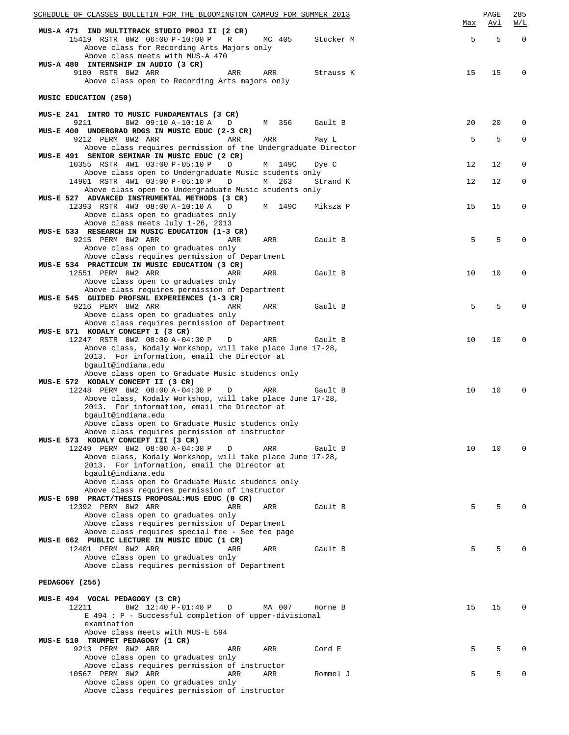**MUS-A 471 IND MULTITRACK STUDIO PROJ II (2 CR)**

| | | | | | | | Max | Avl | W/L |
|---|---|---|---|---|---|---|---|---|---|
| 15419 | RSTR | 8W2 | 06:00 P-10:00 P | R | MC 405 | Stucker M | 5 | 5 | 0 |

Above class for Recording Arts Majors only
Above class meets with MUS-A 470

**MUS-A 480 INTERNSHIP IN AUDIO (3 CR)**

| | | | | | | | Max | Avl | W/L |
|---|---|---|---|---|---|---|---|---|---|
| 9180 | RSTR | 8W2 | ARR | ARR | ARR | Strauss K | 15 | 15 | 0 |

Above class open to Recording Arts majors only

## MUSIC EDUCATION (250)

**MUS-E 241 INTRO TO MUSIC FUNDAMENTALS (3 CR)**

| | | | | | | | Max | Avl | W/L |
|---|---|---|---|---|---|---|---|---|---|
| 9211 | | 8W2 | 09:10 A-10:10 A | D | M 356 | Gault B | 20 | 20 | 0 |

**MUS-E 400 UNDERGRAD RDGS IN MUSIC EDUC (2-3 CR)**

| | | | | | | | Max | Avl | W/L |
|---|---|---|---|---|---|---|---|---|---|
| 9212 | PERM | 8W2 | ARR | ARR | ARR | May L | 5 | 5 | 0 |

Above class requires permission of the Undergraduate Director

**MUS-E 491 SENIOR SEMINAR IN MUSIC EDUC (2 CR)**

| | | | | | | | Max | Avl | W/L |
|---|---|---|---|---|---|---|---|---|---|
| 10355 | RSTR | 4W1 | 03:00 P-05:10 P | D | M 149C | Dye C | 12 | 12 | 0 |

Above class open to Undergraduate Music students only

| | | | | | | | Max | Avl | W/L |
|---|---|---|---|---|---|---|---|---|---|
| 14901 | RSTR | 4W1 | 03:00 P-05:10 P | D | M 263 | Strand K | 12 | 12 | 0 |

Above class open to Undergraduate Music students only

**MUS-E 527 ADVANCED INSTRUMENTAL METHODS (3 CR)**

| | | | | | | | Max | Avl | W/L |
|---|---|---|---|---|---|---|---|---|---|
| 12393 | RSTR | 4W3 | 08:00 A-10:10 A | D | M 149C | Miksza P | 15 | 15 | 0 |

Above class open to graduates only
Above class meets July 1-26, 2013

**MUS-E 533 RESEARCH IN MUSIC EDUCATION (1-3 CR)**

| | | | | | | | Max | Avl | W/L |
|---|---|---|---|---|---|---|---|---|---|
| 9215 | PERM | 8W2 | ARR | ARR | ARR | Gault B | 5 | 5 | 0 |

Above class open to graduates only
Above class requires permission of Department

**MUS-E 534 PRACTICUM IN MUSIC EDUCATION (3 CR)**

| | | | | | | | Max | Avl | W/L |
|---|---|---|---|---|---|---|---|---|---|
| 12551 | PERM | 8W2 | ARR | ARR | ARR | Gault B | 10 | 10 | 0 |

Above class open to graduates only
Above class requires permission of Department

**MUS-E 545 GUIDED PROFSNL EXPERIENCES (1-3 CR)**

| | | | | | | | Max | Avl | W/L |
|---|---|---|---|---|---|---|---|---|---|
| 9216 | PERM | 8W2 | ARR | ARR | ARR | Gault B | 5 | 5 | 0 |

Above class open to graduates only
Above class requires permission of Department

**MUS-E 571 KODALY CONCEPT I (3 CR)**

| | | | | | | | Max | Avl | W/L |
|---|---|---|---|---|---|---|---|---|---|
| 12247 | RSTR | 8W2 | 08:00 A-04:30 P | D | ARR | Gault B | 10 | 10 | 0 |

Above class, Kodaly Workshop, will take place June 17-28, 2013. For information, email the Director at bgault@indiana.edu
Above class open to Graduate Music students only

**MUS-E 572 KODALY CONCEPT II (3 CR)**

| | | | | | | | Max | Avl | W/L |
|---|---|---|---|---|---|---|---|---|---|
| 12248 | PERM | 8W2 | 08:00 A-04:30 P | D | ARR | Gault B | 10 | 10 | 0 |

Above class, Kodaly Workshop, will take place June 17-28, 2013. For information, email the Director at bgault@indiana.edu
Above class open to Graduate Music students only
Above class requires permission of instructor

**MUS-E 573 KODALY CONCEPT III (3 CR)**

| | | | | | | | Max | Avl | W/L |
|---|---|---|---|---|---|---|---|---|---|
| 12249 | PERM | 8W2 | 08:00 A-04:30 P | D | ARR | Gault B | 10 | 10 | 0 |

Above class, Kodaly Workshop, will take place June 17-28, 2013. For information, email the Director at bgault@indiana.edu
Above class open to Graduate Music students only
Above class requires permission of instructor

**MUS-E 598 PRACT/THESIS PROPOSAL:MUS EDUC (0 CR)**

| | | | | | | | Max | Avl | W/L |
|---|---|---|---|---|---|---|---|---|---|
| 12392 | PERM | 8W2 | ARR | ARR | ARR | Gault B | 5 | 5 | 0 |

Above class open to graduates only
Above class requires permission of Department
Above class requires special fee - See fee page

**MUS-E 662 PUBLIC LECTURE IN MUSIC EDUC (1 CR)**

| | | | | | | | Max | Avl | W/L |
|---|---|---|---|---|---|---|---|---|---|
| 12401 | PERM | 8W2 | ARR | ARR | ARR | Gault B | 5 | 5 | 0 |

Above class open to graduates only
Above class requires permission of Department

## PEDAGOGY (255)

**MUS-E 494 VOCAL PEDAGOGY (3 CR)**

| | | | | | | | Max | Avl | W/L |
|---|---|---|---|---|---|---|---|---|---|
| 12211 | | 8W2 | 12:40 P-01:40 P | D | MA 007 | Horne B | 15 | 15 | 0 |

E 494 : P - Successful completion of upper-divisional examination
Above class meets with MUS-E 594

**MUS-E 510 TRUMPET PEDAGOGY (1 CR)**

| | | | | | | | Max | Avl | W/L |
|---|---|---|---|---|---|---|---|---|---|
| 9213 | PERM | 8W2 | ARR | ARR | ARR | Cord E | 5 | 5 | 0 |

Above class open to graduates only
Above class requires permission of instructor

| | | | | | | | Max | Avl | W/L |
|---|---|---|---|---|---|---|---|---|---|
| 10567 | PERM | 8W2 | ARR | ARR | ARR | Rommel J | 5 | 5 | 0 |

Above class open to graduates only
Above class requires permission of instructor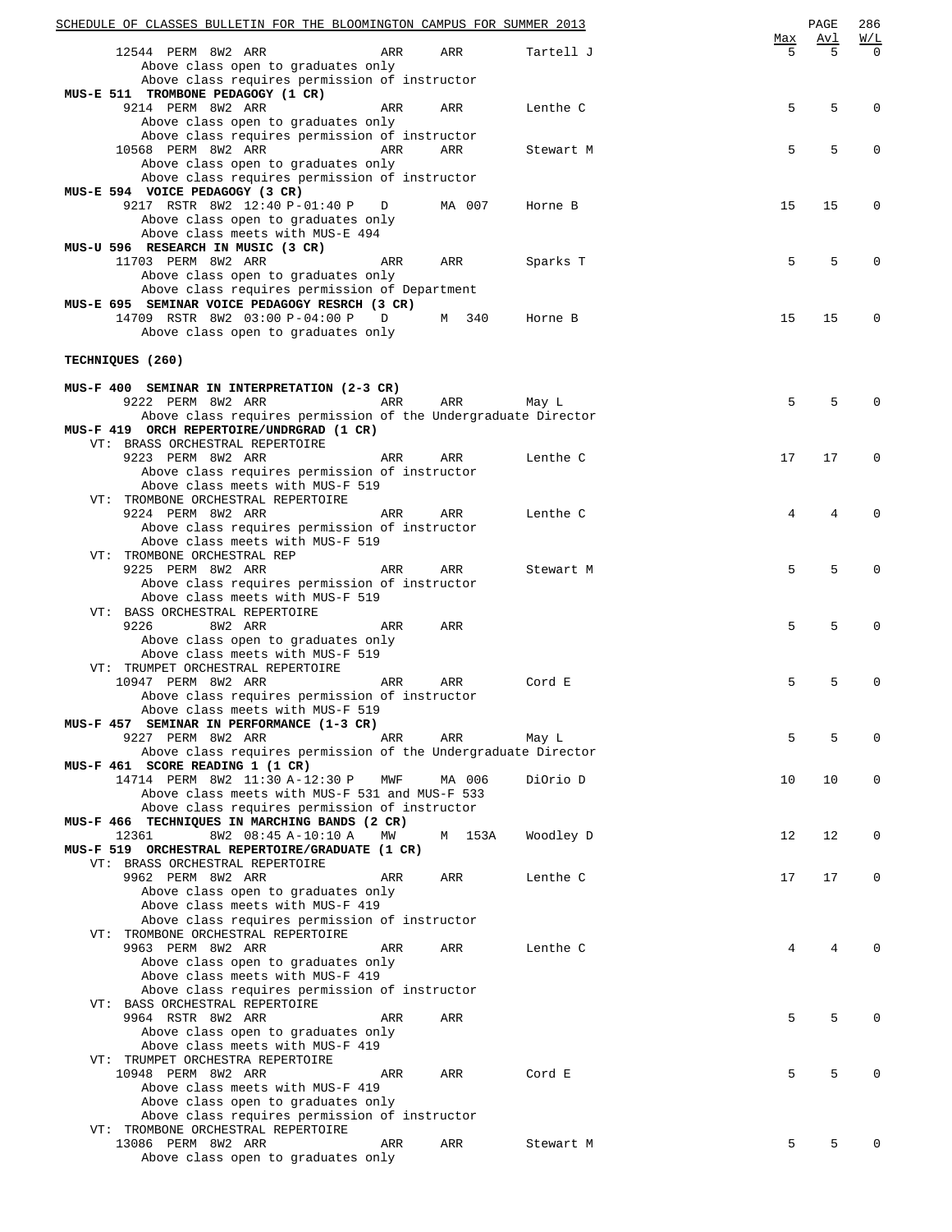| | | | | | Max | Avl | W/L |
|---|---|---|---|---|---|---|---|
| 12544 PERM 8W2 ARR | ARR | ARR | Tartell J | | 5 | 5 | 0 |

Above class open to graduates only
Above class requires permission of instructor

**MUS-E 511 TROMBONE PEDAGOGY (1 CR)**

| | | | | Max | Avl | W/L |
|---|---|---|---|---|---|---|
| 9214 PERM 8W2 ARR | ARR | ARR | Lenthe C | 5 | 5 | 0 |

Above class open to graduates only
Above class requires permission of instructor

| | | | | Max | Avl | W/L |
|---|---|---|---|---|---|---|
| 10568 PERM 8W2 ARR | ARR | ARR | Stewart M | 5 | 5 | 0 |

Above class open to graduates only
Above class requires permission of instructor

**MUS-E 594 VOICE PEDAGOGY (3 CR)**

| | | | | Max | Avl | W/L |
|---|---|---|---|---|---|---|
| 9217 RSTR 8W2 12:40 P-01:40 P | D | MA 007 | Horne B | 15 | 15 | 0 |

Above class open to graduates only
Above class meets with MUS-E 494

**MUS-U 596 RESEARCH IN MUSIC (3 CR)**

| | | | | Max | Avl | W/L |
|---|---|---|---|---|---|---|
| 11703 PERM 8W2 ARR | ARR | ARR | Sparks T | 5 | 5 | 0 |

Above class open to graduates only
Above class requires permission of Department

**MUS-E 695 SEMINAR VOICE PEDAGOGY RESRCH (3 CR)**

| | | | | Max | Avl | W/L |
|---|---|---|---|---|---|---|
| 14709 RSTR 8W2 03:00 P-04:00 P | D | M 340 | Horne B | 15 | 15 | 0 |

Above class open to graduates only

## TECHNIQUES (260)

**MUS-F 400 SEMINAR IN INTERPRETATION (2-3 CR)**

| | | | | Max | Avl | W/L |
|---|---|---|---|---|---|---|
| 9222 PERM 8W2 ARR | ARR | ARR | May L | 5 | 5 | 0 |

Above class requires permission of the Undergraduate Director

**MUS-F 419 ORCH REPERTOIRE/UNDRGRAD (1 CR)**

VT: BRASS ORCHESTRAL REPERTOIRE

| | | | | Max | Avl | W/L |
|---|---|---|---|---|---|---|
| 9223 PERM 8W2 ARR | ARR | ARR | Lenthe C | 17 | 17 | 0 |

Above class requires permission of instructor
Above class meets with MUS-F 519

VT: TROMBONE ORCHESTRAL REPERTOIRE

| | | | | Max | Avl | W/L |
|---|---|---|---|---|---|---|
| 9224 PERM 8W2 ARR | ARR | ARR | Lenthe C | 4 | 4 | 0 |

Above class requires permission of instructor
Above class meets with MUS-F 519

VT: TROMBONE ORCHESTRAL REP

| | | | | Max | Avl | W/L |
|---|---|---|---|---|---|---|
| 9225 PERM 8W2 ARR | ARR | ARR | Stewart M | 5 | 5 | 0 |

Above class requires permission of instructor
Above class meets with MUS-F 519

VT: BASS ORCHESTRAL REPERTOIRE

| | | | | Max | Avl | W/L |
|---|---|---|---|---|---|---|
| 9226 8W2 ARR | ARR | ARR | | 5 | 5 | 0 |

Above class open to graduates only
Above class meets with MUS-F 519

VT: TRUMPET ORCHESTRAL REPERTOIRE

| | | | | Max | Avl | W/L |
|---|---|---|---|---|---|---|
| 10947 PERM 8W2 ARR | ARR | ARR | Cord E | 5 | 5 | 0 |

Above class requires permission of instructor
Above class meets with MUS-F 519

**MUS-F 457 SEMINAR IN PERFORMANCE (1-3 CR)**

| | | | | Max | Avl | W/L |
|---|---|---|---|---|---|---|
| 9227 PERM 8W2 ARR | ARR | ARR | May L | 5 | 5 | 0 |

Above class requires permission of the Undergraduate Director

**MUS-F 461 SCORE READING 1 (1 CR)**

| | | | | Max | Avl | W/L |
|---|---|---|---|---|---|---|
| 14714 PERM 8W2 11:30 A-12:30 P | MWF | MA 006 | DiOrio D | 10 | 10 | 0 |

Above class meets with MUS-F 531 and MUS-F 533
Above class requires permission of instructor

**MUS-F 466 TECHNIQUES IN MARCHING BANDS (2 CR)**

| | | | | Max | Avl | W/L |
|---|---|---|---|---|---|---|
| 12361 8W2 08:45 A-10:10 A | MW | M 153A | Woodley D | 12 | 12 | 0 |

**MUS-F 519 ORCHESTRAL REPERTOIRE/GRADUATE (1 CR)**

VT: BRASS ORCHESTRAL REPERTOIRE

| | | | | Max | Avl | W/L |
|---|---|---|---|---|---|---|
| 9962 PERM 8W2 ARR | ARR | ARR | Lenthe C | 17 | 17 | 0 |

Above class open to graduates only
Above class meets with MUS-F 419
Above class requires permission of instructor

VT: TROMBONE ORCHESTRAL REPERTOIRE

| | | | | Max | Avl | W/L |
|---|---|---|---|---|---|---|
| 9963 PERM 8W2 ARR | ARR | ARR | Lenthe C | 4 | 4 | 0 |

Above class open to graduates only
Above class meets with MUS-F 419
Above class requires permission of instructor

VT: BASS ORCHESTRAL REPERTOIRE

| | | | | Max | Avl | W/L |
|---|---|---|---|---|---|---|
| 9964 RSTR 8W2 ARR | ARR | ARR | | 5 | 5 | 0 |

Above class open to graduates only
Above class meets with MUS-F 419

VT: TRUMPET ORCHESTRA REPERTOIRE

| | | | | Max | Avl | W/L |
|---|---|---|---|---|---|---|
| 10948 PERM 8W2 ARR | ARR | ARR | Cord E | 5 | 5 | 0 |

Above class meets with MUS-F 419
Above class open to graduates only
Above class requires permission of instructor

VT: TROMBONE ORCHESTRAL REPERTOIRE

| | | | | Max | Avl | W/L |
|---|---|---|---|---|---|---|
| 13086 PERM 8W2 ARR | ARR | ARR | Stewart M | 5 | 5 | 0 |

Above class open to graduates only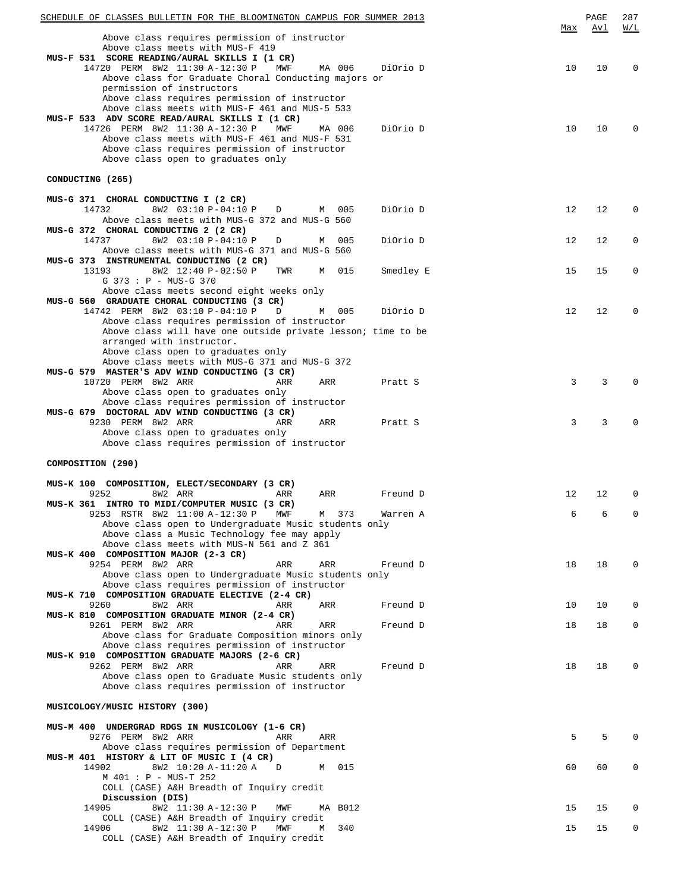Above class requires permission of instructor
Above class meets with MUS-F 419

**MUS-F 531 SCORE READING/AURAL SKILLS I (1 CR)**

| Class | Restr | Session | Time | Days | Room | Instructor | Max | Avl | W/L |
|---|---|---|---|---|---|---|---|---|---|
| 14720 | PERM | 8W2 | 11:30 A-12:30 P | MWF | MA 006 | DiOrio D | 10 | 10 | 0 |

Above class for Graduate Choral Conducting majors or permission of instructors
Above class requires permission of instructor
Above class meets with MUS-F 461 and MUS-5 533

**MUS-F 533 ADV SCORE READ/AURAL SKILLS I (1 CR)**

| Class | Restr | Session | Time | Days | Room | Instructor | Max | Avl | W/L |
|---|---|---|---|---|---|---|---|---|---|
| 14726 | PERM | 8W2 | 11:30 A-12:30 P | MWF | MA 006 | DiOrio D | 10 | 10 | 0 |

Above class meets with MUS-F 461 and MUS-F 531
Above class requires permission of instructor
Above class open to graduates only

## CONDUCTING (265)

**MUS-G 371 CHORAL CONDUCTING I (2 CR)**

| Class | Restr | Session | Time | Days | Room | Instructor | Max | Avl | W/L |
|---|---|---|---|---|---|---|---|---|---|
| 14732 | | 8W2 | 03:10 P-04:10 P | D | M 005 | DiOrio D | 12 | 12 | 0 |

Above class meets with MUS-G 372 and MUS-G 560

**MUS-G 372 CHORAL CONDUCTING 2 (2 CR)**

| Class | Restr | Session | Time | Days | Room | Instructor | Max | Avl | W/L |
|---|---|---|---|---|---|---|---|---|---|
| 14737 | | 8W2 | 03:10 P-04:10 P | D | M 005 | DiOrio D | 12 | 12 | 0 |

Above class meets with MUS-G 371 and MUS-G 560

**MUS-G 373 INSTRUMENTAL CONDUCTING (2 CR)**

| Class | Restr | Session | Time | Days | Room | Instructor | Max | Avl | W/L |
|---|---|---|---|---|---|---|---|---|---|
| 13193 | | 8W2 | 12:40 P-02:50 P | TWR | M 015 | Smedley E | 15 | 15 | 0 |

G 373 : P - MUS-G 370
Above class meets second eight weeks only

**MUS-G 560 GRADUATE CHORAL CONDUCTING (3 CR)**

| Class | Restr | Session | Time | Days | Room | Instructor | Max | Avl | W/L |
|---|---|---|---|---|---|---|---|---|---|
| 14742 | PERM | 8W2 | 03:10 P-04:10 P | D | M 005 | DiOrio D | 12 | 12 | 0 |

Above class requires permission of instructor
Above class will have one outside private lesson; time to be arranged with instructor.
Above class open to graduates only
Above class meets with MUS-G 371 and MUS-G 372

**MUS-G 579 MASTER'S ADV WIND CONDUCTING (3 CR)**

| Class | Restr | Session | Time | Days | Room | Instructor | Max | Avl | W/L |
|---|---|---|---|---|---|---|---|---|---|
| 10720 | PERM | 8W2 | ARR | ARR | ARR | Pratt S | 3 | 3 | 0 |

Above class open to graduates only
Above class requires permission of instructor

**MUS-G 679 DOCTORAL ADV WIND CONDUCTING (3 CR)**

| Class | Restr | Session | Time | Days | Room | Instructor | Max | Avl | W/L |
|---|---|---|---|---|---|---|---|---|---|
| 9230 | PERM | 8W2 | ARR | ARR | ARR | Pratt S | 3 | 3 | 0 |

Above class open to graduates only
Above class requires permission of instructor

## COMPOSITION (290)

**MUS-K 100 COMPOSITION, ELECT/SECONDARY (3 CR)**

| Class | Restr | Session | Time | Days | Room | Instructor | Max | Avl | W/L |
|---|---|---|---|---|---|---|---|---|---|
| 9252 | | 8W2 | ARR | ARR | ARR | Freund D | 12 | 12 | 0 |

**MUS-K 361 INTRO TO MIDI/COMPUTER MUSIC (3 CR)**

| Class | Restr | Session | Time | Days | Room | Instructor | Max | Avl | W/L |
|---|---|---|---|---|---|---|---|---|---|
| 9253 | RSTR | 8W2 | 11:00 A-12:30 P | MWF | M 373 | Warren A | 6 | 6 | 0 |

Above class open to Undergraduate Music students only
Above class a Music Technology fee may apply
Above class meets with MUS-N 561 and Z 361

**MUS-K 400 COMPOSITION MAJOR (2-3 CR)**

| Class | Restr | Session | Time | Days | Room | Instructor | Max | Avl | W/L |
|---|---|---|---|---|---|---|---|---|---|
| 9254 | PERM | 8W2 | ARR | ARR | ARR | Freund D | 18 | 18 | 0 |

Above class open to Undergraduate Music students only
Above class requires permission of instructor

**MUS-K 710 COMPOSITION GRADUATE ELECTIVE (2-4 CR)**

| Class | Restr | Session | Time | Days | Room | Instructor | Max | Avl | W/L |
|---|---|---|---|---|---|---|---|---|---|
| 9260 | | 8W2 | ARR | ARR | ARR | Freund D | 10 | 10 | 0 |

**MUS-K 810 COMPOSITION GRADUATE MINOR (2-4 CR)**

| Class | Restr | Session | Time | Days | Room | Instructor | Max | Avl | W/L |
|---|---|---|---|---|---|---|---|---|---|
| 9261 | PERM | 8W2 | ARR | ARR | ARR | Freund D | 18 | 18 | 0 |

Above class for Graduate Composition minors only
Above class requires permission of instructor

**MUS-K 910 COMPOSITION GRADUATE MAJORS (2-6 CR)**

| Class | Restr | Session | Time | Days | Room | Instructor | Max | Avl | W/L |
|---|---|---|---|---|---|---|---|---|---|
| 9262 | PERM | 8W2 | ARR | ARR | ARR | Freund D | 18 | 18 | 0 |

Above class open to Graduate Music students only
Above class requires permission of instructor

## MUSICOLOGY/MUSIC HISTORY (300)

**MUS-M 400 UNDERGRAD RDGS IN MUSICOLOGY (1-6 CR)**

| Class | Restr | Session | Time | Days | Room | Instructor | Max | Avl | W/L |
|---|---|---|---|---|---|---|---|---|---|
| 9276 | PERM | 8W2 | ARR | ARR | ARR | | 5 | 5 | 0 |

Above class requires permission of Department

**MUS-M 401 HISTORY & LIT OF MUSIC I (4 CR)**

| Class | Restr | Session | Time | Days | Room | Instructor | Max | Avl | W/L |
|---|---|---|---|---|---|---|---|---|---|
| 14902 | | 8W2 | 10:20 A-11:20 A | D | M 015 | | 60 | 60 | 0 |

M 401 : P - MUS-T 252
COLL (CASE) A&H Breadth of Inquiry credit

**Discussion (DIS)**

| Class | Restr | Session | Time | Days | Room | Instructor | Max | Avl | W/L |
|---|---|---|---|---|---|---|---|---|---|
| 14905 | | 8W2 | 11:30 A-12:30 P | MWF | MA B012 | | 15 | 15 | 0 |

COLL (CASE) A&H Breadth of Inquiry credit

| Class | Restr | Session | Time | Days | Room | Instructor | Max | Avl | W/L |
|---|---|---|---|---|---|---|---|---|---|
| 14906 | | 8W2 | 11:30 A-12:30 P | MWF | M 340 | | 15 | 15 | 0 |

COLL (CASE) A&H Breadth of Inquiry credit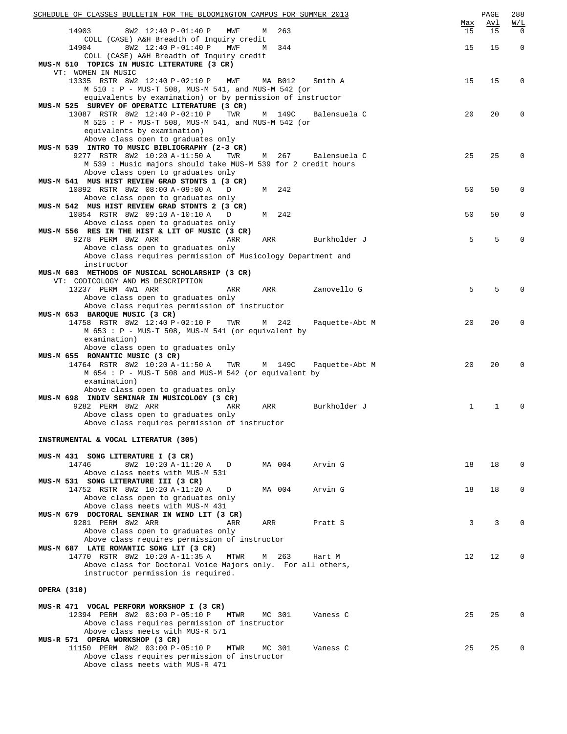| | | | | | | Max | Avl | W/L |
|---|---|---|---|---|---|---|---|---|
| 14903 | 8W2 12:40 P-01:40 P | MWF | M 263 | | | 15 | 15 | 0 |

COLL (CASE) A&H Breadth of Inquiry credit

| | | | | | | | | |
|---|---|---|---|---|---|---|---|---|
| 14904 | 8W2 12:40 P-01:40 P | MWF | M 344 | | | 15 | 15 | 0 |

COLL (CASE) A&H Breadth of Inquiry credit

**MUS-M 510 TOPICS IN MUSIC LITERATURE (3 CR)**

VT: WOMEN IN MUSIC

13335 RSTR 8W2 12:40 P-02:10 P MWF MA B012 Smith A — Max 15, Avl 15, W/L 0

M 510 : P - MUS-T 508, MUS-M 541, and MUS-M 542 (or equivalents by examination) or by permission of instructor

**MUS-M 525 SURVEY OF OPERATIC LITERATURE (3 CR)**

13087 RSTR 8W2 12:40 P-02:10 P TWR M 149C Balensuela C — Max 20, Avl 20, W/L 0

M 525 : P - MUS-T 508, MUS-M 541, and MUS-M 542 (or equivalents by examination)

Above class open to graduates only

**MUS-M 539 INTRO TO MUSIC BIBLIOGRAPHY (2-3 CR)**

9277 RSTR 8W2 10:20 A-11:50 A TWR M 267 Balensuela C — Max 25, Avl 25, W/L 0

M 539 : Music majors should take MUS-M 539 for 2 credit hours

Above class open to graduates only

**MUS-M 541 MUS HIST REVIEW GRAD STDNTS 1 (3 CR)**

10892 RSTR 8W2 08:00 A-09:00 A D M 242 — Max 50, Avl 50, W/L 0

Above class open to graduates only

**MUS-M 542 MUS HIST REVIEW GRAD STDNTS 2 (3 CR)**

10854 RSTR 8W2 09:10 A-10:10 A D M 242 — Max 50, Avl 50, W/L 0

Above class open to graduates only

**MUS-M 556 RES IN THE HIST & LIT OF MUSIC (3 CR)**

9278 PERM 8W2 ARR ARR ARR Burkholder J — Max 5, Avl 5, W/L 0

Above class open to graduates only

Above class requires permission of Musicology Department and instructor

**MUS-M 603 METHODS OF MUSICAL SCHOLARSHIP (3 CR)**

VT: CODICOLOGY AND MS DESCRIPTION

13237 PERM 4W1 ARR ARR ARR Zanovello G — Max 5, Avl 5, W/L 0

Above class open to graduates only

Above class requires permission of instructor

**MUS-M 653 BAROQUE MUSIC (3 CR)**

14758 RSTR 8W2 12:40 P-02:10 P TWR M 242 Paquette-Abt M — Max 20, Avl 20, W/L 0

M 653 : P - MUS-T 508, MUS-M 541 (or equivalent by examination)

Above class open to graduates only

**MUS-M 655 ROMANTIC MUSIC (3 CR)**

14764 RSTR 8W2 10:20 A-11:50 A TWR M 149C Paquette-Abt M — Max 20, Avl 20, W/L 0

M 654 : P - MUS-T 508 and MUS-M 542 (or equivalent by examination)

Above class open to graduates only

**MUS-M 698 INDIV SEMINAR IN MUSICOLOGY (3 CR)**

9282 PERM 8W2 ARR ARR ARR Burkholder J — Max 1, Avl 1, W/L 0

Above class open to graduates only

Above class requires permission of instructor

## INSTRUMENTAL & VOCAL LITERATUR (305)

**MUS-M 431 SONG LITERATURE I (3 CR)**

14746 8W2 10:20 A-11:20 A D MA 004 Arvin G — Max 18, Avl 18, W/L 0

Above class meets with MUS-M 531

**MUS-M 531 SONG LITERATURE III (3 CR)**

14752 RSTR 8W2 10:20 A-11:20 A D MA 004 Arvin G — Max 18, Avl 18, W/L 0

Above class open to graduates only

Above class meets with MUS-M 431

**MUS-M 679 DOCTORAL SEMINAR IN WIND LIT (3 CR)**

9281 PERM 8W2 ARR ARR ARR Pratt S — Max 3, Avl 3, W/L 0

Above class open to graduates only

Above class requires permission of instructor

**MUS-M 687 LATE ROMANTIC SONG LIT (3 CR)**

14770 RSTR 8W2 10:20 A-11:35 A MTWR M 263 Hart M — Max 12, Avl 12, W/L 0

Above class for Doctoral Voice Majors only. For all others, instructor permission is required.

## OPERA (310)

**MUS-R 471 VOCAL PERFORM WORKSHOP I (3 CR)**

12394 PERM 8W2 03:00 P-05:10 P MTWR MC 301 Vaness C — Max 25, Avl 25, W/L 0

Above class requires permission of instructor

Above class meets with MUS-R 571

**MUS-R 571 OPERA WORKSHOP (3 CR)**

11150 PERM 8W2 03:00 P-05:10 P MTWR MC 301 Vaness C — Max 25, Avl 25, W/L 0

Above class requires permission of instructor

Above class meets with MUS-R 471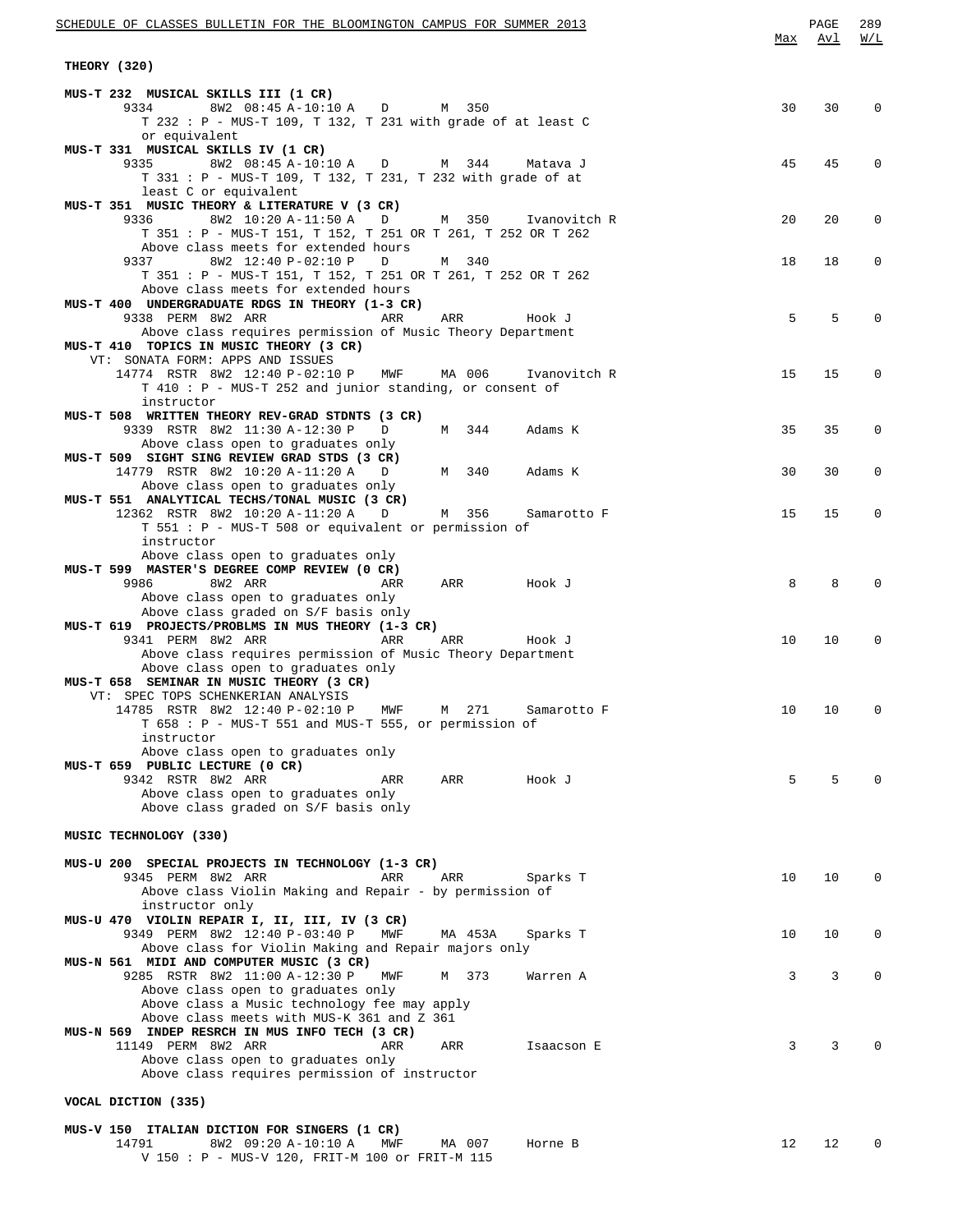## THEORY (320)

**MUS-T 232 MUSICAL SKILLS III (1 CR)**

| Class | Restr | Session | Time | Days | Room | Instructor | Max | Avl | W/L |
|---|---|---|---|---|---|---|---|---|---|
| 9334 | | 8W2 | 08:45 A-10:10 A | D | M 350 | | 30 | 30 | 0 |

T 232 : P - MUS-T 109, T 132, T 231 with grade of at least C or equivalent

**MUS-T 331 MUSICAL SKILLS IV (1 CR)**

| Class | Restr | Session | Time | Days | Room | Instructor | Max | Avl | W/L |
|---|---|---|---|---|---|---|---|---|---|
| 9335 | | 8W2 | 08:45 A-10:10 A | D | M 344 | Matava J | 45 | 45 | 0 |

T 331 : P - MUS-T 109, T 132, T 231, T 232 with grade of at least C or equivalent

**MUS-T 351 MUSIC THEORY & LITERATURE V (3 CR)**

| Class | Restr | Session | Time | Days | Room | Instructor | Max | Avl | W/L |
|---|---|---|---|---|---|---|---|---|---|
| 9336 | | 8W2 | 10:20 A-11:50 A | D | M 350 | Ivanovitch R | 20 | 20 | 0 |

T 351 : P - MUS-T 151, T 152, T 251 OR T 261, T 252 OR T 262
Above class meets for extended hours

| Class | Restr | Session | Time | Days | Room | Instructor | Max | Avl | W/L |
|---|---|---|---|---|---|---|---|---|---|
| 9337 | | 8W2 | 12:40 P-02:10 P | D | M 340 | | 18 | 18 | 0 |

T 351 : P - MUS-T 151, T 152, T 251 OR T 261, T 252 OR T 262
Above class meets for extended hours

**MUS-T 400 UNDERGRADUATE RDGS IN THEORY (1-3 CR)**

| Class | Restr | Session | Time | Days | Room | Instructor | Max | Avl | W/L |
|---|---|---|---|---|---|---|---|---|---|
| 9338 | PERM | 8W2 | ARR | ARR | ARR | Hook J | 5 | 5 | 0 |

Above class requires permission of Music Theory Department

**MUS-T 410 TOPICS IN MUSIC THEORY (3 CR)**

VT: SONATA FORM: APPS AND ISSUES

| Class | Restr | Session | Time | Days | Room | Instructor | Max | Avl | W/L |
|---|---|---|---|---|---|---|---|---|---|
| 14774 | RSTR | 8W2 | 12:40 P-02:10 P | MWF | MA 006 | Ivanovitch R | 15 | 15 | 0 |

T 410 : P - MUS-T 252 and junior standing, or consent of instructor

**MUS-T 508 WRITTEN THEORY REV-GRAD STDNTS (3 CR)**

| Class | Restr | Session | Time | Days | Room | Instructor | Max | Avl | W/L |
|---|---|---|---|---|---|---|---|---|---|
| 9339 | RSTR | 8W2 | 11:30 A-12:30 P | D | M 344 | Adams K | 35 | 35 | 0 |

Above class open to graduates only

**MUS-T 509 SIGHT SING REVIEW GRAD STDS (3 CR)**

| Class | Restr | Session | Time | Days | Room | Instructor | Max | Avl | W/L |
|---|---|---|---|---|---|---|---|---|---|
| 14779 | RSTR | 8W2 | 10:20 A-11:20 A | D | M 340 | Adams K | 30 | 30 | 0 |

Above class open to graduates only

**MUS-T 551 ANALYTICAL TECHS/TONAL MUSIC (3 CR)**

| Class | Restr | Session | Time | Days | Room | Instructor | Max | Avl | W/L |
|---|---|---|---|---|---|---|---|---|---|
| 12362 | RSTR | 8W2 | 10:20 A-11:20 A | D | M 356 | Samarotto F | 15 | 15 | 0 |

T 551 : P - MUS-T 508 or equivalent or permission of instructor
Above class open to graduates only

**MUS-T 599 MASTER'S DEGREE COMP REVIEW (0 CR)**

| Class | Restr | Session | Time | Days | Room | Instructor | Max | Avl | W/L |
|---|---|---|---|---|---|---|---|---|---|
| 9986 | | 8W2 | ARR | ARR | ARR | Hook J | 8 | 8 | 0 |

Above class open to graduates only
Above class graded on S/F basis only

**MUS-T 619 PROJECTS/PROBLMS IN MUS THEORY (1-3 CR)**

| Class | Restr | Session | Time | Days | Room | Instructor | Max | Avl | W/L |
|---|---|---|---|---|---|---|---|---|---|
| 9341 | PERM | 8W2 | ARR | ARR | ARR | Hook J | 10 | 10 | 0 |

Above class requires permission of Music Theory Department
Above class open to graduates only

**MUS-T 658 SEMINAR IN MUSIC THEORY (3 CR)**

VT: SPEC TOPS SCHENKERIAN ANALYSIS

| Class | Restr | Session | Time | Days | Room | Instructor | Max | Avl | W/L |
|---|---|---|---|---|---|---|---|---|---|
| 14785 | RSTR | 8W2 | 12:40 P-02:10 P | MWF | M 271 | Samarotto F | 10 | 10 | 0 |

T 658 : P - MUS-T 551 and MUS-T 555, or permission of instructor
Above class open to graduates only

**MUS-T 659 PUBLIC LECTURE (0 CR)**

| Class | Restr | Session | Time | Days | Room | Instructor | Max | Avl | W/L |
|---|---|---|---|---|---|---|---|---|---|
| 9342 | RSTR | 8W2 | ARR | ARR | ARR | Hook J | 5 | 5 | 0 |

Above class open to graduates only
Above class graded on S/F basis only

## MUSIC TECHNOLOGY (330)

**MUS-U 200 SPECIAL PROJECTS IN TECHNOLOGY (1-3 CR)**

| Class | Restr | Session | Time | Days | Room | Instructor | Max | Avl | W/L |
|---|---|---|---|---|---|---|---|---|---|
| 9345 | PERM | 8W2 | ARR | ARR | ARR | Sparks T | 10 | 10 | 0 |

Above class Violin Making and Repair - by permission of instructor only

**MUS-U 470 VIOLIN REPAIR I, II, III, IV (3 CR)**

| Class | Restr | Session | Time | Days | Room | Instructor | Max | Avl | W/L |
|---|---|---|---|---|---|---|---|---|---|
| 9349 | PERM | 8W2 | 12:40 P-03:40 P | MWF | MA 453A | Sparks T | 10 | 10 | 0 |

Above class for Violin Making and Repair majors only

**MUS-N 561 MIDI AND COMPUTER MUSIC (3 CR)**

| Class | Restr | Session | Time | Days | Room | Instructor | Max | Avl | W/L |
|---|---|---|---|---|---|---|---|---|---|
| 9285 | RSTR | 8W2 | 11:00 A-12:30 P | MWF | M 373 | Warren A | 3 | 3 | 0 |

Above class open to graduates only
Above class a Music technology fee may apply
Above class meets with MUS-K 361 and Z 361

**MUS-N 569 INDEP RESRCH IN MUS INFO TECH (3 CR)**

| Class | Restr | Session | Time | Days | Room | Instructor | Max | Avl | W/L |
|---|---|---|---|---|---|---|---|---|---|
| 11149 | PERM | 8W2 | ARR | ARR | ARR | Isaacson E | 3 | 3 | 0 |

Above class open to graduates only
Above class requires permission of instructor

## VOCAL DICTION (335)

**MUS-V 150 ITALIAN DICTION FOR SINGERS (1 CR)**

| Class | Restr | Session | Time | Days | Room | Instructor | Max | Avl | W/L |
|---|---|---|---|---|---|---|---|---|---|
| 14791 | | 8W2 | 09:20 A-10:10 A | MWF | MA 007 | Horne B | 12 | 12 | 0 |

V 150 : P - MUS-V 120, FRIT-M 100 or FRIT-M 115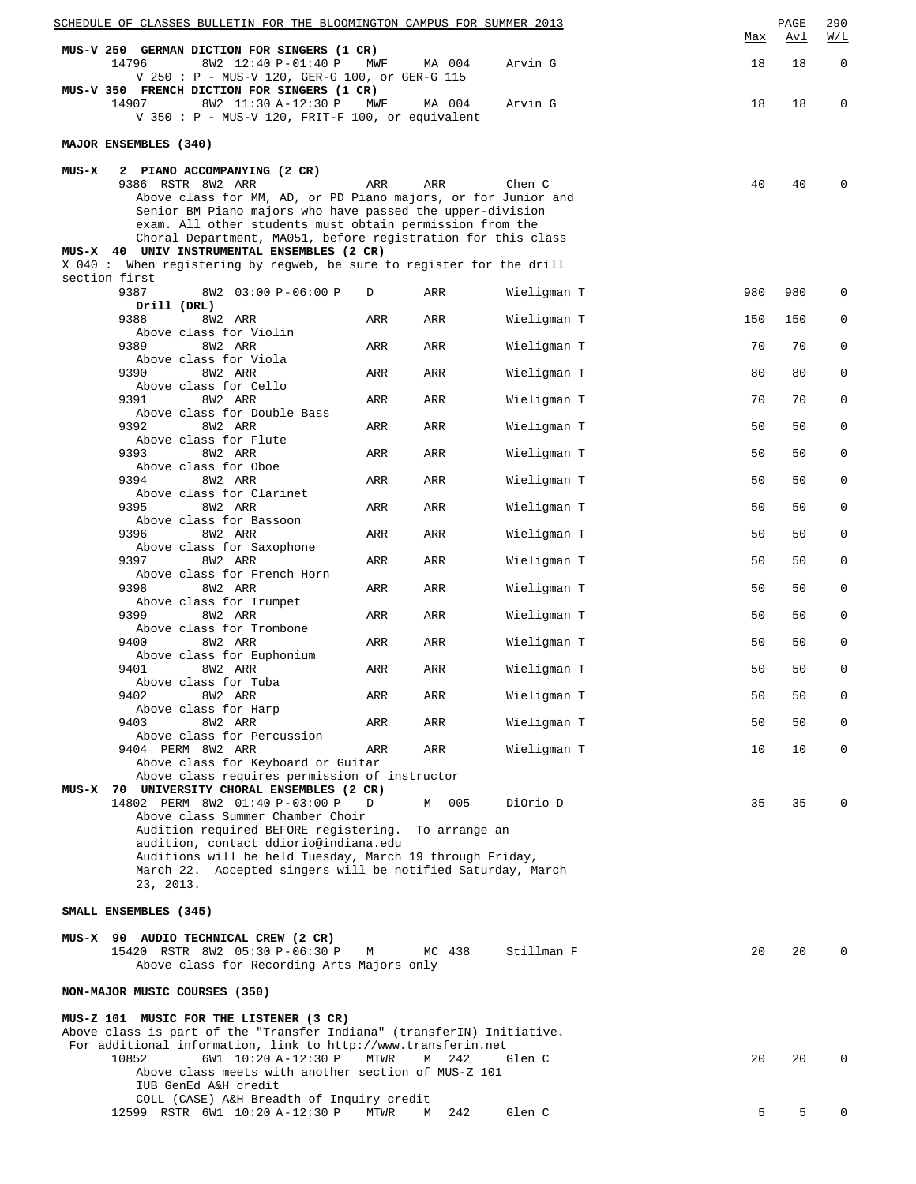| | | | | | | Max | Avl | W/L |
|---|---|---|---|---|---|---|---|---|

**MUS-V 250 GERMAN DICTION FOR SINGERS (1 CR)**

| Class | Session | Time | Days | Room | Instructor | Max | Avl | W/L |
|---|---|---|---|---|---|---|---|---|
| 14796 | 8W2 | 12:40 P-01:40 P | MWF | MA 004 | Arvin G | 18 | 18 | 0 |

V 250 : P - MUS-V 120, GER-G 100, or GER-G 115

**MUS-V 350 FRENCH DICTION FOR SINGERS (1 CR)**

| Class | Session | Time | Days | Room | Instructor | Max | Avl | W/L |
|---|---|---|---|---|---|---|---|---|
| 14907 | 8W2 | 11:30 A-12:30 P | MWF | MA 004 | Arvin G | 18 | 18 | 0 |

V 350 : P - MUS-V 120, FRIT-F 100, or equivalent

**MAJOR ENSEMBLES (340)**

**MUS-X 2 PIANO ACCOMPANYING (2 CR)**

| Class | Session | Time | Days | Room | Instructor | Max | Avl | W/L |
|---|---|---|---|---|---|---|---|---|
| 9386 RSTR | 8W2 | ARR | ARR | ARR | Chen C | 40 | 40 | 0 |

Above class for MM, AD, or PD Piano majors, or for Junior and Senior BM Piano majors who have passed the upper-division exam. All other students must obtain permission from the Choral Department, MA051, before registration for this class

**MUS-X 40 UNIV INSTRUMENTAL ENSEMBLES (2 CR)**

X 040 : When registering by regweb, be sure to register for the drill section first

| Class | Session | Time | Days | Room | Instructor | Max | Avl | W/L | Notes |
|---|---|---|---|---|---|---|---|---|---|
| 9387 | 8W2 | 03:00 P-06:00 P | D | ARR | Wieligman T | 980 | 980 | 0 | Drill (DRL) |
| 9388 | 8W2 | ARR | ARR | ARR | Wieligman T | 150 | 150 | 0 | Above class for Violin |
| 9389 | 8W2 | ARR | ARR | ARR | Wieligman T | 70 | 70 | 0 | Above class for Viola |
| 9390 | 8W2 | ARR | ARR | ARR | Wieligman T | 80 | 80 | 0 | Above class for Cello |
| 9391 | 8W2 | ARR | ARR | ARR | Wieligman T | 70 | 70 | 0 | Above class for Double Bass |
| 9392 | 8W2 | ARR | ARR | ARR | Wieligman T | 50 | 50 | 0 | Above class for Flute |
| 9393 | 8W2 | ARR | ARR | ARR | Wieligman T | 50 | 50 | 0 | Above class for Oboe |
| 9394 | 8W2 | ARR | ARR | ARR | Wieligman T | 50 | 50 | 0 | Above class for Clarinet |
| 9395 | 8W2 | ARR | ARR | ARR | Wieligman T | 50 | 50 | 0 | Above class for Bassoon |
| 9396 | 8W2 | ARR | ARR | ARR | Wieligman T | 50 | 50 | 0 | Above class for Saxophone |
| 9397 | 8W2 | ARR | ARR | ARR | Wieligman T | 50 | 50 | 0 | Above class for French Horn |
| 9398 | 8W2 | ARR | ARR | ARR | Wieligman T | 50 | 50 | 0 | Above class for Trumpet |
| 9399 | 8W2 | ARR | ARR | ARR | Wieligman T | 50 | 50 | 0 | Above class for Trombone |
| 9400 | 8W2 | ARR | ARR | ARR | Wieligman T | 50 | 50 | 0 | Above class for Euphonium |
| 9401 | 8W2 | ARR | ARR | ARR | Wieligman T | 50 | 50 | 0 | Above class for Tuba |
| 9402 | 8W2 | ARR | ARR | ARR | Wieligman T | 50 | 50 | 0 | Above class for Harp |
| 9403 | 8W2 | ARR | ARR | ARR | Wieligman T | 50 | 50 | 0 | Above class for Percussion |
| 9404 PERM | 8W2 | ARR | ARR | ARR | Wieligman T | 10 | 10 | 0 | Above class for Keyboard or Guitar. Above class requires permission of instructor |

**MUS-X 70 UNIVERSITY CHORAL ENSEMBLES (2 CR)**

| Class | Session | Time | Days | Room | Instructor | Max | Avl | W/L |
|---|---|---|---|---|---|---|---|---|
| 14802 PERM | 8W2 | 01:40 P-03:00 P | D | M 005 | DiOrio D | 35 | 35 | 0 |

Above class Summer Chamber Choir
Audition required BEFORE registering. To arrange an audition, contact ddiorio@indiana.edu
Auditions will be held Tuesday, March 19 through Friday, March 22. Accepted singers will be notified Saturday, March 23, 2013.

**SMALL ENSEMBLES (345)**

**MUS-X 90 AUDIO TECHNICAL CREW (2 CR)**

| Class | Session | Time | Days | Room | Instructor | Max | Avl | W/L |
|---|---|---|---|---|---|---|---|---|
| 15420 RSTR | 8W2 | 05:30 P-06:30 P | M | MC 438 | Stillman F | 20 | 20 | 0 |

Above class for Recording Arts Majors only

**NON-MAJOR MUSIC COURSES (350)**

**MUS-Z 101 MUSIC FOR THE LISTENER (3 CR)**

Above class is part of the "Transfer Indiana" (transferIN) Initiative. For additional information, link to http://www.transferin.net

| Class | Session | Time | Days | Room | Instructor | Max | Avl | W/L |
|---|---|---|---|---|---|---|---|---|
| 10852 | 6W1 | 10:20 A-12:30 P | MTWR | M 242 | Glen C | 20 | 20 | 0 |

Above class meets with another section of MUS-Z 101
IUB GenEd A&H credit
COLL (CASE) A&H Breadth of Inquiry credit

| Class | Session | Time | Days | Room | Instructor | Max | Avl | W/L |
|---|---|---|---|---|---|---|---|---|
| 12599 RSTR | 6W1 | 10:20 A-12:30 P | MTWR | M 242 | Glen C | 5 | 5 | 0 |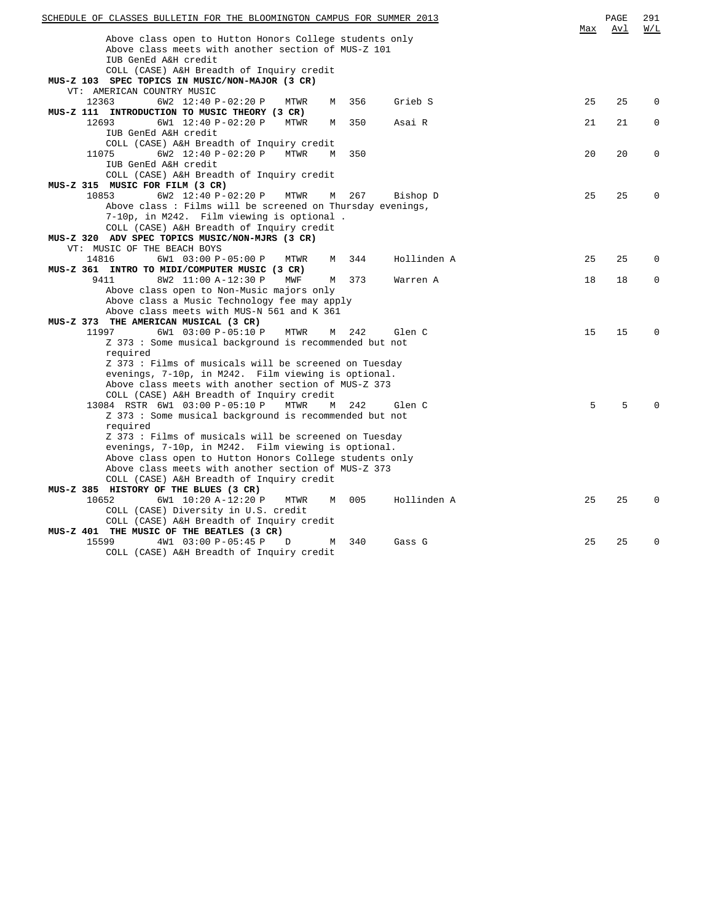Above class open to Hutton Honors College students only
Above class meets with another section of MUS-Z 101
IUB GenEd A&H credit
COLL (CASE) A&H Breadth of Inquiry credit

**MUS-Z 103 SPEC TOPICS IN MUSIC/NON-MAJOR (3 CR)**

VT: AMERICAN COUNTRY MUSIC

| Class | Session | Time | Days | Bldg | Room | Instructor | Max | Avl | W/L |
|---|---|---|---|---|---|---|---|---|---|
| 12363 | 6W2 | 12:40 P-02:20 P | MTWR | M | 356 | Grieb S | 25 | 25 | 0 |

**MUS-Z 111 INTRODUCTION TO MUSIC THEORY (3 CR)**

| Class | Session | Time | Days | Bldg | Room | Instructor | Max | Avl | W/L |
|---|---|---|---|---|---|---|---|---|---|
| 12693 | 6W1 | 12:40 P-02:20 P | MTWR | M | 350 | Asai R | 21 | 21 | 0 |

IUB GenEd A&H credit
COLL (CASE) A&H Breadth of Inquiry credit

| Class | Session | Time | Days | Bldg | Room | Instructor | Max | Avl | W/L |
|---|---|---|---|---|---|---|---|---|---|
| 11075 | 6W2 | 12:40 P-02:20 P | MTWR | M | 350 | | 20 | 20 | 0 |

IUB GenEd A&H credit
COLL (CASE) A&H Breadth of Inquiry credit

**MUS-Z 315 MUSIC FOR FILM (3 CR)**

| Class | Session | Time | Days | Bldg | Room | Instructor | Max | Avl | W/L |
|---|---|---|---|---|---|---|---|---|---|
| 10853 | 6W2 | 12:40 P-02:20 P | MTWR | M | 267 | Bishop D | 25 | 25 | 0 |

Above class : Films will be screened on Thursday evenings, 7-10p, in M242. Film viewing is optional .
COLL (CASE) A&H Breadth of Inquiry credit

**MUS-Z 320 ADV SPEC TOPICS MUSIC/NON-MJRS (3 CR)**

VT: MUSIC OF THE BEACH BOYS

| Class | Session | Time | Days | Bldg | Room | Instructor | Max | Avl | W/L |
|---|---|---|---|---|---|---|---|---|---|
| 14816 | 6W1 | 03:00 P-05:00 P | MTWR | M | 344 | Hollinden A | 25 | 25 | 0 |

**MUS-Z 361 INTRO TO MIDI/COMPUTER MUSIC (3 CR)**

| Class | Session | Time | Days | Bldg | Room | Instructor | Max | Avl | W/L |
|---|---|---|---|---|---|---|---|---|---|
| 9411 | 8W2 | 11:00 A-12:30 P | MWF | M | 373 | Warren A | 18 | 18 | 0 |

Above class open to Non-Music majors only
Above class a Music Technology fee may apply
Above class meets with MUS-N 561 and K 361

**MUS-Z 373 THE AMERICAN MUSICAL (3 CR)**

| Class | Session | Time | Days | Bldg | Room | Instructor | Max | Avl | W/L |
|---|---|---|---|---|---|---|---|---|---|
| 11997 | 6W1 | 03:00 P-05:10 P | MTWR | M | 242 | Glen C | 15 | 15 | 0 |

Z 373 : Some musical background is recommended but not required
Z 373 : Films of musicals will be screened on Tuesday evenings, 7-10p, in M242. Film viewing is optional.
Above class meets with another section of MUS-Z 373
COLL (CASE) A&H Breadth of Inquiry credit

| Class | Session | Time | Days | Bldg | Room | Instructor | Max | Avl | W/L |
|---|---|---|---|---|---|---|---|---|---|
| 13084 RSTR | 6W1 | 03:00 P-05:10 P | MTWR | M | 242 | Glen C | 5 | 5 | 0 |

Z 373 : Some musical background is recommended but not required
Z 373 : Films of musicals will be screened on Tuesday evenings, 7-10p, in M242. Film viewing is optional.
Above class open to Hutton Honors College students only
Above class meets with another section of MUS-Z 373
COLL (CASE) A&H Breadth of Inquiry credit

**MUS-Z 385 HISTORY OF THE BLUES (3 CR)**

| Class | Session | Time | Days | Bldg | Room | Instructor | Max | Avl | W/L |
|---|---|---|---|---|---|---|---|---|---|
| 10652 | 6W1 | 10:20 A-12:20 P | MTWR | M | 005 | Hollinden A | 25 | 25 | 0 |

COLL (CASE) Diversity in U.S. credit
COLL (CASE) A&H Breadth of Inquiry credit

**MUS-Z 401 THE MUSIC OF THE BEATLES (3 CR)**

| Class | Session | Time | Days | Bldg | Room | Instructor | Max | Avl | W/L |
|---|---|---|---|---|---|---|---|---|---|
| 15599 | 4W1 | 03:00 P-05:45 P | D | M | 340 | Gass G | 25 | 25 | 0 |

COLL (CASE) A&H Breadth of Inquiry credit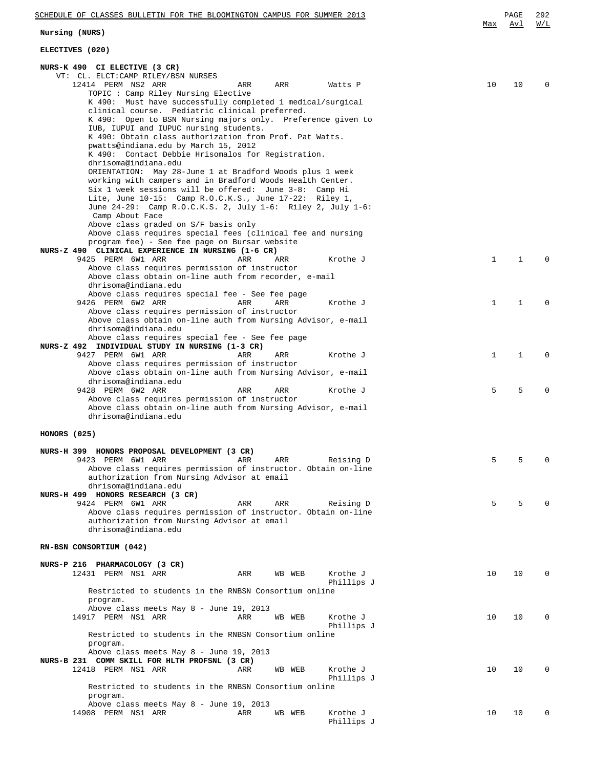## Nursing (NURS)

### ELECTIVES (020)

**NURS-K 490 CI ELECTIVE (3 CR)**

VT: CL. ELCT:CAMP RILEY/BSN NURSES

| Class | Perm | Session | Time | Days | Room | Instructor | Max | Avl | W/L |
|---|---|---|---|---|---|---|---|---|---|
| 12414 | PERM | NS2 | ARR | ARR | ARR | Watts P | 10 | 10 | 0 |

TOPIC : Camp Riley Nursing Elective
K 490: Must have successfully completed 1 medical/surgical clinical course. Pediatric clinical preferred.
K 490: Open to BSN Nursing majors only. Preference given to IUB, IUPUI and IUPUC nursing students.
K 490: Obtain class authorization from Prof. Pat Watts. pwatts@indiana.edu by March 15, 2012
K 490: Contact Debbie Hrisomalos for Registration. dhrisoma@indiana.edu
ORIENTATION: May 28-June 1 at Bradford Woods plus 1 week working with campers and in Bradford Woods Health Center. Six 1 week sessions will be offered: June 3-8: Camp Hi Lite, June 10-15: Camp R.O.C.K.S., June 17-22: Riley 1, June 24-29: Camp R.O.C.K.S. 2, July 1-6: Riley 2, July 1-6: Camp About Face
Above class graded on S/F basis only
Above class requires special fees (clinical fee and nursing program fee) - See fee page on Bursar website

**NURS-Z 490 CLINICAL EXPERIENCE IN NURSING (1-6 CR)**

| Class | Perm | Session | Time | Days | Room | Instructor | Max | Avl | W/L |
|---|---|---|---|---|---|---|---|---|---|
| 9425 | PERM | 6W1 | ARR | ARR | ARR | Krothe J | 1 | 1 | 0 |

Above class requires permission of instructor
Above class obtain on-line auth from recorder, e-mail dhrisoma@indiana.edu
Above class requires special fee - See fee page

| Class | Perm | Session | Time | Days | Room | Instructor | Max | Avl | W/L |
|---|---|---|---|---|---|---|---|---|---|
| 9426 | PERM | 6W2 | ARR | ARR | ARR | Krothe J | 1 | 1 | 0 |

Above class requires permission of instructor
Above class obtain on-line auth from Nursing Advisor, e-mail dhrisoma@indiana.edu
Above class requires special fee - See fee page

**NURS-Z 492 INDIVIDUAL STUDY IN NURSING (1-3 CR)**

| Class | Perm | Session | Time | Days | Room | Instructor | Max | Avl | W/L |
|---|---|---|---|---|---|---|---|---|---|
| 9427 | PERM | 6W1 | ARR | ARR | ARR | Krothe J | 1 | 1 | 0 |

Above class requires permission of instructor
Above class obtain on-line auth from Nursing Advisor, e-mail dhrisoma@indiana.edu

| Class | Perm | Session | Time | Days | Room | Instructor | Max | Avl | W/L |
|---|---|---|---|---|---|---|---|---|---|
| 9428 | PERM | 6W2 | ARR | ARR | ARR | Krothe J | 5 | 5 | 0 |

Above class requires permission of instructor
Above class obtain on-line auth from Nursing Advisor, e-mail dhrisoma@indiana.edu

### HONORS (025)

**NURS-H 399 HONORS PROPOSAL DEVELOPMENT (3 CR)**

| Class | Perm | Session | Time | Days | Room | Instructor | Max | Avl | W/L |
|---|---|---|---|---|---|---|---|---|---|
| 9423 | PERM | 6W1 | ARR | ARR | ARR | Reising D | 5 | 5 | 0 |

Above class requires permission of instructor. Obtain on-line authorization from Nursing Advisor at email dhrisoma@indiana.edu

**NURS-H 499 HONORS RESEARCH (3 CR)**

| Class | Perm | Session | Time | Days | Room | Instructor | Max | Avl | W/L |
|---|---|---|---|---|---|---|---|---|---|
| 9424 | PERM | 6W1 | ARR | ARR | ARR | Reising D | 5 | 5 | 0 |

Above class requires permission of instructor. Obtain on-line authorization from Nursing Advisor at email dhrisoma@indiana.edu

### RN-BSN CONSORTIUM (042)

**NURS-P 216 PHARMACOLOGY (3 CR)**

| Class | Perm | Session | Time | Days | Room | Instructor | Max | Avl | W/L |
|---|---|---|---|---|---|---|---|---|---|
| 12431 | PERM | NS1 | ARR | ARR | WB WEB | Krothe J, Phillips J | 10 | 10 | 0 |

Restricted to students in the RNBSN Consortium online program.
Above class meets May 8 - June 19, 2013

| Class | Perm | Session | Time | Days | Room | Instructor | Max | Avl | W/L |
|---|---|---|---|---|---|---|---|---|---|
| 14917 | PERM | NS1 | ARR | ARR | WB WEB | Krothe J, Phillips J | 10 | 10 | 0 |

Restricted to students in the RNBSN Consortium online program.
Above class meets May 8 - June 19, 2013

**NURS-B 231 COMM SKILL FOR HLTH PROFSNL (3 CR)**

| Class | Perm | Session | Time | Days | Room | Instructor | Max | Avl | W/L |
|---|---|---|---|---|---|---|---|---|---|
| 12418 | PERM | NS1 | ARR | ARR | WB WEB | Krothe J, Phillips J | 10 | 10 | 0 |

Restricted to students in the RNBSN Consortium online program.
Above class meets May 8 - June 19, 2013

| Class | Perm | Session | Time | Days | Room | Instructor | Max | Avl | W/L |
|---|---|---|---|---|---|---|---|---|---|
| 14908 | PERM | NS1 | ARR | ARR | WB WEB | Krothe J, Phillips J | 10 | 10 | 0 |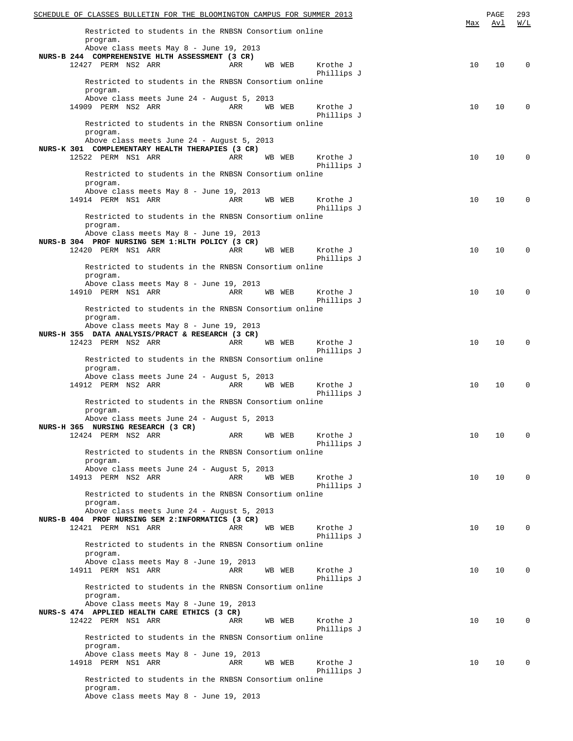| | | | | | | Max | Avl | W/L |
|---|---|---|---|---|---|---|---|---|
| Restricted to students in the RNBSN Consortium online program. | | | | | | | | |
| Above class meets May 8 - June 19, 2013 | | | | | | | | |
| **NURS-B 244 COMPREHENSIVE HLTH ASSESSMENT (3 CR)** | | | | | | | | |
| 12427 | PERM | NS2 | ARR | ARR | WB WEB | Krothe J<br>Phillips J | 10 | 10 | 0 |
| Restricted to students in the RNBSN Consortium online program. | | | | | | | | |
| Above class meets June 24 - August 5, 2013 | | | | | | | | |
| 14909 | PERM | NS2 | ARR | ARR | WB WEB | Krothe J<br>Phillips J | 10 | 10 | 0 |
| Restricted to students in the RNBSN Consortium online program. | | | | | | | | |
| Above class meets June 24 - August 5, 2013 | | | | | | | | |
| **NURS-K 301 COMPLEMENTARY HEALTH THERAPIES (3 CR)** | | | | | | | | |
| 12522 | PERM | NS1 | ARR | ARR | WB WEB | Krothe J<br>Phillips J | 10 | 10 | 0 |
| Restricted to students in the RNBSN Consortium online program. | | | | | | | | |
| Above class meets May 8 - June 19, 2013 | | | | | | | | |
| 14914 | PERM | NS1 | ARR | ARR | WB WEB | Krothe J<br>Phillips J | 10 | 10 | 0 |
| Restricted to students in the RNBSN Consortium online program. | | | | | | | | |
| Above class meets May 8 - June 19, 2013 | | | | | | | | |
| **NURS-B 304 PROF NURSING SEM 1:HLTH POLICY (3 CR)** | | | | | | | | |
| 12420 | PERM | NS1 | ARR | ARR | WB WEB | Krothe J<br>Phillips J | 10 | 10 | 0 |
| Restricted to students in the RNBSN Consortium online program. | | | | | | | | |
| Above class meets May 8 - June 19, 2013 | | | | | | | | |
| 14910 | PERM | NS1 | ARR | ARR | WB WEB | Krothe J<br>Phillips J | 10 | 10 | 0 |
| Restricted to students in the RNBSN Consortium online program. | | | | | | | | |
| Above class meets May 8 - June 19, 2013 | | | | | | | | |
| **NURS-H 355 DATA ANALYSIS/PRACT & RESEARCH (3 CR)** | | | | | | | | |
| 12423 | PERM | NS2 | ARR | ARR | WB WEB | Krothe J<br>Phillips J | 10 | 10 | 0 |
| Restricted to students in the RNBSN Consortium online program. | | | | | | | | |
| Above class meets June 24 - August 5, 2013 | | | | | | | | |
| 14912 | PERM | NS2 | ARR | ARR | WB WEB | Krothe J<br>Phillips J | 10 | 10 | 0 |
| Restricted to students in the RNBSN Consortium online program. | | | | | | | | |
| Above class meets June 24 - August 5, 2013 | | | | | | | | |
| **NURS-H 365 NURSING RESEARCH (3 CR)** | | | | | | | | |
| 12424 | PERM | NS2 | ARR | ARR | WB WEB | Krothe J<br>Phillips J | 10 | 10 | 0 |
| Restricted to students in the RNBSN Consortium online program. | | | | | | | | |
| Above class meets June 24 - August 5, 2013 | | | | | | | | |
| 14913 | PERM | NS2 | ARR | ARR | WB WEB | Krothe J<br>Phillips J | 10 | 10 | 0 |
| Restricted to students in the RNBSN Consortium online program. | | | | | | | | |
| Above class meets June 24 - August 5, 2013 | | | | | | | | |
| **NURS-B 404 PROF NURSING SEM 2:INFORMATICS (3 CR)** | | | | | | | | |
| 12421 | PERM | NS1 | ARR | ARR | WB WEB | Krothe J<br>Phillips J | 10 | 10 | 0 |
| Restricted to students in the RNBSN Consortium online program. | | | | | | | | |
| Above class meets May 8 -June 19, 2013 | | | | | | | | |
| 14911 | PERM | NS1 | ARR | ARR | WB WEB | Krothe J<br>Phillips J | 10 | 10 | 0 |
| Restricted to students in the RNBSN Consortium online program. | | | | | | | | |
| Above class meets May 8 -June 19, 2013 | | | | | | | | |
| **NURS-S 474 APPLIED HEALTH CARE ETHICS (3 CR)** | | | | | | | | |
| 12422 | PERM | NS1 | ARR | ARR | WB WEB | Krothe J<br>Phillips J | 10 | 10 | 0 |
| Restricted to students in the RNBSN Consortium online program. | | | | | | | | |
| Above class meets May 8 - June 19, 2013 | | | | | | | | |
| 14918 | PERM | NS1 | ARR | ARR | WB WEB | Krothe J<br>Phillips J | 10 | 10 | 0 |
| Restricted to students in the RNBSN Consortium online program. | | | | | | | | |
| Above class meets May 8 - June 19, 2013 | | | | | | | | |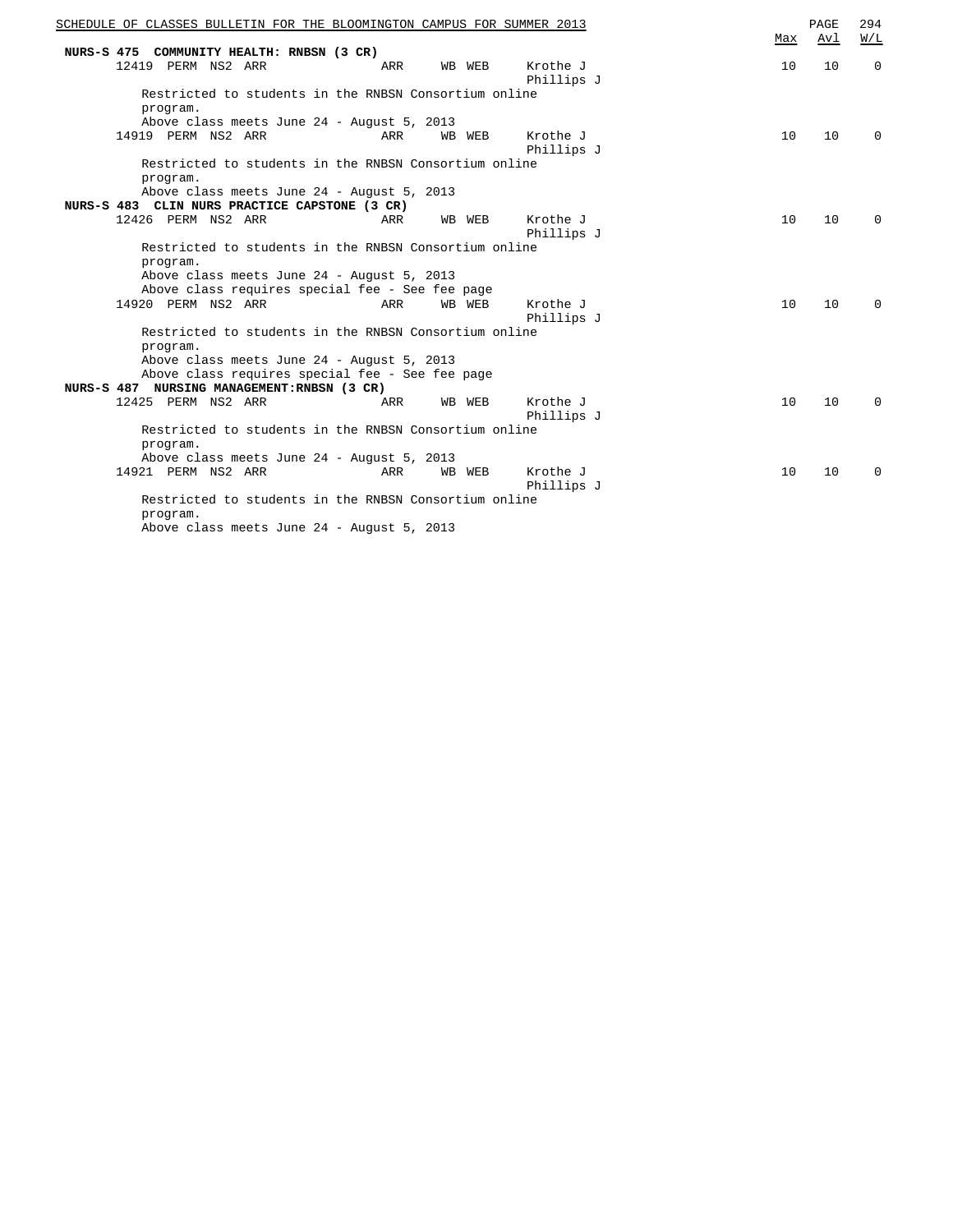| | | | | | | | Max | Avl | W/L |
|---|---|---|---|---|---|---|---|---|---|
| **NURS-S 475 COMMUNITY HEALTH: RNBSN (3 CR)** | | | | | | | | | |
| 12419 | PERM | NS2 | ARR | ARR | WB WEB | Krothe J<br>Phillips J | 10 | 10 | 0 |
| Restricted to students in the RNBSN Consortium online program.<br>Above class meets June 24 - August 5, 2013 | | | | | | | | | |
| 14919 | PERM | NS2 | ARR | ARR | WB WEB | Krothe J<br>Phillips J | 10 | 10 | 0 |
| Restricted to students in the RNBSN Consortium online program.<br>Above class meets June 24 - August 5, 2013 | | | | | | | | | |
| **NURS-S 483 CLIN NURS PRACTICE CAPSTONE (3 CR)** | | | | | | | | | |
| 12426 | PERM | NS2 | ARR | ARR | WB WEB | Krothe J<br>Phillips J | 10 | 10 | 0 |
| Restricted to students in the RNBSN Consortium online program.<br>Above class meets June 24 - August 5, 2013<br>Above class requires special fee - See fee page | | | | | | | | | |
| 14920 | PERM | NS2 | ARR | ARR | WB WEB | Krothe J<br>Phillips J | 10 | 10 | 0 |
| Restricted to students in the RNBSN Consortium online program.<br>Above class meets June 24 - August 5, 2013<br>Above class requires special fee - See fee page | | | | | | | | | |
| **NURS-S 487 NURSING MANAGEMENT:RNBSN (3 CR)** | | | | | | | | | |
| 12425 | PERM | NS2 | ARR | ARR | WB WEB | Krothe J<br>Phillips J | 10 | 10 | 0 |
| Restricted to students in the RNBSN Consortium online program.<br>Above class meets June 24 - August 5, 2013 | | | | | | | | | |
| 14921 | PERM | NS2 | ARR | ARR | WB WEB | Krothe J<br>Phillips J | 10 | 10 | 0 |
| Restricted to students in the RNBSN Consortium online program.<br>Above class meets June 24 - August 5, 2013 | | | | | | | | | |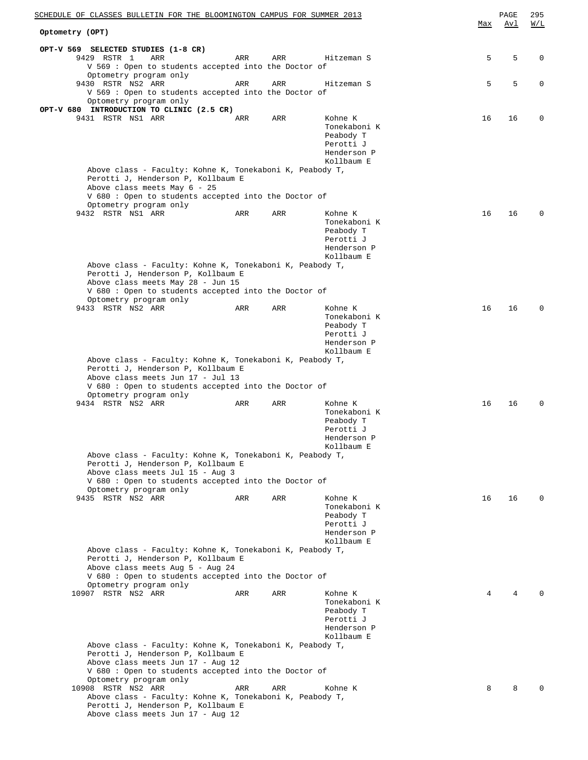## Optometry (OPT)

### OPT-V 569 SELECTED STUDIES (1-8 CR)

| Class | Type | Session | Days | Time | Room | Instructor | Max | Avl | W/L |
|---|---|---|---|---|---|---|---|---|---|
| 9429 | RSTR | 1 | ARR | ARR | ARR | Hitzeman S | 5 | 5 | 0 |

V 569 : Open to students accepted into the Doctor of Optometry program only

| Class | Type | Session | Days | Time | Room | Instructor | Max | Avl | W/L |
|---|---|---|---|---|---|---|---|---|---|
| 9430 | RSTR | NS2 | ARR | ARR | ARR | Hitzeman S | 5 | 5 | 0 |

V 569 : Open to students accepted into the Doctor of Optometry program only

### OPT-V 680 INTRODUCTION TO CLINIC (2.5 CR)

| Class | Type | Session | Days | Time | Room | Instructor | Max | Avl | W/L |
|---|---|---|---|---|---|---|---|---|---|
| 9431 | RSTR | NS1 | ARR | ARR | ARR | Kohne K, Tonekaboni K, Peabody T, Perotti J, Henderson P, Kollbaum E | 16 | 16 | 0 |

Above class - Faculty: Kohne K, Tonekaboni K, Peabody T, Perotti J, Henderson P, Kollbaum E
Above class meets May 6 - 25
V 680 : Open to students accepted into the Doctor of Optometry program only

| Class | Type | Session | Days | Time | Room | Instructor | Max | Avl | W/L |
|---|---|---|---|---|---|---|---|---|---|
| 9432 | RSTR | NS1 | ARR | ARR | ARR | Kohne K, Tonekaboni K, Peabody T, Perotti J, Henderson P, Kollbaum E | 16 | 16 | 0 |

Above class - Faculty: Kohne K, Tonekaboni K, Peabody T, Perotti J, Henderson P, Kollbaum E
Above class meets May 28 - Jun 15
V 680 : Open to students accepted into the Doctor of Optometry program only

| Class | Type | Session | Days | Time | Room | Instructor | Max | Avl | W/L |
|---|---|---|---|---|---|---|---|---|---|
| 9433 | RSTR | NS2 | ARR | ARR | ARR | Kohne K, Tonekaboni K, Peabody T, Perotti J, Henderson P, Kollbaum E | 16 | 16 | 0 |

Above class - Faculty: Kohne K, Tonekaboni K, Peabody T, Perotti J, Henderson P, Kollbaum E
Above class meets Jun 17 - Jul 13
V 680 : Open to students accepted into the Doctor of Optometry program only

| Class | Type | Session | Days | Time | Room | Instructor | Max | Avl | W/L |
|---|---|---|---|---|---|---|---|---|---|
| 9434 | RSTR | NS2 | ARR | ARR | ARR | Kohne K, Tonekaboni K, Peabody T, Perotti J, Henderson P, Kollbaum E | 16 | 16 | 0 |

Above class - Faculty: Kohne K, Tonekaboni K, Peabody T, Perotti J, Henderson P, Kollbaum E
Above class meets Jul 15 - Aug 3
V 680 : Open to students accepted into the Doctor of Optometry program only

| Class | Type | Session | Days | Time | Room | Instructor | Max | Avl | W/L |
|---|---|---|---|---|---|---|---|---|---|
| 9435 | RSTR | NS2 | ARR | ARR | ARR | Kohne K, Tonekaboni K, Peabody T, Perotti J, Henderson P, Kollbaum E | 16 | 16 | 0 |

Above class - Faculty: Kohne K, Tonekaboni K, Peabody T, Perotti J, Henderson P, Kollbaum E
Above class meets Aug 5 - Aug 24
V 680 : Open to students accepted into the Doctor of Optometry program only

| Class | Type | Session | Days | Time | Room | Instructor | Max | Avl | W/L |
|---|---|---|---|---|---|---|---|---|---|
| 10907 | RSTR | NS2 | ARR | ARR | ARR | Kohne K, Tonekaboni K, Peabody T, Perotti J, Henderson P, Kollbaum E | 4 | 4 | 0 |

Above class - Faculty: Kohne K, Tonekaboni K, Peabody T, Perotti J, Henderson P, Kollbaum E
Above class meets Jun 17 - Aug 12
V 680 : Open to students accepted into the Doctor of Optometry program only

| Class | Type | Session | Days | Time | Room | Instructor | Max | Avl | W/L |
|---|---|---|---|---|---|---|---|---|---|
| 10908 | RSTR | NS2 | ARR | ARR | ARR | Kohne K | 8 | 8 | 0 |

Above class - Faculty: Kohne K, Tonekaboni K, Peabody T, Perotti J, Henderson P, Kollbaum E
Above class meets Jun 17 - Aug 12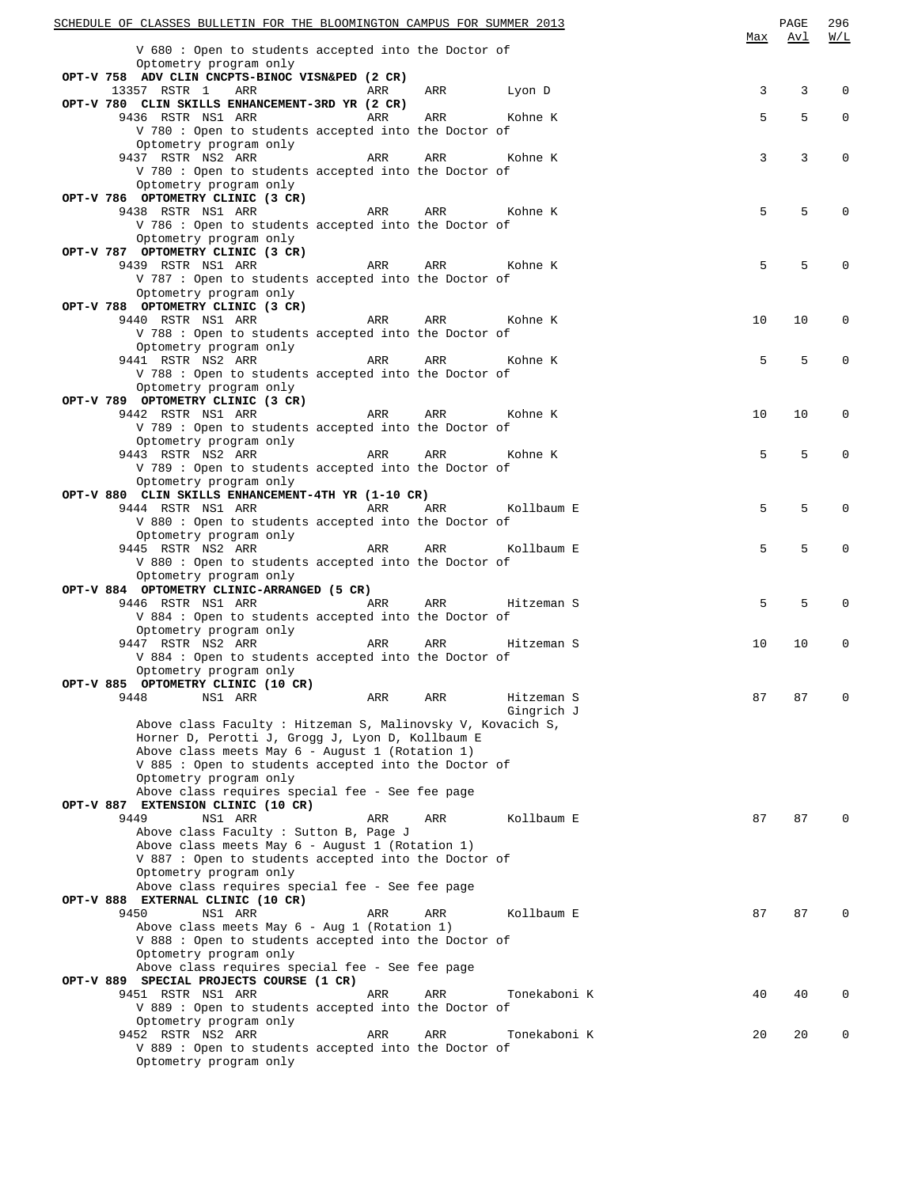| | Max | Avl | W/L |
|---|---|---|---|
| V 680 : Open to students accepted into the Doctor of Optometry program only | | | |
| **OPT-V 758 ADV CLIN CNCPTS-BINOC VISN&PED (2 CR)** | | | |
| 13357 RSTR 1 ARR ARR ARR Lyon D | 3 | 3 | 0 |
| **OPT-V 780 CLIN SKILLS ENHANCEMENT-3RD YR (2 CR)** | | | |
| 9436 RSTR NS1 ARR ARR ARR Kohne K | 5 | 5 | 0 |
| V 780 : Open to students accepted into the Doctor of Optometry program only | | | |
| 9437 RSTR NS2 ARR ARR ARR Kohne K | 3 | 3 | 0 |
| V 780 : Open to students accepted into the Doctor of Optometry program only | | | |
| **OPT-V 786 OPTOMETRY CLINIC (3 CR)** | | | |
| 9438 RSTR NS1 ARR ARR ARR Kohne K | 5 | 5 | 0 |
| V 786 : Open to students accepted into the Doctor of Optometry program only | | | |
| **OPT-V 787 OPTOMETRY CLINIC (3 CR)** | | | |
| 9439 RSTR NS1 ARR ARR ARR Kohne K | 5 | 5 | 0 |
| V 787 : Open to students accepted into the Doctor of Optometry program only | | | |
| **OPT-V 788 OPTOMETRY CLINIC (3 CR)** | | | |
| 9440 RSTR NS1 ARR ARR ARR Kohne K | 10 | 10 | 0 |
| V 788 : Open to students accepted into the Doctor of Optometry program only | | | |
| 9441 RSTR NS2 ARR ARR ARR Kohne K | 5 | 5 | 0 |
| V 788 : Open to students accepted into the Doctor of Optometry program only | | | |
| **OPT-V 789 OPTOMETRY CLINIC (3 CR)** | | | |
| 9442 RSTR NS1 ARR ARR ARR Kohne K | 10 | 10 | 0 |
| V 789 : Open to students accepted into the Doctor of Optometry program only | | | |
| 9443 RSTR NS2 ARR ARR ARR Kohne K | 5 | 5 | 0 |
| V 789 : Open to students accepted into the Doctor of Optometry program only | | | |
| **OPT-V 880 CLIN SKILLS ENHANCEMENT-4TH YR (1-10 CR)** | | | |
| 9444 RSTR NS1 ARR ARR ARR Kollbaum E | 5 | 5 | 0 |
| V 880 : Open to students accepted into the Doctor of Optometry program only | | | |
| 9445 RSTR NS2 ARR ARR ARR Kollbaum E | 5 | 5 | 0 |
| V 880 : Open to students accepted into the Doctor of Optometry program only | | | |
| **OPT-V 884 OPTOMETRY CLINIC-ARRANGED (5 CR)** | | | |
| 9446 RSTR NS1 ARR ARR ARR Hitzeman S | 5 | 5 | 0 |
| V 884 : Open to students accepted into the Doctor of Optometry program only | | | |
| 9447 RSTR NS2 ARR ARR ARR Hitzeman S | 10 | 10 | 0 |
| V 884 : Open to students accepted into the Doctor of Optometry program only | | | |
| **OPT-V 885 OPTOMETRY CLINIC (10 CR)** | | | |
| 9448 NS1 ARR ARR ARR Hitzeman S, Gingrich J | 87 | 87 | 0 |
| Above class Faculty : Hitzeman S, Malinovsky V, Kovacich S, Horner D, Perotti J, Grogg J, Lyon D, Kollbaum E | | | |
| Above class meets May 6 - August 1 (Rotation 1) | | | |
| V 885 : Open to students accepted into the Doctor of Optometry program only | | | |
| Above class requires special fee - See fee page | | | |
| **OPT-V 887 EXTENSION CLINIC (10 CR)** | | | |
| 9449 NS1 ARR ARR ARR Kollbaum E | 87 | 87 | 0 |
| Above class Faculty : Sutton B, Page J | | | |
| Above class meets May 6 - August 1 (Rotation 1) | | | |
| V 887 : Open to students accepted into the Doctor of Optometry program only | | | |
| Above class requires special fee - See fee page | | | |
| **OPT-V 888 EXTERNAL CLINIC (10 CR)** | | | |
| 9450 NS1 ARR ARR ARR Kollbaum E | 87 | 87 | 0 |
| Above class meets May 6 - Aug 1 (Rotation 1) | | | |
| V 888 : Open to students accepted into the Doctor of Optometry program only | | | |
| Above class requires special fee - See fee page | | | |
| **OPT-V 889 SPECIAL PROJECTS COURSE (1 CR)** | | | |
| 9451 RSTR NS1 ARR ARR ARR Tonekaboni K | 40 | 40 | 0 |
| V 889 : Open to students accepted into the Doctor of Optometry program only | | | |
| 9452 RSTR NS2 ARR ARR ARR Tonekaboni K | 20 | 20 | 0 |
| V 889 : Open to students accepted into the Doctor of Optometry program only | | | |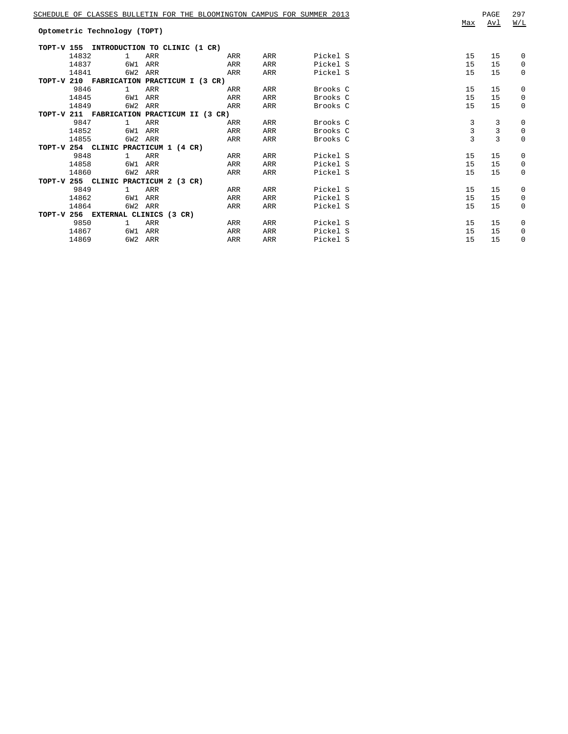## Optometric Technology (TOPT)

| Course | Class # | Session | Time | Days | Room | Instructor | Max | Avl | W/L |
|---|---|---|---|---|---|---|---|---|---|
| **TOPT-V 155 INTRODUCTION TO CLINIC (1 CR)** | | | | | | | | | |
| | 14832 | 1 | ARR | ARR | ARR | Pickel S | 15 | 15 | 0 |
| | 14837 | 6W1 | ARR | ARR | ARR | Pickel S | 15 | 15 | 0 |
| | 14841 | 6W2 | ARR | ARR | ARR | Pickel S | 15 | 15 | 0 |
| **TOPT-V 210 FABRICATION PRACTICUM I (3 CR)** | | | | | | | | | |
| | 9846 | 1 | ARR | ARR | ARR | Brooks C | 15 | 15 | 0 |
| | 14845 | 6W1 | ARR | ARR | ARR | Brooks C | 15 | 15 | 0 |
| | 14849 | 6W2 | ARR | ARR | ARR | Brooks C | 15 | 15 | 0 |
| **TOPT-V 211 FABRICATION PRACTICUM II (3 CR)** | | | | | | | | | |
| | 9847 | 1 | ARR | ARR | ARR | Brooks C | 3 | 3 | 0 |
| | 14852 | 6W1 | ARR | ARR | ARR | Brooks C | 3 | 3 | 0 |
| | 14855 | 6W2 | ARR | ARR | ARR | Brooks C | 3 | 3 | 0 |
| **TOPT-V 254 CLINIC PRACTICUM 1 (4 CR)** | | | | | | | | | |
| | 9848 | 1 | ARR | ARR | ARR | Pickel S | 15 | 15 | 0 |
| | 14858 | 6W1 | ARR | ARR | ARR | Pickel S | 15 | 15 | 0 |
| | 14860 | 6W2 | ARR | ARR | ARR | Pickel S | 15 | 15 | 0 |
| **TOPT-V 255 CLINIC PRACTICUM 2 (3 CR)** | | | | | | | | | |
| | 9849 | 1 | ARR | ARR | ARR | Pickel S | 15 | 15 | 0 |
| | 14862 | 6W1 | ARR | ARR | ARR | Pickel S | 15 | 15 | 0 |
| | 14864 | 6W2 | ARR | ARR | ARR | Pickel S | 15 | 15 | 0 |
| **TOPT-V 256 EXTERNAL CLINICS (3 CR)** | | | | | | | | | |
| | 9850 | 1 | ARR | ARR | ARR | Pickel S | 15 | 15 | 0 |
| | 14867 | 6W1 | ARR | ARR | ARR | Pickel S | 15 | 15 | 0 |
| | 14869 | 6W2 | ARR | ARR | ARR | Pickel S | 15 | 15 | 0 |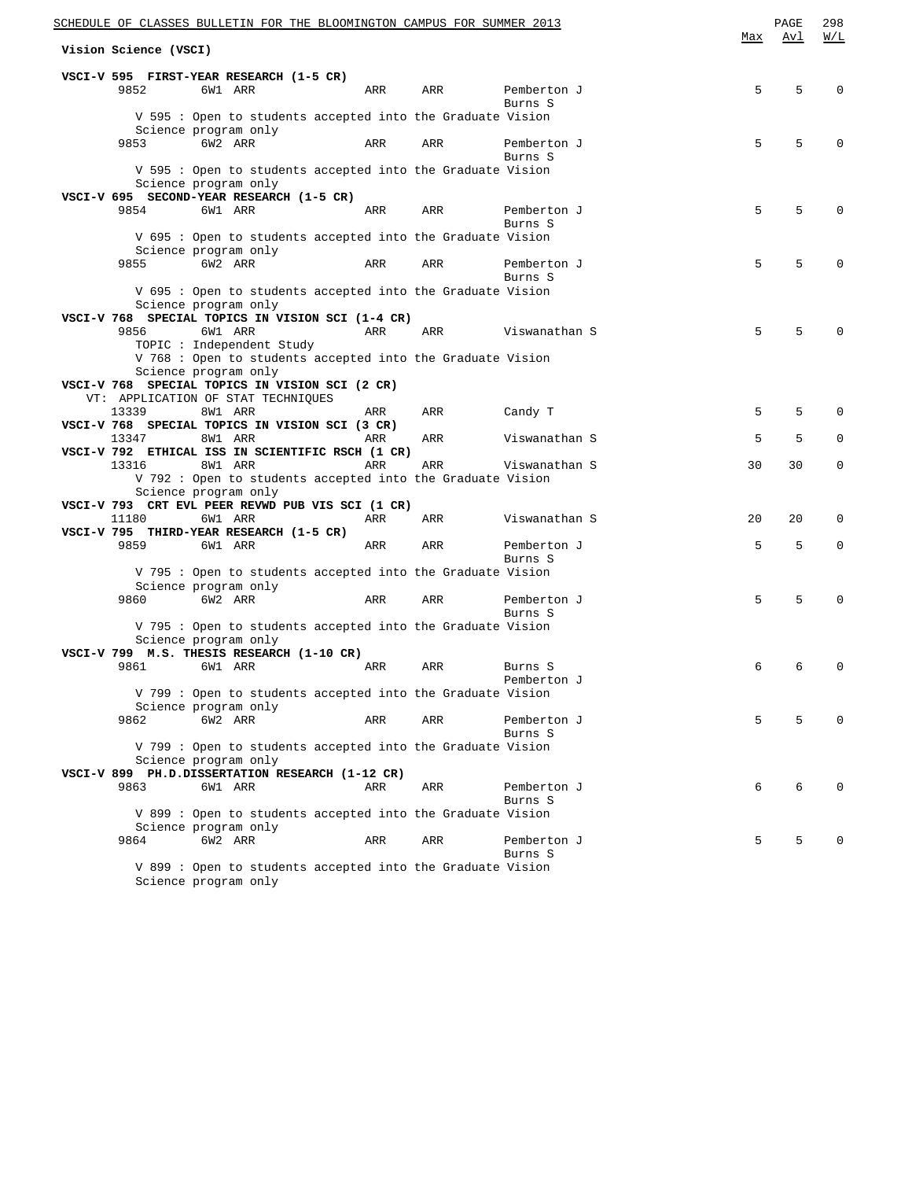## Vision Science (VSCI)

| | | | | | | Max | Avl | W/L |
|---|---|---|---|---|---|---|---|---|
| **VSCI-V 595 FIRST-YEAR RESEARCH (1-5 CR)** | | | | | | | | |
| 9852 | 6W1 | ARR | ARR | ARR | Pemberton J<br>Burns S | 5 | 5 | 0 |
| V 595 : Open to students accepted into the Graduate Vision Science program only | | | | | | | | |
| 9853 | 6W2 | ARR | ARR | ARR | Pemberton J<br>Burns S | 5 | 5 | 0 |
| V 595 : Open to students accepted into the Graduate Vision Science program only | | | | | | | | |
| **VSCI-V 695 SECOND-YEAR RESEARCH (1-5 CR)** | | | | | | | | |
| 9854 | 6W1 | ARR | ARR | ARR | Pemberton J<br>Burns S | 5 | 5 | 0 |
| V 695 : Open to students accepted into the Graduate Vision Science program only | | | | | | | | |
| 9855 | 6W2 | ARR | ARR | ARR | Pemberton J<br>Burns S | 5 | 5 | 0 |
| V 695 : Open to students accepted into the Graduate Vision Science program only | | | | | | | | |
| **VSCI-V 768 SPECIAL TOPICS IN VISION SCI (1-4 CR)** | | | | | | | | |
| 9856 | 6W1 | ARR | ARR | ARR | Viswanathan S | 5 | 5 | 0 |
| TOPIC : Independent Study<br>V 768 : Open to students accepted into the Graduate Vision Science program only | | | | | | | | |
| **VSCI-V 768 SPECIAL TOPICS IN VISION SCI (2 CR)** | | | | | | | | |
| VT: APPLICATION OF STAT TECHNIQUES | | | | | | | | |
| 13339 | 8W1 | ARR | ARR | ARR | Candy T | 5 | 5 | 0 |
| **VSCI-V 768 SPECIAL TOPICS IN VISION SCI (3 CR)** | | | | | | | | |
| 13347 | 8W1 | ARR | ARR | ARR | Viswanathan S | 5 | 5 | 0 |
| **VSCI-V 792 ETHICAL ISS IN SCIENTIFIC RSCH (1 CR)** | | | | | | | | |
| 13316 | 8W1 | ARR | ARR | ARR | Viswanathan S | 30 | 30 | 0 |
| V 792 : Open to students accepted into the Graduate Vision Science program only | | | | | | | | |
| **VSCI-V 793 CRT EVL PEER REVWD PUB VIS SCI (1 CR)** | | | | | | | | |
| 11180 | 6W1 | ARR | ARR | ARR | Viswanathan S | 20 | 20 | 0 |
| **VSCI-V 795 THIRD-YEAR RESEARCH (1-5 CR)** | | | | | | | | |
| 9859 | 6W1 | ARR | ARR | ARR | Pemberton J<br>Burns S | 5 | 5 | 0 |
| V 795 : Open to students accepted into the Graduate Vision Science program only | | | | | | | | |
| 9860 | 6W2 | ARR | ARR | ARR | Pemberton J<br>Burns S | 5 | 5 | 0 |
| V 795 : Open to students accepted into the Graduate Vision Science program only | | | | | | | | |
| **VSCI-V 799 M.S. THESIS RESEARCH (1-10 CR)** | | | | | | | | |
| 9861 | 6W1 | ARR | ARR | ARR | Burns S<br>Pemberton J | 6 | 6 | 0 |
| V 799 : Open to students accepted into the Graduate Vision Science program only | | | | | | | | |
| 9862 | 6W2 | ARR | ARR | ARR | Pemberton J<br>Burns S | 5 | 5 | 0 |
| V 799 : Open to students accepted into the Graduate Vision Science program only | | | | | | | | |
| **VSCI-V 899 PH.D.DISSERTATION RESEARCH (1-12 CR)** | | | | | | | | |
| 9863 | 6W1 | ARR | ARR | ARR | Pemberton J<br>Burns S | 6 | 6 | 0 |
| V 899 : Open to students accepted into the Graduate Vision Science program only | | | | | | | | |
| 9864 | 6W2 | ARR | ARR | ARR | Pemberton J<br>Burns S | 5 | 5 | 0 |
| V 899 : Open to students accepted into the Graduate Vision Science program only | | | | | | | | |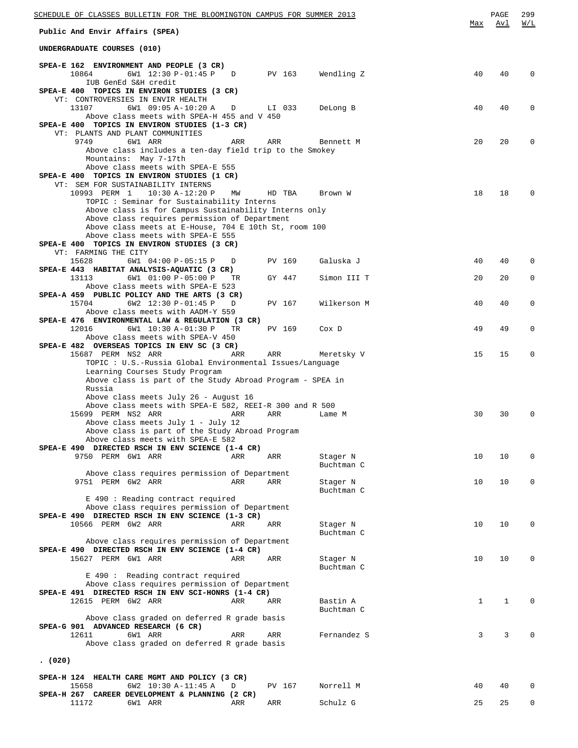## Public And Envir Affairs (SPEA)

### UNDERGRADUATE COURSES (010)

| Course / Class | Time | Days | Room | Instructor | Max | Avl | W/L |
|---|---|---|---|---|---|---|---|
| **SPEA-E 162 ENVIRONMENT AND PEOPLE (3 CR)** | | | | | | | |
| 10864 6W1 | 12:30 P-01:45 P | D | PV 163 | Wendling Z | 40 | 40 | 0 |
| IUB GenEd S&H credit | | | | | | | |
| **SPEA-E 400 TOPICS IN ENVIRON STUDIES (3 CR)** | | | | | | | |
| VT: CONTROVERSIES IN ENVIR HEALTH | | | | | | | |
| 13107 6W1 | 09:05 A-10:20 A | D | LI 033 | DeLong B | 40 | 40 | 0 |
| Above class meets with SPEA-H 455 and V 450 | | | | | | | |
| **SPEA-E 400 TOPICS IN ENVIRON STUDIES (1-3 CR)** | | | | | | | |
| VT: PLANTS AND PLANT COMMUNITIES | | | | | | | |
| 9749 6W1 | ARR | ARR | ARR | Bennett M | 20 | 20 | 0 |
| Above class includes a ten-day field trip to the Smokey Mountains: May 7-17th | | | | | | | |
| Above class meets with SPEA-E 555 | | | | | | | |
| **SPEA-E 400 TOPICS IN ENVIRON STUDIES (1 CR)** | | | | | | | |
| VT: SEM FOR SUSTAINABILITY INTERNS | | | | | | | |
| 10993 PERM 1 | 10:30 A-12:20 P | MW | HD TBA | Brown W | 18 | 18 | 0 |
| TOPIC : Seminar for Sustainability Interns | | | | | | | |
| Above class is for Campus Sustainability Interns only | | | | | | | |
| Above class requires permission of Department | | | | | | | |
| Above class meets at E-House, 704 E 10th St, room 100 | | | | | | | |
| Above class meets with SPEA-E 555 | | | | | | | |
| **SPEA-E 400 TOPICS IN ENVIRON STUDIES (3 CR)** | | | | | | | |
| VT: FARMING THE CITY | | | | | | | |
| 15628 6W1 | 04:00 P-05:15 P | D | PV 169 | Galuska J | 40 | 40 | 0 |
| **SPEA-E 443 HABITAT ANALYSIS-AQUATIC (3 CR)** | | | | | | | |
| 13113 6W1 | 01:00 P-05:00 P | TR | GY 447 | Simon III T | 20 | 20 | 0 |
| Above class meets with SPEA-E 523 | | | | | | | |
| **SPEA-A 459 PUBLIC POLICY AND THE ARTS (3 CR)** | | | | | | | |
| 15704 6W2 | 12:30 P-01:45 P | D | PV 167 | Wilkerson M | 40 | 40 | 0 |
| Above class meets with AADM-Y 559 | | | | | | | |
| **SPEA-E 476 ENVIRONMENTAL LAW & REGULATION (3 CR)** | | | | | | | |
| 12016 6W1 | 10:30 A-01:30 P | TR | PV 169 | Cox D | 49 | 49 | 0 |
| Above class meets with SPEA-V 450 | | | | | | | |
| **SPEA-E 482 OVERSEAS TOPICS IN ENV SC (3 CR)** | | | | | | | |
| 15687 PERM NS2 | ARR | ARR | ARR | Meretsky V | 15 | 15 | 0 |
| TOPIC : U.S.-Russia Global Environmental Issues/Language Learning Courses Study Program | | | | | | | |
| Above class is part of the Study Abroad Program - SPEA in Russia | | | | | | | |
| Above class meets July 26 - August 16 | | | | | | | |
| Above class meets with SPEA-E 582, REEI-R 300 and R 500 | | | | | | | |
| 15699 PERM NS2 | ARR | ARR | ARR | Lame M | 30 | 30 | 0 |
| Above class meets July 1 - July 12 | | | | | | | |
| Above class is part of the Study Abroad Program | | | | | | | |
| Above class meets with SPEA-E 582 | | | | | | | |
| **SPEA-E 490 DIRECTED RSCH IN ENV SCIENCE (1-4 CR)** | | | | | | | |
| 9750 PERM 6W1 | ARR | ARR | ARR | Stager N, Buchtman C | 10 | 10 | 0 |
| Above class requires permission of Department | | | | | | | |
| 9751 PERM 6W2 | ARR | ARR | ARR | Stager N, Buchtman C | 10 | 10 | 0 |
| E 490 : Reading contract required | | | | | | | |
| Above class requires permission of Department | | | | | | | |
| **SPEA-E 490 DIRECTED RSCH IN ENV SCIENCE (1-3 CR)** | | | | | | | |
| 10566 PERM 6W2 | ARR | ARR | ARR | Stager N, Buchtman C | 10 | 10 | 0 |
| Above class requires permission of Department | | | | | | | |
| **SPEA-E 490 DIRECTED RSCH IN ENV SCIENCE (1-4 CR)** | | | | | | | |
| 15627 PERM 6W1 | ARR | ARR | ARR | Stager N, Buchtman C | 10 | 10 | 0 |
| E 490 : Reading contract required | | | | | | | |
| Above class requires permission of Department | | | | | | | |
| **SPEA-E 491 DIRECTED RSCH IN ENV SCI-HONRS (1-4 CR)** | | | | | | | |
| 12615 PERM 6W2 | ARR | ARR | ARR | Bastin A, Buchtman C | 1 | 1 | 0 |
| Above class graded on deferred R grade basis | | | | | | | |
| **SPEA-G 901 ADVANCED RESEARCH (6 CR)** | | | | | | | |
| 12611 6W1 | ARR | ARR | ARR | Fernandez S | 3 | 3 | 0 |
| Above class graded on deferred R grade basis | | | | | | | |

### . (020)

| Course / Class | Time | Days | Room | Instructor | Max | Avl | W/L |
|---|---|---|---|---|---|---|---|
| **SPEA-H 124 HEALTH CARE MGMT AND POLICY (3 CR)** | | | | | | | |
| 15658 6W2 | 10:30 A-11:45 A | D | PV 167 | Norrell M | 40 | 40 | 0 |
| **SPEA-H 267 CAREER DEVELOPMENT & PLANNING (2 CR)** | | | | | | | |
| 11172 6W1 | ARR | ARR | ARR | Schulz G | 25 | 25 | 0 |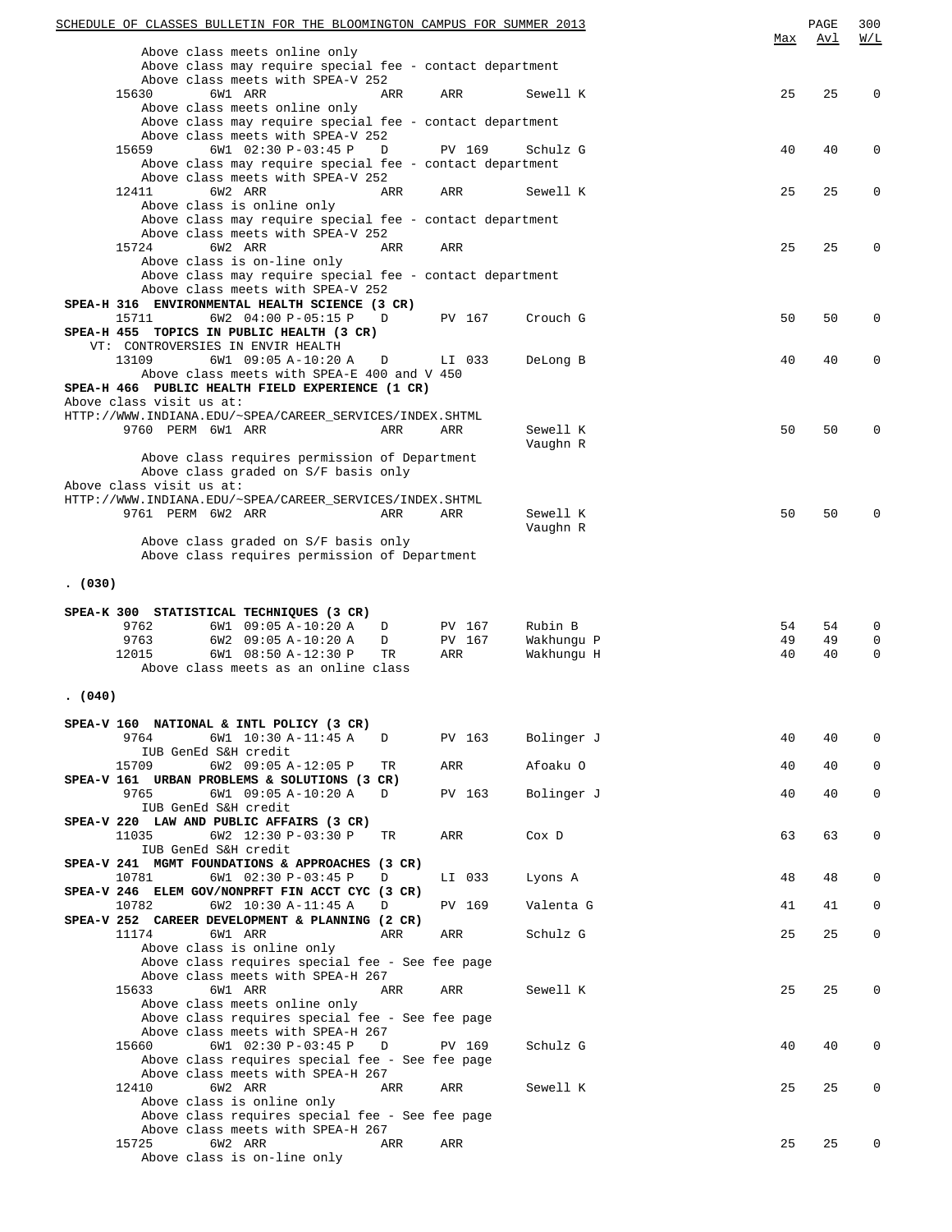| | | | | | | Max | Avl | W/L |
|---|---|---|---|---|---|---|---|---|
| | Above class meets online only | | | | | | | |
| | Above class may require special fee - contact department | | | | | | | |
| | Above class meets with SPEA-V 252 | | | | | | | |
| 15630 | 6W1 ARR | ARR | ARR | Sewell K | | 25 | 25 | 0 |
| | Above class meets online only | | | | | | | |
| | Above class may require special fee - contact department | | | | | | | |
| | Above class meets with SPEA-V 252 | | | | | | | |
| 15659 | 6W1 02:30 P-03:45 P | D | PV 169 | Schulz G | | 40 | 40 | 0 |
| | Above class may require special fee - contact department | | | | | | | |
| | Above class meets with SPEA-V 252 | | | | | | | |
| 12411 | 6W2 ARR | ARR | ARR | Sewell K | | 25 | 25 | 0 |
| | Above class is online only | | | | | | | |
| | Above class may require special fee - contact department | | | | | | | |
| | Above class meets with SPEA-V 252 | | | | | | | |
| 15724 | 6W2 ARR | ARR | ARR | | | 25 | 25 | 0 |
| | Above class is on-line only | | | | | | | |
| | Above class may require special fee - contact department | | | | | | | |
| | Above class meets with SPEA-V 252 | | | | | | | |

**SPEA-H 316 ENVIRONMENTAL HEALTH SCIENCE (3 CR)**

| | | | | | Max | Avl | W/L |
|---|---|---|---|---|---|---|---|
| 15711 | 6W2 04:00 P-05:15 P | D | PV 167 | Crouch G | 50 | 50 | 0 |

**SPEA-H 455 TOPICS IN PUBLIC HEALTH (3 CR)**

VT: CONTROVERSIES IN ENVIR HEALTH

| | | | | | Max | Avl | W/L |
|---|---|---|---|---|---|---|---|
| 13109 | 6W1 09:05 A-10:20 A | D | LI 033 | DeLong B | 40 | 40 | 0 |
| | Above class meets with SPEA-E 400 and V 450 | | | | | | |

**SPEA-H 466 PUBLIC HEALTH FIELD EXPERIENCE (1 CR)**

Above class visit us at:
HTTP://WWW.INDIANA.EDU/~SPEA/CAREER_SERVICES/INDEX.SHTML

| | | | | | Max | Avl | W/L |
|---|---|---|---|---|---|---|---|
| 9760 PERM | 6W1 ARR | ARR | ARR | Sewell K, Vaughn R | 50 | 50 | 0 |
| | Above class requires permission of Department | | | | | | |
| | Above class graded on S/F basis only | | | | | | |

Above class visit us at:
HTTP://WWW.INDIANA.EDU/~SPEA/CAREER_SERVICES/INDEX.SHTML

| | | | | | Max | Avl | W/L |
|---|---|---|---|---|---|---|---|
| 9761 PERM | 6W2 ARR | ARR | ARR | Sewell K, Vaughn R | 50 | 50 | 0 |
| | Above class graded on S/F basis only | | | | | | |
| | Above class requires permission of Department | | | | | | |

**. (030)**

**SPEA-K 300 STATISTICAL TECHNIQUES (3 CR)**

| | | | | | Max | Avl | W/L |
|---|---|---|---|---|---|---|---|
| 9762 | 6W1 09:05 A-10:20 A | D | PV 167 | Rubin B | 54 | 54 | 0 |
| 9763 | 6W2 09:05 A-10:20 A | D | PV 167 | Wakhungu P | 49 | 49 | 0 |
| 12015 | 6W1 08:50 A-12:30 P | TR | ARR | Wakhungu H | 40 | 40 | 0 |
| | Above class meets as an online class | | | | | | |

**. (040)**

**SPEA-V 160 NATIONAL & INTL POLICY (3 CR)**

| | | | | | Max | Avl | W/L |
|---|---|---|---|---|---|---|---|
| 9764 | 6W1 10:30 A-11:45 A | D | PV 163 | Bolinger J | 40 | 40 | 0 |
| | IUB GenEd S&H credit | | | | | | |
| 15709 | 6W2 09:05 A-12:05 P | TR | ARR | Afoaku O | 40 | 40 | 0 |

**SPEA-V 161 URBAN PROBLEMS & SOLUTIONS (3 CR)**

| | | | | | Max | Avl | W/L |
|---|---|---|---|---|---|---|---|
| 9765 | 6W1 09:05 A-10:20 A | D | PV 163 | Bolinger J | 40 | 40 | 0 |
| | IUB GenEd S&H credit | | | | | | |

**SPEA-V 220 LAW AND PUBLIC AFFAIRS (3 CR)**

| | | | | | Max | Avl | W/L |
|---|---|---|---|---|---|---|---|
| 11035 | 6W2 12:30 P-03:30 P | TR | ARR | Cox D | 63 | 63 | 0 |
| | IUB GenEd S&H credit | | | | | | |

**SPEA-V 241 MGMT FOUNDATIONS & APPROACHES (3 CR)**

| | | | | | Max | Avl | W/L |
|---|---|---|---|---|---|---|---|
| 10781 | 6W1 02:30 P-03:45 P | D | LI 033 | Lyons A | 48 | 48 | 0 |

**SPEA-V 246 ELEM GOV/NONPRFT FIN ACCT CYC (3 CR)**

| | | | | | Max | Avl | W/L |
|---|---|---|---|---|---|---|---|
| 10782 | 6W2 10:30 A-11:45 A | D | PV 169 | Valenta G | 41 | 41 | 0 |

**SPEA-V 252 CAREER DEVELOPMENT & PLANNING (2 CR)**

| | | | | | Max | Avl | W/L |
|---|---|---|---|---|---|---|---|
| 11174 | 6W1 ARR | ARR | ARR | Schulz G | 25 | 25 | 0 |
| | Above class is online only | | | | | | |
| | Above class requires special fee - See fee page | | | | | | |
| | Above class meets with SPEA-H 267 | | | | | | |
| 15633 | 6W1 ARR | ARR | ARR | Sewell K | 25 | 25 | 0 |
| | Above class meets online only | | | | | | |
| | Above class requires special fee - See fee page | | | | | | |
| | Above class meets with SPEA-H 267 | | | | | | |
| 15660 | 6W1 02:30 P-03:45 P | D | PV 169 | Schulz G | 40 | 40 | 0 |
| | Above class requires special fee - See fee page | | | | | | |
| | Above class meets with SPEA-H 267 | | | | | | |
| 12410 | 6W2 ARR | ARR | ARR | Sewell K | 25 | 25 | 0 |
| | Above class is online only | | | | | | |
| | Above class requires special fee - See fee page | | | | | | |
| | Above class meets with SPEA-H 267 | | | | | | |
| 15725 | 6W2 ARR | ARR | ARR | | 25 | 25 | 0 |
| | Above class is on-line only | | | | | | |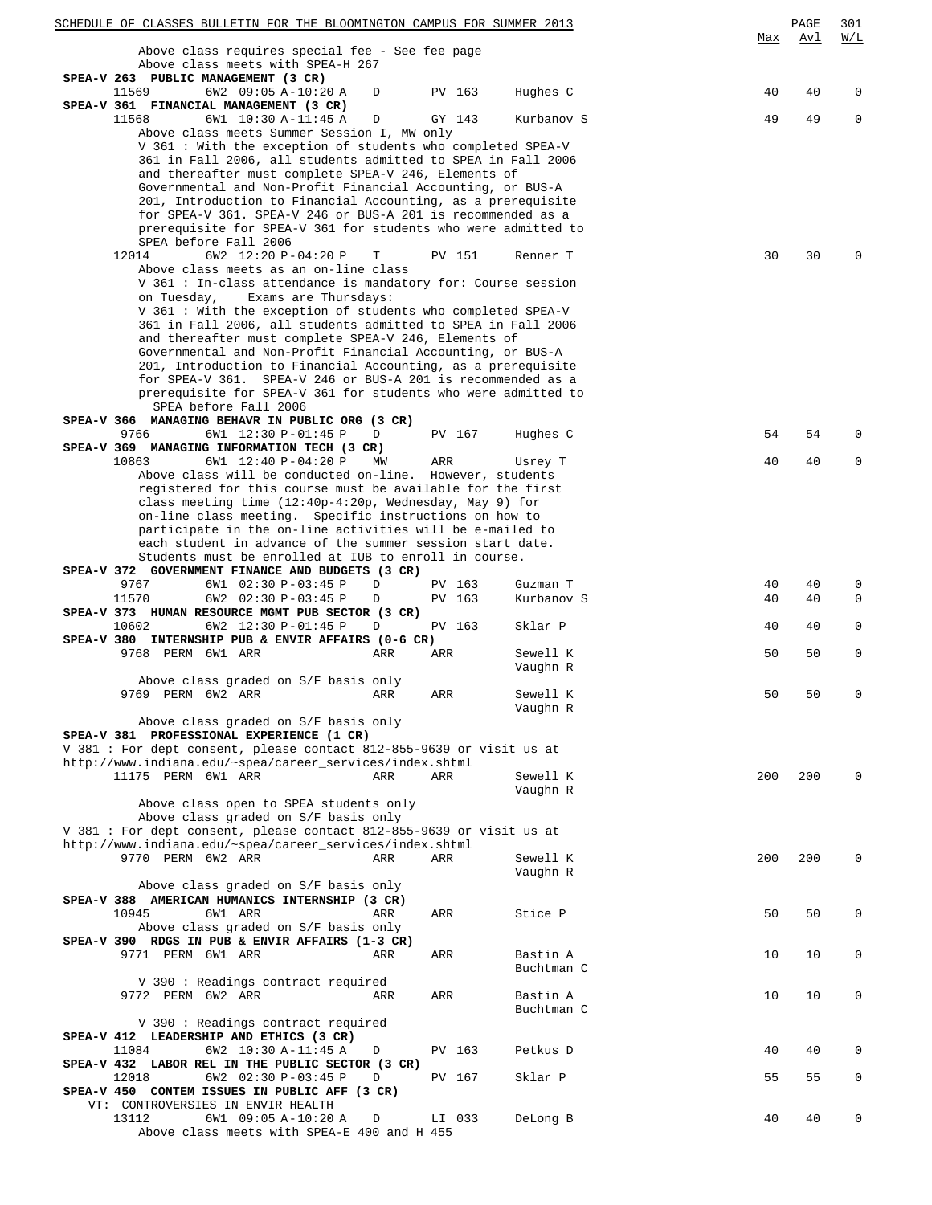Above class requires special fee - See fee page
Above class meets with SPEA-H 267

**SPEA-V 263 PUBLIC MANAGEMENT (3 CR)**

| Class | Session | Time | Days | Room | Instructor | Max | Avl | W/L |
|---|---|---|---|---|---|---|---|---|
| 11569 | 6W2 | 09:05 A-10:20 A | D | PV 163 | Hughes C | 40 | 40 | 0 |

**SPEA-V 361 FINANCIAL MANAGEMENT (3 CR)**

| Class | Session | Time | Days | Room | Instructor | Max | Avl | W/L |
|---|---|---|---|---|---|---|---|---|
| 11568 | 6W1 | 10:30 A-11:45 A | D | GY 143 | Kurbanov S | 49 | 49 | 0 |

Above class meets Summer Session I, MW only
V 361 : With the exception of students who completed SPEA-V 361 in Fall 2006, all students admitted to SPEA in Fall 2006 and thereafter must complete SPEA-V 246, Elements of Governmental and Non-Profit Financial Accounting, or BUS-A 201, Introduction to Financial Accounting, as a prerequisite for SPEA-V 361. SPEA-V 246 or BUS-A 201 is recommended as a prerequisite for SPEA-V 361 for students who were admitted to SPEA before Fall 2006

| Class | Session | Time | Days | Room | Instructor | Max | Avl | W/L |
|---|---|---|---|---|---|---|---|---|
| 12014 | 6W2 | 12:20 P-04:20 P | T | PV 151 | Renner T | 30 | 30 | 0 |

Above class meets as an on-line class
V 361 : In-class attendance is mandatory for: Course session on Tuesday, Exams are Thursdays:
V 361 : With the exception of students who completed SPEA-V 361 in Fall 2006, all students admitted to SPEA in Fall 2006 and thereafter must complete SPEA-V 246, Elements of Governmental and Non-Profit Financial Accounting, or BUS-A 201, Introduction to Financial Accounting, as a prerequisite for SPEA-V 361. SPEA-V 246 or BUS-A 201 is recommended as a prerequisite for SPEA-V 361 for students who were admitted to SPEA before Fall 2006

**SPEA-V 366 MANAGING BEHAVR IN PUBLIC ORG (3 CR)**

| Class | Session | Time | Days | Room | Instructor | Max | Avl | W/L |
|---|---|---|---|---|---|---|---|---|
| 9766 | 6W1 | 12:30 P-01:45 P | D | PV 167 | Hughes C | 54 | 54 | 0 |

**SPEA-V 369 MANAGING INFORMATION TECH (3 CR)**

| Class | Session | Time | Days | Room | Instructor | Max | Avl | W/L |
|---|---|---|---|---|---|---|---|---|
| 10863 | 6W1 | 12:40 P-04:20 P | MW | ARR | Usrey T | 40 | 40 | 0 |

Above class will be conducted on-line. However, students registered for this course must be available for the first class meeting time (12:40p-4:20p, Wednesday, May 9) for on-line class meeting. Specific instructions on how to participate in the on-line activities will be e-mailed to each student in advance of the summer session start date. Students must be enrolled at IUB to enroll in course.

**SPEA-V 372 GOVERNMENT FINANCE AND BUDGETS (3 CR)**

| Class | Session | Time | Days | Room | Instructor | Max | Avl | W/L |
|---|---|---|---|---|---|---|---|---|
| 9767 | 6W1 | 02:30 P-03:45 P | D | PV 163 | Guzman T | 40 | 40 | 0 |
| 11570 | 6W2 | 02:30 P-03:45 P | D | PV 163 | Kurbanov S | 40 | 40 | 0 |

**SPEA-V 373 HUMAN RESOURCE MGMT PUB SECTOR (3 CR)**

| Class | Session | Time | Days | Room | Instructor | Max | Avl | W/L |
|---|---|---|---|---|---|---|---|---|
| 10602 | 6W2 | 12:30 P-01:45 P | D | PV 163 | Sklar P | 40 | 40 | 0 |

**SPEA-V 380 INTERNSHIP PUB & ENVIR AFFAIRS (0-6 CR)**

| Class | Session | Time | Days | Room | Instructor | Max | Avl | W/L |
|---|---|---|---|---|---|---|---|---|
| 9768 PERM | 6W1 | ARR | ARR | ARR | Sewell K, Vaughn R | 50 | 50 | 0 |

Above class graded on S/F basis only

| Class | Session | Time | Days | Room | Instructor | Max | Avl | W/L |
|---|---|---|---|---|---|---|---|---|
| 9769 PERM | 6W2 | ARR | ARR | ARR | Sewell K, Vaughn R | 50 | 50 | 0 |

Above class graded on S/F basis only

**SPEA-V 381 PROFESSIONAL EXPERIENCE (1 CR)**

V 381 : For dept consent, please contact 812-855-9639 or visit us at http://www.indiana.edu/~spea/career_services/index.shtml

| Class | Session | Time | Days | Room | Instructor | Max | Avl | W/L |
|---|---|---|---|---|---|---|---|---|
| 11175 PERM | 6W1 | ARR | ARR | ARR | Sewell K, Vaughn R | 200 | 200 | 0 |

Above class open to SPEA students only
Above class graded on S/F basis only

V 381 : For dept consent, please contact 812-855-9639 or visit us at http://www.indiana.edu/~spea/career_services/index.shtml

| Class | Session | Time | Days | Room | Instructor | Max | Avl | W/L |
|---|---|---|---|---|---|---|---|---|
| 9770 PERM | 6W2 | ARR | ARR | ARR | Sewell K, Vaughn R | 200 | 200 | 0 |

Above class graded on S/F basis only

**SPEA-V 388 AMERICAN HUMANICS INTERNSHIP (3 CR)**

| Class | Session | Time | Days | Room | Instructor | Max | Avl | W/L |
|---|---|---|---|---|---|---|---|---|
| 10945 | 6W1 | ARR | ARR | ARR | Stice P | 50 | 50 | 0 |

Above class graded on S/F basis only

**SPEA-V 390 RDGS IN PUB & ENVIR AFFAIRS (1-3 CR)**

| Class | Session | Time | Days | Room | Instructor | Max | Avl | W/L |
|---|---|---|---|---|---|---|---|---|
| 9771 PERM | 6W1 | ARR | ARR | ARR | Bastin A, Buchtman C | 10 | 10 | 0 |

V 390 : Readings contract required

| Class | Session | Time | Days | Room | Instructor | Max | Avl | W/L |
|---|---|---|---|---|---|---|---|---|
| 9772 PERM | 6W2 | ARR | ARR | ARR | Bastin A, Buchtman C | 10 | 10 | 0 |

V 390 : Readings contract required

**SPEA-V 412 LEADERSHIP AND ETHICS (3 CR)**

| Class | Session | Time | Days | Room | Instructor | Max | Avl | W/L |
|---|---|---|---|---|---|---|---|---|
| 11084 | 6W2 | 10:30 A-11:45 A | D | PV 163 | Petkus D | 40 | 40 | 0 |

**SPEA-V 432 LABOR REL IN THE PUBLIC SECTOR (3 CR)**

| Class | Session | Time | Days | Room | Instructor | Max | Avl | W/L |
|---|---|---|---|---|---|---|---|---|
| 12018 | 6W2 | 02:30 P-03:45 P | D | PV 167 | Sklar P | 55 | 55 | 0 |

**SPEA-V 450 CONTEM ISSUES IN PUBLIC AFF (3 CR)**

VT: CONTROVERSIES IN ENVIR HEALTH

| Class | Session | Time | Days | Room | Instructor | Max | Avl | W/L |
|---|---|---|---|---|---|---|---|---|
| 13112 | 6W1 | 09:05 A-10:20 A | D | LI 033 | DeLong B | 40 | 40 | 0 |

Above class meets with SPEA-E 400 and H 455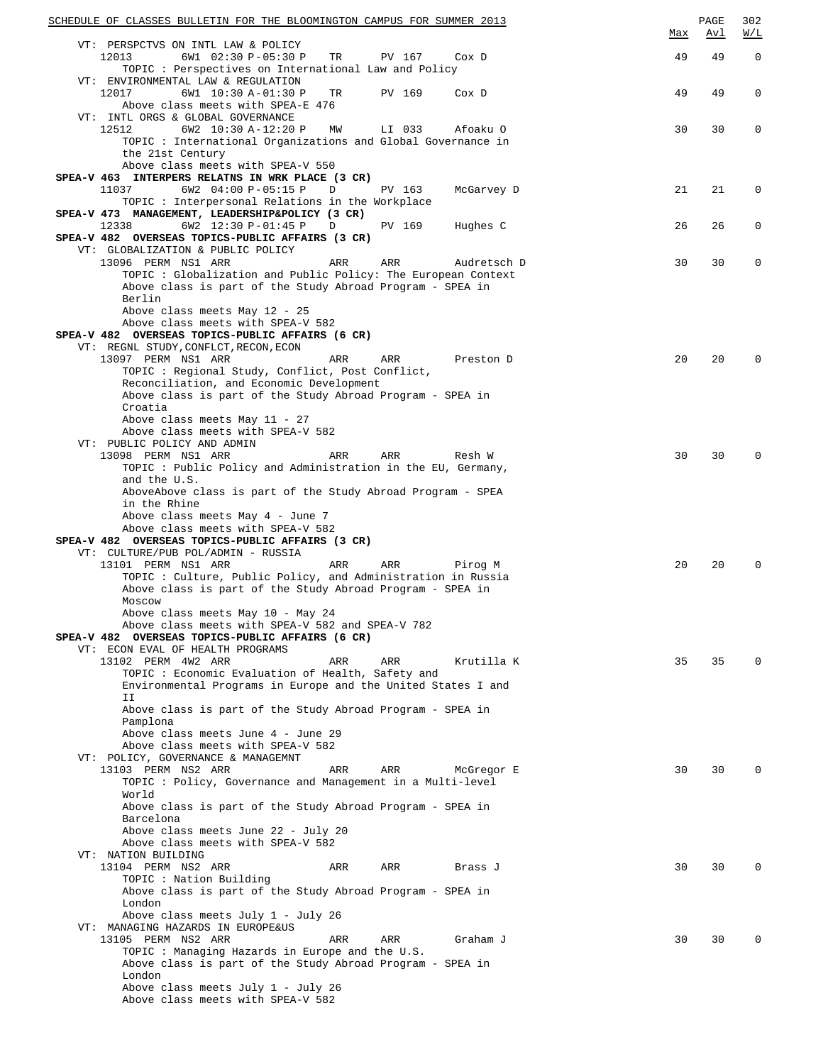VT: PERSPCTVS ON INTL LAW & POLICY

| Class | Session | Time | Days | Room | Instructor | Max | Avl | W/L |
|---|---|---|---|---|---|---|---|---|
| 12013 | 6W1 | 02:30 P-05:30 P | TR | PV 167 | Cox D | 49 | 49 | 0 |

TOPIC : Perspectives on International Law and Policy

VT: ENVIRONMENTAL LAW & REGULATION

| Class | Session | Time | Days | Room | Instructor | Max | Avl | W/L |
|---|---|---|---|---|---|---|---|---|
| 12017 | 6W1 | 10:30 A-01:30 P | TR | PV 169 | Cox D | 49 | 49 | 0 |

Above class meets with SPEA-E 476

VT: INTL ORGS & GLOBAL GOVERNANCE

| Class | Session | Time | Days | Room | Instructor | Max | Avl | W/L |
|---|---|---|---|---|---|---|---|---|
| 12512 | 6W2 | 10:30 A-12:20 P | MW | LI 033 | Afoaku O | 30 | 30 | 0 |

TOPIC : International Organizations and Global Governance in the 21st Century
Above class meets with SPEA-V 550

**SPEA-V 463 INTERPERS RELATNS IN WRK PLACE (3 CR)**

| Class | Session | Time | Days | Room | Instructor | Max | Avl | W/L |
|---|---|---|---|---|---|---|---|---|
| 11037 | 6W2 | 04:00 P-05:15 P | D | PV 163 | McGarvey D | 21 | 21 | 0 |

TOPIC : Interpersonal Relations in the Workplace

**SPEA-V 473 MANAGEMENT, LEADERSHIP&POLICY (3 CR)**

| Class | Session | Time | Days | Room | Instructor | Max | Avl | W/L |
|---|---|---|---|---|---|---|---|---|
| 12338 | 6W2 | 12:30 P-01:45 P | D | PV 169 | Hughes C | 26 | 26 | 0 |

**SPEA-V 482 OVERSEAS TOPICS-PUBLIC AFFAIRS (3 CR)**

VT: GLOBALIZATION & PUBLIC POLICY

| Class | Session | Time | Days | Room | Instructor | Max | Avl | W/L |
|---|---|---|---|---|---|---|---|---|
| 13096 PERM | NS1 | ARR | ARR | ARR | Audretsch D | 30 | 30 | 0 |

TOPIC : Globalization and Public Policy: The European Context
Above class is part of the Study Abroad Program - SPEA in Berlin
Above class meets May 12 - 25
Above class meets with SPEA-V 582

**SPEA-V 482 OVERSEAS TOPICS-PUBLIC AFFAIRS (6 CR)**

VT: REGNL STUDY,CONFLCT,RECON,ECON

| Class | Session | Time | Days | Room | Instructor | Max | Avl | W/L |
|---|---|---|---|---|---|---|---|---|
| 13097 PERM | NS1 | ARR | ARR | ARR | Preston D | 20 | 20 | 0 |

TOPIC : Regional Study, Conflict, Post Conflict, Reconciliation, and Economic Development
Above class is part of the Study Abroad Program - SPEA in Croatia
Above class meets May 11 - 27
Above class meets with SPEA-V 582

VT: PUBLIC POLICY AND ADMIN

| Class | Session | Time | Days | Room | Instructor | Max | Avl | W/L |
|---|---|---|---|---|---|---|---|---|
| 13098 PERM | NS1 | ARR | ARR | ARR | Resh W | 30 | 30 | 0 |

TOPIC : Public Policy and Administration in the EU, Germany, and the U.S.
AboveAbove class is part of the Study Abroad Program - SPEA in the Rhine
Above class meets May 4 - June 7
Above class meets with SPEA-V 582

**SPEA-V 482 OVERSEAS TOPICS-PUBLIC AFFAIRS (3 CR)**

VT: CULTURE/PUB POL/ADMIN - RUSSIA

| Class | Session | Time | Days | Room | Instructor | Max | Avl | W/L |
|---|---|---|---|---|---|---|---|---|
| 13101 PERM | NS1 | ARR | ARR | ARR | Pirog M | 20 | 20 | 0 |

TOPIC : Culture, Public Policy, and Administration in Russia
Above class is part of the Study Abroad Program - SPEA in Moscow
Above class meets May 10 - May 24
Above class meets with SPEA-V 582 and SPEA-V 782

**SPEA-V 482 OVERSEAS TOPICS-PUBLIC AFFAIRS (6 CR)**

VT: ECON EVAL OF HEALTH PROGRAMS

| Class | Session | Time | Days | Room | Instructor | Max | Avl | W/L |
|---|---|---|---|---|---|---|---|---|
| 13102 PERM | 4W2 | ARR | ARR | ARR | Krutilla K | 35 | 35 | 0 |

TOPIC : Economic Evaluation of Health, Safety and Environmental Programs in Europe and the United States I and II
Above class is part of the Study Abroad Program - SPEA in Pamplona
Above class meets June 4 - June 29
Above class meets with SPEA-V 582

VT: POLICY, GOVERNANCE & MANAGEMNT

| Class | Session | Time | Days | Room | Instructor | Max | Avl | W/L |
|---|---|---|---|---|---|---|---|---|
| 13103 PERM | NS2 | ARR | ARR | ARR | McGregor E | 30 | 30 | 0 |

TOPIC : Policy, Governance and Management in a Multi-level World
Above class is part of the Study Abroad Program - SPEA in Barcelona
Above class meets June 22 - July 20
Above class meets with SPEA-V 582

VT: NATION BUILDING

| Class | Session | Time | Days | Room | Instructor | Max | Avl | W/L |
|---|---|---|---|---|---|---|---|---|
| 13104 PERM | NS2 | ARR | ARR | ARR | Brass J | 30 | 30 | 0 |

TOPIC : Nation Building
Above class is part of the Study Abroad Program - SPEA in London
Above class meets July 1 - July 26

VT: MANAGING HAZARDS IN EUROPE&US

| Class | Session | Time | Days | Room | Instructor | Max | Avl | W/L |
|---|---|---|---|---|---|---|---|---|
| 13105 PERM | NS2 | ARR | ARR | ARR | Graham J | 30 | 30 | 0 |

TOPIC : Managing Hazards in Europe and the U.S.
Above class is part of the Study Abroad Program - SPEA in London
Above class meets July 1 - July 26
Above class meets with SPEA-V 582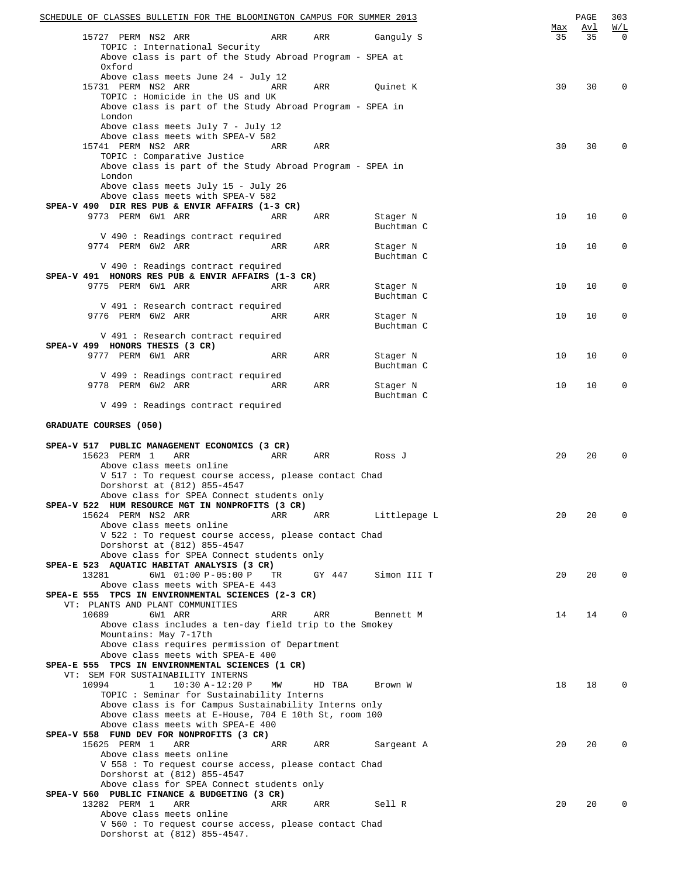| | | | | | Max | Avl | W/L |
|---|---|---|---|---|---|---|---|
| 15727 PERM NS2 ARR | ARR | ARR | Ganguly S | | 35 | 35 | 0 |

TOPIC : International Security
Above class is part of the Study Abroad Program - SPEA at Oxford
Above class meets June 24 - July 12

| | | | | | | | |
|---|---|---|---|---|---|---|---|
| 15731 PERM NS2 ARR | ARR | ARR | Quinet K | | 30 | 30 | 0 |

TOPIC : Homicide in the US and UK
Above class is part of the Study Abroad Program - SPEA in London
Above class meets July 7 - July 12
Above class meets with SPEA-V 582

| | | | | | | | |
|---|---|---|---|---|---|---|---|
| 15741 PERM NS2 ARR | ARR | ARR | | | 30 | 30 | 0 |

TOPIC : Comparative Justice
Above class is part of the Study Abroad Program - SPEA in London
Above class meets July 15 - July 26
Above class meets with SPEA-V 582

**SPEA-V 490 DIR RES PUB & ENVIR AFFAIRS (1-3 CR)**

| | | | | Max | Avl | W/L |
|---|---|---|---|---|---|---|
| 9773 PERM 6W1 ARR | ARR | ARR | Stager N, Buchtman C | 10 | 10 | 0 |

V 490 : Readings contract required

| | | | | | | |
|---|---|---|---|---|---|---|
| 9774 PERM 6W2 ARR | ARR | ARR | Stager N, Buchtman C | 10 | 10 | 0 |

V 490 : Readings contract required

**SPEA-V 491 HONORS RES PUB & ENVIR AFFAIRS (1-3 CR)**

| | | | | Max | Avl | W/L |
|---|---|---|---|---|---|---|
| 9775 PERM 6W1 ARR | ARR | ARR | Stager N, Buchtman C | 10 | 10 | 0 |

V 491 : Research contract required

| | | | | | | |
|---|---|---|---|---|---|---|
| 9776 PERM 6W2 ARR | ARR | ARR | Stager N, Buchtman C | 10 | 10 | 0 |

V 491 : Research contract required

**SPEA-V 499 HONORS THESIS (3 CR)**

| | | | | Max | Avl | W/L |
|---|---|---|---|---|---|---|
| 9777 PERM 6W1 ARR | ARR | ARR | Stager N, Buchtman C | 10 | 10 | 0 |

V 499 : Readings contract required

| | | | | | | |
|---|---|---|---|---|---|---|
| 9778 PERM 6W2 ARR | ARR | ARR | Stager N, Buchtman C | 10 | 10 | 0 |

V 499 : Readings contract required

## GRADUATE COURSES (050)

**SPEA-V 517 PUBLIC MANAGEMENT ECONOMICS (3 CR)**

| | | | | Max | Avl | W/L |
|---|---|---|---|---|---|---|
| 15623 PERM 1 ARR | ARR | ARR | Ross J | 20 | 20 | 0 |

Above class meets online
V 517 : To request course access, please contact Chad Dorshorst at (812) 855-4547
Above class for SPEA Connect students only

**SPEA-V 522 HUM RESOURCE MGT IN NONPROFITS (3 CR)**

| | | | | Max | Avl | W/L |
|---|---|---|---|---|---|---|
| 15624 PERM NS2 ARR | ARR | ARR | Littlepage L | 20 | 20 | 0 |

Above class meets online
V 522 : To request course access, please contact Chad Dorshorst at (812) 855-4547
Above class for SPEA Connect students only

**SPEA-E 523 AQUATIC HABITAT ANALYSIS (3 CR)**

| | | | | Max | Avl | W/L |
|---|---|---|---|---|---|---|
| 13281 6W1 01:00 P-05:00 P | TR | GY 447 | Simon III T | 20 | 20 | 0 |

Above class meets with SPEA-E 443

**SPEA-E 555 TPCS IN ENVIRONMENTAL SCIENCES (2-3 CR)**
VT: PLANTS AND PLANT COMMUNITIES

| | | | | Max | Avl | W/L |
|---|---|---|---|---|---|---|
| 10689 6W1 ARR | ARR | ARR | Bennett M | 14 | 14 | 0 |

Above class includes a ten-day field trip to the Smokey Mountains: May 7-17th
Above class requires permission of Department
Above class meets with SPEA-E 400

**SPEA-E 555 TPCS IN ENVIRONMENTAL SCIENCES (1 CR)**
VT: SEM FOR SUSTAINABILITY INTERNS

| | | | | Max | Avl | W/L |
|---|---|---|---|---|---|---|
| 10994 1 10:30 A-12:20 P | MW | HD TBA | Brown W | 18 | 18 | 0 |

TOPIC : Seminar for Sustainability Interns
Above class is for Campus Sustainability Interns only
Above class meets at E-House, 704 E 10th St, room 100
Above class meets with SPEA-E 400

**SPEA-V 558 FUND DEV FOR NONPROFITS (3 CR)**

| | | | | Max | Avl | W/L |
|---|---|---|---|---|---|---|
| 15625 PERM 1 ARR | ARR | ARR | Sargeant A | 20 | 20 | 0 |

Above class meets online
V 558 : To request course access, please contact Chad Dorshorst at (812) 855-4547
Above class for SPEA Connect students only

**SPEA-V 560 PUBLIC FINANCE & BUDGETING (3 CR)**

| | | | | Max | Avl | W/L |
|---|---|---|---|---|---|---|
| 13282 PERM 1 ARR | ARR | ARR | Sell R | 20 | 20 | 0 |

Above class meets online
V 560 : To request course access, please contact Chad Dorshorst at (812) 855-4547.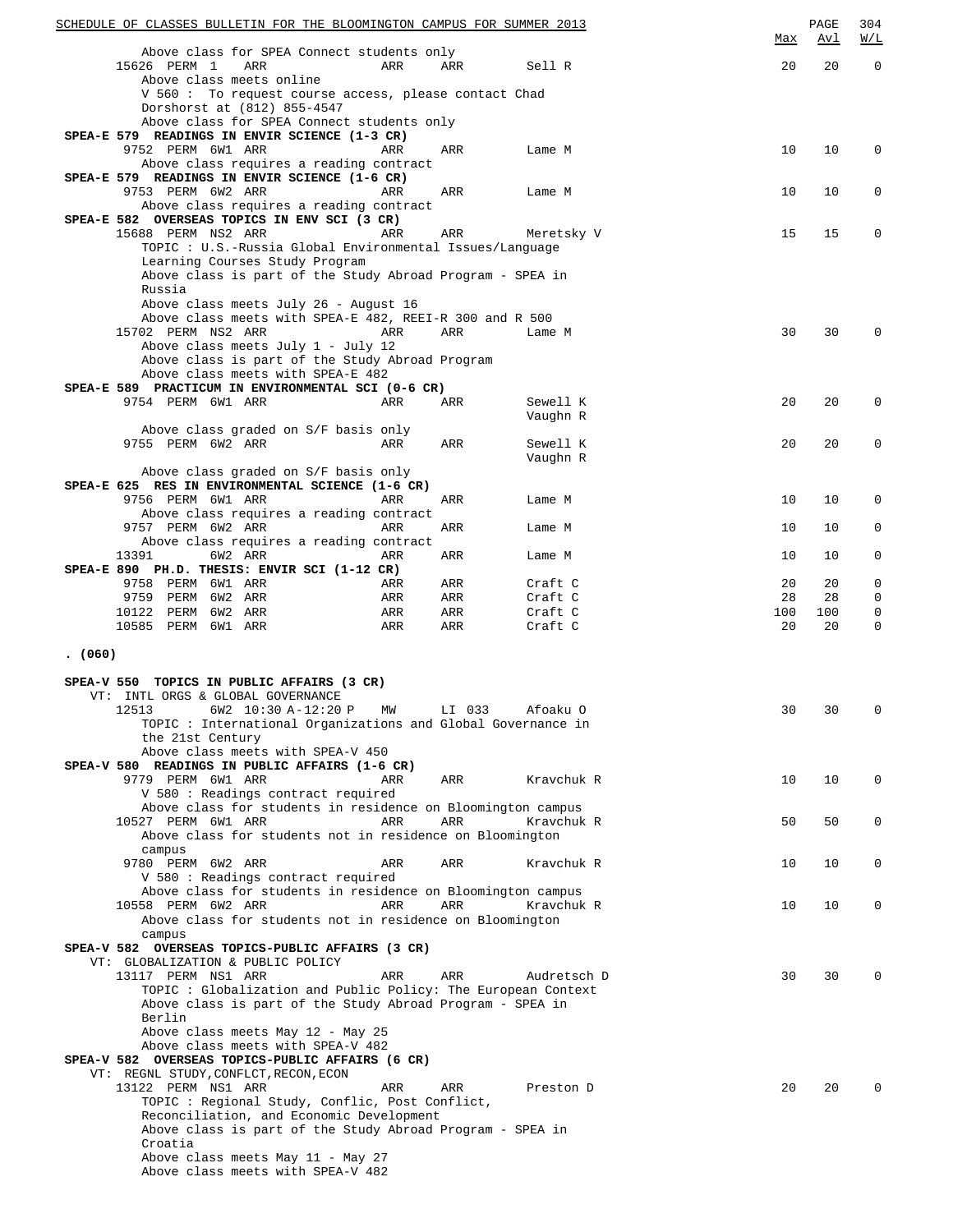Above class for SPEA Connect students only

| Class | | Session | Time | Days | Room | Instructor | Max | Avl | W/L |
|---|---|---|---|---|---|---|---|---|---|
| 15626 | PERM | 1 | ARR | ARR | ARR | Sell R | 20 | 20 | 0 |

Above class meets online
V 560 : To request course access, please contact Chad Dorshorst at (812) 855-4547
Above class for SPEA Connect students only

**SPEA-E 579 READINGS IN ENVIR SCIENCE (1-3 CR)**

| Class | | Session | Time | Days | Room | Instructor | Max | Avl | W/L |
|---|---|---|---|---|---|---|---|---|---|
| 9752 | PERM | 6W1 | ARR | ARR | ARR | Lame M | 10 | 10 | 0 |

Above class requires a reading contract

**SPEA-E 579 READINGS IN ENVIR SCIENCE (1-6 CR)**

| Class | | Session | Time | Days | Room | Instructor | Max | Avl | W/L |
|---|---|---|---|---|---|---|---|---|---|
| 9753 | PERM | 6W2 | ARR | ARR | ARR | Lame M | 10 | 10 | 0 |

Above class requires a reading contract

**SPEA-E 582 OVERSEAS TOPICS IN ENV SCI (3 CR)**

| Class | | Session | Time | Days | Room | Instructor | Max | Avl | W/L |
|---|---|---|---|---|---|---|---|---|---|
| 15688 | PERM | NS2 | ARR | ARR | ARR | Meretsky V | 15 | 15 | 0 |

TOPIC : U.S.-Russia Global Environmental Issues/Language Learning Courses Study Program
Above class is part of the Study Abroad Program - SPEA in Russia
Above class meets July 26 - August 16
Above class meets with SPEA-E 482, REEI-R 300 and R 500

| Class | | Session | Time | Days | Room | Instructor | Max | Avl | W/L |
|---|---|---|---|---|---|---|---|---|---|
| 15702 | PERM | NS2 | ARR | ARR | ARR | Lame M | 30 | 30 | 0 |

Above class meets July 1 - July 12
Above class is part of the Study Abroad Program
Above class meets with SPEA-E 482

**SPEA-E 589 PRACTICUM IN ENVIRONMENTAL SCI (0-6 CR)**

| Class | | Session | Time | Days | Room | Instructor | Max | Avl | W/L |
|---|---|---|---|---|---|---|---|---|---|
| 9754 | PERM | 6W1 | ARR | ARR | ARR | Sewell K, Vaughn R | 20 | 20 | 0 |

Above class graded on S/F basis only

| Class | | Session | Time | Days | Room | Instructor | Max | Avl | W/L |
|---|---|---|---|---|---|---|---|---|---|
| 9755 | PERM | 6W2 | ARR | ARR | ARR | Sewell K, Vaughn R | 20 | 20 | 0 |

Above class graded on S/F basis only

**SPEA-E 625 RES IN ENVIRONMENTAL SCIENCE (1-6 CR)**

| Class | | Session | Time | Days | Room | Instructor | Max | Avl | W/L |
|---|---|---|---|---|---|---|---|---|---|
| 9756 | PERM | 6W1 | ARR | ARR | ARR | Lame M | 10 | 10 | 0 |

Above class requires a reading contract

| Class | | Session | Time | Days | Room | Instructor | Max | Avl | W/L |
|---|---|---|---|---|---|---|---|---|---|
| 9757 | PERM | 6W2 | ARR | ARR | ARR | Lame M | 10 | 10 | 0 |

Above class requires a reading contract

| Class | | Session | Time | Days | Room | Instructor | Max | Avl | W/L |
|---|---|---|---|---|---|---|---|---|---|
| 13391 | | 6W2 | ARR | ARR | ARR | Lame M | 10 | 10 | 0 |

**SPEA-E 890 PH.D. THESIS: ENVIR SCI (1-12 CR)**

| Class | | Session | Time | Days | Room | Instructor | Max | Avl | W/L |
|---|---|---|---|---|---|---|---|---|---|
| 9758 | PERM | 6W1 | ARR | ARR | ARR | Craft C | 20 | 20 | 0 |
| 9759 | PERM | 6W2 | ARR | ARR | ARR | Craft C | 28 | 28 | 0 |
| 10122 | PERM | 6W2 | ARR | ARR | ARR | Craft C | 100 | 100 | 0 |
| 10585 | PERM | 6W1 | ARR | ARR | ARR | Craft C | 20 | 20 | 0 |

**. (060)**

**SPEA-V 550 TOPICS IN PUBLIC AFFAIRS (3 CR)**
VT: INTL ORGS & GLOBAL GOVERNANCE

| Class | | Session | Time | Days | Room | Instructor | Max | Avl | W/L |
|---|---|---|---|---|---|---|---|---|---|
| 12513 | | 6W2 | 10:30 A-12:20 P | MW | LI 033 | Afoaku O | 30 | 30 | 0 |

TOPIC : International Organizations and Global Governance in the 21st Century
Above class meets with SPEA-V 450

**SPEA-V 580 READINGS IN PUBLIC AFFAIRS (1-6 CR)**

| Class | | Session | Time | Days | Room | Instructor | Max | Avl | W/L |
|---|---|---|---|---|---|---|---|---|---|
| 9779 | PERM | 6W1 | ARR | ARR | ARR | Kravchuk R | 10 | 10 | 0 |

V 580 : Readings contract required
Above class for students in residence on Bloomington campus

| Class | | Session | Time | Days | Room | Instructor | Max | Avl | W/L |
|---|---|---|---|---|---|---|---|---|---|
| 10527 | PERM | 6W1 | ARR | ARR | ARR | Kravchuk R | 50 | 50 | 0 |

Above class for students not in residence on Bloomington campus

| Class | | Session | Time | Days | Room | Instructor | Max | Avl | W/L |
|---|---|---|---|---|---|---|---|---|---|
| 9780 | PERM | 6W2 | ARR | ARR | ARR | Kravchuk R | 10 | 10 | 0 |

V 580 : Readings contract required
Above class for students in residence on Bloomington campus

| Class | | Session | Time | Days | Room | Instructor | Max | Avl | W/L |
|---|---|---|---|---|---|---|---|---|---|
| 10558 | PERM | 6W2 | ARR | ARR | ARR | Kravchuk R | 10 | 10 | 0 |

Above class for students not in residence on Bloomington campus

**SPEA-V 582 OVERSEAS TOPICS-PUBLIC AFFAIRS (3 CR)**
VT: GLOBALIZATION & PUBLIC POLICY

| Class | | Session | Time | Days | Room | Instructor | Max | Avl | W/L |
|---|---|---|---|---|---|---|---|---|---|
| 13117 | PERM | NS1 | ARR | ARR | ARR | Audretsch D | 30 | 30 | 0 |

TOPIC : Globalization and Public Policy: The European Context
Above class is part of the Study Abroad Program - SPEA in Berlin
Above class meets May 12 - May 25
Above class meets with SPEA-V 482

**SPEA-V 582 OVERSEAS TOPICS-PUBLIC AFFAIRS (6 CR)**
VT: REGNL STUDY,CONFLCT,RECON,ECON

| Class | | Session | Time | Days | Room | Instructor | Max | Avl | W/L |
|---|---|---|---|---|---|---|---|---|---|
| 13122 | PERM | NS1 | ARR | ARR | ARR | Preston D | 20 | 20 | 0 |

TOPIC : Regional Study, Conflic, Post Conflict, Reconciliation, and Economic Development
Above class is part of the Study Abroad Program - SPEA in Croatia
Above class meets May 11 - May 27
Above class meets with SPEA-V 482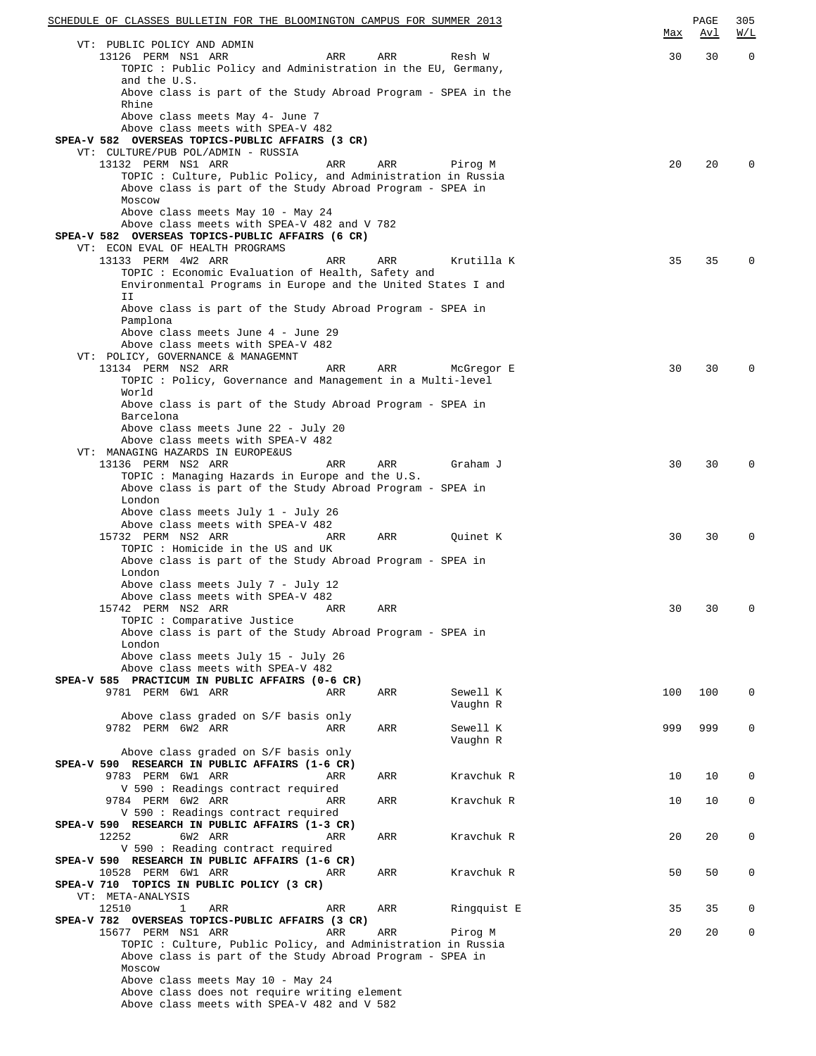| | | | | | Max | Avl | W/L |
|---|---|---|---|---|---|---|---|
| **VT: PUBLIC POLICY AND ADMIN** | | | | | | | |
| 13126 PERM NS1 ARR | ARR | ARR | Resh W | | 30 | 30 | 0 |

TOPIC : Public Policy and Administration in the EU, Germany, and the U.S.
Above class is part of the Study Abroad Program - SPEA in the Rhine
Above class meets May 4- June 7
Above class meets with SPEA-V 482

**SPEA-V 582 OVERSEAS TOPICS-PUBLIC AFFAIRS (3 CR)**

VT: CULTURE/PUB POL/ADMIN - RUSSIA

| | | | | Max | Avl | W/L |
|---|---|---|---|---|---|---|
| 13132 PERM NS1 ARR | ARR | ARR | Pirog M | 20 | 20 | 0 |

TOPIC : Culture, Public Policy, and Administration in Russia
Above class is part of the Study Abroad Program - SPEA in Moscow
Above class meets May 10 - May 24
Above class meets with SPEA-V 482 and V 782

**SPEA-V 582 OVERSEAS TOPICS-PUBLIC AFFAIRS (6 CR)**

VT: ECON EVAL OF HEALTH PROGRAMS

| | | | | Max | Avl | W/L |
|---|---|---|---|---|---|---|
| 13133 PERM 4W2 ARR | ARR | ARR | Krutilla K | 35 | 35 | 0 |

TOPIC : Economic Evaluation of Health, Safety and Environmental Programs in Europe and the United States I and II
Above class is part of the Study Abroad Program - SPEA in Pamplona
Above class meets June 4 - June 29
Above class meets with SPEA-V 482

VT: POLICY, GOVERNANCE & MANAGEMNT

| | | | | Max | Avl | W/L |
|---|---|---|---|---|---|---|
| 13134 PERM NS2 ARR | ARR | ARR | McGregor E | 30 | 30 | 0 |

TOPIC : Policy, Governance and Management in a Multi-level World
Above class is part of the Study Abroad Program - SPEA in Barcelona
Above class meets June 22 - July 20
Above class meets with SPEA-V 482

VT: MANAGING HAZARDS IN EUROPE&US

| | | | | Max | Avl | W/L |
|---|---|---|---|---|---|---|
| 13136 PERM NS2 ARR | ARR | ARR | Graham J | 30 | 30 | 0 |

TOPIC : Managing Hazards in Europe and the U.S.
Above class is part of the Study Abroad Program - SPEA in London
Above class meets July 1 - July 26
Above class meets with SPEA-V 482

| | | | | Max | Avl | W/L |
|---|---|---|---|---|---|---|
| 15732 PERM NS2 ARR | ARR | ARR | Quinet K | 30 | 30 | 0 |

TOPIC : Homicide in the US and UK
Above class is part of the Study Abroad Program - SPEA in London
Above class meets July 7 - July 12
Above class meets with SPEA-V 482

| | | | | Max | Avl | W/L |
|---|---|---|---|---|---|---|
| 15742 PERM NS2 ARR | ARR | ARR | | 30 | 30 | 0 |

TOPIC : Comparative Justice
Above class is part of the Study Abroad Program - SPEA in London
Above class meets July 15 - July 26
Above class meets with SPEA-V 482

**SPEA-V 585 PRACTICUM IN PUBLIC AFFAIRS (0-6 CR)**

| | | | | Max | Avl | W/L |
|---|---|---|---|---|---|---|
| 9781 PERM 6W1 ARR | ARR | ARR | Sewell K, Vaughn R | 100 | 100 | 0 |

Above class graded on S/F basis only

| | | | | Max | Avl | W/L |
|---|---|---|---|---|---|---|
| 9782 PERM 6W2 ARR | ARR | ARR | Sewell K, Vaughn R | 999 | 999 | 0 |

Above class graded on S/F basis only

**SPEA-V 590 RESEARCH IN PUBLIC AFFAIRS (1-6 CR)**

| | | | | Max | Avl | W/L |
|---|---|---|---|---|---|---|
| 9783 PERM 6W1 ARR | ARR | ARR | Kravchuk R | 10 | 10 | 0 |

V 590 : Readings contract required

| | | | | Max | Avl | W/L |
|---|---|---|---|---|---|---|
| 9784 PERM 6W2 ARR | ARR | ARR | Kravchuk R | 10 | 10 | 0 |

V 590 : Readings contract required

**SPEA-V 590 RESEARCH IN PUBLIC AFFAIRS (1-3 CR)**

| | | | | Max | Avl | W/L |
|---|---|---|---|---|---|---|
| 12252 6W2 ARR | ARR | ARR | Kravchuk R | 20 | 20 | 0 |

V 590 : Reading contract required

**SPEA-V 590 RESEARCH IN PUBLIC AFFAIRS (1-6 CR)**

| | | | | Max | Avl | W/L |
|---|---|---|---|---|---|---|
| 10528 PERM 6W1 ARR | ARR | ARR | Kravchuk R | 50 | 50 | 0 |

**SPEA-V 710 TOPICS IN PUBLIC POLICY (3 CR)**

VT: META-ANALYSIS

| | | | | Max | Avl | W/L |
|---|---|---|---|---|---|---|
| 12510 1 ARR | ARR | ARR | Ringquist E | 35 | 35 | 0 |

**SPEA-V 782 OVERSEAS TOPICS-PUBLIC AFFAIRS (3 CR)**

| | | | | Max | Avl | W/L |
|---|---|---|---|---|---|---|
| 15677 PERM NS1 ARR | ARR | ARR | Pirog M | 20 | 20 | 0 |

TOPIC : Culture, Public Policy, and Administration in Russia
Above class is part of the Study Abroad Program - SPEA in Moscow
Above class meets May 10 - May 24
Above class does not require writing element
Above class meets with SPEA-V 482 and V 582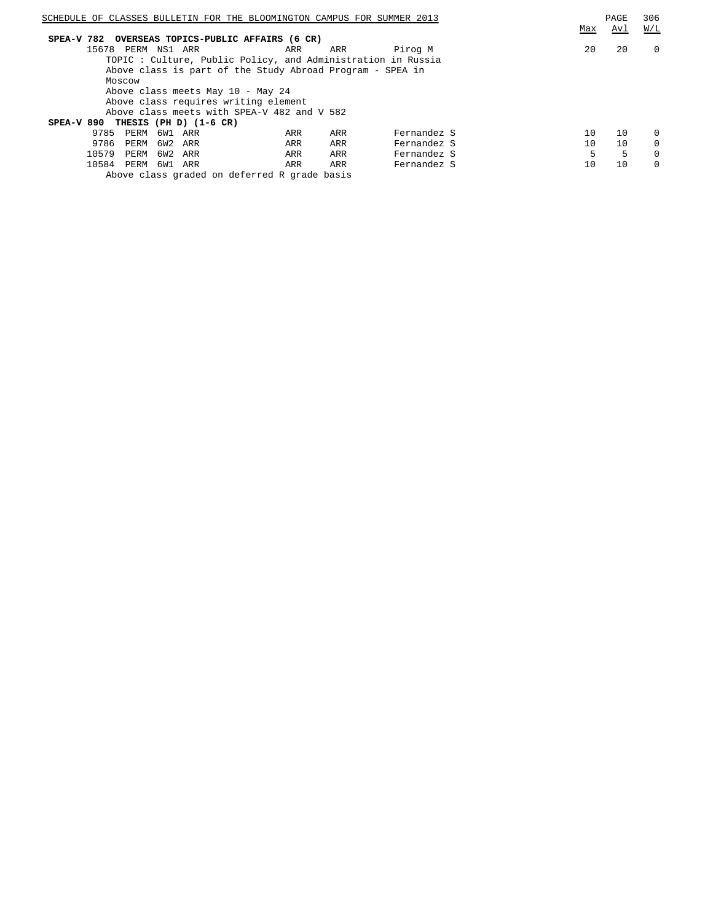| | Max | Avl | W/L |
|---|---|---|---|

**SPEA-V 782 OVERSEAS TOPICS-PUBLIC AFFAIRS (6 CR)**

| Class | | | | | | Instructor | Max | Avl | W/L |
|---|---|---|---|---|---|---|---|---|---|
| 15678 | PERM | NS1 | ARR | ARR | ARR | Pirog M | 20 | 20 | 0 |

TOPIC : Culture, Public Policy, and Administration in Russia
Above class is part of the Study Abroad Program - SPEA in Moscow
Above class meets May 10 - May 24
Above class requires writing element
Above class meets with SPEA-V 482 and V 582

**SPEA-V 890 THESIS (PH D) (1-6 CR)**

| Class | | | | | | Instructor | Max | Avl | W/L |
|---|---|---|---|---|---|---|---|---|---|
| 9785 | PERM | 6W1 | ARR | ARR | ARR | Fernandez S | 10 | 10 | 0 |
| 9786 | PERM | 6W2 | ARR | ARR | ARR | Fernandez S | 10 | 10 | 0 |
| 10579 | PERM | 6W2 | ARR | ARR | ARR | Fernandez S | 5 | 5 | 0 |
| 10584 | PERM | 6W1 | ARR | ARR | ARR | Fernandez S | 10 | 10 | 0 |

Above class graded on deferred R grade basis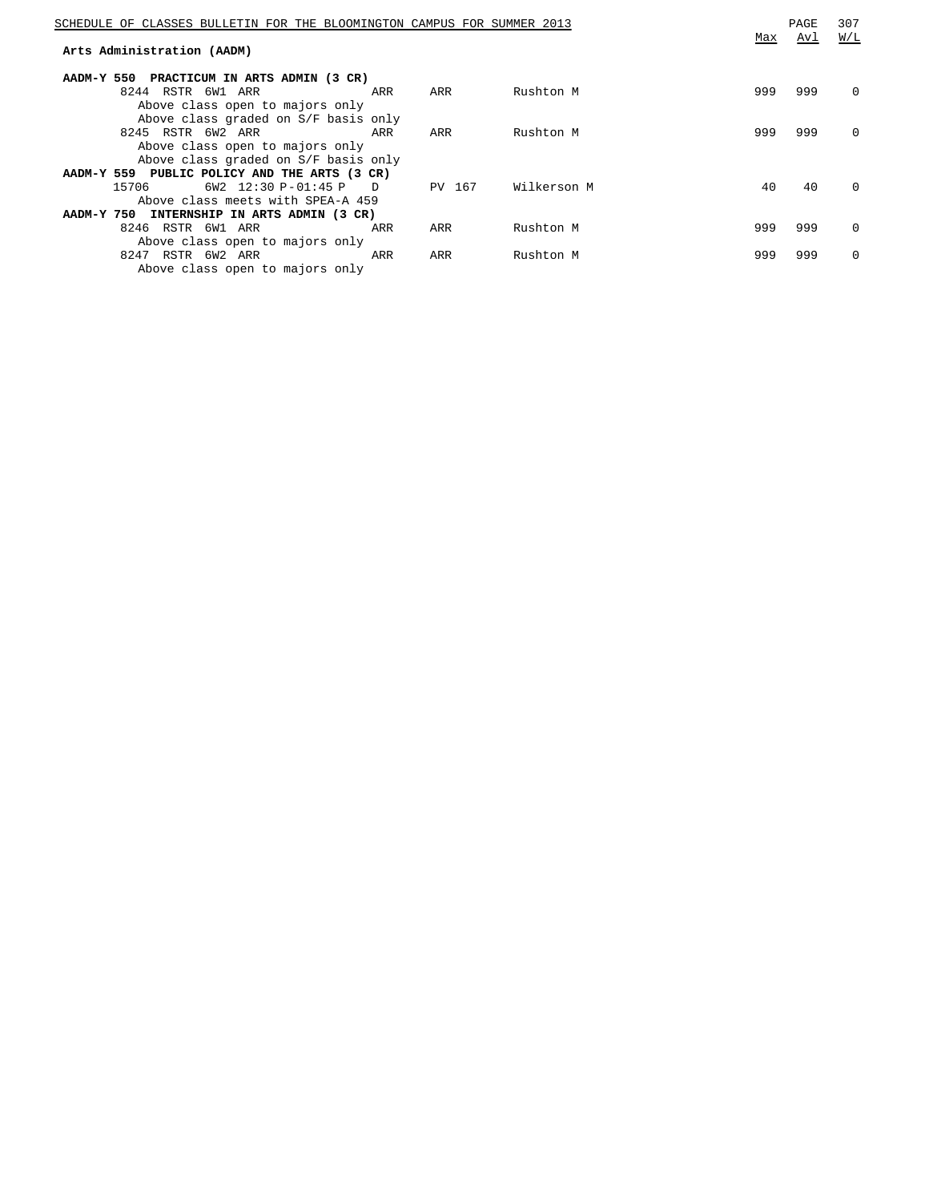## Arts Administration (AADM)

| | | | | | Max | Avl | W/L |
|---|---|---|---|---|---|---|---|
| **AADM-Y 550 PRACTICUM IN ARTS ADMIN (3 CR)** | | | | | | | |
| 8244 RSTR 6W1 ARR | ARR | ARR | | Rushton M | 999 | 999 | 0 |
| Above class open to majors only | | | | | | | |
| Above class graded on S/F basis only | | | | | | | |
| 8245 RSTR 6W2 ARR | ARR | ARR | | Rushton M | 999 | 999 | 0 |
| Above class open to majors only | | | | | | | |
| Above class graded on S/F basis only | | | | | | | |
| **AADM-Y 559 PUBLIC POLICY AND THE ARTS (3 CR)** | | | | | | | |
| 15706 6W2 12:30 P-01:45 P | D | PV | 167 | Wilkerson M | 40 | 40 | 0 |
| Above class meets with SPEA-A 459 | | | | | | | |
| **AADM-Y 750 INTERNSHIP IN ARTS ADMIN (3 CR)** | | | | | | | |
| 8246 RSTR 6W1 ARR | ARR | ARR | | Rushton M | 999 | 999 | 0 |
| Above class open to majors only | | | | | | | |
| 8247 RSTR 6W2 ARR | ARR | ARR | | Rushton M | 999 | 999 | 0 |
| Above class open to majors only | | | | | | | |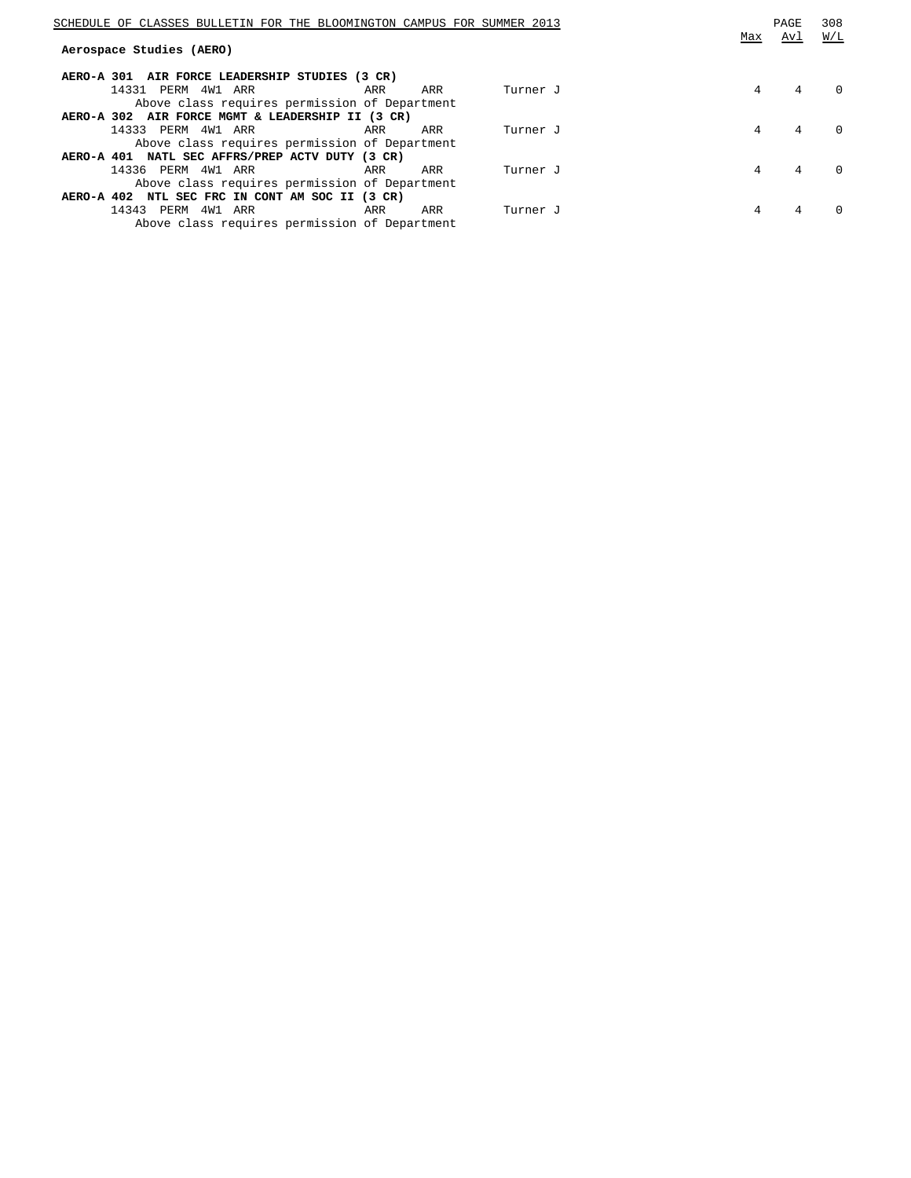## Aerospace Studies (AERO)

| | | | | | | Max | Avl | W/L |
|---|---|---|---|---|---|---|---|---|
| **AERO-A 301 AIR FORCE LEADERSHIP STUDIES (3 CR)** | | | | | | | | |
| 14331 | PERM 4W1 ARR | ARR | ARR | Turner J | | 4 | 4 | 0 |
| Above class requires permission of Department | | | | | | | | |
| **AERO-A 302 AIR FORCE MGMT & LEADERSHIP II (3 CR)** | | | | | | | | |
| 14333 | PERM 4W1 ARR | ARR | ARR | Turner J | | 4 | 4 | 0 |
| Above class requires permission of Department | | | | | | | | |
| **AERO-A 401 NATL SEC AFFRS/PREP ACTV DUTY (3 CR)** | | | | | | | | |
| 14336 | PERM 4W1 ARR | ARR | ARR | Turner J | | 4 | 4 | 0 |
| Above class requires permission of Department | | | | | | | | |
| **AERO-A 402 NTL SEC FRC IN CONT AM SOC II (3 CR)** | | | | | | | | |
| 14343 | PERM 4W1 ARR | ARR | ARR | Turner J | | 4 | 4 | 0 |
| Above class requires permission of Department | | | | | | | | |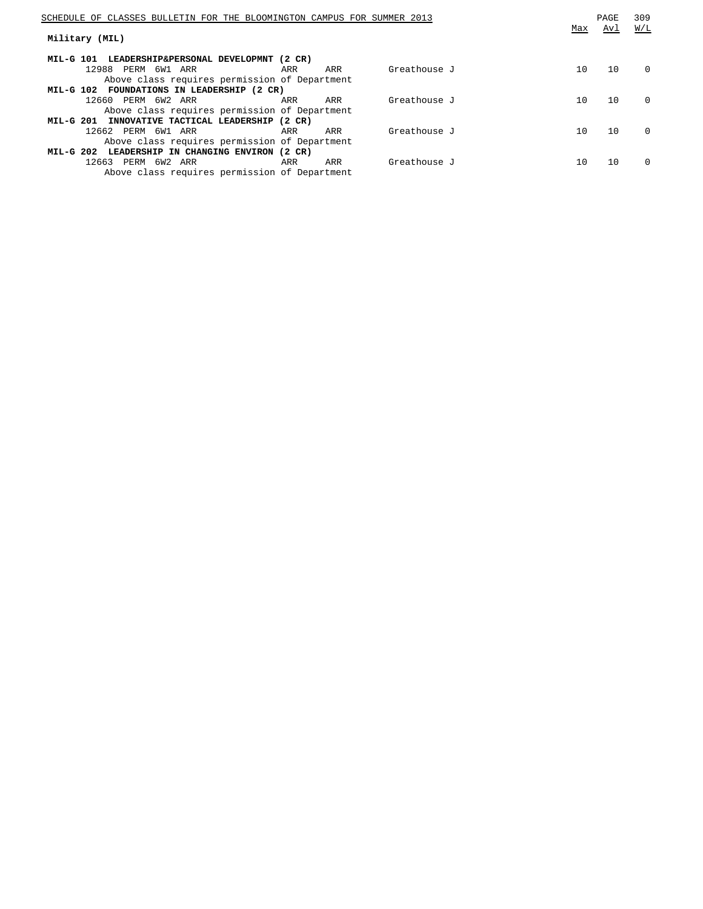## Military (MIL)

**MIL-G 101 LEADERSHIP&PERSONAL DEVELOPMNT (2 CR)**

| Class | Type | Session | Time | Days | Room | Instructor | Max | Avl | W/L |
|---|---|---|---|---|---|---|---|---|---|
| 12988 | PERM | 6W1 | ARR | ARR | ARR | Greathouse J | 10 | 10 | 0 |

Above class requires permission of Department

**MIL-G 102 FOUNDATIONS IN LEADERSHIP (2 CR)**

| Class | Type | Session | Time | Days | Room | Instructor | Max | Avl | W/L |
|---|---|---|---|---|---|---|---|---|---|
| 12660 | PERM | 6W2 | ARR | ARR | ARR | Greathouse J | 10 | 10 | 0 |

Above class requires permission of Department

**MIL-G 201 INNOVATIVE TACTICAL LEADERSHIP (2 CR)**

| Class | Type | Session | Time | Days | Room | Instructor | Max | Avl | W/L |
|---|---|---|---|---|---|---|---|---|---|
| 12662 | PERM | 6W1 | ARR | ARR | ARR | Greathouse J | 10 | 10 | 0 |

Above class requires permission of Department

**MIL-G 202 LEADERSHIP IN CHANGING ENVIRON (2 CR)**

| Class | Type | Session | Time | Days | Room | Instructor | Max | Avl | W/L |
|---|---|---|---|---|---|---|---|---|---|
| 12663 | PERM | 6W2 | ARR | ARR | ARR | Greathouse J | 10 | 10 | 0 |

Above class requires permission of Department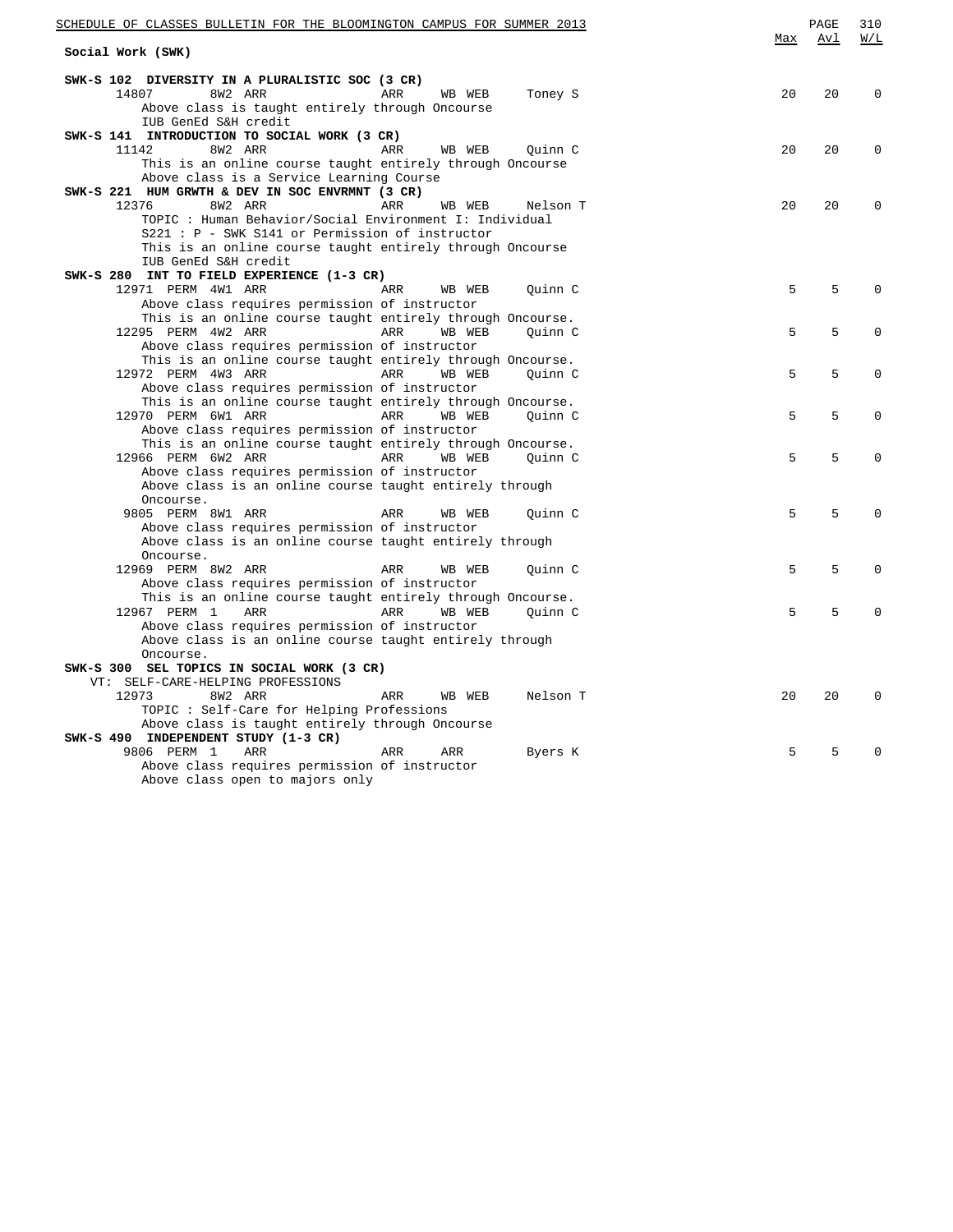## Social Work (SWK)

**SWK-S 102 DIVERSITY IN A PLURALISTIC SOC (3 CR)**

| Class | | Session | Time | Days | Bldg/Room | Instructor | Max | Avl | W/L |
|---|---|---|---|---|---|---|---|---|---|
| 14807 | | 8W2 | ARR | ARR | WB WEB | Toney S | 20 | 20 | 0 |

Above class is taught entirely through Oncourse
IUB GenEd S&H credit

**SWK-S 141 INTRODUCTION TO SOCIAL WORK (3 CR)**

| Class | | Session | Time | Days | Bldg/Room | Instructor | Max | Avl | W/L |
|---|---|---|---|---|---|---|---|---|---|
| 11142 | | 8W2 | ARR | ARR | WB WEB | Quinn C | 20 | 20 | 0 |

This is an online course taught entirely through Oncourse
Above class is a Service Learning Course

**SWK-S 221 HUM GRWTH & DEV IN SOC ENVRMNT (3 CR)**

| Class | | Session | Time | Days | Bldg/Room | Instructor | Max | Avl | W/L |
|---|---|---|---|---|---|---|---|---|---|
| 12376 | | 8W2 | ARR | ARR | WB WEB | Nelson T | 20 | 20 | 0 |

TOPIC : Human Behavior/Social Environment I: Individual
S221 : P - SWK S141 or Permission of instructor
This is an online course taught entirely through Oncourse
IUB GenEd S&H credit

**SWK-S 280 INT TO FIELD EXPERIENCE (1-3 CR)**

| Class | | Session | Time | Days | Bldg/Room | Instructor | Max | Avl | W/L |
|---|---|---|---|---|---|---|---|---|---|
| 12971 | PERM | 4W1 | ARR | ARR | WB WEB | Quinn C | 5 | 5 | 0 |

Above class requires permission of instructor
This is an online course taught entirely through Oncourse.

| Class | | Session | Time | Days | Bldg/Room | Instructor | Max | Avl | W/L |
|---|---|---|---|---|---|---|---|---|---|
| 12295 | PERM | 4W2 | ARR | ARR | WB WEB | Quinn C | 5 | 5 | 0 |

Above class requires permission of instructor
This is an online course taught entirely through Oncourse.

| Class | | Session | Time | Days | Bldg/Room | Instructor | Max | Avl | W/L |
|---|---|---|---|---|---|---|---|---|---|
| 12972 | PERM | 4W3 | ARR | ARR | WB WEB | Quinn C | 5 | 5 | 0 |

Above class requires permission of instructor
This is an online course taught entirely through Oncourse.

| Class | | Session | Time | Days | Bldg/Room | Instructor | Max | Avl | W/L |
|---|---|---|---|---|---|---|---|---|---|
| 12970 | PERM | 6W1 | ARR | ARR | WB WEB | Quinn C | 5 | 5 | 0 |

Above class requires permission of instructor
This is an online course taught entirely through Oncourse.

| Class | | Session | Time | Days | Bldg/Room | Instructor | Max | Avl | W/L |
|---|---|---|---|---|---|---|---|---|---|
| 12966 | PERM | 6W2 | ARR | ARR | WB WEB | Quinn C | 5 | 5 | 0 |

Above class requires permission of instructor
Above class is an online course taught entirely through Oncourse.

| Class | | Session | Time | Days | Bldg/Room | Instructor | Max | Avl | W/L |
|---|---|---|---|---|---|---|---|---|---|
| 9805 | PERM | 8W1 | ARR | ARR | WB WEB | Quinn C | 5 | 5 | 0 |

Above class requires permission of instructor
Above class is an online course taught entirely through Oncourse.

| Class | | Session | Time | Days | Bldg/Room | Instructor | Max | Avl | W/L |
|---|---|---|---|---|---|---|---|---|---|
| 12969 | PERM | 8W2 | ARR | ARR | WB WEB | Quinn C | 5 | 5 | 0 |

Above class requires permission of instructor
This is an online course taught entirely through Oncourse.

| Class | | Session | Time | Days | Bldg/Room | Instructor | Max | Avl | W/L |
|---|---|---|---|---|---|---|---|---|---|
| 12967 | PERM | 1 | ARR | ARR | WB WEB | Quinn C | 5 | 5 | 0 |

Above class requires permission of instructor
Above class is an online course taught entirely through Oncourse.

**SWK-S 300 SEL TOPICS IN SOCIAL WORK (3 CR)**

VT: SELF-CARE-HELPING PROFESSIONS

| Class | | Session | Time | Days | Bldg/Room | Instructor | Max | Avl | W/L |
|---|---|---|---|---|---|---|---|---|---|
| 12973 | | 8W2 | ARR | ARR | WB WEB | Nelson T | 20 | 20 | 0 |

TOPIC : Self-Care for Helping Professions
Above class is taught entirely through Oncourse

**SWK-S 490 INDEPENDENT STUDY (1-3 CR)**

| Class | | Session | Time | Days | Bldg/Room | Instructor | Max | Avl | W/L |
|---|---|---|---|---|---|---|---|---|---|
| 9806 | PERM | 1 | ARR | ARR | ARR | Byers K | 5 | 5 | 0 |

Above class requires permission of instructor
Above class open to majors only